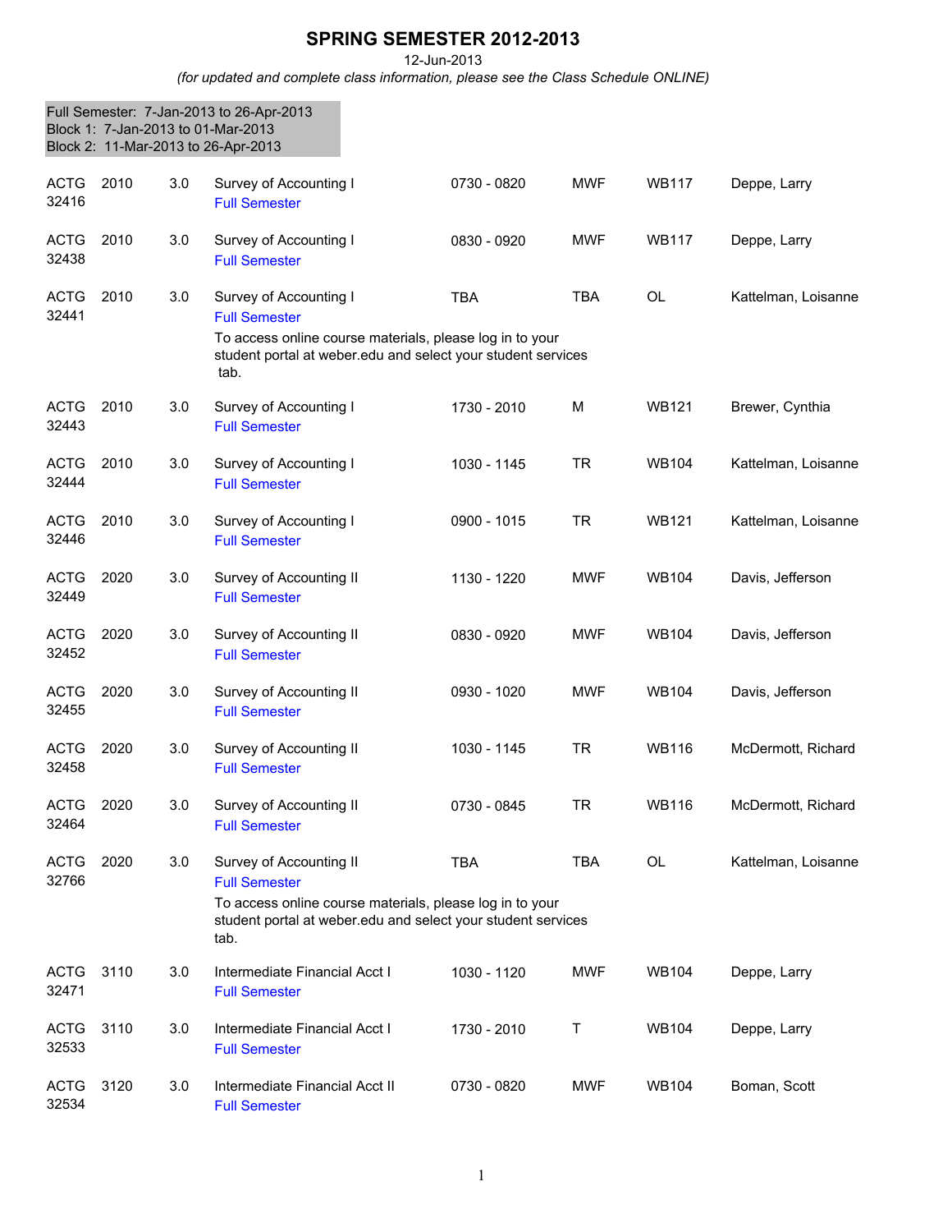# SPRING SEMESTER 2012-2013

12-Jun-2013

*(for updated and complete class information, please see the Class Schedule ONLINE)*

Full Semester: 7-Jan-2013 to 26-Apr-2013
Block 1: 7-Jan-2013 to 01-Mar-2013
Block 2: 11-Mar-2013 to 26-Apr-2013

| | | | | | | | |
|---|---|---|---|---|---|---|---|
| ACTG 32416 | 2010 | 3.0 | Survey of Accounting I<br>Full Semester | 0730 - 0820 | MWF | WB117 | Deppe, Larry |
| ACTG 32438 | 2010 | 3.0 | Survey of Accounting I<br>Full Semester | 0830 - 0920 | MWF | WB117 | Deppe, Larry |
| ACTG 32441 | 2010 | 3.0 | Survey of Accounting I<br>Full Semester<br>To access online course materials, please log in to your student portal at weber.edu and select your student services tab. | TBA | TBA | OL | Kattelman, Loisanne |
| ACTG 32443 | 2010 | 3.0 | Survey of Accounting I<br>Full Semester | 1730 - 2010 | M | WB121 | Brewer, Cynthia |
| ACTG 32444 | 2010 | 3.0 | Survey of Accounting I<br>Full Semester | 1030 - 1145 | TR | WB104 | Kattelman, Loisanne |
| ACTG 32446 | 2010 | 3.0 | Survey of Accounting I<br>Full Semester | 0900 - 1015 | TR | WB121 | Kattelman, Loisanne |
| ACTG 32449 | 2020 | 3.0 | Survey of Accounting II<br>Full Semester | 1130 - 1220 | MWF | WB104 | Davis, Jefferson |
| ACTG 32452 | 2020 | 3.0 | Survey of Accounting II<br>Full Semester | 0830 - 0920 | MWF | WB104 | Davis, Jefferson |
| ACTG 32455 | 2020 | 3.0 | Survey of Accounting II<br>Full Semester | 0930 - 1020 | MWF | WB104 | Davis, Jefferson |
| ACTG 32458 | 2020 | 3.0 | Survey of Accounting II<br>Full Semester | 1030 - 1145 | TR | WB116 | McDermott, Richard |
| ACTG 32464 | 2020 | 3.0 | Survey of Accounting II<br>Full Semester | 0730 - 0845 | TR | WB116 | McDermott, Richard |
| ACTG 32766 | 2020 | 3.0 | Survey of Accounting II<br>Full Semester<br>To access online course materials, please log in to your student portal at weber.edu and select your student services tab. | TBA | TBA | OL | Kattelman, Loisanne |
| ACTG 32471 | 3110 | 3.0 | Intermediate Financial Acct I<br>Full Semester | 1030 - 1120 | MWF | WB104 | Deppe, Larry |
| ACTG 32533 | 3110 | 3.0 | Intermediate Financial Acct I<br>Full Semester | 1730 - 2010 | T | WB104 | Deppe, Larry |
| ACTG 32534 | 3120 | 3.0 | Intermediate Financial Acct II<br>Full Semester | 0730 - 0820 | MWF | WB104 | Boman, Scott |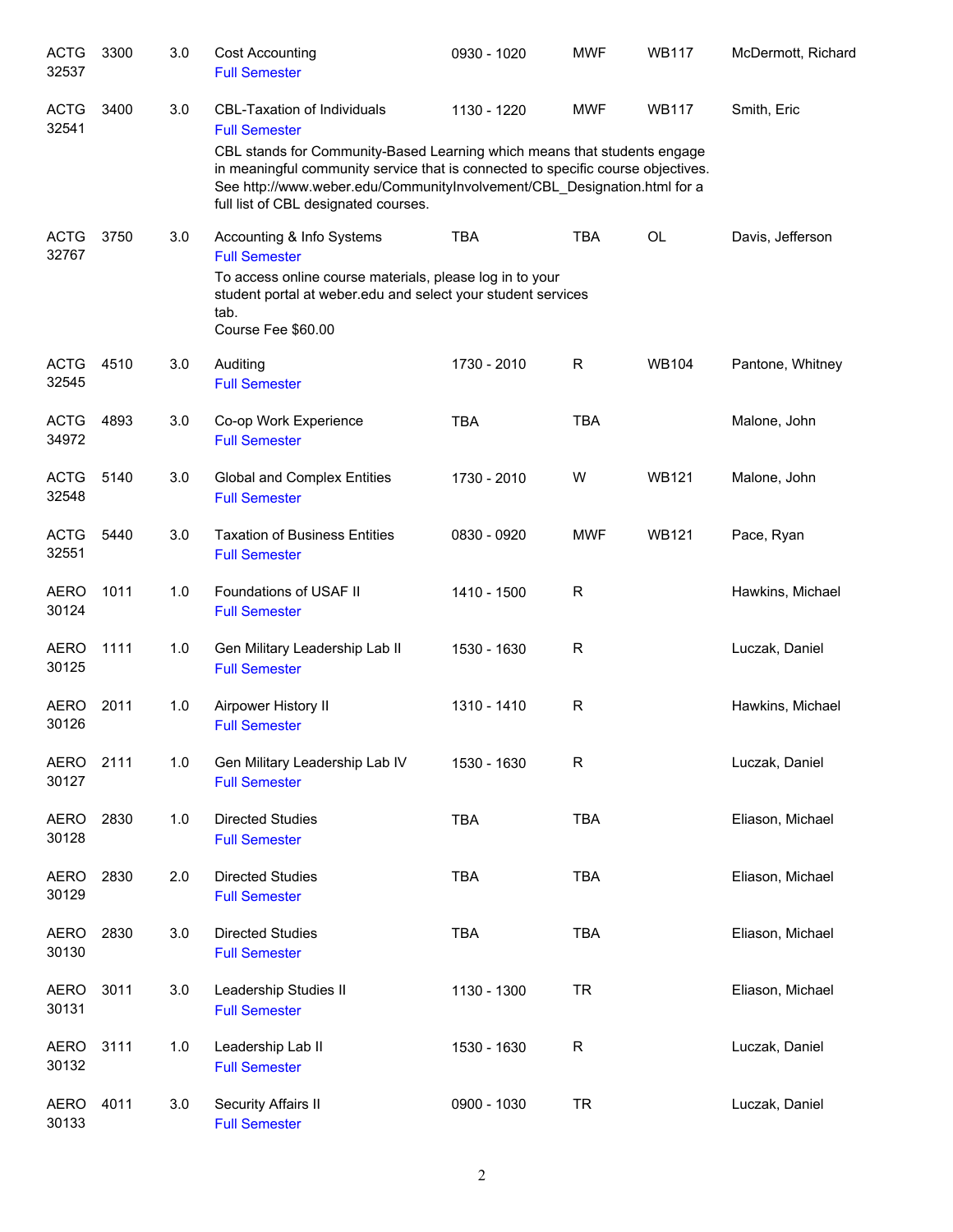| | | | | | | | |
|---|---|---|---|---|---|---|---|
| ACTG 32537 | 3300 | 3.0 | Cost Accounting<br>Full Semester | 0930 - 1020 | MWF | WB117 | McDermott, Richard |
| ACTG 32541 | 3400 | 3.0 | CBL-Taxation of Individuals<br>Full Semester<br>CBL stands for Community-Based Learning which means that students engage in meaningful community service that is connected to specific course objectives. See http://www.weber.edu/CommunityInvolvement/CBL_Designation.html for a full list of CBL designated courses. | 1130 - 1220 | MWF | WB117 | Smith, Eric |
| ACTG 32767 | 3750 | 3.0 | Accounting & Info Systems<br>Full Semester<br>To access online course materials, please log in to your student portal at weber.edu and select your student services tab.<br>Course Fee $60.00 | TBA | TBA | OL | Davis, Jefferson |
| ACTG 32545 | 4510 | 3.0 | Auditing<br>Full Semester | 1730 - 2010 | R | WB104 | Pantone, Whitney |
| ACTG 34972 | 4893 | 3.0 | Co-op Work Experience<br>Full Semester | TBA | TBA | | Malone, John |
| ACTG 32548 | 5140 | 3.0 | Global and Complex Entities<br>Full Semester | 1730 - 2010 | W | WB121 | Malone, John |
| ACTG 32551 | 5440 | 3.0 | Taxation of Business Entities<br>Full Semester | 0830 - 0920 | MWF | WB121 | Pace, Ryan |
| AERO 30124 | 1011 | 1.0 | Foundations of USAF II<br>Full Semester | 1410 - 1500 | R | | Hawkins, Michael |
| AERO 30125 | 1111 | 1.0 | Gen Military Leadership Lab II<br>Full Semester | 1530 - 1630 | R | | Luczak, Daniel |
| AERO 30126 | 2011 | 1.0 | Airpower History II<br>Full Semester | 1310 - 1410 | R | | Hawkins, Michael |
| AERO 30127 | 2111 | 1.0 | Gen Military Leadership Lab IV<br>Full Semester | 1530 - 1630 | R | | Luczak, Daniel |
| AERO 30128 | 2830 | 1.0 | Directed Studies<br>Full Semester | TBA | TBA | | Eliason, Michael |
| AERO 30129 | 2830 | 2.0 | Directed Studies<br>Full Semester | TBA | TBA | | Eliason, Michael |
| AERO 30130 | 2830 | 3.0 | Directed Studies<br>Full Semester | TBA | TBA | | Eliason, Michael |
| AERO 30131 | 3011 | 3.0 | Leadership Studies II<br>Full Semester | 1130 - 1300 | TR | | Eliason, Michael |
| AERO 30132 | 3111 | 1.0 | Leadership Lab II<br>Full Semester | 1530 - 1630 | R | | Luczak, Daniel |
| AERO 30133 | 4011 | 3.0 | Security Affairs II<br>Full Semester | 0900 - 1030 | TR | | Luczak, Daniel |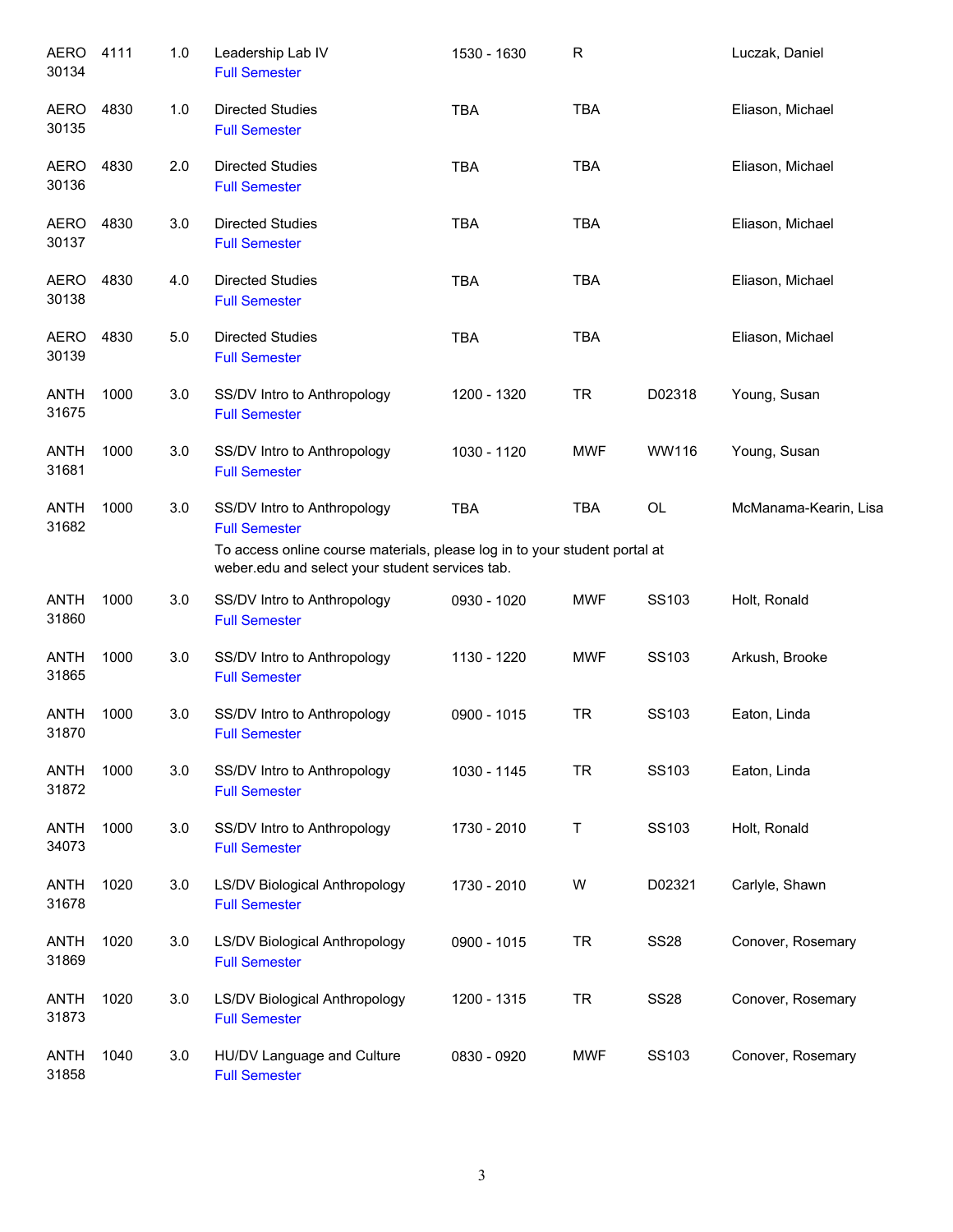| | | | | | | | |
|---|---|---|---|---|---|---|---|
| AERO 30134 | 4111 | 1.0 | Leadership Lab IV<br>Full Semester | 1530 - 1630 | R | | Luczak, Daniel |
| AERO 30135 | 4830 | 1.0 | Directed Studies<br>Full Semester | TBA | TBA | | Eliason, Michael |
| AERO 30136 | 4830 | 2.0 | Directed Studies<br>Full Semester | TBA | TBA | | Eliason, Michael |
| AERO 30137 | 4830 | 3.0 | Directed Studies<br>Full Semester | TBA | TBA | | Eliason, Michael |
| AERO 30138 | 4830 | 4.0 | Directed Studies<br>Full Semester | TBA | TBA | | Eliason, Michael |
| AERO 30139 | 4830 | 5.0 | Directed Studies<br>Full Semester | TBA | TBA | | Eliason, Michael |
| ANTH 31675 | 1000 | 3.0 | SS/DV Intro to Anthropology<br>Full Semester | 1200 - 1320 | TR | D02318 | Young, Susan |
| ANTH 31681 | 1000 | 3.0 | SS/DV Intro to Anthropology<br>Full Semester | 1030 - 1120 | MWF | WW116 | Young, Susan |
| ANTH 31682 | 1000 | 3.0 | SS/DV Intro to Anthropology<br>Full Semester<br>To access online course materials, please log in to your student portal at weber.edu and select your student services tab. | TBA | TBA | OL | McManama-Kearin, Lisa |
| ANTH 31860 | 1000 | 3.0 | SS/DV Intro to Anthropology<br>Full Semester | 0930 - 1020 | MWF | SS103 | Holt, Ronald |
| ANTH 31865 | 1000 | 3.0 | SS/DV Intro to Anthropology<br>Full Semester | 1130 - 1220 | MWF | SS103 | Arkush, Brooke |
| ANTH 31870 | 1000 | 3.0 | SS/DV Intro to Anthropology<br>Full Semester | 0900 - 1015 | TR | SS103 | Eaton, Linda |
| ANTH 31872 | 1000 | 3.0 | SS/DV Intro to Anthropology<br>Full Semester | 1030 - 1145 | TR | SS103 | Eaton, Linda |
| ANTH 34073 | 1000 | 3.0 | SS/DV Intro to Anthropology<br>Full Semester | 1730 - 2010 | T | SS103 | Holt, Ronald |
| ANTH 31678 | 1020 | 3.0 | LS/DV Biological Anthropology<br>Full Semester | 1730 - 2010 | W | D02321 | Carlyle, Shawn |
| ANTH 31869 | 1020 | 3.0 | LS/DV Biological Anthropology<br>Full Semester | 0900 - 1015 | TR | SS28 | Conover, Rosemary |
| ANTH 31873 | 1020 | 3.0 | LS/DV Biological Anthropology<br>Full Semester | 1200 - 1315 | TR | SS28 | Conover, Rosemary |
| ANTH 31858 | 1040 | 3.0 | HU/DV Language and Culture<br>Full Semester | 0830 - 0920 | MWF | SS103 | Conover, Rosemary |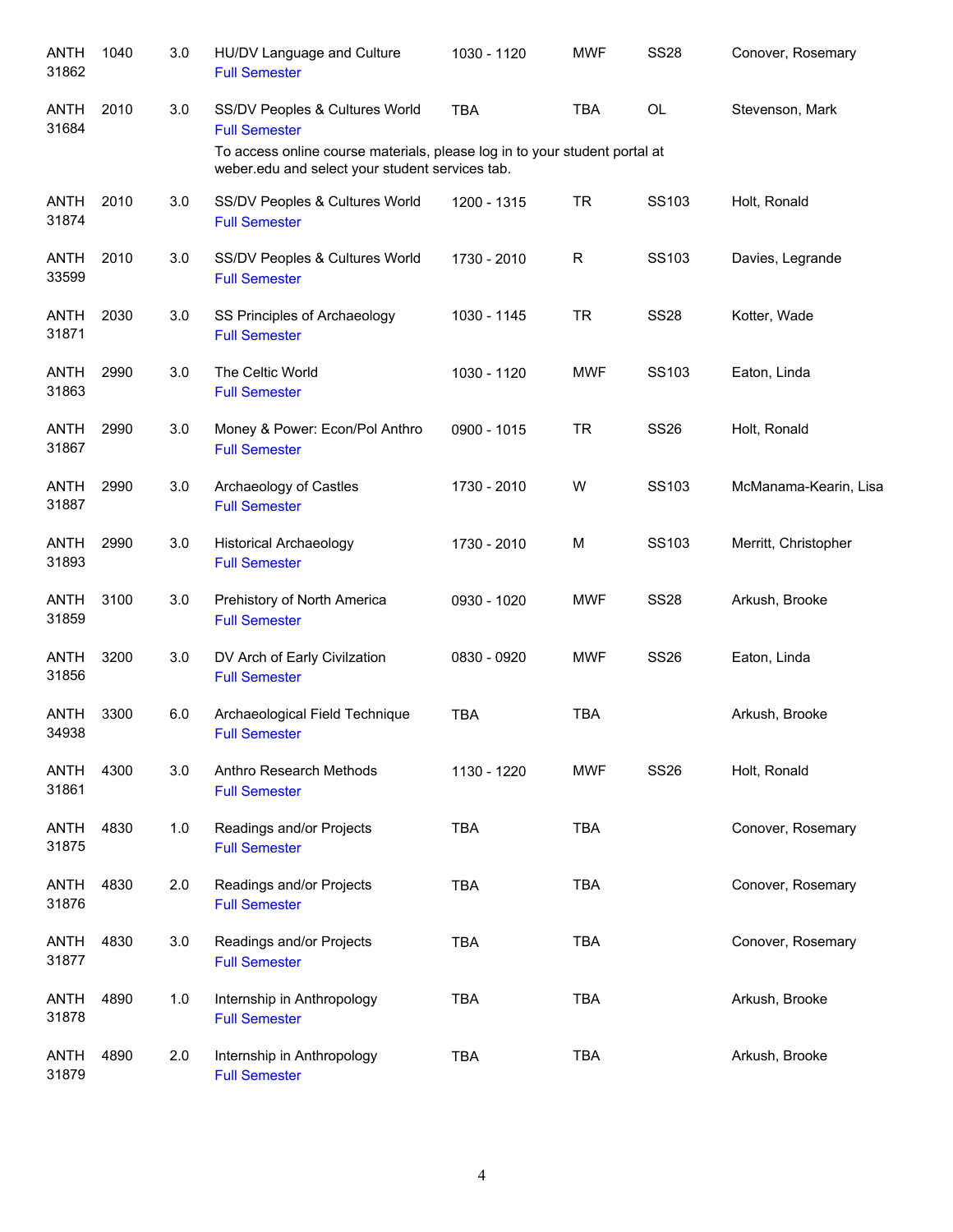| | | | | | | | |
|---|---|---|---|---|---|---|---|
| ANTH 31862 | 1040 | 3.0 | HU/DV Language and Culture<br>Full Semester | 1030 - 1120 | MWF | SS28 | Conover, Rosemary |
| ANTH 31684 | 2010 | 3.0 | SS/DV Peoples & Cultures World<br>Full Semester<br>To access online course materials, please log in to your student portal at weber.edu and select your student services tab. | TBA | TBA | OL | Stevenson, Mark |
| ANTH 31874 | 2010 | 3.0 | SS/DV Peoples & Cultures World<br>Full Semester | 1200 - 1315 | TR | SS103 | Holt, Ronald |
| ANTH 33599 | 2010 | 3.0 | SS/DV Peoples & Cultures World<br>Full Semester | 1730 - 2010 | R | SS103 | Davies, Legrande |
| ANTH 31871 | 2030 | 3.0 | SS Principles of Archaeology<br>Full Semester | 1030 - 1145 | TR | SS28 | Kotter, Wade |
| ANTH 31863 | 2990 | 3.0 | The Celtic World<br>Full Semester | 1030 - 1120 | MWF | SS103 | Eaton, Linda |
| ANTH 31867 | 2990 | 3.0 | Money & Power: Econ/Pol Anthro<br>Full Semester | 0900 - 1015 | TR | SS26 | Holt, Ronald |
| ANTH 31887 | 2990 | 3.0 | Archaeology of Castles<br>Full Semester | 1730 - 2010 | W | SS103 | McManama-Kearin, Lisa |
| ANTH 31893 | 2990 | 3.0 | Historical Archaeology<br>Full Semester | 1730 - 2010 | M | SS103 | Merritt, Christopher |
| ANTH 31859 | 3100 | 3.0 | Prehistory of North America<br>Full Semester | 0930 - 1020 | MWF | SS28 | Arkush, Brooke |
| ANTH 31856 | 3200 | 3.0 | DV Arch of Early Civilzation<br>Full Semester | 0830 - 0920 | MWF | SS26 | Eaton, Linda |
| ANTH 34938 | 3300 | 6.0 | Archaeological Field Technique<br>Full Semester | TBA | TBA | | Arkush, Brooke |
| ANTH 31861 | 4300 | 3.0 | Anthro Research Methods<br>Full Semester | 1130 - 1220 | MWF | SS26 | Holt, Ronald |
| ANTH 31875 | 4830 | 1.0 | Readings and/or Projects<br>Full Semester | TBA | TBA | | Conover, Rosemary |
| ANTH 31876 | 4830 | 2.0 | Readings and/or Projects<br>Full Semester | TBA | TBA | | Conover, Rosemary |
| ANTH 31877 | 4830 | 3.0 | Readings and/or Projects<br>Full Semester | TBA | TBA | | Conover, Rosemary |
| ANTH 31878 | 4890 | 1.0 | Internship in Anthropology<br>Full Semester | TBA | TBA | | Arkush, Brooke |
| ANTH 31879 | 4890 | 2.0 | Internship in Anthropology<br>Full Semester | TBA | TBA | | Arkush, Brooke |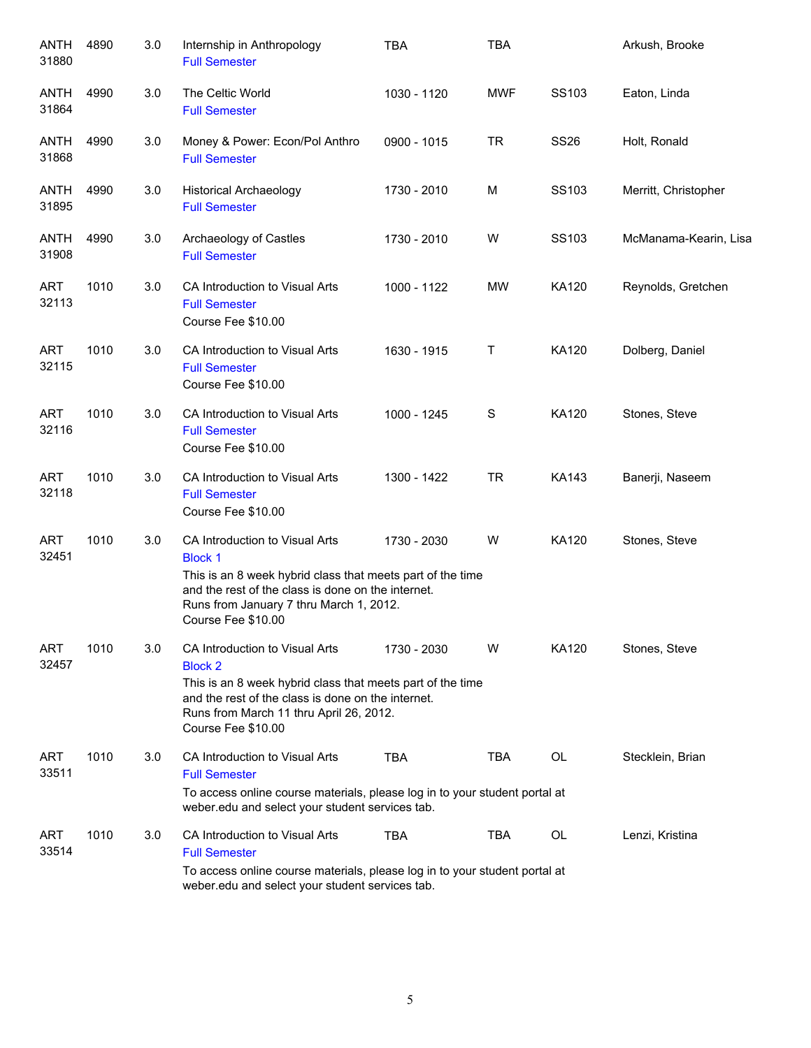| | | | | | | | |
|---|---|---|---|---|---|---|---|
| ANTH 31880 | 4890 | 3.0 | Internship in Anthropology<br>Full Semester | TBA | TBA | | Arkush, Brooke |
| ANTH 31864 | 4990 | 3.0 | The Celtic World<br>Full Semester | 1030 - 1120 | MWF | SS103 | Eaton, Linda |
| ANTH 31868 | 4990 | 3.0 | Money & Power: Econ/Pol Anthro<br>Full Semester | 0900 - 1015 | TR | SS26 | Holt, Ronald |
| ANTH 31895 | 4990 | 3.0 | Historical Archaeology<br>Full Semester | 1730 - 2010 | M | SS103 | Merritt, Christopher |
| ANTH 31908 | 4990 | 3.0 | Archaeology of Castles<br>Full Semester | 1730 - 2010 | W | SS103 | McManama-Kearin, Lisa |
| ART 32113 | 1010 | 3.0 | CA Introduction to Visual Arts<br>Full Semester<br>Course Fee $10.00 | 1000 - 1122 | MW | KA120 | Reynolds, Gretchen |
| ART 32115 | 1010 | 3.0 | CA Introduction to Visual Arts<br>Full Semester<br>Course Fee $10.00 | 1630 - 1915 | T | KA120 | Dolberg, Daniel |
| ART 32116 | 1010 | 3.0 | CA Introduction to Visual Arts<br>Full Semester<br>Course Fee $10.00 | 1000 - 1245 | S | KA120 | Stones, Steve |
| ART 32118 | 1010 | 3.0 | CA Introduction to Visual Arts<br>Full Semester<br>Course Fee $10.00 | 1300 - 1422 | TR | KA143 | Banerji, Naseem |
| ART 32451 | 1010 | 3.0 | CA Introduction to Visual Arts<br>Block 1<br>This is an 8 week hybrid class that meets part of the time and the rest of the class is done on the internet.<br>Runs from January 7 thru March 1, 2012.<br>Course Fee $10.00 | 1730 - 2030 | W | KA120 | Stones, Steve |
| ART 32457 | 1010 | 3.0 | CA Introduction to Visual Arts<br>Block 2<br>This is an 8 week hybrid class that meets part of the time and the rest of the class is done on the internet.<br>Runs from March 11 thru April 26, 2012.<br>Course Fee $10.00 | 1730 - 2030 | W | KA120 | Stones, Steve |
| ART 33511 | 1010 | 3.0 | CA Introduction to Visual Arts<br>Full Semester<br>To access online course materials, please log in to your student portal at weber.edu and select your student services tab. | TBA | TBA | OL | Stecklein, Brian |
| ART 33514 | 1010 | 3.0 | CA Introduction to Visual Arts<br>Full Semester<br>To access online course materials, please log in to your student portal at weber.edu and select your student services tab. | TBA | TBA | OL | Lenzi, Kristina |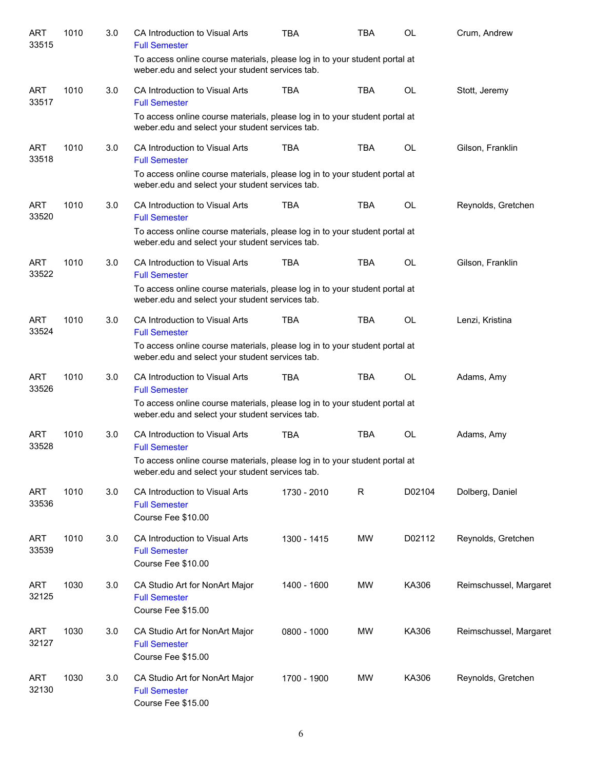| | | | | | | | |
|---|---|---|---|---|---|---|---|
| ART 33515 | 1010 | 3.0 | CA Introduction to Visual Arts<br>Full Semester<br>To access online course materials, please log in to your student portal at weber.edu and select your student services tab. | TBA | TBA | OL | Crum, Andrew |
| ART 33517 | 1010 | 3.0 | CA Introduction to Visual Arts<br>Full Semester<br>To access online course materials, please log in to your student portal at weber.edu and select your student services tab. | TBA | TBA | OL | Stott, Jeremy |
| ART 33518 | 1010 | 3.0 | CA Introduction to Visual Arts<br>Full Semester<br>To access online course materials, please log in to your student portal at weber.edu and select your student services tab. | TBA | TBA | OL | Gilson, Franklin |
| ART 33520 | 1010 | 3.0 | CA Introduction to Visual Arts<br>Full Semester<br>To access online course materials, please log in to your student portal at weber.edu and select your student services tab. | TBA | TBA | OL | Reynolds, Gretchen |
| ART 33522 | 1010 | 3.0 | CA Introduction to Visual Arts<br>Full Semester<br>To access online course materials, please log in to your student portal at weber.edu and select your student services tab. | TBA | TBA | OL | Gilson, Franklin |
| ART 33524 | 1010 | 3.0 | CA Introduction to Visual Arts<br>Full Semester<br>To access online course materials, please log in to your student portal at weber.edu and select your student services tab. | TBA | TBA | OL | Lenzi, Kristina |
| ART 33526 | 1010 | 3.0 | CA Introduction to Visual Arts<br>Full Semester<br>To access online course materials, please log in to your student portal at weber.edu and select your student services tab. | TBA | TBA | OL | Adams, Amy |
| ART 33528 | 1010 | 3.0 | CA Introduction to Visual Arts<br>Full Semester<br>To access online course materials, please log in to your student portal at weber.edu and select your student services tab. | TBA | TBA | OL | Adams, Amy |
| ART 33536 | 1010 | 3.0 | CA Introduction to Visual Arts<br>Full Semester<br>Course Fee $10.00 | 1730 - 2010 | R | D02104 | Dolberg, Daniel |
| ART 33539 | 1010 | 3.0 | CA Introduction to Visual Arts<br>Full Semester<br>Course Fee $10.00 | 1300 - 1415 | MW | D02112 | Reynolds, Gretchen |
| ART 32125 | 1030 | 3.0 | CA Studio Art for NonArt Major<br>Full Semester<br>Course Fee $15.00 | 1400 - 1600 | MW | KA306 | Reimschussel, Margaret |
| ART 32127 | 1030 | 3.0 | CA Studio Art for NonArt Major<br>Full Semester<br>Course Fee $15.00 | 0800 - 1000 | MW | KA306 | Reimschussel, Margaret |
| ART 32130 | 1030 | 3.0 | CA Studio Art for NonArt Major<br>Full Semester<br>Course Fee $15.00 | 1700 - 1900 | MW | KA306 | Reynolds, Gretchen |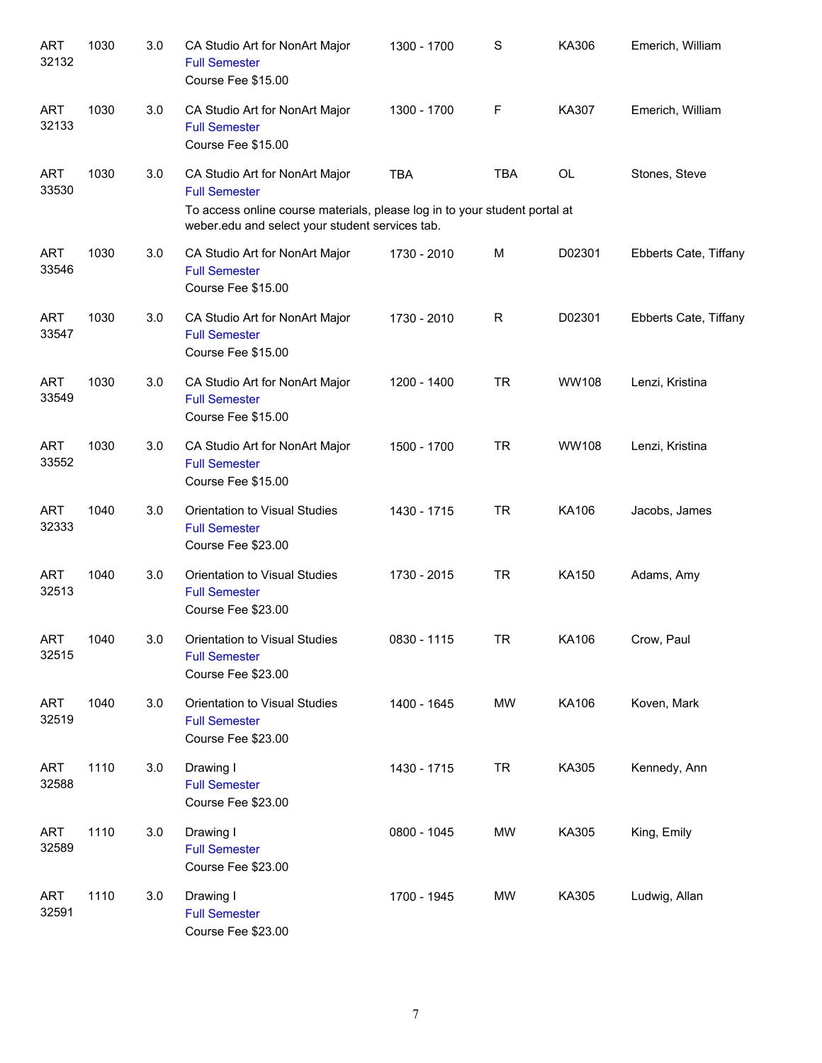| | | | | | | | |
|---|---|---|---|---|---|---|---|
| ART 32132 | 1030 | 3.0 | CA Studio Art for NonArt Major<br>Full Semester<br>Course Fee $15.00 | 1300 - 1700 | S | KA306 | Emerich, William |
| ART 32133 | 1030 | 3.0 | CA Studio Art for NonArt Major<br>Full Semester<br>Course Fee $15.00 | 1300 - 1700 | F | KA307 | Emerich, William |
| ART 33530 | 1030 | 3.0 | CA Studio Art for NonArt Major<br>Full Semester<br>To access online course materials, please log in to your student portal at weber.edu and select your student services tab. | TBA | TBA | OL | Stones, Steve |
| ART 33546 | 1030 | 3.0 | CA Studio Art for NonArt Major<br>Full Semester<br>Course Fee $15.00 | 1730 - 2010 | M | D02301 | Ebberts Cate, Tiffany |
| ART 33547 | 1030 | 3.0 | CA Studio Art for NonArt Major<br>Full Semester<br>Course Fee $15.00 | 1730 - 2010 | R | D02301 | Ebberts Cate, Tiffany |
| ART 33549 | 1030 | 3.0 | CA Studio Art for NonArt Major<br>Full Semester<br>Course Fee $15.00 | 1200 - 1400 | TR | WW108 | Lenzi, Kristina |
| ART 33552 | 1030 | 3.0 | CA Studio Art for NonArt Major<br>Full Semester<br>Course Fee $15.00 | 1500 - 1700 | TR | WW108 | Lenzi, Kristina |
| ART 32333 | 1040 | 3.0 | Orientation to Visual Studies<br>Full Semester<br>Course Fee $23.00 | 1430 - 1715 | TR | KA106 | Jacobs, James |
| ART 32513 | 1040 | 3.0 | Orientation to Visual Studies<br>Full Semester<br>Course Fee $23.00 | 1730 - 2015 | TR | KA150 | Adams, Amy |
| ART 32515 | 1040 | 3.0 | Orientation to Visual Studies<br>Full Semester<br>Course Fee $23.00 | 0830 - 1115 | TR | KA106 | Crow, Paul |
| ART 32519 | 1040 | 3.0 | Orientation to Visual Studies<br>Full Semester<br>Course Fee $23.00 | 1400 - 1645 | MW | KA106 | Koven, Mark |
| ART 32588 | 1110 | 3.0 | Drawing I<br>Full Semester<br>Course Fee $23.00 | 1430 - 1715 | TR | KA305 | Kennedy, Ann |
| ART 32589 | 1110 | 3.0 | Drawing I<br>Full Semester<br>Course Fee $23.00 | 0800 - 1045 | MW | KA305 | King, Emily |
| ART 32591 | 1110 | 3.0 | Drawing I<br>Full Semester<br>Course Fee $23.00 | 1700 - 1945 | MW | KA305 | Ludwig, Allan |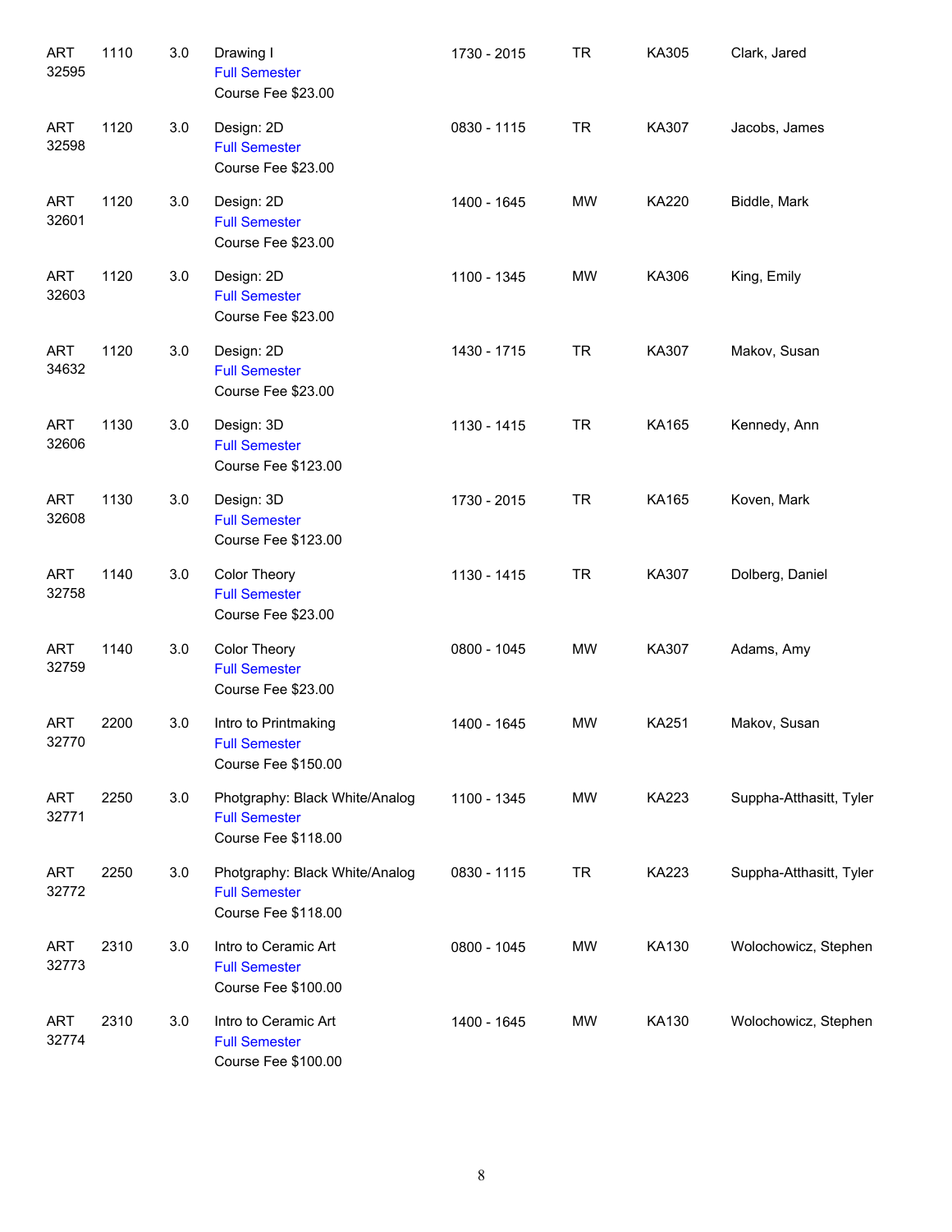| | | | | | | | |
|---|---|---|---|---|---|---|---|
| ART 32595 | 1110 | 3.0 | Drawing I<br>Full Semester<br>Course Fee $23.00 | 1730 - 2015 | TR | KA305 | Clark, Jared |
| ART 32598 | 1120 | 3.0 | Design: 2D<br>Full Semester<br>Course Fee $23.00 | 0830 - 1115 | TR | KA307 | Jacobs, James |
| ART 32601 | 1120 | 3.0 | Design: 2D<br>Full Semester<br>Course Fee $23.00 | 1400 - 1645 | MW | KA220 | Biddle, Mark |
| ART 32603 | 1120 | 3.0 | Design: 2D<br>Full Semester<br>Course Fee $23.00 | 1100 - 1345 | MW | KA306 | King, Emily |
| ART 34632 | 1120 | 3.0 | Design: 2D<br>Full Semester<br>Course Fee $23.00 | 1430 - 1715 | TR | KA307 | Makov, Susan |
| ART 32606 | 1130 | 3.0 | Design: 3D<br>Full Semester<br>Course Fee $123.00 | 1130 - 1415 | TR | KA165 | Kennedy, Ann |
| ART 32608 | 1130 | 3.0 | Design: 3D<br>Full Semester<br>Course Fee $123.00 | 1730 - 2015 | TR | KA165 | Koven, Mark |
| ART 32758 | 1140 | 3.0 | Color Theory<br>Full Semester<br>Course Fee $23.00 | 1130 - 1415 | TR | KA307 | Dolberg, Daniel |
| ART 32759 | 1140 | 3.0 | Color Theory<br>Full Semester<br>Course Fee $23.00 | 0800 - 1045 | MW | KA307 | Adams, Amy |
| ART 32770 | 2200 | 3.0 | Intro to Printmaking<br>Full Semester<br>Course Fee $150.00 | 1400 - 1645 | MW | KA251 | Makov, Susan |
| ART 32771 | 2250 | 3.0 | Photgraphy: Black White/Analog<br>Full Semester<br>Course Fee $118.00 | 1100 - 1345 | MW | KA223 | Suppha-Atthasitt, Tyler |
| ART 32772 | 2250 | 3.0 | Photgraphy: Black White/Analog<br>Full Semester<br>Course Fee $118.00 | 0830 - 1115 | TR | KA223 | Suppha-Atthasitt, Tyler |
| ART 32773 | 2310 | 3.0 | Intro to Ceramic Art<br>Full Semester<br>Course Fee $100.00 | 0800 - 1045 | MW | KA130 | Wolochowicz, Stephen |
| ART 32774 | 2310 | 3.0 | Intro to Ceramic Art<br>Full Semester<br>Course Fee $100.00 | 1400 - 1645 | MW | KA130 | Wolochowicz, Stephen |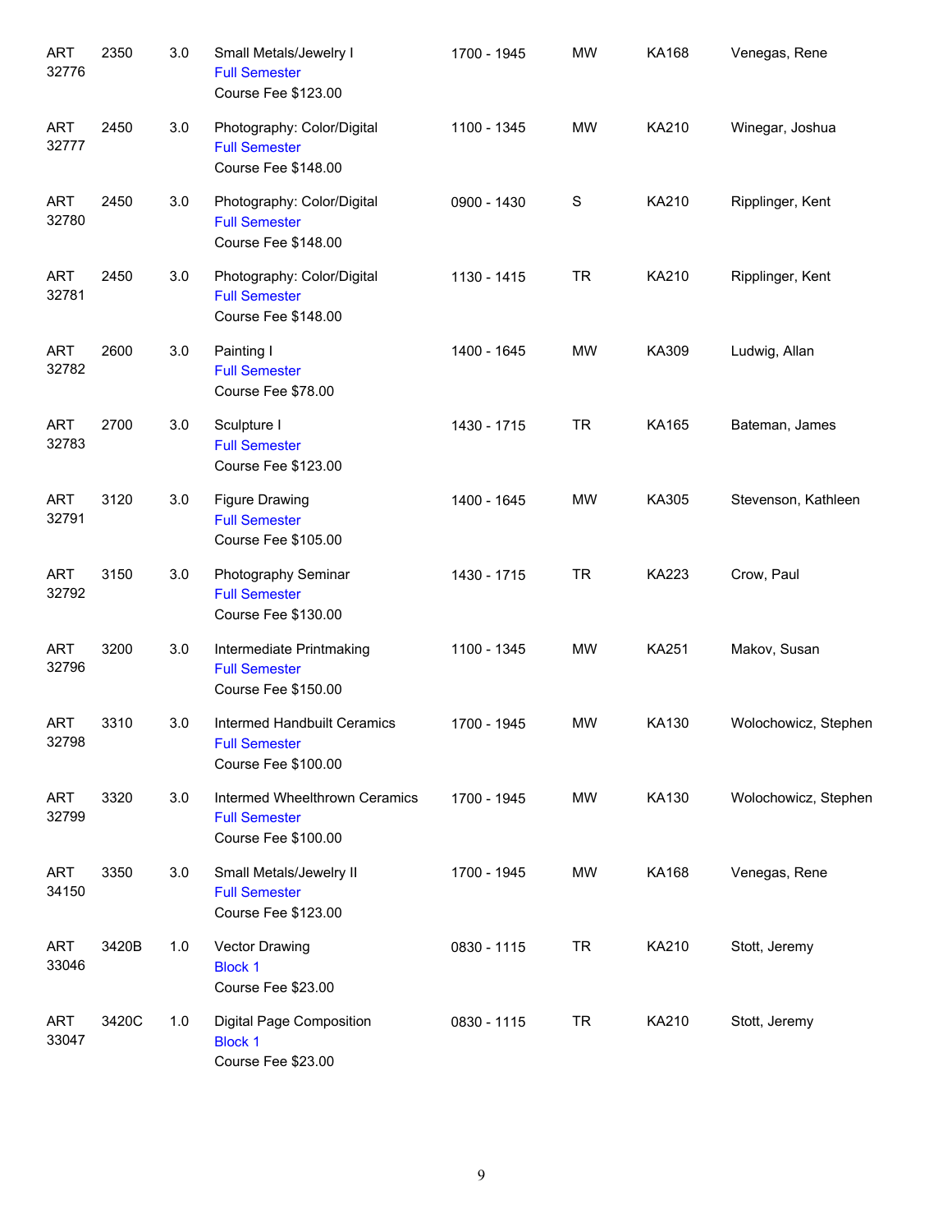| | | | | | | | |
|---|---|---|---|---|---|---|---|
| ART 32776 | 2350 | 3.0 | Small Metals/Jewelry I<br>Full Semester<br>Course Fee $123.00 | 1700 - 1945 | MW | KA168 | Venegas, Rene |
| ART 32777 | 2450 | 3.0 | Photography: Color/Digital<br>Full Semester<br>Course Fee $148.00 | 1100 - 1345 | MW | KA210 | Winegar, Joshua |
| ART 32780 | 2450 | 3.0 | Photography: Color/Digital<br>Full Semester<br>Course Fee $148.00 | 0900 - 1430 | S | KA210 | Ripplinger, Kent |
| ART 32781 | 2450 | 3.0 | Photography: Color/Digital<br>Full Semester<br>Course Fee $148.00 | 1130 - 1415 | TR | KA210 | Ripplinger, Kent |
| ART 32782 | 2600 | 3.0 | Painting I<br>Full Semester<br>Course Fee $78.00 | 1400 - 1645 | MW | KA309 | Ludwig, Allan |
| ART 32783 | 2700 | 3.0 | Sculpture I<br>Full Semester<br>Course Fee $123.00 | 1430 - 1715 | TR | KA165 | Bateman, James |
| ART 32791 | 3120 | 3.0 | Figure Drawing<br>Full Semester<br>Course Fee $105.00 | 1400 - 1645 | MW | KA305 | Stevenson, Kathleen |
| ART 32792 | 3150 | 3.0 | Photography Seminar<br>Full Semester<br>Course Fee $130.00 | 1430 - 1715 | TR | KA223 | Crow, Paul |
| ART 32796 | 3200 | 3.0 | Intermediate Printmaking<br>Full Semester<br>Course Fee $150.00 | 1100 - 1345 | MW | KA251 | Makov, Susan |
| ART 32798 | 3310 | 3.0 | Intermed Handbuilt Ceramics<br>Full Semester<br>Course Fee $100.00 | 1700 - 1945 | MW | KA130 | Wolochowicz, Stephen |
| ART 32799 | 3320 | 3.0 | Intermed Wheelthrown Ceramics<br>Full Semester<br>Course Fee $100.00 | 1700 - 1945 | MW | KA130 | Wolochowicz, Stephen |
| ART 34150 | 3350 | 3.0 | Small Metals/Jewelry II<br>Full Semester<br>Course Fee $123.00 | 1700 - 1945 | MW | KA168 | Venegas, Rene |
| ART 33046 | 3420B | 1.0 | Vector Drawing<br>Block 1<br>Course Fee $23.00 | 0830 - 1115 | TR | KA210 | Stott, Jeremy |
| ART 33047 | 3420C | 1.0 | Digital Page Composition<br>Block 1<br>Course Fee $23.00 | 0830 - 1115 | TR | KA210 | Stott, Jeremy |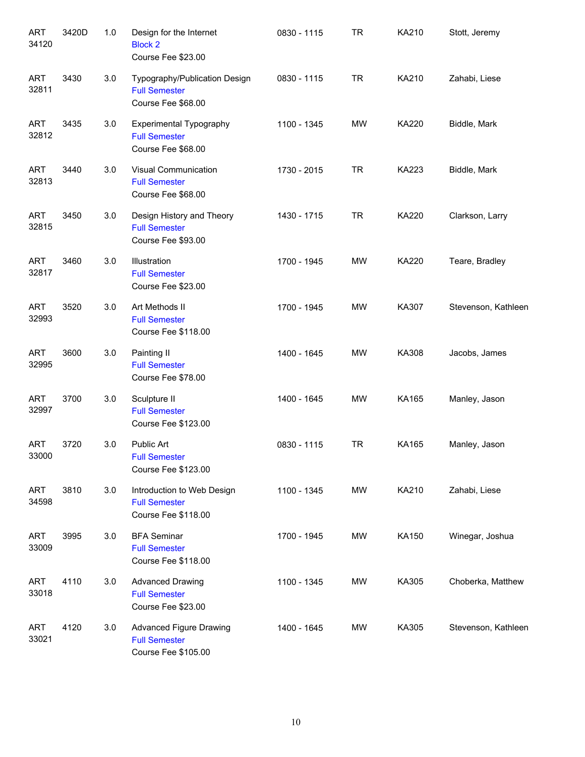| | | | | | | | |
|---|---|---|---|---|---|---|---|
| ART 34120 | 3420D | 1.0 | Design for the Internet<br>Block 2<br>Course Fee $23.00 | 0830 - 1115 | TR | KA210 | Stott, Jeremy |
| ART 32811 | 3430 | 3.0 | Typography/Publication Design<br>Full Semester<br>Course Fee $68.00 | 0830 - 1115 | TR | KA210 | Zahabi, Liese |
| ART 32812 | 3435 | 3.0 | Experimental Typography<br>Full Semester<br>Course Fee $68.00 | 1100 - 1345 | MW | KA220 | Biddle, Mark |
| ART 32813 | 3440 | 3.0 | Visual Communication<br>Full Semester<br>Course Fee $68.00 | 1730 - 2015 | TR | KA223 | Biddle, Mark |
| ART 32815 | 3450 | 3.0 | Design History and Theory<br>Full Semester<br>Course Fee $93.00 | 1430 - 1715 | TR | KA220 | Clarkson, Larry |
| ART 32817 | 3460 | 3.0 | Illustration<br>Full Semester<br>Course Fee $23.00 | 1700 - 1945 | MW | KA220 | Teare, Bradley |
| ART 32993 | 3520 | 3.0 | Art Methods II<br>Full Semester<br>Course Fee $118.00 | 1700 - 1945 | MW | KA307 | Stevenson, Kathleen |
| ART 32995 | 3600 | 3.0 | Painting II<br>Full Semester<br>Course Fee $78.00 | 1400 - 1645 | MW | KA308 | Jacobs, James |
| ART 32997 | 3700 | 3.0 | Sculpture II<br>Full Semester<br>Course Fee $123.00 | 1400 - 1645 | MW | KA165 | Manley, Jason |
| ART 33000 | 3720 | 3.0 | Public Art<br>Full Semester<br>Course Fee $123.00 | 0830 - 1115 | TR | KA165 | Manley, Jason |
| ART 34598 | 3810 | 3.0 | Introduction to Web Design<br>Full Semester<br>Course Fee $118.00 | 1100 - 1345 | MW | KA210 | Zahabi, Liese |
| ART 33009 | 3995 | 3.0 | BFA Seminar<br>Full Semester<br>Course Fee $118.00 | 1700 - 1945 | MW | KA150 | Winegar, Joshua |
| ART 33018 | 4110 | 3.0 | Advanced Drawing<br>Full Semester<br>Course Fee $23.00 | 1100 - 1345 | MW | KA305 | Choberka, Matthew |
| ART 33021 | 4120 | 3.0 | Advanced Figure Drawing<br>Full Semester<br>Course Fee $105.00 | 1400 - 1645 | MW | KA305 | Stevenson, Kathleen |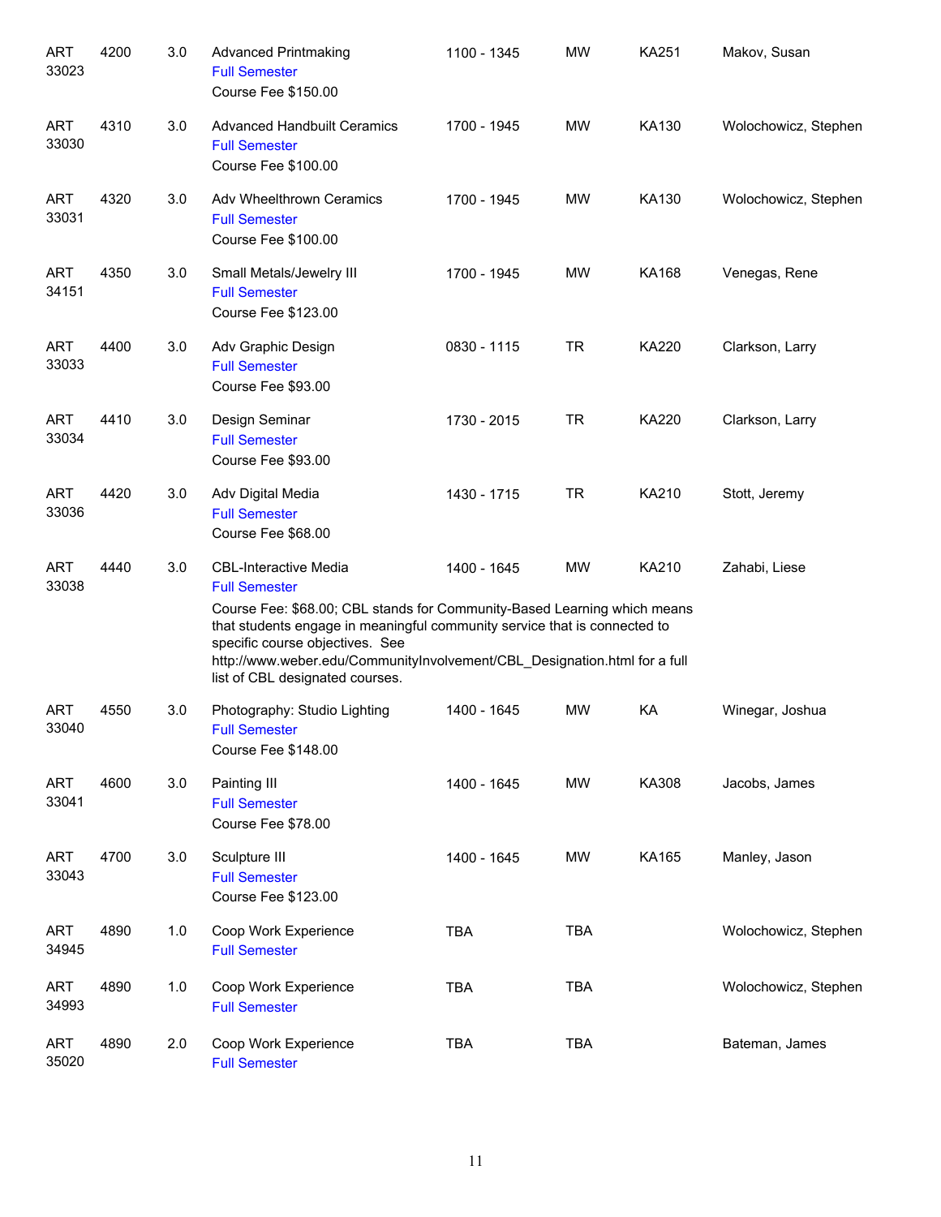| | | | | | | | |
|---|---|---|---|---|---|---|---|
| ART 33023 | 4200 | 3.0 | Advanced Printmaking<br>Full Semester<br>Course Fee $150.00 | 1100 - 1345 | MW | KA251 | Makov, Susan |
| ART 33030 | 4310 | 3.0 | Advanced Handbuilt Ceramics<br>Full Semester<br>Course Fee $100.00 | 1700 - 1945 | MW | KA130 | Wolochowicz, Stephen |
| ART 33031 | 4320 | 3.0 | Adv Wheelthrown Ceramics<br>Full Semester<br>Course Fee $100.00 | 1700 - 1945 | MW | KA130 | Wolochowicz, Stephen |
| ART 34151 | 4350 | 3.0 | Small Metals/Jewelry III<br>Full Semester<br>Course Fee $123.00 | 1700 - 1945 | MW | KA168 | Venegas, Rene |
| ART 33033 | 4400 | 3.0 | Adv Graphic Design<br>Full Semester<br>Course Fee $93.00 | 0830 - 1115 | TR | KA220 | Clarkson, Larry |
| ART 33034 | 4410 | 3.0 | Design Seminar<br>Full Semester<br>Course Fee $93.00 | 1730 - 2015 | TR | KA220 | Clarkson, Larry |
| ART 33036 | 4420 | 3.0 | Adv Digital Media<br>Full Semester<br>Course Fee $68.00 | 1430 - 1715 | TR | KA210 | Stott, Jeremy |
| ART 33038 | 4440 | 3.0 | CBL-Interactive Media<br>Full Semester<br>Course Fee: $68.00; CBL stands for Community-Based Learning which means that students engage in meaningful community service that is connected to specific course objectives. See http://www.weber.edu/CommunityInvolvement/CBL_Designation.html for a full list of CBL designated courses. | 1400 - 1645 | MW | KA210 | Zahabi, Liese |
| ART 33040 | 4550 | 3.0 | Photography: Studio Lighting<br>Full Semester<br>Course Fee $148.00 | 1400 - 1645 | MW | KA | Winegar, Joshua |
| ART 33041 | 4600 | 3.0 | Painting III<br>Full Semester<br>Course Fee $78.00 | 1400 - 1645 | MW | KA308 | Jacobs, James |
| ART 33043 | 4700 | 3.0 | Sculpture III<br>Full Semester<br>Course Fee $123.00 | 1400 - 1645 | MW | KA165 | Manley, Jason |
| ART 34945 | 4890 | 1.0 | Coop Work Experience<br>Full Semester | TBA | TBA | | Wolochowicz, Stephen |
| ART 34993 | 4890 | 1.0 | Coop Work Experience<br>Full Semester | TBA | TBA | | Wolochowicz, Stephen |
| ART 35020 | 4890 | 2.0 | Coop Work Experience<br>Full Semester | TBA | TBA | | Bateman, James |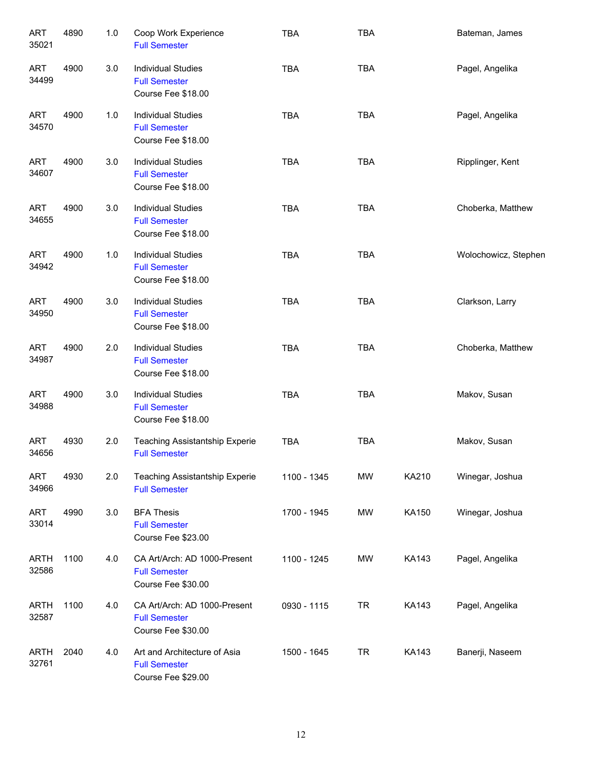| | | | | | | | |
|---|---|---|---|---|---|---|---|
| ART 35021 | 4890 | 1.0 | Coop Work Experience<br>Full Semester | TBA | TBA | | Bateman, James |
| ART 34499 | 4900 | 3.0 | Individual Studies<br>Full Semester<br>Course Fee $18.00 | TBA | TBA | | Pagel, Angelika |
| ART 34570 | 4900 | 1.0 | Individual Studies<br>Full Semester<br>Course Fee $18.00 | TBA | TBA | | Pagel, Angelika |
| ART 34607 | 4900 | 3.0 | Individual Studies<br>Full Semester<br>Course Fee $18.00 | TBA | TBA | | Ripplinger, Kent |
| ART 34655 | 4900 | 3.0 | Individual Studies<br>Full Semester<br>Course Fee $18.00 | TBA | TBA | | Choberka, Matthew |
| ART 34942 | 4900 | 1.0 | Individual Studies<br>Full Semester<br>Course Fee $18.00 | TBA | TBA | | Wolochowicz, Stephen |
| ART 34950 | 4900 | 3.0 | Individual Studies<br>Full Semester<br>Course Fee $18.00 | TBA | TBA | | Clarkson, Larry |
| ART 34987 | 4900 | 2.0 | Individual Studies<br>Full Semester<br>Course Fee $18.00 | TBA | TBA | | Choberka, Matthew |
| ART 34988 | 4900 | 3.0 | Individual Studies<br>Full Semester<br>Course Fee $18.00 | TBA | TBA | | Makov, Susan |
| ART 34656 | 4930 | 2.0 | Teaching Assistantship Experie<br>Full Semester | TBA | TBA | | Makov, Susan |
| ART 34966 | 4930 | 2.0 | Teaching Assistantship Experie<br>Full Semester | 1100 - 1345 | MW | KA210 | Winegar, Joshua |
| ART 33014 | 4990 | 3.0 | BFA Thesis<br>Full Semester<br>Course Fee $23.00 | 1700 - 1945 | MW | KA150 | Winegar, Joshua |
| ARTH 32586 | 1100 | 4.0 | CA Art/Arch: AD 1000-Present<br>Full Semester<br>Course Fee $30.00 | 1100 - 1245 | MW | KA143 | Pagel, Angelika |
| ARTH 32587 | 1100 | 4.0 | CA Art/Arch: AD 1000-Present<br>Full Semester<br>Course Fee $30.00 | 0930 - 1115 | TR | KA143 | Pagel, Angelika |
| ARTH 32761 | 2040 | 4.0 | Art and Architecture of Asia<br>Full Semester<br>Course Fee $29.00 | 1500 - 1645 | TR | KA143 | Banerji, Naseem |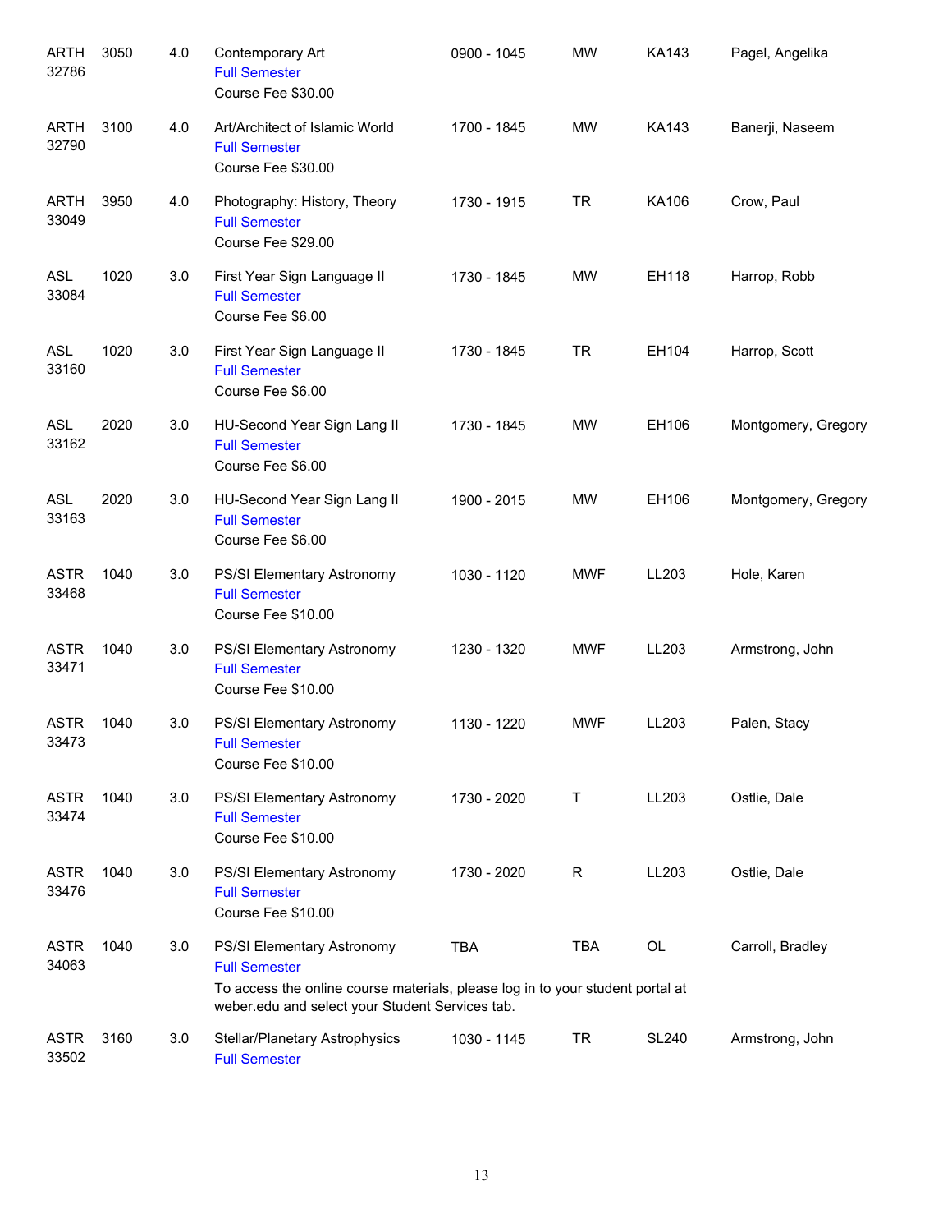| | | | | | | | |
|---|---|---|---|---|---|---|---|
| ARTH 32786 | 3050 | 4.0 | Contemporary Art<br>Full Semester<br>Course Fee $30.00 | 0900 - 1045 | MW | KA143 | Pagel, Angelika |
| ARTH 32790 | 3100 | 4.0 | Art/Architect of Islamic World<br>Full Semester<br>Course Fee $30.00 | 1700 - 1845 | MW | KA143 | Banerji, Naseem |
| ARTH 33049 | 3950 | 4.0 | Photography: History, Theory<br>Full Semester<br>Course Fee $29.00 | 1730 - 1915 | TR | KA106 | Crow, Paul |
| ASL 33084 | 1020 | 3.0 | First Year Sign Language II<br>Full Semester<br>Course Fee $6.00 | 1730 - 1845 | MW | EH118 | Harrop, Robb |
| ASL 33160 | 1020 | 3.0 | First Year Sign Language II<br>Full Semester<br>Course Fee $6.00 | 1730 - 1845 | TR | EH104 | Harrop, Scott |
| ASL 33162 | 2020 | 3.0 | HU-Second Year Sign Lang II<br>Full Semester<br>Course Fee $6.00 | 1730 - 1845 | MW | EH106 | Montgomery, Gregory |
| ASL 33163 | 2020 | 3.0 | HU-Second Year Sign Lang II<br>Full Semester<br>Course Fee $6.00 | 1900 - 2015 | MW | EH106 | Montgomery, Gregory |
| ASTR 33468 | 1040 | 3.0 | PS/SI Elementary Astronomy<br>Full Semester<br>Course Fee $10.00 | 1030 - 1120 | MWF | LL203 | Hole, Karen |
| ASTR 33471 | 1040 | 3.0 | PS/SI Elementary Astronomy<br>Full Semester<br>Course Fee $10.00 | 1230 - 1320 | MWF | LL203 | Armstrong, John |
| ASTR 33473 | 1040 | 3.0 | PS/SI Elementary Astronomy<br>Full Semester<br>Course Fee $10.00 | 1130 - 1220 | MWF | LL203 | Palen, Stacy |
| ASTR 33474 | 1040 | 3.0 | PS/SI Elementary Astronomy<br>Full Semester<br>Course Fee $10.00 | 1730 - 2020 | T | LL203 | Ostlie, Dale |
| ASTR 33476 | 1040 | 3.0 | PS/SI Elementary Astronomy<br>Full Semester<br>Course Fee $10.00 | 1730 - 2020 | R | LL203 | Ostlie, Dale |
| ASTR 34063 | 1040 | 3.0 | PS/SI Elementary Astronomy<br>Full Semester<br>To access the online course materials, please log in to your student portal at weber.edu and select your Student Services tab. | TBA | TBA | OL | Carroll, Bradley |
| ASTR 33502 | 3160 | 3.0 | Stellar/Planetary Astrophysics<br>Full Semester | 1030 - 1145 | TR | SL240 | Armstrong, John |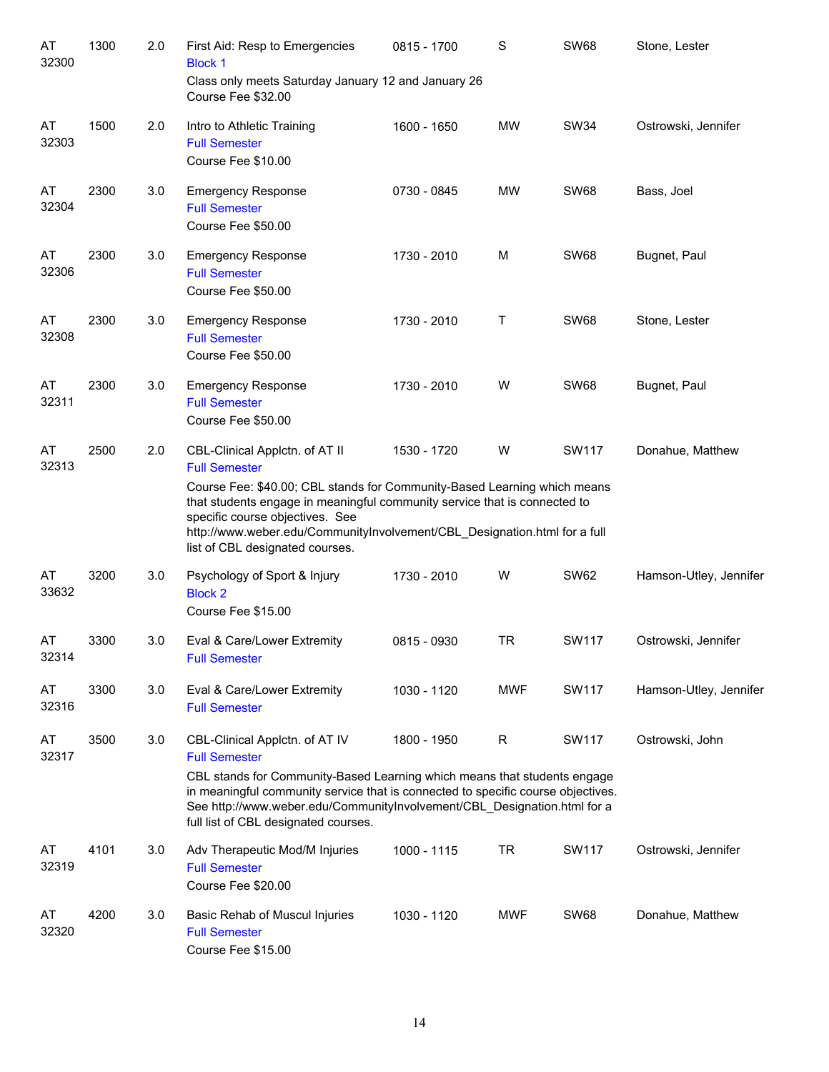| | | | | | | | |
|---|---|---|---|---|---|---|---|
| AT 32300 | 1300 | 2.0 | First Aid: Resp to Emergencies<br>Block 1<br>Class only meets Saturday January 12 and January 26<br>Course Fee $32.00 | 0815 - 1700 | S | SW68 | Stone, Lester |
| AT 32303 | 1500 | 2.0 | Intro to Athletic Training<br>Full Semester<br>Course Fee $10.00 | 1600 - 1650 | MW | SW34 | Ostrowski, Jennifer |
| AT 32304 | 2300 | 3.0 | Emergency Response<br>Full Semester<br>Course Fee $50.00 | 0730 - 0845 | MW | SW68 | Bass, Joel |
| AT 32306 | 2300 | 3.0 | Emergency Response<br>Full Semester<br>Course Fee $50.00 | 1730 - 2010 | M | SW68 | Bugnet, Paul |
| AT 32308 | 2300 | 3.0 | Emergency Response<br>Full Semester<br>Course Fee $50.00 | 1730 - 2010 | T | SW68 | Stone, Lester |
| AT 32311 | 2300 | 3.0 | Emergency Response<br>Full Semester<br>Course Fee $50.00 | 1730 - 2010 | W | SW68 | Bugnet, Paul |
| AT 32313 | 2500 | 2.0 | CBL-Clinical Applctn. of AT II<br>Full Semester<br>Course Fee: $40.00; CBL stands for Community-Based Learning which means that students engage in meaningful community service that is connected to specific course objectives. See http://www.weber.edu/CommunityInvolvement/CBL_Designation.html for a full list of CBL designated courses. | 1530 - 1720 | W | SW117 | Donahue, Matthew |
| AT 33632 | 3200 | 3.0 | Psychology of Sport & Injury<br>Block 2<br>Course Fee $15.00 | 1730 - 2010 | W | SW62 | Hamson-Utley, Jennifer |
| AT 32314 | 3300 | 3.0 | Eval & Care/Lower Extremity<br>Full Semester | 0815 - 0930 | TR | SW117 | Ostrowski, Jennifer |
| AT 32316 | 3300 | 3.0 | Eval & Care/Lower Extremity<br>Full Semester | 1030 - 1120 | MWF | SW117 | Hamson-Utley, Jennifer |
| AT 32317 | 3500 | 3.0 | CBL-Clinical Applctn. of AT IV<br>Full Semester<br>CBL stands for Community-Based Learning which means that students engage in meaningful community service that is connected to specific course objectives. See http://www.weber.edu/CommunityInvolvement/CBL_Designation.html for a full list of CBL designated courses. | 1800 - 1950 | R | SW117 | Ostrowski, John |
| AT 32319 | 4101 | 3.0 | Adv Therapeutic Mod/M Injuries<br>Full Semester<br>Course Fee $20.00 | 1000 - 1115 | TR | SW117 | Ostrowski, Jennifer |
| AT 32320 | 4200 | 3.0 | Basic Rehab of Muscul Injuries<br>Full Semester<br>Course Fee $15.00 | 1030 - 1120 | MWF | SW68 | Donahue, Matthew |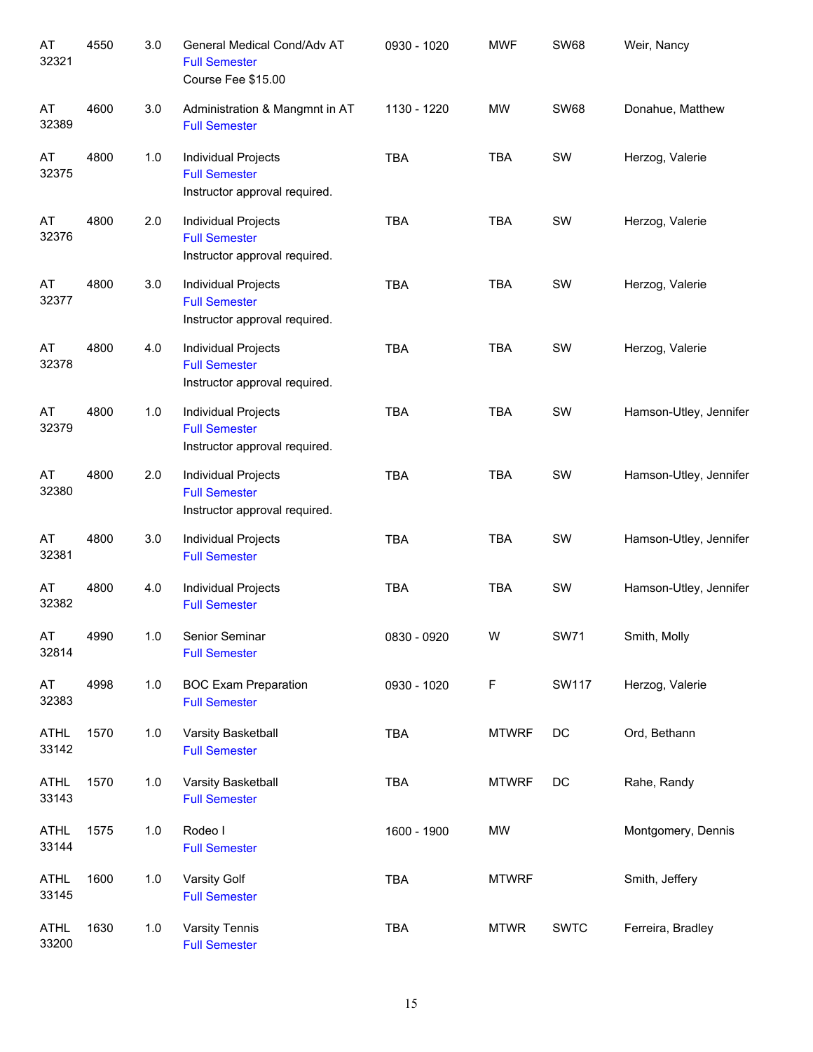| | | | | | | | |
|---|---|---|---|---|---|---|---|
| AT 32321 | 4550 | 3.0 | General Medical Cond/Adv AT<br>Full Semester<br>Course Fee $15.00 | 0930 - 1020 | MWF | SW68 | Weir, Nancy |
| AT 32389 | 4600 | 3.0 | Administration & Mangmnt in AT<br>Full Semester | 1130 - 1220 | MW | SW68 | Donahue, Matthew |
| AT 32375 | 4800 | 1.0 | Individual Projects<br>Full Semester<br>Instructor approval required. | TBA | TBA | SW | Herzog, Valerie |
| AT 32376 | 4800 | 2.0 | Individual Projects<br>Full Semester<br>Instructor approval required. | TBA | TBA | SW | Herzog, Valerie |
| AT 32377 | 4800 | 3.0 | Individual Projects<br>Full Semester<br>Instructor approval required. | TBA | TBA | SW | Herzog, Valerie |
| AT 32378 | 4800 | 4.0 | Individual Projects<br>Full Semester<br>Instructor approval required. | TBA | TBA | SW | Herzog, Valerie |
| AT 32379 | 4800 | 1.0 | Individual Projects<br>Full Semester<br>Instructor approval required. | TBA | TBA | SW | Hamson-Utley, Jennifer |
| AT 32380 | 4800 | 2.0 | Individual Projects<br>Full Semester<br>Instructor approval required. | TBA | TBA | SW | Hamson-Utley, Jennifer |
| AT 32381 | 4800 | 3.0 | Individual Projects<br>Full Semester | TBA | TBA | SW | Hamson-Utley, Jennifer |
| AT 32382 | 4800 | 4.0 | Individual Projects<br>Full Semester | TBA | TBA | SW | Hamson-Utley, Jennifer |
| AT 32814 | 4990 | 1.0 | Senior Seminar<br>Full Semester | 0830 - 0920 | W | SW71 | Smith, Molly |
| AT 32383 | 4998 | 1.0 | BOC Exam Preparation<br>Full Semester | 0930 - 1020 | F | SW117 | Herzog, Valerie |
| ATHL 33142 | 1570 | 1.0 | Varsity Basketball<br>Full Semester | TBA | MTWRF | DC | Ord, Bethann |
| ATHL 33143 | 1570 | 1.0 | Varsity Basketball<br>Full Semester | TBA | MTWRF | DC | Rahe, Randy |
| ATHL 33144 | 1575 | 1.0 | Rodeo I<br>Full Semester | 1600 - 1900 | MW | | Montgomery, Dennis |
| ATHL 33145 | 1600 | 1.0 | Varsity Golf<br>Full Semester | TBA | MTWRF | | Smith, Jeffery |
| ATHL 33200 | 1630 | 1.0 | Varsity Tennis<br>Full Semester | TBA | MTWR | SWTC | Ferreira, Bradley |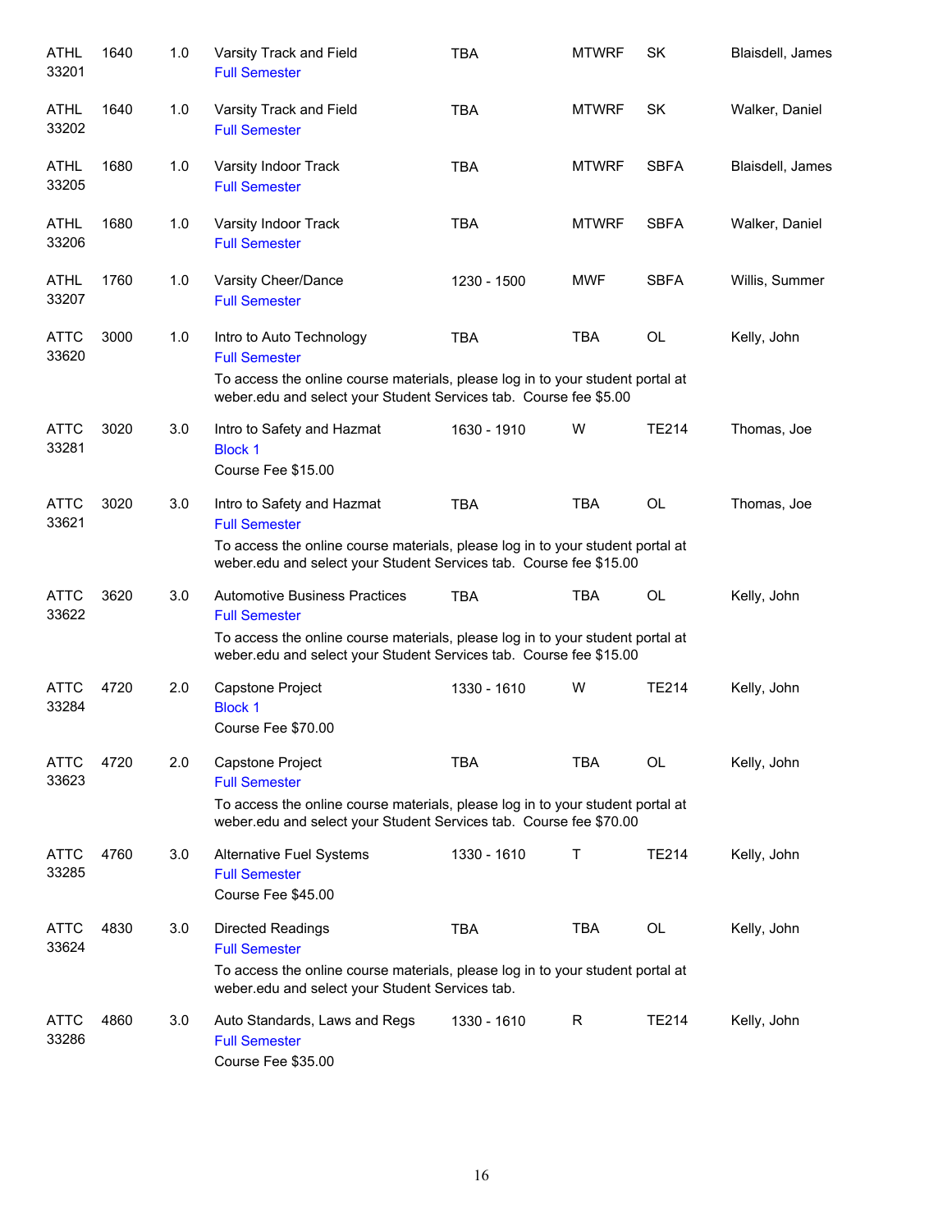| | | | | | | | |
|---|---|---|---|---|---|---|---|
| ATHL 33201 | 1640 | 1.0 | Varsity Track and Field<br>Full Semester | TBA | MTWRF | SK | Blaisdell, James |
| ATHL 33202 | 1640 | 1.0 | Varsity Track and Field<br>Full Semester | TBA | MTWRF | SK | Walker, Daniel |
| ATHL 33205 | 1680 | 1.0 | Varsity Indoor Track<br>Full Semester | TBA | MTWRF | SBFA | Blaisdell, James |
| ATHL 33206 | 1680 | 1.0 | Varsity Indoor Track<br>Full Semester | TBA | MTWRF | SBFA | Walker, Daniel |
| ATHL 33207 | 1760 | 1.0 | Varsity Cheer/Dance<br>Full Semester | 1230 - 1500 | MWF | SBFA | Willis, Summer |
| ATTC 33620 | 3000 | 1.0 | Intro to Auto Technology<br>Full Semester<br>To access the online course materials, please log in to your student portal at weber.edu and select your Student Services tab. Course fee $5.00 | TBA | TBA | OL | Kelly, John |
| ATTC 33281 | 3020 | 3.0 | Intro to Safety and Hazmat<br>Block 1<br>Course Fee $15.00 | 1630 - 1910 | W | TE214 | Thomas, Joe |
| ATTC 33621 | 3020 | 3.0 | Intro to Safety and Hazmat<br>Full Semester<br>To access the online course materials, please log in to your student portal at weber.edu and select your Student Services tab. Course fee $15.00 | TBA | TBA | OL | Thomas, Joe |
| ATTC 33622 | 3620 | 3.0 | Automotive Business Practices<br>Full Semester<br>To access the online course materials, please log in to your student portal at weber.edu and select your Student Services tab. Course fee $15.00 | TBA | TBA | OL | Kelly, John |
| ATTC 33284 | 4720 | 2.0 | Capstone Project<br>Block 1<br>Course Fee $70.00 | 1330 - 1610 | W | TE214 | Kelly, John |
| ATTC 33623 | 4720 | 2.0 | Capstone Project<br>Full Semester<br>To access the online course materials, please log in to your student portal at weber.edu and select your Student Services tab. Course fee $70.00 | TBA | TBA | OL | Kelly, John |
| ATTC 33285 | 4760 | 3.0 | Alternative Fuel Systems<br>Full Semester<br>Course Fee $45.00 | 1330 - 1610 | T | TE214 | Kelly, John |
| ATTC 33624 | 4830 | 3.0 | Directed Readings<br>Full Semester<br>To access the online course materials, please log in to your student portal at weber.edu and select your Student Services tab. | TBA | TBA | OL | Kelly, John |
| ATTC 33286 | 4860 | 3.0 | Auto Standards, Laws and Regs<br>Full Semester<br>Course Fee $35.00 | 1330 - 1610 | R | TE214 | Kelly, John |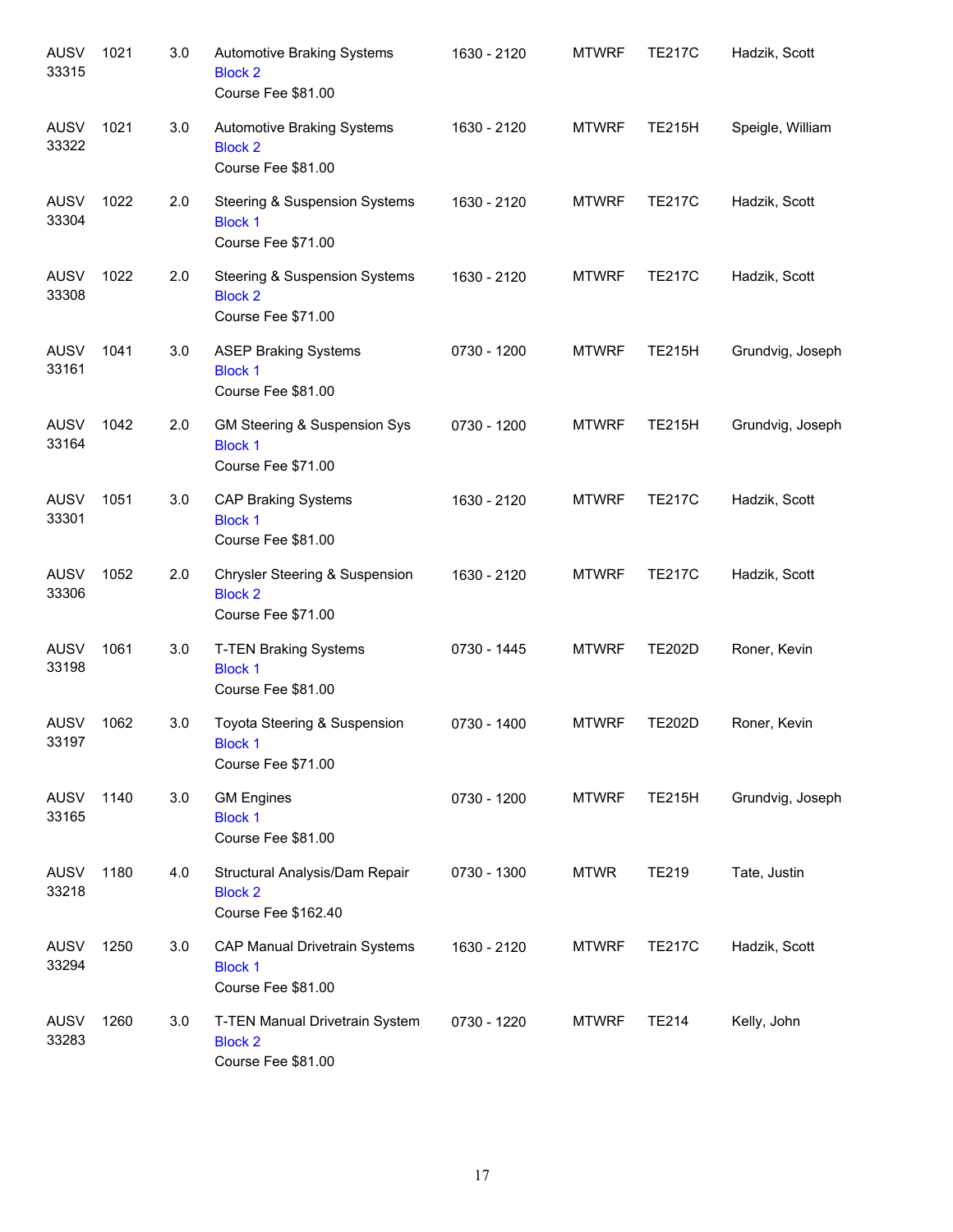| | | | | | | | |
|---|---|---|---|---|---|---|---|
| AUSV 33315 | 1021 | 3.0 | Automotive Braking Systems<br>Block 2<br>Course Fee $81.00 | 1630 - 2120 | MTWRF | TE217C | Hadzik, Scott |
| AUSV 33322 | 1021 | 3.0 | Automotive Braking Systems<br>Block 2<br>Course Fee $81.00 | 1630 - 2120 | MTWRF | TE215H | Speigle, William |
| AUSV 33304 | 1022 | 2.0 | Steering & Suspension Systems<br>Block 1<br>Course Fee $71.00 | 1630 - 2120 | MTWRF | TE217C | Hadzik, Scott |
| AUSV 33308 | 1022 | 2.0 | Steering & Suspension Systems<br>Block 2<br>Course Fee $71.00 | 1630 - 2120 | MTWRF | TE217C | Hadzik, Scott |
| AUSV 33161 | 1041 | 3.0 | ASEP Braking Systems<br>Block 1<br>Course Fee $81.00 | 0730 - 1200 | MTWRF | TE215H | Grundvig, Joseph |
| AUSV 33164 | 1042 | 2.0 | GM Steering & Suspension Sys<br>Block 1<br>Course Fee $71.00 | 0730 - 1200 | MTWRF | TE215H | Grundvig, Joseph |
| AUSV 33301 | 1051 | 3.0 | CAP Braking Systems<br>Block 1<br>Course Fee $81.00 | 1630 - 2120 | MTWRF | TE217C | Hadzik, Scott |
| AUSV 33306 | 1052 | 2.0 | Chrysler Steering & Suspension<br>Block 2<br>Course Fee $71.00 | 1630 - 2120 | MTWRF | TE217C | Hadzik, Scott |
| AUSV 33198 | 1061 | 3.0 | T-TEN Braking Systems<br>Block 1<br>Course Fee $81.00 | 0730 - 1445 | MTWRF | TE202D | Roner, Kevin |
| AUSV 33197 | 1062 | 3.0 | Toyota Steering & Suspension<br>Block 1<br>Course Fee $71.00 | 0730 - 1400 | MTWRF | TE202D | Roner, Kevin |
| AUSV 33165 | 1140 | 3.0 | GM Engines<br>Block 1<br>Course Fee $81.00 | 0730 - 1200 | MTWRF | TE215H | Grundvig, Joseph |
| AUSV 33218 | 1180 | 4.0 | Structural Analysis/Dam Repair<br>Block 2<br>Course Fee $162.40 | 0730 - 1300 | MTWR | TE219 | Tate, Justin |
| AUSV 33294 | 1250 | 3.0 | CAP Manual Drivetrain Systems<br>Block 1<br>Course Fee $81.00 | 1630 - 2120 | MTWRF | TE217C | Hadzik, Scott |
| AUSV 33283 | 1260 | 3.0 | T-TEN Manual Drivetrain System<br>Block 2<br>Course Fee $81.00 | 0730 - 1220 | MTWRF | TE214 | Kelly, John |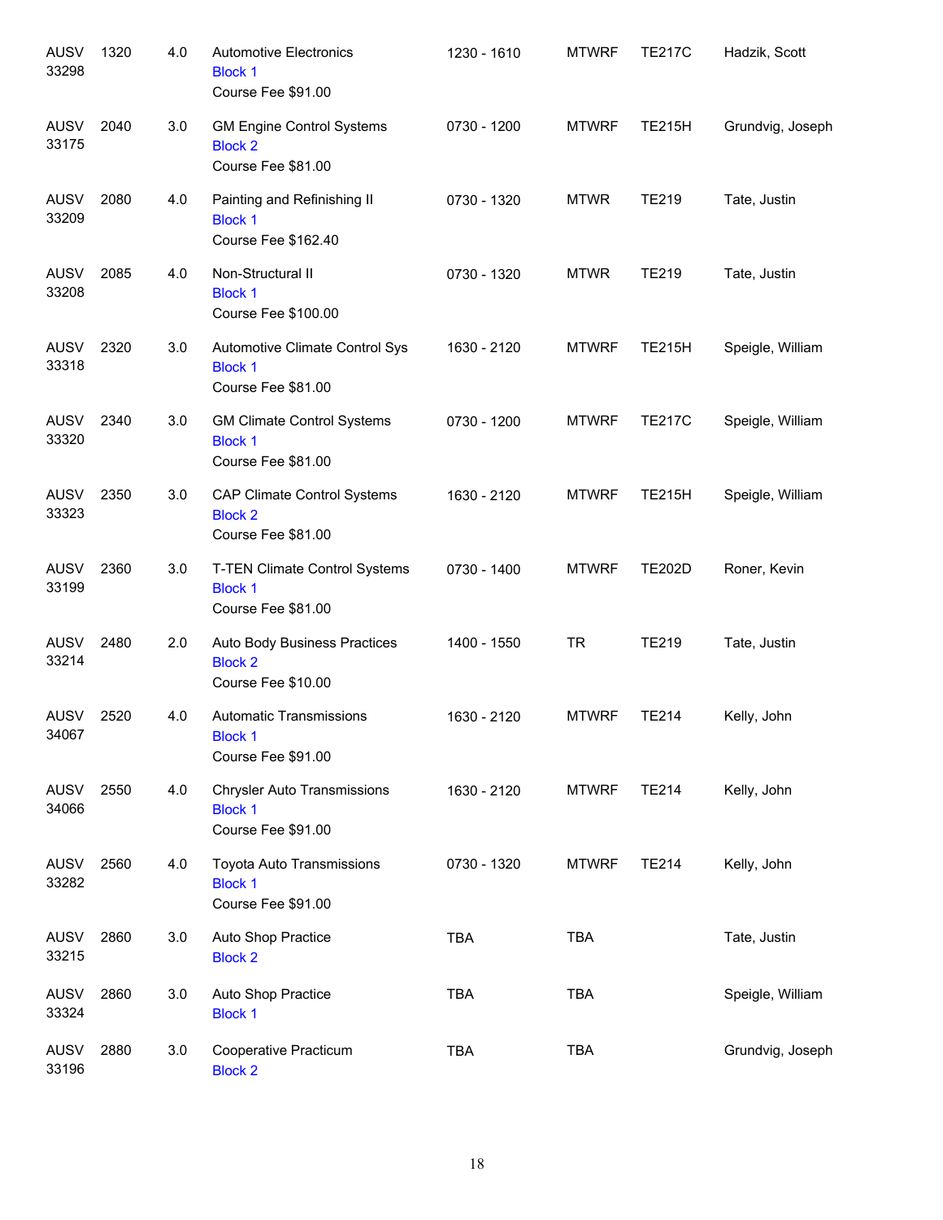| | | | | | | | |
|---|---|---|---|---|---|---|---|
| AUSV 33298 | 1320 | 4.0 | Automotive Electronics<br>Block 1<br>Course Fee $91.00 | 1230 - 1610 | MTWRF | TE217C | Hadzik, Scott |
| AUSV 33175 | 2040 | 3.0 | GM Engine Control Systems<br>Block 2<br>Course Fee $81.00 | 0730 - 1200 | MTWRF | TE215H | Grundvig, Joseph |
| AUSV 33209 | 2080 | 4.0 | Painting and Refinishing II<br>Block 1<br>Course Fee $162.40 | 0730 - 1320 | MTWR | TE219 | Tate, Justin |
| AUSV 33208 | 2085 | 4.0 | Non-Structural II<br>Block 1<br>Course Fee $100.00 | 0730 - 1320 | MTWR | TE219 | Tate, Justin |
| AUSV 33318 | 2320 | 3.0 | Automotive Climate Control Sys<br>Block 1<br>Course Fee $81.00 | 1630 - 2120 | MTWRF | TE215H | Speigle, William |
| AUSV 33320 | 2340 | 3.0 | GM Climate Control Systems<br>Block 1<br>Course Fee $81.00 | 0730 - 1200 | MTWRF | TE217C | Speigle, William |
| AUSV 33323 | 2350 | 3.0 | CAP Climate Control Systems<br>Block 2<br>Course Fee $81.00 | 1630 - 2120 | MTWRF | TE215H | Speigle, William |
| AUSV 33199 | 2360 | 3.0 | T-TEN Climate Control Systems<br>Block 1<br>Course Fee $81.00 | 0730 - 1400 | MTWRF | TE202D | Roner, Kevin |
| AUSV 33214 | 2480 | 2.0 | Auto Body Business Practices<br>Block 2<br>Course Fee $10.00 | 1400 - 1550 | TR | TE219 | Tate, Justin |
| AUSV 34067 | 2520 | 4.0 | Automatic Transmissions<br>Block 1<br>Course Fee $91.00 | 1630 - 2120 | MTWRF | TE214 | Kelly, John |
| AUSV 34066 | 2550 | 4.0 | Chrysler Auto Transmissions<br>Block 1<br>Course Fee $91.00 | 1630 - 2120 | MTWRF | TE214 | Kelly, John |
| AUSV 33282 | 2560 | 4.0 | Toyota Auto Transmissions<br>Block 1<br>Course Fee $91.00 | 0730 - 1320 | MTWRF | TE214 | Kelly, John |
| AUSV 33215 | 2860 | 3.0 | Auto Shop Practice<br>Block 2 | TBA | TBA | | Tate, Justin |
| AUSV 33324 | 2860 | 3.0 | Auto Shop Practice<br>Block 1 | TBA | TBA | | Speigle, William |
| AUSV 33196 | 2880 | 3.0 | Cooperative Practicum<br>Block 2 | TBA | TBA | | Grundvig, Joseph |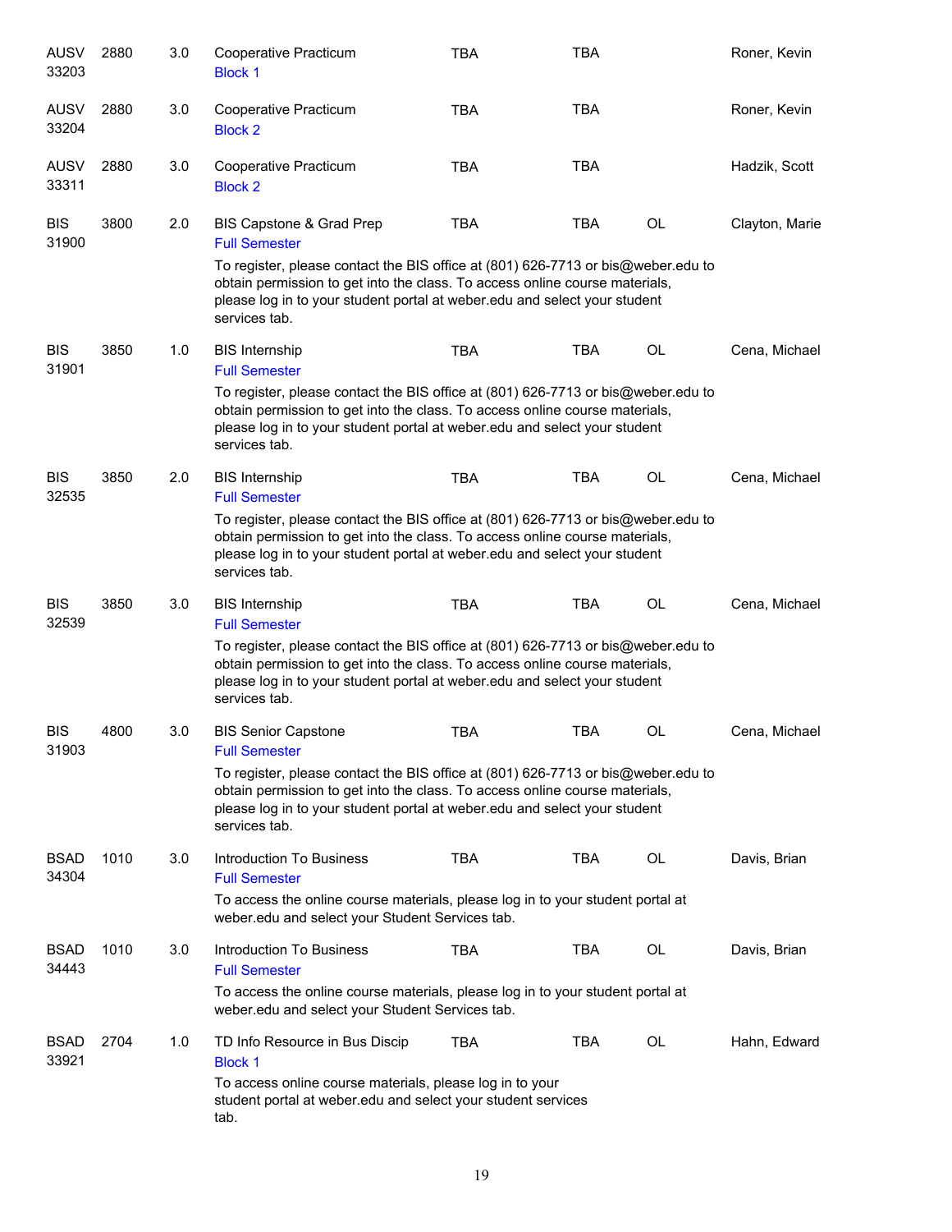| | | | | | | | |
|---|---|---|---|---|---|---|---|
| AUSV 33203 | 2880 | 3.0 | Cooperative Practicum<br>Block 1 | TBA | TBA | | Roner, Kevin |
| AUSV 33204 | 2880 | 3.0 | Cooperative Practicum<br>Block 2 | TBA | TBA | | Roner, Kevin |
| AUSV 33311 | 2880 | 3.0 | Cooperative Practicum<br>Block 2 | TBA | TBA | | Hadzik, Scott |
| BIS 31900 | 3800 | 2.0 | BIS Capstone & Grad Prep<br>Full Semester<br>To register, please contact the BIS office at (801) 626-7713 or bis@weber.edu to obtain permission to get into the class. To access online course materials, please log in to your student portal at weber.edu and select your student services tab. | TBA | TBA | OL | Clayton, Marie |
| BIS 31901 | 3850 | 1.0 | BIS Internship<br>Full Semester<br>To register, please contact the BIS office at (801) 626-7713 or bis@weber.edu to obtain permission to get into the class. To access online course materials, please log in to your student portal at weber.edu and select your student services tab. | TBA | TBA | OL | Cena, Michael |
| BIS 32535 | 3850 | 2.0 | BIS Internship<br>Full Semester<br>To register, please contact the BIS office at (801) 626-7713 or bis@weber.edu to obtain permission to get into the class. To access online course materials, please log in to your student portal at weber.edu and select your student services tab. | TBA | TBA | OL | Cena, Michael |
| BIS 32539 | 3850 | 3.0 | BIS Internship<br>Full Semester<br>To register, please contact the BIS office at (801) 626-7713 or bis@weber.edu to obtain permission to get into the class. To access online course materials, please log in to your student portal at weber.edu and select your student services tab. | TBA | TBA | OL | Cena, Michael |
| BIS 31903 | 4800 | 3.0 | BIS Senior Capstone<br>Full Semester<br>To register, please contact the BIS office at (801) 626-7713 or bis@weber.edu to obtain permission to get into the class. To access online course materials, please log in to your student portal at weber.edu and select your student services tab. | TBA | TBA | OL | Cena, Michael |
| BSAD 34304 | 1010 | 3.0 | Introduction To Business<br>Full Semester<br>To access the online course materials, please log in to your student portal at weber.edu and select your Student Services tab. | TBA | TBA | OL | Davis, Brian |
| BSAD 34443 | 1010 | 3.0 | Introduction To Business<br>Full Semester<br>To access the online course materials, please log in to your student portal at weber.edu and select your Student Services tab. | TBA | TBA | OL | Davis, Brian |
| BSAD 33921 | 2704 | 1.0 | TD Info Resource in Bus Discip<br>Block 1<br>To access online course materials, please log in to your student portal at weber.edu and select your student services tab. | TBA | TBA | OL | Hahn, Edward |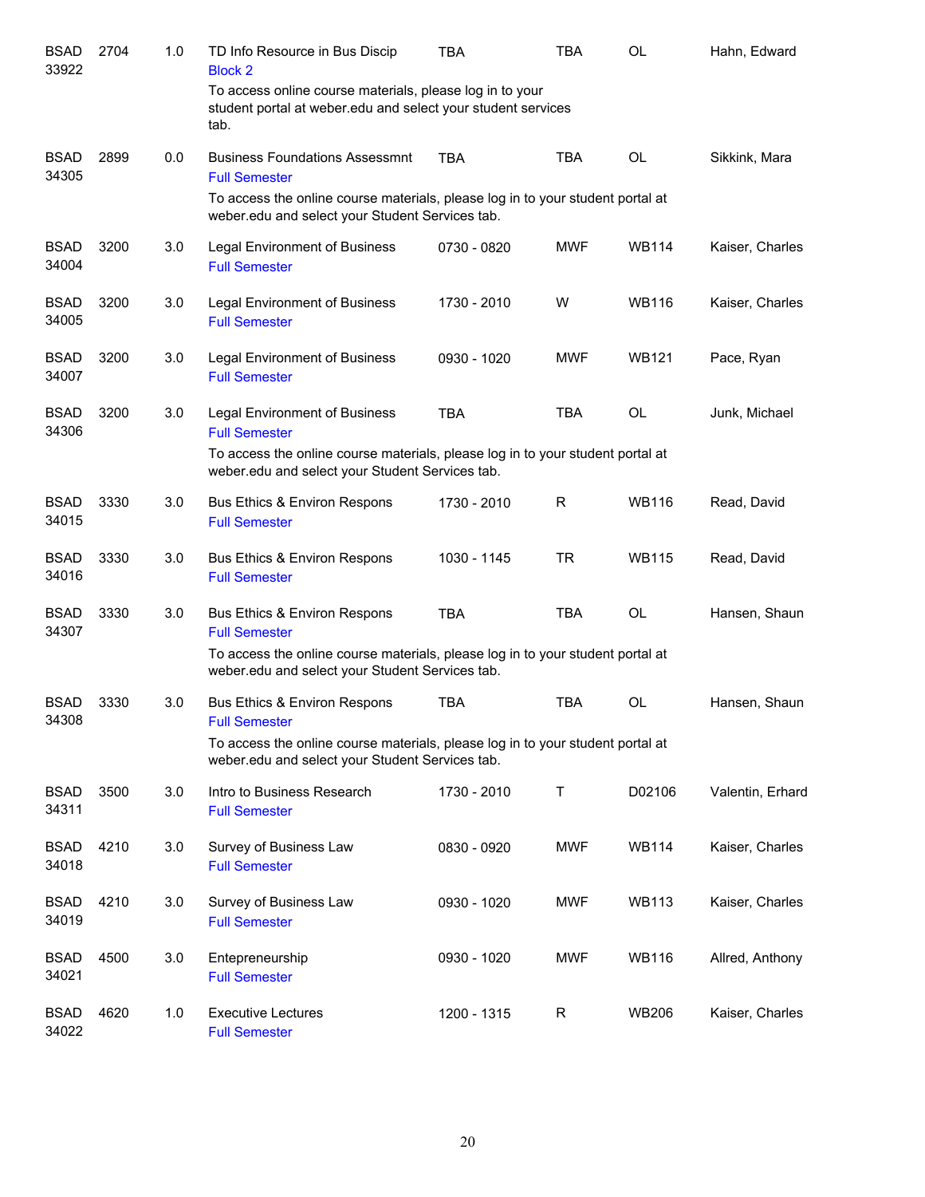| | | | | | | | |
|---|---|---|---|---|---|---|---|
| BSAD 33922 | 2704 | 1.0 | TD Info Resource in Bus Discip<br>Block 2<br>To access online course materials, please log in to your student portal at weber.edu and select your student services tab. | TBA | TBA | OL | Hahn, Edward |
| BSAD 34305 | 2899 | 0.0 | Business Foundations Assessmnt<br>Full Semester<br>To access the online course materials, please log in to your student portal at weber.edu and select your Student Services tab. | TBA | TBA | OL | Sikkink, Mara |
| BSAD 34004 | 3200 | 3.0 | Legal Environment of Business<br>Full Semester | 0730 - 0820 | MWF | WB114 | Kaiser, Charles |
| BSAD 34005 | 3200 | 3.0 | Legal Environment of Business<br>Full Semester | 1730 - 2010 | W | WB116 | Kaiser, Charles |
| BSAD 34007 | 3200 | 3.0 | Legal Environment of Business<br>Full Semester | 0930 - 1020 | MWF | WB121 | Pace, Ryan |
| BSAD 34306 | 3200 | 3.0 | Legal Environment of Business<br>Full Semester<br>To access the online course materials, please log in to your student portal at weber.edu and select your Student Services tab. | TBA | TBA | OL | Junk, Michael |
| BSAD 34015 | 3330 | 3.0 | Bus Ethics & Environ Respons<br>Full Semester | 1730 - 2010 | R | WB116 | Read, David |
| BSAD 34016 | 3330 | 3.0 | Bus Ethics & Environ Respons<br>Full Semester | 1030 - 1145 | TR | WB115 | Read, David |
| BSAD 34307 | 3330 | 3.0 | Bus Ethics & Environ Respons<br>Full Semester<br>To access the online course materials, please log in to your student portal at weber.edu and select your Student Services tab. | TBA | TBA | OL | Hansen, Shaun |
| BSAD 34308 | 3330 | 3.0 | Bus Ethics & Environ Respons<br>Full Semester<br>To access the online course materials, please log in to your student portal at weber.edu and select your Student Services tab. | TBA | TBA | OL | Hansen, Shaun |
| BSAD 34311 | 3500 | 3.0 | Intro to Business Research<br>Full Semester | 1730 - 2010 | T | D02106 | Valentin, Erhard |
| BSAD 34018 | 4210 | 3.0 | Survey of Business Law<br>Full Semester | 0830 - 0920 | MWF | WB114 | Kaiser, Charles |
| BSAD 34019 | 4210 | 3.0 | Survey of Business Law<br>Full Semester | 0930 - 1020 | MWF | WB113 | Kaiser, Charles |
| BSAD 34021 | 4500 | 3.0 | Entepreneurship<br>Full Semester | 0930 - 1020 | MWF | WB116 | Allred, Anthony |
| BSAD 34022 | 4620 | 1.0 | Executive Lectures<br>Full Semester | 1200 - 1315 | R | WB206 | Kaiser, Charles |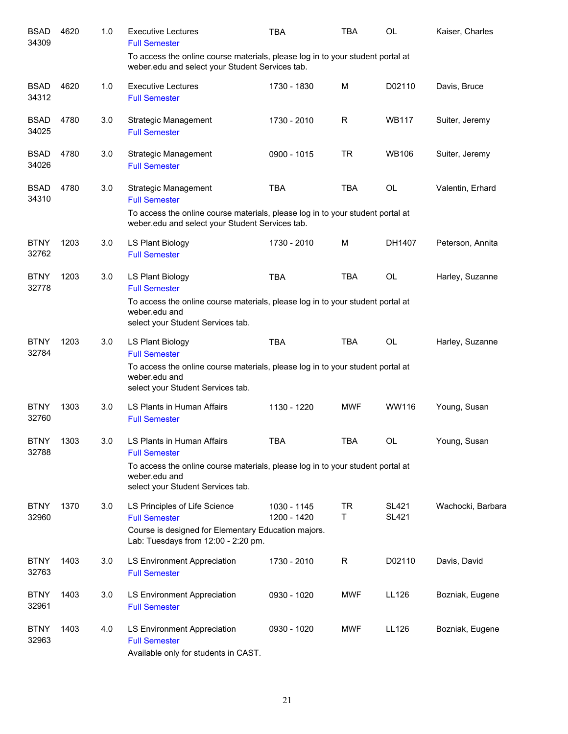| | | | | | | | |
|---|---|---|---|---|---|---|---|
| BSAD 34309 | 4620 | 1.0 | Executive Lectures<br>Full Semester<br>To access the online course materials, please log in to your student portal at weber.edu and select your Student Services tab. | TBA | TBA | OL | Kaiser, Charles |
| BSAD 34312 | 4620 | 1.0 | Executive Lectures<br>Full Semester | 1730 - 1830 | M | D02110 | Davis, Bruce |
| BSAD 34025 | 4780 | 3.0 | Strategic Management<br>Full Semester | 1730 - 2010 | R | WB117 | Suiter, Jeremy |
| BSAD 34026 | 4780 | 3.0 | Strategic Management<br>Full Semester | 0900 - 1015 | TR | WB106 | Suiter, Jeremy |
| BSAD 34310 | 4780 | 3.0 | Strategic Management<br>Full Semester<br>To access the online course materials, please log in to your student portal at weber.edu and select your Student Services tab. | TBA | TBA | OL | Valentin, Erhard |
| BTNY 32762 | 1203 | 3.0 | LS Plant Biology<br>Full Semester | 1730 - 2010 | M | DH1407 | Peterson, Annita |
| BTNY 32778 | 1203 | 3.0 | LS Plant Biology<br>Full Semester<br>To access the online course materials, please log in to your student portal at weber.edu and<br>select your Student Services tab. | TBA | TBA | OL | Harley, Suzanne |
| BTNY 32784 | 1203 | 3.0 | LS Plant Biology<br>Full Semester<br>To access the online course materials, please log in to your student portal at weber.edu and<br>select your Student Services tab. | TBA | TBA | OL | Harley, Suzanne |
| BTNY 32760 | 1303 | 3.0 | LS Plants in Human Affairs<br>Full Semester | 1130 - 1220 | MWF | WW116 | Young, Susan |
| BTNY 32788 | 1303 | 3.0 | LS Plants in Human Affairs<br>Full Semester<br>To access the online course materials, please log in to your student portal at weber.edu and<br>select your Student Services tab. | TBA | TBA | OL | Young, Susan |
| BTNY 32960 | 1370 | 3.0 | LS Principles of Life Science<br>Full Semester<br>Course is designed for Elementary Education majors. Lab: Tuesdays from 12:00 - 2:20 pm. | 1030 - 1145<br>1200 - 1420 | TR<br>T | SL421<br>SL421 | Wachocki, Barbara |
| BTNY 32763 | 1403 | 3.0 | LS Environment Appreciation<br>Full Semester | 1730 - 2010 | R | D02110 | Davis, David |
| BTNY 32961 | 1403 | 3.0 | LS Environment Appreciation<br>Full Semester | 0930 - 1020 | MWF | LL126 | Bozniak, Eugene |
| BTNY 32963 | 1403 | 4.0 | LS Environment Appreciation<br>Full Semester<br>Available only for students in CAST. | 0930 - 1020 | MWF | LL126 | Bozniak, Eugene |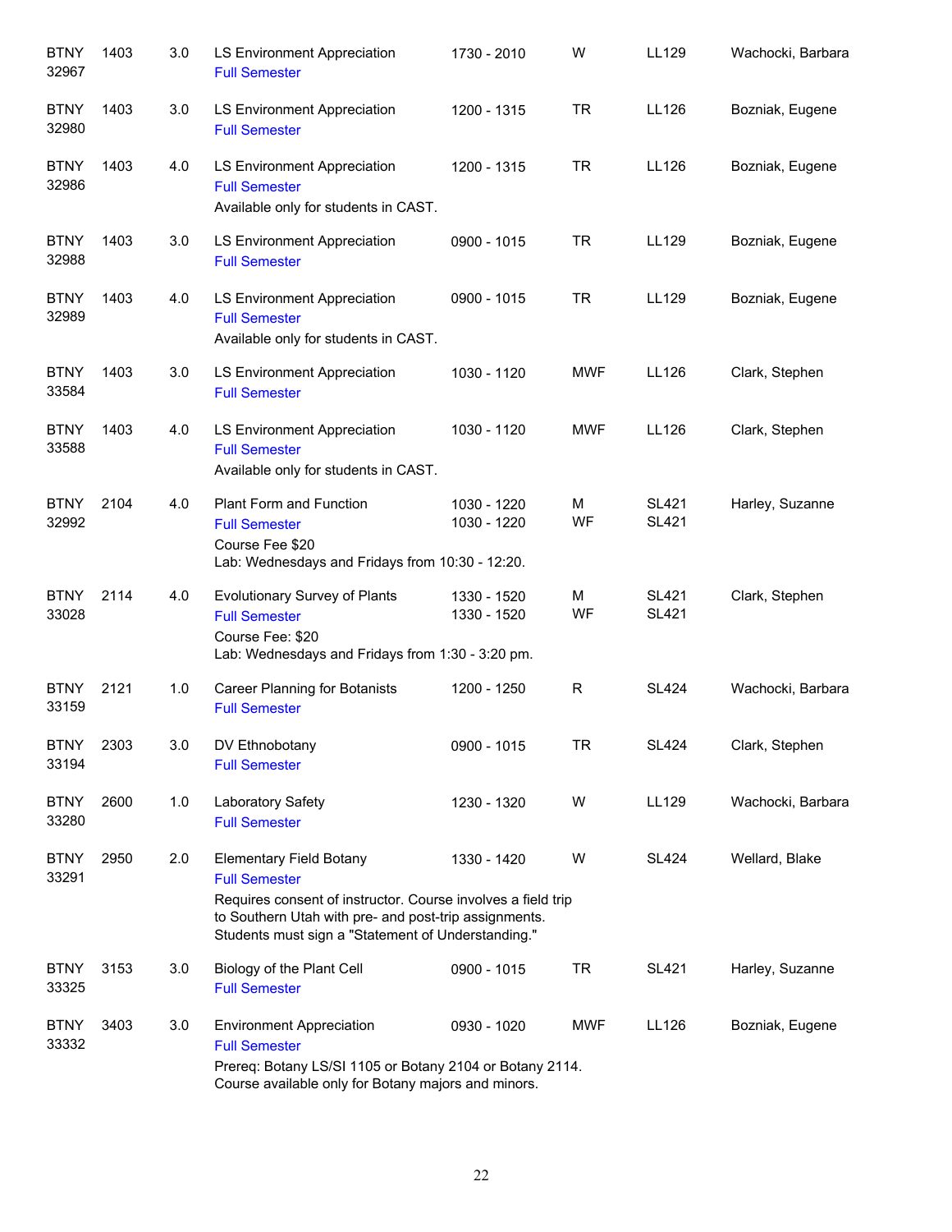| | | | | | | | |
|---|---|---|---|---|---|---|---|
| BTNY 32967 | 1403 | 3.0 | LS Environment Appreciation<br>Full Semester | 1730 - 2010 | W | LL129 | Wachocki, Barbara |
| BTNY 32980 | 1403 | 3.0 | LS Environment Appreciation<br>Full Semester | 1200 - 1315 | TR | LL126 | Bozniak, Eugene |
| BTNY 32986 | 1403 | 4.0 | LS Environment Appreciation<br>Full Semester<br>Available only for students in CAST. | 1200 - 1315 | TR | LL126 | Bozniak, Eugene |
| BTNY 32988 | 1403 | 3.0 | LS Environment Appreciation<br>Full Semester | 0900 - 1015 | TR | LL129 | Bozniak, Eugene |
| BTNY 32989 | 1403 | 4.0 | LS Environment Appreciation<br>Full Semester<br>Available only for students in CAST. | 0900 - 1015 | TR | LL129 | Bozniak, Eugene |
| BTNY 33584 | 1403 | 3.0 | LS Environment Appreciation<br>Full Semester | 1030 - 1120 | MWF | LL126 | Clark, Stephen |
| BTNY 33588 | 1403 | 4.0 | LS Environment Appreciation<br>Full Semester<br>Available only for students in CAST. | 1030 - 1120 | MWF | LL126 | Clark, Stephen |
| BTNY 32992 | 2104 | 4.0 | Plant Form and Function<br>Full Semester<br>Course Fee $20<br>Lab: Wednesdays and Fridays from 10:30 - 12:20. | 1030 - 1220<br>1030 - 1220 | M<br>WF | SL421<br>SL421 | Harley, Suzanne |
| BTNY 33028 | 2114 | 4.0 | Evolutionary Survey of Plants<br>Full Semester<br>Course Fee: $20<br>Lab: Wednesdays and Fridays from 1:30 - 3:20 pm. | 1330 - 1520<br>1330 - 1520 | M<br>WF | SL421<br>SL421 | Clark, Stephen |
| BTNY 33159 | 2121 | 1.0 | Career Planning for Botanists<br>Full Semester | 1200 - 1250 | R | SL424 | Wachocki, Barbara |
| BTNY 33194 | 2303 | 3.0 | DV Ethnobotany<br>Full Semester | 0900 - 1015 | TR | SL424 | Clark, Stephen |
| BTNY 33280 | 2600 | 1.0 | Laboratory Safety<br>Full Semester | 1230 - 1320 | W | LL129 | Wachocki, Barbara |
| BTNY 33291 | 2950 | 2.0 | Elementary Field Botany<br>Full Semester<br>Requires consent of instructor. Course involves a field trip to Southern Utah with pre- and post-trip assignments. Students must sign a "Statement of Understanding." | 1330 - 1420 | W | SL424 | Wellard, Blake |
| BTNY 33325 | 3153 | 3.0 | Biology of the Plant Cell<br>Full Semester | 0900 - 1015 | TR | SL421 | Harley, Suzanne |
| BTNY 33332 | 3403 | 3.0 | Environment Appreciation<br>Full Semester<br>Prereq: Botany LS/SI 1105 or Botany 2104 or Botany 2114. Course available only for Botany majors and minors. | 0930 - 1020 | MWF | LL126 | Bozniak, Eugene |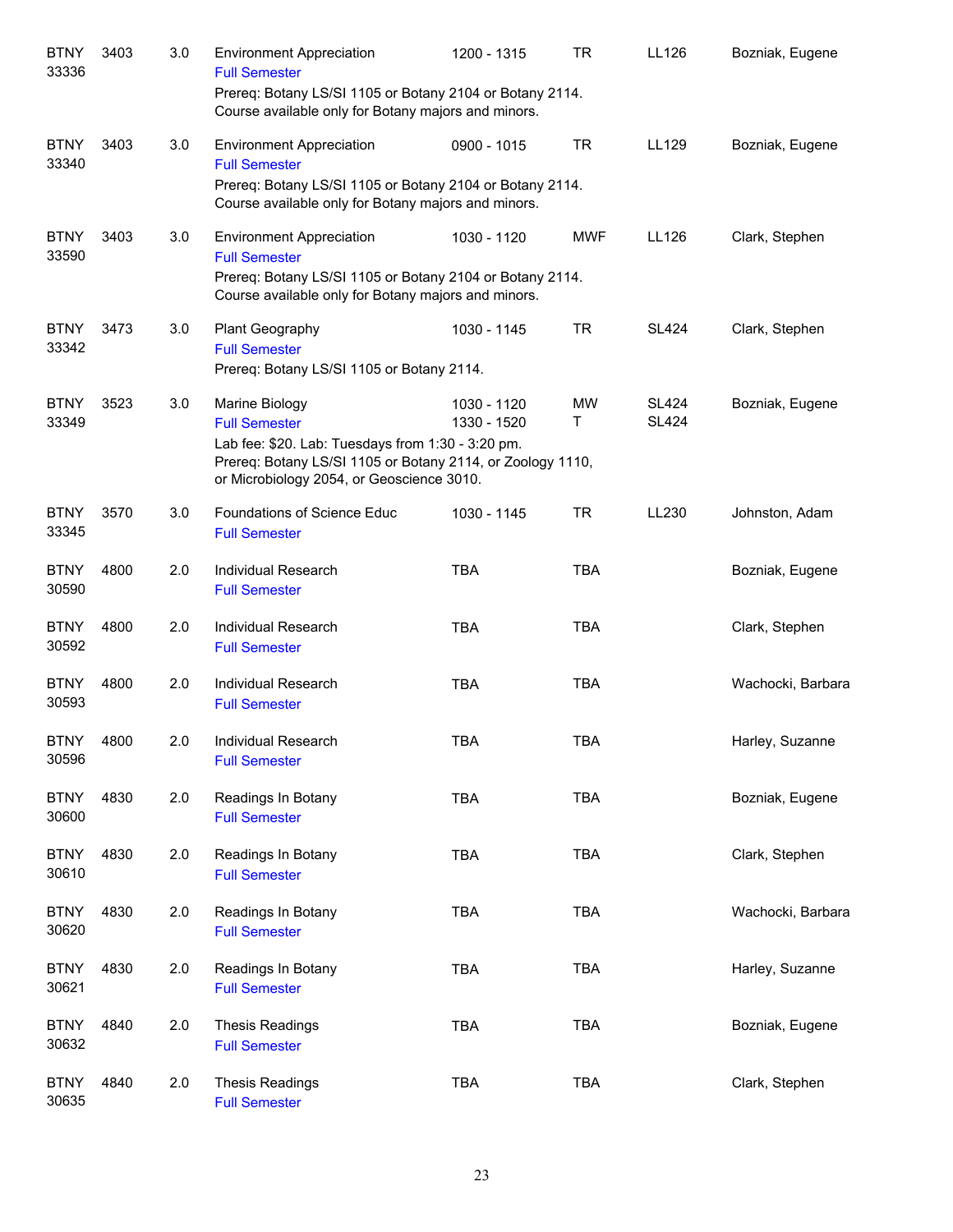| | | | | | | | |
|---|---|---|---|---|---|---|---|
| BTNY 33336 | 3403 | 3.0 | Environment Appreciation<br>Full Semester<br>Prereq: Botany LS/SI 1105 or Botany 2104 or Botany 2114. Course available only for Botany majors and minors. | 1200 - 1315 | TR | LL126 | Bozniak, Eugene |
| BTNY 33340 | 3403 | 3.0 | Environment Appreciation<br>Full Semester<br>Prereq: Botany LS/SI 1105 or Botany 2104 or Botany 2114. Course available only for Botany majors and minors. | 0900 - 1015 | TR | LL129 | Bozniak, Eugene |
| BTNY 33590 | 3403 | 3.0 | Environment Appreciation<br>Full Semester<br>Prereq: Botany LS/SI 1105 or Botany 2104 or Botany 2114. Course available only for Botany majors and minors. | 1030 - 1120 | MWF | LL126 | Clark, Stephen |
| BTNY 33342 | 3473 | 3.0 | Plant Geography<br>Full Semester<br>Prereq: Botany LS/SI 1105 or Botany 2114. | 1030 - 1145 | TR | SL424 | Clark, Stephen |
| BTNY 33349 | 3523 | 3.0 | Marine Biology<br>Full Semester<br>Lab fee: $20. Lab: Tuesdays from 1:30 - 3:20 pm. Prereq: Botany LS/SI 1105 or Botany 2114, or Zoology 1110, or Microbiology 2054, or Geoscience 3010. | 1030 - 1120<br>1330 - 1520 | MW<br>T | SL424<br>SL424 | Bozniak, Eugene |
| BTNY 33345 | 3570 | 3.0 | Foundations of Science Educ<br>Full Semester | 1030 - 1145 | TR | LL230 | Johnston, Adam |
| BTNY 30590 | 4800 | 2.0 | Individual Research<br>Full Semester | TBA | TBA | | Bozniak, Eugene |
| BTNY 30592 | 4800 | 2.0 | Individual Research<br>Full Semester | TBA | TBA | | Clark, Stephen |
| BTNY 30593 | 4800 | 2.0 | Individual Research<br>Full Semester | TBA | TBA | | Wachocki, Barbara |
| BTNY 30596 | 4800 | 2.0 | Individual Research<br>Full Semester | TBA | TBA | | Harley, Suzanne |
| BTNY 30600 | 4830 | 2.0 | Readings In Botany<br>Full Semester | TBA | TBA | | Bozniak, Eugene |
| BTNY 30610 | 4830 | 2.0 | Readings In Botany<br>Full Semester | TBA | TBA | | Clark, Stephen |
| BTNY 30620 | 4830 | 2.0 | Readings In Botany<br>Full Semester | TBA | TBA | | Wachocki, Barbara |
| BTNY 30621 | 4830 | 2.0 | Readings In Botany<br>Full Semester | TBA | TBA | | Harley, Suzanne |
| BTNY 30632 | 4840 | 2.0 | Thesis Readings<br>Full Semester | TBA | TBA | | Bozniak, Eugene |
| BTNY 30635 | 4840 | 2.0 | Thesis Readings<br>Full Semester | TBA | TBA | | Clark, Stephen |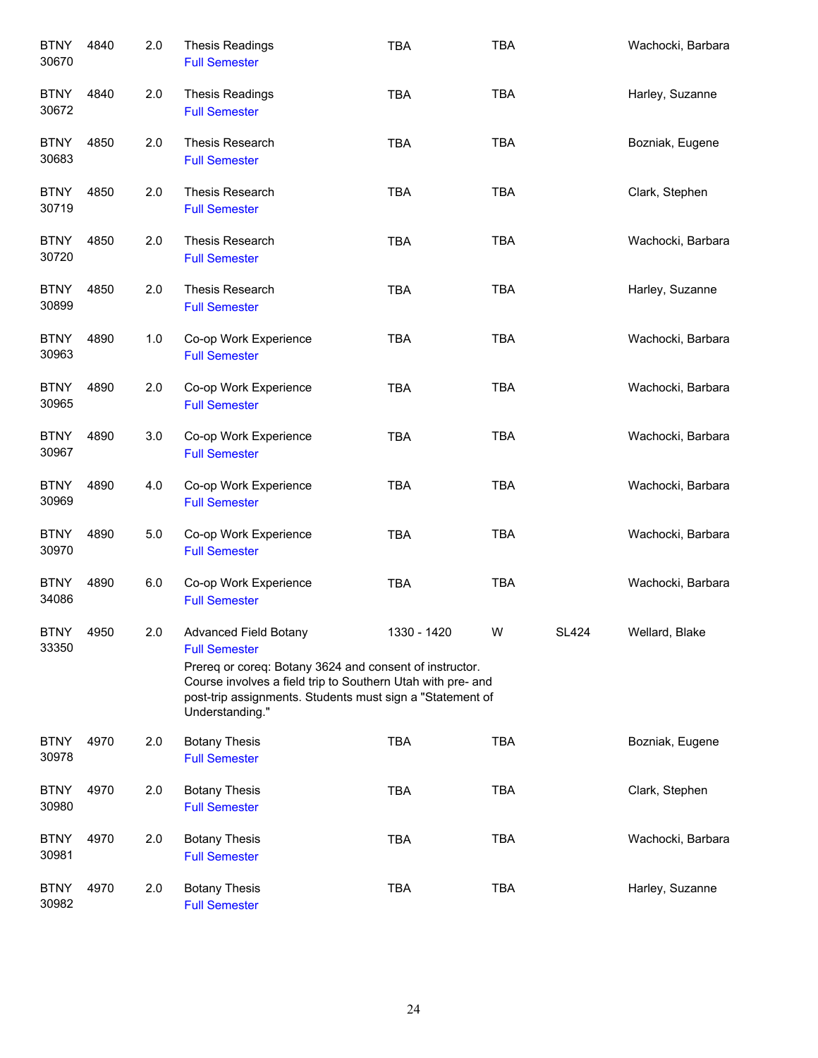| | | | | | | | |
|---|---|---|---|---|---|---|---|
| BTNY 30670 | 4840 | 2.0 | Thesis Readings<br>Full Semester | TBA | TBA | | Wachocki, Barbara |
| BTNY 30672 | 4840 | 2.0 | Thesis Readings<br>Full Semester | TBA | TBA | | Harley, Suzanne |
| BTNY 30683 | 4850 | 2.0 | Thesis Research<br>Full Semester | TBA | TBA | | Bozniak, Eugene |
| BTNY 30719 | 4850 | 2.0 | Thesis Research<br>Full Semester | TBA | TBA | | Clark, Stephen |
| BTNY 30720 | 4850 | 2.0 | Thesis Research<br>Full Semester | TBA | TBA | | Wachocki, Barbara |
| BTNY 30899 | 4850 | 2.0 | Thesis Research<br>Full Semester | TBA | TBA | | Harley, Suzanne |
| BTNY 30963 | 4890 | 1.0 | Co-op Work Experience<br>Full Semester | TBA | TBA | | Wachocki, Barbara |
| BTNY 30965 | 4890 | 2.0 | Co-op Work Experience<br>Full Semester | TBA | TBA | | Wachocki, Barbara |
| BTNY 30967 | 4890 | 3.0 | Co-op Work Experience<br>Full Semester | TBA | TBA | | Wachocki, Barbara |
| BTNY 30969 | 4890 | 4.0 | Co-op Work Experience<br>Full Semester | TBA | TBA | | Wachocki, Barbara |
| BTNY 30970 | 4890 | 5.0 | Co-op Work Experience<br>Full Semester | TBA | TBA | | Wachocki, Barbara |
| BTNY 34086 | 4890 | 6.0 | Co-op Work Experience<br>Full Semester | TBA | TBA | | Wachocki, Barbara |
| BTNY 33350 | 4950 | 2.0 | Advanced Field Botany<br>Full Semester<br>Prereq or coreq: Botany 3624 and consent of instructor. Course involves a field trip to Southern Utah with pre- and post-trip assignments. Students must sign a "Statement of Understanding." | 1330 - 1420 | W | SL424 | Wellard, Blake |
| BTNY 30978 | 4970 | 2.0 | Botany Thesis<br>Full Semester | TBA | TBA | | Bozniak, Eugene |
| BTNY 30980 | 4970 | 2.0 | Botany Thesis<br>Full Semester | TBA | TBA | | Clark, Stephen |
| BTNY 30981 | 4970 | 2.0 | Botany Thesis<br>Full Semester | TBA | TBA | | Wachocki, Barbara |
| BTNY 30982 | 4970 | 2.0 | Botany Thesis<br>Full Semester | TBA | TBA | | Harley, Suzanne |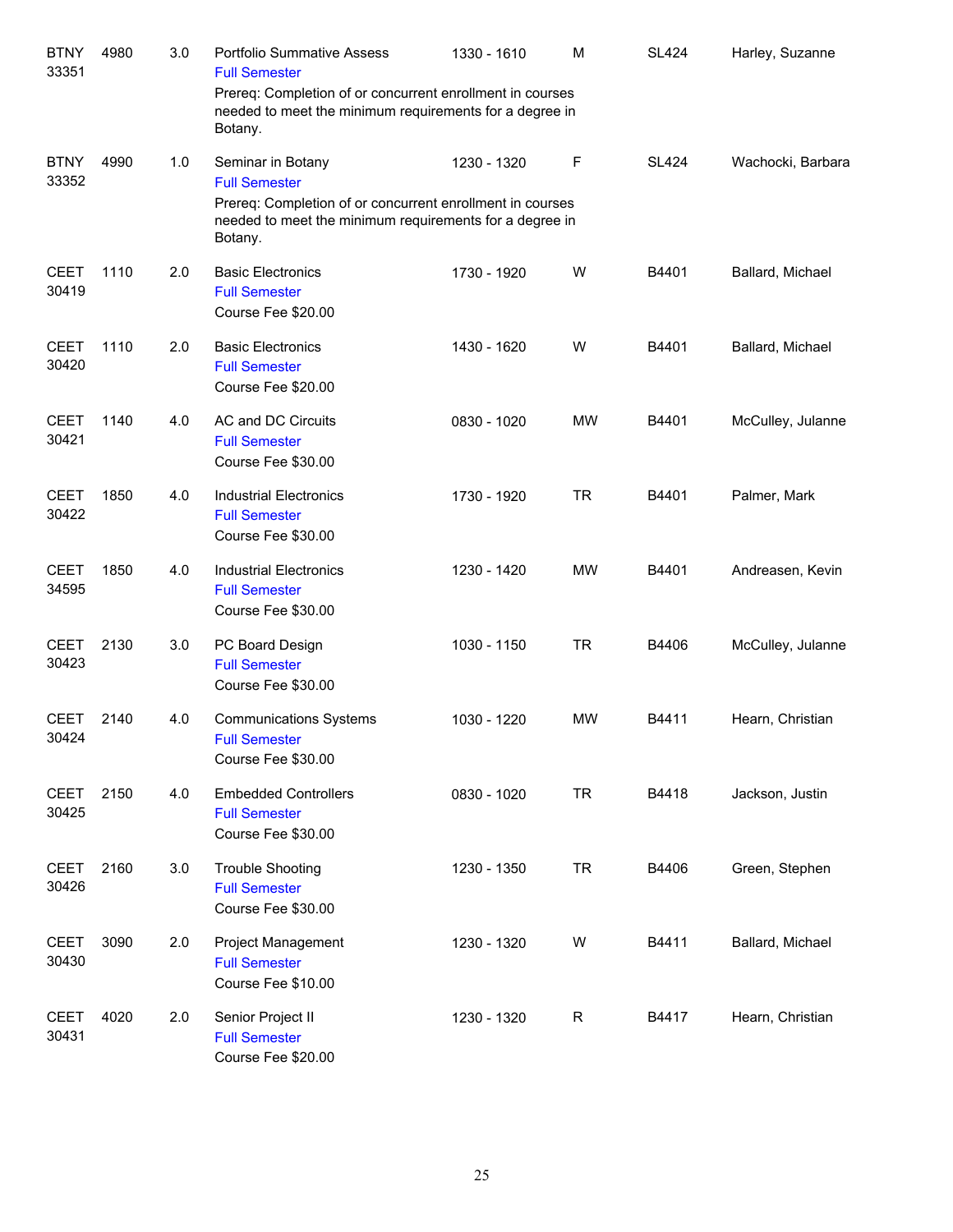| | | | | | | | |
|---|---|---|---|---|---|---|---|
| BTNY 33351 | 4980 | 3.0 | Portfolio Summative Assess<br>Full Semester<br>Prereq: Completion of or concurrent enrollment in courses needed to meet the minimum requirements for a degree in Botany. | 1330 - 1610 | M | SL424 | Harley, Suzanne |
| BTNY 33352 | 4990 | 1.0 | Seminar in Botany<br>Full Semester<br>Prereq: Completion of or concurrent enrollment in courses needed to meet the minimum requirements for a degree in Botany. | 1230 - 1320 | F | SL424 | Wachocki, Barbara |
| CEET 30419 | 1110 | 2.0 | Basic Electronics<br>Full Semester<br>Course Fee $20.00 | 1730 - 1920 | W | B4401 | Ballard, Michael |
| CEET 30420 | 1110 | 2.0 | Basic Electronics<br>Full Semester<br>Course Fee $20.00 | 1430 - 1620 | W | B4401 | Ballard, Michael |
| CEET 30421 | 1140 | 4.0 | AC and DC Circuits<br>Full Semester<br>Course Fee $30.00 | 0830 - 1020 | MW | B4401 | McCulley, Julanne |
| CEET 30422 | 1850 | 4.0 | Industrial Electronics<br>Full Semester<br>Course Fee $30.00 | 1730 - 1920 | TR | B4401 | Palmer, Mark |
| CEET 34595 | 1850 | 4.0 | Industrial Electronics<br>Full Semester<br>Course Fee $30.00 | 1230 - 1420 | MW | B4401 | Andreasen, Kevin |
| CEET 30423 | 2130 | 3.0 | PC Board Design<br>Full Semester<br>Course Fee $30.00 | 1030 - 1150 | TR | B4406 | McCulley, Julanne |
| CEET 30424 | 2140 | 4.0 | Communications Systems<br>Full Semester<br>Course Fee $30.00 | 1030 - 1220 | MW | B4411 | Hearn, Christian |
| CEET 30425 | 2150 | 4.0 | Embedded Controllers<br>Full Semester<br>Course Fee $30.00 | 0830 - 1020 | TR | B4418 | Jackson, Justin |
| CEET 30426 | 2160 | 3.0 | Trouble Shooting<br>Full Semester<br>Course Fee $30.00 | 1230 - 1350 | TR | B4406 | Green, Stephen |
| CEET 30430 | 3090 | 2.0 | Project Management<br>Full Semester<br>Course Fee $10.00 | 1230 - 1320 | W | B4411 | Ballard, Michael |
| CEET 30431 | 4020 | 2.0 | Senior Project II<br>Full Semester<br>Course Fee $20.00 | 1230 - 1320 | R | B4417 | Hearn, Christian |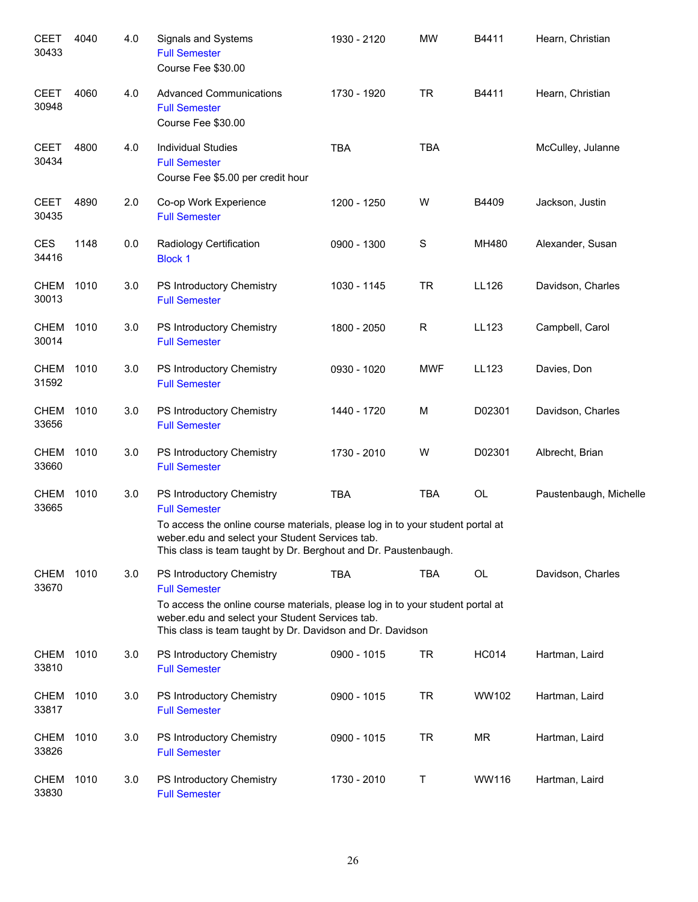| | | | | | | | |
|---|---|---|---|---|---|---|---|
| CEET 30433 | 4040 | 4.0 | Signals and Systems<br>Full Semester<br>Course Fee $30.00 | 1930 - 2120 | MW | B4411 | Hearn, Christian |
| CEET 30948 | 4060 | 4.0 | Advanced Communications<br>Full Semester<br>Course Fee $30.00 | 1730 - 1920 | TR | B4411 | Hearn, Christian |
| CEET 30434 | 4800 | 4.0 | Individual Studies<br>Full Semester<br>Course Fee $5.00 per credit hour | TBA | TBA | | McCulley, Julanne |
| CEET 30435 | 4890 | 2.0 | Co-op Work Experience<br>Full Semester | 1200 - 1250 | W | B4409 | Jackson, Justin |
| CES 34416 | 1148 | 0.0 | Radiology Certification<br>Block 1 | 0900 - 1300 | S | MH480 | Alexander, Susan |
| CHEM 30013 | 1010 | 3.0 | PS Introductory Chemistry<br>Full Semester | 1030 - 1145 | TR | LL126 | Davidson, Charles |
| CHEM 30014 | 1010 | 3.0 | PS Introductory Chemistry<br>Full Semester | 1800 - 2050 | R | LL123 | Campbell, Carol |
| CHEM 31592 | 1010 | 3.0 | PS Introductory Chemistry<br>Full Semester | 0930 - 1020 | MWF | LL123 | Davies, Don |
| CHEM 33656 | 1010 | 3.0 | PS Introductory Chemistry<br>Full Semester | 1440 - 1720 | M | D02301 | Davidson, Charles |
| CHEM 33660 | 1010 | 3.0 | PS Introductory Chemistry<br>Full Semester | 1730 - 2010 | W | D02301 | Albrecht, Brian |
| CHEM 33665 | 1010 | 3.0 | PS Introductory Chemistry<br>Full Semester<br>To access the online course materials, please log in to your student portal at weber.edu and select your Student Services tab.<br>This class is team taught by Dr. Berghout and Dr. Paustenbaugh. | TBA | TBA | OL | Paustenbaugh, Michelle |
| CHEM 33670 | 1010 | 3.0 | PS Introductory Chemistry<br>Full Semester<br>To access the online course materials, please log in to your student portal at weber.edu and select your Student Services tab.<br>This class is team taught by Dr. Davidson and Dr. Davidson | TBA | TBA | OL | Davidson, Charles |
| CHEM 33810 | 1010 | 3.0 | PS Introductory Chemistry<br>Full Semester | 0900 - 1015 | TR | HC014 | Hartman, Laird |
| CHEM 33817 | 1010 | 3.0 | PS Introductory Chemistry<br>Full Semester | 0900 - 1015 | TR | WW102 | Hartman, Laird |
| CHEM 33826 | 1010 | 3.0 | PS Introductory Chemistry<br>Full Semester | 0900 - 1015 | TR | MR | Hartman, Laird |
| CHEM 33830 | 1010 | 3.0 | PS Introductory Chemistry<br>Full Semester | 1730 - 2010 | T | WW116 | Hartman, Laird |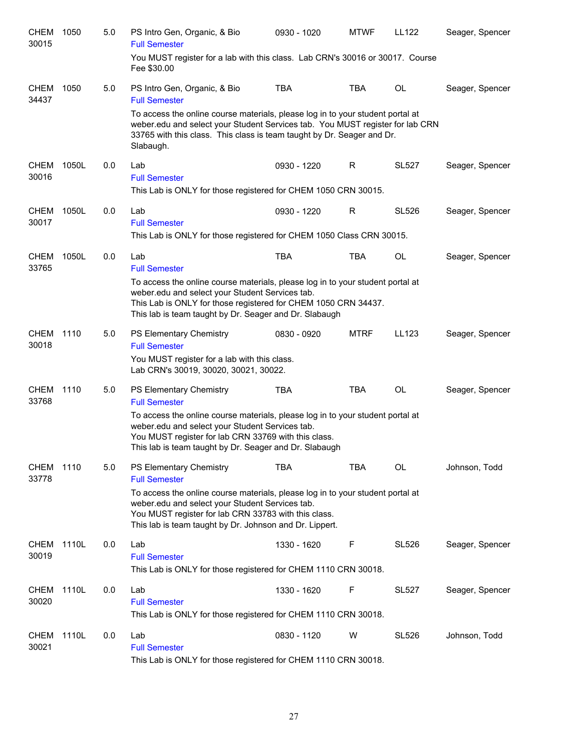| | | | | | | | |
|---|---|---|---|---|---|---|---|
| CHEM 30015 | 1050 | 5.0 | PS Intro Gen, Organic, & Bio<br>Full Semester<br>You MUST register for a lab with this class. Lab CRN's 30016 or 30017. Course Fee $30.00 | 0930 - 1020 | MTWF | LL122 | Seager, Spencer |
| CHEM 34437 | 1050 | 5.0 | PS Intro Gen, Organic, & Bio<br>Full Semester<br>To access the online course materials, please log in to your student portal at weber.edu and select your Student Services tab. You MUST register for lab CRN 33765 with this class. This class is team taught by Dr. Seager and Dr. Slabaugh. | TBA | TBA | OL | Seager, Spencer |
| CHEM 30016 | 1050L | 0.0 | Lab<br>Full Semester<br>This Lab is ONLY for those registered for CHEM 1050 CRN 30015. | 0930 - 1220 | R | SL527 | Seager, Spencer |
| CHEM 30017 | 1050L | 0.0 | Lab<br>Full Semester<br>This Lab is ONLY for those registered for CHEM 1050 Class CRN 30015. | 0930 - 1220 | R | SL526 | Seager, Spencer |
| CHEM 33765 | 1050L | 0.0 | Lab<br>Full Semester<br>To access the online course materials, please log in to your student portal at weber.edu and select your Student Services tab.<br>This Lab is ONLY for those registered for CHEM 1050 CRN 34437.<br>This lab is team taught by Dr. Seager and Dr. Slabaugh | TBA | TBA | OL | Seager, Spencer |
| CHEM 30018 | 1110 | 5.0 | PS Elementary Chemistry<br>Full Semester<br>You MUST register for a lab with this class.<br>Lab CRN's 30019, 30020, 30021, 30022. | 0830 - 0920 | MTRF | LL123 | Seager, Spencer |
| CHEM 33768 | 1110 | 5.0 | PS Elementary Chemistry<br>Full Semester<br>To access the online course materials, please log in to your student portal at weber.edu and select your Student Services tab.<br>You MUST register for lab CRN 33769 with this class.<br>This lab is team taught by Dr. Seager and Dr. Slabaugh | TBA | TBA | OL | Seager, Spencer |
| CHEM 33778 | 1110 | 5.0 | PS Elementary Chemistry<br>Full Semester<br>To access the online course materials, please log in to your student portal at weber.edu and select your Student Services tab.<br>You MUST register for lab CRN 33783 with this class.<br>This lab is team taught by Dr. Johnson and Dr. Lippert. | TBA | TBA | OL | Johnson, Todd |
| CHEM 30019 | 1110L | 0.0 | Lab<br>Full Semester<br>This Lab is ONLY for those registered for CHEM 1110 CRN 30018. | 1330 - 1620 | F | SL526 | Seager, Spencer |
| CHEM 30020 | 1110L | 0.0 | Lab<br>Full Semester<br>This Lab is ONLY for those registered for CHEM 1110 CRN 30018. | 1330 - 1620 | F | SL527 | Seager, Spencer |
| CHEM 30021 | 1110L | 0.0 | Lab<br>Full Semester<br>This Lab is ONLY for those registered for CHEM 1110 CRN 30018. | 0830 - 1120 | W | SL526 | Johnson, Todd |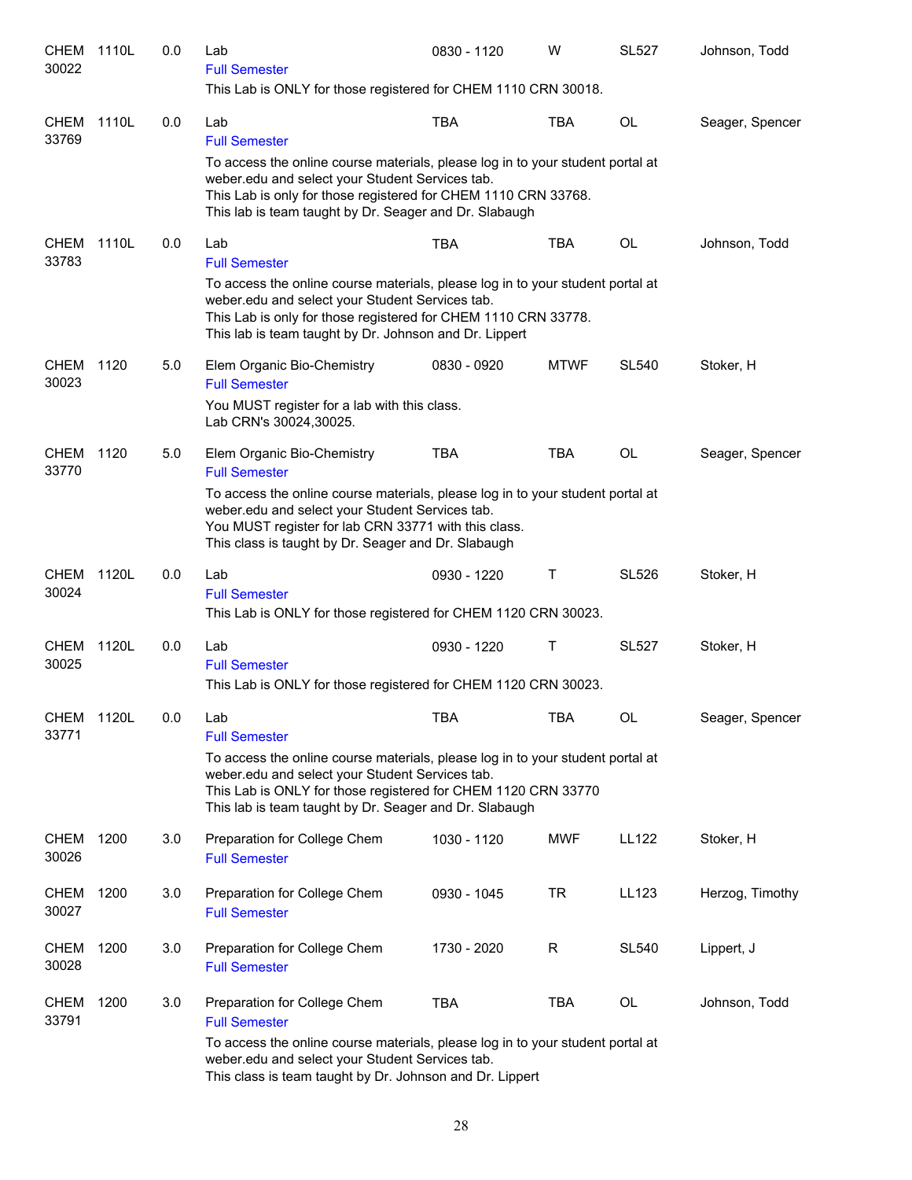| Subject/CRN | Course | Credits | Title | Time | Days | Room | Instructor |
|---|---|---|---|---|---|---|---|
| CHEM 30022 | 1110L | 0.0 | Lab<br>Full Semester<br>This Lab is ONLY for those registered for CHEM 1110 CRN 30018. | 0830 - 1120 | W | SL527 | Johnson, Todd |
| CHEM 33769 | 1110L | 0.0 | Lab<br>Full Semester<br>To access the online course materials, please log in to your student portal at weber.edu and select your Student Services tab.<br>This Lab is only for those registered for CHEM 1110 CRN 33768.<br>This lab is team taught by Dr. Seager and Dr. Slabaugh | TBA | TBA | OL | Seager, Spencer |
| CHEM 33783 | 1110L | 0.0 | Lab<br>Full Semester<br>To access the online course materials, please log in to your student portal at weber.edu and select your Student Services tab.<br>This Lab is only for those registered for CHEM 1110 CRN 33778.<br>This lab is team taught by Dr. Johnson and Dr. Lippert | TBA | TBA | OL | Johnson, Todd |
| CHEM 30023 | 1120 | 5.0 | Elem Organic Bio-Chemistry<br>Full Semester<br>You MUST register for a lab with this class.<br>Lab CRN's 30024,30025. | 0830 - 0920 | MTWF | SL540 | Stoker, H |
| CHEM 33770 | 1120 | 5.0 | Elem Organic Bio-Chemistry<br>Full Semester<br>To access the online course materials, please log in to your student portal at weber.edu and select your Student Services tab.<br>You MUST register for lab CRN 33771 with this class.<br>This class is taught by Dr. Seager and Dr. Slabaugh | TBA | TBA | OL | Seager, Spencer |
| CHEM 30024 | 1120L | 0.0 | Lab<br>Full Semester<br>This Lab is ONLY for those registered for CHEM 1120 CRN 30023. | 0930 - 1220 | T | SL526 | Stoker, H |
| CHEM 30025 | 1120L | 0.0 | Lab<br>Full Semester<br>This Lab is ONLY for those registered for CHEM 1120 CRN 30023. | 0930 - 1220 | T | SL527 | Stoker, H |
| CHEM 33771 | 1120L | 0.0 | Lab<br>Full Semester<br>To access the online course materials, please log in to your student portal at weber.edu and select your Student Services tab.<br>This Lab is ONLY for those registered for CHEM 1120 CRN 33770<br>This lab is team taught by Dr. Seager and Dr. Slabaugh | TBA | TBA | OL | Seager, Spencer |
| CHEM 30026 | 1200 | 3.0 | Preparation for College Chem<br>Full Semester | 1030 - 1120 | MWF | LL122 | Stoker, H |
| CHEM 30027 | 1200 | 3.0 | Preparation for College Chem<br>Full Semester | 0930 - 1045 | TR | LL123 | Herzog, Timothy |
| CHEM 30028 | 1200 | 3.0 | Preparation for College Chem<br>Full Semester | 1730 - 2020 | R | SL540 | Lippert, J |
| CHEM 33791 | 1200 | 3.0 | Preparation for College Chem<br>Full Semester<br>To access the online course materials, please log in to your student portal at weber.edu and select your Student Services tab.<br>This class is team taught by Dr. Johnson and Dr. Lippert | TBA | TBA | OL | Johnson, Todd |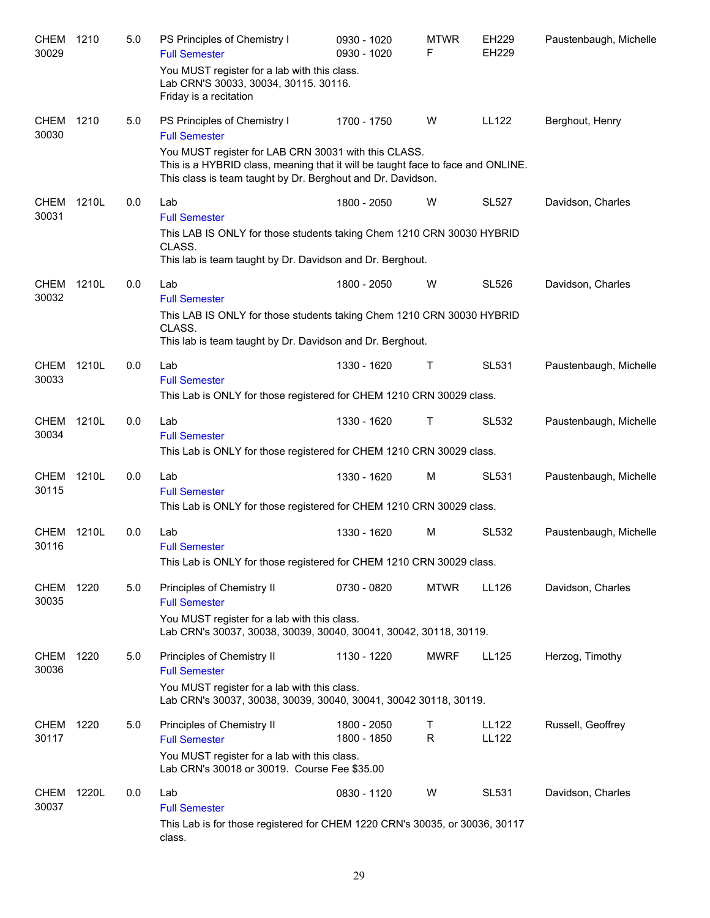| | | | | | | | |
|---|---|---|---|---|---|---|---|
| CHEM 30029 | 1210 | 5.0 | PS Principles of Chemistry I<br>Full Semester<br>You MUST register for a lab with this class.<br>Lab CRN'S 30033, 30034, 30115. 30116.<br>Friday is a recitation | 0930 - 1020<br>0930 - 1020 | MTWR<br>F | EH229<br>EH229 | Paustenbaugh, Michelle |
| CHEM 30030 | 1210 | 5.0 | PS Principles of Chemistry I<br>Full Semester<br>You MUST register for LAB CRN 30031 with this CLASS.<br>This is a HYBRID class, meaning that it will be taught face to face and ONLINE.<br>This class is team taught by Dr. Berghout and Dr. Davidson. | 1700 - 1750 | W | LL122 | Berghout, Henry |
| CHEM 30031 | 1210L | 0.0 | Lab<br>Full Semester<br>This LAB IS ONLY for those students taking Chem 1210 CRN 30030 HYBRID CLASS.<br>This lab is team taught by Dr. Davidson and Dr. Berghout. | 1800 - 2050 | W | SL527 | Davidson, Charles |
| CHEM 30032 | 1210L | 0.0 | Lab<br>Full Semester<br>This LAB IS ONLY for those students taking Chem 1210 CRN 30030 HYBRID CLASS.<br>This lab is team taught by Dr. Davidson and Dr. Berghout. | 1800 - 2050 | W | SL526 | Davidson, Charles |
| CHEM 30033 | 1210L | 0.0 | Lab<br>Full Semester<br>This Lab is ONLY for those registered for CHEM 1210 CRN 30029 class. | 1330 - 1620 | T | SL531 | Paustenbaugh, Michelle |
| CHEM 30034 | 1210L | 0.0 | Lab<br>Full Semester<br>This Lab is ONLY for those registered for CHEM 1210 CRN 30029 class. | 1330 - 1620 | T | SL532 | Paustenbaugh, Michelle |
| CHEM 30115 | 1210L | 0.0 | Lab<br>Full Semester<br>This Lab is ONLY for those registered for CHEM 1210 CRN 30029 class. | 1330 - 1620 | M | SL531 | Paustenbaugh, Michelle |
| CHEM 30116 | 1210L | 0.0 | Lab<br>Full Semester<br>This Lab is ONLY for those registered for CHEM 1210 CRN 30029 class. | 1330 - 1620 | M | SL532 | Paustenbaugh, Michelle |
| CHEM 30035 | 1220 | 5.0 | Principles of Chemistry II<br>Full Semester<br>You MUST register for a lab with this class.<br>Lab CRN's 30037, 30038, 30039, 30040, 30041, 30042, 30118, 30119. | 0730 - 0820 | MTWR | LL126 | Davidson, Charles |
| CHEM 30036 | 1220 | 5.0 | Principles of Chemistry II<br>Full Semester<br>You MUST register for a lab with this class.<br>Lab CRN's 30037, 30038, 30039, 30040, 30041, 30042 30118, 30119. | 1130 - 1220 | MWRF | LL125 | Herzog, Timothy |
| CHEM 30117 | 1220 | 5.0 | Principles of Chemistry II<br>Full Semester<br>You MUST register for a lab with this class.<br>Lab CRN's 30018 or 30019. Course Fee $35.00 | 1800 - 2050<br>1800 - 1850 | T<br>R | LL122<br>LL122 | Russell, Geoffrey |
| CHEM 30037 | 1220L | 0.0 | Lab<br>Full Semester<br>This Lab is for those registered for CHEM 1220 CRN's 30035, or 30036, 30117 class. | 0830 - 1120 | W | SL531 | Davidson, Charles |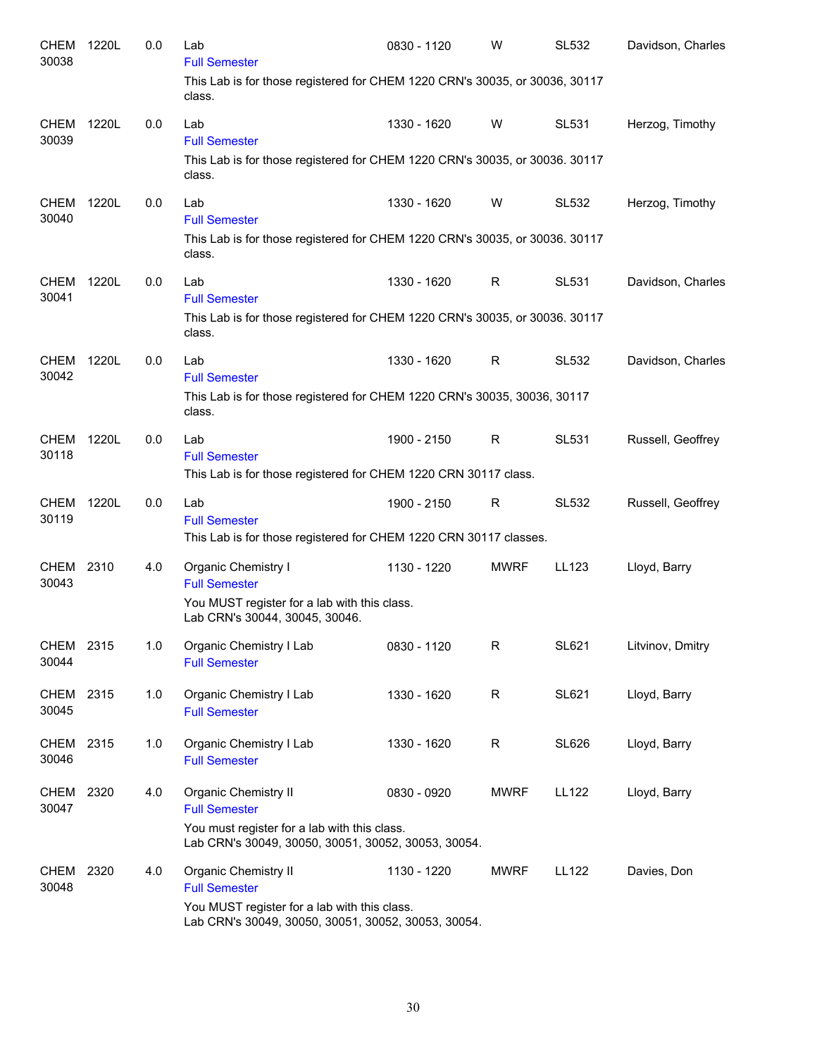| | | | | | | | |
|---|---|---|---|---|---|---|---|
| CHEM 30038 | 1220L | 0.0 | Lab<br>Full Semester<br>This Lab is for those registered for CHEM 1220 CRN's 30035, or 30036, 30117 class. | 0830 - 1120 | W | SL532 | Davidson, Charles |
| CHEM 30039 | 1220L | 0.0 | Lab<br>Full Semester<br>This Lab is for those registered for CHEM 1220 CRN's 30035, or 30036. 30117 class. | 1330 - 1620 | W | SL531 | Herzog, Timothy |
| CHEM 30040 | 1220L | 0.0 | Lab<br>Full Semester<br>This Lab is for those registered for CHEM 1220 CRN's 30035, or 30036. 30117 class. | 1330 - 1620 | W | SL532 | Herzog, Timothy |
| CHEM 30041 | 1220L | 0.0 | Lab<br>Full Semester<br>This Lab is for those registered for CHEM 1220 CRN's 30035, or 30036. 30117 class. | 1330 - 1620 | R | SL531 | Davidson, Charles |
| CHEM 30042 | 1220L | 0.0 | Lab<br>Full Semester<br>This Lab is for those registered for CHEM 1220 CRN's 30035, 30036, 30117 class. | 1330 - 1620 | R | SL532 | Davidson, Charles |
| CHEM 30118 | 1220L | 0.0 | Lab<br>Full Semester<br>This Lab is for those registered for CHEM 1220 CRN 30117 class. | 1900 - 2150 | R | SL531 | Russell, Geoffrey |
| CHEM 30119 | 1220L | 0.0 | Lab<br>Full Semester<br>This Lab is for those registered for CHEM 1220 CRN 30117 classes. | 1900 - 2150 | R | SL532 | Russell, Geoffrey |
| CHEM 30043 | 2310 | 4.0 | Organic Chemistry I<br>Full Semester<br>You MUST register for a lab with this class.<br>Lab CRN's 30044, 30045, 30046. | 1130 - 1220 | MWRF | LL123 | Lloyd, Barry |
| CHEM 30044 | 2315 | 1.0 | Organic Chemistry I Lab<br>Full Semester | 0830 - 1120 | R | SL621 | Litvinov, Dmitry |
| CHEM 30045 | 2315 | 1.0 | Organic Chemistry I Lab<br>Full Semester | 1330 - 1620 | R | SL621 | Lloyd, Barry |
| CHEM 30046 | 2315 | 1.0 | Organic Chemistry I Lab<br>Full Semester | 1330 - 1620 | R | SL626 | Lloyd, Barry |
| CHEM 30047 | 2320 | 4.0 | Organic Chemistry II<br>Full Semester<br>You must register for a lab with this class.<br>Lab CRN's 30049, 30050, 30051, 30052, 30053, 30054. | 0830 - 0920 | MWRF | LL122 | Lloyd, Barry |
| CHEM 30048 | 2320 | 4.0 | Organic Chemistry II<br>Full Semester<br>You MUST register for a lab with this class.<br>Lab CRN's 30049, 30050, 30051, 30052, 30053, 30054. | 1130 - 1220 | MWRF | LL122 | Davies, Don |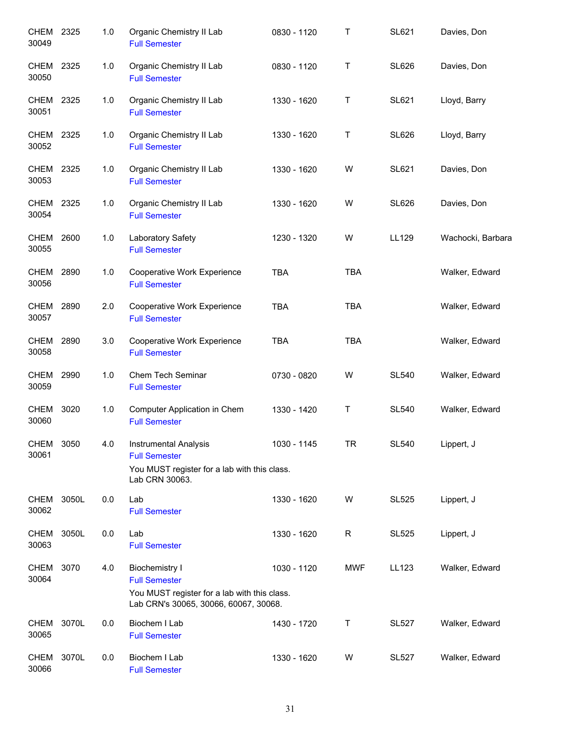| | | | | | | | |
|---|---|---|---|---|---|---|---|
| CHEM 30049 | 2325 | 1.0 | Organic Chemistry II Lab<br>Full Semester | 0830 - 1120 | T | SL621 | Davies, Don |
| CHEM 30050 | 2325 | 1.0 | Organic Chemistry II Lab<br>Full Semester | 0830 - 1120 | T | SL626 | Davies, Don |
| CHEM 30051 | 2325 | 1.0 | Organic Chemistry II Lab<br>Full Semester | 1330 - 1620 | T | SL621 | Lloyd, Barry |
| CHEM 30052 | 2325 | 1.0 | Organic Chemistry II Lab<br>Full Semester | 1330 - 1620 | T | SL626 | Lloyd, Barry |
| CHEM 30053 | 2325 | 1.0 | Organic Chemistry II Lab<br>Full Semester | 1330 - 1620 | W | SL621 | Davies, Don |
| CHEM 30054 | 2325 | 1.0 | Organic Chemistry II Lab<br>Full Semester | 1330 - 1620 | W | SL626 | Davies, Don |
| CHEM 30055 | 2600 | 1.0 | Laboratory Safety<br>Full Semester | 1230 - 1320 | W | LL129 | Wachocki, Barbara |
| CHEM 30056 | 2890 | 1.0 | Cooperative Work Experience<br>Full Semester | TBA | TBA | | Walker, Edward |
| CHEM 30057 | 2890 | 2.0 | Cooperative Work Experience<br>Full Semester | TBA | TBA | | Walker, Edward |
| CHEM 30058 | 2890 | 3.0 | Cooperative Work Experience<br>Full Semester | TBA | TBA | | Walker, Edward |
| CHEM 30059 | 2990 | 1.0 | Chem Tech Seminar<br>Full Semester | 0730 - 0820 | W | SL540 | Walker, Edward |
| CHEM 30060 | 3020 | 1.0 | Computer Application in Chem<br>Full Semester | 1330 - 1420 | T | SL540 | Walker, Edward |
| CHEM 30061 | 3050 | 4.0 | Instrumental Analysis<br>Full Semester<br>You MUST register for a lab with this class. Lab CRN 30063. | 1030 - 1145 | TR | SL540 | Lippert, J |
| CHEM 30062 | 3050L | 0.0 | Lab<br>Full Semester | 1330 - 1620 | W | SL525 | Lippert, J |
| CHEM 30063 | 3050L | 0.0 | Lab<br>Full Semester | 1330 - 1620 | R | SL525 | Lippert, J |
| CHEM 30064 | 3070 | 4.0 | Biochemistry I<br>Full Semester<br>You MUST register for a lab with this class. Lab CRN's 30065, 30066, 60067, 30068. | 1030 - 1120 | MWF | LL123 | Walker, Edward |
| CHEM 30065 | 3070L | 0.0 | Biochem I Lab<br>Full Semester | 1430 - 1720 | T | SL527 | Walker, Edward |
| CHEM 30066 | 3070L | 0.0 | Biochem I Lab<br>Full Semester | 1330 - 1620 | W | SL527 | Walker, Edward |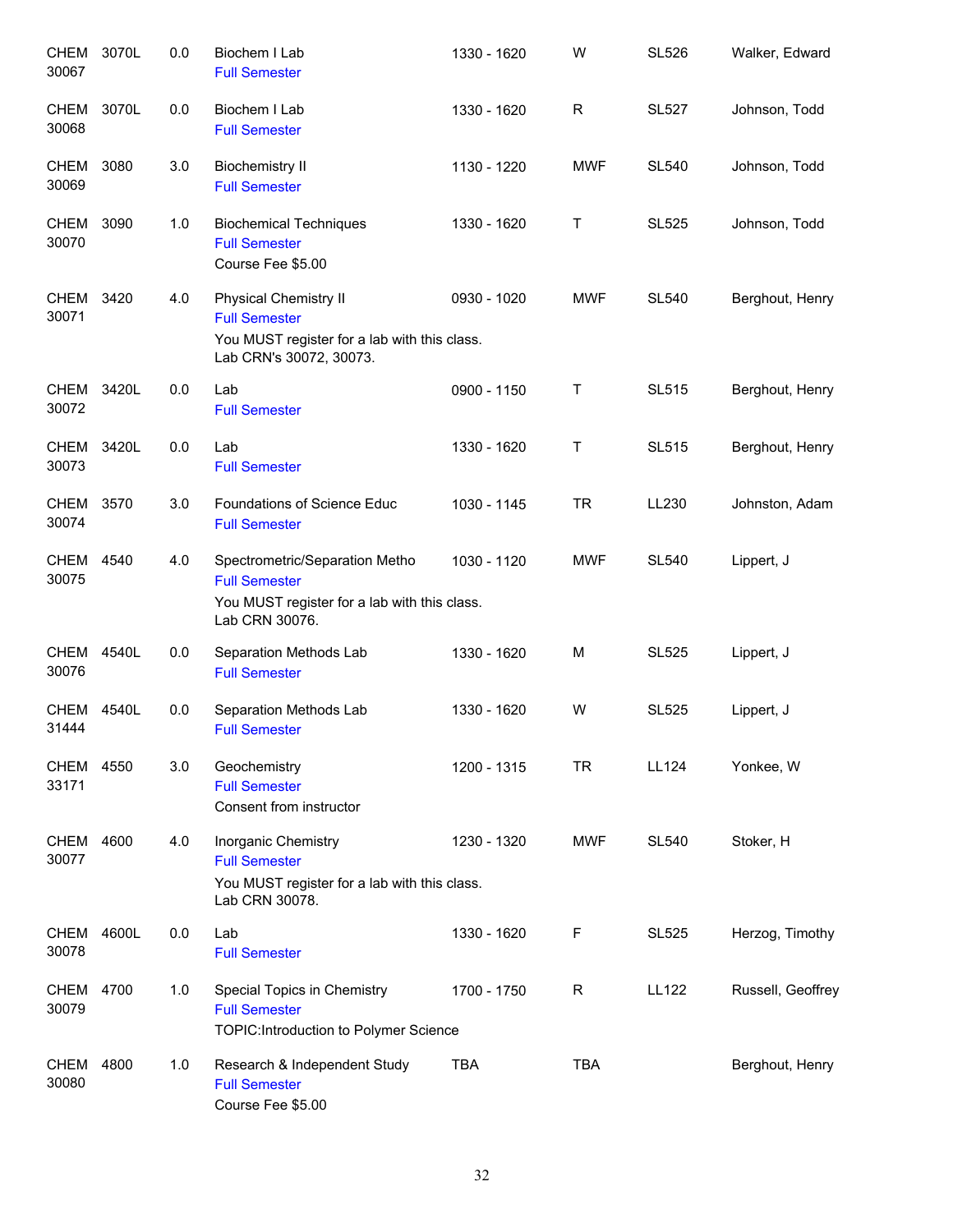| | | | | | | | |
|---|---|---|---|---|---|---|---|
| CHEM 30067 | 3070L | 0.0 | Biochem I Lab<br>Full Semester | 1330 - 1620 | W | SL526 | Walker, Edward |
| CHEM 30068 | 3070L | 0.0 | Biochem I Lab<br>Full Semester | 1330 - 1620 | R | SL527 | Johnson, Todd |
| CHEM 30069 | 3080 | 3.0 | Biochemistry II<br>Full Semester | 1130 - 1220 | MWF | SL540 | Johnson, Todd |
| CHEM 30070 | 3090 | 1.0 | Biochemical Techniques<br>Full Semester<br>Course Fee $5.00 | 1330 - 1620 | T | SL525 | Johnson, Todd |
| CHEM 30071 | 3420 | 4.0 | Physical Chemistry II<br>Full Semester<br>You MUST register for a lab with this class. Lab CRN's 30072, 30073. | 0930 - 1020 | MWF | SL540 | Berghout, Henry |
| CHEM 30072 | 3420L | 0.0 | Lab<br>Full Semester | 0900 - 1150 | T | SL515 | Berghout, Henry |
| CHEM 30073 | 3420L | 0.0 | Lab<br>Full Semester | 1330 - 1620 | T | SL515 | Berghout, Henry |
| CHEM 30074 | 3570 | 3.0 | Foundations of Science Educ<br>Full Semester | 1030 - 1145 | TR | LL230 | Johnston, Adam |
| CHEM 30075 | 4540 | 4.0 | Spectrometric/Separation Metho<br>Full Semester<br>You MUST register for a lab with this class. Lab CRN 30076. | 1030 - 1120 | MWF | SL540 | Lippert, J |
| CHEM 30076 | 4540L | 0.0 | Separation Methods Lab<br>Full Semester | 1330 - 1620 | M | SL525 | Lippert, J |
| CHEM 31444 | 4540L | 0.0 | Separation Methods Lab<br>Full Semester | 1330 - 1620 | W | SL525 | Lippert, J |
| CHEM 33171 | 4550 | 3.0 | Geochemistry<br>Full Semester<br>Consent from instructor | 1200 - 1315 | TR | LL124 | Yonkee, W |
| CHEM 30077 | 4600 | 4.0 | Inorganic Chemistry<br>Full Semester<br>You MUST register for a lab with this class. Lab CRN 30078. | 1230 - 1320 | MWF | SL540 | Stoker, H |
| CHEM 30078 | 4600L | 0.0 | Lab<br>Full Semester | 1330 - 1620 | F | SL525 | Herzog, Timothy |
| CHEM 30079 | 4700 | 1.0 | Special Topics in Chemistry<br>Full Semester<br>TOPIC:Introduction to Polymer Science | 1700 - 1750 | R | LL122 | Russell, Geoffrey |
| CHEM 30080 | 4800 | 1.0 | Research & Independent Study<br>Full Semester<br>Course Fee $5.00 | TBA | TBA | | Berghout, Henry |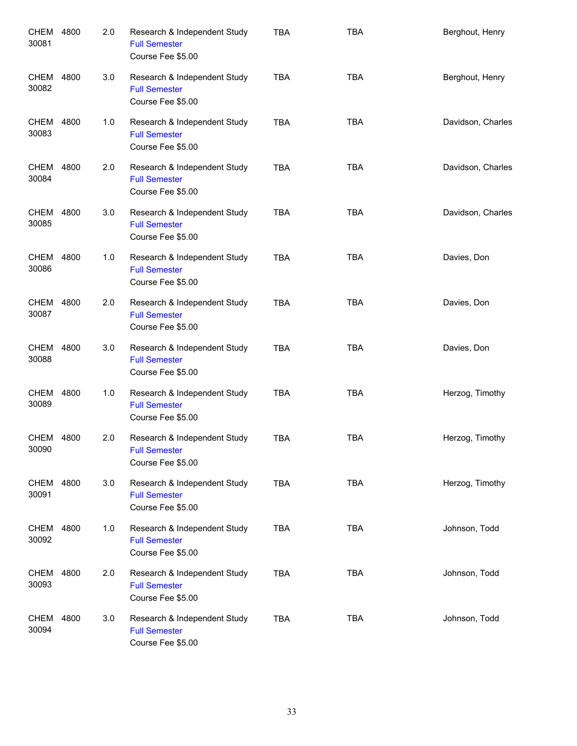| | | | | | | |
|---|---|---|---|---|---|---|
| CHEM 30081 | 4800 | 2.0 | Research & Independent Study<br>Full Semester<br>Course Fee $5.00 | TBA | TBA | Berghout, Henry |
| CHEM 30082 | 4800 | 3.0 | Research & Independent Study<br>Full Semester<br>Course Fee $5.00 | TBA | TBA | Berghout, Henry |
| CHEM 30083 | 4800 | 1.0 | Research & Independent Study<br>Full Semester<br>Course Fee $5.00 | TBA | TBA | Davidson, Charles |
| CHEM 30084 | 4800 | 2.0 | Research & Independent Study<br>Full Semester<br>Course Fee $5.00 | TBA | TBA | Davidson, Charles |
| CHEM 30085 | 4800 | 3.0 | Research & Independent Study<br>Full Semester<br>Course Fee $5.00 | TBA | TBA | Davidson, Charles |
| CHEM 30086 | 4800 | 1.0 | Research & Independent Study<br>Full Semester<br>Course Fee $5.00 | TBA | TBA | Davies, Don |
| CHEM 30087 | 4800 | 2.0 | Research & Independent Study<br>Full Semester<br>Course Fee $5.00 | TBA | TBA | Davies, Don |
| CHEM 30088 | 4800 | 3.0 | Research & Independent Study<br>Full Semester<br>Course Fee $5.00 | TBA | TBA | Davies, Don |
| CHEM 30089 | 4800 | 1.0 | Research & Independent Study<br>Full Semester<br>Course Fee $5.00 | TBA | TBA | Herzog, Timothy |
| CHEM 30090 | 4800 | 2.0 | Research & Independent Study<br>Full Semester<br>Course Fee $5.00 | TBA | TBA | Herzog, Timothy |
| CHEM 30091 | 4800 | 3.0 | Research & Independent Study<br>Full Semester<br>Course Fee $5.00 | TBA | TBA | Herzog, Timothy |
| CHEM 30092 | 4800 | 1.0 | Research & Independent Study<br>Full Semester<br>Course Fee $5.00 | TBA | TBA | Johnson, Todd |
| CHEM 30093 | 4800 | 2.0 | Research & Independent Study<br>Full Semester<br>Course Fee $5.00 | TBA | TBA | Johnson, Todd |
| CHEM 30094 | 4800 | 3.0 | Research & Independent Study<br>Full Semester<br>Course Fee $5.00 | TBA | TBA | Johnson, Todd |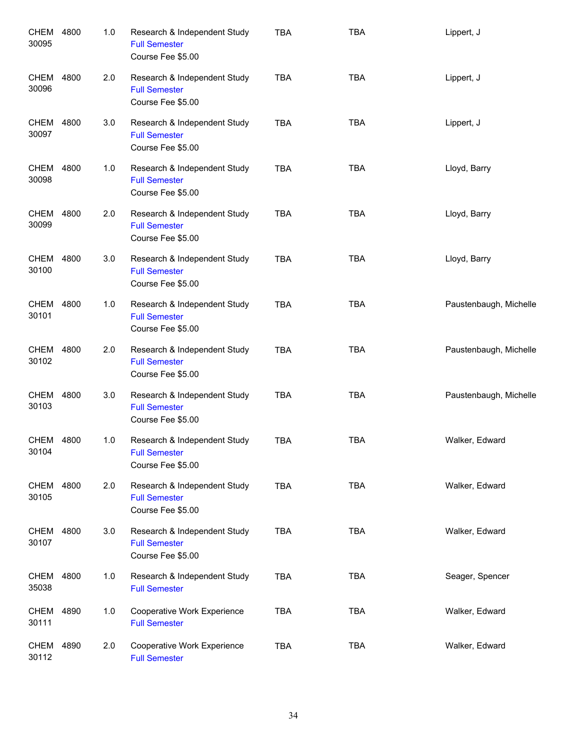| | | | | | | |
|---|---|---|---|---|---|---|
| CHEM 30095 | 4800 | 1.0 | Research & Independent Study<br>Full Semester<br>Course Fee $5.00 | TBA | TBA | Lippert, J |
| CHEM 30096 | 4800 | 2.0 | Research & Independent Study<br>Full Semester<br>Course Fee $5.00 | TBA | TBA | Lippert, J |
| CHEM 30097 | 4800 | 3.0 | Research & Independent Study<br>Full Semester<br>Course Fee $5.00 | TBA | TBA | Lippert, J |
| CHEM 30098 | 4800 | 1.0 | Research & Independent Study<br>Full Semester<br>Course Fee $5.00 | TBA | TBA | Lloyd, Barry |
| CHEM 30099 | 4800 | 2.0 | Research & Independent Study<br>Full Semester<br>Course Fee $5.00 | TBA | TBA | Lloyd, Barry |
| CHEM 30100 | 4800 | 3.0 | Research & Independent Study<br>Full Semester<br>Course Fee $5.00 | TBA | TBA | Lloyd, Barry |
| CHEM 30101 | 4800 | 1.0 | Research & Independent Study<br>Full Semester<br>Course Fee $5.00 | TBA | TBA | Paustenbaugh, Michelle |
| CHEM 30102 | 4800 | 2.0 | Research & Independent Study<br>Full Semester<br>Course Fee $5.00 | TBA | TBA | Paustenbaugh, Michelle |
| CHEM 30103 | 4800 | 3.0 | Research & Independent Study<br>Full Semester<br>Course Fee $5.00 | TBA | TBA | Paustenbaugh, Michelle |
| CHEM 30104 | 4800 | 1.0 | Research & Independent Study<br>Full Semester<br>Course Fee $5.00 | TBA | TBA | Walker, Edward |
| CHEM 30105 | 4800 | 2.0 | Research & Independent Study<br>Full Semester<br>Course Fee $5.00 | TBA | TBA | Walker, Edward |
| CHEM 30107 | 4800 | 3.0 | Research & Independent Study<br>Full Semester<br>Course Fee $5.00 | TBA | TBA | Walker, Edward |
| CHEM 35038 | 4800 | 1.0 | Research & Independent Study<br>Full Semester | TBA | TBA | Seager, Spencer |
| CHEM 30111 | 4890 | 1.0 | Cooperative Work Experience<br>Full Semester | TBA | TBA | Walker, Edward |
| CHEM 30112 | 4890 | 2.0 | Cooperative Work Experience<br>Full Semester | TBA | TBA | Walker, Edward |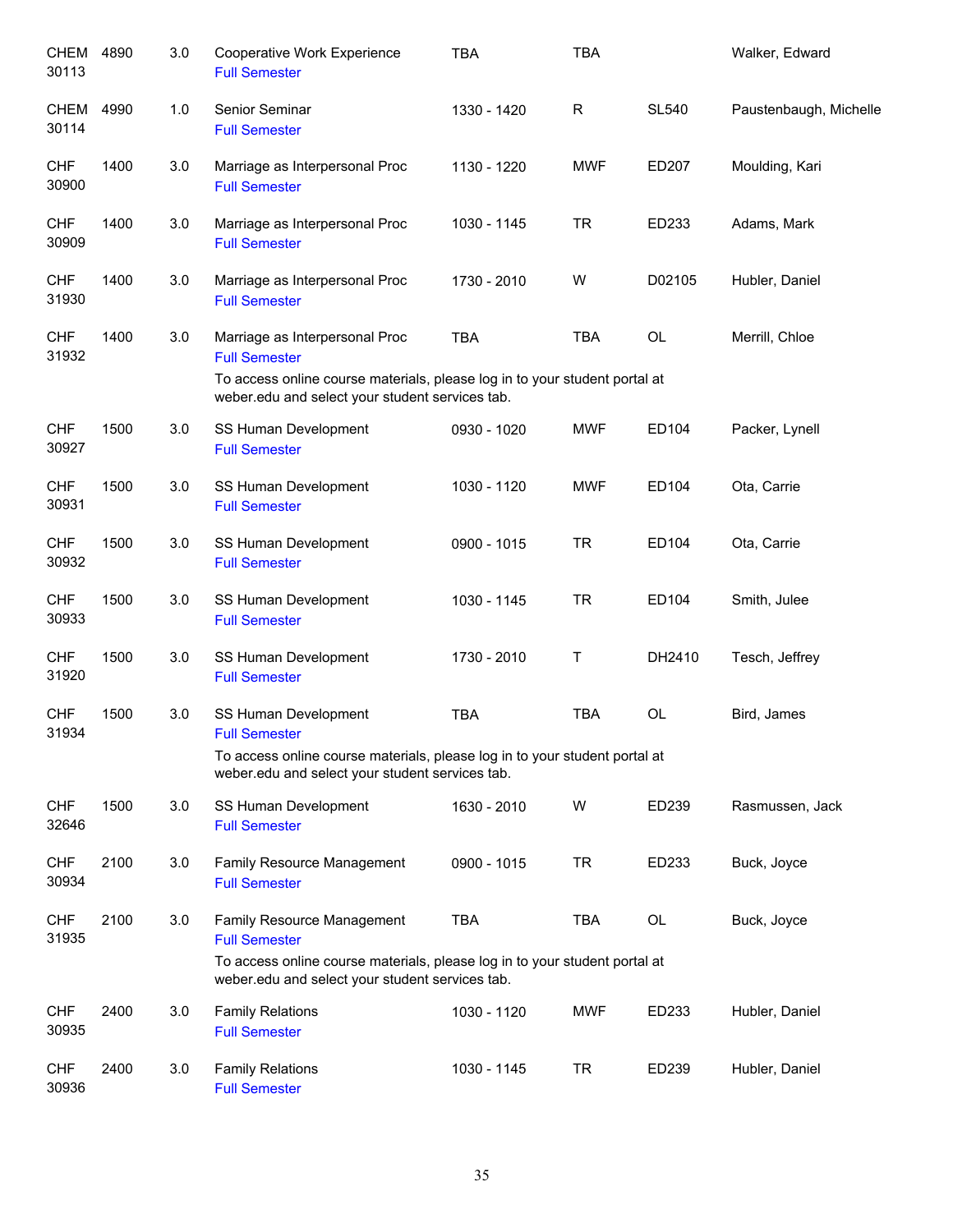| | | | | | | | |
|---|---|---|---|---|---|---|---|
| CHEM 30113 | 4890 | 3.0 | Cooperative Work Experience<br>Full Semester | TBA | TBA | | Walker, Edward |
| CHEM 30114 | 4990 | 1.0 | Senior Seminar<br>Full Semester | 1330 - 1420 | R | SL540 | Paustenbaugh, Michelle |
| CHF 30900 | 1400 | 3.0 | Marriage as Interpersonal Proc<br>Full Semester | 1130 - 1220 | MWF | ED207 | Moulding, Kari |
| CHF 30909 | 1400 | 3.0 | Marriage as Interpersonal Proc<br>Full Semester | 1030 - 1145 | TR | ED233 | Adams, Mark |
| CHF 31930 | 1400 | 3.0 | Marriage as Interpersonal Proc<br>Full Semester | 1730 - 2010 | W | D02105 | Hubler, Daniel |
| CHF 31932 | 1400 | 3.0 | Marriage as Interpersonal Proc<br>Full Semester<br>To access online course materials, please log in to your student portal at weber.edu and select your student services tab. | TBA | TBA | OL | Merrill, Chloe |
| CHF 30927 | 1500 | 3.0 | SS Human Development<br>Full Semester | 0930 - 1020 | MWF | ED104 | Packer, Lynell |
| CHF 30931 | 1500 | 3.0 | SS Human Development<br>Full Semester | 1030 - 1120 | MWF | ED104 | Ota, Carrie |
| CHF 30932 | 1500 | 3.0 | SS Human Development<br>Full Semester | 0900 - 1015 | TR | ED104 | Ota, Carrie |
| CHF 30933 | 1500 | 3.0 | SS Human Development<br>Full Semester | 1030 - 1145 | TR | ED104 | Smith, Julee |
| CHF 31920 | 1500 | 3.0 | SS Human Development<br>Full Semester | 1730 - 2010 | T | DH2410 | Tesch, Jeffrey |
| CHF 31934 | 1500 | 3.0 | SS Human Development<br>Full Semester<br>To access online course materials, please log in to your student portal at weber.edu and select your student services tab. | TBA | TBA | OL | Bird, James |
| CHF 32646 | 1500 | 3.0 | SS Human Development<br>Full Semester | 1630 - 2010 | W | ED239 | Rasmussen, Jack |
| CHF 30934 | 2100 | 3.0 | Family Resource Management<br>Full Semester | 0900 - 1015 | TR | ED233 | Buck, Joyce |
| CHF 31935 | 2100 | 3.0 | Family Resource Management<br>Full Semester<br>To access online course materials, please log in to your student portal at weber.edu and select your student services tab. | TBA | TBA | OL | Buck, Joyce |
| CHF 30935 | 2400 | 3.0 | Family Relations<br>Full Semester | 1030 - 1120 | MWF | ED233 | Hubler, Daniel |
| CHF 30936 | 2400 | 3.0 | Family Relations<br>Full Semester | 1030 - 1145 | TR | ED239 | Hubler, Daniel |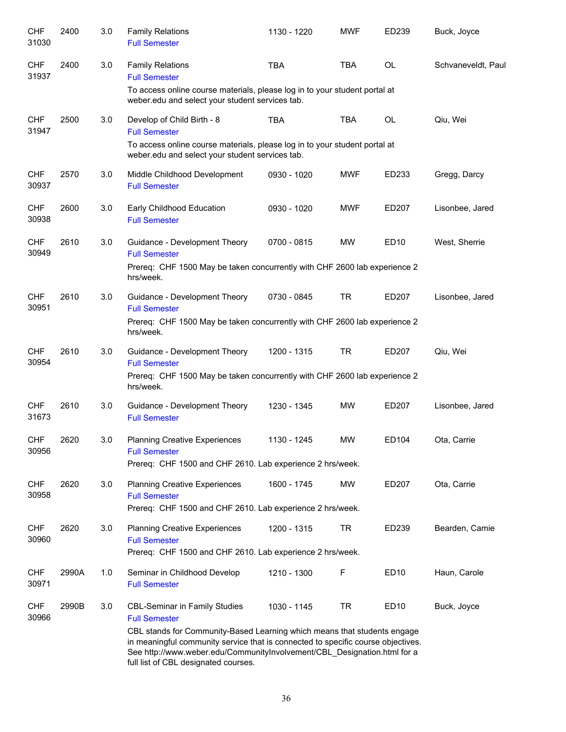| | | | | | | | |
|---|---|---|---|---|---|---|---|
| CHF 31030 | 2400 | 3.0 | Family Relations<br>Full Semester | 1130 - 1220 | MWF | ED239 | Buck, Joyce |
| CHF 31937 | 2400 | 3.0 | Family Relations<br>Full Semester<br>To access online course materials, please log in to your student portal at weber.edu and select your student services tab. | TBA | TBA | OL | Schvaneveldt, Paul |
| CHF 31947 | 2500 | 3.0 | Develop of Child Birth - 8<br>Full Semester<br>To access online course materials, please log in to your student portal at weber.edu and select your student services tab. | TBA | TBA | OL | Qiu, Wei |
| CHF 30937 | 2570 | 3.0 | Middle Childhood Development<br>Full Semester | 0930 - 1020 | MWF | ED233 | Gregg, Darcy |
| CHF 30938 | 2600 | 3.0 | Early Childhood Education<br>Full Semester | 0930 - 1020 | MWF | ED207 | Lisonbee, Jared |
| CHF 30949 | 2610 | 3.0 | Guidance - Development Theory<br>Full Semester<br>Prereq: CHF 1500 May be taken concurrently with CHF 2600 lab experience 2 hrs/week. | 0700 - 0815 | MW | ED10 | West, Sherrie |
| CHF 30951 | 2610 | 3.0 | Guidance - Development Theory<br>Full Semester<br>Prereq: CHF 1500 May be taken concurrently with CHF 2600 lab experience 2 hrs/week. | 0730 - 0845 | TR | ED207 | Lisonbee, Jared |
| CHF 30954 | 2610 | 3.0 | Guidance - Development Theory<br>Full Semester<br>Prereq: CHF 1500 May be taken concurrently with CHF 2600 lab experience 2 hrs/week. | 1200 - 1315 | TR | ED207 | Qiu, Wei |
| CHF 31673 | 2610 | 3.0 | Guidance - Development Theory<br>Full Semester | 1230 - 1345 | MW | ED207 | Lisonbee, Jared |
| CHF 30956 | 2620 | 3.0 | Planning Creative Experiences<br>Full Semester<br>Prereq: CHF 1500 and CHF 2610. Lab experience 2 hrs/week. | 1130 - 1245 | MW | ED104 | Ota, Carrie |
| CHF 30958 | 2620 | 3.0 | Planning Creative Experiences<br>Full Semester<br>Prereq: CHF 1500 and CHF 2610. Lab experience 2 hrs/week. | 1600 - 1745 | MW | ED207 | Ota, Carrie |
| CHF 30960 | 2620 | 3.0 | Planning Creative Experiences<br>Full Semester<br>Prereq: CHF 1500 and CHF 2610. Lab experience 2 hrs/week. | 1200 - 1315 | TR | ED239 | Bearden, Camie |
| CHF 30971 | 2990A | 1.0 | Seminar in Childhood Develop<br>Full Semester | 1210 - 1300 | F | ED10 | Haun, Carole |
| CHF 30966 | 2990B | 3.0 | CBL-Seminar in Family Studies<br>Full Semester<br>CBL stands for Community-Based Learning which means that students engage in meaningful community service that is connected to specific course objectives. See http://www.weber.edu/CommunityInvolvement/CBL_Designation.html for a full list of CBL designated courses. | 1030 - 1145 | TR | ED10 | Buck, Joyce |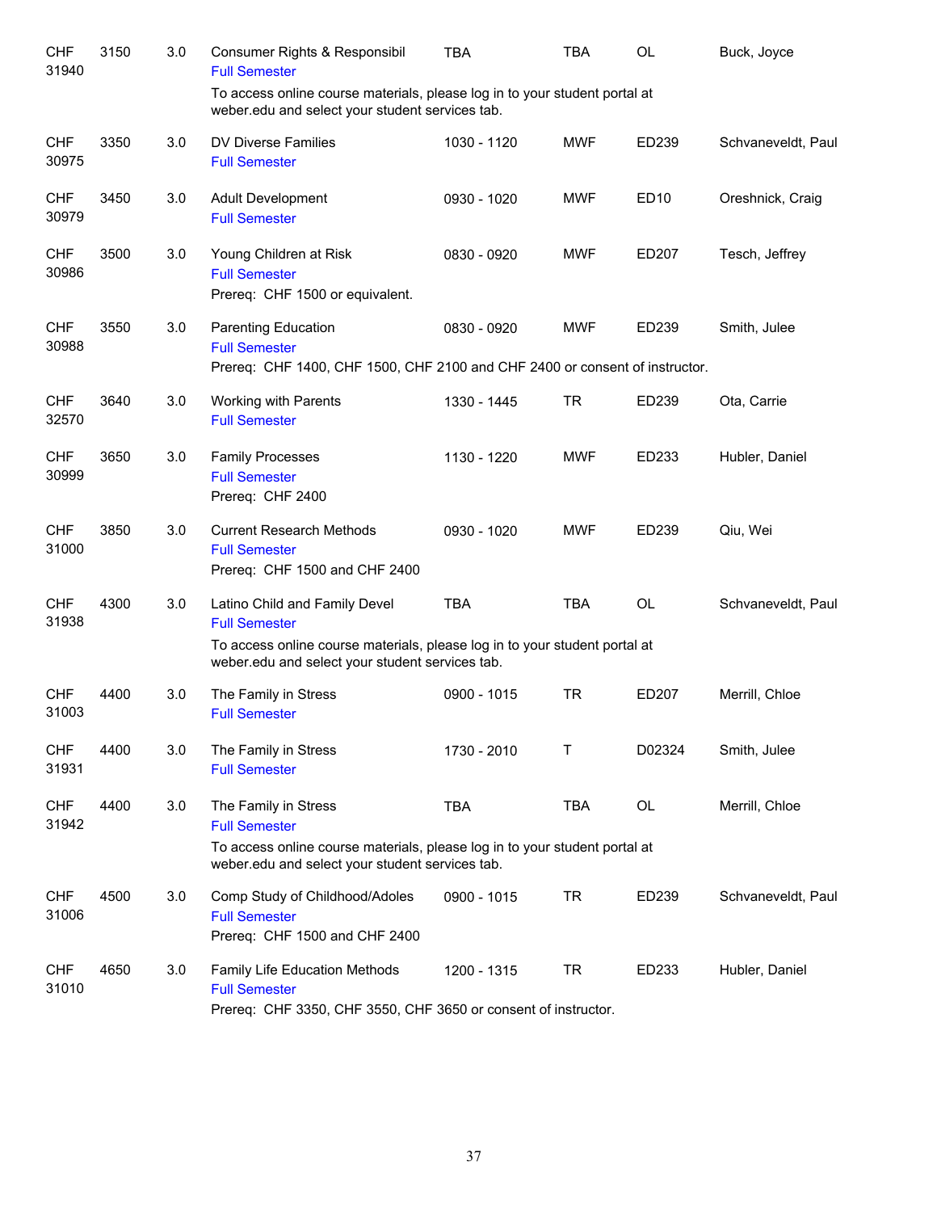| | | | | | | | |
|---|---|---|---|---|---|---|---|
| CHF 31940 | 3150 | 3.0 | Consumer Rights & Responsibil<br>Full Semester<br>To access online course materials, please log in to your student portal at weber.edu and select your student services tab. | TBA | TBA | OL | Buck, Joyce |
| CHF 30975 | 3350 | 3.0 | DV Diverse Families<br>Full Semester | 1030 - 1120 | MWF | ED239 | Schvaneveldt, Paul |
| CHF 30979 | 3450 | 3.0 | Adult Development<br>Full Semester | 0930 - 1020 | MWF | ED10 | Oreshnick, Craig |
| CHF 30986 | 3500 | 3.0 | Young Children at Risk<br>Full Semester<br>Prereq: CHF 1500 or equivalent. | 0830 - 0920 | MWF | ED207 | Tesch, Jeffrey |
| CHF 30988 | 3550 | 3.0 | Parenting Education<br>Full Semester<br>Prereq: CHF 1400, CHF 1500, CHF 2100 and CHF 2400 or consent of instructor. | 0830 - 0920 | MWF | ED239 | Smith, Julee |
| CHF 32570 | 3640 | 3.0 | Working with Parents<br>Full Semester | 1330 - 1445 | TR | ED239 | Ota, Carrie |
| CHF 30999 | 3650 | 3.0 | Family Processes<br>Full Semester<br>Prereq: CHF 2400 | 1130 - 1220 | MWF | ED233 | Hubler, Daniel |
| CHF 31000 | 3850 | 3.0 | Current Research Methods<br>Full Semester<br>Prereq: CHF 1500 and CHF 2400 | 0930 - 1020 | MWF | ED239 | Qiu, Wei |
| CHF 31938 | 4300 | 3.0 | Latino Child and Family Devel<br>Full Semester<br>To access online course materials, please log in to your student portal at weber.edu and select your student services tab. | TBA | TBA | OL | Schvaneveldt, Paul |
| CHF 31003 | 4400 | 3.0 | The Family in Stress<br>Full Semester | 0900 - 1015 | TR | ED207 | Merrill, Chloe |
| CHF 31931 | 4400 | 3.0 | The Family in Stress<br>Full Semester | 1730 - 2010 | T | D02324 | Smith, Julee |
| CHF 31942 | 4400 | 3.0 | The Family in Stress<br>Full Semester<br>To access online course materials, please log in to your student portal at weber.edu and select your student services tab. | TBA | TBA | OL | Merrill, Chloe |
| CHF 31006 | 4500 | 3.0 | Comp Study of Childhood/Adoles<br>Full Semester<br>Prereq: CHF 1500 and CHF 2400 | 0900 - 1015 | TR | ED239 | Schvaneveldt, Paul |
| CHF 31010 | 4650 | 3.0 | Family Life Education Methods<br>Full Semester<br>Prereq: CHF 3350, CHF 3550, CHF 3650 or consent of instructor. | 1200 - 1315 | TR | ED233 | Hubler, Daniel |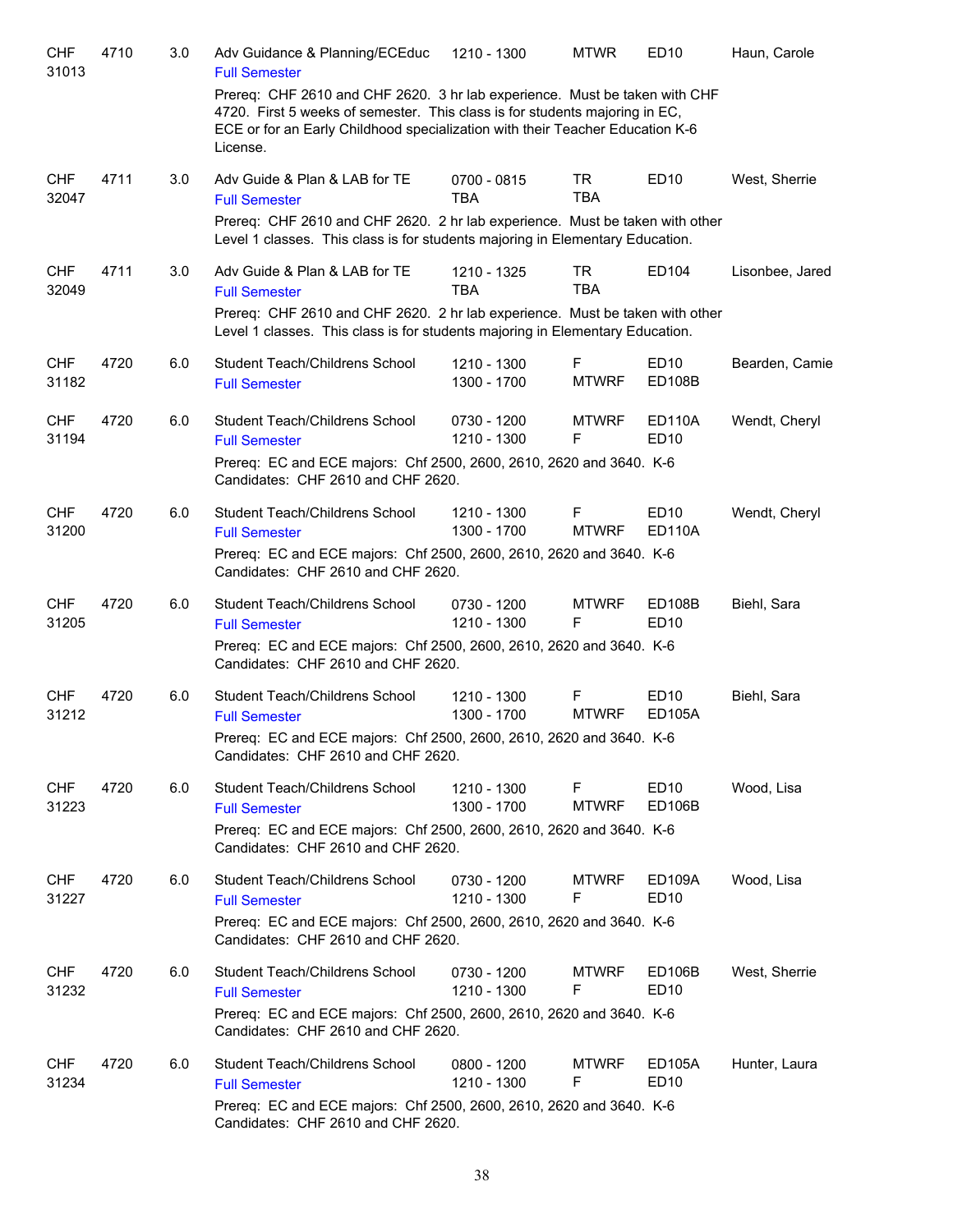| | | | | | | | |
|---|---|---|---|---|---|---|---|
| CHF 31013 | 4710 | 3.0 | Adv Guidance & Planning/ECEduc<br>Full Semester | 1210 - 1300 | MTWR | ED10 | Haun, Carole |
| | | | Prereq: CHF 2610 and CHF 2620. 3 hr lab experience. Must be taken with CHF 4720. First 5 weeks of semester. This class is for students majoring in EC, ECE or for an Early Childhood specialization with their Teacher Education K-6 License. | | | | |
| CHF 32047 | 4711 | 3.0 | Adv Guide & Plan & LAB for TE<br>Full Semester | 0700 - 0815<br>TBA | TR<br>TBA | ED10 | West, Sherrie |
| | | | Prereq: CHF 2610 and CHF 2620. 2 hr lab experience. Must be taken with other Level 1 classes. This class is for students majoring in Elementary Education. | | | | |
| CHF 32049 | 4711 | 3.0 | Adv Guide & Plan & LAB for TE<br>Full Semester | 1210 - 1325<br>TBA | TR<br>TBA | ED104 | Lisonbee, Jared |
| | | | Prereq: CHF 2610 and CHF 2620. 2 hr lab experience. Must be taken with other Level 1 classes. This class is for students majoring in Elementary Education. | | | | |
| CHF 31182 | 4720 | 6.0 | Student Teach/Childrens School<br>Full Semester | 1210 - 1300<br>1300 - 1700 | F<br>MTWRF | ED10<br>ED108B | Bearden, Camie |
| CHF 31194 | 4720 | 6.0 | Student Teach/Childrens School<br>Full Semester | 0730 - 1200<br>1210 - 1300 | MTWRF<br>F | ED110A<br>ED10 | Wendt, Cheryl |
| | | | Prereq: EC and ECE majors: Chf 2500, 2600, 2610, 2620 and 3640. K-6 Candidates: CHF 2610 and CHF 2620. | | | | |
| CHF 31200 | 4720 | 6.0 | Student Teach/Childrens School<br>Full Semester | 1210 - 1300<br>1300 - 1700 | F<br>MTWRF | ED10<br>ED110A | Wendt, Cheryl |
| | | | Prereq: EC and ECE majors: Chf 2500, 2600, 2610, 2620 and 3640. K-6 Candidates: CHF 2610 and CHF 2620. | | | | |
| CHF 31205 | 4720 | 6.0 | Student Teach/Childrens School<br>Full Semester | 0730 - 1200<br>1210 - 1300 | MTWRF<br>F | ED108B<br>ED10 | Biehl, Sara |
| | | | Prereq: EC and ECE majors: Chf 2500, 2600, 2610, 2620 and 3640. K-6 Candidates: CHF 2610 and CHF 2620. | | | | |
| CHF 31212 | 4720 | 6.0 | Student Teach/Childrens School<br>Full Semester | 1210 - 1300<br>1300 - 1700 | F<br>MTWRF | ED10<br>ED105A | Biehl, Sara |
| | | | Prereq: EC and ECE majors: Chf 2500, 2600, 2610, 2620 and 3640. K-6 Candidates: CHF 2610 and CHF 2620. | | | | |
| CHF 31223 | 4720 | 6.0 | Student Teach/Childrens School<br>Full Semester | 1210 - 1300<br>1300 - 1700 | F<br>MTWRF | ED10<br>ED106B | Wood, Lisa |
| | | | Prereq: EC and ECE majors: Chf 2500, 2600, 2610, 2620 and 3640. K-6 Candidates: CHF 2610 and CHF 2620. | | | | |
| CHF 31227 | 4720 | 6.0 | Student Teach/Childrens School<br>Full Semester | 0730 - 1200<br>1210 - 1300 | MTWRF<br>F | ED109A<br>ED10 | Wood, Lisa |
| | | | Prereq: EC and ECE majors: Chf 2500, 2600, 2610, 2620 and 3640. K-6 Candidates: CHF 2610 and CHF 2620. | | | | |
| CHF 31232 | 4720 | 6.0 | Student Teach/Childrens School<br>Full Semester | 0730 - 1200<br>1210 - 1300 | MTWRF<br>F | ED106B<br>ED10 | West, Sherrie |
| | | | Prereq: EC and ECE majors: Chf 2500, 2600, 2610, 2620 and 3640. K-6 Candidates: CHF 2610 and CHF 2620. | | | | |
| CHF 31234 | 4720 | 6.0 | Student Teach/Childrens School<br>Full Semester | 0800 - 1200<br>1210 - 1300 | MTWRF<br>F | ED105A<br>ED10 | Hunter, Laura |
| | | | Prereq: EC and ECE majors: Chf 2500, 2600, 2610, 2620 and 3640. K-6 Candidates: CHF 2610 and CHF 2620. | | | | |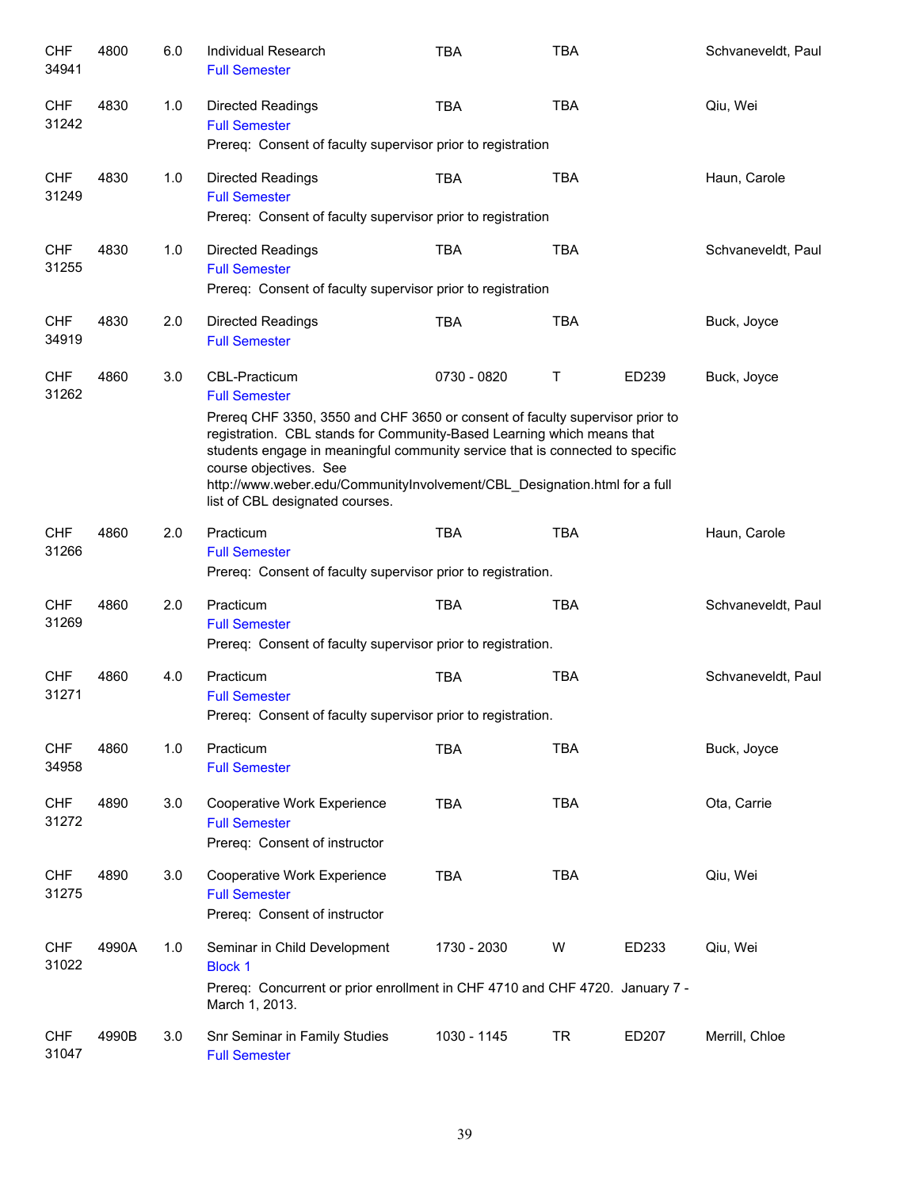| | | | | | | | |
|---|---|---|---|---|---|---|---|
| CHF 34941 | 4800 | 6.0 | Individual Research<br>Full Semester | TBA | TBA | | Schvaneveldt, Paul |
| CHF 31242 | 4830 | 1.0 | Directed Readings<br>Full Semester<br>Prereq: Consent of faculty supervisor prior to registration | TBA | TBA | | Qiu, Wei |
| CHF 31249 | 4830 | 1.0 | Directed Readings<br>Full Semester<br>Prereq: Consent of faculty supervisor prior to registration | TBA | TBA | | Haun, Carole |
| CHF 31255 | 4830 | 1.0 | Directed Readings<br>Full Semester<br>Prereq: Consent of faculty supervisor prior to registration | TBA | TBA | | Schvaneveldt, Paul |
| CHF 34919 | 4830 | 2.0 | Directed Readings<br>Full Semester | TBA | TBA | | Buck, Joyce |
| CHF 31262 | 4860 | 3.0 | CBL-Practicum<br>Full Semester<br>Prereq CHF 3350, 3550 and CHF 3650 or consent of faculty supervisor prior to registration. CBL stands for Community-Based Learning which means that students engage in meaningful community service that is connected to specific course objectives. See http://www.weber.edu/CommunityInvolvement/CBL_Designation.html for a full list of CBL designated courses. | 0730 - 0820 | T | ED239 | Buck, Joyce |
| CHF 31266 | 4860 | 2.0 | Practicum<br>Full Semester<br>Prereq: Consent of faculty supervisor prior to registration. | TBA | TBA | | Haun, Carole |
| CHF 31269 | 4860 | 2.0 | Practicum<br>Full Semester<br>Prereq: Consent of faculty supervisor prior to registration. | TBA | TBA | | Schvaneveldt, Paul |
| CHF 31271 | 4860 | 4.0 | Practicum<br>Full Semester<br>Prereq: Consent of faculty supervisor prior to registration. | TBA | TBA | | Schvaneveldt, Paul |
| CHF 34958 | 4860 | 1.0 | Practicum<br>Full Semester | TBA | TBA | | Buck, Joyce |
| CHF 31272 | 4890 | 3.0 | Cooperative Work Experience<br>Full Semester<br>Prereq: Consent of instructor | TBA | TBA | | Ota, Carrie |
| CHF 31275 | 4890 | 3.0 | Cooperative Work Experience<br>Full Semester<br>Prereq: Consent of instructor | TBA | TBA | | Qiu, Wei |
| CHF 31022 | 4990A | 1.0 | Seminar in Child Development<br>Block 1<br>Prereq: Concurrent or prior enrollment in CHF 4710 and CHF 4720. January 7 - March 1, 2013. | 1730 - 2030 | W | ED233 | Qiu, Wei |
| CHF 31047 | 4990B | 3.0 | Snr Seminar in Family Studies<br>Full Semester | 1030 - 1145 | TR | ED207 | Merrill, Chloe |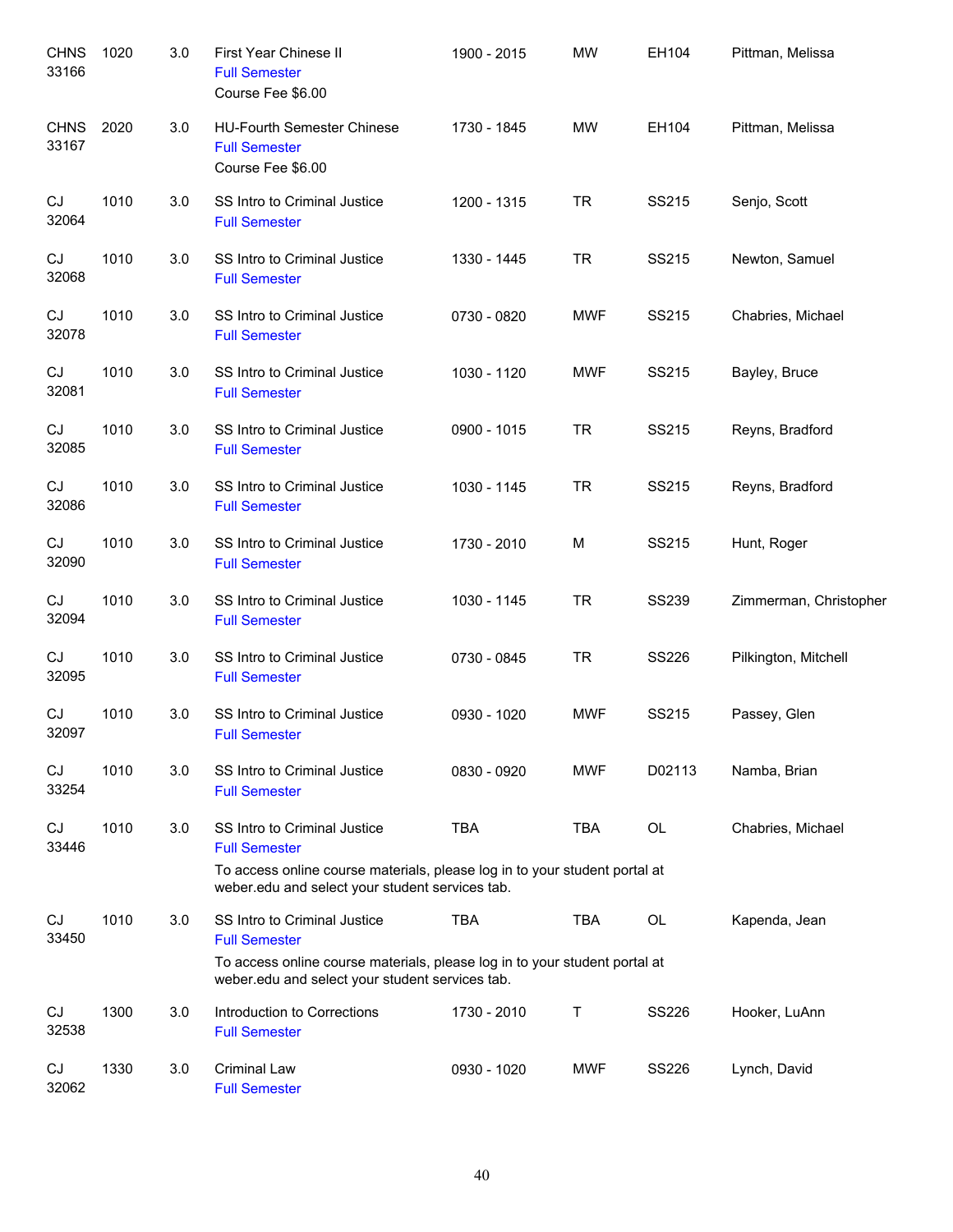| | | | | | | | |
|---|---|---|---|---|---|---|---|
| CHNS 33166 | 1020 | 3.0 | First Year Chinese II<br>Full Semester<br>Course Fee $6.00 | 1900 - 2015 | MW | EH104 | Pittman, Melissa |
| CHNS 33167 | 2020 | 3.0 | HU-Fourth Semester Chinese<br>Full Semester<br>Course Fee $6.00 | 1730 - 1845 | MW | EH104 | Pittman, Melissa |
| CJ 32064 | 1010 | 3.0 | SS Intro to Criminal Justice<br>Full Semester | 1200 - 1315 | TR | SS215 | Senjo, Scott |
| CJ 32068 | 1010 | 3.0 | SS Intro to Criminal Justice<br>Full Semester | 1330 - 1445 | TR | SS215 | Newton, Samuel |
| CJ 32078 | 1010 | 3.0 | SS Intro to Criminal Justice<br>Full Semester | 0730 - 0820 | MWF | SS215 | Chabries, Michael |
| CJ 32081 | 1010 | 3.0 | SS Intro to Criminal Justice<br>Full Semester | 1030 - 1120 | MWF | SS215 | Bayley, Bruce |
| CJ 32085 | 1010 | 3.0 | SS Intro to Criminal Justice<br>Full Semester | 0900 - 1015 | TR | SS215 | Reyns, Bradford |
| CJ 32086 | 1010 | 3.0 | SS Intro to Criminal Justice<br>Full Semester | 1030 - 1145 | TR | SS215 | Reyns, Bradford |
| CJ 32090 | 1010 | 3.0 | SS Intro to Criminal Justice<br>Full Semester | 1730 - 2010 | M | SS215 | Hunt, Roger |
| CJ 32094 | 1010 | 3.0 | SS Intro to Criminal Justice<br>Full Semester | 1030 - 1145 | TR | SS239 | Zimmerman, Christopher |
| CJ 32095 | 1010 | 3.0 | SS Intro to Criminal Justice<br>Full Semester | 0730 - 0845 | TR | SS226 | Pilkington, Mitchell |
| CJ 32097 | 1010 | 3.0 | SS Intro to Criminal Justice<br>Full Semester | 0930 - 1020 | MWF | SS215 | Passey, Glen |
| CJ 33254 | 1010 | 3.0 | SS Intro to Criminal Justice<br>Full Semester | 0830 - 0920 | MWF | D02113 | Namba, Brian |
| CJ 33446 | 1010 | 3.0 | SS Intro to Criminal Justice<br>Full Semester<br>To access online course materials, please log in to your student portal at weber.edu and select your student services tab. | TBA | TBA | OL | Chabries, Michael |
| CJ 33450 | 1010 | 3.0 | SS Intro to Criminal Justice<br>Full Semester<br>To access online course materials, please log in to your student portal at weber.edu and select your student services tab. | TBA | TBA | OL | Kapenda, Jean |
| CJ 32538 | 1300 | 3.0 | Introduction to Corrections<br>Full Semester | 1730 - 2010 | T | SS226 | Hooker, LuAnn |
| CJ 32062 | 1330 | 3.0 | Criminal Law<br>Full Semester | 0930 - 1020 | MWF | SS226 | Lynch, David |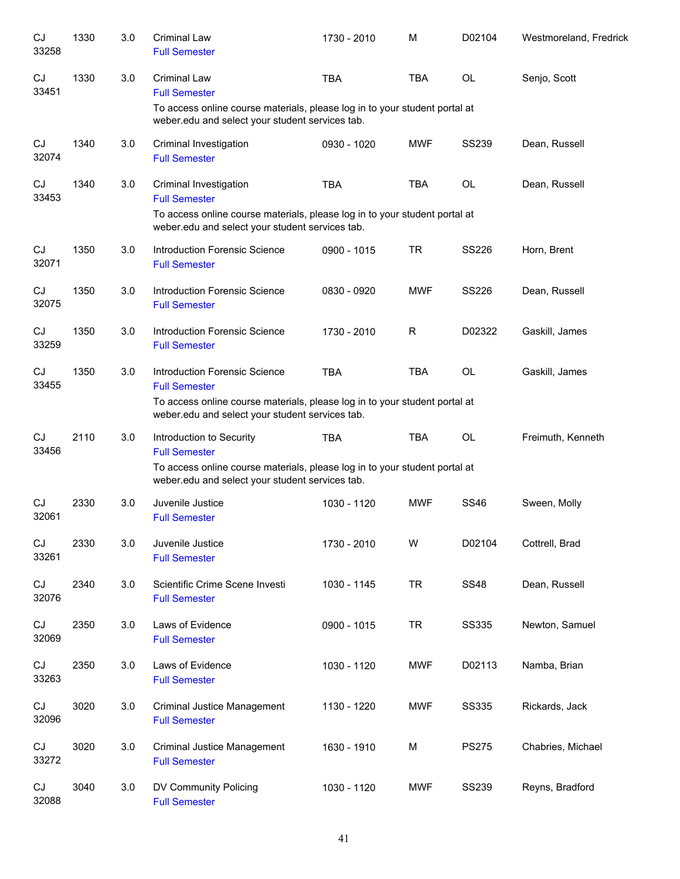| | | | | | | | |
|---|---|---|---|---|---|---|---|
| CJ 33258 | 1330 | 3.0 | Criminal Law<br>Full Semester | 1730 - 2010 | M | D02104 | Westmoreland, Fredrick |
| CJ 33451 | 1330 | 3.0 | Criminal Law<br>Full Semester<br>To access online course materials, please log in to your student portal at weber.edu and select your student services tab. | TBA | TBA | OL | Senjo, Scott |
| CJ 32074 | 1340 | 3.0 | Criminal Investigation<br>Full Semester | 0930 - 1020 | MWF | SS239 | Dean, Russell |
| CJ 33453 | 1340 | 3.0 | Criminal Investigation<br>Full Semester<br>To access online course materials, please log in to your student portal at weber.edu and select your student services tab. | TBA | TBA | OL | Dean, Russell |
| CJ 32071 | 1350 | 3.0 | Introduction Forensic Science<br>Full Semester | 0900 - 1015 | TR | SS226 | Horn, Brent |
| CJ 32075 | 1350 | 3.0 | Introduction Forensic Science<br>Full Semester | 0830 - 0920 | MWF | SS226 | Dean, Russell |
| CJ 33259 | 1350 | 3.0 | Introduction Forensic Science<br>Full Semester | 1730 - 2010 | R | D02322 | Gaskill, James |
| CJ 33455 | 1350 | 3.0 | Introduction Forensic Science<br>Full Semester<br>To access online course materials, please log in to your student portal at weber.edu and select your student services tab. | TBA | TBA | OL | Gaskill, James |
| CJ 33456 | 2110 | 3.0 | Introduction to Security<br>Full Semester<br>To access online course materials, please log in to your student portal at weber.edu and select your student services tab. | TBA | TBA | OL | Freimuth, Kenneth |
| CJ 32061 | 2330 | 3.0 | Juvenile Justice<br>Full Semester | 1030 - 1120 | MWF | SS46 | Sween, Molly |
| CJ 33261 | 2330 | 3.0 | Juvenile Justice<br>Full Semester | 1730 - 2010 | W | D02104 | Cottrell, Brad |
| CJ 32076 | 2340 | 3.0 | Scientific Crime Scene Investi<br>Full Semester | 1030 - 1145 | TR | SS48 | Dean, Russell |
| CJ 32069 | 2350 | 3.0 | Laws of Evidence<br>Full Semester | 0900 - 1015 | TR | SS335 | Newton, Samuel |
| CJ 33263 | 2350 | 3.0 | Laws of Evidence<br>Full Semester | 1030 - 1120 | MWF | D02113 | Namba, Brian |
| CJ 32096 | 3020 | 3.0 | Criminal Justice Management<br>Full Semester | 1130 - 1220 | MWF | SS335 | Rickards, Jack |
| CJ 33272 | 3020 | 3.0 | Criminal Justice Management<br>Full Semester | 1630 - 1910 | M | PS275 | Chabries, Michael |
| CJ 32088 | 3040 | 3.0 | DV Community Policing<br>Full Semester | 1030 - 1120 | MWF | SS239 | Reyns, Bradford |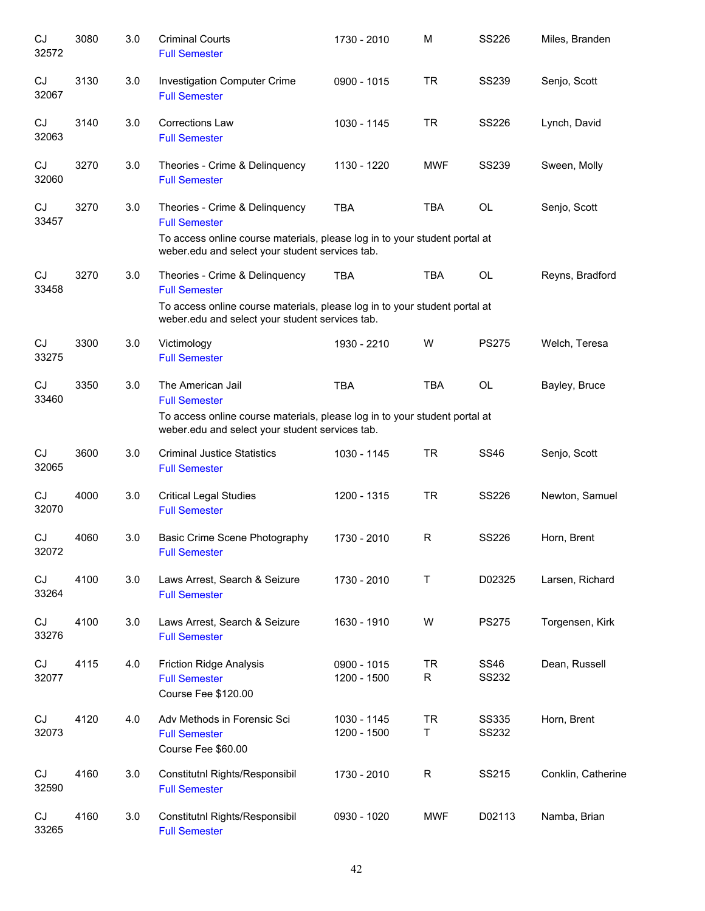| | | | | | | | |
|---|---|---|---|---|---|---|---|
| CJ 32572 | 3080 | 3.0 | Criminal Courts<br>Full Semester | 1730 - 2010 | M | SS226 | Miles, Branden |
| CJ 32067 | 3130 | 3.0 | Investigation Computer Crime<br>Full Semester | 0900 - 1015 | TR | SS239 | Senjo, Scott |
| CJ 32063 | 3140 | 3.0 | Corrections Law<br>Full Semester | 1030 - 1145 | TR | SS226 | Lynch, David |
| CJ 32060 | 3270 | 3.0 | Theories - Crime & Delinquency<br>Full Semester | 1130 - 1220 | MWF | SS239 | Sween, Molly |
| CJ 33457 | 3270 | 3.0 | Theories - Crime & Delinquency<br>Full Semester<br>To access online course materials, please log in to your student portal at weber.edu and select your student services tab. | TBA | TBA | OL | Senjo, Scott |
| CJ 33458 | 3270 | 3.0 | Theories - Crime & Delinquency<br>Full Semester<br>To access online course materials, please log in to your student portal at weber.edu and select your student services tab. | TBA | TBA | OL | Reyns, Bradford |
| CJ 33275 | 3300 | 3.0 | Victimology<br>Full Semester | 1930 - 2210 | W | PS275 | Welch, Teresa |
| CJ 33460 | 3350 | 3.0 | The American Jail<br>Full Semester<br>To access online course materials, please log in to your student portal at weber.edu and select your student services tab. | TBA | TBA | OL | Bayley, Bruce |
| CJ 32065 | 3600 | 3.0 | Criminal Justice Statistics<br>Full Semester | 1030 - 1145 | TR | SS46 | Senjo, Scott |
| CJ 32070 | 4000 | 3.0 | Critical Legal Studies<br>Full Semester | 1200 - 1315 | TR | SS226 | Newton, Samuel |
| CJ 32072 | 4060 | 3.0 | Basic Crime Scene Photography<br>Full Semester | 1730 - 2010 | R | SS226 | Horn, Brent |
| CJ 33264 | 4100 | 3.0 | Laws Arrest, Search & Seizure<br>Full Semester | 1730 - 2010 | T | D02325 | Larsen, Richard |
| CJ 33276 | 4100 | 3.0 | Laws Arrest, Search & Seizure<br>Full Semester | 1630 - 1910 | W | PS275 | Torgensen, Kirk |
| CJ 32077 | 4115 | 4.0 | Friction Ridge Analysis<br>Full Semester<br>Course Fee $120.00 | 0900 - 1015<br>1200 - 1500 | TR<br>R | SS46<br>SS232 | Dean, Russell |
| CJ 32073 | 4120 | 4.0 | Adv Methods in Forensic Sci<br>Full Semester<br>Course Fee $60.00 | 1030 - 1145<br>1200 - 1500 | TR<br>T | SS335<br>SS232 | Horn, Brent |
| CJ 32590 | 4160 | 3.0 | Constitutnl Rights/Responsibil<br>Full Semester | 1730 - 2010 | R | SS215 | Conklin, Catherine |
| CJ 33265 | 4160 | 3.0 | Constitutnl Rights/Responsibil<br>Full Semester | 0930 - 1020 | MWF | D02113 | Namba, Brian |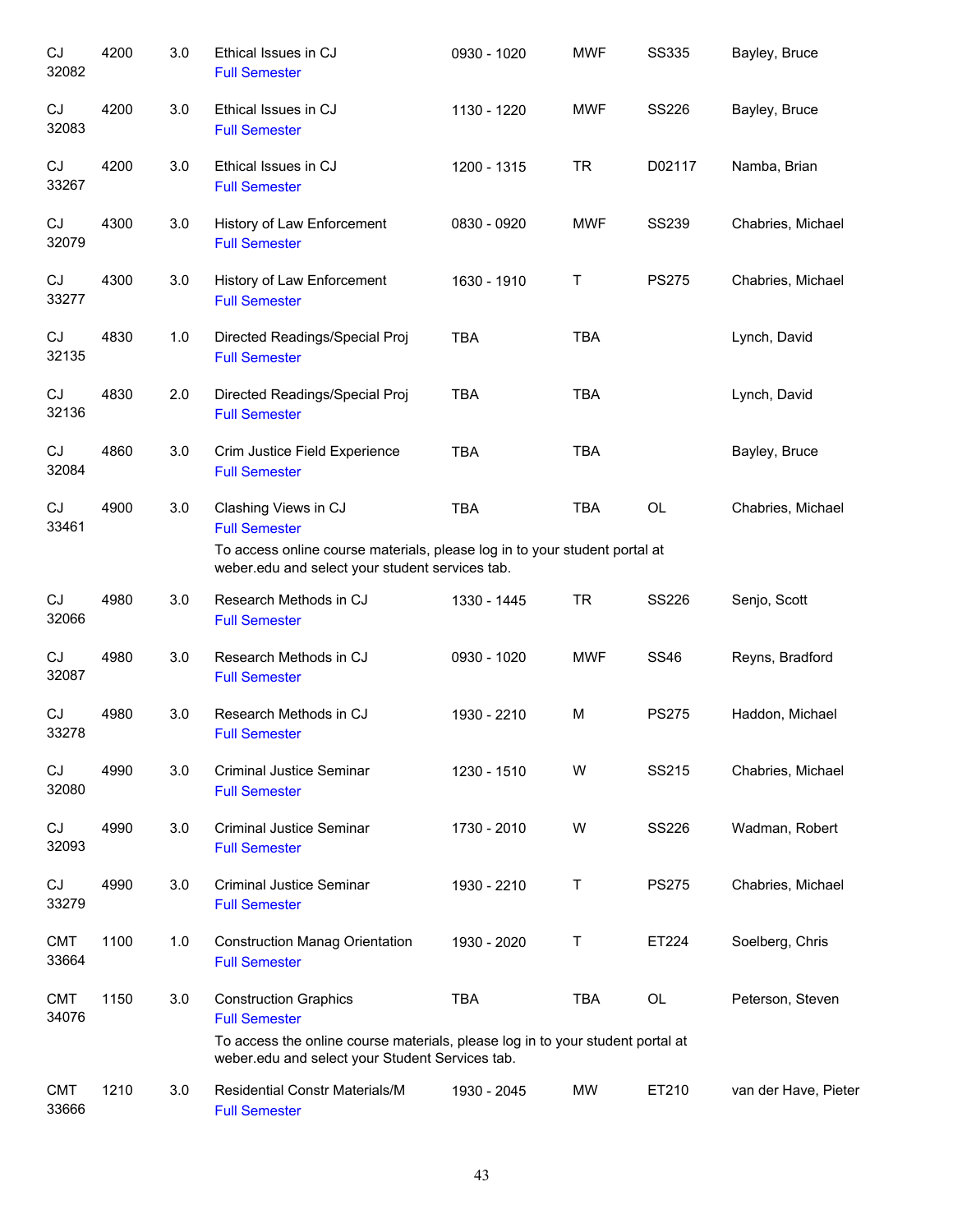| | | | | | | | |
|---|---|---|---|---|---|---|---|
| CJ 32082 | 4200 | 3.0 | Ethical Issues in CJ<br>Full Semester | 0930 - 1020 | MWF | SS335 | Bayley, Bruce |
| CJ 32083 | 4200 | 3.0 | Ethical Issues in CJ<br>Full Semester | 1130 - 1220 | MWF | SS226 | Bayley, Bruce |
| CJ 33267 | 4200 | 3.0 | Ethical Issues in CJ<br>Full Semester | 1200 - 1315 | TR | D02117 | Namba, Brian |
| CJ 32079 | 4300 | 3.0 | History of Law Enforcement<br>Full Semester | 0830 - 0920 | MWF | SS239 | Chabries, Michael |
| CJ 33277 | 4300 | 3.0 | History of Law Enforcement<br>Full Semester | 1630 - 1910 | T | PS275 | Chabries, Michael |
| CJ 32135 | 4830 | 1.0 | Directed Readings/Special Proj<br>Full Semester | TBA | TBA | | Lynch, David |
| CJ 32136 | 4830 | 2.0 | Directed Readings/Special Proj<br>Full Semester | TBA | TBA | | Lynch, David |
| CJ 32084 | 4860 | 3.0 | Crim Justice Field Experience<br>Full Semester | TBA | TBA | | Bayley, Bruce |
| CJ 33461 | 4900 | 3.0 | Clashing Views in CJ<br>Full Semester<br>To access online course materials, please log in to your student portal at weber.edu and select your student services tab. | TBA | TBA | OL | Chabries, Michael |
| CJ 32066 | 4980 | 3.0 | Research Methods in CJ<br>Full Semester | 1330 - 1445 | TR | SS226 | Senjo, Scott |
| CJ 32087 | 4980 | 3.0 | Research Methods in CJ<br>Full Semester | 0930 - 1020 | MWF | SS46 | Reyns, Bradford |
| CJ 33278 | 4980 | 3.0 | Research Methods in CJ<br>Full Semester | 1930 - 2210 | M | PS275 | Haddon, Michael |
| CJ 32080 | 4990 | 3.0 | Criminal Justice Seminar<br>Full Semester | 1230 - 1510 | W | SS215 | Chabries, Michael |
| CJ 32093 | 4990 | 3.0 | Criminal Justice Seminar<br>Full Semester | 1730 - 2010 | W | SS226 | Wadman, Robert |
| CJ 33279 | 4990 | 3.0 | Criminal Justice Seminar<br>Full Semester | 1930 - 2210 | T | PS275 | Chabries, Michael |
| CMT 33664 | 1100 | 1.0 | Construction Manag Orientation<br>Full Semester | 1930 - 2020 | T | ET224 | Soelberg, Chris |
| CMT 34076 | 1150 | 3.0 | Construction Graphics<br>Full Semester<br>To access the online course materials, please log in to your student portal at weber.edu and select your Student Services tab. | TBA | TBA | OL | Peterson, Steven |
| CMT 33666 | 1210 | 3.0 | Residential Constr Materials/M<br>Full Semester | 1930 - 2045 | MW | ET210 | van der Have, Pieter |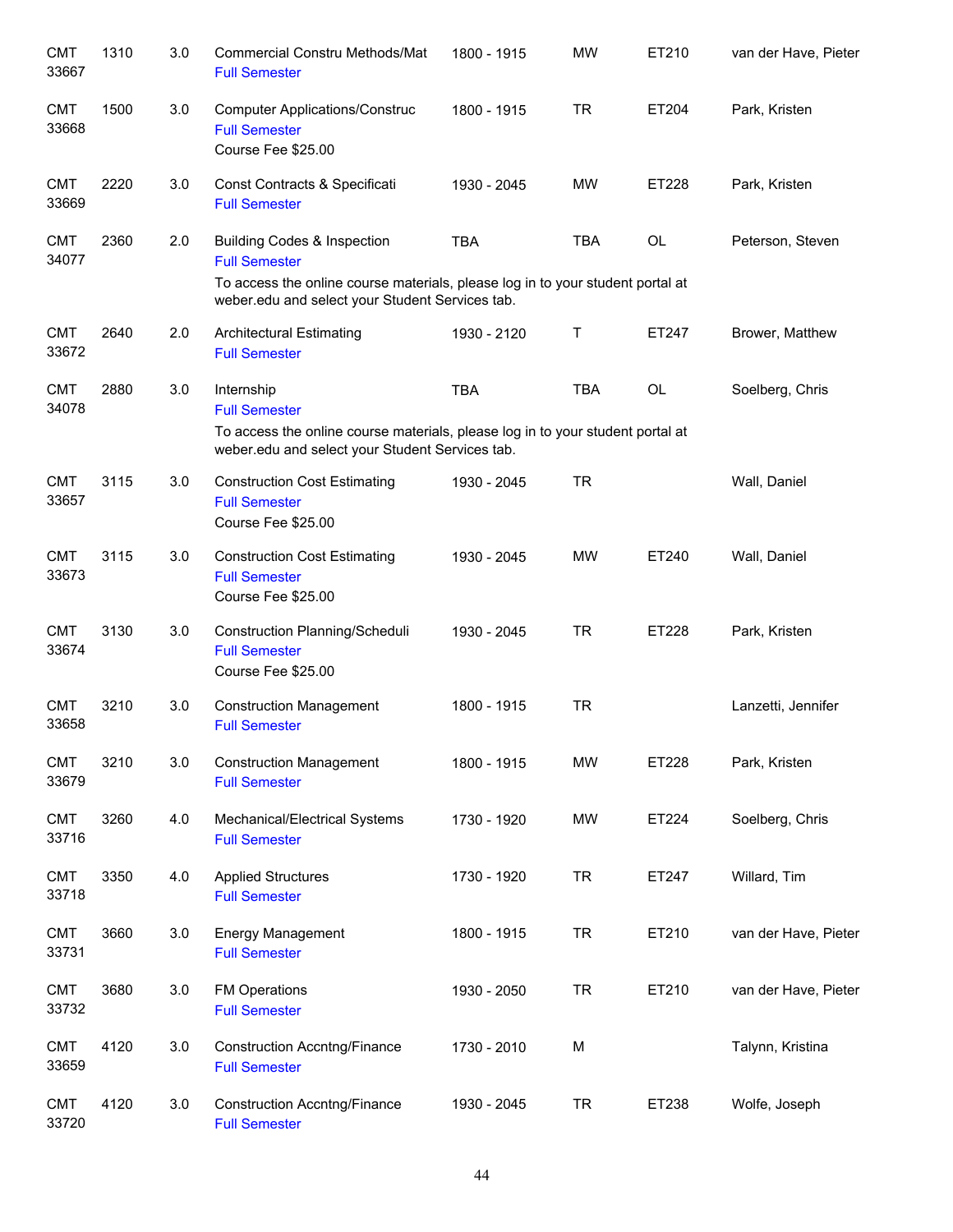| | | | | | | | |
|---|---|---|---|---|---|---|---|
| CMT 33667 | 1310 | 3.0 | Commercial Constru Methods/Mat<br>Full Semester | 1800 - 1915 | MW | ET210 | van der Have, Pieter |
| CMT 33668 | 1500 | 3.0 | Computer Applications/Construc<br>Full Semester<br>Course Fee $25.00 | 1800 - 1915 | TR | ET204 | Park, Kristen |
| CMT 33669 | 2220 | 3.0 | Const Contracts & Specificati<br>Full Semester | 1930 - 2045 | MW | ET228 | Park, Kristen |
| CMT 34077 | 2360 | 2.0 | Building Codes & Inspection<br>Full Semester<br>To access the online course materials, please log in to your student portal at weber.edu and select your Student Services tab. | TBA | TBA | OL | Peterson, Steven |
| CMT 33672 | 2640 | 2.0 | Architectural Estimating<br>Full Semester | 1930 - 2120 | T | ET247 | Brower, Matthew |
| CMT 34078 | 2880 | 3.0 | Internship<br>Full Semester<br>To access the online course materials, please log in to your student portal at weber.edu and select your Student Services tab. | TBA | TBA | OL | Soelberg, Chris |
| CMT 33657 | 3115 | 3.0 | Construction Cost Estimating<br>Full Semester<br>Course Fee $25.00 | 1930 - 2045 | TR | | Wall, Daniel |
| CMT 33673 | 3115 | 3.0 | Construction Cost Estimating<br>Full Semester<br>Course Fee $25.00 | 1930 - 2045 | MW | ET240 | Wall, Daniel |
| CMT 33674 | 3130 | 3.0 | Construction Planning/Scheduli<br>Full Semester<br>Course Fee $25.00 | 1930 - 2045 | TR | ET228 | Park, Kristen |
| CMT 33658 | 3210 | 3.0 | Construction Management<br>Full Semester | 1800 - 1915 | TR | | Lanzetti, Jennifer |
| CMT 33679 | 3210 | 3.0 | Construction Management<br>Full Semester | 1800 - 1915 | MW | ET228 | Park, Kristen |
| CMT 33716 | 3260 | 4.0 | Mechanical/Electrical Systems<br>Full Semester | 1730 - 1920 | MW | ET224 | Soelberg, Chris |
| CMT 33718 | 3350 | 4.0 | Applied Structures<br>Full Semester | 1730 - 1920 | TR | ET247 | Willard, Tim |
| CMT 33731 | 3660 | 3.0 | Energy Management<br>Full Semester | 1800 - 1915 | TR | ET210 | van der Have, Pieter |
| CMT 33732 | 3680 | 3.0 | FM Operations<br>Full Semester | 1930 - 2050 | TR | ET210 | van der Have, Pieter |
| CMT 33659 | 4120 | 3.0 | Construction Accntng/Finance<br>Full Semester | 1730 - 2010 | M | | Talynn, Kristina |
| CMT 33720 | 4120 | 3.0 | Construction Accntng/Finance<br>Full Semester | 1930 - 2045 | TR | ET238 | Wolfe, Joseph |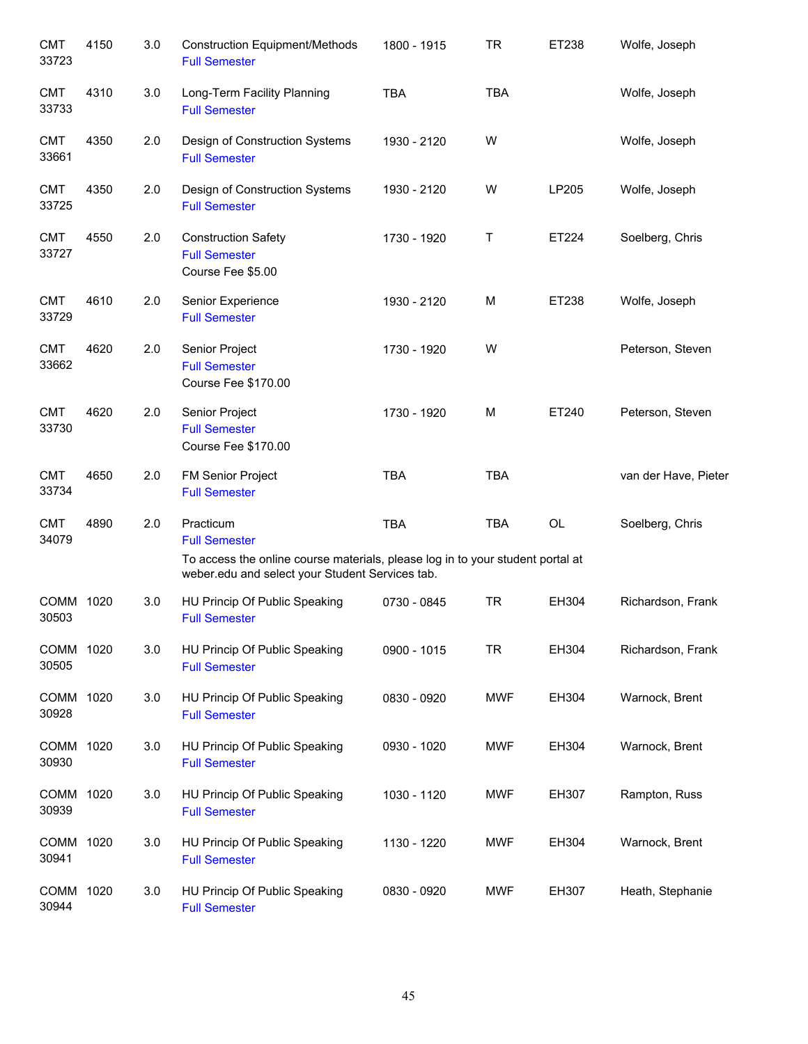| | | | | | | | |
|---|---|---|---|---|---|---|---|
| CMT 33723 | 4150 | 3.0 | Construction Equipment/Methods<br>Full Semester | 1800 - 1915 | TR | ET238 | Wolfe, Joseph |
| CMT 33733 | 4310 | 3.0 | Long-Term Facility Planning<br>Full Semester | TBA | TBA | | Wolfe, Joseph |
| CMT 33661 | 4350 | 2.0 | Design of Construction Systems<br>Full Semester | 1930 - 2120 | W | | Wolfe, Joseph |
| CMT 33725 | 4350 | 2.0 | Design of Construction Systems<br>Full Semester | 1930 - 2120 | W | LP205 | Wolfe, Joseph |
| CMT 33727 | 4550 | 2.0 | Construction Safety<br>Full Semester<br>Course Fee $5.00 | 1730 - 1920 | T | ET224 | Soelberg, Chris |
| CMT 33729 | 4610 | 2.0 | Senior Experience<br>Full Semester | 1930 - 2120 | M | ET238 | Wolfe, Joseph |
| CMT 33662 | 4620 | 2.0 | Senior Project<br>Full Semester<br>Course Fee $170.00 | 1730 - 1920 | W | | Peterson, Steven |
| CMT 33730 | 4620 | 2.0 | Senior Project<br>Full Semester<br>Course Fee $170.00 | 1730 - 1920 | M | ET240 | Peterson, Steven |
| CMT 33734 | 4650 | 2.0 | FM Senior Project<br>Full Semester | TBA | TBA | | van der Have, Pieter |
| CMT 34079 | 4890 | 2.0 | Practicum<br>Full Semester<br>To access the online course materials, please log in to your student portal at weber.edu and select your Student Services tab. | TBA | TBA | OL | Soelberg, Chris |
| COMM 30503 | 1020 | 3.0 | HU Princip Of Public Speaking<br>Full Semester | 0730 - 0845 | TR | EH304 | Richardson, Frank |
| COMM 30505 | 1020 | 3.0 | HU Princip Of Public Speaking<br>Full Semester | 0900 - 1015 | TR | EH304 | Richardson, Frank |
| COMM 30928 | 1020 | 3.0 | HU Princip Of Public Speaking<br>Full Semester | 0830 - 0920 | MWF | EH304 | Warnock, Brent |
| COMM 30930 | 1020 | 3.0 | HU Princip Of Public Speaking<br>Full Semester | 0930 - 1020 | MWF | EH304 | Warnock, Brent |
| COMM 30939 | 1020 | 3.0 | HU Princip Of Public Speaking<br>Full Semester | 1030 - 1120 | MWF | EH307 | Rampton, Russ |
| COMM 30941 | 1020 | 3.0 | HU Princip Of Public Speaking<br>Full Semester | 1130 - 1220 | MWF | EH304 | Warnock, Brent |
| COMM 30944 | 1020 | 3.0 | HU Princip Of Public Speaking<br>Full Semester | 0830 - 0920 | MWF | EH307 | Heath, Stephanie |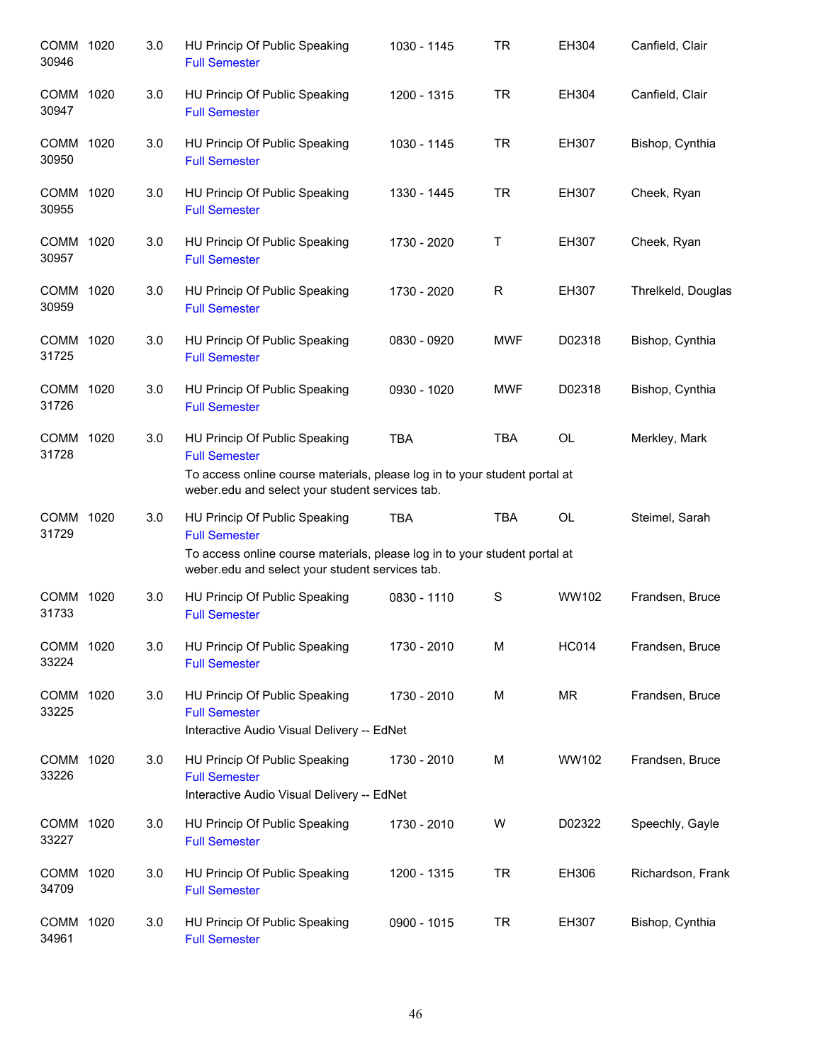| | | | | | | | |
|---|---|---|---|---|---|---|---|
| COMM 30946 | 1020 | 3.0 | HU Princip Of Public Speaking<br>Full Semester | 1030 - 1145 | TR | EH304 | Canfield, Clair |
| COMM 30947 | 1020 | 3.0 | HU Princip Of Public Speaking<br>Full Semester | 1200 - 1315 | TR | EH304 | Canfield, Clair |
| COMM 30950 | 1020 | 3.0 | HU Princip Of Public Speaking<br>Full Semester | 1030 - 1145 | TR | EH307 | Bishop, Cynthia |
| COMM 30955 | 1020 | 3.0 | HU Princip Of Public Speaking<br>Full Semester | 1330 - 1445 | TR | EH307 | Cheek, Ryan |
| COMM 30957 | 1020 | 3.0 | HU Princip Of Public Speaking<br>Full Semester | 1730 - 2020 | T | EH307 | Cheek, Ryan |
| COMM 30959 | 1020 | 3.0 | HU Princip Of Public Speaking<br>Full Semester | 1730 - 2020 | R | EH307 | Threlkeld, Douglas |
| COMM 31725 | 1020 | 3.0 | HU Princip Of Public Speaking<br>Full Semester | 0830 - 0920 | MWF | D02318 | Bishop, Cynthia |
| COMM 31726 | 1020 | 3.0 | HU Princip Of Public Speaking<br>Full Semester | 0930 - 1020 | MWF | D02318 | Bishop, Cynthia |
| COMM 31728 | 1020 | 3.0 | HU Princip Of Public Speaking<br>Full Semester<br>To access online course materials, please log in to your student portal at weber.edu and select your student services tab. | TBA | TBA | OL | Merkley, Mark |
| COMM 31729 | 1020 | 3.0 | HU Princip Of Public Speaking<br>Full Semester<br>To access online course materials, please log in to your student portal at weber.edu and select your student services tab. | TBA | TBA | OL | Steimel, Sarah |
| COMM 31733 | 1020 | 3.0 | HU Princip Of Public Speaking<br>Full Semester | 0830 - 1110 | S | WW102 | Frandsen, Bruce |
| COMM 33224 | 1020 | 3.0 | HU Princip Of Public Speaking<br>Full Semester | 1730 - 2010 | M | HC014 | Frandsen, Bruce |
| COMM 33225 | 1020 | 3.0 | HU Princip Of Public Speaking<br>Full Semester<br>Interactive Audio Visual Delivery -- EdNet | 1730 - 2010 | M | MR | Frandsen, Bruce |
| COMM 33226 | 1020 | 3.0 | HU Princip Of Public Speaking<br>Full Semester<br>Interactive Audio Visual Delivery -- EdNet | 1730 - 2010 | M | WW102 | Frandsen, Bruce |
| COMM 33227 | 1020 | 3.0 | HU Princip Of Public Speaking<br>Full Semester | 1730 - 2010 | W | D02322 | Speechly, Gayle |
| COMM 34709 | 1020 | 3.0 | HU Princip Of Public Speaking<br>Full Semester | 1200 - 1315 | TR | EH306 | Richardson, Frank |
| COMM 34961 | 1020 | 3.0 | HU Princip Of Public Speaking<br>Full Semester | 0900 - 1015 | TR | EH307 | Bishop, Cynthia |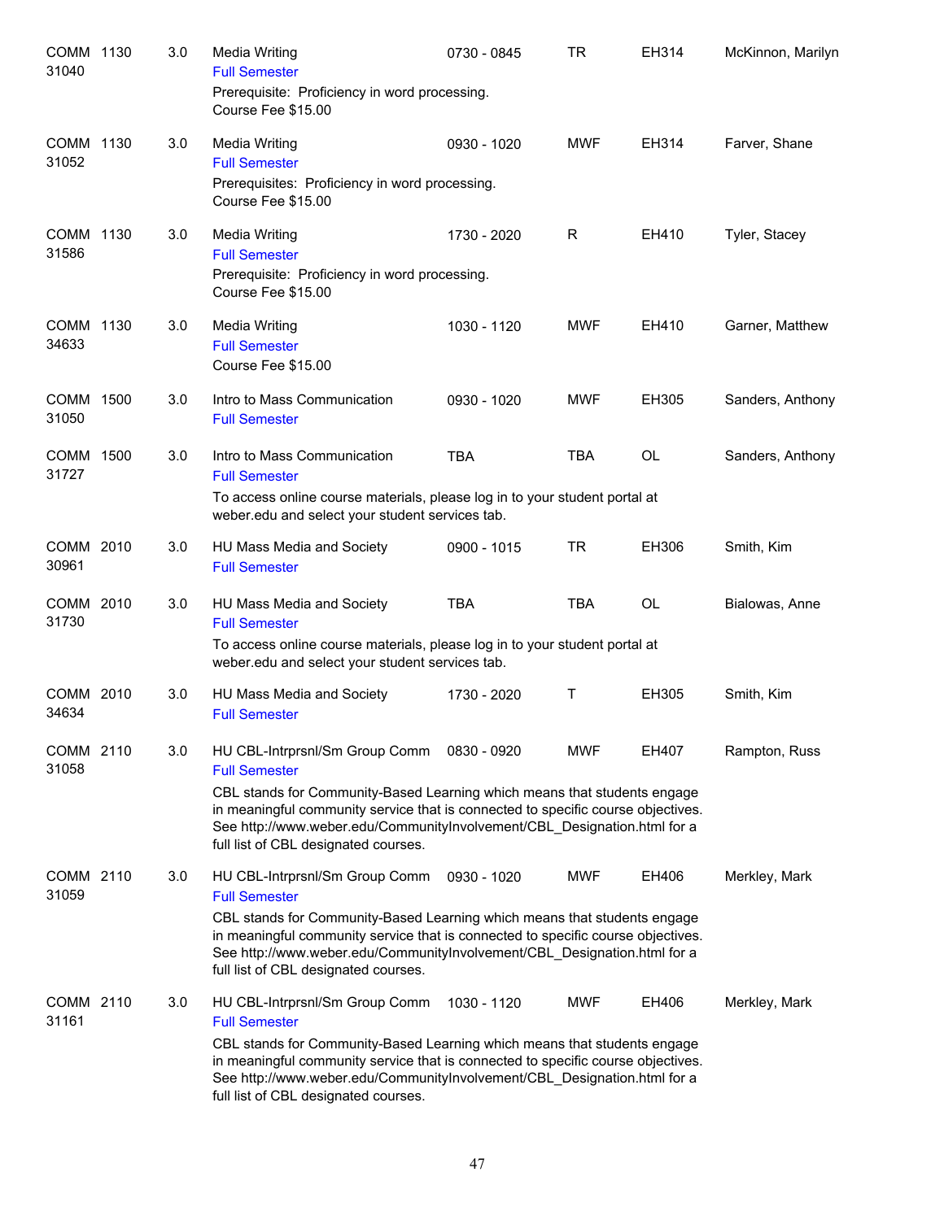| | | | | | | | |
|---|---|---|---|---|---|---|---|
| COMM 31040 | 1130 | 3.0 | Media Writing<br>Full Semester<br>Prerequisite: Proficiency in word processing.<br>Course Fee $15.00 | 0730 - 0845 | TR | EH314 | McKinnon, Marilyn |
| COMM 31052 | 1130 | 3.0 | Media Writing<br>Full Semester<br>Prerequisites: Proficiency in word processing.<br>Course Fee $15.00 | 0930 - 1020 | MWF | EH314 | Farver, Shane |
| COMM 31586 | 1130 | 3.0 | Media Writing<br>Full Semester<br>Prerequisite: Proficiency in word processing.<br>Course Fee $15.00 | 1730 - 2020 | R | EH410 | Tyler, Stacey |
| COMM 34633 | 1130 | 3.0 | Media Writing<br>Full Semester<br>Course Fee $15.00 | 1030 - 1120 | MWF | EH410 | Garner, Matthew |
| COMM 31050 | 1500 | 3.0 | Intro to Mass Communication<br>Full Semester | 0930 - 1020 | MWF | EH305 | Sanders, Anthony |
| COMM 31727 | 1500 | 3.0 | Intro to Mass Communication<br>Full Semester<br>To access online course materials, please log in to your student portal at weber.edu and select your student services tab. | TBA | TBA | OL | Sanders, Anthony |
| COMM 30961 | 2010 | 3.0 | HU Mass Media and Society<br>Full Semester | 0900 - 1015 | TR | EH306 | Smith, Kim |
| COMM 31730 | 2010 | 3.0 | HU Mass Media and Society<br>Full Semester<br>To access online course materials, please log in to your student portal at weber.edu and select your student services tab. | TBA | TBA | OL | Bialowas, Anne |
| COMM 34634 | 2010 | 3.0 | HU Mass Media and Society<br>Full Semester | 1730 - 2020 | T | EH305 | Smith, Kim |
| COMM 31058 | 2110 | 3.0 | HU CBL-Intrprsnl/Sm Group Comm<br>Full Semester<br>CBL stands for Community-Based Learning which means that students engage in meaningful community service that is connected to specific course objectives. See http://www.weber.edu/CommunityInvolvement/CBL_Designation.html for a full list of CBL designated courses. | 0830 - 0920 | MWF | EH407 | Rampton, Russ |
| COMM 31059 | 2110 | 3.0 | HU CBL-Intrprsnl/Sm Group Comm<br>Full Semester<br>CBL stands for Community-Based Learning which means that students engage in meaningful community service that is connected to specific course objectives. See http://www.weber.edu/CommunityInvolvement/CBL_Designation.html for a full list of CBL designated courses. | 0930 - 1020 | MWF | EH406 | Merkley, Mark |
| COMM 31161 | 2110 | 3.0 | HU CBL-Intrprsnl/Sm Group Comm<br>Full Semester<br>CBL stands for Community-Based Learning which means that students engage in meaningful community service that is connected to specific course objectives. See http://www.weber.edu/CommunityInvolvement/CBL_Designation.html for a full list of CBL designated courses. | 1030 - 1120 | MWF | EH406 | Merkley, Mark |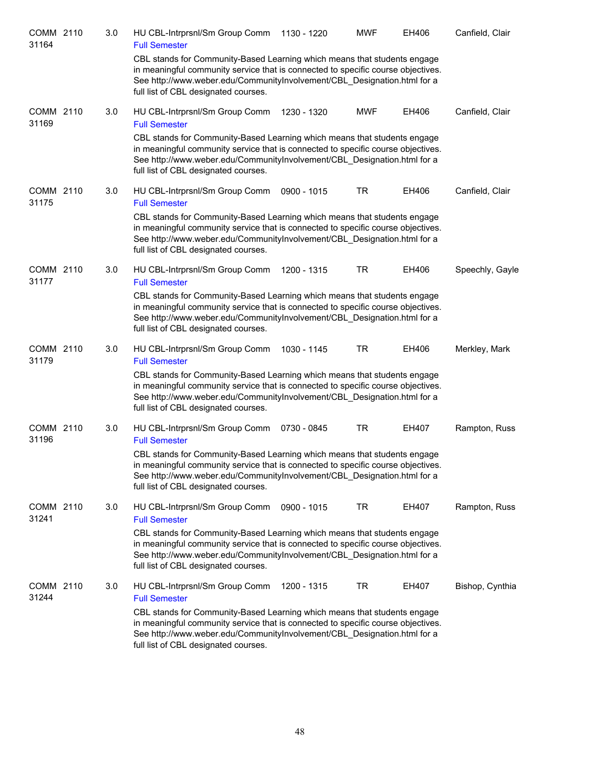COMM 2110 31164 | 3.0 | HU CBL-Intrprsnl/Sm Group Comm | 1130 - 1220 | MWF | EH406 | Canfield, Clair

Full Semester

CBL stands for Community-Based Learning which means that students engage in meaningful community service that is connected to specific course objectives. See http://www.weber.edu/CommunityInvolvement/CBL_Designation.html for a full list of CBL designated courses.

COMM 2110 31169 | 3.0 | HU CBL-Intrprsnl/Sm Group Comm | 1230 - 1320 | MWF | EH406 | Canfield, Clair

Full Semester

CBL stands for Community-Based Learning which means that students engage in meaningful community service that is connected to specific course objectives. See http://www.weber.edu/CommunityInvolvement/CBL_Designation.html for a full list of CBL designated courses.

COMM 2110 31175 | 3.0 | HU CBL-Intrprsnl/Sm Group Comm | 0900 - 1015 | TR | EH406 | Canfield, Clair

Full Semester

CBL stands for Community-Based Learning which means that students engage in meaningful community service that is connected to specific course objectives. See http://www.weber.edu/CommunityInvolvement/CBL_Designation.html for a full list of CBL designated courses.

COMM 2110 31177 | 3.0 | HU CBL-Intrprsnl/Sm Group Comm | 1200 - 1315 | TR | EH406 | Speechly, Gayle

Full Semester

CBL stands for Community-Based Learning which means that students engage in meaningful community service that is connected to specific course objectives. See http://www.weber.edu/CommunityInvolvement/CBL_Designation.html for a full list of CBL designated courses.

COMM 2110 31179 | 3.0 | HU CBL-Intrprsnl/Sm Group Comm | 1030 - 1145 | TR | EH406 | Merkley, Mark

Full Semester

CBL stands for Community-Based Learning which means that students engage in meaningful community service that is connected to specific course objectives. See http://www.weber.edu/CommunityInvolvement/CBL_Designation.html for a full list of CBL designated courses.

COMM 2110 31196 | 3.0 | HU CBL-Intrprsnl/Sm Group Comm | 0730 - 0845 | TR | EH407 | Rampton, Russ

Full Semester

CBL stands for Community-Based Learning which means that students engage in meaningful community service that is connected to specific course objectives. See http://www.weber.edu/CommunityInvolvement/CBL_Designation.html for a full list of CBL designated courses.

COMM 2110 31241 | 3.0 | HU CBL-Intrprsnl/Sm Group Comm | 0900 - 1015 | TR | EH407 | Rampton, Russ

Full Semester

CBL stands for Community-Based Learning which means that students engage in meaningful community service that is connected to specific course objectives. See http://www.weber.edu/CommunityInvolvement/CBL_Designation.html for a full list of CBL designated courses.

COMM 2110 31244 | 3.0 | HU CBL-Intrprsnl/Sm Group Comm | 1200 - 1315 | TR | EH407 | Bishop, Cynthia

Full Semester

CBL stands for Community-Based Learning which means that students engage in meaningful community service that is connected to specific course objectives. See http://www.weber.edu/CommunityInvolvement/CBL_Designation.html for a full list of CBL designated courses.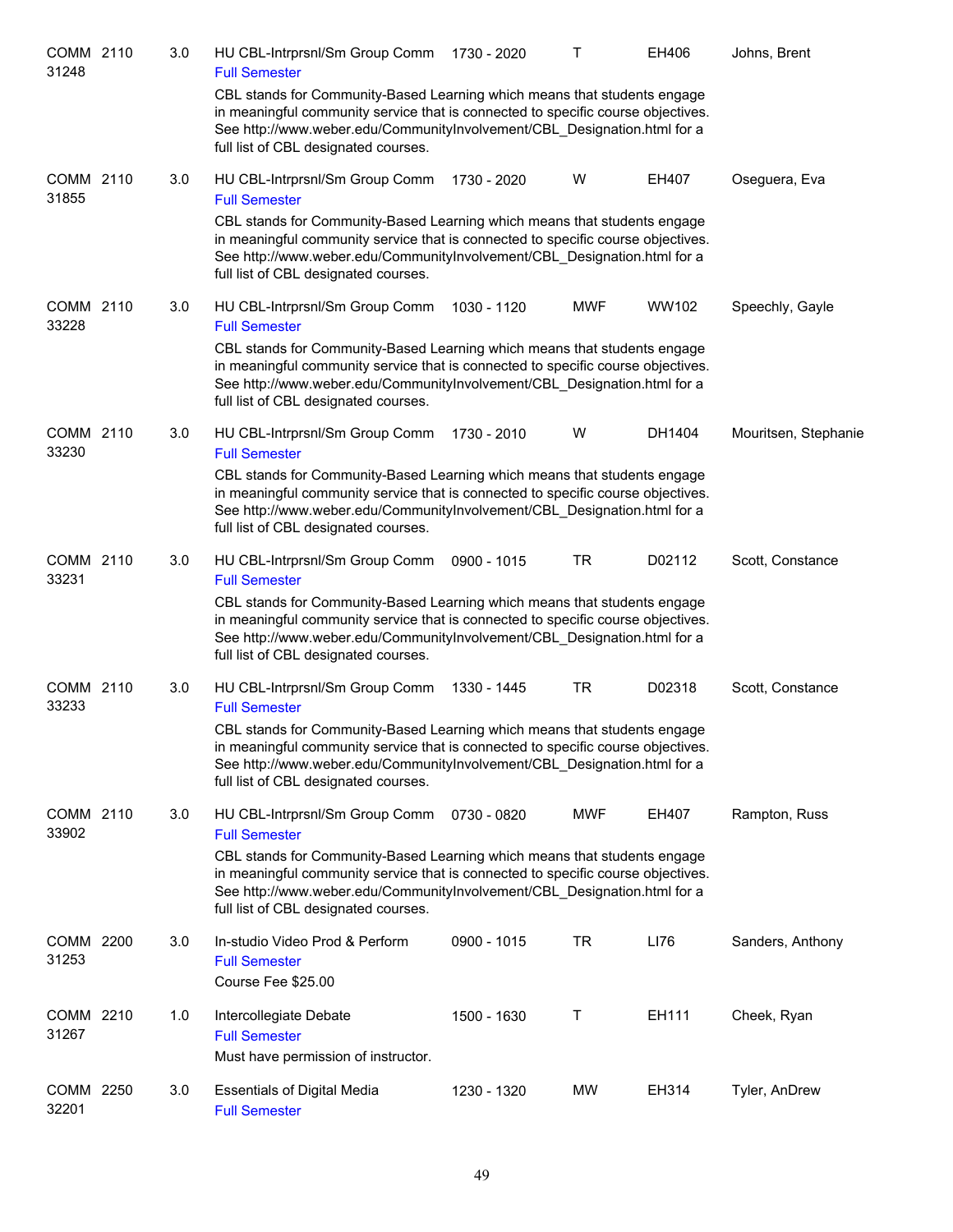| | | | | | | | |
|---|---|---|---|---|---|---|---|
| COMM 2110<br>31248 | 3.0 | HU CBL-Intrprsnl/Sm Group Comm<br>Full Semester | 1730 - 2020 | T | EH406 | Johns, Brent |
| | | CBL stands for Community-Based Learning which means that students engage in meaningful community service that is connected to specific course objectives. See http://www.weber.edu/CommunityInvolvement/CBL_Designation.html for a full list of CBL designated courses. | | | | |
| COMM 2110<br>31855 | 3.0 | HU CBL-Intrprsnl/Sm Group Comm<br>Full Semester | 1730 - 2020 | W | EH407 | Oseguera, Eva |
| | | CBL stands for Community-Based Learning which means that students engage in meaningful community service that is connected to specific course objectives. See http://www.weber.edu/CommunityInvolvement/CBL_Designation.html for a full list of CBL designated courses. | | | | |
| COMM 2110<br>33228 | 3.0 | HU CBL-Intrprsnl/Sm Group Comm<br>Full Semester | 1030 - 1120 | MWF | WW102 | Speechly, Gayle |
| | | CBL stands for Community-Based Learning which means that students engage in meaningful community service that is connected to specific course objectives. See http://www.weber.edu/CommunityInvolvement/CBL_Designation.html for a full list of CBL designated courses. | | | | |
| COMM 2110<br>33230 | 3.0 | HU CBL-Intrprsnl/Sm Group Comm<br>Full Semester | 1730 - 2010 | W | DH1404 | Mouritsen, Stephanie |
| | | CBL stands for Community-Based Learning which means that students engage in meaningful community service that is connected to specific course objectives. See http://www.weber.edu/CommunityInvolvement/CBL_Designation.html for a full list of CBL designated courses. | | | | |
| COMM 2110<br>33231 | 3.0 | HU CBL-Intrprsnl/Sm Group Comm<br>Full Semester | 0900 - 1015 | TR | D02112 | Scott, Constance |
| | | CBL stands for Community-Based Learning which means that students engage in meaningful community service that is connected to specific course objectives. See http://www.weber.edu/CommunityInvolvement/CBL_Designation.html for a full list of CBL designated courses. | | | | |
| COMM 2110<br>33233 | 3.0 | HU CBL-Intrprsnl/Sm Group Comm<br>Full Semester | 1330 - 1445 | TR | D02318 | Scott, Constance |
| | | CBL stands for Community-Based Learning which means that students engage in meaningful community service that is connected to specific course objectives. See http://www.weber.edu/CommunityInvolvement/CBL_Designation.html for a full list of CBL designated courses. | | | | |
| COMM 2110<br>33902 | 3.0 | HU CBL-Intrprsnl/Sm Group Comm<br>Full Semester | 0730 - 0820 | MWF | EH407 | Rampton, Russ |
| | | CBL stands for Community-Based Learning which means that students engage in meaningful community service that is connected to specific course objectives. See http://www.weber.edu/CommunityInvolvement/CBL_Designation.html for a full list of CBL designated courses. | | | | |
| COMM 2200<br>31253 | 3.0 | In-studio Video Prod & Perform<br>Full Semester<br>Course Fee $25.00 | 0900 - 1015 | TR | LI76 | Sanders, Anthony |
| COMM 2210<br>31267 | 1.0 | Intercollegiate Debate<br>Full Semester<br>Must have permission of instructor. | 1500 - 1630 | T | EH111 | Cheek, Ryan |
| COMM 2250<br>32201 | 3.0 | Essentials of Digital Media<br>Full Semester | 1230 - 1320 | MW | EH314 | Tyler, AnDrew |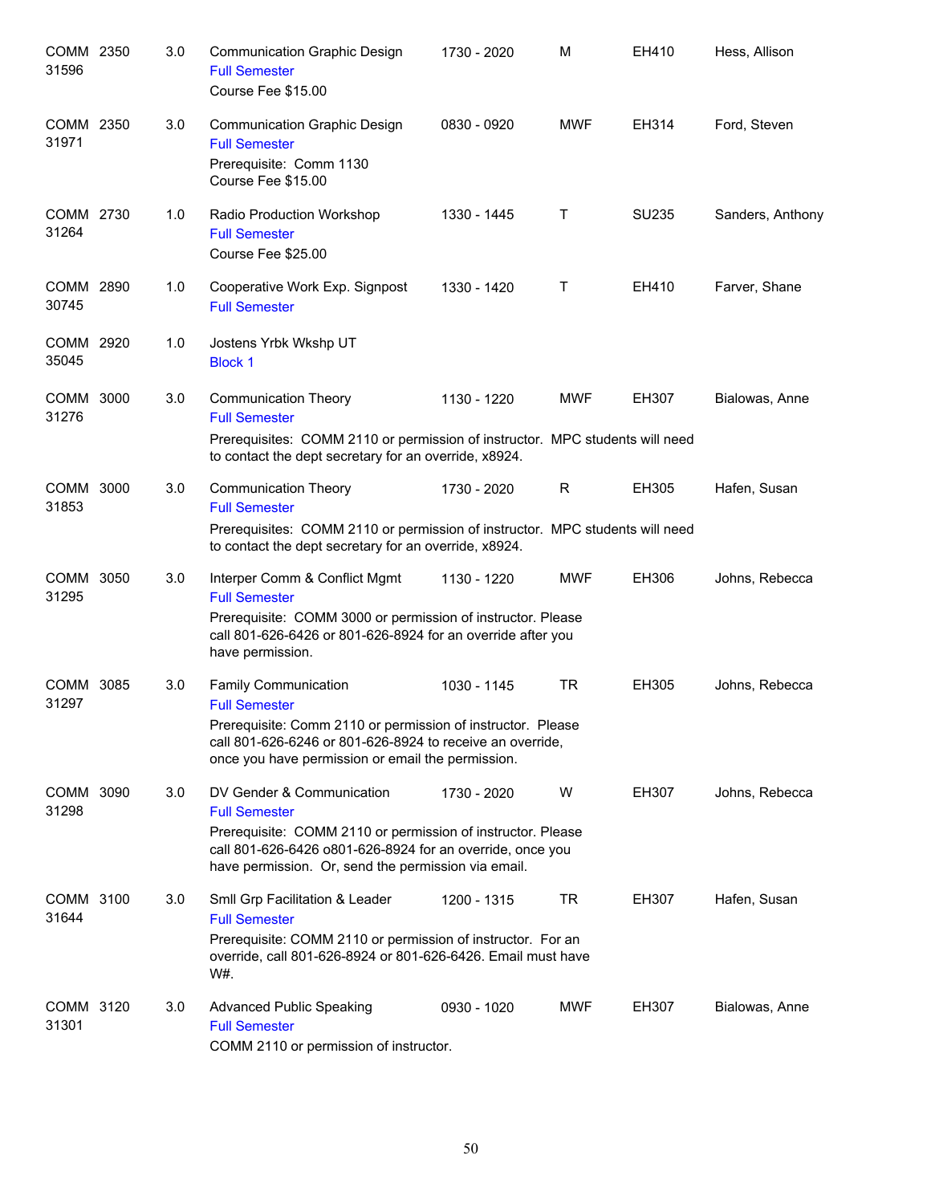| | | | | | | | |
|---|---|---|---|---|---|---|---|
| COMM 31596 | 2350 | 3.0 | Communication Graphic Design<br>Full Semester<br>Course Fee $15.00 | 1730 - 2020 | M | EH410 | Hess, Allison |
| COMM 31971 | 2350 | 3.0 | Communication Graphic Design<br>Full Semester<br>Prerequisite: Comm 1130<br>Course Fee $15.00 | 0830 - 0920 | MWF | EH314 | Ford, Steven |
| COMM 31264 | 2730 | 1.0 | Radio Production Workshop<br>Full Semester<br>Course Fee $25.00 | 1330 - 1445 | T | SU235 | Sanders, Anthony |
| COMM 30745 | 2890 | 1.0 | Cooperative Work Exp. Signpost<br>Full Semester | 1330 - 1420 | T | EH410 | Farver, Shane |
| COMM 35045 | 2920 | 1.0 | Jostens Yrbk Wkshp UT<br>Block 1 | | | | |
| COMM 31276 | 3000 | 3.0 | Communication Theory<br>Full Semester<br>Prerequisites: COMM 2110 or permission of instructor. MPC students will need to contact the dept secretary for an override, x8924. | 1130 - 1220 | MWF | EH307 | Bialowas, Anne |
| COMM 31853 | 3000 | 3.0 | Communication Theory<br>Full Semester<br>Prerequisites: COMM 2110 or permission of instructor. MPC students will need to contact the dept secretary for an override, x8924. | 1730 - 2020 | R | EH305 | Hafen, Susan |
| COMM 31295 | 3050 | 3.0 | Interper Comm & Conflict Mgmt<br>Full Semester<br>Prerequisite: COMM 3000 or permission of instructor. Please call 801-626-6426 or 801-626-8924 for an override after you have permission. | 1130 - 1220 | MWF | EH306 | Johns, Rebecca |
| COMM 31297 | 3085 | 3.0 | Family Communication<br>Full Semester<br>Prerequisite: Comm 2110 or permission of instructor. Please call 801-626-6246 or 801-626-8924 to receive an override, once you have permission or email the permission. | 1030 - 1145 | TR | EH305 | Johns, Rebecca |
| COMM 31298 | 3090 | 3.0 | DV Gender & Communication<br>Full Semester<br>Prerequisite: COMM 2110 or permission of instructor. Please call 801-626-6426 o801-626-8924 for an override, once you have permission. Or, send the permission via email. | 1730 - 2020 | W | EH307 | Johns, Rebecca |
| COMM 31644 | 3100 | 3.0 | Smll Grp Facilitation & Leader<br>Full Semester<br>Prerequisite: COMM 2110 or permission of instructor. For an override, call 801-626-8924 or 801-626-6426. Email must have W#. | 1200 - 1315 | TR | EH307 | Hafen, Susan |
| COMM 31301 | 3120 | 3.0 | Advanced Public Speaking<br>Full Semester<br>COMM 2110 or permission of instructor. | 0930 - 1020 | MWF | EH307 | Bialowas, Anne |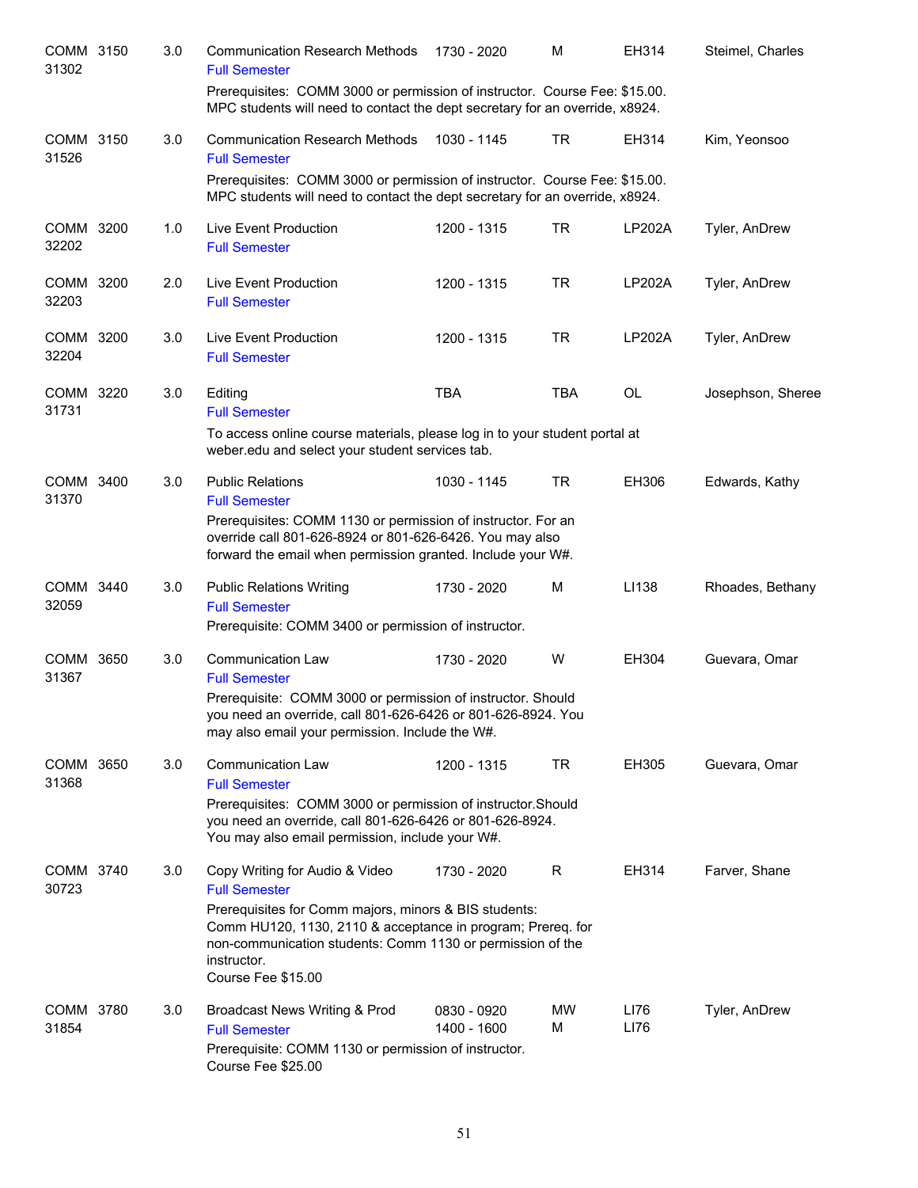| | | | | | | | |
|---|---|---|---|---|---|---|---|
| COMM 31302 | 3150 | 3.0 | Communication Research Methods<br>Full Semester<br>Prerequisites: COMM 3000 or permission of instructor. Course Fee: $15.00. MPC students will need to contact the dept secretary for an override, x8924. | 1730 - 2020 | M | EH314 | Steimel, Charles |
| COMM 31526 | 3150 | 3.0 | Communication Research Methods<br>Full Semester<br>Prerequisites: COMM 3000 or permission of instructor. Course Fee: $15.00. MPC students will need to contact the dept secretary for an override, x8924. | 1030 - 1145 | TR | EH314 | Kim, Yeonsoo |
| COMM 32202 | 3200 | 1.0 | Live Event Production<br>Full Semester | 1200 - 1315 | TR | LP202A | Tyler, AnDrew |
| COMM 32203 | 3200 | 2.0 | Live Event Production<br>Full Semester | 1200 - 1315 | TR | LP202A | Tyler, AnDrew |
| COMM 32204 | 3200 | 3.0 | Live Event Production<br>Full Semester | 1200 - 1315 | TR | LP202A | Tyler, AnDrew |
| COMM 31731 | 3220 | 3.0 | Editing<br>Full Semester<br>To access online course materials, please log in to your student portal at weber.edu and select your student services tab. | TBA | TBA | OL | Josephson, Sheree |
| COMM 31370 | 3400 | 3.0 | Public Relations<br>Full Semester<br>Prerequisites: COMM 1130 or permission of instructor. For an override call 801-626-8924 or 801-626-6426. You may also forward the email when permission granted. Include your W#. | 1030 - 1145 | TR | EH306 | Edwards, Kathy |
| COMM 32059 | 3440 | 3.0 | Public Relations Writing<br>Full Semester<br>Prerequisite: COMM 3400 or permission of instructor. | 1730 - 2020 | M | LI138 | Rhoades, Bethany |
| COMM 31367 | 3650 | 3.0 | Communication Law<br>Full Semester<br>Prerequisite: COMM 3000 or permission of instructor. Should you need an override, call 801-626-6426 or 801-626-8924. You may also email your permission. Include the W#. | 1730 - 2020 | W | EH304 | Guevara, Omar |
| COMM 31368 | 3650 | 3.0 | Communication Law<br>Full Semester<br>Prerequisites: COMM 3000 or permission of instructor.Should you need an override, call 801-626-6426 or 801-626-8924. You may also email permission, include your W#. | 1200 - 1315 | TR | EH305 | Guevara, Omar |
| COMM 30723 | 3740 | 3.0 | Copy Writing for Audio & Video<br>Full Semester<br>Prerequisites for Comm majors, minors & BIS students: Comm HU120, 1130, 2110 & acceptance in program; Prereq. for non-communication students: Comm 1130 or permission of the instructor.<br>Course Fee $15.00 | 1730 - 2020 | R | EH314 | Farver, Shane |
| COMM 31854 | 3780 | 3.0 | Broadcast News Writing & Prod<br>Full Semester<br>Prerequisite: COMM 1130 or permission of instructor.<br>Course Fee $25.00 | 0830 - 0920<br>1400 - 1600 | MW<br>M | LI76<br>LI76 | Tyler, AnDrew |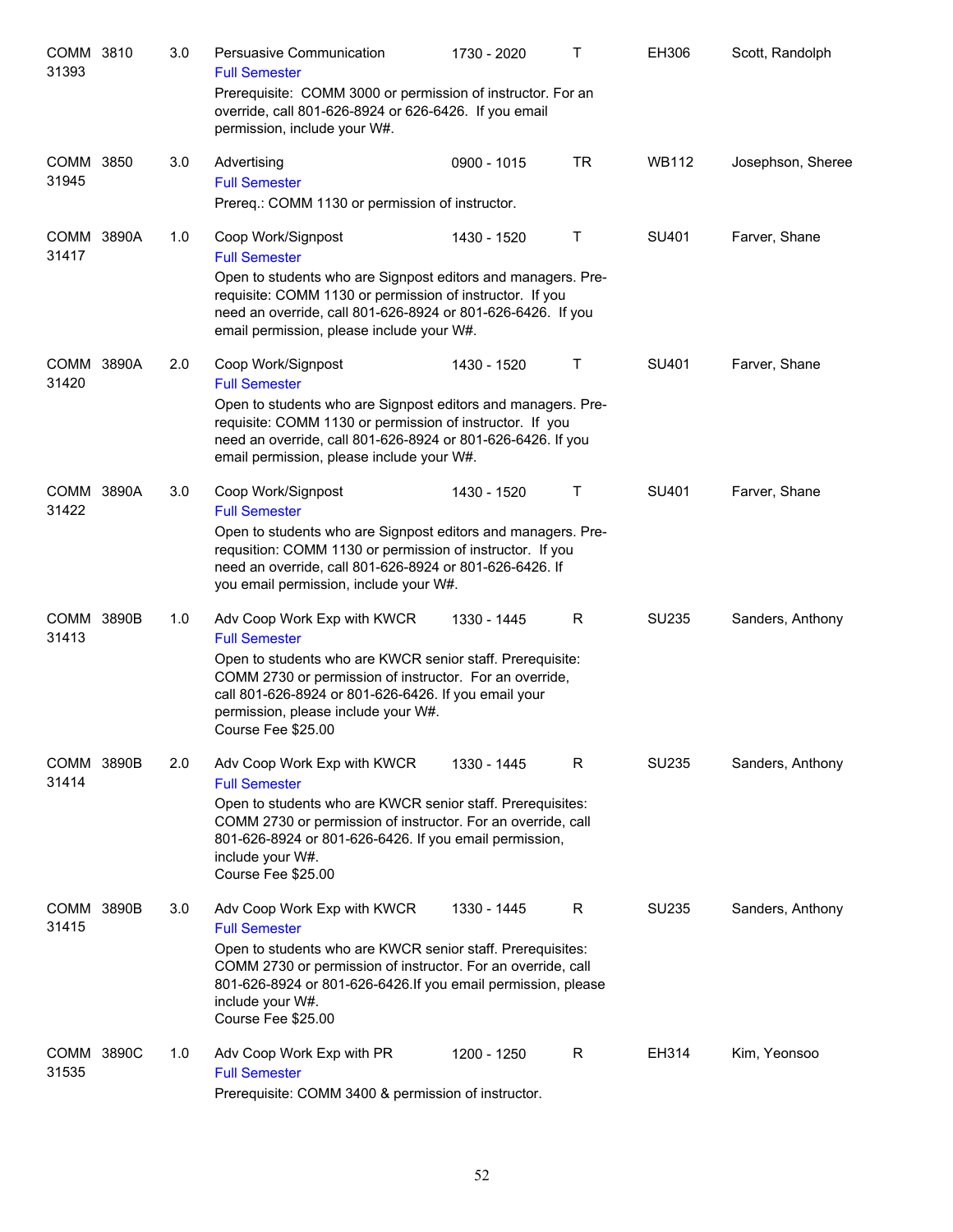| | | | | | | | |
|---|---|---|---|---|---|---|---|
| COMM 31393 | 3810 | 3.0 | Persuasive Communication<br>Full Semester<br>Prerequisite: COMM 3000 or permission of instructor. For an override, call 801-626-8924 or 626-6426. If you email permission, include your W#. | 1730 - 2020 | T | EH306 | Scott, Randolph |
| COMM 31945 | 3850 | 3.0 | Advertising<br>Full Semester<br>Prereq.: COMM 1130 or permission of instructor. | 0900 - 1015 | TR | WB112 | Josephson, Sheree |
| COMM 31417 | 3890A | 1.0 | Coop Work/Signpost<br>Full Semester<br>Open to students who are Signpost editors and managers. Pre-requisite: COMM 1130 or permission of instructor. If you need an override, call 801-626-8924 or 801-626-6426. If you email permission, please include your W#. | 1430 - 1520 | T | SU401 | Farver, Shane |
| COMM 31420 | 3890A | 2.0 | Coop Work/Signpost<br>Full Semester<br>Open to students who are Signpost editors and managers. Pre-requisite: COMM 1130 or permission of instructor. If you need an override, call 801-626-8924 or 801-626-6426. If you email permission, please include your W#. | 1430 - 1520 | T | SU401 | Farver, Shane |
| COMM 31422 | 3890A | 3.0 | Coop Work/Signpost<br>Full Semester<br>Open to students who are Signpost editors and managers. Pre-requsition: COMM 1130 or permission of instructor. If you need an override, call 801-626-8924 or 801-626-6426. If you email permission, include your W#. | 1430 - 1520 | T | SU401 | Farver, Shane |
| COMM 31413 | 3890B | 1.0 | Adv Coop Work Exp with KWCR<br>Full Semester<br>Open to students who are KWCR senior staff. Prerequisite: COMM 2730 or permission of instructor. For an override, call 801-626-8924 or 801-626-6426. If you email your permission, please include your W#.<br>Course Fee $25.00 | 1330 - 1445 | R | SU235 | Sanders, Anthony |
| COMM 31414 | 3890B | 2.0 | Adv Coop Work Exp with KWCR<br>Full Semester<br>Open to students who are KWCR senior staff. Prerequisites: COMM 2730 or permission of instructor. For an override, call 801-626-8924 or 801-626-6426. If you email permission, include your W#.<br>Course Fee $25.00 | 1330 - 1445 | R | SU235 | Sanders, Anthony |
| COMM 31415 | 3890B | 3.0 | Adv Coop Work Exp with KWCR<br>Full Semester<br>Open to students who are KWCR senior staff. Prerequisites: COMM 2730 or permission of instructor. For an override, call 801-626-8924 or 801-626-6426.If you email permission, please include your W#.<br>Course Fee $25.00 | 1330 - 1445 | R | SU235 | Sanders, Anthony |
| COMM 31535 | 3890C | 1.0 | Adv Coop Work Exp with PR<br>Full Semester<br>Prerequisite: COMM 3400 & permission of instructor. | 1200 - 1250 | R | EH314 | Kim, Yeonsoo |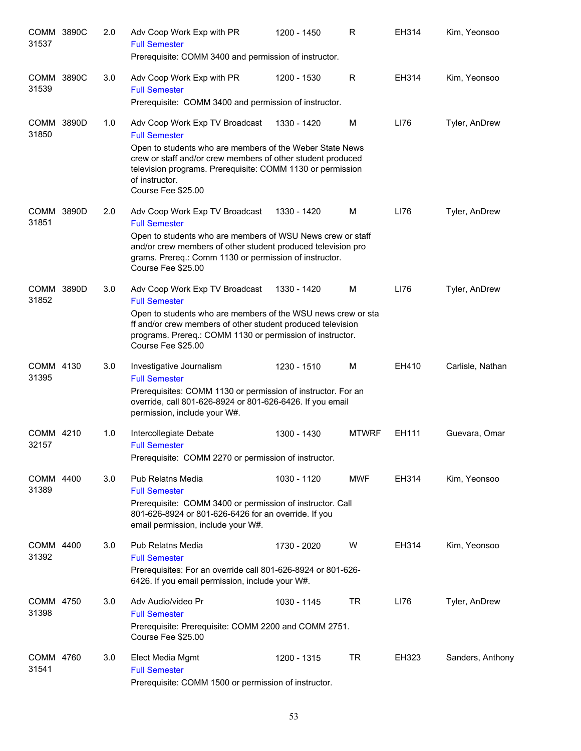| | | | | | | | |
|---|---|---|---|---|---|---|---|
| COMM 31537 | 3890C | 2.0 | Adv Coop Work Exp with PR<br>Full Semester<br>Prerequisite: COMM 3400 and permission of instructor. | 1200 - 1450 | R | EH314 | Kim, Yeonsoo |
| COMM 31539 | 3890C | 3.0 | Adv Coop Work Exp with PR<br>Full Semester<br>Prerequisite: COMM 3400 and permission of instructor. | 1200 - 1530 | R | EH314 | Kim, Yeonsoo |
| COMM 31850 | 3890D | 1.0 | Adv Coop Work Exp TV Broadcast<br>Full Semester<br>Open to students who are members of the Weber State News crew or staff and/or crew members of other student produced television programs. Prerequisite: COMM 1130 or permission of instructor.<br>Course Fee $25.00 | 1330 - 1420 | M | LI76 | Tyler, AnDrew |
| COMM 31851 | 3890D | 2.0 | Adv Coop Work Exp TV Broadcast<br>Full Semester<br>Open to students who are members of WSU News crew or staff and/or crew members of other student produced television pro grams. Prereq.: Comm 1130 or permission of instructor.<br>Course Fee $25.00 | 1330 - 1420 | M | LI76 | Tyler, AnDrew |
| COMM 31852 | 3890D | 3.0 | Adv Coop Work Exp TV Broadcast<br>Full Semester<br>Open to students who are members of the WSU news crew or sta ff and/or crew members of other student produced television programs. Prereq.: COMM 1130 or permission of instructor.<br>Course Fee $25.00 | 1330 - 1420 | M | LI76 | Tyler, AnDrew |
| COMM 31395 | 4130 | 3.0 | Investigative Journalism<br>Full Semester<br>Prerequisites: COMM 1130 or permission of instructor. For an override, call 801-626-8924 or 801-626-6426. If you email permission, include your W#. | 1230 - 1510 | M | EH410 | Carlisle, Nathan |
| COMM 32157 | 4210 | 1.0 | Intercollegiate Debate<br>Full Semester<br>Prerequisite: COMM 2270 or permission of instructor. | 1300 - 1430 | MTWRF | EH111 | Guevara, Omar |
| COMM 31389 | 4400 | 3.0 | Pub Relatns Media<br>Full Semester<br>Prerequisite: COMM 3400 or permission of instructor. Call 801-626-8924 or 801-626-6426 for an override. If you email permission, include your W#. | 1030 - 1120 | MWF | EH314 | Kim, Yeonsoo |
| COMM 31392 | 4400 | 3.0 | Pub Relatns Media<br>Full Semester<br>Prerequisites: For an override call 801-626-8924 or 801-626-6426. If you email permission, include your W#. | 1730 - 2020 | W | EH314 | Kim, Yeonsoo |
| COMM 31398 | 4750 | 3.0 | Adv Audio/video Pr<br>Full Semester<br>Prerequisite: Prerequisite: COMM 2200 and COMM 2751.<br>Course Fee $25.00 | 1030 - 1145 | TR | LI76 | Tyler, AnDrew |
| COMM 31541 | 4760 | 3.0 | Elect Media Mgmt<br>Full Semester<br>Prerequisite: COMM 1500 or permission of instructor. | 1200 - 1315 | TR | EH323 | Sanders, Anthony |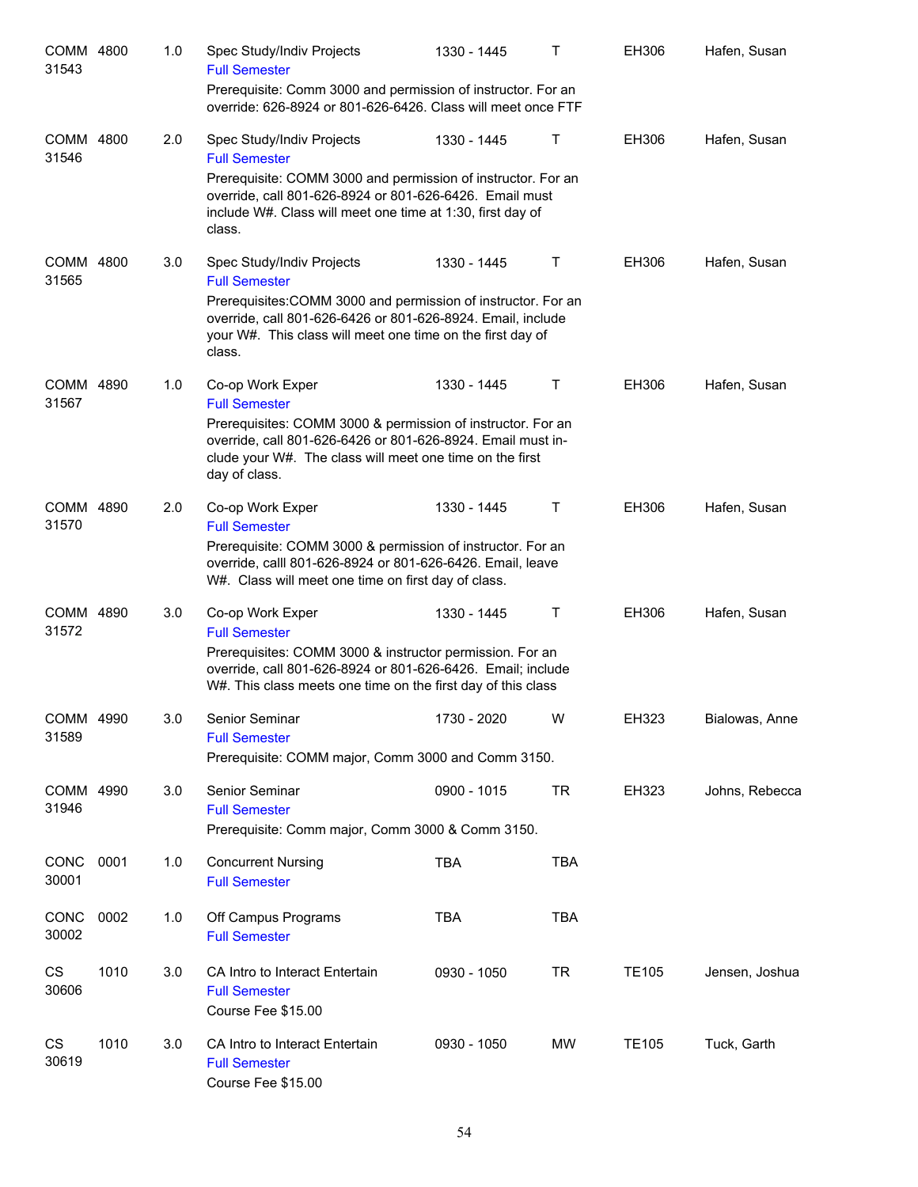| | | | | | | | |
|---|---|---|---|---|---|---|---|
| COMM 31543 | 4800 | 1.0 | Spec Study/Indiv Projects<br>Full Semester<br>Prerequisite: Comm 3000 and permission of instructor. For an override: 626-8924 or 801-626-6426. Class will meet once FTF | 1330 - 1445 | T | EH306 | Hafen, Susan |
| COMM 31546 | 4800 | 2.0 | Spec Study/Indiv Projects<br>Full Semester<br>Prerequisite: COMM 3000 and permission of instructor. For an override, call 801-626-8924 or 801-626-6426. Email must include W#. Class will meet one time at 1:30, first day of class. | 1330 - 1445 | T | EH306 | Hafen, Susan |
| COMM 31565 | 4800 | 3.0 | Spec Study/Indiv Projects<br>Full Semester<br>Prerequisites:COMM 3000 and permission of instructor. For an override, call 801-626-6426 or 801-626-8924. Email, include your W#. This class will meet one time on the first day of class. | 1330 - 1445 | T | EH306 | Hafen, Susan |
| COMM 31567 | 4890 | 1.0 | Co-op Work Exper<br>Full Semester<br>Prerequisites: COMM 3000 & permission of instructor. For an override, call 801-626-6426 or 801-626-8924. Email must include your W#. The class will meet one time on the first day of class. | 1330 - 1445 | T | EH306 | Hafen, Susan |
| COMM 31570 | 4890 | 2.0 | Co-op Work Exper<br>Full Semester<br>Prerequisite: COMM 3000 & permission of instructor. For an override, calll 801-626-8924 or 801-626-6426. Email, leave W#. Class will meet one time on first day of class. | 1330 - 1445 | T | EH306 | Hafen, Susan |
| COMM 31572 | 4890 | 3.0 | Co-op Work Exper<br>Full Semester<br>Prerequisites: COMM 3000 & instructor permission. For an override, call 801-626-8924 or 801-626-6426. Email; include W#. This class meets one time on the first day of this class | 1330 - 1445 | T | EH306 | Hafen, Susan |
| COMM 31589 | 4990 | 3.0 | Senior Seminar<br>Full Semester<br>Prerequisite: COMM major, Comm 3000 and Comm 3150. | 1730 - 2020 | W | EH323 | Bialowas, Anne |
| COMM 31946 | 4990 | 3.0 | Senior Seminar<br>Full Semester<br>Prerequisite: Comm major, Comm 3000 & Comm 3150. | 0900 - 1015 | TR | EH323 | Johns, Rebecca |
| CONC 30001 | 0001 | 1.0 | Concurrent Nursing<br>Full Semester | TBA | TBA | | |
| CONC 30002 | 0002 | 1.0 | Off Campus Programs<br>Full Semester | TBA | TBA | | |
| CS 30606 | 1010 | 3.0 | CA Intro to Interact Entertain<br>Full Semester<br>Course Fee $15.00 | 0930 - 1050 | TR | TE105 | Jensen, Joshua |
| CS 30619 | 1010 | 3.0 | CA Intro to Interact Entertain<br>Full Semester<br>Course Fee $15.00 | 0930 - 1050 | MW | TE105 | Tuck, Garth |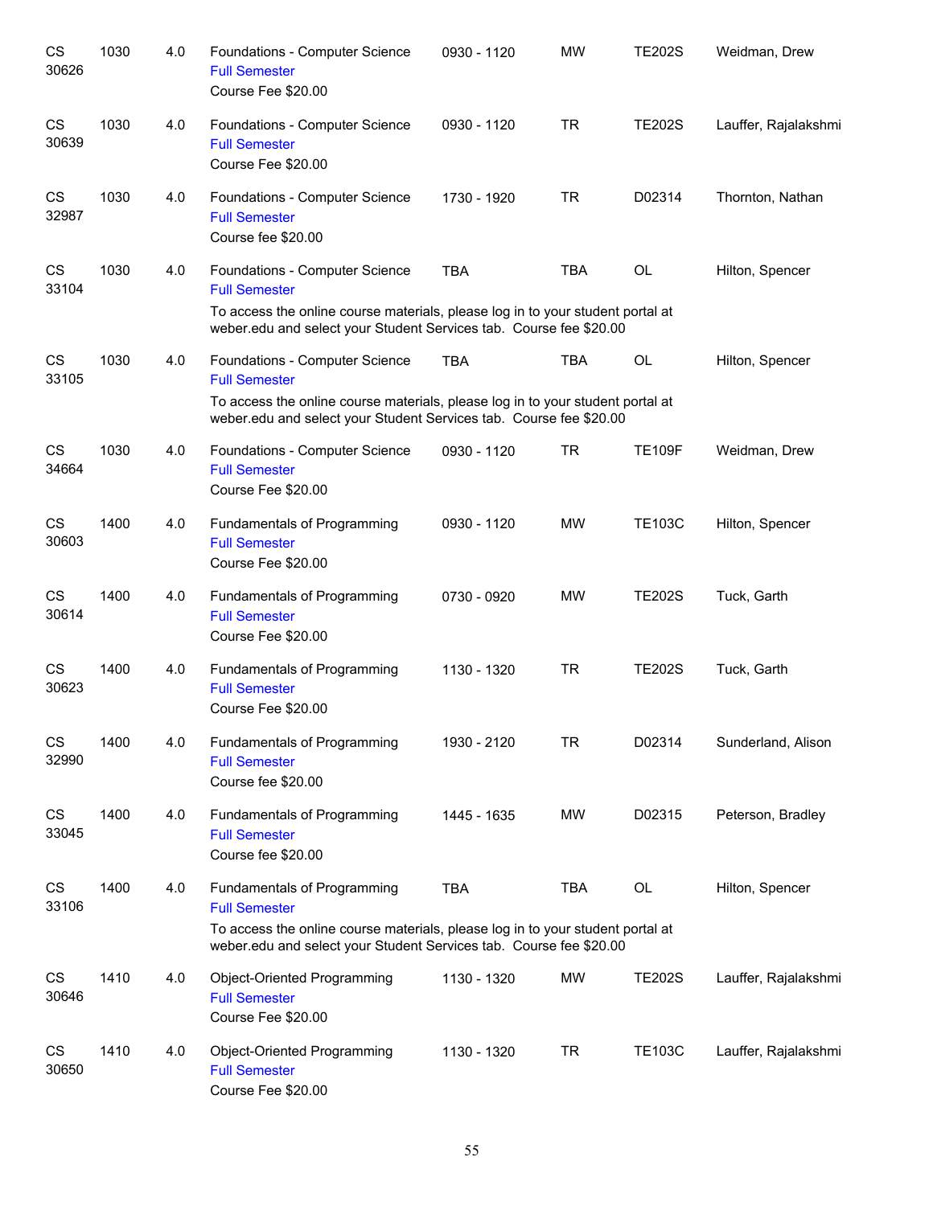| | | | | | | | |
|---|---|---|---|---|---|---|---|
| CS 30626 | 1030 | 4.0 | Foundations - Computer Science<br>Full Semester<br>Course Fee $20.00 | 0930 - 1120 | MW | TE202S | Weidman, Drew |
| CS 30639 | 1030 | 4.0 | Foundations - Computer Science<br>Full Semester<br>Course Fee $20.00 | 0930 - 1120 | TR | TE202S | Lauffer, Rajalakshmi |
| CS 32987 | 1030 | 4.0 | Foundations - Computer Science<br>Full Semester<br>Course fee $20.00 | 1730 - 1920 | TR | D02314 | Thornton, Nathan |
| CS 33104 | 1030 | 4.0 | Foundations - Computer Science<br>Full Semester<br>To access the online course materials, please log in to your student portal at weber.edu and select your Student Services tab.  Course fee $20.00 | TBA | TBA | OL | Hilton, Spencer |
| CS 33105 | 1030 | 4.0 | Foundations - Computer Science<br>Full Semester<br>To access the online course materials, please log in to your student portal at weber.edu and select your Student Services tab.  Course fee $20.00 | TBA | TBA | OL | Hilton, Spencer |
| CS 34664 | 1030 | 4.0 | Foundations - Computer Science<br>Full Semester<br>Course Fee $20.00 | 0930 - 1120 | TR | TE109F | Weidman, Drew |
| CS 30603 | 1400 | 4.0 | Fundamentals of Programming<br>Full Semester<br>Course Fee $20.00 | 0930 - 1120 | MW | TE103C | Hilton, Spencer |
| CS 30614 | 1400 | 4.0 | Fundamentals of Programming<br>Full Semester<br>Course Fee $20.00 | 0730 - 0920 | MW | TE202S | Tuck, Garth |
| CS 30623 | 1400 | 4.0 | Fundamentals of Programming<br>Full Semester<br>Course Fee $20.00 | 1130 - 1320 | TR | TE202S | Tuck, Garth |
| CS 32990 | 1400 | 4.0 | Fundamentals of Programming<br>Full Semester<br>Course fee $20.00 | 1930 - 2120 | TR | D02314 | Sunderland, Alison |
| CS 33045 | 1400 | 4.0 | Fundamentals of Programming<br>Full Semester<br>Course fee $20.00 | 1445 - 1635 | MW | D02315 | Peterson, Bradley |
| CS 33106 | 1400 | 4.0 | Fundamentals of Programming<br>Full Semester<br>To access the online course materials, please log in to your student portal at weber.edu and select your Student Services tab.  Course fee $20.00 | TBA | TBA | OL | Hilton, Spencer |
| CS 30646 | 1410 | 4.0 | Object-Oriented Programming<br>Full Semester<br>Course Fee $20.00 | 1130 - 1320 | MW | TE202S | Lauffer, Rajalakshmi |
| CS 30650 | 1410 | 4.0 | Object-Oriented Programming<br>Full Semester<br>Course Fee $20.00 | 1130 - 1320 | TR | TE103C | Lauffer, Rajalakshmi |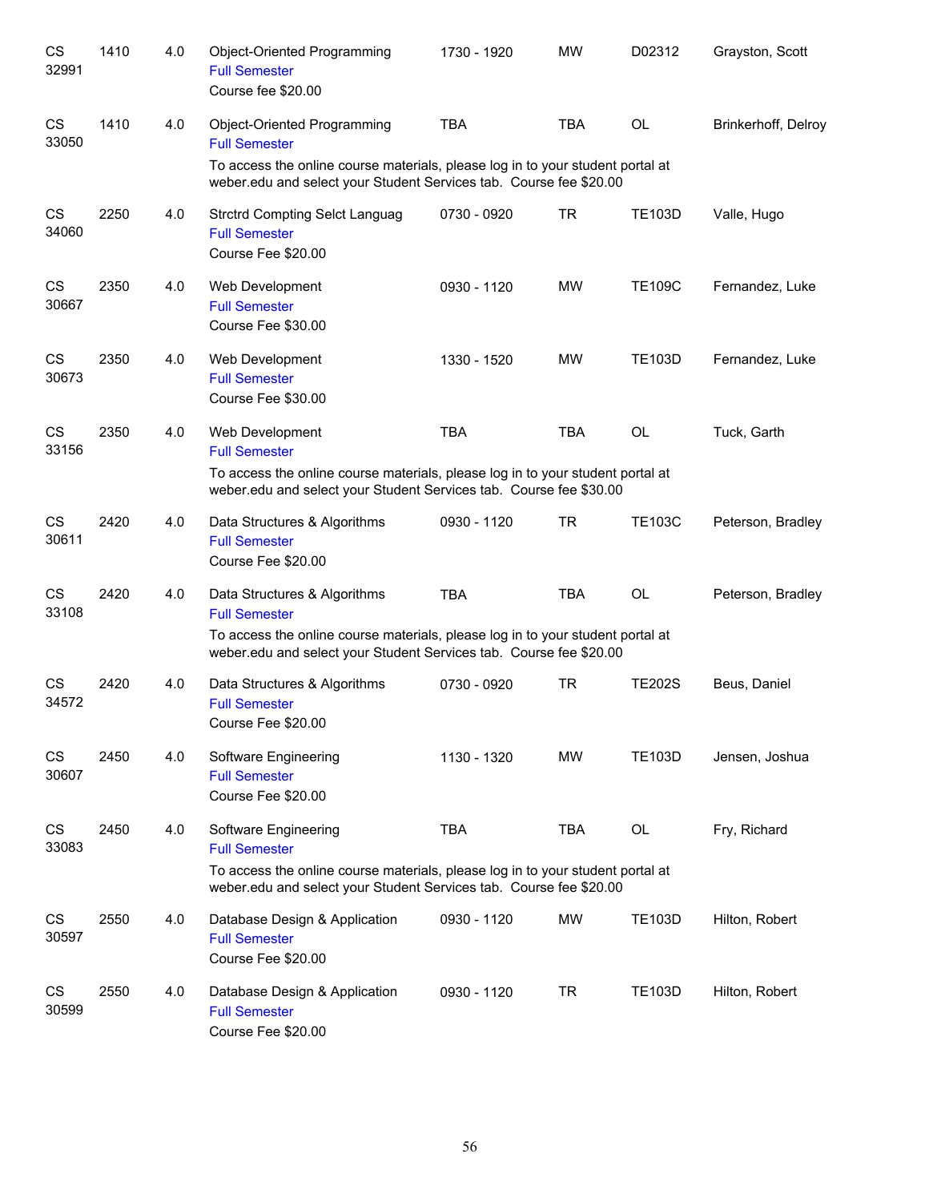| | | | | | | | |
|---|---|---|---|---|---|---|---|
| CS 32991 | 1410 | 4.0 | Object-Oriented Programming<br>Full Semester<br>Course fee $20.00 | 1730 - 1920 | MW | D02312 | Grayston, Scott |
| CS 33050 | 1410 | 4.0 | Object-Oriented Programming<br>Full Semester<br>To access the online course materials, please log in to your student portal at weber.edu and select your Student Services tab. Course fee $20.00 | TBA | TBA | OL | Brinkerhoff, Delroy |
| CS 34060 | 2250 | 4.0 | Strctrd Compting Selct Languag<br>Full Semester<br>Course Fee $20.00 | 0730 - 0920 | TR | TE103D | Valle, Hugo |
| CS 30667 | 2350 | 4.0 | Web Development<br>Full Semester<br>Course Fee $30.00 | 0930 - 1120 | MW | TE109C | Fernandez, Luke |
| CS 30673 | 2350 | 4.0 | Web Development<br>Full Semester<br>Course Fee $30.00 | 1330 - 1520 | MW | TE103D | Fernandez, Luke |
| CS 33156 | 2350 | 4.0 | Web Development<br>Full Semester<br>To access the online course materials, please log in to your student portal at weber.edu and select your Student Services tab. Course fee $30.00 | TBA | TBA | OL | Tuck, Garth |
| CS 30611 | 2420 | 4.0 | Data Structures & Algorithms<br>Full Semester<br>Course Fee $20.00 | 0930 - 1120 | TR | TE103C | Peterson, Bradley |
| CS 33108 | 2420 | 4.0 | Data Structures & Algorithms<br>Full Semester<br>To access the online course materials, please log in to your student portal at weber.edu and select your Student Services tab. Course fee $20.00 | TBA | TBA | OL | Peterson, Bradley |
| CS 34572 | 2420 | 4.0 | Data Structures & Algorithms<br>Full Semester<br>Course Fee $20.00 | 0730 - 0920 | TR | TE202S | Beus, Daniel |
| CS 30607 | 2450 | 4.0 | Software Engineering<br>Full Semester<br>Course Fee $20.00 | 1130 - 1320 | MW | TE103D | Jensen, Joshua |
| CS 33083 | 2450 | 4.0 | Software Engineering<br>Full Semester<br>To access the online course materials, please log in to your student portal at weber.edu and select your Student Services tab. Course fee $20.00 | TBA | TBA | OL | Fry, Richard |
| CS 30597 | 2550 | 4.0 | Database Design & Application<br>Full Semester<br>Course Fee $20.00 | 0930 - 1120 | MW | TE103D | Hilton, Robert |
| CS 30599 | 2550 | 4.0 | Database Design & Application<br>Full Semester<br>Course Fee $20.00 | 0930 - 1120 | TR | TE103D | Hilton, Robert |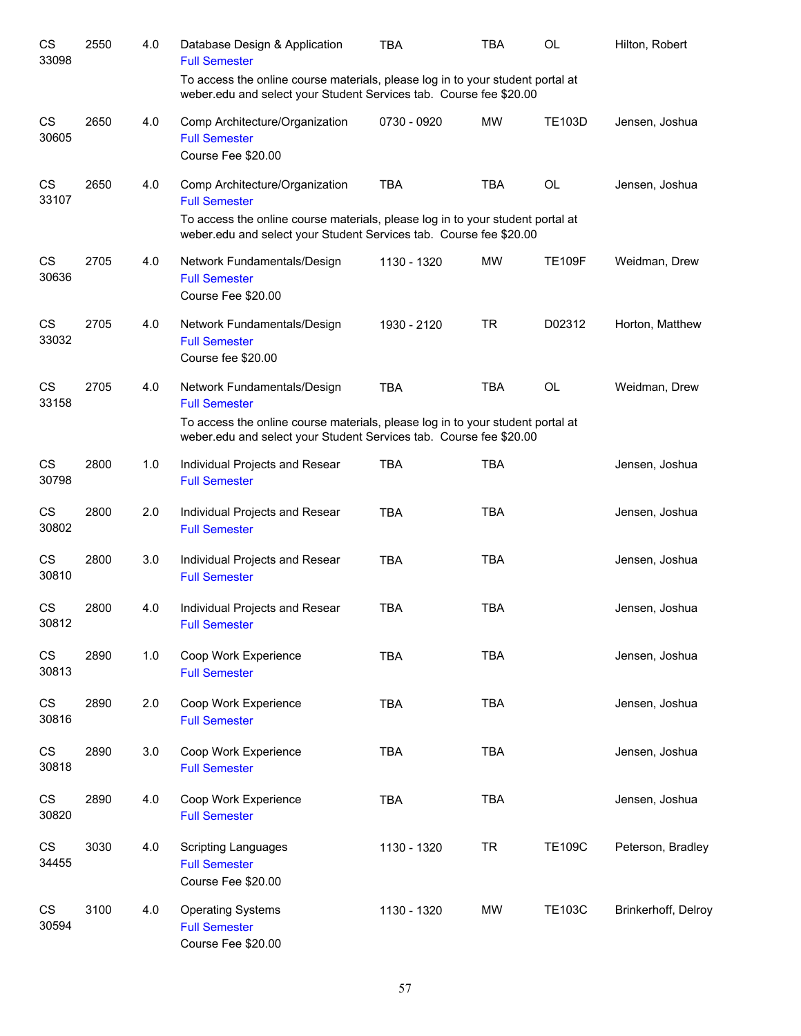| | | | | | | | |
|---|---|---|---|---|---|---|---|
| CS 33098 | 2550 | 4.0 | Database Design & Application<br>Full Semester<br>To access the online course materials, please log in to your student portal at weber.edu and select your Student Services tab. Course fee $20.00 | TBA | TBA | OL | Hilton, Robert |
| CS 30605 | 2650 | 4.0 | Comp Architecture/Organization<br>Full Semester<br>Course Fee $20.00 | 0730 - 0920 | MW | TE103D | Jensen, Joshua |
| CS 33107 | 2650 | 4.0 | Comp Architecture/Organization<br>Full Semester<br>To access the online course materials, please log in to your student portal at weber.edu and select your Student Services tab. Course fee $20.00 | TBA | TBA | OL | Jensen, Joshua |
| CS 30636 | 2705 | 4.0 | Network Fundamentals/Design<br>Full Semester<br>Course Fee $20.00 | 1130 - 1320 | MW | TE109F | Weidman, Drew |
| CS 33032 | 2705 | 4.0 | Network Fundamentals/Design<br>Full Semester<br>Course fee $20.00 | 1930 - 2120 | TR | D02312 | Horton, Matthew |
| CS 33158 | 2705 | 4.0 | Network Fundamentals/Design<br>Full Semester<br>To access the online course materials, please log in to your student portal at weber.edu and select your Student Services tab. Course fee $20.00 | TBA | TBA | OL | Weidman, Drew |
| CS 30798 | 2800 | 1.0 | Individual Projects and Resear<br>Full Semester | TBA | TBA | | Jensen, Joshua |
| CS 30802 | 2800 | 2.0 | Individual Projects and Resear<br>Full Semester | TBA | TBA | | Jensen, Joshua |
| CS 30810 | 2800 | 3.0 | Individual Projects and Resear<br>Full Semester | TBA | TBA | | Jensen, Joshua |
| CS 30812 | 2800 | 4.0 | Individual Projects and Resear<br>Full Semester | TBA | TBA | | Jensen, Joshua |
| CS 30813 | 2890 | 1.0 | Coop Work Experience<br>Full Semester | TBA | TBA | | Jensen, Joshua |
| CS 30816 | 2890 | 2.0 | Coop Work Experience<br>Full Semester | TBA | TBA | | Jensen, Joshua |
| CS 30818 | 2890 | 3.0 | Coop Work Experience<br>Full Semester | TBA | TBA | | Jensen, Joshua |
| CS 30820 | 2890 | 4.0 | Coop Work Experience<br>Full Semester | TBA | TBA | | Jensen, Joshua |
| CS 34455 | 3030 | 4.0 | Scripting Languages<br>Full Semester<br>Course Fee $20.00 | 1130 - 1320 | TR | TE109C | Peterson, Bradley |
| CS 30594 | 3100 | 4.0 | Operating Systems<br>Full Semester<br>Course Fee $20.00 | 1130 - 1320 | MW | TE103C | Brinkerhoff, Delroy |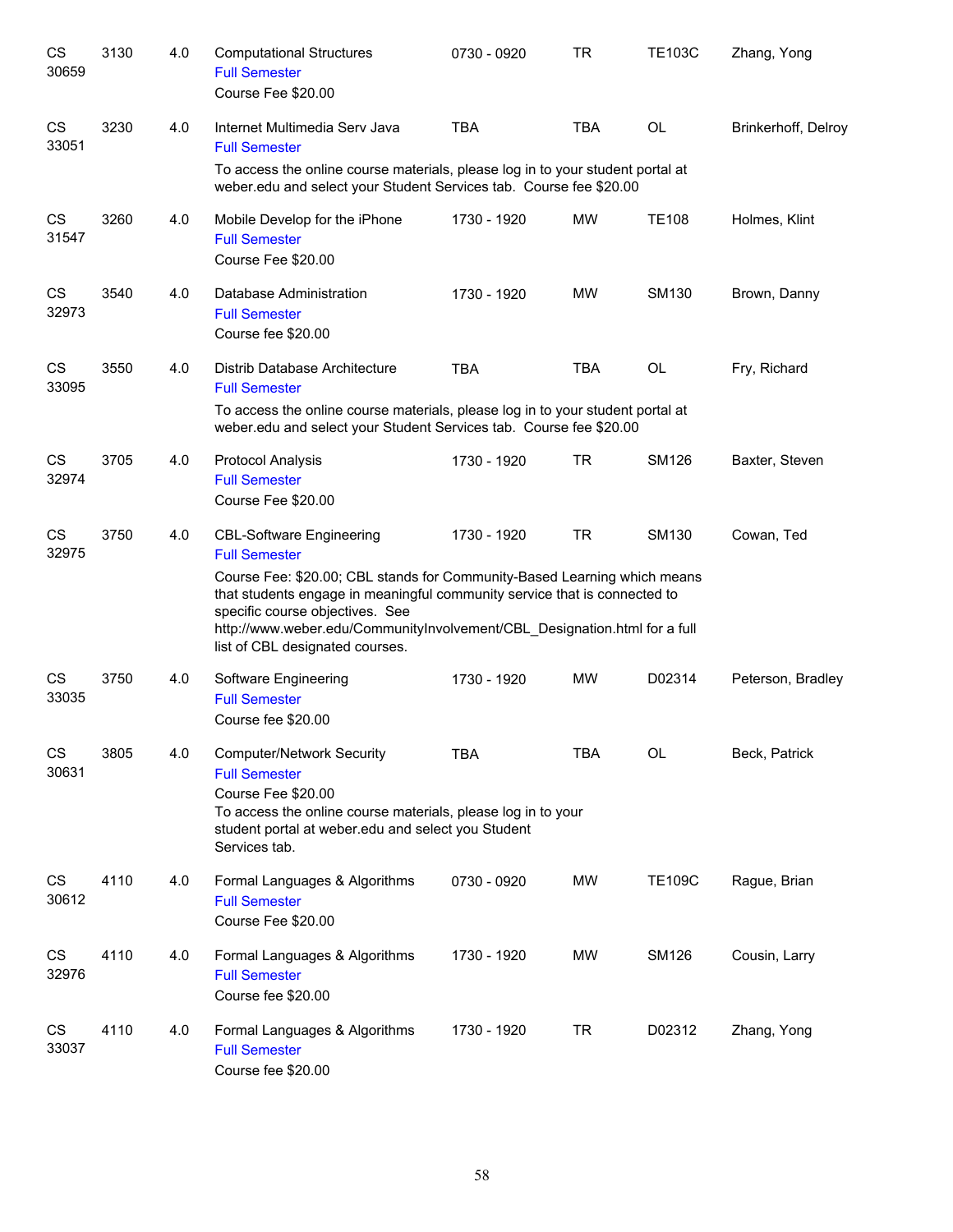| | | | | | | | |
|---|---|---|---|---|---|---|---|
| CS 30659 | 3130 | 4.0 | Computational Structures<br>Full Semester<br>Course Fee $20.00 | 0730 - 0920 | TR | TE103C | Zhang, Yong |
| CS 33051 | 3230 | 4.0 | Internet Multimedia Serv Java<br>Full Semester<br>To access the online course materials, please log in to your student portal at weber.edu and select your Student Services tab.  Course fee $20.00 | TBA | TBA | OL | Brinkerhoff, Delroy |
| CS 31547 | 3260 | 4.0 | Mobile Develop for the iPhone<br>Full Semester<br>Course Fee $20.00 | 1730 - 1920 | MW | TE108 | Holmes, Klint |
| CS 32973 | 3540 | 4.0 | Database Administration<br>Full Semester<br>Course fee $20.00 | 1730 - 1920 | MW | SM130 | Brown, Danny |
| CS 33095 | 3550 | 4.0 | Distrib Database Architecture<br>Full Semester<br>To access the online course materials, please log in to your student portal at weber.edu and select your Student Services tab.  Course fee $20.00 | TBA | TBA | OL | Fry, Richard |
| CS 32974 | 3705 | 4.0 | Protocol Analysis<br>Full Semester<br>Course Fee $20.00 | 1730 - 1920 | TR | SM126 | Baxter, Steven |
| CS 32975 | 3750 | 4.0 | CBL-Software Engineering<br>Full Semester<br>Course Fee: $20.00; CBL stands for Community-Based Learning which means that students engage in meaningful community service that is connected to specific course objectives.  See http://www.weber.edu/CommunityInvolvement/CBL_Designation.html for a full list of CBL designated courses. | 1730 - 1920 | TR | SM130 | Cowan, Ted |
| CS 33035 | 3750 | 4.0 | Software Engineering<br>Full Semester<br>Course fee $20.00 | 1730 - 1920 | MW | D02314 | Peterson, Bradley |
| CS 30631 | 3805 | 4.0 | Computer/Network Security<br>Full Semester<br>Course Fee $20.00<br>To access the online course materials, please log in to your student portal at weber.edu and select you Student Services tab. | TBA | TBA | OL | Beck, Patrick |
| CS 30612 | 4110 | 4.0 | Formal Languages & Algorithms<br>Full Semester<br>Course Fee $20.00 | 0730 - 0920 | MW | TE109C | Rague, Brian |
| CS 32976 | 4110 | 4.0 | Formal Languages & Algorithms<br>Full Semester<br>Course fee $20.00 | 1730 - 1920 | MW | SM126 | Cousin, Larry |
| CS 33037 | 4110 | 4.0 | Formal Languages & Algorithms<br>Full Semester<br>Course fee $20.00 | 1730 - 1920 | TR | D02312 | Zhang, Yong |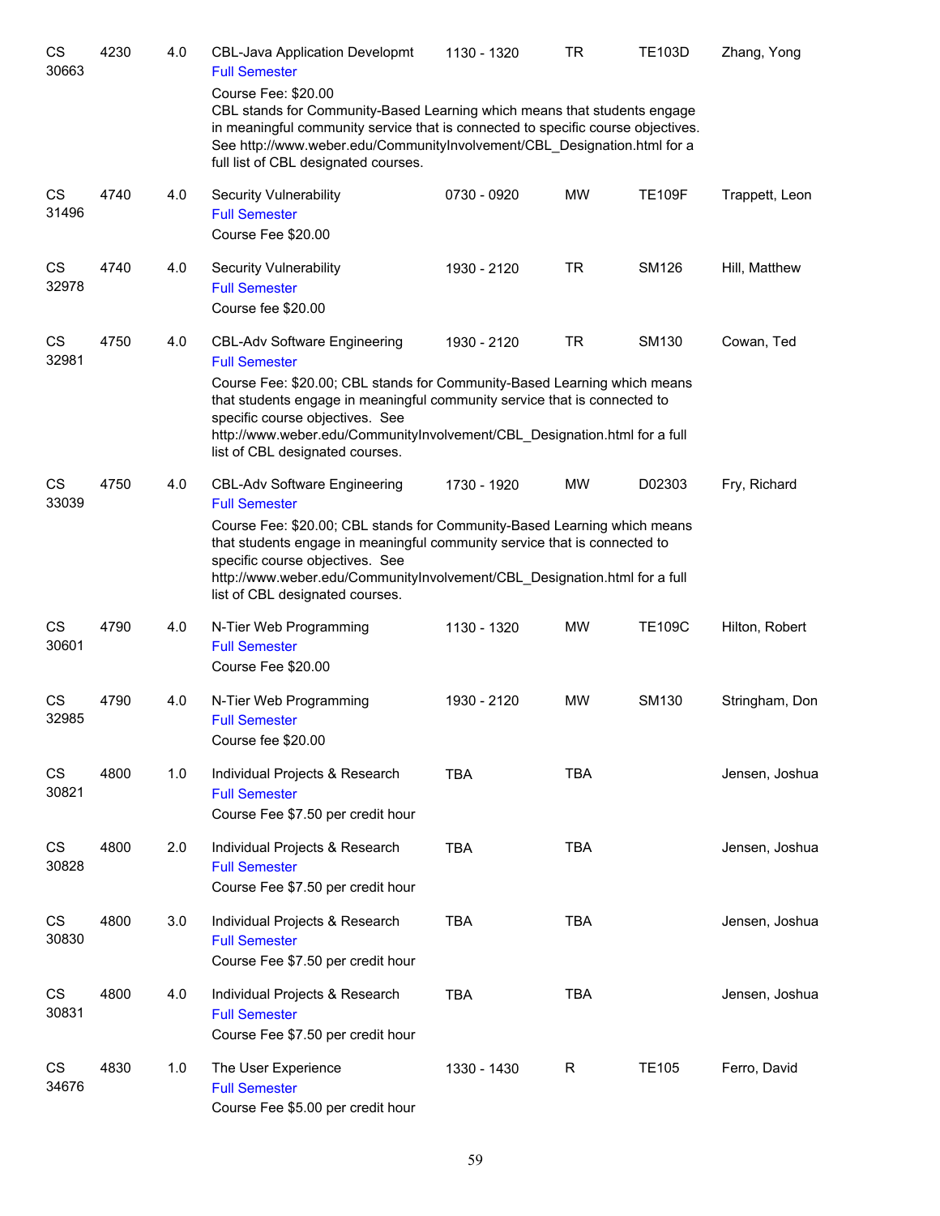| | | | | | | | |
|---|---|---|---|---|---|---|---|
| CS 30663 | 4230 | 4.0 | CBL-Java Application Developmt<br>Full Semester<br>Course Fee: $20.00<br>CBL stands for Community-Based Learning which means that students engage in meaningful community service that is connected to specific course objectives. See http://www.weber.edu/CommunityInvolvement/CBL_Designation.html for a full list of CBL designated courses. | 1130 - 1320 | TR | TE103D | Zhang, Yong |
| CS 31496 | 4740 | 4.0 | Security Vulnerability<br>Full Semester<br>Course Fee $20.00 | 0730 - 0920 | MW | TE109F | Trappett, Leon |
| CS 32978 | 4740 | 4.0 | Security Vulnerability<br>Full Semester<br>Course fee $20.00 | 1930 - 2120 | TR | SM126 | Hill, Matthew |
| CS 32981 | 4750 | 4.0 | CBL-Adv Software Engineering<br>Full Semester<br>Course Fee: $20.00; CBL stands for Community-Based Learning which means that students engage in meaningful community service that is connected to specific course objectives. See http://www.weber.edu/CommunityInvolvement/CBL_Designation.html for a full list of CBL designated courses. | 1930 - 2120 | TR | SM130 | Cowan, Ted |
| CS 33039 | 4750 | 4.0 | CBL-Adv Software Engineering<br>Full Semester<br>Course Fee: $20.00; CBL stands for Community-Based Learning which means that students engage in meaningful community service that is connected to specific course objectives. See http://www.weber.edu/CommunityInvolvement/CBL_Designation.html for a full list of CBL designated courses. | 1730 - 1920 | MW | D02303 | Fry, Richard |
| CS 30601 | 4790 | 4.0 | N-Tier Web Programming<br>Full Semester<br>Course Fee $20.00 | 1130 - 1320 | MW | TE109C | Hilton, Robert |
| CS 32985 | 4790 | 4.0 | N-Tier Web Programming<br>Full Semester<br>Course fee $20.00 | 1930 - 2120 | MW | SM130 | Stringham, Don |
| CS 30821 | 4800 | 1.0 | Individual Projects & Research<br>Full Semester<br>Course Fee $7.50 per credit hour | TBA | TBA | | Jensen, Joshua |
| CS 30828 | 4800 | 2.0 | Individual Projects & Research<br>Full Semester<br>Course Fee $7.50 per credit hour | TBA | TBA | | Jensen, Joshua |
| CS 30830 | 4800 | 3.0 | Individual Projects & Research<br>Full Semester<br>Course Fee $7.50 per credit hour | TBA | TBA | | Jensen, Joshua |
| CS 30831 | 4800 | 4.0 | Individual Projects & Research<br>Full Semester<br>Course Fee $7.50 per credit hour | TBA | TBA | | Jensen, Joshua |
| CS 34676 | 4830 | 1.0 | The User Experience<br>Full Semester<br>Course Fee $5.00 per credit hour | 1330 - 1430 | R | TE105 | Ferro, David |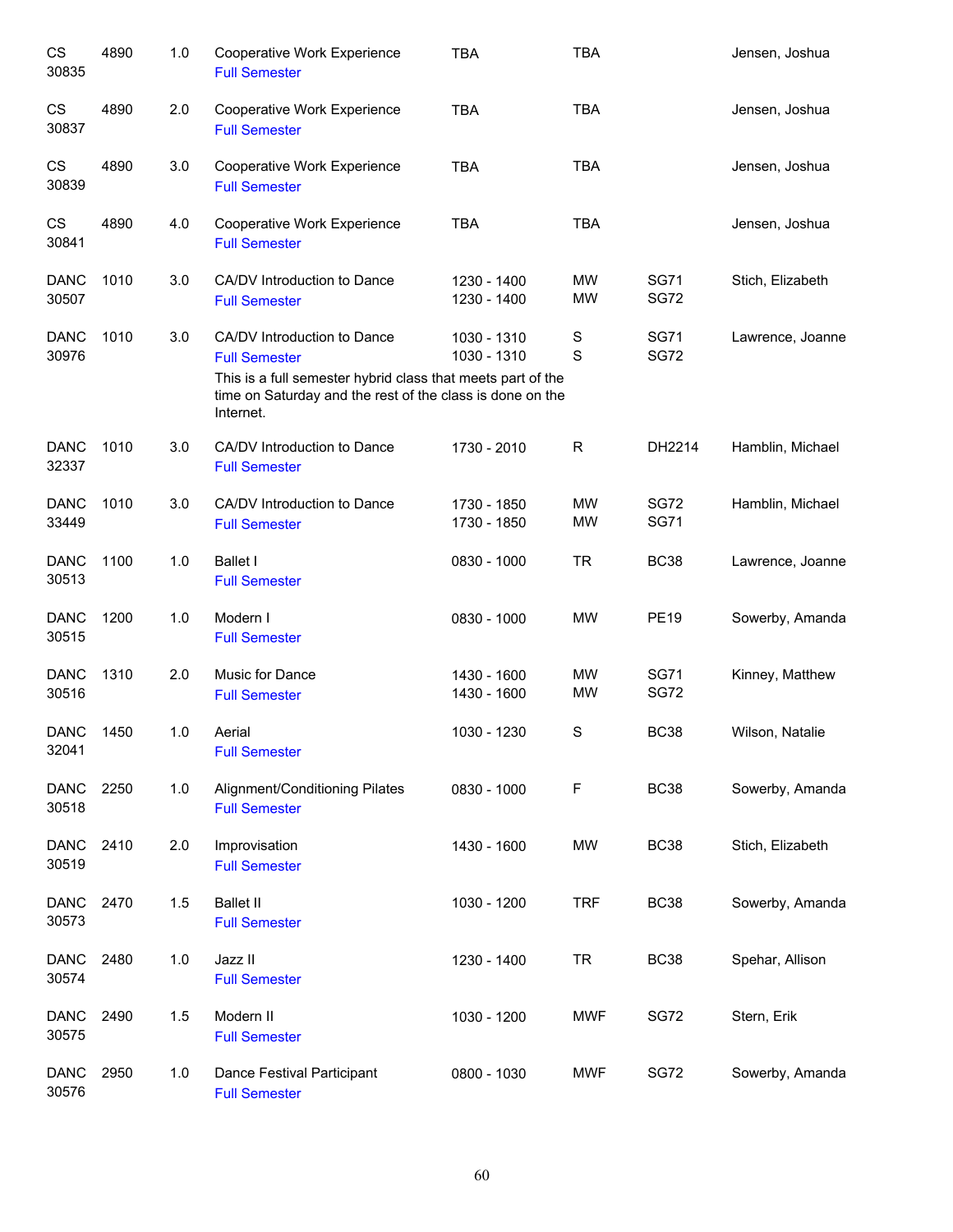| | | | | | | | |
|---|---|---|---|---|---|---|---|
| CS<br>30835 | 4890 | 1.0 | Cooperative Work Experience<br>Full Semester | TBA | TBA | | Jensen, Joshua |
| CS<br>30837 | 4890 | 2.0 | Cooperative Work Experience<br>Full Semester | TBA | TBA | | Jensen, Joshua |
| CS<br>30839 | 4890 | 3.0 | Cooperative Work Experience<br>Full Semester | TBA | TBA | | Jensen, Joshua |
| CS<br>30841 | 4890 | 4.0 | Cooperative Work Experience<br>Full Semester | TBA | TBA | | Jensen, Joshua |
| DANC<br>30507 | 1010 | 3.0 | CA/DV Introduction to Dance<br>Full Semester | 1230 - 1400<br>1230 - 1400 | MW<br>MW | SG71<br>SG72 | Stich, Elizabeth |
| DANC<br>30976 | 1010 | 3.0 | CA/DV Introduction to Dance<br>Full Semester<br>This is a full semester hybrid class that meets part of the time on Saturday and the rest of the class is done on the Internet. | 1030 - 1310<br>1030 - 1310 | S<br>S | SG71<br>SG72 | Lawrence, Joanne |
| DANC<br>32337 | 1010 | 3.0 | CA/DV Introduction to Dance<br>Full Semester | 1730 - 2010 | R | DH2214 | Hamblin, Michael |
| DANC<br>33449 | 1010 | 3.0 | CA/DV Introduction to Dance<br>Full Semester | 1730 - 1850<br>1730 - 1850 | MW<br>MW | SG72<br>SG71 | Hamblin, Michael |
| DANC<br>30513 | 1100 | 1.0 | Ballet I<br>Full Semester | 0830 - 1000 | TR | BC38 | Lawrence, Joanne |
| DANC<br>30515 | 1200 | 1.0 | Modern I<br>Full Semester | 0830 - 1000 | MW | PE19 | Sowerby, Amanda |
| DANC<br>30516 | 1310 | 2.0 | Music for Dance<br>Full Semester | 1430 - 1600<br>1430 - 1600 | MW<br>MW | SG71<br>SG72 | Kinney, Matthew |
| DANC<br>32041 | 1450 | 1.0 | Aerial<br>Full Semester | 1030 - 1230 | S | BC38 | Wilson, Natalie |
| DANC<br>30518 | 2250 | 1.0 | Alignment/Conditioning Pilates<br>Full Semester | 0830 - 1000 | F | BC38 | Sowerby, Amanda |
| DANC<br>30519 | 2410 | 2.0 | Improvisation<br>Full Semester | 1430 - 1600 | MW | BC38 | Stich, Elizabeth |
| DANC<br>30573 | 2470 | 1.5 | Ballet II<br>Full Semester | 1030 - 1200 | TRF | BC38 | Sowerby, Amanda |
| DANC<br>30574 | 2480 | 1.0 | Jazz II<br>Full Semester | 1230 - 1400 | TR | BC38 | Spehar, Allison |
| DANC<br>30575 | 2490 | 1.5 | Modern II<br>Full Semester | 1030 - 1200 | MWF | SG72 | Stern, Erik |
| DANC<br>30576 | 2950 | 1.0 | Dance Festival Participant<br>Full Semester | 0800 - 1030 | MWF | SG72 | Sowerby, Amanda |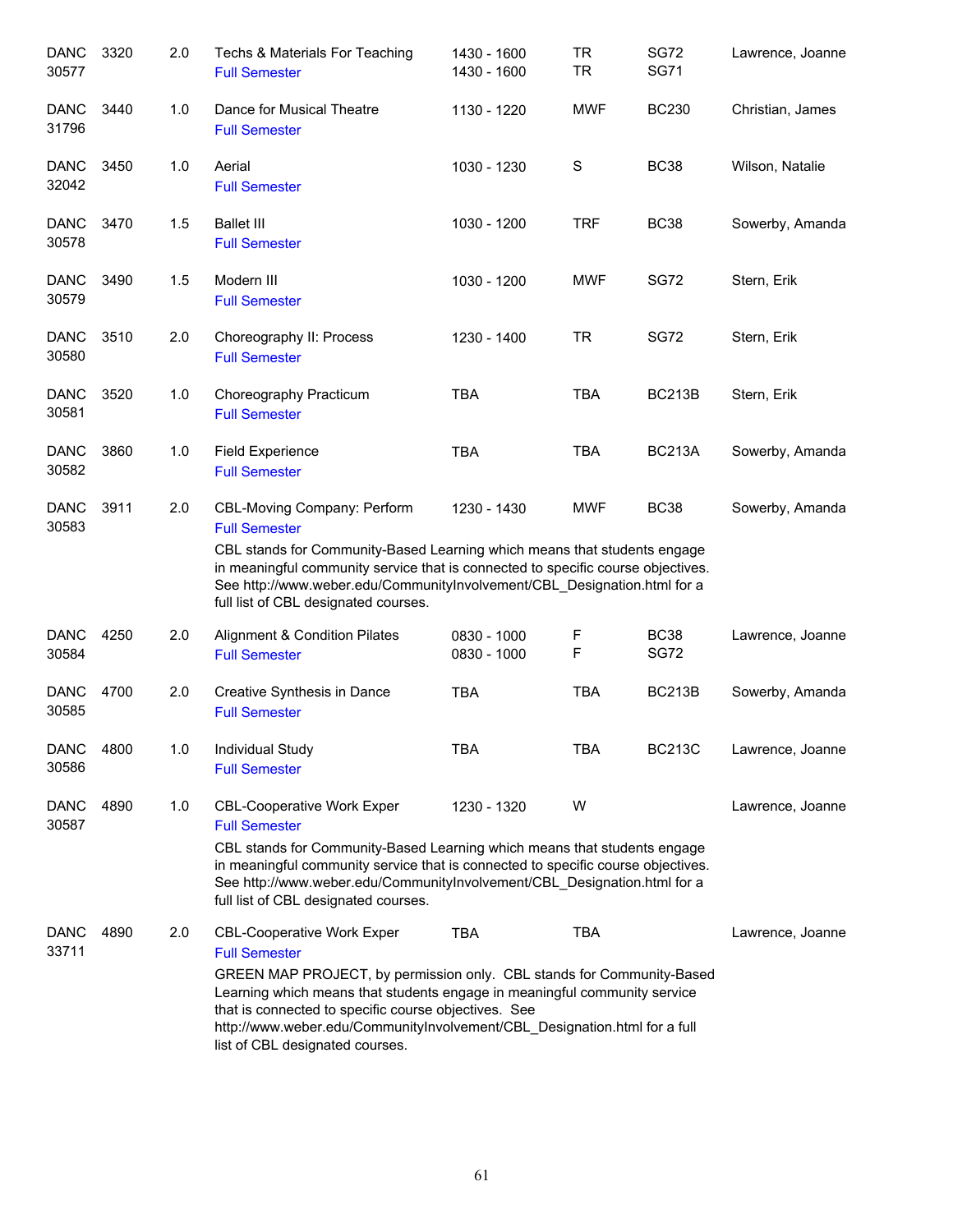| | | | | | | | |
|---|---|---|---|---|---|---|---|
| DANC 30577 | 3320 | 2.0 | Techs & Materials For Teaching<br>Full Semester | 1430 - 1600<br>1430 - 1600 | TR<br>TR | SG72<br>SG71 | Lawrence, Joanne |
| DANC 31796 | 3440 | 1.0 | Dance for Musical Theatre<br>Full Semester | 1130 - 1220 | MWF | BC230 | Christian, James |
| DANC 32042 | 3450 | 1.0 | Aerial<br>Full Semester | 1030 - 1230 | S | BC38 | Wilson, Natalie |
| DANC 30578 | 3470 | 1.5 | Ballet III<br>Full Semester | 1030 - 1200 | TRF | BC38 | Sowerby, Amanda |
| DANC 30579 | 3490 | 1.5 | Modern III<br>Full Semester | 1030 - 1200 | MWF | SG72 | Stern, Erik |
| DANC 30580 | 3510 | 2.0 | Choreography II: Process<br>Full Semester | 1230 - 1400 | TR | SG72 | Stern, Erik |
| DANC 30581 | 3520 | 1.0 | Choreography Practicum<br>Full Semester | TBA | TBA | BC213B | Stern, Erik |
| DANC 30582 | 3860 | 1.0 | Field Experience<br>Full Semester | TBA | TBA | BC213A | Sowerby, Amanda |
| DANC 30583 | 3911 | 2.0 | CBL-Moving Company: Perform<br>Full Semester<br>CBL stands for Community-Based Learning which means that students engage in meaningful community service that is connected to specific course objectives. See http://www.weber.edu/CommunityInvolvement/CBL_Designation.html for a full list of CBL designated courses. | 1230 - 1430 | MWF | BC38 | Sowerby, Amanda |
| DANC 30584 | 4250 | 2.0 | Alignment & Condition Pilates<br>Full Semester | 0830 - 1000<br>0830 - 1000 | F<br>F | BC38<br>SG72 | Lawrence, Joanne |
| DANC 30585 | 4700 | 2.0 | Creative Synthesis in Dance<br>Full Semester | TBA | TBA | BC213B | Sowerby, Amanda |
| DANC 30586 | 4800 | 1.0 | Individual Study<br>Full Semester | TBA | TBA | BC213C | Lawrence, Joanne |
| DANC 30587 | 4890 | 1.0 | CBL-Cooperative Work Exper<br>Full Semester<br>CBL stands for Community-Based Learning which means that students engage in meaningful community service that is connected to specific course objectives. See http://www.weber.edu/CommunityInvolvement/CBL_Designation.html for a full list of CBL designated courses. | 1230 - 1320 | W | | Lawrence, Joanne |
| DANC 33711 | 4890 | 2.0 | CBL-Cooperative Work Exper<br>Full Semester<br>GREEN MAP PROJECT, by permission only. CBL stands for Community-Based Learning which means that students engage in meaningful community service that is connected to specific course objectives. See http://www.weber.edu/CommunityInvolvement/CBL_Designation.html for a full list of CBL designated courses. | TBA | TBA | | Lawrence, Joanne |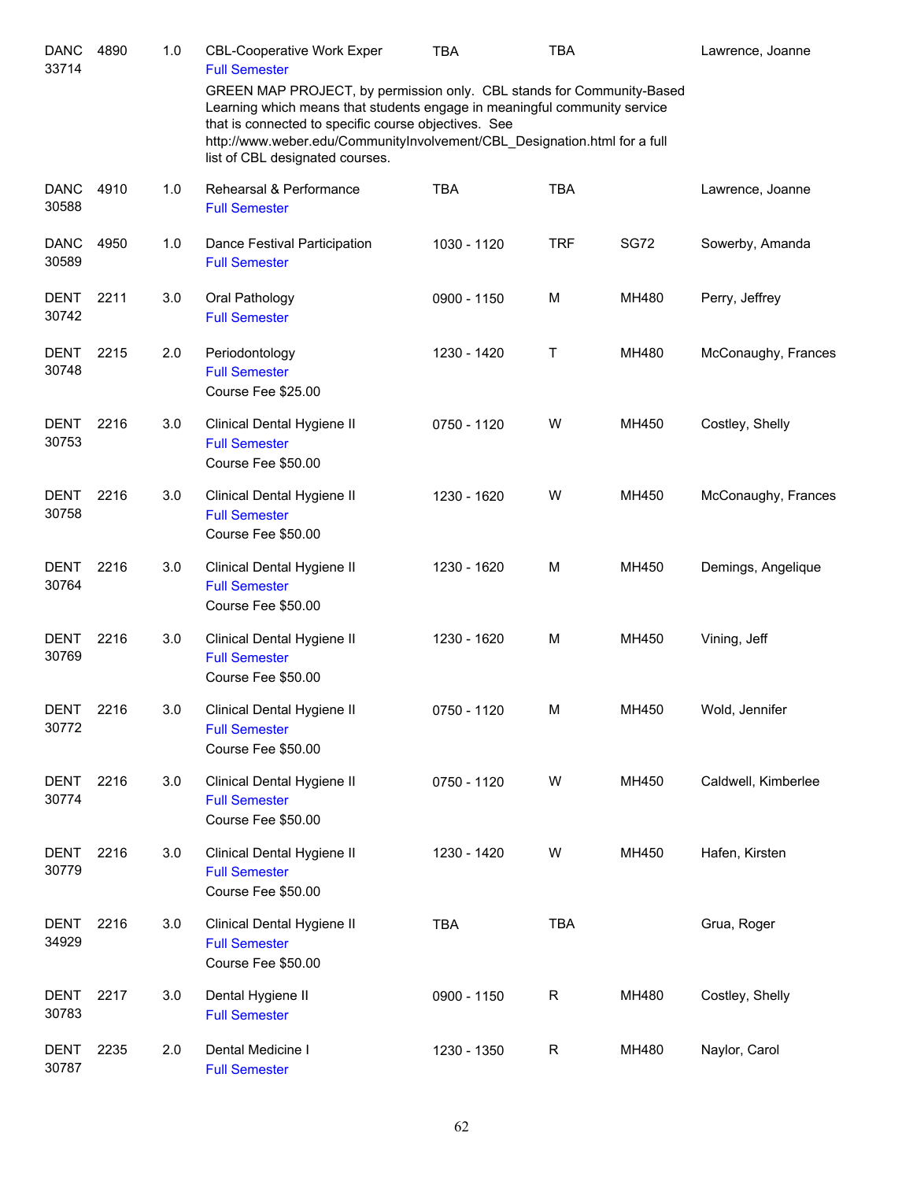| | | | | | | | |
|---|---|---|---|---|---|---|---|
| DANC 33714 | 4890 | 1.0 | CBL-Cooperative Work Exper<br>Full Semester<br>GREEN MAP PROJECT, by permission only. CBL stands for Community-Based Learning which means that students engage in meaningful community service that is connected to specific course objectives. See http://www.weber.edu/CommunityInvolvement/CBL_Designation.html for a full list of CBL designated courses. | TBA | TBA | | Lawrence, Joanne |
| DANC 30588 | 4910 | 1.0 | Rehearsal & Performance<br>Full Semester | TBA | TBA | | Lawrence, Joanne |
| DANC 30589 | 4950 | 1.0 | Dance Festival Participation<br>Full Semester | 1030 - 1120 | TRF | SG72 | Sowerby, Amanda |
| DENT 30742 | 2211 | 3.0 | Oral Pathology<br>Full Semester | 0900 - 1150 | M | MH480 | Perry, Jeffrey |
| DENT 30748 | 2215 | 2.0 | Periodontology<br>Full Semester<br>Course Fee $25.00 | 1230 - 1420 | T | MH480 | McConaughy, Frances |
| DENT 30753 | 2216 | 3.0 | Clinical Dental Hygiene II<br>Full Semester<br>Course Fee $50.00 | 0750 - 1120 | W | MH450 | Costley, Shelly |
| DENT 30758 | 2216 | 3.0 | Clinical Dental Hygiene II<br>Full Semester<br>Course Fee $50.00 | 1230 - 1620 | W | MH450 | McConaughy, Frances |
| DENT 30764 | 2216 | 3.0 | Clinical Dental Hygiene II<br>Full Semester<br>Course Fee $50.00 | 1230 - 1620 | M | MH450 | Demings, Angelique |
| DENT 30769 | 2216 | 3.0 | Clinical Dental Hygiene II<br>Full Semester<br>Course Fee $50.00 | 1230 - 1620 | M | MH450 | Vining, Jeff |
| DENT 30772 | 2216 | 3.0 | Clinical Dental Hygiene II<br>Full Semester<br>Course Fee $50.00 | 0750 - 1120 | M | MH450 | Wold, Jennifer |
| DENT 30774 | 2216 | 3.0 | Clinical Dental Hygiene II<br>Full Semester<br>Course Fee $50.00 | 0750 - 1120 | W | MH450 | Caldwell, Kimberlee |
| DENT 30779 | 2216 | 3.0 | Clinical Dental Hygiene II<br>Full Semester<br>Course Fee $50.00 | 1230 - 1420 | W | MH450 | Hafen, Kirsten |
| DENT 34929 | 2216 | 3.0 | Clinical Dental Hygiene II<br>Full Semester<br>Course Fee $50.00 | TBA | TBA | | Grua, Roger |
| DENT 30783 | 2217 | 3.0 | Dental Hygiene II<br>Full Semester | 0900 - 1150 | R | MH480 | Costley, Shelly |
| DENT 30787 | 2235 | 2.0 | Dental Medicine I<br>Full Semester | 1230 - 1350 | R | MH480 | Naylor, Carol |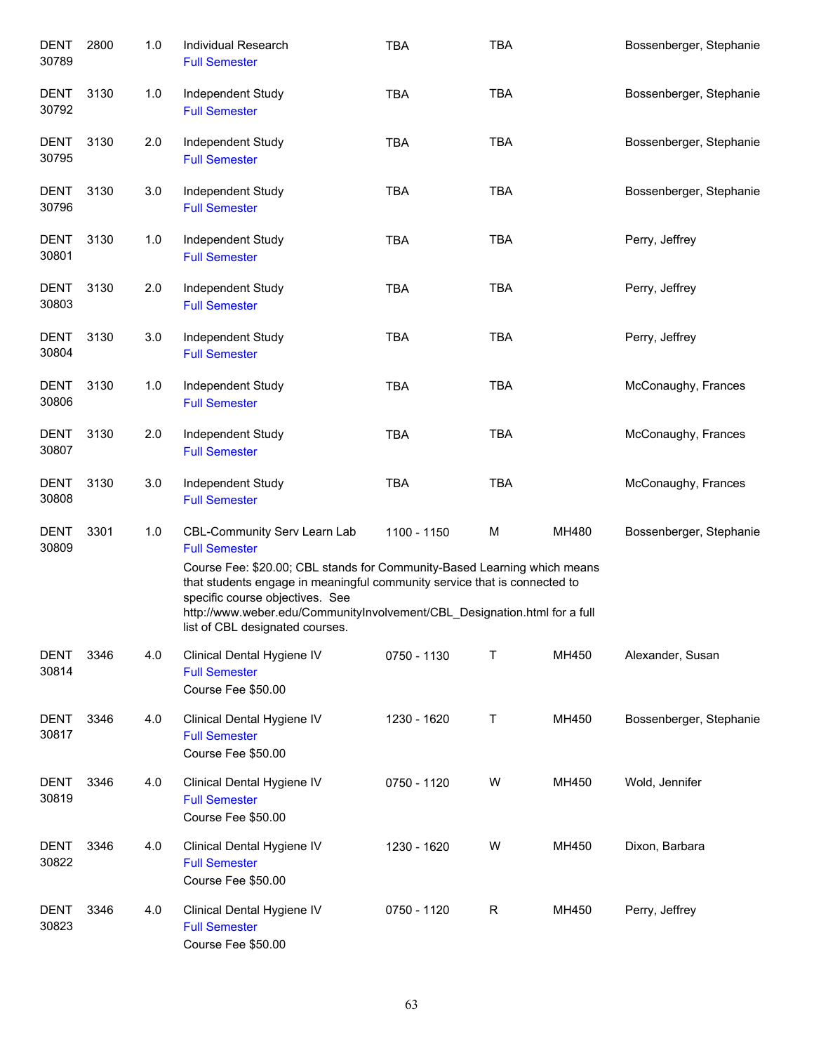| | | | | | | | |
|---|---|---|---|---|---|---|---|
| DENT 30789 | 2800 | 1.0 | Individual Research<br>Full Semester | TBA | TBA | | Bossenberger, Stephanie |
| DENT 30792 | 3130 | 1.0 | Independent Study<br>Full Semester | TBA | TBA | | Bossenberger, Stephanie |
| DENT 30795 | 3130 | 2.0 | Independent Study<br>Full Semester | TBA | TBA | | Bossenberger, Stephanie |
| DENT 30796 | 3130 | 3.0 | Independent Study<br>Full Semester | TBA | TBA | | Bossenberger, Stephanie |
| DENT 30801 | 3130 | 1.0 | Independent Study<br>Full Semester | TBA | TBA | | Perry, Jeffrey |
| DENT 30803 | 3130 | 2.0 | Independent Study<br>Full Semester | TBA | TBA | | Perry, Jeffrey |
| DENT 30804 | 3130 | 3.0 | Independent Study<br>Full Semester | TBA | TBA | | Perry, Jeffrey |
| DENT 30806 | 3130 | 1.0 | Independent Study<br>Full Semester | TBA | TBA | | McConaughy, Frances |
| DENT 30807 | 3130 | 2.0 | Independent Study<br>Full Semester | TBA | TBA | | McConaughy, Frances |
| DENT 30808 | 3130 | 3.0 | Independent Study<br>Full Semester | TBA | TBA | | McConaughy, Frances |
| DENT 30809 | 3301 | 1.0 | CBL-Community Serv Learn Lab<br>Full Semester<br>Course Fee: $20.00; CBL stands for Community-Based Learning which means that students engage in meaningful community service that is connected to specific course objectives. See http://www.weber.edu/CommunityInvolvement/CBL_Designation.html for a full list of CBL designated courses. | 1100 - 1150 | M | MH480 | Bossenberger, Stephanie |
| DENT 30814 | 3346 | 4.0 | Clinical Dental Hygiene IV<br>Full Semester<br>Course Fee $50.00 | 0750 - 1130 | T | MH450 | Alexander, Susan |
| DENT 30817 | 3346 | 4.0 | Clinical Dental Hygiene IV<br>Full Semester<br>Course Fee $50.00 | 1230 - 1620 | T | MH450 | Bossenberger, Stephanie |
| DENT 30819 | 3346 | 4.0 | Clinical Dental Hygiene IV<br>Full Semester<br>Course Fee $50.00 | 0750 - 1120 | W | MH450 | Wold, Jennifer |
| DENT 30822 | 3346 | 4.0 | Clinical Dental Hygiene IV<br>Full Semester<br>Course Fee $50.00 | 1230 - 1620 | W | MH450 | Dixon, Barbara |
| DENT 30823 | 3346 | 4.0 | Clinical Dental Hygiene IV<br>Full Semester<br>Course Fee $50.00 | 0750 - 1120 | R | MH450 | Perry, Jeffrey |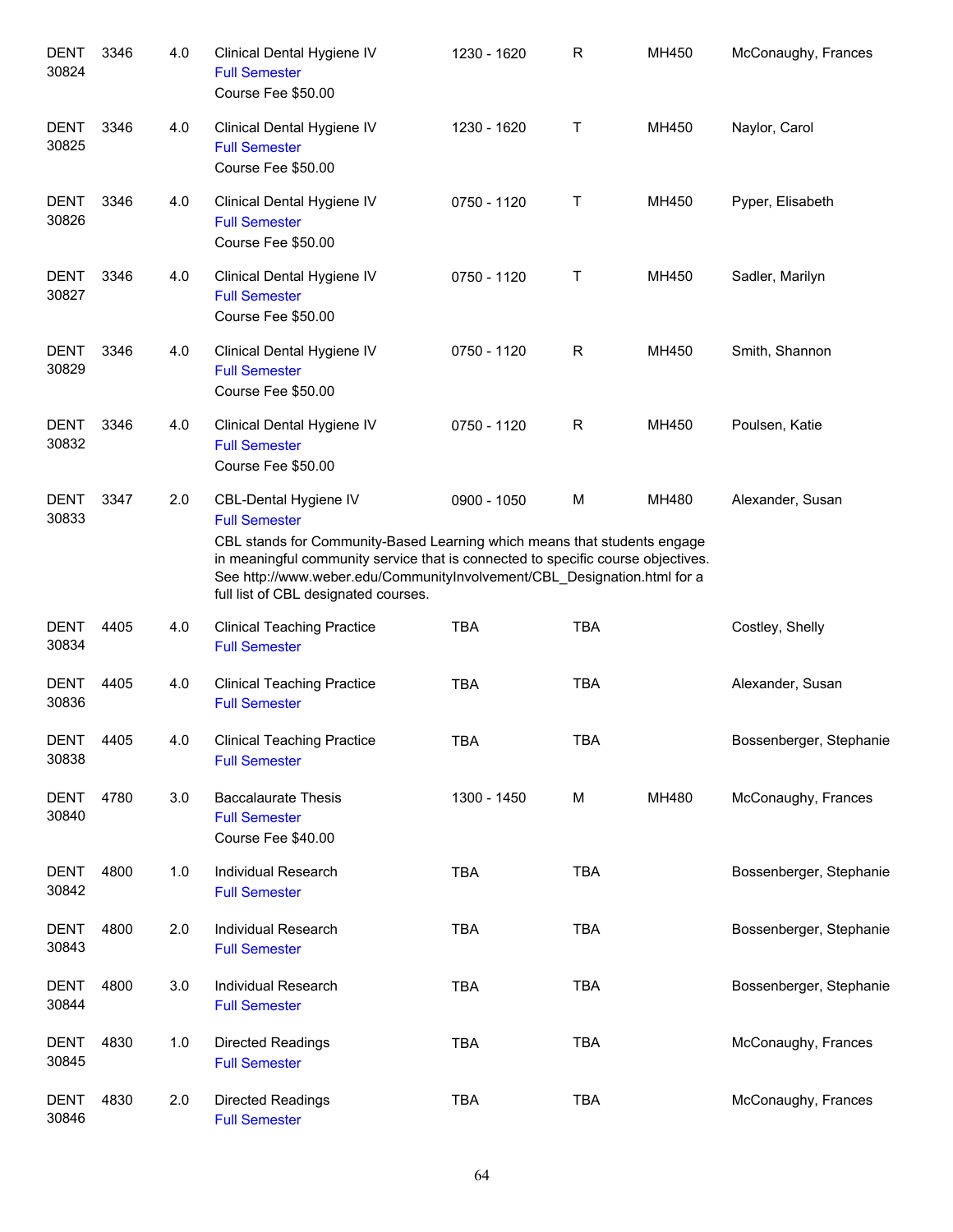| | | | | | | | |
|---|---|---|---|---|---|---|---|
| DENT 30824 | 3346 | 4.0 | Clinical Dental Hygiene IV<br>Full Semester<br>Course Fee $50.00 | 1230 - 1620 | R | MH450 | McConaughy, Frances |
| DENT 30825 | 3346 | 4.0 | Clinical Dental Hygiene IV<br>Full Semester<br>Course Fee $50.00 | 1230 - 1620 | T | MH450 | Naylor, Carol |
| DENT 30826 | 3346 | 4.0 | Clinical Dental Hygiene IV<br>Full Semester<br>Course Fee $50.00 | 0750 - 1120 | T | MH450 | Pyper, Elisabeth |
| DENT 30827 | 3346 | 4.0 | Clinical Dental Hygiene IV<br>Full Semester<br>Course Fee $50.00 | 0750 - 1120 | T | MH450 | Sadler, Marilyn |
| DENT 30829 | 3346 | 4.0 | Clinical Dental Hygiene IV<br>Full Semester<br>Course Fee $50.00 | 0750 - 1120 | R | MH450 | Smith, Shannon |
| DENT 30832 | 3346 | 4.0 | Clinical Dental Hygiene IV<br>Full Semester<br>Course Fee $50.00 | 0750 - 1120 | R | MH450 | Poulsen, Katie |
| DENT 30833 | 3347 | 2.0 | CBL-Dental Hygiene IV<br>Full Semester<br>CBL stands for Community-Based Learning which means that students engage in meaningful community service that is connected to specific course objectives. See http://www.weber.edu/CommunityInvolvement/CBL_Designation.html for a full list of CBL designated courses. | 0900 - 1050 | M | MH480 | Alexander, Susan |
| DENT 30834 | 4405 | 4.0 | Clinical Teaching Practice<br>Full Semester | TBA | TBA | | Costley, Shelly |
| DENT 30836 | 4405 | 4.0 | Clinical Teaching Practice<br>Full Semester | TBA | TBA | | Alexander, Susan |
| DENT 30838 | 4405 | 4.0 | Clinical Teaching Practice<br>Full Semester | TBA | TBA | | Bossenberger, Stephanie |
| DENT 30840 | 4780 | 3.0 | Baccalaurate Thesis<br>Full Semester<br>Course Fee $40.00 | 1300 - 1450 | M | MH480 | McConaughy, Frances |
| DENT 30842 | 4800 | 1.0 | Individual Research<br>Full Semester | TBA | TBA | | Bossenberger, Stephanie |
| DENT 30843 | 4800 | 2.0 | Individual Research<br>Full Semester | TBA | TBA | | Bossenberger, Stephanie |
| DENT 30844 | 4800 | 3.0 | Individual Research<br>Full Semester | TBA | TBA | | Bossenberger, Stephanie |
| DENT 30845 | 4830 | 1.0 | Directed Readings<br>Full Semester | TBA | TBA | | McConaughy, Frances |
| DENT 30846 | 4830 | 2.0 | Directed Readings<br>Full Semester | TBA | TBA | | McConaughy, Frances |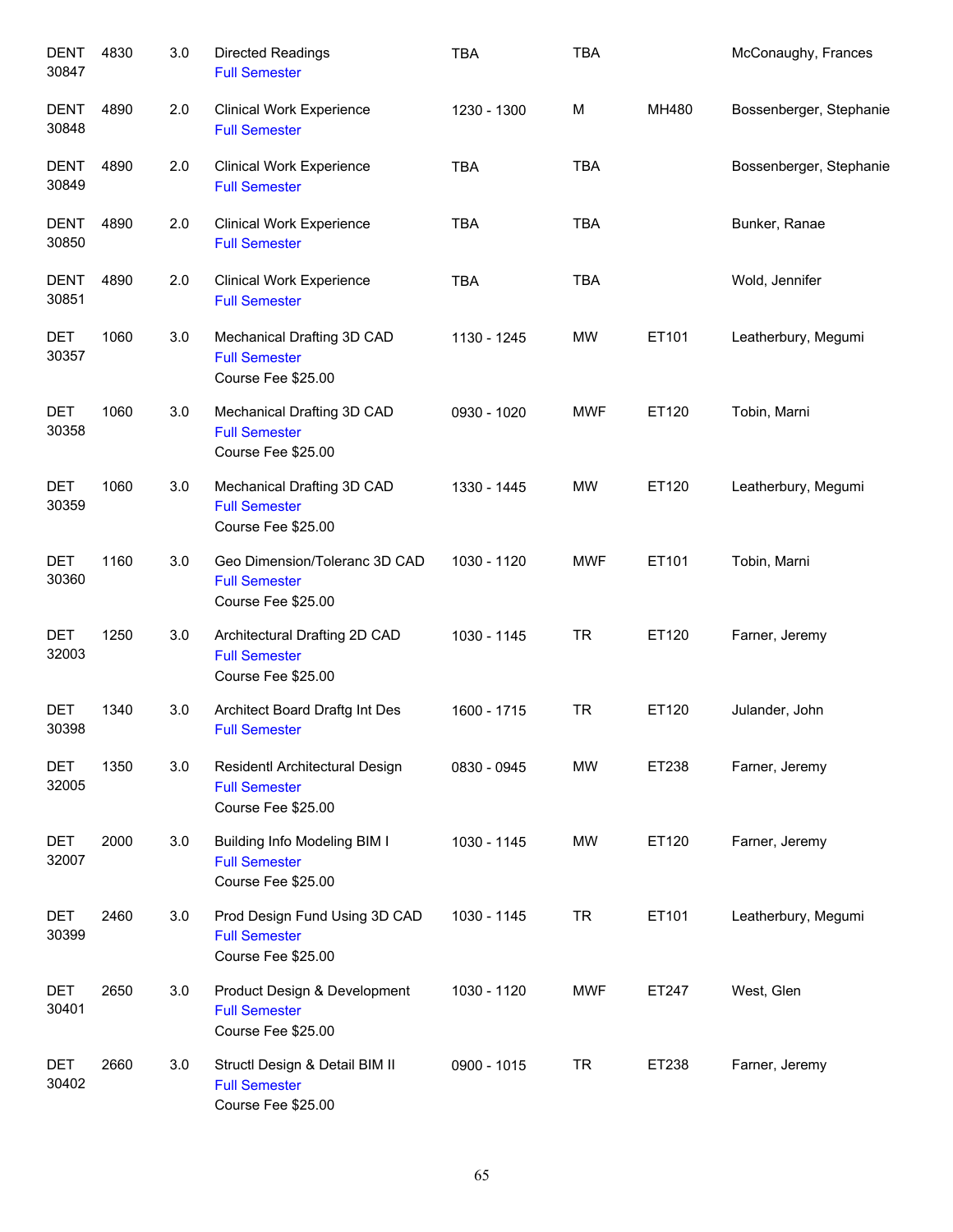| | | | | | | | |
|---|---|---|---|---|---|---|---|
| DENT 30847 | 4830 | 3.0 | Directed Readings<br>Full Semester | TBA | TBA | | McConaughy, Frances |
| DENT 30848 | 4890 | 2.0 | Clinical Work Experience<br>Full Semester | 1230 - 1300 | M | MH480 | Bossenberger, Stephanie |
| DENT 30849 | 4890 | 2.0 | Clinical Work Experience<br>Full Semester | TBA | TBA | | Bossenberger, Stephanie |
| DENT 30850 | 4890 | 2.0 | Clinical Work Experience<br>Full Semester | TBA | TBA | | Bunker, Ranae |
| DENT 30851 | 4890 | 2.0 | Clinical Work Experience<br>Full Semester | TBA | TBA | | Wold, Jennifer |
| DET 30357 | 1060 | 3.0 | Mechanical Drafting 3D CAD<br>Full Semester<br>Course Fee $25.00 | 1130 - 1245 | MW | ET101 | Leatherbury, Megumi |
| DET 30358 | 1060 | 3.0 | Mechanical Drafting 3D CAD<br>Full Semester<br>Course Fee $25.00 | 0930 - 1020 | MWF | ET120 | Tobin, Marni |
| DET 30359 | 1060 | 3.0 | Mechanical Drafting 3D CAD<br>Full Semester<br>Course Fee $25.00 | 1330 - 1445 | MW | ET120 | Leatherbury, Megumi |
| DET 30360 | 1160 | 3.0 | Geo Dimension/Toleranc 3D CAD<br>Full Semester<br>Course Fee $25.00 | 1030 - 1120 | MWF | ET101 | Tobin, Marni |
| DET 32003 | 1250 | 3.0 | Architectural Drafting 2D CAD<br>Full Semester<br>Course Fee $25.00 | 1030 - 1145 | TR | ET120 | Farner, Jeremy |
| DET 30398 | 1340 | 3.0 | Architect Board Draftg Int Des<br>Full Semester | 1600 - 1715 | TR | ET120 | Julander, John |
| DET 32005 | 1350 | 3.0 | Residentl Architectural Design<br>Full Semester<br>Course Fee $25.00 | 0830 - 0945 | MW | ET238 | Farner, Jeremy |
| DET 32007 | 2000 | 3.0 | Building Info Modeling BIM I<br>Full Semester<br>Course Fee $25.00 | 1030 - 1145 | MW | ET120 | Farner, Jeremy |
| DET 30399 | 2460 | 3.0 | Prod Design Fund Using 3D CAD<br>Full Semester<br>Course Fee $25.00 | 1030 - 1145 | TR | ET101 | Leatherbury, Megumi |
| DET 30401 | 2650 | 3.0 | Product Design & Development<br>Full Semester<br>Course Fee $25.00 | 1030 - 1120 | MWF | ET247 | West, Glen |
| DET 30402 | 2660 | 3.0 | Structl Design & Detail BIM II<br>Full Semester<br>Course Fee $25.00 | 0900 - 1015 | TR | ET238 | Farner, Jeremy |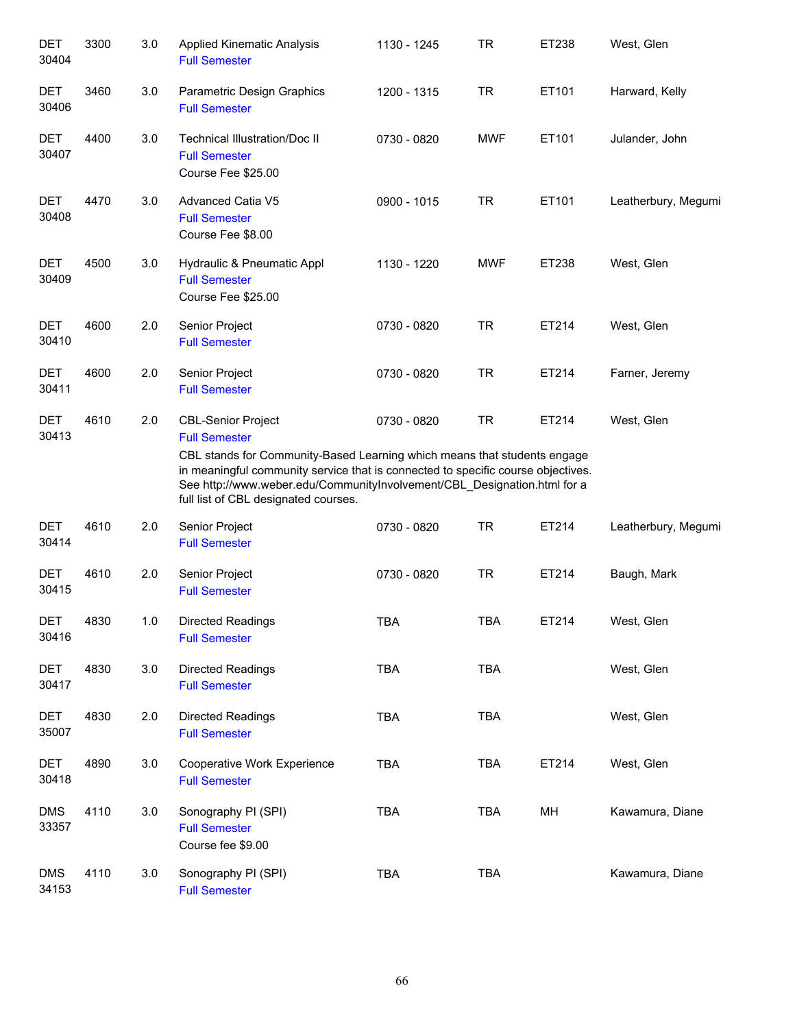| | | | | | | | |
|---|---|---|---|---|---|---|---|
| DET 30404 | 3300 | 3.0 | Applied Kinematic Analysis<br>Full Semester | 1130 - 1245 | TR | ET238 | West, Glen |
| DET 30406 | 3460 | 3.0 | Parametric Design Graphics<br>Full Semester | 1200 - 1315 | TR | ET101 | Harward, Kelly |
| DET 30407 | 4400 | 3.0 | Technical Illustration/Doc II<br>Full Semester<br>Course Fee $25.00 | 0730 - 0820 | MWF | ET101 | Julander, John |
| DET 30408 | 4470 | 3.0 | Advanced Catia V5<br>Full Semester<br>Course Fee $8.00 | 0900 - 1015 | TR | ET101 | Leatherbury, Megumi |
| DET 30409 | 4500 | 3.0 | Hydraulic & Pneumatic Appl<br>Full Semester<br>Course Fee $25.00 | 1130 - 1220 | MWF | ET238 | West, Glen |
| DET 30410 | 4600 | 2.0 | Senior Project<br>Full Semester | 0730 - 0820 | TR | ET214 | West, Glen |
| DET 30411 | 4600 | 2.0 | Senior Project<br>Full Semester | 0730 - 0820 | TR | ET214 | Farner, Jeremy |
| DET 30413 | 4610 | 2.0 | CBL-Senior Project<br>Full Semester<br>CBL stands for Community-Based Learning which means that students engage in meaningful community service that is connected to specific course objectives. See http://www.weber.edu/CommunityInvolvement/CBL_Designation.html for a full list of CBL designated courses. | 0730 - 0820 | TR | ET214 | West, Glen |
| DET 30414 | 4610 | 2.0 | Senior Project<br>Full Semester | 0730 - 0820 | TR | ET214 | Leatherbury, Megumi |
| DET 30415 | 4610 | 2.0 | Senior Project<br>Full Semester | 0730 - 0820 | TR | ET214 | Baugh, Mark |
| DET 30416 | 4830 | 1.0 | Directed Readings<br>Full Semester | TBA | TBA | ET214 | West, Glen |
| DET 30417 | 4830 | 3.0 | Directed Readings<br>Full Semester | TBA | TBA | | West, Glen |
| DET 35007 | 4830 | 2.0 | Directed Readings<br>Full Semester | TBA | TBA | | West, Glen |
| DET 30418 | 4890 | 3.0 | Cooperative Work Experience<br>Full Semester | TBA | TBA | ET214 | West, Glen |
| DMS 33357 | 4110 | 3.0 | Sonography PI (SPI)<br>Full Semester<br>Course fee $9.00 | TBA | TBA | MH | Kawamura, Diane |
| DMS 34153 | 4110 | 3.0 | Sonography PI (SPI)<br>Full Semester | TBA | TBA | | Kawamura, Diane |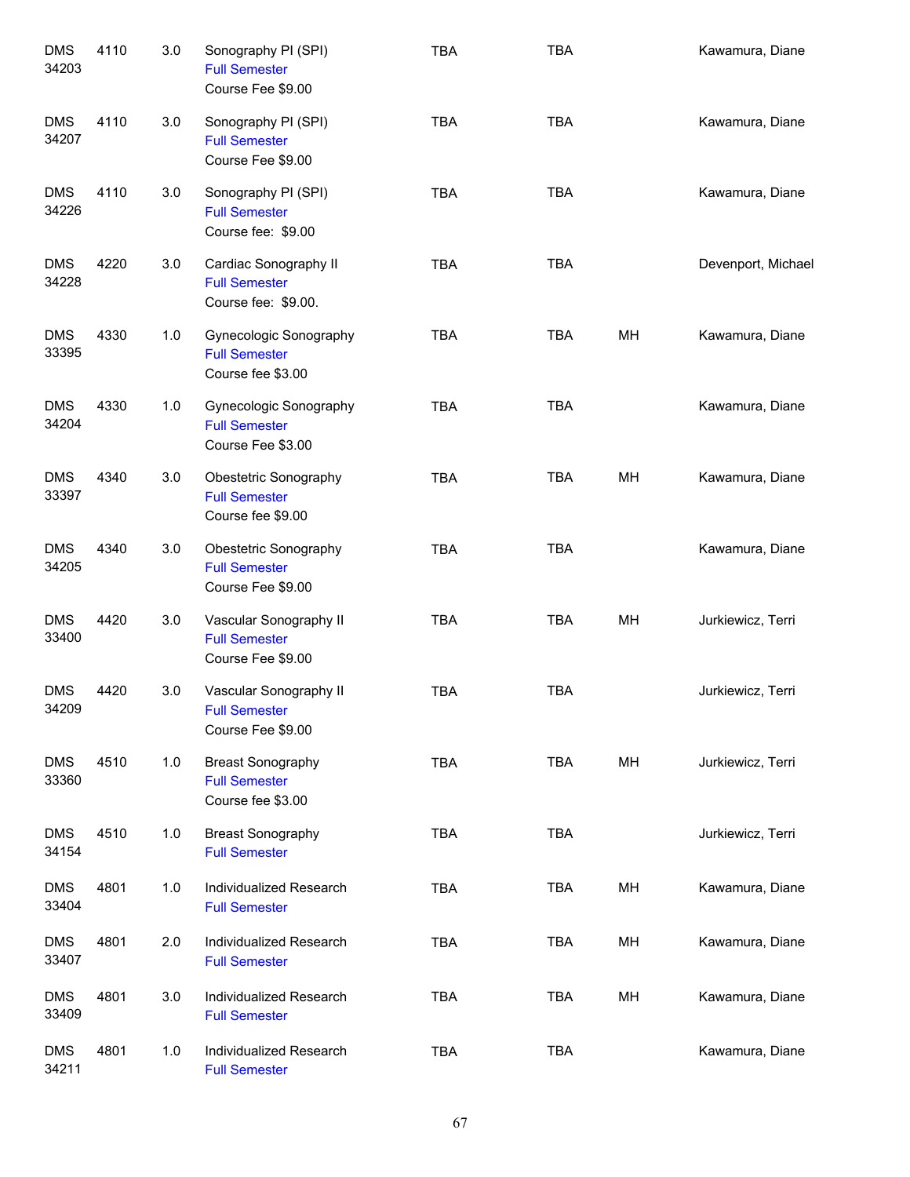| | | | | | | | |
|---|---|---|---|---|---|---|---|
| DMS 34203 | 4110 | 3.0 | Sonography PI (SPI)<br>Full Semester<br>Course Fee $9.00 | TBA | TBA | | Kawamura, Diane |
| DMS 34207 | 4110 | 3.0 | Sonography PI (SPI)<br>Full Semester<br>Course Fee $9.00 | TBA | TBA | | Kawamura, Diane |
| DMS 34226 | 4110 | 3.0 | Sonography PI (SPI)<br>Full Semester<br>Course fee: $9.00 | TBA | TBA | | Kawamura, Diane |
| DMS 34228 | 4220 | 3.0 | Cardiac Sonography II<br>Full Semester<br>Course fee: $9.00. | TBA | TBA | | Devenport, Michael |
| DMS 33395 | 4330 | 1.0 | Gynecologic Sonography<br>Full Semester<br>Course fee $3.00 | TBA | TBA | MH | Kawamura, Diane |
| DMS 34204 | 4330 | 1.0 | Gynecologic Sonography<br>Full Semester<br>Course Fee $3.00 | TBA | TBA | | Kawamura, Diane |
| DMS 33397 | 4340 | 3.0 | Obestetric Sonography<br>Full Semester<br>Course fee $9.00 | TBA | TBA | MH | Kawamura, Diane |
| DMS 34205 | 4340 | 3.0 | Obestetric Sonography<br>Full Semester<br>Course Fee $9.00 | TBA | TBA | | Kawamura, Diane |
| DMS 33400 | 4420 | 3.0 | Vascular Sonography II<br>Full Semester<br>Course Fee $9.00 | TBA | TBA | MH | Jurkiewicz, Terri |
| DMS 34209 | 4420 | 3.0 | Vascular Sonography II<br>Full Semester<br>Course Fee $9.00 | TBA | TBA | | Jurkiewicz, Terri |
| DMS 33360 | 4510 | 1.0 | Breast Sonography<br>Full Semester<br>Course fee $3.00 | TBA | TBA | MH | Jurkiewicz, Terri |
| DMS 34154 | 4510 | 1.0 | Breast Sonography<br>Full Semester | TBA | TBA | | Jurkiewicz, Terri |
| DMS 33404 | 4801 | 1.0 | Individualized Research<br>Full Semester | TBA | TBA | MH | Kawamura, Diane |
| DMS 33407 | 4801 | 2.0 | Individualized Research<br>Full Semester | TBA | TBA | MH | Kawamura, Diane |
| DMS 33409 | 4801 | 3.0 | Individualized Research<br>Full Semester | TBA | TBA | MH | Kawamura, Diane |
| DMS 34211 | 4801 | 1.0 | Individualized Research<br>Full Semester | TBA | TBA | | Kawamura, Diane |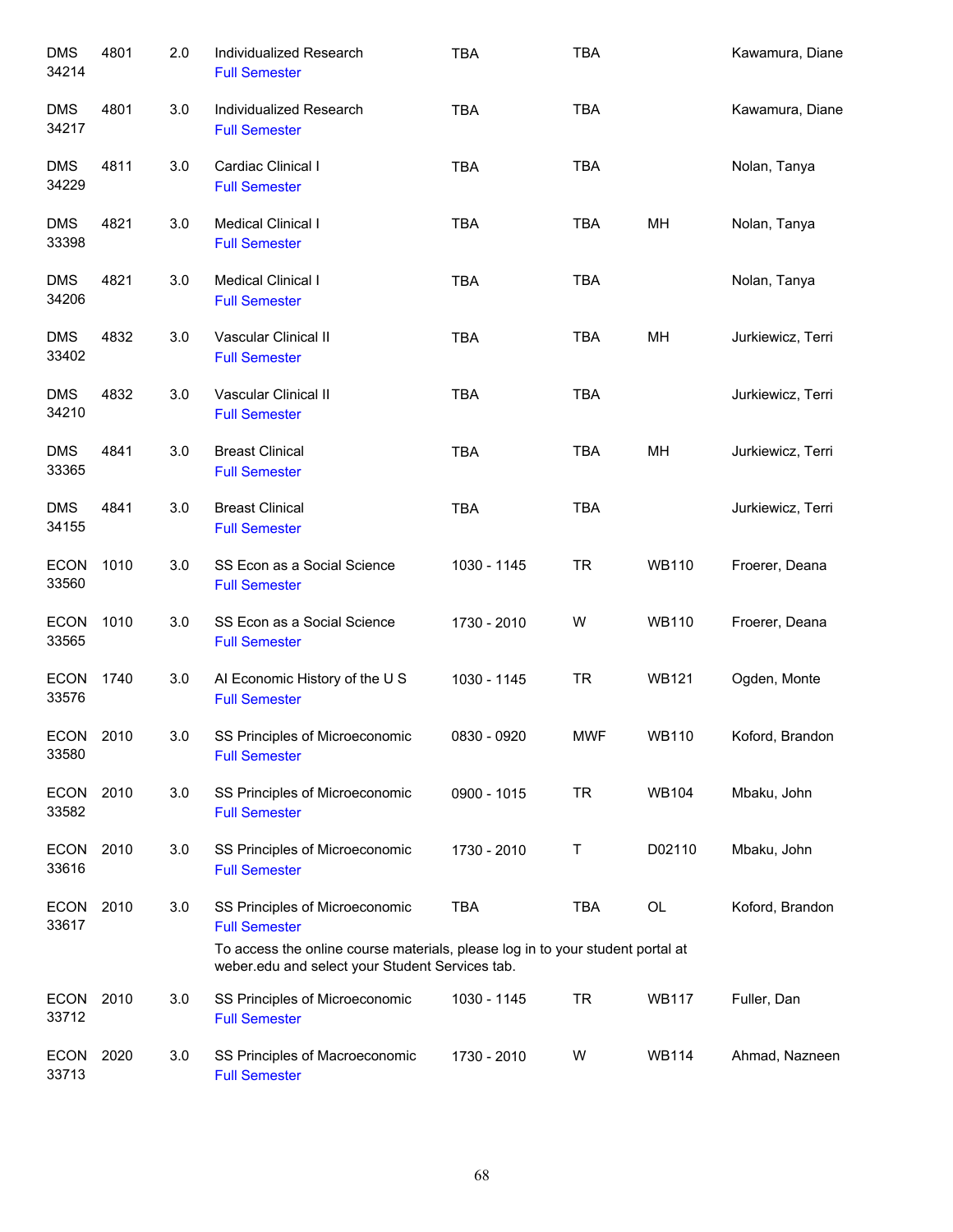| | | | | | | | |
|---|---|---|---|---|---|---|---|
| DMS 34214 | 4801 | 2.0 | Individualized Research<br>Full Semester | TBA | TBA | | Kawamura, Diane |
| DMS 34217 | 4801 | 3.0 | Individualized Research<br>Full Semester | TBA | TBA | | Kawamura, Diane |
| DMS 34229 | 4811 | 3.0 | Cardiac Clinical I<br>Full Semester | TBA | TBA | | Nolan, Tanya |
| DMS 33398 | 4821 | 3.0 | Medical Clinical I<br>Full Semester | TBA | TBA | MH | Nolan, Tanya |
| DMS 34206 | 4821 | 3.0 | Medical Clinical I<br>Full Semester | TBA | TBA | | Nolan, Tanya |
| DMS 33402 | 4832 | 3.0 | Vascular Clinical II<br>Full Semester | TBA | TBA | MH | Jurkiewicz, Terri |
| DMS 34210 | 4832 | 3.0 | Vascular Clinical II<br>Full Semester | TBA | TBA | | Jurkiewicz, Terri |
| DMS 33365 | 4841 | 3.0 | Breast Clinical<br>Full Semester | TBA | TBA | MH | Jurkiewicz, Terri |
| DMS 34155 | 4841 | 3.0 | Breast Clinical<br>Full Semester | TBA | TBA | | Jurkiewicz, Terri |
| ECON 33560 | 1010 | 3.0 | SS Econ as a Social Science<br>Full Semester | 1030 - 1145 | TR | WB110 | Froerer, Deana |
| ECON 33565 | 1010 | 3.0 | SS Econ as a Social Science<br>Full Semester | 1730 - 2010 | W | WB110 | Froerer, Deana |
| ECON 33576 | 1740 | 3.0 | AI Economic History of the U S<br>Full Semester | 1030 - 1145 | TR | WB121 | Ogden, Monte |
| ECON 33580 | 2010 | 3.0 | SS Principles of Microeconomic<br>Full Semester | 0830 - 0920 | MWF | WB110 | Koford, Brandon |
| ECON 33582 | 2010 | 3.0 | SS Principles of Microeconomic<br>Full Semester | 0900 - 1015 | TR | WB104 | Mbaku, John |
| ECON 33616 | 2010 | 3.0 | SS Principles of Microeconomic<br>Full Semester | 1730 - 2010 | T | D02110 | Mbaku, John |
| ECON 33617 | 2010 | 3.0 | SS Principles of Microeconomic<br>Full Semester<br>To access the online course materials, please log in to your student portal at weber.edu and select your Student Services tab. | TBA | TBA | OL | Koford, Brandon |
| ECON 33712 | 2010 | 3.0 | SS Principles of Microeconomic<br>Full Semester | 1030 - 1145 | TR | WB117 | Fuller, Dan |
| ECON 33713 | 2020 | 3.0 | SS Principles of Macroeconomic<br>Full Semester | 1730 - 2010 | W | WB114 | Ahmad, Nazneen |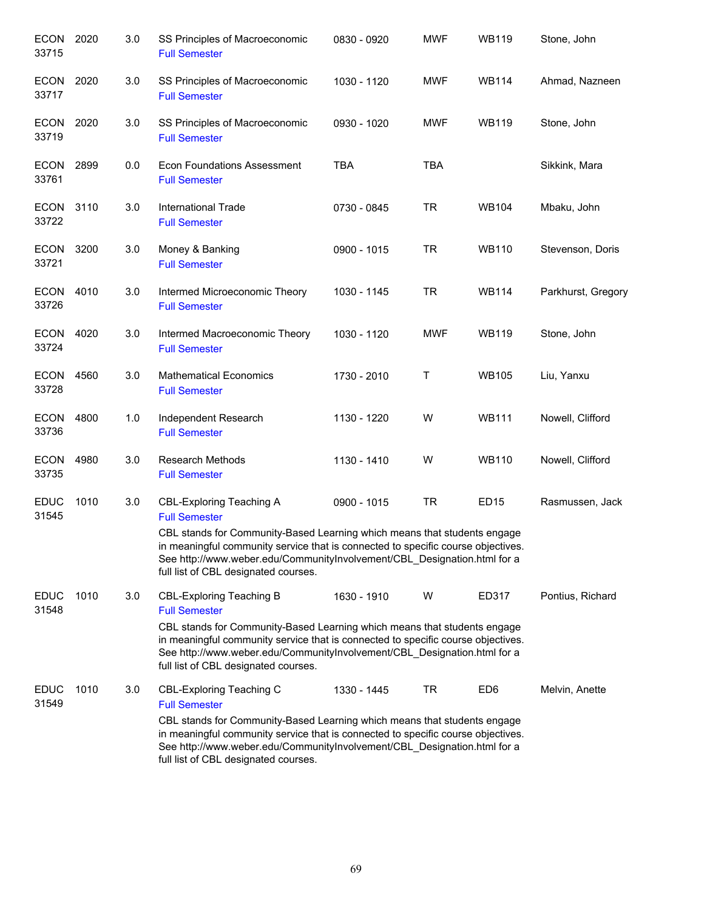| | | | | | | | |
|---|---|---|---|---|---|---|---|
| ECON 33715 | 2020 | 3.0 | SS Principles of Macroeconomic<br>Full Semester | 0830 - 0920 | MWF | WB119 | Stone, John |
| ECON 33717 | 2020 | 3.0 | SS Principles of Macroeconomic<br>Full Semester | 1030 - 1120 | MWF | WB114 | Ahmad, Nazneen |
| ECON 33719 | 2020 | 3.0 | SS Principles of Macroeconomic<br>Full Semester | 0930 - 1020 | MWF | WB119 | Stone, John |
| ECON 33761 | 2899 | 0.0 | Econ Foundations Assessment<br>Full Semester | TBA | TBA | | Sikkink, Mara |
| ECON 33722 | 3110 | 3.0 | International Trade<br>Full Semester | 0730 - 0845 | TR | WB104 | Mbaku, John |
| ECON 33721 | 3200 | 3.0 | Money & Banking<br>Full Semester | 0900 - 1015 | TR | WB110 | Stevenson, Doris |
| ECON 33726 | 4010 | 3.0 | Intermed Microeconomic Theory<br>Full Semester | 1030 - 1145 | TR | WB114 | Parkhurst, Gregory |
| ECON 33724 | 4020 | 3.0 | Intermed Macroeconomic Theory<br>Full Semester | 1030 - 1120 | MWF | WB119 | Stone, John |
| ECON 33728 | 4560 | 3.0 | Mathematical Economics<br>Full Semester | 1730 - 2010 | T | WB105 | Liu, Yanxu |
| ECON 33736 | 4800 | 1.0 | Independent Research<br>Full Semester | 1130 - 1220 | W | WB111 | Nowell, Clifford |
| ECON 33735 | 4980 | 3.0 | Research Methods<br>Full Semester | 1130 - 1410 | W | WB110 | Nowell, Clifford |
| EDUC 31545 | 1010 | 3.0 | CBL-Exploring Teaching A<br>Full Semester<br>CBL stands for Community-Based Learning which means that students engage in meaningful community service that is connected to specific course objectives. See http://www.weber.edu/CommunityInvolvement/CBL_Designation.html for a full list of CBL designated courses. | 0900 - 1015 | TR | ED15 | Rasmussen, Jack |
| EDUC 31548 | 1010 | 3.0 | CBL-Exploring Teaching B<br>Full Semester<br>CBL stands for Community-Based Learning which means that students engage in meaningful community service that is connected to specific course objectives. See http://www.weber.edu/CommunityInvolvement/CBL_Designation.html for a full list of CBL designated courses. | 1630 - 1910 | W | ED317 | Pontius, Richard |
| EDUC 31549 | 1010 | 3.0 | CBL-Exploring Teaching C<br>Full Semester<br>CBL stands for Community-Based Learning which means that students engage in meaningful community service that is connected to specific course objectives. See http://www.weber.edu/CommunityInvolvement/CBL_Designation.html for a full list of CBL designated courses. | 1330 - 1445 | TR | ED6 | Melvin, Anette |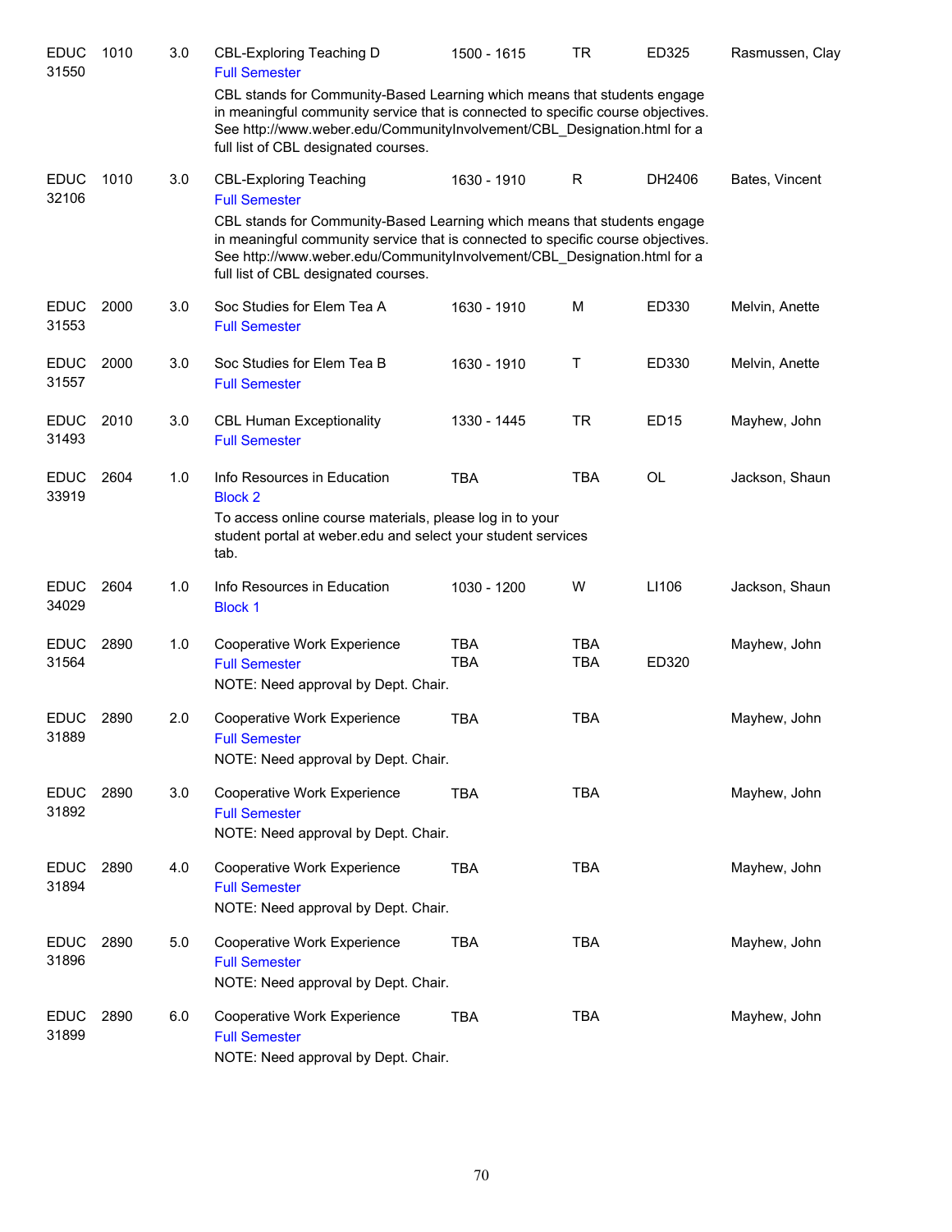| Course | Number | Credits | Title | Time | Days | Room | Instructor |
|---|---|---|---|---|---|---|---|
| EDUC 31550 | 1010 | 3.0 | CBL-Exploring Teaching D<br>Full Semester<br>CBL stands for Community-Based Learning which means that students engage in meaningful community service that is connected to specific course objectives. See http://www.weber.edu/CommunityInvolvement/CBL_Designation.html for a full list of CBL designated courses. | 1500 - 1615 | TR | ED325 | Rasmussen, Clay |
| EDUC 32106 | 1010 | 3.0 | CBL-Exploring Teaching<br>Full Semester<br>CBL stands for Community-Based Learning which means that students engage in meaningful community service that is connected to specific course objectives. See http://www.weber.edu/CommunityInvolvement/CBL_Designation.html for a full list of CBL designated courses. | 1630 - 1910 | R | DH2406 | Bates, Vincent |
| EDUC 31553 | 2000 | 3.0 | Soc Studies for Elem Tea A<br>Full Semester | 1630 - 1910 | M | ED330 | Melvin, Anette |
| EDUC 31557 | 2000 | 3.0 | Soc Studies for Elem Tea B<br>Full Semester | 1630 - 1910 | T | ED330 | Melvin, Anette |
| EDUC 31493 | 2010 | 3.0 | CBL Human Exceptionality<br>Full Semester | 1330 - 1445 | TR | ED15 | Mayhew, John |
| EDUC 33919 | 2604 | 1.0 | Info Resources in Education<br>Block 2<br>To access online course materials, please log in to your student portal at weber.edu and select your student services tab. | TBA | TBA | OL | Jackson, Shaun |
| EDUC 34029 | 2604 | 1.0 | Info Resources in Education<br>Block 1 | 1030 - 1200 | W | LI106 | Jackson, Shaun |
| EDUC 31564 | 2890 | 1.0 | Cooperative Work Experience<br>Full Semester<br>NOTE: Need approval by Dept. Chair. | TBA<br>TBA | TBA<br>TBA | <br>ED320 | Mayhew, John |
| EDUC 31889 | 2890 | 2.0 | Cooperative Work Experience<br>Full Semester<br>NOTE: Need approval by Dept. Chair. | TBA | TBA | | Mayhew, John |
| EDUC 31892 | 2890 | 3.0 | Cooperative Work Experience<br>Full Semester<br>NOTE: Need approval by Dept. Chair. | TBA | TBA | | Mayhew, John |
| EDUC 31894 | 2890 | 4.0 | Cooperative Work Experience<br>Full Semester<br>NOTE: Need approval by Dept. Chair. | TBA | TBA | | Mayhew, John |
| EDUC 31896 | 2890 | 5.0 | Cooperative Work Experience<br>Full Semester<br>NOTE: Need approval by Dept. Chair. | TBA | TBA | | Mayhew, John |
| EDUC 31899 | 2890 | 6.0 | Cooperative Work Experience<br>Full Semester<br>NOTE: Need approval by Dept. Chair. | TBA | TBA | | Mayhew, John |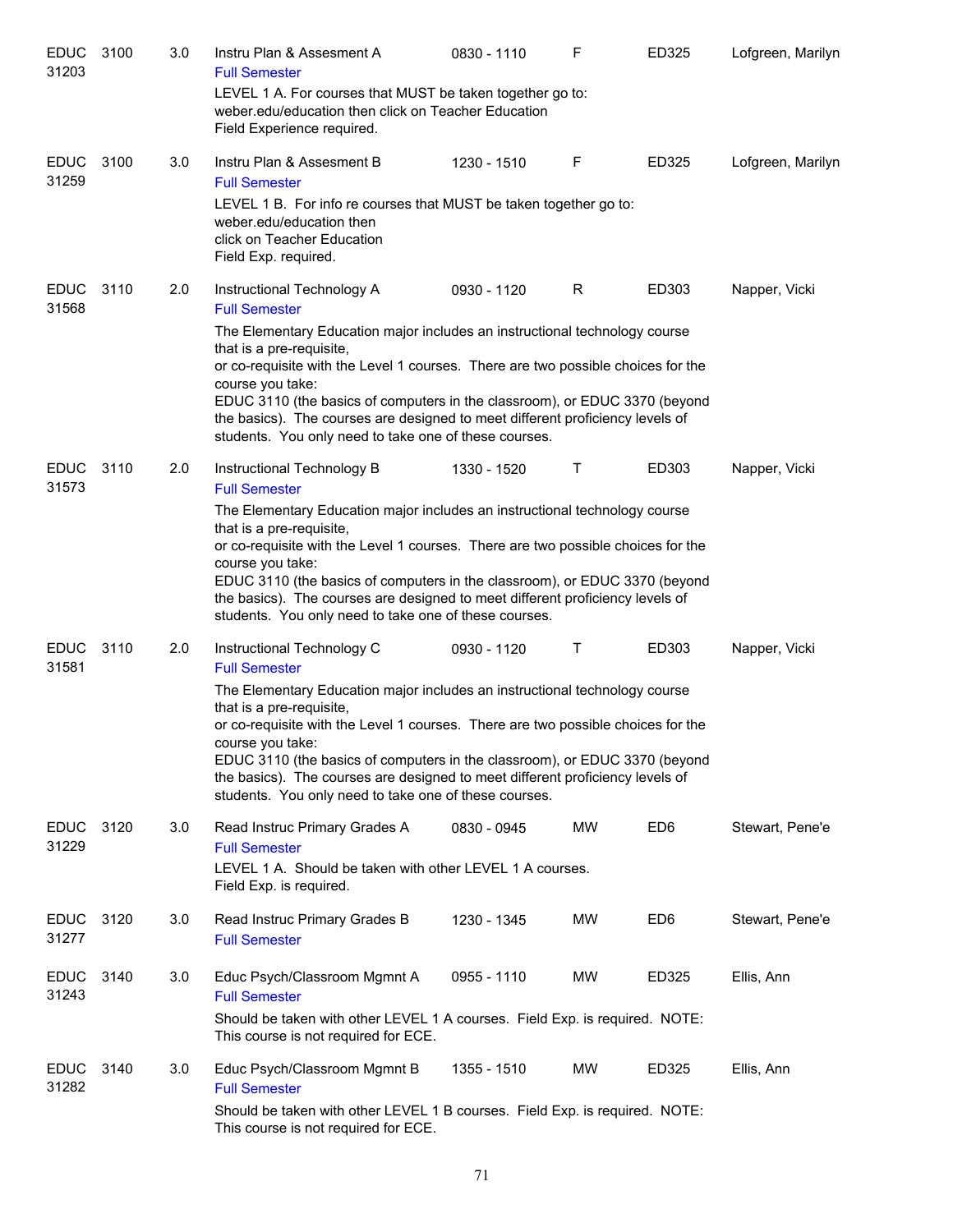| Course | | Credits | Title | Time | Days | Room | Instructor |
|---|---|---|---|---|---|---|---|
| EDUC 31203 | 3100 | 3.0 | Instru Plan & Assesment A<br>Full Semester<br>LEVEL 1 A. For courses that MUST be taken together go to: weber.edu/education then click on Teacher Education Field Experience required. | 0830 - 1110 | F | ED325 | Lofgreen, Marilyn |
| EDUC 31259 | 3100 | 3.0 | Instru Plan & Assesment B<br>Full Semester<br>LEVEL 1 B. For info re courses that MUST be taken together go to: weber.edu/education then click on Teacher Education Field Exp. required. | 1230 - 1510 | F | ED325 | Lofgreen, Marilyn |
| EDUC 31568 | 3110 | 2.0 | Instructional Technology A<br>Full Semester<br>The Elementary Education major includes an instructional technology course that is a pre-requisite, or co-requisite with the Level 1 courses. There are two possible choices for the course you take: EDUC 3110 (the basics of computers in the classroom), or EDUC 3370 (beyond the basics). The courses are designed to meet different proficiency levels of students. You only need to take one of these courses. | 0930 - 1120 | R | ED303 | Napper, Vicki |
| EDUC 31573 | 3110 | 2.0 | Instructional Technology B<br>Full Semester<br>The Elementary Education major includes an instructional technology course that is a pre-requisite, or co-requisite with the Level 1 courses. There are two possible choices for the course you take: EDUC 3110 (the basics of computers in the classroom), or EDUC 3370 (beyond the basics). The courses are designed to meet different proficiency levels of students. You only need to take one of these courses. | 1330 - 1520 | T | ED303 | Napper, Vicki |
| EDUC 31581 | 3110 | 2.0 | Instructional Technology C<br>Full Semester<br>The Elementary Education major includes an instructional technology course that is a pre-requisite, or co-requisite with the Level 1 courses. There are two possible choices for the course you take: EDUC 3110 (the basics of computers in the classroom), or EDUC 3370 (beyond the basics). The courses are designed to meet different proficiency levels of students. You only need to take one of these courses. | 0930 - 1120 | T | ED303 | Napper, Vicki |
| EDUC 31229 | 3120 | 3.0 | Read Instruc Primary Grades A<br>Full Semester<br>LEVEL 1 A. Should be taken with other LEVEL 1 A courses. Field Exp. is required. | 0830 - 0945 | MW | ED6 | Stewart, Pene'e |
| EDUC 31277 | 3120 | 3.0 | Read Instruc Primary Grades B<br>Full Semester | 1230 - 1345 | MW | ED6 | Stewart, Pene'e |
| EDUC 31243 | 3140 | 3.0 | Educ Psych/Classroom Mgmnt A<br>Full Semester<br>Should be taken with other LEVEL 1 A courses. Field Exp. is required. NOTE: This course is not required for ECE. | 0955 - 1110 | MW | ED325 | Ellis, Ann |
| EDUC 31282 | 3140 | 3.0 | Educ Psych/Classroom Mgmnt B<br>Full Semester<br>Should be taken with other LEVEL 1 B courses. Field Exp. is required. NOTE: This course is not required for ECE. | 1355 - 1510 | MW | ED325 | Ellis, Ann |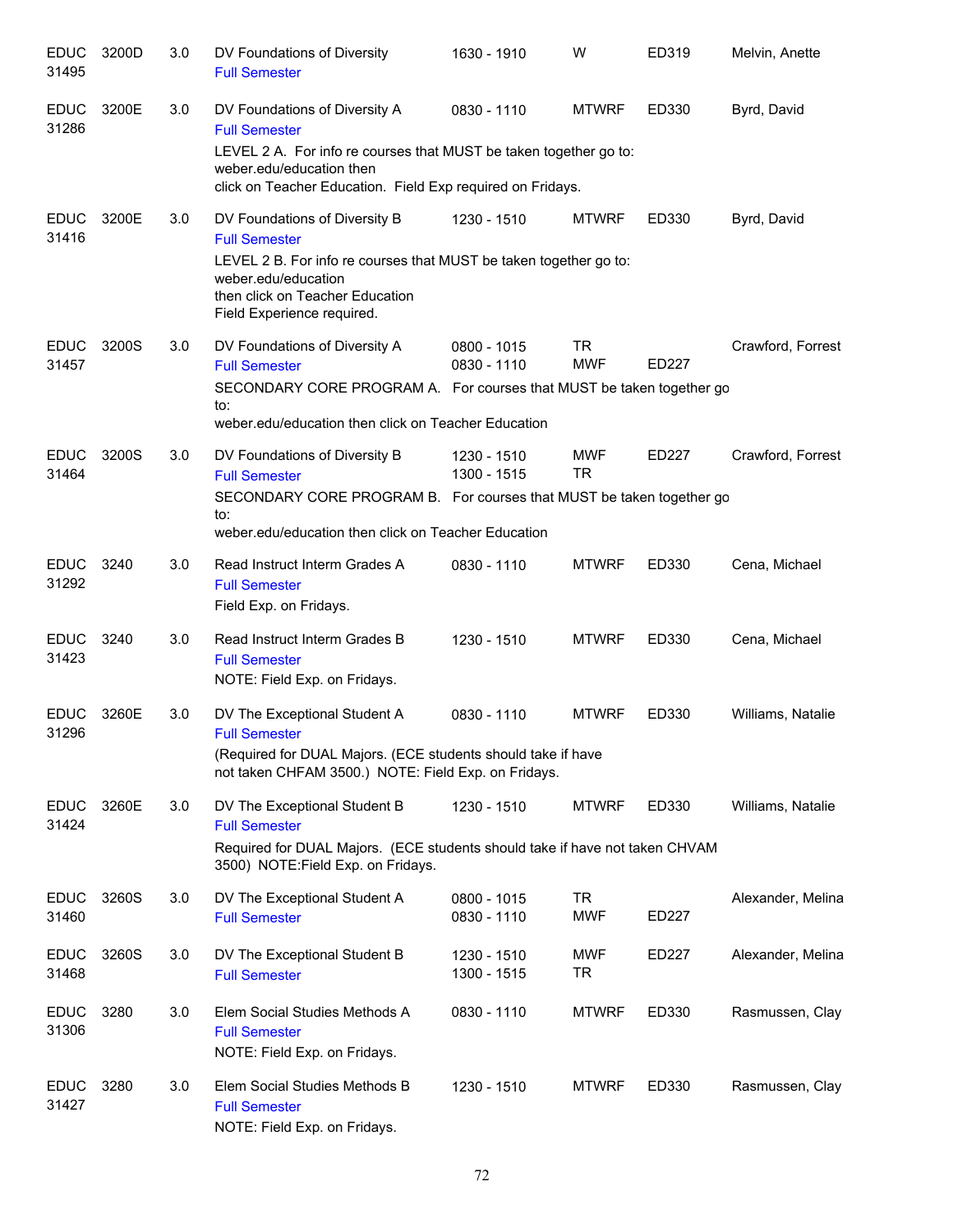| | | | | | | | |
|---|---|---|---|---|---|---|---|
| EDUC 31495 | 3200D | 3.0 | DV Foundations of Diversity<br>Full Semester | 1630 - 1910 | W | ED319 | Melvin, Anette |
| EDUC 31286 | 3200E | 3.0 | DV Foundations of Diversity A<br>Full Semester<br>LEVEL 2 A. For info re courses that MUST be taken together go to: weber.edu/education then click on Teacher Education. Field Exp required on Fridays. | 0830 - 1110 | MTWRF | ED330 | Byrd, David |
| EDUC 31416 | 3200E | 3.0 | DV Foundations of Diversity B<br>Full Semester<br>LEVEL 2 B. For info re courses that MUST be taken together go to: weber.edu/education then click on Teacher Education Field Experience required. | 1230 - 1510 | MTWRF | ED330 | Byrd, David |
| EDUC 31457 | 3200S | 3.0 | DV Foundations of Diversity A<br>Full Semester<br>SECONDARY CORE PROGRAM A. For courses that MUST be taken together go to: weber.edu/education then click on Teacher Education | 0800 - 1015<br>0830 - 1110 | TR<br>MWF | <br>ED227 | Crawford, Forrest |
| EDUC 31464 | 3200S | 3.0 | DV Foundations of Diversity B<br>Full Semester<br>SECONDARY CORE PROGRAM B. For courses that MUST be taken together go to: weber.edu/education then click on Teacher Education | 1230 - 1510<br>1300 - 1515 | MWF<br>TR | ED227 | Crawford, Forrest |
| EDUC 31292 | 3240 | 3.0 | Read Instruct Interm Grades A<br>Full Semester<br>Field Exp. on Fridays. | 0830 - 1110 | MTWRF | ED330 | Cena, Michael |
| EDUC 31423 | 3240 | 3.0 | Read Instruct Interm Grades B<br>Full Semester<br>NOTE: Field Exp. on Fridays. | 1230 - 1510 | MTWRF | ED330 | Cena, Michael |
| EDUC 31296 | 3260E | 3.0 | DV The Exceptional Student A<br>Full Semester<br>(Required for DUAL Majors. (ECE students should take if have not taken CHFAM 3500.) NOTE: Field Exp. on Fridays. | 0830 - 1110 | MTWRF | ED330 | Williams, Natalie |
| EDUC 31424 | 3260E | 3.0 | DV The Exceptional Student B<br>Full Semester<br>Required for DUAL Majors. (ECE students should take if have not taken CHVAM 3500) NOTE:Field Exp. on Fridays. | 1230 - 1510 | MTWRF | ED330 | Williams, Natalie |
| EDUC 31460 | 3260S | 3.0 | DV The Exceptional Student A<br>Full Semester | 0800 - 1015<br>0830 - 1110 | TR<br>MWF | <br>ED227 | Alexander, Melina |
| EDUC 31468 | 3260S | 3.0 | DV The Exceptional Student B<br>Full Semester | 1230 - 1510<br>1300 - 1515 | MWF<br>TR | ED227 | Alexander, Melina |
| EDUC 31306 | 3280 | 3.0 | Elem Social Studies Methods A<br>Full Semester<br>NOTE: Field Exp. on Fridays. | 0830 - 1110 | MTWRF | ED330 | Rasmussen, Clay |
| EDUC 31427 | 3280 | 3.0 | Elem Social Studies Methods B<br>Full Semester<br>NOTE: Field Exp. on Fridays. | 1230 - 1510 | MTWRF | ED330 | Rasmussen, Clay |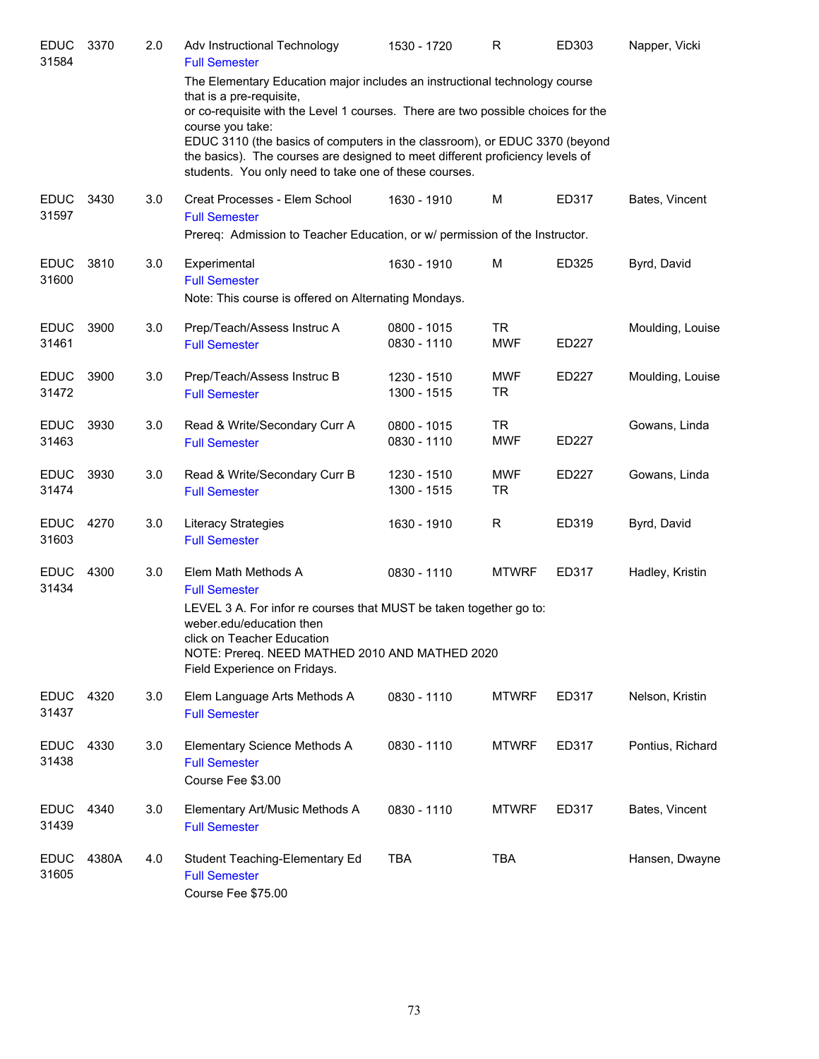| | | | | | | | |
|---|---|---|---|---|---|---|---|
| EDUC 31584 | 3370 | 2.0 | Adv Instructional Technology<br>Full Semester<br>The Elementary Education major includes an instructional technology course that is a pre-requisite,<br>or co-requisite with the Level 1 courses. There are two possible choices for the course you take:<br>EDUC 3110 (the basics of computers in the classroom), or EDUC 3370 (beyond the basics). The courses are designed to meet different proficiency levels of students. You only need to take one of these courses. | 1530 - 1720 | R | ED303 | Napper, Vicki |
| EDUC 31597 | 3430 | 3.0 | Creat Processes - Elem School<br>Full Semester<br>Prereq: Admission to Teacher Education, or w/ permission of the Instructor. | 1630 - 1910 | M | ED317 | Bates, Vincent |
| EDUC 31600 | 3810 | 3.0 | Experimental<br>Full Semester<br>Note: This course is offered on Alternating Mondays. | 1630 - 1910 | M | ED325 | Byrd, David |
| EDUC 31461 | 3900 | 3.0 | Prep/Teach/Assess Instruc A<br>Full Semester | 0800 - 1015<br>0830 - 1110 | TR<br>MWF | <br>ED227 | Moulding, Louise |
| EDUC 31472 | 3900 | 3.0 | Prep/Teach/Assess Instruc B<br>Full Semester | 1230 - 1510<br>1300 - 1515 | MWF<br>TR | ED227 | Moulding, Louise |
| EDUC 31463 | 3930 | 3.0 | Read & Write/Secondary Curr A<br>Full Semester | 0800 - 1015<br>0830 - 1110 | TR<br>MWF | <br>ED227 | Gowans, Linda |
| EDUC 31474 | 3930 | 3.0 | Read & Write/Secondary Curr B<br>Full Semester | 1230 - 1510<br>1300 - 1515 | MWF<br>TR | ED227 | Gowans, Linda |
| EDUC 31603 | 4270 | 3.0 | Literacy Strategies<br>Full Semester | 1630 - 1910 | R | ED319 | Byrd, David |
| EDUC 31434 | 4300 | 3.0 | Elem Math Methods A<br>Full Semester<br>LEVEL 3 A. For infor re courses that MUST be taken together go to: weber.edu/education then<br>click on Teacher Education<br>NOTE: Prereq. NEED MATHED 2010 AND MATHED 2020<br>Field Experience on Fridays. | 0830 - 1110 | MTWRF | ED317 | Hadley, Kristin |
| EDUC 31437 | 4320 | 3.0 | Elem Language Arts Methods A<br>Full Semester | 0830 - 1110 | MTWRF | ED317 | Nelson, Kristin |
| EDUC 31438 | 4330 | 3.0 | Elementary Science Methods A<br>Full Semester<br>Course Fee $3.00 | 0830 - 1110 | MTWRF | ED317 | Pontius, Richard |
| EDUC 31439 | 4340 | 3.0 | Elementary Art/Music Methods A<br>Full Semester | 0830 - 1110 | MTWRF | ED317 | Bates, Vincent |
| EDUC 31605 | 4380A | 4.0 | Student Teaching-Elementary Ed<br>Full Semester<br>Course Fee $75.00 | TBA | TBA | | Hansen, Dwayne |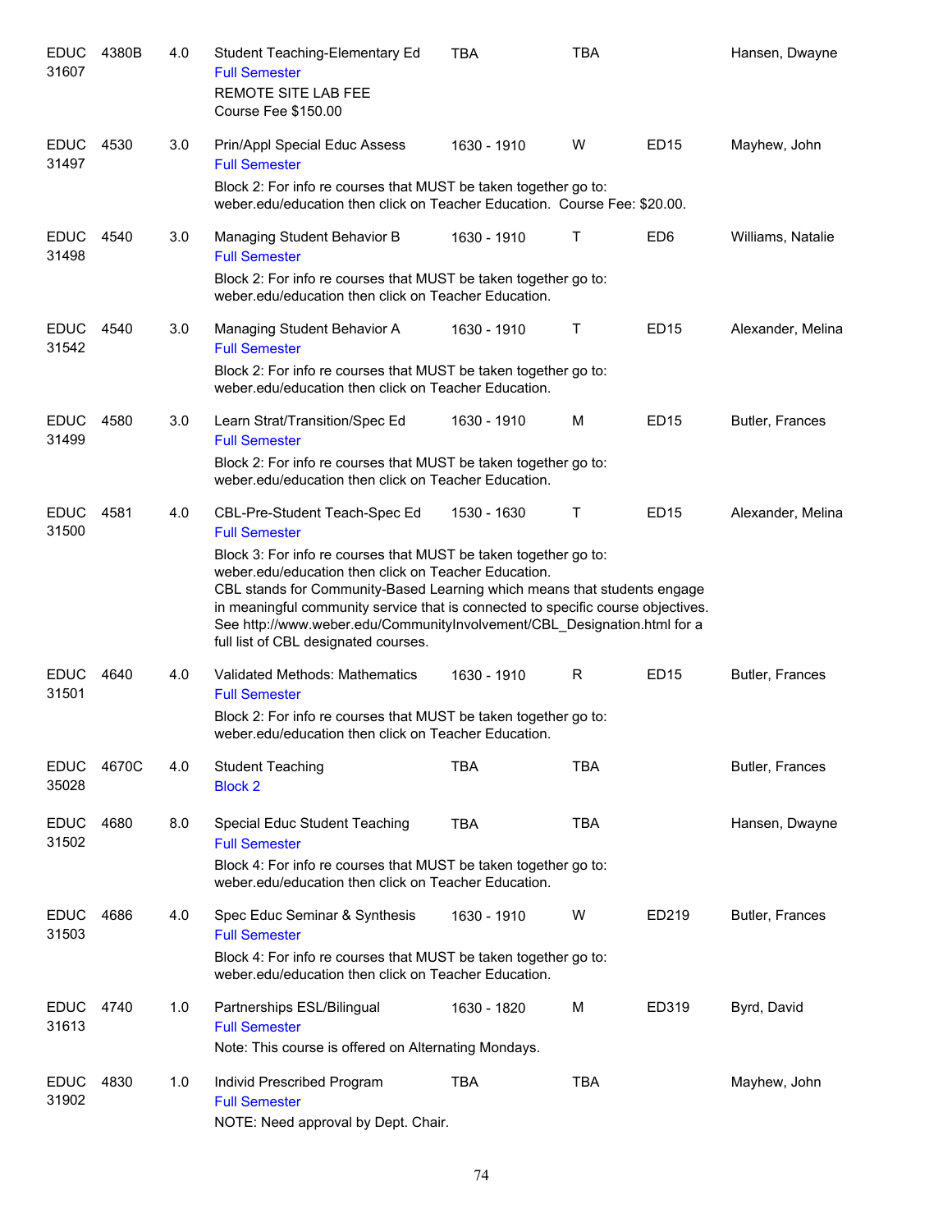| | | | | | | | |
|---|---|---|---|---|---|---|---|
| EDUC 31607 | 4380B | 4.0 | Student Teaching-Elementary Ed<br>Full Semester<br>REMOTE SITE LAB FEE<br>Course Fee $150.00 | TBA | TBA | | Hansen, Dwayne |
| EDUC 31497 | 4530 | 3.0 | Prin/Appl Special Educ Assess<br>Full Semester<br>Block 2: For info re courses that MUST be taken together go to: weber.edu/education then click on Teacher Education. Course Fee: $20.00. | 1630 - 1910 | W | ED15 | Mayhew, John |
| EDUC 31498 | 4540 | 3.0 | Managing Student Behavior B<br>Full Semester<br>Block 2: For info re courses that MUST be taken together go to: weber.edu/education then click on Teacher Education. | 1630 - 1910 | T | ED6 | Williams, Natalie |
| EDUC 31542 | 4540 | 3.0 | Managing Student Behavior A<br>Full Semester<br>Block 2: For info re courses that MUST be taken together go to: weber.edu/education then click on Teacher Education. | 1630 - 1910 | T | ED15 | Alexander, Melina |
| EDUC 31499 | 4580 | 3.0 | Learn Strat/Transition/Spec Ed<br>Full Semester<br>Block 2: For info re courses that MUST be taken together go to: weber.edu/education then click on Teacher Education. | 1630 - 1910 | M | ED15 | Butler, Frances |
| EDUC 31500 | 4581 | 4.0 | CBL-Pre-Student Teach-Spec Ed<br>Full Semester<br>Block 3: For info re courses that MUST be taken together go to: weber.edu/education then click on Teacher Education.<br>CBL stands for Community-Based Learning which means that students engage in meaningful community service that is connected to specific course objectives. See http://www.weber.edu/CommunityInvolvement/CBL_Designation.html for a full list of CBL designated courses. | 1530 - 1630 | T | ED15 | Alexander, Melina |
| EDUC 31501 | 4640 | 4.0 | Validated Methods: Mathematics<br>Full Semester<br>Block 2: For info re courses that MUST be taken together go to: weber.edu/education then click on Teacher Education. | 1630 - 1910 | R | ED15 | Butler, Frances |
| EDUC 35028 | 4670C | 4.0 | Student Teaching<br>Block 2 | TBA | TBA | | Butler, Frances |
| EDUC 31502 | 4680 | 8.0 | Special Educ Student Teaching<br>Full Semester<br>Block 4: For info re courses that MUST be taken together go to: weber.edu/education then click on Teacher Education. | TBA | TBA | | Hansen, Dwayne |
| EDUC 31503 | 4686 | 4.0 | Spec Educ Seminar & Synthesis<br>Full Semester<br>Block 4: For info re courses that MUST be taken together go to: weber.edu/education then click on Teacher Education. | 1630 - 1910 | W | ED219 | Butler, Frances |
| EDUC 31613 | 4740 | 1.0 | Partnerships ESL/Bilingual<br>Full Semester<br>Note: This course is offered on Alternating Mondays. | 1630 - 1820 | M | ED319 | Byrd, David |
| EDUC 31902 | 4830 | 1.0 | Individ Prescribed Program<br>Full Semester<br>NOTE: Need approval by Dept. Chair. | TBA | TBA | | Mayhew, John |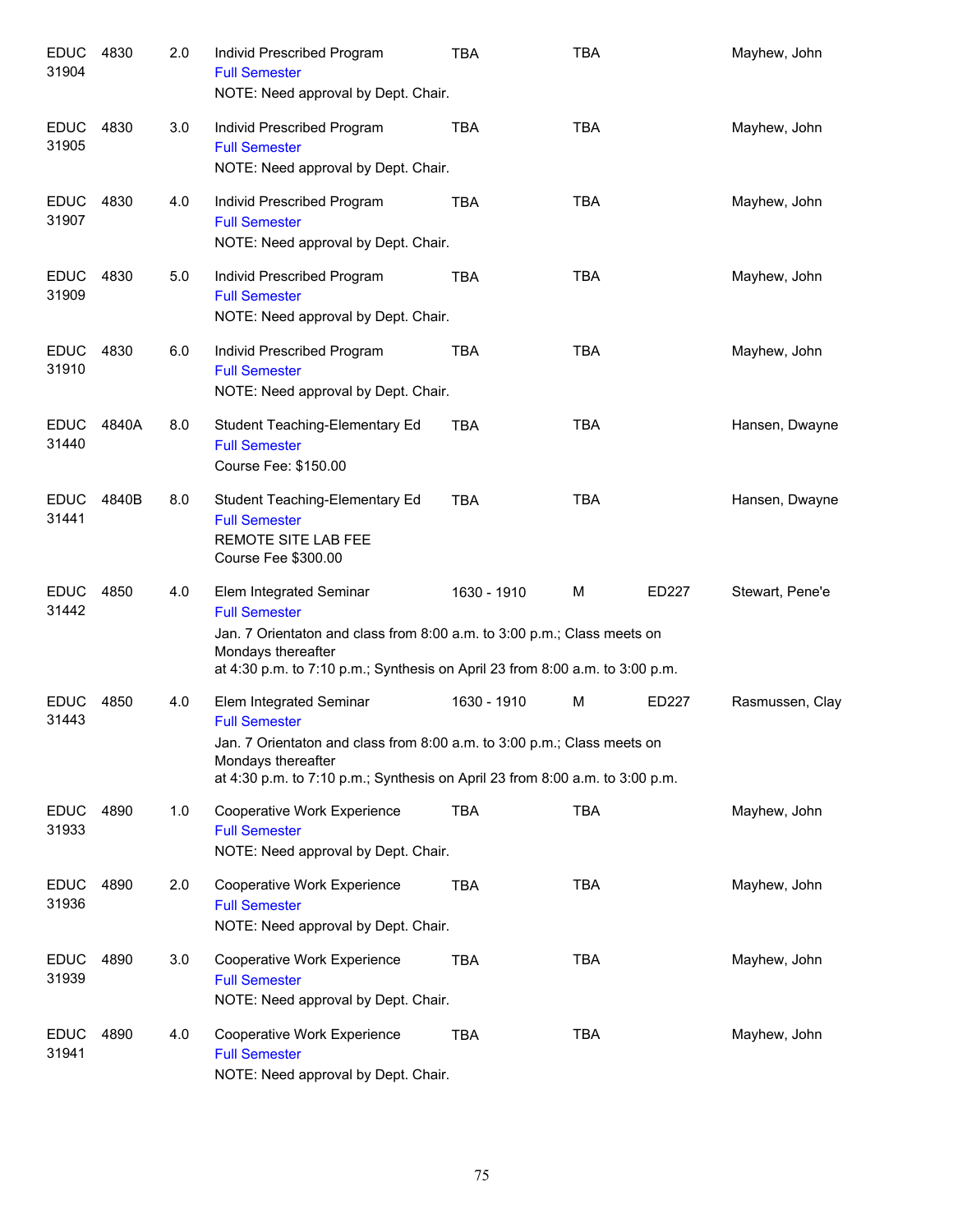| | | | | | | | |
|---|---|---|---|---|---|---|---|
| EDUC 31904 | 4830 | 2.0 | Individ Prescribed Program<br>Full Semester<br>NOTE: Need approval by Dept. Chair. | TBA | TBA | | Mayhew, John |
| EDUC 31905 | 4830 | 3.0 | Individ Prescribed Program<br>Full Semester<br>NOTE: Need approval by Dept. Chair. | TBA | TBA | | Mayhew, John |
| EDUC 31907 | 4830 | 4.0 | Individ Prescribed Program<br>Full Semester<br>NOTE: Need approval by Dept. Chair. | TBA | TBA | | Mayhew, John |
| EDUC 31909 | 4830 | 5.0 | Individ Prescribed Program<br>Full Semester<br>NOTE: Need approval by Dept. Chair. | TBA | TBA | | Mayhew, John |
| EDUC 31910 | 4830 | 6.0 | Individ Prescribed Program<br>Full Semester<br>NOTE: Need approval by Dept. Chair. | TBA | TBA | | Mayhew, John |
| EDUC 31440 | 4840A | 8.0 | Student Teaching-Elementary Ed<br>Full Semester<br>Course Fee: $150.00 | TBA | TBA | | Hansen, Dwayne |
| EDUC 31441 | 4840B | 8.0 | Student Teaching-Elementary Ed<br>Full Semester<br>REMOTE SITE LAB FEE<br>Course Fee $300.00 | TBA | TBA | | Hansen, Dwayne |
| EDUC 31442 | 4850 | 4.0 | Elem Integrated Seminar<br>Full Semester<br>Jan. 7 Orientaton and class from 8:00 a.m. to 3:00 p.m.; Class meets on Mondays thereafter at 4:30 p.m. to 7:10 p.m.; Synthesis on April 23 from 8:00 a.m. to 3:00 p.m. | 1630 - 1910 | M | ED227 | Stewart, Pene'e |
| EDUC 31443 | 4850 | 4.0 | Elem Integrated Seminar<br>Full Semester<br>Jan. 7 Orientaton and class from 8:00 a.m. to 3:00 p.m.; Class meets on Mondays thereafter at 4:30 p.m. to 7:10 p.m.; Synthesis on April 23 from 8:00 a.m. to 3:00 p.m. | 1630 - 1910 | M | ED227 | Rasmussen, Clay |
| EDUC 31933 | 4890 | 1.0 | Cooperative Work Experience<br>Full Semester<br>NOTE: Need approval by Dept. Chair. | TBA | TBA | | Mayhew, John |
| EDUC 31936 | 4890 | 2.0 | Cooperative Work Experience<br>Full Semester<br>NOTE: Need approval by Dept. Chair. | TBA | TBA | | Mayhew, John |
| EDUC 31939 | 4890 | 3.0 | Cooperative Work Experience<br>Full Semester<br>NOTE: Need approval by Dept. Chair. | TBA | TBA | | Mayhew, John |
| EDUC 31941 | 4890 | 4.0 | Cooperative Work Experience<br>Full Semester<br>NOTE: Need approval by Dept. Chair. | TBA | TBA | | Mayhew, John |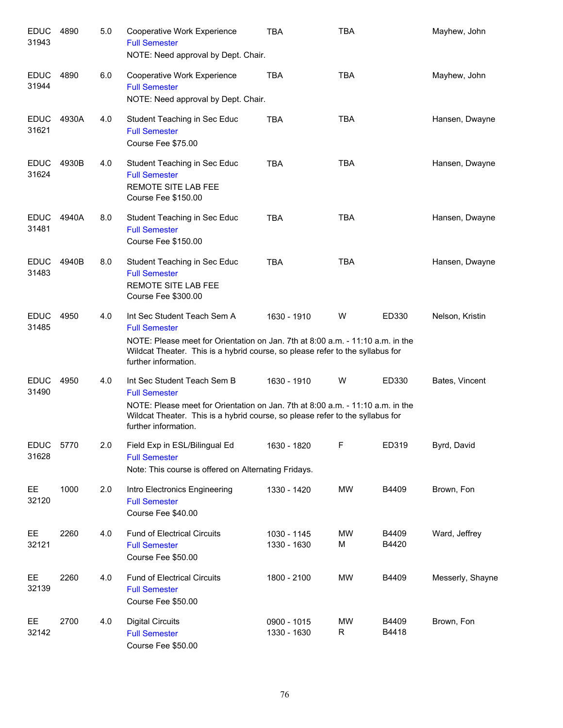| | | | | | | | |
|---|---|---|---|---|---|---|---|
| EDUC 31943 | 4890 | 5.0 | Cooperative Work Experience<br>Full Semester<br>NOTE: Need approval by Dept. Chair. | TBA | TBA | | Mayhew, John |
| EDUC 31944 | 4890 | 6.0 | Cooperative Work Experience<br>Full Semester<br>NOTE: Need approval by Dept. Chair. | TBA | TBA | | Mayhew, John |
| EDUC 31621 | 4930A | 4.0 | Student Teaching in Sec Educ<br>Full Semester<br>Course Fee $75.00 | TBA | TBA | | Hansen, Dwayne |
| EDUC 31624 | 4930B | 4.0 | Student Teaching in Sec Educ<br>Full Semester<br>REMOTE SITE LAB FEE<br>Course Fee $150.00 | TBA | TBA | | Hansen, Dwayne |
| EDUC 31481 | 4940A | 8.0 | Student Teaching in Sec Educ<br>Full Semester<br>Course Fee $150.00 | TBA | TBA | | Hansen, Dwayne |
| EDUC 31483 | 4940B | 8.0 | Student Teaching in Sec Educ<br>Full Semester<br>REMOTE SITE LAB FEE<br>Course Fee $300.00 | TBA | TBA | | Hansen, Dwayne |
| EDUC 31485 | 4950 | 4.0 | Int Sec Student Teach Sem A<br>Full Semester<br>NOTE: Please meet for Orientation on Jan. 7th at 8:00 a.m. - 11:10 a.m. in the Wildcat Theater. This is a hybrid course, so please refer to the syllabus for further information. | 1630 - 1910 | W | ED330 | Nelson, Kristin |
| EDUC 31490 | 4950 | 4.0 | Int Sec Student Teach Sem B<br>Full Semester<br>NOTE: Please meet for Orientation on Jan. 7th at 8:00 a.m. - 11:10 a.m. in the Wildcat Theater. This is a hybrid course, so please refer to the syllabus for further information. | 1630 - 1910 | W | ED330 | Bates, Vincent |
| EDUC 31628 | 5770 | 2.0 | Field Exp in ESL/Bilingual Ed<br>Full Semester<br>Note: This course is offered on Alternating Fridays. | 1630 - 1820 | F | ED319 | Byrd, David |
| EE 32120 | 1000 | 2.0 | Intro Electronics Engineering<br>Full Semester<br>Course Fee $40.00 | 1330 - 1420 | MW | B4409 | Brown, Fon |
| EE 32121 | 2260 | 4.0 | Fund of Electrical Circuits<br>Full Semester<br>Course Fee $50.00 | 1030 - 1145<br>1330 - 1630 | MW<br>M | B4409<br>B4420 | Ward, Jeffrey |
| EE 32139 | 2260 | 4.0 | Fund of Electrical Circuits<br>Full Semester<br>Course Fee $50.00 | 1800 - 2100 | MW | B4409 | Messerly, Shayne |
| EE 32142 | 2700 | 4.0 | Digital Circuits<br>Full Semester<br>Course Fee $50.00 | 0900 - 1015<br>1330 - 1630 | MW<br>R | B4409<br>B4418 | Brown, Fon |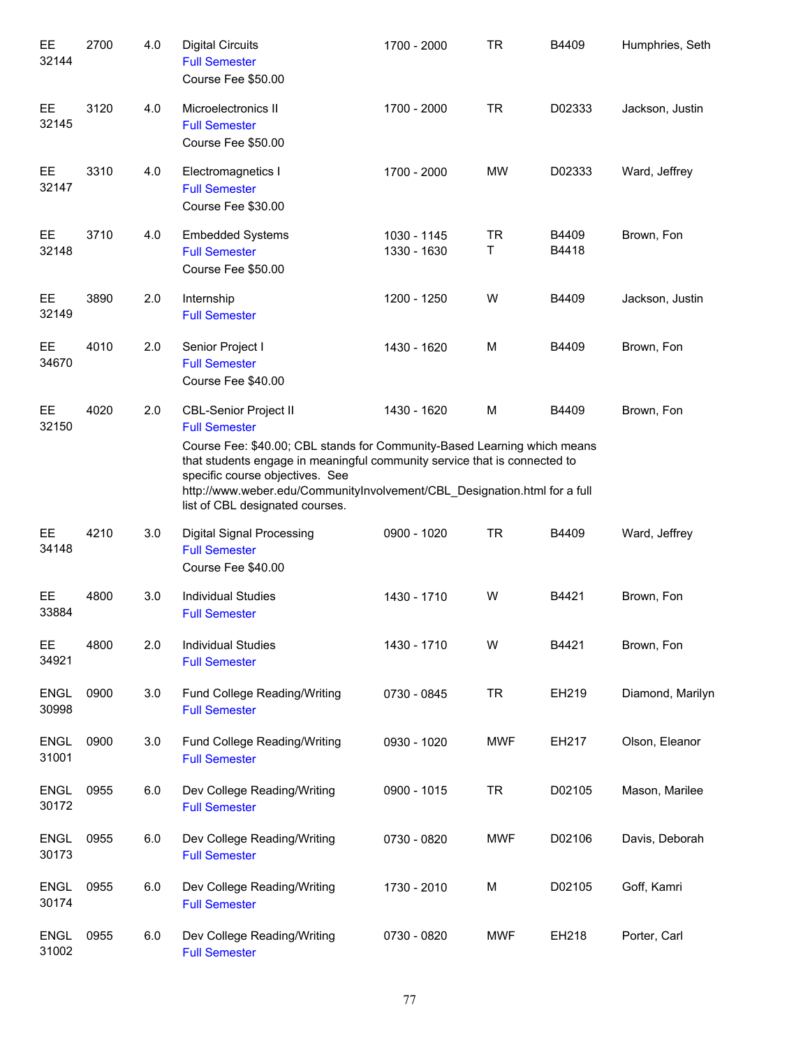| | | | | | | | |
|---|---|---|---|---|---|---|---|
| EE 32144 | 2700 | 4.0 | Digital Circuits<br>Full Semester<br>Course Fee $50.00 | 1700 - 2000 | TR | B4409 | Humphries, Seth |
| EE 32145 | 3120 | 4.0 | Microelectronics II<br>Full Semester<br>Course Fee $50.00 | 1700 - 2000 | TR | D02333 | Jackson, Justin |
| EE 32147 | 3310 | 4.0 | Electromagnetics I<br>Full Semester<br>Course Fee $30.00 | 1700 - 2000 | MW | D02333 | Ward, Jeffrey |
| EE 32148 | 3710 | 4.0 | Embedded Systems<br>Full Semester<br>Course Fee $50.00 | 1030 - 1145<br>1330 - 1630 | TR<br>T | B4409<br>B4418 | Brown, Fon |
| EE 32149 | 3890 | 2.0 | Internship<br>Full Semester | 1200 - 1250 | W | B4409 | Jackson, Justin |
| EE 34670 | 4010 | 2.0 | Senior Project I<br>Full Semester<br>Course Fee $40.00 | 1430 - 1620 | M | B4409 | Brown, Fon |
| EE 32150 | 4020 | 2.0 | CBL-Senior Project II<br>Full Semester<br>Course Fee: $40.00; CBL stands for Community-Based Learning which means that students engage in meaningful community service that is connected to specific course objectives. See http://www.weber.edu/CommunityInvolvement/CBL_Designation.html for a full list of CBL designated courses. | 1430 - 1620 | M | B4409 | Brown, Fon |
| EE 34148 | 4210 | 3.0 | Digital Signal Processing<br>Full Semester<br>Course Fee $40.00 | 0900 - 1020 | TR | B4409 | Ward, Jeffrey |
| EE 33884 | 4800 | 3.0 | Individual Studies<br>Full Semester | 1430 - 1710 | W | B4421 | Brown, Fon |
| EE 34921 | 4800 | 2.0 | Individual Studies<br>Full Semester | 1430 - 1710 | W | B4421 | Brown, Fon |
| ENGL 30998 | 0900 | 3.0 | Fund College Reading/Writing<br>Full Semester | 0730 - 0845 | TR | EH219 | Diamond, Marilyn |
| ENGL 31001 | 0900 | 3.0 | Fund College Reading/Writing<br>Full Semester | 0930 - 1020 | MWF | EH217 | Olson, Eleanor |
| ENGL 30172 | 0955 | 6.0 | Dev College Reading/Writing<br>Full Semester | 0900 - 1015 | TR | D02105 | Mason, Marilee |
| ENGL 30173 | 0955 | 6.0 | Dev College Reading/Writing<br>Full Semester | 0730 - 0820 | MWF | D02106 | Davis, Deborah |
| ENGL 30174 | 0955 | 6.0 | Dev College Reading/Writing<br>Full Semester | 1730 - 2010 | M | D02105 | Goff, Kamri |
| ENGL 31002 | 0955 | 6.0 | Dev College Reading/Writing<br>Full Semester | 0730 - 0820 | MWF | EH218 | Porter, Carl |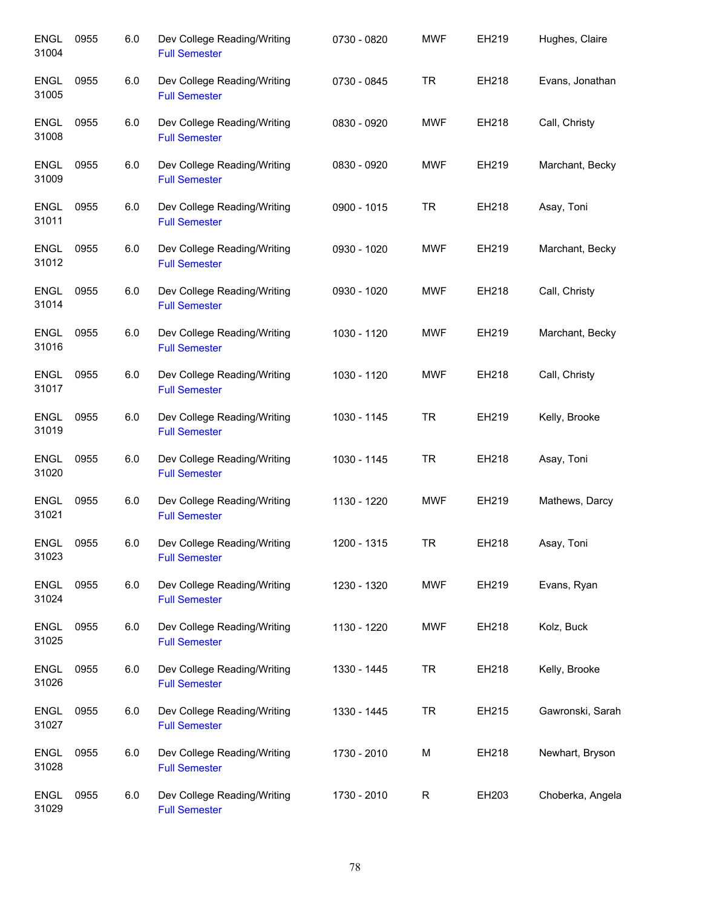| | | | | | | | |
|---|---|---|---|---|---|---|---|
| ENGL 31004 | 0955 | 6.0 | Dev College Reading/Writing Full Semester | 0730 - 0820 | MWF | EH219 | Hughes, Claire |
| ENGL 31005 | 0955 | 6.0 | Dev College Reading/Writing Full Semester | 0730 - 0845 | TR | EH218 | Evans, Jonathan |
| ENGL 31008 | 0955 | 6.0 | Dev College Reading/Writing Full Semester | 0830 - 0920 | MWF | EH218 | Call, Christy |
| ENGL 31009 | 0955 | 6.0 | Dev College Reading/Writing Full Semester | 0830 - 0920 | MWF | EH219 | Marchant, Becky |
| ENGL 31011 | 0955 | 6.0 | Dev College Reading/Writing Full Semester | 0900 - 1015 | TR | EH218 | Asay, Toni |
| ENGL 31012 | 0955 | 6.0 | Dev College Reading/Writing Full Semester | 0930 - 1020 | MWF | EH219 | Marchant, Becky |
| ENGL 31014 | 0955 | 6.0 | Dev College Reading/Writing Full Semester | 0930 - 1020 | MWF | EH218 | Call, Christy |
| ENGL 31016 | 0955 | 6.0 | Dev College Reading/Writing Full Semester | 1030 - 1120 | MWF | EH219 | Marchant, Becky |
| ENGL 31017 | 0955 | 6.0 | Dev College Reading/Writing Full Semester | 1030 - 1120 | MWF | EH218 | Call, Christy |
| ENGL 31019 | 0955 | 6.0 | Dev College Reading/Writing Full Semester | 1030 - 1145 | TR | EH219 | Kelly, Brooke |
| ENGL 31020 | 0955 | 6.0 | Dev College Reading/Writing Full Semester | 1030 - 1145 | TR | EH218 | Asay, Toni |
| ENGL 31021 | 0955 | 6.0 | Dev College Reading/Writing Full Semester | 1130 - 1220 | MWF | EH219 | Mathews, Darcy |
| ENGL 31023 | 0955 | 6.0 | Dev College Reading/Writing Full Semester | 1200 - 1315 | TR | EH218 | Asay, Toni |
| ENGL 31024 | 0955 | 6.0 | Dev College Reading/Writing Full Semester | 1230 - 1320 | MWF | EH219 | Evans, Ryan |
| ENGL 31025 | 0955 | 6.0 | Dev College Reading/Writing Full Semester | 1130 - 1220 | MWF | EH218 | Kolz, Buck |
| ENGL 31026 | 0955 | 6.0 | Dev College Reading/Writing Full Semester | 1330 - 1445 | TR | EH218 | Kelly, Brooke |
| ENGL 31027 | 0955 | 6.0 | Dev College Reading/Writing Full Semester | 1330 - 1445 | TR | EH215 | Gawronski, Sarah |
| ENGL 31028 | 0955 | 6.0 | Dev College Reading/Writing Full Semester | 1730 - 2010 | M | EH218 | Newhart, Bryson |
| ENGL 31029 | 0955 | 6.0 | Dev College Reading/Writing Full Semester | 1730 - 2010 | R | EH203 | Choberka, Angela |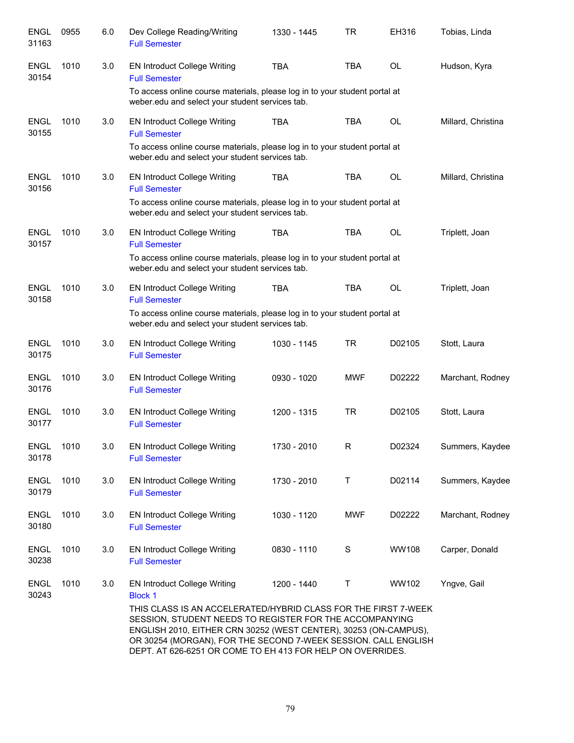| | | | | | | | |
|---|---|---|---|---|---|---|---|
| ENGL 31163 | 0955 | 6.0 | Dev College Reading/Writing<br>Full Semester | 1330 - 1445 | TR | EH316 | Tobias, Linda |
| ENGL 30154 | 1010 | 3.0 | EN Introduct College Writing<br>Full Semester<br>To access online course materials, please log in to your student portal at weber.edu and select your student services tab. | TBA | TBA | OL | Hudson, Kyra |
| ENGL 30155 | 1010 | 3.0 | EN Introduct College Writing<br>Full Semester<br>To access online course materials, please log in to your student portal at weber.edu and select your student services tab. | TBA | TBA | OL | Millard, Christina |
| ENGL 30156 | 1010 | 3.0 | EN Introduct College Writing<br>Full Semester<br>To access online course materials, please log in to your student portal at weber.edu and select your student services tab. | TBA | TBA | OL | Millard, Christina |
| ENGL 30157 | 1010 | 3.0 | EN Introduct College Writing<br>Full Semester<br>To access online course materials, please log in to your student portal at weber.edu and select your student services tab. | TBA | TBA | OL | Triplett, Joan |
| ENGL 30158 | 1010 | 3.0 | EN Introduct College Writing<br>Full Semester<br>To access online course materials, please log in to your student portal at weber.edu and select your student services tab. | TBA | TBA | OL | Triplett, Joan |
| ENGL 30175 | 1010 | 3.0 | EN Introduct College Writing<br>Full Semester | 1030 - 1145 | TR | D02105 | Stott, Laura |
| ENGL 30176 | 1010 | 3.0 | EN Introduct College Writing<br>Full Semester | 0930 - 1020 | MWF | D02222 | Marchant, Rodney |
| ENGL 30177 | 1010 | 3.0 | EN Introduct College Writing<br>Full Semester | 1200 - 1315 | TR | D02105 | Stott, Laura |
| ENGL 30178 | 1010 | 3.0 | EN Introduct College Writing<br>Full Semester | 1730 - 2010 | R | D02324 | Summers, Kaydee |
| ENGL 30179 | 1010 | 3.0 | EN Introduct College Writing<br>Full Semester | 1730 - 2010 | T | D02114 | Summers, Kaydee |
| ENGL 30180 | 1010 | 3.0 | EN Introduct College Writing<br>Full Semester | 1030 - 1120 | MWF | D02222 | Marchant, Rodney |
| ENGL 30238 | 1010 | 3.0 | EN Introduct College Writing<br>Full Semester | 0830 - 1110 | S | WW108 | Carper, Donald |
| ENGL 30243 | 1010 | 3.0 | EN Introduct College Writing<br>Block 1<br>THIS CLASS IS AN ACCELERATED/HYBRID CLASS FOR THE FIRST 7-WEEK SESSION, STUDENT NEEDS TO REGISTER FOR THE ACCOMPANYING ENGLISH 2010, EITHER CRN 30252 (WEST CENTER), 30253 (ON-CAMPUS), OR 30254 (MORGAN), FOR THE SECOND 7-WEEK SESSION. CALL ENGLISH DEPT. AT 626-6251 OR COME TO EH 413 FOR HELP ON OVERRIDES. | 1200 - 1440 | T | WW102 | Yngve, Gail |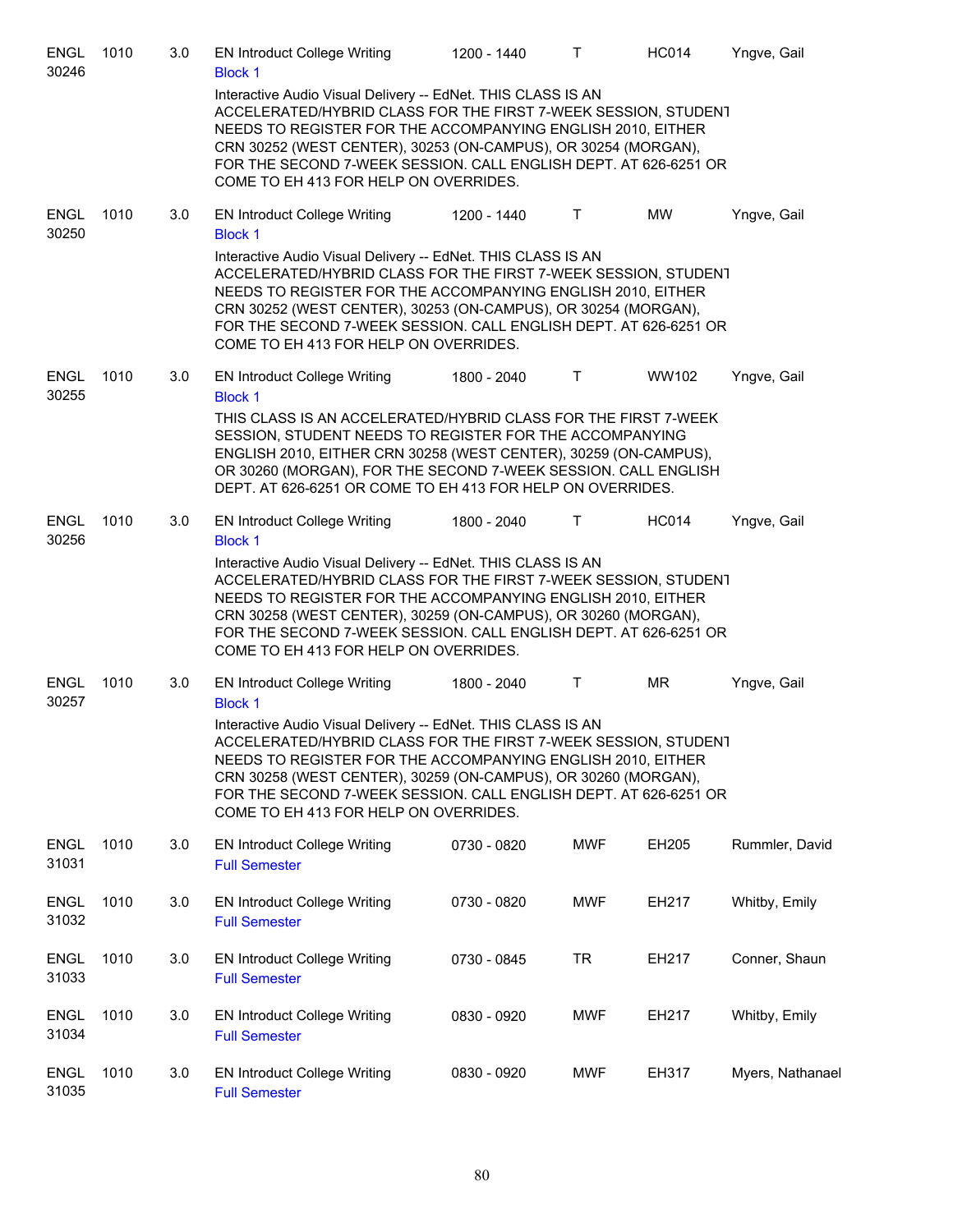| | | | | | | | |
|---|---|---|---|---|---|---|---|
| ENGL 30246 | 1010 | 3.0 | EN Introduct College Writing<br>Block 1<br>Interactive Audio Visual Delivery -- EdNet. THIS CLASS IS AN ACCELERATED/HYBRID CLASS FOR THE FIRST 7-WEEK SESSION, STUDENT NEEDS TO REGISTER FOR THE ACCOMPANYING ENGLISH 2010, EITHER CRN 30252 (WEST CENTER), 30253 (ON-CAMPUS), OR 30254 (MORGAN), FOR THE SECOND 7-WEEK SESSION. CALL ENGLISH DEPT. AT 626-6251 OR COME TO EH 413 FOR HELP ON OVERRIDES. | 1200 - 1440 | T | HC014 | Yngve, Gail |
| ENGL 30250 | 1010 | 3.0 | EN Introduct College Writing<br>Block 1<br>Interactive Audio Visual Delivery -- EdNet. THIS CLASS IS AN ACCELERATED/HYBRID CLASS FOR THE FIRST 7-WEEK SESSION, STUDENT NEEDS TO REGISTER FOR THE ACCOMPANYING ENGLISH 2010, EITHER CRN 30252 (WEST CENTER), 30253 (ON-CAMPUS), OR 30254 (MORGAN), FOR THE SECOND 7-WEEK SESSION. CALL ENGLISH DEPT. AT 626-6251 OR COME TO EH 413 FOR HELP ON OVERRIDES. | 1200 - 1440 | T | MW | Yngve, Gail |
| ENGL 30255 | 1010 | 3.0 | EN Introduct College Writing<br>Block 1<br>THIS CLASS IS AN ACCELERATED/HYBRID CLASS FOR THE FIRST 7-WEEK SESSION, STUDENT NEEDS TO REGISTER FOR THE ACCOMPANYING ENGLISH 2010, EITHER CRN 30258 (WEST CENTER), 30259 (ON-CAMPUS), OR 30260 (MORGAN), FOR THE SECOND 7-WEEK SESSION. CALL ENGLISH DEPT. AT 626-6251 OR COME TO EH 413 FOR HELP ON OVERRIDES. | 1800 - 2040 | T | WW102 | Yngve, Gail |
| ENGL 30256 | 1010 | 3.0 | EN Introduct College Writing<br>Block 1<br>Interactive Audio Visual Delivery -- EdNet. THIS CLASS IS AN ACCELERATED/HYBRID CLASS FOR THE FIRST 7-WEEK SESSION, STUDENT NEEDS TO REGISTER FOR THE ACCOMPANYING ENGLISH 2010, EITHER CRN 30258 (WEST CENTER), 30259 (ON-CAMPUS), OR 30260 (MORGAN), FOR THE SECOND 7-WEEK SESSION. CALL ENGLISH DEPT. AT 626-6251 OR COME TO EH 413 FOR HELP ON OVERRIDES. | 1800 - 2040 | T | HC014 | Yngve, Gail |
| ENGL 30257 | 1010 | 3.0 | EN Introduct College Writing<br>Block 1<br>Interactive Audio Visual Delivery -- EdNet. THIS CLASS IS AN ACCELERATED/HYBRID CLASS FOR THE FIRST 7-WEEK SESSION, STUDENT NEEDS TO REGISTER FOR THE ACCOMPANYING ENGLISH 2010, EITHER CRN 30258 (WEST CENTER), 30259 (ON-CAMPUS), OR 30260 (MORGAN), FOR THE SECOND 7-WEEK SESSION. CALL ENGLISH DEPT. AT 626-6251 OR COME TO EH 413 FOR HELP ON OVERRIDES. | 1800 - 2040 | T | MR | Yngve, Gail |
| ENGL 31031 | 1010 | 3.0 | EN Introduct College Writing<br>Full Semester | 0730 - 0820 | MWF | EH205 | Rummler, David |
| ENGL 31032 | 1010 | 3.0 | EN Introduct College Writing<br>Full Semester | 0730 - 0820 | MWF | EH217 | Whitby, Emily |
| ENGL 31033 | 1010 | 3.0 | EN Introduct College Writing<br>Full Semester | 0730 - 0845 | TR | EH217 | Conner, Shaun |
| ENGL 31034 | 1010 | 3.0 | EN Introduct College Writing<br>Full Semester | 0830 - 0920 | MWF | EH217 | Whitby, Emily |
| ENGL 31035 | 1010 | 3.0 | EN Introduct College Writing<br>Full Semester | 0830 - 0920 | MWF | EH317 | Myers, Nathanael |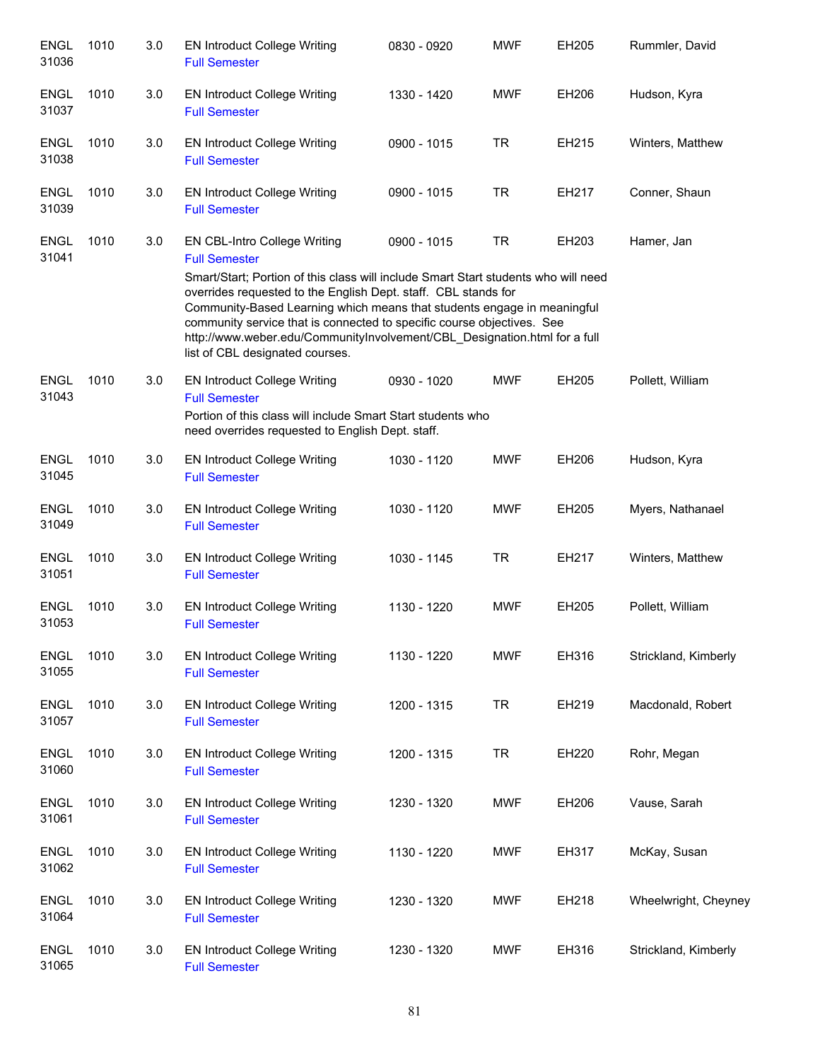| Course | Number | Credits | Title | Time | Days | Room | Instructor |
|---|---|---|---|---|---|---|---|
| ENGL 31036 | 1010 | 3.0 | EN Introduct College Writing<br>Full Semester | 0830 - 0920 | MWF | EH205 | Rummler, David |
| ENGL 31037 | 1010 | 3.0 | EN Introduct College Writing<br>Full Semester | 1330 - 1420 | MWF | EH206 | Hudson, Kyra |
| ENGL 31038 | 1010 | 3.0 | EN Introduct College Writing<br>Full Semester | 0900 - 1015 | TR | EH215 | Winters, Matthew |
| ENGL 31039 | 1010 | 3.0 | EN Introduct College Writing<br>Full Semester | 0900 - 1015 | TR | EH217 | Conner, Shaun |
| ENGL 31041 | 1010 | 3.0 | EN CBL-Intro College Writing<br>Full Semester<br>Smart/Start; Portion of this class will include Smart Start students who will need overrides requested to the English Dept. staff. CBL stands for Community-Based Learning which means that students engage in meaningful community service that is connected to specific course objectives. See http://www.weber.edu/CommunityInvolvement/CBL_Designation.html for a full list of CBL designated courses. | 0900 - 1015 | TR | EH203 | Hamer, Jan |
| ENGL 31043 | 1010 | 3.0 | EN Introduct College Writing<br>Full Semester<br>Portion of this class will include Smart Start students who need overrides requested to English Dept. staff. | 0930 - 1020 | MWF | EH205 | Pollett, William |
| ENGL 31045 | 1010 | 3.0 | EN Introduct College Writing<br>Full Semester | 1030 - 1120 | MWF | EH206 | Hudson, Kyra |
| ENGL 31049 | 1010 | 3.0 | EN Introduct College Writing<br>Full Semester | 1030 - 1120 | MWF | EH205 | Myers, Nathanael |
| ENGL 31051 | 1010 | 3.0 | EN Introduct College Writing<br>Full Semester | 1030 - 1145 | TR | EH217 | Winters, Matthew |
| ENGL 31053 | 1010 | 3.0 | EN Introduct College Writing<br>Full Semester | 1130 - 1220 | MWF | EH205 | Pollett, William |
| ENGL 31055 | 1010 | 3.0 | EN Introduct College Writing<br>Full Semester | 1130 - 1220 | MWF | EH316 | Strickland, Kimberly |
| ENGL 31057 | 1010 | 3.0 | EN Introduct College Writing<br>Full Semester | 1200 - 1315 | TR | EH219 | Macdonald, Robert |
| ENGL 31060 | 1010 | 3.0 | EN Introduct College Writing<br>Full Semester | 1200 - 1315 | TR | EH220 | Rohr, Megan |
| ENGL 31061 | 1010 | 3.0 | EN Introduct College Writing<br>Full Semester | 1230 - 1320 | MWF | EH206 | Vause, Sarah |
| ENGL 31062 | 1010 | 3.0 | EN Introduct College Writing<br>Full Semester | 1130 - 1220 | MWF | EH317 | McKay, Susan |
| ENGL 31064 | 1010 | 3.0 | EN Introduct College Writing<br>Full Semester | 1230 - 1320 | MWF | EH218 | Wheelwright, Cheyney |
| ENGL 31065 | 1010 | 3.0 | EN Introduct College Writing<br>Full Semester | 1230 - 1320 | MWF | EH316 | Strickland, Kimberly |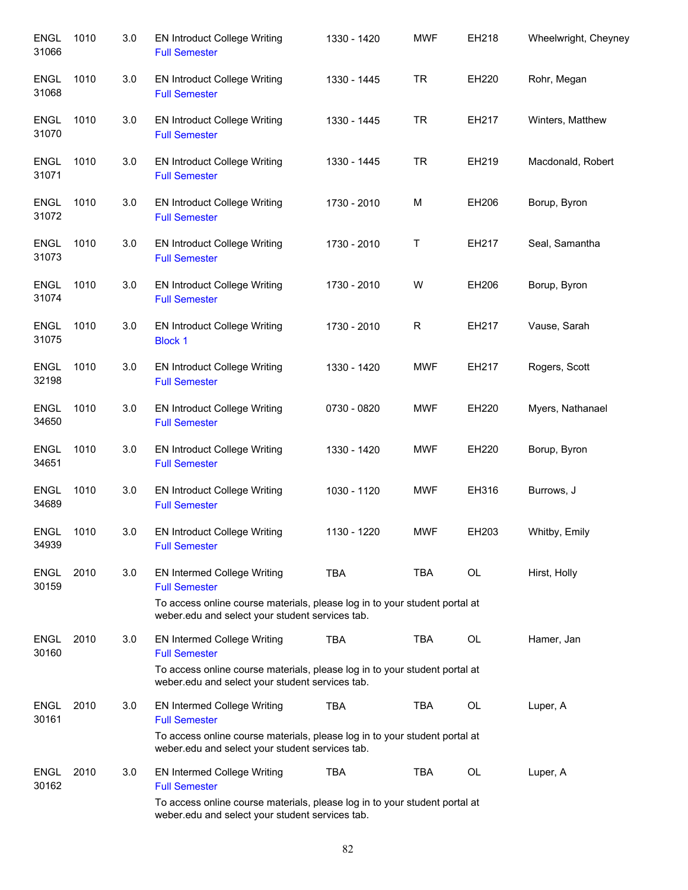| | | | | | | | |
|---|---|---|---|---|---|---|---|
| ENGL 31066 | 1010 | 3.0 | EN Introduct College Writing<br>Full Semester | 1330 - 1420 | MWF | EH218 | Wheelwright, Cheyney |
| ENGL 31068 | 1010 | 3.0 | EN Introduct College Writing<br>Full Semester | 1330 - 1445 | TR | EH220 | Rohr, Megan |
| ENGL 31070 | 1010 | 3.0 | EN Introduct College Writing<br>Full Semester | 1330 - 1445 | TR | EH217 | Winters, Matthew |
| ENGL 31071 | 1010 | 3.0 | EN Introduct College Writing<br>Full Semester | 1330 - 1445 | TR | EH219 | Macdonald, Robert |
| ENGL 31072 | 1010 | 3.0 | EN Introduct College Writing<br>Full Semester | 1730 - 2010 | M | EH206 | Borup, Byron |
| ENGL 31073 | 1010 | 3.0 | EN Introduct College Writing<br>Full Semester | 1730 - 2010 | T | EH217 | Seal, Samantha |
| ENGL 31074 | 1010 | 3.0 | EN Introduct College Writing<br>Full Semester | 1730 - 2010 | W | EH206 | Borup, Byron |
| ENGL 31075 | 1010 | 3.0 | EN Introduct College Writing<br>Block 1 | 1730 - 2010 | R | EH217 | Vause, Sarah |
| ENGL 32198 | 1010 | 3.0 | EN Introduct College Writing<br>Full Semester | 1330 - 1420 | MWF | EH217 | Rogers, Scott |
| ENGL 34650 | 1010 | 3.0 | EN Introduct College Writing<br>Full Semester | 0730 - 0820 | MWF | EH220 | Myers, Nathanael |
| ENGL 34651 | 1010 | 3.0 | EN Introduct College Writing<br>Full Semester | 1330 - 1420 | MWF | EH220 | Borup, Byron |
| ENGL 34689 | 1010 | 3.0 | EN Introduct College Writing<br>Full Semester | 1030 - 1120 | MWF | EH316 | Burrows, J |
| ENGL 34939 | 1010 | 3.0 | EN Introduct College Writing<br>Full Semester | 1130 - 1220 | MWF | EH203 | Whitby, Emily |
| ENGL 30159 | 2010 | 3.0 | EN Intermed College Writing<br>Full Semester<br>To access online course materials, please log in to your student portal at weber.edu and select your student services tab. | TBA | TBA | OL | Hirst, Holly |
| ENGL 30160 | 2010 | 3.0 | EN Intermed College Writing<br>Full Semester<br>To access online course materials, please log in to your student portal at weber.edu and select your student services tab. | TBA | TBA | OL | Hamer, Jan |
| ENGL 30161 | 2010 | 3.0 | EN Intermed College Writing<br>Full Semester<br>To access online course materials, please log in to your student portal at weber.edu and select your student services tab. | TBA | TBA | OL | Luper, A |
| ENGL 30162 | 2010 | 3.0 | EN Intermed College Writing<br>Full Semester<br>To access online course materials, please log in to your student portal at weber.edu and select your student services tab. | TBA | TBA | OL | Luper, A |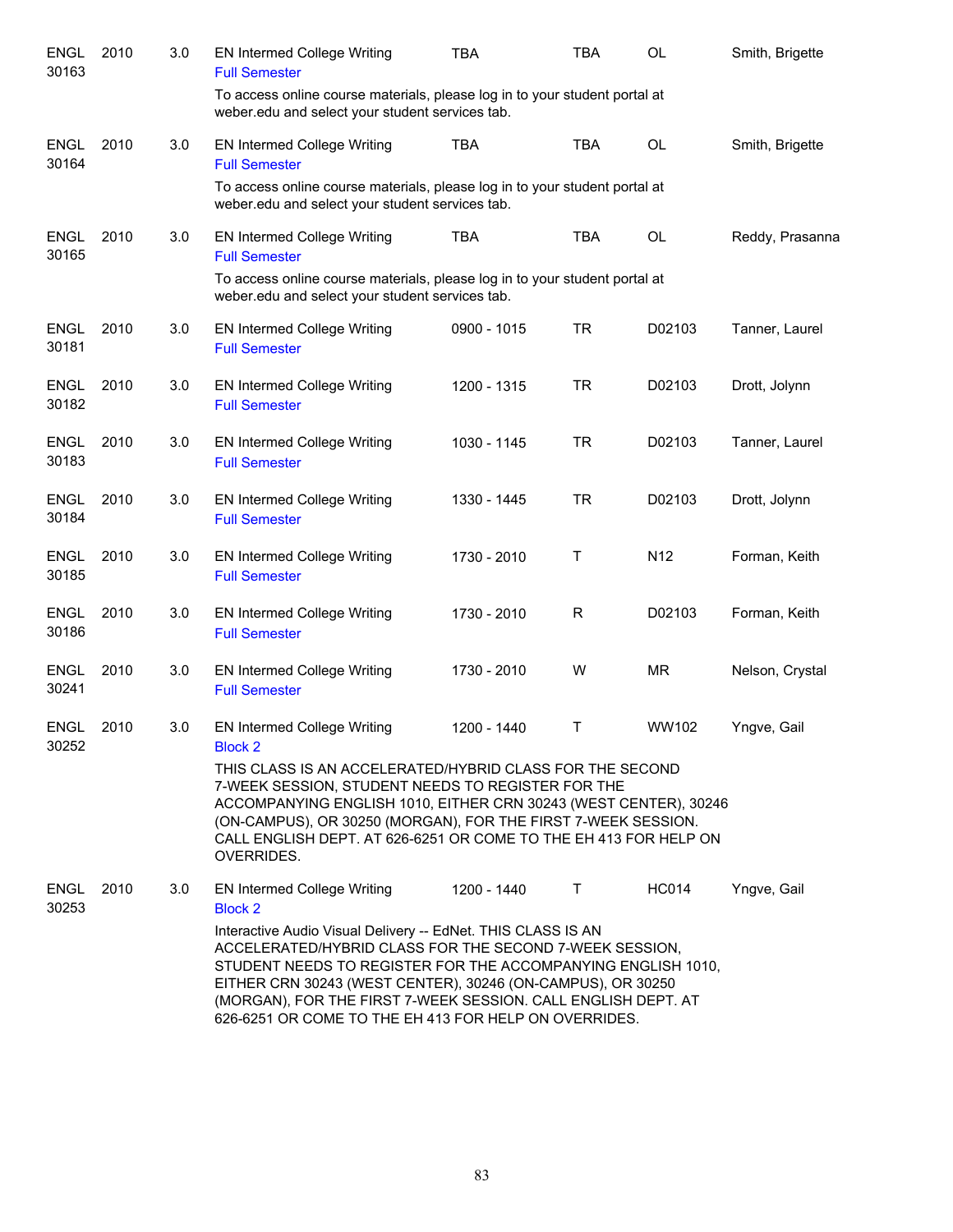| | | | | | | | |
|---|---|---|---|---|---|---|---|
| ENGL 30163 | 2010 | 3.0 | EN Intermed College Writing<br>Full Semester | TBA | TBA | OL | Smith, Brigette |
| | | | To access online course materials, please log in to your student portal at weber.edu and select your student services tab. | | | | |
| ENGL 30164 | 2010 | 3.0 | EN Intermed College Writing<br>Full Semester | TBA | TBA | OL | Smith, Brigette |
| | | | To access online course materials, please log in to your student portal at weber.edu and select your student services tab. | | | | |
| ENGL 30165 | 2010 | 3.0 | EN Intermed College Writing<br>Full Semester | TBA | TBA | OL | Reddy, Prasanna |
| | | | To access online course materials, please log in to your student portal at weber.edu and select your student services tab. | | | | |
| ENGL 30181 | 2010 | 3.0 | EN Intermed College Writing<br>Full Semester | 0900 - 1015 | TR | D02103 | Tanner, Laurel |
| ENGL 30182 | 2010 | 3.0 | EN Intermed College Writing<br>Full Semester | 1200 - 1315 | TR | D02103 | Drott, Jolynn |
| ENGL 30183 | 2010 | 3.0 | EN Intermed College Writing<br>Full Semester | 1030 - 1145 | TR | D02103 | Tanner, Laurel |
| ENGL 30184 | 2010 | 3.0 | EN Intermed College Writing<br>Full Semester | 1330 - 1445 | TR | D02103 | Drott, Jolynn |
| ENGL 30185 | 2010 | 3.0 | EN Intermed College Writing<br>Full Semester | 1730 - 2010 | T | N12 | Forman, Keith |
| ENGL 30186 | 2010 | 3.0 | EN Intermed College Writing<br>Full Semester | 1730 - 2010 | R | D02103 | Forman, Keith |
| ENGL 30241 | 2010 | 3.0 | EN Intermed College Writing<br>Full Semester | 1730 - 2010 | W | MR | Nelson, Crystal |
| ENGL 30252 | 2010 | 3.0 | EN Intermed College Writing<br>Block 2 | 1200 - 1440 | T | WW102 | Yngve, Gail |
| | | | THIS CLASS IS AN ACCELERATED/HYBRID CLASS FOR THE SECOND 7-WEEK SESSION, STUDENT NEEDS TO REGISTER FOR THE ACCOMPANYING ENGLISH 1010, EITHER CRN 30243 (WEST CENTER), 30246 (ON-CAMPUS), OR 30250 (MORGAN), FOR THE FIRST 7-WEEK SESSION. CALL ENGLISH DEPT. AT 626-6251 OR COME TO THE EH 413 FOR HELP ON OVERRIDES. | | | | |
| ENGL 30253 | 2010 | 3.0 | EN Intermed College Writing<br>Block 2 | 1200 - 1440 | T | HC014 | Yngve, Gail |
| | | | Interactive Audio Visual Delivery -- EdNet. THIS CLASS IS AN ACCELERATED/HYBRID CLASS FOR THE SECOND 7-WEEK SESSION, STUDENT NEEDS TO REGISTER FOR THE ACCOMPANYING ENGLISH 1010, EITHER CRN 30243 (WEST CENTER), 30246 (ON-CAMPUS), OR 30250 (MORGAN), FOR THE FIRST 7-WEEK SESSION. CALL ENGLISH DEPT. AT 626-6251 OR COME TO THE EH 413 FOR HELP ON OVERRIDES. | | | | |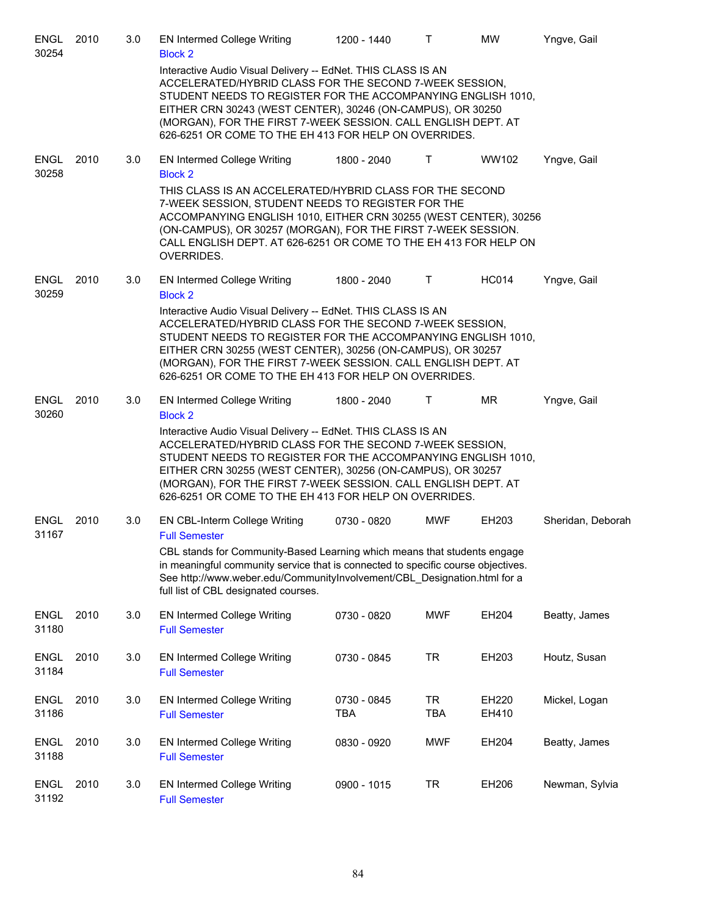| | | | | | | | |
|---|---|---|---|---|---|---|---|
| ENGL 30254 | 2010 | 3.0 | EN Intermed College Writing<br>Block 2 | 1200 - 1440 | T | MW | Yngve, Gail |
| | | | Interactive Audio Visual Delivery -- EdNet. THIS CLASS IS AN ACCELERATED/HYBRID CLASS FOR THE SECOND 7-WEEK SESSION, STUDENT NEEDS TO REGISTER FOR THE ACCOMPANYING ENGLISH 1010, EITHER CRN 30243 (WEST CENTER), 30246 (ON-CAMPUS), OR 30250 (MORGAN), FOR THE FIRST 7-WEEK SESSION. CALL ENGLISH DEPT. AT 626-6251 OR COME TO THE EH 413 FOR HELP ON OVERRIDES. | | | | |
| ENGL 30258 | 2010 | 3.0 | EN Intermed College Writing<br>Block 2 | 1800 - 2040 | T | WW102 | Yngve, Gail |
| | | | THIS CLASS IS AN ACCELERATED/HYBRID CLASS FOR THE SECOND 7-WEEK SESSION, STUDENT NEEDS TO REGISTER FOR THE ACCOMPANYING ENGLISH 1010, EITHER CRN 30255 (WEST CENTER), 30256 (ON-CAMPUS), OR 30257 (MORGAN), FOR THE FIRST 7-WEEK SESSION. CALL ENGLISH DEPT. AT 626-6251 OR COME TO THE EH 413 FOR HELP ON OVERRIDES. | | | | |
| ENGL 30259 | 2010 | 3.0 | EN Intermed College Writing<br>Block 2 | 1800 - 2040 | T | HC014 | Yngve, Gail |
| | | | Interactive Audio Visual Delivery -- EdNet. THIS CLASS IS AN ACCELERATED/HYBRID CLASS FOR THE SECOND 7-WEEK SESSION, STUDENT NEEDS TO REGISTER FOR THE ACCOMPANYING ENGLISH 1010, EITHER CRN 30255 (WEST CENTER), 30256 (ON-CAMPUS), OR 30257 (MORGAN), FOR THE FIRST 7-WEEK SESSION. CALL ENGLISH DEPT. AT 626-6251 OR COME TO THE EH 413 FOR HELP ON OVERRIDES. | | | | |
| ENGL 30260 | 2010 | 3.0 | EN Intermed College Writing<br>Block 2 | 1800 - 2040 | T | MR | Yngve, Gail |
| | | | Interactive Audio Visual Delivery -- EdNet. THIS CLASS IS AN ACCELERATED/HYBRID CLASS FOR THE SECOND 7-WEEK SESSION, STUDENT NEEDS TO REGISTER FOR THE ACCOMPANYING ENGLISH 1010, EITHER CRN 30255 (WEST CENTER), 30256 (ON-CAMPUS), OR 30257 (MORGAN), FOR THE FIRST 7-WEEK SESSION. CALL ENGLISH DEPT. AT 626-6251 OR COME TO THE EH 413 FOR HELP ON OVERRIDES. | | | | |
| ENGL 31167 | 2010 | 3.0 | EN CBL-Interm College Writing<br>Full Semester | 0730 - 0820 | MWF | EH203 | Sheridan, Deborah |
| | | | CBL stands for Community-Based Learning which means that students engage in meaningful community service that is connected to specific course objectives. See http://www.weber.edu/CommunityInvolvement/CBL_Designation.html for a full list of CBL designated courses. | | | | |
| ENGL 31180 | 2010 | 3.0 | EN Intermed College Writing<br>Full Semester | 0730 - 0820 | MWF | EH204 | Beatty, James |
| ENGL 31184 | 2010 | 3.0 | EN Intermed College Writing<br>Full Semester | 0730 - 0845 | TR | EH203 | Houtz, Susan |
| ENGL 31186 | 2010 | 3.0 | EN Intermed College Writing<br>Full Semester | 0730 - 0845<br>TBA | TR<br>TBA | EH220<br>EH410 | Mickel, Logan |
| ENGL 31188 | 2010 | 3.0 | EN Intermed College Writing<br>Full Semester | 0830 - 0920 | MWF | EH204 | Beatty, James |
| ENGL 31192 | 2010 | 3.0 | EN Intermed College Writing<br>Full Semester | 0900 - 1015 | TR | EH206 | Newman, Sylvia |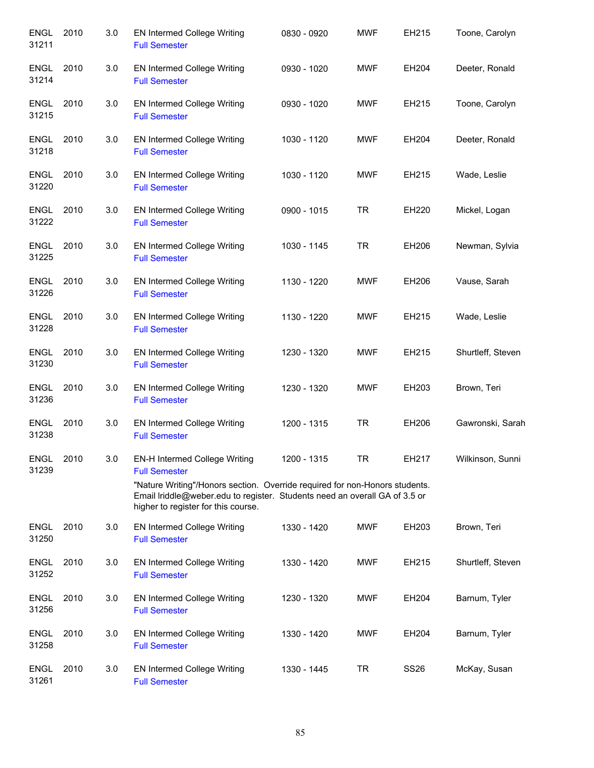| | | | | | | | |
|---|---|---|---|---|---|---|---|
| ENGL 31211 | 2010 | 3.0 | EN Intermed College Writing<br>Full Semester | 0830 - 0920 | MWF | EH215 | Toone, Carolyn |
| ENGL 31214 | 2010 | 3.0 | EN Intermed College Writing<br>Full Semester | 0930 - 1020 | MWF | EH204 | Deeter, Ronald |
| ENGL 31215 | 2010 | 3.0 | EN Intermed College Writing<br>Full Semester | 0930 - 1020 | MWF | EH215 | Toone, Carolyn |
| ENGL 31218 | 2010 | 3.0 | EN Intermed College Writing<br>Full Semester | 1030 - 1120 | MWF | EH204 | Deeter, Ronald |
| ENGL 31220 | 2010 | 3.0 | EN Intermed College Writing<br>Full Semester | 1030 - 1120 | MWF | EH215 | Wade, Leslie |
| ENGL 31222 | 2010 | 3.0 | EN Intermed College Writing<br>Full Semester | 0900 - 1015 | TR | EH220 | Mickel, Logan |
| ENGL 31225 | 2010 | 3.0 | EN Intermed College Writing<br>Full Semester | 1030 - 1145 | TR | EH206 | Newman, Sylvia |
| ENGL 31226 | 2010 | 3.0 | EN Intermed College Writing<br>Full Semester | 1130 - 1220 | MWF | EH206 | Vause, Sarah |
| ENGL 31228 | 2010 | 3.0 | EN Intermed College Writing<br>Full Semester | 1130 - 1220 | MWF | EH215 | Wade, Leslie |
| ENGL 31230 | 2010 | 3.0 | EN Intermed College Writing<br>Full Semester | 1230 - 1320 | MWF | EH215 | Shurtleff, Steven |
| ENGL 31236 | 2010 | 3.0 | EN Intermed College Writing<br>Full Semester | 1230 - 1320 | MWF | EH203 | Brown, Teri |
| ENGL 31238 | 2010 | 3.0 | EN Intermed College Writing<br>Full Semester | 1200 - 1315 | TR | EH206 | Gawronski, Sarah |
| ENGL 31239 | 2010 | 3.0 | EN-H Intermed College Writing<br>Full Semester<br>"Nature Writing"/Honors section. Override required for non-Honors students. Email lriddle@weber.edu to register. Students need an overall GA of 3.5 or higher to register for this course. | 1200 - 1315 | TR | EH217 | Wilkinson, Sunni |
| ENGL 31250 | 2010 | 3.0 | EN Intermed College Writing<br>Full Semester | 1330 - 1420 | MWF | EH203 | Brown, Teri |
| ENGL 31252 | 2010 | 3.0 | EN Intermed College Writing<br>Full Semester | 1330 - 1420 | MWF | EH215 | Shurtleff, Steven |
| ENGL 31256 | 2010 | 3.0 | EN Intermed College Writing<br>Full Semester | 1230 - 1320 | MWF | EH204 | Barnum, Tyler |
| ENGL 31258 | 2010 | 3.0 | EN Intermed College Writing<br>Full Semester | 1330 - 1420 | MWF | EH204 | Barnum, Tyler |
| ENGL 31261 | 2010 | 3.0 | EN Intermed College Writing<br>Full Semester | 1330 - 1445 | TR | SS26 | McKay, Susan |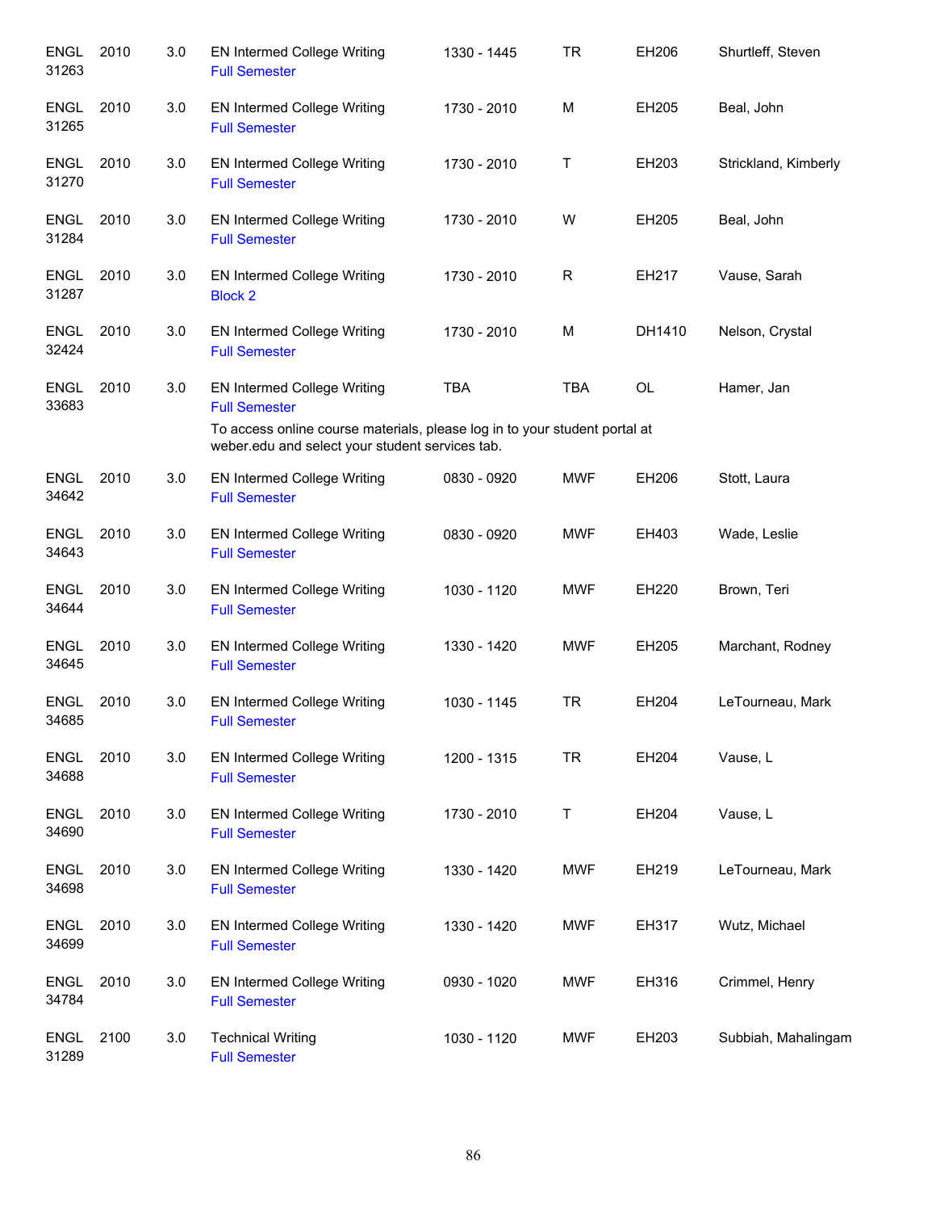| | | | | | | | |
|---|---|---|---|---|---|---|---|
| ENGL 31263 | 2010 | 3.0 | EN Intermed College Writing<br>Full Semester | 1330 - 1445 | TR | EH206 | Shurtleff, Steven |
| ENGL 31265 | 2010 | 3.0 | EN Intermed College Writing<br>Full Semester | 1730 - 2010 | M | EH205 | Beal, John |
| ENGL 31270 | 2010 | 3.0 | EN Intermed College Writing<br>Full Semester | 1730 - 2010 | T | EH203 | Strickland, Kimberly |
| ENGL 31284 | 2010 | 3.0 | EN Intermed College Writing<br>Full Semester | 1730 - 2010 | W | EH205 | Beal, John |
| ENGL 31287 | 2010 | 3.0 | EN Intermed College Writing<br>Block 2 | 1730 - 2010 | R | EH217 | Vause, Sarah |
| ENGL 32424 | 2010 | 3.0 | EN Intermed College Writing<br>Full Semester | 1730 - 2010 | M | DH1410 | Nelson, Crystal |
| ENGL 33683 | 2010 | 3.0 | EN Intermed College Writing<br>Full Semester<br>To access online course materials, please log in to your student portal at weber.edu and select your student services tab. | TBA | TBA | OL | Hamer, Jan |
| ENGL 34642 | 2010 | 3.0 | EN Intermed College Writing<br>Full Semester | 0830 - 0920 | MWF | EH206 | Stott, Laura |
| ENGL 34643 | 2010 | 3.0 | EN Intermed College Writing<br>Full Semester | 0830 - 0920 | MWF | EH403 | Wade, Leslie |
| ENGL 34644 | 2010 | 3.0 | EN Intermed College Writing<br>Full Semester | 1030 - 1120 | MWF | EH220 | Brown, Teri |
| ENGL 34645 | 2010 | 3.0 | EN Intermed College Writing<br>Full Semester | 1330 - 1420 | MWF | EH205 | Marchant, Rodney |
| ENGL 34685 | 2010 | 3.0 | EN Intermed College Writing<br>Full Semester | 1030 - 1145 | TR | EH204 | LeTourneau, Mark |
| ENGL 34688 | 2010 | 3.0 | EN Intermed College Writing<br>Full Semester | 1200 - 1315 | TR | EH204 | Vause, L |
| ENGL 34690 | 2010 | 3.0 | EN Intermed College Writing<br>Full Semester | 1730 - 2010 | T | EH204 | Vause, L |
| ENGL 34698 | 2010 | 3.0 | EN Intermed College Writing<br>Full Semester | 1330 - 1420 | MWF | EH219 | LeTourneau, Mark |
| ENGL 34699 | 2010 | 3.0 | EN Intermed College Writing<br>Full Semester | 1330 - 1420 | MWF | EH317 | Wutz, Michael |
| ENGL 34784 | 2010 | 3.0 | EN Intermed College Writing<br>Full Semester | 0930 - 1020 | MWF | EH316 | Crimmel, Henry |
| ENGL 31289 | 2100 | 3.0 | Technical Writing<br>Full Semester | 1030 - 1120 | MWF | EH203 | Subbiah, Mahalingam |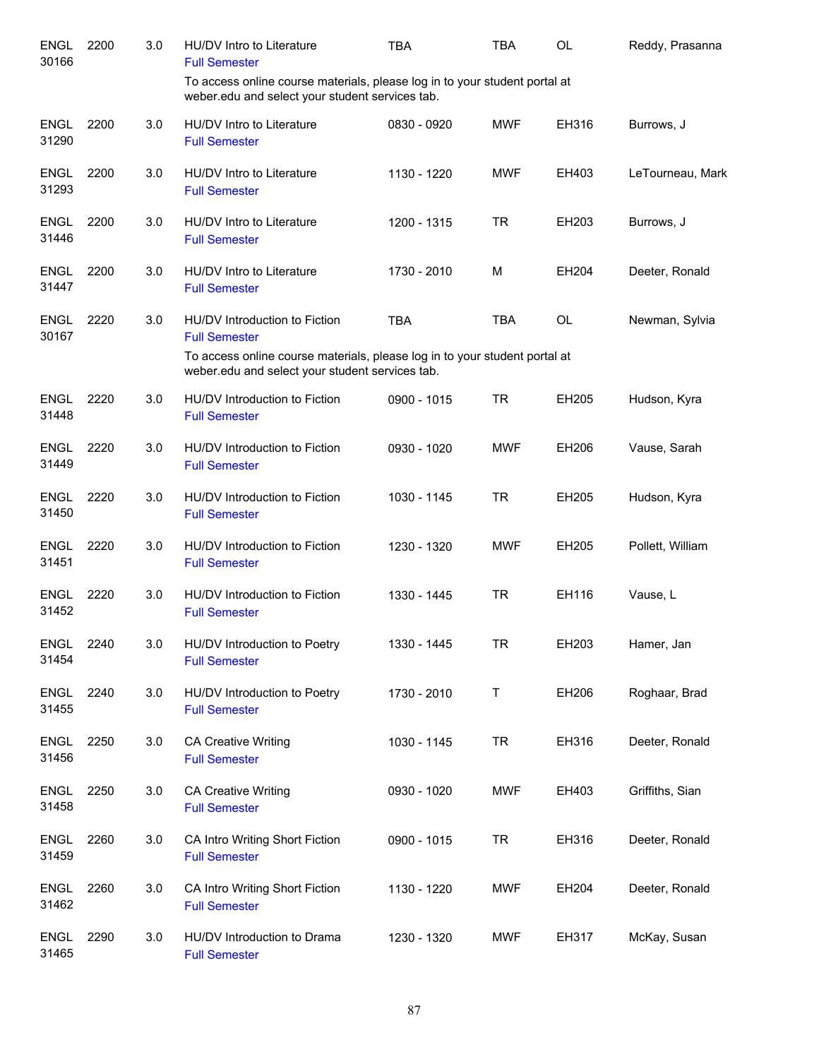| | | | | | | | |
|---|---|---|---|---|---|---|---|
| ENGL 30166 | 2200 | 3.0 | HU/DV Intro to Literature<br>Full Semester<br>To access online course materials, please log in to your student portal at weber.edu and select your student services tab. | TBA | TBA | OL | Reddy, Prasanna |
| ENGL 31290 | 2200 | 3.0 | HU/DV Intro to Literature<br>Full Semester | 0830 - 0920 | MWF | EH316 | Burrows, J |
| ENGL 31293 | 2200 | 3.0 | HU/DV Intro to Literature<br>Full Semester | 1130 - 1220 | MWF | EH403 | LeTourneau, Mark |
| ENGL 31446 | 2200 | 3.0 | HU/DV Intro to Literature<br>Full Semester | 1200 - 1315 | TR | EH203 | Burrows, J |
| ENGL 31447 | 2200 | 3.0 | HU/DV Intro to Literature<br>Full Semester | 1730 - 2010 | M | EH204 | Deeter, Ronald |
| ENGL 30167 | 2220 | 3.0 | HU/DV Introduction to Fiction<br>Full Semester<br>To access online course materials, please log in to your student portal at weber.edu and select your student services tab. | TBA | TBA | OL | Newman, Sylvia |
| ENGL 31448 | 2220 | 3.0 | HU/DV Introduction to Fiction<br>Full Semester | 0900 - 1015 | TR | EH205 | Hudson, Kyra |
| ENGL 31449 | 2220 | 3.0 | HU/DV Introduction to Fiction<br>Full Semester | 0930 - 1020 | MWF | EH206 | Vause, Sarah |
| ENGL 31450 | 2220 | 3.0 | HU/DV Introduction to Fiction<br>Full Semester | 1030 - 1145 | TR | EH205 | Hudson, Kyra |
| ENGL 31451 | 2220 | 3.0 | HU/DV Introduction to Fiction<br>Full Semester | 1230 - 1320 | MWF | EH205 | Pollett, William |
| ENGL 31452 | 2220 | 3.0 | HU/DV Introduction to Fiction<br>Full Semester | 1330 - 1445 | TR | EH116 | Vause, L |
| ENGL 31454 | 2240 | 3.0 | HU/DV Introduction to Poetry<br>Full Semester | 1330 - 1445 | TR | EH203 | Hamer, Jan |
| ENGL 31455 | 2240 | 3.0 | HU/DV Introduction to Poetry<br>Full Semester | 1730 - 2010 | T | EH206 | Roghaar, Brad |
| ENGL 31456 | 2250 | 3.0 | CA Creative Writing<br>Full Semester | 1030 - 1145 | TR | EH316 | Deeter, Ronald |
| ENGL 31458 | 2250 | 3.0 | CA Creative Writing<br>Full Semester | 0930 - 1020 | MWF | EH403 | Griffiths, Sian |
| ENGL 31459 | 2260 | 3.0 | CA Intro Writing Short Fiction<br>Full Semester | 0900 - 1015 | TR | EH316 | Deeter, Ronald |
| ENGL 31462 | 2260 | 3.0 | CA Intro Writing Short Fiction<br>Full Semester | 1130 - 1220 | MWF | EH204 | Deeter, Ronald |
| ENGL 31465 | 2290 | 3.0 | HU/DV Introduction to Drama<br>Full Semester | 1230 - 1320 | MWF | EH317 | McKay, Susan |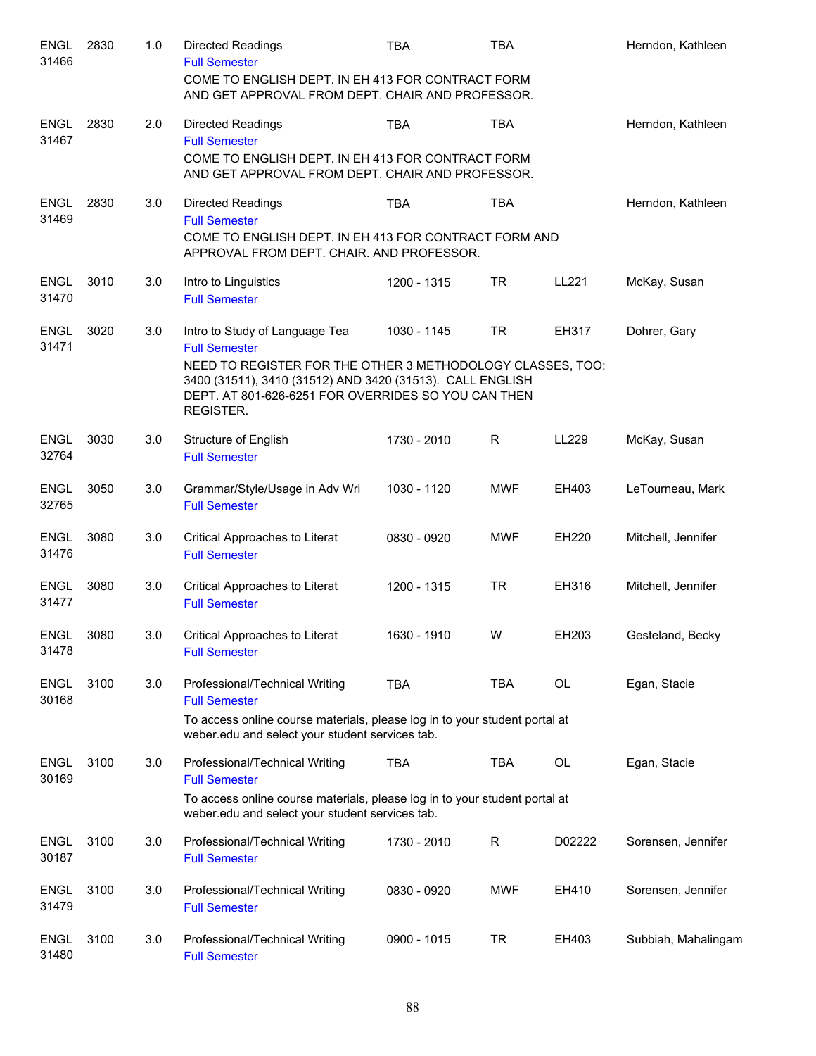| | | | | | | | |
|---|---|---|---|---|---|---|---|
| ENGL 31466 | 2830 | 1.0 | Directed Readings<br>Full Semester<br>COME TO ENGLISH DEPT. IN EH 413 FOR CONTRACT FORM AND GET APPROVAL FROM DEPT. CHAIR AND PROFESSOR. | TBA | TBA | | Herndon, Kathleen |
| ENGL 31467 | 2830 | 2.0 | Directed Readings<br>Full Semester<br>COME TO ENGLISH DEPT. IN EH 413 FOR CONTRACT FORM AND GET APPROVAL FROM DEPT. CHAIR AND PROFESSOR. | TBA | TBA | | Herndon, Kathleen |
| ENGL 31469 | 2830 | 3.0 | Directed Readings<br>Full Semester<br>COME TO ENGLISH DEPT. IN EH 413 FOR CONTRACT FORM AND APPROVAL FROM DEPT. CHAIR. AND PROFESSOR. | TBA | TBA | | Herndon, Kathleen |
| ENGL 31470 | 3010 | 3.0 | Intro to Linguistics<br>Full Semester | 1200 - 1315 | TR | LL221 | McKay, Susan |
| ENGL 31471 | 3020 | 3.0 | Intro to Study of Language Tea<br>Full Semester<br>NEED TO REGISTER FOR THE OTHER 3 METHODOLOGY CLASSES, TOO: 3400 (31511), 3410 (31512) AND 3420 (31513). CALL ENGLISH DEPT. AT 801-626-6251 FOR OVERRIDES SO YOU CAN THEN REGISTER. | 1030 - 1145 | TR | EH317 | Dohrer, Gary |
| ENGL 32764 | 3030 | 3.0 | Structure of English<br>Full Semester | 1730 - 2010 | R | LL229 | McKay, Susan |
| ENGL 32765 | 3050 | 3.0 | Grammar/Style/Usage in Adv Wri<br>Full Semester | 1030 - 1120 | MWF | EH403 | LeTourneau, Mark |
| ENGL 31476 | 3080 | 3.0 | Critical Approaches to Literat<br>Full Semester | 0830 - 0920 | MWF | EH220 | Mitchell, Jennifer |
| ENGL 31477 | 3080 | 3.0 | Critical Approaches to Literat<br>Full Semester | 1200 - 1315 | TR | EH316 | Mitchell, Jennifer |
| ENGL 31478 | 3080 | 3.0 | Critical Approaches to Literat<br>Full Semester | 1630 - 1910 | W | EH203 | Gesteland, Becky |
| ENGL 30168 | 3100 | 3.0 | Professional/Technical Writing<br>Full Semester<br>To access online course materials, please log in to your student portal at weber.edu and select your student services tab. | TBA | TBA | OL | Egan, Stacie |
| ENGL 30169 | 3100 | 3.0 | Professional/Technical Writing<br>Full Semester<br>To access online course materials, please log in to your student portal at weber.edu and select your student services tab. | TBA | TBA | OL | Egan, Stacie |
| ENGL 30187 | 3100 | 3.0 | Professional/Technical Writing<br>Full Semester | 1730 - 2010 | R | D02222 | Sorensen, Jennifer |
| ENGL 31479 | 3100 | 3.0 | Professional/Technical Writing<br>Full Semester | 0830 - 0920 | MWF | EH410 | Sorensen, Jennifer |
| ENGL 31480 | 3100 | 3.0 | Professional/Technical Writing<br>Full Semester | 0900 - 1015 | TR | EH403 | Subbiah, Mahalingam |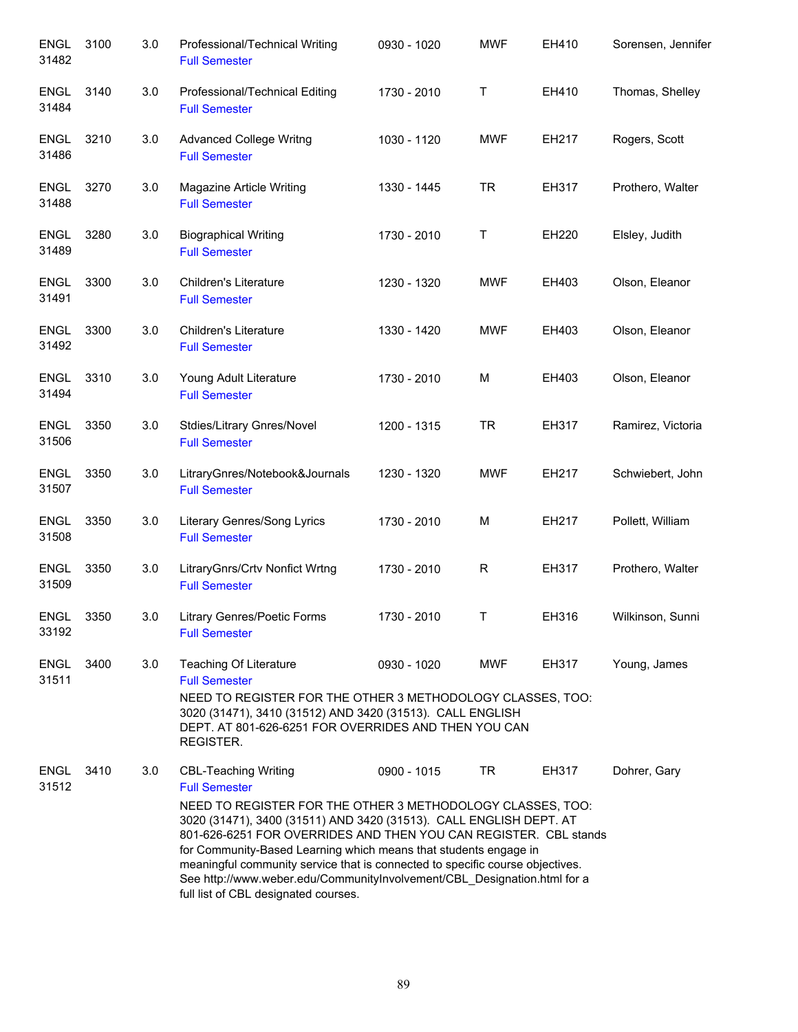| | | | | | | | |
|---|---|---|---|---|---|---|---|
| ENGL 31482 | 3100 | 3.0 | Professional/Technical Writing<br>Full Semester | 0930 - 1020 | MWF | EH410 | Sorensen, Jennifer |
| ENGL 31484 | 3140 | 3.0 | Professional/Technical Editing<br>Full Semester | 1730 - 2010 | T | EH410 | Thomas, Shelley |
| ENGL 31486 | 3210 | 3.0 | Advanced College Writng<br>Full Semester | 1030 - 1120 | MWF | EH217 | Rogers, Scott |
| ENGL 31488 | 3270 | 3.0 | Magazine Article Writing<br>Full Semester | 1330 - 1445 | TR | EH317 | Prothero, Walter |
| ENGL 31489 | 3280 | 3.0 | Biographical Writing<br>Full Semester | 1730 - 2010 | T | EH220 | Elsley, Judith |
| ENGL 31491 | 3300 | 3.0 | Children's Literature<br>Full Semester | 1230 - 1320 | MWF | EH403 | Olson, Eleanor |
| ENGL 31492 | 3300 | 3.0 | Children's Literature<br>Full Semester | 1330 - 1420 | MWF | EH403 | Olson, Eleanor |
| ENGL 31494 | 3310 | 3.0 | Young Adult Literature<br>Full Semester | 1730 - 2010 | M | EH403 | Olson, Eleanor |
| ENGL 31506 | 3350 | 3.0 | Stdies/Litrary Gnres/Novel<br>Full Semester | 1200 - 1315 | TR | EH317 | Ramirez, Victoria |
| ENGL 31507 | 3350 | 3.0 | LitraryGnres/Notebook&Journals<br>Full Semester | 1230 - 1320 | MWF | EH217 | Schwiebert, John |
| ENGL 31508 | 3350 | 3.0 | Literary Genres/Song Lyrics<br>Full Semester | 1730 - 2010 | M | EH217 | Pollett, William |
| ENGL 31509 | 3350 | 3.0 | LitraryGnrs/Crtv Nonfict Wrtng<br>Full Semester | 1730 - 2010 | R | EH317 | Prothero, Walter |
| ENGL 33192 | 3350 | 3.0 | Litrary Genres/Poetic Forms<br>Full Semester | 1730 - 2010 | T | EH316 | Wilkinson, Sunni |
| ENGL 31511 | 3400 | 3.0 | Teaching Of Literature<br>Full Semester<br>NEED TO REGISTER FOR THE OTHER 3 METHODOLOGY CLASSES, TOO: 3020 (31471), 3410 (31512) AND 3420 (31513). CALL ENGLISH DEPT. AT 801-626-6251 FOR OVERRIDES AND THEN YOU CAN REGISTER. | 0930 - 1020 | MWF | EH317 | Young, James |
| ENGL 31512 | 3410 | 3.0 | CBL-Teaching Writing<br>Full Semester<br>NEED TO REGISTER FOR THE OTHER 3 METHODOLOGY CLASSES, TOO: 3020 (31471), 3400 (31511) AND 3420 (31513). CALL ENGLISH DEPT. AT 801-626-6251 FOR OVERRIDES AND THEN YOU CAN REGISTER. CBL stands for Community-Based Learning which means that students engage in meaningful community service that is connected to specific course objectives. See http://www.weber.edu/CommunityInvolvement/CBL_Designation.html for a full list of CBL designated courses. | 0900 - 1015 | TR | EH317 | Dohrer, Gary |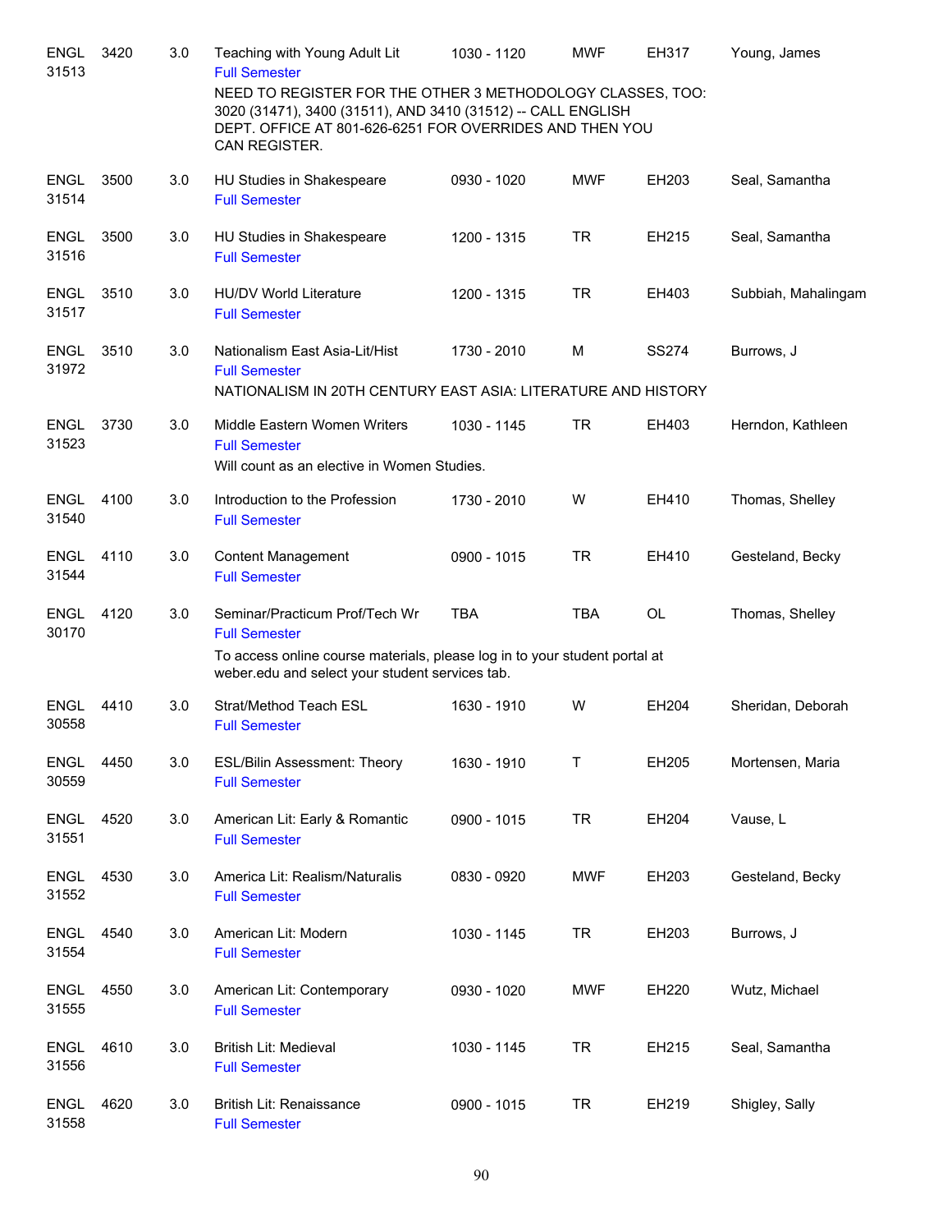| | | | | | | | |
|---|---|---|---|---|---|---|---|
| ENGL 31513 | 3420 | 3.0 | Teaching with Young Adult Lit<br>Full Semester<br>NEED TO REGISTER FOR THE OTHER 3 METHODOLOGY CLASSES, TOO: 3020 (31471), 3400 (31511), AND 3410 (31512) -- CALL ENGLISH DEPT. OFFICE AT 801-626-6251 FOR OVERRIDES AND THEN YOU CAN REGISTER. | 1030 - 1120 | MWF | EH317 | Young, James |
| ENGL 31514 | 3500 | 3.0 | HU Studies in Shakespeare<br>Full Semester | 0930 - 1020 | MWF | EH203 | Seal, Samantha |
| ENGL 31516 | 3500 | 3.0 | HU Studies in Shakespeare<br>Full Semester | 1200 - 1315 | TR | EH215 | Seal, Samantha |
| ENGL 31517 | 3510 | 3.0 | HU/DV World Literature<br>Full Semester | 1200 - 1315 | TR | EH403 | Subbiah, Mahalingam |
| ENGL 31972 | 3510 | 3.0 | Nationalism East Asia-Lit/Hist<br>Full Semester<br>NATIONALISM IN 20TH CENTURY EAST ASIA: LITERATURE AND HISTORY | 1730 - 2010 | M | SS274 | Burrows, J |
| ENGL 31523 | 3730 | 3.0 | Middle Eastern Women Writers<br>Full Semester<br>Will count as an elective in Women Studies. | 1030 - 1145 | TR | EH403 | Herndon, Kathleen |
| ENGL 31540 | 4100 | 3.0 | Introduction to the Profession<br>Full Semester | 1730 - 2010 | W | EH410 | Thomas, Shelley |
| ENGL 31544 | 4110 | 3.0 | Content Management<br>Full Semester | 0900 - 1015 | TR | EH410 | Gesteland, Becky |
| ENGL 30170 | 4120 | 3.0 | Seminar/Practicum Prof/Tech Wr<br>Full Semester<br>To access online course materials, please log in to your student portal at weber.edu and select your student services tab. | TBA | TBA | OL | Thomas, Shelley |
| ENGL 30558 | 4410 | 3.0 | Strat/Method Teach ESL<br>Full Semester | 1630 - 1910 | W | EH204 | Sheridan, Deborah |
| ENGL 30559 | 4450 | 3.0 | ESL/Bilin Assessment: Theory<br>Full Semester | 1630 - 1910 | T | EH205 | Mortensen, Maria |
| ENGL 31551 | 4520 | 3.0 | American Lit: Early & Romantic<br>Full Semester | 0900 - 1015 | TR | EH204 | Vause, L |
| ENGL 31552 | 4530 | 3.0 | America Lit: Realism/Naturalis<br>Full Semester | 0830 - 0920 | MWF | EH203 | Gesteland, Becky |
| ENGL 31554 | 4540 | 3.0 | American Lit: Modern<br>Full Semester | 1030 - 1145 | TR | EH203 | Burrows, J |
| ENGL 31555 | 4550 | 3.0 | American Lit: Contemporary<br>Full Semester | 0930 - 1020 | MWF | EH220 | Wutz, Michael |
| ENGL 31556 | 4610 | 3.0 | British Lit: Medieval<br>Full Semester | 1030 - 1145 | TR | EH215 | Seal, Samantha |
| ENGL 31558 | 4620 | 3.0 | British Lit: Renaissance<br>Full Semester | 0900 - 1015 | TR | EH219 | Shigley, Sally |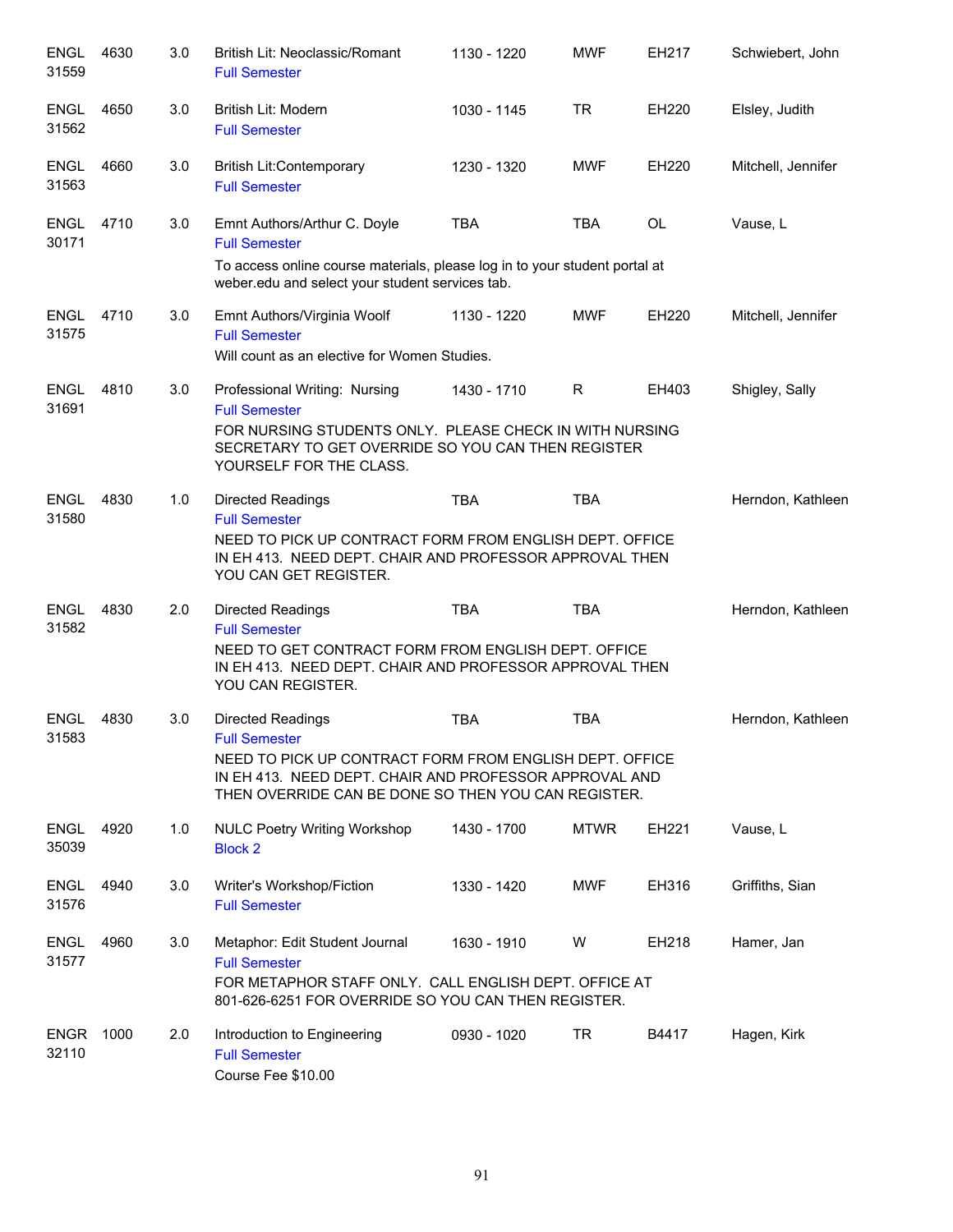| | | | | | | | |
|---|---|---|---|---|---|---|---|
| ENGL 31559 | 4630 | 3.0 | British Lit: Neoclassic/Romant<br>Full Semester | 1130 - 1220 | MWF | EH217 | Schwiebert, John |
| ENGL 31562 | 4650 | 3.0 | British Lit: Modern<br>Full Semester | 1030 - 1145 | TR | EH220 | Elsley, Judith |
| ENGL 31563 | 4660 | 3.0 | British Lit:Contemporary<br>Full Semester | 1230 - 1320 | MWF | EH220 | Mitchell, Jennifer |
| ENGL 30171 | 4710 | 3.0 | Emnt Authors/Arthur C. Doyle<br>Full Semester<br>To access online course materials, please log in to your student portal at weber.edu and select your student services tab. | TBA | TBA | OL | Vause, L |
| ENGL 31575 | 4710 | 3.0 | Emnt Authors/Virginia Woolf<br>Full Semester<br>Will count as an elective for Women Studies. | 1130 - 1220 | MWF | EH220 | Mitchell, Jennifer |
| ENGL 31691 | 4810 | 3.0 | Professional Writing: Nursing<br>Full Semester<br>FOR NURSING STUDENTS ONLY. PLEASE CHECK IN WITH NURSING SECRETARY TO GET OVERRIDE SO YOU CAN THEN REGISTER YOURSELF FOR THE CLASS. | 1430 - 1710 | R | EH403 | Shigley, Sally |
| ENGL 31580 | 4830 | 1.0 | Directed Readings<br>Full Semester<br>NEED TO PICK UP CONTRACT FORM FROM ENGLISH DEPT. OFFICE IN EH 413. NEED DEPT. CHAIR AND PROFESSOR APPROVAL THEN YOU CAN GET REGISTER. | TBA | TBA | | Herndon, Kathleen |
| ENGL 31582 | 4830 | 2.0 | Directed Readings<br>Full Semester<br>NEED TO GET CONTRACT FORM FROM ENGLISH DEPT. OFFICE IN EH 413. NEED DEPT. CHAIR AND PROFESSOR APPROVAL THEN YOU CAN REGISTER. | TBA | TBA | | Herndon, Kathleen |
| ENGL 31583 | 4830 | 3.0 | Directed Readings<br>Full Semester<br>NEED TO PICK UP CONTRACT FORM FROM ENGLISH DEPT. OFFICE IN EH 413. NEED DEPT. CHAIR AND PROFESSOR APPROVAL AND THEN OVERRIDE CAN BE DONE SO THEN YOU CAN REGISTER. | TBA | TBA | | Herndon, Kathleen |
| ENGL 35039 | 4920 | 1.0 | NULC Poetry Writing Workshop<br>Block 2 | 1430 - 1700 | MTWR | EH221 | Vause, L |
| ENGL 31576 | 4940 | 3.0 | Writer's Workshop/Fiction<br>Full Semester | 1330 - 1420 | MWF | EH316 | Griffiths, Sian |
| ENGL 31577 | 4960 | 3.0 | Metaphor: Edit Student Journal<br>Full Semester<br>FOR METAPHOR STAFF ONLY. CALL ENGLISH DEPT. OFFICE AT 801-626-6251 FOR OVERRIDE SO YOU CAN THEN REGISTER. | 1630 - 1910 | W | EH218 | Hamer, Jan |
| ENGR 32110 | 1000 | 2.0 | Introduction to Engineering<br>Full Semester<br>Course Fee $10.00 | 0930 - 1020 | TR | B4417 | Hagen, Kirk |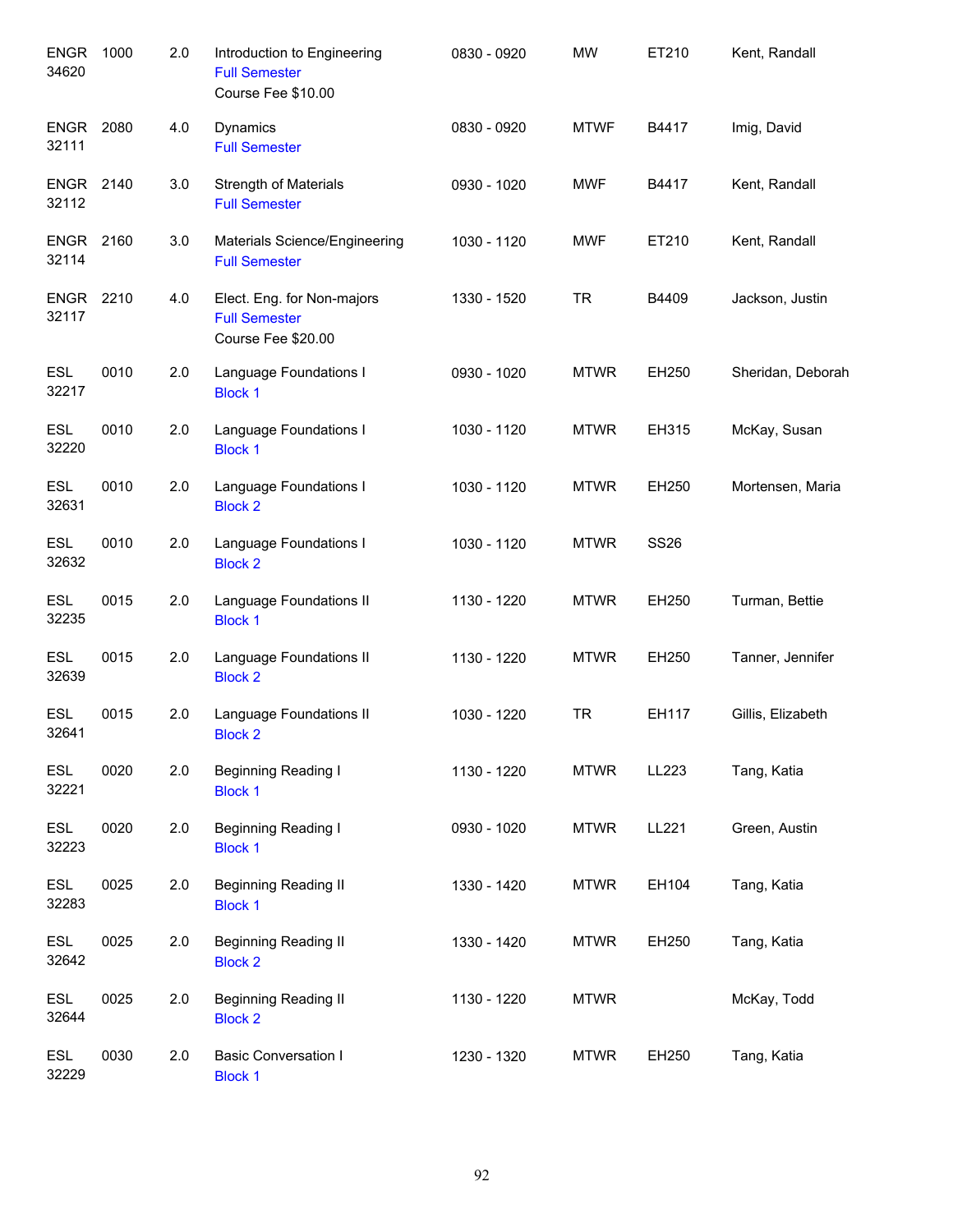| | | | | | | | |
|---|---|---|---|---|---|---|---|
| ENGR 34620 | 1000 | 2.0 | Introduction to Engineering<br>Full Semester<br>Course Fee $10.00 | 0830 - 0920 | MW | ET210 | Kent, Randall |
| ENGR 32111 | 2080 | 4.0 | Dynamics<br>Full Semester | 0830 - 0920 | MTWF | B4417 | Imig, David |
| ENGR 32112 | 2140 | 3.0 | Strength of Materials<br>Full Semester | 0930 - 1020 | MWF | B4417 | Kent, Randall |
| ENGR 32114 | 2160 | 3.0 | Materials Science/Engineering<br>Full Semester | 1030 - 1120 | MWF | ET210 | Kent, Randall |
| ENGR 32117 | 2210 | 4.0 | Elect. Eng. for Non-majors<br>Full Semester<br>Course Fee $20.00 | 1330 - 1520 | TR | B4409 | Jackson, Justin |
| ESL 32217 | 0010 | 2.0 | Language Foundations I<br>Block 1 | 0930 - 1020 | MTWR | EH250 | Sheridan, Deborah |
| ESL 32220 | 0010 | 2.0 | Language Foundations I<br>Block 1 | 1030 - 1120 | MTWR | EH315 | McKay, Susan |
| ESL 32631 | 0010 | 2.0 | Language Foundations I<br>Block 2 | 1030 - 1120 | MTWR | EH250 | Mortensen, Maria |
| ESL 32632 | 0010 | 2.0 | Language Foundations I<br>Block 2 | 1030 - 1120 | MTWR | SS26 | |
| ESL 32235 | 0015 | 2.0 | Language Foundations II<br>Block 1 | 1130 - 1220 | MTWR | EH250 | Turman, Bettie |
| ESL 32639 | 0015 | 2.0 | Language Foundations II<br>Block 2 | 1130 - 1220 | MTWR | EH250 | Tanner, Jennifer |
| ESL 32641 | 0015 | 2.0 | Language Foundations II<br>Block 2 | 1030 - 1220 | TR | EH117 | Gillis, Elizabeth |
| ESL 32221 | 0020 | 2.0 | Beginning Reading I<br>Block 1 | 1130 - 1220 | MTWR | LL223 | Tang, Katia |
| ESL 32223 | 0020 | 2.0 | Beginning Reading I<br>Block 1 | 0930 - 1020 | MTWR | LL221 | Green, Austin |
| ESL 32283 | 0025 | 2.0 | Beginning Reading II<br>Block 1 | 1330 - 1420 | MTWR | EH104 | Tang, Katia |
| ESL 32642 | 0025 | 2.0 | Beginning Reading II<br>Block 2 | 1330 - 1420 | MTWR | EH250 | Tang, Katia |
| ESL 32644 | 0025 | 2.0 | Beginning Reading II<br>Block 2 | 1130 - 1220 | MTWR | | McKay, Todd |
| ESL 32229 | 0030 | 2.0 | Basic Conversation I<br>Block 1 | 1230 - 1320 | MTWR | EH250 | Tang, Katia |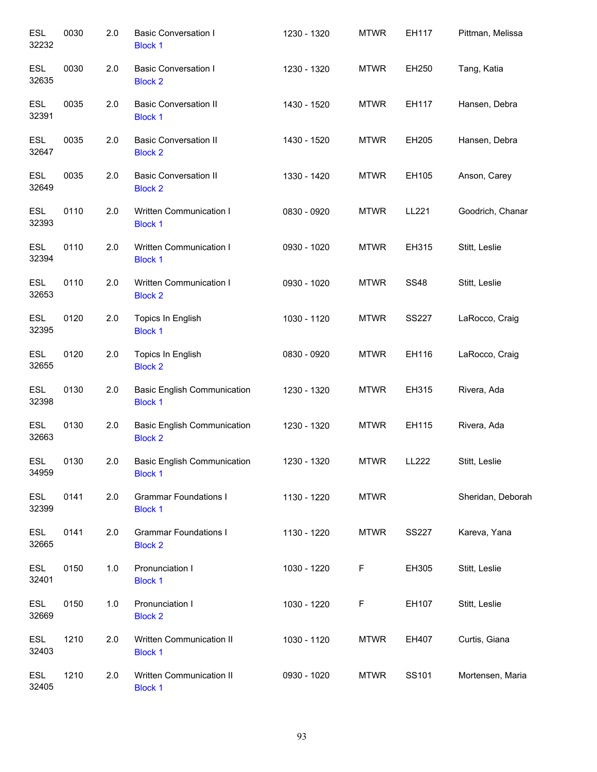| | | | | | | | |
|---|---|---|---|---|---|---|---|
| ESL 32232 | 0030 | 2.0 | Basic Conversation I<br>Block 1 | 1230 - 1320 | MTWR | EH117 | Pittman, Melissa |
| ESL 32635 | 0030 | 2.0 | Basic Conversation I<br>Block 2 | 1230 - 1320 | MTWR | EH250 | Tang, Katia |
| ESL 32391 | 0035 | 2.0 | Basic Conversation II<br>Block 1 | 1430 - 1520 | MTWR | EH117 | Hansen, Debra |
| ESL 32647 | 0035 | 2.0 | Basic Conversation II<br>Block 2 | 1430 - 1520 | MTWR | EH205 | Hansen, Debra |
| ESL 32649 | 0035 | 2.0 | Basic Conversation II<br>Block 2 | 1330 - 1420 | MTWR | EH105 | Anson, Carey |
| ESL 32393 | 0110 | 2.0 | Written Communication I<br>Block 1 | 0830 - 0920 | MTWR | LL221 | Goodrich, Chanar |
| ESL 32394 | 0110 | 2.0 | Written Communication I<br>Block 1 | 0930 - 1020 | MTWR | EH315 | Stitt, Leslie |
| ESL 32653 | 0110 | 2.0 | Written Communication I<br>Block 2 | 0930 - 1020 | MTWR | SS48 | Stitt, Leslie |
| ESL 32395 | 0120 | 2.0 | Topics In English<br>Block 1 | 1030 - 1120 | MTWR | SS227 | LaRocco, Craig |
| ESL 32655 | 0120 | 2.0 | Topics In English<br>Block 2 | 0830 - 0920 | MTWR | EH116 | LaRocco, Craig |
| ESL 32398 | 0130 | 2.0 | Basic English Communication<br>Block 1 | 1230 - 1320 | MTWR | EH315 | Rivera, Ada |
| ESL 32663 | 0130 | 2.0 | Basic English Communication<br>Block 2 | 1230 - 1320 | MTWR | EH115 | Rivera, Ada |
| ESL 34959 | 0130 | 2.0 | Basic English Communication<br>Block 1 | 1230 - 1320 | MTWR | LL222 | Stitt, Leslie |
| ESL 32399 | 0141 | 2.0 | Grammar Foundations I<br>Block 1 | 1130 - 1220 | MTWR | | Sheridan, Deborah |
| ESL 32665 | 0141 | 2.0 | Grammar Foundations I<br>Block 2 | 1130 - 1220 | MTWR | SS227 | Kareva, Yana |
| ESL 32401 | 0150 | 1.0 | Pronunciation I<br>Block 1 | 1030 - 1220 | F | EH305 | Stitt, Leslie |
| ESL 32669 | 0150 | 1.0 | Pronunciation I<br>Block 2 | 1030 - 1220 | F | EH107 | Stitt, Leslie |
| ESL 32403 | 1210 | 2.0 | Written Communication II<br>Block 1 | 1030 - 1120 | MTWR | EH407 | Curtis, Giana |
| ESL 32405 | 1210 | 2.0 | Written Communication II<br>Block 1 | 0930 - 1020 | MTWR | SS101 | Mortensen, Maria |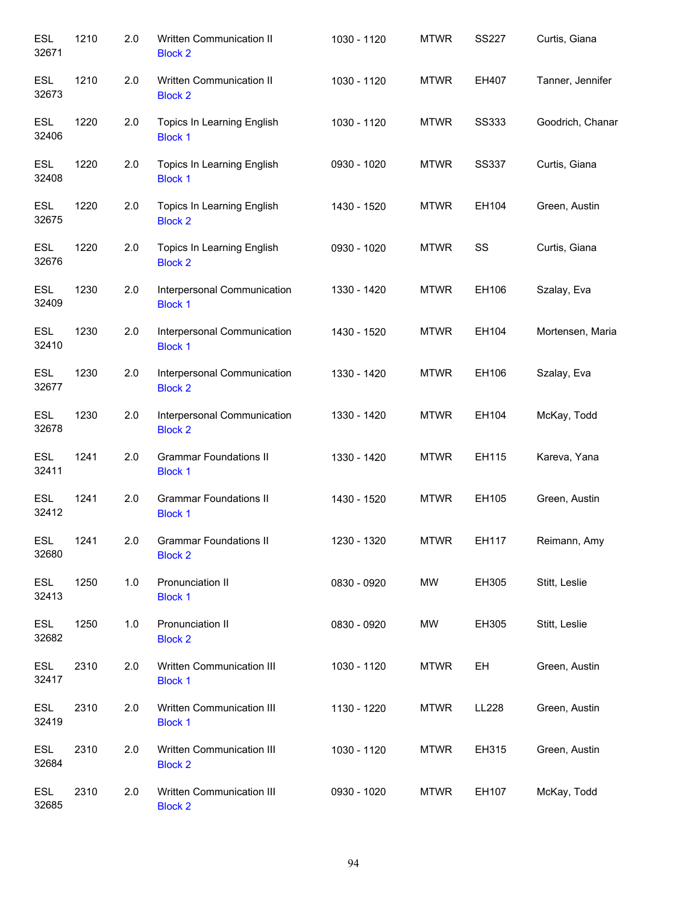| | | | | | | | |
|---|---|---|---|---|---|---|---|
| ESL 32671 | 1210 | 2.0 | Written Communication II Block 2 | 1030 - 1120 | MTWR | SS227 | Curtis, Giana |
| ESL 32673 | 1210 | 2.0 | Written Communication II Block 2 | 1030 - 1120 | MTWR | EH407 | Tanner, Jennifer |
| ESL 32406 | 1220 | 2.0 | Topics In Learning English Block 1 | 1030 - 1120 | MTWR | SS333 | Goodrich, Chanar |
| ESL 32408 | 1220 | 2.0 | Topics In Learning English Block 1 | 0930 - 1020 | MTWR | SS337 | Curtis, Giana |
| ESL 32675 | 1220 | 2.0 | Topics In Learning English Block 2 | 1430 - 1520 | MTWR | EH104 | Green, Austin |
| ESL 32676 | 1220 | 2.0 | Topics In Learning English Block 2 | 0930 - 1020 | MTWR | SS | Curtis, Giana |
| ESL 32409 | 1230 | 2.0 | Interpersonal Communication Block 1 | 1330 - 1420 | MTWR | EH106 | Szalay, Eva |
| ESL 32410 | 1230 | 2.0 | Interpersonal Communication Block 1 | 1430 - 1520 | MTWR | EH104 | Mortensen, Maria |
| ESL 32677 | 1230 | 2.0 | Interpersonal Communication Block 2 | 1330 - 1420 | MTWR | EH106 | Szalay, Eva |
| ESL 32678 | 1230 | 2.0 | Interpersonal Communication Block 2 | 1330 - 1420 | MTWR | EH104 | McKay, Todd |
| ESL 32411 | 1241 | 2.0 | Grammar Foundations II Block 1 | 1330 - 1420 | MTWR | EH115 | Kareva, Yana |
| ESL 32412 | 1241 | 2.0 | Grammar Foundations II Block 1 | 1430 - 1520 | MTWR | EH105 | Green, Austin |
| ESL 32680 | 1241 | 2.0 | Grammar Foundations II Block 2 | 1230 - 1320 | MTWR | EH117 | Reimann, Amy |
| ESL 32413 | 1250 | 1.0 | Pronunciation II Block 1 | 0830 - 0920 | MW | EH305 | Stitt, Leslie |
| ESL 32682 | 1250 | 1.0 | Pronunciation II Block 2 | 0830 - 0920 | MW | EH305 | Stitt, Leslie |
| ESL 32417 | 2310 | 2.0 | Written Communication III Block 1 | 1030 - 1120 | MTWR | EH | Green, Austin |
| ESL 32419 | 2310 | 2.0 | Written Communication III Block 1 | 1130 - 1220 | MTWR | LL228 | Green, Austin |
| ESL 32684 | 2310 | 2.0 | Written Communication III Block 2 | 1030 - 1120 | MTWR | EH315 | Green, Austin |
| ESL 32685 | 2310 | 2.0 | Written Communication III Block 2 | 0930 - 1020 | MTWR | EH107 | McKay, Todd |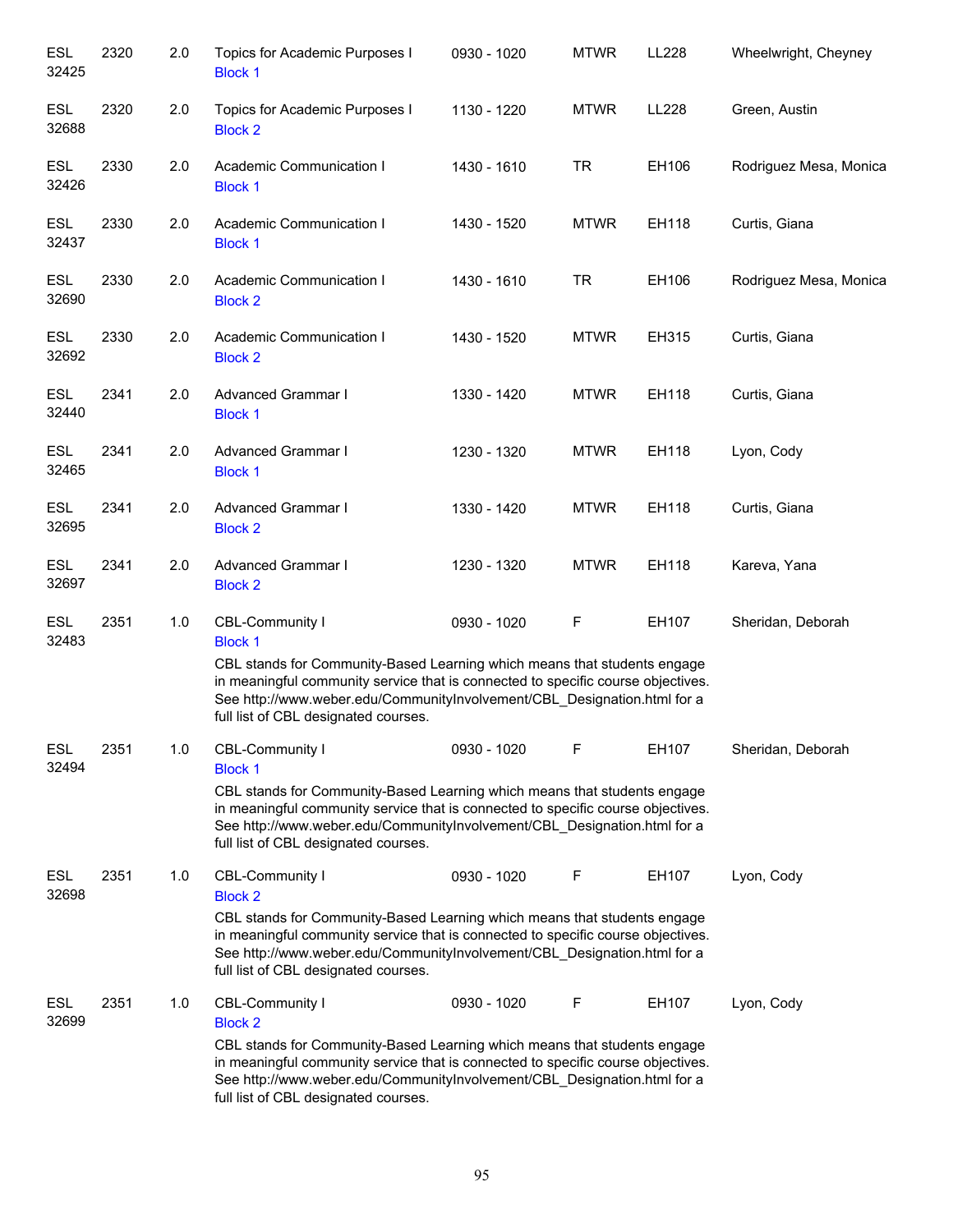| | | | | | | | |
|---|---|---|---|---|---|---|---|
| ESL 32425 | 2320 | 2.0 | Topics for Academic Purposes I<br>Block 1 | 0930 - 1020 | MTWR | LL228 | Wheelwright, Cheyney |
| ESL 32688 | 2320 | 2.0 | Topics for Academic Purposes I<br>Block 2 | 1130 - 1220 | MTWR | LL228 | Green, Austin |
| ESL 32426 | 2330 | 2.0 | Academic Communication I<br>Block 1 | 1430 - 1610 | TR | EH106 | Rodriguez Mesa, Monica |
| ESL 32437 | 2330 | 2.0 | Academic Communication I<br>Block 1 | 1430 - 1520 | MTWR | EH118 | Curtis, Giana |
| ESL 32690 | 2330 | 2.0 | Academic Communication I<br>Block 2 | 1430 - 1610 | TR | EH106 | Rodriguez Mesa, Monica |
| ESL 32692 | 2330 | 2.0 | Academic Communication I<br>Block 2 | 1430 - 1520 | MTWR | EH315 | Curtis, Giana |
| ESL 32440 | 2341 | 2.0 | Advanced Grammar I<br>Block 1 | 1330 - 1420 | MTWR | EH118 | Curtis, Giana |
| ESL 32465 | 2341 | 2.0 | Advanced Grammar I<br>Block 1 | 1230 - 1320 | MTWR | EH118 | Lyon, Cody |
| ESL 32695 | 2341 | 2.0 | Advanced Grammar I<br>Block 2 | 1330 - 1420 | MTWR | EH118 | Curtis, Giana |
| ESL 32697 | 2341 | 2.0 | Advanced Grammar I<br>Block 2 | 1230 - 1320 | MTWR | EH118 | Kareva, Yana |
| ESL 32483 | 2351 | 1.0 | CBL-Community I<br>Block 1<br>CBL stands for Community-Based Learning which means that students engage in meaningful community service that is connected to specific course objectives. See http://www.weber.edu/CommunityInvolvement/CBL_Designation.html for a full list of CBL designated courses. | 0930 - 1020 | F | EH107 | Sheridan, Deborah |
| ESL 32494 | 2351 | 1.0 | CBL-Community I<br>Block 1<br>CBL stands for Community-Based Learning which means that students engage in meaningful community service that is connected to specific course objectives. See http://www.weber.edu/CommunityInvolvement/CBL_Designation.html for a full list of CBL designated courses. | 0930 - 1020 | F | EH107 | Sheridan, Deborah |
| ESL 32698 | 2351 | 1.0 | CBL-Community I<br>Block 2<br>CBL stands for Community-Based Learning which means that students engage in meaningful community service that is connected to specific course objectives. See http://www.weber.edu/CommunityInvolvement/CBL_Designation.html for a full list of CBL designated courses. | 0930 - 1020 | F | EH107 | Lyon, Cody |
| ESL 32699 | 2351 | 1.0 | CBL-Community I<br>Block 2<br>CBL stands for Community-Based Learning which means that students engage in meaningful community service that is connected to specific course objectives. See http://www.weber.edu/CommunityInvolvement/CBL_Designation.html for a full list of CBL designated courses. | 0930 - 1020 | F | EH107 | Lyon, Cody |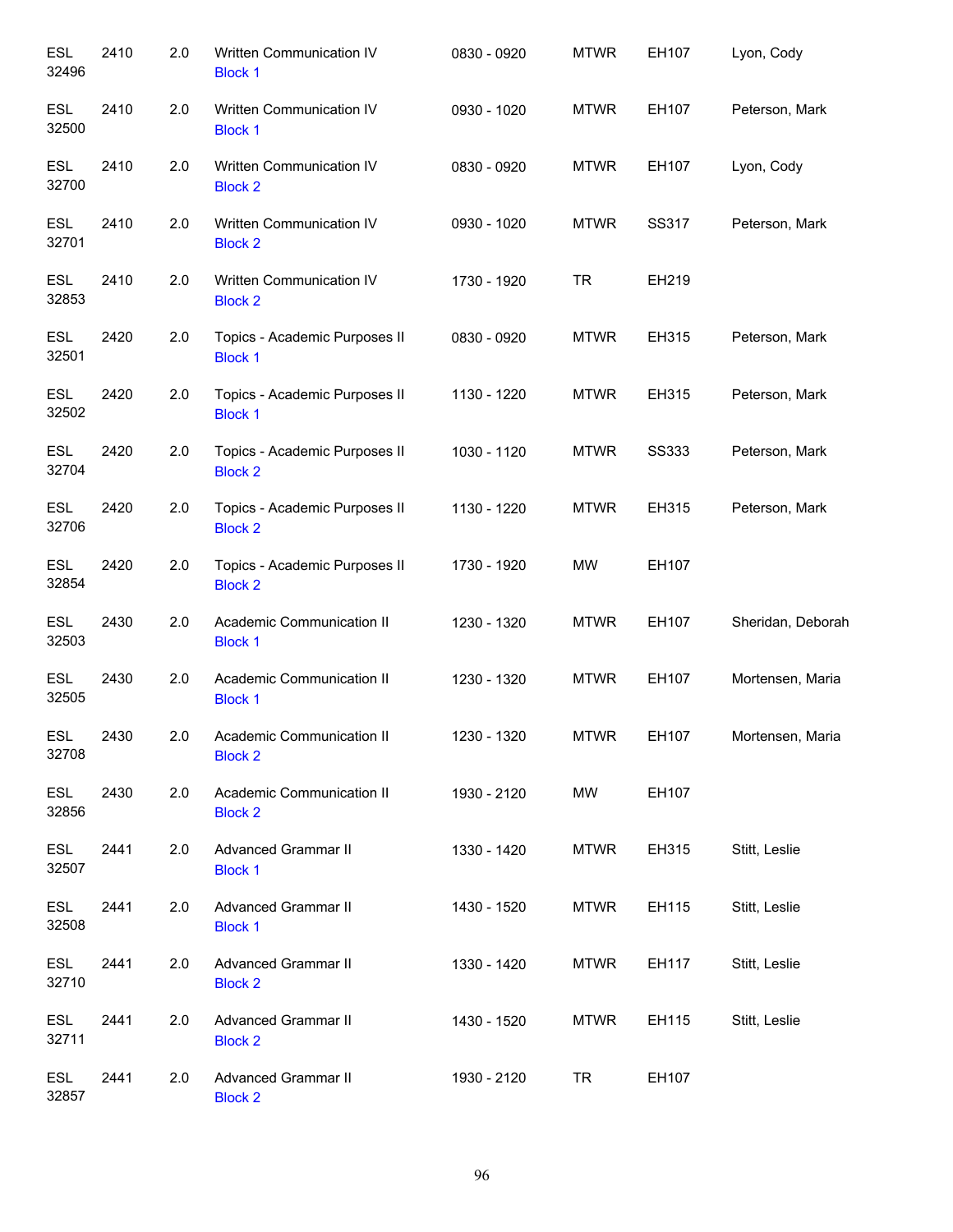| | | | | | | | |
|---|---|---|---|---|---|---|---|
| ESL 32496 | 2410 | 2.0 | Written Communication IV<br>Block 1 | 0830 - 0920 | MTWR | EH107 | Lyon, Cody |
| ESL 32500 | 2410 | 2.0 | Written Communication IV<br>Block 1 | 0930 - 1020 | MTWR | EH107 | Peterson, Mark |
| ESL 32700 | 2410 | 2.0 | Written Communication IV<br>Block 2 | 0830 - 0920 | MTWR | EH107 | Lyon, Cody |
| ESL 32701 | 2410 | 2.0 | Written Communication IV<br>Block 2 | 0930 - 1020 | MTWR | SS317 | Peterson, Mark |
| ESL 32853 | 2410 | 2.0 | Written Communication IV<br>Block 2 | 1730 - 1920 | TR | EH219 | |
| ESL 32501 | 2420 | 2.0 | Topics - Academic Purposes II<br>Block 1 | 0830 - 0920 | MTWR | EH315 | Peterson, Mark |
| ESL 32502 | 2420 | 2.0 | Topics - Academic Purposes II<br>Block 1 | 1130 - 1220 | MTWR | EH315 | Peterson, Mark |
| ESL 32704 | 2420 | 2.0 | Topics - Academic Purposes II<br>Block 2 | 1030 - 1120 | MTWR | SS333 | Peterson, Mark |
| ESL 32706 | 2420 | 2.0 | Topics - Academic Purposes II<br>Block 2 | 1130 - 1220 | MTWR | EH315 | Peterson, Mark |
| ESL 32854 | 2420 | 2.0 | Topics - Academic Purposes II<br>Block 2 | 1730 - 1920 | MW | EH107 | |
| ESL 32503 | 2430 | 2.0 | Academic Communication II<br>Block 1 | 1230 - 1320 | MTWR | EH107 | Sheridan, Deborah |
| ESL 32505 | 2430 | 2.0 | Academic Communication II<br>Block 1 | 1230 - 1320 | MTWR | EH107 | Mortensen, Maria |
| ESL 32708 | 2430 | 2.0 | Academic Communication II<br>Block 2 | 1230 - 1320 | MTWR | EH107 | Mortensen, Maria |
| ESL 32856 | 2430 | 2.0 | Academic Communication II<br>Block 2 | 1930 - 2120 | MW | EH107 | |
| ESL 32507 | 2441 | 2.0 | Advanced Grammar II<br>Block 1 | 1330 - 1420 | MTWR | EH315 | Stitt, Leslie |
| ESL 32508 | 2441 | 2.0 | Advanced Grammar II<br>Block 1 | 1430 - 1520 | MTWR | EH115 | Stitt, Leslie |
| ESL 32710 | 2441 | 2.0 | Advanced Grammar II<br>Block 2 | 1330 - 1420 | MTWR | EH117 | Stitt, Leslie |
| ESL 32711 | 2441 | 2.0 | Advanced Grammar II<br>Block 2 | 1430 - 1520 | MTWR | EH115 | Stitt, Leslie |
| ESL 32857 | 2441 | 2.0 | Advanced Grammar II<br>Block 2 | 1930 - 2120 | TR | EH107 | |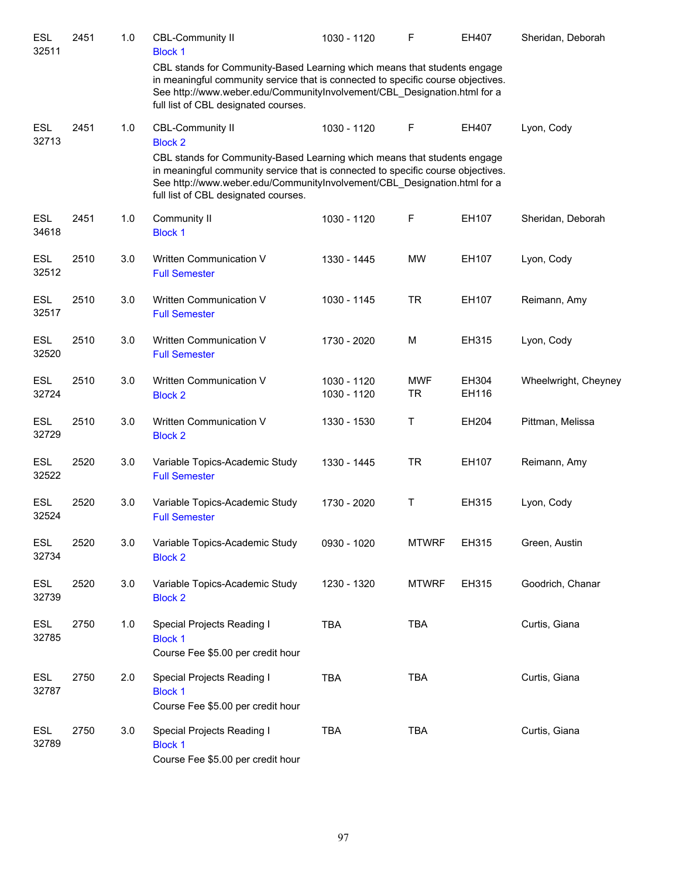| | | | | | | | |
|---|---|---|---|---|---|---|---|
| ESL 32511 | 2451 | 1.0 | CBL-Community II<br>Block 1<br>CBL stands for Community-Based Learning which means that students engage in meaningful community service that is connected to specific course objectives. See http://www.weber.edu/CommunityInvolvement/CBL_Designation.html for a full list of CBL designated courses. | 1030 - 1120 | F | EH407 | Sheridan, Deborah |
| ESL 32713 | 2451 | 1.0 | CBL-Community II<br>Block 2<br>CBL stands for Community-Based Learning which means that students engage in meaningful community service that is connected to specific course objectives. See http://www.weber.edu/CommunityInvolvement/CBL_Designation.html for a full list of CBL designated courses. | 1030 - 1120 | F | EH407 | Lyon, Cody |
| ESL 34618 | 2451 | 1.0 | Community II<br>Block 1 | 1030 - 1120 | F | EH107 | Sheridan, Deborah |
| ESL 32512 | 2510 | 3.0 | Written Communication V<br>Full Semester | 1330 - 1445 | MW | EH107 | Lyon, Cody |
| ESL 32517 | 2510 | 3.0 | Written Communication V<br>Full Semester | 1030 - 1145 | TR | EH107 | Reimann, Amy |
| ESL 32520 | 2510 | 3.0 | Written Communication V<br>Full Semester | 1730 - 2020 | M | EH315 | Lyon, Cody |
| ESL 32724 | 2510 | 3.0 | Written Communication V<br>Block 2 | 1030 - 1120<br>1030 - 1120 | MWF<br>TR | EH304<br>EH116 | Wheelwright, Cheyney |
| ESL 32729 | 2510 | 3.0 | Written Communication V<br>Block 2 | 1330 - 1530 | T | EH204 | Pittman, Melissa |
| ESL 32522 | 2520 | 3.0 | Variable Topics-Academic Study<br>Full Semester | 1330 - 1445 | TR | EH107 | Reimann, Amy |
| ESL 32524 | 2520 | 3.0 | Variable Topics-Academic Study<br>Full Semester | 1730 - 2020 | T | EH315 | Lyon, Cody |
| ESL 32734 | 2520 | 3.0 | Variable Topics-Academic Study<br>Block 2 | 0930 - 1020 | MTWRF | EH315 | Green, Austin |
| ESL 32739 | 2520 | 3.0 | Variable Topics-Academic Study<br>Block 2 | 1230 - 1320 | MTWRF | EH315 | Goodrich, Chanar |
| ESL 32785 | 2750 | 1.0 | Special Projects Reading I<br>Block 1<br>Course Fee $5.00 per credit hour | TBA | TBA | | Curtis, Giana |
| ESL 32787 | 2750 | 2.0 | Special Projects Reading I<br>Block 1<br>Course Fee $5.00 per credit hour | TBA | TBA | | Curtis, Giana |
| ESL 32789 | 2750 | 3.0 | Special Projects Reading I<br>Block 1<br>Course Fee $5.00 per credit hour | TBA | TBA | | Curtis, Giana |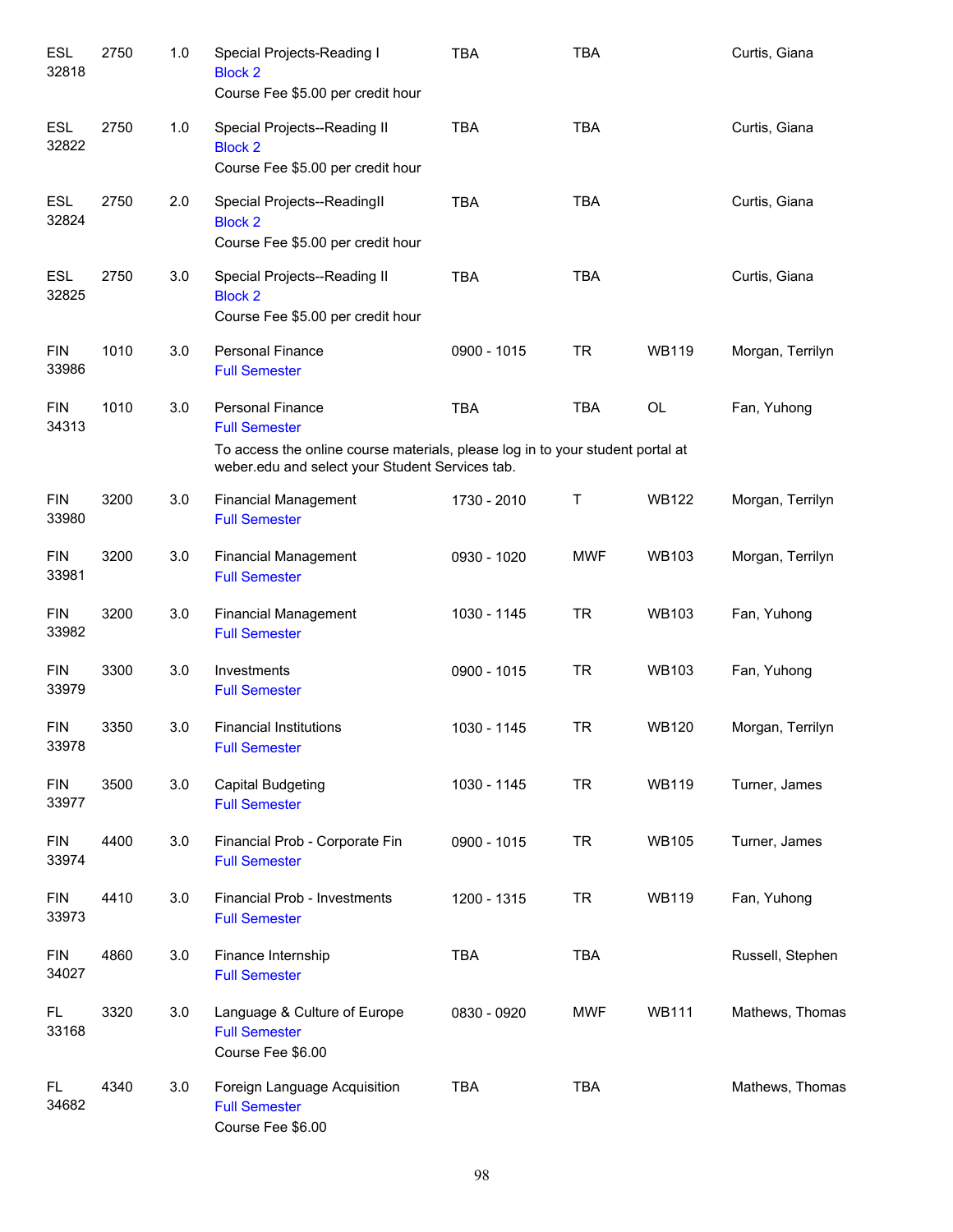| | | | | | | | |
|---|---|---|---|---|---|---|---|
| ESL 32818 | 2750 | 1.0 | Special Projects-Reading I<br>Block 2<br>Course Fee $5.00 per credit hour | TBA | TBA | | Curtis, Giana |
| ESL 32822 | 2750 | 1.0 | Special Projects--Reading II<br>Block 2<br>Course Fee $5.00 per credit hour | TBA | TBA | | Curtis, Giana |
| ESL 32824 | 2750 | 2.0 | Special Projects--ReadingII<br>Block 2<br>Course Fee $5.00 per credit hour | TBA | TBA | | Curtis, Giana |
| ESL 32825 | 2750 | 3.0 | Special Projects--Reading II<br>Block 2<br>Course Fee $5.00 per credit hour | TBA | TBA | | Curtis, Giana |
| FIN 33986 | 1010 | 3.0 | Personal Finance<br>Full Semester | 0900 - 1015 | TR | WB119 | Morgan, Terrilyn |
| FIN 34313 | 1010 | 3.0 | Personal Finance<br>Full Semester<br>To access the online course materials, please log in to your student portal at weber.edu and select your Student Services tab. | TBA | TBA | OL | Fan, Yuhong |
| FIN 33980 | 3200 | 3.0 | Financial Management<br>Full Semester | 1730 - 2010 | T | WB122 | Morgan, Terrilyn |
| FIN 33981 | 3200 | 3.0 | Financial Management<br>Full Semester | 0930 - 1020 | MWF | WB103 | Morgan, Terrilyn |
| FIN 33982 | 3200 | 3.0 | Financial Management<br>Full Semester | 1030 - 1145 | TR | WB103 | Fan, Yuhong |
| FIN 33979 | 3300 | 3.0 | Investments<br>Full Semester | 0900 - 1015 | TR | WB103 | Fan, Yuhong |
| FIN 33978 | 3350 | 3.0 | Financial Institutions<br>Full Semester | 1030 - 1145 | TR | WB120 | Morgan, Terrilyn |
| FIN 33977 | 3500 | 3.0 | Capital Budgeting<br>Full Semester | 1030 - 1145 | TR | WB119 | Turner, James |
| FIN 33974 | 4400 | 3.0 | Financial Prob - Corporate Fin<br>Full Semester | 0900 - 1015 | TR | WB105 | Turner, James |
| FIN 33973 | 4410 | 3.0 | Financial Prob - Investments<br>Full Semester | 1200 - 1315 | TR | WB119 | Fan, Yuhong |
| FIN 34027 | 4860 | 3.0 | Finance Internship<br>Full Semester | TBA | TBA | | Russell, Stephen |
| FL 33168 | 3320 | 3.0 | Language & Culture of Europe<br>Full Semester<br>Course Fee $6.00 | 0830 - 0920 | MWF | WB111 | Mathews, Thomas |
| FL 34682 | 4340 | 3.0 | Foreign Language Acquisition<br>Full Semester<br>Course Fee $6.00 | TBA | TBA | | Mathews, Thomas |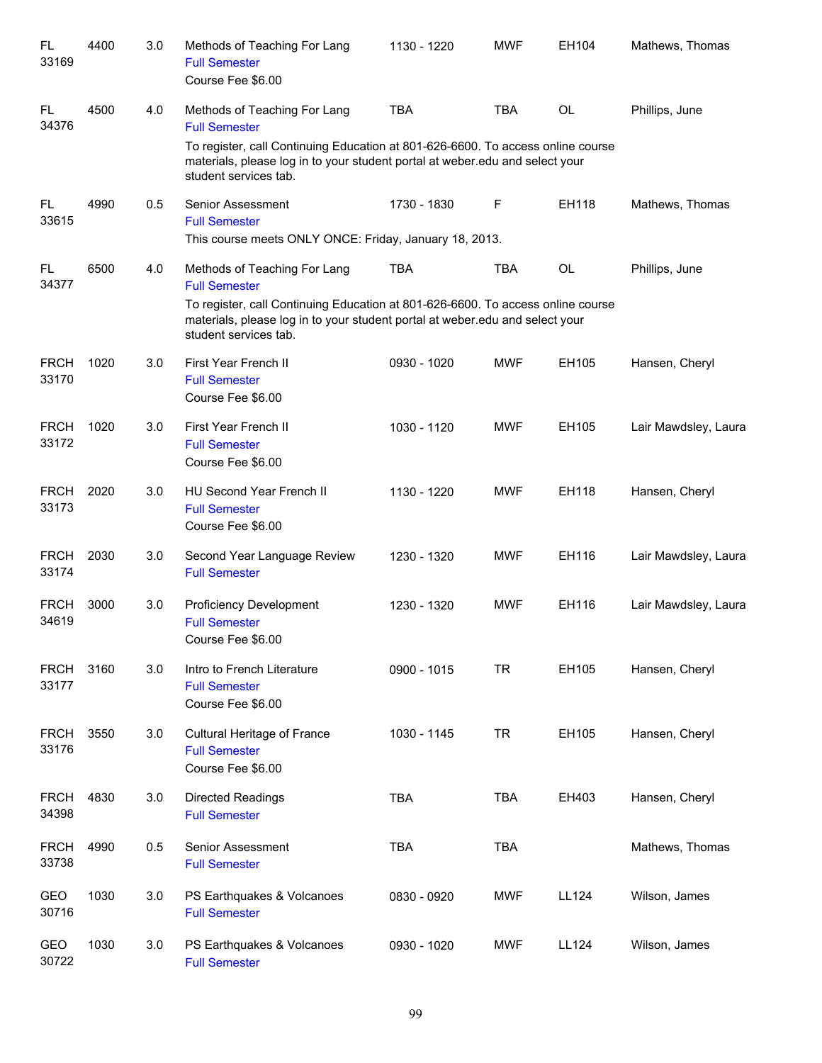| | | | | | | | |
|---|---|---|---|---|---|---|---|
| FL 33169 | 4400 | 3.0 | Methods of Teaching For Lang<br>Full Semester<br>Course Fee $6.00 | 1130 - 1220 | MWF | EH104 | Mathews, Thomas |
| FL 34376 | 4500 | 4.0 | Methods of Teaching For Lang<br>Full Semester<br>To register, call Continuing Education at 801-626-6600. To access online course materials, please log in to your student portal at weber.edu and select your student services tab. | TBA | TBA | OL | Phillips, June |
| FL 33615 | 4990 | 0.5 | Senior Assessment<br>Full Semester<br>This course meets ONLY ONCE: Friday, January 18, 2013. | 1730 - 1830 | F | EH118 | Mathews, Thomas |
| FL 34377 | 6500 | 4.0 | Methods of Teaching For Lang<br>Full Semester<br>To register, call Continuing Education at 801-626-6600. To access online course materials, please log in to your student portal at weber.edu and select your student services tab. | TBA | TBA | OL | Phillips, June |
| FRCH 33170 | 1020 | 3.0 | First Year French II<br>Full Semester<br>Course Fee $6.00 | 0930 - 1020 | MWF | EH105 | Hansen, Cheryl |
| FRCH 33172 | 1020 | 3.0 | First Year French II<br>Full Semester<br>Course Fee $6.00 | 1030 - 1120 | MWF | EH105 | Lair Mawdsley, Laura |
| FRCH 33173 | 2020 | 3.0 | HU Second Year French II<br>Full Semester<br>Course Fee $6.00 | 1130 - 1220 | MWF | EH118 | Hansen, Cheryl |
| FRCH 33174 | 2030 | 3.0 | Second Year Language Review<br>Full Semester | 1230 - 1320 | MWF | EH116 | Lair Mawdsley, Laura |
| FRCH 34619 | 3000 | 3.0 | Proficiency Development<br>Full Semester<br>Course Fee $6.00 | 1230 - 1320 | MWF | EH116 | Lair Mawdsley, Laura |
| FRCH 33177 | 3160 | 3.0 | Intro to French Literature<br>Full Semester<br>Course Fee $6.00 | 0900 - 1015 | TR | EH105 | Hansen, Cheryl |
| FRCH 33176 | 3550 | 3.0 | Cultural Heritage of France<br>Full Semester<br>Course Fee $6.00 | 1030 - 1145 | TR | EH105 | Hansen, Cheryl |
| FRCH 34398 | 4830 | 3.0 | Directed Readings<br>Full Semester | TBA | TBA | EH403 | Hansen, Cheryl |
| FRCH 33738 | 4990 | 0.5 | Senior Assessment<br>Full Semester | TBA | TBA | | Mathews, Thomas |
| GEO 30716 | 1030 | 3.0 | PS Earthquakes & Volcanoes<br>Full Semester | 0830 - 0920 | MWF | LL124 | Wilson, James |
| GEO 30722 | 1030 | 3.0 | PS Earthquakes & Volcanoes<br>Full Semester | 0930 - 1020 | MWF | LL124 | Wilson, James |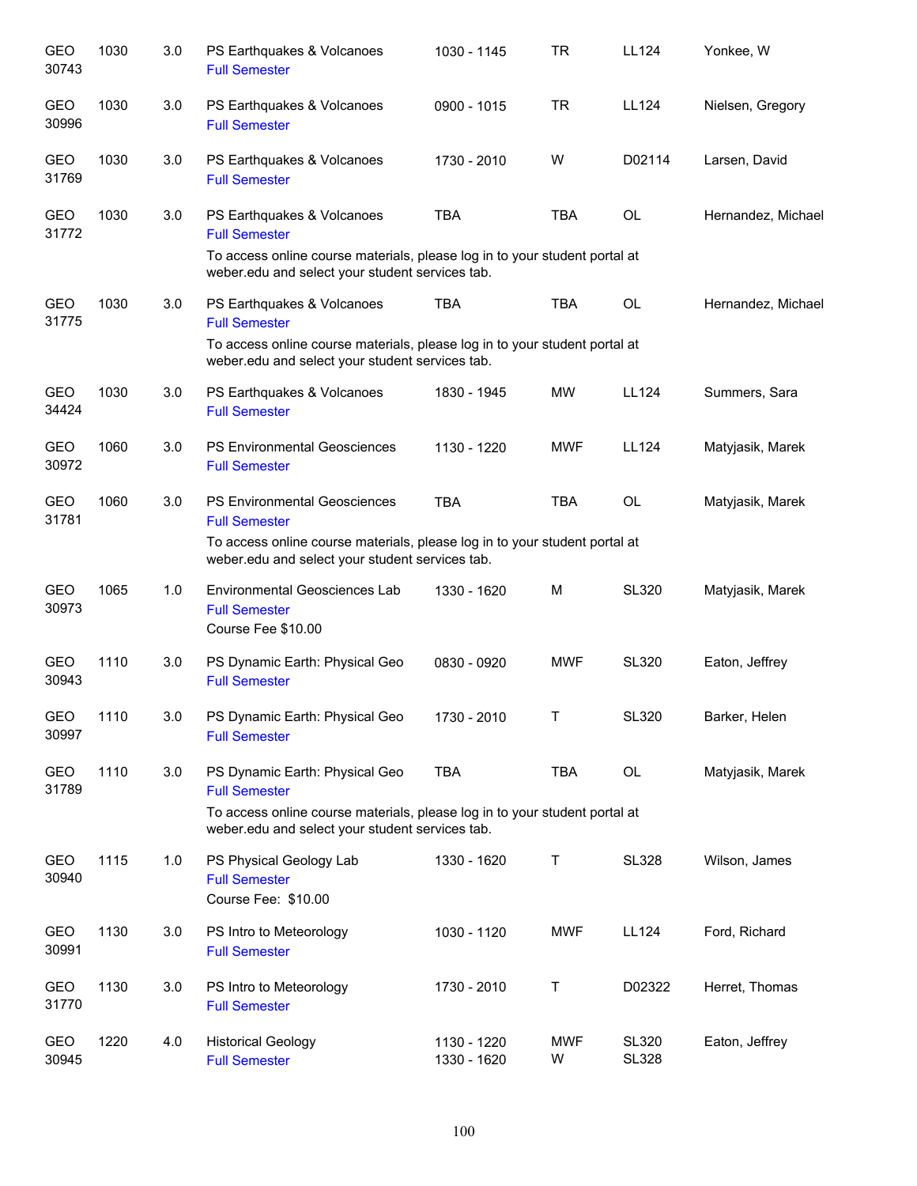| | | | | | | | |
|---|---|---|---|---|---|---|---|
| GEO 30743 | 1030 | 3.0 | PS Earthquakes & Volcanoes<br>Full Semester | 1030 - 1145 | TR | LL124 | Yonkee, W |
| GEO 30996 | 1030 | 3.0 | PS Earthquakes & Volcanoes<br>Full Semester | 0900 - 1015 | TR | LL124 | Nielsen, Gregory |
| GEO 31769 | 1030 | 3.0 | PS Earthquakes & Volcanoes<br>Full Semester | 1730 - 2010 | W | D02114 | Larsen, David |
| GEO 31772 | 1030 | 3.0 | PS Earthquakes & Volcanoes<br>Full Semester<br>To access online course materials, please log in to your student portal at weber.edu and select your student services tab. | TBA | TBA | OL | Hernandez, Michael |
| GEO 31775 | 1030 | 3.0 | PS Earthquakes & Volcanoes<br>Full Semester<br>To access online course materials, please log in to your student portal at weber.edu and select your student services tab. | TBA | TBA | OL | Hernandez, Michael |
| GEO 34424 | 1030 | 3.0 | PS Earthquakes & Volcanoes<br>Full Semester | 1830 - 1945 | MW | LL124 | Summers, Sara |
| GEO 30972 | 1060 | 3.0 | PS Environmental Geosciences<br>Full Semester | 1130 - 1220 | MWF | LL124 | Matyjasik, Marek |
| GEO 31781 | 1060 | 3.0 | PS Environmental Geosciences<br>Full Semester<br>To access online course materials, please log in to your student portal at weber.edu and select your student services tab. | TBA | TBA | OL | Matyjasik, Marek |
| GEO 30973 | 1065 | 1.0 | Environmental Geosciences Lab<br>Full Semester<br>Course Fee $10.00 | 1330 - 1620 | M | SL320 | Matyjasik, Marek |
| GEO 30943 | 1110 | 3.0 | PS Dynamic Earth: Physical Geo<br>Full Semester | 0830 - 0920 | MWF | SL320 | Eaton, Jeffrey |
| GEO 30997 | 1110 | 3.0 | PS Dynamic Earth: Physical Geo<br>Full Semester | 1730 - 2010 | T | SL320 | Barker, Helen |
| GEO 31789 | 1110 | 3.0 | PS Dynamic Earth: Physical Geo<br>Full Semester<br>To access online course materials, please log in to your student portal at weber.edu and select your student services tab. | TBA | TBA | OL | Matyjasik, Marek |
| GEO 30940 | 1115 | 1.0 | PS Physical Geology Lab<br>Full Semester<br>Course Fee: $10.00 | 1330 - 1620 | T | SL328 | Wilson, James |
| GEO 30991 | 1130 | 3.0 | PS Intro to Meteorology<br>Full Semester | 1030 - 1120 | MWF | LL124 | Ford, Richard |
| GEO 31770 | 1130 | 3.0 | PS Intro to Meteorology<br>Full Semester | 1730 - 2010 | T | D02322 | Herret, Thomas |
| GEO 30945 | 1220 | 4.0 | Historical Geology<br>Full Semester | 1130 - 1220<br>1330 - 1620 | MWF<br>W | SL320<br>SL328 | Eaton, Jeffrey |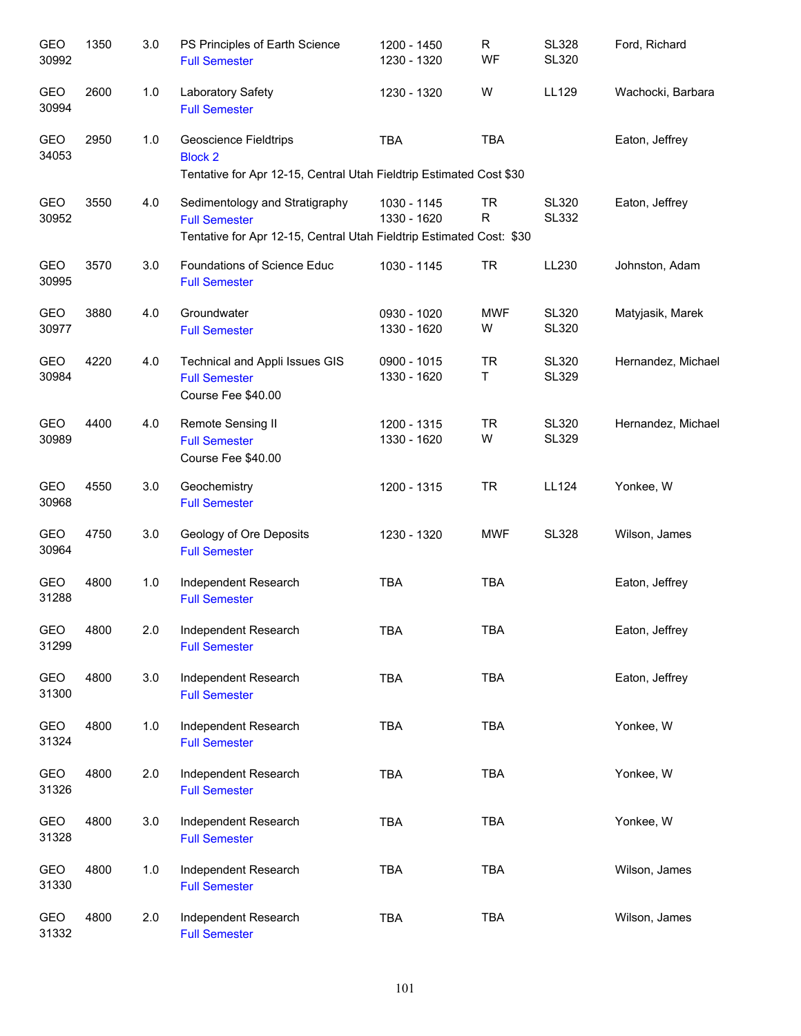| | | | | | | | |
|---|---|---|---|---|---|---|---|
| GEO 30992 | 1350 | 3.0 | PS Principles of Earth Science<br>Full Semester | 1200 - 1450<br>1230 - 1320 | R<br>WF | SL328<br>SL320 | Ford, Richard |
| GEO 30994 | 2600 | 1.0 | Laboratory Safety<br>Full Semester | 1230 - 1320 | W | LL129 | Wachocki, Barbara |
| GEO 34053 | 2950 | 1.0 | Geoscience Fieldtrips<br>Block 2<br>Tentative for Apr 12-15, Central Utah Fieldtrip Estimated Cost $30 | TBA | TBA | | Eaton, Jeffrey |
| GEO 30952 | 3550 | 4.0 | Sedimentology and Stratigraphy<br>Full Semester<br>Tentative for Apr 12-15, Central Utah Fieldtrip Estimated Cost: $30 | 1030 - 1145<br>1330 - 1620 | TR<br>R | SL320<br>SL332 | Eaton, Jeffrey |
| GEO 30995 | 3570 | 3.0 | Foundations of Science Educ<br>Full Semester | 1030 - 1145 | TR | LL230 | Johnston, Adam |
| GEO 30977 | 3880 | 4.0 | Groundwater<br>Full Semester | 0930 - 1020<br>1330 - 1620 | MWF<br>W | SL320<br>SL320 | Matyjasik, Marek |
| GEO 30984 | 4220 | 4.0 | Technical and Appli Issues GIS<br>Full Semester<br>Course Fee $40.00 | 0900 - 1015<br>1330 - 1620 | TR<br>T | SL320<br>SL329 | Hernandez, Michael |
| GEO 30989 | 4400 | 4.0 | Remote Sensing II<br>Full Semester<br>Course Fee $40.00 | 1200 - 1315<br>1330 - 1620 | TR<br>W | SL320<br>SL329 | Hernandez, Michael |
| GEO 30968 | 4550 | 3.0 | Geochemistry<br>Full Semester | 1200 - 1315 | TR | LL124 | Yonkee, W |
| GEO 30964 | 4750 | 3.0 | Geology of Ore Deposits<br>Full Semester | 1230 - 1320 | MWF | SL328 | Wilson, James |
| GEO 31288 | 4800 | 1.0 | Independent Research<br>Full Semester | TBA | TBA | | Eaton, Jeffrey |
| GEO 31299 | 4800 | 2.0 | Independent Research<br>Full Semester | TBA | TBA | | Eaton, Jeffrey |
| GEO 31300 | 4800 | 3.0 | Independent Research<br>Full Semester | TBA | TBA | | Eaton, Jeffrey |
| GEO 31324 | 4800 | 1.0 | Independent Research<br>Full Semester | TBA | TBA | | Yonkee, W |
| GEO 31326 | 4800 | 2.0 | Independent Research<br>Full Semester | TBA | TBA | | Yonkee, W |
| GEO 31328 | 4800 | 3.0 | Independent Research<br>Full Semester | TBA | TBA | | Yonkee, W |
| GEO 31330 | 4800 | 1.0 | Independent Research<br>Full Semester | TBA | TBA | | Wilson, James |
| GEO 31332 | 4800 | 2.0 | Independent Research<br>Full Semester | TBA | TBA | | Wilson, James |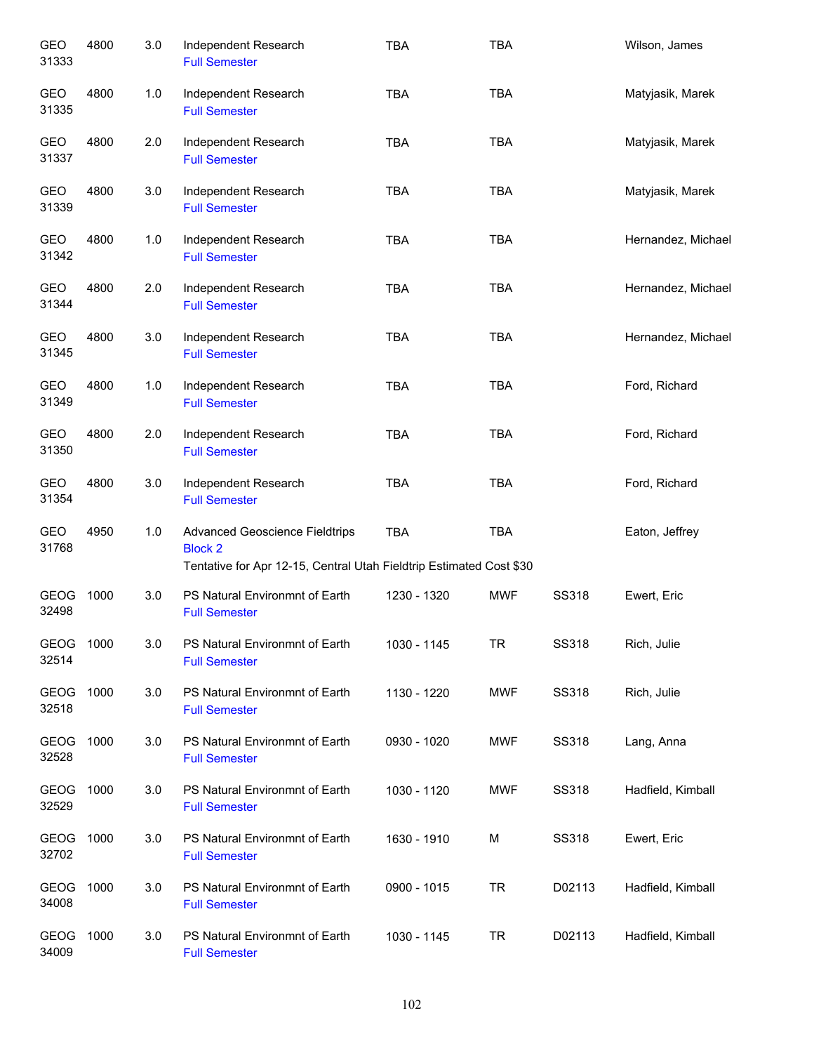| | | | | | | | |
|---|---|---|---|---|---|---|---|
| GEO 31333 | 4800 | 3.0 | Independent Research<br>Full Semester | TBA | TBA | | Wilson, James |
| GEO 31335 | 4800 | 1.0 | Independent Research<br>Full Semester | TBA | TBA | | Matyjasik, Marek |
| GEO 31337 | 4800 | 2.0 | Independent Research<br>Full Semester | TBA | TBA | | Matyjasik, Marek |
| GEO 31339 | 4800 | 3.0 | Independent Research<br>Full Semester | TBA | TBA | | Matyjasik, Marek |
| GEO 31342 | 4800 | 1.0 | Independent Research<br>Full Semester | TBA | TBA | | Hernandez, Michael |
| GEO 31344 | 4800 | 2.0 | Independent Research<br>Full Semester | TBA | TBA | | Hernandez, Michael |
| GEO 31345 | 4800 | 3.0 | Independent Research<br>Full Semester | TBA | TBA | | Hernandez, Michael |
| GEO 31349 | 4800 | 1.0 | Independent Research<br>Full Semester | TBA | TBA | | Ford, Richard |
| GEO 31350 | 4800 | 2.0 | Independent Research<br>Full Semester | TBA | TBA | | Ford, Richard |
| GEO 31354 | 4800 | 3.0 | Independent Research<br>Full Semester | TBA | TBA | | Ford, Richard |
| GEO 31768 | 4950 | 1.0 | Advanced Geoscience Fieldtrips<br>Block 2<br>Tentative for Apr 12-15, Central Utah Fieldtrip Estimated Cost $30 | TBA | TBA | | Eaton, Jeffrey |
| GEOG 32498 | 1000 | 3.0 | PS Natural Environmnt of Earth<br>Full Semester | 1230 - 1320 | MWF | SS318 | Ewert, Eric |
| GEOG 32514 | 1000 | 3.0 | PS Natural Environmnt of Earth<br>Full Semester | 1030 - 1145 | TR | SS318 | Rich, Julie |
| GEOG 32518 | 1000 | 3.0 | PS Natural Environmnt of Earth<br>Full Semester | 1130 - 1220 | MWF | SS318 | Rich, Julie |
| GEOG 32528 | 1000 | 3.0 | PS Natural Environmnt of Earth<br>Full Semester | 0930 - 1020 | MWF | SS318 | Lang, Anna |
| GEOG 32529 | 1000 | 3.0 | PS Natural Environmnt of Earth<br>Full Semester | 1030 - 1120 | MWF | SS318 | Hadfield, Kimball |
| GEOG 32702 | 1000 | 3.0 | PS Natural Environmnt of Earth<br>Full Semester | 1630 - 1910 | M | SS318 | Ewert, Eric |
| GEOG 34008 | 1000 | 3.0 | PS Natural Environmnt of Earth<br>Full Semester | 0900 - 1015 | TR | D02113 | Hadfield, Kimball |
| GEOG 34009 | 1000 | 3.0 | PS Natural Environmnt of Earth<br>Full Semester | 1030 - 1145 | TR | D02113 | Hadfield, Kimball |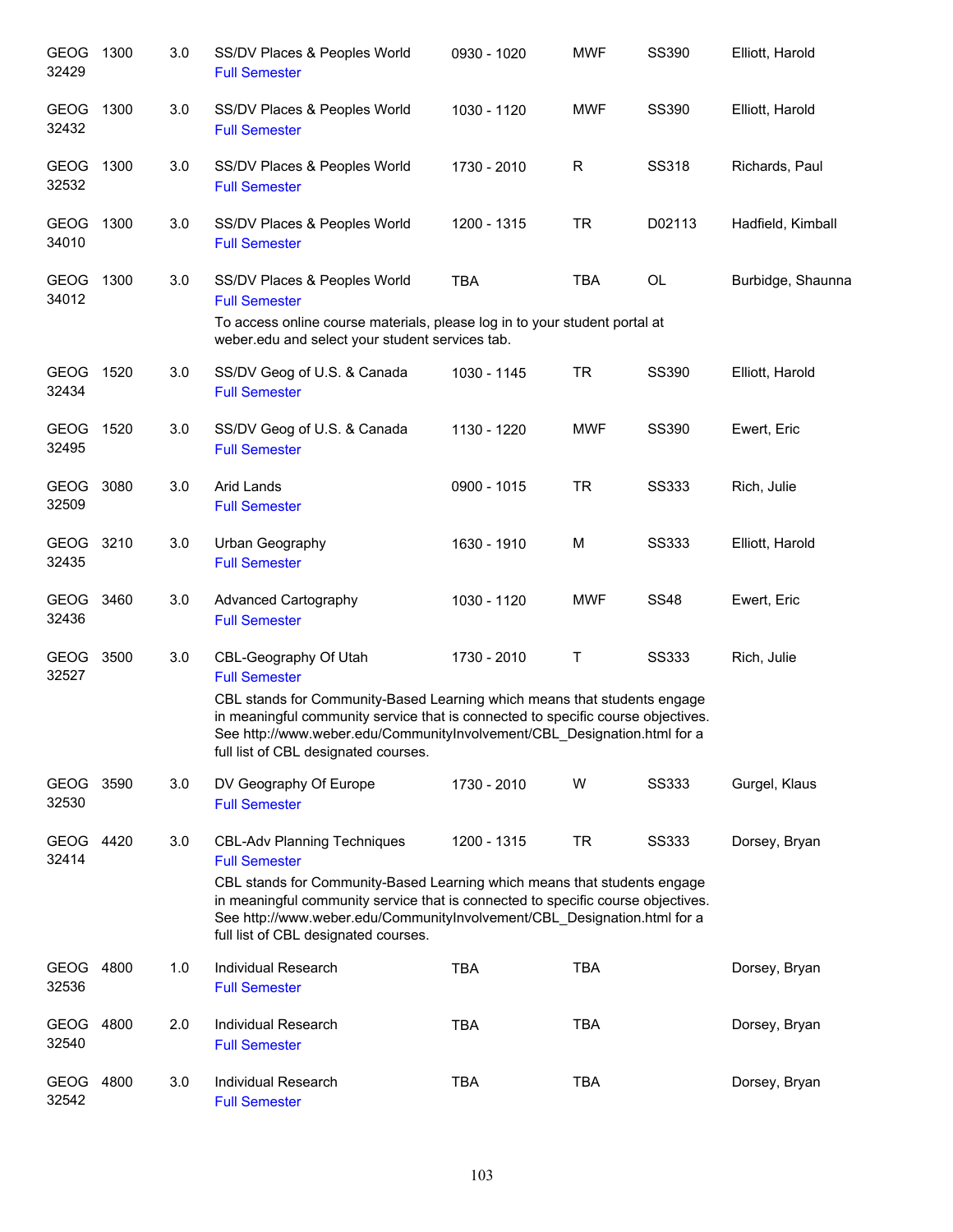| | | | | | | | |
|---|---|---|---|---|---|---|---|
| GEOG 32429 | 1300 | 3.0 | SS/DV Places & Peoples World<br>Full Semester | 0930 - 1020 | MWF | SS390 | Elliott, Harold |
| GEOG 32432 | 1300 | 3.0 | SS/DV Places & Peoples World<br>Full Semester | 1030 - 1120 | MWF | SS390 | Elliott, Harold |
| GEOG 32532 | 1300 | 3.0 | SS/DV Places & Peoples World<br>Full Semester | 1730 - 2010 | R | SS318 | Richards, Paul |
| GEOG 34010 | 1300 | 3.0 | SS/DV Places & Peoples World<br>Full Semester | 1200 - 1315 | TR | D02113 | Hadfield, Kimball |
| GEOG 34012 | 1300 | 3.0 | SS/DV Places & Peoples World<br>Full Semester<br>To access online course materials, please log in to your student portal at weber.edu and select your student services tab. | TBA | TBA | OL | Burbidge, Shaunna |
| GEOG 32434 | 1520 | 3.0 | SS/DV Geog of U.S. & Canada<br>Full Semester | 1030 - 1145 | TR | SS390 | Elliott, Harold |
| GEOG 32495 | 1520 | 3.0 | SS/DV Geog of U.S. & Canada<br>Full Semester | 1130 - 1220 | MWF | SS390 | Ewert, Eric |
| GEOG 32509 | 3080 | 3.0 | Arid Lands<br>Full Semester | 0900 - 1015 | TR | SS333 | Rich, Julie |
| GEOG 32435 | 3210 | 3.0 | Urban Geography<br>Full Semester | 1630 - 1910 | M | SS333 | Elliott, Harold |
| GEOG 32436 | 3460 | 3.0 | Advanced Cartography<br>Full Semester | 1030 - 1120 | MWF | SS48 | Ewert, Eric |
| GEOG 32527 | 3500 | 3.0 | CBL-Geography Of Utah<br>Full Semester<br>CBL stands for Community-Based Learning which means that students engage in meaningful community service that is connected to specific course objectives. See http://www.weber.edu/CommunityInvolvement/CBL_Designation.html for a full list of CBL designated courses. | 1730 - 2010 | T | SS333 | Rich, Julie |
| GEOG 32530 | 3590 | 3.0 | DV Geography Of Europe<br>Full Semester | 1730 - 2010 | W | SS333 | Gurgel, Klaus |
| GEOG 32414 | 4420 | 3.0 | CBL-Adv Planning Techniques<br>Full Semester<br>CBL stands for Community-Based Learning which means that students engage in meaningful community service that is connected to specific course objectives. See http://www.weber.edu/CommunityInvolvement/CBL_Designation.html for a full list of CBL designated courses. | 1200 - 1315 | TR | SS333 | Dorsey, Bryan |
| GEOG 32536 | 4800 | 1.0 | Individual Research<br>Full Semester | TBA | TBA | | Dorsey, Bryan |
| GEOG 32540 | 4800 | 2.0 | Individual Research<br>Full Semester | TBA | TBA | | Dorsey, Bryan |
| GEOG 32542 | 4800 | 3.0 | Individual Research<br>Full Semester | TBA | TBA | | Dorsey, Bryan |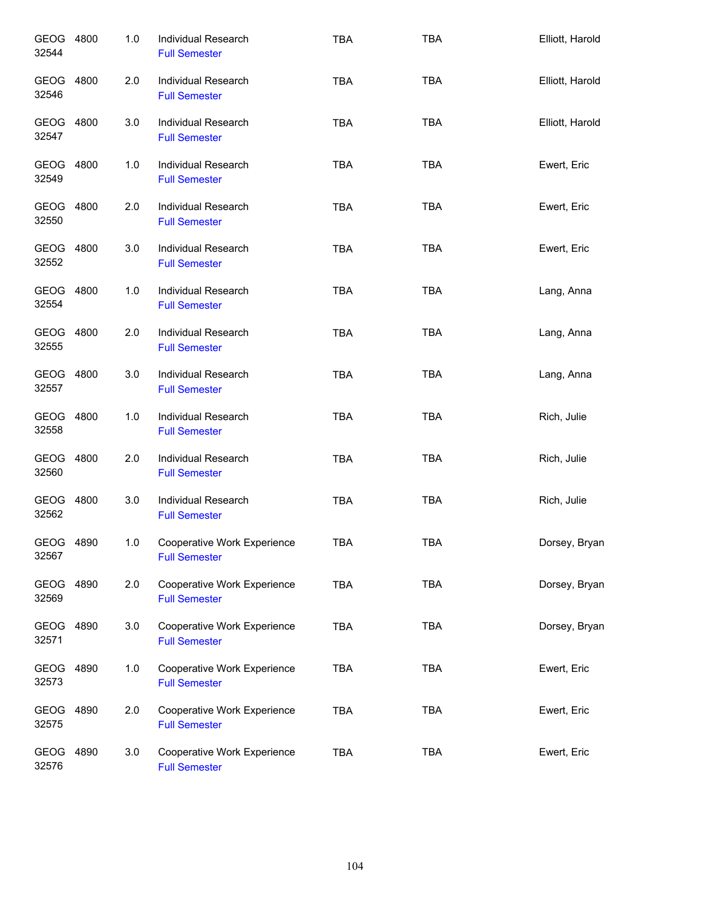| | | | | | | |
|---|---|---|---|---|---|---|
| GEOG 32544 | 4800 | 1.0 | Individual Research<br>Full Semester | TBA | TBA | Elliott, Harold |
| GEOG 32546 | 4800 | 2.0 | Individual Research<br>Full Semester | TBA | TBA | Elliott, Harold |
| GEOG 32547 | 4800 | 3.0 | Individual Research<br>Full Semester | TBA | TBA | Elliott, Harold |
| GEOG 32549 | 4800 | 1.0 | Individual Research<br>Full Semester | TBA | TBA | Ewert, Eric |
| GEOG 32550 | 4800 | 2.0 | Individual Research<br>Full Semester | TBA | TBA | Ewert, Eric |
| GEOG 32552 | 4800 | 3.0 | Individual Research<br>Full Semester | TBA | TBA | Ewert, Eric |
| GEOG 32554 | 4800 | 1.0 | Individual Research<br>Full Semester | TBA | TBA | Lang, Anna |
| GEOG 32555 | 4800 | 2.0 | Individual Research<br>Full Semester | TBA | TBA | Lang, Anna |
| GEOG 32557 | 4800 | 3.0 | Individual Research<br>Full Semester | TBA | TBA | Lang, Anna |
| GEOG 32558 | 4800 | 1.0 | Individual Research<br>Full Semester | TBA | TBA | Rich, Julie |
| GEOG 32560 | 4800 | 2.0 | Individual Research<br>Full Semester | TBA | TBA | Rich, Julie |
| GEOG 32562 | 4800 | 3.0 | Individual Research<br>Full Semester | TBA | TBA | Rich, Julie |
| GEOG 32567 | 4890 | 1.0 | Cooperative Work Experience<br>Full Semester | TBA | TBA | Dorsey, Bryan |
| GEOG 32569 | 4890 | 2.0 | Cooperative Work Experience<br>Full Semester | TBA | TBA | Dorsey, Bryan |
| GEOG 32571 | 4890 | 3.0 | Cooperative Work Experience<br>Full Semester | TBA | TBA | Dorsey, Bryan |
| GEOG 32573 | 4890 | 1.0 | Cooperative Work Experience<br>Full Semester | TBA | TBA | Ewert, Eric |
| GEOG 32575 | 4890 | 2.0 | Cooperative Work Experience<br>Full Semester | TBA | TBA | Ewert, Eric |
| GEOG 32576 | 4890 | 3.0 | Cooperative Work Experience<br>Full Semester | TBA | TBA | Ewert, Eric |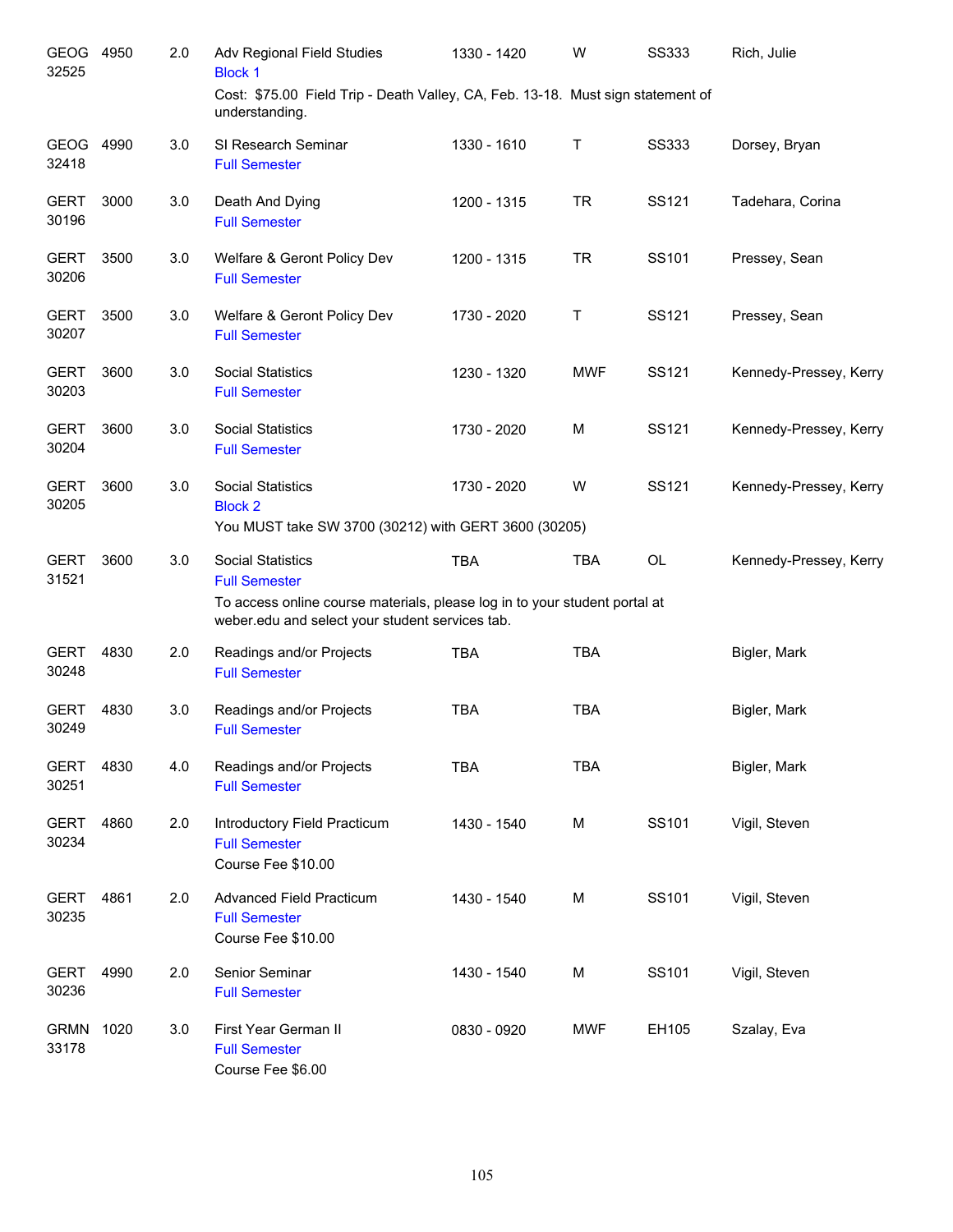| | | | | | | | |
|---|---|---|---|---|---|---|---|
| GEOG 32525 | 4950 | 2.0 | Adv Regional Field Studies<br>Block 1<br>Cost: $75.00 Field Trip - Death Valley, CA, Feb. 13-18. Must sign statement of understanding. | 1330 - 1420 | W | SS333 | Rich, Julie |
| GEOG 32418 | 4990 | 3.0 | SI Research Seminar<br>Full Semester | 1330 - 1610 | T | SS333 | Dorsey, Bryan |
| GERT 30196 | 3000 | 3.0 | Death And Dying<br>Full Semester | 1200 - 1315 | TR | SS121 | Tadehara, Corina |
| GERT 30206 | 3500 | 3.0 | Welfare & Geront Policy Dev<br>Full Semester | 1200 - 1315 | TR | SS101 | Pressey, Sean |
| GERT 30207 | 3500 | 3.0 | Welfare & Geront Policy Dev<br>Full Semester | 1730 - 2020 | T | SS121 | Pressey, Sean |
| GERT 30203 | 3600 | 3.0 | Social Statistics<br>Full Semester | 1230 - 1320 | MWF | SS121 | Kennedy-Pressey, Kerry |
| GERT 30204 | 3600 | 3.0 | Social Statistics<br>Full Semester | 1730 - 2020 | M | SS121 | Kennedy-Pressey, Kerry |
| GERT 30205 | 3600 | 3.0 | Social Statistics<br>Block 2<br>You MUST take SW 3700 (30212) with GERT 3600 (30205) | 1730 - 2020 | W | SS121 | Kennedy-Pressey, Kerry |
| GERT 31521 | 3600 | 3.0 | Social Statistics<br>Full Semester<br>To access online course materials, please log in to your student portal at weber.edu and select your student services tab. | TBA | TBA | OL | Kennedy-Pressey, Kerry |
| GERT 30248 | 4830 | 2.0 | Readings and/or Projects<br>Full Semester | TBA | TBA | | Bigler, Mark |
| GERT 30249 | 4830 | 3.0 | Readings and/or Projects<br>Full Semester | TBA | TBA | | Bigler, Mark |
| GERT 30251 | 4830 | 4.0 | Readings and/or Projects<br>Full Semester | TBA | TBA | | Bigler, Mark |
| GERT 30234 | 4860 | 2.0 | Introductory Field Practicum<br>Full Semester<br>Course Fee $10.00 | 1430 - 1540 | M | SS101 | Vigil, Steven |
| GERT 30235 | 4861 | 2.0 | Advanced Field Practicum<br>Full Semester<br>Course Fee $10.00 | 1430 - 1540 | M | SS101 | Vigil, Steven |
| GERT 30236 | 4990 | 2.0 | Senior Seminar<br>Full Semester | 1430 - 1540 | M | SS101 | Vigil, Steven |
| GRMN 33178 | 1020 | 3.0 | First Year German II<br>Full Semester<br>Course Fee $6.00 | 0830 - 0920 | MWF | EH105 | Szalay, Eva |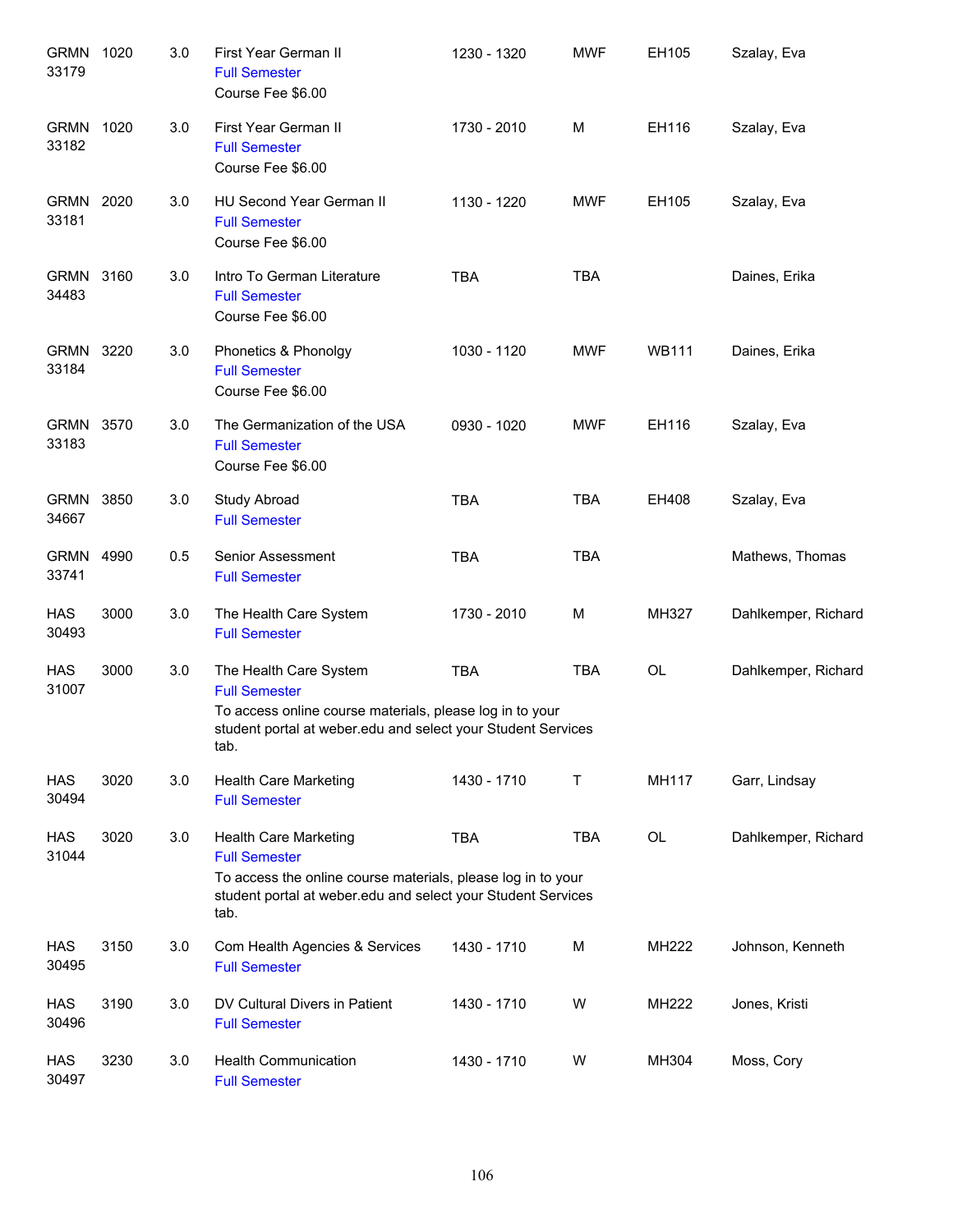| | | | | | | | |
|---|---|---|---|---|---|---|---|
| GRMN 33179 | 1020 | 3.0 | First Year German II<br>Full Semester<br>Course Fee $6.00 | 1230 - 1320 | MWF | EH105 | Szalay, Eva |
| GRMN 33182 | 1020 | 3.0 | First Year German II<br>Full Semester<br>Course Fee $6.00 | 1730 - 2010 | M | EH116 | Szalay, Eva |
| GRMN 33181 | 2020 | 3.0 | HU Second Year German II<br>Full Semester<br>Course Fee $6.00 | 1130 - 1220 | MWF | EH105 | Szalay, Eva |
| GRMN 34483 | 3160 | 3.0 | Intro To German Literature<br>Full Semester<br>Course Fee $6.00 | TBA | TBA | | Daines, Erika |
| GRMN 33184 | 3220 | 3.0 | Phonetics & Phonolgy<br>Full Semester<br>Course Fee $6.00 | 1030 - 1120 | MWF | WB111 | Daines, Erika |
| GRMN 33183 | 3570 | 3.0 | The Germanization of the USA<br>Full Semester<br>Course Fee $6.00 | 0930 - 1020 | MWF | EH116 | Szalay, Eva |
| GRMN 34667 | 3850 | 3.0 | Study Abroad<br>Full Semester | TBA | TBA | EH408 | Szalay, Eva |
| GRMN 33741 | 4990 | 0.5 | Senior Assessment<br>Full Semester | TBA | TBA | | Mathews, Thomas |
| HAS 30493 | 3000 | 3.0 | The Health Care System<br>Full Semester | 1730 - 2010 | M | MH327 | Dahlkemper, Richard |
| HAS 31007 | 3000 | 3.0 | The Health Care System<br>Full Semester<br>To access online course materials, please log in to your student portal at weber.edu and select your Student Services tab. | TBA | TBA | OL | Dahlkemper, Richard |
| HAS 30494 | 3020 | 3.0 | Health Care Marketing<br>Full Semester | 1430 - 1710 | T | MH117 | Garr, Lindsay |
| HAS 31044 | 3020 | 3.0 | Health Care Marketing<br>Full Semester<br>To access the online course materials, please log in to your student portal at weber.edu and select your Student Services tab. | TBA | TBA | OL | Dahlkemper, Richard |
| HAS 30495 | 3150 | 3.0 | Com Health Agencies & Services<br>Full Semester | 1430 - 1710 | M | MH222 | Johnson, Kenneth |
| HAS 30496 | 3190 | 3.0 | DV Cultural Divers in Patient<br>Full Semester | 1430 - 1710 | W | MH222 | Jones, Kristi |
| HAS 30497 | 3230 | 3.0 | Health Communication<br>Full Semester | 1430 - 1710 | W | MH304 | Moss, Cory |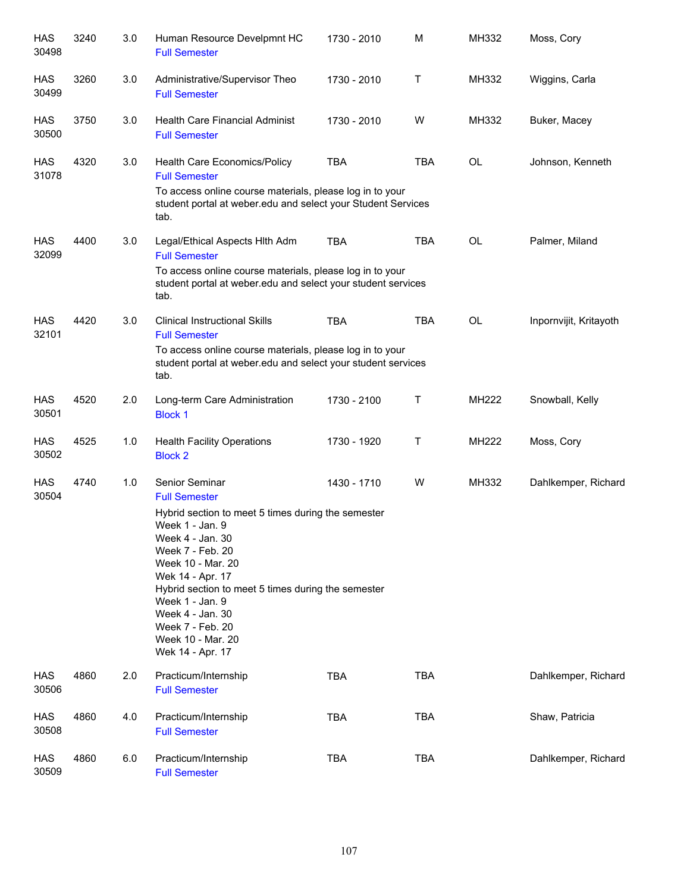| | | | | | | | |
|---|---|---|---|---|---|---|---|
| HAS 30498 | 3240 | 3.0 | Human Resource Develpmnt HC<br>Full Semester | 1730 - 2010 | M | MH332 | Moss, Cory |
| HAS 30499 | 3260 | 3.0 | Administrative/Supervisor Theo<br>Full Semester | 1730 - 2010 | T | MH332 | Wiggins, Carla |
| HAS 30500 | 3750 | 3.0 | Health Care Financial Administ<br>Full Semester | 1730 - 2010 | W | MH332 | Buker, Macey |
| HAS 31078 | 4320 | 3.0 | Health Care Economics/Policy<br>Full Semester<br>To access online course materials, please log in to your student portal at weber.edu and select your Student Services tab. | TBA | TBA | OL | Johnson, Kenneth |
| HAS 32099 | 4400 | 3.0 | Legal/Ethical Aspects Hlth Adm<br>Full Semester<br>To access online course materials, please log in to your student portal at weber.edu and select your student services tab. | TBA | TBA | OL | Palmer, Miland |
| HAS 32101 | 4420 | 3.0 | Clinical Instructional Skills<br>Full Semester<br>To access online course materials, please log in to your student portal at weber.edu and select your student services tab. | TBA | TBA | OL | Inpornvijit, Kritayoth |
| HAS 30501 | 4520 | 2.0 | Long-term Care Administration<br>Block 1 | 1730 - 2100 | T | MH222 | Snowball, Kelly |
| HAS 30502 | 4525 | 1.0 | Health Facility Operations<br>Block 2 | 1730 - 1920 | T | MH222 | Moss, Cory |
| HAS 30504 | 4740 | 1.0 | Senior Seminar<br>Full Semester<br>Hybrid section to meet 5 times during the semester<br>Week 1 - Jan. 9<br>Week 4 - Jan. 30<br>Week 7 - Feb. 20<br>Week 10 - Mar. 20<br>Wek 14 - Apr. 17<br>Hybrid section to meet 5 times during the semester<br>Week 1 - Jan. 9<br>Week 4 - Jan. 30<br>Week 7 - Feb. 20<br>Week 10 - Mar. 20<br>Wek 14 - Apr. 17 | 1430 - 1710 | W | MH332 | Dahlkemper, Richard |
| HAS 30506 | 4860 | 2.0 | Practicum/Internship<br>Full Semester | TBA | TBA | | Dahlkemper, Richard |
| HAS 30508 | 4860 | 4.0 | Practicum/Internship<br>Full Semester | TBA | TBA | | Shaw, Patricia |
| HAS 30509 | 4860 | 6.0 | Practicum/Internship<br>Full Semester | TBA | TBA | | Dahlkemper, Richard |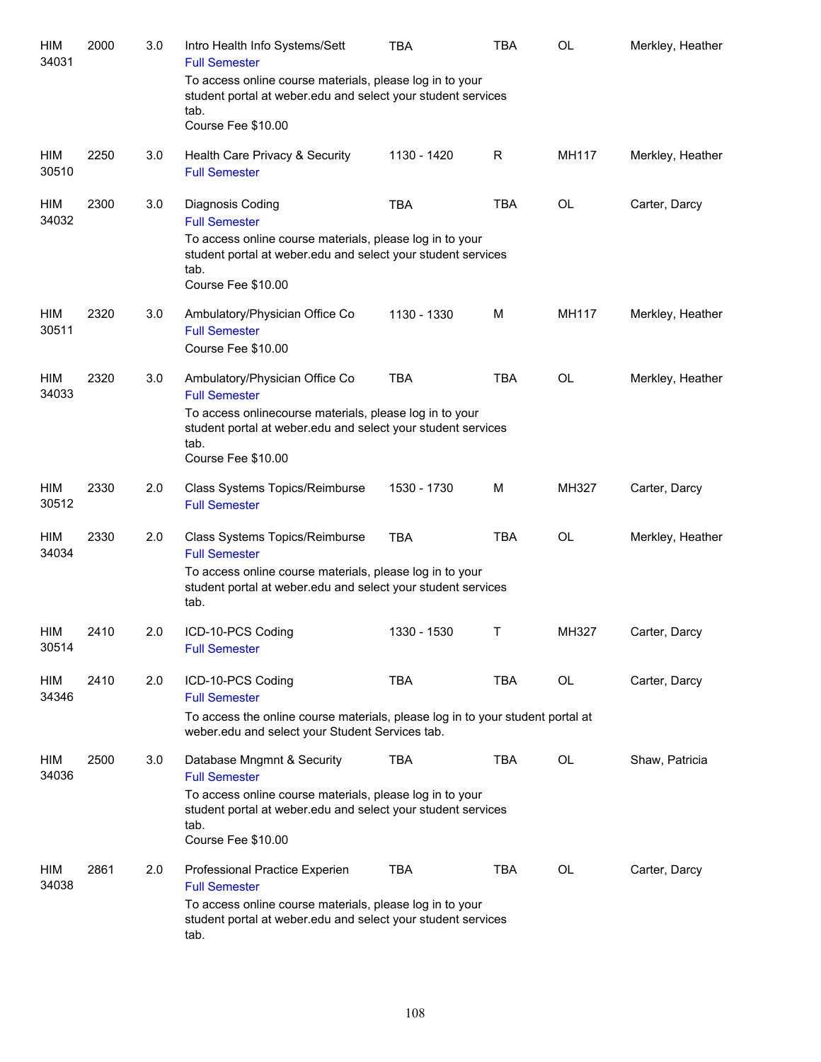| | | | | | | | |
|---|---|---|---|---|---|---|---|
| HIM 34031 | 2000 | 3.0 | Intro Health Info Systems/Sett<br>Full Semester<br>To access online course materials, please log in to your student portal at weber.edu and select your student services tab.<br>Course Fee $10.00 | TBA | TBA | OL | Merkley, Heather |
| HIM 30510 | 2250 | 3.0 | Health Care Privacy & Security<br>Full Semester | 1130 - 1420 | R | MH117 | Merkley, Heather |
| HIM 34032 | 2300 | 3.0 | Diagnosis Coding<br>Full Semester<br>To access online course materials, please log in to your student portal at weber.edu and select your student services tab.<br>Course Fee $10.00 | TBA | TBA | OL | Carter, Darcy |
| HIM 30511 | 2320 | 3.0 | Ambulatory/Physician Office Co<br>Full Semester<br>Course Fee $10.00 | 1130 - 1330 | M | MH117 | Merkley, Heather |
| HIM 34033 | 2320 | 3.0 | Ambulatory/Physician Office Co<br>Full Semester<br>To access onlinecourse materials, please log in to your student portal at weber.edu and select your student services tab.<br>Course Fee $10.00 | TBA | TBA | OL | Merkley, Heather |
| HIM 30512 | 2330 | 2.0 | Class Systems Topics/Reimburse<br>Full Semester | 1530 - 1730 | M | MH327 | Carter, Darcy |
| HIM 34034 | 2330 | 2.0 | Class Systems Topics/Reimburse<br>Full Semester<br>To access online course materials, please log in to your student portal at weber.edu and select your student services tab. | TBA | TBA | OL | Merkley, Heather |
| HIM 30514 | 2410 | 2.0 | ICD-10-PCS Coding<br>Full Semester | 1330 - 1530 | T | MH327 | Carter, Darcy |
| HIM 34346 | 2410 | 2.0 | ICD-10-PCS Coding<br>Full Semester<br>To access the online course materials, please log in to your student portal at weber.edu and select your Student Services tab. | TBA | TBA | OL | Carter, Darcy |
| HIM 34036 | 2500 | 3.0 | Database Mngmnt & Security<br>Full Semester<br>To access online course materials, please log in to your student portal at weber.edu and select your student services tab.<br>Course Fee $10.00 | TBA | TBA | OL | Shaw, Patricia |
| HIM 34038 | 2861 | 2.0 | Professional Practice Experien<br>Full Semester<br>To access online course materials, please log in to your student portal at weber.edu and select your student services tab. | TBA | TBA | OL | Carter, Darcy |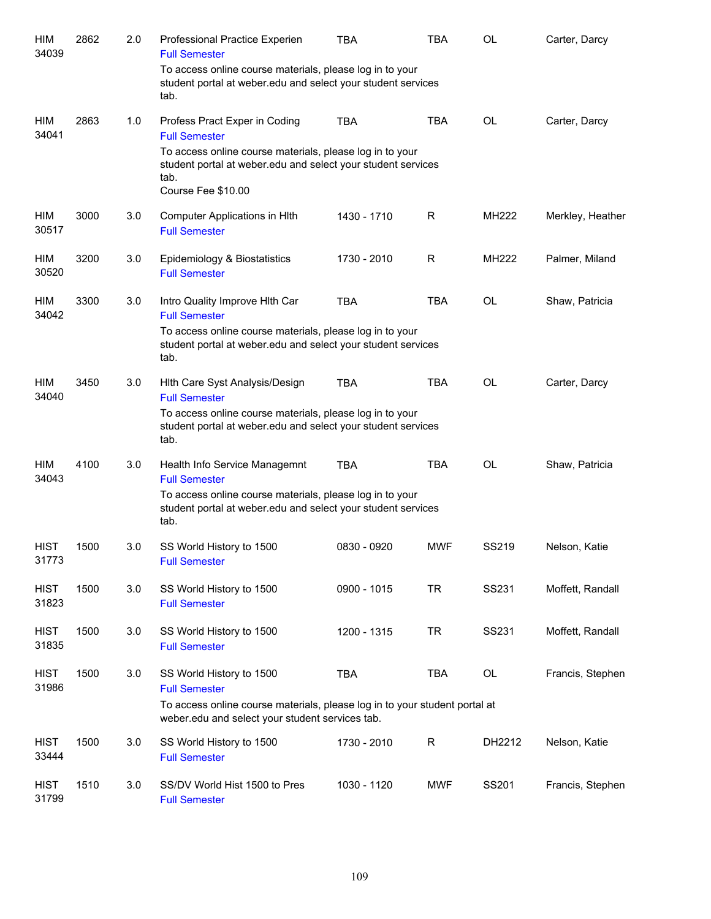| | | | | | | | |
|---|---|---|---|---|---|---|---|
| HIM 34039 | 2862 | 2.0 | Professional Practice Experien<br>Full Semester<br>To access online course materials, please log in to your student portal at weber.edu and select your student services tab. | TBA | TBA | OL | Carter, Darcy |
| HIM 34041 | 2863 | 1.0 | Profess Pract Exper in Coding<br>Full Semester<br>To access online course materials, please log in to your student portal at weber.edu and select your student services tab.<br>Course Fee $10.00 | TBA | TBA | OL | Carter, Darcy |
| HIM 30517 | 3000 | 3.0 | Computer Applications in Hlth<br>Full Semester | 1430 - 1710 | R | MH222 | Merkley, Heather |
| HIM 30520 | 3200 | 3.0 | Epidemiology & Biostatistics<br>Full Semester | 1730 - 2010 | R | MH222 | Palmer, Miland |
| HIM 34042 | 3300 | 3.0 | Intro Quality Improve Hlth Car<br>Full Semester<br>To access online course materials, please log in to your student portal at weber.edu and select your student services tab. | TBA | TBA | OL | Shaw, Patricia |
| HIM 34040 | 3450 | 3.0 | Hlth Care Syst Analysis/Design<br>Full Semester<br>To access online course materials, please log in to your student portal at weber.edu and select your student services tab. | TBA | TBA | OL | Carter, Darcy |
| HIM 34043 | 4100 | 3.0 | Health Info Service Managemnt<br>Full Semester<br>To access online course materials, please log in to your student portal at weber.edu and select your student services tab. | TBA | TBA | OL | Shaw, Patricia |
| HIST 31773 | 1500 | 3.0 | SS World History to 1500<br>Full Semester | 0830 - 0920 | MWF | SS219 | Nelson, Katie |
| HIST 31823 | 1500 | 3.0 | SS World History to 1500<br>Full Semester | 0900 - 1015 | TR | SS231 | Moffett, Randall |
| HIST 31835 | 1500 | 3.0 | SS World History to 1500<br>Full Semester | 1200 - 1315 | TR | SS231 | Moffett, Randall |
| HIST 31986 | 1500 | 3.0 | SS World History to 1500<br>Full Semester<br>To access online course materials, please log in to your student portal at weber.edu and select your student services tab. | TBA | TBA | OL | Francis, Stephen |
| HIST 33444 | 1500 | 3.0 | SS World History to 1500<br>Full Semester | 1730 - 2010 | R | DH2212 | Nelson, Katie |
| HIST 31799 | 1510 | 3.0 | SS/DV World Hist 1500 to Pres<br>Full Semester | 1030 - 1120 | MWF | SS201 | Francis, Stephen |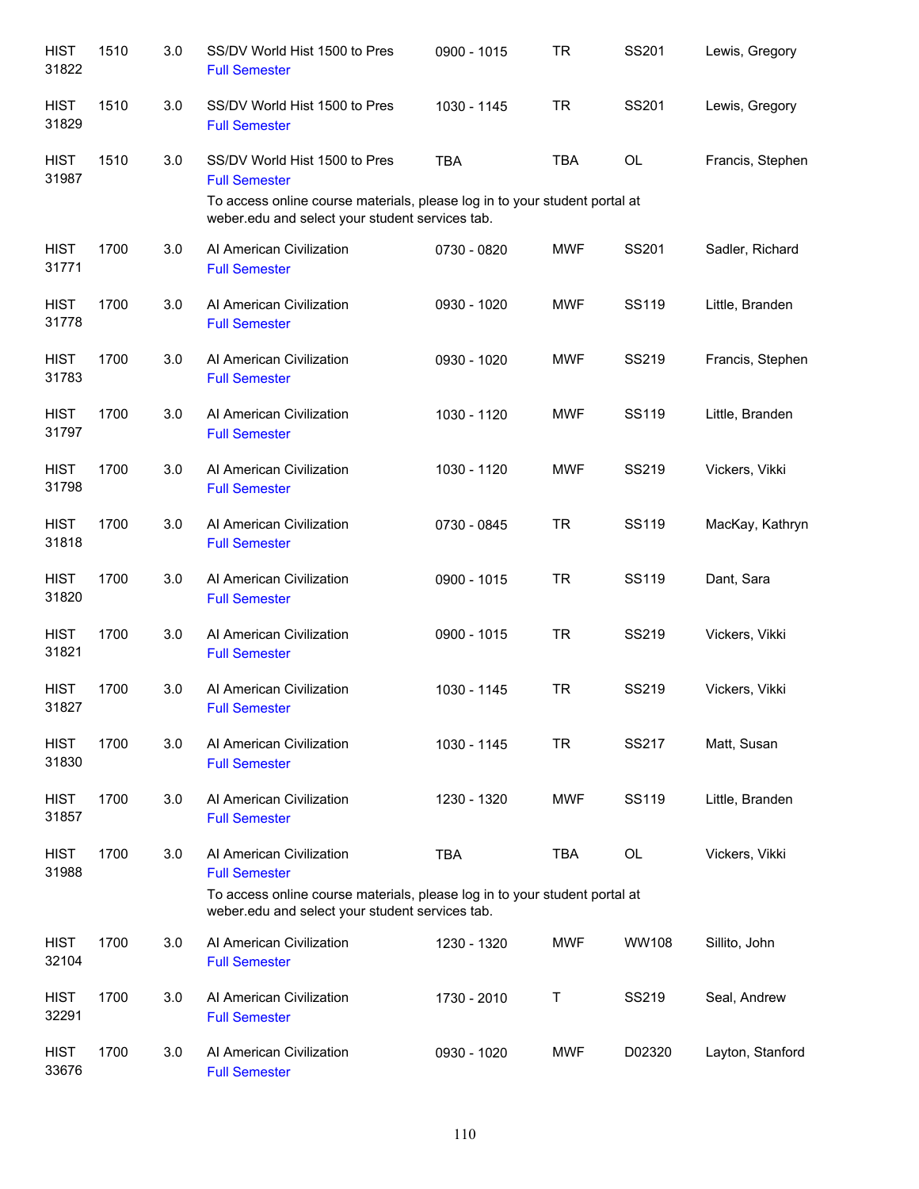| | | | | | | | |
|---|---|---|---|---|---|---|---|
| HIST 31822 | 1510 | 3.0 | SS/DV World Hist 1500 to Pres<br>Full Semester | 0900 - 1015 | TR | SS201 | Lewis, Gregory |
| HIST 31829 | 1510 | 3.0 | SS/DV World Hist 1500 to Pres<br>Full Semester | 1030 - 1145 | TR | SS201 | Lewis, Gregory |
| HIST 31987 | 1510 | 3.0 | SS/DV World Hist 1500 to Pres<br>Full Semester<br>To access online course materials, please log in to your student portal at weber.edu and select your student services tab. | TBA | TBA | OL | Francis, Stephen |
| HIST 31771 | 1700 | 3.0 | AI American Civilization<br>Full Semester | 0730 - 0820 | MWF | SS201 | Sadler, Richard |
| HIST 31778 | 1700 | 3.0 | AI American Civilization<br>Full Semester | 0930 - 1020 | MWF | SS119 | Little, Branden |
| HIST 31783 | 1700 | 3.0 | AI American Civilization<br>Full Semester | 0930 - 1020 | MWF | SS219 | Francis, Stephen |
| HIST 31797 | 1700 | 3.0 | AI American Civilization<br>Full Semester | 1030 - 1120 | MWF | SS119 | Little, Branden |
| HIST 31798 | 1700 | 3.0 | AI American Civilization<br>Full Semester | 1030 - 1120 | MWF | SS219 | Vickers, Vikki |
| HIST 31818 | 1700 | 3.0 | AI American Civilization<br>Full Semester | 0730 - 0845 | TR | SS119 | MacKay, Kathryn |
| HIST 31820 | 1700 | 3.0 | AI American Civilization<br>Full Semester | 0900 - 1015 | TR | SS119 | Dant, Sara |
| HIST 31821 | 1700 | 3.0 | AI American Civilization<br>Full Semester | 0900 - 1015 | TR | SS219 | Vickers, Vikki |
| HIST 31827 | 1700 | 3.0 | AI American Civilization<br>Full Semester | 1030 - 1145 | TR | SS219 | Vickers, Vikki |
| HIST 31830 | 1700 | 3.0 | AI American Civilization<br>Full Semester | 1030 - 1145 | TR | SS217 | Matt, Susan |
| HIST 31857 | 1700 | 3.0 | AI American Civilization<br>Full Semester | 1230 - 1320 | MWF | SS119 | Little, Branden |
| HIST 31988 | 1700 | 3.0 | AI American Civilization<br>Full Semester<br>To access online course materials, please log in to your student portal at weber.edu and select your student services tab. | TBA | TBA | OL | Vickers, Vikki |
| HIST 32104 | 1700 | 3.0 | AI American Civilization<br>Full Semester | 1230 - 1320 | MWF | WW108 | Sillito, John |
| HIST 32291 | 1700 | 3.0 | AI American Civilization<br>Full Semester | 1730 - 2010 | T | SS219 | Seal, Andrew |
| HIST 33676 | 1700 | 3.0 | AI American Civilization<br>Full Semester | 0930 - 1020 | MWF | D02320 | Layton, Stanford |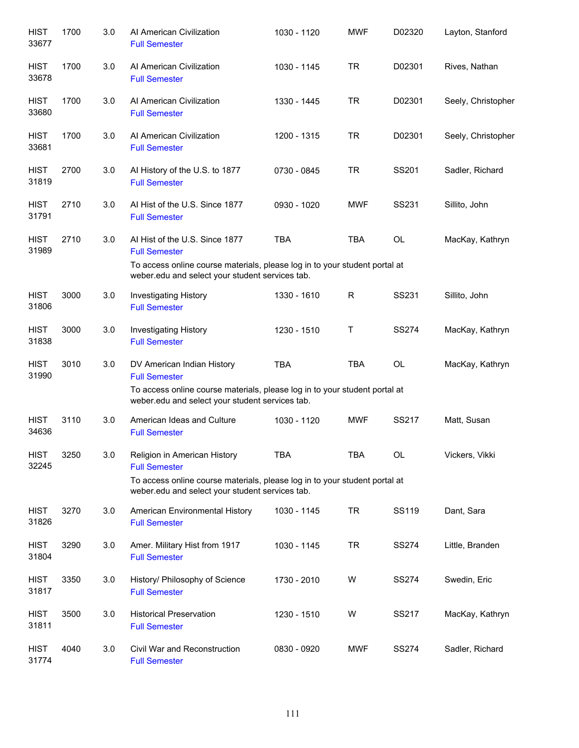| | | | | | | | |
|---|---|---|---|---|---|---|---|
| HIST 33677 | 1700 | 3.0 | AI American Civilization<br>Full Semester | 1030 - 1120 | MWF | D02320 | Layton, Stanford |
| HIST 33678 | 1700 | 3.0 | AI American Civilization<br>Full Semester | 1030 - 1145 | TR | D02301 | Rives, Nathan |
| HIST 33680 | 1700 | 3.0 | AI American Civilization<br>Full Semester | 1330 - 1445 | TR | D02301 | Seely, Christopher |
| HIST 33681 | 1700 | 3.0 | AI American Civilization<br>Full Semester | 1200 - 1315 | TR | D02301 | Seely, Christopher |
| HIST 31819 | 2700 | 3.0 | AI History of the U.S. to 1877<br>Full Semester | 0730 - 0845 | TR | SS201 | Sadler, Richard |
| HIST 31791 | 2710 | 3.0 | AI Hist of the U.S. Since 1877<br>Full Semester | 0930 - 1020 | MWF | SS231 | Sillito, John |
| HIST 31989 | 2710 | 3.0 | AI Hist of the U.S. Since 1877<br>Full Semester<br>To access online course materials, please log in to your student portal at weber.edu and select your student services tab. | TBA | TBA | OL | MacKay, Kathryn |
| HIST 31806 | 3000 | 3.0 | Investigating History<br>Full Semester | 1330 - 1610 | R | SS231 | Sillito, John |
| HIST 31838 | 3000 | 3.0 | Investigating History<br>Full Semester | 1230 - 1510 | T | SS274 | MacKay, Kathryn |
| HIST 31990 | 3010 | 3.0 | DV American Indian History<br>Full Semester<br>To access online course materials, please log in to your student portal at weber.edu and select your student services tab. | TBA | TBA | OL | MacKay, Kathryn |
| HIST 34636 | 3110 | 3.0 | American Ideas and Culture<br>Full Semester | 1030 - 1120 | MWF | SS217 | Matt, Susan |
| HIST 32245 | 3250 | 3.0 | Religion in American History<br>Full Semester<br>To access online course materials, please log in to your student portal at weber.edu and select your student services tab. | TBA | TBA | OL | Vickers, Vikki |
| HIST 31826 | 3270 | 3.0 | American Environmental History<br>Full Semester | 1030 - 1145 | TR | SS119 | Dant, Sara |
| HIST 31804 | 3290 | 3.0 | Amer. Military Hist from 1917<br>Full Semester | 1030 - 1145 | TR | SS274 | Little, Branden |
| HIST 31817 | 3350 | 3.0 | History/ Philosophy of Science<br>Full Semester | 1730 - 2010 | W | SS274 | Swedin, Eric |
| HIST 31811 | 3500 | 3.0 | Historical Preservation<br>Full Semester | 1230 - 1510 | W | SS217 | MacKay, Kathryn |
| HIST 31774 | 4040 | 3.0 | Civil War and Reconstruction<br>Full Semester | 0830 - 0920 | MWF | SS274 | Sadler, Richard |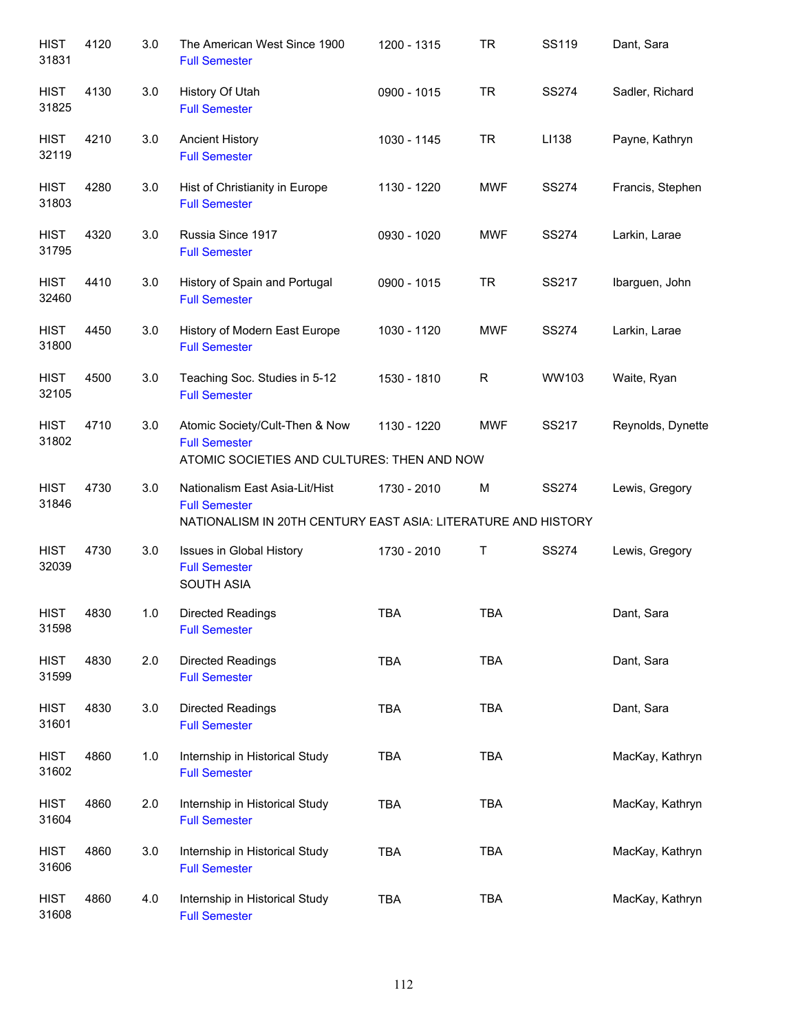| | | | | | | | |
|---|---|---|---|---|---|---|---|
| HIST 31831 | 4120 | 3.0 | The American West Since 1900<br>Full Semester | 1200 - 1315 | TR | SS119 | Dant, Sara |
| HIST 31825 | 4130 | 3.0 | History Of Utah<br>Full Semester | 0900 - 1015 | TR | SS274 | Sadler, Richard |
| HIST 32119 | 4210 | 3.0 | Ancient History<br>Full Semester | 1030 - 1145 | TR | LI138 | Payne, Kathryn |
| HIST 31803 | 4280 | 3.0 | Hist of Christianity in Europe<br>Full Semester | 1130 - 1220 | MWF | SS274 | Francis, Stephen |
| HIST 31795 | 4320 | 3.0 | Russia Since 1917<br>Full Semester | 0930 - 1020 | MWF | SS274 | Larkin, Larae |
| HIST 32460 | 4410 | 3.0 | History of Spain and Portugal<br>Full Semester | 0900 - 1015 | TR | SS217 | Ibarguen, John |
| HIST 31800 | 4450 | 3.0 | History of Modern East Europe<br>Full Semester | 1030 - 1120 | MWF | SS274 | Larkin, Larae |
| HIST 32105 | 4500 | 3.0 | Teaching Soc. Studies in 5-12<br>Full Semester | 1530 - 1810 | R | WW103 | Waite, Ryan |
| HIST 31802 | 4710 | 3.0 | Atomic Society/Cult-Then & Now<br>Full Semester<br>ATOMIC SOCIETIES AND CULTURES: THEN AND NOW | 1130 - 1220 | MWF | SS217 | Reynolds, Dynette |
| HIST 31846 | 4730 | 3.0 | Nationalism East Asia-Lit/Hist<br>Full Semester<br>NATIONALISM IN 20TH CENTURY EAST ASIA: LITERATURE AND HISTORY | 1730 - 2010 | M | SS274 | Lewis, Gregory |
| HIST 32039 | 4730 | 3.0 | Issues in Global History<br>Full Semester<br>SOUTH ASIA | 1730 - 2010 | T | SS274 | Lewis, Gregory |
| HIST 31598 | 4830 | 1.0 | Directed Readings<br>Full Semester | TBA | TBA | | Dant, Sara |
| HIST 31599 | 4830 | 2.0 | Directed Readings<br>Full Semester | TBA | TBA | | Dant, Sara |
| HIST 31601 | 4830 | 3.0 | Directed Readings<br>Full Semester | TBA | TBA | | Dant, Sara |
| HIST 31602 | 4860 | 1.0 | Internship in Historical Study<br>Full Semester | TBA | TBA | | MacKay, Kathryn |
| HIST 31604 | 4860 | 2.0 | Internship in Historical Study<br>Full Semester | TBA | TBA | | MacKay, Kathryn |
| HIST 31606 | 4860 | 3.0 | Internship in Historical Study<br>Full Semester | TBA | TBA | | MacKay, Kathryn |
| HIST 31608 | 4860 | 4.0 | Internship in Historical Study<br>Full Semester | TBA | TBA | | MacKay, Kathryn |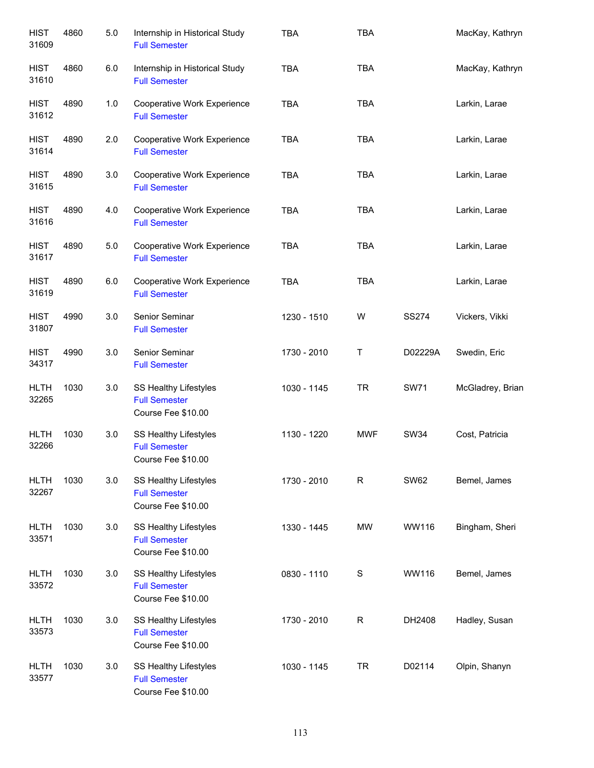| | | | | | | | |
|---|---|---|---|---|---|---|---|
| HIST 31609 | 4860 | 5.0 | Internship in Historical Study<br>Full Semester | TBA | TBA | | MacKay, Kathryn |
| HIST 31610 | 4860 | 6.0 | Internship in Historical Study<br>Full Semester | TBA | TBA | | MacKay, Kathryn |
| HIST 31612 | 4890 | 1.0 | Cooperative Work Experience<br>Full Semester | TBA | TBA | | Larkin, Larae |
| HIST 31614 | 4890 | 2.0 | Cooperative Work Experience<br>Full Semester | TBA | TBA | | Larkin, Larae |
| HIST 31615 | 4890 | 3.0 | Cooperative Work Experience<br>Full Semester | TBA | TBA | | Larkin, Larae |
| HIST 31616 | 4890 | 4.0 | Cooperative Work Experience<br>Full Semester | TBA | TBA | | Larkin, Larae |
| HIST 31617 | 4890 | 5.0 | Cooperative Work Experience<br>Full Semester | TBA | TBA | | Larkin, Larae |
| HIST 31619 | 4890 | 6.0 | Cooperative Work Experience<br>Full Semester | TBA | TBA | | Larkin, Larae |
| HIST 31807 | 4990 | 3.0 | Senior Seminar<br>Full Semester | 1230 - 1510 | W | SS274 | Vickers, Vikki |
| HIST 34317 | 4990 | 3.0 | Senior Seminar<br>Full Semester | 1730 - 2010 | T | D02229A | Swedin, Eric |
| HLTH 32265 | 1030 | 3.0 | SS Healthy Lifestyles<br>Full Semester<br>Course Fee $10.00 | 1030 - 1145 | TR | SW71 | McGladrey, Brian |
| HLTH 32266 | 1030 | 3.0 | SS Healthy Lifestyles<br>Full Semester<br>Course Fee $10.00 | 1130 - 1220 | MWF | SW34 | Cost, Patricia |
| HLTH 32267 | 1030 | 3.0 | SS Healthy Lifestyles<br>Full Semester<br>Course Fee $10.00 | 1730 - 2010 | R | SW62 | Bemel, James |
| HLTH 33571 | 1030 | 3.0 | SS Healthy Lifestyles<br>Full Semester<br>Course Fee $10.00 | 1330 - 1445 | MW | WW116 | Bingham, Sheri |
| HLTH 33572 | 1030 | 3.0 | SS Healthy Lifestyles<br>Full Semester<br>Course Fee $10.00 | 0830 - 1110 | S | WW116 | Bemel, James |
| HLTH 33573 | 1030 | 3.0 | SS Healthy Lifestyles<br>Full Semester<br>Course Fee $10.00 | 1730 - 2010 | R | DH2408 | Hadley, Susan |
| HLTH 33577 | 1030 | 3.0 | SS Healthy Lifestyles<br>Full Semester<br>Course Fee $10.00 | 1030 - 1145 | TR | D02114 | Olpin, Shanyn |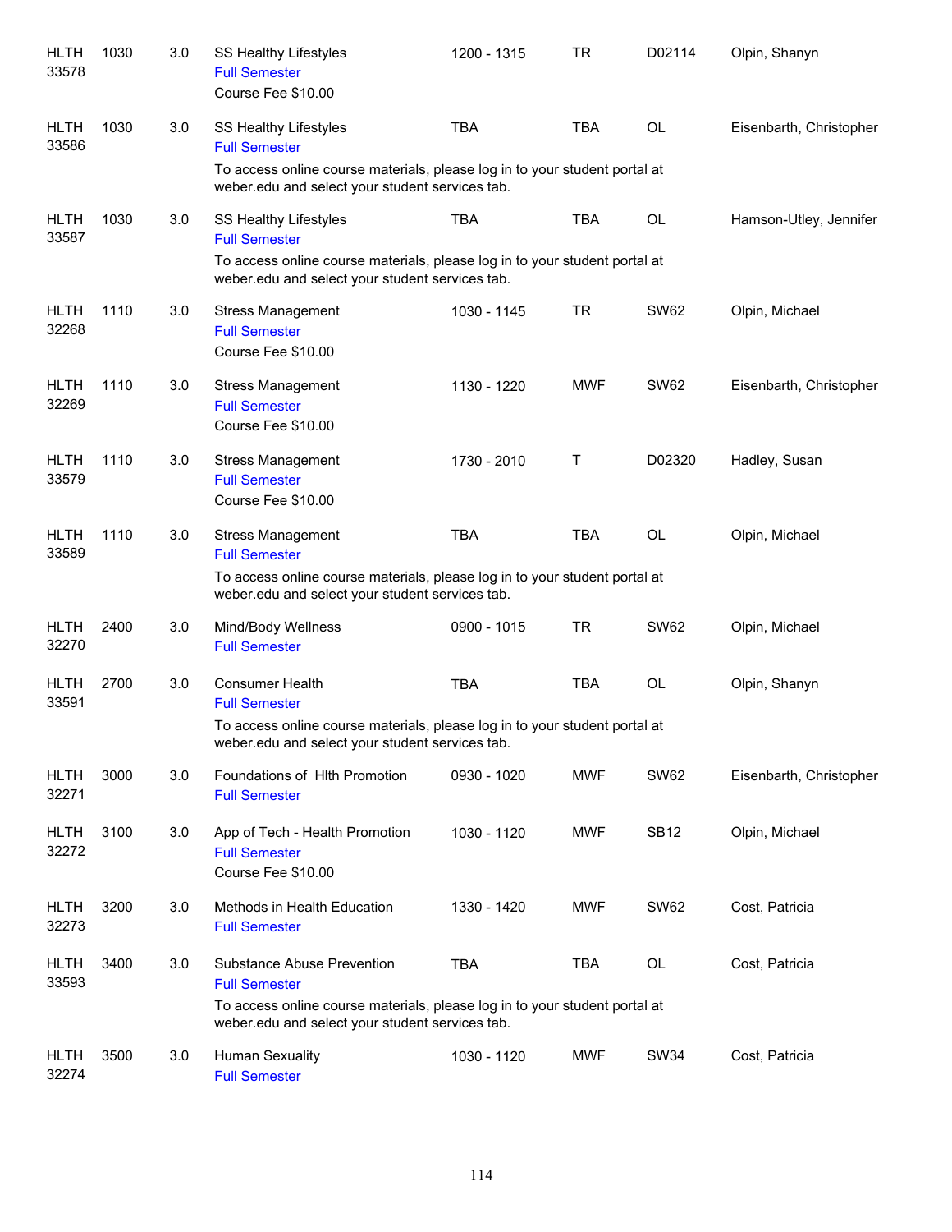| | | | | | | | |
|---|---|---|---|---|---|---|---|
| HLTH 33578 | 1030 | 3.0 | SS Healthy Lifestyles<br>Full Semester<br>Course Fee $10.00 | 1200 - 1315 | TR | D02114 | Olpin, Shanyn |
| HLTH 33586 | 1030 | 3.0 | SS Healthy Lifestyles<br>Full Semester<br>To access online course materials, please log in to your student portal at weber.edu and select your student services tab. | TBA | TBA | OL | Eisenbarth, Christopher |
| HLTH 33587 | 1030 | 3.0 | SS Healthy Lifestyles<br>Full Semester<br>To access online course materials, please log in to your student portal at weber.edu and select your student services tab. | TBA | TBA | OL | Hamson-Utley, Jennifer |
| HLTH 32268 | 1110 | 3.0 | Stress Management<br>Full Semester<br>Course Fee $10.00 | 1030 - 1145 | TR | SW62 | Olpin, Michael |
| HLTH 32269 | 1110 | 3.0 | Stress Management<br>Full Semester<br>Course Fee $10.00 | 1130 - 1220 | MWF | SW62 | Eisenbarth, Christopher |
| HLTH 33579 | 1110 | 3.0 | Stress Management<br>Full Semester<br>Course Fee $10.00 | 1730 - 2010 | T | D02320 | Hadley, Susan |
| HLTH 33589 | 1110 | 3.0 | Stress Management<br>Full Semester<br>To access online course materials, please log in to your student portal at weber.edu and select your student services tab. | TBA | TBA | OL | Olpin, Michael |
| HLTH 32270 | 2400 | 3.0 | Mind/Body Wellness<br>Full Semester | 0900 - 1015 | TR | SW62 | Olpin, Michael |
| HLTH 33591 | 2700 | 3.0 | Consumer Health<br>Full Semester<br>To access online course materials, please log in to your student portal at weber.edu and select your student services tab. | TBA | TBA | OL | Olpin, Shanyn |
| HLTH 32271 | 3000 | 3.0 | Foundations of Hlth Promotion<br>Full Semester | 0930 - 1020 | MWF | SW62 | Eisenbarth, Christopher |
| HLTH 32272 | 3100 | 3.0 | App of Tech - Health Promotion<br>Full Semester<br>Course Fee $10.00 | 1030 - 1120 | MWF | SB12 | Olpin, Michael |
| HLTH 32273 | 3200 | 3.0 | Methods in Health Education<br>Full Semester | 1330 - 1420 | MWF | SW62 | Cost, Patricia |
| HLTH 33593 | 3400 | 3.0 | Substance Abuse Prevention<br>Full Semester<br>To access online course materials, please log in to your student portal at weber.edu and select your student services tab. | TBA | TBA | OL | Cost, Patricia |
| HLTH 32274 | 3500 | 3.0 | Human Sexuality<br>Full Semester | 1030 - 1120 | MWF | SW34 | Cost, Patricia |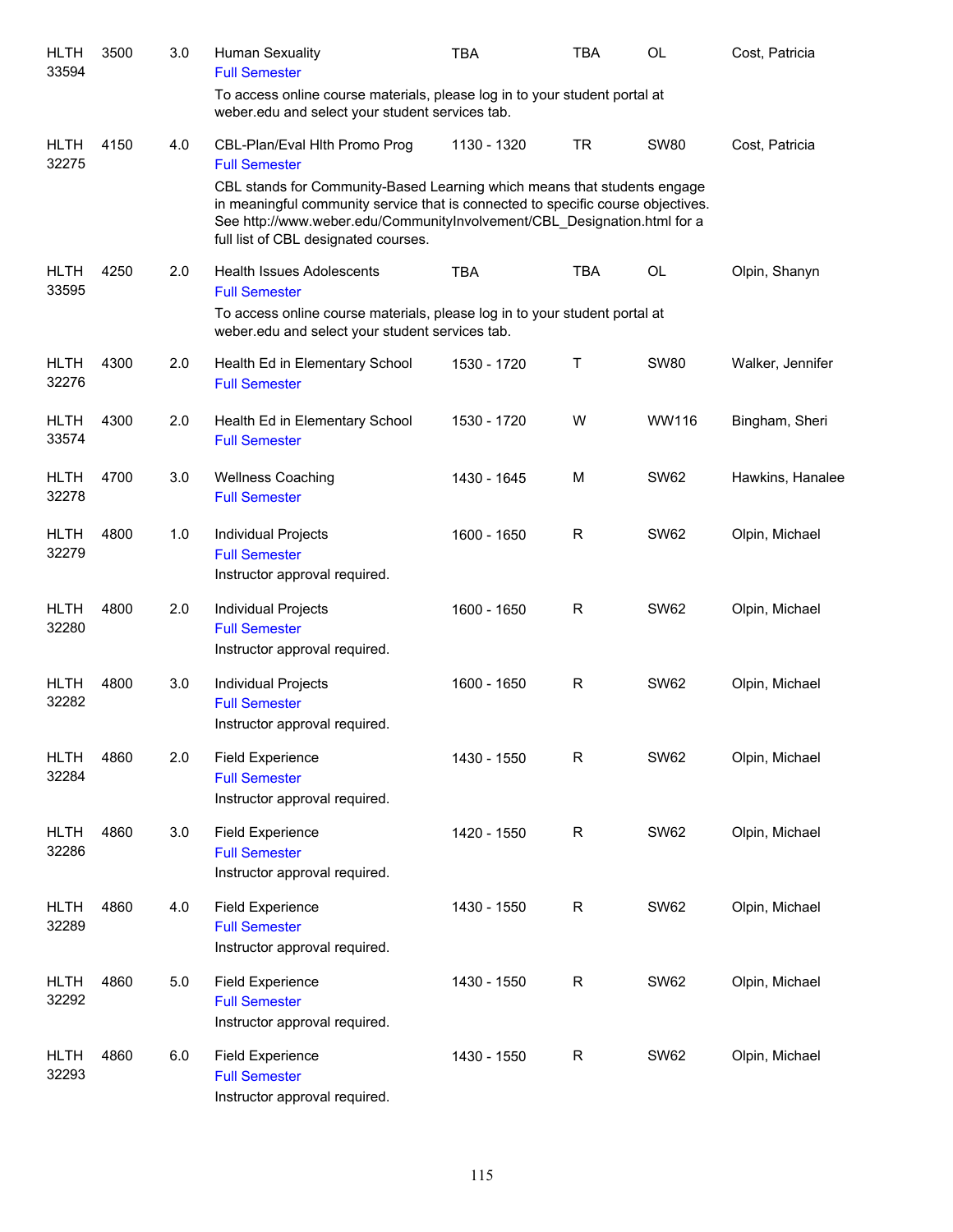| | | | | | | | |
|---|---|---|---|---|---|---|---|
| HLTH 33594 | 3500 | 3.0 | Human Sexuality<br>Full Semester<br>To access online course materials, please log in to your student portal at weber.edu and select your student services tab. | TBA | TBA | OL | Cost, Patricia |
| HLTH 32275 | 4150 | 4.0 | CBL-Plan/Eval Hlth Promo Prog<br>Full Semester<br>CBL stands for Community-Based Learning which means that students engage in meaningful community service that is connected to specific course objectives. See http://www.weber.edu/CommunityInvolvement/CBL_Designation.html for a full list of CBL designated courses. | 1130 - 1320 | TR | SW80 | Cost, Patricia |
| HLTH 33595 | 4250 | 2.0 | Health Issues Adolescents<br>Full Semester<br>To access online course materials, please log in to your student portal at weber.edu and select your student services tab. | TBA | TBA | OL | Olpin, Shanyn |
| HLTH 32276 | 4300 | 2.0 | Health Ed in Elementary School<br>Full Semester | 1530 - 1720 | T | SW80 | Walker, Jennifer |
| HLTH 33574 | 4300 | 2.0 | Health Ed in Elementary School<br>Full Semester | 1530 - 1720 | W | WW116 | Bingham, Sheri |
| HLTH 32278 | 4700 | 3.0 | Wellness Coaching<br>Full Semester | 1430 - 1645 | M | SW62 | Hawkins, Hanalee |
| HLTH 32279 | 4800 | 1.0 | Individual Projects<br>Full Semester<br>Instructor approval required. | 1600 - 1650 | R | SW62 | Olpin, Michael |
| HLTH 32280 | 4800 | 2.0 | Individual Projects<br>Full Semester<br>Instructor approval required. | 1600 - 1650 | R | SW62 | Olpin, Michael |
| HLTH 32282 | 4800 | 3.0 | Individual Projects<br>Full Semester<br>Instructor approval required. | 1600 - 1650 | R | SW62 | Olpin, Michael |
| HLTH 32284 | 4860 | 2.0 | Field Experience<br>Full Semester<br>Instructor approval required. | 1430 - 1550 | R | SW62 | Olpin, Michael |
| HLTH 32286 | 4860 | 3.0 | Field Experience<br>Full Semester<br>Instructor approval required. | 1420 - 1550 | R | SW62 | Olpin, Michael |
| HLTH 32289 | 4860 | 4.0 | Field Experience<br>Full Semester<br>Instructor approval required. | 1430 - 1550 | R | SW62 | Olpin, Michael |
| HLTH 32292 | 4860 | 5.0 | Field Experience<br>Full Semester<br>Instructor approval required. | 1430 - 1550 | R | SW62 | Olpin, Michael |
| HLTH 32293 | 4860 | 6.0 | Field Experience<br>Full Semester<br>Instructor approval required. | 1430 - 1550 | R | SW62 | Olpin, Michael |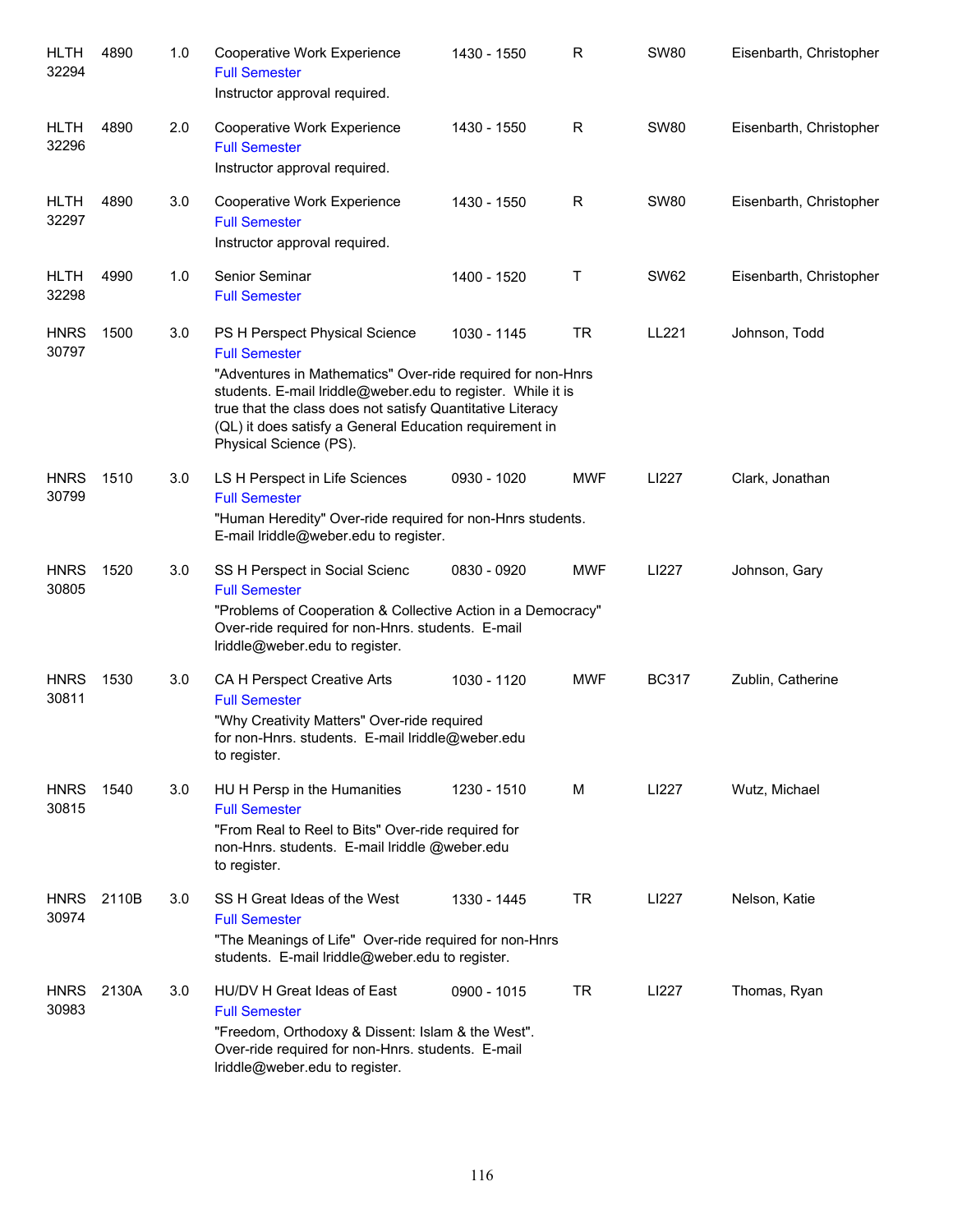| | | | | | | | |
|---|---|---|---|---|---|---|---|
| HLTH 32294 | 4890 | 1.0 | Cooperative Work Experience<br>Full Semester<br>Instructor approval required. | 1430 - 1550 | R | SW80 | Eisenbarth, Christopher |
| HLTH 32296 | 4890 | 2.0 | Cooperative Work Experience<br>Full Semester<br>Instructor approval required. | 1430 - 1550 | R | SW80 | Eisenbarth, Christopher |
| HLTH 32297 | 4890 | 3.0 | Cooperative Work Experience<br>Full Semester<br>Instructor approval required. | 1430 - 1550 | R | SW80 | Eisenbarth, Christopher |
| HLTH 32298 | 4990 | 1.0 | Senior Seminar<br>Full Semester | 1400 - 1520 | T | SW62 | Eisenbarth, Christopher |
| HNRS 30797 | 1500 | 3.0 | PS H Perspect Physical Science<br>Full Semester<br>"Adventures in Mathematics" Over-ride required for non-Hnrs students. E-mail lriddle@weber.edu to register. While it is true that the class does not satisfy Quantitative Literacy (QL) it does satisfy a General Education requirement in Physical Science (PS). | 1030 - 1145 | TR | LL221 | Johnson, Todd |
| HNRS 30799 | 1510 | 3.0 | LS H Perspect in Life Sciences<br>Full Semester<br>"Human Heredity" Over-ride required for non-Hnrs students. E-mail lriddle@weber.edu to register. | 0930 - 1020 | MWF | LI227 | Clark, Jonathan |
| HNRS 30805 | 1520 | 3.0 | SS H Perspect in Social Scienc<br>Full Semester<br>"Problems of Cooperation & Collective Action in a Democracy" Over-ride required for non-Hnrs. students. E-mail lriddle@weber.edu to register. | 0830 - 0920 | MWF | LI227 | Johnson, Gary |
| HNRS 30811 | 1530 | 3.0 | CA H Perspect Creative Arts<br>Full Semester<br>"Why Creativity Matters" Over-ride required for non-Hnrs. students. E-mail lriddle@weber.edu to register. | 1030 - 1120 | MWF | BC317 | Zublin, Catherine |
| HNRS 30815 | 1540 | 3.0 | HU H Persp in the Humanities<br>Full Semester<br>"From Real to Reel to Bits" Over-ride required for non-Hnrs. students. E-mail lriddle @weber.edu to register. | 1230 - 1510 | M | LI227 | Wutz, Michael |
| HNRS 30974 | 2110B | 3.0 | SS H Great Ideas of the West<br>Full Semester<br>"The Meanings of Life" Over-ride required for non-Hnrs students. E-mail lriddle@weber.edu to register. | 1330 - 1445 | TR | LI227 | Nelson, Katie |
| HNRS 30983 | 2130A | 3.0 | HU/DV H Great Ideas of East<br>Full Semester<br>"Freedom, Orthodoxy & Dissent: Islam & the West". Over-ride required for non-Hnrs. students. E-mail lriddle@weber.edu to register. | 0900 - 1015 | TR | LI227 | Thomas, Ryan |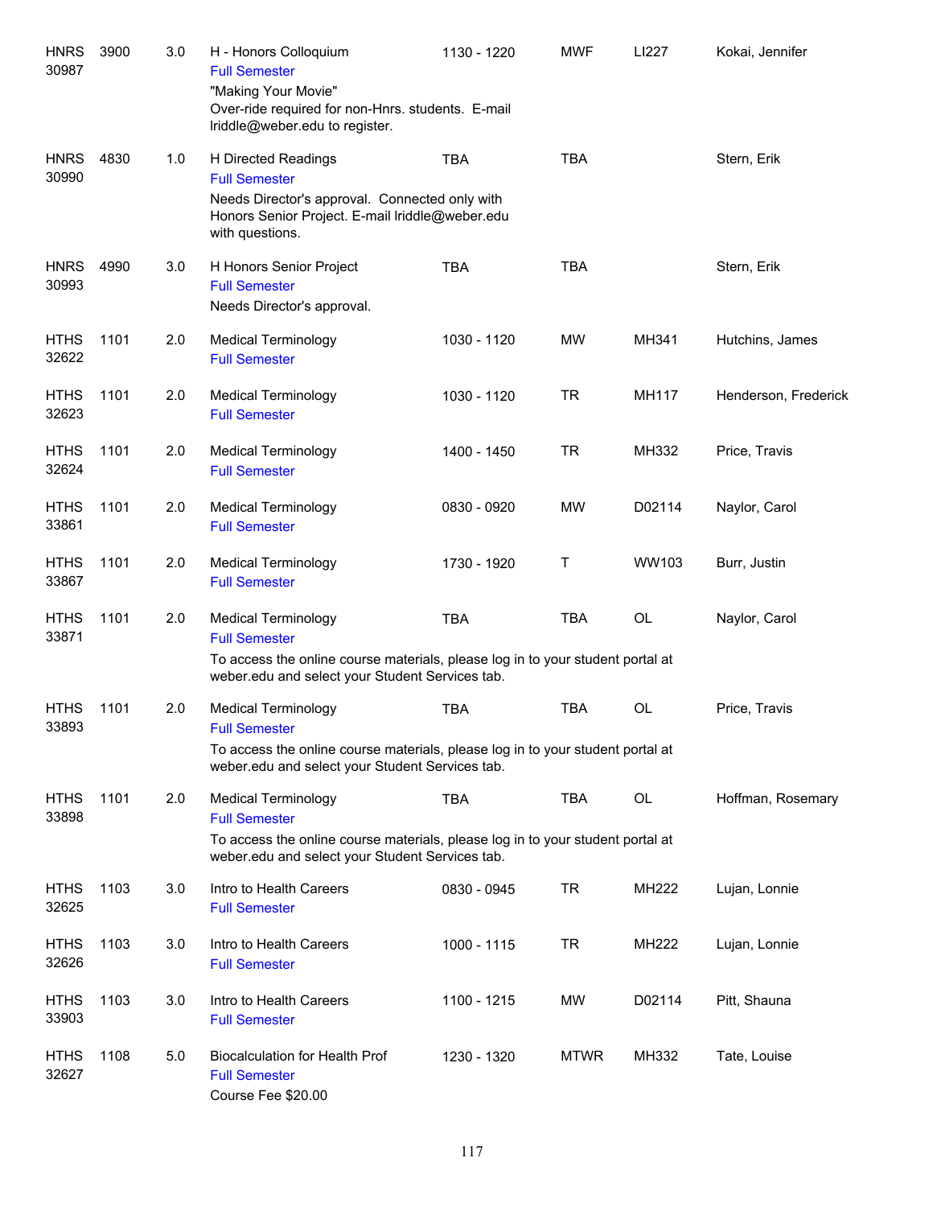| | | | | | | | |
|---|---|---|---|---|---|---|---|
| HNRS 30987 | 3900 | 3.0 | H - Honors Colloquium<br>Full Semester<br>"Making Your Movie"<br>Over-ride required for non-Hnrs. students. E-mail lriddle@weber.edu to register. | 1130 - 1220 | MWF | LI227 | Kokai, Jennifer |
| HNRS 30990 | 4830 | 1.0 | H Directed Readings<br>Full Semester<br>Needs Director's approval. Connected only with Honors Senior Project. E-mail lriddle@weber.edu with questions. | TBA | TBA | | Stern, Erik |
| HNRS 30993 | 4990 | 3.0 | H Honors Senior Project<br>Full Semester<br>Needs Director's approval. | TBA | TBA | | Stern, Erik |
| HTHS 32622 | 1101 | 2.0 | Medical Terminology<br>Full Semester | 1030 - 1120 | MW | MH341 | Hutchins, James |
| HTHS 32623 | 1101 | 2.0 | Medical Terminology<br>Full Semester | 1030 - 1120 | TR | MH117 | Henderson, Frederick |
| HTHS 32624 | 1101 | 2.0 | Medical Terminology<br>Full Semester | 1400 - 1450 | TR | MH332 | Price, Travis |
| HTHS 33861 | 1101 | 2.0 | Medical Terminology<br>Full Semester | 0830 - 0920 | MW | D02114 | Naylor, Carol |
| HTHS 33867 | 1101 | 2.0 | Medical Terminology<br>Full Semester | 1730 - 1920 | T | WW103 | Burr, Justin |
| HTHS 33871 | 1101 | 2.0 | Medical Terminology<br>Full Semester<br>To access the online course materials, please log in to your student portal at weber.edu and select your Student Services tab. | TBA | TBA | OL | Naylor, Carol |
| HTHS 33893 | 1101 | 2.0 | Medical Terminology<br>Full Semester<br>To access the online course materials, please log in to your student portal at weber.edu and select your Student Services tab. | TBA | TBA | OL | Price, Travis |
| HTHS 33898 | 1101 | 2.0 | Medical Terminology<br>Full Semester<br>To access the online course materials, please log in to your student portal at weber.edu and select your Student Services tab. | TBA | TBA | OL | Hoffman, Rosemary |
| HTHS 32625 | 1103 | 3.0 | Intro to Health Careers<br>Full Semester | 0830 - 0945 | TR | MH222 | Lujan, Lonnie |
| HTHS 32626 | 1103 | 3.0 | Intro to Health Careers<br>Full Semester | 1000 - 1115 | TR | MH222 | Lujan, Lonnie |
| HTHS 33903 | 1103 | 3.0 | Intro to Health Careers<br>Full Semester | 1100 - 1215 | MW | D02114 | Pitt, Shauna |
| HTHS 32627 | 1108 | 5.0 | Biocalculation for Health Prof<br>Full Semester<br>Course Fee $20.00 | 1230 - 1320 | MTWR | MH332 | Tate, Louise |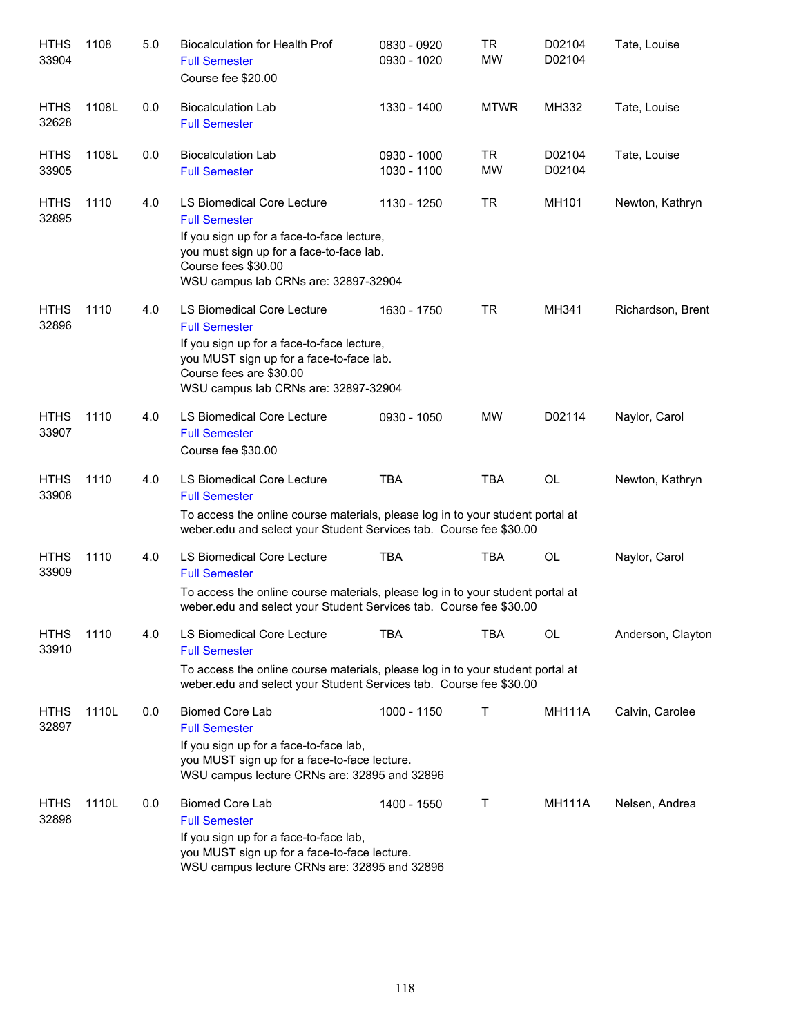| | | | | | | | |
|---|---|---|---|---|---|---|---|
| HTHS 33904 | 1108 | 5.0 | Biocalculation for Health Prof<br>Full Semester<br>Course fee $20.00 | 0830 - 0920<br>0930 - 1020 | TR<br>MW | D02104<br>D02104 | Tate, Louise |
| HTHS 32628 | 1108L | 0.0 | Biocalculation Lab<br>Full Semester | 1330 - 1400 | MTWR | MH332 | Tate, Louise |
| HTHS 33905 | 1108L | 0.0 | Biocalculation Lab<br>Full Semester | 0930 - 1000<br>1030 - 1100 | TR<br>MW | D02104<br>D02104 | Tate, Louise |
| HTHS 32895 | 1110 | 4.0 | LS Biomedical Core Lecture<br>Full Semester<br>If you sign up for a face-to-face lecture, you must sign up for a face-to-face lab.<br>Course fees $30.00<br>WSU campus lab CRNs are: 32897-32904 | 1130 - 1250 | TR | MH101 | Newton, Kathryn |
| HTHS 32896 | 1110 | 4.0 | LS Biomedical Core Lecture<br>Full Semester<br>If you sign up for a face-to-face lecture, you MUST sign up for a face-to-face lab.<br>Course fees are $30.00<br>WSU campus lab CRNs are: 32897-32904 | 1630 - 1750 | TR | MH341 | Richardson, Brent |
| HTHS 33907 | 1110 | 4.0 | LS Biomedical Core Lecture<br>Full Semester<br>Course fee $30.00 | 0930 - 1050 | MW | D02114 | Naylor, Carol |
| HTHS 33908 | 1110 | 4.0 | LS Biomedical Core Lecture<br>Full Semester<br>To access the online course materials, please log in to your student portal at weber.edu and select your Student Services tab. Course fee $30.00 | TBA | TBA | OL | Newton, Kathryn |
| HTHS 33909 | 1110 | 4.0 | LS Biomedical Core Lecture<br>Full Semester<br>To access the online course materials, please log in to your student portal at weber.edu and select your Student Services tab. Course fee $30.00 | TBA | TBA | OL | Naylor, Carol |
| HTHS 33910 | 1110 | 4.0 | LS Biomedical Core Lecture<br>Full Semester<br>To access the online course materials, please log in to your student portal at weber.edu and select your Student Services tab. Course fee $30.00 | TBA | TBA | OL | Anderson, Clayton |
| HTHS 32897 | 1110L | 0.0 | Biomed Core Lab<br>Full Semester<br>If you sign up for a face-to-face lab, you MUST sign up for a face-to-face lecture.<br>WSU campus lecture CRNs are: 32895 and 32896 | 1000 - 1150 | T | MH111A | Calvin, Carolee |
| HTHS 32898 | 1110L | 0.0 | Biomed Core Lab<br>Full Semester<br>If you sign up for a face-to-face lab, you MUST sign up for a face-to-face lecture.<br>WSU campus lecture CRNs are: 32895 and 32896 | 1400 - 1550 | T | MH111A | Nelsen, Andrea |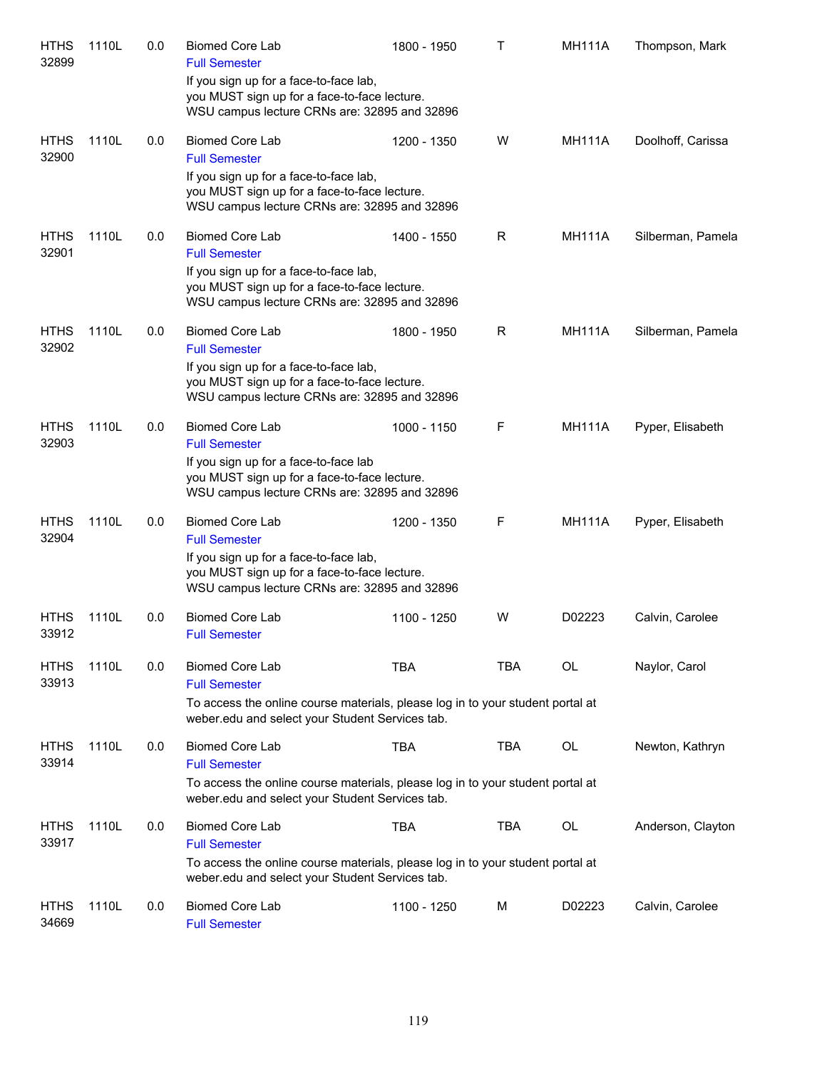| | | | | | | | |
|---|---|---|---|---|---|---|---|
| HTHS 32899 | 1110L | 0.0 | Biomed Core Lab<br>Full Semester<br>If you sign up for a face-to-face lab, you MUST sign up for a face-to-face lecture. WSU campus lecture CRNs are: 32895 and 32896 | 1800 - 1950 | T | MH111A | Thompson, Mark |
| HTHS 32900 | 1110L | 0.0 | Biomed Core Lab<br>Full Semester<br>If you sign up for a face-to-face lab, you MUST sign up for a face-to-face lecture. WSU campus lecture CRNs are: 32895 and 32896 | 1200 - 1350 | W | MH111A | Doolhoff, Carissa |
| HTHS 32901 | 1110L | 0.0 | Biomed Core Lab<br>Full Semester<br>If you sign up for a face-to-face lab, you MUST sign up for a face-to-face lecture. WSU campus lecture CRNs are: 32895 and 32896 | 1400 - 1550 | R | MH111A | Silberman, Pamela |
| HTHS 32902 | 1110L | 0.0 | Biomed Core Lab<br>Full Semester<br>If you sign up for a face-to-face lab, you MUST sign up for a face-to-face lecture. WSU campus lecture CRNs are: 32895 and 32896 | 1800 - 1950 | R | MH111A | Silberman, Pamela |
| HTHS 32903 | 1110L | 0.0 | Biomed Core Lab<br>Full Semester<br>If you sign up for a face-to-face lab you MUST sign up for a face-to-face lecture. WSU campus lecture CRNs are: 32895 and 32896 | 1000 - 1150 | F | MH111A | Pyper, Elisabeth |
| HTHS 32904 | 1110L | 0.0 | Biomed Core Lab<br>Full Semester<br>If you sign up for a face-to-face lab, you MUST sign up for a face-to-face lecture. WSU campus lecture CRNs are: 32895 and 32896 | 1200 - 1350 | F | MH111A | Pyper, Elisabeth |
| HTHS 33912 | 1110L | 0.0 | Biomed Core Lab<br>Full Semester | 1100 - 1250 | W | D02223 | Calvin, Carolee |
| HTHS 33913 | 1110L | 0.0 | Biomed Core Lab<br>Full Semester<br>To access the online course materials, please log in to your student portal at weber.edu and select your Student Services tab. | TBA | TBA | OL | Naylor, Carol |
| HTHS 33914 | 1110L | 0.0 | Biomed Core Lab<br>Full Semester<br>To access the online course materials, please log in to your student portal at weber.edu and select your Student Services tab. | TBA | TBA | OL | Newton, Kathryn |
| HTHS 33917 | 1110L | 0.0 | Biomed Core Lab<br>Full Semester<br>To access the online course materials, please log in to your student portal at weber.edu and select your Student Services tab. | TBA | TBA | OL | Anderson, Clayton |
| HTHS 34669 | 1110L | 0.0 | Biomed Core Lab<br>Full Semester | 1100 - 1250 | M | D02223 | Calvin, Carolee |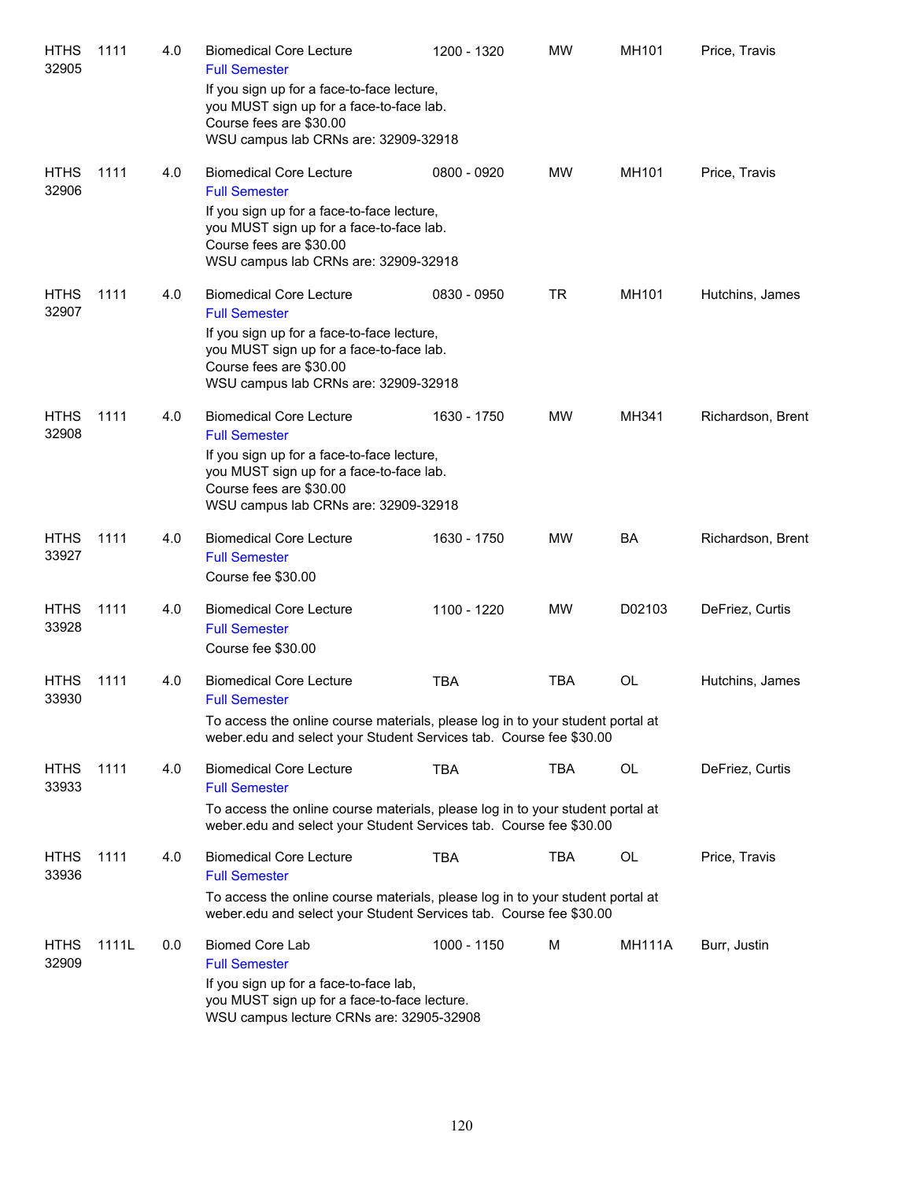| | | | | | | | |
|---|---|---|---|---|---|---|---|
| HTHS 32905 | 1111 | 4.0 | Biomedical Core Lecture<br>Full Semester<br>If you sign up for a face-to-face lecture, you MUST sign up for a face-to-face lab.<br>Course fees are $30.00<br>WSU campus lab CRNs are: 32909-32918 | 1200 - 1320 | MW | MH101 | Price, Travis |
| HTHS 32906 | 1111 | 4.0 | Biomedical Core Lecture<br>Full Semester<br>If you sign up for a face-to-face lecture, you MUST sign up for a face-to-face lab.<br>Course fees are $30.00<br>WSU campus lab CRNs are: 32909-32918 | 0800 - 0920 | MW | MH101 | Price, Travis |
| HTHS 32907 | 1111 | 4.0 | Biomedical Core Lecture<br>Full Semester<br>If you sign up for a face-to-face lecture, you MUST sign up for a face-to-face lab.<br>Course fees are $30.00<br>WSU campus lab CRNs are: 32909-32918 | 0830 - 0950 | TR | MH101 | Hutchins, James |
| HTHS 32908 | 1111 | 4.0 | Biomedical Core Lecture<br>Full Semester<br>If you sign up for a face-to-face lecture, you MUST sign up for a face-to-face lab.<br>Course fees are $30.00<br>WSU campus lab CRNs are: 32909-32918 | 1630 - 1750 | MW | MH341 | Richardson, Brent |
| HTHS 33927 | 1111 | 4.0 | Biomedical Core Lecture<br>Full Semester<br>Course fee $30.00 | 1630 - 1750 | MW | BA | Richardson, Brent |
| HTHS 33928 | 1111 | 4.0 | Biomedical Core Lecture<br>Full Semester<br>Course fee $30.00 | 1100 - 1220 | MW | D02103 | DeFriez, Curtis |
| HTHS 33930 | 1111 | 4.0 | Biomedical Core Lecture<br>Full Semester<br>To access the online course materials, please log in to your student portal at weber.edu and select your Student Services tab. Course fee $30.00 | TBA | TBA | OL | Hutchins, James |
| HTHS 33933 | 1111 | 4.0 | Biomedical Core Lecture<br>Full Semester<br>To access the online course materials, please log in to your student portal at weber.edu and select your Student Services tab. Course fee $30.00 | TBA | TBA | OL | DeFriez, Curtis |
| HTHS 33936 | 1111 | 4.0 | Biomedical Core Lecture<br>Full Semester<br>To access the online course materials, please log in to your student portal at weber.edu and select your Student Services tab. Course fee $30.00 | TBA | TBA | OL | Price, Travis |
| HTHS 32909 | 1111L | 0.0 | Biomed Core Lab<br>Full Semester<br>If you sign up for a face-to-face lab, you MUST sign up for a face-to-face lecture.<br>WSU campus lecture CRNs are: 32905-32908 | 1000 - 1150 | M | MH111A | Burr, Justin |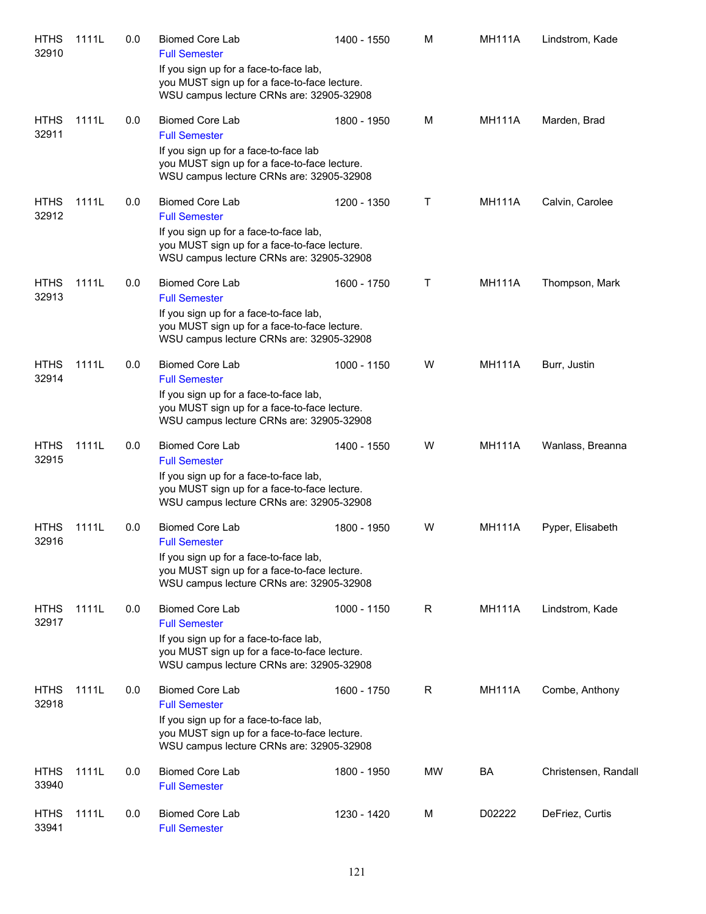| | | | | | | | |
|---|---|---|---|---|---|---|---|
| HTHS 32910 | 1111L | 0.0 | Biomed Core Lab<br>Full Semester<br>If you sign up for a face-to-face lab,<br>you MUST sign up for a face-to-face lecture.<br>WSU campus lecture CRNs are: 32905-32908 | 1400 - 1550 | M | MH111A | Lindstrom, Kade |
| HTHS 32911 | 1111L | 0.0 | Biomed Core Lab<br>Full Semester<br>If you sign up for a face-to-face lab<br>you MUST sign up for a face-to-face lecture.<br>WSU campus lecture CRNs are: 32905-32908 | 1800 - 1950 | M | MH111A | Marden, Brad |
| HTHS 32912 | 1111L | 0.0 | Biomed Core Lab<br>Full Semester<br>If you sign up for a face-to-face lab,<br>you MUST sign up for a face-to-face lecture.<br>WSU campus lecture CRNs are: 32905-32908 | 1200 - 1350 | T | MH111A | Calvin, Carolee |
| HTHS 32913 | 1111L | 0.0 | Biomed Core Lab<br>Full Semester<br>If you sign up for a face-to-face lab,<br>you MUST sign up for a face-to-face lecture.<br>WSU campus lecture CRNs are: 32905-32908 | 1600 - 1750 | T | MH111A | Thompson, Mark |
| HTHS 32914 | 1111L | 0.0 | Biomed Core Lab<br>Full Semester<br>If you sign up for a face-to-face lab,<br>you MUST sign up for a face-to-face lecture.<br>WSU campus lecture CRNs are: 32905-32908 | 1000 - 1150 | W | MH111A | Burr, Justin |
| HTHS 32915 | 1111L | 0.0 | Biomed Core Lab<br>Full Semester<br>If you sign up for a face-to-face lab,<br>you MUST sign up for a face-to-face lecture.<br>WSU campus lecture CRNs are: 32905-32908 | 1400 - 1550 | W | MH111A | Wanlass, Breanna |
| HTHS 32916 | 1111L | 0.0 | Biomed Core Lab<br>Full Semester<br>If you sign up for a face-to-face lab,<br>you MUST sign up for a face-to-face lecture.<br>WSU campus lecture CRNs are: 32905-32908 | 1800 - 1950 | W | MH111A | Pyper, Elisabeth |
| HTHS 32917 | 1111L | 0.0 | Biomed Core Lab<br>Full Semester<br>If you sign up for a face-to-face lab,<br>you MUST sign up for a face-to-face lecture.<br>WSU campus lecture CRNs are: 32905-32908 | 1000 - 1150 | R | MH111A | Lindstrom, Kade |
| HTHS 32918 | 1111L | 0.0 | Biomed Core Lab<br>Full Semester<br>If you sign up for a face-to-face lab,<br>you MUST sign up for a face-to-face lecture.<br>WSU campus lecture CRNs are: 32905-32908 | 1600 - 1750 | R | MH111A | Combe, Anthony |
| HTHS 33940 | 1111L | 0.0 | Biomed Core Lab<br>Full Semester | 1800 - 1950 | MW | BA | Christensen, Randall |
| HTHS 33941 | 1111L | 0.0 | Biomed Core Lab<br>Full Semester | 1230 - 1420 | M | D02222 | DeFriez, Curtis |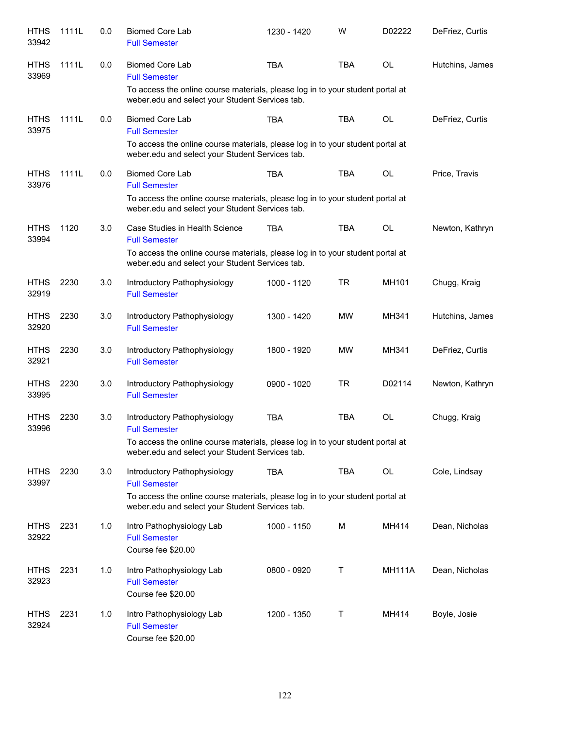| | | | | | | | |
|---|---|---|---|---|---|---|---|
| HTHS 33942 | 1111L | 0.0 | Biomed Core Lab<br>Full Semester | 1230 - 1420 | W | D02222 | DeFriez, Curtis |
| HTHS 33969 | 1111L | 0.0 | Biomed Core Lab<br>Full Semester<br>To access the online course materials, please log in to your student portal at weber.edu and select your Student Services tab. | TBA | TBA | OL | Hutchins, James |
| HTHS 33975 | 1111L | 0.0 | Biomed Core Lab<br>Full Semester<br>To access the online course materials, please log in to your student portal at weber.edu and select your Student Services tab. | TBA | TBA | OL | DeFriez, Curtis |
| HTHS 33976 | 1111L | 0.0 | Biomed Core Lab<br>Full Semester<br>To access the online course materials, please log in to your student portal at weber.edu and select your Student Services tab. | TBA | TBA | OL | Price, Travis |
| HTHS 33994 | 1120 | 3.0 | Case Studies in Health Science<br>Full Semester<br>To access the online course materials, please log in to your student portal at weber.edu and select your Student Services tab. | TBA | TBA | OL | Newton, Kathryn |
| HTHS 32919 | 2230 | 3.0 | Introductory Pathophysiology<br>Full Semester | 1000 - 1120 | TR | MH101 | Chugg, Kraig |
| HTHS 32920 | 2230 | 3.0 | Introductory Pathophysiology<br>Full Semester | 1300 - 1420 | MW | MH341 | Hutchins, James |
| HTHS 32921 | 2230 | 3.0 | Introductory Pathophysiology<br>Full Semester | 1800 - 1920 | MW | MH341 | DeFriez, Curtis |
| HTHS 33995 | 2230 | 3.0 | Introductory Pathophysiology<br>Full Semester | 0900 - 1020 | TR | D02114 | Newton, Kathryn |
| HTHS 33996 | 2230 | 3.0 | Introductory Pathophysiology<br>Full Semester<br>To access the online course materials, please log in to your student portal at weber.edu and select your Student Services tab. | TBA | TBA | OL | Chugg, Kraig |
| HTHS 33997 | 2230 | 3.0 | Introductory Pathophysiology<br>Full Semester<br>To access the online course materials, please log in to your student portal at weber.edu and select your Student Services tab. | TBA | TBA | OL | Cole, Lindsay |
| HTHS 32922 | 2231 | 1.0 | Intro Pathophysiology Lab<br>Full Semester<br>Course fee $20.00 | 1000 - 1150 | M | MH414 | Dean, Nicholas |
| HTHS 32923 | 2231 | 1.0 | Intro Pathophysiology Lab<br>Full Semester<br>Course fee $20.00 | 0800 - 0920 | T | MH111A | Dean, Nicholas |
| HTHS 32924 | 2231 | 1.0 | Intro Pathophysiology Lab<br>Full Semester<br>Course fee $20.00 | 1200 - 1350 | T | MH414 | Boyle, Josie |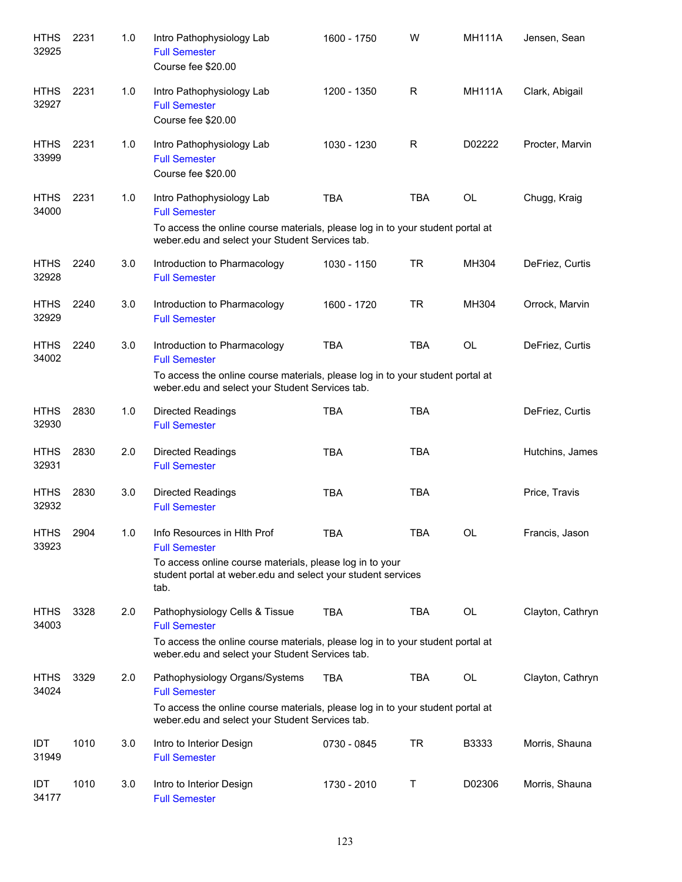| | | | | | | | |
|---|---|---|---|---|---|---|---|
| HTHS 32925 | 2231 | 1.0 | Intro Pathophysiology Lab<br>Full Semester<br>Course fee $20.00 | 1600 - 1750 | W | MH111A | Jensen, Sean |
| HTHS 32927 | 2231 | 1.0 | Intro Pathophysiology Lab<br>Full Semester<br>Course fee $20.00 | 1200 - 1350 | R | MH111A | Clark, Abigail |
| HTHS 33999 | 2231 | 1.0 | Intro Pathophysiology Lab<br>Full Semester<br>Course fee $20.00 | 1030 - 1230 | R | D02222 | Procter, Marvin |
| HTHS 34000 | 2231 | 1.0 | Intro Pathophysiology Lab<br>Full Semester<br>To access the online course materials, please log in to your student portal at weber.edu and select your Student Services tab. | TBA | TBA | OL | Chugg, Kraig |
| HTHS 32928 | 2240 | 3.0 | Introduction to Pharmacology<br>Full Semester | 1030 - 1150 | TR | MH304 | DeFriez, Curtis |
| HTHS 32929 | 2240 | 3.0 | Introduction to Pharmacology<br>Full Semester | 1600 - 1720 | TR | MH304 | Orrock, Marvin |
| HTHS 34002 | 2240 | 3.0 | Introduction to Pharmacology<br>Full Semester<br>To access the online course materials, please log in to your student portal at weber.edu and select your Student Services tab. | TBA | TBA | OL | DeFriez, Curtis |
| HTHS 32930 | 2830 | 1.0 | Directed Readings<br>Full Semester | TBA | TBA | | DeFriez, Curtis |
| HTHS 32931 | 2830 | 2.0 | Directed Readings<br>Full Semester | TBA | TBA | | Hutchins, James |
| HTHS 32932 | 2830 | 3.0 | Directed Readings<br>Full Semester | TBA | TBA | | Price, Travis |
| HTHS 33923 | 2904 | 1.0 | Info Resources in Hlth Prof<br>Full Semester<br>To access online course materials, please log in to your student portal at weber.edu and select your student services tab. | TBA | TBA | OL | Francis, Jason |
| HTHS 34003 | 3328 | 2.0 | Pathophysiology Cells & Tissue<br>Full Semester<br>To access the online course materials, please log in to your student portal at weber.edu and select your Student Services tab. | TBA | TBA | OL | Clayton, Cathryn |
| HTHS 34024 | 3329 | 2.0 | Pathophysiology Organs/Systems<br>Full Semester<br>To access the online course materials, please log in to your student portal at weber.edu and select your Student Services tab. | TBA | TBA | OL | Clayton, Cathryn |
| IDT 31949 | 1010 | 3.0 | Intro to Interior Design<br>Full Semester | 0730 - 0845 | TR | B3333 | Morris, Shauna |
| IDT 34177 | 1010 | 3.0 | Intro to Interior Design<br>Full Semester | 1730 - 2010 | T | D02306 | Morris, Shauna |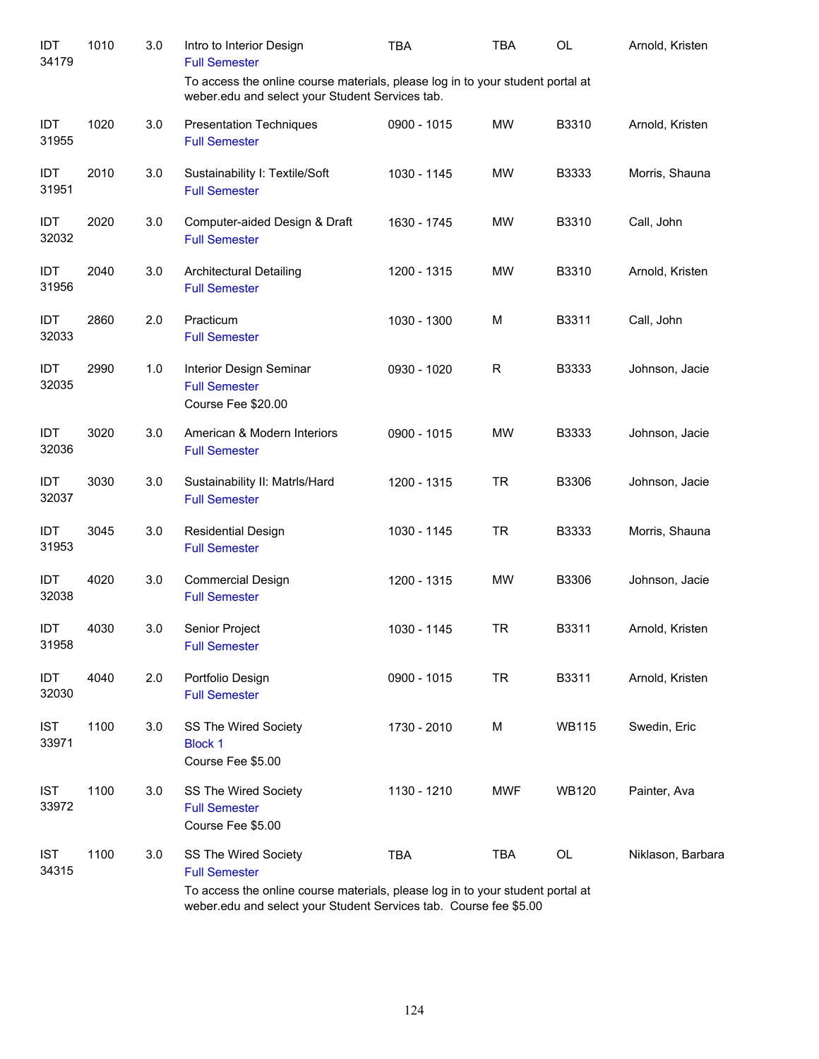| | | | | | | | |
|---|---|---|---|---|---|---|---|
| IDT 34179 | 1010 | 3.0 | Intro to Interior Design<br>Full Semester<br>To access the online course materials, please log in to your student portal at weber.edu and select your Student Services tab. | TBA | TBA | OL | Arnold, Kristen |
| IDT 31955 | 1020 | 3.0 | Presentation Techniques<br>Full Semester | 0900 - 1015 | MW | B3310 | Arnold, Kristen |
| IDT 31951 | 2010 | 3.0 | Sustainability I: Textile/Soft<br>Full Semester | 1030 - 1145 | MW | B3333 | Morris, Shauna |
| IDT 32032 | 2020 | 3.0 | Computer-aided Design & Draft<br>Full Semester | 1630 - 1745 | MW | B3310 | Call, John |
| IDT 31956 | 2040 | 3.0 | Architectural Detailing<br>Full Semester | 1200 - 1315 | MW | B3310 | Arnold, Kristen |
| IDT 32033 | 2860 | 2.0 | Practicum<br>Full Semester | 1030 - 1300 | M | B3311 | Call, John |
| IDT 32035 | 2990 | 1.0 | Interior Design Seminar<br>Full Semester<br>Course Fee $20.00 | 0930 - 1020 | R | B3333 | Johnson, Jacie |
| IDT 32036 | 3020 | 3.0 | American & Modern Interiors<br>Full Semester | 0900 - 1015 | MW | B3333 | Johnson, Jacie |
| IDT 32037 | 3030 | 3.0 | Sustainability II: Matrls/Hard<br>Full Semester | 1200 - 1315 | TR | B3306 | Johnson, Jacie |
| IDT 31953 | 3045 | 3.0 | Residential Design<br>Full Semester | 1030 - 1145 | TR | B3333 | Morris, Shauna |
| IDT 32038 | 4020 | 3.0 | Commercial Design<br>Full Semester | 1200 - 1315 | MW | B3306 | Johnson, Jacie |
| IDT 31958 | 4030 | 3.0 | Senior Project<br>Full Semester | 1030 - 1145 | TR | B3311 | Arnold, Kristen |
| IDT 32030 | 4040 | 2.0 | Portfolio Design<br>Full Semester | 0900 - 1015 | TR | B3311 | Arnold, Kristen |
| IST 33971 | 1100 | 3.0 | SS The Wired Society<br>Block 1<br>Course Fee $5.00 | 1730 - 2010 | M | WB115 | Swedin, Eric |
| IST 33972 | 1100 | 3.0 | SS The Wired Society<br>Full Semester<br>Course Fee $5.00 | 1130 - 1210 | MWF | WB120 | Painter, Ava |
| IST 34315 | 1100 | 3.0 | SS The Wired Society<br>Full Semester<br>To access the online course materials, please log in to your student portal at weber.edu and select your Student Services tab. Course fee $5.00 | TBA | TBA | OL | Niklason, Barbara |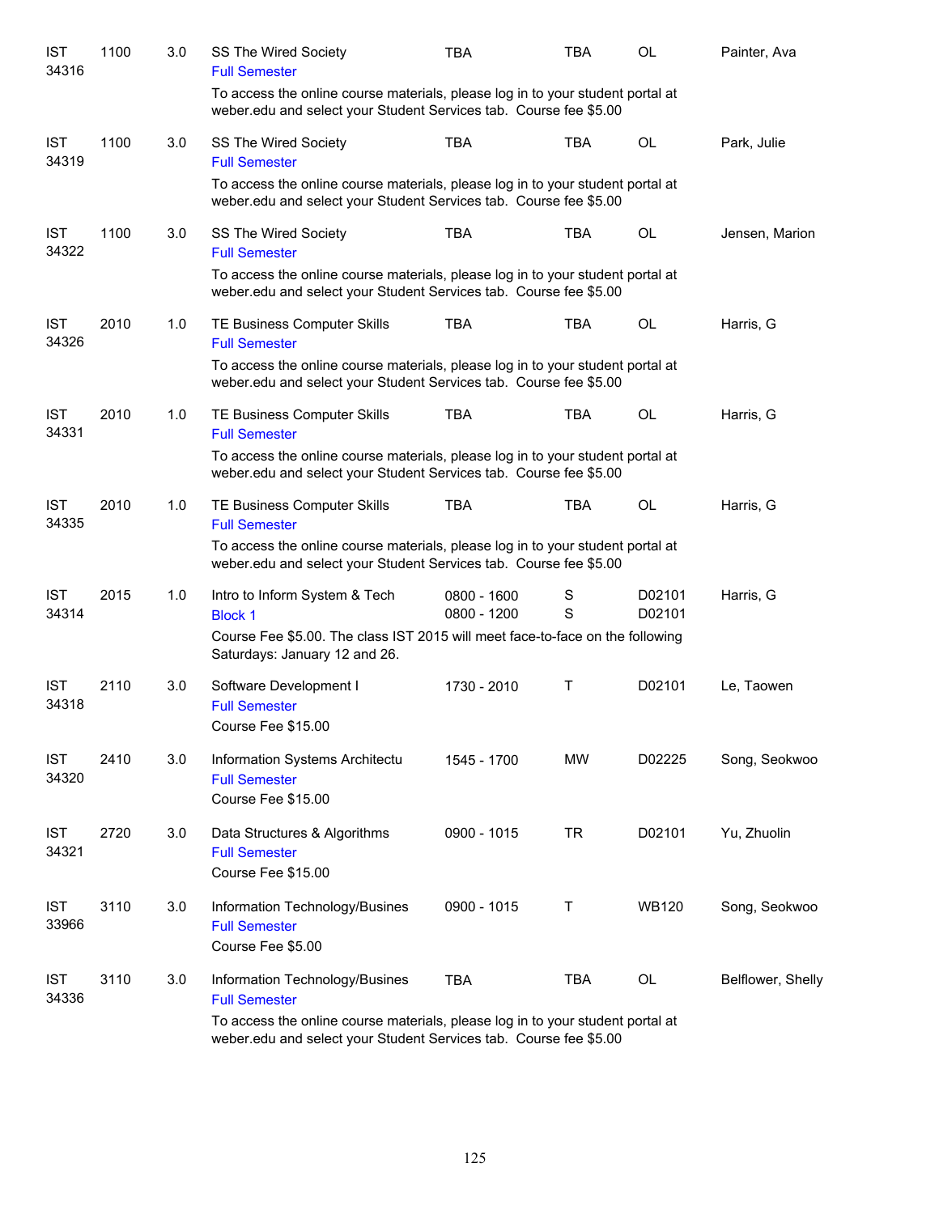| | | | | | | | |
|---|---|---|---|---|---|---|---|
| IST 34316 | 1100 | 3.0 | SS The Wired Society<br>Full Semester<br>To access the online course materials, please log in to your student portal at weber.edu and select your Student Services tab. Course fee $5.00 | TBA | TBA | OL | Painter, Ava |
| IST 34319 | 1100 | 3.0 | SS The Wired Society<br>Full Semester<br>To access the online course materials, please log in to your student portal at weber.edu and select your Student Services tab. Course fee $5.00 | TBA | TBA | OL | Park, Julie |
| IST 34322 | 1100 | 3.0 | SS The Wired Society<br>Full Semester<br>To access the online course materials, please log in to your student portal at weber.edu and select your Student Services tab. Course fee $5.00 | TBA | TBA | OL | Jensen, Marion |
| IST 34326 | 2010 | 1.0 | TE Business Computer Skills<br>Full Semester<br>To access the online course materials, please log in to your student portal at weber.edu and select your Student Services tab. Course fee $5.00 | TBA | TBA | OL | Harris, G |
| IST 34331 | 2010 | 1.0 | TE Business Computer Skills<br>Full Semester<br>To access the online course materials, please log in to your student portal at weber.edu and select your Student Services tab. Course fee $5.00 | TBA | TBA | OL | Harris, G |
| IST 34335 | 2010 | 1.0 | TE Business Computer Skills<br>Full Semester<br>To access the online course materials, please log in to your student portal at weber.edu and select your Student Services tab. Course fee $5.00 | TBA | TBA | OL | Harris, G |
| IST 34314 | 2015 | 1.0 | Intro to Inform System & Tech<br>Block 1<br>Course Fee $5.00. The class IST 2015 will meet face-to-face on the following Saturdays: January 12 and 26. | 0800 - 1600<br>0800 - 1200 | S<br>S | D02101<br>D02101 | Harris, G |
| IST 34318 | 2110 | 3.0 | Software Development I<br>Full Semester<br>Course Fee $15.00 | 1730 - 2010 | T | D02101 | Le, Taowen |
| IST 34320 | 2410 | 3.0 | Information Systems Architectu<br>Full Semester<br>Course Fee $15.00 | 1545 - 1700 | MW | D02225 | Song, Seokwoo |
| IST 34321 | 2720 | 3.0 | Data Structures & Algorithms<br>Full Semester<br>Course Fee $15.00 | 0900 - 1015 | TR | D02101 | Yu, Zhuolin |
| IST 33966 | 3110 | 3.0 | Information Technology/Busines<br>Full Semester<br>Course Fee $5.00 | 0900 - 1015 | T | WB120 | Song, Seokwoo |
| IST 34336 | 3110 | 3.0 | Information Technology/Busines<br>Full Semester<br>To access the online course materials, please log in to your student portal at weber.edu and select your Student Services tab. Course fee $5.00 | TBA | TBA | OL | Belflower, Shelly |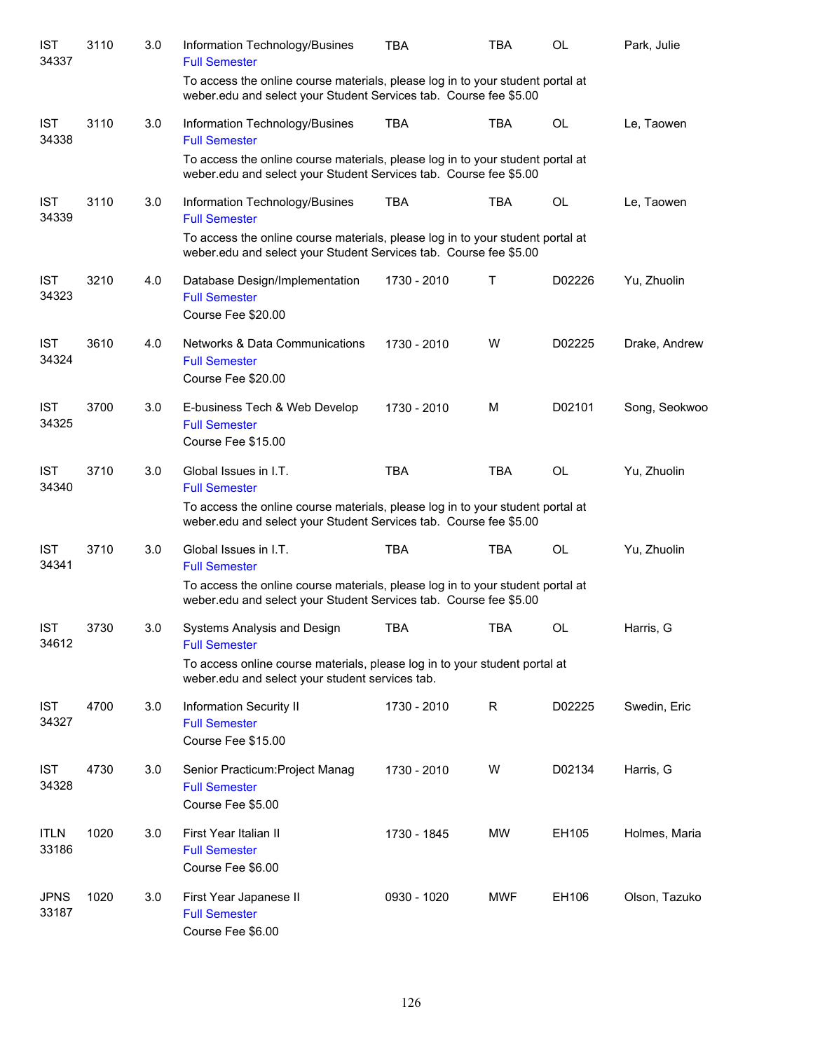| | | | | | | | |
|---|---|---|---|---|---|---|---|
| IST 34337 | 3110 | 3.0 | Information Technology/Busines<br>Full Semester<br>To access the online course materials, please log in to your student portal at weber.edu and select your Student Services tab. Course fee $5.00 | TBA | TBA | OL | Park, Julie |
| IST 34338 | 3110 | 3.0 | Information Technology/Busines<br>Full Semester<br>To access the online course materials, please log in to your student portal at weber.edu and select your Student Services tab. Course fee $5.00 | TBA | TBA | OL | Le, Taowen |
| IST 34339 | 3110 | 3.0 | Information Technology/Busines<br>Full Semester<br>To access the online course materials, please log in to your student portal at weber.edu and select your Student Services tab. Course fee $5.00 | TBA | TBA | OL | Le, Taowen |
| IST 34323 | 3210 | 4.0 | Database Design/Implementation<br>Full Semester<br>Course Fee $20.00 | 1730 - 2010 | T | D02226 | Yu, Zhuolin |
| IST 34324 | 3610 | 4.0 | Networks & Data Communications<br>Full Semester<br>Course Fee $20.00 | 1730 - 2010 | W | D02225 | Drake, Andrew |
| IST 34325 | 3700 | 3.0 | E-business Tech & Web Develop<br>Full Semester<br>Course Fee $15.00 | 1730 - 2010 | M | D02101 | Song, Seokwoo |
| IST 34340 | 3710 | 3.0 | Global Issues in I.T.<br>Full Semester<br>To access the online course materials, please log in to your student portal at weber.edu and select your Student Services tab. Course fee $5.00 | TBA | TBA | OL | Yu, Zhuolin |
| IST 34341 | 3710 | 3.0 | Global Issues in I.T.<br>Full Semester<br>To access the online course materials, please log in to your student portal at weber.edu and select your Student Services tab. Course fee $5.00 | TBA | TBA | OL | Yu, Zhuolin |
| IST 34612 | 3730 | 3.0 | Systems Analysis and Design<br>Full Semester<br>To access online course materials, please log in to your student portal at weber.edu and select your student services tab. | TBA | TBA | OL | Harris, G |
| IST 34327 | 4700 | 3.0 | Information Security II<br>Full Semester<br>Course Fee $15.00 | 1730 - 2010 | R | D02225 | Swedin, Eric |
| IST 34328 | 4730 | 3.0 | Senior Practicum:Project Manag<br>Full Semester<br>Course Fee $5.00 | 1730 - 2010 | W | D02134 | Harris, G |
| ITLN 33186 | 1020 | 3.0 | First Year Italian II<br>Full Semester<br>Course Fee $6.00 | 1730 - 1845 | MW | EH105 | Holmes, Maria |
| JPNS 33187 | 1020 | 3.0 | First Year Japanese II<br>Full Semester<br>Course Fee $6.00 | 0930 - 1020 | MWF | EH106 | Olson, Tazuko |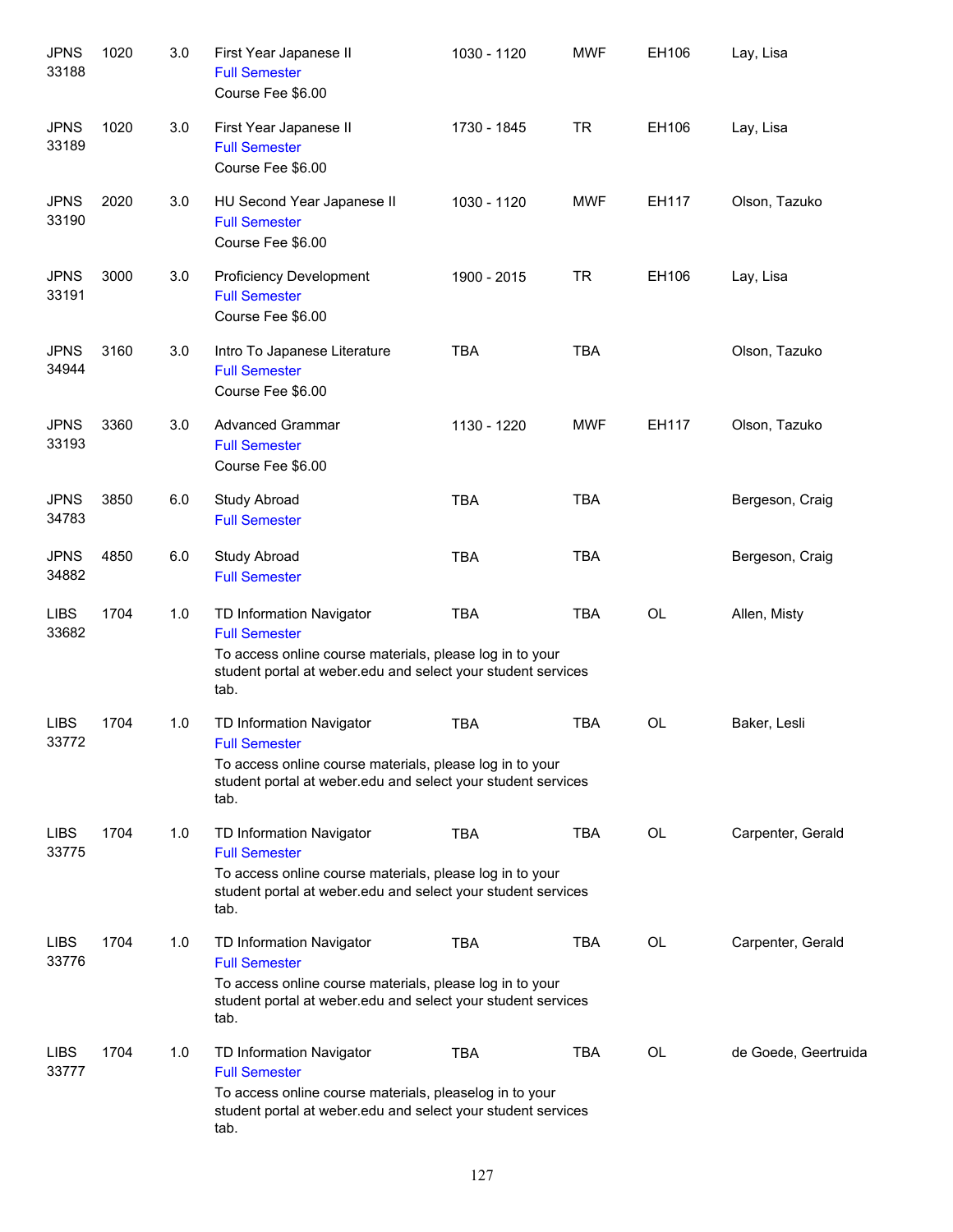| | | | | | | | |
|---|---|---|---|---|---|---|---|
| JPNS 33188 | 1020 | 3.0 | First Year Japanese II<br>Full Semester<br>Course Fee $6.00 | 1030 - 1120 | MWF | EH106 | Lay, Lisa |
| JPNS 33189 | 1020 | 3.0 | First Year Japanese II<br>Full Semester<br>Course Fee $6.00 | 1730 - 1845 | TR | EH106 | Lay, Lisa |
| JPNS 33190 | 2020 | 3.0 | HU Second Year Japanese II<br>Full Semester<br>Course Fee $6.00 | 1030 - 1120 | MWF | EH117 | Olson, Tazuko |
| JPNS 33191 | 3000 | 3.0 | Proficiency Development<br>Full Semester<br>Course Fee $6.00 | 1900 - 2015 | TR | EH106 | Lay, Lisa |
| JPNS 34944 | 3160 | 3.0 | Intro To Japanese Literature<br>Full Semester<br>Course Fee $6.00 | TBA | TBA | | Olson, Tazuko |
| JPNS 33193 | 3360 | 3.0 | Advanced Grammar<br>Full Semester<br>Course Fee $6.00 | 1130 - 1220 | MWF | EH117 | Olson, Tazuko |
| JPNS 34783 | 3850 | 6.0 | Study Abroad<br>Full Semester | TBA | TBA | | Bergeson, Craig |
| JPNS 34882 | 4850 | 6.0 | Study Abroad<br>Full Semester | TBA | TBA | | Bergeson, Craig |
| LIBS 33682 | 1704 | 1.0 | TD Information Navigator<br>Full Semester<br>To access online course materials, please log in to your student portal at weber.edu and select your student services tab. | TBA | TBA | OL | Allen, Misty |
| LIBS 33772 | 1704 | 1.0 | TD Information Navigator<br>Full Semester<br>To access online course materials, please log in to your student portal at weber.edu and select your student services tab. | TBA | TBA | OL | Baker, Lesli |
| LIBS 33775 | 1704 | 1.0 | TD Information Navigator<br>Full Semester<br>To access online course materials, please log in to your student portal at weber.edu and select your student services tab. | TBA | TBA | OL | Carpenter, Gerald |
| LIBS 33776 | 1704 | 1.0 | TD Information Navigator<br>Full Semester<br>To access online course materials, please log in to your student portal at weber.edu and select your student services tab. | TBA | TBA | OL | Carpenter, Gerald |
| LIBS 33777 | 1704 | 1.0 | TD Information Navigator<br>Full Semester<br>To access online course materials, pleaselog in to your student portal at weber.edu and select your student services tab. | TBA | TBA | OL | de Goede, Geertruida |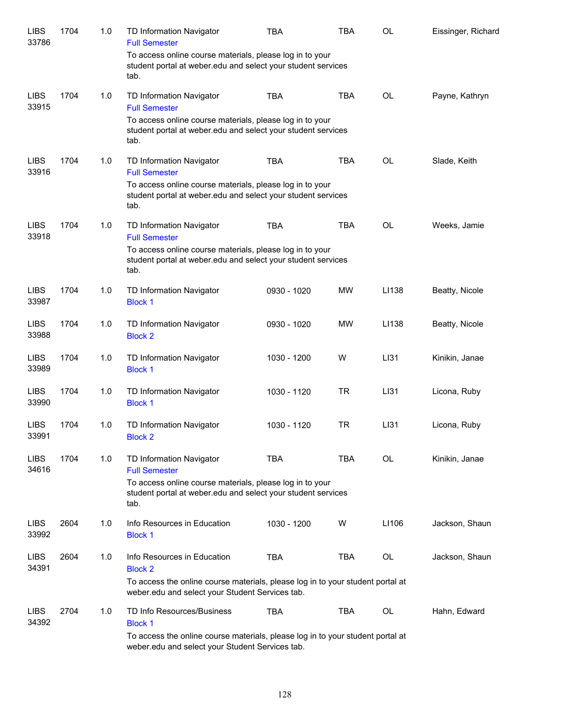| | | | | | | | |
|---|---|---|---|---|---|---|---|
| LIBS 33786 | 1704 | 1.0 | TD Information Navigator<br>Full Semester<br>To access online course materials, please log in to your student portal at weber.edu and select your student services tab. | TBA | TBA | OL | Eissinger, Richard |
| LIBS 33915 | 1704 | 1.0 | TD Information Navigator<br>Full Semester<br>To access online course materials, please log in to your student portal at weber.edu and select your student services tab. | TBA | TBA | OL | Payne, Kathryn |
| LIBS 33916 | 1704 | 1.0 | TD Information Navigator<br>Full Semester<br>To access online course materials, please log in to your student portal at weber.edu and select your student services tab. | TBA | TBA | OL | Slade, Keith |
| LIBS 33918 | 1704 | 1.0 | TD Information Navigator<br>Full Semester<br>To access online course materials, please log in to your student portal at weber.edu and select your student services tab. | TBA | TBA | OL | Weeks, Jamie |
| LIBS 33987 | 1704 | 1.0 | TD Information Navigator<br>Block 1 | 0930 - 1020 | MW | LI138 | Beatty, Nicole |
| LIBS 33988 | 1704 | 1.0 | TD Information Navigator<br>Block 2 | 0930 - 1020 | MW | LI138 | Beatty, Nicole |
| LIBS 33989 | 1704 | 1.0 | TD Information Navigator<br>Block 1 | 1030 - 1200 | W | LI31 | Kinikin, Janae |
| LIBS 33990 | 1704 | 1.0 | TD Information Navigator<br>Block 1 | 1030 - 1120 | TR | LI31 | Licona, Ruby |
| LIBS 33991 | 1704 | 1.0 | TD Information Navigator<br>Block 2 | 1030 - 1120 | TR | LI31 | Licona, Ruby |
| LIBS 34616 | 1704 | 1.0 | TD Information Navigator<br>Full Semester<br>To access online course materials, please log in to your student portal at weber.edu and select your student services tab. | TBA | TBA | OL | Kinikin, Janae |
| LIBS 33992 | 2604 | 1.0 | Info Resources in Education<br>Block 1 | 1030 - 1200 | W | LI106 | Jackson, Shaun |
| LIBS 34391 | 2604 | 1.0 | Info Resources in Education<br>Block 2<br>To access the online course materials, please log in to your student portal at weber.edu and select your Student Services tab. | TBA | TBA | OL | Jackson, Shaun |
| LIBS 34392 | 2704 | 1.0 | TD Info Resources/Business<br>Block 1<br>To access the online course materials, please log in to your student portal at weber.edu and select your Student Services tab. | TBA | TBA | OL | Hahn, Edward |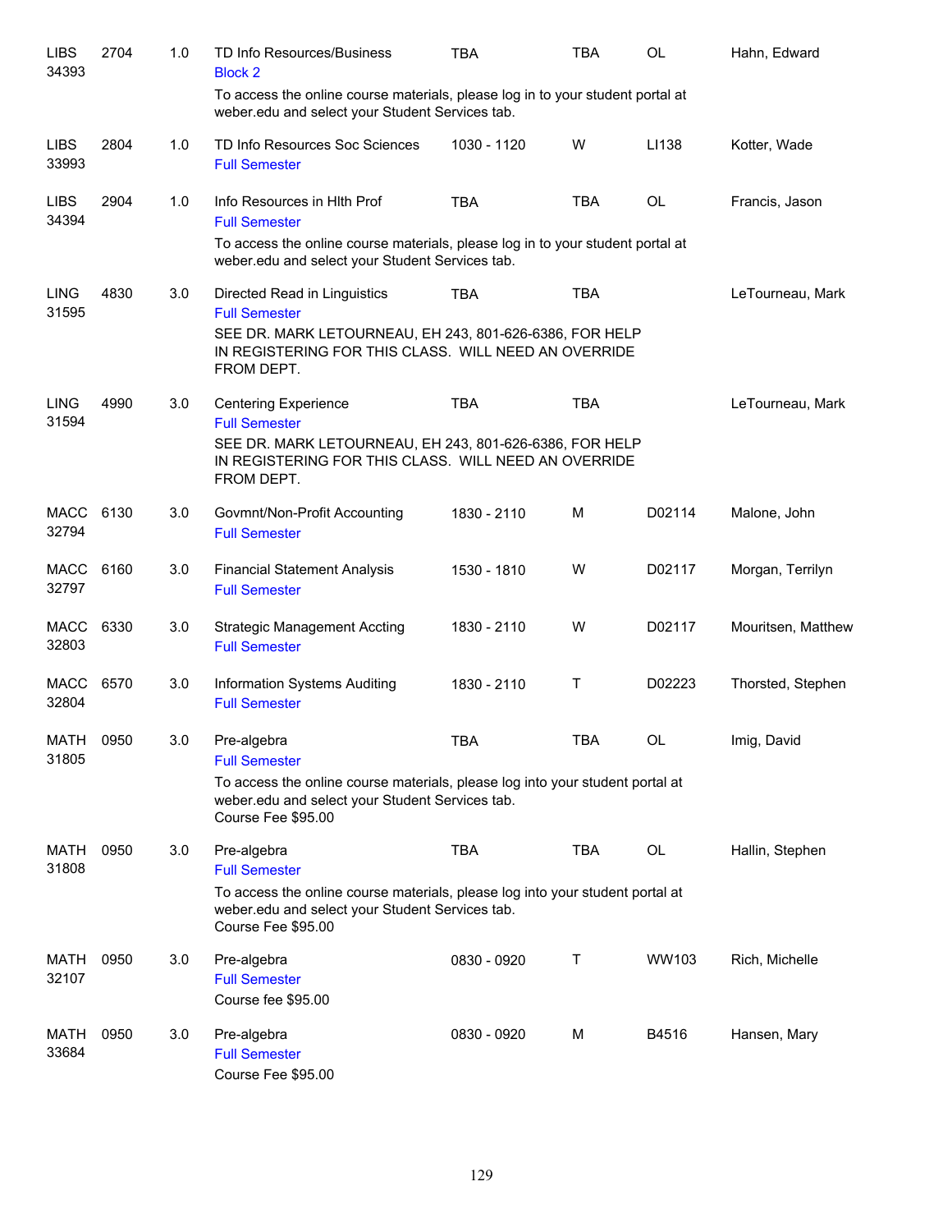| | | | | | | | |
|---|---|---|---|---|---|---|---|
| LIBS 34393 | 2704 | 1.0 | TD Info Resources/Business<br>Block 2<br>To access the online course materials, please log in to your student portal at weber.edu and select your Student Services tab. | TBA | TBA | OL | Hahn, Edward |
| LIBS 33993 | 2804 | 1.0 | TD Info Resources Soc Sciences<br>Full Semester | 1030 - 1120 | W | LI138 | Kotter, Wade |
| LIBS 34394 | 2904 | 1.0 | Info Resources in Hlth Prof<br>Full Semester<br>To access the online course materials, please log in to your student portal at weber.edu and select your Student Services tab. | TBA | TBA | OL | Francis, Jason |
| LING 31595 | 4830 | 3.0 | Directed Read in Linguistics<br>Full Semester<br>SEE DR. MARK LETOURNEAU, EH 243, 801-626-6386, FOR HELP IN REGISTERING FOR THIS CLASS. WILL NEED AN OVERRIDE FROM DEPT. | TBA | TBA | | LeTourneau, Mark |
| LING 31594 | 4990 | 3.0 | Centering Experience<br>Full Semester<br>SEE DR. MARK LETOURNEAU, EH 243, 801-626-6386, FOR HELP IN REGISTERING FOR THIS CLASS. WILL NEED AN OVERRIDE FROM DEPT. | TBA | TBA | | LeTourneau, Mark |
| MACC 32794 | 6130 | 3.0 | Govmnt/Non-Profit Accounting<br>Full Semester | 1830 - 2110 | M | D02114 | Malone, John |
| MACC 32797 | 6160 | 3.0 | Financial Statement Analysis<br>Full Semester | 1530 - 1810 | W | D02117 | Morgan, Terrilyn |
| MACC 32803 | 6330 | 3.0 | Strategic Management Accting<br>Full Semester | 1830 - 2110 | W | D02117 | Mouritsen, Matthew |
| MACC 32804 | 6570 | 3.0 | Information Systems Auditing<br>Full Semester | 1830 - 2110 | T | D02223 | Thorsted, Stephen |
| MATH 31805 | 0950 | 3.0 | Pre-algebra<br>Full Semester<br>To access the online course materials, please log into your student portal at weber.edu and select your Student Services tab.<br>Course Fee $95.00 | TBA | TBA | OL | Imig, David |
| MATH 31808 | 0950 | 3.0 | Pre-algebra<br>Full Semester<br>To access the online course materials, please log into your student portal at weber.edu and select your Student Services tab.<br>Course Fee $95.00 | TBA | TBA | OL | Hallin, Stephen |
| MATH 32107 | 0950 | 3.0 | Pre-algebra<br>Full Semester<br>Course fee $95.00 | 0830 - 0920 | T | WW103 | Rich, Michelle |
| MATH 33684 | 0950 | 3.0 | Pre-algebra<br>Full Semester<br>Course Fee $95.00 | 0830 - 0920 | M | B4516 | Hansen, Mary |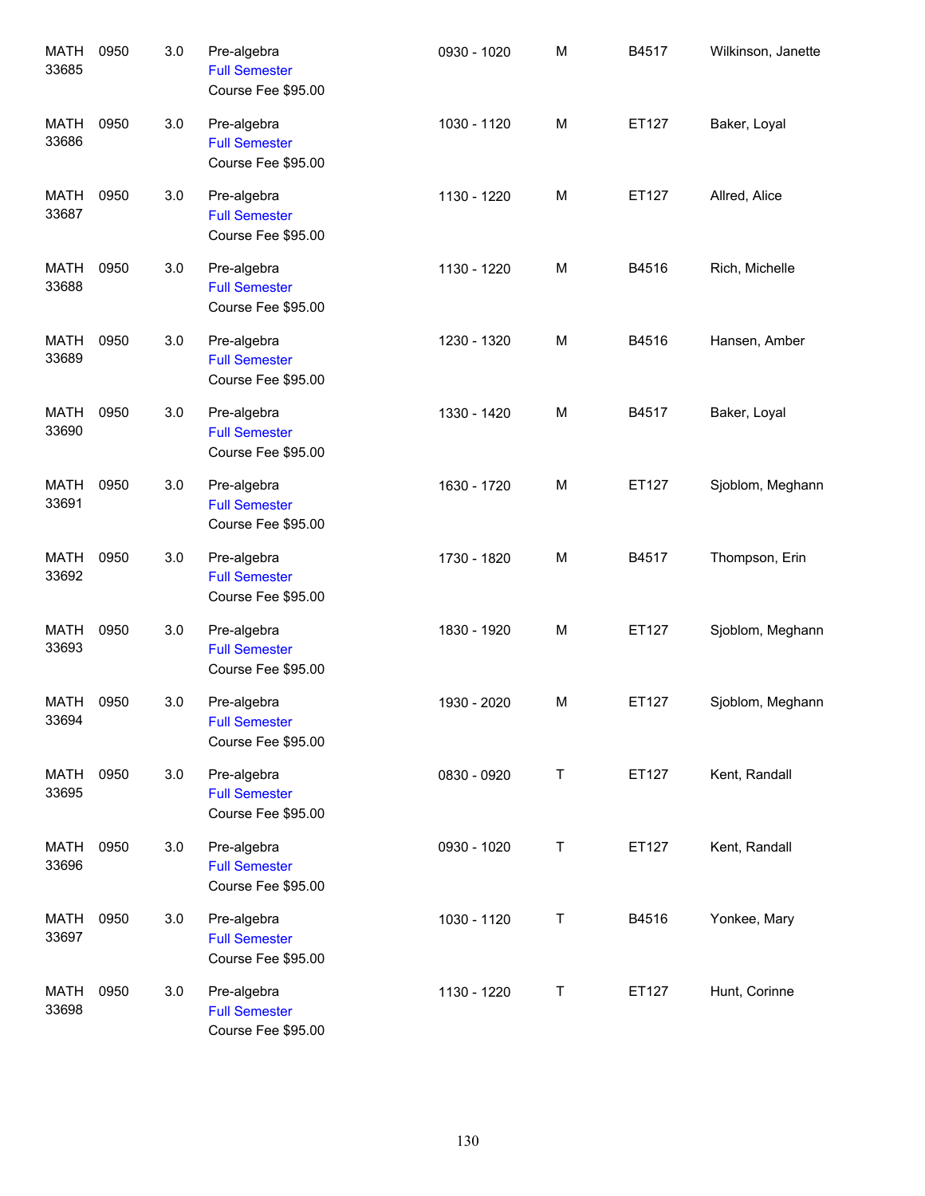| | | | | | | | |
|---|---|---|---|---|---|---|---|
| MATH 33685 | 0950 | 3.0 | Pre-algebra<br>Full Semester<br>Course Fee $95.00 | 0930 - 1020 | M | B4517 | Wilkinson, Janette |
| MATH 33686 | 0950 | 3.0 | Pre-algebra<br>Full Semester<br>Course Fee $95.00 | 1030 - 1120 | M | ET127 | Baker, Loyal |
| MATH 33687 | 0950 | 3.0 | Pre-algebra<br>Full Semester<br>Course Fee $95.00 | 1130 - 1220 | M | ET127 | Allred, Alice |
| MATH 33688 | 0950 | 3.0 | Pre-algebra<br>Full Semester<br>Course Fee $95.00 | 1130 - 1220 | M | B4516 | Rich, Michelle |
| MATH 33689 | 0950 | 3.0 | Pre-algebra<br>Full Semester<br>Course Fee $95.00 | 1230 - 1320 | M | B4516 | Hansen, Amber |
| MATH 33690 | 0950 | 3.0 | Pre-algebra<br>Full Semester<br>Course Fee $95.00 | 1330 - 1420 | M | B4517 | Baker, Loyal |
| MATH 33691 | 0950 | 3.0 | Pre-algebra<br>Full Semester<br>Course Fee $95.00 | 1630 - 1720 | M | ET127 | Sjoblom, Meghann |
| MATH 33692 | 0950 | 3.0 | Pre-algebra<br>Full Semester<br>Course Fee $95.00 | 1730 - 1820 | M | B4517 | Thompson, Erin |
| MATH 33693 | 0950 | 3.0 | Pre-algebra<br>Full Semester<br>Course Fee $95.00 | 1830 - 1920 | M | ET127 | Sjoblom, Meghann |
| MATH 33694 | 0950 | 3.0 | Pre-algebra<br>Full Semester<br>Course Fee $95.00 | 1930 - 2020 | M | ET127 | Sjoblom, Meghann |
| MATH 33695 | 0950 | 3.0 | Pre-algebra<br>Full Semester<br>Course Fee $95.00 | 0830 - 0920 | T | ET127 | Kent, Randall |
| MATH 33696 | 0950 | 3.0 | Pre-algebra<br>Full Semester<br>Course Fee $95.00 | 0930 - 1020 | T | ET127 | Kent, Randall |
| MATH 33697 | 0950 | 3.0 | Pre-algebra<br>Full Semester<br>Course Fee $95.00 | 1030 - 1120 | T | B4516 | Yonkee, Mary |
| MATH 33698 | 0950 | 3.0 | Pre-algebra<br>Full Semester<br>Course Fee $95.00 | 1130 - 1220 | T | ET127 | Hunt, Corinne |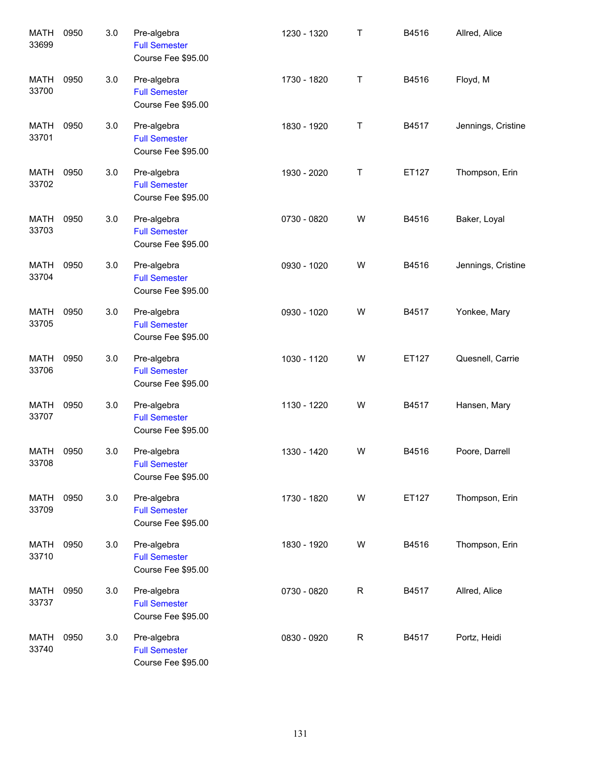| | | | | | | | |
|---|---|---|---|---|---|---|---|
| MATH 33699 | 0950 | 3.0 | Pre-algebra<br>Full Semester<br>Course Fee $95.00 | 1230 - 1320 | T | B4516 | Allred, Alice |
| MATH 33700 | 0950 | 3.0 | Pre-algebra<br>Full Semester<br>Course Fee $95.00 | 1730 - 1820 | T | B4516 | Floyd, M |
| MATH 33701 | 0950 | 3.0 | Pre-algebra<br>Full Semester<br>Course Fee $95.00 | 1830 - 1920 | T | B4517 | Jennings, Cristine |
| MATH 33702 | 0950 | 3.0 | Pre-algebra<br>Full Semester<br>Course Fee $95.00 | 1930 - 2020 | T | ET127 | Thompson, Erin |
| MATH 33703 | 0950 | 3.0 | Pre-algebra<br>Full Semester<br>Course Fee $95.00 | 0730 - 0820 | W | B4516 | Baker, Loyal |
| MATH 33704 | 0950 | 3.0 | Pre-algebra<br>Full Semester<br>Course Fee $95.00 | 0930 - 1020 | W | B4516 | Jennings, Cristine |
| MATH 33705 | 0950 | 3.0 | Pre-algebra<br>Full Semester<br>Course Fee $95.00 | 0930 - 1020 | W | B4517 | Yonkee, Mary |
| MATH 33706 | 0950 | 3.0 | Pre-algebra<br>Full Semester<br>Course Fee $95.00 | 1030 - 1120 | W | ET127 | Quesnell, Carrie |
| MATH 33707 | 0950 | 3.0 | Pre-algebra<br>Full Semester<br>Course Fee $95.00 | 1130 - 1220 | W | B4517 | Hansen, Mary |
| MATH 33708 | 0950 | 3.0 | Pre-algebra<br>Full Semester<br>Course Fee $95.00 | 1330 - 1420 | W | B4516 | Poore, Darrell |
| MATH 33709 | 0950 | 3.0 | Pre-algebra<br>Full Semester<br>Course Fee $95.00 | 1730 - 1820 | W | ET127 | Thompson, Erin |
| MATH 33710 | 0950 | 3.0 | Pre-algebra<br>Full Semester<br>Course Fee $95.00 | 1830 - 1920 | W | B4516 | Thompson, Erin |
| MATH 33737 | 0950 | 3.0 | Pre-algebra<br>Full Semester<br>Course Fee $95.00 | 0730 - 0820 | R | B4517 | Allred, Alice |
| MATH 33740 | 0950 | 3.0 | Pre-algebra<br>Full Semester<br>Course Fee $95.00 | 0830 - 0920 | R | B4517 | Portz, Heidi |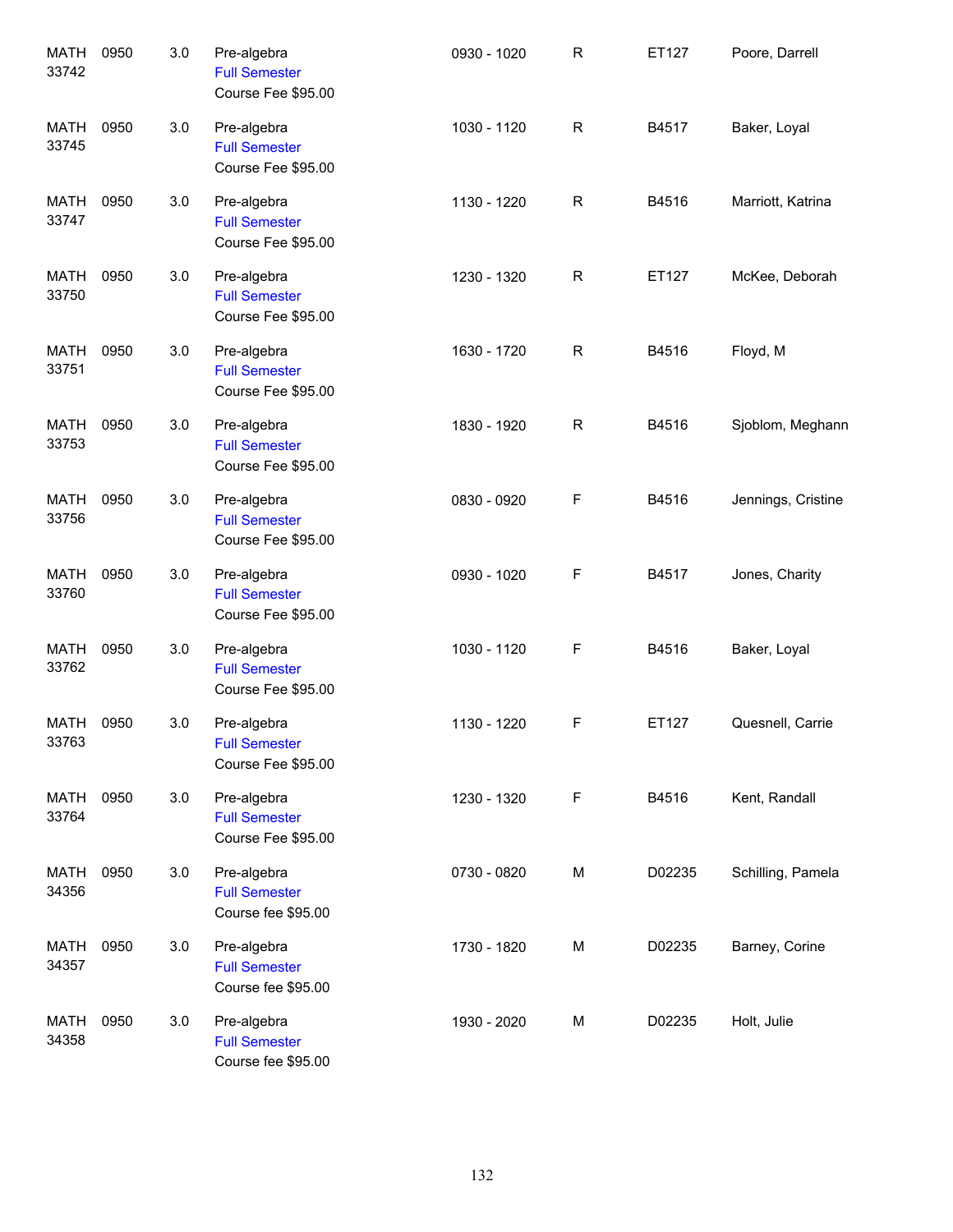| | | | | | | | |
|---|---|---|---|---|---|---|---|
| MATH 33742 | 0950 | 3.0 | Pre-algebra<br>Full Semester<br>Course Fee $95.00 | 0930 - 1020 | R | ET127 | Poore, Darrell |
| MATH 33745 | 0950 | 3.0 | Pre-algebra<br>Full Semester<br>Course Fee $95.00 | 1030 - 1120 | R | B4517 | Baker, Loyal |
| MATH 33747 | 0950 | 3.0 | Pre-algebra<br>Full Semester<br>Course Fee $95.00 | 1130 - 1220 | R | B4516 | Marriott, Katrina |
| MATH 33750 | 0950 | 3.0 | Pre-algebra<br>Full Semester<br>Course Fee $95.00 | 1230 - 1320 | R | ET127 | McKee, Deborah |
| MATH 33751 | 0950 | 3.0 | Pre-algebra<br>Full Semester<br>Course Fee $95.00 | 1630 - 1720 | R | B4516 | Floyd, M |
| MATH 33753 | 0950 | 3.0 | Pre-algebra<br>Full Semester<br>Course Fee $95.00 | 1830 - 1920 | R | B4516 | Sjoblom, Meghann |
| MATH 33756 | 0950 | 3.0 | Pre-algebra<br>Full Semester<br>Course Fee $95.00 | 0830 - 0920 | F | B4516 | Jennings, Cristine |
| MATH 33760 | 0950 | 3.0 | Pre-algebra<br>Full Semester<br>Course Fee $95.00 | 0930 - 1020 | F | B4517 | Jones, Charity |
| MATH 33762 | 0950 | 3.0 | Pre-algebra<br>Full Semester<br>Course Fee $95.00 | 1030 - 1120 | F | B4516 | Baker, Loyal |
| MATH 33763 | 0950 | 3.0 | Pre-algebra<br>Full Semester<br>Course Fee $95.00 | 1130 - 1220 | F | ET127 | Quesnell, Carrie |
| MATH 33764 | 0950 | 3.0 | Pre-algebra<br>Full Semester<br>Course Fee $95.00 | 1230 - 1320 | F | B4516 | Kent, Randall |
| MATH 34356 | 0950 | 3.0 | Pre-algebra<br>Full Semester<br>Course fee $95.00 | 0730 - 0820 | M | D02235 | Schilling, Pamela |
| MATH 34357 | 0950 | 3.0 | Pre-algebra<br>Full Semester<br>Course fee $95.00 | 1730 - 1820 | M | D02235 | Barney, Corine |
| MATH 34358 | 0950 | 3.0 | Pre-algebra<br>Full Semester<br>Course fee $95.00 | 1930 - 2020 | M | D02235 | Holt, Julie |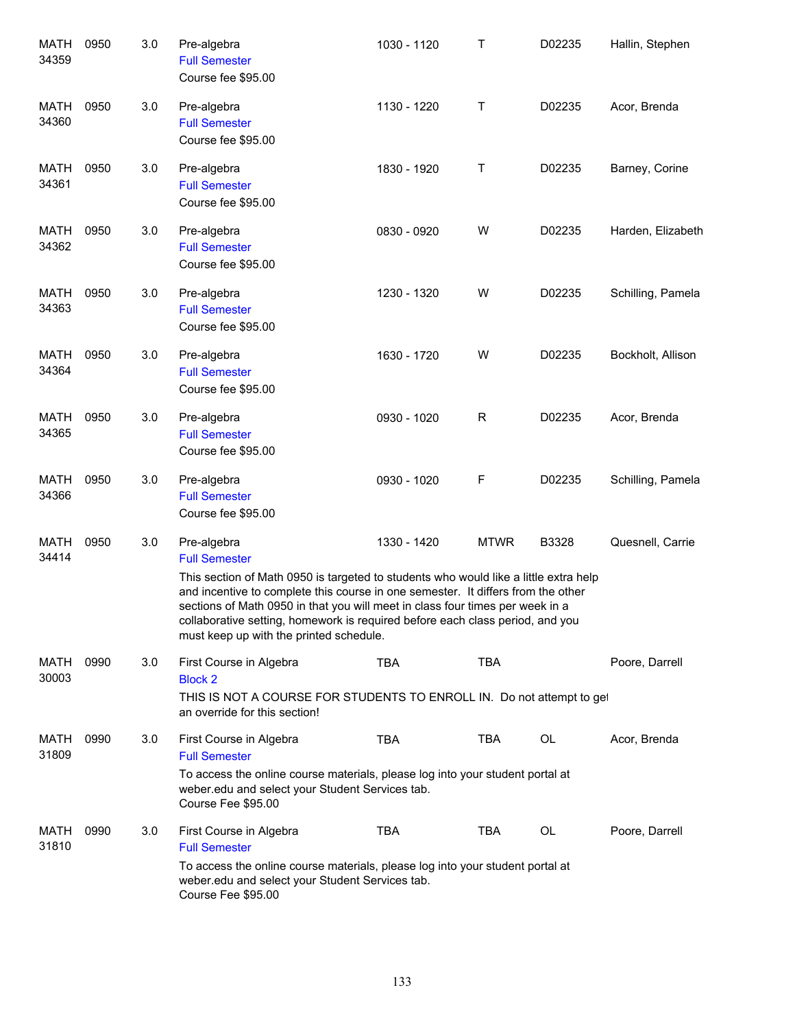| | | | | | | | |
|---|---|---|---|---|---|---|---|
| MATH 34359 | 0950 | 3.0 | Pre-algebra<br>Full Semester<br>Course fee $95.00 | 1030 - 1120 | T | D02235 | Hallin, Stephen |
| MATH 34360 | 0950 | 3.0 | Pre-algebra<br>Full Semester<br>Course fee $95.00 | 1130 - 1220 | T | D02235 | Acor, Brenda |
| MATH 34361 | 0950 | 3.0 | Pre-algebra<br>Full Semester<br>Course fee $95.00 | 1830 - 1920 | T | D02235 | Barney, Corine |
| MATH 34362 | 0950 | 3.0 | Pre-algebra<br>Full Semester<br>Course fee $95.00 | 0830 - 0920 | W | D02235 | Harden, Elizabeth |
| MATH 34363 | 0950 | 3.0 | Pre-algebra<br>Full Semester<br>Course fee $95.00 | 1230 - 1320 | W | D02235 | Schilling, Pamela |
| MATH 34364 | 0950 | 3.0 | Pre-algebra<br>Full Semester<br>Course fee $95.00 | 1630 - 1720 | W | D02235 | Bockholt, Allison |
| MATH 34365 | 0950 | 3.0 | Pre-algebra<br>Full Semester<br>Course fee $95.00 | 0930 - 1020 | R | D02235 | Acor, Brenda |
| MATH 34366 | 0950 | 3.0 | Pre-algebra<br>Full Semester<br>Course fee $95.00 | 0930 - 1020 | F | D02235 | Schilling, Pamela |
| MATH 34414 | 0950 | 3.0 | Pre-algebra<br>Full Semester<br>This section of Math 0950 is targeted to students who would like a little extra help and incentive to complete this course in one semester. It differs from the other sections of Math 0950 in that you will meet in class four times per week in a collaborative setting, homework is required before each class period, and you must keep up with the printed schedule. | 1330 - 1420 | MTWR | B3328 | Quesnell, Carrie |
| MATH 30003 | 0990 | 3.0 | First Course in Algebra<br>Block 2<br>THIS IS NOT A COURSE FOR STUDENTS TO ENROLL IN. Do not attempt to get an override for this section! | TBA | TBA | | Poore, Darrell |
| MATH 31809 | 0990 | 3.0 | First Course in Algebra<br>Full Semester<br>To access the online course materials, please log into your student portal at weber.edu and select your Student Services tab.<br>Course Fee $95.00 | TBA | TBA | OL | Acor, Brenda |
| MATH 31810 | 0990 | 3.0 | First Course in Algebra<br>Full Semester<br>To access the online course materials, please log into your student portal at weber.edu and select your Student Services tab.<br>Course Fee $95.00 | TBA | TBA | OL | Poore, Darrell |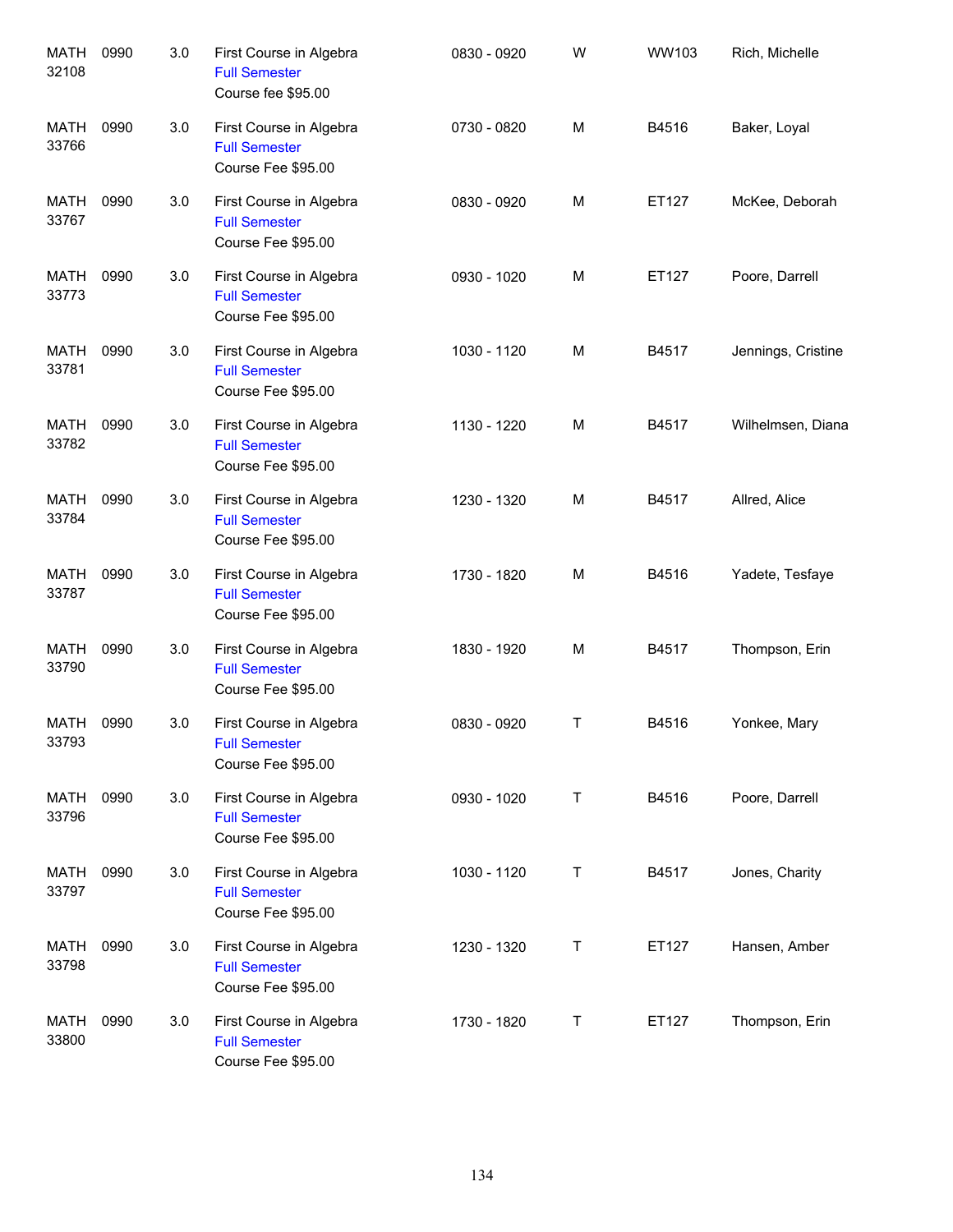| | | | | | | | |
|---|---|---|---|---|---|---|---|
| MATH 32108 | 0990 | 3.0 | First Course in Algebra<br>Full Semester<br>Course fee $95.00 | 0830 - 0920 | W | WW103 | Rich, Michelle |
| MATH 33766 | 0990 | 3.0 | First Course in Algebra<br>Full Semester<br>Course Fee $95.00 | 0730 - 0820 | M | B4516 | Baker, Loyal |
| MATH 33767 | 0990 | 3.0 | First Course in Algebra<br>Full Semester<br>Course Fee $95.00 | 0830 - 0920 | M | ET127 | McKee, Deborah |
| MATH 33773 | 0990 | 3.0 | First Course in Algebra<br>Full Semester<br>Course Fee $95.00 | 0930 - 1020 | M | ET127 | Poore, Darrell |
| MATH 33781 | 0990 | 3.0 | First Course in Algebra<br>Full Semester<br>Course Fee $95.00 | 1030 - 1120 | M | B4517 | Jennings, Cristine |
| MATH 33782 | 0990 | 3.0 | First Course in Algebra<br>Full Semester<br>Course Fee $95.00 | 1130 - 1220 | M | B4517 | Wilhelmsen, Diana |
| MATH 33784 | 0990 | 3.0 | First Course in Algebra<br>Full Semester<br>Course Fee $95.00 | 1230 - 1320 | M | B4517 | Allred, Alice |
| MATH 33787 | 0990 | 3.0 | First Course in Algebra<br>Full Semester<br>Course Fee $95.00 | 1730 - 1820 | M | B4516 | Yadete, Tesfaye |
| MATH 33790 | 0990 | 3.0 | First Course in Algebra<br>Full Semester<br>Course Fee $95.00 | 1830 - 1920 | M | B4517 | Thompson, Erin |
| MATH 33793 | 0990 | 3.0 | First Course in Algebra<br>Full Semester<br>Course Fee $95.00 | 0830 - 0920 | T | B4516 | Yonkee, Mary |
| MATH 33796 | 0990 | 3.0 | First Course in Algebra<br>Full Semester<br>Course Fee $95.00 | 0930 - 1020 | T | B4516 | Poore, Darrell |
| MATH 33797 | 0990 | 3.0 | First Course in Algebra<br>Full Semester<br>Course Fee $95.00 | 1030 - 1120 | T | B4517 | Jones, Charity |
| MATH 33798 | 0990 | 3.0 | First Course in Algebra<br>Full Semester<br>Course Fee $95.00 | 1230 - 1320 | T | ET127 | Hansen, Amber |
| MATH 33800 | 0990 | 3.0 | First Course in Algebra<br>Full Semester<br>Course Fee $95.00 | 1730 - 1820 | T | ET127 | Thompson, Erin |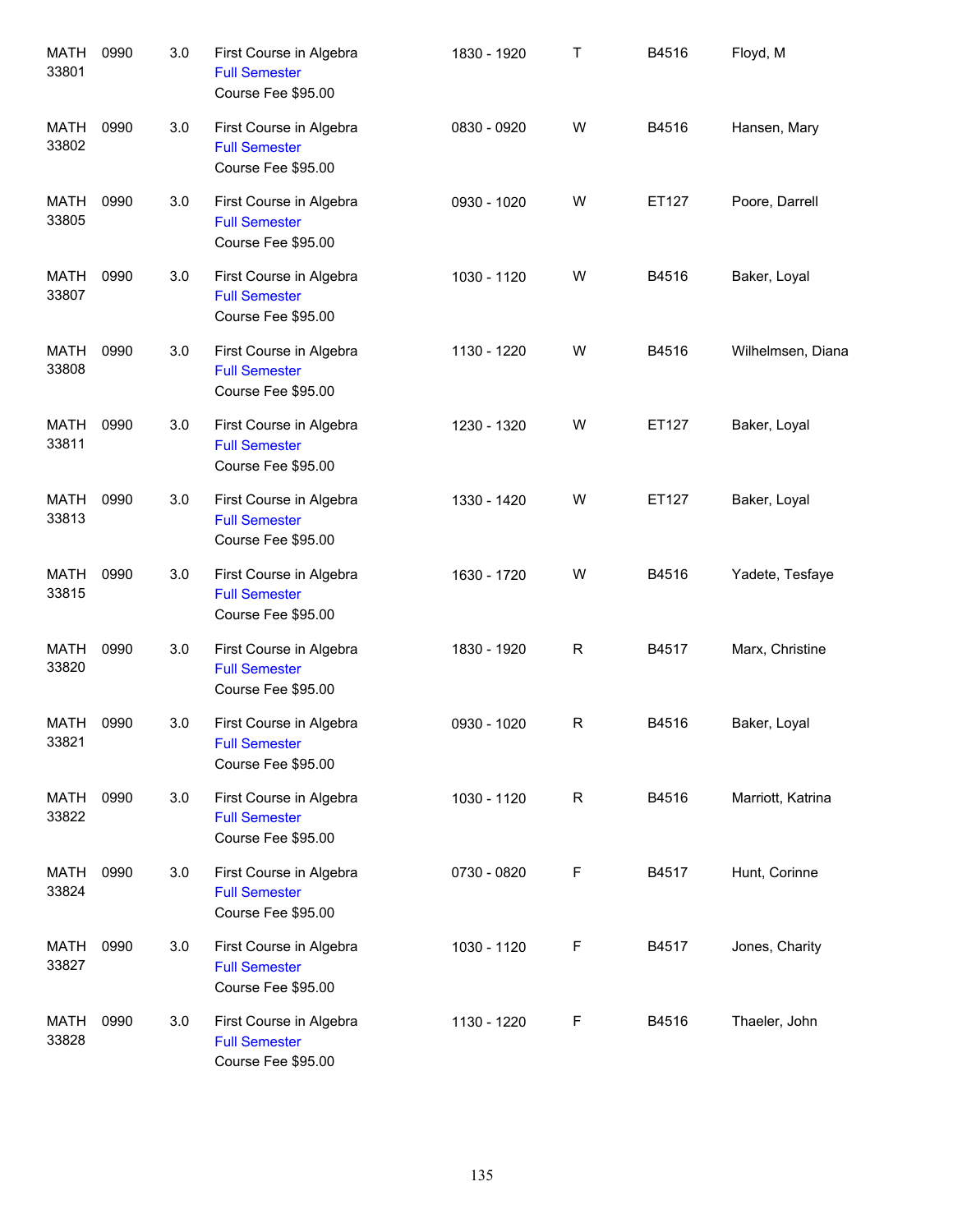| | | | | | | | |
|---|---|---|---|---|---|---|---|
| MATH 33801 | 0990 | 3.0 | First Course in Algebra<br>Full Semester<br>Course Fee $95.00 | 1830 - 1920 | T | B4516 | Floyd, M |
| MATH 33802 | 0990 | 3.0 | First Course in Algebra<br>Full Semester<br>Course Fee $95.00 | 0830 - 0920 | W | B4516 | Hansen, Mary |
| MATH 33805 | 0990 | 3.0 | First Course in Algebra<br>Full Semester<br>Course Fee $95.00 | 0930 - 1020 | W | ET127 | Poore, Darrell |
| MATH 33807 | 0990 | 3.0 | First Course in Algebra<br>Full Semester<br>Course Fee $95.00 | 1030 - 1120 | W | B4516 | Baker, Loyal |
| MATH 33808 | 0990 | 3.0 | First Course in Algebra<br>Full Semester<br>Course Fee $95.00 | 1130 - 1220 | W | B4516 | Wilhelmsen, Diana |
| MATH 33811 | 0990 | 3.0 | First Course in Algebra<br>Full Semester<br>Course Fee $95.00 | 1230 - 1320 | W | ET127 | Baker, Loyal |
| MATH 33813 | 0990 | 3.0 | First Course in Algebra<br>Full Semester<br>Course Fee $95.00 | 1330 - 1420 | W | ET127 | Baker, Loyal |
| MATH 33815 | 0990 | 3.0 | First Course in Algebra<br>Full Semester<br>Course Fee $95.00 | 1630 - 1720 | W | B4516 | Yadete, Tesfaye |
| MATH 33820 | 0990 | 3.0 | First Course in Algebra<br>Full Semester<br>Course Fee $95.00 | 1830 - 1920 | R | B4517 | Marx, Christine |
| MATH 33821 | 0990 | 3.0 | First Course in Algebra<br>Full Semester<br>Course Fee $95.00 | 0930 - 1020 | R | B4516 | Baker, Loyal |
| MATH 33822 | 0990 | 3.0 | First Course in Algebra<br>Full Semester<br>Course Fee $95.00 | 1030 - 1120 | R | B4516 | Marriott, Katrina |
| MATH 33824 | 0990 | 3.0 | First Course in Algebra<br>Full Semester<br>Course Fee $95.00 | 0730 - 0820 | F | B4517 | Hunt, Corinne |
| MATH 33827 | 0990 | 3.0 | First Course in Algebra<br>Full Semester<br>Course Fee $95.00 | 1030 - 1120 | F | B4517 | Jones, Charity |
| MATH 33828 | 0990 | 3.0 | First Course in Algebra<br>Full Semester<br>Course Fee $95.00 | 1130 - 1220 | F | B4516 | Thaeler, John |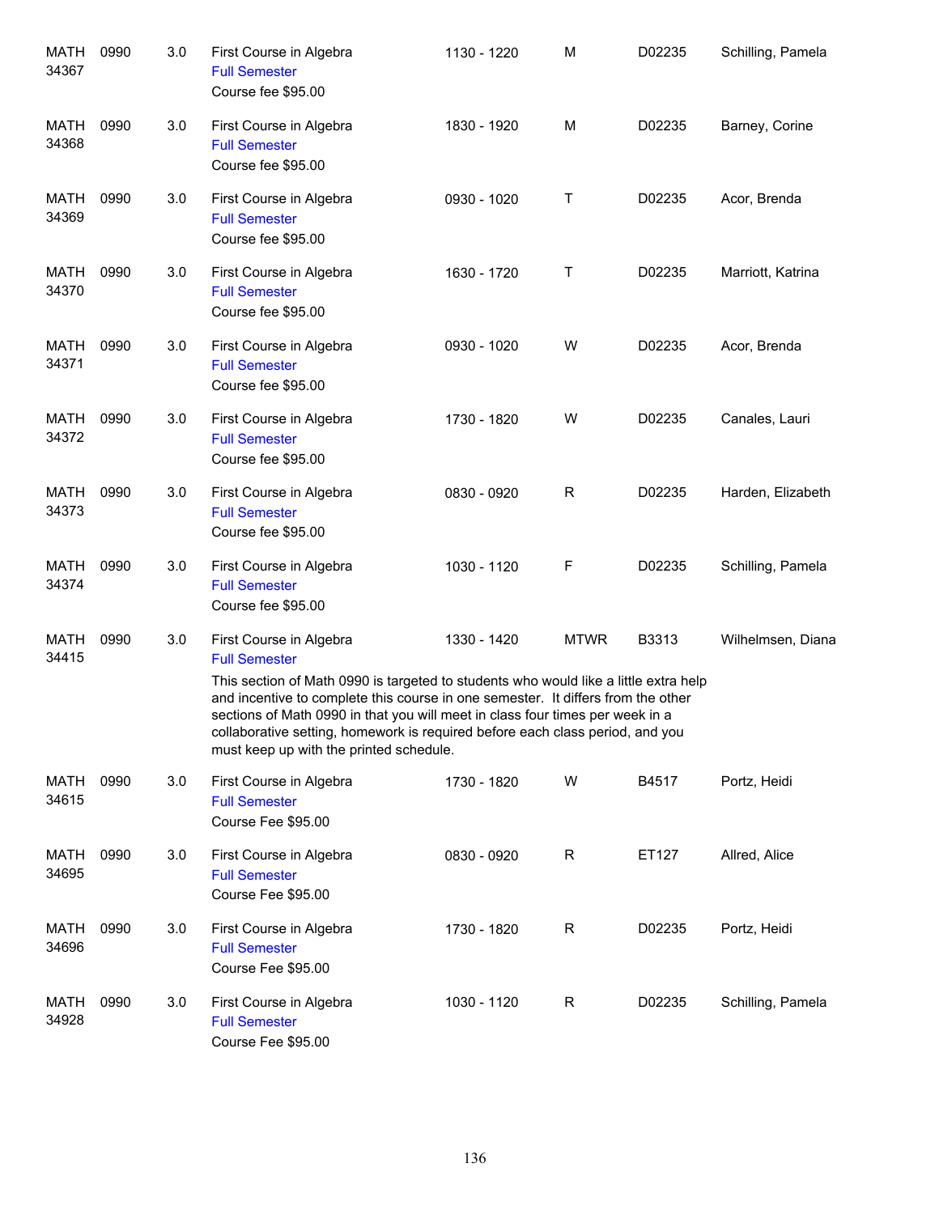| | | | | | | | |
|---|---|---|---|---|---|---|---|
| MATH 34367 | 0990 | 3.0 | First Course in Algebra<br>Full Semester<br>Course fee $95.00 | 1130 - 1220 | M | D02235 | Schilling, Pamela |
| MATH 34368 | 0990 | 3.0 | First Course in Algebra<br>Full Semester<br>Course fee $95.00 | 1830 - 1920 | M | D02235 | Barney, Corine |
| MATH 34369 | 0990 | 3.0 | First Course in Algebra<br>Full Semester<br>Course fee $95.00 | 0930 - 1020 | T | D02235 | Acor, Brenda |
| MATH 34370 | 0990 | 3.0 | First Course in Algebra<br>Full Semester<br>Course fee $95.00 | 1630 - 1720 | T | D02235 | Marriott, Katrina |
| MATH 34371 | 0990 | 3.0 | First Course in Algebra<br>Full Semester<br>Course fee $95.00 | 0930 - 1020 | W | D02235 | Acor, Brenda |
| MATH 34372 | 0990 | 3.0 | First Course in Algebra<br>Full Semester<br>Course fee $95.00 | 1730 - 1820 | W | D02235 | Canales, Lauri |
| MATH 34373 | 0990 | 3.0 | First Course in Algebra<br>Full Semester<br>Course fee $95.00 | 0830 - 0920 | R | D02235 | Harden, Elizabeth |
| MATH 34374 | 0990 | 3.0 | First Course in Algebra<br>Full Semester<br>Course fee $95.00 | 1030 - 1120 | F | D02235 | Schilling, Pamela |
| MATH 34415 | 0990 | 3.0 | First Course in Algebra<br>Full Semester<br>This section of Math 0990 is targeted to students who would like a little extra help and incentive to complete this course in one semester. It differs from the other sections of Math 0990 in that you will meet in class four times per week in a collaborative setting, homework is required before each class period, and you must keep up with the printed schedule. | 1330 - 1420 | MTWR | B3313 | Wilhelmsen, Diana |
| MATH 34615 | 0990 | 3.0 | First Course in Algebra<br>Full Semester<br>Course Fee $95.00 | 1730 - 1820 | W | B4517 | Portz, Heidi |
| MATH 34695 | 0990 | 3.0 | First Course in Algebra<br>Full Semester<br>Course Fee $95.00 | 0830 - 0920 | R | ET127 | Allred, Alice |
| MATH 34696 | 0990 | 3.0 | First Course in Algebra<br>Full Semester<br>Course Fee $95.00 | 1730 - 1820 | R | D02235 | Portz, Heidi |
| MATH 34928 | 0990 | 3.0 | First Course in Algebra<br>Full Semester<br>Course Fee $95.00 | 1030 - 1120 | R | D02235 | Schilling, Pamela |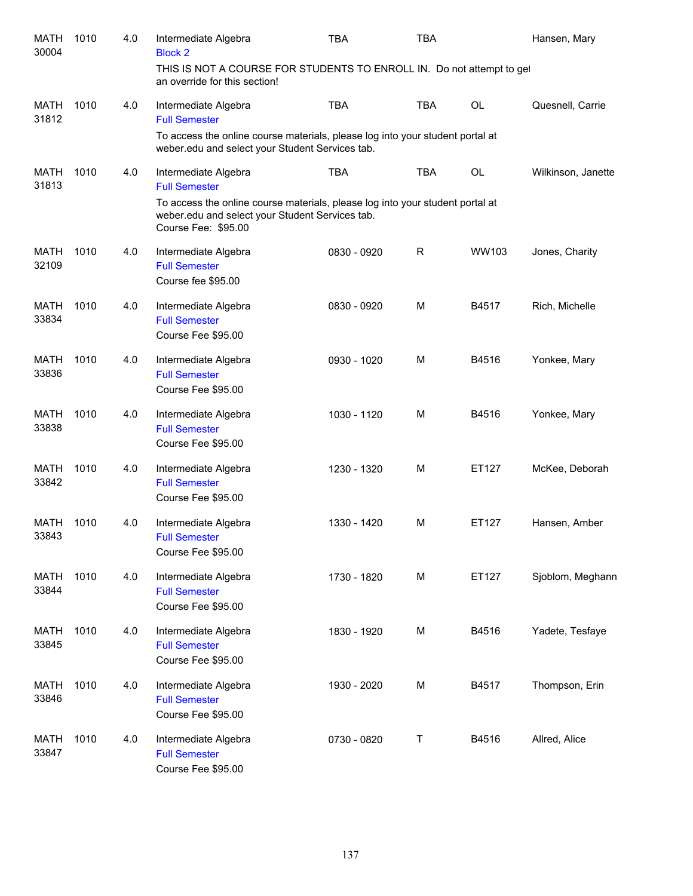| | | | | | | | |
|---|---|---|---|---|---|---|---|
| MATH 30004 | 1010 | 4.0 | Intermediate Algebra<br>Block 2<br>THIS IS NOT A COURSE FOR STUDENTS TO ENROLL IN. Do not attempt to get an override for this section! | TBA | TBA | | Hansen, Mary |
| MATH 31812 | 1010 | 4.0 | Intermediate Algebra<br>Full Semester<br>To access the online course materials, please log into your student portal at weber.edu and select your Student Services tab. | TBA | TBA | OL | Quesnell, Carrie |
| MATH 31813 | 1010 | 4.0 | Intermediate Algebra<br>Full Semester<br>To access the online course materials, please log into your student portal at weber.edu and select your Student Services tab.<br>Course Fee: $95.00 | TBA | TBA | OL | Wilkinson, Janette |
| MATH 32109 | 1010 | 4.0 | Intermediate Algebra<br>Full Semester<br>Course fee $95.00 | 0830 - 0920 | R | WW103 | Jones, Charity |
| MATH 33834 | 1010 | 4.0 | Intermediate Algebra<br>Full Semester<br>Course Fee $95.00 | 0830 - 0920 | M | B4517 | Rich, Michelle |
| MATH 33836 | 1010 | 4.0 | Intermediate Algebra<br>Full Semester<br>Course Fee $95.00 | 0930 - 1020 | M | B4516 | Yonkee, Mary |
| MATH 33838 | 1010 | 4.0 | Intermediate Algebra<br>Full Semester<br>Course Fee $95.00 | 1030 - 1120 | M | B4516 | Yonkee, Mary |
| MATH 33842 | 1010 | 4.0 | Intermediate Algebra<br>Full Semester<br>Course Fee $95.00 | 1230 - 1320 | M | ET127 | McKee, Deborah |
| MATH 33843 | 1010 | 4.0 | Intermediate Algebra<br>Full Semester<br>Course Fee $95.00 | 1330 - 1420 | M | ET127 | Hansen, Amber |
| MATH 33844 | 1010 | 4.0 | Intermediate Algebra<br>Full Semester<br>Course Fee $95.00 | 1730 - 1820 | M | ET127 | Sjoblom, Meghann |
| MATH 33845 | 1010 | 4.0 | Intermediate Algebra<br>Full Semester<br>Course Fee $95.00 | 1830 - 1920 | M | B4516 | Yadete, Tesfaye |
| MATH 33846 | 1010 | 4.0 | Intermediate Algebra<br>Full Semester<br>Course Fee $95.00 | 1930 - 2020 | M | B4517 | Thompson, Erin |
| MATH 33847 | 1010 | 4.0 | Intermediate Algebra<br>Full Semester<br>Course Fee $95.00 | 0730 - 0820 | T | B4516 | Allred, Alice |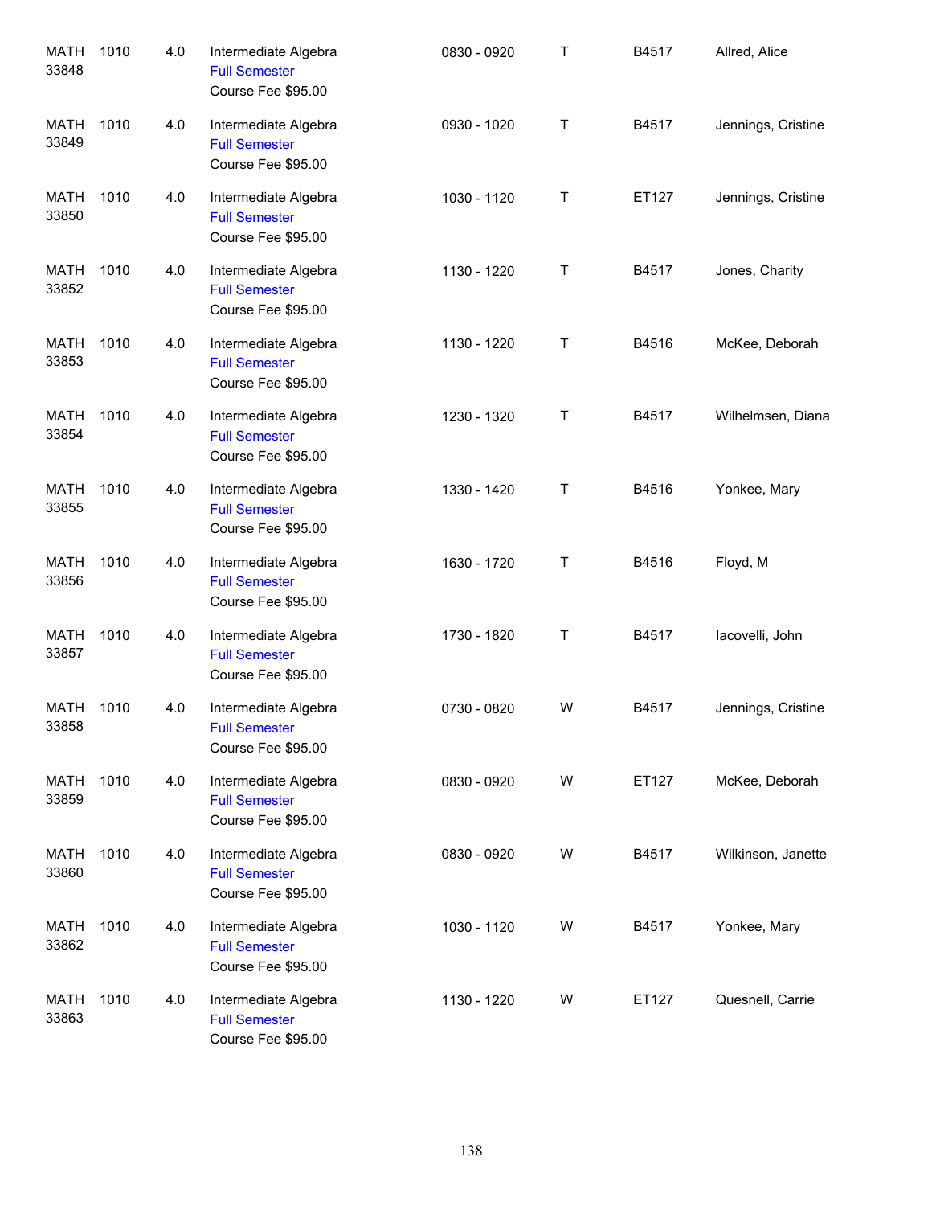| | | | | | | | |
|---|---|---|---|---|---|---|---|
| MATH 33848 | 1010 | 4.0 | Intermediate Algebra<br>Full Semester<br>Course Fee $95.00 | 0830 - 0920 | T | B4517 | Allred, Alice |
| MATH 33849 | 1010 | 4.0 | Intermediate Algebra<br>Full Semester<br>Course Fee $95.00 | 0930 - 1020 | T | B4517 | Jennings, Cristine |
| MATH 33850 | 1010 | 4.0 | Intermediate Algebra<br>Full Semester<br>Course Fee $95.00 | 1030 - 1120 | T | ET127 | Jennings, Cristine |
| MATH 33852 | 1010 | 4.0 | Intermediate Algebra<br>Full Semester<br>Course Fee $95.00 | 1130 - 1220 | T | B4517 | Jones, Charity |
| MATH 33853 | 1010 | 4.0 | Intermediate Algebra<br>Full Semester<br>Course Fee $95.00 | 1130 - 1220 | T | B4516 | McKee, Deborah |
| MATH 33854 | 1010 | 4.0 | Intermediate Algebra<br>Full Semester<br>Course Fee $95.00 | 1230 - 1320 | T | B4517 | Wilhelmsen, Diana |
| MATH 33855 | 1010 | 4.0 | Intermediate Algebra<br>Full Semester<br>Course Fee $95.00 | 1330 - 1420 | T | B4516 | Yonkee, Mary |
| MATH 33856 | 1010 | 4.0 | Intermediate Algebra<br>Full Semester<br>Course Fee $95.00 | 1630 - 1720 | T | B4516 | Floyd, M |
| MATH 33857 | 1010 | 4.0 | Intermediate Algebra<br>Full Semester<br>Course Fee $95.00 | 1730 - 1820 | T | B4517 | Iacovelli, John |
| MATH 33858 | 1010 | 4.0 | Intermediate Algebra<br>Full Semester<br>Course Fee $95.00 | 0730 - 0820 | W | B4517 | Jennings, Cristine |
| MATH 33859 | 1010 | 4.0 | Intermediate Algebra<br>Full Semester<br>Course Fee $95.00 | 0830 - 0920 | W | ET127 | McKee, Deborah |
| MATH 33860 | 1010 | 4.0 | Intermediate Algebra<br>Full Semester<br>Course Fee $95.00 | 0830 - 0920 | W | B4517 | Wilkinson, Janette |
| MATH 33862 | 1010 | 4.0 | Intermediate Algebra<br>Full Semester<br>Course Fee $95.00 | 1030 - 1120 | W | B4517 | Yonkee, Mary |
| MATH 33863 | 1010 | 4.0 | Intermediate Algebra<br>Full Semester<br>Course Fee $95.00 | 1130 - 1220 | W | ET127 | Quesnell, Carrie |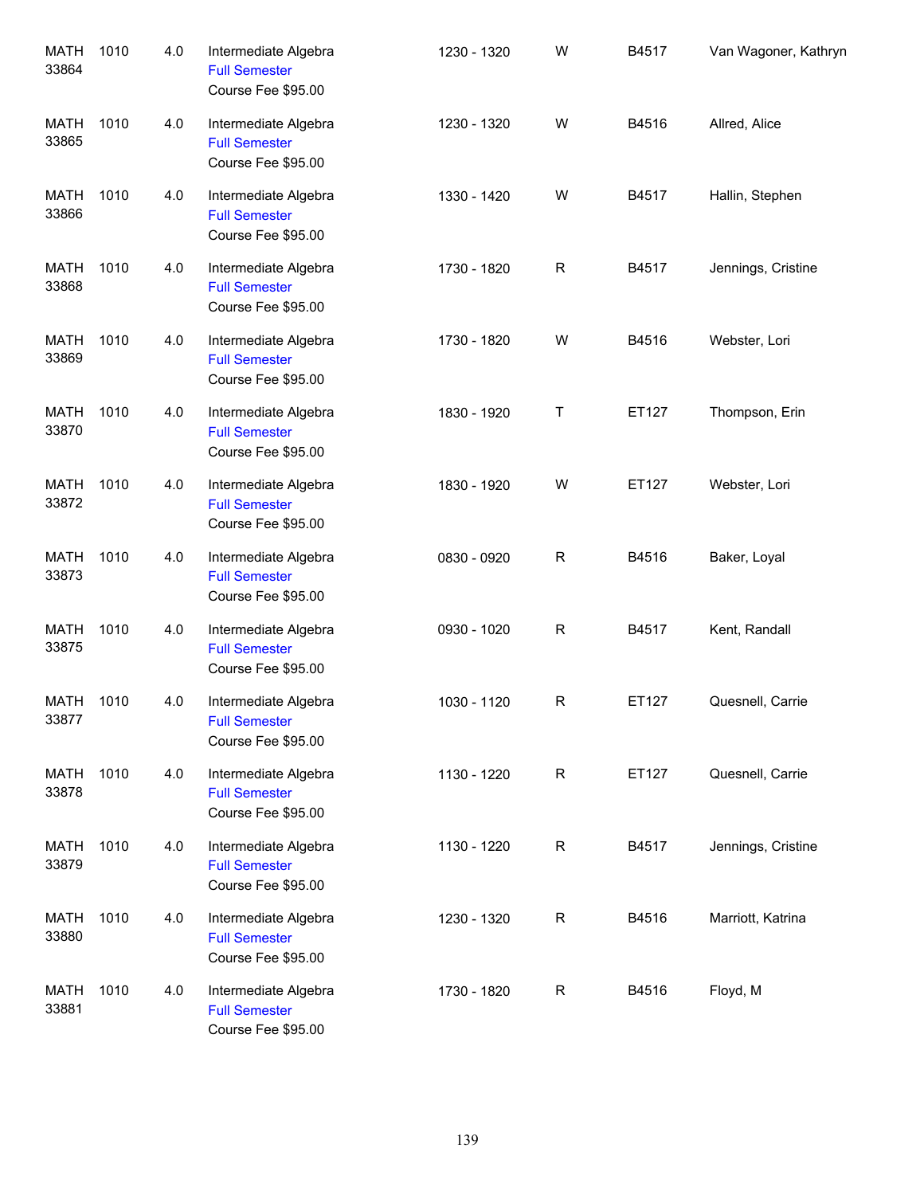| | | | | | | | |
|---|---|---|---|---|---|---|---|
| MATH 33864 | 1010 | 4.0 | Intermediate Algebra<br>Full Semester<br>Course Fee $95.00 | 1230 - 1320 | W | B4517 | Van Wagoner, Kathryn |
| MATH 33865 | 1010 | 4.0 | Intermediate Algebra<br>Full Semester<br>Course Fee $95.00 | 1230 - 1320 | W | B4516 | Allred, Alice |
| MATH 33866 | 1010 | 4.0 | Intermediate Algebra<br>Full Semester<br>Course Fee $95.00 | 1330 - 1420 | W | B4517 | Hallin, Stephen |
| MATH 33868 | 1010 | 4.0 | Intermediate Algebra<br>Full Semester<br>Course Fee $95.00 | 1730 - 1820 | R | B4517 | Jennings, Cristine |
| MATH 33869 | 1010 | 4.0 | Intermediate Algebra<br>Full Semester<br>Course Fee $95.00 | 1730 - 1820 | W | B4516 | Webster, Lori |
| MATH 33870 | 1010 | 4.0 | Intermediate Algebra<br>Full Semester<br>Course Fee $95.00 | 1830 - 1920 | T | ET127 | Thompson, Erin |
| MATH 33872 | 1010 | 4.0 | Intermediate Algebra<br>Full Semester<br>Course Fee $95.00 | 1830 - 1920 | W | ET127 | Webster, Lori |
| MATH 33873 | 1010 | 4.0 | Intermediate Algebra<br>Full Semester<br>Course Fee $95.00 | 0830 - 0920 | R | B4516 | Baker, Loyal |
| MATH 33875 | 1010 | 4.0 | Intermediate Algebra<br>Full Semester<br>Course Fee $95.00 | 0930 - 1020 | R | B4517 | Kent, Randall |
| MATH 33877 | 1010 | 4.0 | Intermediate Algebra<br>Full Semester<br>Course Fee $95.00 | 1030 - 1120 | R | ET127 | Quesnell, Carrie |
| MATH 33878 | 1010 | 4.0 | Intermediate Algebra<br>Full Semester<br>Course Fee $95.00 | 1130 - 1220 | R | ET127 | Quesnell, Carrie |
| MATH 33879 | 1010 | 4.0 | Intermediate Algebra<br>Full Semester<br>Course Fee $95.00 | 1130 - 1220 | R | B4517 | Jennings, Cristine |
| MATH 33880 | 1010 | 4.0 | Intermediate Algebra<br>Full Semester<br>Course Fee $95.00 | 1230 - 1320 | R | B4516 | Marriott, Katrina |
| MATH 33881 | 1010 | 4.0 | Intermediate Algebra<br>Full Semester<br>Course Fee $95.00 | 1730 - 1820 | R | B4516 | Floyd, M |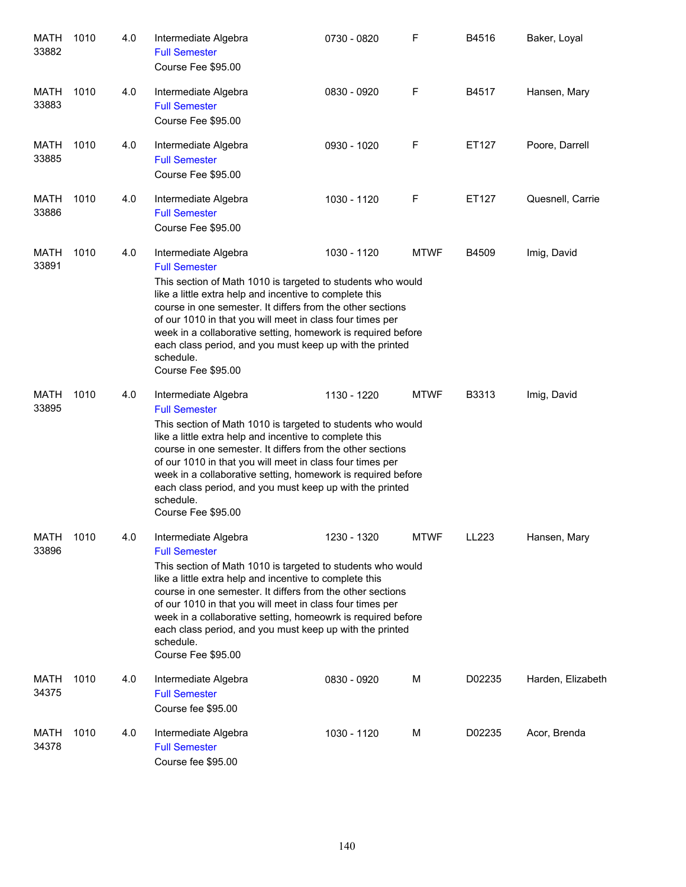| | | | | | | | |
|---|---|---|---|---|---|---|---|
| MATH 33882 | 1010 | 4.0 | Intermediate Algebra<br>Full Semester<br>Course Fee $95.00 | 0730 - 0820 | F | B4516 | Baker, Loyal |
| MATH 33883 | 1010 | 4.0 | Intermediate Algebra<br>Full Semester<br>Course Fee $95.00 | 0830 - 0920 | F | B4517 | Hansen, Mary |
| MATH 33885 | 1010 | 4.0 | Intermediate Algebra<br>Full Semester<br>Course Fee $95.00 | 0930 - 1020 | F | ET127 | Poore, Darrell |
| MATH 33886 | 1010 | 4.0 | Intermediate Algebra<br>Full Semester<br>Course Fee $95.00 | 1030 - 1120 | F | ET127 | Quesnell, Carrie |
| MATH 33891 | 1010 | 4.0 | Intermediate Algebra<br>Full Semester<br>This section of Math 1010 is targeted to students who would like a little extra help and incentive to complete this course in one semester. It differs from the other sections of our 1010 in that you will meet in class four times per week in a collaborative setting, homework is required before each class period, and you must keep up with the printed schedule.<br>Course Fee $95.00 | 1030 - 1120 | MTWF | B4509 | Imig, David |
| MATH 33895 | 1010 | 4.0 | Intermediate Algebra<br>Full Semester<br>This section of Math 1010 is targeted to students who would like a little extra help and incentive to complete this course in one semester. It differs from the other sections of our 1010 in that you will meet in class four times per week in a collaborative setting, homework is required before each class period, and you must keep up with the printed schedule.<br>Course Fee $95.00 | 1130 - 1220 | MTWF | B3313 | Imig, David |
| MATH 33896 | 1010 | 4.0 | Intermediate Algebra<br>Full Semester<br>This section of Math 1010 is targeted to students who would like a little extra help and incentive to complete this course in one semester. It differs from the other sections of our 1010 in that you will meet in class four times per week in a collaborative setting, homeowrk is required before each class period, and you must keep up with the printed schedule.<br>Course Fee $95.00 | 1230 - 1320 | MTWF | LL223 | Hansen, Mary |
| MATH 34375 | 1010 | 4.0 | Intermediate Algebra<br>Full Semester<br>Course fee $95.00 | 0830 - 0920 | M | D02235 | Harden, Elizabeth |
| MATH 34378 | 1010 | 4.0 | Intermediate Algebra<br>Full Semester<br>Course fee $95.00 | 1030 - 1120 | M | D02235 | Acor, Brenda |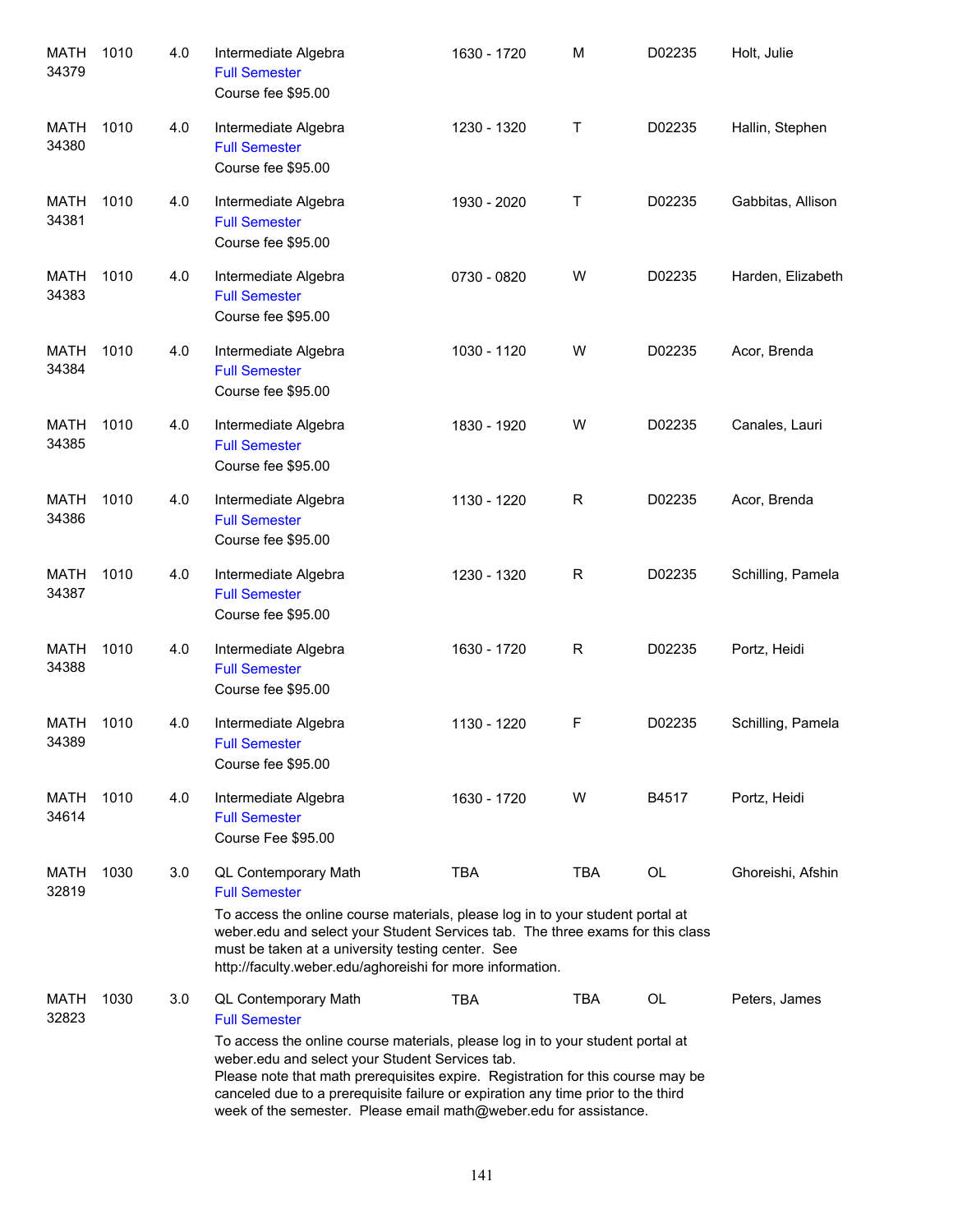| | | | | | | | |
|---|---|---|---|---|---|---|---|
| MATH 34379 | 1010 | 4.0 | Intermediate Algebra<br>Full Semester<br>Course fee $95.00 | 1630 - 1720 | M | D02235 | Holt, Julie |
| MATH 34380 | 1010 | 4.0 | Intermediate Algebra<br>Full Semester<br>Course fee $95.00 | 1230 - 1320 | T | D02235 | Hallin, Stephen |
| MATH 34381 | 1010 | 4.0 | Intermediate Algebra<br>Full Semester<br>Course fee $95.00 | 1930 - 2020 | T | D02235 | Gabbitas, Allison |
| MATH 34383 | 1010 | 4.0 | Intermediate Algebra<br>Full Semester<br>Course fee $95.00 | 0730 - 0820 | W | D02235 | Harden, Elizabeth |
| MATH 34384 | 1010 | 4.0 | Intermediate Algebra<br>Full Semester<br>Course fee $95.00 | 1030 - 1120 | W | D02235 | Acor, Brenda |
| MATH 34385 | 1010 | 4.0 | Intermediate Algebra<br>Full Semester<br>Course fee $95.00 | 1830 - 1920 | W | D02235 | Canales, Lauri |
| MATH 34386 | 1010 | 4.0 | Intermediate Algebra<br>Full Semester<br>Course fee $95.00 | 1130 - 1220 | R | D02235 | Acor, Brenda |
| MATH 34387 | 1010 | 4.0 | Intermediate Algebra<br>Full Semester<br>Course fee $95.00 | 1230 - 1320 | R | D02235 | Schilling, Pamela |
| MATH 34388 | 1010 | 4.0 | Intermediate Algebra<br>Full Semester<br>Course fee $95.00 | 1630 - 1720 | R | D02235 | Portz, Heidi |
| MATH 34389 | 1010 | 4.0 | Intermediate Algebra<br>Full Semester<br>Course fee $95.00 | 1130 - 1220 | F | D02235 | Schilling, Pamela |
| MATH 34614 | 1010 | 4.0 | Intermediate Algebra<br>Full Semester<br>Course Fee $95.00 | 1630 - 1720 | W | B4517 | Portz, Heidi |
| MATH 32819 | 1030 | 3.0 | QL Contemporary Math<br>Full Semester<br>To access the online course materials, please log in to your student portal at weber.edu and select your Student Services tab. The three exams for this class must be taken at a university testing center. See http://faculty.weber.edu/aghoreishi for more information. | TBA | TBA | OL | Ghoreishi, Afshin |
| MATH 32823 | 1030 | 3.0 | QL Contemporary Math<br>Full Semester<br>To access the online course materials, please log in to your student portal at weber.edu and select your Student Services tab.<br>Please note that math prerequisites expire. Registration for this course may be canceled due to a prerequisite failure or expiration any time prior to the third week of the semester. Please email math@weber.edu for assistance. | TBA | TBA | OL | Peters, James |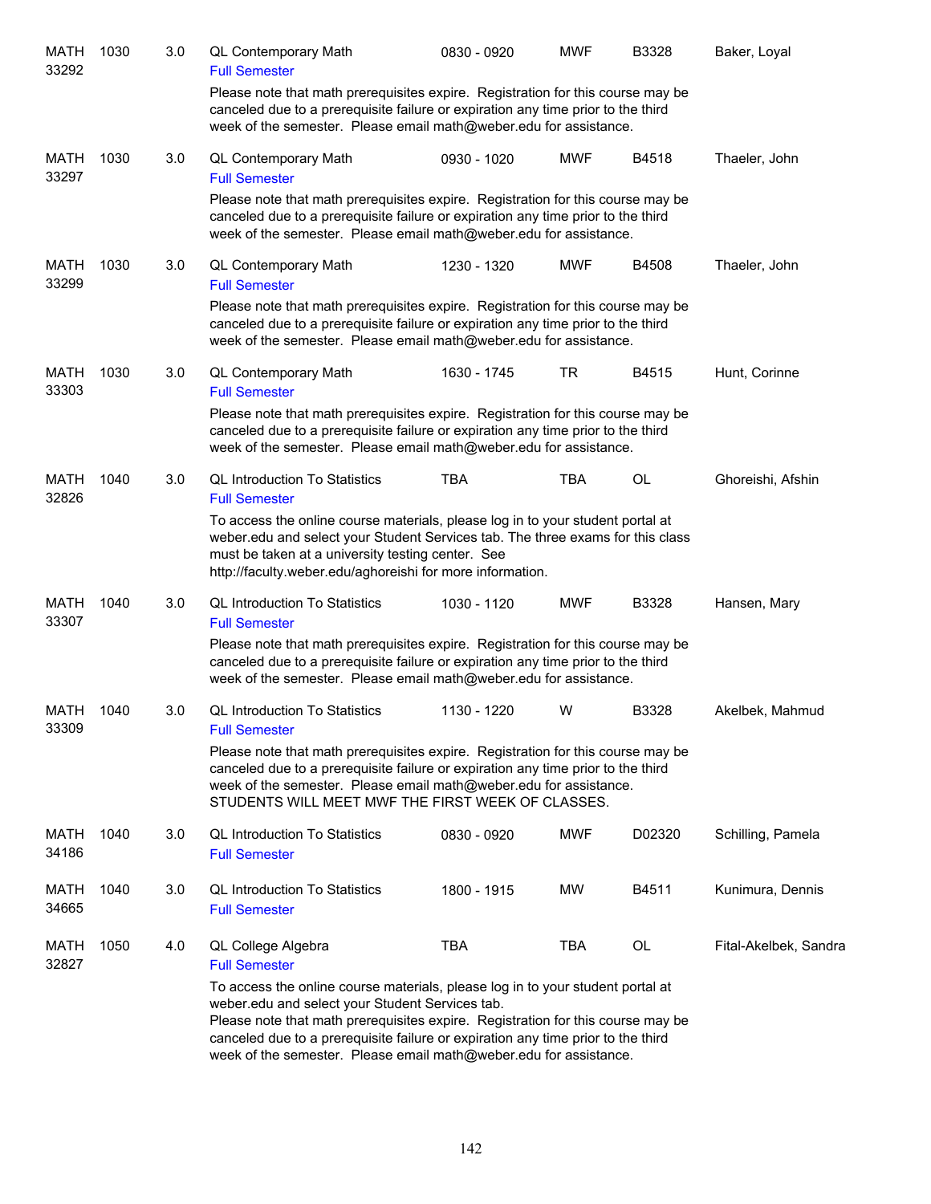| | | | | | | | |
|---|---|---|---|---|---|---|---|
| MATH 33292 | 1030 | 3.0 | QL Contemporary Math<br>Full Semester | 0830 - 0920 | MWF | B3328 | Baker, Loyal |
| | | | Please note that math prerequisites expire. Registration for this course may be canceled due to a prerequisite failure or expiration any time prior to the third week of the semester. Please email math@weber.edu for assistance. | | | | |
| MATH 33297 | 1030 | 3.0 | QL Contemporary Math<br>Full Semester | 0930 - 1020 | MWF | B4518 | Thaeler, John |
| | | | Please note that math prerequisites expire. Registration for this course may be canceled due to a prerequisite failure or expiration any time prior to the third week of the semester. Please email math@weber.edu for assistance. | | | | |
| MATH 33299 | 1030 | 3.0 | QL Contemporary Math<br>Full Semester | 1230 - 1320 | MWF | B4508 | Thaeler, John |
| | | | Please note that math prerequisites expire. Registration for this course may be canceled due to a prerequisite failure or expiration any time prior to the third week of the semester. Please email math@weber.edu for assistance. | | | | |
| MATH 33303 | 1030 | 3.0 | QL Contemporary Math<br>Full Semester | 1630 - 1745 | TR | B4515 | Hunt, Corinne |
| | | | Please note that math prerequisites expire. Registration for this course may be canceled due to a prerequisite failure or expiration any time prior to the third week of the semester. Please email math@weber.edu for assistance. | | | | |
| MATH 32826 | 1040 | 3.0 | QL Introduction To Statistics<br>Full Semester | TBA | TBA | OL | Ghoreishi, Afshin |
| | | | To access the online course materials, please log in to your student portal at weber.edu and select your Student Services tab. The three exams for this class must be taken at a university testing center. See http://faculty.weber.edu/aghoreishi for more information. | | | | |
| MATH 33307 | 1040 | 3.0 | QL Introduction To Statistics<br>Full Semester | 1030 - 1120 | MWF | B3328 | Hansen, Mary |
| | | | Please note that math prerequisites expire. Registration for this course may be canceled due to a prerequisite failure or expiration any time prior to the third week of the semester. Please email math@weber.edu for assistance. | | | | |
| MATH 33309 | 1040 | 3.0 | QL Introduction To Statistics<br>Full Semester | 1130 - 1220 | W | B3328 | Akelbek, Mahmud |
| | | | Please note that math prerequisites expire. Registration for this course may be canceled due to a prerequisite failure or expiration any time prior to the third week of the semester. Please email math@weber.edu for assistance. STUDENTS WILL MEET MWF THE FIRST WEEK OF CLASSES. | | | | |
| MATH 34186 | 1040 | 3.0 | QL Introduction To Statistics<br>Full Semester | 0830 - 0920 | MWF | D02320 | Schilling, Pamela |
| MATH 34665 | 1040 | 3.0 | QL Introduction To Statistics<br>Full Semester | 1800 - 1915 | MW | B4511 | Kunimura, Dennis |
| MATH 32827 | 1050 | 4.0 | QL College Algebra<br>Full Semester | TBA | TBA | OL | Fital-Akelbek, Sandra |
| | | | To access the online course materials, please log in to your student portal at weber.edu and select your Student Services tab. Please note that math prerequisites expire. Registration for this course may be canceled due to a prerequisite failure or expiration any time prior to the third week of the semester. Please email math@weber.edu for assistance. | | | | |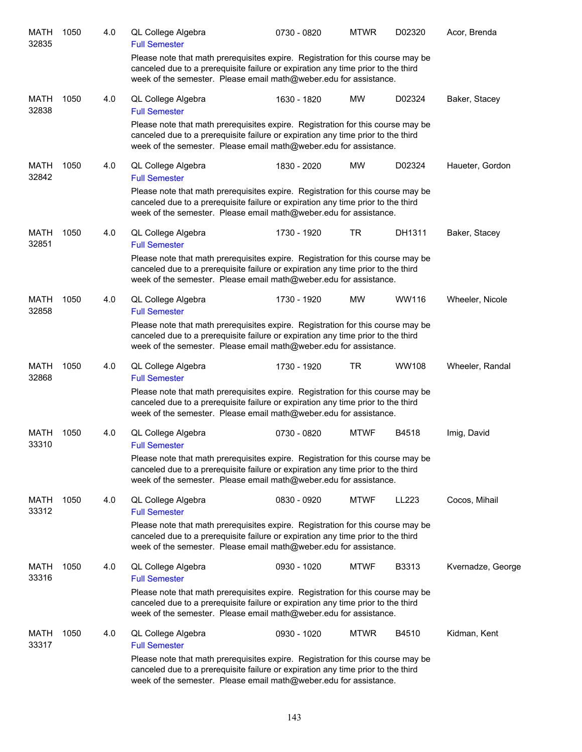MATH 32835 | 1050 | 4.0 | QL College Algebra | 0730 - 0820 | MTWR | D02320 | Acor, Brenda

Full Semester

Please note that math prerequisites expire. Registration for this course may be canceled due to a prerequisite failure or expiration any time prior to the third week of the semester. Please email math@weber.edu for assistance.

MATH 32838 | 1050 | 4.0 | QL College Algebra | 1630 - 1820 | MW | D02324 | Baker, Stacey

Full Semester

Please note that math prerequisites expire. Registration for this course may be canceled due to a prerequisite failure or expiration any time prior to the third week of the semester. Please email math@weber.edu for assistance.

MATH 32842 | 1050 | 4.0 | QL College Algebra | 1830 - 2020 | MW | D02324 | Haueter, Gordon

Full Semester

Please note that math prerequisites expire. Registration for this course may be canceled due to a prerequisite failure or expiration any time prior to the third week of the semester. Please email math@weber.edu for assistance.

MATH 32851 | 1050 | 4.0 | QL College Algebra | 1730 - 1920 | TR | DH1311 | Baker, Stacey

Full Semester

Please note that math prerequisites expire. Registration for this course may be canceled due to a prerequisite failure or expiration any time prior to the third week of the semester. Please email math@weber.edu for assistance.

MATH 32858 | 1050 | 4.0 | QL College Algebra | 1730 - 1920 | MW | WW116 | Wheeler, Nicole

Full Semester

Please note that math prerequisites expire. Registration for this course may be canceled due to a prerequisite failure or expiration any time prior to the third week of the semester. Please email math@weber.edu for assistance.

MATH 32868 | 1050 | 4.0 | QL College Algebra | 1730 - 1920 | TR | WW108 | Wheeler, Randal

Full Semester

Please note that math prerequisites expire. Registration for this course may be canceled due to a prerequisite failure or expiration any time prior to the third week of the semester. Please email math@weber.edu for assistance.

MATH 33310 | 1050 | 4.0 | QL College Algebra | 0730 - 0820 | MTWF | B4518 | Imig, David

Full Semester

Please note that math prerequisites expire. Registration for this course may be canceled due to a prerequisite failure or expiration any time prior to the third week of the semester. Please email math@weber.edu for assistance.

MATH 33312 | 1050 | 4.0 | QL College Algebra | 0830 - 0920 | MTWF | LL223 | Cocos, Mihail

Full Semester

Please note that math prerequisites expire. Registration for this course may be canceled due to a prerequisite failure or expiration any time prior to the third week of the semester. Please email math@weber.edu for assistance.

MATH 33316 | 1050 | 4.0 | QL College Algebra | 0930 - 1020 | MTWF | B3313 | Kvernadze, George

Full Semester

Please note that math prerequisites expire. Registration for this course may be canceled due to a prerequisite failure or expiration any time prior to the third week of the semester. Please email math@weber.edu for assistance.

MATH 33317 | 1050 | 4.0 | QL College Algebra | 0930 - 1020 | MTWR | B4510 | Kidman, Kent

Full Semester

Please note that math prerequisites expire. Registration for this course may be canceled due to a prerequisite failure or expiration any time prior to the third week of the semester. Please email math@weber.edu for assistance.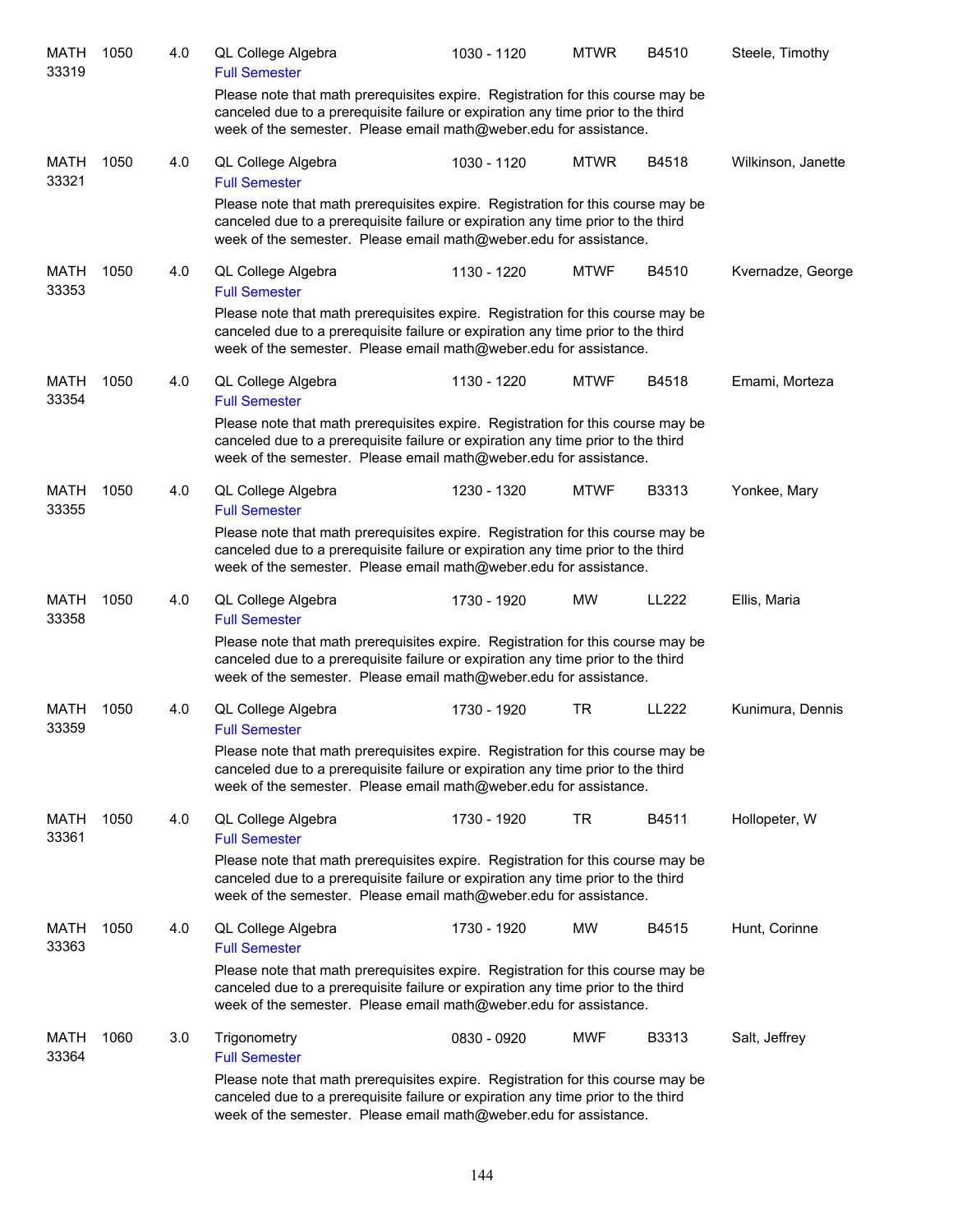| | | | | | | | |
|---|---|---|---|---|---|---|---|
| MATH 33319 | 1050 | 4.0 | QL College Algebra<br>Full Semester | 1030 - 1120 | MTWR | B4510 | Steele, Timothy |
| | | | Please note that math prerequisites expire. Registration for this course may be canceled due to a prerequisite failure or expiration any time prior to the third week of the semester. Please email math@weber.edu for assistance. | | | | |
| MATH 33321 | 1050 | 4.0 | QL College Algebra<br>Full Semester | 1030 - 1120 | MTWR | B4518 | Wilkinson, Janette |
| | | | Please note that math prerequisites expire. Registration for this course may be canceled due to a prerequisite failure or expiration any time prior to the third week of the semester. Please email math@weber.edu for assistance. | | | | |
| MATH 33353 | 1050 | 4.0 | QL College Algebra<br>Full Semester | 1130 - 1220 | MTWF | B4510 | Kvernadze, George |
| | | | Please note that math prerequisites expire. Registration for this course may be canceled due to a prerequisite failure or expiration any time prior to the third week of the semester. Please email math@weber.edu for assistance. | | | | |
| MATH 33354 | 1050 | 4.0 | QL College Algebra<br>Full Semester | 1130 - 1220 | MTWF | B4518 | Emami, Morteza |
| | | | Please note that math prerequisites expire. Registration for this course may be canceled due to a prerequisite failure or expiration any time prior to the third week of the semester. Please email math@weber.edu for assistance. | | | | |
| MATH 33355 | 1050 | 4.0 | QL College Algebra<br>Full Semester | 1230 - 1320 | MTWF | B3313 | Yonkee, Mary |
| | | | Please note that math prerequisites expire. Registration for this course may be canceled due to a prerequisite failure or expiration any time prior to the third week of the semester. Please email math@weber.edu for assistance. | | | | |
| MATH 33358 | 1050 | 4.0 | QL College Algebra<br>Full Semester | 1730 - 1920 | MW | LL222 | Ellis, Maria |
| | | | Please note that math prerequisites expire. Registration for this course may be canceled due to a prerequisite failure or expiration any time prior to the third week of the semester. Please email math@weber.edu for assistance. | | | | |
| MATH 33359 | 1050 | 4.0 | QL College Algebra<br>Full Semester | 1730 - 1920 | TR | LL222 | Kunimura, Dennis |
| | | | Please note that math prerequisites expire. Registration for this course may be canceled due to a prerequisite failure or expiration any time prior to the third week of the semester. Please email math@weber.edu for assistance. | | | | |
| MATH 33361 | 1050 | 4.0 | QL College Algebra<br>Full Semester | 1730 - 1920 | TR | B4511 | Hollopeter, W |
| | | | Please note that math prerequisites expire. Registration for this course may be canceled due to a prerequisite failure or expiration any time prior to the third week of the semester. Please email math@weber.edu for assistance. | | | | |
| MATH 33363 | 1050 | 4.0 | QL College Algebra<br>Full Semester | 1730 - 1920 | MW | B4515 | Hunt, Corinne |
| | | | Please note that math prerequisites expire. Registration for this course may be canceled due to a prerequisite failure or expiration any time prior to the third week of the semester. Please email math@weber.edu for assistance. | | | | |
| MATH 33364 | 1060 | 3.0 | Trigonometry<br>Full Semester | 0830 - 0920 | MWF | B3313 | Salt, Jeffrey |
| | | | Please note that math prerequisites expire. Registration for this course may be canceled due to a prerequisite failure or expiration any time prior to the third week of the semester. Please email math@weber.edu for assistance. | | | | |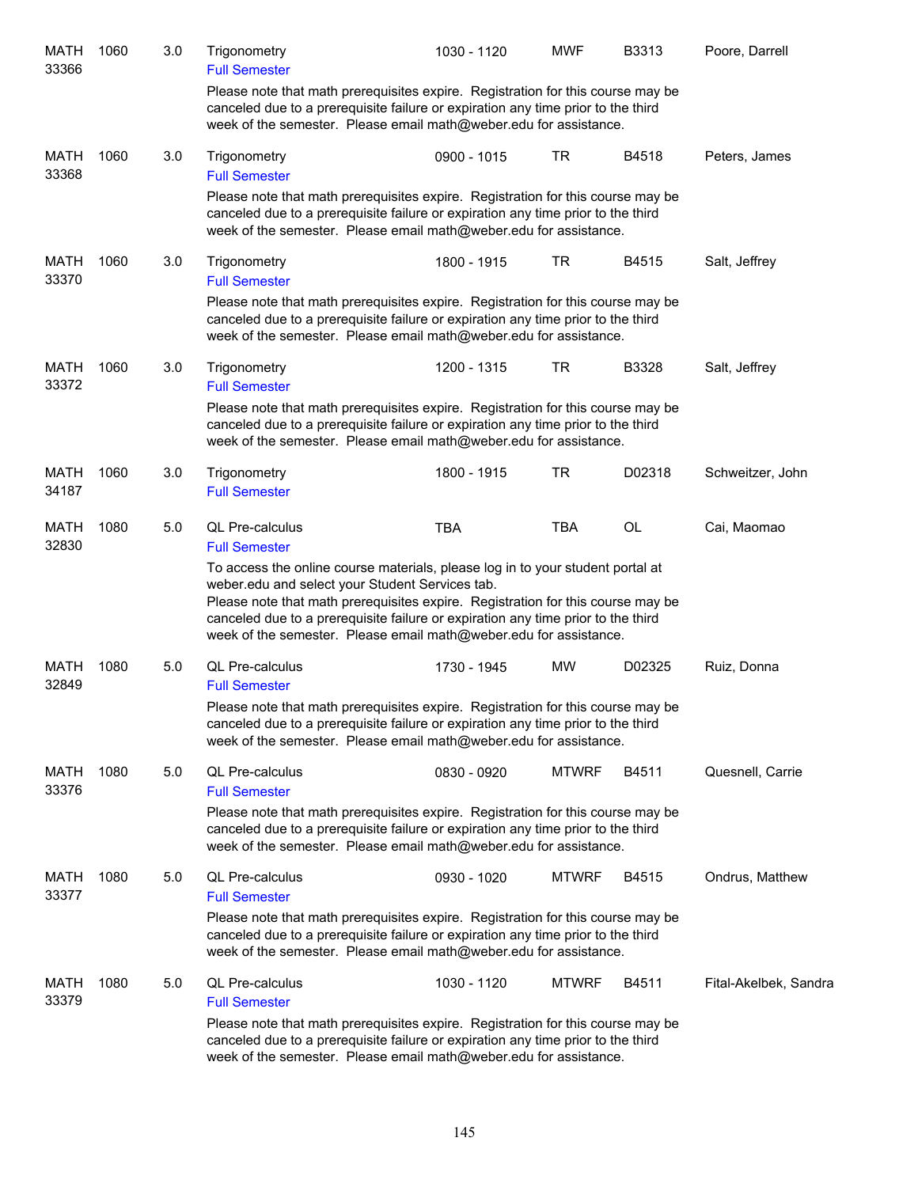| | | | | | | | |
|---|---|---|---|---|---|---|---|
| MATH 33366 | 1060 | 3.0 | Trigonometry<br>Full Semester<br>Please note that math prerequisites expire. Registration for this course may be canceled due to a prerequisite failure or expiration any time prior to the third week of the semester. Please email math@weber.edu for assistance. | 1030 - 1120 | MWF | B3313 | Poore, Darrell |
| MATH 33368 | 1060 | 3.0 | Trigonometry<br>Full Semester<br>Please note that math prerequisites expire. Registration for this course may be canceled due to a prerequisite failure or expiration any time prior to the third week of the semester. Please email math@weber.edu for assistance. | 0900 - 1015 | TR | B4518 | Peters, James |
| MATH 33370 | 1060 | 3.0 | Trigonometry<br>Full Semester<br>Please note that math prerequisites expire. Registration for this course may be canceled due to a prerequisite failure or expiration any time prior to the third week of the semester. Please email math@weber.edu for assistance. | 1800 - 1915 | TR | B4515 | Salt, Jeffrey |
| MATH 33372 | 1060 | 3.0 | Trigonometry<br>Full Semester<br>Please note that math prerequisites expire. Registration for this course may be canceled due to a prerequisite failure or expiration any time prior to the third week of the semester. Please email math@weber.edu for assistance. | 1200 - 1315 | TR | B3328 | Salt, Jeffrey |
| MATH 34187 | 1060 | 3.0 | Trigonometry<br>Full Semester | 1800 - 1915 | TR | D02318 | Schweitzer, John |
| MATH 32830 | 1080 | 5.0 | QL Pre-calculus<br>Full Semester<br>To access the online course materials, please log in to your student portal at weber.edu and select your Student Services tab.<br>Please note that math prerequisites expire. Registration for this course may be canceled due to a prerequisite failure or expiration any time prior to the third week of the semester. Please email math@weber.edu for assistance. | TBA | TBA | OL | Cai, Maomao |
| MATH 32849 | 1080 | 5.0 | QL Pre-calculus<br>Full Semester<br>Please note that math prerequisites expire. Registration for this course may be canceled due to a prerequisite failure or expiration any time prior to the third week of the semester. Please email math@weber.edu for assistance. | 1730 - 1945 | MW | D02325 | Ruiz, Donna |
| MATH 33376 | 1080 | 5.0 | QL Pre-calculus<br>Full Semester<br>Please note that math prerequisites expire. Registration for this course may be canceled due to a prerequisite failure or expiration any time prior to the third week of the semester. Please email math@weber.edu for assistance. | 0830 - 0920 | MTWRF | B4511 | Quesnell, Carrie |
| MATH 33377 | 1080 | 5.0 | QL Pre-calculus<br>Full Semester<br>Please note that math prerequisites expire. Registration for this course may be canceled due to a prerequisite failure or expiration any time prior to the third week of the semester. Please email math@weber.edu for assistance. | 0930 - 1020 | MTWRF | B4515 | Ondrus, Matthew |
| MATH 33379 | 1080 | 5.0 | QL Pre-calculus<br>Full Semester<br>Please note that math prerequisites expire. Registration for this course may be canceled due to a prerequisite failure or expiration any time prior to the third week of the semester. Please email math@weber.edu for assistance. | 1030 - 1120 | MTWRF | B4511 | Fital-Akelbek, Sandra |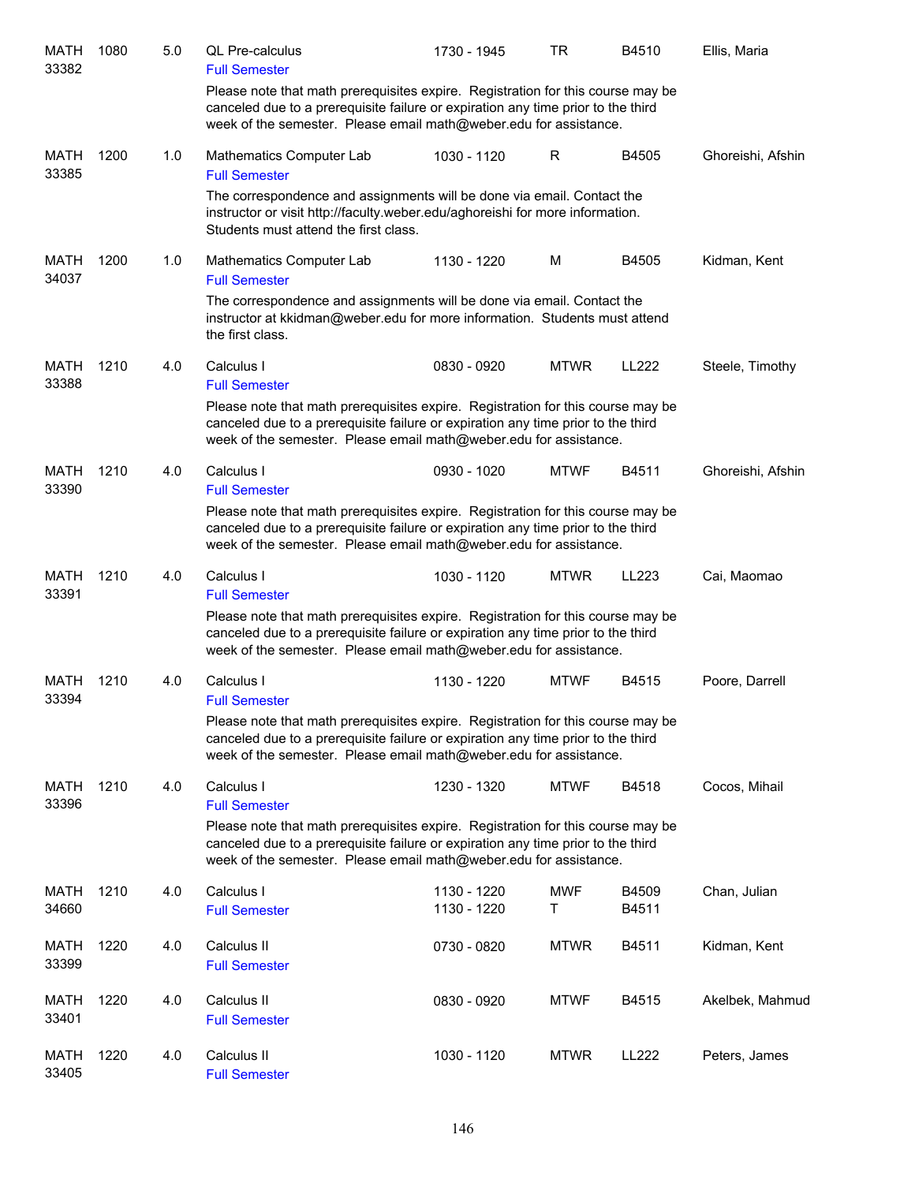| | | | | | | | |
|---|---|---|---|---|---|---|---|
| MATH 33382 | 1080 | 5.0 | QL Pre-calculus<br>Full Semester | 1730 - 1945 | TR | B4510 | Ellis, Maria |

Please note that math prerequisites expire. Registration for this course may be canceled due to a prerequisite failure or expiration any time prior to the third week of the semester. Please email math@weber.edu for assistance.

| | | | | | | | |
|---|---|---|---|---|---|---|---|
| MATH 33385 | 1200 | 1.0 | Mathematics Computer Lab<br>Full Semester | 1030 - 1120 | R | B4505 | Ghoreishi, Afshin |

The correspondence and assignments will be done via email. Contact the instructor or visit http://faculty.weber.edu/aghoreishi for more information. Students must attend the first class.

| | | | | | | | |
|---|---|---|---|---|---|---|---|
| MATH 34037 | 1200 | 1.0 | Mathematics Computer Lab<br>Full Semester | 1130 - 1220 | M | B4505 | Kidman, Kent |

The correspondence and assignments will be done via email. Contact the instructor at kkidman@weber.edu for more information. Students must attend the first class.

| | | | | | | | |
|---|---|---|---|---|---|---|---|
| MATH 33388 | 1210 | 4.0 | Calculus I<br>Full Semester | 0830 - 0920 | MTWR | LL222 | Steele, Timothy |

Please note that math prerequisites expire. Registration for this course may be canceled due to a prerequisite failure or expiration any time prior to the third week of the semester. Please email math@weber.edu for assistance.

| | | | | | | | |
|---|---|---|---|---|---|---|---|
| MATH 33390 | 1210 | 4.0 | Calculus I<br>Full Semester | 0930 - 1020 | MTWF | B4511 | Ghoreishi, Afshin |

Please note that math prerequisites expire. Registration for this course may be canceled due to a prerequisite failure or expiration any time prior to the third week of the semester. Please email math@weber.edu for assistance.

| | | | | | | | |
|---|---|---|---|---|---|---|---|
| MATH 33391 | 1210 | 4.0 | Calculus I<br>Full Semester | 1030 - 1120 | MTWR | LL223 | Cai, Maomao |

Please note that math prerequisites expire. Registration for this course may be canceled due to a prerequisite failure or expiration any time prior to the third week of the semester. Please email math@weber.edu for assistance.

| | | | | | | | |
|---|---|---|---|---|---|---|---|
| MATH 33394 | 1210 | 4.0 | Calculus I<br>Full Semester | 1130 - 1220 | MTWF | B4515 | Poore, Darrell |

Please note that math prerequisites expire. Registration for this course may be canceled due to a prerequisite failure or expiration any time prior to the third week of the semester. Please email math@weber.edu for assistance.

| | | | | | | | |
|---|---|---|---|---|---|---|---|
| MATH 33396 | 1210 | 4.0 | Calculus I<br>Full Semester | 1230 - 1320 | MTWF | B4518 | Cocos, Mihail |

Please note that math prerequisites expire. Registration for this course may be canceled due to a prerequisite failure or expiration any time prior to the third week of the semester. Please email math@weber.edu for assistance.

| | | | | | | | |
|---|---|---|---|---|---|---|---|
| MATH 34660 | 1210 | 4.0 | Calculus I<br>Full Semester | 1130 - 1220<br>1130 - 1220 | MWF<br>T | B4509<br>B4511 | Chan, Julian |
| MATH 33399 | 1220 | 4.0 | Calculus II<br>Full Semester | 0730 - 0820 | MTWR | B4511 | Kidman, Kent |
| MATH 33401 | 1220 | 4.0 | Calculus II<br>Full Semester | 0830 - 0920 | MTWF | B4515 | Akelbek, Mahmud |
| MATH 33405 | 1220 | 4.0 | Calculus II<br>Full Semester | 1030 - 1120 | MTWR | LL222 | Peters, James |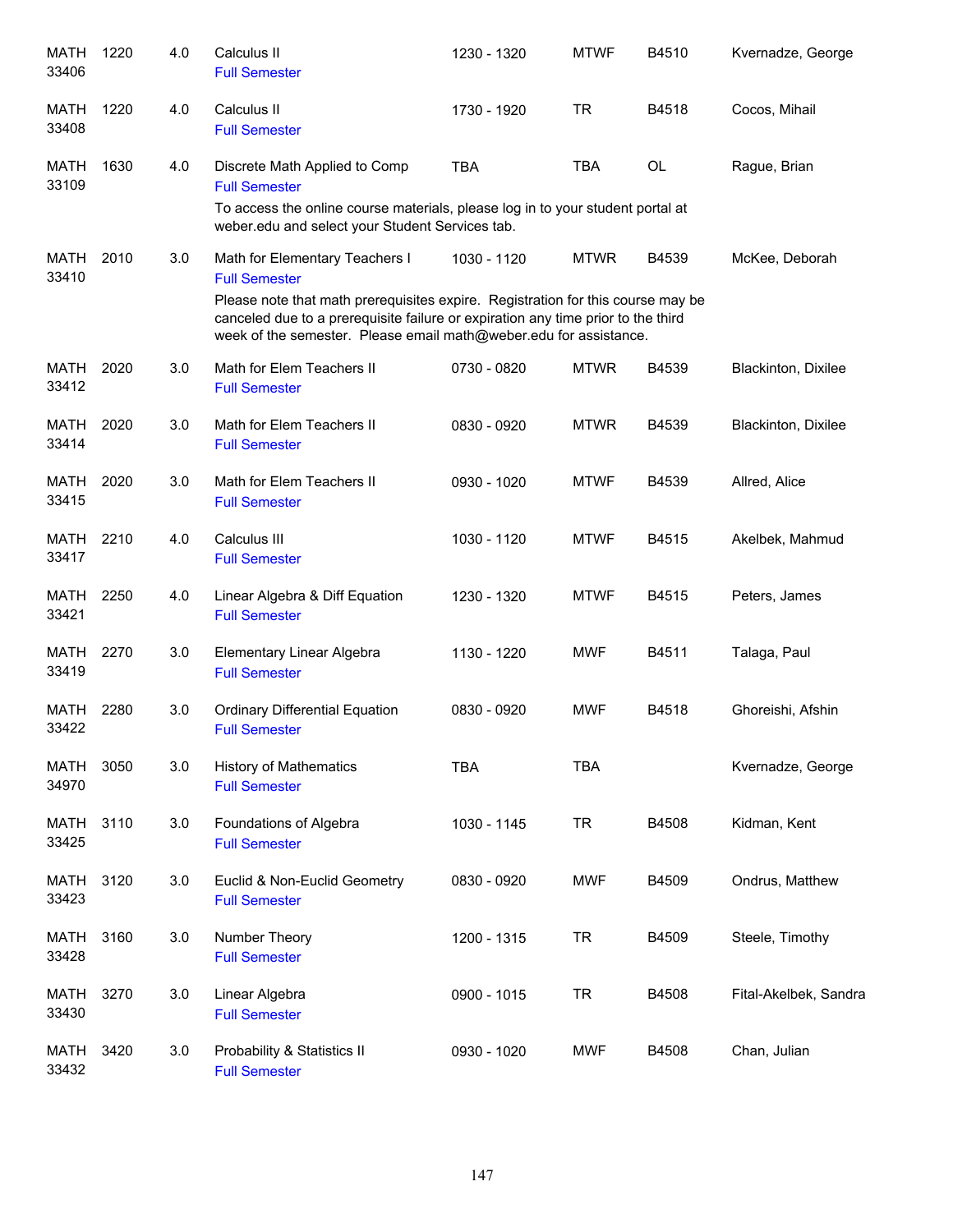| | | | | | | | |
|---|---|---|---|---|---|---|---|
| MATH 33406 | 1220 | 4.0 | Calculus II<br>Full Semester | 1230 - 1320 | MTWF | B4510 | Kvernadze, George |
| MATH 33408 | 1220 | 4.0 | Calculus II<br>Full Semester | 1730 - 1920 | TR | B4518 | Cocos, Mihail |
| MATH 33109 | 1630 | 4.0 | Discrete Math Applied to Comp<br>Full Semester<br>To access the online course materials, please log in to your student portal at weber.edu and select your Student Services tab. | TBA | TBA | OL | Rague, Brian |
| MATH 33410 | 2010 | 3.0 | Math for Elementary Teachers I<br>Full Semester<br>Please note that math prerequisites expire. Registration for this course may be canceled due to a prerequisite failure or expiration any time prior to the third week of the semester. Please email math@weber.edu for assistance. | 1030 - 1120 | MTWR | B4539 | McKee, Deborah |
| MATH 33412 | 2020 | 3.0 | Math for Elem Teachers II<br>Full Semester | 0730 - 0820 | MTWR | B4539 | Blackinton, Dixilee |
| MATH 33414 | 2020 | 3.0 | Math for Elem Teachers II<br>Full Semester | 0830 - 0920 | MTWR | B4539 | Blackinton, Dixilee |
| MATH 33415 | 2020 | 3.0 | Math for Elem Teachers II<br>Full Semester | 0930 - 1020 | MTWF | B4539 | Allred, Alice |
| MATH 33417 | 2210 | 4.0 | Calculus III<br>Full Semester | 1030 - 1120 | MTWF | B4515 | Akelbek, Mahmud |
| MATH 33421 | 2250 | 4.0 | Linear Algebra & Diff Equation<br>Full Semester | 1230 - 1320 | MTWF | B4515 | Peters, James |
| MATH 33419 | 2270 | 3.0 | Elementary Linear Algebra<br>Full Semester | 1130 - 1220 | MWF | B4511 | Talaga, Paul |
| MATH 33422 | 2280 | 3.0 | Ordinary Differential Equation<br>Full Semester | 0830 - 0920 | MWF | B4518 | Ghoreishi, Afshin |
| MATH 34970 | 3050 | 3.0 | History of Mathematics<br>Full Semester | TBA | TBA | | Kvernadze, George |
| MATH 33425 | 3110 | 3.0 | Foundations of Algebra<br>Full Semester | 1030 - 1145 | TR | B4508 | Kidman, Kent |
| MATH 33423 | 3120 | 3.0 | Euclid & Non-Euclid Geometry<br>Full Semester | 0830 - 0920 | MWF | B4509 | Ondrus, Matthew |
| MATH 33428 | 3160 | 3.0 | Number Theory<br>Full Semester | 1200 - 1315 | TR | B4509 | Steele, Timothy |
| MATH 33430 | 3270 | 3.0 | Linear Algebra<br>Full Semester | 0900 - 1015 | TR | B4508 | Fital-Akelbek, Sandra |
| MATH 33432 | 3420 | 3.0 | Probability & Statistics II<br>Full Semester | 0930 - 1020 | MWF | B4508 | Chan, Julian |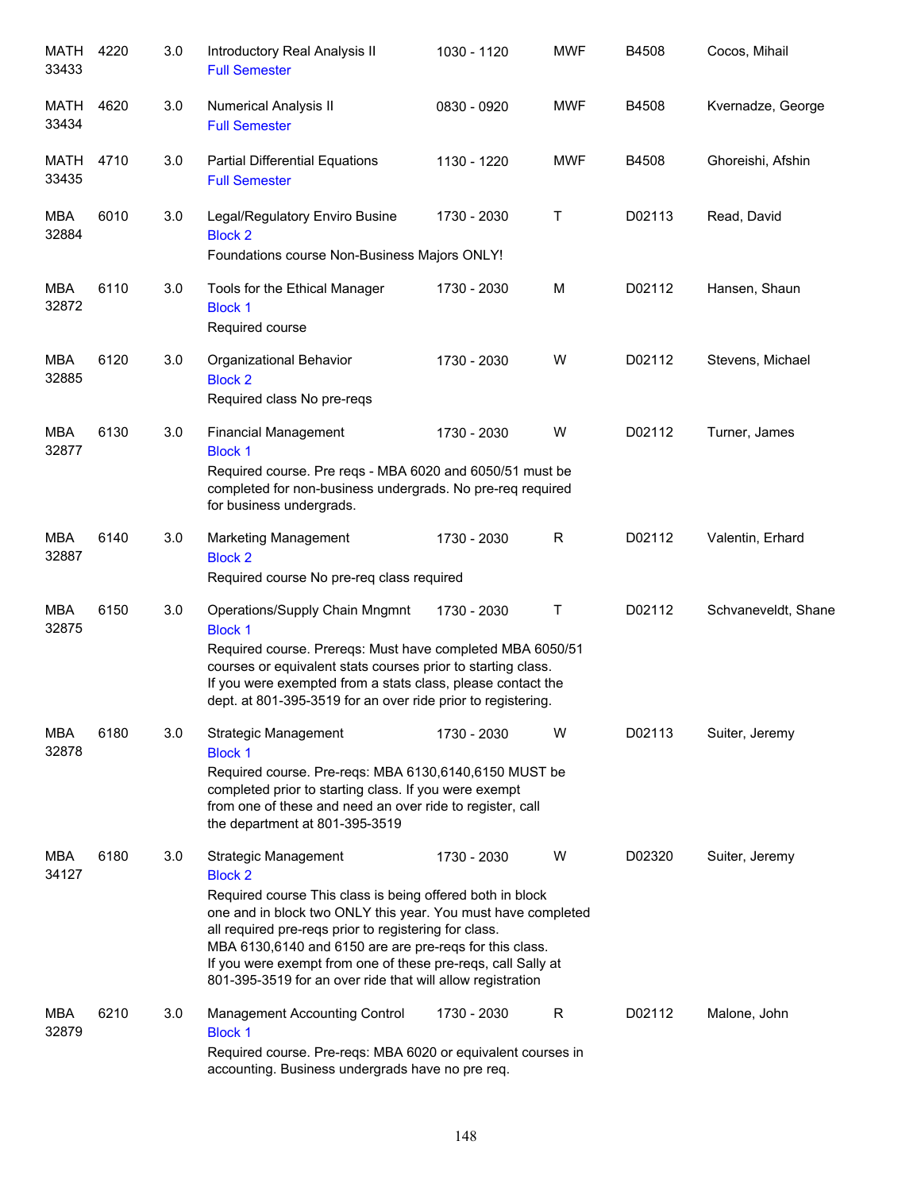| | | | | | | | |
|---|---|---|---|---|---|---|---|
| MATH 33433 | 4220 | 3.0 | Introductory Real Analysis II<br>Full Semester | 1030 - 1120 | MWF | B4508 | Cocos, Mihail |
| MATH 33434 | 4620 | 3.0 | Numerical Analysis II<br>Full Semester | 0830 - 0920 | MWF | B4508 | Kvernadze, George |
| MATH 33435 | 4710 | 3.0 | Partial Differential Equations<br>Full Semester | 1130 - 1220 | MWF | B4508 | Ghoreishi, Afshin |
| MBA 32884 | 6010 | 3.0 | Legal/Regulatory Enviro Busine<br>Block 2<br>Foundations course Non-Business Majors ONLY! | 1730 - 2030 | T | D02113 | Read, David |
| MBA 32872 | 6110 | 3.0 | Tools for the Ethical Manager<br>Block 1<br>Required course | 1730 - 2030 | M | D02112 | Hansen, Shaun |
| MBA 32885 | 6120 | 3.0 | Organizational Behavior<br>Block 2<br>Required class No pre-reqs | 1730 - 2030 | W | D02112 | Stevens, Michael |
| MBA 32877 | 6130 | 3.0 | Financial Management<br>Block 1<br>Required course. Pre reqs - MBA 6020 and 6050/51 must be completed for non-business undergrads. No pre-req required for business undergrads. | 1730 - 2030 | W | D02112 | Turner, James |
| MBA 32887 | 6140 | 3.0 | Marketing Management<br>Block 2<br>Required course No pre-req class required | 1730 - 2030 | R | D02112 | Valentin, Erhard |
| MBA 32875 | 6150 | 3.0 | Operations/Supply Chain Mngmnt<br>Block 1<br>Required course. Prereqs: Must have completed MBA 6050/51 courses or equivalent stats courses prior to starting class. If you were exempted from a stats class, please contact the dept. at 801-395-3519 for an over ride prior to registering. | 1730 - 2030 | T | D02112 | Schvaneveldt, Shane |
| MBA 32878 | 6180 | 3.0 | Strategic Management<br>Block 1<br>Required course. Pre-reqs: MBA 6130,6140,6150 MUST be completed prior to starting class. If you were exempt from one of these and need an over ride to register, call the department at 801-395-3519 | 1730 - 2030 | W | D02113 | Suiter, Jeremy |
| MBA 34127 | 6180 | 3.0 | Strategic Management<br>Block 2<br>Required course This class is being offered both in block one and in block two ONLY this year. You must have completed all required pre-reqs prior to registering for class. MBA 6130,6140 and 6150 are are pre-reqs for this class. If you were exempt from one of these pre-reqs, call Sally at 801-395-3519 for an over ride that will allow registration | 1730 - 2030 | W | D02320 | Suiter, Jeremy |
| MBA 32879 | 6210 | 3.0 | Management Accounting Control<br>Block 1<br>Required course. Pre-reqs: MBA 6020 or equivalent courses in accounting. Business undergrads have no pre req. | 1730 - 2030 | R | D02112 | Malone, John |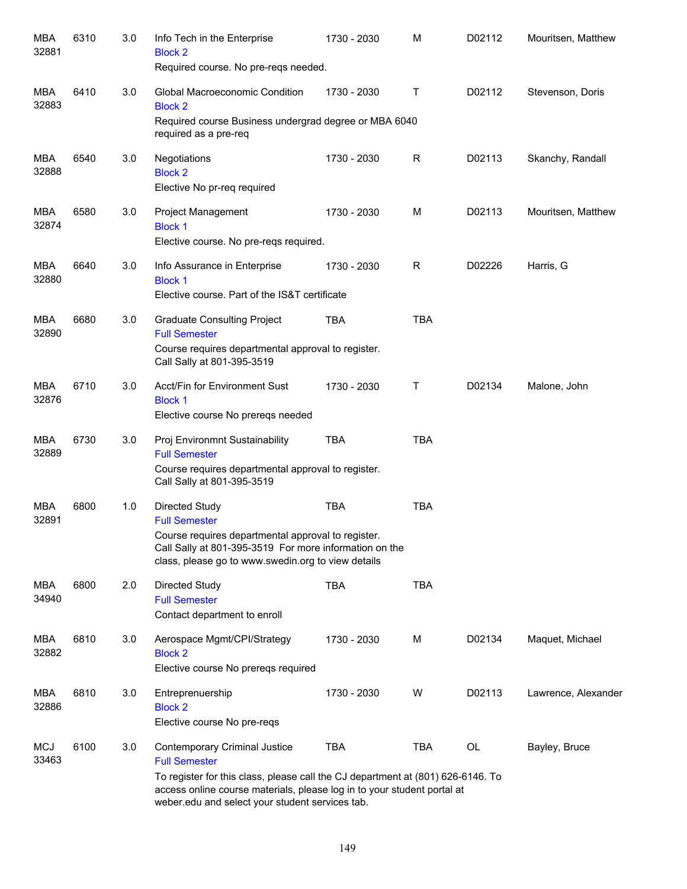| | | | | | | | |
|---|---|---|---|---|---|---|---|
| MBA 32881 | 6310 | 3.0 | Info Tech in the Enterprise<br>Block 2<br>Required course. No pre-reqs needed. | 1730 - 2030 | M | D02112 | Mouritsen, Matthew |
| MBA 32883 | 6410 | 3.0 | Global Macroeconomic Condition<br>Block 2<br>Required course Business undergrad degree or MBA 6040 required as a pre-req | 1730 - 2030 | T | D02112 | Stevenson, Doris |
| MBA 32888 | 6540 | 3.0 | Negotiations<br>Block 2<br>Elective No pr-req required | 1730 - 2030 | R | D02113 | Skanchy, Randall |
| MBA 32874 | 6580 | 3.0 | Project Management<br>Block 1<br>Elective course. No pre-reqs required. | 1730 - 2030 | M | D02113 | Mouritsen, Matthew |
| MBA 32880 | 6640 | 3.0 | Info Assurance in Enterprise<br>Block 1<br>Elective course. Part of the IS&T certificate | 1730 - 2030 | R | D02226 | Harris, G |
| MBA 32890 | 6680 | 3.0 | Graduate Consulting Project<br>Full Semester<br>Course requires departmental approval to register. Call Sally at 801-395-3519 | TBA | TBA | | |
| MBA 32876 | 6710 | 3.0 | Acct/Fin for Environment Sust<br>Block 1<br>Elective course No prereqs needed | 1730 - 2030 | T | D02134 | Malone, John |
| MBA 32889 | 6730 | 3.0 | Proj Environmnt Sustainability<br>Full Semester<br>Course requires departmental approval to register. Call Sally at 801-395-3519 | TBA | TBA | | |
| MBA 32891 | 6800 | 1.0 | Directed Study<br>Full Semester<br>Course requires departmental approval to register. Call Sally at 801-395-3519 For more information on the class, please go to www.swedin.org to view details | TBA | TBA | | |
| MBA 34940 | 6800 | 2.0 | Directed Study<br>Full Semester<br>Contact department to enroll | TBA | TBA | | |
| MBA 32882 | 6810 | 3.0 | Aerospace Mgmt/CPI/Strategy<br>Block 2<br>Elective course No prereqs required | 1730 - 2030 | M | D02134 | Maquet, Michael |
| MBA 32886 | 6810 | 3.0 | Entreprenuership<br>Block 2<br>Elective course No pre-reqs | 1730 - 2030 | W | D02113 | Lawrence, Alexander |
| MCJ 33463 | 6100 | 3.0 | Contemporary Criminal Justice<br>Full Semester<br>To register for this class, please call the CJ department at (801) 626-6146. To access online course materials, please log in to your student portal at weber.edu and select your student services tab. | TBA | TBA | OL | Bayley, Bruce |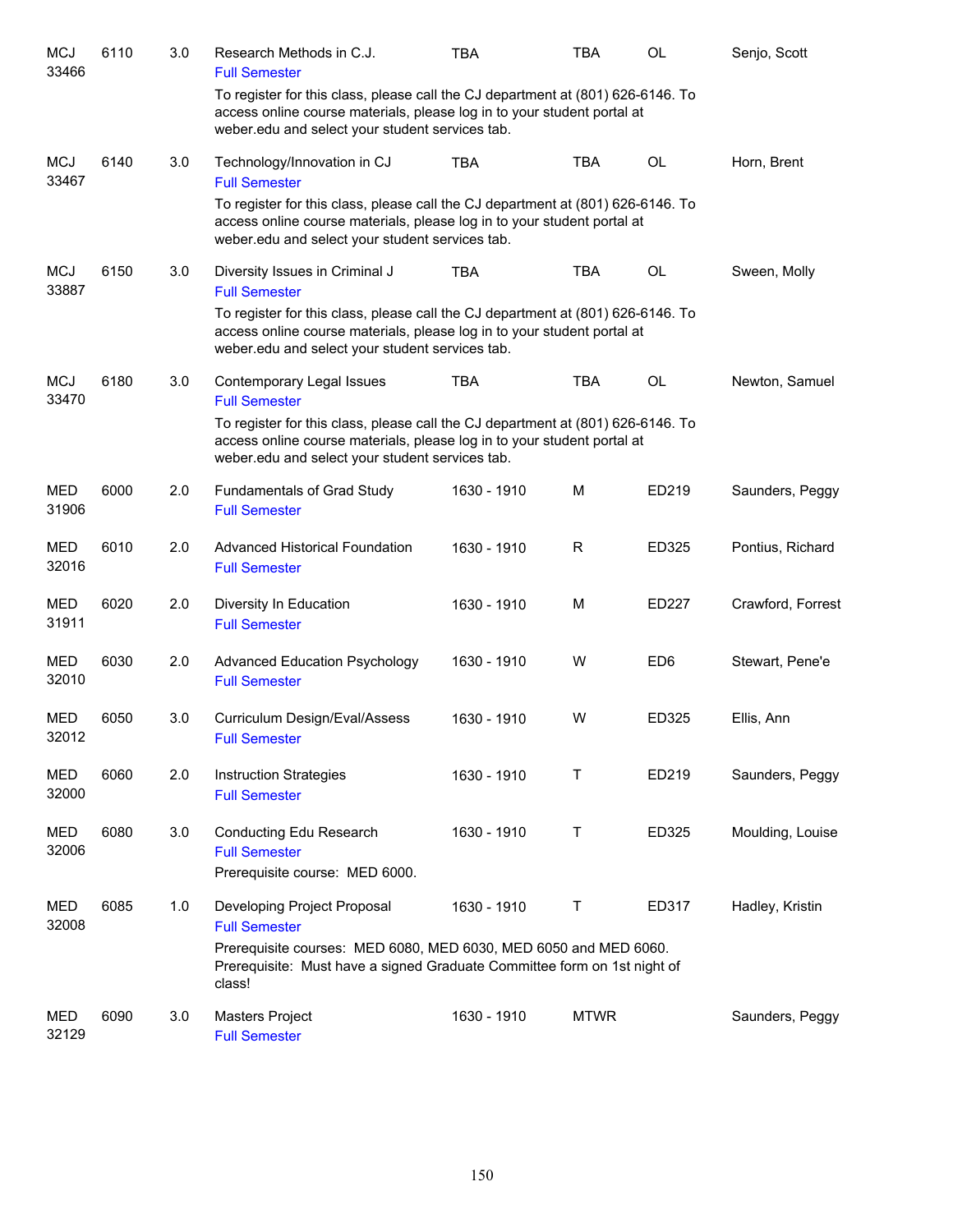| Subject / CRN | Course | Credits | Title | Time | Days | Room | Instructor |
|---|---|---|---|---|---|---|---|
| MCJ 33466 | 6110 | 3.0 | Research Methods in C.J. <br> Full Semester <br> To register for this class, please call the CJ department at (801) 626-6146. To access online course materials, please log in to your student portal at weber.edu and select your student services tab. | TBA | TBA | OL | Senjo, Scott |
| MCJ 33467 | 6140 | 3.0 | Technology/Innovation in CJ <br> Full Semester <br> To register for this class, please call the CJ department at (801) 626-6146. To access online course materials, please log in to your student portal at weber.edu and select your student services tab. | TBA | TBA | OL | Horn, Brent |
| MCJ 33887 | 6150 | 3.0 | Diversity Issues in Criminal J <br> Full Semester <br> To register for this class, please call the CJ department at (801) 626-6146. To access online course materials, please log in to your student portal at weber.edu and select your student services tab. | TBA | TBA | OL | Sween, Molly |
| MCJ 33470 | 6180 | 3.0 | Contemporary Legal Issues <br> Full Semester <br> To register for this class, please call the CJ department at (801) 626-6146. To access online course materials, please log in to your student portal at weber.edu and select your student services tab. | TBA | TBA | OL | Newton, Samuel |
| MED 31906 | 6000 | 2.0 | Fundamentals of Grad Study <br> Full Semester | 1630 - 1910 | M | ED219 | Saunders, Peggy |
| MED 32016 | 6010 | 2.0 | Advanced Historical Foundation <br> Full Semester | 1630 - 1910 | R | ED325 | Pontius, Richard |
| MED 31911 | 6020 | 2.0 | Diversity In Education <br> Full Semester | 1630 - 1910 | M | ED227 | Crawford, Forrest |
| MED 32010 | 6030 | 2.0 | Advanced Education Psychology <br> Full Semester | 1630 - 1910 | W | ED6 | Stewart, Pene'e |
| MED 32012 | 6050 | 3.0 | Curriculum Design/Eval/Assess <br> Full Semester | 1630 - 1910 | W | ED325 | Ellis, Ann |
| MED 32000 | 6060 | 2.0 | Instruction Strategies <br> Full Semester | 1630 - 1910 | T | ED219 | Saunders, Peggy |
| MED 32006 | 6080 | 3.0 | Conducting Edu Research <br> Full Semester <br> Prerequisite course: MED 6000. | 1630 - 1910 | T | ED325 | Moulding, Louise |
| MED 32008 | 6085 | 1.0 | Developing Project Proposal <br> Full Semester <br> Prerequisite courses: MED 6080, MED 6030, MED 6050 and MED 6060. Prerequisite: Must have a signed Graduate Committee form on 1st night of class! | 1630 - 1910 | T | ED317 | Hadley, Kristin |
| MED 32129 | 6090 | 3.0 | Masters Project <br> Full Semester | 1630 - 1910 | MTWR | | Saunders, Peggy |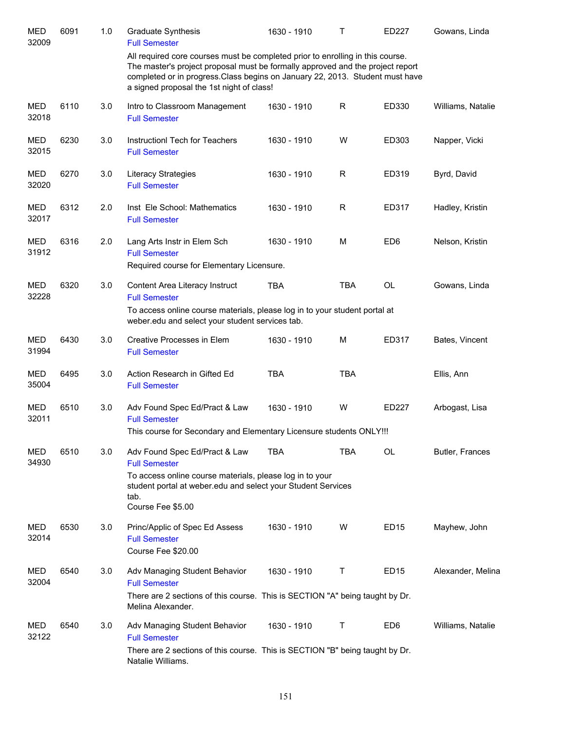| | | | | | | | |
|---|---|---|---|---|---|---|---|
| MED 32009 | 6091 | 1.0 | Graduate Synthesis<br>Full Semester<br>All required core courses must be completed prior to enrolling in this course. The master's project proposal must be formally approved and the project report completed or in progress.Class begins on January 22, 2013. Student must have a signed proposal the 1st night of class! | 1630 - 1910 | T | ED227 | Gowans, Linda |
| MED 32018 | 6110 | 3.0 | Intro to Classroom Management<br>Full Semester | 1630 - 1910 | R | ED330 | Williams, Natalie |
| MED 32015 | 6230 | 3.0 | Instructionl Tech for Teachers<br>Full Semester | 1630 - 1910 | W | ED303 | Napper, Vicki |
| MED 32020 | 6270 | 3.0 | Literacy Strategies<br>Full Semester | 1630 - 1910 | R | ED319 | Byrd, David |
| MED 32017 | 6312 | 2.0 | Inst Ele School: Mathematics<br>Full Semester | 1630 - 1910 | R | ED317 | Hadley, Kristin |
| MED 31912 | 6316 | 2.0 | Lang Arts Instr in Elem Sch<br>Full Semester<br>Required course for Elementary Licensure. | 1630 - 1910 | M | ED6 | Nelson, Kristin |
| MED 32228 | 6320 | 3.0 | Content Area Literacy Instruct<br>Full Semester<br>To access online course materials, please log in to your student portal at weber.edu and select your student services tab. | TBA | TBA | OL | Gowans, Linda |
| MED 31994 | 6430 | 3.0 | Creative Processes in Elem<br>Full Semester | 1630 - 1910 | M | ED317 | Bates, Vincent |
| MED 35004 | 6495 | 3.0 | Action Research in Gifted Ed<br>Full Semester | TBA | TBA | | Ellis, Ann |
| MED 32011 | 6510 | 3.0 | Adv Found Spec Ed/Pract & Law<br>Full Semester<br>This course for Secondary and Elementary Licensure students ONLY!!! | 1630 - 1910 | W | ED227 | Arbogast, Lisa |
| MED 34930 | 6510 | 3.0 | Adv Found Spec Ed/Pract & Law<br>Full Semester<br>To access online course materials, please log in to your student portal at weber.edu and select your Student Services tab.<br>Course Fee $5.00 | TBA | TBA | OL | Butler, Frances |
| MED 32014 | 6530 | 3.0 | Princ/Applic of Spec Ed Assess<br>Full Semester<br>Course Fee $20.00 | 1630 - 1910 | W | ED15 | Mayhew, John |
| MED 32004 | 6540 | 3.0 | Adv Managing Student Behavior<br>Full Semester<br>There are 2 sections of this course. This is SECTION "A" being taught by Dr. Melina Alexander. | 1630 - 1910 | T | ED15 | Alexander, Melina |
| MED 32122 | 6540 | 3.0 | Adv Managing Student Behavior<br>Full Semester<br>There are 2 sections of this course. This is SECTION "B" being taught by Dr. Natalie Williams. | 1630 - 1910 | T | ED6 | Williams, Natalie |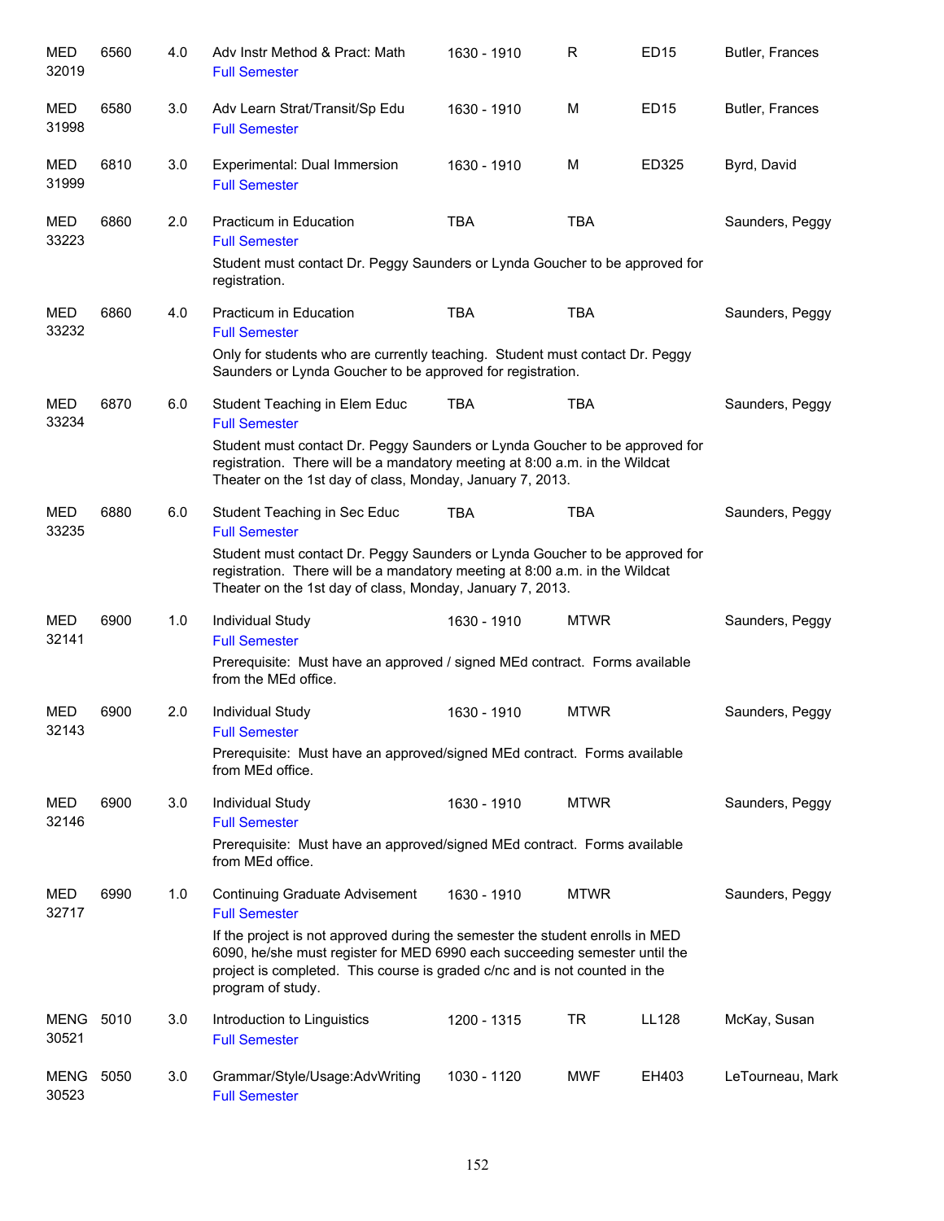| | | | | | | | |
|---|---|---|---|---|---|---|---|
| MED 32019 | 6560 | 4.0 | Adv Instr Method & Pract: Math<br>Full Semester | 1630 - 1910 | R | ED15 | Butler, Frances |
| MED 31998 | 6580 | 3.0 | Adv Learn Strat/Transit/Sp Edu<br>Full Semester | 1630 - 1910 | M | ED15 | Butler, Frances |
| MED 31999 | 6810 | 3.0 | Experimental: Dual Immersion<br>Full Semester | 1630 - 1910 | M | ED325 | Byrd, David |
| MED 33223 | 6860 | 2.0 | Practicum in Education<br>Full Semester<br>Student must contact Dr. Peggy Saunders or Lynda Goucher to be approved for registration. | TBA | TBA | | Saunders, Peggy |
| MED 33232 | 6860 | 4.0 | Practicum in Education<br>Full Semester<br>Only for students who are currently teaching. Student must contact Dr. Peggy Saunders or Lynda Goucher to be approved for registration. | TBA | TBA | | Saunders, Peggy |
| MED 33234 | 6870 | 6.0 | Student Teaching in Elem Educ<br>Full Semester<br>Student must contact Dr. Peggy Saunders or Lynda Goucher to be approved for registration. There will be a mandatory meeting at 8:00 a.m. in the Wildcat Theater on the 1st day of class, Monday, January 7, 2013. | TBA | TBA | | Saunders, Peggy |
| MED 33235 | 6880 | 6.0 | Student Teaching in Sec Educ<br>Full Semester<br>Student must contact Dr. Peggy Saunders or Lynda Goucher to be approved for registration. There will be a mandatory meeting at 8:00 a.m. in the Wildcat Theater on the 1st day of class, Monday, January 7, 2013. | TBA | TBA | | Saunders, Peggy |
| MED 32141 | 6900 | 1.0 | Individual Study<br>Full Semester<br>Prerequisite: Must have an approved / signed MEd contract. Forms available from the MEd office. | 1630 - 1910 | MTWR | | Saunders, Peggy |
| MED 32143 | 6900 | 2.0 | Individual Study<br>Full Semester<br>Prerequisite: Must have an approved/signed MEd contract. Forms available from MEd office. | 1630 - 1910 | MTWR | | Saunders, Peggy |
| MED 32146 | 6900 | 3.0 | Individual Study<br>Full Semester<br>Prerequisite: Must have an approved/signed MEd contract. Forms available from MEd office. | 1630 - 1910 | MTWR | | Saunders, Peggy |
| MED 32717 | 6990 | 1.0 | Continuing Graduate Advisement<br>Full Semester<br>If the project is not approved during the semester the student enrolls in MED 6090, he/she must register for MED 6990 each succeeding semester until the project is completed. This course is graded c/nc and is not counted in the program of study. | 1630 - 1910 | MTWR | | Saunders, Peggy |
| MENG 30521 | 5010 | 3.0 | Introduction to Linguistics<br>Full Semester | 1200 - 1315 | TR | LL128 | McKay, Susan |
| MENG 30523 | 5050 | 3.0 | Grammar/Style/Usage:AdvWriting<br>Full Semester | 1030 - 1120 | MWF | EH403 | LeTourneau, Mark |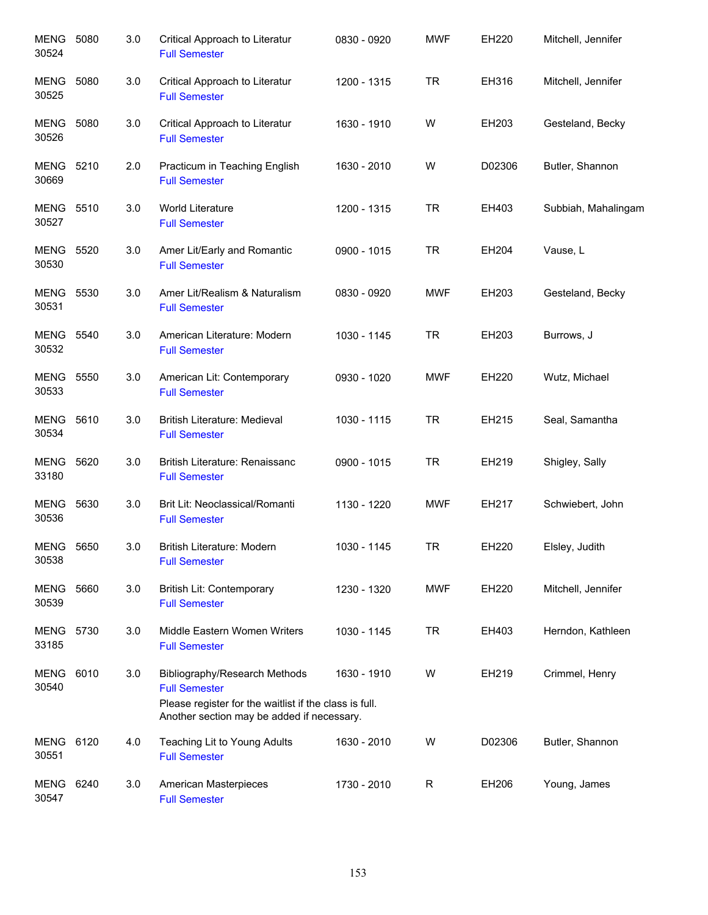| | | | | | | | |
|---|---|---|---|---|---|---|---|
| MENG 30524 | 5080 | 3.0 | Critical Approach to Literatur<br>Full Semester | 0830 - 0920 | MWF | EH220 | Mitchell, Jennifer |
| MENG 30525 | 5080 | 3.0 | Critical Approach to Literatur<br>Full Semester | 1200 - 1315 | TR | EH316 | Mitchell, Jennifer |
| MENG 30526 | 5080 | 3.0 | Critical Approach to Literatur<br>Full Semester | 1630 - 1910 | W | EH203 | Gesteland, Becky |
| MENG 30669 | 5210 | 2.0 | Practicum in Teaching English<br>Full Semester | 1630 - 2010 | W | D02306 | Butler, Shannon |
| MENG 30527 | 5510 | 3.0 | World Literature<br>Full Semester | 1200 - 1315 | TR | EH403 | Subbiah, Mahalingam |
| MENG 30530 | 5520 | 3.0 | Amer Lit/Early and Romantic<br>Full Semester | 0900 - 1015 | TR | EH204 | Vause, L |
| MENG 30531 | 5530 | 3.0 | Amer Lit/Realism & Naturalism<br>Full Semester | 0830 - 0920 | MWF | EH203 | Gesteland, Becky |
| MENG 30532 | 5540 | 3.0 | American Literature: Modern<br>Full Semester | 1030 - 1145 | TR | EH203 | Burrows, J |
| MENG 30533 | 5550 | 3.0 | American Lit: Contemporary<br>Full Semester | 0930 - 1020 | MWF | EH220 | Wutz, Michael |
| MENG 30534 | 5610 | 3.0 | British Literature: Medieval<br>Full Semester | 1030 - 1115 | TR | EH215 | Seal, Samantha |
| MENG 33180 | 5620 | 3.0 | British Literature: Renaissanc<br>Full Semester | 0900 - 1015 | TR | EH219 | Shigley, Sally |
| MENG 30536 | 5630 | 3.0 | Brit Lit: Neoclassical/Romanti<br>Full Semester | 1130 - 1220 | MWF | EH217 | Schwiebert, John |
| MENG 30538 | 5650 | 3.0 | British Literature: Modern<br>Full Semester | 1030 - 1145 | TR | EH220 | Elsley, Judith |
| MENG 30539 | 5660 | 3.0 | British Lit: Contemporary<br>Full Semester | 1230 - 1320 | MWF | EH220 | Mitchell, Jennifer |
| MENG 33185 | 5730 | 3.0 | Middle Eastern Women Writers<br>Full Semester | 1030 - 1145 | TR | EH403 | Herndon, Kathleen |
| MENG 30540 | 6010 | 3.0 | Bibliography/Research Methods<br>Full Semester<br>Please register for the waitlist if the class is full. Another section may be added if necessary. | 1630 - 1910 | W | EH219 | Crimmel, Henry |
| MENG 30551 | 6120 | 4.0 | Teaching Lit to Young Adults<br>Full Semester | 1630 - 2010 | W | D02306 | Butler, Shannon |
| MENG 30547 | 6240 | 3.0 | American Masterpieces<br>Full Semester | 1730 - 2010 | R | EH206 | Young, James |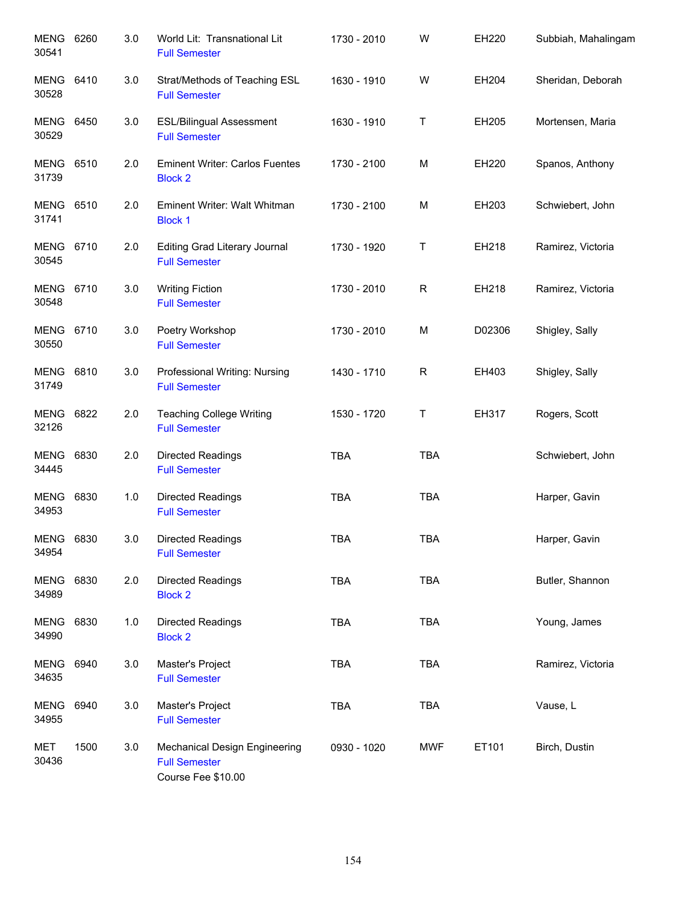| | | | | | | | |
|---|---|---|---|---|---|---|---|
| MENG 30541 | 6260 | 3.0 | World Lit: Transnational Lit<br>Full Semester | 1730 - 2010 | W | EH220 | Subbiah, Mahalingam |
| MENG 30528 | 6410 | 3.0 | Strat/Methods of Teaching ESL<br>Full Semester | 1630 - 1910 | W | EH204 | Sheridan, Deborah |
| MENG 30529 | 6450 | 3.0 | ESL/Bilingual Assessment<br>Full Semester | 1630 - 1910 | T | EH205 | Mortensen, Maria |
| MENG 31739 | 6510 | 2.0 | Eminent Writer: Carlos Fuentes<br>Block 2 | 1730 - 2100 | M | EH220 | Spanos, Anthony |
| MENG 31741 | 6510 | 2.0 | Eminent Writer: Walt Whitman<br>Block 1 | 1730 - 2100 | M | EH203 | Schwiebert, John |
| MENG 30545 | 6710 | 2.0 | Editing Grad Literary Journal<br>Full Semester | 1730 - 1920 | T | EH218 | Ramirez, Victoria |
| MENG 30548 | 6710 | 3.0 | Writing Fiction<br>Full Semester | 1730 - 2010 | R | EH218 | Ramirez, Victoria |
| MENG 30550 | 6710 | 3.0 | Poetry Workshop<br>Full Semester | 1730 - 2010 | M | D02306 | Shigley, Sally |
| MENG 31749 | 6810 | 3.0 | Professional Writing: Nursing<br>Full Semester | 1430 - 1710 | R | EH403 | Shigley, Sally |
| MENG 32126 | 6822 | 2.0 | Teaching College Writing<br>Full Semester | 1530 - 1720 | T | EH317 | Rogers, Scott |
| MENG 34445 | 6830 | 2.0 | Directed Readings<br>Full Semester | TBA | TBA | | Schwiebert, John |
| MENG 34953 | 6830 | 1.0 | Directed Readings<br>Full Semester | TBA | TBA | | Harper, Gavin |
| MENG 34954 | 6830 | 3.0 | Directed Readings<br>Full Semester | TBA | TBA | | Harper, Gavin |
| MENG 34989 | 6830 | 2.0 | Directed Readings<br>Block 2 | TBA | TBA | | Butler, Shannon |
| MENG 34990 | 6830 | 1.0 | Directed Readings<br>Block 2 | TBA | TBA | | Young, James |
| MENG 34635 | 6940 | 3.0 | Master's Project<br>Full Semester | TBA | TBA | | Ramirez, Victoria |
| MENG 34955 | 6940 | 3.0 | Master's Project<br>Full Semester | TBA | TBA | | Vause, L |
| MET 30436 | 1500 | 3.0 | Mechanical Design Engineering<br>Full Semester<br>Course Fee $10.00 | 0930 - 1020 | MWF | ET101 | Birch, Dustin |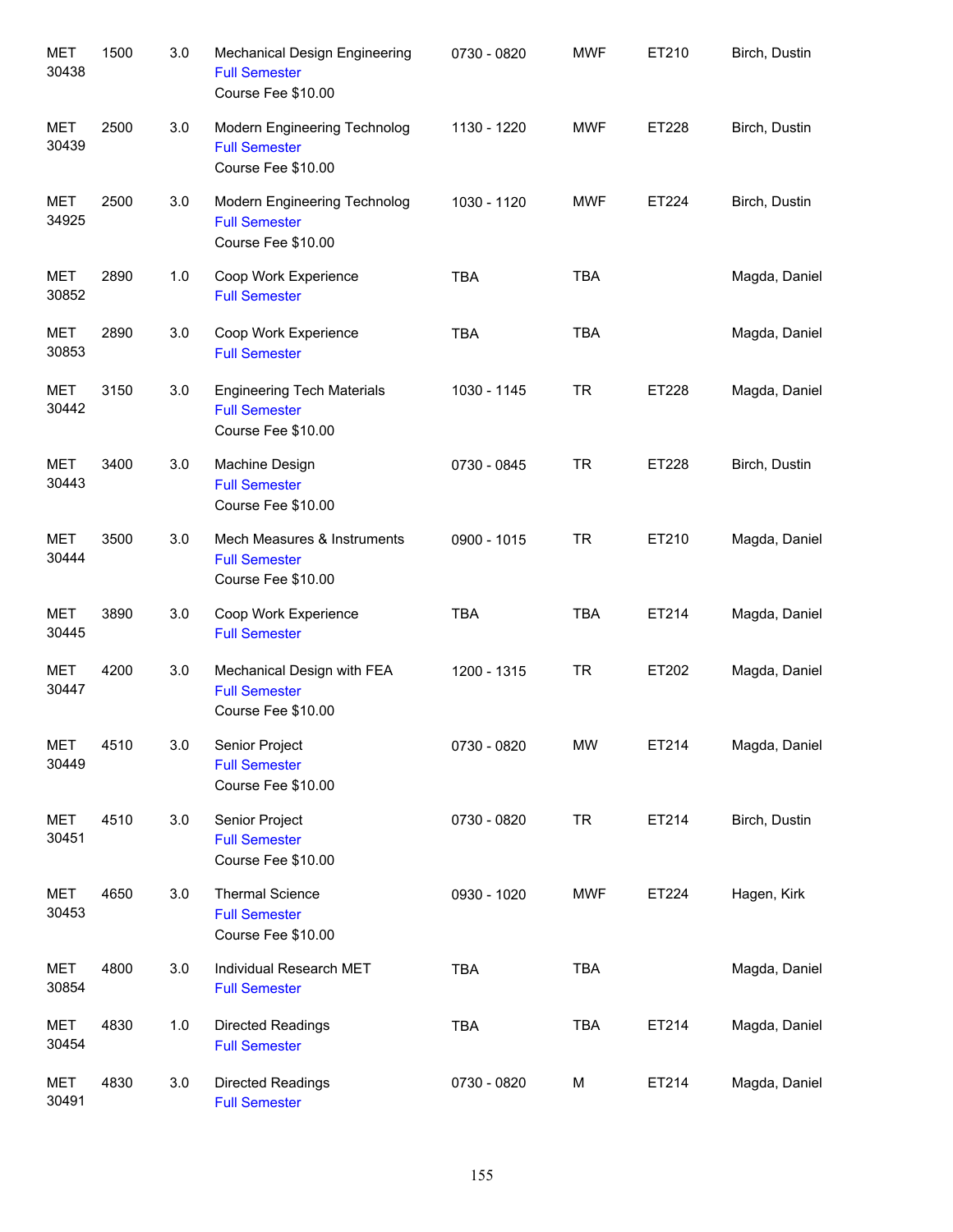| | | | | | | | |
|---|---|---|---|---|---|---|---|
| MET 30438 | 1500 | 3.0 | Mechanical Design Engineering<br>Full Semester<br>Course Fee $10.00 | 0730 - 0820 | MWF | ET210 | Birch, Dustin |
| MET 30439 | 2500 | 3.0 | Modern Engineering Technolog<br>Full Semester<br>Course Fee $10.00 | 1130 - 1220 | MWF | ET228 | Birch, Dustin |
| MET 34925 | 2500 | 3.0 | Modern Engineering Technolog<br>Full Semester<br>Course Fee $10.00 | 1030 - 1120 | MWF | ET224 | Birch, Dustin |
| MET 30852 | 2890 | 1.0 | Coop Work Experience<br>Full Semester | TBA | TBA | | Magda, Daniel |
| MET 30853 | 2890 | 3.0 | Coop Work Experience<br>Full Semester | TBA | TBA | | Magda, Daniel |
| MET 30442 | 3150 | 3.0 | Engineering Tech Materials<br>Full Semester<br>Course Fee $10.00 | 1030 - 1145 | TR | ET228 | Magda, Daniel |
| MET 30443 | 3400 | 3.0 | Machine Design<br>Full Semester<br>Course Fee $10.00 | 0730 - 0845 | TR | ET228 | Birch, Dustin |
| MET 30444 | 3500 | 3.0 | Mech Measures & Instruments<br>Full Semester<br>Course Fee $10.00 | 0900 - 1015 | TR | ET210 | Magda, Daniel |
| MET 30445 | 3890 | 3.0 | Coop Work Experience<br>Full Semester | TBA | TBA | ET214 | Magda, Daniel |
| MET 30447 | 4200 | 3.0 | Mechanical Design with FEA<br>Full Semester<br>Course Fee $10.00 | 1200 - 1315 | TR | ET202 | Magda, Daniel |
| MET 30449 | 4510 | 3.0 | Senior Project<br>Full Semester<br>Course Fee $10.00 | 0730 - 0820 | MW | ET214 | Magda, Daniel |
| MET 30451 | 4510 | 3.0 | Senior Project<br>Full Semester<br>Course Fee $10.00 | 0730 - 0820 | TR | ET214 | Birch, Dustin |
| MET 30453 | 4650 | 3.0 | Thermal Science<br>Full Semester<br>Course Fee $10.00 | 0930 - 1020 | MWF | ET224 | Hagen, Kirk |
| MET 30854 | 4800 | 3.0 | Individual Research MET<br>Full Semester | TBA | TBA | | Magda, Daniel |
| MET 30454 | 4830 | 1.0 | Directed Readings<br>Full Semester | TBA | TBA | ET214 | Magda, Daniel |
| MET 30491 | 4830 | 3.0 | Directed Readings<br>Full Semester | 0730 - 0820 | M | ET214 | Magda, Daniel |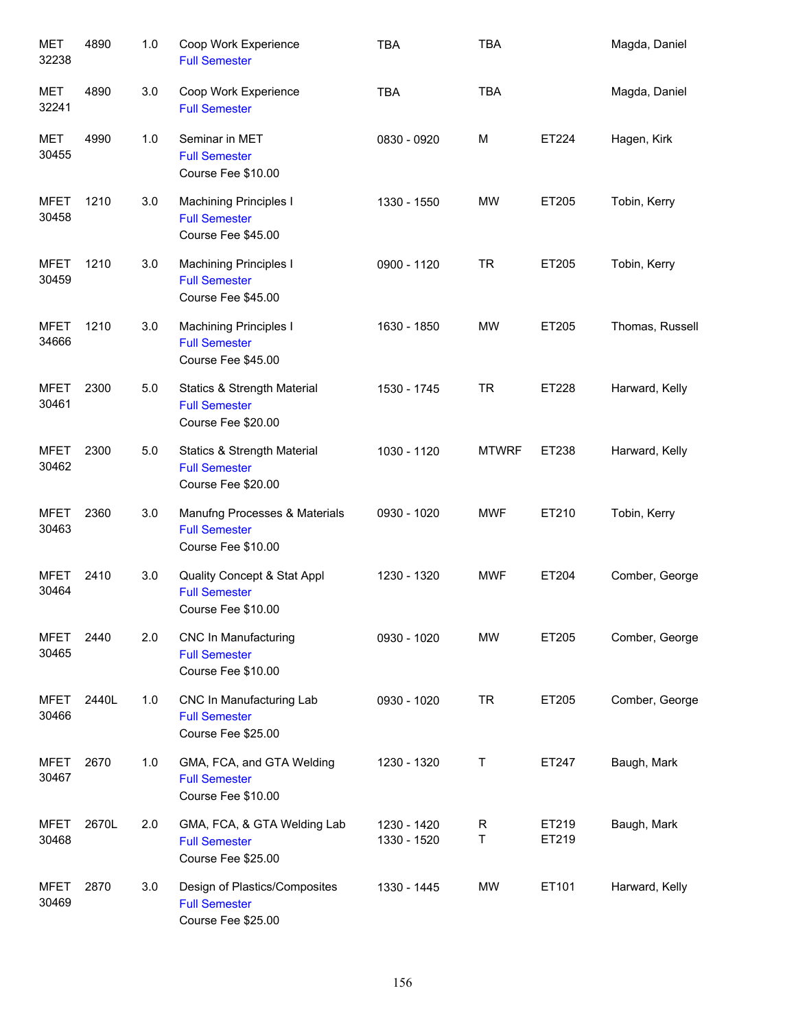| | | | | | | | |
|---|---|---|---|---|---|---|---|
| MET 32238 | 4890 | 1.0 | Coop Work Experience<br>Full Semester | TBA | TBA | | Magda, Daniel |
| MET 32241 | 4890 | 3.0 | Coop Work Experience<br>Full Semester | TBA | TBA | | Magda, Daniel |
| MET 30455 | 4990 | 1.0 | Seminar in MET<br>Full Semester<br>Course Fee $10.00 | 0830 - 0920 | M | ET224 | Hagen, Kirk |
| MFET 30458 | 1210 | 3.0 | Machining Principles I<br>Full Semester<br>Course Fee $45.00 | 1330 - 1550 | MW | ET205 | Tobin, Kerry |
| MFET 30459 | 1210 | 3.0 | Machining Principles I<br>Full Semester<br>Course Fee $45.00 | 0900 - 1120 | TR | ET205 | Tobin, Kerry |
| MFET 34666 | 1210 | 3.0 | Machining Principles I<br>Full Semester<br>Course Fee $45.00 | 1630 - 1850 | MW | ET205 | Thomas, Russell |
| MFET 30461 | 2300 | 5.0 | Statics & Strength Material<br>Full Semester<br>Course Fee $20.00 | 1530 - 1745 | TR | ET228 | Harward, Kelly |
| MFET 30462 | 2300 | 5.0 | Statics & Strength Material<br>Full Semester<br>Course Fee $20.00 | 1030 - 1120 | MTWRF | ET238 | Harward, Kelly |
| MFET 30463 | 2360 | 3.0 | Manufng Processes & Materials<br>Full Semester<br>Course Fee $10.00 | 0930 - 1020 | MWF | ET210 | Tobin, Kerry |
| MFET 30464 | 2410 | 3.0 | Quality Concept & Stat Appl<br>Full Semester<br>Course Fee $10.00 | 1230 - 1320 | MWF | ET204 | Comber, George |
| MFET 30465 | 2440 | 2.0 | CNC In Manufacturing<br>Full Semester<br>Course Fee $10.00 | 0930 - 1020 | MW | ET205 | Comber, George |
| MFET 30466 | 2440L | 1.0 | CNC In Manufacturing Lab<br>Full Semester<br>Course Fee $25.00 | 0930 - 1020 | TR | ET205 | Comber, George |
| MFET 30467 | 2670 | 1.0 | GMA, FCA, and GTA Welding<br>Full Semester<br>Course Fee $10.00 | 1230 - 1320 | T | ET247 | Baugh, Mark |
| MFET 30468 | 2670L | 2.0 | GMA, FCA, & GTA Welding Lab<br>Full Semester<br>Course Fee $25.00 | 1230 - 1420<br>1330 - 1520 | R<br>T | ET219<br>ET219 | Baugh, Mark |
| MFET 30469 | 2870 | 3.0 | Design of Plastics/Composites<br>Full Semester<br>Course Fee $25.00 | 1330 - 1445 | MW | ET101 | Harward, Kelly |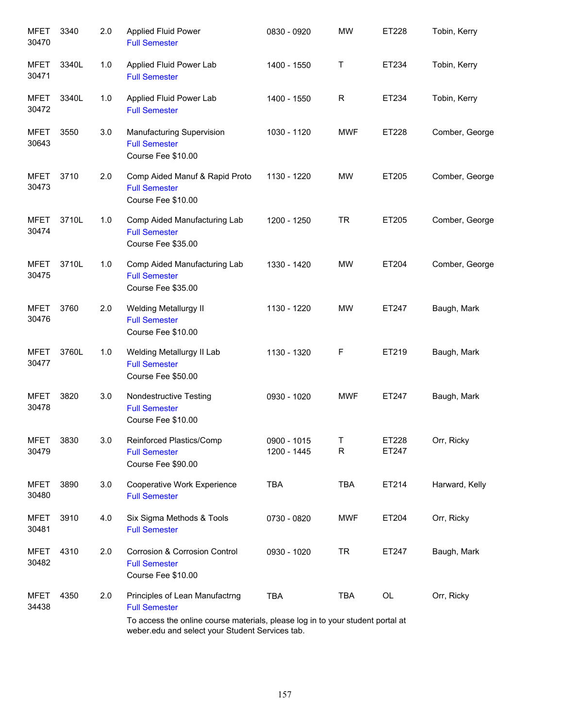| | | | | | | | |
|---|---|---|---|---|---|---|---|
| MFET 30470 | 3340 | 2.0 | Applied Fluid Power<br>Full Semester | 0830 - 0920 | MW | ET228 | Tobin, Kerry |
| MFET 30471 | 3340L | 1.0 | Applied Fluid Power Lab<br>Full Semester | 1400 - 1550 | T | ET234 | Tobin, Kerry |
| MFET 30472 | 3340L | 1.0 | Applied Fluid Power Lab<br>Full Semester | 1400 - 1550 | R | ET234 | Tobin, Kerry |
| MFET 30643 | 3550 | 3.0 | Manufacturing Supervision<br>Full Semester<br>Course Fee $10.00 | 1030 - 1120 | MWF | ET228 | Comber, George |
| MFET 30473 | 3710 | 2.0 | Comp Aided Manuf & Rapid Proto<br>Full Semester<br>Course Fee $10.00 | 1130 - 1220 | MW | ET205 | Comber, George |
| MFET 30474 | 3710L | 1.0 | Comp Aided Manufacturing Lab<br>Full Semester<br>Course Fee $35.00 | 1200 - 1250 | TR | ET205 | Comber, George |
| MFET 30475 | 3710L | 1.0 | Comp Aided Manufacturing Lab<br>Full Semester<br>Course Fee $35.00 | 1330 - 1420 | MW | ET204 | Comber, George |
| MFET 30476 | 3760 | 2.0 | Welding Metallurgy II<br>Full Semester<br>Course Fee $10.00 | 1130 - 1220 | MW | ET247 | Baugh, Mark |
| MFET 30477 | 3760L | 1.0 | Welding Metallurgy II Lab<br>Full Semester<br>Course Fee $50.00 | 1130 - 1320 | F | ET219 | Baugh, Mark |
| MFET 30478 | 3820 | 3.0 | Nondestructive Testing<br>Full Semester<br>Course Fee $10.00 | 0930 - 1020 | MWF | ET247 | Baugh, Mark |
| MFET 30479 | 3830 | 3.0 | Reinforced Plastics/Comp<br>Full Semester<br>Course Fee $90.00 | 0900 - 1015<br>1200 - 1445 | T<br>R | ET228<br>ET247 | Orr, Ricky |
| MFET 30480 | 3890 | 3.0 | Cooperative Work Experience<br>Full Semester | TBA | TBA | ET214 | Harward, Kelly |
| MFET 30481 | 3910 | 4.0 | Six Sigma Methods & Tools<br>Full Semester | 0730 - 0820 | MWF | ET204 | Orr, Ricky |
| MFET 30482 | 4310 | 2.0 | Corrosion & Corrosion Control<br>Full Semester<br>Course Fee $10.00 | 0930 - 1020 | TR | ET247 | Baugh, Mark |
| MFET 34438 | 4350 | 2.0 | Principles of Lean Manufactrng<br>Full Semester<br>To access the online course materials, please log in to your student portal at weber.edu and select your Student Services tab. | TBA | TBA | OL | Orr, Ricky |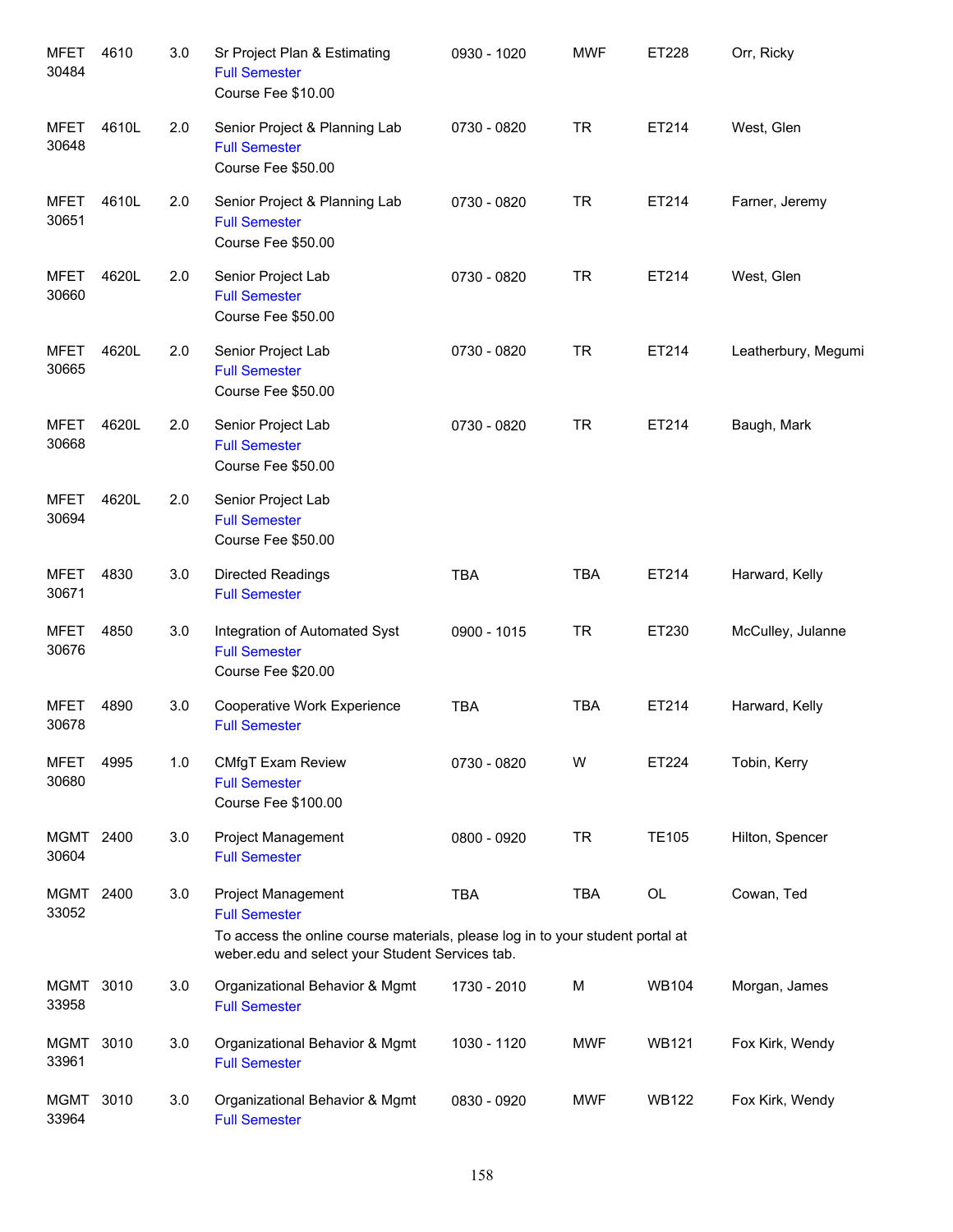| | | | | | | | |
|---|---|---|---|---|---|---|---|
| MFET 30484 | 4610 | 3.0 | Sr Project Plan & Estimating<br>Full Semester<br>Course Fee $10.00 | 0930 - 1020 | MWF | ET228 | Orr, Ricky |
| MFET 30648 | 4610L | 2.0 | Senior Project & Planning Lab<br>Full Semester<br>Course Fee $50.00 | 0730 - 0820 | TR | ET214 | West, Glen |
| MFET 30651 | 4610L | 2.0 | Senior Project & Planning Lab<br>Full Semester<br>Course Fee $50.00 | 0730 - 0820 | TR | ET214 | Farner, Jeremy |
| MFET 30660 | 4620L | 2.0 | Senior Project Lab<br>Full Semester<br>Course Fee $50.00 | 0730 - 0820 | TR | ET214 | West, Glen |
| MFET 30665 | 4620L | 2.0 | Senior Project Lab<br>Full Semester<br>Course Fee $50.00 | 0730 - 0820 | TR | ET214 | Leatherbury, Megumi |
| MFET 30668 | 4620L | 2.0 | Senior Project Lab<br>Full Semester<br>Course Fee $50.00 | 0730 - 0820 | TR | ET214 | Baugh, Mark |
| MFET 30694 | 4620L | 2.0 | Senior Project Lab<br>Full Semester<br>Course Fee $50.00 | | | | |
| MFET 30671 | 4830 | 3.0 | Directed Readings<br>Full Semester | TBA | TBA | ET214 | Harward, Kelly |
| MFET 30676 | 4850 | 3.0 | Integration of Automated Syst<br>Full Semester<br>Course Fee $20.00 | 0900 - 1015 | TR | ET230 | McCulley, Julanne |
| MFET 30678 | 4890 | 3.0 | Cooperative Work Experience<br>Full Semester | TBA | TBA | ET214 | Harward, Kelly |
| MFET 30680 | 4995 | 1.0 | CMfgT Exam Review<br>Full Semester<br>Course Fee $100.00 | 0730 - 0820 | W | ET224 | Tobin, Kerry |
| MGMT 30604 | 2400 | 3.0 | Project Management<br>Full Semester | 0800 - 0920 | TR | TE105 | Hilton, Spencer |
| MGMT 33052 | 2400 | 3.0 | Project Management<br>Full Semester<br>To access the online course materials, please log in to your student portal at weber.edu and select your Student Services tab. | TBA | TBA | OL | Cowan, Ted |
| MGMT 33958 | 3010 | 3.0 | Organizational Behavior & Mgmt<br>Full Semester | 1730 - 2010 | M | WB104 | Morgan, James |
| MGMT 33961 | 3010 | 3.0 | Organizational Behavior & Mgmt<br>Full Semester | 1030 - 1120 | MWF | WB121 | Fox Kirk, Wendy |
| MGMT 33964 | 3010 | 3.0 | Organizational Behavior & Mgmt<br>Full Semester | 0830 - 0920 | MWF | WB122 | Fox Kirk, Wendy |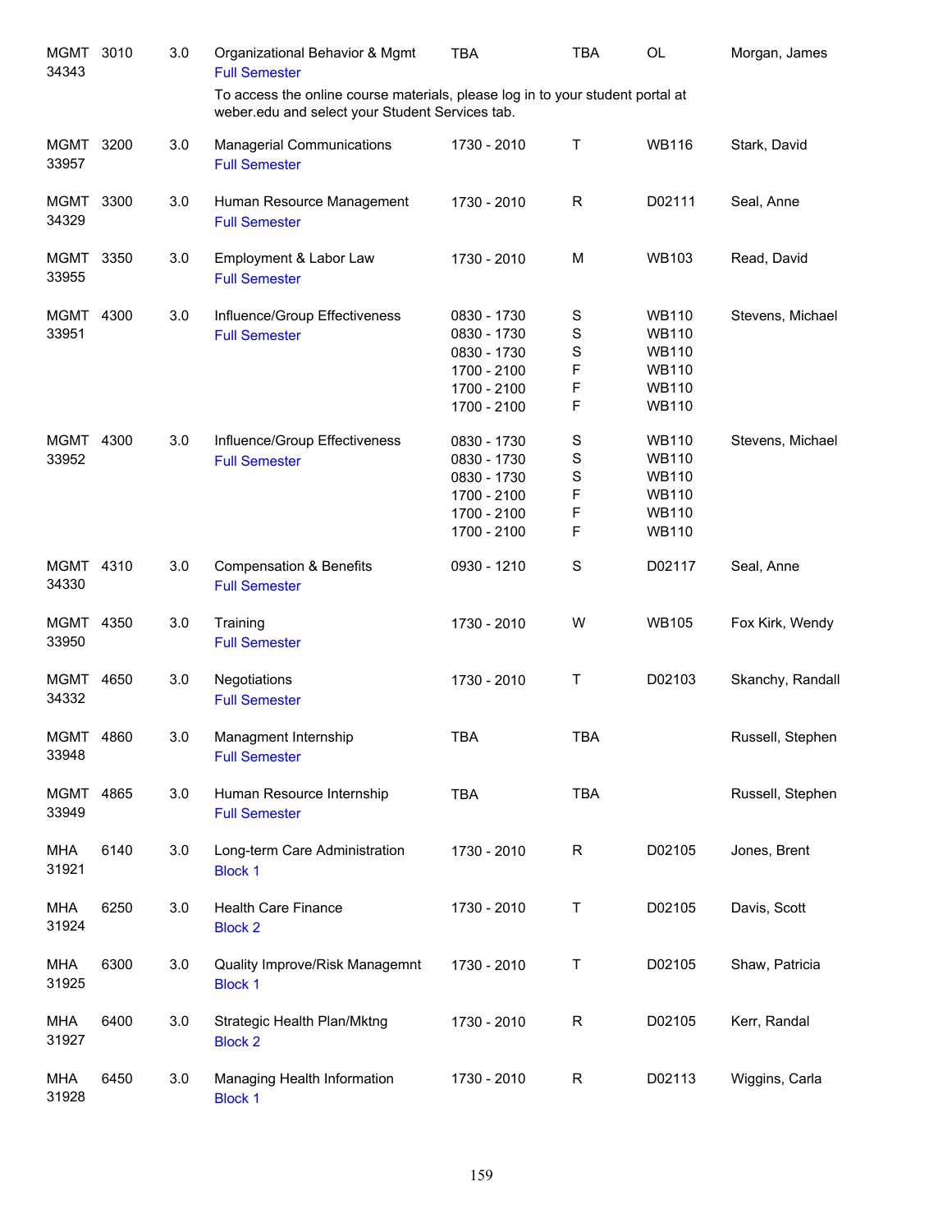| | | | | | | | |
|---|---|---|---|---|---|---|---|
| MGMT 34343 | 3010 | 3.0 | Organizational Behavior & Mgmt<br>Full Semester<br>To access the online course materials, please log in to your student portal at weber.edu and select your Student Services tab. | TBA | TBA | OL | Morgan, James |
| MGMT 33957 | 3200 | 3.0 | Managerial Communications<br>Full Semester | 1730 - 2010 | T | WB116 | Stark, David |
| MGMT 34329 | 3300 | 3.0 | Human Resource Management<br>Full Semester | 1730 - 2010 | R | D02111 | Seal, Anne |
| MGMT 33955 | 3350 | 3.0 | Employment & Labor Law<br>Full Semester | 1730 - 2010 | M | WB103 | Read, David |
| MGMT 33951 | 4300 | 3.0 | Influence/Group Effectiveness<br>Full Semester | 0830 - 1730<br>0830 - 1730<br>0830 - 1730<br>1700 - 2100<br>1700 - 2100<br>1700 - 2100 | S<br>S<br>S<br>F<br>F<br>F | WB110<br>WB110<br>WB110<br>WB110<br>WB110<br>WB110 | Stevens, Michael |
| MGMT 33952 | 4300 | 3.0 | Influence/Group Effectiveness<br>Full Semester | 0830 - 1730<br>0830 - 1730<br>0830 - 1730<br>1700 - 2100<br>1700 - 2100<br>1700 - 2100 | S<br>S<br>S<br>F<br>F<br>F | WB110<br>WB110<br>WB110<br>WB110<br>WB110<br>WB110 | Stevens, Michael |
| MGMT 34330 | 4310 | 3.0 | Compensation & Benefits<br>Full Semester | 0930 - 1210 | S | D02117 | Seal, Anne |
| MGMT 33950 | 4350 | 3.0 | Training<br>Full Semester | 1730 - 2010 | W | WB105 | Fox Kirk, Wendy |
| MGMT 34332 | 4650 | 3.0 | Negotiations<br>Full Semester | 1730 - 2010 | T | D02103 | Skanchy, Randall |
| MGMT 33948 | 4860 | 3.0 | Managment Internship<br>Full Semester | TBA | TBA | | Russell, Stephen |
| MGMT 33949 | 4865 | 3.0 | Human Resource Internship<br>Full Semester | TBA | TBA | | Russell, Stephen |
| MHA 31921 | 6140 | 3.0 | Long-term Care Administration<br>Block 1 | 1730 - 2010 | R | D02105 | Jones, Brent |
| MHA 31924 | 6250 | 3.0 | Health Care Finance<br>Block 2 | 1730 - 2010 | T | D02105 | Davis, Scott |
| MHA 31925 | 6300 | 3.0 | Quality Improve/Risk Managemnt<br>Block 1 | 1730 - 2010 | T | D02105 | Shaw, Patricia |
| MHA 31927 | 6400 | 3.0 | Strategic Health Plan/Mktng<br>Block 2 | 1730 - 2010 | R | D02105 | Kerr, Randal |
| MHA 31928 | 6450 | 3.0 | Managing Health Information<br>Block 1 | 1730 - 2010 | R | D02113 | Wiggins, Carla |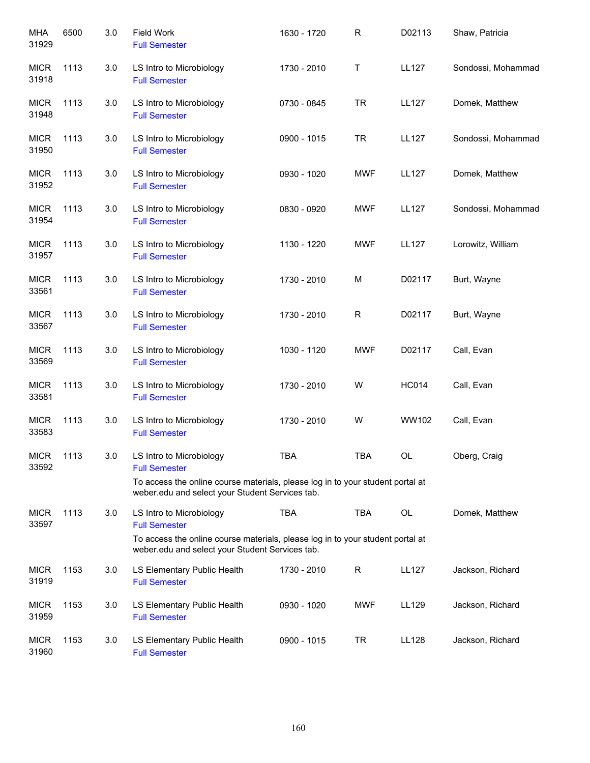| | | | | | | | |
|---|---|---|---|---|---|---|---|
| MHA 31929 | 6500 | 3.0 | Field Work<br>Full Semester | 1630 - 1720 | R | D02113 | Shaw, Patricia |
| MICR 31918 | 1113 | 3.0 | LS Intro to Microbiology<br>Full Semester | 1730 - 2010 | T | LL127 | Sondossi, Mohammad |
| MICR 31948 | 1113 | 3.0 | LS Intro to Microbiology<br>Full Semester | 0730 - 0845 | TR | LL127 | Domek, Matthew |
| MICR 31950 | 1113 | 3.0 | LS Intro to Microbiology<br>Full Semester | 0900 - 1015 | TR | LL127 | Sondossi, Mohammad |
| MICR 31952 | 1113 | 3.0 | LS Intro to Microbiology<br>Full Semester | 0930 - 1020 | MWF | LL127 | Domek, Matthew |
| MICR 31954 | 1113 | 3.0 | LS Intro to Microbiology<br>Full Semester | 0830 - 0920 | MWF | LL127 | Sondossi, Mohammad |
| MICR 31957 | 1113 | 3.0 | LS Intro to Microbiology<br>Full Semester | 1130 - 1220 | MWF | LL127 | Lorowitz, William |
| MICR 33561 | 1113 | 3.0 | LS Intro to Microbiology<br>Full Semester | 1730 - 2010 | M | D02117 | Burt, Wayne |
| MICR 33567 | 1113 | 3.0 | LS Intro to Microbiology<br>Full Semester | 1730 - 2010 | R | D02117 | Burt, Wayne |
| MICR 33569 | 1113 | 3.0 | LS Intro to Microbiology<br>Full Semester | 1030 - 1120 | MWF | D02117 | Call, Evan |
| MICR 33581 | 1113 | 3.0 | LS Intro to Microbiology<br>Full Semester | 1730 - 2010 | W | HC014 | Call, Evan |
| MICR 33583 | 1113 | 3.0 | LS Intro to Microbiology<br>Full Semester | 1730 - 2010 | W | WW102 | Call, Evan |
| MICR 33592 | 1113 | 3.0 | LS Intro to Microbiology<br>Full Semester<br>To access the online course materials, please log in to your student portal at weber.edu and select your Student Services tab. | TBA | TBA | OL | Oberg, Craig |
| MICR 33597 | 1113 | 3.0 | LS Intro to Microbiology<br>Full Semester<br>To access the online course materials, please log in to your student portal at weber.edu and select your Student Services tab. | TBA | TBA | OL | Domek, Matthew |
| MICR 31919 | 1153 | 3.0 | LS Elementary Public Health<br>Full Semester | 1730 - 2010 | R | LL127 | Jackson, Richard |
| MICR 31959 | 1153 | 3.0 | LS Elementary Public Health<br>Full Semester | 0930 - 1020 | MWF | LL129 | Jackson, Richard |
| MICR 31960 | 1153 | 3.0 | LS Elementary Public Health<br>Full Semester | 0900 - 1015 | TR | LL128 | Jackson, Richard |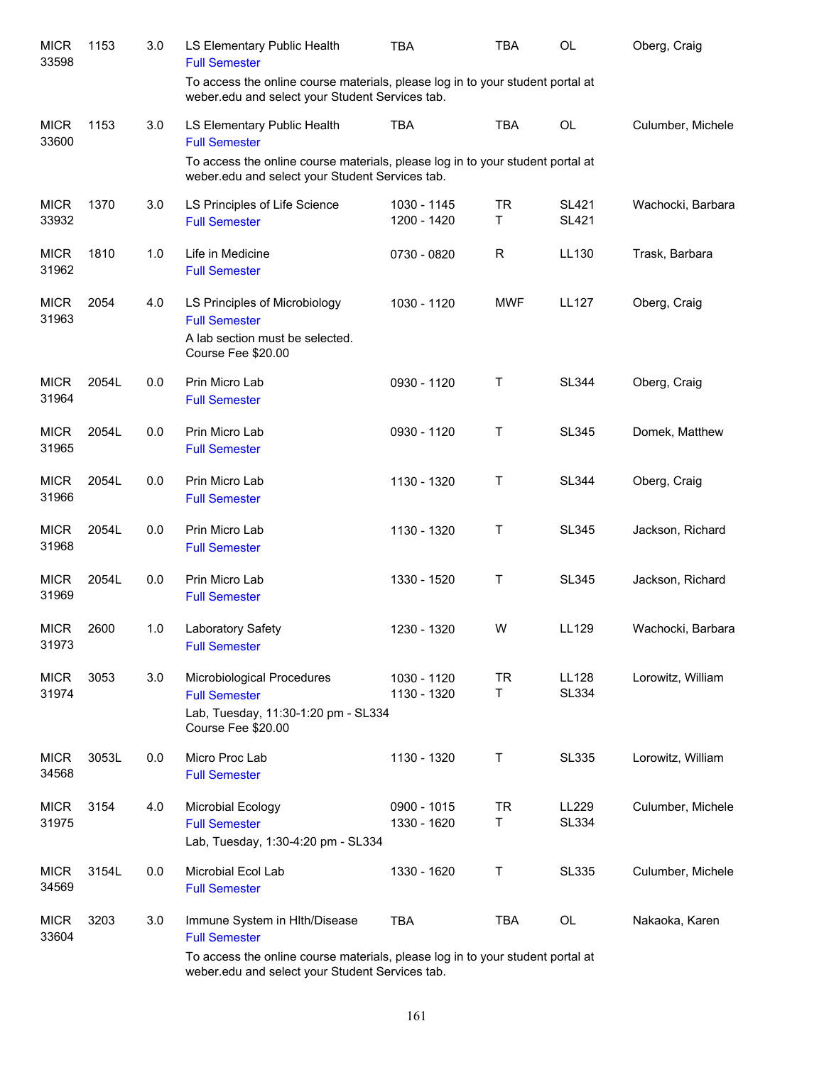| | | | | | | | |
|---|---|---|---|---|---|---|---|
| MICR 33598 | 1153 | 3.0 | LS Elementary Public Health<br>Full Semester<br>To access the online course materials, please log in to your student portal at weber.edu and select your Student Services tab. | TBA | TBA | OL | Oberg, Craig |
| MICR 33600 | 1153 | 3.0 | LS Elementary Public Health<br>Full Semester<br>To access the online course materials, please log in to your student portal at weber.edu and select your Student Services tab. | TBA | TBA | OL | Culumber, Michele |
| MICR 33932 | 1370 | 3.0 | LS Principles of Life Science<br>Full Semester | 1030 - 1145<br>1200 - 1420 | TR<br>T | SL421<br>SL421 | Wachocki, Barbara |
| MICR 31962 | 1810 | 1.0 | Life in Medicine<br>Full Semester | 0730 - 0820 | R | LL130 | Trask, Barbara |
| MICR 31963 | 2054 | 4.0 | LS Principles of Microbiology<br>Full Semester<br>A lab section must be selected.<br>Course Fee $20.00 | 1030 - 1120 | MWF | LL127 | Oberg, Craig |
| MICR 31964 | 2054L | 0.0 | Prin Micro Lab<br>Full Semester | 0930 - 1120 | T | SL344 | Oberg, Craig |
| MICR 31965 | 2054L | 0.0 | Prin Micro Lab<br>Full Semester | 0930 - 1120 | T | SL345 | Domek, Matthew |
| MICR 31966 | 2054L | 0.0 | Prin Micro Lab<br>Full Semester | 1130 - 1320 | T | SL344 | Oberg, Craig |
| MICR 31968 | 2054L | 0.0 | Prin Micro Lab<br>Full Semester | 1130 - 1320 | T | SL345 | Jackson, Richard |
| MICR 31969 | 2054L | 0.0 | Prin Micro Lab<br>Full Semester | 1330 - 1520 | T | SL345 | Jackson, Richard |
| MICR 31973 | 2600 | 1.0 | Laboratory Safety<br>Full Semester | 1230 - 1320 | W | LL129 | Wachocki, Barbara |
| MICR 31974 | 3053 | 3.0 | Microbiological Procedures<br>Full Semester<br>Lab, Tuesday, 11:30-1:20 pm - SL334<br>Course Fee $20.00 | 1030 - 1120<br>1130 - 1320 | TR<br>T | LL128<br>SL334 | Lorowitz, William |
| MICR 34568 | 3053L | 0.0 | Micro Proc Lab<br>Full Semester | 1130 - 1320 | T | SL335 | Lorowitz, William |
| MICR 31975 | 3154 | 4.0 | Microbial Ecology<br>Full Semester<br>Lab, Tuesday, 1:30-4:20 pm - SL334 | 0900 - 1015<br>1330 - 1620 | TR<br>T | LL229<br>SL334 | Culumber, Michele |
| MICR 34569 | 3154L | 0.0 | Microbial Ecol Lab<br>Full Semester | 1330 - 1620 | T | SL335 | Culumber, Michele |
| MICR 33604 | 3203 | 3.0 | Immune System in Hlth/Disease<br>Full Semester<br>To access the online course materials, please log in to your student portal at weber.edu and select your Student Services tab. | TBA | TBA | OL | Nakaoka, Karen |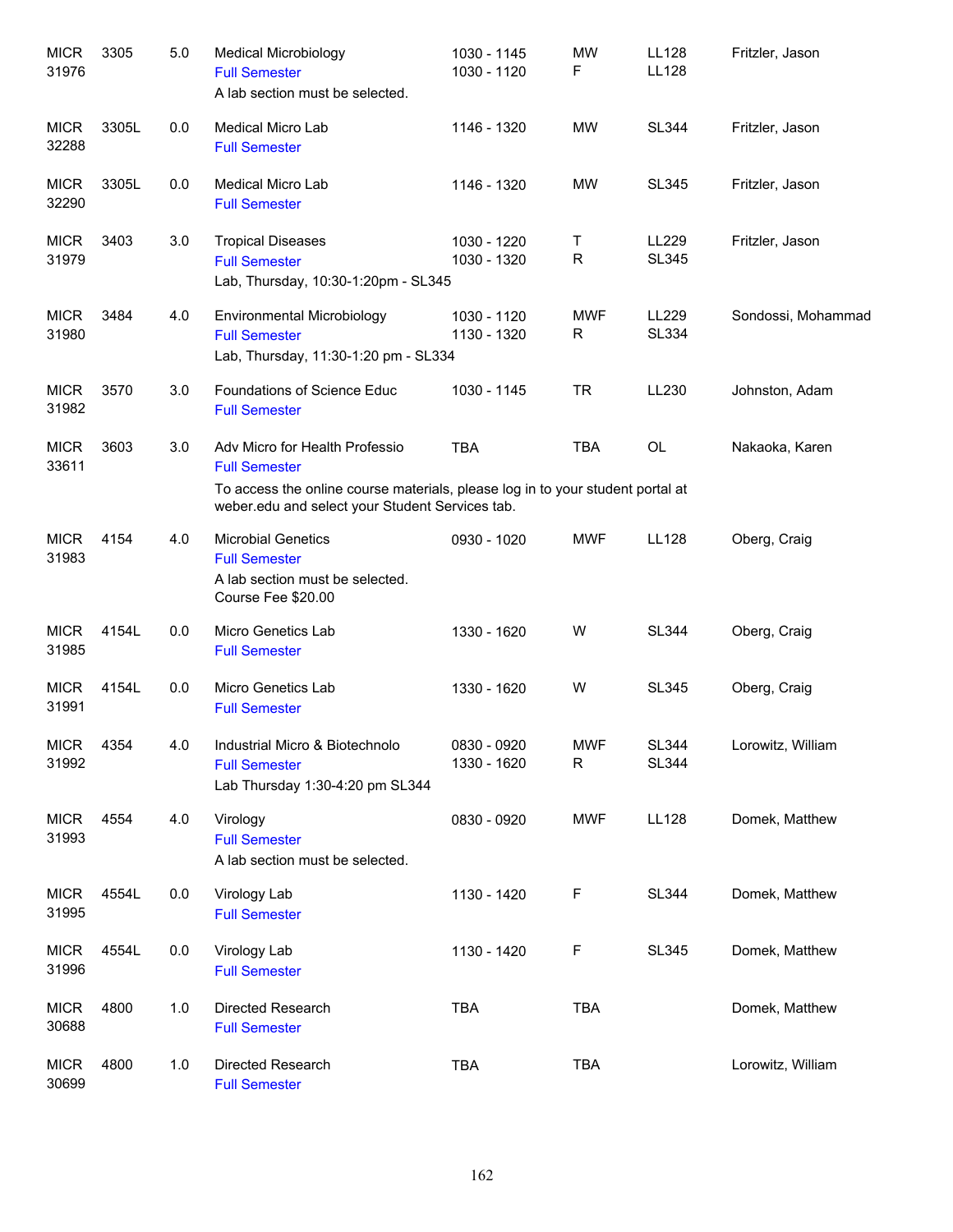| | | | | | | | |
|---|---|---|---|---|---|---|---|
| MICR 31976 | 3305 | 5.0 | Medical Microbiology<br>Full Semester<br>A lab section must be selected. | 1030 - 1145<br>1030 - 1120 | MW<br>F | LL128<br>LL128 | Fritzler, Jason |
| MICR 32288 | 3305L | 0.0 | Medical Micro Lab<br>Full Semester | 1146 - 1320 | MW | SL344 | Fritzler, Jason |
| MICR 32290 | 3305L | 0.0 | Medical Micro Lab<br>Full Semester | 1146 - 1320 | MW | SL345 | Fritzler, Jason |
| MICR 31979 | 3403 | 3.0 | Tropical Diseases<br>Full Semester<br>Lab, Thursday, 10:30-1:20pm - SL345 | 1030 - 1220<br>1030 - 1320 | T<br>R | LL229<br>SL345 | Fritzler, Jason |
| MICR 31980 | 3484 | 4.0 | Environmental Microbiology<br>Full Semester<br>Lab, Thursday, 11:30-1:20 pm - SL334 | 1030 - 1120<br>1130 - 1320 | MWF<br>R | LL229<br>SL334 | Sondossi, Mohammad |
| MICR 31982 | 3570 | 3.0 | Foundations of Science Educ<br>Full Semester | 1030 - 1145 | TR | LL230 | Johnston, Adam |
| MICR 33611 | 3603 | 3.0 | Adv Micro for Health Professio<br>Full Semester<br>To access the online course materials, please log in to your student portal at weber.edu and select your Student Services tab. | TBA | TBA | OL | Nakaoka, Karen |
| MICR 31983 | 4154 | 4.0 | Microbial Genetics<br>Full Semester<br>A lab section must be selected.<br>Course Fee $20.00 | 0930 - 1020 | MWF | LL128 | Oberg, Craig |
| MICR 31985 | 4154L | 0.0 | Micro Genetics Lab<br>Full Semester | 1330 - 1620 | W | SL344 | Oberg, Craig |
| MICR 31991 | 4154L | 0.0 | Micro Genetics Lab<br>Full Semester | 1330 - 1620 | W | SL345 | Oberg, Craig |
| MICR 31992 | 4354 | 4.0 | Industrial Micro & Biotechnolo<br>Full Semester<br>Lab Thursday 1:30-4:20 pm SL344 | 0830 - 0920<br>1330 - 1620 | MWF<br>R | SL344<br>SL344 | Lorowitz, William |
| MICR 31993 | 4554 | 4.0 | Virology<br>Full Semester<br>A lab section must be selected. | 0830 - 0920 | MWF | LL128 | Domek, Matthew |
| MICR 31995 | 4554L | 0.0 | Virology Lab<br>Full Semester | 1130 - 1420 | F | SL344 | Domek, Matthew |
| MICR 31996 | 4554L | 0.0 | Virology Lab<br>Full Semester | 1130 - 1420 | F | SL345 | Domek, Matthew |
| MICR 30688 | 4800 | 1.0 | Directed Research<br>Full Semester | TBA | TBA | | Domek, Matthew |
| MICR 30699 | 4800 | 1.0 | Directed Research<br>Full Semester | TBA | TBA | | Lorowitz, William |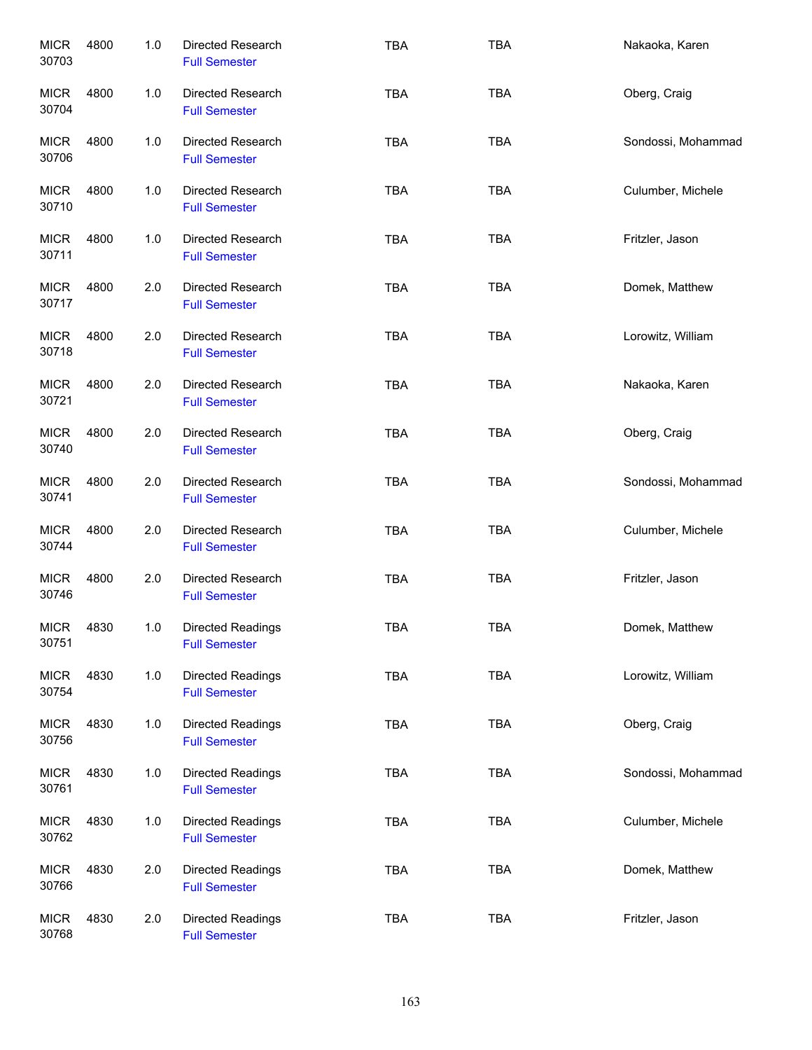| | | | | | | |
|---|---|---|---|---|---|---|
| MICR 30703 | 4800 | 1.0 | Directed Research<br>Full Semester | TBA | TBA | Nakaoka, Karen |
| MICR 30704 | 4800 | 1.0 | Directed Research<br>Full Semester | TBA | TBA | Oberg, Craig |
| MICR 30706 | 4800 | 1.0 | Directed Research<br>Full Semester | TBA | TBA | Sondossi, Mohammad |
| MICR 30710 | 4800 | 1.0 | Directed Research<br>Full Semester | TBA | TBA | Culumber, Michele |
| MICR 30711 | 4800 | 1.0 | Directed Research<br>Full Semester | TBA | TBA | Fritzler, Jason |
| MICR 30717 | 4800 | 2.0 | Directed Research<br>Full Semester | TBA | TBA | Domek, Matthew |
| MICR 30718 | 4800 | 2.0 | Directed Research<br>Full Semester | TBA | TBA | Lorowitz, William |
| MICR 30721 | 4800 | 2.0 | Directed Research<br>Full Semester | TBA | TBA | Nakaoka, Karen |
| MICR 30740 | 4800 | 2.0 | Directed Research<br>Full Semester | TBA | TBA | Oberg, Craig |
| MICR 30741 | 4800 | 2.0 | Directed Research<br>Full Semester | TBA | TBA | Sondossi, Mohammad |
| MICR 30744 | 4800 | 2.0 | Directed Research<br>Full Semester | TBA | TBA | Culumber, Michele |
| MICR 30746 | 4800 | 2.0 | Directed Research<br>Full Semester | TBA | TBA | Fritzler, Jason |
| MICR 30751 | 4830 | 1.0 | Directed Readings<br>Full Semester | TBA | TBA | Domek, Matthew |
| MICR 30754 | 4830 | 1.0 | Directed Readings<br>Full Semester | TBA | TBA | Lorowitz, William |
| MICR 30756 | 4830 | 1.0 | Directed Readings<br>Full Semester | TBA | TBA | Oberg, Craig |
| MICR 30761 | 4830 | 1.0 | Directed Readings<br>Full Semester | TBA | TBA | Sondossi, Mohammad |
| MICR 30762 | 4830 | 1.0 | Directed Readings<br>Full Semester | TBA | TBA | Culumber, Michele |
| MICR 30766 | 4830 | 2.0 | Directed Readings<br>Full Semester | TBA | TBA | Domek, Matthew |
| MICR 30768 | 4830 | 2.0 | Directed Readings<br>Full Semester | TBA | TBA | Fritzler, Jason |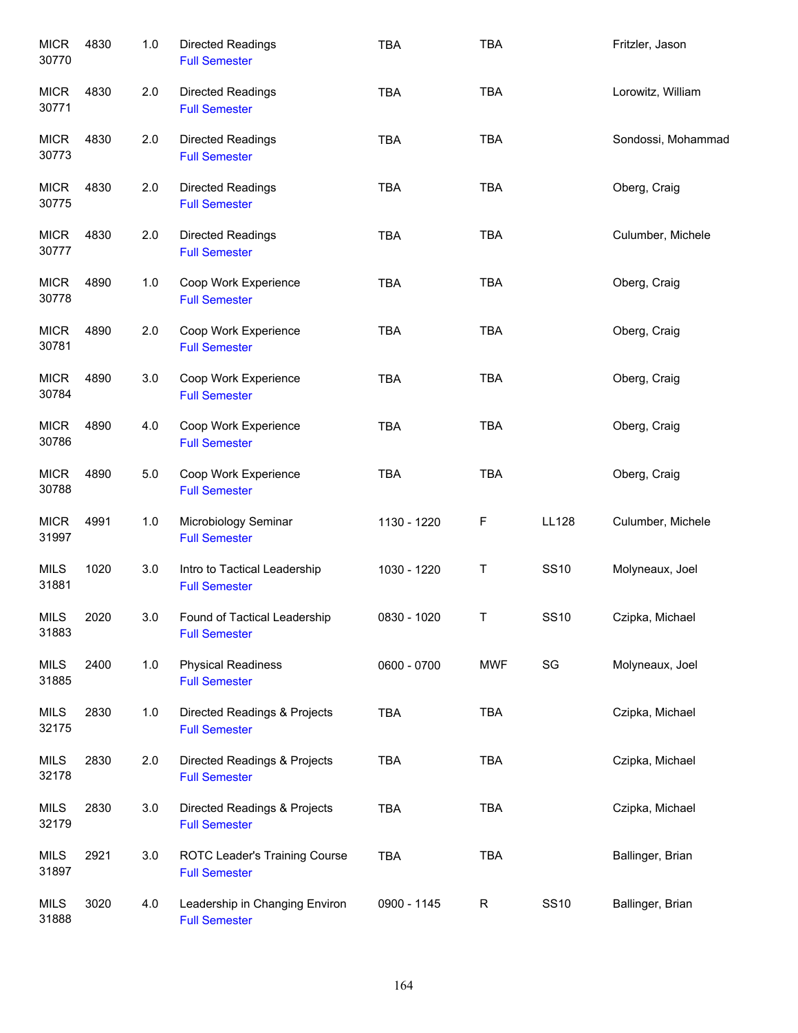| Subject / CRN | Course | Credits | Title | Time | Days | Room | Instructor |
|---|---|---|---|---|---|---|---|
| MICR 30770 | 4830 | 1.0 | Directed Readings<br>Full Semester | TBA | TBA | | Fritzler, Jason |
| MICR 30771 | 4830 | 2.0 | Directed Readings<br>Full Semester | TBA | TBA | | Lorowitz, William |
| MICR 30773 | 4830 | 2.0 | Directed Readings<br>Full Semester | TBA | TBA | | Sondossi, Mohammad |
| MICR 30775 | 4830 | 2.0 | Directed Readings<br>Full Semester | TBA | TBA | | Oberg, Craig |
| MICR 30777 | 4830 | 2.0 | Directed Readings<br>Full Semester | TBA | TBA | | Culumber, Michele |
| MICR 30778 | 4890 | 1.0 | Coop Work Experience<br>Full Semester | TBA | TBA | | Oberg, Craig |
| MICR 30781 | 4890 | 2.0 | Coop Work Experience<br>Full Semester | TBA | TBA | | Oberg, Craig |
| MICR 30784 | 4890 | 3.0 | Coop Work Experience<br>Full Semester | TBA | TBA | | Oberg, Craig |
| MICR 30786 | 4890 | 4.0 | Coop Work Experience<br>Full Semester | TBA | TBA | | Oberg, Craig |
| MICR 30788 | 4890 | 5.0 | Coop Work Experience<br>Full Semester | TBA | TBA | | Oberg, Craig |
| MICR 31997 | 4991 | 1.0 | Microbiology Seminar<br>Full Semester | 1130 - 1220 | F | LL128 | Culumber, Michele |
| MILS 31881 | 1020 | 3.0 | Intro to Tactical Leadership<br>Full Semester | 1030 - 1220 | T | SS10 | Molyneaux, Joel |
| MILS 31883 | 2020 | 3.0 | Found of Tactical Leadership<br>Full Semester | 0830 - 1020 | T | SS10 | Czipka, Michael |
| MILS 31885 | 2400 | 1.0 | Physical Readiness<br>Full Semester | 0600 - 0700 | MWF | SG | Molyneaux, Joel |
| MILS 32175 | 2830 | 1.0 | Directed Readings & Projects<br>Full Semester | TBA | TBA | | Czipka, Michael |
| MILS 32178 | 2830 | 2.0 | Directed Readings & Projects<br>Full Semester | TBA | TBA | | Czipka, Michael |
| MILS 32179 | 2830 | 3.0 | Directed Readings & Projects<br>Full Semester | TBA | TBA | | Czipka, Michael |
| MILS 31897 | 2921 | 3.0 | ROTC Leader's Training Course<br>Full Semester | TBA | TBA | | Ballinger, Brian |
| MILS 31888 | 3020 | 4.0 | Leadership in Changing Environ<br>Full Semester | 0900 - 1145 | R | SS10 | Ballinger, Brian |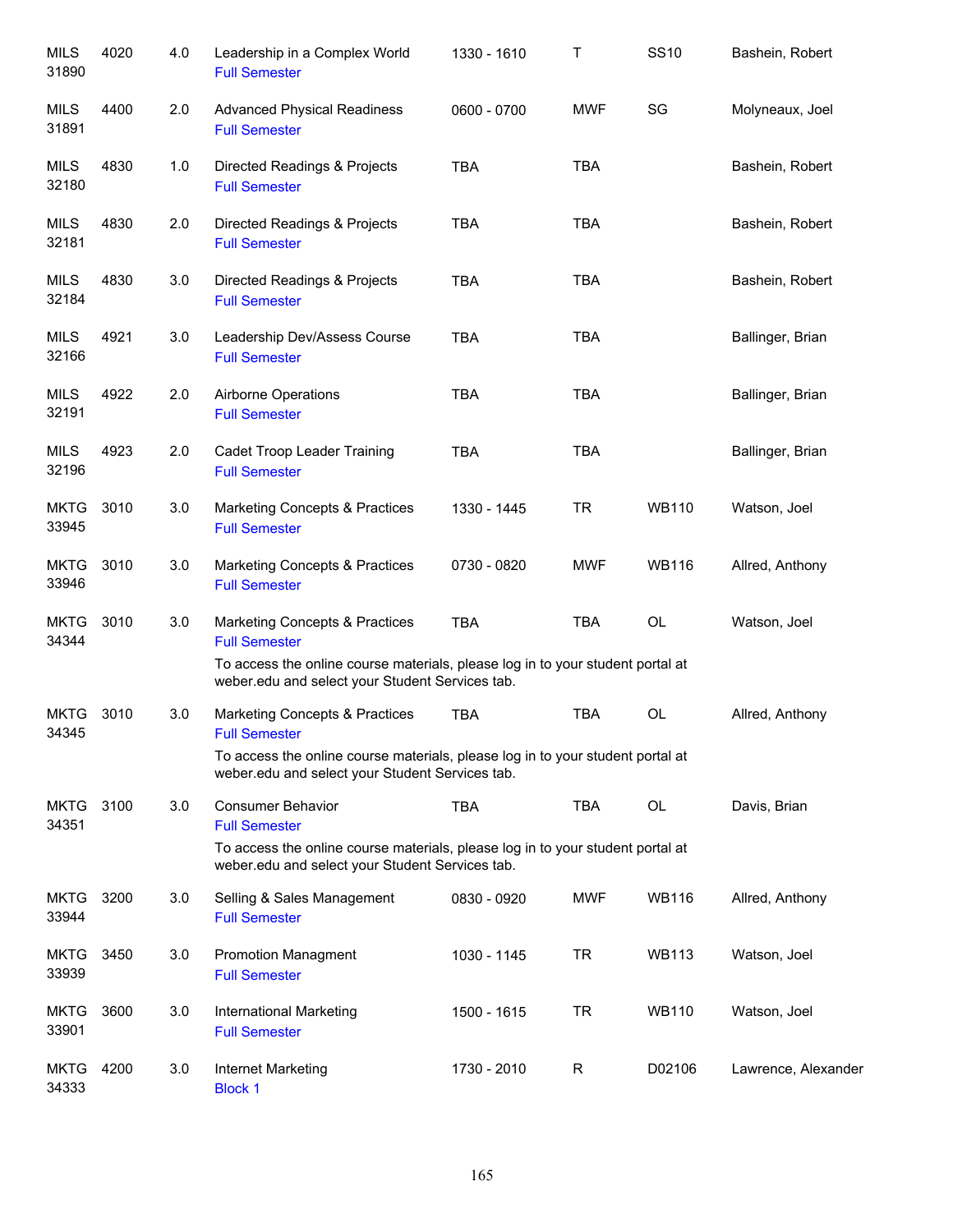| | | | | | | | |
|---|---|---|---|---|---|---|---|
| MILS 31890 | 4020 | 4.0 | Leadership in a Complex World<br>Full Semester | 1330 - 1610 | T | SS10 | Bashein, Robert |
| MILS 31891 | 4400 | 2.0 | Advanced Physical Readiness<br>Full Semester | 0600 - 0700 | MWF | SG | Molyneaux, Joel |
| MILS 32180 | 4830 | 1.0 | Directed Readings & Projects<br>Full Semester | TBA | TBA | | Bashein, Robert |
| MILS 32181 | 4830 | 2.0 | Directed Readings & Projects<br>Full Semester | TBA | TBA | | Bashein, Robert |
| MILS 32184 | 4830 | 3.0 | Directed Readings & Projects<br>Full Semester | TBA | TBA | | Bashein, Robert |
| MILS 32166 | 4921 | 3.0 | Leadership Dev/Assess Course<br>Full Semester | TBA | TBA | | Ballinger, Brian |
| MILS 32191 | 4922 | 2.0 | Airborne Operations<br>Full Semester | TBA | TBA | | Ballinger, Brian |
| MILS 32196 | 4923 | 2.0 | Cadet Troop Leader Training<br>Full Semester | TBA | TBA | | Ballinger, Brian |
| MKTG 33945 | 3010 | 3.0 | Marketing Concepts & Practices<br>Full Semester | 1330 - 1445 | TR | WB110 | Watson, Joel |
| MKTG 33946 | 3010 | 3.0 | Marketing Concepts & Practices<br>Full Semester | 0730 - 0820 | MWF | WB116 | Allred, Anthony |
| MKTG 34344 | 3010 | 3.0 | Marketing Concepts & Practices<br>Full Semester<br>To access the online course materials, please log in to your student portal at weber.edu and select your Student Services tab. | TBA | TBA | OL | Watson, Joel |
| MKTG 34345 | 3010 | 3.0 | Marketing Concepts & Practices<br>Full Semester<br>To access the online course materials, please log in to your student portal at weber.edu and select your Student Services tab. | TBA | TBA | OL | Allred, Anthony |
| MKTG 34351 | 3100 | 3.0 | Consumer Behavior<br>Full Semester<br>To access the online course materials, please log in to your student portal at weber.edu and select your Student Services tab. | TBA | TBA | OL | Davis, Brian |
| MKTG 33944 | 3200 | 3.0 | Selling & Sales Management<br>Full Semester | 0830 - 0920 | MWF | WB116 | Allred, Anthony |
| MKTG 33939 | 3450 | 3.0 | Promotion Managment<br>Full Semester | 1030 - 1145 | TR | WB113 | Watson, Joel |
| MKTG 33901 | 3600 | 3.0 | International Marketing<br>Full Semester | 1500 - 1615 | TR | WB110 | Watson, Joel |
| MKTG 34333 | 4200 | 3.0 | Internet Marketing<br>Block 1 | 1730 - 2010 | R | D02106 | Lawrence, Alexander |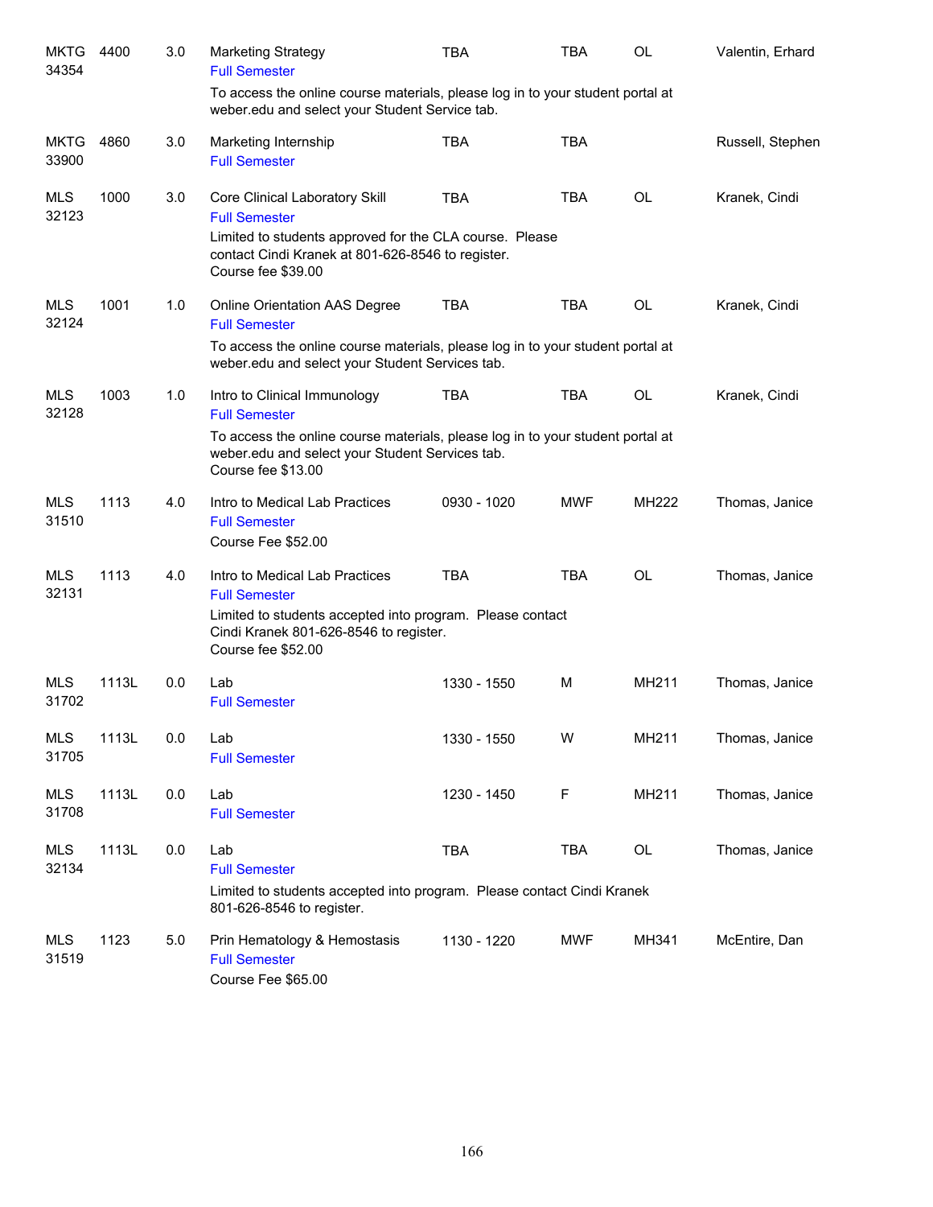| | | | | | | | |
|---|---|---|---|---|---|---|---|
| MKTG 34354 | 4400 | 3.0 | Marketing Strategy<br>Full Semester<br>To access the online course materials, please log in to your student portal at weber.edu and select your Student Service tab. | TBA | TBA | OL | Valentin, Erhard |
| MKTG 33900 | 4860 | 3.0 | Marketing Internship<br>Full Semester | TBA | TBA | | Russell, Stephen |
| MLS 32123 | 1000 | 3.0 | Core Clinical Laboratory Skill<br>Full Semester<br>Limited to students approved for the CLA course. Please contact Cindi Kranek at 801-626-8546 to register.<br>Course fee $39.00 | TBA | TBA | OL | Kranek, Cindi |
| MLS 32124 | 1001 | 1.0 | Online Orientation AAS Degree<br>Full Semester<br>To access the online course materials, please log in to your student portal at weber.edu and select your Student Services tab. | TBA | TBA | OL | Kranek, Cindi |
| MLS 32128 | 1003 | 1.0 | Intro to Clinical Immunology<br>Full Semester<br>To access the online course materials, please log in to your student portal at weber.edu and select your Student Services tab.<br>Course fee $13.00 | TBA | TBA | OL | Kranek, Cindi |
| MLS 31510 | 1113 | 4.0 | Intro to Medical Lab Practices<br>Full Semester<br>Course Fee $52.00 | 0930 - 1020 | MWF | MH222 | Thomas, Janice |
| MLS 32131 | 1113 | 4.0 | Intro to Medical Lab Practices<br>Full Semester<br>Limited to students accepted into program. Please contact Cindi Kranek 801-626-8546 to register.<br>Course fee $52.00 | TBA | TBA | OL | Thomas, Janice |
| MLS 31702 | 1113L | 0.0 | Lab<br>Full Semester | 1330 - 1550 | M | MH211 | Thomas, Janice |
| MLS 31705 | 1113L | 0.0 | Lab<br>Full Semester | 1330 - 1550 | W | MH211 | Thomas, Janice |
| MLS 31708 | 1113L | 0.0 | Lab<br>Full Semester | 1230 - 1450 | F | MH211 | Thomas, Janice |
| MLS 32134 | 1113L | 0.0 | Lab<br>Full Semester<br>Limited to students accepted into program. Please contact Cindi Kranek 801-626-8546 to register. | TBA | TBA | OL | Thomas, Janice |
| MLS 31519 | 1123 | 5.0 | Prin Hematology & Hemostasis<br>Full Semester<br>Course Fee $65.00 | 1130 - 1220 | MWF | MH341 | McEntire, Dan |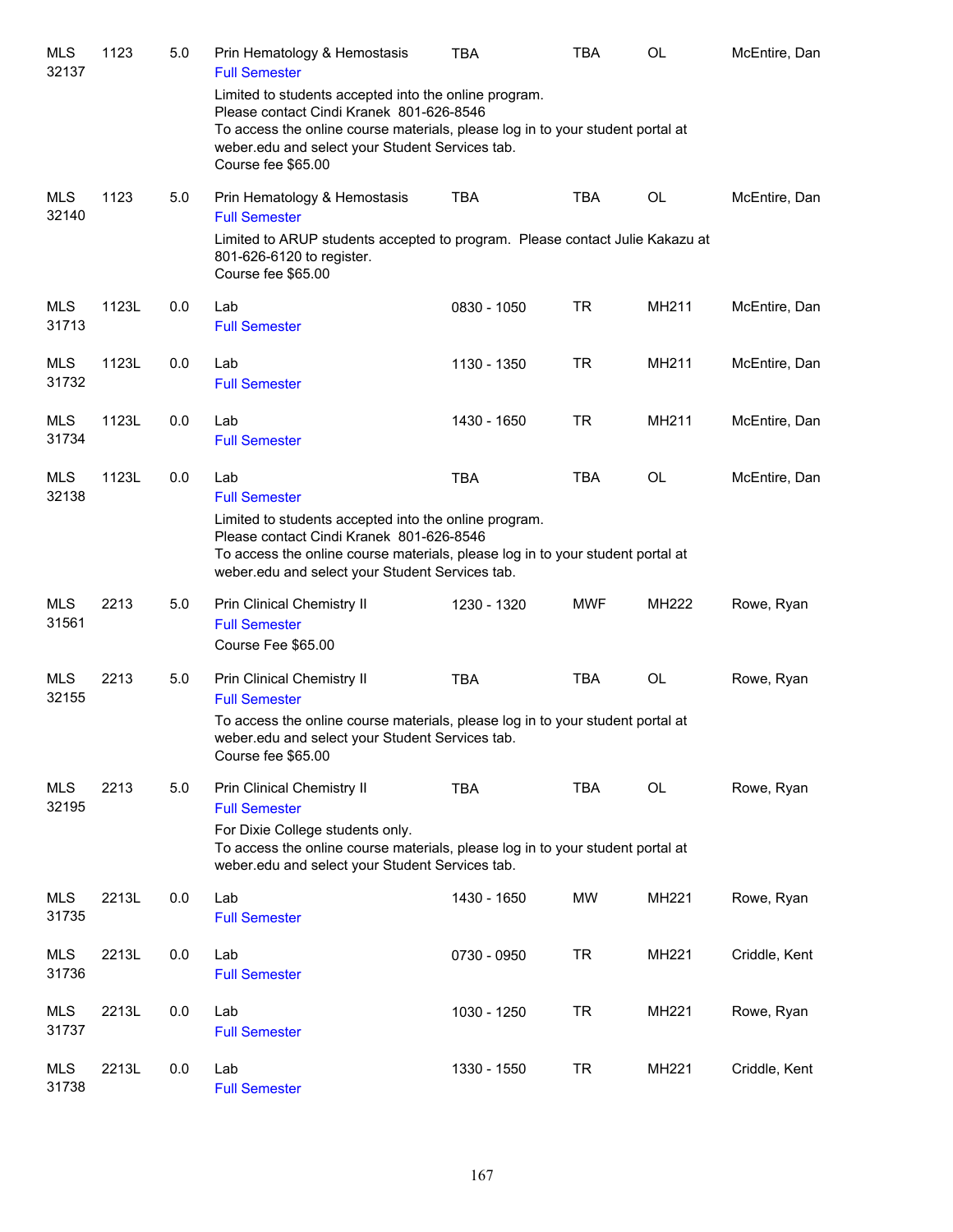| | | | | | | | |
|---|---|---|---|---|---|---|---|
| MLS 32137 | 1123 | 5.0 | Prin Hematology & Hemostasis<br>Full Semester<br>Limited to students accepted into the online program.<br>Please contact Cindi Kranek 801-626-8546<br>To access the online course materials, please log in to your student portal at weber.edu and select your Student Services tab.<br>Course fee $65.00 | TBA | TBA | OL | McEntire, Dan |
| MLS 32140 | 1123 | 5.0 | Prin Hematology & Hemostasis<br>Full Semester<br>Limited to ARUP students accepted to program. Please contact Julie Kakazu at 801-626-6120 to register.<br>Course fee $65.00 | TBA | TBA | OL | McEntire, Dan |
| MLS 31713 | 1123L | 0.0 | Lab<br>Full Semester | 0830 - 1050 | TR | MH211 | McEntire, Dan |
| MLS 31732 | 1123L | 0.0 | Lab<br>Full Semester | 1130 - 1350 | TR | MH211 | McEntire, Dan |
| MLS 31734 | 1123L | 0.0 | Lab<br>Full Semester | 1430 - 1650 | TR | MH211 | McEntire, Dan |
| MLS 32138 | 1123L | 0.0 | Lab<br>Full Semester<br>Limited to students accepted into the online program.<br>Please contact Cindi Kranek 801-626-8546<br>To access the online course materials, please log in to your student portal at weber.edu and select your Student Services tab. | TBA | TBA | OL | McEntire, Dan |
| MLS 31561 | 2213 | 5.0 | Prin Clinical Chemistry II<br>Full Semester<br>Course Fee $65.00 | 1230 - 1320 | MWF | MH222 | Rowe, Ryan |
| MLS 32155 | 2213 | 5.0 | Prin Clinical Chemistry II<br>Full Semester<br>To access the online course materials, please log in to your student portal at weber.edu and select your Student Services tab.<br>Course fee $65.00 | TBA | TBA | OL | Rowe, Ryan |
| MLS 32195 | 2213 | 5.0 | Prin Clinical Chemistry II<br>Full Semester<br>For Dixie College students only.<br>To access the online course materials, please log in to your student portal at weber.edu and select your Student Services tab. | TBA | TBA | OL | Rowe, Ryan |
| MLS 31735 | 2213L | 0.0 | Lab<br>Full Semester | 1430 - 1650 | MW | MH221 | Rowe, Ryan |
| MLS 31736 | 2213L | 0.0 | Lab<br>Full Semester | 0730 - 0950 | TR | MH221 | Criddle, Kent |
| MLS 31737 | 2213L | 0.0 | Lab<br>Full Semester | 1030 - 1250 | TR | MH221 | Rowe, Ryan |
| MLS 31738 | 2213L | 0.0 | Lab<br>Full Semester | 1330 - 1550 | TR | MH221 | Criddle, Kent |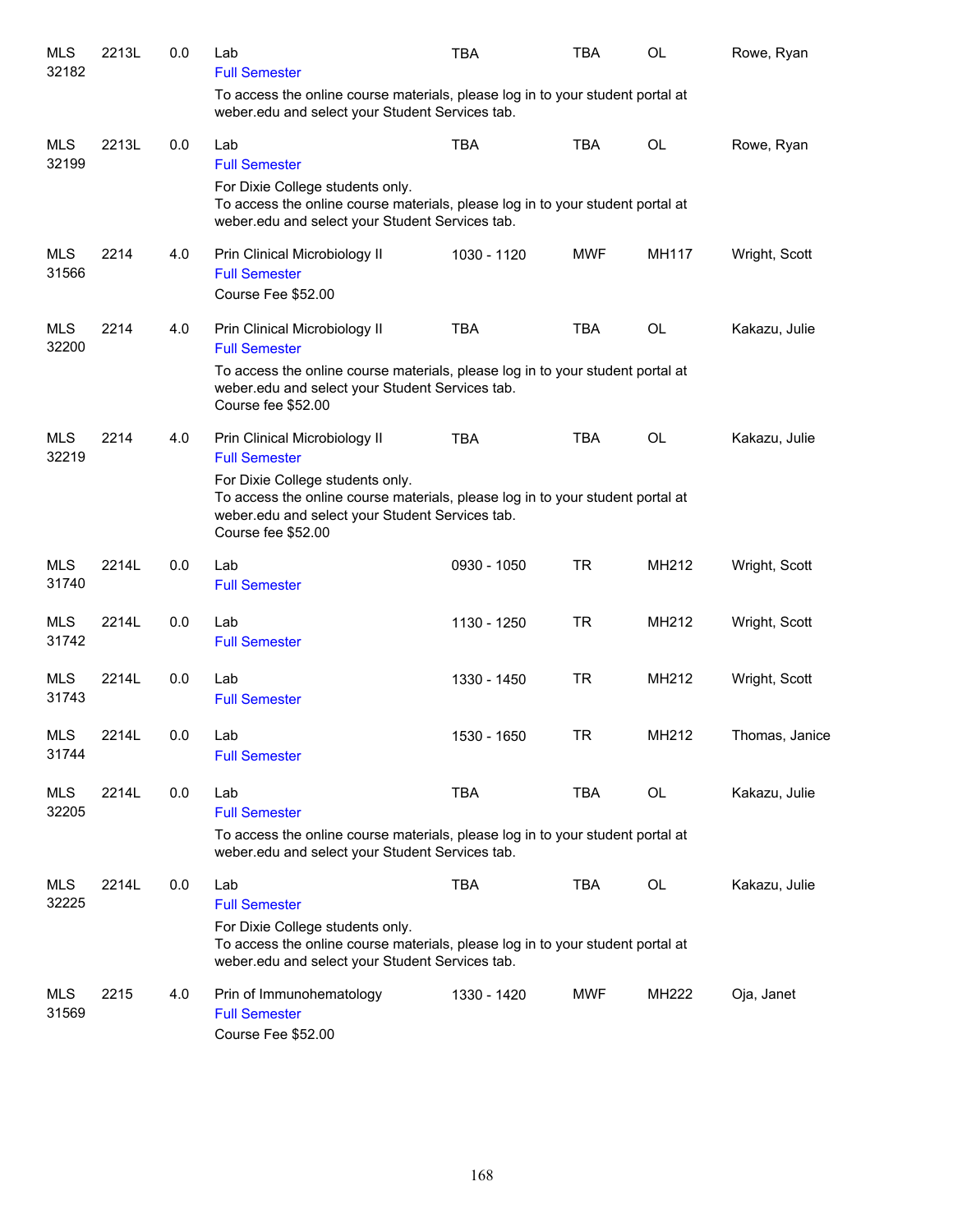| | | | | | | | |
|---|---|---|---|---|---|---|---|
| MLS 32182 | 2213L | 0.0 | Lab<br>Full Semester<br>To access the online course materials, please log in to your student portal at weber.edu and select your Student Services tab. | TBA | TBA | OL | Rowe, Ryan |
| MLS 32199 | 2213L | 0.0 | Lab<br>Full Semester<br>For Dixie College students only.<br>To access the online course materials, please log in to your student portal at weber.edu and select your Student Services tab. | TBA | TBA | OL | Rowe, Ryan |
| MLS 31566 | 2214 | 4.0 | Prin Clinical Microbiology II<br>Full Semester<br>Course Fee $52.00 | 1030 - 1120 | MWF | MH117 | Wright, Scott |
| MLS 32200 | 2214 | 4.0 | Prin Clinical Microbiology II<br>Full Semester<br>To access the online course materials, please log in to your student portal at weber.edu and select your Student Services tab.<br>Course fee $52.00 | TBA | TBA | OL | Kakazu, Julie |
| MLS 32219 | 2214 | 4.0 | Prin Clinical Microbiology II<br>Full Semester<br>For Dixie College students only.<br>To access the online course materials, please log in to your student portal at weber.edu and select your Student Services tab.<br>Course fee $52.00 | TBA | TBA | OL | Kakazu, Julie |
| MLS 31740 | 2214L | 0.0 | Lab<br>Full Semester | 0930 - 1050 | TR | MH212 | Wright, Scott |
| MLS 31742 | 2214L | 0.0 | Lab<br>Full Semester | 1130 - 1250 | TR | MH212 | Wright, Scott |
| MLS 31743 | 2214L | 0.0 | Lab<br>Full Semester | 1330 - 1450 | TR | MH212 | Wright, Scott |
| MLS 31744 | 2214L | 0.0 | Lab<br>Full Semester | 1530 - 1650 | TR | MH212 | Thomas, Janice |
| MLS 32205 | 2214L | 0.0 | Lab<br>Full Semester<br>To access the online course materials, please log in to your student portal at weber.edu and select your Student Services tab. | TBA | TBA | OL | Kakazu, Julie |
| MLS 32225 | 2214L | 0.0 | Lab<br>Full Semester<br>For Dixie College students only.<br>To access the online course materials, please log in to your student portal at weber.edu and select your Student Services tab. | TBA | TBA | OL | Kakazu, Julie |
| MLS 31569 | 2215 | 4.0 | Prin of Immunohematology<br>Full Semester<br>Course Fee $52.00 | 1330 - 1420 | MWF | MH222 | Oja, Janet |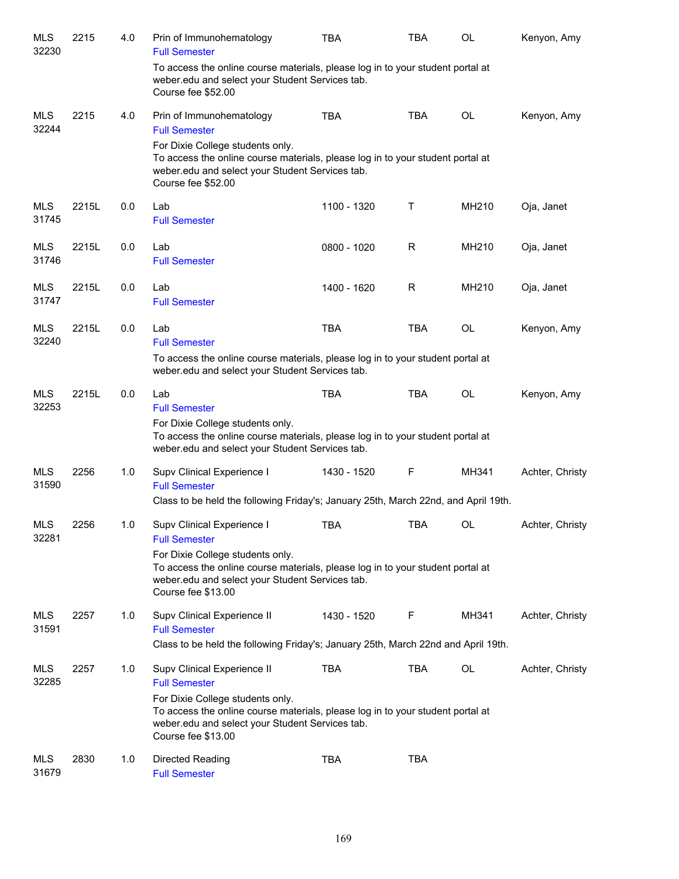| | | | | | | | |
|---|---|---|---|---|---|---|---|
| MLS 32230 | 2215 | 4.0 | Prin of Immunohematology<br>Full Semester<br>To access the online course materials, please log in to your student portal at weber.edu and select your Student Services tab.<br>Course fee $52.00 | TBA | TBA | OL | Kenyon, Amy |
| MLS 32244 | 2215 | 4.0 | Prin of Immunohematology<br>Full Semester<br>For Dixie College students only.<br>To access the online course materials, please log in to your student portal at weber.edu and select your Student Services tab.<br>Course fee $52.00 | TBA | TBA | OL | Kenyon, Amy |
| MLS 31745 | 2215L | 0.0 | Lab<br>Full Semester | 1100 - 1320 | T | MH210 | Oja, Janet |
| MLS 31746 | 2215L | 0.0 | Lab<br>Full Semester | 0800 - 1020 | R | MH210 | Oja, Janet |
| MLS 31747 | 2215L | 0.0 | Lab<br>Full Semester | 1400 - 1620 | R | MH210 | Oja, Janet |
| MLS 32240 | 2215L | 0.0 | Lab<br>Full Semester<br>To access the online course materials, please log in to your student portal at weber.edu and select your Student Services tab. | TBA | TBA | OL | Kenyon, Amy |
| MLS 32253 | 2215L | 0.0 | Lab<br>Full Semester<br>For Dixie College students only.<br>To access the online course materials, please log in to your student portal at weber.edu and select your Student Services tab. | TBA | TBA | OL | Kenyon, Amy |
| MLS 31590 | 2256 | 1.0 | Supv Clinical Experience I<br>Full Semester<br>Class to be held the following Friday's; January 25th, March 22nd, and April 19th. | 1430 - 1520 | F | MH341 | Achter, Christy |
| MLS 32281 | 2256 | 1.0 | Supv Clinical Experience I<br>Full Semester<br>For Dixie College students only.<br>To access the online course materials, please log in to your student portal at weber.edu and select your Student Services tab.<br>Course fee $13.00 | TBA | TBA | OL | Achter, Christy |
| MLS 31591 | 2257 | 1.0 | Supv Clinical Experience II<br>Full Semester<br>Class to be held the following Friday's; January 25th, March 22nd and April 19th. | 1430 - 1520 | F | MH341 | Achter, Christy |
| MLS 32285 | 2257 | 1.0 | Supv Clinical Experience II<br>Full Semester<br>For Dixie College students only.<br>To access the online course materials, please log in to your student portal at weber.edu and select your Student Services tab.<br>Course fee $13.00 | TBA | TBA | OL | Achter, Christy |
| MLS 31679 | 2830 | 1.0 | Directed Reading<br>Full Semester | TBA | TBA | | |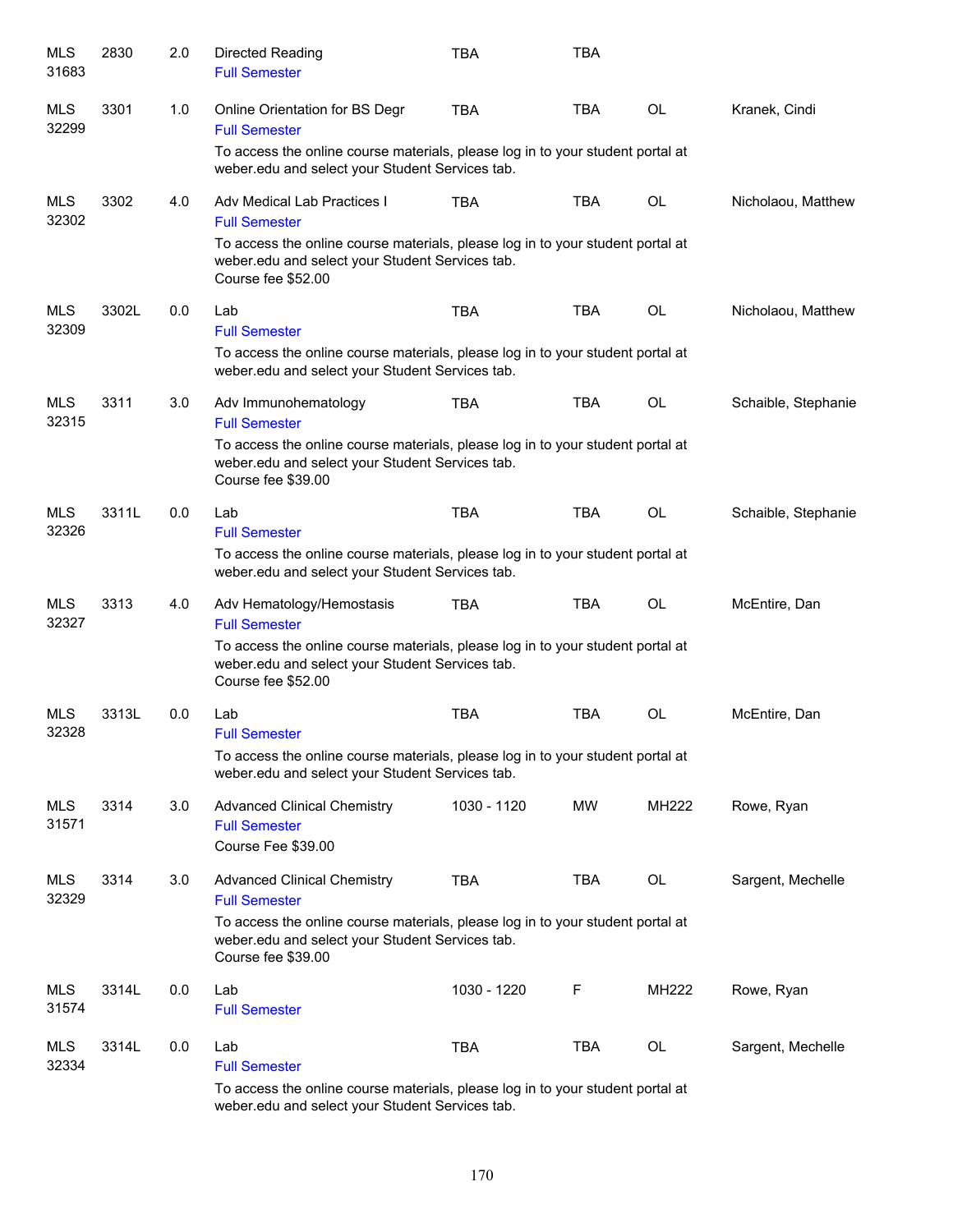| Subject / CRN | Course | Credits | Title | Time | Days | Room | Instructor |
|---|---|---|---|---|---|---|---|
| MLS 31683 | 2830 | 2.0 | Directed Reading<br>Full Semester | TBA | TBA | | |
| MLS 32299 | 3301 | 1.0 | Online Orientation for BS Degr<br>Full Semester<br>To access the online course materials, please log in to your student portal at weber.edu and select your Student Services tab. | TBA | TBA | OL | Kranek, Cindi |
| MLS 32302 | 3302 | 4.0 | Adv Medical Lab Practices I<br>Full Semester<br>To access the online course materials, please log in to your student portal at weber.edu and select your Student Services tab.<br>Course fee $52.00 | TBA | TBA | OL | Nicholaou, Matthew |
| MLS 32309 | 3302L | 0.0 | Lab<br>Full Semester<br>To access the online course materials, please log in to your student portal at weber.edu and select your Student Services tab. | TBA | TBA | OL | Nicholaou, Matthew |
| MLS 32315 | 3311 | 3.0 | Adv Immunohematology<br>Full Semester<br>To access the online course materials, please log in to your student portal at weber.edu and select your Student Services tab.<br>Course fee $39.00 | TBA | TBA | OL | Schaible, Stephanie |
| MLS 32326 | 3311L | 0.0 | Lab<br>Full Semester<br>To access the online course materials, please log in to your student portal at weber.edu and select your Student Services tab. | TBA | TBA | OL | Schaible, Stephanie |
| MLS 32327 | 3313 | 4.0 | Adv Hematology/Hemostasis<br>Full Semester<br>To access the online course materials, please log in to your student portal at weber.edu and select your Student Services tab.<br>Course fee $52.00 | TBA | TBA | OL | McEntire, Dan |
| MLS 32328 | 3313L | 0.0 | Lab<br>Full Semester<br>To access the online course materials, please log in to your student portal at weber.edu and select your Student Services tab. | TBA | TBA | OL | McEntire, Dan |
| MLS 31571 | 3314 | 3.0 | Advanced Clinical Chemistry<br>Full Semester<br>Course Fee $39.00 | 1030 - 1120 | MW | MH222 | Rowe, Ryan |
| MLS 32329 | 3314 | 3.0 | Advanced Clinical Chemistry<br>Full Semester<br>To access the online course materials, please log in to your student portal at weber.edu and select your Student Services tab.<br>Course fee $39.00 | TBA | TBA | OL | Sargent, Mechelle |
| MLS 31574 | 3314L | 0.0 | Lab<br>Full Semester | 1030 - 1220 | F | MH222 | Rowe, Ryan |
| MLS 32334 | 3314L | 0.0 | Lab<br>Full Semester<br>To access the online course materials, please log in to your student portal at weber.edu and select your Student Services tab. | TBA | TBA | OL | Sargent, Mechelle |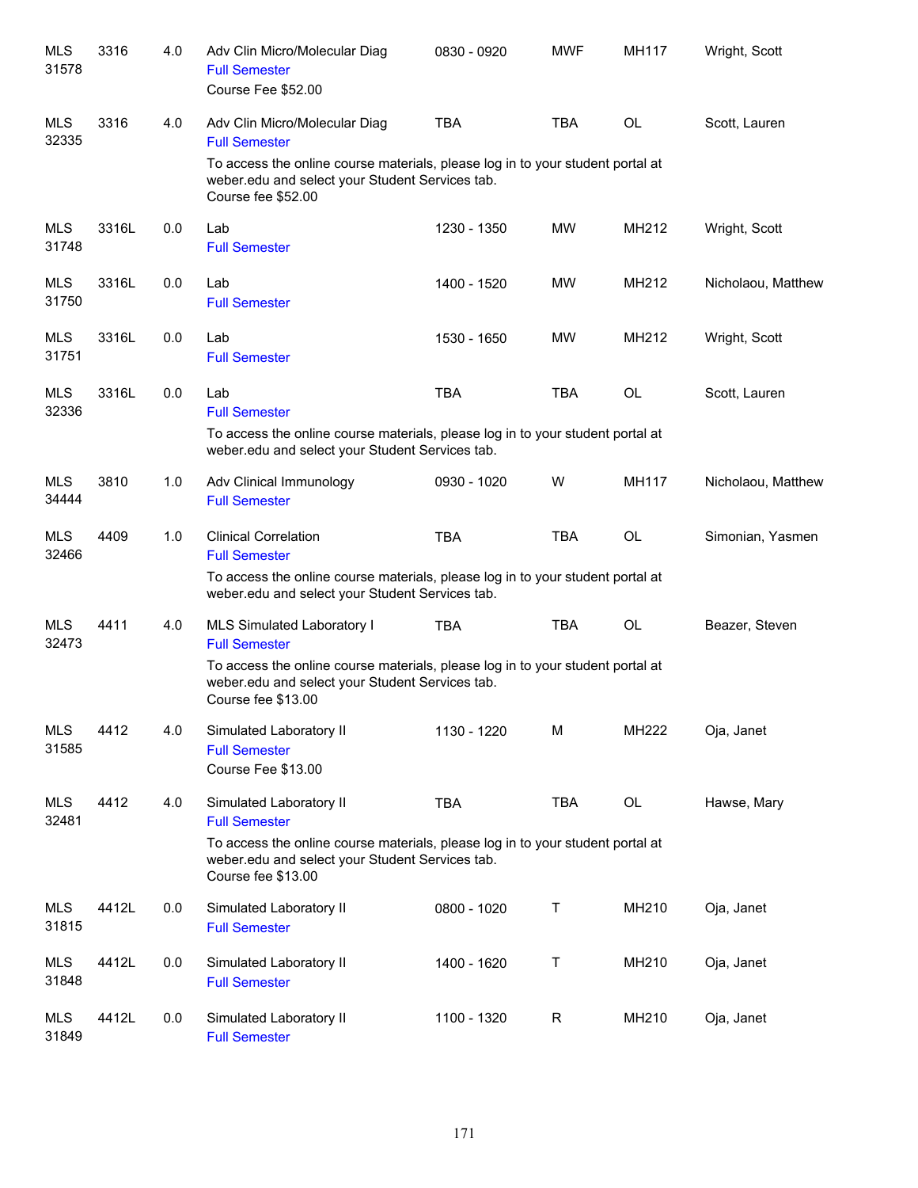| | | | | | | | |
|---|---|---|---|---|---|---|---|
| MLS 31578 | 3316 | 4.0 | Adv Clin Micro/Molecular Diag<br>Full Semester<br>Course Fee $52.00 | 0830 - 0920 | MWF | MH117 | Wright, Scott |
| MLS 32335 | 3316 | 4.0 | Adv Clin Micro/Molecular Diag<br>Full Semester<br>To access the online course materials, please log in to your student portal at weber.edu and select your Student Services tab.<br>Course fee $52.00 | TBA | TBA | OL | Scott, Lauren |
| MLS 31748 | 3316L | 0.0 | Lab<br>Full Semester | 1230 - 1350 | MW | MH212 | Wright, Scott |
| MLS 31750 | 3316L | 0.0 | Lab<br>Full Semester | 1400 - 1520 | MW | MH212 | Nicholaou, Matthew |
| MLS 31751 | 3316L | 0.0 | Lab<br>Full Semester | 1530 - 1650 | MW | MH212 | Wright, Scott |
| MLS 32336 | 3316L | 0.0 | Lab<br>Full Semester<br>To access the online course materials, please log in to your student portal at weber.edu and select your Student Services tab. | TBA | TBA | OL | Scott, Lauren |
| MLS 34444 | 3810 | 1.0 | Adv Clinical Immunology<br>Full Semester | 0930 - 1020 | W | MH117 | Nicholaou, Matthew |
| MLS 32466 | 4409 | 1.0 | Clinical Correlation<br>Full Semester<br>To access the online course materials, please log in to your student portal at weber.edu and select your Student Services tab. | TBA | TBA | OL | Simonian, Yasmen |
| MLS 32473 | 4411 | 4.0 | MLS Simulated Laboratory I<br>Full Semester<br>To access the online course materials, please log in to your student portal at weber.edu and select your Student Services tab.<br>Course fee $13.00 | TBA | TBA | OL | Beazer, Steven |
| MLS 31585 | 4412 | 4.0 | Simulated Laboratory II<br>Full Semester<br>Course Fee $13.00 | 1130 - 1220 | M | MH222 | Oja, Janet |
| MLS 32481 | 4412 | 4.0 | Simulated Laboratory II<br>Full Semester<br>To access the online course materials, please log in to your student portal at weber.edu and select your Student Services tab.<br>Course fee $13.00 | TBA | TBA | OL | Hawse, Mary |
| MLS 31815 | 4412L | 0.0 | Simulated Laboratory II<br>Full Semester | 0800 - 1020 | T | MH210 | Oja, Janet |
| MLS 31848 | 4412L | 0.0 | Simulated Laboratory II<br>Full Semester | 1400 - 1620 | T | MH210 | Oja, Janet |
| MLS 31849 | 4412L | 0.0 | Simulated Laboratory II<br>Full Semester | 1100 - 1320 | R | MH210 | Oja, Janet |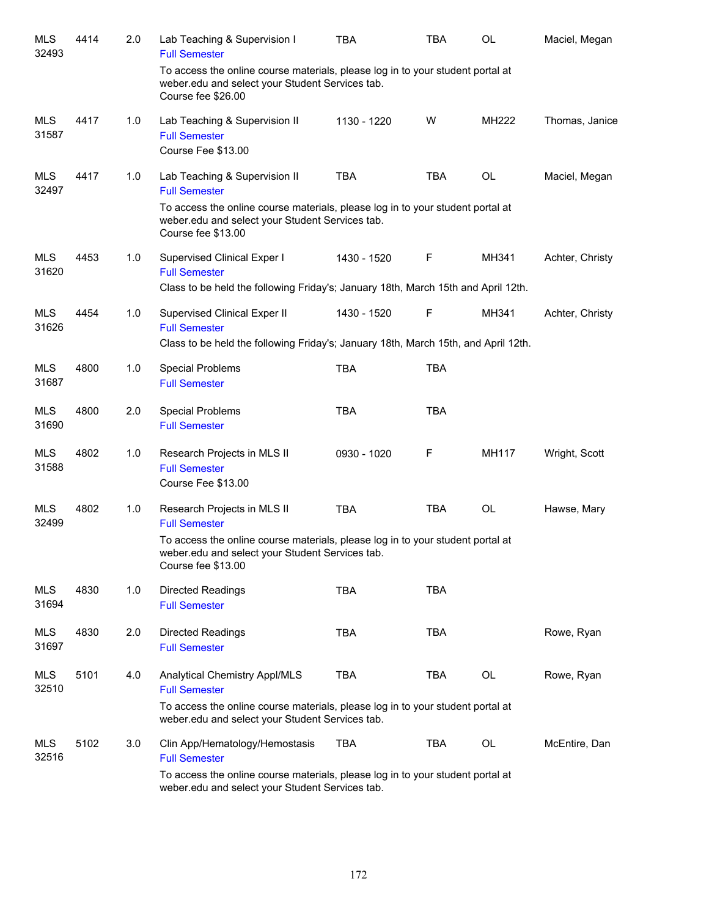| | | | | | | | |
|---|---|---|---|---|---|---|---|
| MLS 32493 | 4414 | 2.0 | Lab Teaching & Supervision I<br>Full Semester<br>To access the online course materials, please log in to your student portal at weber.edu and select your Student Services tab.<br>Course fee $26.00 | TBA | TBA | OL | Maciel, Megan |
| MLS 31587 | 4417 | 1.0 | Lab Teaching & Supervision II<br>Full Semester<br>Course Fee $13.00 | 1130 - 1220 | W | MH222 | Thomas, Janice |
| MLS 32497 | 4417 | 1.0 | Lab Teaching & Supervision II<br>Full Semester<br>To access the online course materials, please log in to your student portal at weber.edu and select your Student Services tab.<br>Course fee $13.00 | TBA | TBA | OL | Maciel, Megan |
| MLS 31620 | 4453 | 1.0 | Supervised Clinical Exper I<br>Full Semester<br>Class to be held the following Friday's; January 18th, March 15th and April 12th. | 1430 - 1520 | F | MH341 | Achter, Christy |
| MLS 31626 | 4454 | 1.0 | Supervised Clinical Exper II<br>Full Semester<br>Class to be held the following Friday's; January 18th, March 15th, and April 12th. | 1430 - 1520 | F | MH341 | Achter, Christy |
| MLS 31687 | 4800 | 1.0 | Special Problems<br>Full Semester | TBA | TBA | | |
| MLS 31690 | 4800 | 2.0 | Special Problems<br>Full Semester | TBA | TBA | | |
| MLS 31588 | 4802 | 1.0 | Research Projects in MLS II<br>Full Semester<br>Course Fee $13.00 | 0930 - 1020 | F | MH117 | Wright, Scott |
| MLS 32499 | 4802 | 1.0 | Research Projects in MLS II<br>Full Semester<br>To access the online course materials, please log in to your student portal at weber.edu and select your Student Services tab.<br>Course fee $13.00 | TBA | TBA | OL | Hawse, Mary |
| MLS 31694 | 4830 | 1.0 | Directed Readings<br>Full Semester | TBA | TBA | | |
| MLS 31697 | 4830 | 2.0 | Directed Readings<br>Full Semester | TBA | TBA | | Rowe, Ryan |
| MLS 32510 | 5101 | 4.0 | Analytical Chemistry Appl/MLS<br>Full Semester<br>To access the online course materials, please log in to your student portal at weber.edu and select your Student Services tab. | TBA | TBA | OL | Rowe, Ryan |
| MLS 32516 | 5102 | 3.0 | Clin App/Hematology/Hemostasis<br>Full Semester<br>To access the online course materials, please log in to your student portal at weber.edu and select your Student Services tab. | TBA | TBA | OL | McEntire, Dan |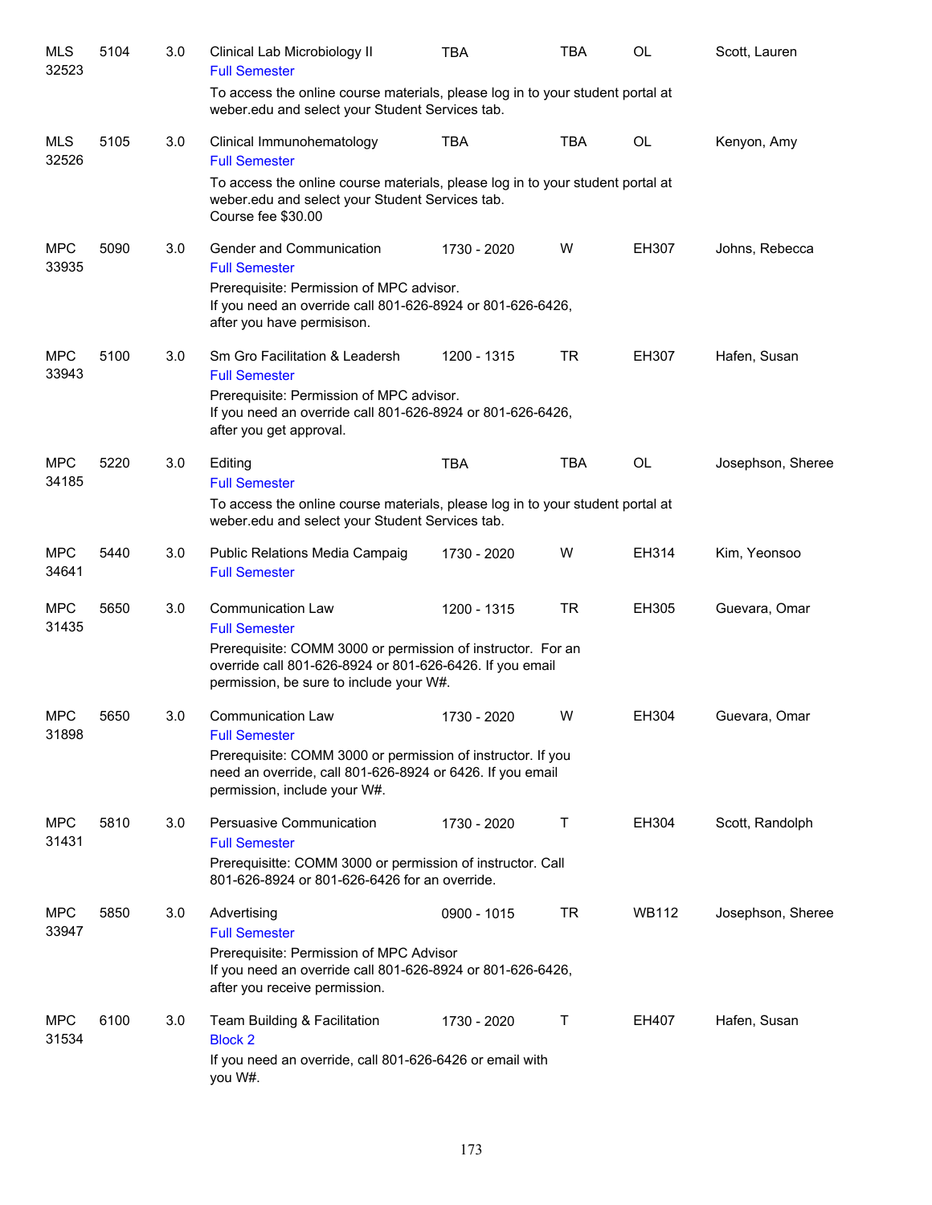| | | | | | | | |
|---|---|---|---|---|---|---|---|
| MLS 32523 | 5104 | 3.0 | Clinical Lab Microbiology II<br>Full Semester<br>To access the online course materials, please log in to your student portal at weber.edu and select your Student Services tab. | TBA | TBA | OL | Scott, Lauren |
| MLS 32526 | 5105 | 3.0 | Clinical Immunohematology<br>Full Semester<br>To access the online course materials, please log in to your student portal at weber.edu and select your Student Services tab.<br>Course fee $30.00 | TBA | TBA | OL | Kenyon, Amy |
| MPC 33935 | 5090 | 3.0 | Gender and Communication<br>Full Semester<br>Prerequisite: Permission of MPC advisor.<br>If you need an override call 801-626-8924 or 801-626-6426, after you have permisison. | 1730 - 2020 | W | EH307 | Johns, Rebecca |
| MPC 33943 | 5100 | 3.0 | Sm Gro Facilitation & Leadersh<br>Full Semester<br>Prerequisite: Permission of MPC advisor.<br>If you need an override call 801-626-8924 or 801-626-6426, after you get approval. | 1200 - 1315 | TR | EH307 | Hafen, Susan |
| MPC 34185 | 5220 | 3.0 | Editing<br>Full Semester<br>To access the online course materials, please log in to your student portal at weber.edu and select your Student Services tab. | TBA | TBA | OL | Josephson, Sheree |
| MPC 34641 | 5440 | 3.0 | Public Relations Media Campaig<br>Full Semester | 1730 - 2020 | W | EH314 | Kim, Yeonsoo |
| MPC 31435 | 5650 | 3.0 | Communication Law<br>Full Semester<br>Prerequisite: COMM 3000 or permission of instructor. For an override call 801-626-8924 or 801-626-6426. If you email permission, be sure to include your W#. | 1200 - 1315 | TR | EH305 | Guevara, Omar |
| MPC 31898 | 5650 | 3.0 | Communication Law<br>Full Semester<br>Prerequisite: COMM 3000 or permission of instructor. If you need an override, call 801-626-8924 or 6426. If you email permission, include your W#. | 1730 - 2020 | W | EH304 | Guevara, Omar |
| MPC 31431 | 5810 | 3.0 | Persuasive Communication<br>Full Semester<br>Prerequisitte: COMM 3000 or permission of instructor. Call 801-626-8924 or 801-626-6426 for an override. | 1730 - 2020 | T | EH304 | Scott, Randolph |
| MPC 33947 | 5850 | 3.0 | Advertising<br>Full Semester<br>Prerequisite: Permission of MPC Advisor<br>If you need an override call 801-626-8924 or 801-626-6426, after you receive permission. | 0900 - 1015 | TR | WB112 | Josephson, Sheree |
| MPC 31534 | 6100 | 3.0 | Team Building & Facilitation<br>Block 2<br>If you need an override, call 801-626-6426 or email with you W#. | 1730 - 2020 | T | EH407 | Hafen, Susan |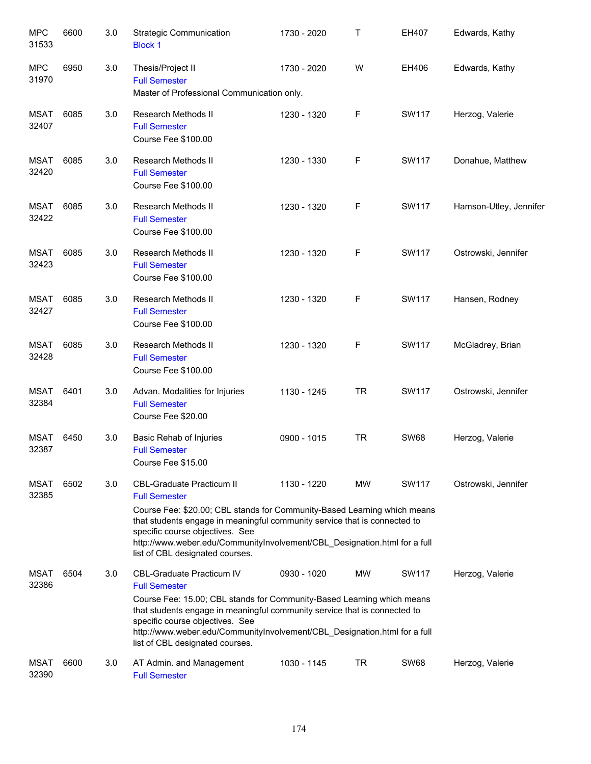| | | | | | | | |
|---|---|---|---|---|---|---|---|
| MPC 31533 | 6600 | 3.0 | Strategic Communication<br>Block 1 | 1730 - 2020 | T | EH407 | Edwards, Kathy |
| MPC 31970 | 6950 | 3.0 | Thesis/Project II<br>Full Semester<br>Master of Professional Communication only. | 1730 - 2020 | W | EH406 | Edwards, Kathy |
| MSAT 32407 | 6085 | 3.0 | Research Methods II<br>Full Semester<br>Course Fee $100.00 | 1230 - 1320 | F | SW117 | Herzog, Valerie |
| MSAT 32420 | 6085 | 3.0 | Research Methods II<br>Full Semester<br>Course Fee $100.00 | 1230 - 1330 | F | SW117 | Donahue, Matthew |
| MSAT 32422 | 6085 | 3.0 | Research Methods II<br>Full Semester<br>Course Fee $100.00 | 1230 - 1320 | F | SW117 | Hamson-Utley, Jennifer |
| MSAT 32423 | 6085 | 3.0 | Research Methods II<br>Full Semester<br>Course Fee $100.00 | 1230 - 1320 | F | SW117 | Ostrowski, Jennifer |
| MSAT 32427 | 6085 | 3.0 | Research Methods II<br>Full Semester<br>Course Fee $100.00 | 1230 - 1320 | F | SW117 | Hansen, Rodney |
| MSAT 32428 | 6085 | 3.0 | Research Methods II<br>Full Semester<br>Course Fee $100.00 | 1230 - 1320 | F | SW117 | McGladrey, Brian |
| MSAT 32384 | 6401 | 3.0 | Advan. Modalities for Injuries<br>Full Semester<br>Course Fee $20.00 | 1130 - 1245 | TR | SW117 | Ostrowski, Jennifer |
| MSAT 32387 | 6450 | 3.0 | Basic Rehab of Injuries<br>Full Semester<br>Course Fee $15.00 | 0900 - 1015 | TR | SW68 | Herzog, Valerie |
| MSAT 32385 | 6502 | 3.0 | CBL-Graduate Practicum II<br>Full Semester<br>Course Fee: $20.00; CBL stands for Community-Based Learning which means that students engage in meaningful community service that is connected to specific course objectives. See http://www.weber.edu/CommunityInvolvement/CBL_Designation.html for a full list of CBL designated courses. | 1130 - 1220 | MW | SW117 | Ostrowski, Jennifer |
| MSAT 32386 | 6504 | 3.0 | CBL-Graduate Practicum IV<br>Full Semester<br>Course Fee: 15.00; CBL stands for Community-Based Learning which means that students engage in meaningful community service that is connected to specific course objectives. See http://www.weber.edu/CommunityInvolvement/CBL_Designation.html for a full list of CBL designated courses. | 0930 - 1020 | MW | SW117 | Herzog, Valerie |
| MSAT 32390 | 6600 | 3.0 | AT Admin. and Management<br>Full Semester | 1030 - 1145 | TR | SW68 | Herzog, Valerie |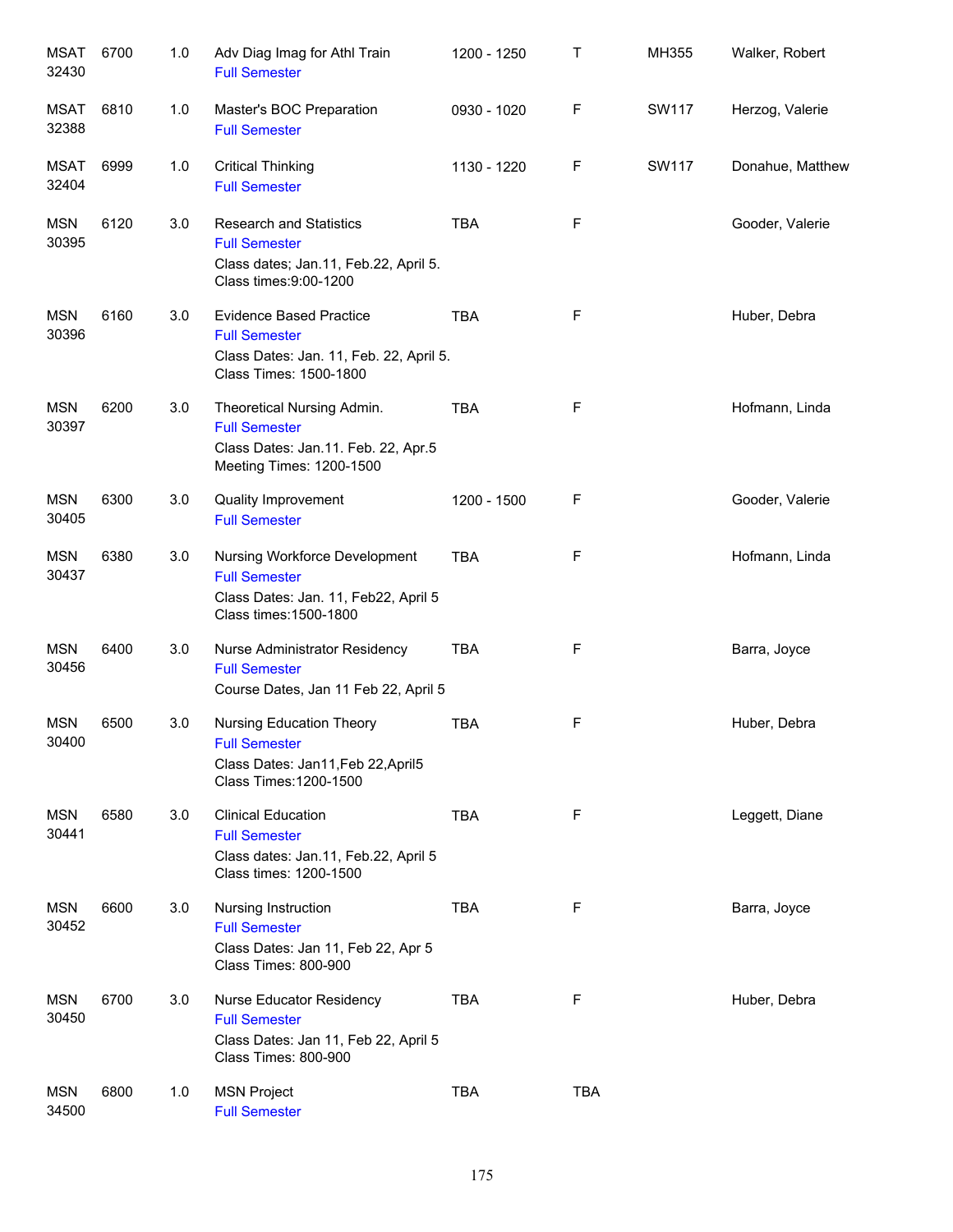| | | | | | | | |
|---|---|---|---|---|---|---|---|
| MSAT 32430 | 6700 | 1.0 | Adv Diag Imag for Athl Train<br>Full Semester | 1200 - 1250 | T | MH355 | Walker, Robert |
| MSAT 32388 | 6810 | 1.0 | Master's BOC Preparation<br>Full Semester | 0930 - 1020 | F | SW117 | Herzog, Valerie |
| MSAT 32404 | 6999 | 1.0 | Critical Thinking<br>Full Semester | 1130 - 1220 | F | SW117 | Donahue, Matthew |
| MSN 30395 | 6120 | 3.0 | Research and Statistics<br>Full Semester<br>Class dates; Jan.11, Feb.22, April 5.<br>Class times:9:00-1200 | TBA | F | | Gooder, Valerie |
| MSN 30396 | 6160 | 3.0 | Evidence Based Practice<br>Full Semester<br>Class Dates: Jan. 11, Feb. 22, April 5.<br>Class Times: 1500-1800 | TBA | F | | Huber, Debra |
| MSN 30397 | 6200 | 3.0 | Theoretical Nursing Admin.<br>Full Semester<br>Class Dates: Jan.11. Feb. 22, Apr.5<br>Meeting Times: 1200-1500 | TBA | F | | Hofmann, Linda |
| MSN 30405 | 6300 | 3.0 | Quality Improvement<br>Full Semester | 1200 - 1500 | F | | Gooder, Valerie |
| MSN 30437 | 6380 | 3.0 | Nursing Workforce Development<br>Full Semester<br>Class Dates: Jan. 11, Feb22, April 5<br>Class times:1500-1800 | TBA | F | | Hofmann, Linda |
| MSN 30456 | 6400 | 3.0 | Nurse Administrator Residency<br>Full Semester<br>Course Dates, Jan 11 Feb 22, April 5 | TBA | F | | Barra, Joyce |
| MSN 30400 | 6500 | 3.0 | Nursing Education Theory<br>Full Semester<br>Class Dates: Jan11,Feb 22,April5<br>Class Times:1200-1500 | TBA | F | | Huber, Debra |
| MSN 30441 | 6580 | 3.0 | Clinical Education<br>Full Semester<br>Class dates: Jan.11, Feb.22, April 5<br>Class times: 1200-1500 | TBA | F | | Leggett, Diane |
| MSN 30452 | 6600 | 3.0 | Nursing Instruction<br>Full Semester<br>Class Dates: Jan 11, Feb 22, Apr 5<br>Class Times: 800-900 | TBA | F | | Barra, Joyce |
| MSN 30450 | 6700 | 3.0 | Nurse Educator Residency<br>Full Semester<br>Class Dates: Jan 11, Feb 22, April 5<br>Class Times: 800-900 | TBA | F | | Huber, Debra |
| MSN 34500 | 6800 | 1.0 | MSN Project<br>Full Semester | TBA | TBA | | |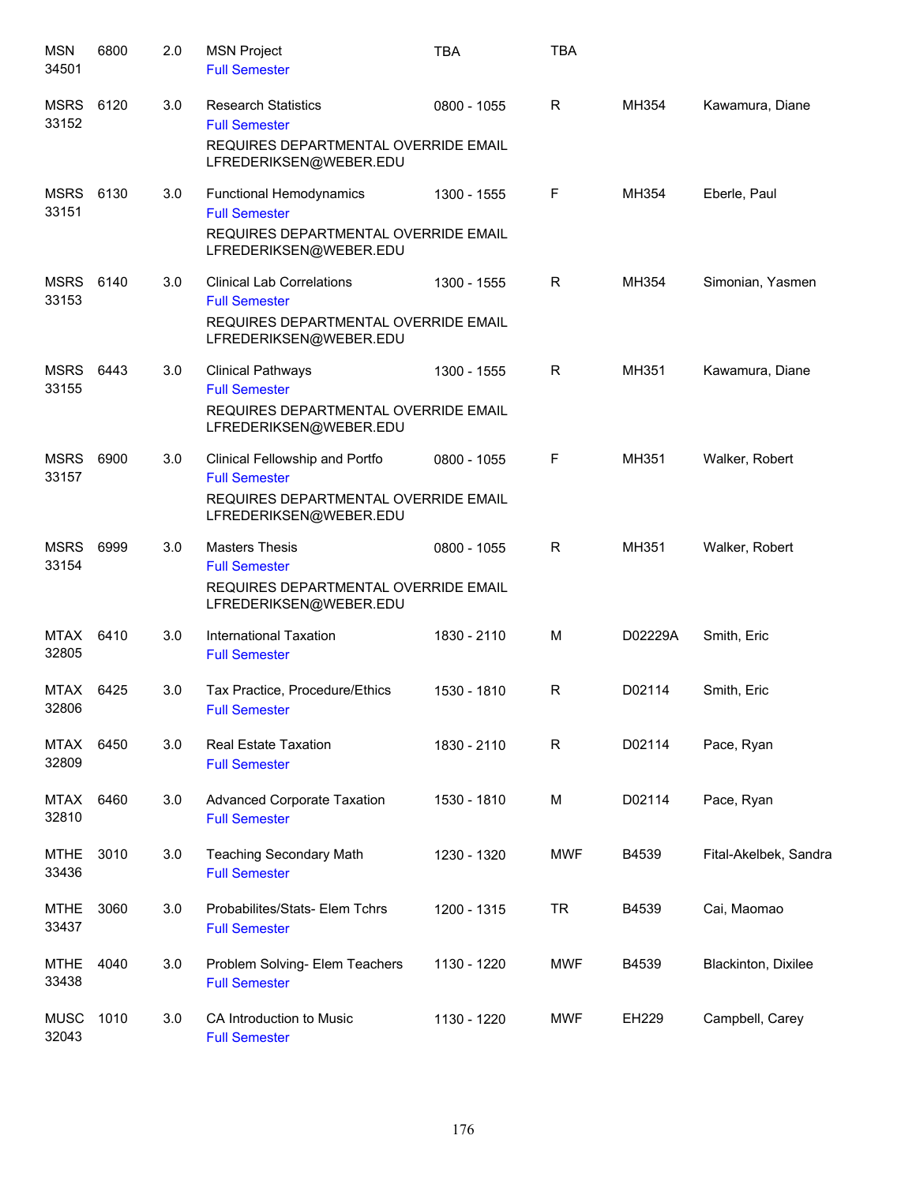| | | | | | | | |
|---|---|---|---|---|---|---|---|
| MSN 34501 | 6800 | 2.0 | MSN Project<br>Full Semester | TBA | TBA | | |
| MSRS 33152 | 6120 | 3.0 | Research Statistics<br>Full Semester<br>REQUIRES DEPARTMENTAL OVERRIDE EMAIL LFREDERIKSEN@WEBER.EDU | 0800 - 1055 | R | MH354 | Kawamura, Diane |
| MSRS 33151 | 6130 | 3.0 | Functional Hemodynamics<br>Full Semester<br>REQUIRES DEPARTMENTAL OVERRIDE EMAIL LFREDERIKSEN@WEBER.EDU | 1300 - 1555 | F | MH354 | Eberle, Paul |
| MSRS 33153 | 6140 | 3.0 | Clinical Lab Correlations<br>Full Semester<br>REQUIRES DEPARTMENTAL OVERRIDE EMAIL LFREDERIKSEN@WEBER.EDU | 1300 - 1555 | R | MH354 | Simonian, Yasmen |
| MSRS 33155 | 6443 | 3.0 | Clinical Pathways<br>Full Semester<br>REQUIRES DEPARTMENTAL OVERRIDE EMAIL LFREDERIKSEN@WEBER.EDU | 1300 - 1555 | R | MH351 | Kawamura, Diane |
| MSRS 33157 | 6900 | 3.0 | Clinical Fellowship and Portfo<br>Full Semester<br>REQUIRES DEPARTMENTAL OVERRIDE EMAIL LFREDERIKSEN@WEBER.EDU | 0800 - 1055 | F | MH351 | Walker, Robert |
| MSRS 33154 | 6999 | 3.0 | Masters Thesis<br>Full Semester<br>REQUIRES DEPARTMENTAL OVERRIDE EMAIL LFREDERIKSEN@WEBER.EDU | 0800 - 1055 | R | MH351 | Walker, Robert |
| MTAX 32805 | 6410 | 3.0 | International Taxation<br>Full Semester | 1830 - 2110 | M | D02229A | Smith, Eric |
| MTAX 32806 | 6425 | 3.0 | Tax Practice, Procedure/Ethics<br>Full Semester | 1530 - 1810 | R | D02114 | Smith, Eric |
| MTAX 32809 | 6450 | 3.0 | Real Estate Taxation<br>Full Semester | 1830 - 2110 | R | D02114 | Pace, Ryan |
| MTAX 32810 | 6460 | 3.0 | Advanced Corporate Taxation<br>Full Semester | 1530 - 1810 | M | D02114 | Pace, Ryan |
| MTHE 33436 | 3010 | 3.0 | Teaching Secondary Math<br>Full Semester | 1230 - 1320 | MWF | B4539 | Fital-Akelbek, Sandra |
| MTHE 33437 | 3060 | 3.0 | Probabilites/Stats- Elem Tchrs<br>Full Semester | 1200 - 1315 | TR | B4539 | Cai, Maomao |
| MTHE 33438 | 4040 | 3.0 | Problem Solving- Elem Teachers<br>Full Semester | 1130 - 1220 | MWF | B4539 | Blackinton, Dixilee |
| MUSC 32043 | 1010 | 3.0 | CA Introduction to Music<br>Full Semester | 1130 - 1220 | MWF | EH229 | Campbell, Carey |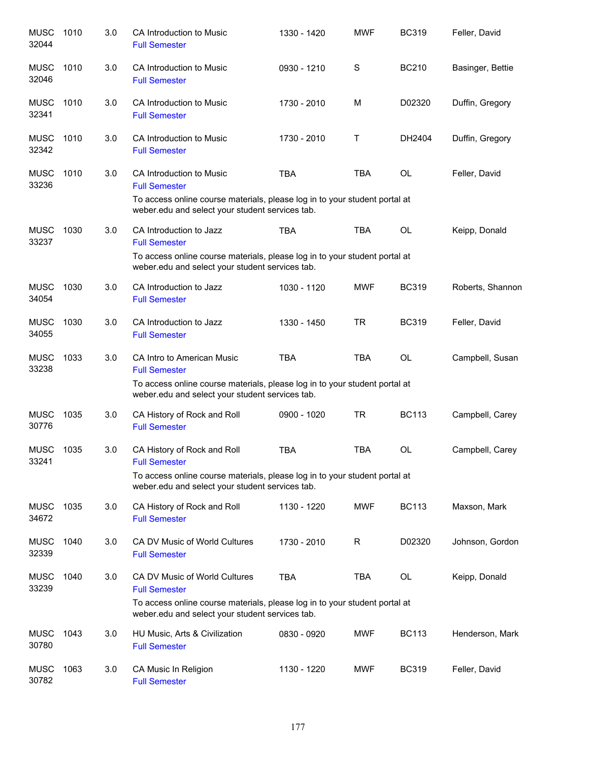| | | | | | | | |
|---|---|---|---|---|---|---|---|
| MUSC 32044 | 1010 | 3.0 | CA Introduction to Music<br>Full Semester | 1330 - 1420 | MWF | BC319 | Feller, David |
| MUSC 32046 | 1010 | 3.0 | CA Introduction to Music<br>Full Semester | 0930 - 1210 | S | BC210 | Basinger, Bettie |
| MUSC 32341 | 1010 | 3.0 | CA Introduction to Music<br>Full Semester | 1730 - 2010 | M | D02320 | Duffin, Gregory |
| MUSC 32342 | 1010 | 3.0 | CA Introduction to Music<br>Full Semester | 1730 - 2010 | T | DH2404 | Duffin, Gregory |
| MUSC 33236 | 1010 | 3.0 | CA Introduction to Music<br>Full Semester<br>To access online course materials, please log in to your student portal at weber.edu and select your student services tab. | TBA | TBA | OL | Feller, David |
| MUSC 33237 | 1030 | 3.0 | CA Introduction to Jazz<br>Full Semester<br>To access online course materials, please log in to your student portal at weber.edu and select your student services tab. | TBA | TBA | OL | Keipp, Donald |
| MUSC 34054 | 1030 | 3.0 | CA Introduction to Jazz<br>Full Semester | 1030 - 1120 | MWF | BC319 | Roberts, Shannon |
| MUSC 34055 | 1030 | 3.0 | CA Introduction to Jazz<br>Full Semester | 1330 - 1450 | TR | BC319 | Feller, David |
| MUSC 33238 | 1033 | 3.0 | CA Intro to American Music<br>Full Semester<br>To access online course materials, please log in to your student portal at weber.edu and select your student services tab. | TBA | TBA | OL | Campbell, Susan |
| MUSC 30776 | 1035 | 3.0 | CA History of Rock and Roll<br>Full Semester | 0900 - 1020 | TR | BC113 | Campbell, Carey |
| MUSC 33241 | 1035 | 3.0 | CA History of Rock and Roll<br>Full Semester<br>To access online course materials, please log in to your student portal at weber.edu and select your student services tab. | TBA | TBA | OL | Campbell, Carey |
| MUSC 34672 | 1035 | 3.0 | CA History of Rock and Roll<br>Full Semester | 1130 - 1220 | MWF | BC113 | Maxson, Mark |
| MUSC 32339 | 1040 | 3.0 | CA DV Music of World Cultures<br>Full Semester | 1730 - 2010 | R | D02320 | Johnson, Gordon |
| MUSC 33239 | 1040 | 3.0 | CA DV Music of World Cultures<br>Full Semester<br>To access online course materials, please log in to your student portal at weber.edu and select your student services tab. | TBA | TBA | OL | Keipp, Donald |
| MUSC 30780 | 1043 | 3.0 | HU Music, Arts & Civilization<br>Full Semester | 0830 - 0920 | MWF | BC113 | Henderson, Mark |
| MUSC 30782 | 1063 | 3.0 | CA Music In Religion<br>Full Semester | 1130 - 1220 | MWF | BC319 | Feller, David |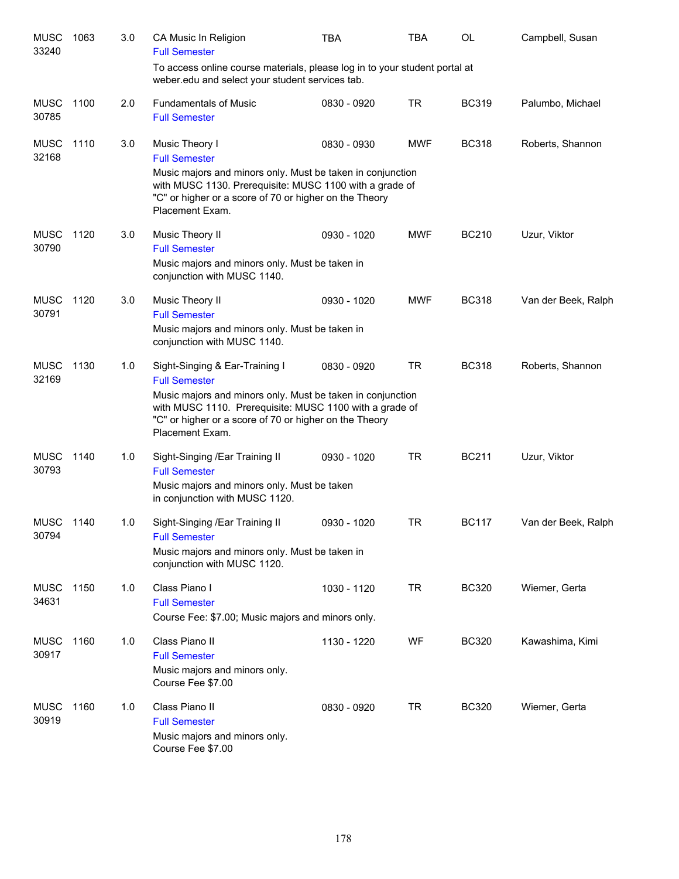| | | | | | | | |
|---|---|---|---|---|---|---|---|
| MUSC 33240 | 1063 | 3.0 | CA Music In Religion<br>Full Semester<br>To access online course materials, please log in to your student portal at weber.edu and select your student services tab. | TBA | TBA | OL | Campbell, Susan |
| MUSC 30785 | 1100 | 2.0 | Fundamentals of Music<br>Full Semester | 0830 - 0920 | TR | BC319 | Palumbo, Michael |
| MUSC 32168 | 1110 | 3.0 | Music Theory I<br>Full Semester<br>Music majors and minors only. Must be taken in conjunction with MUSC 1130. Prerequisite: MUSC 1100 with a grade of "C" or higher or a score of 70 or higher on the Theory Placement Exam. | 0830 - 0930 | MWF | BC318 | Roberts, Shannon |
| MUSC 30790 | 1120 | 3.0 | Music Theory II<br>Full Semester<br>Music majors and minors only. Must be taken in conjunction with MUSC 1140. | 0930 - 1020 | MWF | BC210 | Uzur, Viktor |
| MUSC 30791 | 1120 | 3.0 | Music Theory II<br>Full Semester<br>Music majors and minors only. Must be taken in conjunction with MUSC 1140. | 0930 - 1020 | MWF | BC318 | Van der Beek, Ralph |
| MUSC 32169 | 1130 | 1.0 | Sight-Singing & Ear-Training I<br>Full Semester<br>Music majors and minors only. Must be taken in conjunction with MUSC 1110. Prerequisite: MUSC 1100 with a grade of "C" or higher or a score of 70 or higher on the Theory Placement Exam. | 0830 - 0920 | TR | BC318 | Roberts, Shannon |
| MUSC 30793 | 1140 | 1.0 | Sight-Singing /Ear Training II<br>Full Semester<br>Music majors and minors only. Must be taken in conjunction with MUSC 1120. | 0930 - 1020 | TR | BC211 | Uzur, Viktor |
| MUSC 30794 | 1140 | 1.0 | Sight-Singing /Ear Training II<br>Full Semester<br>Music majors and minors only. Must be taken in conjunction with MUSC 1120. | 0930 - 1020 | TR | BC117 | Van der Beek, Ralph |
| MUSC 34631 | 1150 | 1.0 | Class Piano I<br>Full Semester<br>Course Fee: $7.00; Music majors and minors only. | 1030 - 1120 | TR | BC320 | Wiemer, Gerta |
| MUSC 30917 | 1160 | 1.0 | Class Piano II<br>Full Semester<br>Music majors and minors only.<br>Course Fee $7.00 | 1130 - 1220 | WF | BC320 | Kawashima, Kimi |
| MUSC 30919 | 1160 | 1.0 | Class Piano II<br>Full Semester<br>Music majors and minors only.<br>Course Fee $7.00 | 0830 - 0920 | TR | BC320 | Wiemer, Gerta |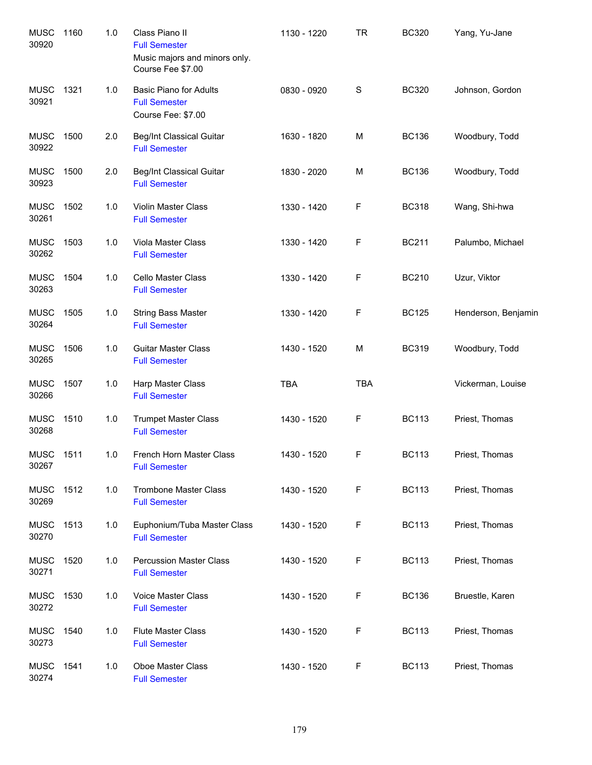| | | | | | | | |
|---|---|---|---|---|---|---|---|
| MUSC 30920 | 1160 | 1.0 | Class Piano II<br>Full Semester<br>Music majors and minors only.<br>Course Fee $7.00 | 1130 - 1220 | TR | BC320 | Yang, Yu-Jane |
| MUSC 30921 | 1321 | 1.0 | Basic Piano for Adults<br>Full Semester<br>Course Fee: $7.00 | 0830 - 0920 | S | BC320 | Johnson, Gordon |
| MUSC 30922 | 1500 | 2.0 | Beg/Int Classical Guitar<br>Full Semester | 1630 - 1820 | M | BC136 | Woodbury, Todd |
| MUSC 30923 | 1500 | 2.0 | Beg/Int Classical Guitar<br>Full Semester | 1830 - 2020 | M | BC136 | Woodbury, Todd |
| MUSC 30261 | 1502 | 1.0 | Violin Master Class<br>Full Semester | 1330 - 1420 | F | BC318 | Wang, Shi-hwa |
| MUSC 30262 | 1503 | 1.0 | Viola Master Class<br>Full Semester | 1330 - 1420 | F | BC211 | Palumbo, Michael |
| MUSC 30263 | 1504 | 1.0 | Cello Master Class<br>Full Semester | 1330 - 1420 | F | BC210 | Uzur, Viktor |
| MUSC 30264 | 1505 | 1.0 | String Bass Master<br>Full Semester | 1330 - 1420 | F | BC125 | Henderson, Benjamin |
| MUSC 30265 | 1506 | 1.0 | Guitar Master Class<br>Full Semester | 1430 - 1520 | M | BC319 | Woodbury, Todd |
| MUSC 30266 | 1507 | 1.0 | Harp Master Class<br>Full Semester | TBA | TBA | | Vickerman, Louise |
| MUSC 30268 | 1510 | 1.0 | Trumpet Master Class<br>Full Semester | 1430 - 1520 | F | BC113 | Priest, Thomas |
| MUSC 30267 | 1511 | 1.0 | French Horn Master Class<br>Full Semester | 1430 - 1520 | F | BC113 | Priest, Thomas |
| MUSC 30269 | 1512 | 1.0 | Trombone Master Class<br>Full Semester | 1430 - 1520 | F | BC113 | Priest, Thomas |
| MUSC 30270 | 1513 | 1.0 | Euphonium/Tuba Master Class<br>Full Semester | 1430 - 1520 | F | BC113 | Priest, Thomas |
| MUSC 30271 | 1520 | 1.0 | Percussion Master Class<br>Full Semester | 1430 - 1520 | F | BC113 | Priest, Thomas |
| MUSC 30272 | 1530 | 1.0 | Voice Master Class<br>Full Semester | 1430 - 1520 | F | BC136 | Bruestle, Karen |
| MUSC 30273 | 1540 | 1.0 | Flute Master Class<br>Full Semester | 1430 - 1520 | F | BC113 | Priest, Thomas |
| MUSC 30274 | 1541 | 1.0 | Oboe Master Class<br>Full Semester | 1430 - 1520 | F | BC113 | Priest, Thomas |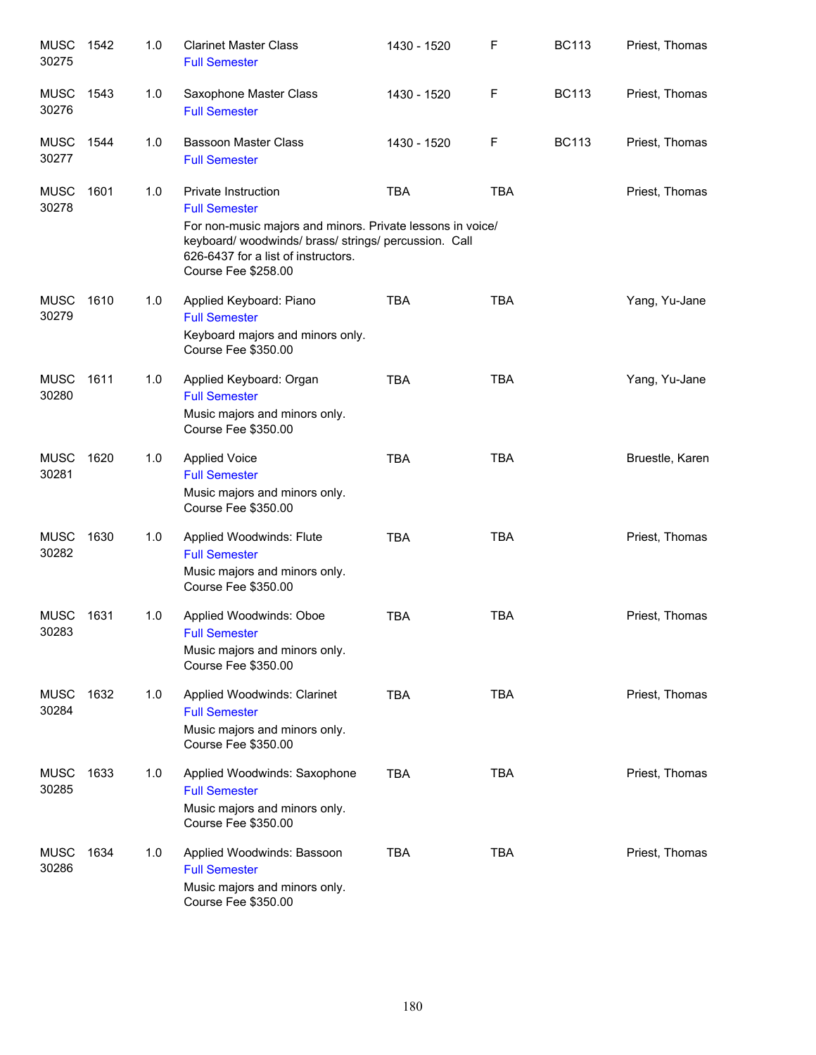| | | | | | | | |
|---|---|---|---|---|---|---|---|
| MUSC 30275 | 1542 | 1.0 | Clarinet Master Class<br>Full Semester | 1430 - 1520 | F | BC113 | Priest, Thomas |
| MUSC 30276 | 1543 | 1.0 | Saxophone Master Class<br>Full Semester | 1430 - 1520 | F | BC113 | Priest, Thomas |
| MUSC 30277 | 1544 | 1.0 | Bassoon Master Class<br>Full Semester | 1430 - 1520 | F | BC113 | Priest, Thomas |
| MUSC 30278 | 1601 | 1.0 | Private Instruction<br>Full Semester<br>For non-music majors and minors. Private lessons in voice/ keyboard/ woodwinds/ brass/ strings/ percussion. Call 626-6437 for a list of instructors.<br>Course Fee $258.00 | TBA | TBA | | Priest, Thomas |
| MUSC 30279 | 1610 | 1.0 | Applied Keyboard: Piano<br>Full Semester<br>Keyboard majors and minors only.<br>Course Fee $350.00 | TBA | TBA | | Yang, Yu-Jane |
| MUSC 30280 | 1611 | 1.0 | Applied Keyboard: Organ<br>Full Semester<br>Music majors and minors only.<br>Course Fee $350.00 | TBA | TBA | | Yang, Yu-Jane |
| MUSC 30281 | 1620 | 1.0 | Applied Voice<br>Full Semester<br>Music majors and minors only.<br>Course Fee $350.00 | TBA | TBA | | Bruestle, Karen |
| MUSC 30282 | 1630 | 1.0 | Applied Woodwinds: Flute<br>Full Semester<br>Music majors and minors only.<br>Course Fee $350.00 | TBA | TBA | | Priest, Thomas |
| MUSC 30283 | 1631 | 1.0 | Applied Woodwinds: Oboe<br>Full Semester<br>Music majors and minors only.<br>Course Fee $350.00 | TBA | TBA | | Priest, Thomas |
| MUSC 30284 | 1632 | 1.0 | Applied Woodwinds: Clarinet<br>Full Semester<br>Music majors and minors only.<br>Course Fee $350.00 | TBA | TBA | | Priest, Thomas |
| MUSC 30285 | 1633 | 1.0 | Applied Woodwinds: Saxophone<br>Full Semester<br>Music majors and minors only.<br>Course Fee $350.00 | TBA | TBA | | Priest, Thomas |
| MUSC 30286 | 1634 | 1.0 | Applied Woodwinds: Bassoon<br>Full Semester<br>Music majors and minors only.<br>Course Fee $350.00 | TBA | TBA | | Priest, Thomas |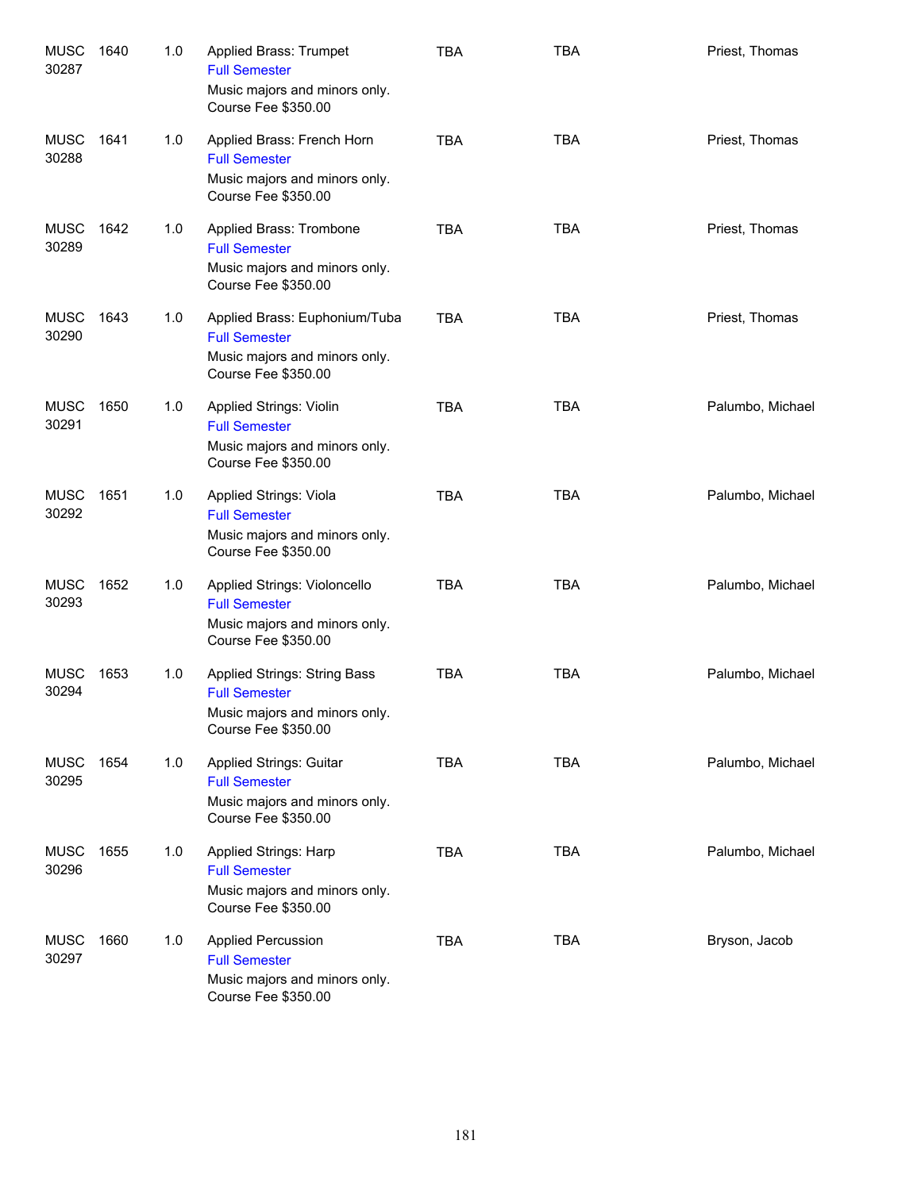| | | | | | | |
|---|---|---|---|---|---|---|
| MUSC 30287 | 1640 | 1.0 | Applied Brass: Trumpet<br>Full Semester<br>Music majors and minors only.<br>Course Fee $350.00 | TBA | TBA | Priest, Thomas |
| MUSC 30288 | 1641 | 1.0 | Applied Brass: French Horn<br>Full Semester<br>Music majors and minors only.<br>Course Fee $350.00 | TBA | TBA | Priest, Thomas |
| MUSC 30289 | 1642 | 1.0 | Applied Brass: Trombone<br>Full Semester<br>Music majors and minors only.<br>Course Fee $350.00 | TBA | TBA | Priest, Thomas |
| MUSC 30290 | 1643 | 1.0 | Applied Brass: Euphonium/Tuba<br>Full Semester<br>Music majors and minors only.<br>Course Fee $350.00 | TBA | TBA | Priest, Thomas |
| MUSC 30291 | 1650 | 1.0 | Applied Strings: Violin<br>Full Semester<br>Music majors and minors only.<br>Course Fee $350.00 | TBA | TBA | Palumbo, Michael |
| MUSC 30292 | 1651 | 1.0 | Applied Strings: Viola<br>Full Semester<br>Music majors and minors only.<br>Course Fee $350.00 | TBA | TBA | Palumbo, Michael |
| MUSC 30293 | 1652 | 1.0 | Applied Strings: Violoncello<br>Full Semester<br>Music majors and minors only.<br>Course Fee $350.00 | TBA | TBA | Palumbo, Michael |
| MUSC 30294 | 1653 | 1.0 | Applied Strings: String Bass<br>Full Semester<br>Music majors and minors only.<br>Course Fee $350.00 | TBA | TBA | Palumbo, Michael |
| MUSC 30295 | 1654 | 1.0 | Applied Strings: Guitar<br>Full Semester<br>Music majors and minors only.<br>Course Fee $350.00 | TBA | TBA | Palumbo, Michael |
| MUSC 30296 | 1655 | 1.0 | Applied Strings: Harp<br>Full Semester<br>Music majors and minors only.<br>Course Fee $350.00 | TBA | TBA | Palumbo, Michael |
| MUSC 30297 | 1660 | 1.0 | Applied Percussion<br>Full Semester<br>Music majors and minors only.<br>Course Fee $350.00 | TBA | TBA | Bryson, Jacob |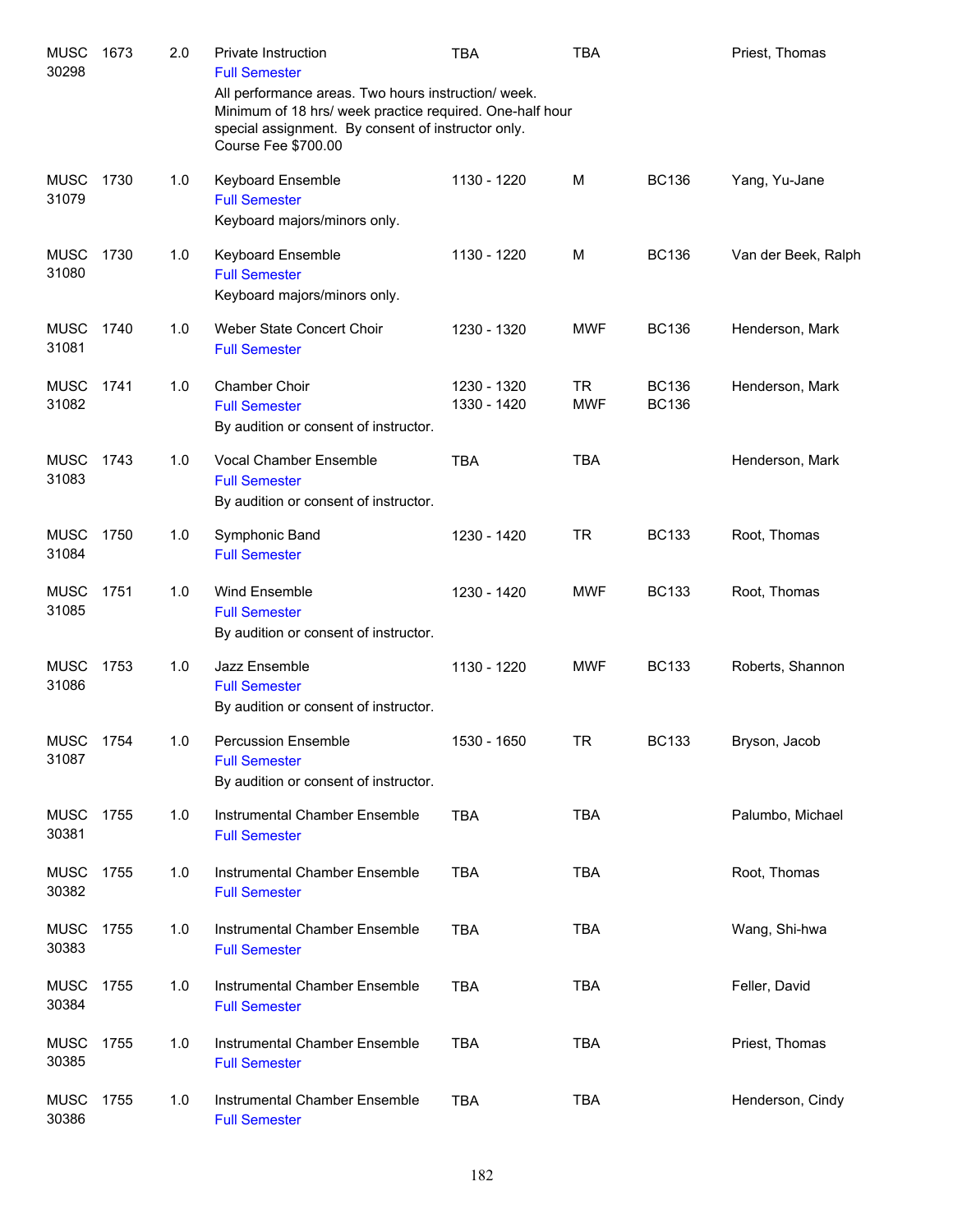| | | | | | | | |
|---|---|---|---|---|---|---|---|
| MUSC 30298 | 1673 | 2.0 | Private Instruction<br>Full Semester<br>All performance areas. Two hours instruction/ week. Minimum of 18 hrs/ week practice required. One-half hour special assignment. By consent of instructor only.<br>Course Fee $700.00 | TBA | TBA | | Priest, Thomas |
| MUSC 31079 | 1730 | 1.0 | Keyboard Ensemble<br>Full Semester<br>Keyboard majors/minors only. | 1130 - 1220 | M | BC136 | Yang, Yu-Jane |
| MUSC 31080 | 1730 | 1.0 | Keyboard Ensemble<br>Full Semester<br>Keyboard majors/minors only. | 1130 - 1220 | M | BC136 | Van der Beek, Ralph |
| MUSC 31081 | 1740 | 1.0 | Weber State Concert Choir<br>Full Semester | 1230 - 1320 | MWF | BC136 | Henderson, Mark |
| MUSC 31082 | 1741 | 1.0 | Chamber Choir<br>Full Semester<br>By audition or consent of instructor. | 1230 - 1320<br>1330 - 1420 | TR<br>MWF | BC136<br>BC136 | Henderson, Mark |
| MUSC 31083 | 1743 | 1.0 | Vocal Chamber Ensemble<br>Full Semester<br>By audition or consent of instructor. | TBA | TBA | | Henderson, Mark |
| MUSC 31084 | 1750 | 1.0 | Symphonic Band<br>Full Semester | 1230 - 1420 | TR | BC133 | Root, Thomas |
| MUSC 31085 | 1751 | 1.0 | Wind Ensemble<br>Full Semester<br>By audition or consent of instructor. | 1230 - 1420 | MWF | BC133 | Root, Thomas |
| MUSC 31086 | 1753 | 1.0 | Jazz Ensemble<br>Full Semester<br>By audition or consent of instructor. | 1130 - 1220 | MWF | BC133 | Roberts, Shannon |
| MUSC 31087 | 1754 | 1.0 | Percussion Ensemble<br>Full Semester<br>By audition or consent of instructor. | 1530 - 1650 | TR | BC133 | Bryson, Jacob |
| MUSC 30381 | 1755 | 1.0 | Instrumental Chamber Ensemble<br>Full Semester | TBA | TBA | | Palumbo, Michael |
| MUSC 30382 | 1755 | 1.0 | Instrumental Chamber Ensemble<br>Full Semester | TBA | TBA | | Root, Thomas |
| MUSC 30383 | 1755 | 1.0 | Instrumental Chamber Ensemble<br>Full Semester | TBA | TBA | | Wang, Shi-hwa |
| MUSC 30384 | 1755 | 1.0 | Instrumental Chamber Ensemble<br>Full Semester | TBA | TBA | | Feller, David |
| MUSC 30385 | 1755 | 1.0 | Instrumental Chamber Ensemble<br>Full Semester | TBA | TBA | | Priest, Thomas |
| MUSC 30386 | 1755 | 1.0 | Instrumental Chamber Ensemble<br>Full Semester | TBA | TBA | | Henderson, Cindy |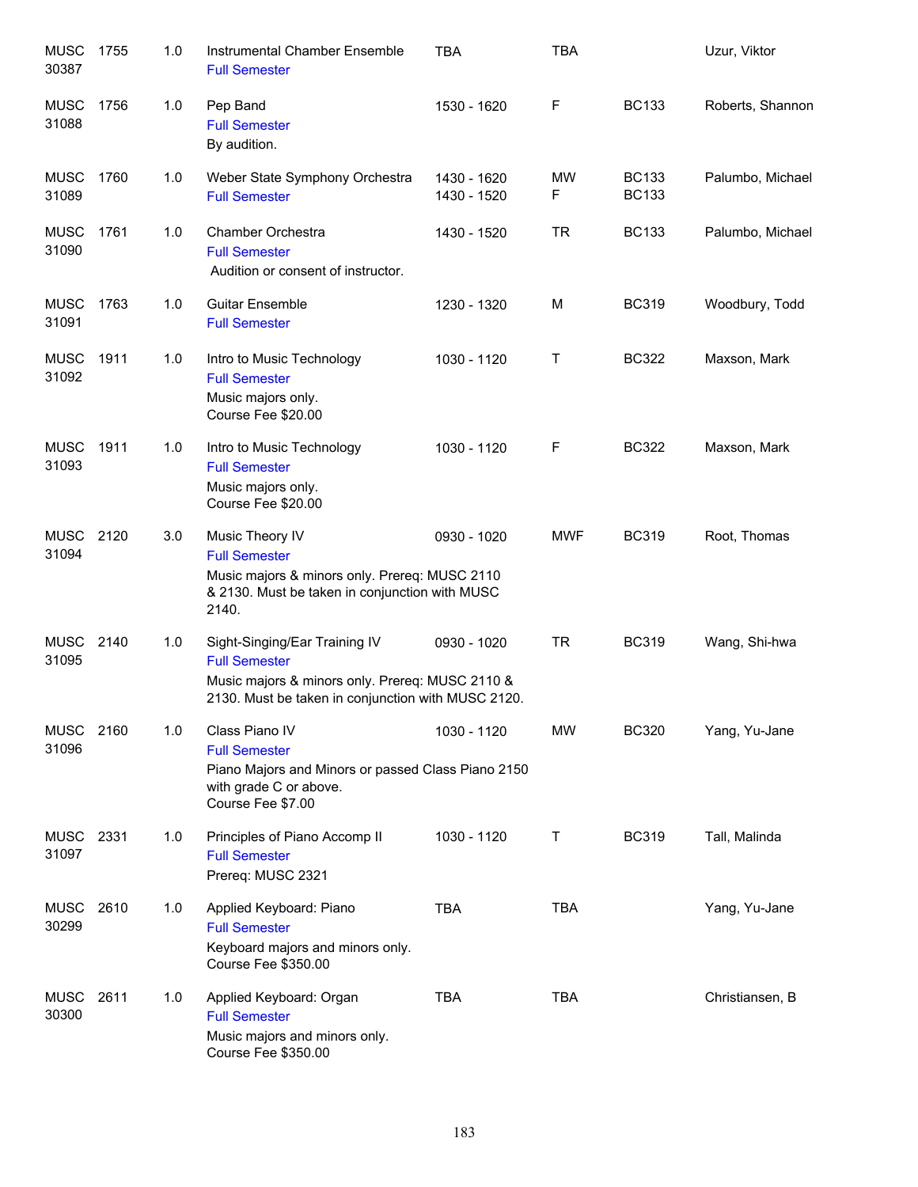| | | | | | | | |
|---|---|---|---|---|---|---|---|
| MUSC 30387 | 1755 | 1.0 | Instrumental Chamber Ensemble<br>Full Semester | TBA | TBA | | Uzur, Viktor |
| MUSC 31088 | 1756 | 1.0 | Pep Band<br>Full Semester<br>By audition. | 1530 - 1620 | F | BC133 | Roberts, Shannon |
| MUSC 31089 | 1760 | 1.0 | Weber State Symphony Orchestra<br>Full Semester | 1430 - 1620<br>1430 - 1520 | MW<br>F | BC133<br>BC133 | Palumbo, Michael |
| MUSC 31090 | 1761 | 1.0 | Chamber Orchestra<br>Full Semester<br>Audition or consent of instructor. | 1430 - 1520 | TR | BC133 | Palumbo, Michael |
| MUSC 31091 | 1763 | 1.0 | Guitar Ensemble<br>Full Semester | 1230 - 1320 | M | BC319 | Woodbury, Todd |
| MUSC 31092 | 1911 | 1.0 | Intro to Music Technology<br>Full Semester<br>Music majors only.<br>Course Fee $20.00 | 1030 - 1120 | T | BC322 | Maxson, Mark |
| MUSC 31093 | 1911 | 1.0 | Intro to Music Technology<br>Full Semester<br>Music majors only.<br>Course Fee $20.00 | 1030 - 1120 | F | BC322 | Maxson, Mark |
| MUSC 31094 | 2120 | 3.0 | Music Theory IV<br>Full Semester<br>Music majors & minors only. Prereq: MUSC 2110 & 2130. Must be taken in conjunction with MUSC 2140. | 0930 - 1020 | MWF | BC319 | Root, Thomas |
| MUSC 31095 | 2140 | 1.0 | Sight-Singing/Ear Training IV<br>Full Semester<br>Music majors & minors only. Prereq: MUSC 2110 & 2130. Must be taken in conjunction with MUSC 2120. | 0930 - 1020 | TR | BC319 | Wang, Shi-hwa |
| MUSC 31096 | 2160 | 1.0 | Class Piano IV<br>Full Semester<br>Piano Majors and Minors or passed Class Piano 2150 with grade C or above.<br>Course Fee $7.00 | 1030 - 1120 | MW | BC320 | Yang, Yu-Jane |
| MUSC 31097 | 2331 | 1.0 | Principles of Piano Accomp II<br>Full Semester<br>Prereq: MUSC 2321 | 1030 - 1120 | T | BC319 | Tall, Malinda |
| MUSC 30299 | 2610 | 1.0 | Applied Keyboard: Piano<br>Full Semester<br>Keyboard majors and minors only.<br>Course Fee $350.00 | TBA | TBA | | Yang, Yu-Jane |
| MUSC 30300 | 2611 | 1.0 | Applied Keyboard: Organ<br>Full Semester<br>Music majors and minors only.<br>Course Fee $350.00 | TBA | TBA | | Christiansen, B |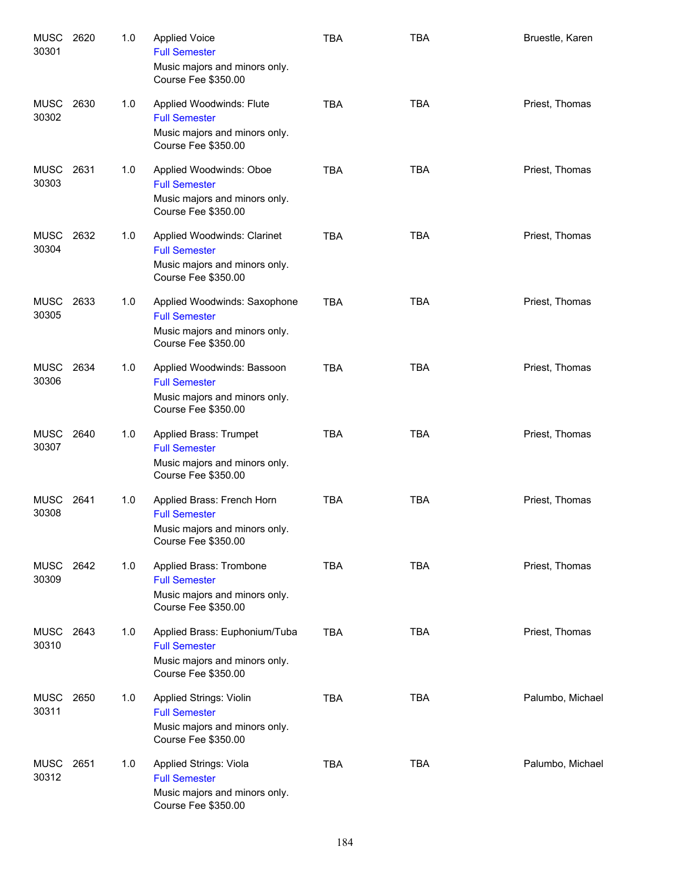| | | | | | | |
|---|---|---|---|---|---|---|
| MUSC 30301 | 2620 | 1.0 | Applied Voice<br>Full Semester<br>Music majors and minors only.<br>Course Fee $350.00 | TBA | TBA | Bruestle, Karen |
| MUSC 30302 | 2630 | 1.0 | Applied Woodwinds: Flute<br>Full Semester<br>Music majors and minors only.<br>Course Fee $350.00 | TBA | TBA | Priest, Thomas |
| MUSC 30303 | 2631 | 1.0 | Applied Woodwinds: Oboe<br>Full Semester<br>Music majors and minors only.<br>Course Fee $350.00 | TBA | TBA | Priest, Thomas |
| MUSC 30304 | 2632 | 1.0 | Applied Woodwinds: Clarinet<br>Full Semester<br>Music majors and minors only.<br>Course Fee $350.00 | TBA | TBA | Priest, Thomas |
| MUSC 30305 | 2633 | 1.0 | Applied Woodwinds: Saxophone<br>Full Semester<br>Music majors and minors only.<br>Course Fee $350.00 | TBA | TBA | Priest, Thomas |
| MUSC 30306 | 2634 | 1.0 | Applied Woodwinds: Bassoon<br>Full Semester<br>Music majors and minors only.<br>Course Fee $350.00 | TBA | TBA | Priest, Thomas |
| MUSC 30307 | 2640 | 1.0 | Applied Brass: Trumpet<br>Full Semester<br>Music majors and minors only.<br>Course Fee $350.00 | TBA | TBA | Priest, Thomas |
| MUSC 30308 | 2641 | 1.0 | Applied Brass: French Horn<br>Full Semester<br>Music majors and minors only.<br>Course Fee $350.00 | TBA | TBA | Priest, Thomas |
| MUSC 30309 | 2642 | 1.0 | Applied Brass: Trombone<br>Full Semester<br>Music majors and minors only.<br>Course Fee $350.00 | TBA | TBA | Priest, Thomas |
| MUSC 30310 | 2643 | 1.0 | Applied Brass: Euphonium/Tuba<br>Full Semester<br>Music majors and minors only.<br>Course Fee $350.00 | TBA | TBA | Priest, Thomas |
| MUSC 30311 | 2650 | 1.0 | Applied Strings: Violin<br>Full Semester<br>Music majors and minors only.<br>Course Fee $350.00 | TBA | TBA | Palumbo, Michael |
| MUSC 30312 | 2651 | 1.0 | Applied Strings: Viola<br>Full Semester<br>Music majors and minors only.<br>Course Fee $350.00 | TBA | TBA | Palumbo, Michael |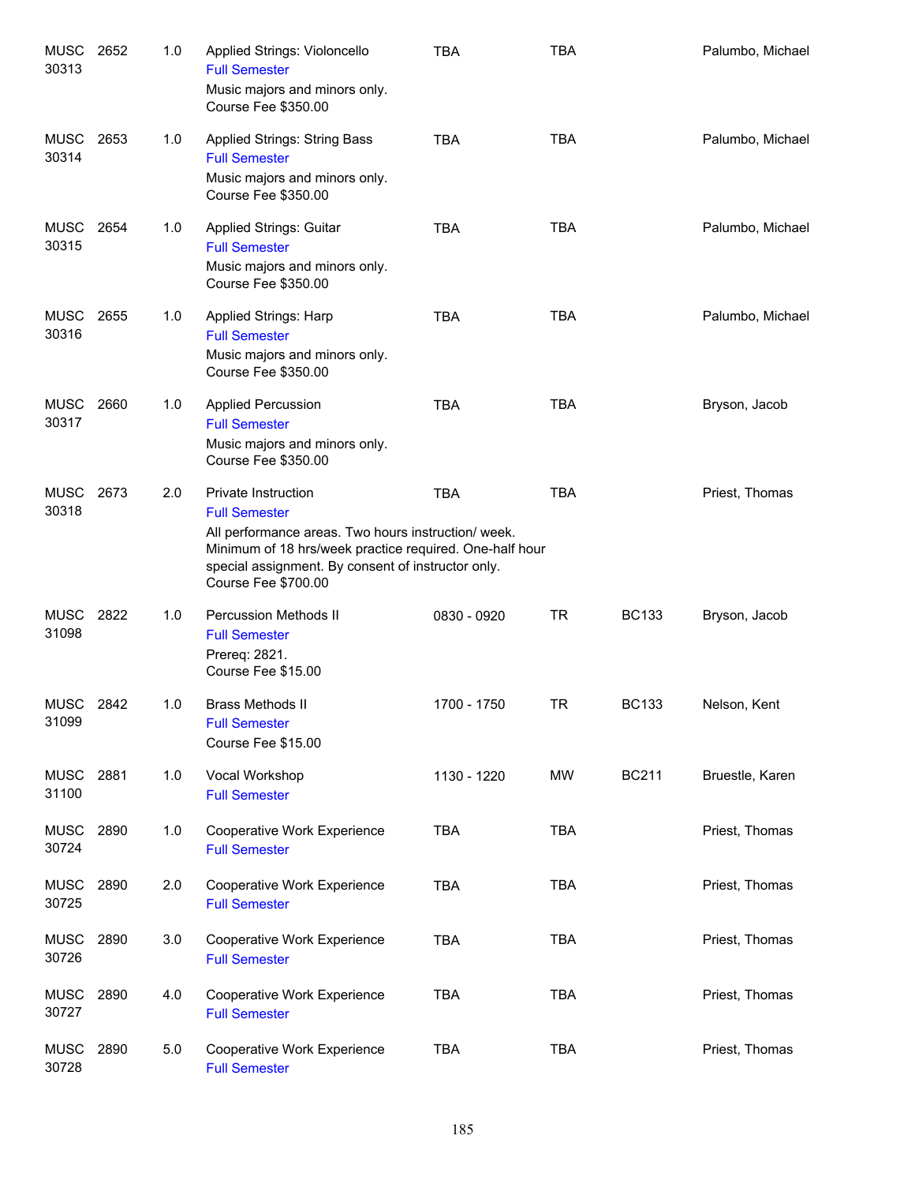| | | | | | | | |
|---|---|---|---|---|---|---|---|
| MUSC 30313 | 2652 | 1.0 | Applied Strings: Violoncello<br>Full Semester<br>Music majors and minors only.<br>Course Fee $350.00 | TBA | TBA | | Palumbo, Michael |
| MUSC 30314 | 2653 | 1.0 | Applied Strings: String Bass<br>Full Semester<br>Music majors and minors only.<br>Course Fee $350.00 | TBA | TBA | | Palumbo, Michael |
| MUSC 30315 | 2654 | 1.0 | Applied Strings: Guitar<br>Full Semester<br>Music majors and minors only.<br>Course Fee $350.00 | TBA | TBA | | Palumbo, Michael |
| MUSC 30316 | 2655 | 1.0 | Applied Strings: Harp<br>Full Semester<br>Music majors and minors only.<br>Course Fee $350.00 | TBA | TBA | | Palumbo, Michael |
| MUSC 30317 | 2660 | 1.0 | Applied Percussion<br>Full Semester<br>Music majors and minors only.<br>Course Fee $350.00 | TBA | TBA | | Bryson, Jacob |
| MUSC 30318 | 2673 | 2.0 | Private Instruction<br>Full Semester<br>All performance areas. Two hours instruction/ week. Minimum of 18 hrs/week practice required. One-half hour special assignment. By consent of instructor only.<br>Course Fee $700.00 | TBA | TBA | | Priest, Thomas |
| MUSC 31098 | 2822 | 1.0 | Percussion Methods II<br>Full Semester<br>Prereq: 2821.<br>Course Fee $15.00 | 0830 - 0920 | TR | BC133 | Bryson, Jacob |
| MUSC 31099 | 2842 | 1.0 | Brass Methods II<br>Full Semester<br>Course Fee $15.00 | 1700 - 1750 | TR | BC133 | Nelson, Kent |
| MUSC 31100 | 2881 | 1.0 | Vocal Workshop<br>Full Semester | 1130 - 1220 | MW | BC211 | Bruestle, Karen |
| MUSC 30724 | 2890 | 1.0 | Cooperative Work Experience<br>Full Semester | TBA | TBA | | Priest, Thomas |
| MUSC 30725 | 2890 | 2.0 | Cooperative Work Experience<br>Full Semester | TBA | TBA | | Priest, Thomas |
| MUSC 30726 | 2890 | 3.0 | Cooperative Work Experience<br>Full Semester | TBA | TBA | | Priest, Thomas |
| MUSC 30727 | 2890 | 4.0 | Cooperative Work Experience<br>Full Semester | TBA | TBA | | Priest, Thomas |
| MUSC 30728 | 2890 | 5.0 | Cooperative Work Experience<br>Full Semester | TBA | TBA | | Priest, Thomas |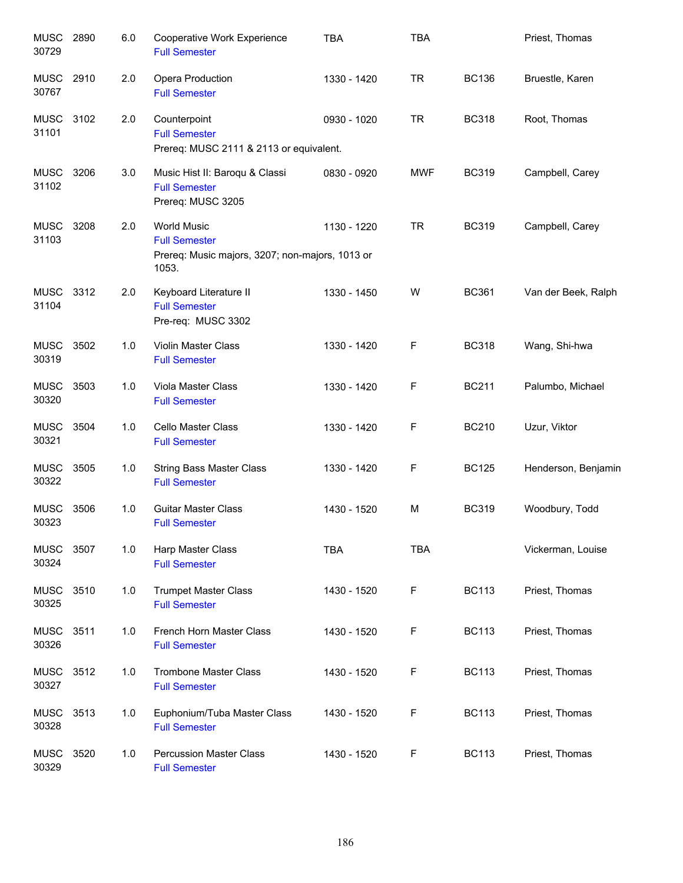| | | | | | | | |
|---|---|---|---|---|---|---|---|
| MUSC 30729 | 2890 | 6.0 | Cooperative Work Experience<br>Full Semester | TBA | TBA | | Priest, Thomas |
| MUSC 30767 | 2910 | 2.0 | Opera Production<br>Full Semester | 1330 - 1420 | TR | BC136 | Bruestle, Karen |
| MUSC 31101 | 3102 | 2.0 | Counterpoint<br>Full Semester<br>Prereq: MUSC 2111 & 2113 or equivalent. | 0930 - 1020 | TR | BC318 | Root, Thomas |
| MUSC 31102 | 3206 | 3.0 | Music Hist II: Baroqu & Classi<br>Full Semester<br>Prereq: MUSC 3205 | 0830 - 0920 | MWF | BC319 | Campbell, Carey |
| MUSC 31103 | 3208 | 2.0 | World Music<br>Full Semester<br>Prereq: Music majors, 3207; non-majors, 1013 or 1053. | 1130 - 1220 | TR | BC319 | Campbell, Carey |
| MUSC 31104 | 3312 | 2.0 | Keyboard Literature II<br>Full Semester<br>Pre-req: MUSC 3302 | 1330 - 1450 | W | BC361 | Van der Beek, Ralph |
| MUSC 30319 | 3502 | 1.0 | Violin Master Class<br>Full Semester | 1330 - 1420 | F | BC318 | Wang, Shi-hwa |
| MUSC 30320 | 3503 | 1.0 | Viola Master Class<br>Full Semester | 1330 - 1420 | F | BC211 | Palumbo, Michael |
| MUSC 30321 | 3504 | 1.0 | Cello Master Class<br>Full Semester | 1330 - 1420 | F | BC210 | Uzur, Viktor |
| MUSC 30322 | 3505 | 1.0 | String Bass Master Class<br>Full Semester | 1330 - 1420 | F | BC125 | Henderson, Benjamin |
| MUSC 30323 | 3506 | 1.0 | Guitar Master Class<br>Full Semester | 1430 - 1520 | M | BC319 | Woodbury, Todd |
| MUSC 30324 | 3507 | 1.0 | Harp Master Class<br>Full Semester | TBA | TBA | | Vickerman, Louise |
| MUSC 30325 | 3510 | 1.0 | Trumpet Master Class<br>Full Semester | 1430 - 1520 | F | BC113 | Priest, Thomas |
| MUSC 30326 | 3511 | 1.0 | French Horn Master Class<br>Full Semester | 1430 - 1520 | F | BC113 | Priest, Thomas |
| MUSC 30327 | 3512 | 1.0 | Trombone Master Class<br>Full Semester | 1430 - 1520 | F | BC113 | Priest, Thomas |
| MUSC 30328 | 3513 | 1.0 | Euphonium/Tuba Master Class<br>Full Semester | 1430 - 1520 | F | BC113 | Priest, Thomas |
| MUSC 30329 | 3520 | 1.0 | Percussion Master Class<br>Full Semester | 1430 - 1520 | F | BC113 | Priest, Thomas |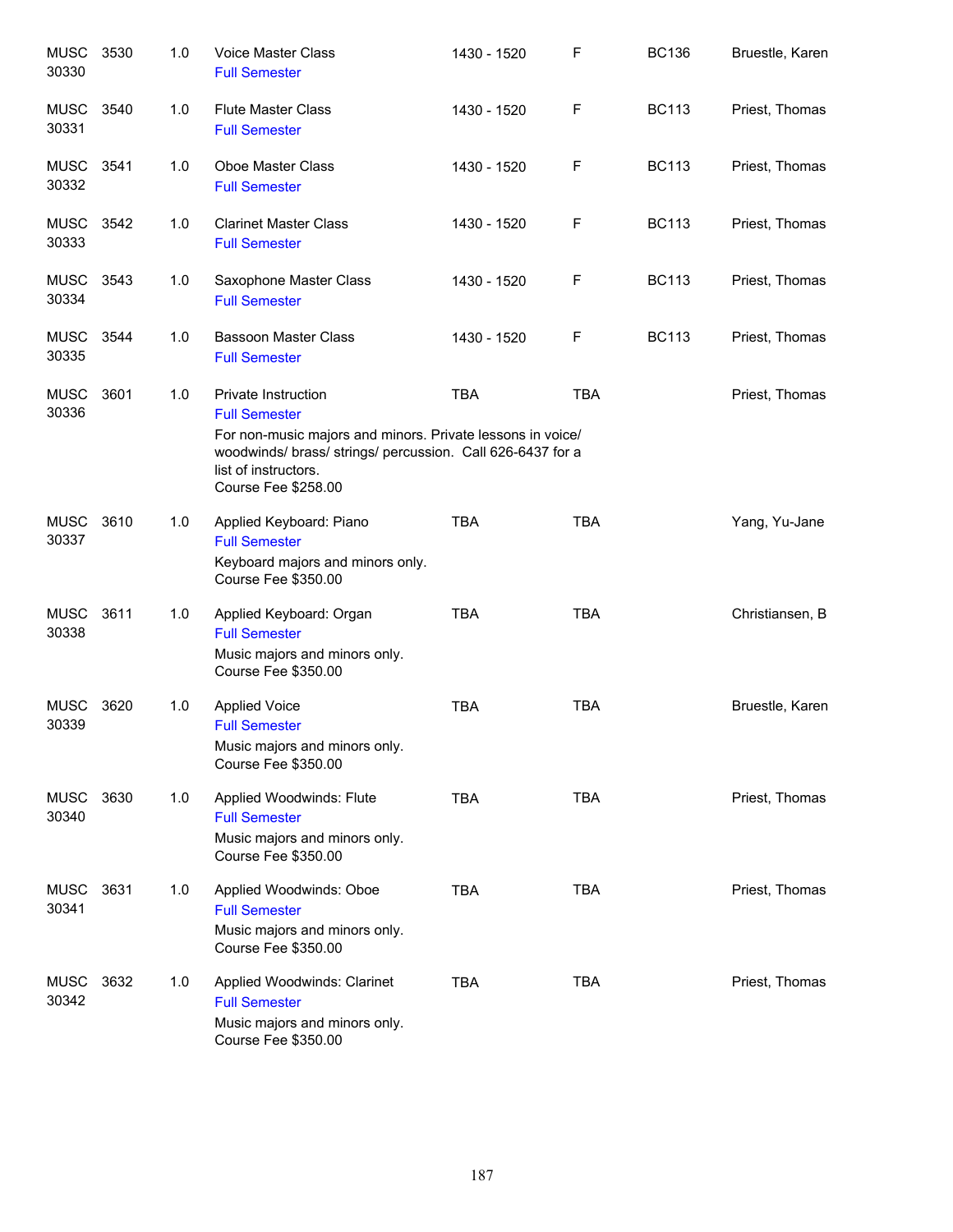| | | | | | | | |
|---|---|---|---|---|---|---|---|
| MUSC 30330 | 3530 | 1.0 | Voice Master Class<br>Full Semester | 1430 - 1520 | F | BC136 | Bruestle, Karen |
| MUSC 30331 | 3540 | 1.0 | Flute Master Class<br>Full Semester | 1430 - 1520 | F | BC113 | Priest, Thomas |
| MUSC 30332 | 3541 | 1.0 | Oboe Master Class<br>Full Semester | 1430 - 1520 | F | BC113 | Priest, Thomas |
| MUSC 30333 | 3542 | 1.0 | Clarinet Master Class<br>Full Semester | 1430 - 1520 | F | BC113 | Priest, Thomas |
| MUSC 30334 | 3543 | 1.0 | Saxophone Master Class<br>Full Semester | 1430 - 1520 | F | BC113 | Priest, Thomas |
| MUSC 30335 | 3544 | 1.0 | Bassoon Master Class<br>Full Semester | 1430 - 1520 | F | BC113 | Priest, Thomas |
| MUSC 30336 | 3601 | 1.0 | Private Instruction<br>Full Semester<br>For non-music majors and minors. Private lessons in voice/ woodwinds/ brass/ strings/ percussion. Call 626-6437 for a list of instructors.<br>Course Fee $258.00 | TBA | TBA | | Priest, Thomas |
| MUSC 30337 | 3610 | 1.0 | Applied Keyboard: Piano<br>Full Semester<br>Keyboard majors and minors only.<br>Course Fee $350.00 | TBA | TBA | | Yang, Yu-Jane |
| MUSC 30338 | 3611 | 1.0 | Applied Keyboard: Organ<br>Full Semester<br>Music majors and minors only.<br>Course Fee $350.00 | TBA | TBA | | Christiansen, B |
| MUSC 30339 | 3620 | 1.0 | Applied Voice<br>Full Semester<br>Music majors and minors only.<br>Course Fee $350.00 | TBA | TBA | | Bruestle, Karen |
| MUSC 30340 | 3630 | 1.0 | Applied Woodwinds: Flute<br>Full Semester<br>Music majors and minors only.<br>Course Fee $350.00 | TBA | TBA | | Priest, Thomas |
| MUSC 30341 | 3631 | 1.0 | Applied Woodwinds: Oboe<br>Full Semester<br>Music majors and minors only.<br>Course Fee $350.00 | TBA | TBA | | Priest, Thomas |
| MUSC 30342 | 3632 | 1.0 | Applied Woodwinds: Clarinet<br>Full Semester<br>Music majors and minors only.<br>Course Fee $350.00 | TBA | TBA | | Priest, Thomas |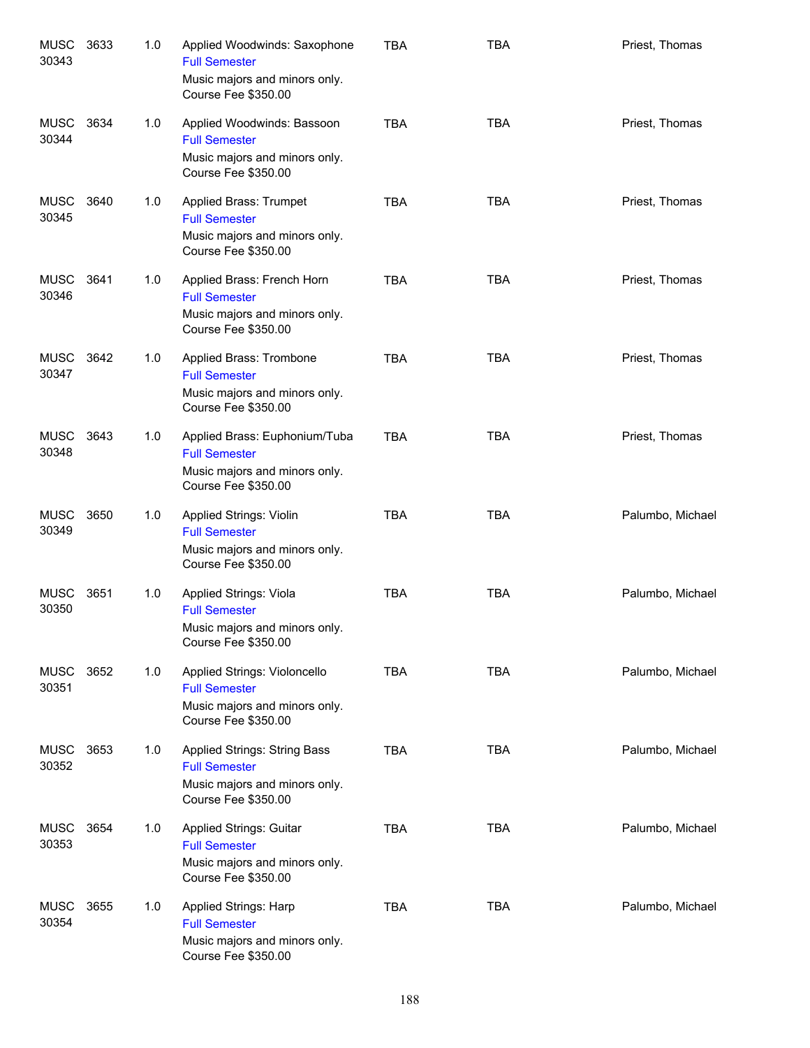| | | | | | | |
|---|---|---|---|---|---|---|
| MUSC 30343 | 3633 | 1.0 | Applied Woodwinds: Saxophone<br>Full Semester<br>Music majors and minors only.<br>Course Fee $350.00 | TBA | TBA | Priest, Thomas |
| MUSC 30344 | 3634 | 1.0 | Applied Woodwinds: Bassoon<br>Full Semester<br>Music majors and minors only.<br>Course Fee $350.00 | TBA | TBA | Priest, Thomas |
| MUSC 30345 | 3640 | 1.0 | Applied Brass: Trumpet<br>Full Semester<br>Music majors and minors only.<br>Course Fee $350.00 | TBA | TBA | Priest, Thomas |
| MUSC 30346 | 3641 | 1.0 | Applied Brass: French Horn<br>Full Semester<br>Music majors and minors only.<br>Course Fee $350.00 | TBA | TBA | Priest, Thomas |
| MUSC 30347 | 3642 | 1.0 | Applied Brass: Trombone<br>Full Semester<br>Music majors and minors only.<br>Course Fee $350.00 | TBA | TBA | Priest, Thomas |
| MUSC 30348 | 3643 | 1.0 | Applied Brass: Euphonium/Tuba<br>Full Semester<br>Music majors and minors only.<br>Course Fee $350.00 | TBA | TBA | Priest, Thomas |
| MUSC 30349 | 3650 | 1.0 | Applied Strings: Violin<br>Full Semester<br>Music majors and minors only.<br>Course Fee $350.00 | TBA | TBA | Palumbo, Michael |
| MUSC 30350 | 3651 | 1.0 | Applied Strings: Viola<br>Full Semester<br>Music majors and minors only.<br>Course Fee $350.00 | TBA | TBA | Palumbo, Michael |
| MUSC 30351 | 3652 | 1.0 | Applied Strings: Violoncello<br>Full Semester<br>Music majors and minors only.<br>Course Fee $350.00 | TBA | TBA | Palumbo, Michael |
| MUSC 30352 | 3653 | 1.0 | Applied Strings: String Bass<br>Full Semester<br>Music majors and minors only.<br>Course Fee $350.00 | TBA | TBA | Palumbo, Michael |
| MUSC 30353 | 3654 | 1.0 | Applied Strings: Guitar<br>Full Semester<br>Music majors and minors only.<br>Course Fee $350.00 | TBA | TBA | Palumbo, Michael |
| MUSC 30354 | 3655 | 1.0 | Applied Strings: Harp<br>Full Semester<br>Music majors and minors only.<br>Course Fee $350.00 | TBA | TBA | Palumbo, Michael |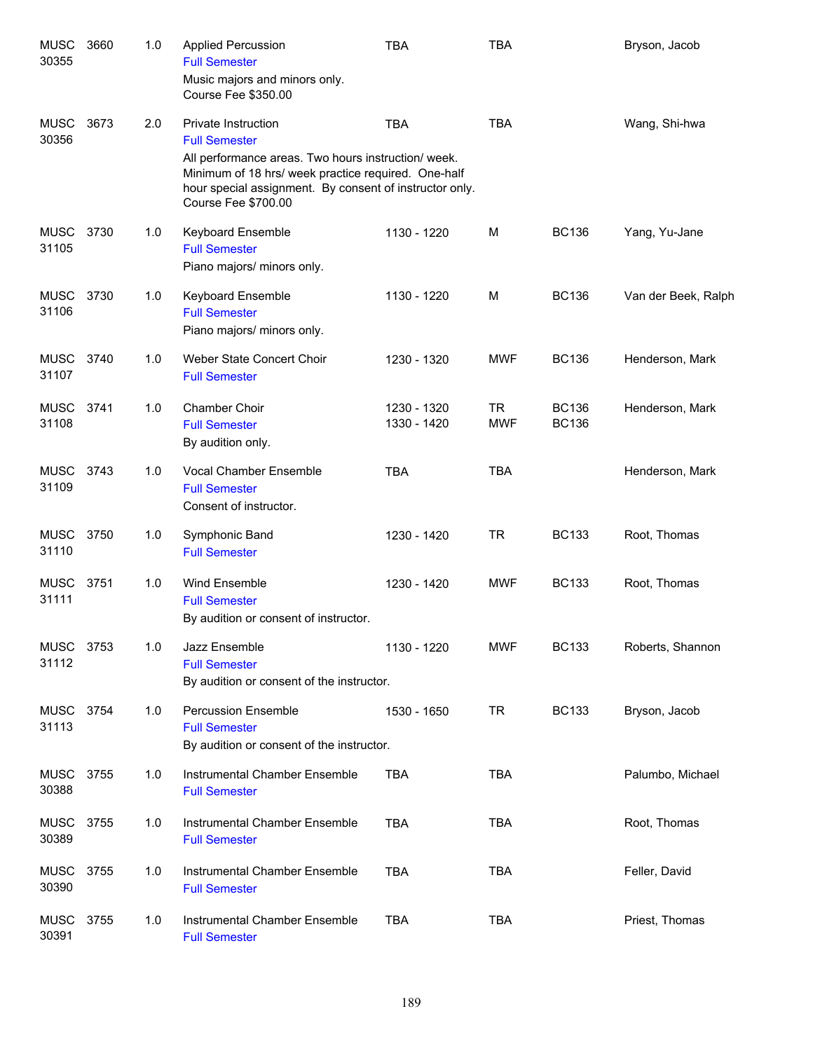| | | | | | | | |
|---|---|---|---|---|---|---|---|
| MUSC 30355 | 3660 | 1.0 | Applied Percussion<br>Full Semester<br>Music majors and minors only.<br>Course Fee $350.00 | TBA | TBA | | Bryson, Jacob |
| MUSC 30356 | 3673 | 2.0 | Private Instruction<br>Full Semester<br>All performance areas. Two hours instruction/ week. Minimum of 18 hrs/ week practice required. One-half hour special assignment. By consent of instructor only.<br>Course Fee $700.00 | TBA | TBA | | Wang, Shi-hwa |
| MUSC 31105 | 3730 | 1.0 | Keyboard Ensemble<br>Full Semester<br>Piano majors/ minors only. | 1130 - 1220 | M | BC136 | Yang, Yu-Jane |
| MUSC 31106 | 3730 | 1.0 | Keyboard Ensemble<br>Full Semester<br>Piano majors/ minors only. | 1130 - 1220 | M | BC136 | Van der Beek, Ralph |
| MUSC 31107 | 3740 | 1.0 | Weber State Concert Choir<br>Full Semester | 1230 - 1320 | MWF | BC136 | Henderson, Mark |
| MUSC 31108 | 3741 | 1.0 | Chamber Choir<br>Full Semester<br>By audition only. | 1230 - 1320<br>1330 - 1420 | TR<br>MWF | BC136<br>BC136 | Henderson, Mark |
| MUSC 31109 | 3743 | 1.0 | Vocal Chamber Ensemble<br>Full Semester<br>Consent of instructor. | TBA | TBA | | Henderson, Mark |
| MUSC 31110 | 3750 | 1.0 | Symphonic Band<br>Full Semester | 1230 - 1420 | TR | BC133 | Root, Thomas |
| MUSC 31111 | 3751 | 1.0 | Wind Ensemble<br>Full Semester<br>By audition or consent of instructor. | 1230 - 1420 | MWF | BC133 | Root, Thomas |
| MUSC 31112 | 3753 | 1.0 | Jazz Ensemble<br>Full Semester<br>By audition or consent of the instructor. | 1130 - 1220 | MWF | BC133 | Roberts, Shannon |
| MUSC 31113 | 3754 | 1.0 | Percussion Ensemble<br>Full Semester<br>By audition or consent of the instructor. | 1530 - 1650 | TR | BC133 | Bryson, Jacob |
| MUSC 30388 | 3755 | 1.0 | Instrumental Chamber Ensemble<br>Full Semester | TBA | TBA | | Palumbo, Michael |
| MUSC 30389 | 3755 | 1.0 | Instrumental Chamber Ensemble<br>Full Semester | TBA | TBA | | Root, Thomas |
| MUSC 30390 | 3755 | 1.0 | Instrumental Chamber Ensemble<br>Full Semester | TBA | TBA | | Feller, David |
| MUSC 30391 | 3755 | 1.0 | Instrumental Chamber Ensemble<br>Full Semester | TBA | TBA | | Priest, Thomas |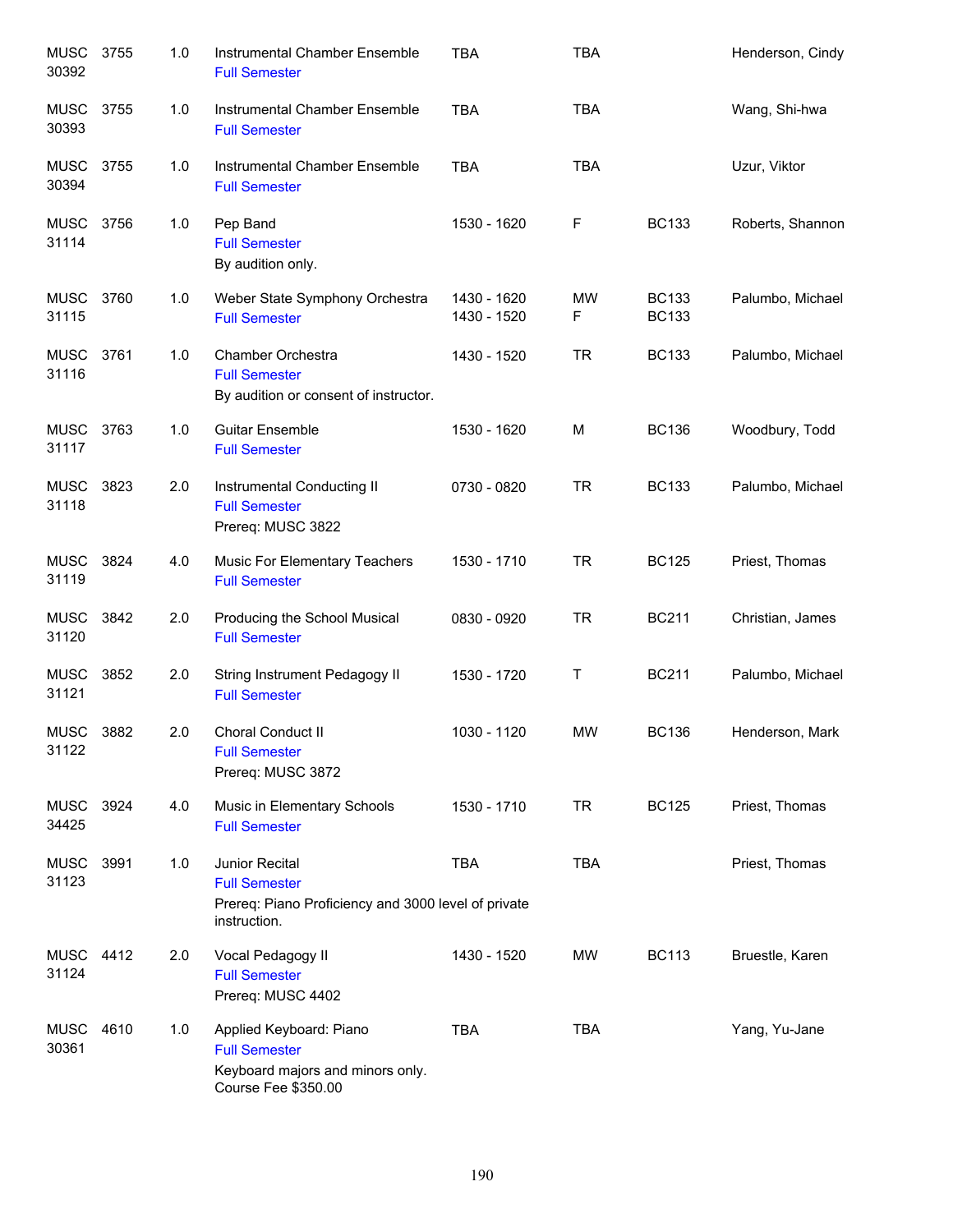| | | | | | | | |
|---|---|---|---|---|---|---|---|
| MUSC 30392 | 3755 | 1.0 | Instrumental Chamber Ensemble<br>Full Semester | TBA | TBA | | Henderson, Cindy |
| MUSC 30393 | 3755 | 1.0 | Instrumental Chamber Ensemble<br>Full Semester | TBA | TBA | | Wang, Shi-hwa |
| MUSC 30394 | 3755 | 1.0 | Instrumental Chamber Ensemble<br>Full Semester | TBA | TBA | | Uzur, Viktor |
| MUSC 31114 | 3756 | 1.0 | Pep Band<br>Full Semester<br>By audition only. | 1530 - 1620 | F | BC133 | Roberts, Shannon |
| MUSC 31115 | 3760 | 1.0 | Weber State Symphony Orchestra<br>Full Semester | 1430 - 1620<br>1430 - 1520 | MW<br>F | BC133<br>BC133 | Palumbo, Michael |
| MUSC 31116 | 3761 | 1.0 | Chamber Orchestra<br>Full Semester<br>By audition or consent of instructor. | 1430 - 1520 | TR | BC133 | Palumbo, Michael |
| MUSC 31117 | 3763 | 1.0 | Guitar Ensemble<br>Full Semester | 1530 - 1620 | M | BC136 | Woodbury, Todd |
| MUSC 31118 | 3823 | 2.0 | Instrumental Conducting II<br>Full Semester<br>Prereq: MUSC 3822 | 0730 - 0820 | TR | BC133 | Palumbo, Michael |
| MUSC 31119 | 3824 | 4.0 | Music For Elementary Teachers<br>Full Semester | 1530 - 1710 | TR | BC125 | Priest, Thomas |
| MUSC 31120 | 3842 | 2.0 | Producing the School Musical<br>Full Semester | 0830 - 0920 | TR | BC211 | Christian, James |
| MUSC 31121 | 3852 | 2.0 | String Instrument Pedagogy II<br>Full Semester | 1530 - 1720 | T | BC211 | Palumbo, Michael |
| MUSC 31122 | 3882 | 2.0 | Choral Conduct II<br>Full Semester<br>Prereq: MUSC 3872 | 1030 - 1120 | MW | BC136 | Henderson, Mark |
| MUSC 34425 | 3924 | 4.0 | Music in Elementary Schools<br>Full Semester | 1530 - 1710 | TR | BC125 | Priest, Thomas |
| MUSC 31123 | 3991 | 1.0 | Junior Recital<br>Full Semester<br>Prereq: Piano Proficiency and 3000 level of private instruction. | TBA | TBA | | Priest, Thomas |
| MUSC 31124 | 4412 | 2.0 | Vocal Pedagogy II<br>Full Semester<br>Prereq: MUSC 4402 | 1430 - 1520 | MW | BC113 | Bruestle, Karen |
| MUSC 30361 | 4610 | 1.0 | Applied Keyboard: Piano<br>Full Semester<br>Keyboard majors and minors only.<br>Course Fee $350.00 | TBA | TBA | | Yang, Yu-Jane |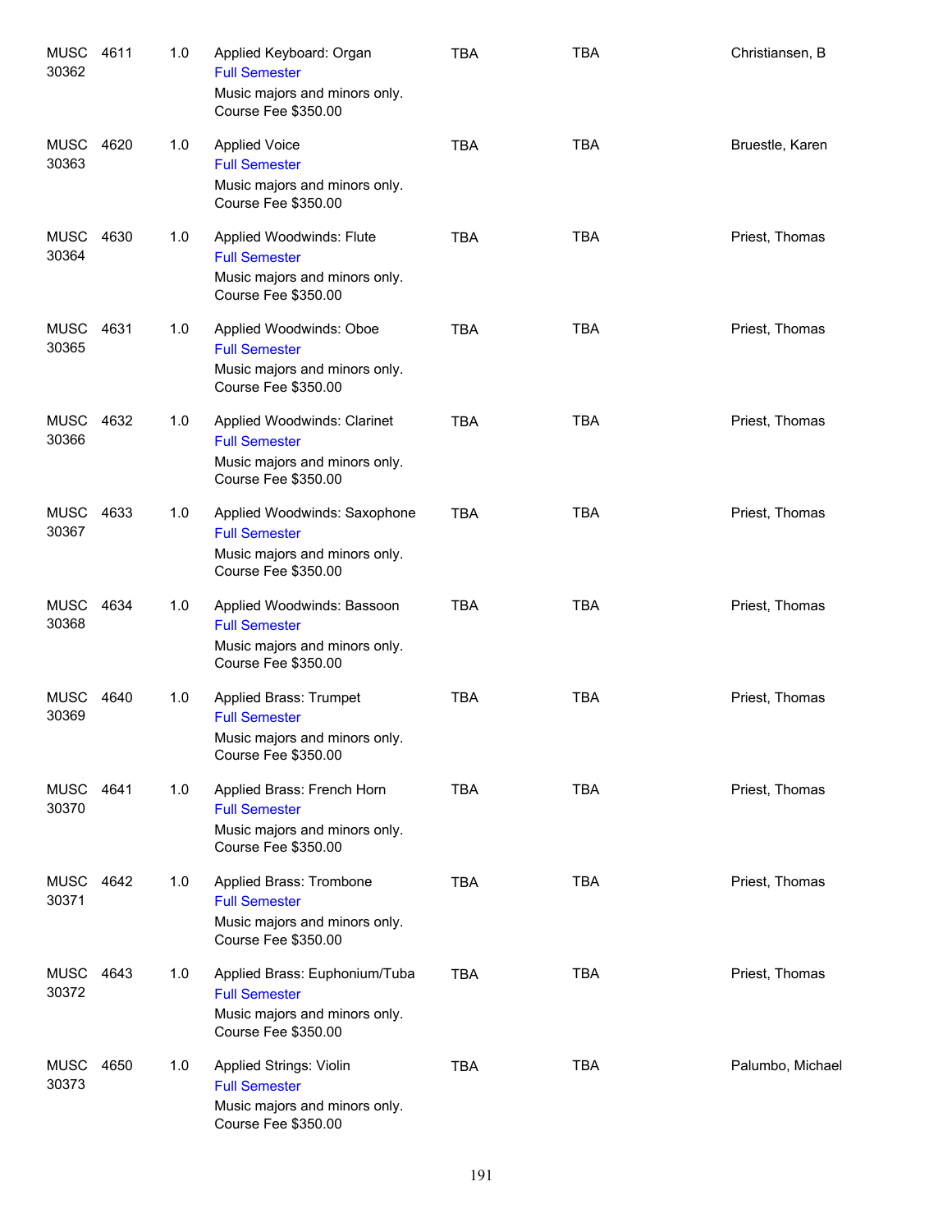| | | | | | | |
|---|---|---|---|---|---|---|
| MUSC 30362 | 4611 | 1.0 | Applied Keyboard: Organ<br>Full Semester<br>Music majors and minors only.<br>Course Fee $350.00 | TBA | TBA | Christiansen, B |
| MUSC 30363 | 4620 | 1.0 | Applied Voice<br>Full Semester<br>Music majors and minors only.<br>Course Fee $350.00 | TBA | TBA | Bruestle, Karen |
| MUSC 30364 | 4630 | 1.0 | Applied Woodwinds: Flute<br>Full Semester<br>Music majors and minors only.<br>Course Fee $350.00 | TBA | TBA | Priest, Thomas |
| MUSC 30365 | 4631 | 1.0 | Applied Woodwinds: Oboe<br>Full Semester<br>Music majors and minors only.<br>Course Fee $350.00 | TBA | TBA | Priest, Thomas |
| MUSC 30366 | 4632 | 1.0 | Applied Woodwinds: Clarinet<br>Full Semester<br>Music majors and minors only.<br>Course Fee $350.00 | TBA | TBA | Priest, Thomas |
| MUSC 30367 | 4633 | 1.0 | Applied Woodwinds: Saxophone<br>Full Semester<br>Music majors and minors only.<br>Course Fee $350.00 | TBA | TBA | Priest, Thomas |
| MUSC 30368 | 4634 | 1.0 | Applied Woodwinds: Bassoon<br>Full Semester<br>Music majors and minors only.<br>Course Fee $350.00 | TBA | TBA | Priest, Thomas |
| MUSC 30369 | 4640 | 1.0 | Applied Brass: Trumpet<br>Full Semester<br>Music majors and minors only.<br>Course Fee $350.00 | TBA | TBA | Priest, Thomas |
| MUSC 30370 | 4641 | 1.0 | Applied Brass: French Horn<br>Full Semester<br>Music majors and minors only.<br>Course Fee $350.00 | TBA | TBA | Priest, Thomas |
| MUSC 30371 | 4642 | 1.0 | Applied Brass: Trombone<br>Full Semester<br>Music majors and minors only.<br>Course Fee $350.00 | TBA | TBA | Priest, Thomas |
| MUSC 30372 | 4643 | 1.0 | Applied Brass: Euphonium/Tuba<br>Full Semester<br>Music majors and minors only.<br>Course Fee $350.00 | TBA | TBA | Priest, Thomas |
| MUSC 30373 | 4650 | 1.0 | Applied Strings: Violin<br>Full Semester<br>Music majors and minors only.<br>Course Fee $350.00 | TBA | TBA | Palumbo, Michael |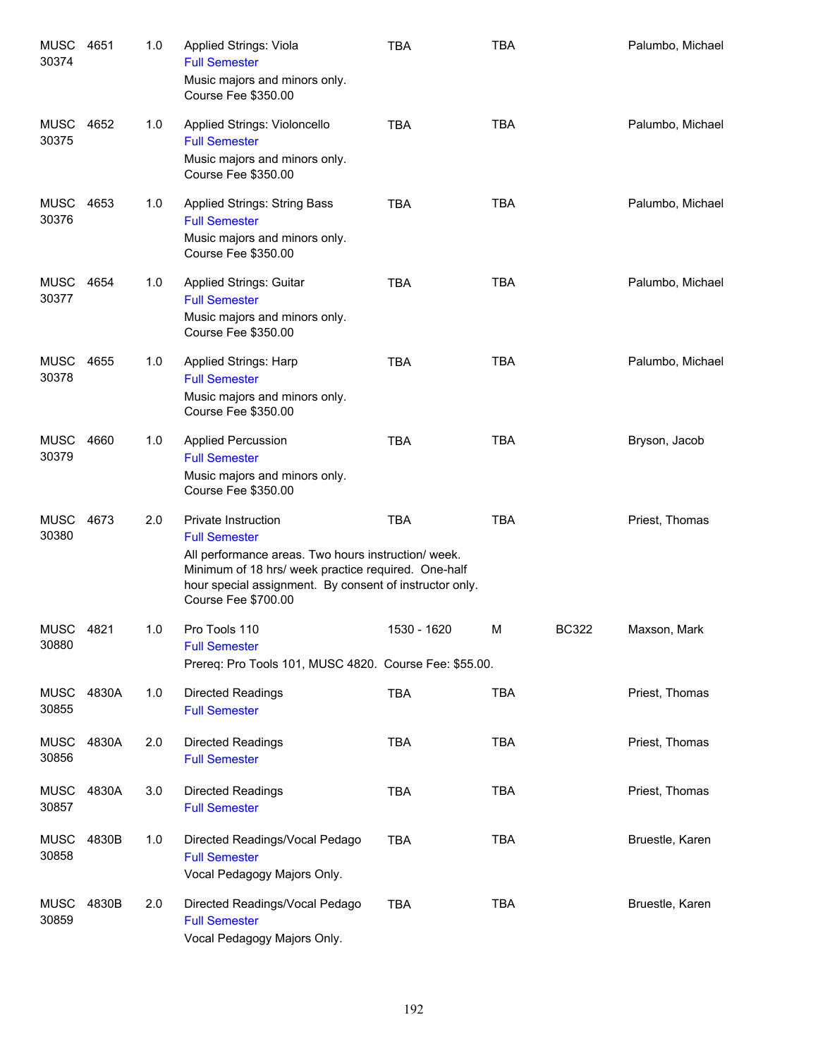| | | | | | | | |
|---|---|---|---|---|---|---|---|
| MUSC 30374 | 4651 | 1.0 | Applied Strings: Viola<br>Full Semester<br>Music majors and minors only.<br>Course Fee $350.00 | TBA | TBA | | Palumbo, Michael |
| MUSC 30375 | 4652 | 1.0 | Applied Strings: Violoncello<br>Full Semester<br>Music majors and minors only.<br>Course Fee $350.00 | TBA | TBA | | Palumbo, Michael |
| MUSC 30376 | 4653 | 1.0 | Applied Strings: String Bass<br>Full Semester<br>Music majors and minors only.<br>Course Fee $350.00 | TBA | TBA | | Palumbo, Michael |
| MUSC 30377 | 4654 | 1.0 | Applied Strings: Guitar<br>Full Semester<br>Music majors and minors only.<br>Course Fee $350.00 | TBA | TBA | | Palumbo, Michael |
| MUSC 30378 | 4655 | 1.0 | Applied Strings: Harp<br>Full Semester<br>Music majors and minors only.<br>Course Fee $350.00 | TBA | TBA | | Palumbo, Michael |
| MUSC 30379 | 4660 | 1.0 | Applied Percussion<br>Full Semester<br>Music majors and minors only.<br>Course Fee $350.00 | TBA | TBA | | Bryson, Jacob |
| MUSC 30380 | 4673 | 2.0 | Private Instruction<br>Full Semester<br>All performance areas. Two hours instruction/ week. Minimum of 18 hrs/ week practice required. One-half hour special assignment. By consent of instructor only.<br>Course Fee $700.00 | TBA | TBA | | Priest, Thomas |
| MUSC 30880 | 4821 | 1.0 | Pro Tools 110<br>Full Semester<br>Prereq: Pro Tools 101, MUSC 4820. Course Fee: $55.00. | 1530 - 1620 | M | BC322 | Maxson, Mark |
| MUSC 30855 | 4830A | 1.0 | Directed Readings<br>Full Semester | TBA | TBA | | Priest, Thomas |
| MUSC 30856 | 4830A | 2.0 | Directed Readings<br>Full Semester | TBA | TBA | | Priest, Thomas |
| MUSC 30857 | 4830A | 3.0 | Directed Readings<br>Full Semester | TBA | TBA | | Priest, Thomas |
| MUSC 30858 | 4830B | 1.0 | Directed Readings/Vocal Pedago<br>Full Semester<br>Vocal Pedagogy Majors Only. | TBA | TBA | | Bruestle, Karen |
| MUSC 30859 | 4830B | 2.0 | Directed Readings/Vocal Pedago<br>Full Semester<br>Vocal Pedagogy Majors Only. | TBA | TBA | | Bruestle, Karen |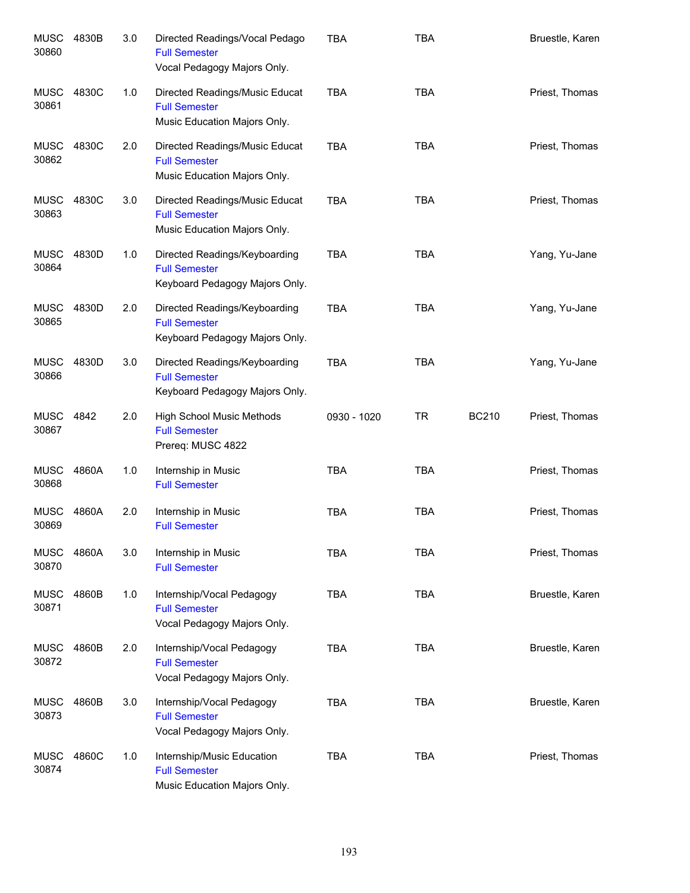| | | | | | | | |
|---|---|---|---|---|---|---|---|
| MUSC 30860 | 4830B | 3.0 | Directed Readings/Vocal Pedago<br>Full Semester<br>Vocal Pedagogy Majors Only. | TBA | TBA | | Bruestle, Karen |
| MUSC 30861 | 4830C | 1.0 | Directed Readings/Music Educat<br>Full Semester<br>Music Education Majors Only. | TBA | TBA | | Priest, Thomas |
| MUSC 30862 | 4830C | 2.0 | Directed Readings/Music Educat<br>Full Semester<br>Music Education Majors Only. | TBA | TBA | | Priest, Thomas |
| MUSC 30863 | 4830C | 3.0 | Directed Readings/Music Educat<br>Full Semester<br>Music Education Majors Only. | TBA | TBA | | Priest, Thomas |
| MUSC 30864 | 4830D | 1.0 | Directed Readings/Keyboarding<br>Full Semester<br>Keyboard Pedagogy Majors Only. | TBA | TBA | | Yang, Yu-Jane |
| MUSC 30865 | 4830D | 2.0 | Directed Readings/Keyboarding<br>Full Semester<br>Keyboard Pedagogy Majors Only. | TBA | TBA | | Yang, Yu-Jane |
| MUSC 30866 | 4830D | 3.0 | Directed Readings/Keyboarding<br>Full Semester<br>Keyboard Pedagogy Majors Only. | TBA | TBA | | Yang, Yu-Jane |
| MUSC 30867 | 4842 | 2.0 | High School Music Methods<br>Full Semester<br>Prereq: MUSC 4822 | 0930 - 1020 | TR | BC210 | Priest, Thomas |
| MUSC 30868 | 4860A | 1.0 | Internship in Music<br>Full Semester | TBA | TBA | | Priest, Thomas |
| MUSC 30869 | 4860A | 2.0 | Internship in Music<br>Full Semester | TBA | TBA | | Priest, Thomas |
| MUSC 30870 | 4860A | 3.0 | Internship in Music<br>Full Semester | TBA | TBA | | Priest, Thomas |
| MUSC 30871 | 4860B | 1.0 | Internship/Vocal Pedagogy<br>Full Semester<br>Vocal Pedagogy Majors Only. | TBA | TBA | | Bruestle, Karen |
| MUSC 30872 | 4860B | 2.0 | Internship/Vocal Pedagogy<br>Full Semester<br>Vocal Pedagogy Majors Only. | TBA | TBA | | Bruestle, Karen |
| MUSC 30873 | 4860B | 3.0 | Internship/Vocal Pedagogy<br>Full Semester<br>Vocal Pedagogy Majors Only. | TBA | TBA | | Bruestle, Karen |
| MUSC 30874 | 4860C | 1.0 | Internship/Music Education<br>Full Semester<br>Music Education Majors Only. | TBA | TBA | | Priest, Thomas |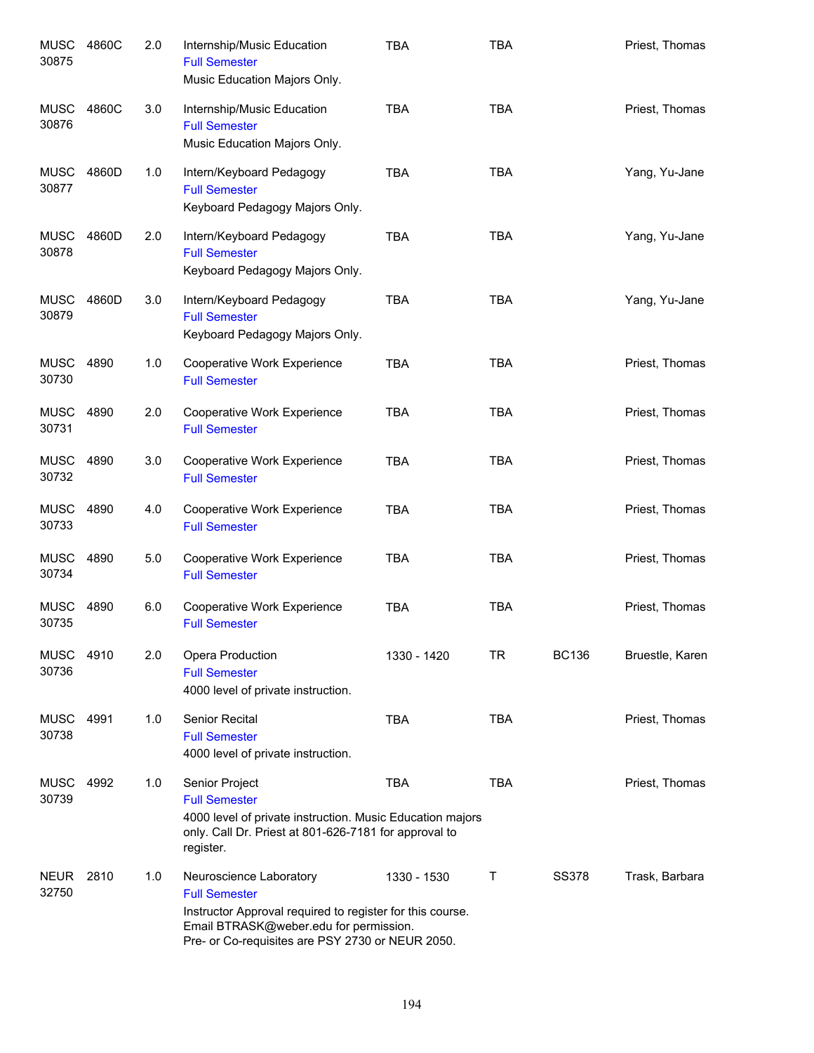| | | | | | | | |
|---|---|---|---|---|---|---|---|
| MUSC 30875 | 4860C | 2.0 | Internship/Music Education<br>Full Semester<br>Music Education Majors Only. | TBA | TBA | | Priest, Thomas |
| MUSC 30876 | 4860C | 3.0 | Internship/Music Education<br>Full Semester<br>Music Education Majors Only. | TBA | TBA | | Priest, Thomas |
| MUSC 30877 | 4860D | 1.0 | Intern/Keyboard Pedagogy<br>Full Semester<br>Keyboard Pedagogy Majors Only. | TBA | TBA | | Yang, Yu-Jane |
| MUSC 30878 | 4860D | 2.0 | Intern/Keyboard Pedagogy<br>Full Semester<br>Keyboard Pedagogy Majors Only. | TBA | TBA | | Yang, Yu-Jane |
| MUSC 30879 | 4860D | 3.0 | Intern/Keyboard Pedagogy<br>Full Semester<br>Keyboard Pedagogy Majors Only. | TBA | TBA | | Yang, Yu-Jane |
| MUSC 30730 | 4890 | 1.0 | Cooperative Work Experience<br>Full Semester | TBA | TBA | | Priest, Thomas |
| MUSC 30731 | 4890 | 2.0 | Cooperative Work Experience<br>Full Semester | TBA | TBA | | Priest, Thomas |
| MUSC 30732 | 4890 | 3.0 | Cooperative Work Experience<br>Full Semester | TBA | TBA | | Priest, Thomas |
| MUSC 30733 | 4890 | 4.0 | Cooperative Work Experience<br>Full Semester | TBA | TBA | | Priest, Thomas |
| MUSC 30734 | 4890 | 5.0 | Cooperative Work Experience<br>Full Semester | TBA | TBA | | Priest, Thomas |
| MUSC 30735 | 4890 | 6.0 | Cooperative Work Experience<br>Full Semester | TBA | TBA | | Priest, Thomas |
| MUSC 30736 | 4910 | 2.0 | Opera Production<br>Full Semester<br>4000 level of private instruction. | 1330 - 1420 | TR | BC136 | Bruestle, Karen |
| MUSC 30738 | 4991 | 1.0 | Senior Recital<br>Full Semester<br>4000 level of private instruction. | TBA | TBA | | Priest, Thomas |
| MUSC 30739 | 4992 | 1.0 | Senior Project<br>Full Semester<br>4000 level of private instruction. Music Education majors only. Call Dr. Priest at 801-626-7181 for approval to register. | TBA | TBA | | Priest, Thomas |
| NEUR 32750 | 2810 | 1.0 | Neuroscience Laboratory<br>Full Semester<br>Instructor Approval required to register for this course. Email BTRASK@weber.edu for permission.<br>Pre- or Co-requisites are PSY 2730 or NEUR 2050. | 1330 - 1530 | T | SS378 | Trask, Barbara |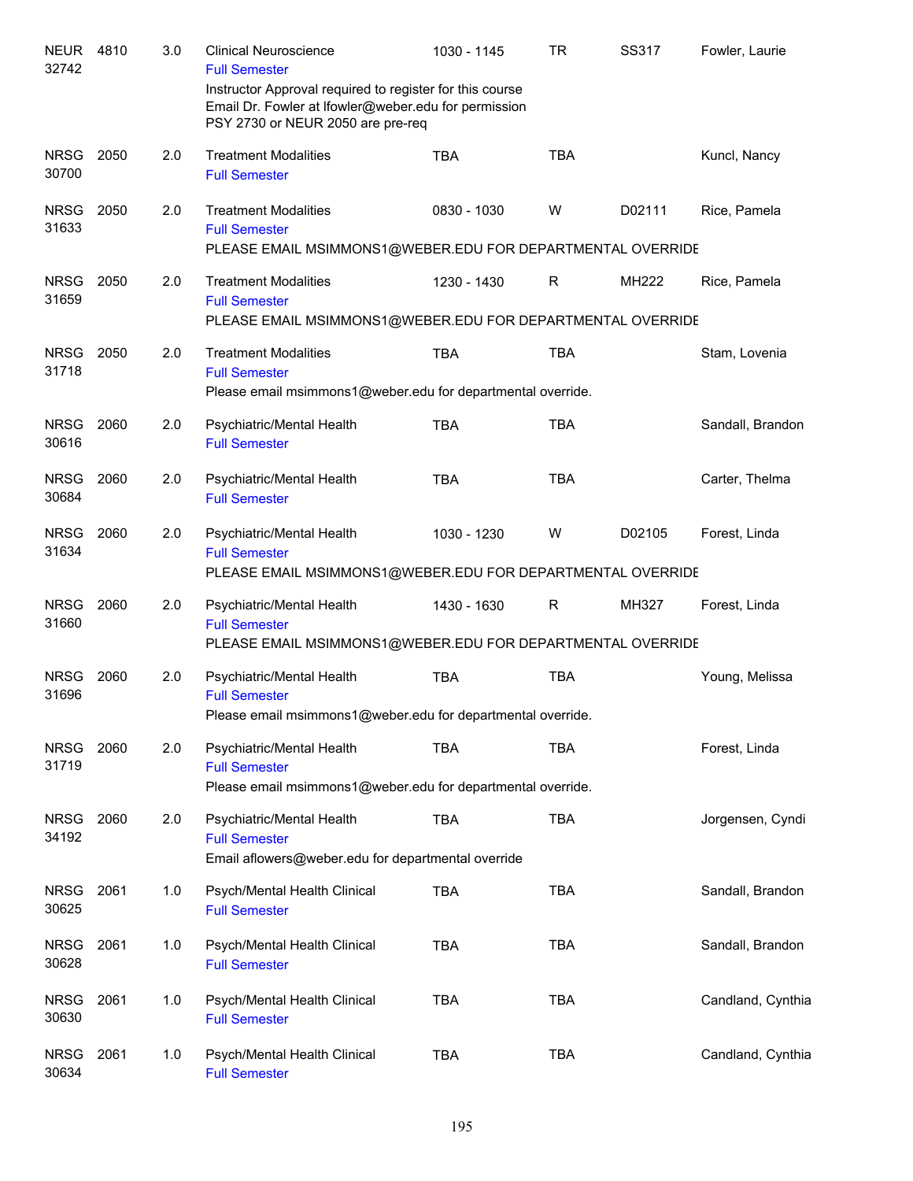| | | | | | | | |
|---|---|---|---|---|---|---|---|
| NEUR 32742 | 4810 | 3.0 | Clinical Neuroscience<br>Full Semester<br>Instructor Approval required to register for this course<br>Email Dr. Fowler at lfowler@weber.edu for permission<br>PSY 2730 or NEUR 2050 are pre-req | 1030 - 1145 | TR | SS317 | Fowler, Laurie |
| NRSG 30700 | 2050 | 2.0 | Treatment Modalities<br>Full Semester | TBA | TBA | | Kuncl, Nancy |
| NRSG 31633 | 2050 | 2.0 | Treatment Modalities<br>Full Semester<br>PLEASE EMAIL MSIMMONS1@WEBER.EDU FOR DEPARTMENTAL OVERRIDE | 0830 - 1030 | W | D02111 | Rice, Pamela |
| NRSG 31659 | 2050 | 2.0 | Treatment Modalities<br>Full Semester<br>PLEASE EMAIL MSIMMONS1@WEBER.EDU FOR DEPARTMENTAL OVERRIDE | 1230 - 1430 | R | MH222 | Rice, Pamela |
| NRSG 31718 | 2050 | 2.0 | Treatment Modalities<br>Full Semester<br>Please email msimmons1@weber.edu for departmental override. | TBA | TBA | | Stam, Lovenia |
| NRSG 30616 | 2060 | 2.0 | Psychiatric/Mental Health<br>Full Semester | TBA | TBA | | Sandall, Brandon |
| NRSG 30684 | 2060 | 2.0 | Psychiatric/Mental Health<br>Full Semester | TBA | TBA | | Carter, Thelma |
| NRSG 31634 | 2060 | 2.0 | Psychiatric/Mental Health<br>Full Semester<br>PLEASE EMAIL MSIMMONS1@WEBER.EDU FOR DEPARTMENTAL OVERRIDE | 1030 - 1230 | W | D02105 | Forest, Linda |
| NRSG 31660 | 2060 | 2.0 | Psychiatric/Mental Health<br>Full Semester<br>PLEASE EMAIL MSIMMONS1@WEBER.EDU FOR DEPARTMENTAL OVERRIDE | 1430 - 1630 | R | MH327 | Forest, Linda |
| NRSG 31696 | 2060 | 2.0 | Psychiatric/Mental Health<br>Full Semester<br>Please email msimmons1@weber.edu for departmental override. | TBA | TBA | | Young, Melissa |
| NRSG 31719 | 2060 | 2.0 | Psychiatric/Mental Health<br>Full Semester<br>Please email msimmons1@weber.edu for departmental override. | TBA | TBA | | Forest, Linda |
| NRSG 34192 | 2060 | 2.0 | Psychiatric/Mental Health<br>Full Semester<br>Email aflowers@weber.edu for departmental override | TBA | TBA | | Jorgensen, Cyndi |
| NRSG 30625 | 2061 | 1.0 | Psych/Mental Health Clinical<br>Full Semester | TBA | TBA | | Sandall, Brandon |
| NRSG 30628 | 2061 | 1.0 | Psych/Mental Health Clinical<br>Full Semester | TBA | TBA | | Sandall, Brandon |
| NRSG 30630 | 2061 | 1.0 | Psych/Mental Health Clinical<br>Full Semester | TBA | TBA | | Candland, Cynthia |
| NRSG 30634 | 2061 | 1.0 | Psych/Mental Health Clinical<br>Full Semester | TBA | TBA | | Candland, Cynthia |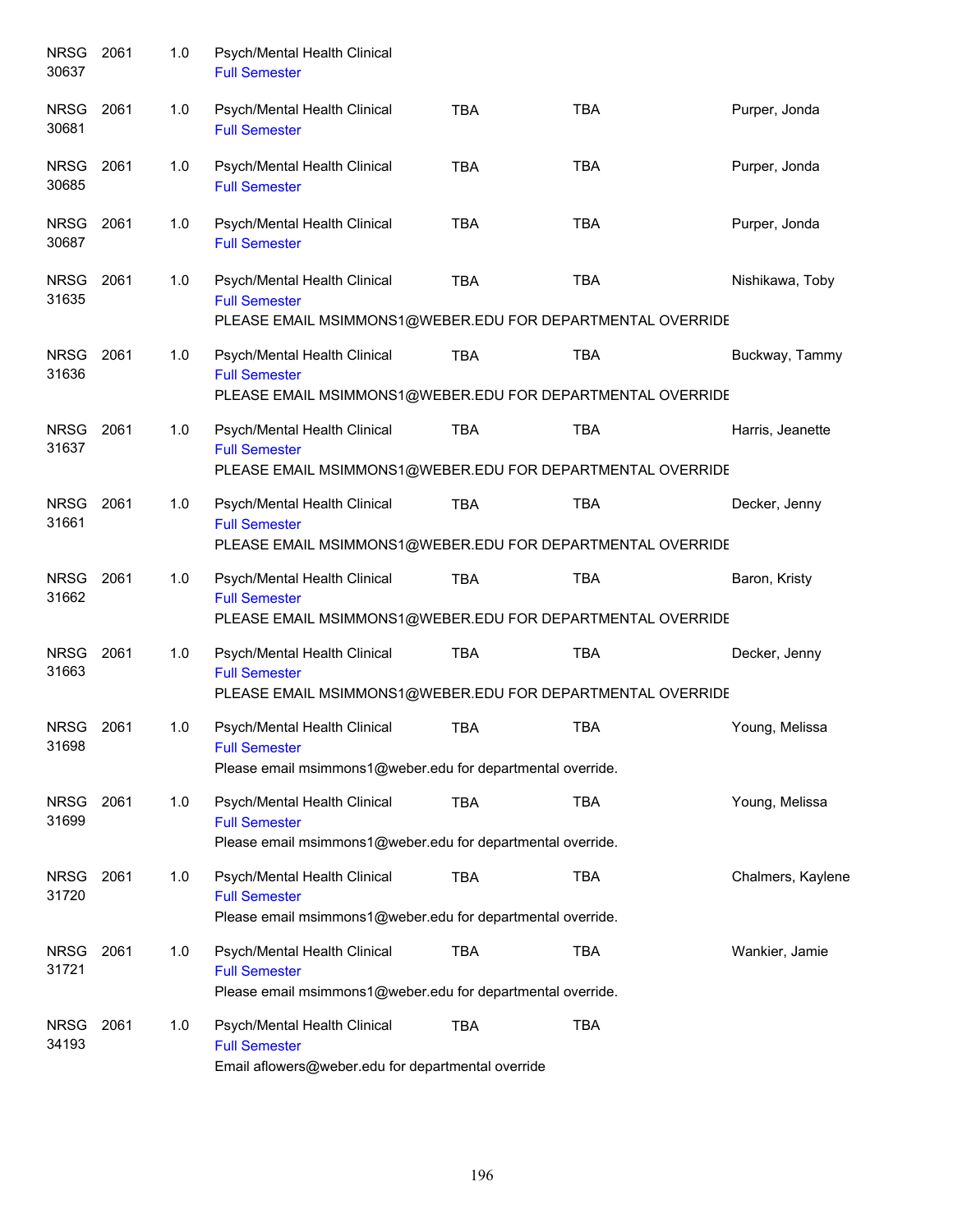| | | | | | | |
|---|---|---|---|---|---|---|
| NRSG 30637 | 2061 | 1.0 | Psych/Mental Health Clinical<br>Full Semester | | | |
| NRSG 30681 | 2061 | 1.0 | Psych/Mental Health Clinical<br>Full Semester | TBA | TBA | Purper, Jonda |
| NRSG 30685 | 2061 | 1.0 | Psych/Mental Health Clinical<br>Full Semester | TBA | TBA | Purper, Jonda |
| NRSG 30687 | 2061 | 1.0 | Psych/Mental Health Clinical<br>Full Semester | TBA | TBA | Purper, Jonda |
| NRSG 31635 | 2061 | 1.0 | Psych/Mental Health Clinical<br>Full Semester<br>PLEASE EMAIL MSIMMONS1@WEBER.EDU FOR DEPARTMENTAL OVERRIDE | TBA | TBA | Nishikawa, Toby |
| NRSG 31636 | 2061 | 1.0 | Psych/Mental Health Clinical<br>Full Semester<br>PLEASE EMAIL MSIMMONS1@WEBER.EDU FOR DEPARTMENTAL OVERRIDE | TBA | TBA | Buckway, Tammy |
| NRSG 31637 | 2061 | 1.0 | Psych/Mental Health Clinical<br>Full Semester<br>PLEASE EMAIL MSIMMONS1@WEBER.EDU FOR DEPARTMENTAL OVERRIDE | TBA | TBA | Harris, Jeanette |
| NRSG 31661 | 2061 | 1.0 | Psych/Mental Health Clinical<br>Full Semester<br>PLEASE EMAIL MSIMMONS1@WEBER.EDU FOR DEPARTMENTAL OVERRIDE | TBA | TBA | Decker, Jenny |
| NRSG 31662 | 2061 | 1.0 | Psych/Mental Health Clinical<br>Full Semester<br>PLEASE EMAIL MSIMMONS1@WEBER.EDU FOR DEPARTMENTAL OVERRIDE | TBA | TBA | Baron, Kristy |
| NRSG 31663 | 2061 | 1.0 | Psych/Mental Health Clinical<br>Full Semester<br>PLEASE EMAIL MSIMMONS1@WEBER.EDU FOR DEPARTMENTAL OVERRIDE | TBA | TBA | Decker, Jenny |
| NRSG 31698 | 2061 | 1.0 | Psych/Mental Health Clinical<br>Full Semester<br>Please email msimmons1@weber.edu for departmental override. | TBA | TBA | Young, Melissa |
| NRSG 31699 | 2061 | 1.0 | Psych/Mental Health Clinical<br>Full Semester<br>Please email msimmons1@weber.edu for departmental override. | TBA | TBA | Young, Melissa |
| NRSG 31720 | 2061 | 1.0 | Psych/Mental Health Clinical<br>Full Semester<br>Please email msimmons1@weber.edu for departmental override. | TBA | TBA | Chalmers, Kaylene |
| NRSG 31721 | 2061 | 1.0 | Psych/Mental Health Clinical<br>Full Semester<br>Please email msimmons1@weber.edu for departmental override. | TBA | TBA | Wankier, Jamie |
| NRSG 34193 | 2061 | 1.0 | Psych/Mental Health Clinical<br>Full Semester<br>Email aflowers@weber.edu for departmental override | TBA | TBA | |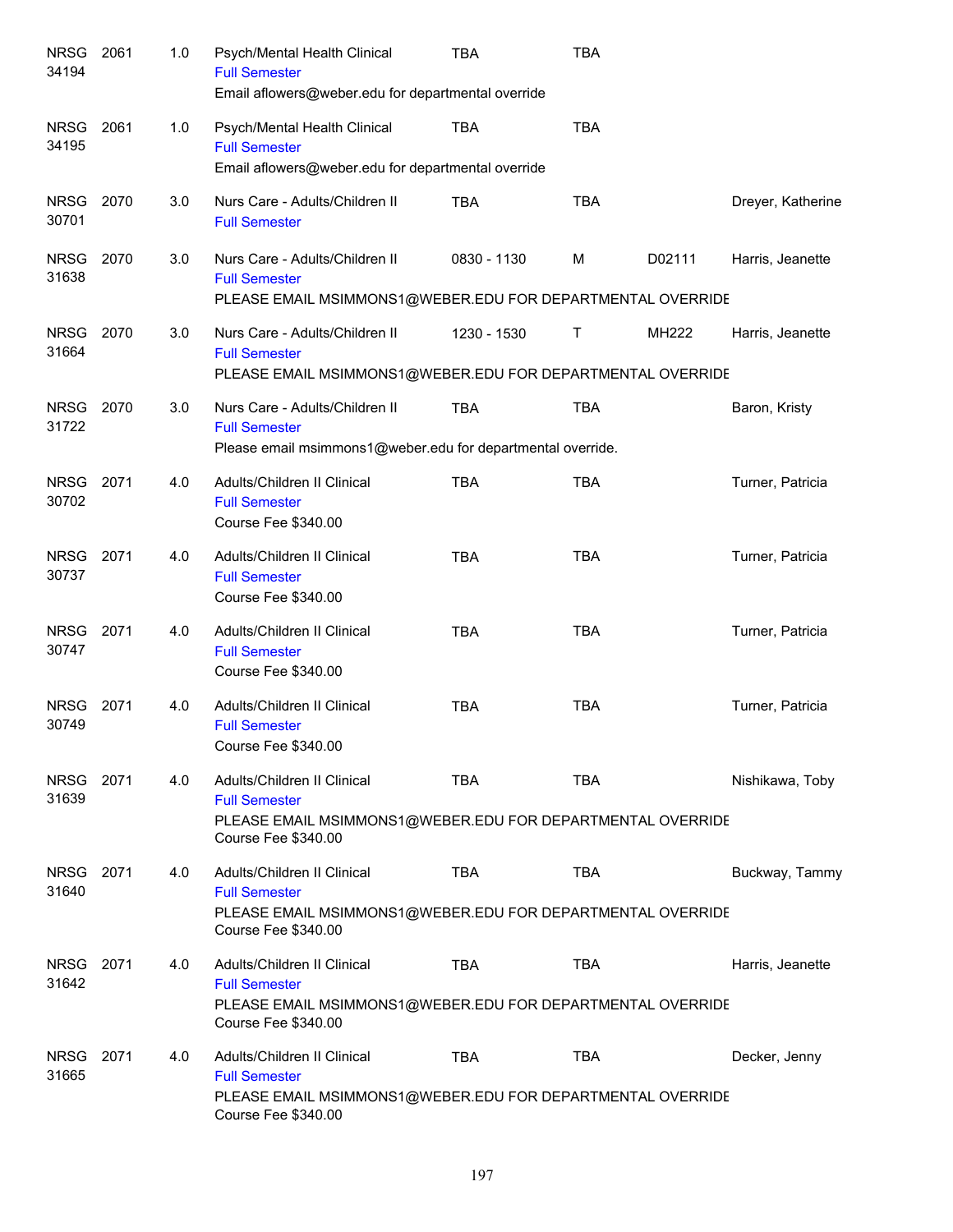| | | | | | | | |
|---|---|---|---|---|---|---|---|
| NRSG 34194 | 2061 | 1.0 | Psych/Mental Health Clinical<br>Full Semester<br>Email aflowers@weber.edu for departmental override | TBA | TBA | | |
| NRSG 34195 | 2061 | 1.0 | Psych/Mental Health Clinical<br>Full Semester<br>Email aflowers@weber.edu for departmental override | TBA | TBA | | |
| NRSG 30701 | 2070 | 3.0 | Nurs Care - Adults/Children II<br>Full Semester | TBA | TBA | | Dreyer, Katherine |
| NRSG 31638 | 2070 | 3.0 | Nurs Care - Adults/Children II<br>Full Semester<br>PLEASE EMAIL MSIMMONS1@WEBER.EDU FOR DEPARTMENTAL OVERRIDE | 0830 - 1130 | M | D02111 | Harris, Jeanette |
| NRSG 31664 | 2070 | 3.0 | Nurs Care - Adults/Children II<br>Full Semester<br>PLEASE EMAIL MSIMMONS1@WEBER.EDU FOR DEPARTMENTAL OVERRIDE | 1230 - 1530 | T | MH222 | Harris, Jeanette |
| NRSG 31722 | 2070 | 3.0 | Nurs Care - Adults/Children II<br>Full Semester<br>Please email msimmons1@weber.edu for departmental override. | TBA | TBA | | Baron, Kristy |
| NRSG 30702 | 2071 | 4.0 | Adults/Children II Clinical<br>Full Semester<br>Course Fee $340.00 | TBA | TBA | | Turner, Patricia |
| NRSG 30737 | 2071 | 4.0 | Adults/Children II Clinical<br>Full Semester<br>Course Fee $340.00 | TBA | TBA | | Turner, Patricia |
| NRSG 30747 | 2071 | 4.0 | Adults/Children II Clinical<br>Full Semester<br>Course Fee $340.00 | TBA | TBA | | Turner, Patricia |
| NRSG 30749 | 2071 | 4.0 | Adults/Children II Clinical<br>Full Semester<br>Course Fee $340.00 | TBA | TBA | | Turner, Patricia |
| NRSG 31639 | 2071 | 4.0 | Adults/Children II Clinical<br>Full Semester<br>PLEASE EMAIL MSIMMONS1@WEBER.EDU FOR DEPARTMENTAL OVERRIDE<br>Course Fee $340.00 | TBA | TBA | | Nishikawa, Toby |
| NRSG 31640 | 2071 | 4.0 | Adults/Children II Clinical<br>Full Semester<br>PLEASE EMAIL MSIMMONS1@WEBER.EDU FOR DEPARTMENTAL OVERRIDE<br>Course Fee $340.00 | TBA | TBA | | Buckway, Tammy |
| NRSG 31642 | 2071 | 4.0 | Adults/Children II Clinical<br>Full Semester<br>PLEASE EMAIL MSIMMONS1@WEBER.EDU FOR DEPARTMENTAL OVERRIDE<br>Course Fee $340.00 | TBA | TBA | | Harris, Jeanette |
| NRSG 31665 | 2071 | 4.0 | Adults/Children II Clinical<br>Full Semester<br>PLEASE EMAIL MSIMMONS1@WEBER.EDU FOR DEPARTMENTAL OVERRIDE<br>Course Fee $340.00 | TBA | TBA | | Decker, Jenny |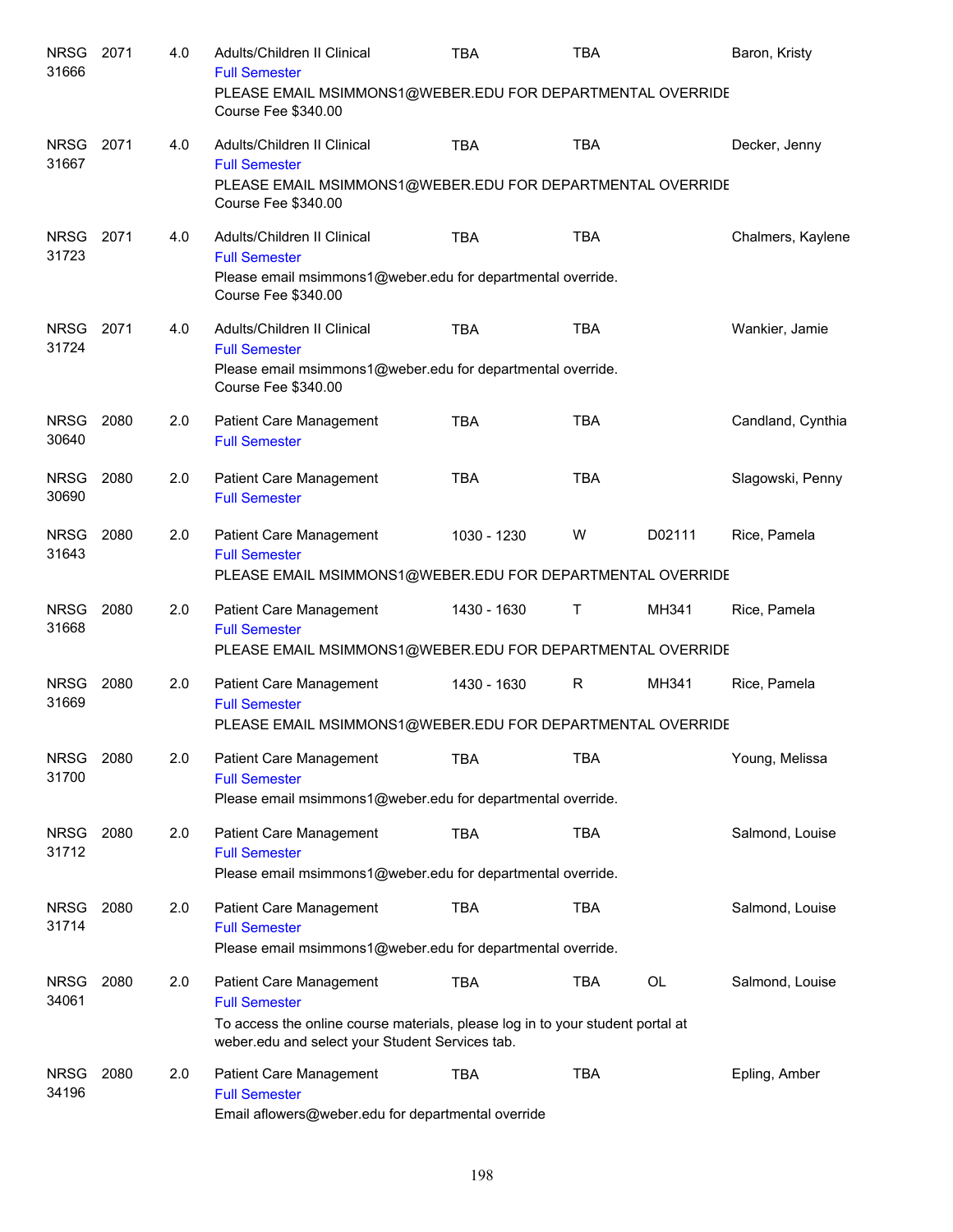| | | | | | | | |
|---|---|---|---|---|---|---|---|
| NRSG 31666 | 2071 | 4.0 | Adults/Children II Clinical<br>Full Semester<br>PLEASE EMAIL MSIMMONS1@WEBER.EDU FOR DEPARTMENTAL OVERRIDE<br>Course Fee $340.00 | TBA | TBA | | Baron, Kristy |
| NRSG 31667 | 2071 | 4.0 | Adults/Children II Clinical<br>Full Semester<br>PLEASE EMAIL MSIMMONS1@WEBER.EDU FOR DEPARTMENTAL OVERRIDE<br>Course Fee $340.00 | TBA | TBA | | Decker, Jenny |
| NRSG 31723 | 2071 | 4.0 | Adults/Children II Clinical<br>Full Semester<br>Please email msimmons1@weber.edu for departmental override.<br>Course Fee $340.00 | TBA | TBA | | Chalmers, Kaylene |
| NRSG 31724 | 2071 | 4.0 | Adults/Children II Clinical<br>Full Semester<br>Please email msimmons1@weber.edu for departmental override.<br>Course Fee $340.00 | TBA | TBA | | Wankier, Jamie |
| NRSG 30640 | 2080 | 2.0 | Patient Care Management<br>Full Semester | TBA | TBA | | Candland, Cynthia |
| NRSG 30690 | 2080 | 2.0 | Patient Care Management<br>Full Semester | TBA | TBA | | Slagowski, Penny |
| NRSG 31643 | 2080 | 2.0 | Patient Care Management<br>Full Semester<br>PLEASE EMAIL MSIMMONS1@WEBER.EDU FOR DEPARTMENTAL OVERRIDE | 1030 - 1230 | W | D02111 | Rice, Pamela |
| NRSG 31668 | 2080 | 2.0 | Patient Care Management<br>Full Semester<br>PLEASE EMAIL MSIMMONS1@WEBER.EDU FOR DEPARTMENTAL OVERRIDE | 1430 - 1630 | T | MH341 | Rice, Pamela |
| NRSG 31669 | 2080 | 2.0 | Patient Care Management<br>Full Semester<br>PLEASE EMAIL MSIMMONS1@WEBER.EDU FOR DEPARTMENTAL OVERRIDE | 1430 - 1630 | R | MH341 | Rice, Pamela |
| NRSG 31700 | 2080 | 2.0 | Patient Care Management<br>Full Semester<br>Please email msimmons1@weber.edu for departmental override. | TBA | TBA | | Young, Melissa |
| NRSG 31712 | 2080 | 2.0 | Patient Care Management<br>Full Semester<br>Please email msimmons1@weber.edu for departmental override. | TBA | TBA | | Salmond, Louise |
| NRSG 31714 | 2080 | 2.0 | Patient Care Management<br>Full Semester<br>Please email msimmons1@weber.edu for departmental override. | TBA | TBA | | Salmond, Louise |
| NRSG 34061 | 2080 | 2.0 | Patient Care Management<br>Full Semester<br>To access the online course materials, please log in to your student portal at weber.edu and select your Student Services tab. | TBA | TBA | OL | Salmond, Louise |
| NRSG 34196 | 2080 | 2.0 | Patient Care Management<br>Full Semester<br>Email aflowers@weber.edu for departmental override | TBA | TBA | | Epling, Amber |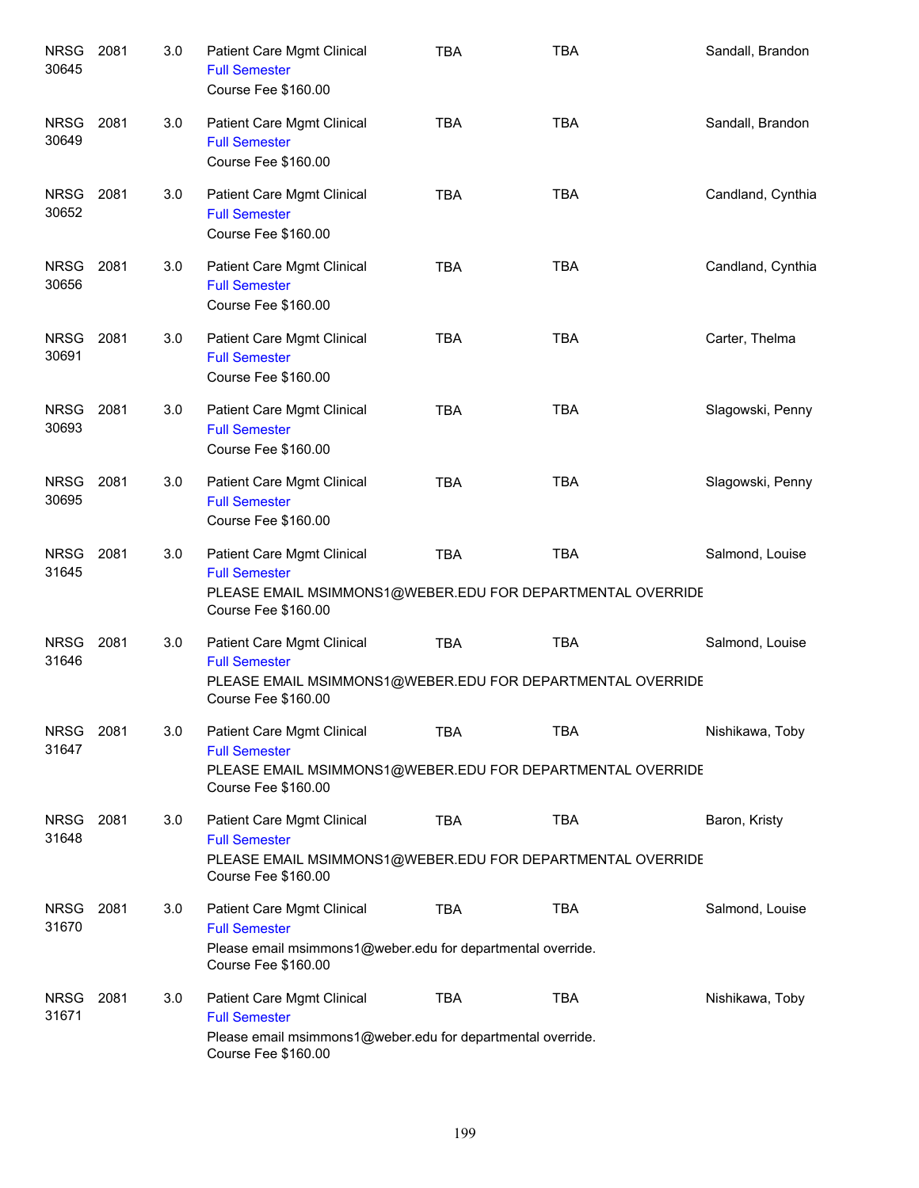| | | | | | | |
|---|---|---|---|---|---|---|
| NRSG 30645 | 2081 | 3.0 | Patient Care Mgmt Clinical<br>Full Semester<br>Course Fee $160.00 | TBA | TBA | Sandall, Brandon |
| NRSG 30649 | 2081 | 3.0 | Patient Care Mgmt Clinical<br>Full Semester<br>Course Fee $160.00 | TBA | TBA | Sandall, Brandon |
| NRSG 30652 | 2081 | 3.0 | Patient Care Mgmt Clinical<br>Full Semester<br>Course Fee $160.00 | TBA | TBA | Candland, Cynthia |
| NRSG 30656 | 2081 | 3.0 | Patient Care Mgmt Clinical<br>Full Semester<br>Course Fee $160.00 | TBA | TBA | Candland, Cynthia |
| NRSG 30691 | 2081 | 3.0 | Patient Care Mgmt Clinical<br>Full Semester<br>Course Fee $160.00 | TBA | TBA | Carter, Thelma |
| NRSG 30693 | 2081 | 3.0 | Patient Care Mgmt Clinical<br>Full Semester<br>Course Fee $160.00 | TBA | TBA | Slagowski, Penny |
| NRSG 30695 | 2081 | 3.0 | Patient Care Mgmt Clinical<br>Full Semester<br>Course Fee $160.00 | TBA | TBA | Slagowski, Penny |
| NRSG 31645 | 2081 | 3.0 | Patient Care Mgmt Clinical<br>Full Semester<br>PLEASE EMAIL MSIMMONS1@WEBER.EDU FOR DEPARTMENTAL OVERRIDE<br>Course Fee $160.00 | TBA | TBA | Salmond, Louise |
| NRSG 31646 | 2081 | 3.0 | Patient Care Mgmt Clinical<br>Full Semester<br>PLEASE EMAIL MSIMMONS1@WEBER.EDU FOR DEPARTMENTAL OVERRIDE<br>Course Fee $160.00 | TBA | TBA | Salmond, Louise |
| NRSG 31647 | 2081 | 3.0 | Patient Care Mgmt Clinical<br>Full Semester<br>PLEASE EMAIL MSIMMONS1@WEBER.EDU FOR DEPARTMENTAL OVERRIDE<br>Course Fee $160.00 | TBA | TBA | Nishikawa, Toby |
| NRSG 31648 | 2081 | 3.0 | Patient Care Mgmt Clinical<br>Full Semester<br>PLEASE EMAIL MSIMMONS1@WEBER.EDU FOR DEPARTMENTAL OVERRIDE<br>Course Fee $160.00 | TBA | TBA | Baron, Kristy |
| NRSG 31670 | 2081 | 3.0 | Patient Care Mgmt Clinical<br>Full Semester<br>Please email msimmons1@weber.edu for departmental override.<br>Course Fee $160.00 | TBA | TBA | Salmond, Louise |
| NRSG 31671 | 2081 | 3.0 | Patient Care Mgmt Clinical<br>Full Semester<br>Please email msimmons1@weber.edu for departmental override.<br>Course Fee $160.00 | TBA | TBA | Nishikawa, Toby |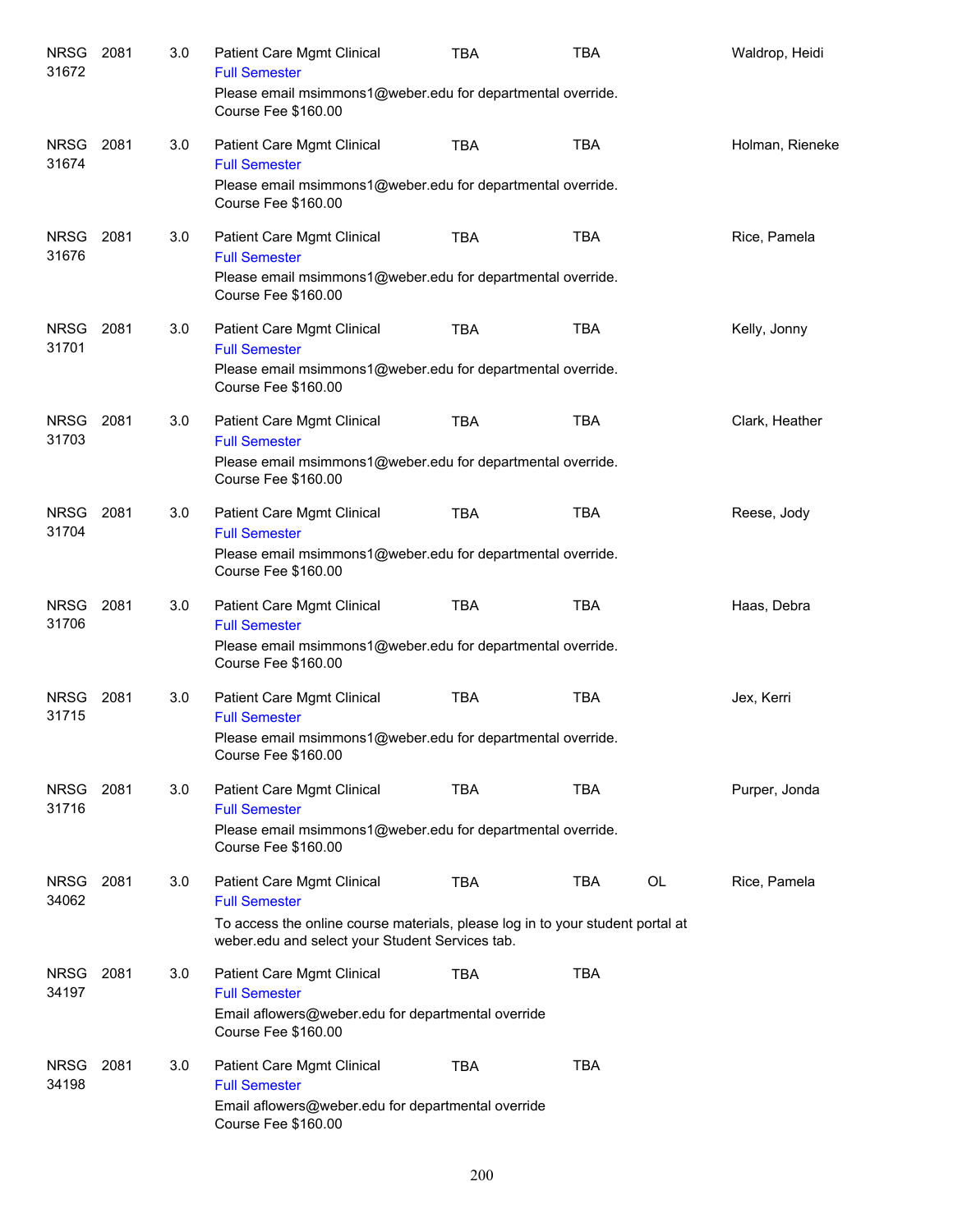| | | | | | | | |
|---|---|---|---|---|---|---|---|
| NRSG 31672 | 2081 | 3.0 | Patient Care Mgmt Clinical<br>Full Semester<br>Please email msimmons1@weber.edu for departmental override.<br>Course Fee $160.00 | TBA | TBA | | Waldrop, Heidi |
| NRSG 31674 | 2081 | 3.0 | Patient Care Mgmt Clinical<br>Full Semester<br>Please email msimmons1@weber.edu for departmental override.<br>Course Fee $160.00 | TBA | TBA | | Holman, Rieneke |
| NRSG 31676 | 2081 | 3.0 | Patient Care Mgmt Clinical<br>Full Semester<br>Please email msimmons1@weber.edu for departmental override.<br>Course Fee $160.00 | TBA | TBA | | Rice, Pamela |
| NRSG 31701 | 2081 | 3.0 | Patient Care Mgmt Clinical<br>Full Semester<br>Please email msimmons1@weber.edu for departmental override.<br>Course Fee $160.00 | TBA | TBA | | Kelly, Jonny |
| NRSG 31703 | 2081 | 3.0 | Patient Care Mgmt Clinical<br>Full Semester<br>Please email msimmons1@weber.edu for departmental override.<br>Course Fee $160.00 | TBA | TBA | | Clark, Heather |
| NRSG 31704 | 2081 | 3.0 | Patient Care Mgmt Clinical<br>Full Semester<br>Please email msimmons1@weber.edu for departmental override.<br>Course Fee $160.00 | TBA | TBA | | Reese, Jody |
| NRSG 31706 | 2081 | 3.0 | Patient Care Mgmt Clinical<br>Full Semester<br>Please email msimmons1@weber.edu for departmental override.<br>Course Fee $160.00 | TBA | TBA | | Haas, Debra |
| NRSG 31715 | 2081 | 3.0 | Patient Care Mgmt Clinical<br>Full Semester<br>Please email msimmons1@weber.edu for departmental override.<br>Course Fee $160.00 | TBA | TBA | | Jex, Kerri |
| NRSG 31716 | 2081 | 3.0 | Patient Care Mgmt Clinical<br>Full Semester<br>Please email msimmons1@weber.edu for departmental override.<br>Course Fee $160.00 | TBA | TBA | | Purper, Jonda |
| NRSG 34062 | 2081 | 3.0 | Patient Care Mgmt Clinical<br>Full Semester<br>To access the online course materials, please log in to your student portal at weber.edu and select your Student Services tab. | TBA | TBA | OL | Rice, Pamela |
| NRSG 34197 | 2081 | 3.0 | Patient Care Mgmt Clinical<br>Full Semester<br>Email aflowers@weber.edu for departmental override<br>Course Fee $160.00 | TBA | TBA | | |
| NRSG 34198 | 2081 | 3.0 | Patient Care Mgmt Clinical<br>Full Semester<br>Email aflowers@weber.edu for departmental override<br>Course Fee $160.00 | TBA | TBA | | |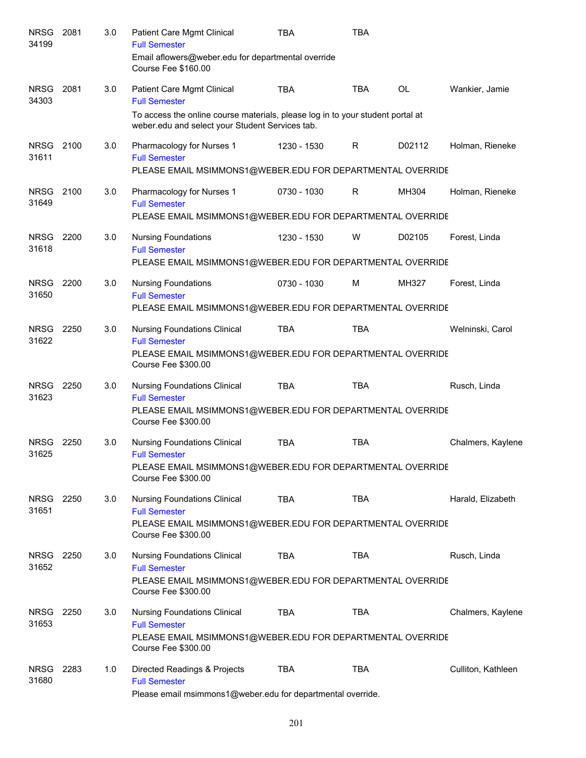| | | | | | | | |
|---|---|---|---|---|---|---|---|
| NRSG 34199 | 2081 | 3.0 | Patient Care Mgmt Clinical<br>Full Semester<br>Email aflowers@weber.edu for departmental override<br>Course Fee $160.00 | TBA | TBA | | |
| NRSG 34303 | 2081 | 3.0 | Patient Care Mgmt Clinical<br>Full Semester<br>To access the online course materials, please log in to your student portal at weber.edu and select your Student Services tab. | TBA | TBA | OL | Wankier, Jamie |
| NRSG 31611 | 2100 | 3.0 | Pharmacology for Nurses 1<br>Full Semester<br>PLEASE EMAIL MSIMMONS1@WEBER.EDU FOR DEPARTMENTAL OVERRIDE | 1230 - 1530 | R | D02112 | Holman, Rieneke |
| NRSG 31649 | 2100 | 3.0 | Pharmacology for Nurses 1<br>Full Semester<br>PLEASE EMAIL MSIMMONS1@WEBER.EDU FOR DEPARTMENTAL OVERRIDE | 0730 - 1030 | R | MH304 | Holman, Rieneke |
| NRSG 31618 | 2200 | 3.0 | Nursing Foundations<br>Full Semester<br>PLEASE EMAIL MSIMMONS1@WEBER.EDU FOR DEPARTMENTAL OVERRIDE | 1230 - 1530 | W | D02105 | Forest, Linda |
| NRSG 31650 | 2200 | 3.0 | Nursing Foundations<br>Full Semester<br>PLEASE EMAIL MSIMMONS1@WEBER.EDU FOR DEPARTMENTAL OVERRIDE | 0730 - 1030 | M | MH327 | Forest, Linda |
| NRSG 31622 | 2250 | 3.0 | Nursing Foundations Clinical<br>Full Semester<br>PLEASE EMAIL MSIMMONS1@WEBER.EDU FOR DEPARTMENTAL OVERRIDE<br>Course Fee $300.00 | TBA | TBA | | Welninski, Carol |
| NRSG 31623 | 2250 | 3.0 | Nursing Foundations Clinical<br>Full Semester<br>PLEASE EMAIL MSIMMONS1@WEBER.EDU FOR DEPARTMENTAL OVERRIDE<br>Course Fee $300.00 | TBA | TBA | | Rusch, Linda |
| NRSG 31625 | 2250 | 3.0 | Nursing Foundations Clinical<br>Full Semester<br>PLEASE EMAIL MSIMMONS1@WEBER.EDU FOR DEPARTMENTAL OVERRIDE<br>Course Fee $300.00 | TBA | TBA | | Chalmers, Kaylene |
| NRSG 31651 | 2250 | 3.0 | Nursing Foundations Clinical<br>Full Semester<br>PLEASE EMAIL MSIMMONS1@WEBER.EDU FOR DEPARTMENTAL OVERRIDE<br>Course Fee $300.00 | TBA | TBA | | Harald, Elizabeth |
| NRSG 31652 | 2250 | 3.0 | Nursing Foundations Clinical<br>Full Semester<br>PLEASE EMAIL MSIMMONS1@WEBER.EDU FOR DEPARTMENTAL OVERRIDE<br>Course Fee $300.00 | TBA | TBA | | Rusch, Linda |
| NRSG 31653 | 2250 | 3.0 | Nursing Foundations Clinical<br>Full Semester<br>PLEASE EMAIL MSIMMONS1@WEBER.EDU FOR DEPARTMENTAL OVERRIDE<br>Course Fee $300.00 | TBA | TBA | | Chalmers, Kaylene |
| NRSG 31680 | 2283 | 1.0 | Directed Readings & Projects<br>Full Semester<br>Please email msimmons1@weber.edu for departmental override. | TBA | TBA | | Culliton, Kathleen |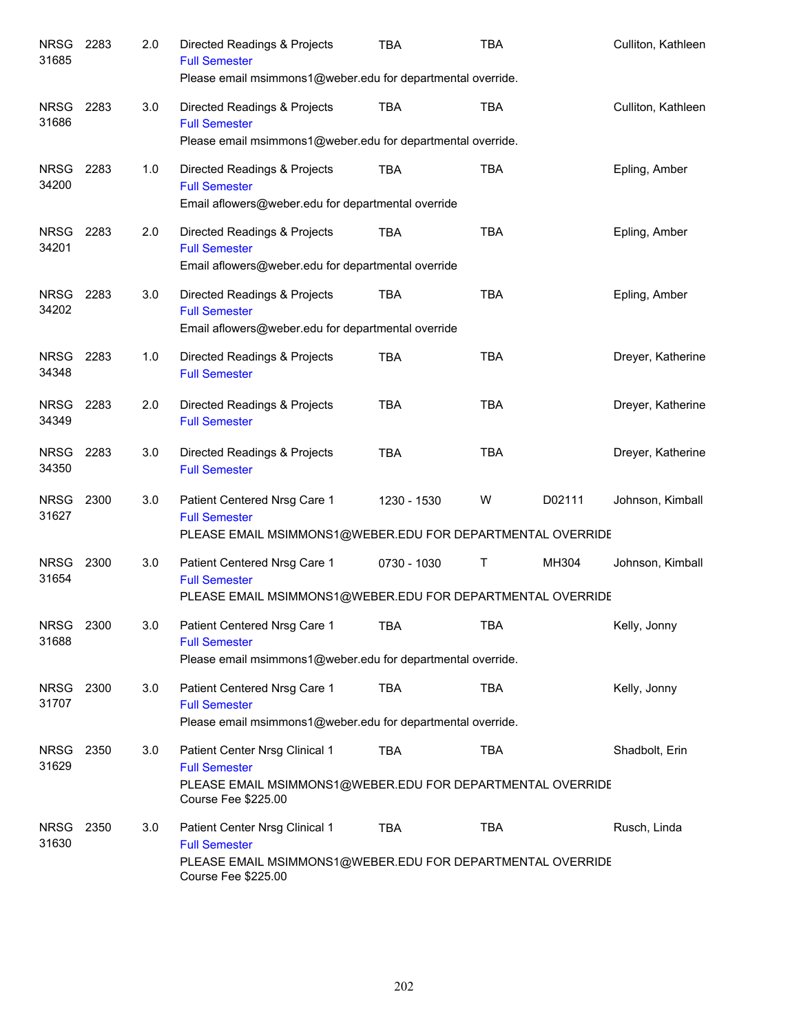| | | | | | | | |
|---|---|---|---|---|---|---|---|
| NRSG 31685 | 2283 | 2.0 | Directed Readings & Projects<br>Full Semester<br>Please email msimmons1@weber.edu for departmental override. | TBA | TBA | | Culliton, Kathleen |
| NRSG 31686 | 2283 | 3.0 | Directed Readings & Projects<br>Full Semester<br>Please email msimmons1@weber.edu for departmental override. | TBA | TBA | | Culliton, Kathleen |
| NRSG 34200 | 2283 | 1.0 | Directed Readings & Projects<br>Full Semester<br>Email aflowers@weber.edu for departmental override | TBA | TBA | | Epling, Amber |
| NRSG 34201 | 2283 | 2.0 | Directed Readings & Projects<br>Full Semester<br>Email aflowers@weber.edu for departmental override | TBA | TBA | | Epling, Amber |
| NRSG 34202 | 2283 | 3.0 | Directed Readings & Projects<br>Full Semester<br>Email aflowers@weber.edu for departmental override | TBA | TBA | | Epling, Amber |
| NRSG 34348 | 2283 | 1.0 | Directed Readings & Projects<br>Full Semester | TBA | TBA | | Dreyer, Katherine |
| NRSG 34349 | 2283 | 2.0 | Directed Readings & Projects<br>Full Semester | TBA | TBA | | Dreyer, Katherine |
| NRSG 34350 | 2283 | 3.0 | Directed Readings & Projects<br>Full Semester | TBA | TBA | | Dreyer, Katherine |
| NRSG 31627 | 2300 | 3.0 | Patient Centered Nrsg Care 1<br>Full Semester<br>PLEASE EMAIL MSIMMONS1@WEBER.EDU FOR DEPARTMENTAL OVERRIDE | 1230 - 1530 | W | D02111 | Johnson, Kimball |
| NRSG 31654 | 2300 | 3.0 | Patient Centered Nrsg Care 1<br>Full Semester<br>PLEASE EMAIL MSIMMONS1@WEBER.EDU FOR DEPARTMENTAL OVERRIDE | 0730 - 1030 | T | MH304 | Johnson, Kimball |
| NRSG 31688 | 2300 | 3.0 | Patient Centered Nrsg Care 1<br>Full Semester<br>Please email msimmons1@weber.edu for departmental override. | TBA | TBA | | Kelly, Jonny |
| NRSG 31707 | 2300 | 3.0 | Patient Centered Nrsg Care 1<br>Full Semester<br>Please email msimmons1@weber.edu for departmental override. | TBA | TBA | | Kelly, Jonny |
| NRSG 31629 | 2350 | 3.0 | Patient Center Nrsg Clinical 1<br>Full Semester<br>PLEASE EMAIL MSIMMONS1@WEBER.EDU FOR DEPARTMENTAL OVERRIDE<br>Course Fee $225.00 | TBA | TBA | | Shadbolt, Erin |
| NRSG 31630 | 2350 | 3.0 | Patient Center Nrsg Clinical 1<br>Full Semester<br>PLEASE EMAIL MSIMMONS1@WEBER.EDU FOR DEPARTMENTAL OVERRIDE<br>Course Fee $225.00 | TBA | TBA | | Rusch, Linda |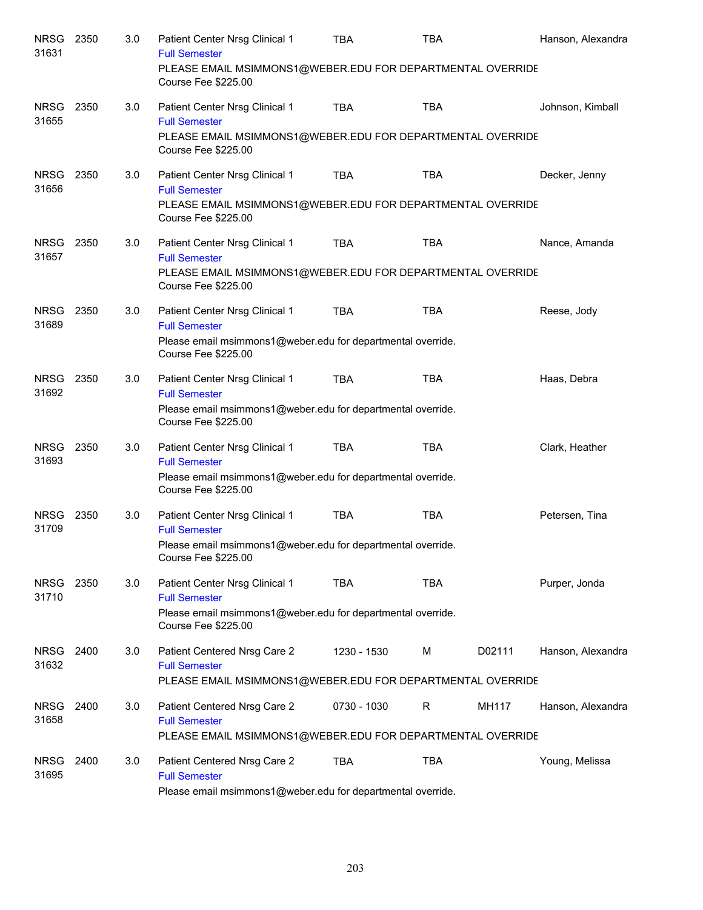| | | | | | | | |
|---|---|---|---|---|---|---|---|
| NRSG 31631 | 2350 | 3.0 | Patient Center Nrsg Clinical 1<br>Full Semester<br>PLEASE EMAIL MSIMMONS1@WEBER.EDU FOR DEPARTMENTAL OVERRIDE<br>Course Fee $225.00 | TBA | TBA | | Hanson, Alexandra |
| NRSG 31655 | 2350 | 3.0 | Patient Center Nrsg Clinical 1<br>Full Semester<br>PLEASE EMAIL MSIMMONS1@WEBER.EDU FOR DEPARTMENTAL OVERRIDE<br>Course Fee $225.00 | TBA | TBA | | Johnson, Kimball |
| NRSG 31656 | 2350 | 3.0 | Patient Center Nrsg Clinical 1<br>Full Semester<br>PLEASE EMAIL MSIMMONS1@WEBER.EDU FOR DEPARTMENTAL OVERRIDE<br>Course Fee $225.00 | TBA | TBA | | Decker, Jenny |
| NRSG 31657 | 2350 | 3.0 | Patient Center Nrsg Clinical 1<br>Full Semester<br>PLEASE EMAIL MSIMMONS1@WEBER.EDU FOR DEPARTMENTAL OVERRIDE<br>Course Fee $225.00 | TBA | TBA | | Nance, Amanda |
| NRSG 31689 | 2350 | 3.0 | Patient Center Nrsg Clinical 1<br>Full Semester<br>Please email msimmons1@weber.edu for departmental override.<br>Course Fee $225.00 | TBA | TBA | | Reese, Jody |
| NRSG 31692 | 2350 | 3.0 | Patient Center Nrsg Clinical 1<br>Full Semester<br>Please email msimmons1@weber.edu for departmental override.<br>Course Fee $225.00 | TBA | TBA | | Haas, Debra |
| NRSG 31693 | 2350 | 3.0 | Patient Center Nrsg Clinical 1<br>Full Semester<br>Please email msimmons1@weber.edu for departmental override.<br>Course Fee $225.00 | TBA | TBA | | Clark, Heather |
| NRSG 31709 | 2350 | 3.0 | Patient Center Nrsg Clinical 1<br>Full Semester<br>Please email msimmons1@weber.edu for departmental override.<br>Course Fee $225.00 | TBA | TBA | | Petersen, Tina |
| NRSG 31710 | 2350 | 3.0 | Patient Center Nrsg Clinical 1<br>Full Semester<br>Please email msimmons1@weber.edu for departmental override.<br>Course Fee $225.00 | TBA | TBA | | Purper, Jonda |
| NRSG 31632 | 2400 | 3.0 | Patient Centered Nrsg Care 2<br>Full Semester<br>PLEASE EMAIL MSIMMONS1@WEBER.EDU FOR DEPARTMENTAL OVERRIDE | 1230 - 1530 | M | D02111 | Hanson, Alexandra |
| NRSG 31658 | 2400 | 3.0 | Patient Centered Nrsg Care 2<br>Full Semester<br>PLEASE EMAIL MSIMMONS1@WEBER.EDU FOR DEPARTMENTAL OVERRIDE | 0730 - 1030 | R | MH117 | Hanson, Alexandra |
| NRSG 31695 | 2400 | 3.0 | Patient Centered Nrsg Care 2<br>Full Semester<br>Please email msimmons1@weber.edu for departmental override. | TBA | TBA | | Young, Melissa |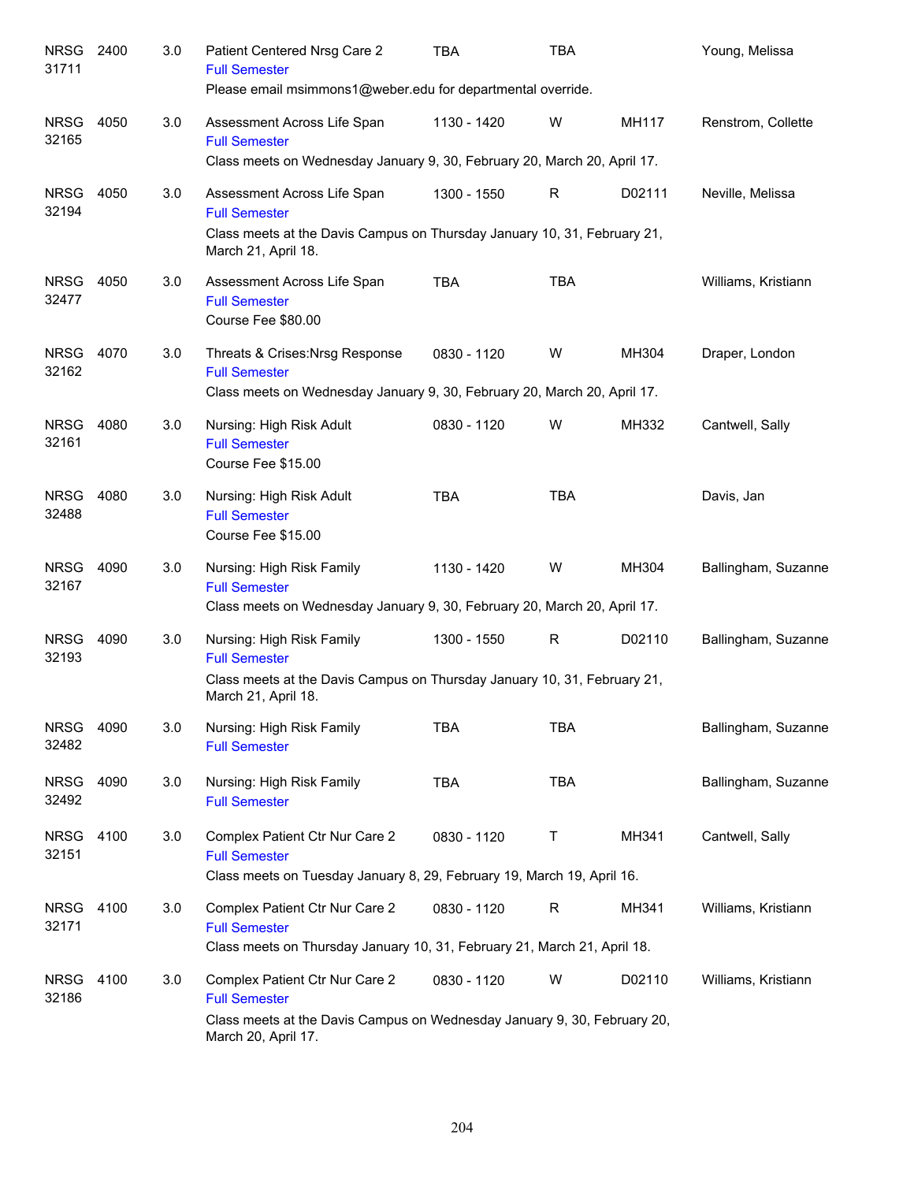| | | | | | | | |
|---|---|---|---|---|---|---|---|
| NRSG 31711 | 2400 | 3.0 | Patient Centered Nrsg Care 2<br>Full Semester<br>Please email msimmons1@weber.edu for departmental override. | TBA | TBA | | Young, Melissa |
| NRSG 32165 | 4050 | 3.0 | Assessment Across Life Span<br>Full Semester<br>Class meets on Wednesday January 9, 30, February 20, March 20, April 17. | 1130 - 1420 | W | MH117 | Renstrom, Collette |
| NRSG 32194 | 4050 | 3.0 | Assessment Across Life Span<br>Full Semester<br>Class meets at the Davis Campus on Thursday January 10, 31, February 21, March 21, April 18. | 1300 - 1550 | R | D02111 | Neville, Melissa |
| NRSG 32477 | 4050 | 3.0 | Assessment Across Life Span<br>Full Semester<br>Course Fee $80.00 | TBA | TBA | | Williams, Kristiann |
| NRSG 32162 | 4070 | 3.0 | Threats & Crises:Nrsg Response<br>Full Semester<br>Class meets on Wednesday January 9, 30, February 20, March 20, April 17. | 0830 - 1120 | W | MH304 | Draper, London |
| NRSG 32161 | 4080 | 3.0 | Nursing: High Risk Adult<br>Full Semester<br>Course Fee $15.00 | 0830 - 1120 | W | MH332 | Cantwell, Sally |
| NRSG 32488 | 4080 | 3.0 | Nursing: High Risk Adult<br>Full Semester<br>Course Fee $15.00 | TBA | TBA | | Davis, Jan |
| NRSG 32167 | 4090 | 3.0 | Nursing: High Risk Family<br>Full Semester<br>Class meets on Wednesday January 9, 30, February 20, March 20, April 17. | 1130 - 1420 | W | MH304 | Ballingham, Suzanne |
| NRSG 32193 | 4090 | 3.0 | Nursing: High Risk Family<br>Full Semester<br>Class meets at the Davis Campus on Thursday January 10, 31, February 21, March 21, April 18. | 1300 - 1550 | R | D02110 | Ballingham, Suzanne |
| NRSG 32482 | 4090 | 3.0 | Nursing: High Risk Family<br>Full Semester | TBA | TBA | | Ballingham, Suzanne |
| NRSG 32492 | 4090 | 3.0 | Nursing: High Risk Family<br>Full Semester | TBA | TBA | | Ballingham, Suzanne |
| NRSG 32151 | 4100 | 3.0 | Complex Patient Ctr Nur Care 2<br>Full Semester<br>Class meets on Tuesday January 8, 29, February 19, March 19, April 16. | 0830 - 1120 | T | MH341 | Cantwell, Sally |
| NRSG 32171 | 4100 | 3.0 | Complex Patient Ctr Nur Care 2<br>Full Semester<br>Class meets on Thursday January 10, 31, February 21, March 21, April 18. | 0830 - 1120 | R | MH341 | Williams, Kristiann |
| NRSG 32186 | 4100 | 3.0 | Complex Patient Ctr Nur Care 2<br>Full Semester<br>Class meets at the Davis Campus on Wednesday January 9, 30, February 20, March 20, April 17. | 0830 - 1120 | W | D02110 | Williams, Kristiann |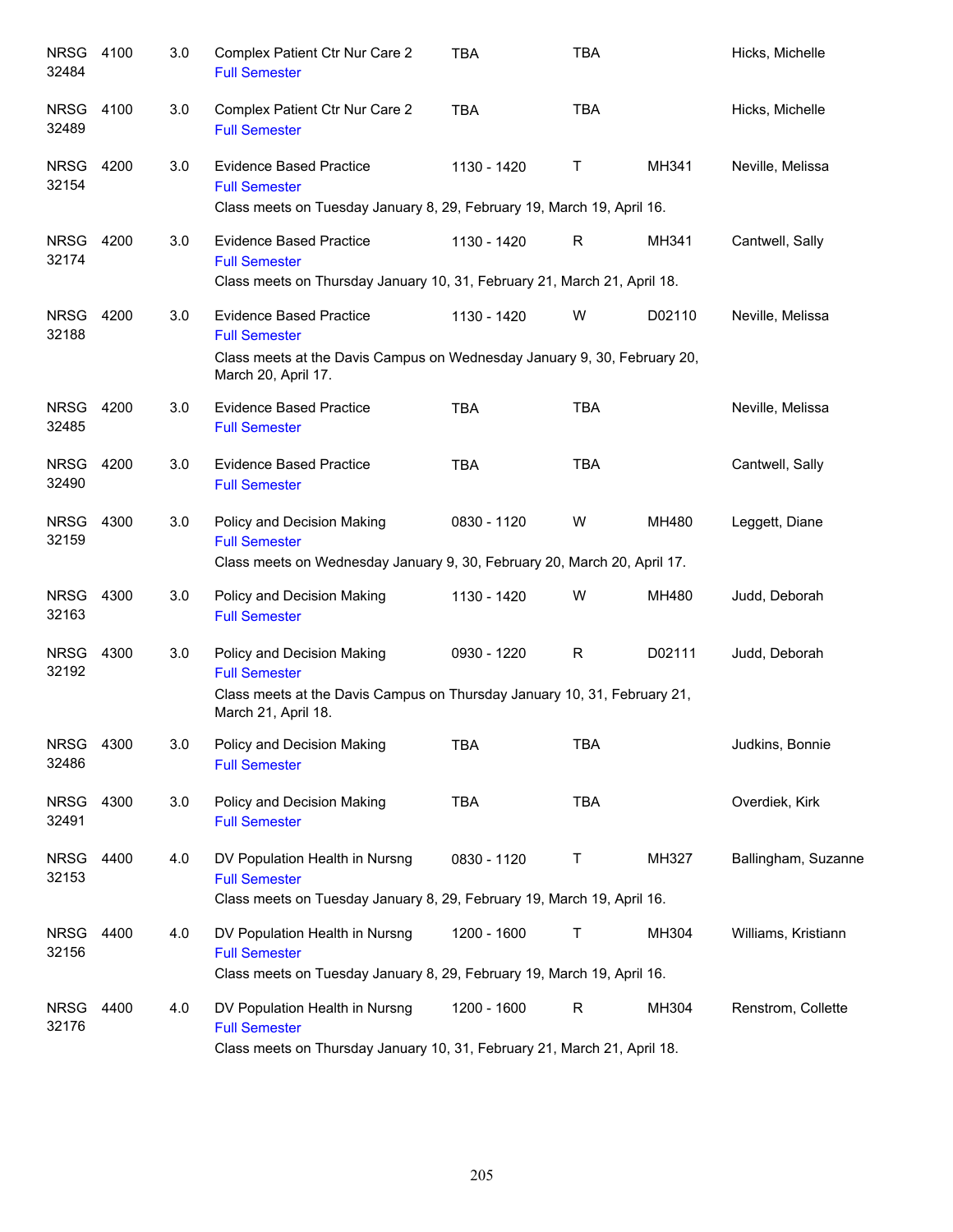| | | | | | | | |
|---|---|---|---|---|---|---|---|
| NRSG 32484 | 4100 | 3.0 | Complex Patient Ctr Nur Care 2<br>Full Semester | TBA | TBA | | Hicks, Michelle |
| NRSG 32489 | 4100 | 3.0 | Complex Patient Ctr Nur Care 2<br>Full Semester | TBA | TBA | | Hicks, Michelle |
| NRSG 32154 | 4200 | 3.0 | Evidence Based Practice<br>Full Semester<br>Class meets on Tuesday January 8, 29, February 19, March 19, April 16. | 1130 - 1420 | T | MH341 | Neville, Melissa |
| NRSG 32174 | 4200 | 3.0 | Evidence Based Practice<br>Full Semester<br>Class meets on Thursday January 10, 31, February 21, March 21, April 18. | 1130 - 1420 | R | MH341 | Cantwell, Sally |
| NRSG 32188 | 4200 | 3.0 | Evidence Based Practice<br>Full Semester<br>Class meets at the Davis Campus on Wednesday January 9, 30, February 20, March 20, April 17. | 1130 - 1420 | W | D02110 | Neville, Melissa |
| NRSG 32485 | 4200 | 3.0 | Evidence Based Practice<br>Full Semester | TBA | TBA | | Neville, Melissa |
| NRSG 32490 | 4200 | 3.0 | Evidence Based Practice<br>Full Semester | TBA | TBA | | Cantwell, Sally |
| NRSG 32159 | 4300 | 3.0 | Policy and Decision Making<br>Full Semester<br>Class meets on Wednesday January 9, 30, February 20, March 20, April 17. | 0830 - 1120 | W | MH480 | Leggett, Diane |
| NRSG 32163 | 4300 | 3.0 | Policy and Decision Making<br>Full Semester | 1130 - 1420 | W | MH480 | Judd, Deborah |
| NRSG 32192 | 4300 | 3.0 | Policy and Decision Making<br>Full Semester<br>Class meets at the Davis Campus on Thursday January 10, 31, February 21, March 21, April 18. | 0930 - 1220 | R | D02111 | Judd, Deborah |
| NRSG 32486 | 4300 | 3.0 | Policy and Decision Making<br>Full Semester | TBA | TBA | | Judkins, Bonnie |
| NRSG 32491 | 4300 | 3.0 | Policy and Decision Making<br>Full Semester | TBA | TBA | | Overdiek, Kirk |
| NRSG 32153 | 4400 | 4.0 | DV Population Health in Nursng<br>Full Semester<br>Class meets on Tuesday January 8, 29, February 19, March 19, April 16. | 0830 - 1120 | T | MH327 | Ballingham, Suzanne |
| NRSG 32156 | 4400 | 4.0 | DV Population Health in Nursng<br>Full Semester<br>Class meets on Tuesday January 8, 29, February 19, March 19, April 16. | 1200 - 1600 | T | MH304 | Williams, Kristiann |
| NRSG 32176 | 4400 | 4.0 | DV Population Health in Nursng<br>Full Semester<br>Class meets on Thursday January 10, 31, February 21, March 21, April 18. | 1200 - 1600 | R | MH304 | Renstrom, Collette |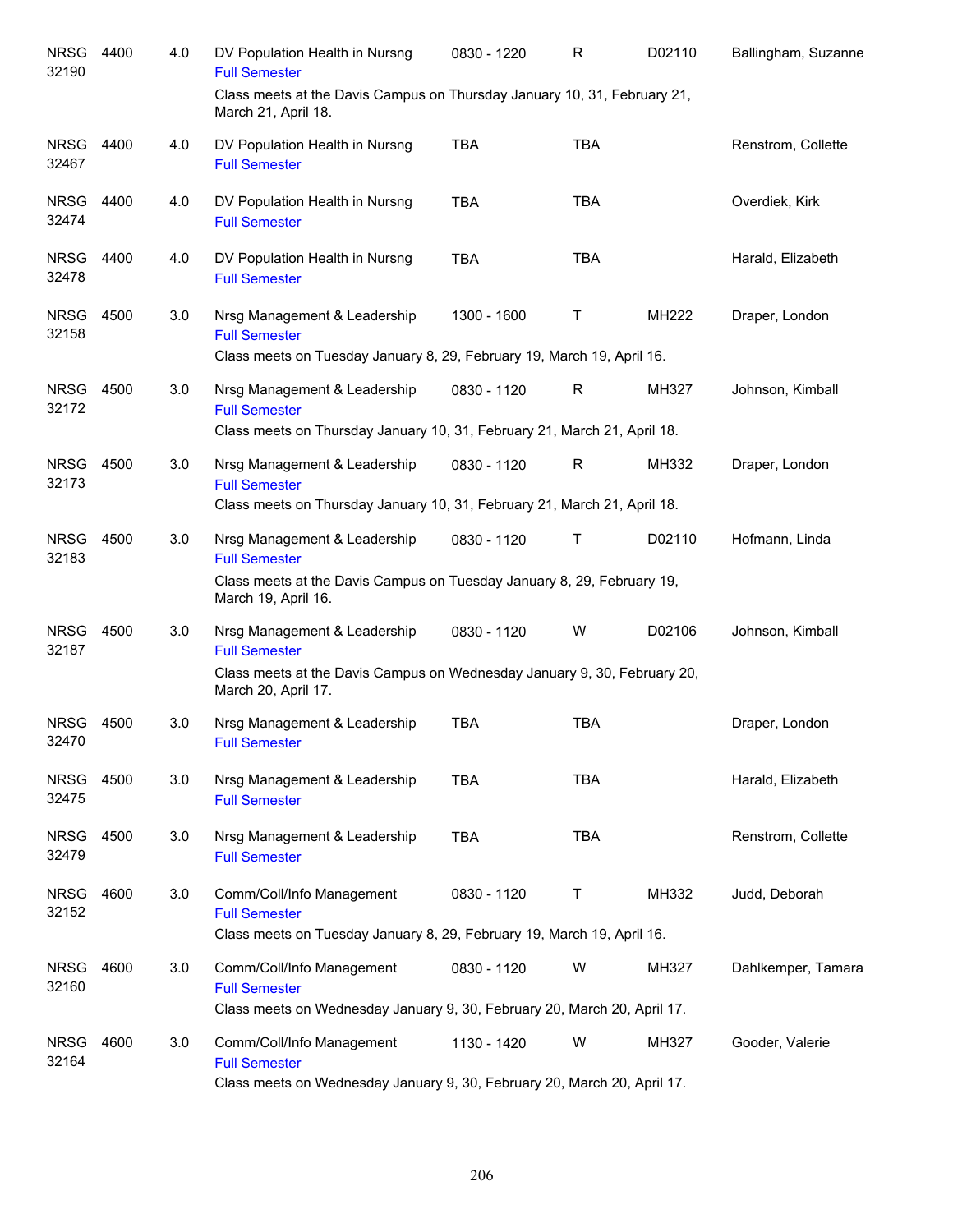| | | | | | | | |
|---|---|---|---|---|---|---|---|
| NRSG 32190 | 4400 | 4.0 | DV Population Health in Nursng<br>Full Semester<br>Class meets at the Davis Campus on Thursday January 10, 31, February 21, March 21, April 18. | 0830 - 1220 | R | D02110 | Ballingham, Suzanne |
| NRSG 32467 | 4400 | 4.0 | DV Population Health in Nursng<br>Full Semester | TBA | TBA | | Renstrom, Collette |
| NRSG 32474 | 4400 | 4.0 | DV Population Health in Nursng<br>Full Semester | TBA | TBA | | Overdiek, Kirk |
| NRSG 32478 | 4400 | 4.0 | DV Population Health in Nursng<br>Full Semester | TBA | TBA | | Harald, Elizabeth |
| NRSG 32158 | 4500 | 3.0 | Nrsg Management & Leadership<br>Full Semester<br>Class meets on Tuesday January 8, 29, February 19, March 19, April 16. | 1300 - 1600 | T | MH222 | Draper, London |
| NRSG 32172 | 4500 | 3.0 | Nrsg Management & Leadership<br>Full Semester<br>Class meets on Thursday January 10, 31, February 21, March 21, April 18. | 0830 - 1120 | R | MH327 | Johnson, Kimball |
| NRSG 32173 | 4500 | 3.0 | Nrsg Management & Leadership<br>Full Semester<br>Class meets on Thursday January 10, 31, February 21, March 21, April 18. | 0830 - 1120 | R | MH332 | Draper, London |
| NRSG 32183 | 4500 | 3.0 | Nrsg Management & Leadership<br>Full Semester<br>Class meets at the Davis Campus on Tuesday January 8, 29, February 19, March 19, April 16. | 0830 - 1120 | T | D02110 | Hofmann, Linda |
| NRSG 32187 | 4500 | 3.0 | Nrsg Management & Leadership<br>Full Semester<br>Class meets at the Davis Campus on Wednesday January 9, 30, February 20, March 20, April 17. | 0830 - 1120 | W | D02106 | Johnson, Kimball |
| NRSG 32470 | 4500 | 3.0 | Nrsg Management & Leadership<br>Full Semester | TBA | TBA | | Draper, London |
| NRSG 32475 | 4500 | 3.0 | Nrsg Management & Leadership<br>Full Semester | TBA | TBA | | Harald, Elizabeth |
| NRSG 32479 | 4500 | 3.0 | Nrsg Management & Leadership<br>Full Semester | TBA | TBA | | Renstrom, Collette |
| NRSG 32152 | 4600 | 3.0 | Comm/Coll/Info Management<br>Full Semester<br>Class meets on Tuesday January 8, 29, February 19, March 19, April 16. | 0830 - 1120 | T | MH332 | Judd, Deborah |
| NRSG 32160 | 4600 | 3.0 | Comm/Coll/Info Management<br>Full Semester<br>Class meets on Wednesday January 9, 30, February 20, March 20, April 17. | 0830 - 1120 | W | MH327 | Dahlkemper, Tamara |
| NRSG 32164 | 4600 | 3.0 | Comm/Coll/Info Management<br>Full Semester<br>Class meets on Wednesday January 9, 30, February 20, March 20, April 17. | 1130 - 1420 | W | MH327 | Gooder, Valerie |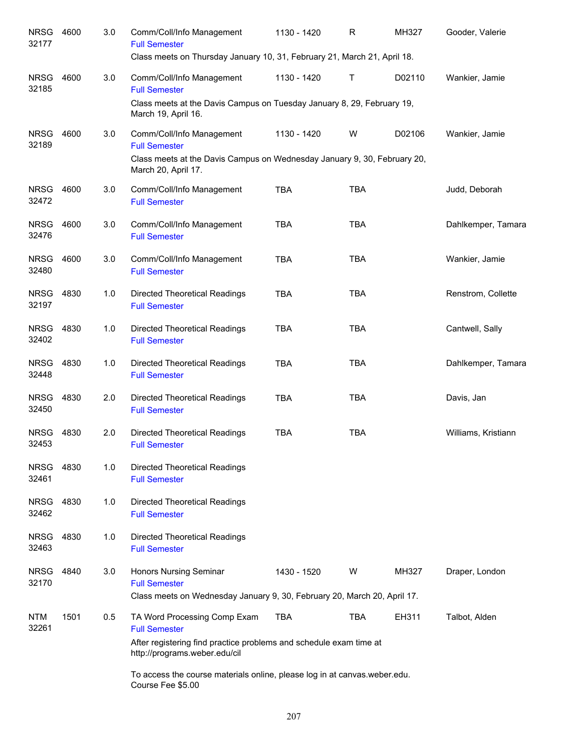| | | | | | | | |
|---|---|---|---|---|---|---|---|
| NRSG 32177 | 4600 | 3.0 | Comm/Coll/Info Management<br>Full Semester<br>Class meets on Thursday January 10, 31, February 21, March 21, April 18. | 1130 - 1420 | R | MH327 | Gooder, Valerie |
| NRSG 32185 | 4600 | 3.0 | Comm/Coll/Info Management<br>Full Semester<br>Class meets at the Davis Campus on Tuesday January 8, 29, February 19, March 19, April 16. | 1130 - 1420 | T | D02110 | Wankier, Jamie |
| NRSG 32189 | 4600 | 3.0 | Comm/Coll/Info Management<br>Full Semester<br>Class meets at the Davis Campus on Wednesday January 9, 30, February 20, March 20, April 17. | 1130 - 1420 | W | D02106 | Wankier, Jamie |
| NRSG 32472 | 4600 | 3.0 | Comm/Coll/Info Management<br>Full Semester | TBA | TBA | | Judd, Deborah |
| NRSG 32476 | 4600 | 3.0 | Comm/Coll/Info Management<br>Full Semester | TBA | TBA | | Dahlkemper, Tamara |
| NRSG 32480 | 4600 | 3.0 | Comm/Coll/Info Management<br>Full Semester | TBA | TBA | | Wankier, Jamie |
| NRSG 32197 | 4830 | 1.0 | Directed Theoretical Readings<br>Full Semester | TBA | TBA | | Renstrom, Collette |
| NRSG 32402 | 4830 | 1.0 | Directed Theoretical Readings<br>Full Semester | TBA | TBA | | Cantwell, Sally |
| NRSG 32448 | 4830 | 1.0 | Directed Theoretical Readings<br>Full Semester | TBA | TBA | | Dahlkemper, Tamara |
| NRSG 32450 | 4830 | 2.0 | Directed Theoretical Readings<br>Full Semester | TBA | TBA | | Davis, Jan |
| NRSG 32453 | 4830 | 2.0 | Directed Theoretical Readings<br>Full Semester | TBA | TBA | | Williams, Kristiann |
| NRSG 32461 | 4830 | 1.0 | Directed Theoretical Readings<br>Full Semester | | | | |
| NRSG 32462 | 4830 | 1.0 | Directed Theoretical Readings<br>Full Semester | | | | |
| NRSG 32463 | 4830 | 1.0 | Directed Theoretical Readings<br>Full Semester | | | | |
| NRSG 32170 | 4840 | 3.0 | Honors Nursing Seminar<br>Full Semester<br>Class meets on Wednesday January 9, 30, February 20, March 20, April 17. | 1430 - 1520 | W | MH327 | Draper, London |
| NTM 32261 | 1501 | 0.5 | TA Word Processing Comp Exam<br>Full Semester<br>After registering find practice problems and schedule exam time at http://programs.weber.edu/cil<br>To access the course materials online, please log in at canvas.weber.edu.<br>Course Fee $5.00 | TBA | TBA | EH311 | Talbot, Alden |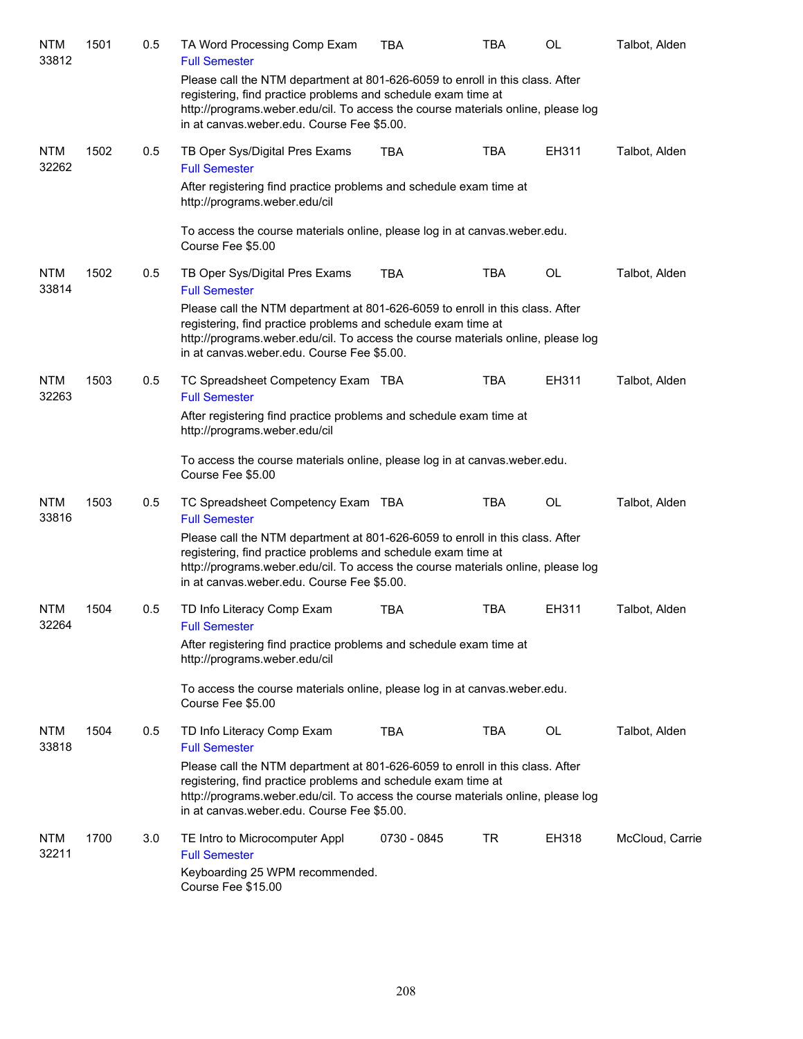| | | | | | | | |
|---|---|---|---|---|---|---|---|
| NTM 33812 | 1501 | 0.5 | TA Word Processing Comp Exam<br>Full Semester<br>Please call the NTM department at 801-626-6059 to enroll in this class. After registering, find practice problems and schedule exam time at http://programs.weber.edu/cil. To access the course materials online, please log in at canvas.weber.edu. Course Fee $5.00. | TBA | TBA | OL | Talbot, Alden |
| NTM 32262 | 1502 | 0.5 | TB Oper Sys/Digital Pres Exams<br>Full Semester<br>After registering find practice problems and schedule exam time at http://programs.weber.edu/cil<br><br>To access the course materials online, please log in at canvas.weber.edu. Course Fee $5.00 | TBA | TBA | EH311 | Talbot, Alden |
| NTM 33814 | 1502 | 0.5 | TB Oper Sys/Digital Pres Exams<br>Full Semester<br>Please call the NTM department at 801-626-6059 to enroll in this class. After registering, find practice problems and schedule exam time at http://programs.weber.edu/cil. To access the course materials online, please log in at canvas.weber.edu. Course Fee $5.00. | TBA | TBA | OL | Talbot, Alden |
| NTM 32263 | 1503 | 0.5 | TC Spreadsheet Competency Exam<br>Full Semester<br>After registering find practice problems and schedule exam time at http://programs.weber.edu/cil<br><br>To access the course materials online, please log in at canvas.weber.edu. Course Fee $5.00 | TBA | TBA | EH311 | Talbot, Alden |
| NTM 33816 | 1503 | 0.5 | TC Spreadsheet Competency Exam<br>Full Semester<br>Please call the NTM department at 801-626-6059 to enroll in this class. After registering, find practice problems and schedule exam time at http://programs.weber.edu/cil. To access the course materials online, please log in at canvas.weber.edu. Course Fee $5.00. | TBA | TBA | OL | Talbot, Alden |
| NTM 32264 | 1504 | 0.5 | TD Info Literacy Comp Exam<br>Full Semester<br>After registering find practice problems and schedule exam time at http://programs.weber.edu/cil<br><br>To access the course materials online, please log in at canvas.weber.edu. Course Fee $5.00 | TBA | TBA | EH311 | Talbot, Alden |
| NTM 33818 | 1504 | 0.5 | TD Info Literacy Comp Exam<br>Full Semester<br>Please call the NTM department at 801-626-6059 to enroll in this class. After registering, find practice problems and schedule exam time at http://programs.weber.edu/cil. To access the course materials online, please log in at canvas.weber.edu. Course Fee $5.00. | TBA | TBA | OL | Talbot, Alden |
| NTM 32211 | 1700 | 3.0 | TE Intro to Microcomputer Appl<br>Full Semester<br>Keyboarding 25 WPM recommended. Course Fee $15.00 | 0730 - 0845 | TR | EH318 | McCloud, Carrie |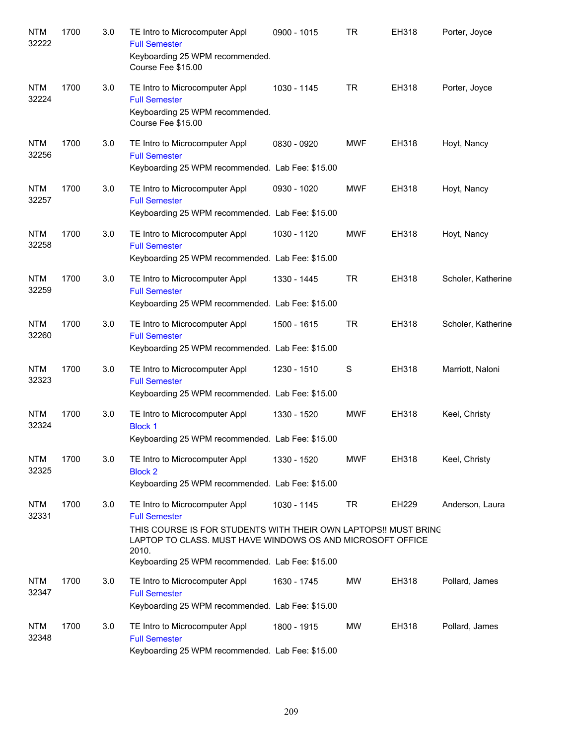| | | | | | | | |
|---|---|---|---|---|---|---|---|
| NTM 32222 | 1700 | 3.0 | TE Intro to Microcomputer Appl<br>Full Semester<br>Keyboarding 25 WPM recommended.<br>Course Fee $15.00 | 0900 - 1015 | TR | EH318 | Porter, Joyce |
| NTM 32224 | 1700 | 3.0 | TE Intro to Microcomputer Appl<br>Full Semester<br>Keyboarding 25 WPM recommended.<br>Course Fee $15.00 | 1030 - 1145 | TR | EH318 | Porter, Joyce |
| NTM 32256 | 1700 | 3.0 | TE Intro to Microcomputer Appl<br>Full Semester<br>Keyboarding 25 WPM recommended. Lab Fee: $15.00 | 0830 - 0920 | MWF | EH318 | Hoyt, Nancy |
| NTM 32257 | 1700 | 3.0 | TE Intro to Microcomputer Appl<br>Full Semester<br>Keyboarding 25 WPM recommended. Lab Fee: $15.00 | 0930 - 1020 | MWF | EH318 | Hoyt, Nancy |
| NTM 32258 | 1700 | 3.0 | TE Intro to Microcomputer Appl<br>Full Semester<br>Keyboarding 25 WPM recommended. Lab Fee: $15.00 | 1030 - 1120 | MWF | EH318 | Hoyt, Nancy |
| NTM 32259 | 1700 | 3.0 | TE Intro to Microcomputer Appl<br>Full Semester<br>Keyboarding 25 WPM recommended. Lab Fee: $15.00 | 1330 - 1445 | TR | EH318 | Scholer, Katherine |
| NTM 32260 | 1700 | 3.0 | TE Intro to Microcomputer Appl<br>Full Semester<br>Keyboarding 25 WPM recommended. Lab Fee: $15.00 | 1500 - 1615 | TR | EH318 | Scholer, Katherine |
| NTM 32323 | 1700 | 3.0 | TE Intro to Microcomputer Appl<br>Full Semester<br>Keyboarding 25 WPM recommended. Lab Fee: $15.00 | 1230 - 1510 | S | EH318 | Marriott, Naloni |
| NTM 32324 | 1700 | 3.0 | TE Intro to Microcomputer Appl<br>Block 1<br>Keyboarding 25 WPM recommended. Lab Fee: $15.00 | 1330 - 1520 | MWF | EH318 | Keel, Christy |
| NTM 32325 | 1700 | 3.0 | TE Intro to Microcomputer Appl<br>Block 2<br>Keyboarding 25 WPM recommended. Lab Fee: $15.00 | 1330 - 1520 | MWF | EH318 | Keel, Christy |
| NTM 32331 | 1700 | 3.0 | TE Intro to Microcomputer Appl<br>Full Semester<br>THIS COURSE IS FOR STUDENTS WITH THEIR OWN LAPTOPS!! MUST BRING LAPTOP TO CLASS. MUST HAVE WINDOWS OS AND MICROSOFT OFFICE 2010.<br>Keyboarding 25 WPM recommended. Lab Fee: $15.00 | 1030 - 1145 | TR | EH229 | Anderson, Laura |
| NTM 32347 | 1700 | 3.0 | TE Intro to Microcomputer Appl<br>Full Semester<br>Keyboarding 25 WPM recommended. Lab Fee: $15.00 | 1630 - 1745 | MW | EH318 | Pollard, James |
| NTM 32348 | 1700 | 3.0 | TE Intro to Microcomputer Appl<br>Full Semester<br>Keyboarding 25 WPM recommended. Lab Fee: $15.00 | 1800 - 1915 | MW | EH318 | Pollard, James |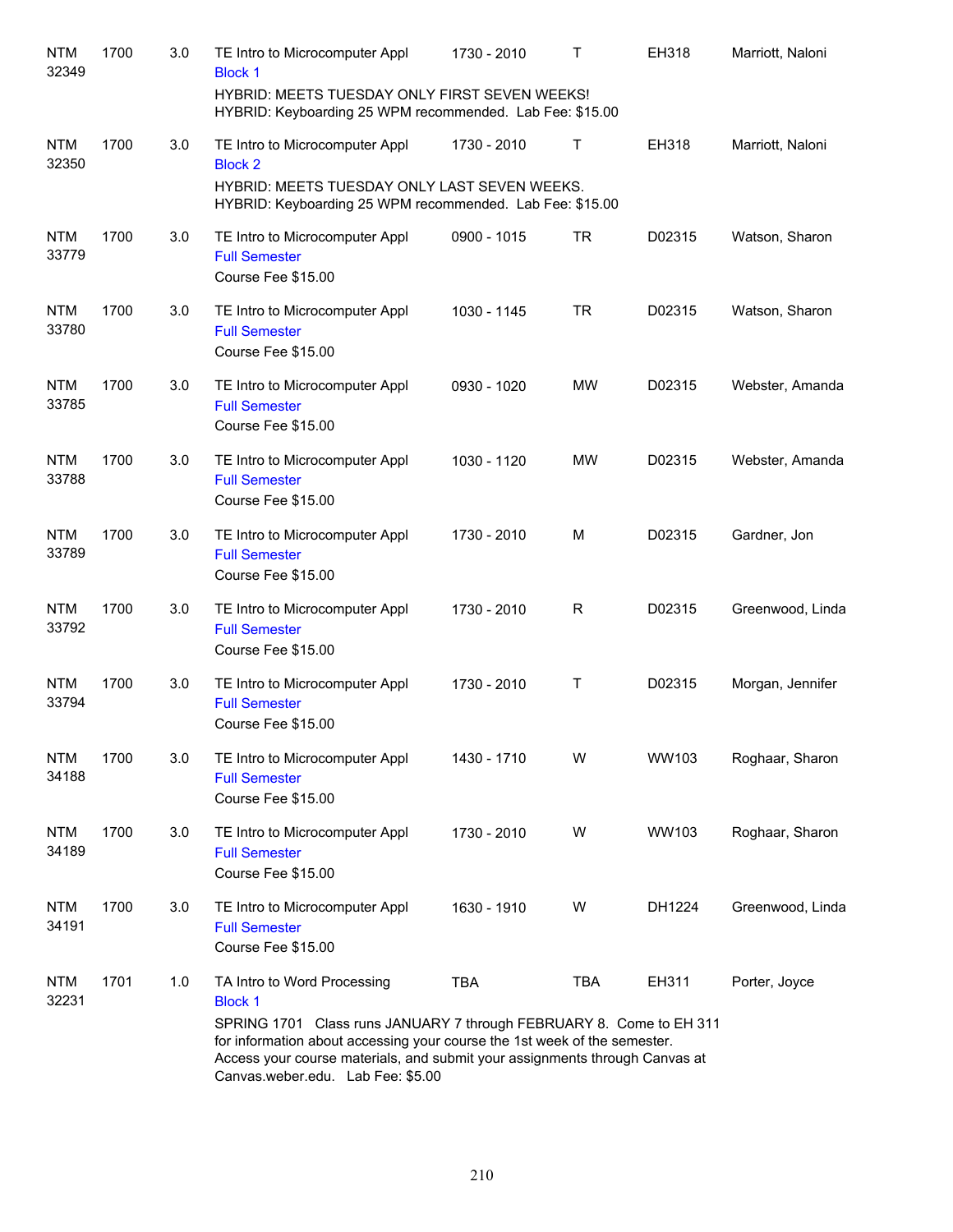| | | | | | | | |
|---|---|---|---|---|---|---|---|
| NTM 32349 | 1700 | 3.0 | TE Intro to Microcomputer Appl<br>Block 1<br>HYBRID: MEETS TUESDAY ONLY FIRST SEVEN WEEKS!<br>HYBRID: Keyboarding 25 WPM recommended. Lab Fee: $15.00 | 1730 - 2010 | T | EH318 | Marriott, Naloni |
| NTM 32350 | 1700 | 3.0 | TE Intro to Microcomputer Appl<br>Block 2<br>HYBRID: MEETS TUESDAY ONLY LAST SEVEN WEEKS.<br>HYBRID: Keyboarding 25 WPM recommended. Lab Fee: $15.00 | 1730 - 2010 | T | EH318 | Marriott, Naloni |
| NTM 33779 | 1700 | 3.0 | TE Intro to Microcomputer Appl<br>Full Semester<br>Course Fee $15.00 | 0900 - 1015 | TR | D02315 | Watson, Sharon |
| NTM 33780 | 1700 | 3.0 | TE Intro to Microcomputer Appl<br>Full Semester<br>Course Fee $15.00 | 1030 - 1145 | TR | D02315 | Watson, Sharon |
| NTM 33785 | 1700 | 3.0 | TE Intro to Microcomputer Appl<br>Full Semester<br>Course Fee $15.00 | 0930 - 1020 | MW | D02315 | Webster, Amanda |
| NTM 33788 | 1700 | 3.0 | TE Intro to Microcomputer Appl<br>Full Semester<br>Course Fee $15.00 | 1030 - 1120 | MW | D02315 | Webster, Amanda |
| NTM 33789 | 1700 | 3.0 | TE Intro to Microcomputer Appl<br>Full Semester<br>Course Fee $15.00 | 1730 - 2010 | M | D02315 | Gardner, Jon |
| NTM 33792 | 1700 | 3.0 | TE Intro to Microcomputer Appl<br>Full Semester<br>Course Fee $15.00 | 1730 - 2010 | R | D02315 | Greenwood, Linda |
| NTM 33794 | 1700 | 3.0 | TE Intro to Microcomputer Appl<br>Full Semester<br>Course Fee $15.00 | 1730 - 2010 | T | D02315 | Morgan, Jennifer |
| NTM 34188 | 1700 | 3.0 | TE Intro to Microcomputer Appl<br>Full Semester<br>Course Fee $15.00 | 1430 - 1710 | W | WW103 | Roghaar, Sharon |
| NTM 34189 | 1700 | 3.0 | TE Intro to Microcomputer Appl<br>Full Semester<br>Course Fee $15.00 | 1730 - 2010 | W | WW103 | Roghaar, Sharon |
| NTM 34191 | 1700 | 3.0 | TE Intro to Microcomputer Appl<br>Full Semester<br>Course Fee $15.00 | 1630 - 1910 | W | DH1224 | Greenwood, Linda |
| NTM 32231 | 1701 | 1.0 | TA Intro to Word Processing<br>Block 1<br>SPRING 1701 Class runs JANUARY 7 through FEBRUARY 8. Come to EH 311 for information about accessing your course the 1st week of the semester. Access your course materials, and submit your assignments through Canvas at Canvas.weber.edu. Lab Fee: $5.00 | TBA | TBA | EH311 | Porter, Joyce |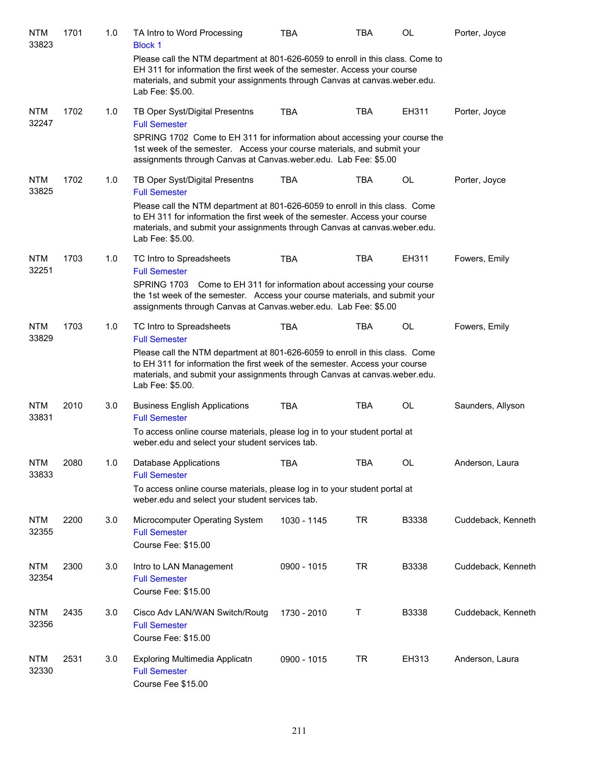| | | | | | | | |
|---|---|---|---|---|---|---|---|
| NTM 33823 | 1701 | 1.0 | TA Intro to Word Processing<br>Block 1<br>Please call the NTM department at 801-626-6059 to enroll in this class. Come to EH 311 for information the first week of the semester. Access your course materials, and submit your assignments through Canvas at canvas.weber.edu. Lab Fee: $5.00. | TBA | TBA | OL | Porter, Joyce |
| NTM 32247 | 1702 | 1.0 | TB Oper Syst/Digital Presentns<br>Full Semester<br>SPRING 1702 Come to EH 311 for information about accessing your course the 1st week of the semester. Access your course materials, and submit your assignments through Canvas at Canvas.weber.edu. Lab Fee: $5.00 | TBA | TBA | EH311 | Porter, Joyce |
| NTM 33825 | 1702 | 1.0 | TB Oper Syst/Digital Presentns<br>Full Semester<br>Please call the NTM department at 801-626-6059 to enroll in this class. Come to EH 311 for information the first week of the semester. Access your course materials, and submit your assignments through Canvas at canvas.weber.edu. Lab Fee: $5.00. | TBA | TBA | OL | Porter, Joyce |
| NTM 32251 | 1703 | 1.0 | TC Intro to Spreadsheets<br>Full Semester<br>SPRING 1703 Come to EH 311 for information about accessing your course the 1st week of the semester. Access your course materials, and submit your assignments through Canvas at Canvas.weber.edu. Lab Fee: $5.00 | TBA | TBA | EH311 | Fowers, Emily |
| NTM 33829 | 1703 | 1.0 | TC Intro to Spreadsheets<br>Full Semester<br>Please call the NTM department at 801-626-6059 to enroll in this class. Come to EH 311 for information the first week of the semester. Access your course materials, and submit your assignments through Canvas at canvas.weber.edu. Lab Fee: $5.00. | TBA | TBA | OL | Fowers, Emily |
| NTM 33831 | 2010 | 3.0 | Business English Applications<br>Full Semester<br>To access online course materials, please log in to your student portal at weber.edu and select your student services tab. | TBA | TBA | OL | Saunders, Allyson |
| NTM 33833 | 2080 | 1.0 | Database Applications<br>Full Semester<br>To access online course materials, please log in to your student portal at weber.edu and select your student services tab. | TBA | TBA | OL | Anderson, Laura |
| NTM 32355 | 2200 | 3.0 | Microcomputer Operating System<br>Full Semester<br>Course Fee: $15.00 | 1030 - 1145 | TR | B3338 | Cuddeback, Kenneth |
| NTM 32354 | 2300 | 3.0 | Intro to LAN Management<br>Full Semester<br>Course Fee: $15.00 | 0900 - 1015 | TR | B3338 | Cuddeback, Kenneth |
| NTM 32356 | 2435 | 3.0 | Cisco Adv LAN/WAN Switch/Routg<br>Full Semester<br>Course Fee: $15.00 | 1730 - 2010 | T | B3338 | Cuddeback, Kenneth |
| NTM 32330 | 2531 | 3.0 | Exploring Multimedia Applicatn<br>Full Semester<br>Course Fee $15.00 | 0900 - 1015 | TR | EH313 | Anderson, Laura |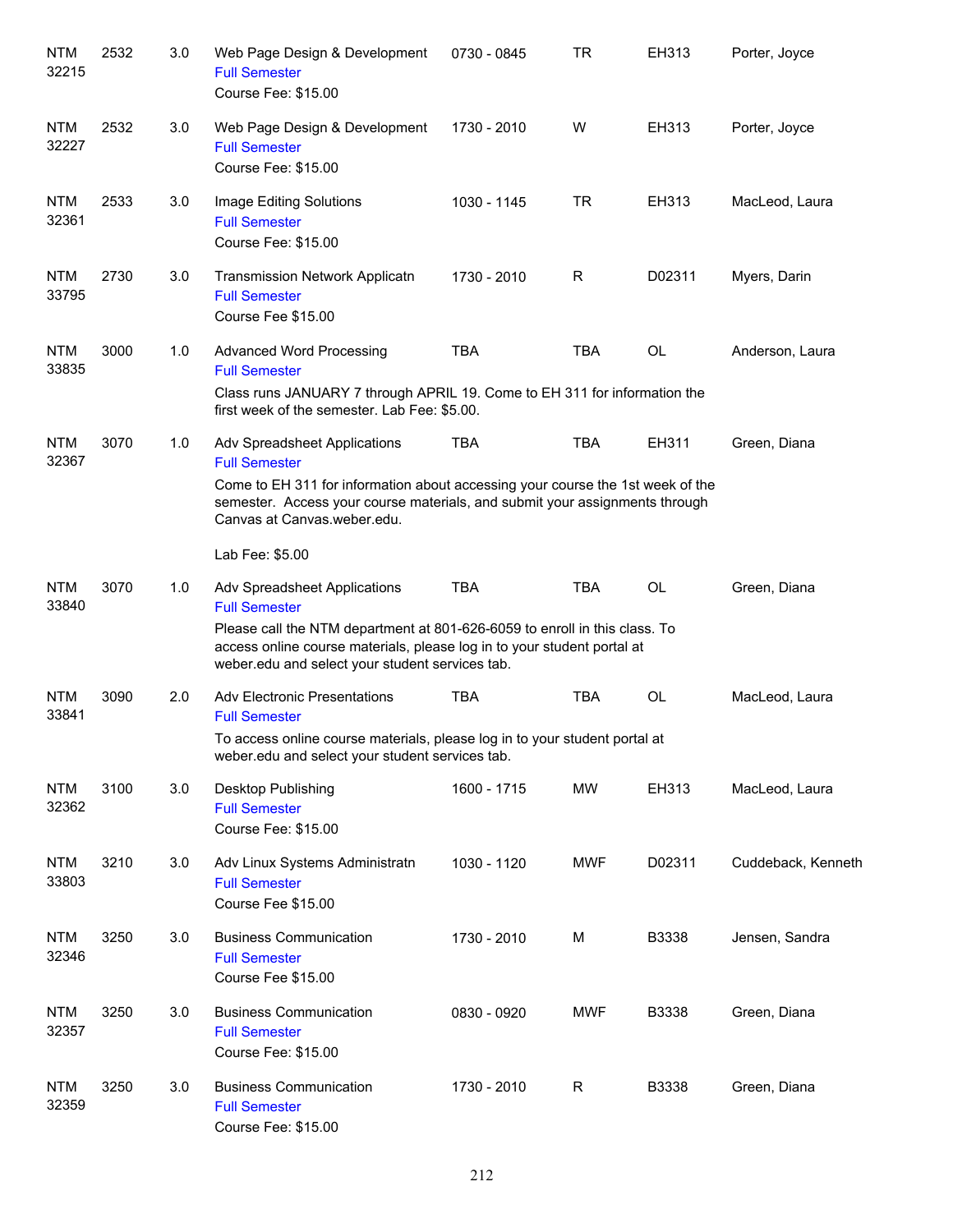| | | | | | | | |
|---|---|---|---|---|---|---|---|
| NTM 32215 | 2532 | 3.0 | Web Page Design & Development<br>Full Semester<br>Course Fee: $15.00 | 0730 - 0845 | TR | EH313 | Porter, Joyce |
| NTM 32227 | 2532 | 3.0 | Web Page Design & Development<br>Full Semester<br>Course Fee: $15.00 | 1730 - 2010 | W | EH313 | Porter, Joyce |
| NTM 32361 | 2533 | 3.0 | Image Editing Solutions<br>Full Semester<br>Course Fee: $15.00 | 1030 - 1145 | TR | EH313 | MacLeod, Laura |
| NTM 33795 | 2730 | 3.0 | Transmission Network Applicatn<br>Full Semester<br>Course Fee $15.00 | 1730 - 2010 | R | D02311 | Myers, Darin |
| NTM 33835 | 3000 | 1.0 | Advanced Word Processing<br>Full Semester<br>Class runs JANUARY 7 through APRIL 19. Come to EH 311 for information the first week of the semester. Lab Fee: $5.00. | TBA | TBA | OL | Anderson, Laura |
| NTM 32367 | 3070 | 1.0 | Adv Spreadsheet Applications<br>Full Semester<br>Come to EH 311 for information about accessing your course the 1st week of the semester. Access your course materials, and submit your assignments through Canvas at Canvas.weber.edu.<br><br>Lab Fee: $5.00 | TBA | TBA | EH311 | Green, Diana |
| NTM 33840 | 3070 | 1.0 | Adv Spreadsheet Applications<br>Full Semester<br>Please call the NTM department at 801-626-6059 to enroll in this class. To access online course materials, please log in to your student portal at weber.edu and select your student services tab. | TBA | TBA | OL | Green, Diana |
| NTM 33841 | 3090 | 2.0 | Adv Electronic Presentations<br>Full Semester<br>To access online course materials, please log in to your student portal at weber.edu and select your student services tab. | TBA | TBA | OL | MacLeod, Laura |
| NTM 32362 | 3100 | 3.0 | Desktop Publishing<br>Full Semester<br>Course Fee: $15.00 | 1600 - 1715 | MW | EH313 | MacLeod, Laura |
| NTM 33803 | 3210 | 3.0 | Adv Linux Systems Administratn<br>Full Semester<br>Course Fee $15.00 | 1030 - 1120 | MWF | D02311 | Cuddeback, Kenneth |
| NTM 32346 | 3250 | 3.0 | Business Communication<br>Full Semester<br>Course Fee $15.00 | 1730 - 2010 | M | B3338 | Jensen, Sandra |
| NTM 32357 | 3250 | 3.0 | Business Communication<br>Full Semester<br>Course Fee: $15.00 | 0830 - 0920 | MWF | B3338 | Green, Diana |
| NTM 32359 | 3250 | 3.0 | Business Communication<br>Full Semester<br>Course Fee: $15.00 | 1730 - 2010 | R | B3338 | Green, Diana |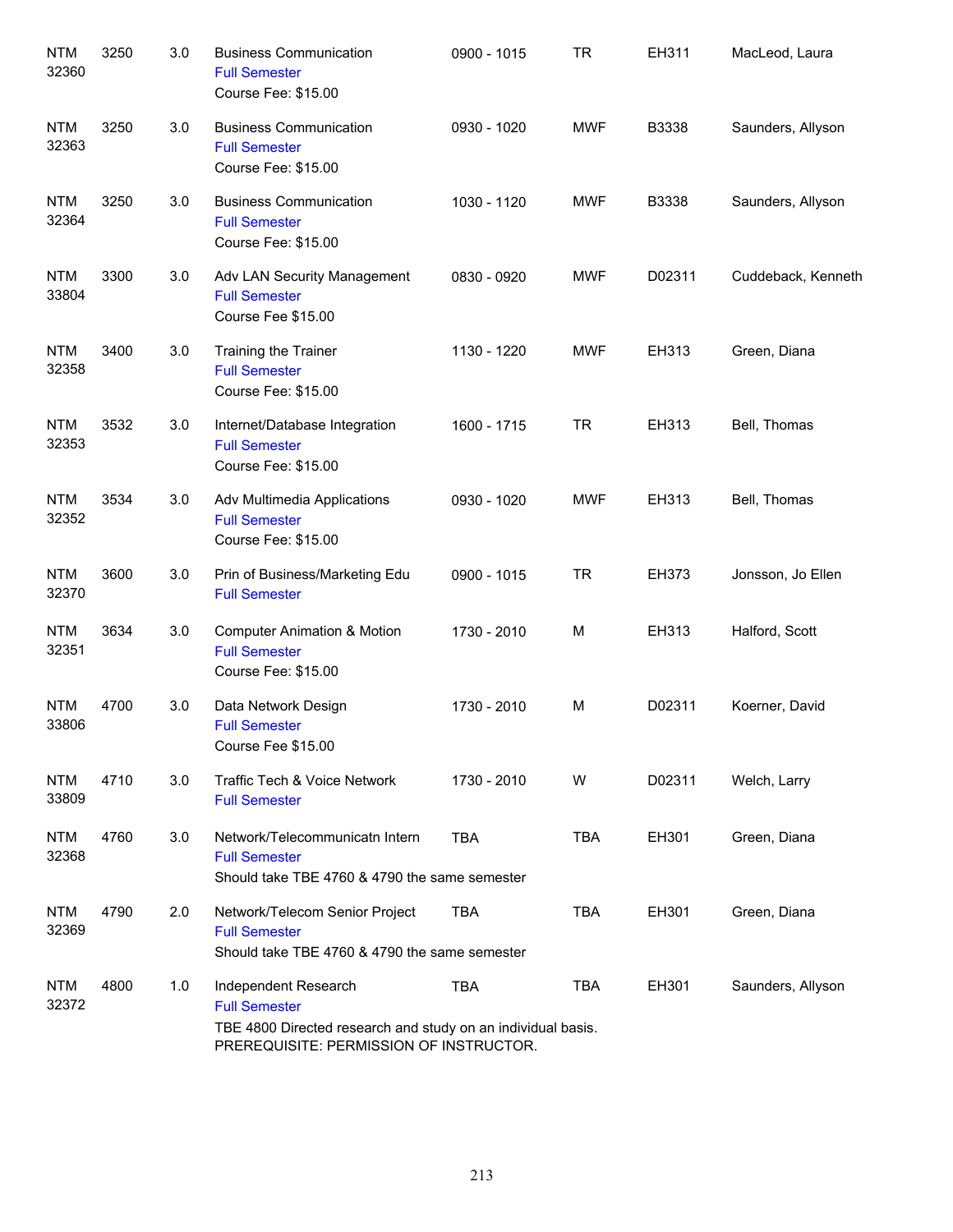| | | | | | | | |
|---|---|---|---|---|---|---|---|
| NTM 32360 | 3250 | 3.0 | Business Communication<br>Full Semester<br>Course Fee: $15.00 | 0900 - 1015 | TR | EH311 | MacLeod, Laura |
| NTM 32363 | 3250 | 3.0 | Business Communication<br>Full Semester<br>Course Fee: $15.00 | 0930 - 1020 | MWF | B3338 | Saunders, Allyson |
| NTM 32364 | 3250 | 3.0 | Business Communication<br>Full Semester<br>Course Fee: $15.00 | 1030 - 1120 | MWF | B3338 | Saunders, Allyson |
| NTM 33804 | 3300 | 3.0 | Adv LAN Security Management<br>Full Semester<br>Course Fee $15.00 | 0830 - 0920 | MWF | D02311 | Cuddeback, Kenneth |
| NTM 32358 | 3400 | 3.0 | Training the Trainer<br>Full Semester<br>Course Fee: $15.00 | 1130 - 1220 | MWF | EH313 | Green, Diana |
| NTM 32353 | 3532 | 3.0 | Internet/Database Integration<br>Full Semester<br>Course Fee: $15.00 | 1600 - 1715 | TR | EH313 | Bell, Thomas |
| NTM 32352 | 3534 | 3.0 | Adv Multimedia Applications<br>Full Semester<br>Course Fee: $15.00 | 0930 - 1020 | MWF | EH313 | Bell, Thomas |
| NTM 32370 | 3600 | 3.0 | Prin of Business/Marketing Edu<br>Full Semester | 0900 - 1015 | TR | EH373 | Jonsson, Jo Ellen |
| NTM 32351 | 3634 | 3.0 | Computer Animation & Motion<br>Full Semester<br>Course Fee: $15.00 | 1730 - 2010 | M | EH313 | Halford, Scott |
| NTM 33806 | 4700 | 3.0 | Data Network Design<br>Full Semester<br>Course Fee $15.00 | 1730 - 2010 | M | D02311 | Koerner, David |
| NTM 33809 | 4710 | 3.0 | Traffic Tech & Voice Network<br>Full Semester | 1730 - 2010 | W | D02311 | Welch, Larry |
| NTM 32368 | 4760 | 3.0 | Network/Telecommunicatn Intern<br>Full Semester<br>Should take TBE 4760 & 4790 the same semester | TBA | TBA | EH301 | Green, Diana |
| NTM 32369 | 4790 | 2.0 | Network/Telecom Senior Project<br>Full Semester<br>Should take TBE 4760 & 4790 the same semester | TBA | TBA | EH301 | Green, Diana |
| NTM 32372 | 4800 | 1.0 | Independent Research<br>Full Semester<br>TBE 4800 Directed research and study on an individual basis. PREREQUISITE: PERMISSION OF INSTRUCTOR. | TBA | TBA | EH301 | Saunders, Allyson |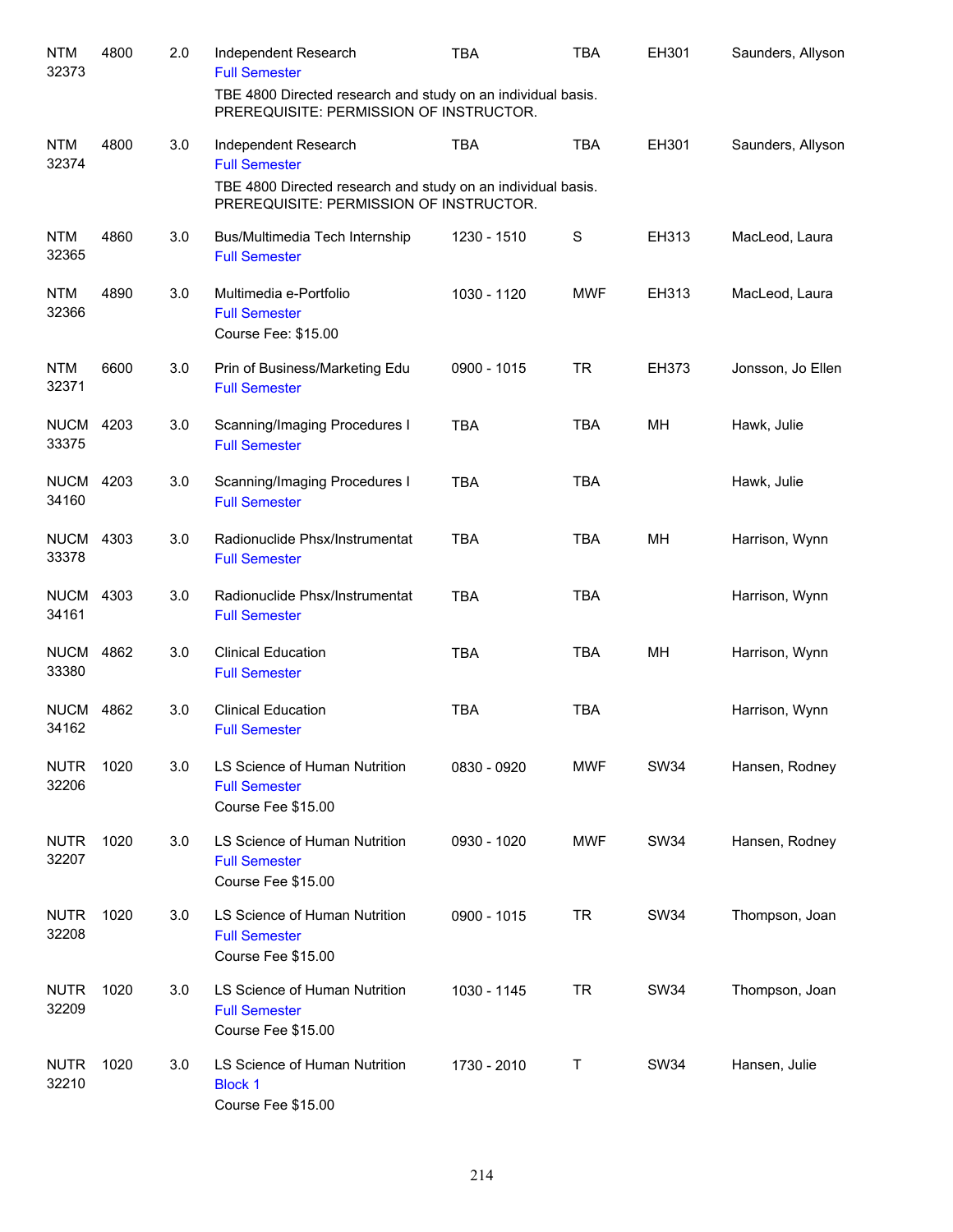| Subject / CRN | Course | Credits | Title | Time | Days | Room | Instructor |
|---|---|---|---|---|---|---|---|
| NTM 32373 | 4800 | 2.0 | Independent Research<br>Full Semester<br>TBE 4800 Directed research and study on an individual basis. PREREQUISITE: PERMISSION OF INSTRUCTOR. | TBA | TBA | EH301 | Saunders, Allyson |
| NTM 32374 | 4800 | 3.0 | Independent Research<br>Full Semester<br>TBE 4800 Directed research and study on an individual basis. PREREQUISITE: PERMISSION OF INSTRUCTOR. | TBA | TBA | EH301 | Saunders, Allyson |
| NTM 32365 | 4860 | 3.0 | Bus/Multimedia Tech Internship<br>Full Semester | 1230 - 1510 | S | EH313 | MacLeod, Laura |
| NTM 32366 | 4890 | 3.0 | Multimedia e-Portfolio<br>Full Semester<br>Course Fee: $15.00 | 1030 - 1120 | MWF | EH313 | MacLeod, Laura |
| NTM 32371 | 6600 | 3.0 | Prin of Business/Marketing Edu<br>Full Semester | 0900 - 1015 | TR | EH373 | Jonsson, Jo Ellen |
| NUCM 33375 | 4203 | 3.0 | Scanning/Imaging Procedures I<br>Full Semester | TBA | TBA | MH | Hawk, Julie |
| NUCM 34160 | 4203 | 3.0 | Scanning/Imaging Procedures I<br>Full Semester | TBA | TBA | | Hawk, Julie |
| NUCM 33378 | 4303 | 3.0 | Radionuclide Phsx/Instrumentat<br>Full Semester | TBA | TBA | MH | Harrison, Wynn |
| NUCM 34161 | 4303 | 3.0 | Radionuclide Phsx/Instrumentat<br>Full Semester | TBA | TBA | | Harrison, Wynn |
| NUCM 33380 | 4862 | 3.0 | Clinical Education<br>Full Semester | TBA | TBA | MH | Harrison, Wynn |
| NUCM 34162 | 4862 | 3.0 | Clinical Education<br>Full Semester | TBA | TBA | | Harrison, Wynn |
| NUTR 32206 | 1020 | 3.0 | LS Science of Human Nutrition<br>Full Semester<br>Course Fee $15.00 | 0830 - 0920 | MWF | SW34 | Hansen, Rodney |
| NUTR 32207 | 1020 | 3.0 | LS Science of Human Nutrition<br>Full Semester<br>Course Fee $15.00 | 0930 - 1020 | MWF | SW34 | Hansen, Rodney |
| NUTR 32208 | 1020 | 3.0 | LS Science of Human Nutrition<br>Full Semester<br>Course Fee $15.00 | 0900 - 1015 | TR | SW34 | Thompson, Joan |
| NUTR 32209 | 1020 | 3.0 | LS Science of Human Nutrition<br>Full Semester<br>Course Fee $15.00 | 1030 - 1145 | TR | SW34 | Thompson, Joan |
| NUTR 32210 | 1020 | 3.0 | LS Science of Human Nutrition<br>Block 1<br>Course Fee $15.00 | 1730 - 2010 | T | SW34 | Hansen, Julie |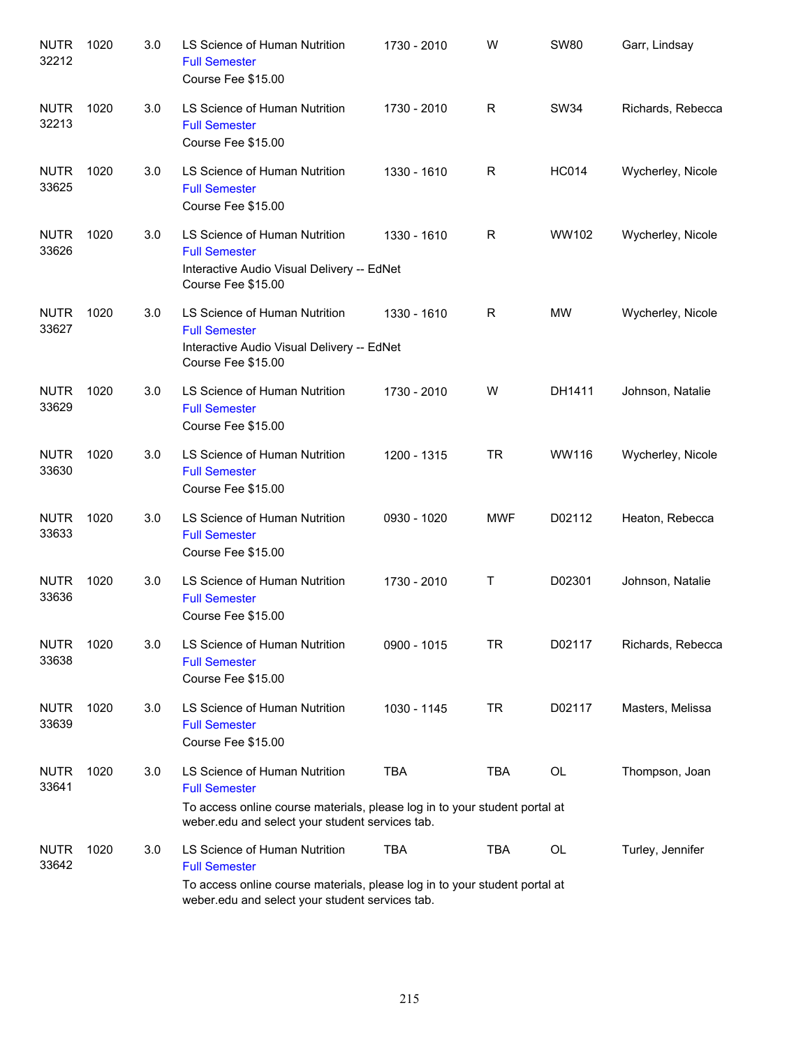| | | | | | | | |
|---|---|---|---|---|---|---|---|
| NUTR 32212 | 1020 | 3.0 | LS Science of Human Nutrition<br>Full Semester<br>Course Fee $15.00 | 1730 - 2010 | W | SW80 | Garr, Lindsay |
| NUTR 32213 | 1020 | 3.0 | LS Science of Human Nutrition<br>Full Semester<br>Course Fee $15.00 | 1730 - 2010 | R | SW34 | Richards, Rebecca |
| NUTR 33625 | 1020 | 3.0 | LS Science of Human Nutrition<br>Full Semester<br>Course Fee $15.00 | 1330 - 1610 | R | HC014 | Wycherley, Nicole |
| NUTR 33626 | 1020 | 3.0 | LS Science of Human Nutrition<br>Full Semester<br>Interactive Audio Visual Delivery -- EdNet<br>Course Fee $15.00 | 1330 - 1610 | R | WW102 | Wycherley, Nicole |
| NUTR 33627 | 1020 | 3.0 | LS Science of Human Nutrition<br>Full Semester<br>Interactive Audio Visual Delivery -- EdNet<br>Course Fee $15.00 | 1330 - 1610 | R | MW | Wycherley, Nicole |
| NUTR 33629 | 1020 | 3.0 | LS Science of Human Nutrition<br>Full Semester<br>Course Fee $15.00 | 1730 - 2010 | W | DH1411 | Johnson, Natalie |
| NUTR 33630 | 1020 | 3.0 | LS Science of Human Nutrition<br>Full Semester<br>Course Fee $15.00 | 1200 - 1315 | TR | WW116 | Wycherley, Nicole |
| NUTR 33633 | 1020 | 3.0 | LS Science of Human Nutrition<br>Full Semester<br>Course Fee $15.00 | 0930 - 1020 | MWF | D02112 | Heaton, Rebecca |
| NUTR 33636 | 1020 | 3.0 | LS Science of Human Nutrition<br>Full Semester<br>Course Fee $15.00 | 1730 - 2010 | T | D02301 | Johnson, Natalie |
| NUTR 33638 | 1020 | 3.0 | LS Science of Human Nutrition<br>Full Semester<br>Course Fee $15.00 | 0900 - 1015 | TR | D02117 | Richards, Rebecca |
| NUTR 33639 | 1020 | 3.0 | LS Science of Human Nutrition<br>Full Semester<br>Course Fee $15.00 | 1030 - 1145 | TR | D02117 | Masters, Melissa |
| NUTR 33641 | 1020 | 3.0 | LS Science of Human Nutrition<br>Full Semester<br>To access online course materials, please log in to your student portal at weber.edu and select your student services tab. | TBA | TBA | OL | Thompson, Joan |
| NUTR 33642 | 1020 | 3.0 | LS Science of Human Nutrition<br>Full Semester<br>To access online course materials, please log in to your student portal at weber.edu and select your student services tab. | TBA | TBA | OL | Turley, Jennifer |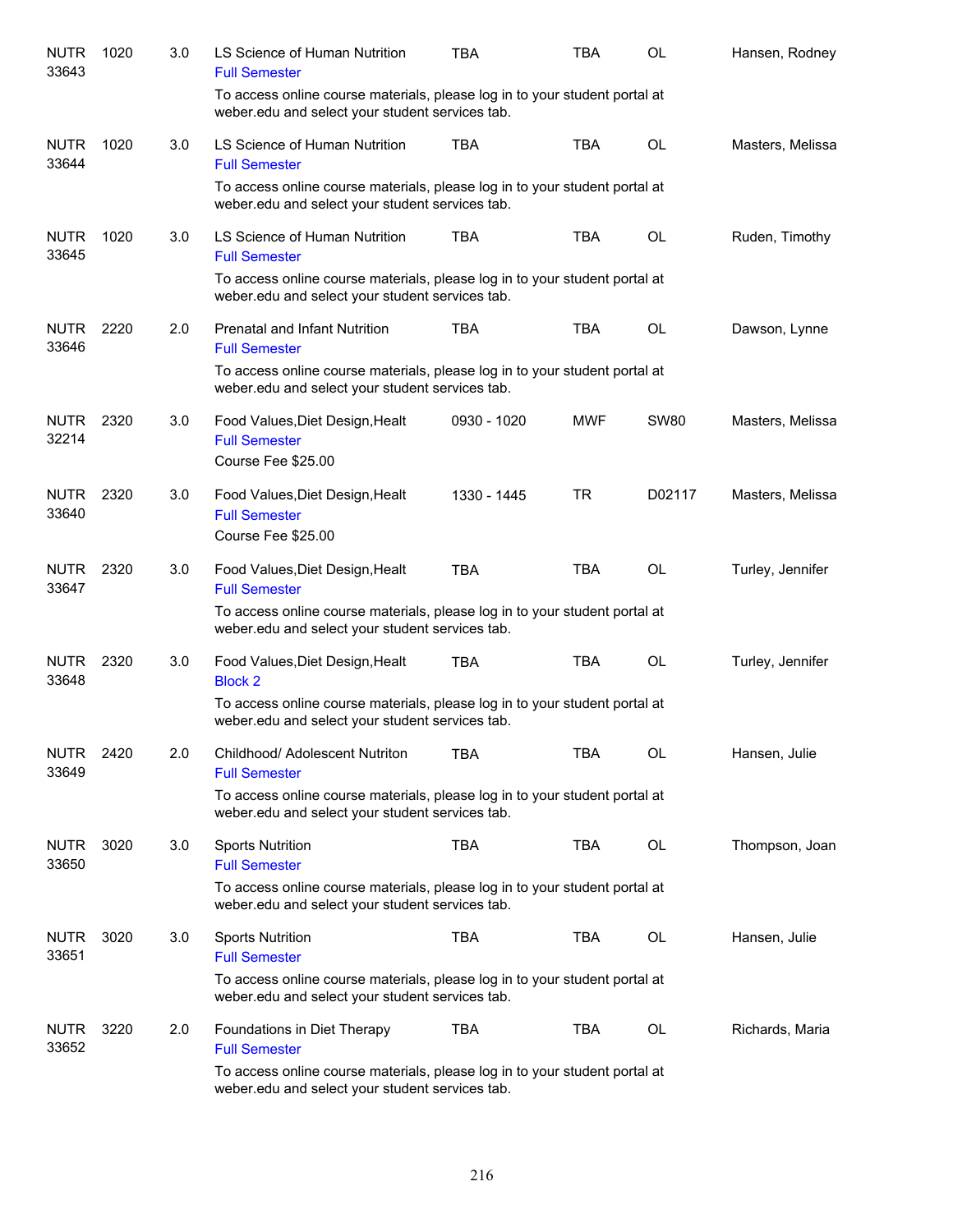| | | | | | | | |
|---|---|---|---|---|---|---|---|
| NUTR 33643 | 1020 | 3.0 | LS Science of Human Nutrition<br>Full Semester<br>To access online course materials, please log in to your student portal at weber.edu and select your student services tab. | TBA | TBA | OL | Hansen, Rodney |
| NUTR 33644 | 1020 | 3.0 | LS Science of Human Nutrition<br>Full Semester<br>To access online course materials, please log in to your student portal at weber.edu and select your student services tab. | TBA | TBA | OL | Masters, Melissa |
| NUTR 33645 | 1020 | 3.0 | LS Science of Human Nutrition<br>Full Semester<br>To access online course materials, please log in to your student portal at weber.edu and select your student services tab. | TBA | TBA | OL | Ruden, Timothy |
| NUTR 33646 | 2220 | 2.0 | Prenatal and Infant Nutrition<br>Full Semester<br>To access online course materials, please log in to your student portal at weber.edu and select your student services tab. | TBA | TBA | OL | Dawson, Lynne |
| NUTR 32214 | 2320 | 3.0 | Food Values,Diet Design,Healt<br>Full Semester<br>Course Fee $25.00 | 0930 - 1020 | MWF | SW80 | Masters, Melissa |
| NUTR 33640 | 2320 | 3.0 | Food Values,Diet Design,Healt<br>Full Semester<br>Course Fee $25.00 | 1330 - 1445 | TR | D02117 | Masters, Melissa |
| NUTR 33647 | 2320 | 3.0 | Food Values,Diet Design,Healt<br>Full Semester<br>To access online course materials, please log in to your student portal at weber.edu and select your student services tab. | TBA | TBA | OL | Turley, Jennifer |
| NUTR 33648 | 2320 | 3.0 | Food Values,Diet Design,Healt<br>Block 2<br>To access online course materials, please log in to your student portal at weber.edu and select your student services tab. | TBA | TBA | OL | Turley, Jennifer |
| NUTR 33649 | 2420 | 2.0 | Childhood/ Adolescent Nutriton<br>Full Semester<br>To access online course materials, please log in to your student portal at weber.edu and select your student services tab. | TBA | TBA | OL | Hansen, Julie |
| NUTR 33650 | 3020 | 3.0 | Sports Nutrition<br>Full Semester<br>To access online course materials, please log in to your student portal at weber.edu and select your student services tab. | TBA | TBA | OL | Thompson, Joan |
| NUTR 33651 | 3020 | 3.0 | Sports Nutrition<br>Full Semester<br>To access online course materials, please log in to your student portal at weber.edu and select your student services tab. | TBA | TBA | OL | Hansen, Julie |
| NUTR 33652 | 3220 | 2.0 | Foundations in Diet Therapy<br>Full Semester<br>To access online course materials, please log in to your student portal at weber.edu and select your student services tab. | TBA | TBA | OL | Richards, Maria |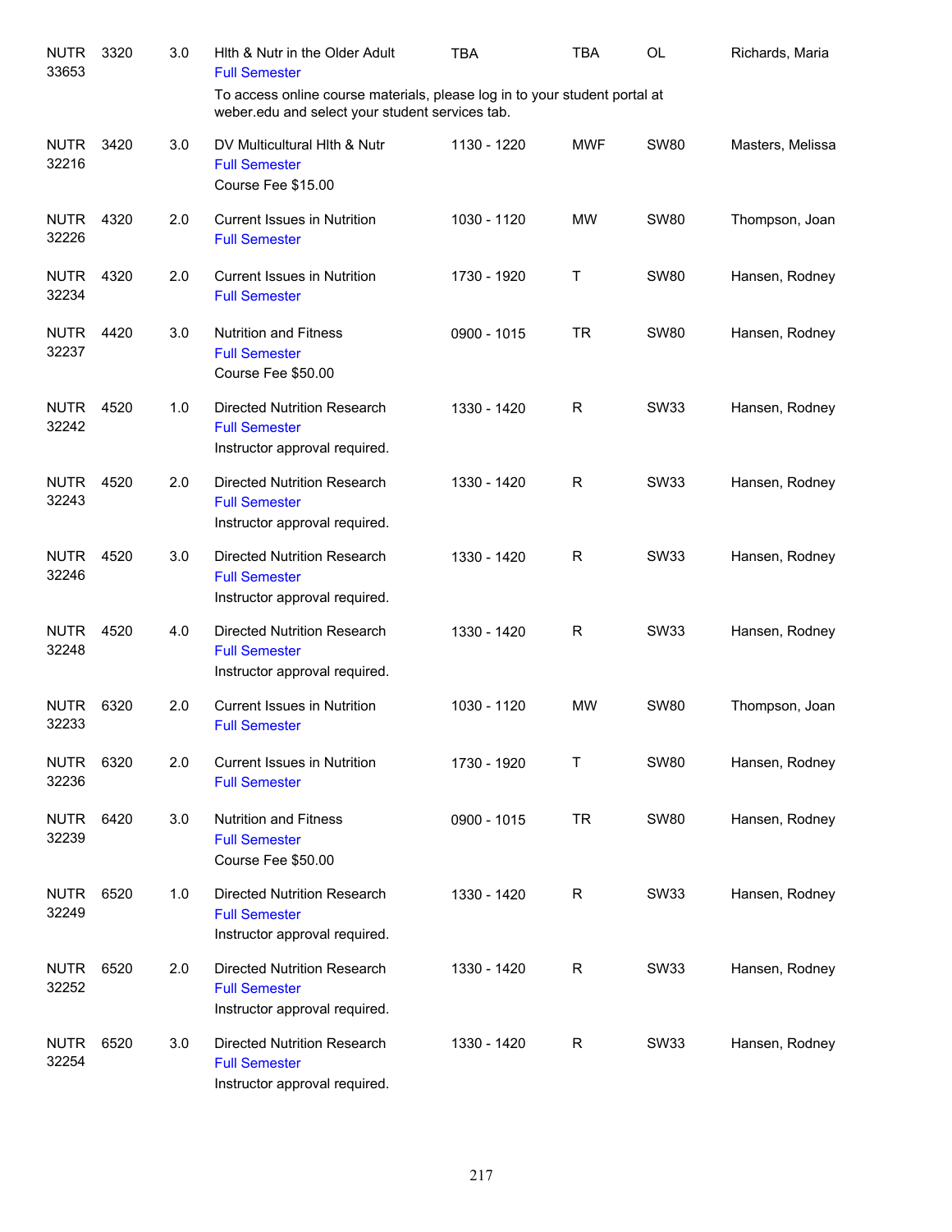| | | | | | | | |
|---|---|---|---|---|---|---|---|
| NUTR 33653 | 3320 | 3.0 | Hlth & Nutr in the Older Adult<br>Full Semester<br>To access online course materials, please log in to your student portal at weber.edu and select your student services tab. | TBA | TBA | OL | Richards, Maria |
| NUTR 32216 | 3420 | 3.0 | DV Multicultural Hlth & Nutr<br>Full Semester<br>Course Fee $15.00 | 1130 - 1220 | MWF | SW80 | Masters, Melissa |
| NUTR 32226 | 4320 | 2.0 | Current Issues in Nutrition<br>Full Semester | 1030 - 1120 | MW | SW80 | Thompson, Joan |
| NUTR 32234 | 4320 | 2.0 | Current Issues in Nutrition<br>Full Semester | 1730 - 1920 | T | SW80 | Hansen, Rodney |
| NUTR 32237 | 4420 | 3.0 | Nutrition and Fitness<br>Full Semester<br>Course Fee $50.00 | 0900 - 1015 | TR | SW80 | Hansen, Rodney |
| NUTR 32242 | 4520 | 1.0 | Directed Nutrition Research<br>Full Semester<br>Instructor approval required. | 1330 - 1420 | R | SW33 | Hansen, Rodney |
| NUTR 32243 | 4520 | 2.0 | Directed Nutrition Research<br>Full Semester<br>Instructor approval required. | 1330 - 1420 | R | SW33 | Hansen, Rodney |
| NUTR 32246 | 4520 | 3.0 | Directed Nutrition Research<br>Full Semester<br>Instructor approval required. | 1330 - 1420 | R | SW33 | Hansen, Rodney |
| NUTR 32248 | 4520 | 4.0 | Directed Nutrition Research<br>Full Semester<br>Instructor approval required. | 1330 - 1420 | R | SW33 | Hansen, Rodney |
| NUTR 32233 | 6320 | 2.0 | Current Issues in Nutrition<br>Full Semester | 1030 - 1120 | MW | SW80 | Thompson, Joan |
| NUTR 32236 | 6320 | 2.0 | Current Issues in Nutrition<br>Full Semester | 1730 - 1920 | T | SW80 | Hansen, Rodney |
| NUTR 32239 | 6420 | 3.0 | Nutrition and Fitness<br>Full Semester<br>Course Fee $50.00 | 0900 - 1015 | TR | SW80 | Hansen, Rodney |
| NUTR 32249 | 6520 | 1.0 | Directed Nutrition Research<br>Full Semester<br>Instructor approval required. | 1330 - 1420 | R | SW33 | Hansen, Rodney |
| NUTR 32252 | 6520 | 2.0 | Directed Nutrition Research<br>Full Semester<br>Instructor approval required. | 1330 - 1420 | R | SW33 | Hansen, Rodney |
| NUTR 32254 | 6520 | 3.0 | Directed Nutrition Research<br>Full Semester<br>Instructor approval required. | 1330 - 1420 | R | SW33 | Hansen, Rodney |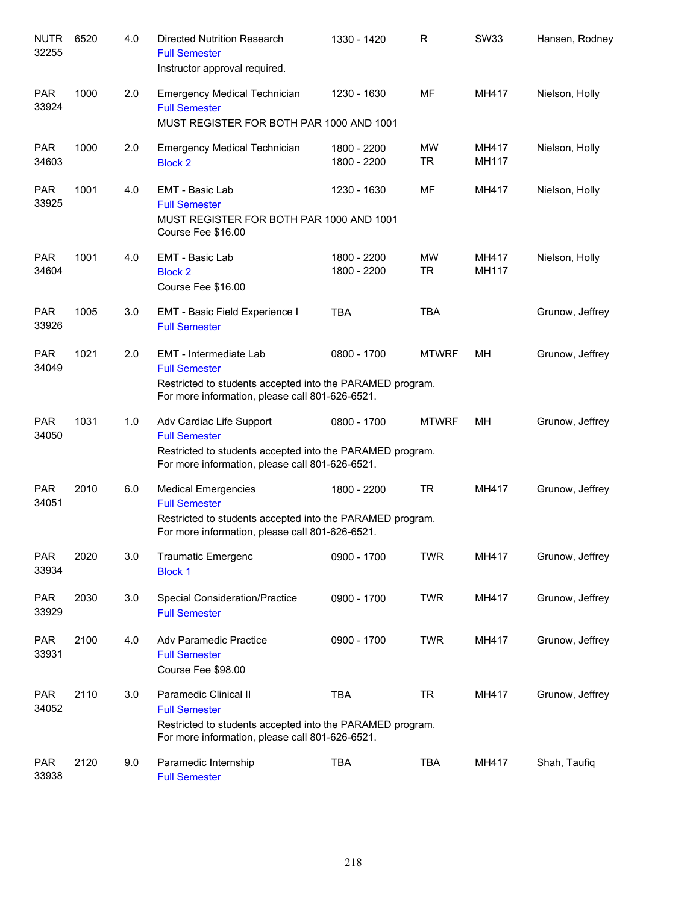| | | | | | | | |
|---|---|---|---|---|---|---|---|
| NUTR 32255 | 6520 | 4.0 | Directed Nutrition Research<br>Full Semester<br>Instructor approval required. | 1330 - 1420 | R | SW33 | Hansen, Rodney |
| PAR 33924 | 1000 | 2.0 | Emergency Medical Technician<br>Full Semester<br>MUST REGISTER FOR BOTH PAR 1000 AND 1001 | 1230 - 1630 | MF | MH417 | Nielson, Holly |
| PAR 34603 | 1000 | 2.0 | Emergency Medical Technician<br>Block 2 | 1800 - 2200<br>1800 - 2200 | MW<br>TR | MH417<br>MH117 | Nielson, Holly |
| PAR 33925 | 1001 | 4.0 | EMT - Basic Lab<br>Full Semester<br>MUST REGISTER FOR BOTH PAR 1000 AND 1001<br>Course Fee $16.00 | 1230 - 1630 | MF | MH417 | Nielson, Holly |
| PAR 34604 | 1001 | 4.0 | EMT - Basic Lab<br>Block 2<br>Course Fee $16.00 | 1800 - 2200<br>1800 - 2200 | MW<br>TR | MH417<br>MH117 | Nielson, Holly |
| PAR 33926 | 1005 | 3.0 | EMT - Basic Field Experience I<br>Full Semester | TBA | TBA | | Grunow, Jeffrey |
| PAR 34049 | 1021 | 2.0 | EMT - Intermediate Lab<br>Full Semester<br>Restricted to students accepted into the PARAMED program. For more information, please call 801-626-6521. | 0800 - 1700 | MTWRF | MH | Grunow, Jeffrey |
| PAR 34050 | 1031 | 1.0 | Adv Cardiac Life Support<br>Full Semester<br>Restricted to students accepted into the PARAMED program. For more information, please call 801-626-6521. | 0800 - 1700 | MTWRF | MH | Grunow, Jeffrey |
| PAR 34051 | 2010 | 6.0 | Medical Emergencies<br>Full Semester<br>Restricted to students accepted into the PARAMED program. For more information, please call 801-626-6521. | 1800 - 2200 | TR | MH417 | Grunow, Jeffrey |
| PAR 33934 | 2020 | 3.0 | Traumatic Emergenc<br>Block 1 | 0900 - 1700 | TWR | MH417 | Grunow, Jeffrey |
| PAR 33929 | 2030 | 3.0 | Special Consideration/Practice<br>Full Semester | 0900 - 1700 | TWR | MH417 | Grunow, Jeffrey |
| PAR 33931 | 2100 | 4.0 | Adv Paramedic Practice<br>Full Semester<br>Course Fee $98.00 | 0900 - 1700 | TWR | MH417 | Grunow, Jeffrey |
| PAR 34052 | 2110 | 3.0 | Paramedic Clinical II<br>Full Semester<br>Restricted to students accepted into the PARAMED program. For more information, please call 801-626-6521. | TBA | TR | MH417 | Grunow, Jeffrey |
| PAR 33938 | 2120 | 9.0 | Paramedic Internship<br>Full Semester | TBA | TBA | MH417 | Shah, Taufiq |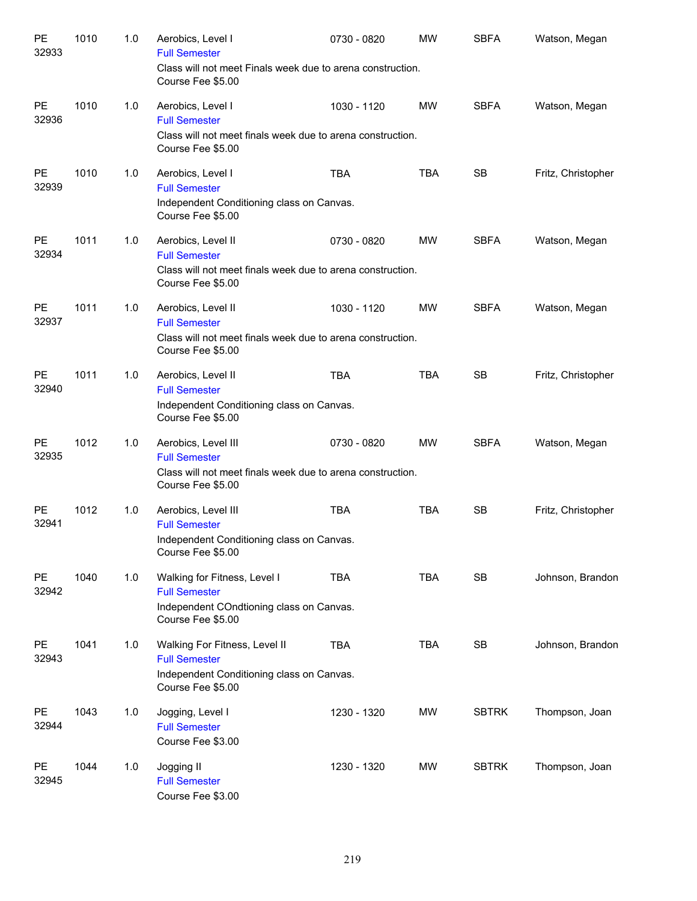| | | | | | | | |
|---|---|---|---|---|---|---|---|
| PE 32933 | 1010 | 1.0 | Aerobics, Level I<br>Full Semester<br>Class will not meet Finals week due to arena construction.<br>Course Fee $5.00 | 0730 - 0820 | MW | SBFA | Watson, Megan |
| PE 32936 | 1010 | 1.0 | Aerobics, Level I<br>Full Semester<br>Class will not meet finals week due to arena construction.<br>Course Fee $5.00 | 1030 - 1120 | MW | SBFA | Watson, Megan |
| PE 32939 | 1010 | 1.0 | Aerobics, Level I<br>Full Semester<br>Independent Conditioning class on Canvas.<br>Course Fee $5.00 | TBA | TBA | SB | Fritz, Christopher |
| PE 32934 | 1011 | 1.0 | Aerobics, Level II<br>Full Semester<br>Class will not meet finals week due to arena construction.<br>Course Fee $5.00 | 0730 - 0820 | MW | SBFA | Watson, Megan |
| PE 32937 | 1011 | 1.0 | Aerobics, Level II<br>Full Semester<br>Class will not meet finals week due to arena construction.<br>Course Fee $5.00 | 1030 - 1120 | MW | SBFA | Watson, Megan |
| PE 32940 | 1011 | 1.0 | Aerobics, Level II<br>Full Semester<br>Independent Conditioning class on Canvas.<br>Course Fee $5.00 | TBA | TBA | SB | Fritz, Christopher |
| PE 32935 | 1012 | 1.0 | Aerobics, Level III<br>Full Semester<br>Class will not meet finals week due to arena construction.<br>Course Fee $5.00 | 0730 - 0820 | MW | SBFA | Watson, Megan |
| PE 32941 | 1012 | 1.0 | Aerobics, Level III<br>Full Semester<br>Independent Conditioning class on Canvas.<br>Course Fee $5.00 | TBA | TBA | SB | Fritz, Christopher |
| PE 32942 | 1040 | 1.0 | Walking for Fitness, Level I<br>Full Semester<br>Independent COndtioning class on Canvas.<br>Course Fee $5.00 | TBA | TBA | SB | Johnson, Brandon |
| PE 32943 | 1041 | 1.0 | Walking For Fitness, Level II<br>Full Semester<br>Independent Conditioning class on Canvas.<br>Course Fee $5.00 | TBA | TBA | SB | Johnson, Brandon |
| PE 32944 | 1043 | 1.0 | Jogging, Level I<br>Full Semester<br>Course Fee $3.00 | 1230 - 1320 | MW | SBTRK | Thompson, Joan |
| PE 32945 | 1044 | 1.0 | Jogging II<br>Full Semester<br>Course Fee $3.00 | 1230 - 1320 | MW | SBTRK | Thompson, Joan |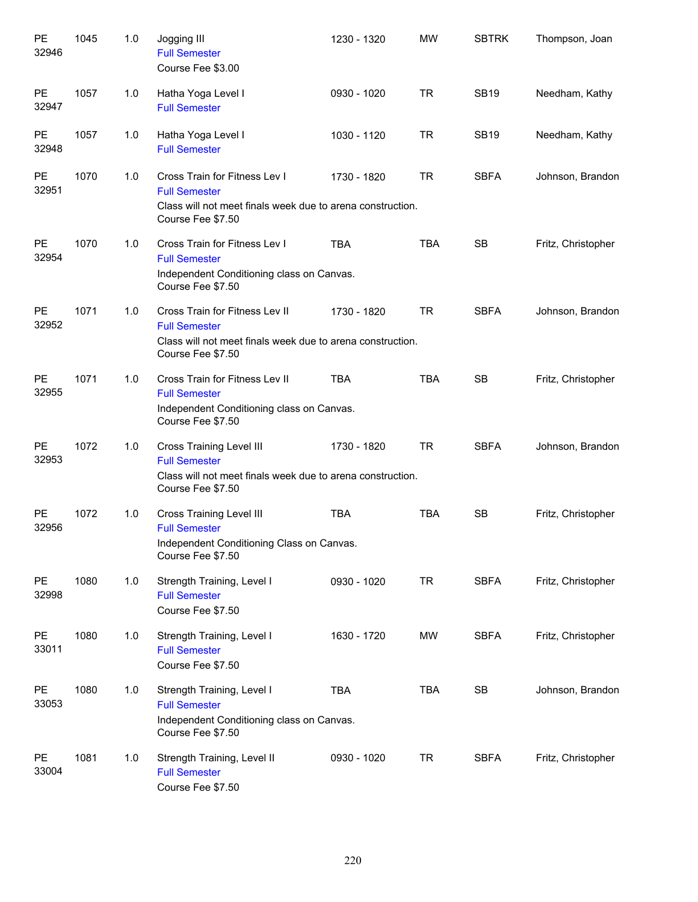| | | | | | | | |
|---|---|---|---|---|---|---|---|
| PE 32946 | 1045 | 1.0 | Jogging III<br>Full Semester<br>Course Fee $3.00 | 1230 - 1320 | MW | SBTRK | Thompson, Joan |
| PE 32947 | 1057 | 1.0 | Hatha Yoga Level I<br>Full Semester | 0930 - 1020 | TR | SB19 | Needham, Kathy |
| PE 32948 | 1057 | 1.0 | Hatha Yoga Level I<br>Full Semester | 1030 - 1120 | TR | SB19 | Needham, Kathy |
| PE 32951 | 1070 | 1.0 | Cross Train for Fitness Lev I<br>Full Semester<br>Class will not meet finals week due to arena construction.<br>Course Fee $7.50 | 1730 - 1820 | TR | SBFA | Johnson, Brandon |
| PE 32954 | 1070 | 1.0 | Cross Train for Fitness Lev I<br>Full Semester<br>Independent Conditioning class on Canvas.<br>Course Fee $7.50 | TBA | TBA | SB | Fritz, Christopher |
| PE 32952 | 1071 | 1.0 | Cross Train for Fitness Lev II<br>Full Semester<br>Class will not meet finals week due to arena construction.<br>Course Fee $7.50 | 1730 - 1820 | TR | SBFA | Johnson, Brandon |
| PE 32955 | 1071 | 1.0 | Cross Train for Fitness Lev II<br>Full Semester<br>Independent Conditioning class on Canvas.<br>Course Fee $7.50 | TBA | TBA | SB | Fritz, Christopher |
| PE 32953 | 1072 | 1.0 | Cross Training Level III<br>Full Semester<br>Class will not meet finals week due to arena construction.<br>Course Fee $7.50 | 1730 - 1820 | TR | SBFA | Johnson, Brandon |
| PE 32956 | 1072 | 1.0 | Cross Training Level III<br>Full Semester<br>Independent Conditioning Class on Canvas.<br>Course Fee $7.50 | TBA | TBA | SB | Fritz, Christopher |
| PE 32998 | 1080 | 1.0 | Strength Training, Level I<br>Full Semester<br>Course Fee $7.50 | 0930 - 1020 | TR | SBFA | Fritz, Christopher |
| PE 33011 | 1080 | 1.0 | Strength Training, Level I<br>Full Semester<br>Course Fee $7.50 | 1630 - 1720 | MW | SBFA | Fritz, Christopher |
| PE 33053 | 1080 | 1.0 | Strength Training, Level I<br>Full Semester<br>Independent Conditioning class on Canvas.<br>Course Fee $7.50 | TBA | TBA | SB | Johnson, Brandon |
| PE 33004 | 1081 | 1.0 | Strength Training, Level II<br>Full Semester<br>Course Fee $7.50 | 0930 - 1020 | TR | SBFA | Fritz, Christopher |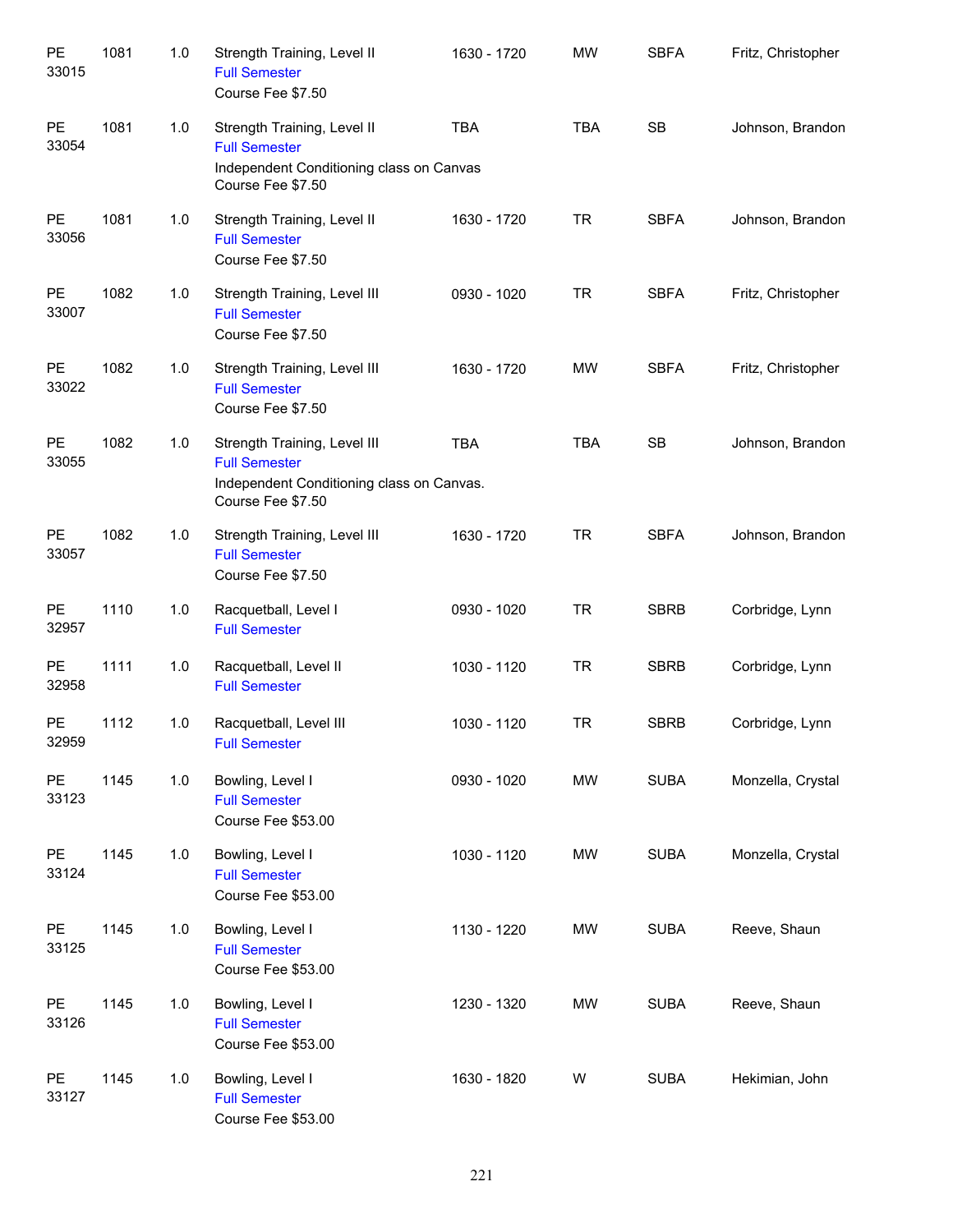| | | | | | | | |
|---|---|---|---|---|---|---|---|
| PE 33015 | 1081 | 1.0 | Strength Training, Level II<br>Full Semester<br>Course Fee $7.50 | 1630 - 1720 | MW | SBFA | Fritz, Christopher |
| PE 33054 | 1081 | 1.0 | Strength Training, Level II<br>Full Semester<br>Independent Conditioning class on Canvas<br>Course Fee $7.50 | TBA | TBA | SB | Johnson, Brandon |
| PE 33056 | 1081 | 1.0 | Strength Training, Level II<br>Full Semester<br>Course Fee $7.50 | 1630 - 1720 | TR | SBFA | Johnson, Brandon |
| PE 33007 | 1082 | 1.0 | Strength Training, Level III<br>Full Semester<br>Course Fee $7.50 | 0930 - 1020 | TR | SBFA | Fritz, Christopher |
| PE 33022 | 1082 | 1.0 | Strength Training, Level III<br>Full Semester<br>Course Fee $7.50 | 1630 - 1720 | MW | SBFA | Fritz, Christopher |
| PE 33055 | 1082 | 1.0 | Strength Training, Level III<br>Full Semester<br>Independent Conditioning class on Canvas.<br>Course Fee $7.50 | TBA | TBA | SB | Johnson, Brandon |
| PE 33057 | 1082 | 1.0 | Strength Training, Level III<br>Full Semester<br>Course Fee $7.50 | 1630 - 1720 | TR | SBFA | Johnson, Brandon |
| PE 32957 | 1110 | 1.0 | Racquetball, Level I<br>Full Semester | 0930 - 1020 | TR | SBRB | Corbridge, Lynn |
| PE 32958 | 1111 | 1.0 | Racquetball, Level II<br>Full Semester | 1030 - 1120 | TR | SBRB | Corbridge, Lynn |
| PE 32959 | 1112 | 1.0 | Racquetball, Level III<br>Full Semester | 1030 - 1120 | TR | SBRB | Corbridge, Lynn |
| PE 33123 | 1145 | 1.0 | Bowling, Level I<br>Full Semester<br>Course Fee $53.00 | 0930 - 1020 | MW | SUBA | Monzella, Crystal |
| PE 33124 | 1145 | 1.0 | Bowling, Level I<br>Full Semester<br>Course Fee $53.00 | 1030 - 1120 | MW | SUBA | Monzella, Crystal |
| PE 33125 | 1145 | 1.0 | Bowling, Level I<br>Full Semester<br>Course Fee $53.00 | 1130 - 1220 | MW | SUBA | Reeve, Shaun |
| PE 33126 | 1145 | 1.0 | Bowling, Level I<br>Full Semester<br>Course Fee $53.00 | 1230 - 1320 | MW | SUBA | Reeve, Shaun |
| PE 33127 | 1145 | 1.0 | Bowling, Level I<br>Full Semester<br>Course Fee $53.00 | 1630 - 1820 | W | SUBA | Hekimian, John |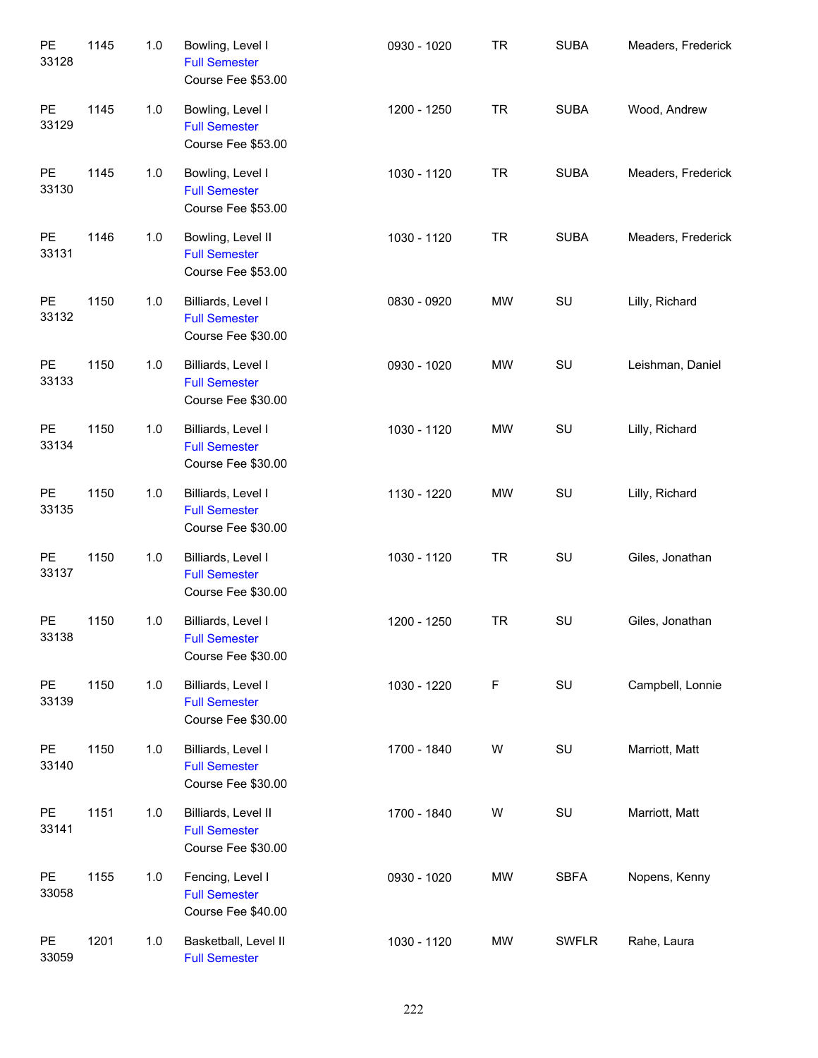| | | | | | | | |
|---|---|---|---|---|---|---|---|
| PE 33128 | 1145 | 1.0 | Bowling, Level I<br>Full Semester<br>Course Fee $53.00 | 0930 - 1020 | TR | SUBA | Meaders, Frederick |
| PE 33129 | 1145 | 1.0 | Bowling, Level I<br>Full Semester<br>Course Fee $53.00 | 1200 - 1250 | TR | SUBA | Wood, Andrew |
| PE 33130 | 1145 | 1.0 | Bowling, Level I<br>Full Semester<br>Course Fee $53.00 | 1030 - 1120 | TR | SUBA | Meaders, Frederick |
| PE 33131 | 1146 | 1.0 | Bowling, Level II<br>Full Semester<br>Course Fee $53.00 | 1030 - 1120 | TR | SUBA | Meaders, Frederick |
| PE 33132 | 1150 | 1.0 | Billiards, Level I<br>Full Semester<br>Course Fee $30.00 | 0830 - 0920 | MW | SU | Lilly, Richard |
| PE 33133 | 1150 | 1.0 | Billiards, Level I<br>Full Semester<br>Course Fee $30.00 | 0930 - 1020 | MW | SU | Leishman, Daniel |
| PE 33134 | 1150 | 1.0 | Billiards, Level I<br>Full Semester<br>Course Fee $30.00 | 1030 - 1120 | MW | SU | Lilly, Richard |
| PE 33135 | 1150 | 1.0 | Billiards, Level I<br>Full Semester<br>Course Fee $30.00 | 1130 - 1220 | MW | SU | Lilly, Richard |
| PE 33137 | 1150 | 1.0 | Billiards, Level I<br>Full Semester<br>Course Fee $30.00 | 1030 - 1120 | TR | SU | Giles, Jonathan |
| PE 33138 | 1150 | 1.0 | Billiards, Level I<br>Full Semester<br>Course Fee $30.00 | 1200 - 1250 | TR | SU | Giles, Jonathan |
| PE 33139 | 1150 | 1.0 | Billiards, Level I<br>Full Semester<br>Course Fee $30.00 | 1030 - 1220 | F | SU | Campbell, Lonnie |
| PE 33140 | 1150 | 1.0 | Billiards, Level I<br>Full Semester<br>Course Fee $30.00 | 1700 - 1840 | W | SU | Marriott, Matt |
| PE 33141 | 1151 | 1.0 | Billiards, Level II<br>Full Semester<br>Course Fee $30.00 | 1700 - 1840 | W | SU | Marriott, Matt |
| PE 33058 | 1155 | 1.0 | Fencing, Level I<br>Full Semester<br>Course Fee $40.00 | 0930 - 1020 | MW | SBFA | Nopens, Kenny |
| PE 33059 | 1201 | 1.0 | Basketball, Level II<br>Full Semester | 1030 - 1120 | MW | SWFLR | Rahe, Laura |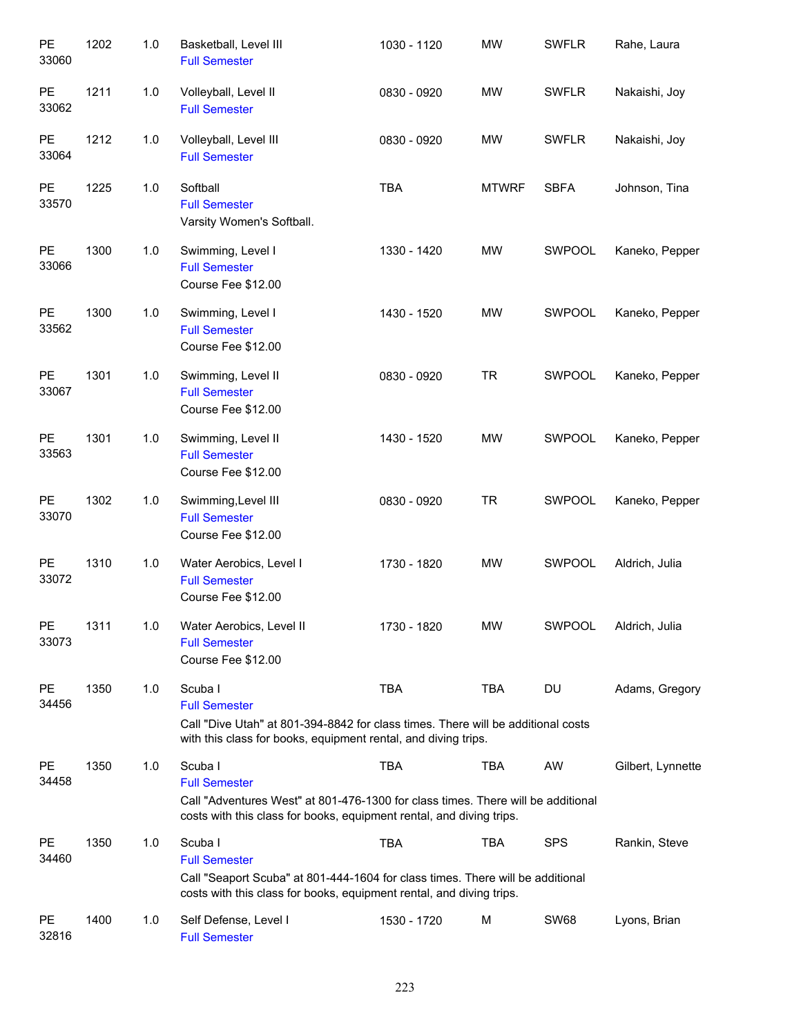| | | | | | | | |
|---|---|---|---|---|---|---|---|
| PE 33060 | 1202 | 1.0 | Basketball, Level III<br>Full Semester | 1030 - 1120 | MW | SWFLR | Rahe, Laura |
| PE 33062 | 1211 | 1.0 | Volleyball, Level II<br>Full Semester | 0830 - 0920 | MW | SWFLR | Nakaishi, Joy |
| PE 33064 | 1212 | 1.0 | Volleyball, Level III<br>Full Semester | 0830 - 0920 | MW | SWFLR | Nakaishi, Joy |
| PE 33570 | 1225 | 1.0 | Softball<br>Full Semester<br>Varsity Women's Softball. | TBA | MTWRF | SBFA | Johnson, Tina |
| PE 33066 | 1300 | 1.0 | Swimming, Level I<br>Full Semester<br>Course Fee $12.00 | 1330 - 1420 | MW | SWPOOL | Kaneko, Pepper |
| PE 33562 | 1300 | 1.0 | Swimming, Level I<br>Full Semester<br>Course Fee $12.00 | 1430 - 1520 | MW | SWPOOL | Kaneko, Pepper |
| PE 33067 | 1301 | 1.0 | Swimming, Level II<br>Full Semester<br>Course Fee $12.00 | 0830 - 0920 | TR | SWPOOL | Kaneko, Pepper |
| PE 33563 | 1301 | 1.0 | Swimming, Level II<br>Full Semester<br>Course Fee $12.00 | 1430 - 1520 | MW | SWPOOL | Kaneko, Pepper |
| PE 33070 | 1302 | 1.0 | Swimming,Level III<br>Full Semester<br>Course Fee $12.00 | 0830 - 0920 | TR | SWPOOL | Kaneko, Pepper |
| PE 33072 | 1310 | 1.0 | Water Aerobics, Level I<br>Full Semester<br>Course Fee $12.00 | 1730 - 1820 | MW | SWPOOL | Aldrich, Julia |
| PE 33073 | 1311 | 1.0 | Water Aerobics, Level II<br>Full Semester<br>Course Fee $12.00 | 1730 - 1820 | MW | SWPOOL | Aldrich, Julia |
| PE 34456 | 1350 | 1.0 | Scuba I<br>Full Semester<br>Call "Dive Utah" at 801-394-8842 for class times. There will be additional costs with this class for books, equipment rental, and diving trips. | TBA | TBA | DU | Adams, Gregory |
| PE 34458 | 1350 | 1.0 | Scuba I<br>Full Semester<br>Call "Adventures West" at 801-476-1300 for class times. There will be additional costs with this class for books, equipment rental, and diving trips. | TBA | TBA | AW | Gilbert, Lynnette |
| PE 34460 | 1350 | 1.0 | Scuba I<br>Full Semester<br>Call "Seaport Scuba" at 801-444-1604 for class times. There will be additional costs with this class for books, equipment rental, and diving trips. | TBA | TBA | SPS | Rankin, Steve |
| PE 32816 | 1400 | 1.0 | Self Defense, Level I<br>Full Semester | 1530 - 1720 | M | SW68 | Lyons, Brian |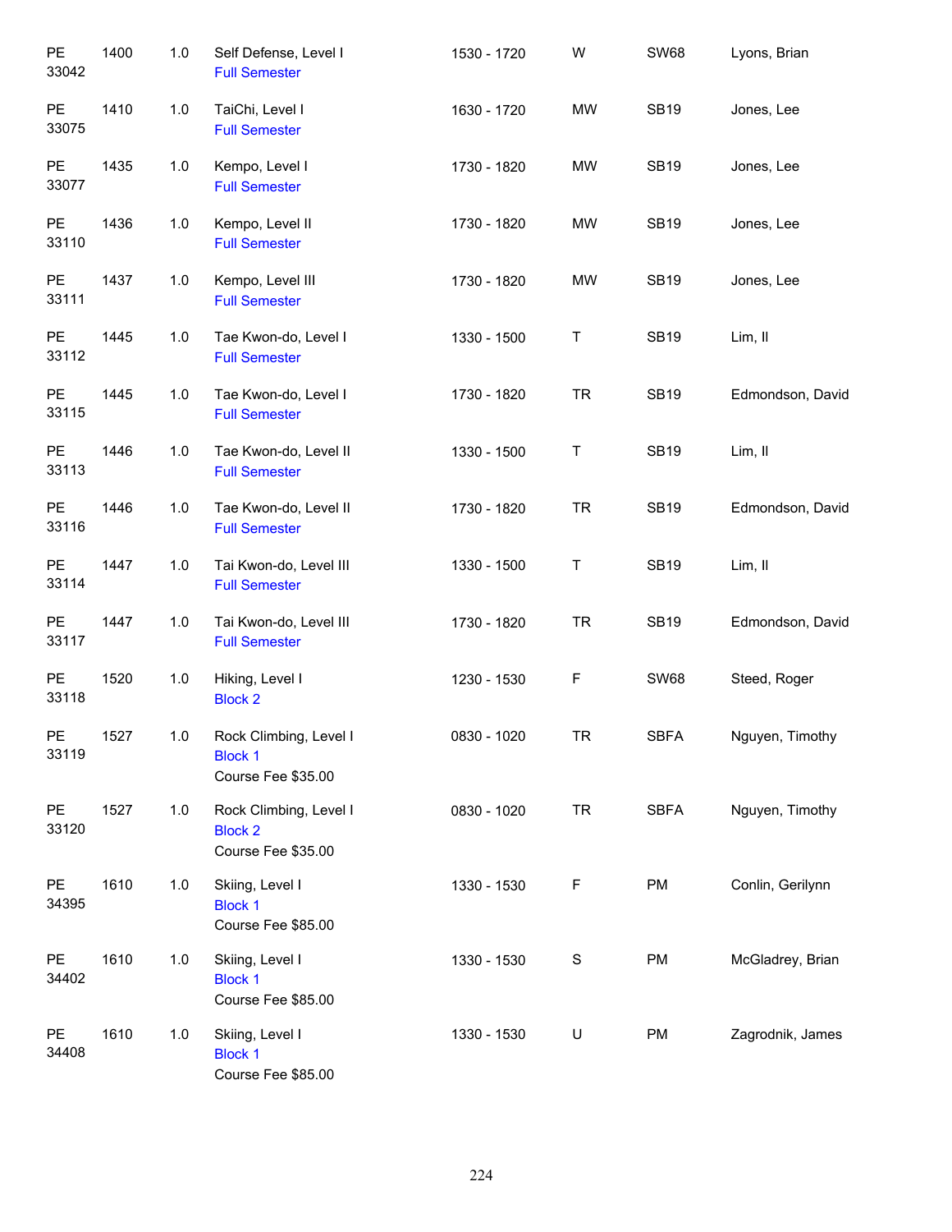| | | | | | | | |
|---|---|---|---|---|---|---|---|
| PE 33042 | 1400 | 1.0 | Self Defense, Level I<br>Full Semester | 1530 - 1720 | W | SW68 | Lyons, Brian |
| PE 33075 | 1410 | 1.0 | TaiChi, Level I<br>Full Semester | 1630 - 1720 | MW | SB19 | Jones, Lee |
| PE 33077 | 1435 | 1.0 | Kempo, Level I<br>Full Semester | 1730 - 1820 | MW | SB19 | Jones, Lee |
| PE 33110 | 1436 | 1.0 | Kempo, Level II<br>Full Semester | 1730 - 1820 | MW | SB19 | Jones, Lee |
| PE 33111 | 1437 | 1.0 | Kempo, Level III<br>Full Semester | 1730 - 1820 | MW | SB19 | Jones, Lee |
| PE 33112 | 1445 | 1.0 | Tae Kwon-do, Level I<br>Full Semester | 1330 - 1500 | T | SB19 | Lim, Il |
| PE 33115 | 1445 | 1.0 | Tae Kwon-do, Level I<br>Full Semester | 1730 - 1820 | TR | SB19 | Edmondson, David |
| PE 33113 | 1446 | 1.0 | Tae Kwon-do, Level II<br>Full Semester | 1330 - 1500 | T | SB19 | Lim, Il |
| PE 33116 | 1446 | 1.0 | Tae Kwon-do, Level II<br>Full Semester | 1730 - 1820 | TR | SB19 | Edmondson, David |
| PE 33114 | 1447 | 1.0 | Tai Kwon-do, Level III<br>Full Semester | 1330 - 1500 | T | SB19 | Lim, Il |
| PE 33117 | 1447 | 1.0 | Tai Kwon-do, Level III<br>Full Semester | 1730 - 1820 | TR | SB19 | Edmondson, David |
| PE 33118 | 1520 | 1.0 | Hiking, Level I<br>Block 2 | 1230 - 1530 | F | SW68 | Steed, Roger |
| PE 33119 | 1527 | 1.0 | Rock Climbing, Level I<br>Block 1<br>Course Fee $35.00 | 0830 - 1020 | TR | SBFA | Nguyen, Timothy |
| PE 33120 | 1527 | 1.0 | Rock Climbing, Level I<br>Block 2<br>Course Fee $35.00 | 0830 - 1020 | TR | SBFA | Nguyen, Timothy |
| PE 34395 | 1610 | 1.0 | Skiing, Level I<br>Block 1<br>Course Fee $85.00 | 1330 - 1530 | F | PM | Conlin, Gerilynn |
| PE 34402 | 1610 | 1.0 | Skiing, Level I<br>Block 1<br>Course Fee $85.00 | 1330 - 1530 | S | PM | McGladrey, Brian |
| PE 34408 | 1610 | 1.0 | Skiing, Level I<br>Block 1<br>Course Fee $85.00 | 1330 - 1530 | U | PM | Zagrodnik, James |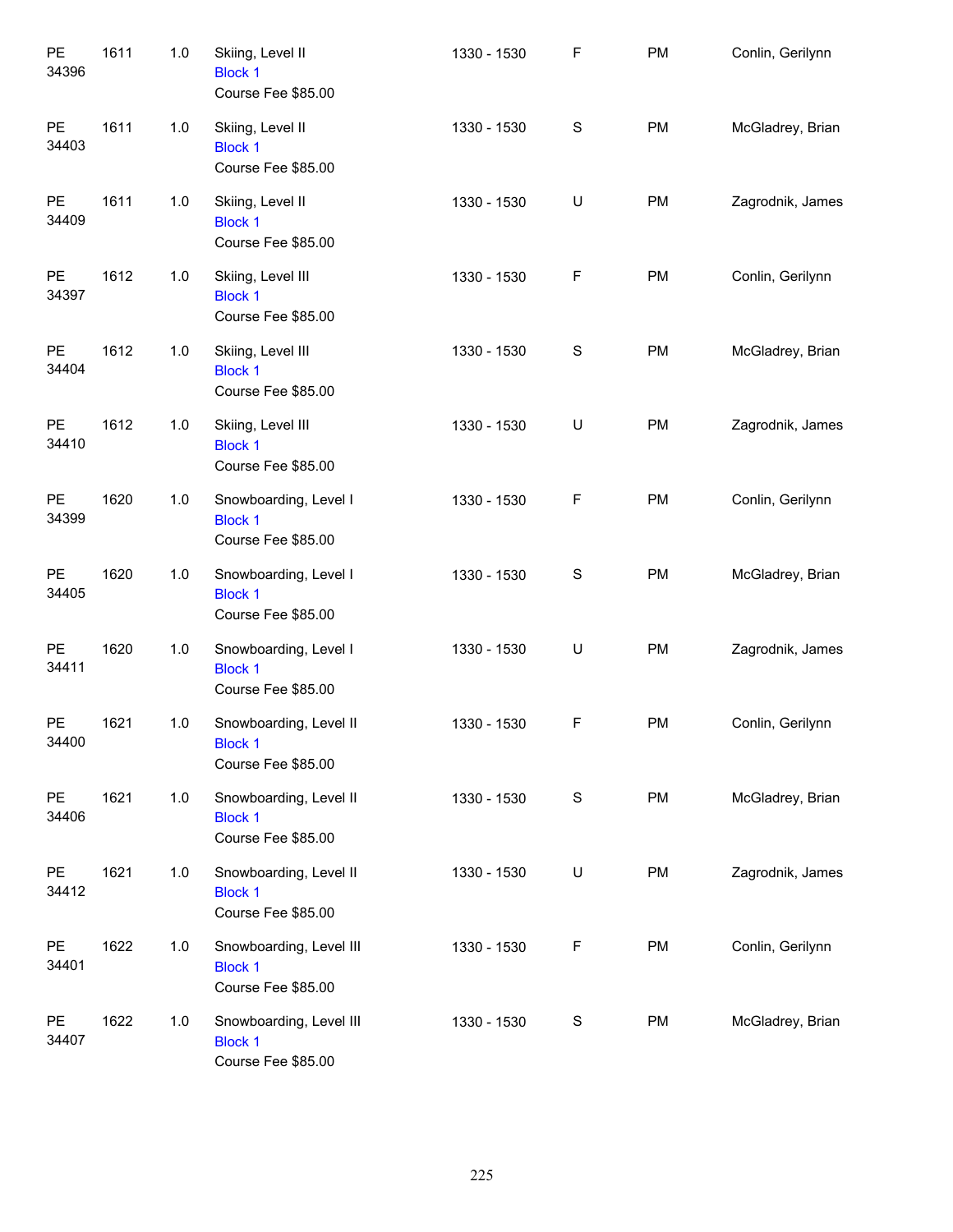| | | | | | | | |
|---|---|---|---|---|---|---|---|
| PE 34396 | 1611 | 1.0 | Skiing, Level II<br>Block 1<br>Course Fee $85.00 | 1330 - 1530 | F | PM | Conlin, Gerilynn |
| PE 34403 | 1611 | 1.0 | Skiing, Level II<br>Block 1<br>Course Fee $85.00 | 1330 - 1530 | S | PM | McGladrey, Brian |
| PE 34409 | 1611 | 1.0 | Skiing, Level II<br>Block 1<br>Course Fee $85.00 | 1330 - 1530 | U | PM | Zagrodnik, James |
| PE 34397 | 1612 | 1.0 | Skiing, Level III<br>Block 1<br>Course Fee $85.00 | 1330 - 1530 | F | PM | Conlin, Gerilynn |
| PE 34404 | 1612 | 1.0 | Skiing, Level III<br>Block 1<br>Course Fee $85.00 | 1330 - 1530 | S | PM | McGladrey, Brian |
| PE 34410 | 1612 | 1.0 | Skiing, Level III<br>Block 1<br>Course Fee $85.00 | 1330 - 1530 | U | PM | Zagrodnik, James |
| PE 34399 | 1620 | 1.0 | Snowboarding, Level I<br>Block 1<br>Course Fee $85.00 | 1330 - 1530 | F | PM | Conlin, Gerilynn |
| PE 34405 | 1620 | 1.0 | Snowboarding, Level I<br>Block 1<br>Course Fee $85.00 | 1330 - 1530 | S | PM | McGladrey, Brian |
| PE 34411 | 1620 | 1.0 | Snowboarding, Level I<br>Block 1<br>Course Fee $85.00 | 1330 - 1530 | U | PM | Zagrodnik, James |
| PE 34400 | 1621 | 1.0 | Snowboarding, Level II<br>Block 1<br>Course Fee $85.00 | 1330 - 1530 | F | PM | Conlin, Gerilynn |
| PE 34406 | 1621 | 1.0 | Snowboarding, Level II<br>Block 1<br>Course Fee $85.00 | 1330 - 1530 | S | PM | McGladrey, Brian |
| PE 34412 | 1621 | 1.0 | Snowboarding, Level II<br>Block 1<br>Course Fee $85.00 | 1330 - 1530 | U | PM | Zagrodnik, James |
| PE 34401 | 1622 | 1.0 | Snowboarding, Level III<br>Block 1<br>Course Fee $85.00 | 1330 - 1530 | F | PM | Conlin, Gerilynn |
| PE 34407 | 1622 | 1.0 | Snowboarding, Level III<br>Block 1<br>Course Fee $85.00 | 1330 - 1530 | S | PM | McGladrey, Brian |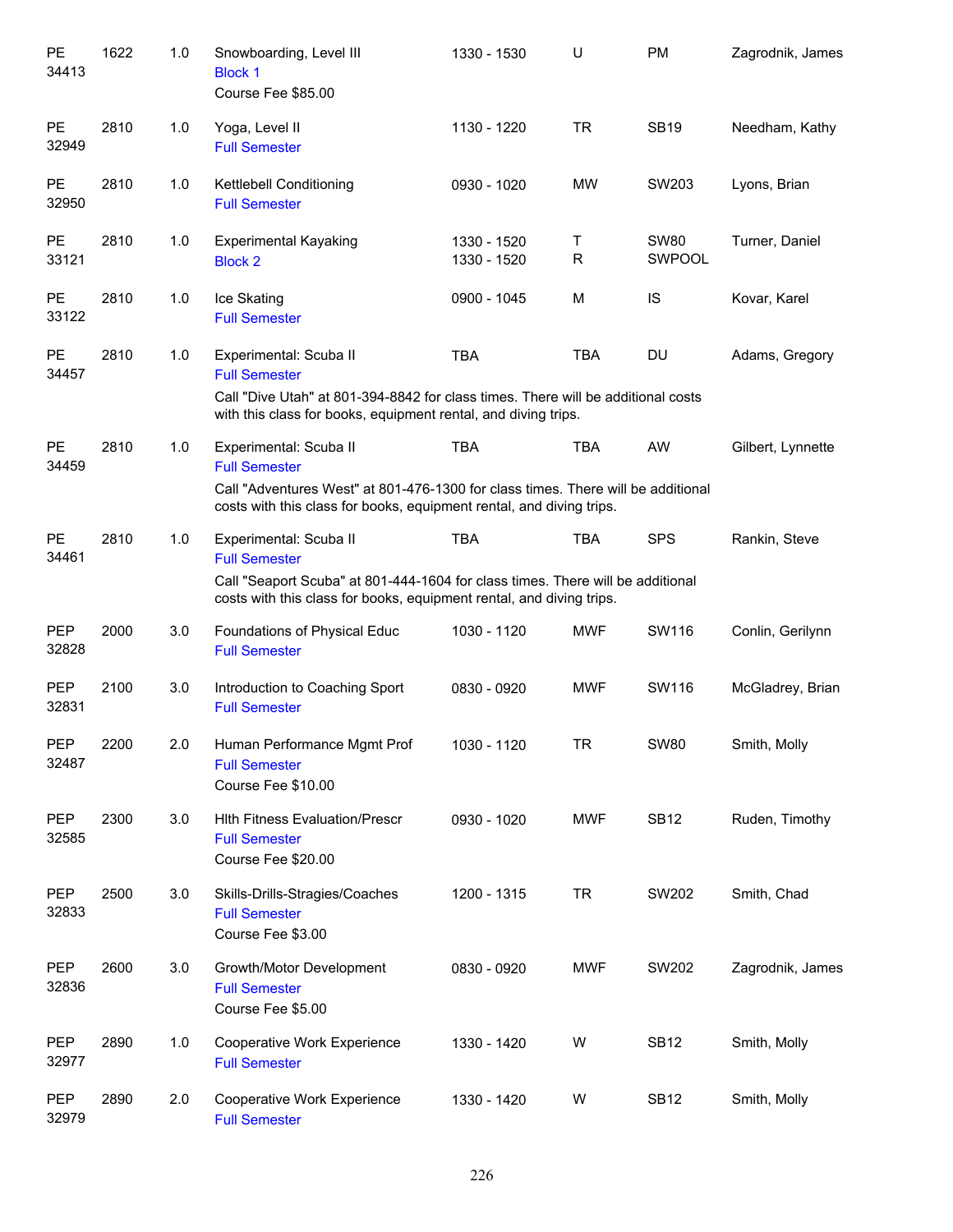| | | | | | | | |
|---|---|---|---|---|---|---|---|
| PE 34413 | 1622 | 1.0 | Snowboarding, Level III<br>Block 1<br>Course Fee $85.00 | 1330 - 1530 | U | PM | Zagrodnik, James |
| PE 32949 | 2810 | 1.0 | Yoga, Level II<br>Full Semester | 1130 - 1220 | TR | SB19 | Needham, Kathy |
| PE 32950 | 2810 | 1.0 | Kettlebell Conditioning<br>Full Semester | 0930 - 1020 | MW | SW203 | Lyons, Brian |
| PE 33121 | 2810 | 1.0 | Experimental Kayaking<br>Block 2 | 1330 - 1520<br>1330 - 1520 | T<br>R | SW80<br>SWPOOL | Turner, Daniel |
| PE 33122 | 2810 | 1.0 | Ice Skating<br>Full Semester | 0900 - 1045 | M | IS | Kovar, Karel |
| PE 34457 | 2810 | 1.0 | Experimental: Scuba II<br>Full Semester<br>Call "Dive Utah" at 801-394-8842 for class times. There will be additional costs with this class for books, equipment rental, and diving trips. | TBA | TBA | DU | Adams, Gregory |
| PE 34459 | 2810 | 1.0 | Experimental: Scuba II<br>Full Semester<br>Call "Adventures West" at 801-476-1300 for class times. There will be additional costs with this class for books, equipment rental, and diving trips. | TBA | TBA | AW | Gilbert, Lynnette |
| PE 34461 | 2810 | 1.0 | Experimental: Scuba II<br>Full Semester<br>Call "Seaport Scuba" at 801-444-1604 for class times. There will be additional costs with this class for books, equipment rental, and diving trips. | TBA | TBA | SPS | Rankin, Steve |
| PEP 32828 | 2000 | 3.0 | Foundations of Physical Educ<br>Full Semester | 1030 - 1120 | MWF | SW116 | Conlin, Gerilynn |
| PEP 32831 | 2100 | 3.0 | Introduction to Coaching Sport<br>Full Semester | 0830 - 0920 | MWF | SW116 | McGladrey, Brian |
| PEP 32487 | 2200 | 2.0 | Human Performance Mgmt Prof<br>Full Semester<br>Course Fee $10.00 | 1030 - 1120 | TR | SW80 | Smith, Molly |
| PEP 32585 | 2300 | 3.0 | Hlth Fitness Evaluation/Prescr<br>Full Semester<br>Course Fee $20.00 | 0930 - 1020 | MWF | SB12 | Ruden, Timothy |
| PEP 32833 | 2500 | 3.0 | Skills-Drills-Stragies/Coaches<br>Full Semester<br>Course Fee $3.00 | 1200 - 1315 | TR | SW202 | Smith, Chad |
| PEP 32836 | 2600 | 3.0 | Growth/Motor Development<br>Full Semester<br>Course Fee $5.00 | 0830 - 0920 | MWF | SW202 | Zagrodnik, James |
| PEP 32977 | 2890 | 1.0 | Cooperative Work Experience<br>Full Semester | 1330 - 1420 | W | SB12 | Smith, Molly |
| PEP 32979 | 2890 | 2.0 | Cooperative Work Experience<br>Full Semester | 1330 - 1420 | W | SB12 | Smith, Molly |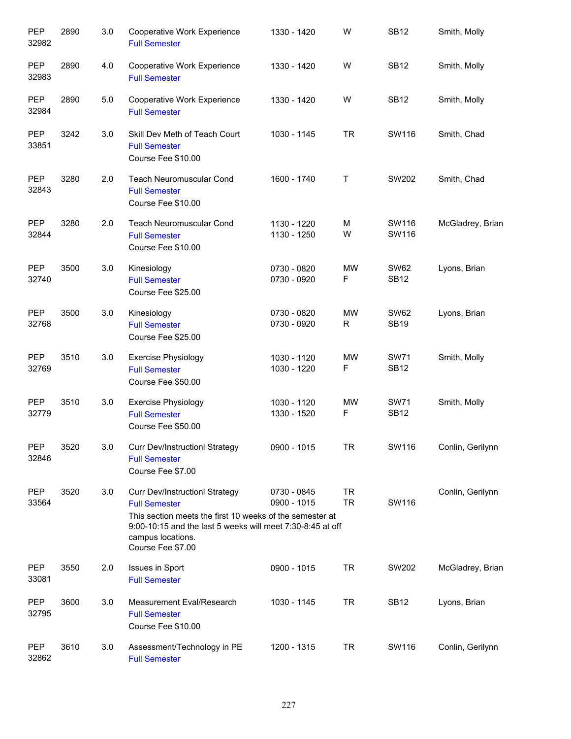| | | | | | | | |
|---|---|---|---|---|---|---|---|
| PEP 32982 | 2890 | 3.0 | Cooperative Work Experience<br>Full Semester | 1330 - 1420 | W | SB12 | Smith, Molly |
| PEP 32983 | 2890 | 4.0 | Cooperative Work Experience<br>Full Semester | 1330 - 1420 | W | SB12 | Smith, Molly |
| PEP 32984 | 2890 | 5.0 | Cooperative Work Experience<br>Full Semester | 1330 - 1420 | W | SB12 | Smith, Molly |
| PEP 33851 | 3242 | 3.0 | Skill Dev Meth of Teach Court<br>Full Semester<br>Course Fee $10.00 | 1030 - 1145 | TR | SW116 | Smith, Chad |
| PEP 32843 | 3280 | 2.0 | Teach Neuromuscular Cond<br>Full Semester<br>Course Fee $10.00 | 1600 - 1740 | T | SW202 | Smith, Chad |
| PEP 32844 | 3280 | 2.0 | Teach Neuromuscular Cond<br>Full Semester<br>Course Fee $10.00 | 1130 - 1220<br>1130 - 1250 | M<br>W | SW116<br>SW116 | McGladrey, Brian |
| PEP 32740 | 3500 | 3.0 | Kinesiology<br>Full Semester<br>Course Fee $25.00 | 0730 - 0820<br>0730 - 0920 | MW<br>F | SW62<br>SB12 | Lyons, Brian |
| PEP 32768 | 3500 | 3.0 | Kinesiology<br>Full Semester<br>Course Fee $25.00 | 0730 - 0820<br>0730 - 0920 | MW<br>R | SW62<br>SB19 | Lyons, Brian |
| PEP 32769 | 3510 | 3.0 | Exercise Physiology<br>Full Semester<br>Course Fee $50.00 | 1030 - 1120<br>1030 - 1220 | MW<br>F | SW71<br>SB12 | Smith, Molly |
| PEP 32779 | 3510 | 3.0 | Exercise Physiology<br>Full Semester<br>Course Fee $50.00 | 1030 - 1120<br>1330 - 1520 | MW<br>F | SW71<br>SB12 | Smith, Molly |
| PEP 32846 | 3520 | 3.0 | Curr Dev/Instructionl Strategy<br>Full Semester<br>Course Fee $7.00 | 0900 - 1015 | TR | SW116 | Conlin, Gerilynn |
| PEP 33564 | 3520 | 3.0 | Curr Dev/Instructionl Strategy<br>Full Semester<br>This section meets the first 10 weeks of the semester at 9:00-10:15 and the last 5 weeks will meet 7:30-8:45 at off campus locations.<br>Course Fee $7.00 | 0730 - 0845<br>0900 - 1015 | TR<br>TR | <br>SW116 | Conlin, Gerilynn |
| PEP 33081 | 3550 | 2.0 | Issues in Sport<br>Full Semester | 0900 - 1015 | TR | SW202 | McGladrey, Brian |
| PEP 32795 | 3600 | 3.0 | Measurement Eval/Research<br>Full Semester<br>Course Fee $10.00 | 1030 - 1145 | TR | SB12 | Lyons, Brian |
| PEP 32862 | 3610 | 3.0 | Assessment/Technology in PE<br>Full Semester | 1200 - 1315 | TR | SW116 | Conlin, Gerilynn |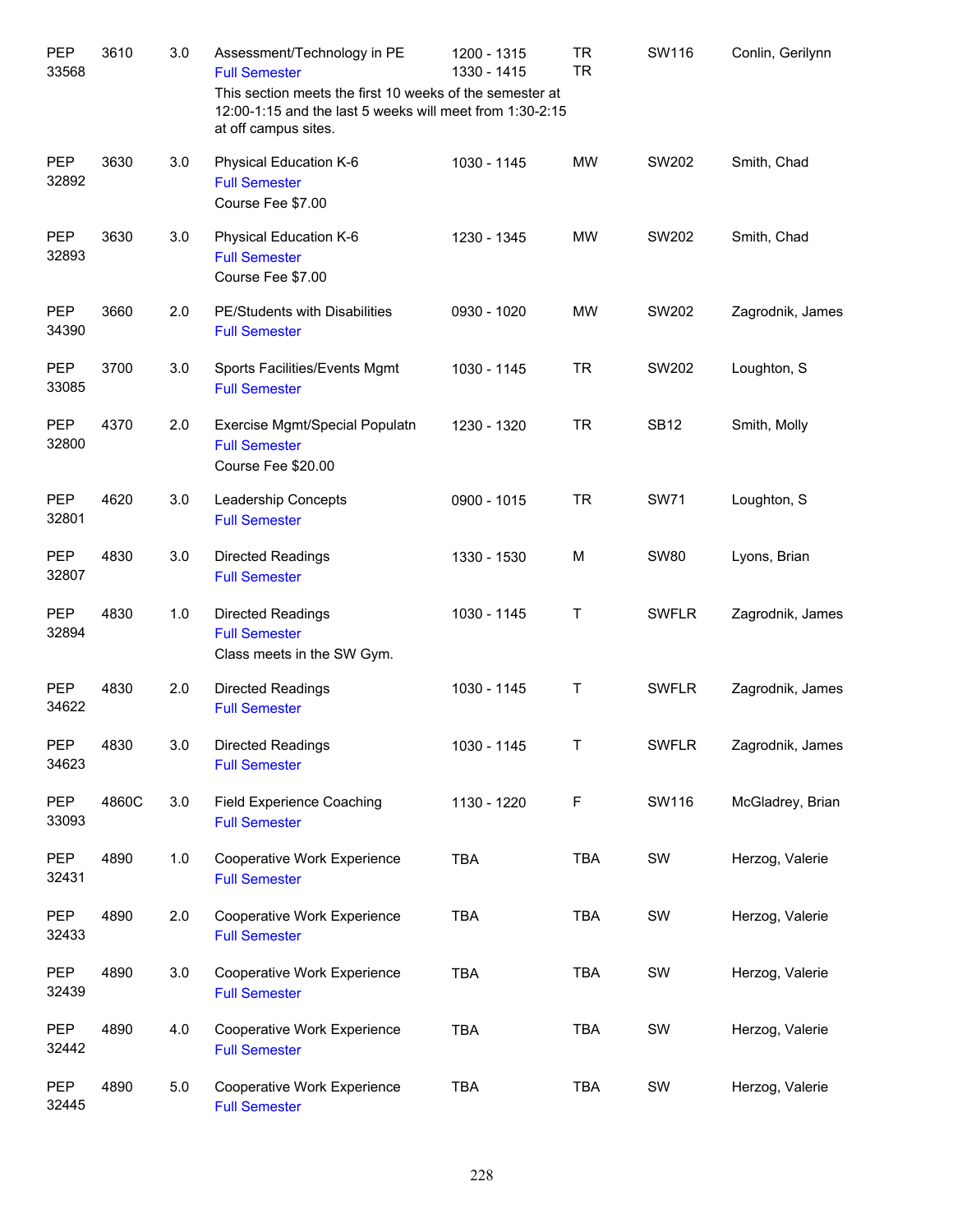| | | | | | | | |
|---|---|---|---|---|---|---|---|
| PEP 33568 | 3610 | 3.0 | Assessment/Technology in PE<br>Full Semester<br>This section meets the first 10 weeks of the semester at 12:00-1:15 and the last 5 weeks will meet from 1:30-2:15 at off campus sites. | 1200 - 1315<br>1330 - 1415 | TR<br>TR | SW116 | Conlin, Gerilynn |
| PEP 32892 | 3630 | 3.0 | Physical Education K-6<br>Full Semester<br>Course Fee $7.00 | 1030 - 1145 | MW | SW202 | Smith, Chad |
| PEP 32893 | 3630 | 3.0 | Physical Education K-6<br>Full Semester<br>Course Fee $7.00 | 1230 - 1345 | MW | SW202 | Smith, Chad |
| PEP 34390 | 3660 | 2.0 | PE/Students with Disabilities<br>Full Semester | 0930 - 1020 | MW | SW202 | Zagrodnik, James |
| PEP 33085 | 3700 | 3.0 | Sports Facilities/Events Mgmt<br>Full Semester | 1030 - 1145 | TR | SW202 | Loughton, S |
| PEP 32800 | 4370 | 2.0 | Exercise Mgmt/Special Populatn<br>Full Semester<br>Course Fee $20.00 | 1230 - 1320 | TR | SB12 | Smith, Molly |
| PEP 32801 | 4620 | 3.0 | Leadership Concepts<br>Full Semester | 0900 - 1015 | TR | SW71 | Loughton, S |
| PEP 32807 | 4830 | 3.0 | Directed Readings<br>Full Semester | 1330 - 1530 | M | SW80 | Lyons, Brian |
| PEP 32894 | 4830 | 1.0 | Directed Readings<br>Full Semester<br>Class meets in the SW Gym. | 1030 - 1145 | T | SWFLR | Zagrodnik, James |
| PEP 34622 | 4830 | 2.0 | Directed Readings<br>Full Semester | 1030 - 1145 | T | SWFLR | Zagrodnik, James |
| PEP 34623 | 4830 | 3.0 | Directed Readings<br>Full Semester | 1030 - 1145 | T | SWFLR | Zagrodnik, James |
| PEP 33093 | 4860C | 3.0 | Field Experience Coaching<br>Full Semester | 1130 - 1220 | F | SW116 | McGladrey, Brian |
| PEP 32431 | 4890 | 1.0 | Cooperative Work Experience<br>Full Semester | TBA | TBA | SW | Herzog, Valerie |
| PEP 32433 | 4890 | 2.0 | Cooperative Work Experience<br>Full Semester | TBA | TBA | SW | Herzog, Valerie |
| PEP 32439 | 4890 | 3.0 | Cooperative Work Experience<br>Full Semester | TBA | TBA | SW | Herzog, Valerie |
| PEP 32442 | 4890 | 4.0 | Cooperative Work Experience<br>Full Semester | TBA | TBA | SW | Herzog, Valerie |
| PEP 32445 | 4890 | 5.0 | Cooperative Work Experience<br>Full Semester | TBA | TBA | SW | Herzog, Valerie |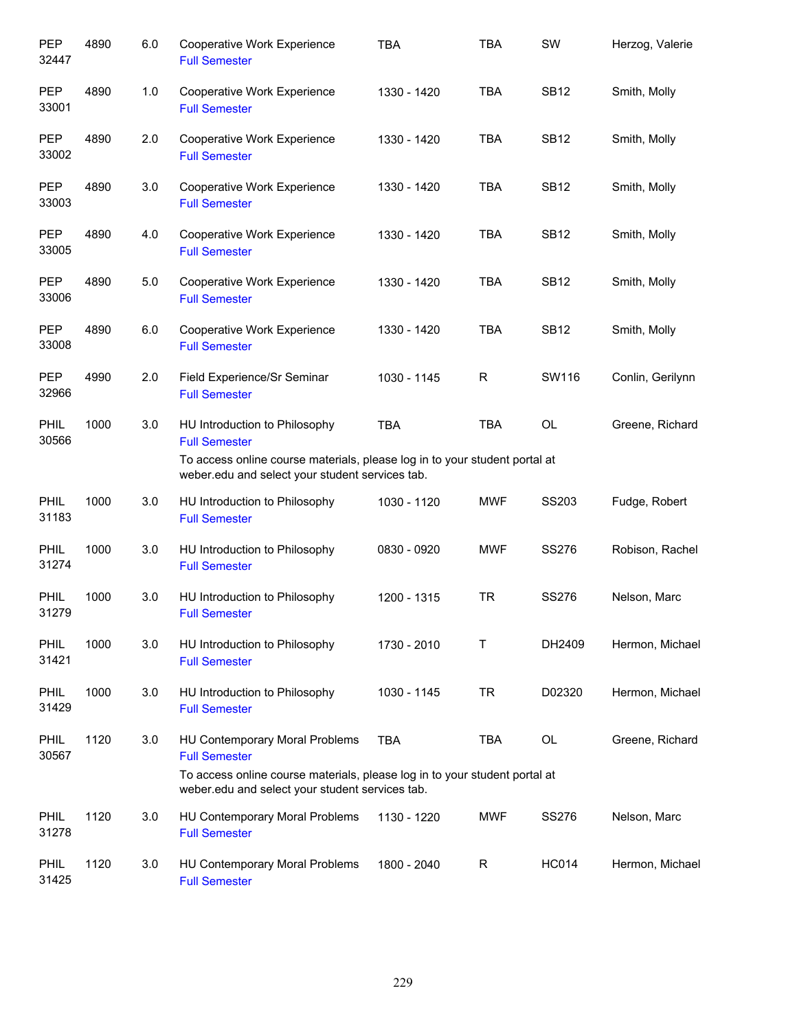| | | | | | | | |
|---|---|---|---|---|---|---|---|
| PEP 32447 | 4890 | 6.0 | Cooperative Work Experience<br>Full Semester | TBA | TBA | SW | Herzog, Valerie |
| PEP 33001 | 4890 | 1.0 | Cooperative Work Experience<br>Full Semester | 1330 - 1420 | TBA | SB12 | Smith, Molly |
| PEP 33002 | 4890 | 2.0 | Cooperative Work Experience<br>Full Semester | 1330 - 1420 | TBA | SB12 | Smith, Molly |
| PEP 33003 | 4890 | 3.0 | Cooperative Work Experience<br>Full Semester | 1330 - 1420 | TBA | SB12 | Smith, Molly |
| PEP 33005 | 4890 | 4.0 | Cooperative Work Experience<br>Full Semester | 1330 - 1420 | TBA | SB12 | Smith, Molly |
| PEP 33006 | 4890 | 5.0 | Cooperative Work Experience<br>Full Semester | 1330 - 1420 | TBA | SB12 | Smith, Molly |
| PEP 33008 | 4890 | 6.0 | Cooperative Work Experience<br>Full Semester | 1330 - 1420 | TBA | SB12 | Smith, Molly |
| PEP 32966 | 4990 | 2.0 | Field Experience/Sr Seminar<br>Full Semester | 1030 - 1145 | R | SW116 | Conlin, Gerilynn |
| PHIL 30566 | 1000 | 3.0 | HU Introduction to Philosophy<br>Full Semester<br>To access online course materials, please log in to your student portal at weber.edu and select your student services tab. | TBA | TBA | OL | Greene, Richard |
| PHIL 31183 | 1000 | 3.0 | HU Introduction to Philosophy<br>Full Semester | 1030 - 1120 | MWF | SS203 | Fudge, Robert |
| PHIL 31274 | 1000 | 3.0 | HU Introduction to Philosophy<br>Full Semester | 0830 - 0920 | MWF | SS276 | Robison, Rachel |
| PHIL 31279 | 1000 | 3.0 | HU Introduction to Philosophy<br>Full Semester | 1200 - 1315 | TR | SS276 | Nelson, Marc |
| PHIL 31421 | 1000 | 3.0 | HU Introduction to Philosophy<br>Full Semester | 1730 - 2010 | T | DH2409 | Hermon, Michael |
| PHIL 31429 | 1000 | 3.0 | HU Introduction to Philosophy<br>Full Semester | 1030 - 1145 | TR | D02320 | Hermon, Michael |
| PHIL 30567 | 1120 | 3.0 | HU Contemporary Moral Problems<br>Full Semester<br>To access online course materials, please log in to your student portal at weber.edu and select your student services tab. | TBA | TBA | OL | Greene, Richard |
| PHIL 31278 | 1120 | 3.0 | HU Contemporary Moral Problems<br>Full Semester | 1130 - 1220 | MWF | SS276 | Nelson, Marc |
| PHIL 31425 | 1120 | 3.0 | HU Contemporary Moral Problems<br>Full Semester | 1800 - 2040 | R | HC014 | Hermon, Michael |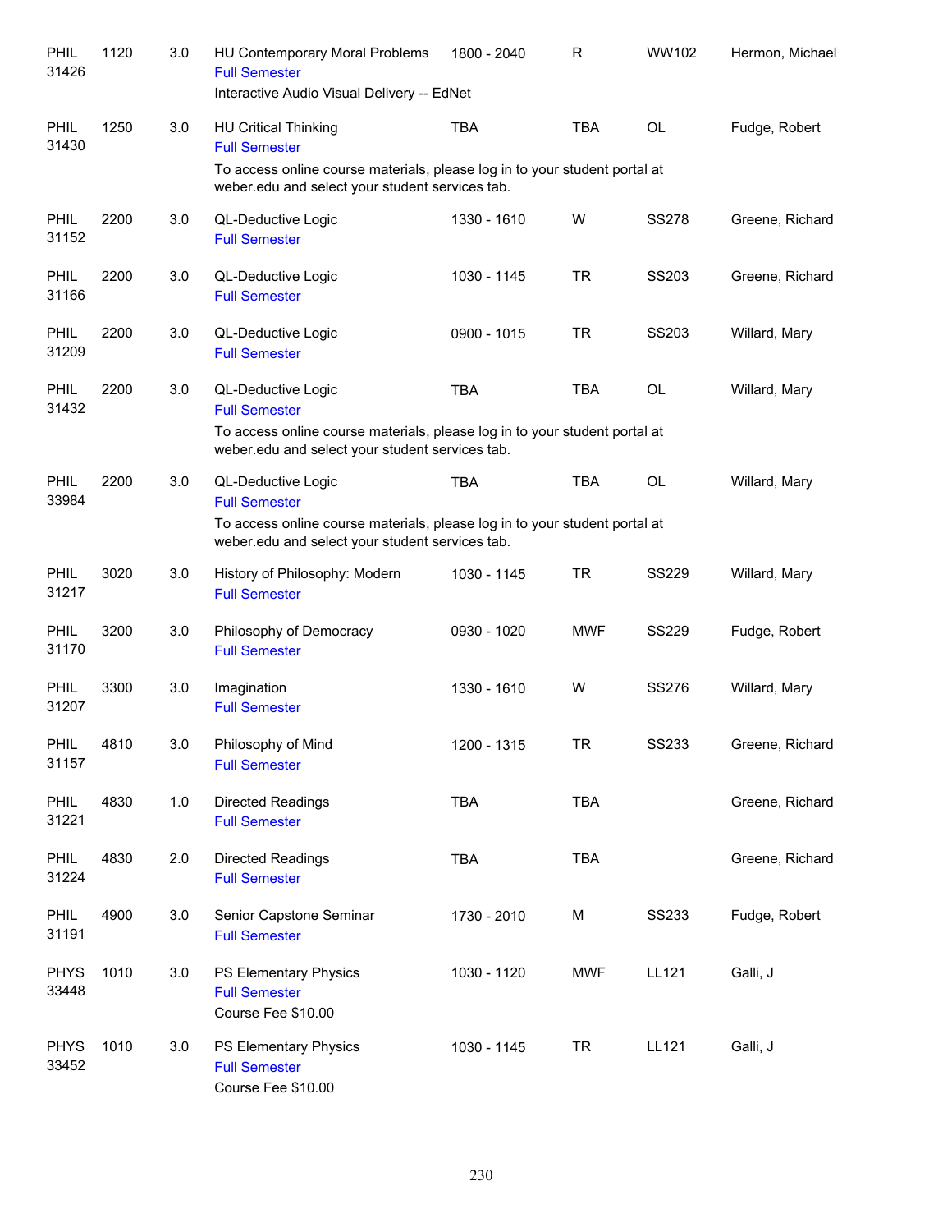| | | | | | | | |
|---|---|---|---|---|---|---|---|
| PHIL 31426 | 1120 | 3.0 | HU Contemporary Moral Problems<br>Full Semester<br>Interactive Audio Visual Delivery -- EdNet | 1800 - 2040 | R | WW102 | Hermon, Michael |
| PHIL 31430 | 1250 | 3.0 | HU Critical Thinking<br>Full Semester<br>To access online course materials, please log in to your student portal at weber.edu and select your student services tab. | TBA | TBA | OL | Fudge, Robert |
| PHIL 31152 | 2200 | 3.0 | QL-Deductive Logic<br>Full Semester | 1330 - 1610 | W | SS278 | Greene, Richard |
| PHIL 31166 | 2200 | 3.0 | QL-Deductive Logic<br>Full Semester | 1030 - 1145 | TR | SS203 | Greene, Richard |
| PHIL 31209 | 2200 | 3.0 | QL-Deductive Logic<br>Full Semester | 0900 - 1015 | TR | SS203 | Willard, Mary |
| PHIL 31432 | 2200 | 3.0 | QL-Deductive Logic<br>Full Semester<br>To access online course materials, please log in to your student portal at weber.edu and select your student services tab. | TBA | TBA | OL | Willard, Mary |
| PHIL 33984 | 2200 | 3.0 | QL-Deductive Logic<br>Full Semester<br>To access online course materials, please log in to your student portal at weber.edu and select your student services tab. | TBA | TBA | OL | Willard, Mary |
| PHIL 31217 | 3020 | 3.0 | History of Philosophy: Modern<br>Full Semester | 1030 - 1145 | TR | SS229 | Willard, Mary |
| PHIL 31170 | 3200 | 3.0 | Philosophy of Democracy<br>Full Semester | 0930 - 1020 | MWF | SS229 | Fudge, Robert |
| PHIL 31207 | 3300 | 3.0 | Imagination<br>Full Semester | 1330 - 1610 | W | SS276 | Willard, Mary |
| PHIL 31157 | 4810 | 3.0 | Philosophy of Mind<br>Full Semester | 1200 - 1315 | TR | SS233 | Greene, Richard |
| PHIL 31221 | 4830 | 1.0 | Directed Readings<br>Full Semester | TBA | TBA | | Greene, Richard |
| PHIL 31224 | 4830 | 2.0 | Directed Readings<br>Full Semester | TBA | TBA | | Greene, Richard |
| PHIL 31191 | 4900 | 3.0 | Senior Capstone Seminar<br>Full Semester | 1730 - 2010 | M | SS233 | Fudge, Robert |
| PHYS 33448 | 1010 | 3.0 | PS Elementary Physics<br>Full Semester<br>Course Fee $10.00 | 1030 - 1120 | MWF | LL121 | Galli, J |
| PHYS 33452 | 1010 | 3.0 | PS Elementary Physics<br>Full Semester<br>Course Fee $10.00 | 1030 - 1145 | TR | LL121 | Galli, J |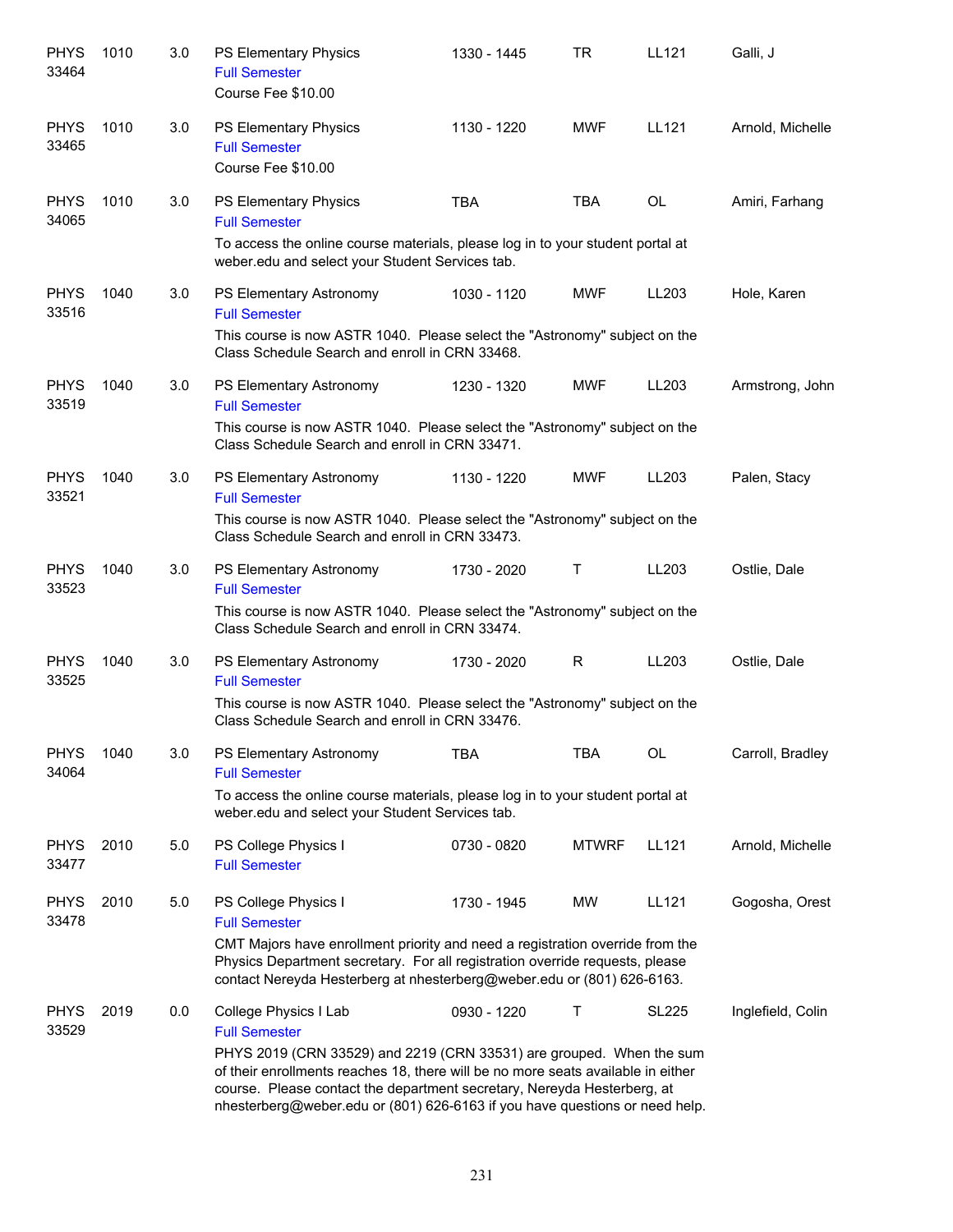| | | | | | | | |
|---|---|---|---|---|---|---|---|
| PHYS 33464 | 1010 | 3.0 | PS Elementary Physics<br>Full Semester<br>Course Fee $10.00 | 1330 - 1445 | TR | LL121 | Galli, J |
| PHYS 33465 | 1010 | 3.0 | PS Elementary Physics<br>Full Semester<br>Course Fee $10.00 | 1130 - 1220 | MWF | LL121 | Arnold, Michelle |
| PHYS 34065 | 1010 | 3.0 | PS Elementary Physics<br>Full Semester<br>To access the online course materials, please log in to your student portal at weber.edu and select your Student Services tab. | TBA | TBA | OL | Amiri, Farhang |
| PHYS 33516 | 1040 | 3.0 | PS Elementary Astronomy<br>Full Semester<br>This course is now ASTR 1040. Please select the "Astronomy" subject on the Class Schedule Search and enroll in CRN 33468. | 1030 - 1120 | MWF | LL203 | Hole, Karen |
| PHYS 33519 | 1040 | 3.0 | PS Elementary Astronomy<br>Full Semester<br>This course is now ASTR 1040. Please select the "Astronomy" subject on the Class Schedule Search and enroll in CRN 33471. | 1230 - 1320 | MWF | LL203 | Armstrong, John |
| PHYS 33521 | 1040 | 3.0 | PS Elementary Astronomy<br>Full Semester<br>This course is now ASTR 1040. Please select the "Astronomy" subject on the Class Schedule Search and enroll in CRN 33473. | 1130 - 1220 | MWF | LL203 | Palen, Stacy |
| PHYS 33523 | 1040 | 3.0 | PS Elementary Astronomy<br>Full Semester<br>This course is now ASTR 1040. Please select the "Astronomy" subject on the Class Schedule Search and enroll in CRN 33474. | 1730 - 2020 | T | LL203 | Ostlie, Dale |
| PHYS 33525 | 1040 | 3.0 | PS Elementary Astronomy<br>Full Semester<br>This course is now ASTR 1040. Please select the "Astronomy" subject on the Class Schedule Search and enroll in CRN 33476. | 1730 - 2020 | R | LL203 | Ostlie, Dale |
| PHYS 34064 | 1040 | 3.0 | PS Elementary Astronomy<br>Full Semester<br>To access the online course materials, please log in to your student portal at weber.edu and select your Student Services tab. | TBA | TBA | OL | Carroll, Bradley |
| PHYS 33477 | 2010 | 5.0 | PS College Physics I<br>Full Semester | 0730 - 0820 | MTWRF | LL121 | Arnold, Michelle |
| PHYS 33478 | 2010 | 5.0 | PS College Physics I<br>Full Semester<br>CMT Majors have enrollment priority and need a registration override from the Physics Department secretary. For all registration override requests, please contact Nereyda Hesterberg at nhesterberg@weber.edu or (801) 626-6163. | 1730 - 1945 | MW | LL121 | Gogosha, Orest |
| PHYS 33529 | 2019 | 0.0 | College Physics I Lab<br>Full Semester<br>PHYS 2019 (CRN 33529) and 2219 (CRN 33531) are grouped. When the sum of their enrollments reaches 18, there will be no more seats available in either course. Please contact the department secretary, Nereyda Hesterberg, at nhesterberg@weber.edu or (801) 626-6163 if you have questions or need help. | 0930 - 1220 | T | SL225 | Inglefield, Colin |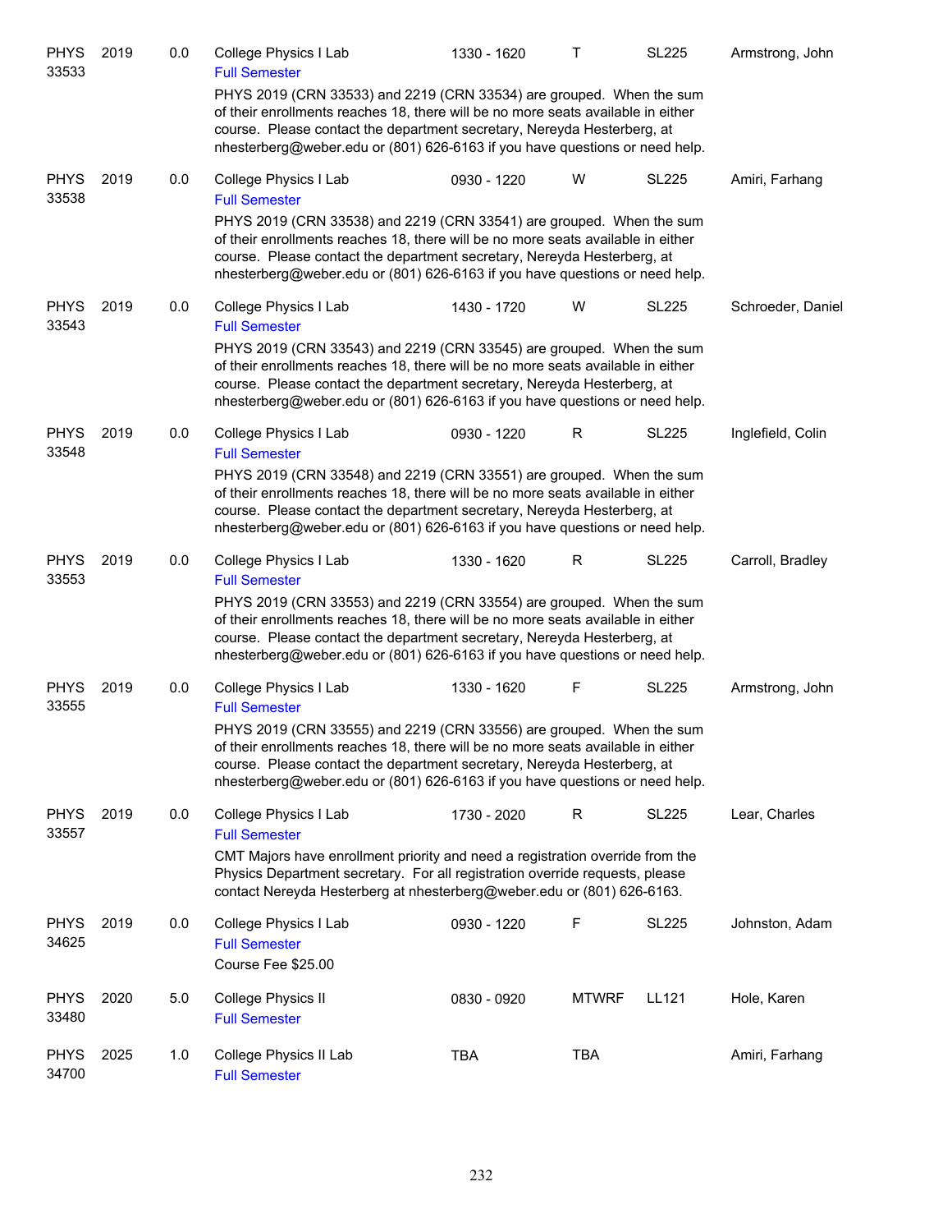| | | | | | | | |
|---|---|---|---|---|---|---|---|
| PHYS 33533 | 2019 | 0.0 | College Physics I Lab<br>Full Semester<br>PHYS 2019 (CRN 33533) and 2219 (CRN 33534) are grouped. When the sum of their enrollments reaches 18, there will be no more seats available in either course. Please contact the department secretary, Nereyda Hesterberg, at nhesterberg@weber.edu or (801) 626-6163 if you have questions or need help. | 1330 - 1620 | T | SL225 | Armstrong, John |
| PHYS 33538 | 2019 | 0.0 | College Physics I Lab<br>Full Semester<br>PHYS 2019 (CRN 33538) and 2219 (CRN 33541) are grouped. When the sum of their enrollments reaches 18, there will be no more seats available in either course. Please contact the department secretary, Nereyda Hesterberg, at nhesterberg@weber.edu or (801) 626-6163 if you have questions or need help. | 0930 - 1220 | W | SL225 | Amiri, Farhang |
| PHYS 33543 | 2019 | 0.0 | College Physics I Lab<br>Full Semester<br>PHYS 2019 (CRN 33543) and 2219 (CRN 33545) are grouped. When the sum of their enrollments reaches 18, there will be no more seats available in either course. Please contact the department secretary, Nereyda Hesterberg, at nhesterberg@weber.edu or (801) 626-6163 if you have questions or need help. | 1430 - 1720 | W | SL225 | Schroeder, Daniel |
| PHYS 33548 | 2019 | 0.0 | College Physics I Lab<br>Full Semester<br>PHYS 2019 (CRN 33548) and 2219 (CRN 33551) are grouped. When the sum of their enrollments reaches 18, there will be no more seats available in either course. Please contact the department secretary, Nereyda Hesterberg, at nhesterberg@weber.edu or (801) 626-6163 if you have questions or need help. | 0930 - 1220 | R | SL225 | Inglefield, Colin |
| PHYS 33553 | 2019 | 0.0 | College Physics I Lab<br>Full Semester<br>PHYS 2019 (CRN 33553) and 2219 (CRN 33554) are grouped. When the sum of their enrollments reaches 18, there will be no more seats available in either course. Please contact the department secretary, Nereyda Hesterberg, at nhesterberg@weber.edu or (801) 626-6163 if you have questions or need help. | 1330 - 1620 | R | SL225 | Carroll, Bradley |
| PHYS 33555 | 2019 | 0.0 | College Physics I Lab<br>Full Semester<br>PHYS 2019 (CRN 33555) and 2219 (CRN 33556) are grouped. When the sum of their enrollments reaches 18, there will be no more seats available in either course. Please contact the department secretary, Nereyda Hesterberg, at nhesterberg@weber.edu or (801) 626-6163 if you have questions or need help. | 1330 - 1620 | F | SL225 | Armstrong, John |
| PHYS 33557 | 2019 | 0.0 | College Physics I Lab<br>Full Semester<br>CMT Majors have enrollment priority and need a registration override from the Physics Department secretary. For all registration override requests, please contact Nereyda Hesterberg at nhesterberg@weber.edu or (801) 626-6163. | 1730 - 2020 | R | SL225 | Lear, Charles |
| PHYS 34625 | 2019 | 0.0 | College Physics I Lab<br>Full Semester<br>Course Fee $25.00 | 0930 - 1220 | F | SL225 | Johnston, Adam |
| PHYS 33480 | 2020 | 5.0 | College Physics II<br>Full Semester | 0830 - 0920 | MTWRF | LL121 | Hole, Karen |
| PHYS 34700 | 2025 | 1.0 | College Physics II Lab<br>Full Semester | TBA | TBA | | Amiri, Farhang |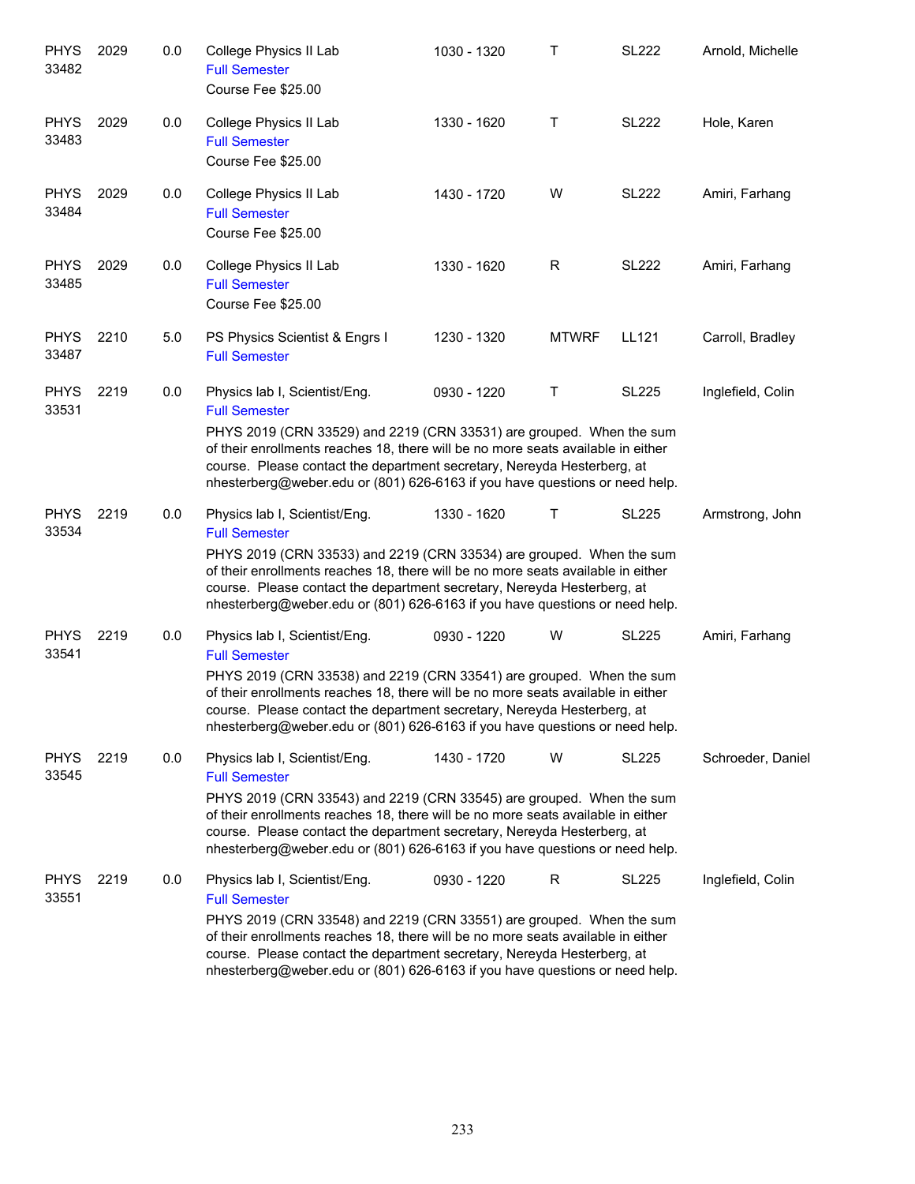| | | | | | | | |
|---|---|---|---|---|---|---|---|
| PHYS 33482 | 2029 | 0.0 | College Physics II Lab<br>Full Semester<br>Course Fee $25.00 | 1030 - 1320 | T | SL222 | Arnold, Michelle |
| PHYS 33483 | 2029 | 0.0 | College Physics II Lab<br>Full Semester<br>Course Fee $25.00 | 1330 - 1620 | T | SL222 | Hole, Karen |
| PHYS 33484 | 2029 | 0.0 | College Physics II Lab<br>Full Semester<br>Course Fee $25.00 | 1430 - 1720 | W | SL222 | Amiri, Farhang |
| PHYS 33485 | 2029 | 0.0 | College Physics II Lab<br>Full Semester<br>Course Fee $25.00 | 1330 - 1620 | R | SL222 | Amiri, Farhang |
| PHYS 33487 | 2210 | 5.0 | PS Physics Scientist & Engrs I<br>Full Semester | 1230 - 1320 | MTWRF | LL121 | Carroll, Bradley |
| PHYS 33531 | 2219 | 0.0 | Physics lab I, Scientist/Eng.<br>Full Semester<br>PHYS 2019 (CRN 33529) and 2219 (CRN 33531) are grouped. When the sum of their enrollments reaches 18, there will be no more seats available in either course. Please contact the department secretary, Nereyda Hesterberg, at nhesterberg@weber.edu or (801) 626-6163 if you have questions or need help. | 0930 - 1220 | T | SL225 | Inglefield, Colin |
| PHYS 33534 | 2219 | 0.0 | Physics lab I, Scientist/Eng.<br>Full Semester<br>PHYS 2019 (CRN 33533) and 2219 (CRN 33534) are grouped. When the sum of their enrollments reaches 18, there will be no more seats available in either course. Please contact the department secretary, Nereyda Hesterberg, at nhesterberg@weber.edu or (801) 626-6163 if you have questions or need help. | 1330 - 1620 | T | SL225 | Armstrong, John |
| PHYS 33541 | 2219 | 0.0 | Physics lab I, Scientist/Eng.<br>Full Semester<br>PHYS 2019 (CRN 33538) and 2219 (CRN 33541) are grouped. When the sum of their enrollments reaches 18, there will be no more seats available in either course. Please contact the department secretary, Nereyda Hesterberg, at nhesterberg@weber.edu or (801) 626-6163 if you have questions or need help. | 0930 - 1220 | W | SL225 | Amiri, Farhang |
| PHYS 33545 | 2219 | 0.0 | Physics lab I, Scientist/Eng.<br>Full Semester<br>PHYS 2019 (CRN 33543) and 2219 (CRN 33545) are grouped. When the sum of their enrollments reaches 18, there will be no more seats available in either course. Please contact the department secretary, Nereyda Hesterberg, at nhesterberg@weber.edu or (801) 626-6163 if you have questions or need help. | 1430 - 1720 | W | SL225 | Schroeder, Daniel |
| PHYS 33551 | 2219 | 0.0 | Physics lab I, Scientist/Eng.<br>Full Semester<br>PHYS 2019 (CRN 33548) and 2219 (CRN 33551) are grouped. When the sum of their enrollments reaches 18, there will be no more seats available in either course. Please contact the department secretary, Nereyda Hesterberg, at nhesterberg@weber.edu or (801) 626-6163 if you have questions or need help. | 0930 - 1220 | R | SL225 | Inglefield, Colin |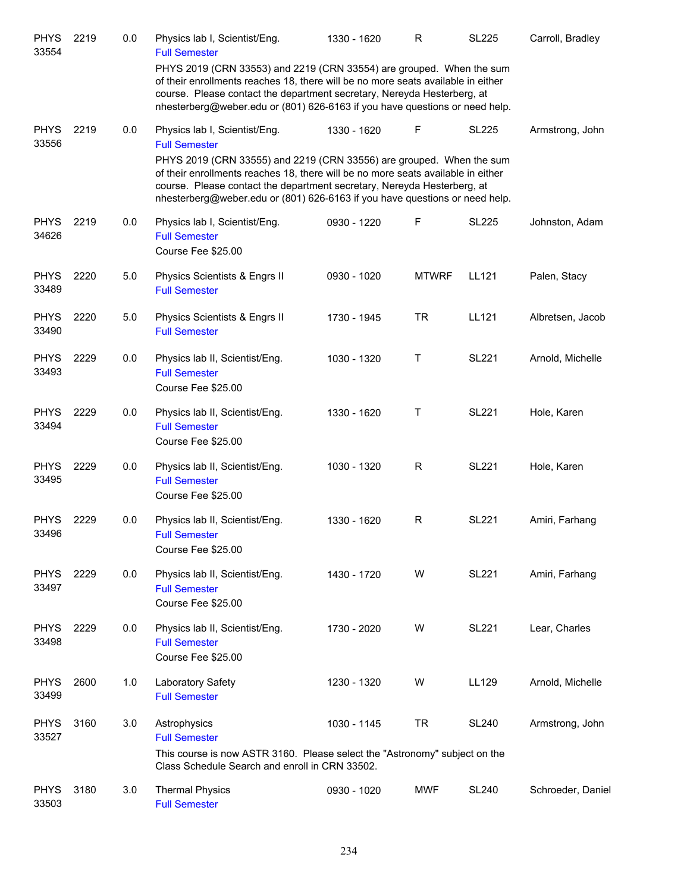| | | | | | | | |
|---|---|---|---|---|---|---|---|
| PHYS 33554 | 2219 | 0.0 | Physics lab I, Scientist/Eng.<br>Full Semester<br>PHYS 2019 (CRN 33553) and 2219 (CRN 33554) are grouped. When the sum of their enrollments reaches 18, there will be no more seats available in either course. Please contact the department secretary, Nereyda Hesterberg, at nhesterberg@weber.edu or (801) 626-6163 if you have questions or need help. | 1330 - 1620 | R | SL225 | Carroll, Bradley |
| PHYS 33556 | 2219 | 0.0 | Physics lab I, Scientist/Eng.<br>Full Semester<br>PHYS 2019 (CRN 33555) and 2219 (CRN 33556) are grouped. When the sum of their enrollments reaches 18, there will be no more seats available in either course. Please contact the department secretary, Nereyda Hesterberg, at nhesterberg@weber.edu or (801) 626-6163 if you have questions or need help. | 1330 - 1620 | F | SL225 | Armstrong, John |
| PHYS 34626 | 2219 | 0.0 | Physics lab I, Scientist/Eng.<br>Full Semester<br>Course Fee $25.00 | 0930 - 1220 | F | SL225 | Johnston, Adam |
| PHYS 33489 | 2220 | 5.0 | Physics Scientists & Engrs II<br>Full Semester | 0930 - 1020 | MTWRF | LL121 | Palen, Stacy |
| PHYS 33490 | 2220 | 5.0 | Physics Scientists & Engrs II<br>Full Semester | 1730 - 1945 | TR | LL121 | Albretsen, Jacob |
| PHYS 33493 | 2229 | 0.0 | Physics lab II, Scientist/Eng.<br>Full Semester<br>Course Fee $25.00 | 1030 - 1320 | T | SL221 | Arnold, Michelle |
| PHYS 33494 | 2229 | 0.0 | Physics lab II, Scientist/Eng.<br>Full Semester<br>Course Fee $25.00 | 1330 - 1620 | T | SL221 | Hole, Karen |
| PHYS 33495 | 2229 | 0.0 | Physics lab II, Scientist/Eng.<br>Full Semester<br>Course Fee $25.00 | 1030 - 1320 | R | SL221 | Hole, Karen |
| PHYS 33496 | 2229 | 0.0 | Physics lab II, Scientist/Eng.<br>Full Semester<br>Course Fee $25.00 | 1330 - 1620 | R | SL221 | Amiri, Farhang |
| PHYS 33497 | 2229 | 0.0 | Physics lab II, Scientist/Eng.<br>Full Semester<br>Course Fee $25.00 | 1430 - 1720 | W | SL221 | Amiri, Farhang |
| PHYS 33498 | 2229 | 0.0 | Physics lab II, Scientist/Eng.<br>Full Semester<br>Course Fee $25.00 | 1730 - 2020 | W | SL221 | Lear, Charles |
| PHYS 33499 | 2600 | 1.0 | Laboratory Safety<br>Full Semester | 1230 - 1320 | W | LL129 | Arnold, Michelle |
| PHYS 33527 | 3160 | 3.0 | Astrophysics<br>Full Semester<br>This course is now ASTR 3160. Please select the "Astronomy" subject on the Class Schedule Search and enroll in CRN 33502. | 1030 - 1145 | TR | SL240 | Armstrong, John |
| PHYS 33503 | 3180 | 3.0 | Thermal Physics<br>Full Semester | 0930 - 1020 | MWF | SL240 | Schroeder, Daniel |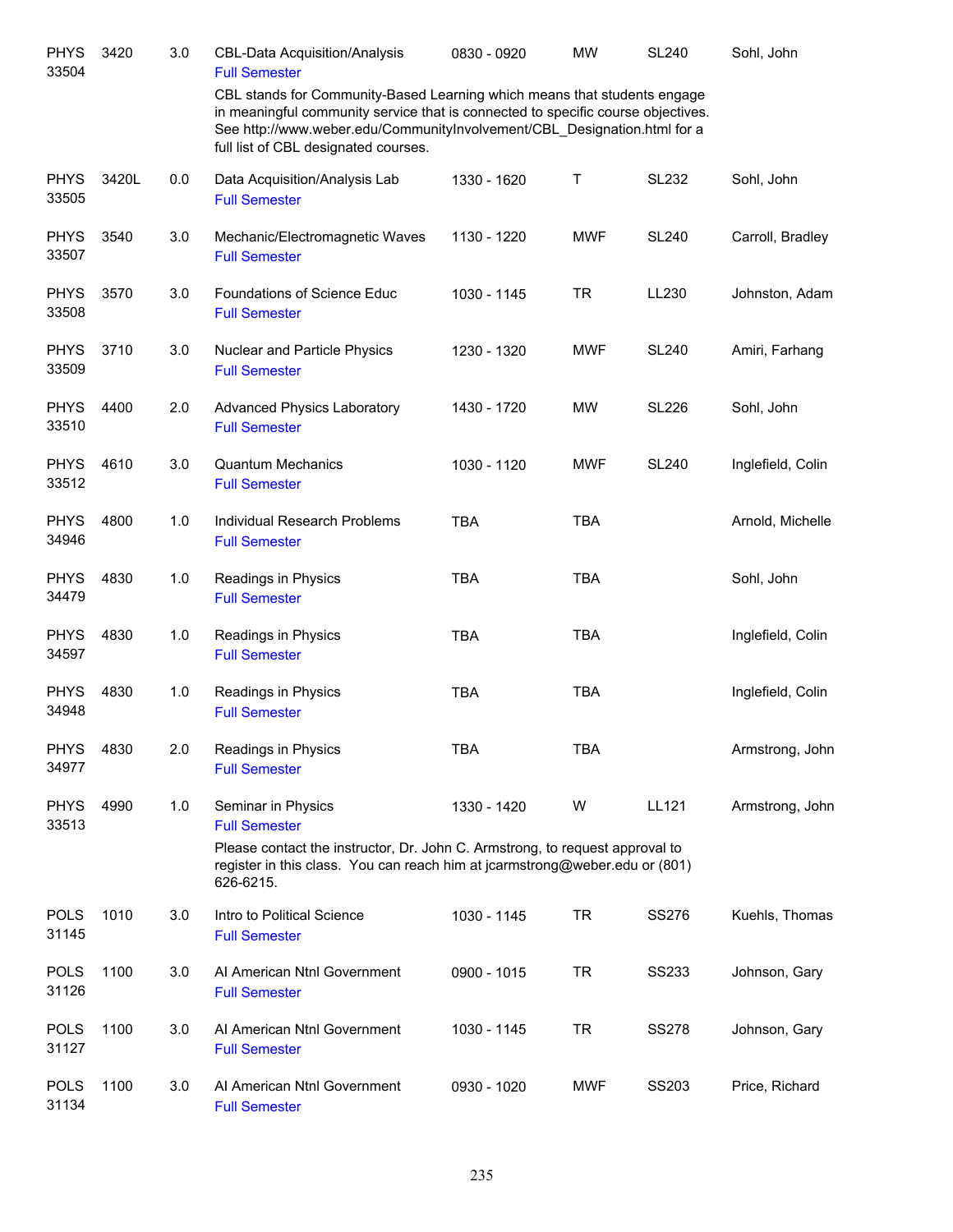| | | | | | | | |
|---|---|---|---|---|---|---|---|
| PHYS 33504 | 3420 | 3.0 | CBL-Data Acquisition/Analysis<br>Full Semester | 0830 - 0920 | MW | SL240 | Sohl, John |
| | | | CBL stands for Community-Based Learning which means that students engage in meaningful community service that is connected to specific course objectives. See http://www.weber.edu/CommunityInvolvement/CBL_Designation.html for a full list of CBL designated courses. | | | | |
| PHYS 33505 | 3420L | 0.0 | Data Acquisition/Analysis Lab<br>Full Semester | 1330 - 1620 | T | SL232 | Sohl, John |
| PHYS 33507 | 3540 | 3.0 | Mechanic/Electromagnetic Waves<br>Full Semester | 1130 - 1220 | MWF | SL240 | Carroll, Bradley |
| PHYS 33508 | 3570 | 3.0 | Foundations of Science Educ<br>Full Semester | 1030 - 1145 | TR | LL230 | Johnston, Adam |
| PHYS 33509 | 3710 | 3.0 | Nuclear and Particle Physics<br>Full Semester | 1230 - 1320 | MWF | SL240 | Amiri, Farhang |
| PHYS 33510 | 4400 | 2.0 | Advanced Physics Laboratory<br>Full Semester | 1430 - 1720 | MW | SL226 | Sohl, John |
| PHYS 33512 | 4610 | 3.0 | Quantum Mechanics<br>Full Semester | 1030 - 1120 | MWF | SL240 | Inglefield, Colin |
| PHYS 34946 | 4800 | 1.0 | Individual Research Problems<br>Full Semester | TBA | TBA | | Arnold, Michelle |
| PHYS 34479 | 4830 | 1.0 | Readings in Physics<br>Full Semester | TBA | TBA | | Sohl, John |
| PHYS 34597 | 4830 | 1.0 | Readings in Physics<br>Full Semester | TBA | TBA | | Inglefield, Colin |
| PHYS 34948 | 4830 | 1.0 | Readings in Physics<br>Full Semester | TBA | TBA | | Inglefield, Colin |
| PHYS 34977 | 4830 | 2.0 | Readings in Physics<br>Full Semester | TBA | TBA | | Armstrong, John |
| PHYS 33513 | 4990 | 1.0 | Seminar in Physics<br>Full Semester | 1330 - 1420 | W | LL121 | Armstrong, John |
| | | | Please contact the instructor, Dr. John C. Armstrong, to request approval to register in this class. You can reach him at jcarmstrong@weber.edu or (801) 626-6215. | | | | |
| POLS 31145 | 1010 | 3.0 | Intro to Political Science<br>Full Semester | 1030 - 1145 | TR | SS276 | Kuehls, Thomas |
| POLS 31126 | 1100 | 3.0 | AI American Ntnl Government<br>Full Semester | 0900 - 1015 | TR | SS233 | Johnson, Gary |
| POLS 31127 | 1100 | 3.0 | AI American Ntnl Government<br>Full Semester | 1030 - 1145 | TR | SS278 | Johnson, Gary |
| POLS 31134 | 1100 | 3.0 | AI American Ntnl Government<br>Full Semester | 0930 - 1020 | MWF | SS203 | Price, Richard |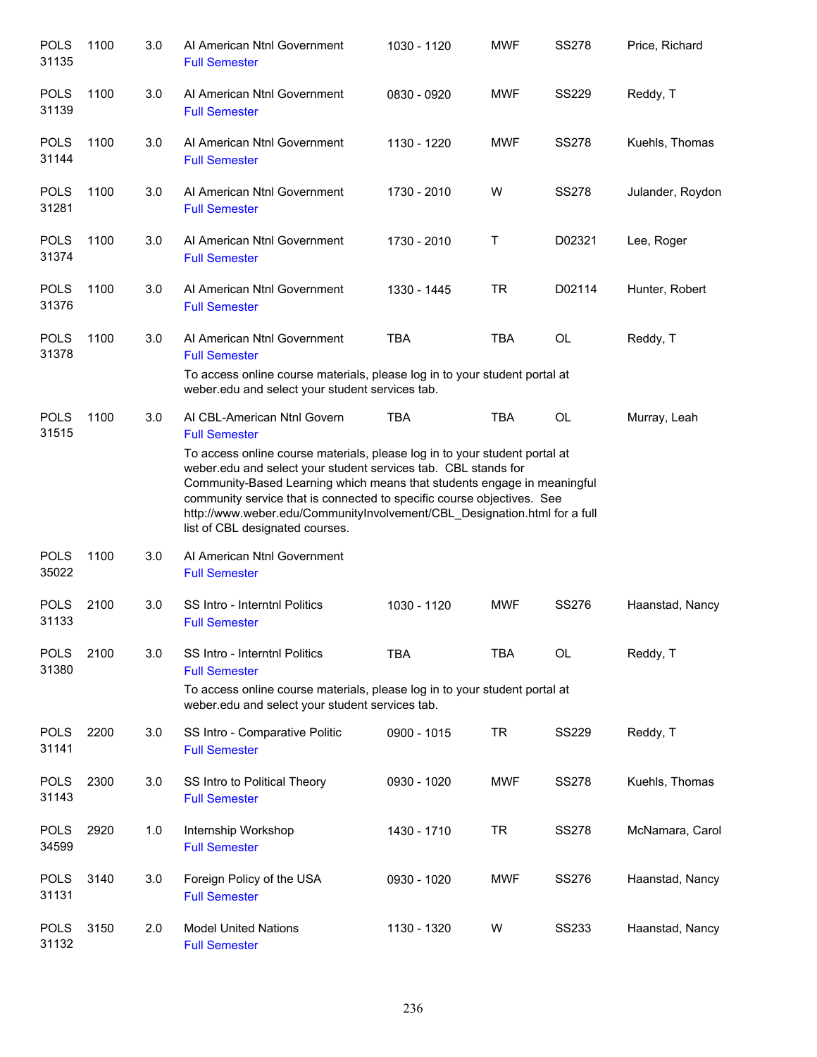| | | | | | | | |
|---|---|---|---|---|---|---|---|
| POLS 31135 | 1100 | 3.0 | AI American Ntnl Government<br>Full Semester | 1030 - 1120 | MWF | SS278 | Price, Richard |
| POLS 31139 | 1100 | 3.0 | AI American Ntnl Government<br>Full Semester | 0830 - 0920 | MWF | SS229 | Reddy, T |
| POLS 31144 | 1100 | 3.0 | AI American Ntnl Government<br>Full Semester | 1130 - 1220 | MWF | SS278 | Kuehls, Thomas |
| POLS 31281 | 1100 | 3.0 | AI American Ntnl Government<br>Full Semester | 1730 - 2010 | W | SS278 | Julander, Roydon |
| POLS 31374 | 1100 | 3.0 | AI American Ntnl Government<br>Full Semester | 1730 - 2010 | T | D02321 | Lee, Roger |
| POLS 31376 | 1100 | 3.0 | AI American Ntnl Government<br>Full Semester | 1330 - 1445 | TR | D02114 | Hunter, Robert |
| POLS 31378 | 1100 | 3.0 | AI American Ntnl Government<br>Full Semester<br>To access online course materials, please log in to your student portal at weber.edu and select your student services tab. | TBA | TBA | OL | Reddy, T |
| POLS 31515 | 1100 | 3.0 | AI CBL-American Ntnl Govern<br>Full Semester<br>To access online course materials, please log in to your student portal at weber.edu and select your student services tab. CBL stands for Community-Based Learning which means that students engage in meaningful community service that is connected to specific course objectives. See http://www.weber.edu/CommunityInvolvement/CBL_Designation.html for a full list of CBL designated courses. | TBA | TBA | OL | Murray, Leah |
| POLS 35022 | 1100 | 3.0 | AI American Ntnl Government<br>Full Semester | | | | |
| POLS 31133 | 2100 | 3.0 | SS Intro - Interntnl Politics<br>Full Semester | 1030 - 1120 | MWF | SS276 | Haanstad, Nancy |
| POLS 31380 | 2100 | 3.0 | SS Intro - Interntnl Politics<br>Full Semester<br>To access online course materials, please log in to your student portal at weber.edu and select your student services tab. | TBA | TBA | OL | Reddy, T |
| POLS 31141 | 2200 | 3.0 | SS Intro - Comparative Politic<br>Full Semester | 0900 - 1015 | TR | SS229 | Reddy, T |
| POLS 31143 | 2300 | 3.0 | SS Intro to Political Theory<br>Full Semester | 0930 - 1020 | MWF | SS278 | Kuehls, Thomas |
| POLS 34599 | 2920 | 1.0 | Internship Workshop<br>Full Semester | 1430 - 1710 | TR | SS278 | McNamara, Carol |
| POLS 31131 | 3140 | 3.0 | Foreign Policy of the USA<br>Full Semester | 0930 - 1020 | MWF | SS276 | Haanstad, Nancy |
| POLS 31132 | 3150 | 2.0 | Model United Nations<br>Full Semester | 1130 - 1320 | W | SS233 | Haanstad, Nancy |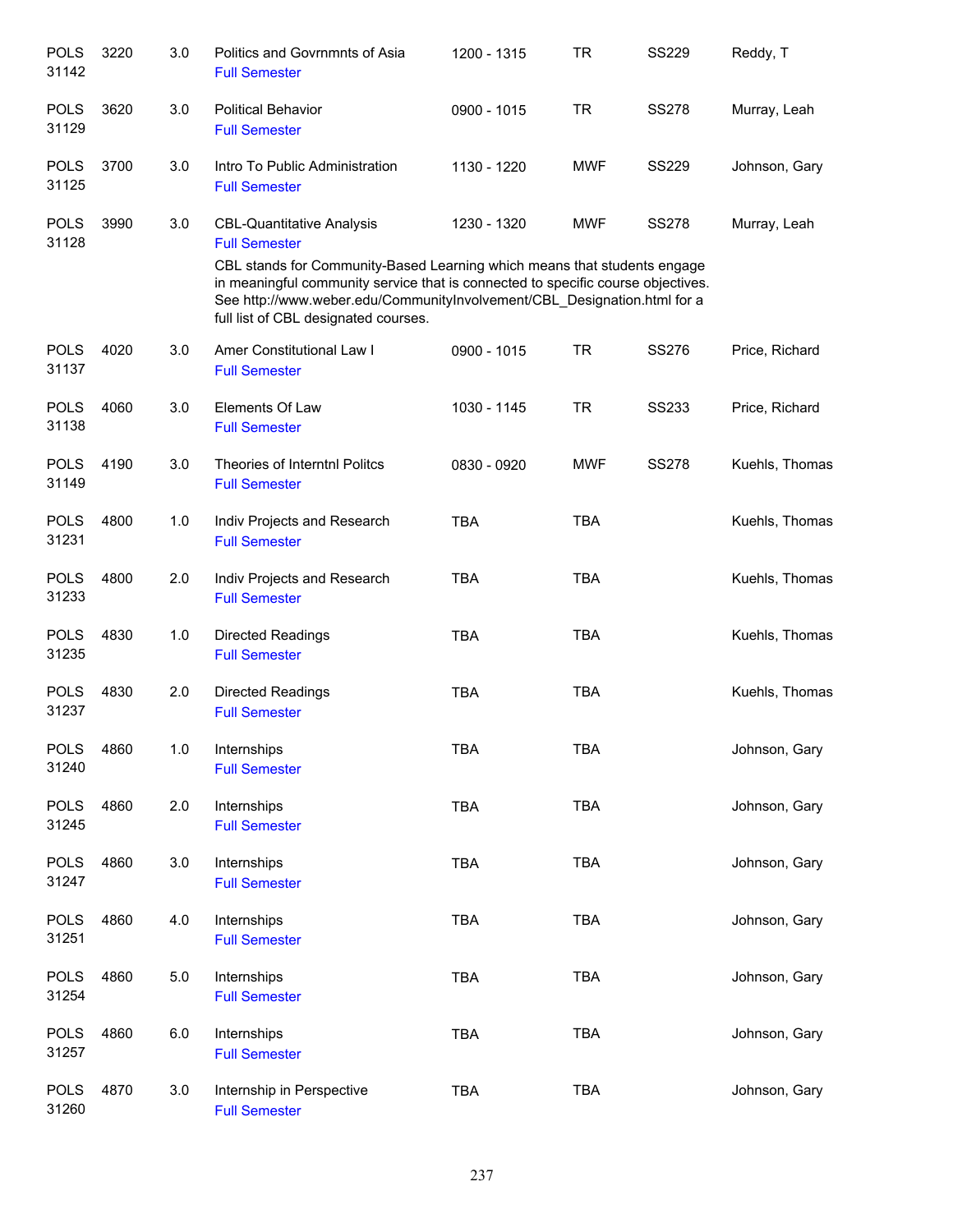| | | | | | | | |
|---|---|---|---|---|---|---|---|
| POLS 31142 | 3220 | 3.0 | Politics and Govrnmnts of Asia<br>Full Semester | 1200 - 1315 | TR | SS229 | Reddy, T |
| POLS 31129 | 3620 | 3.0 | Political Behavior<br>Full Semester | 0900 - 1015 | TR | SS278 | Murray, Leah |
| POLS 31125 | 3700 | 3.0 | Intro To Public Administration<br>Full Semester | 1130 - 1220 | MWF | SS229 | Johnson, Gary |
| POLS 31128 | 3990 | 3.0 | CBL-Quantitative Analysis<br>Full Semester<br>CBL stands for Community-Based Learning which means that students engage in meaningful community service that is connected to specific course objectives. See http://www.weber.edu/CommunityInvolvement/CBL_Designation.html for a full list of CBL designated courses. | 1230 - 1320 | MWF | SS278 | Murray, Leah |
| POLS 31137 | 4020 | 3.0 | Amer Constitutional Law I<br>Full Semester | 0900 - 1015 | TR | SS276 | Price, Richard |
| POLS 31138 | 4060 | 3.0 | Elements Of Law<br>Full Semester | 1030 - 1145 | TR | SS233 | Price, Richard |
| POLS 31149 | 4190 | 3.0 | Theories of Interntnl Politcs<br>Full Semester | 0830 - 0920 | MWF | SS278 | Kuehls, Thomas |
| POLS 31231 | 4800 | 1.0 | Indiv Projects and Research<br>Full Semester | TBA | TBA | | Kuehls, Thomas |
| POLS 31233 | 4800 | 2.0 | Indiv Projects and Research<br>Full Semester | TBA | TBA | | Kuehls, Thomas |
| POLS 31235 | 4830 | 1.0 | Directed Readings<br>Full Semester | TBA | TBA | | Kuehls, Thomas |
| POLS 31237 | 4830 | 2.0 | Directed Readings<br>Full Semester | TBA | TBA | | Kuehls, Thomas |
| POLS 31240 | 4860 | 1.0 | Internships<br>Full Semester | TBA | TBA | | Johnson, Gary |
| POLS 31245 | 4860 | 2.0 | Internships<br>Full Semester | TBA | TBA | | Johnson, Gary |
| POLS 31247 | 4860 | 3.0 | Internships<br>Full Semester | TBA | TBA | | Johnson, Gary |
| POLS 31251 | 4860 | 4.0 | Internships<br>Full Semester | TBA | TBA | | Johnson, Gary |
| POLS 31254 | 4860 | 5.0 | Internships<br>Full Semester | TBA | TBA | | Johnson, Gary |
| POLS 31257 | 4860 | 6.0 | Internships<br>Full Semester | TBA | TBA | | Johnson, Gary |
| POLS 31260 | 4870 | 3.0 | Internship in Perspective<br>Full Semester | TBA | TBA | | Johnson, Gary |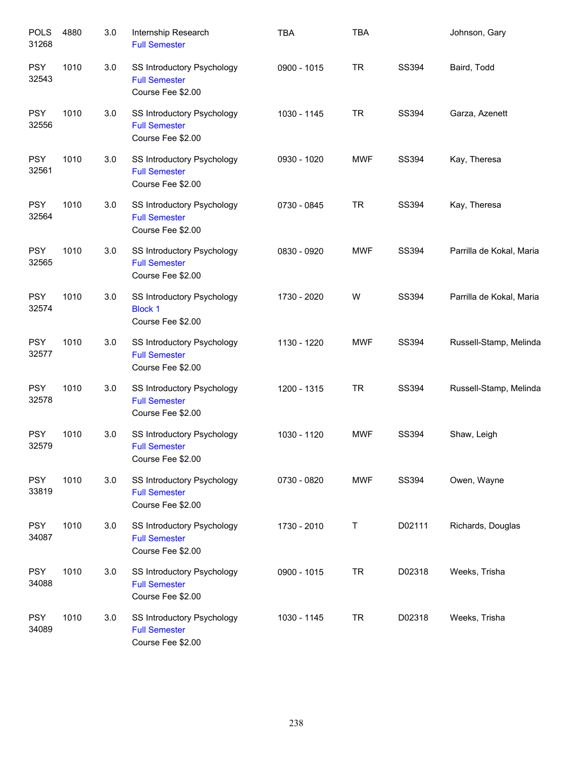| | | | | | | | |
|---|---|---|---|---|---|---|---|
| POLS 31268 | 4880 | 3.0 | Internship Research<br>Full Semester | TBA | TBA | | Johnson, Gary |
| PSY 32543 | 1010 | 3.0 | SS Introductory Psychology<br>Full Semester<br>Course Fee $2.00 | 0900 - 1015 | TR | SS394 | Baird, Todd |
| PSY 32556 | 1010 | 3.0 | SS Introductory Psychology<br>Full Semester<br>Course Fee $2.00 | 1030 - 1145 | TR | SS394 | Garza, Azenett |
| PSY 32561 | 1010 | 3.0 | SS Introductory Psychology<br>Full Semester<br>Course Fee $2.00 | 0930 - 1020 | MWF | SS394 | Kay, Theresa |
| PSY 32564 | 1010 | 3.0 | SS Introductory Psychology<br>Full Semester<br>Course Fee $2.00 | 0730 - 0845 | TR | SS394 | Kay, Theresa |
| PSY 32565 | 1010 | 3.0 | SS Introductory Psychology<br>Full Semester<br>Course Fee $2.00 | 0830 - 0920 | MWF | SS394 | Parrilla de Kokal, Maria |
| PSY 32574 | 1010 | 3.0 | SS Introductory Psychology<br>Block 1<br>Course Fee $2.00 | 1730 - 2020 | W | SS394 | Parrilla de Kokal, Maria |
| PSY 32577 | 1010 | 3.0 | SS Introductory Psychology<br>Full Semester<br>Course Fee $2.00 | 1130 - 1220 | MWF | SS394 | Russell-Stamp, Melinda |
| PSY 32578 | 1010 | 3.0 | SS Introductory Psychology<br>Full Semester<br>Course Fee $2.00 | 1200 - 1315 | TR | SS394 | Russell-Stamp, Melinda |
| PSY 32579 | 1010 | 3.0 | SS Introductory Psychology<br>Full Semester<br>Course Fee $2.00 | 1030 - 1120 | MWF | SS394 | Shaw, Leigh |
| PSY 33819 | 1010 | 3.0 | SS Introductory Psychology<br>Full Semester<br>Course Fee $2.00 | 0730 - 0820 | MWF | SS394 | Owen, Wayne |
| PSY 34087 | 1010 | 3.0 | SS Introductory Psychology<br>Full Semester<br>Course Fee $2.00 | 1730 - 2010 | T | D02111 | Richards, Douglas |
| PSY 34088 | 1010 | 3.0 | SS Introductory Psychology<br>Full Semester<br>Course Fee $2.00 | 0900 - 1015 | TR | D02318 | Weeks, Trisha |
| PSY 34089 | 1010 | 3.0 | SS Introductory Psychology<br>Full Semester<br>Course Fee $2.00 | 1030 - 1145 | TR | D02318 | Weeks, Trisha |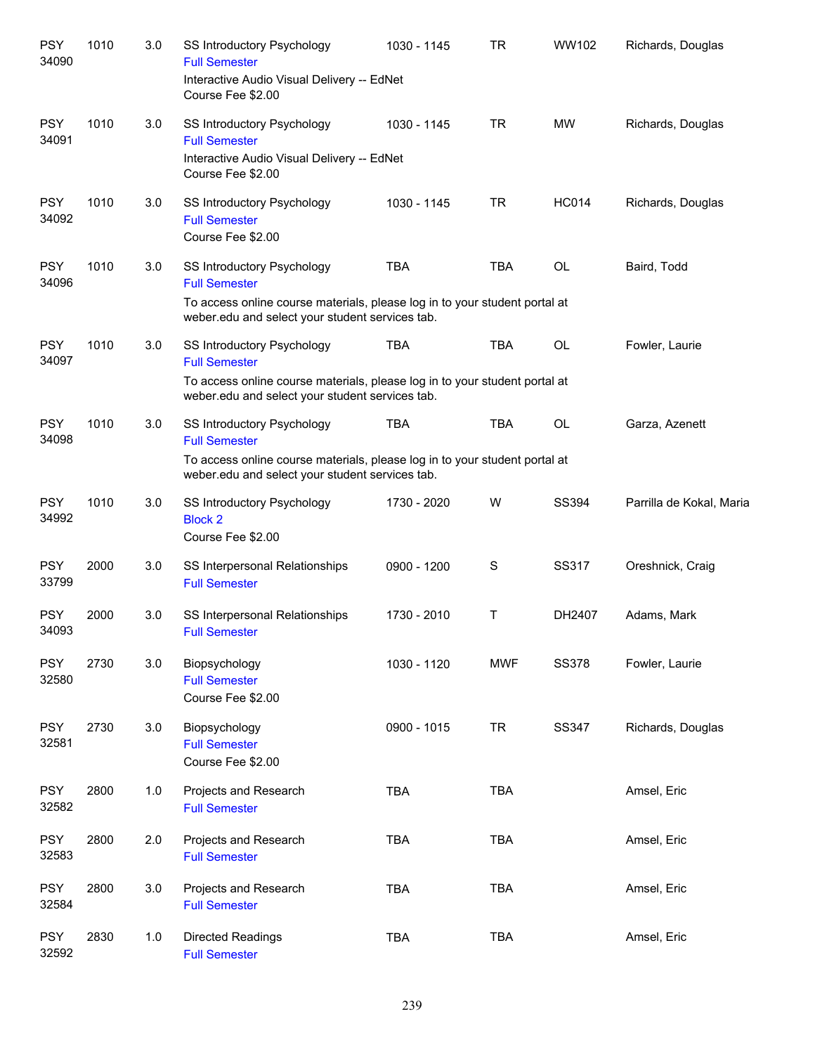| | | | | | | | |
|---|---|---|---|---|---|---|---|
| PSY 34090 | 1010 | 3.0 | SS Introductory Psychology<br>Full Semester<br>Interactive Audio Visual Delivery -- EdNet<br>Course Fee $2.00 | 1030 - 1145 | TR | WW102 | Richards, Douglas |
| PSY 34091 | 1010 | 3.0 | SS Introductory Psychology<br>Full Semester<br>Interactive Audio Visual Delivery -- EdNet<br>Course Fee $2.00 | 1030 - 1145 | TR | MW | Richards, Douglas |
| PSY 34092 | 1010 | 3.0 | SS Introductory Psychology<br>Full Semester<br>Course Fee $2.00 | 1030 - 1145 | TR | HC014 | Richards, Douglas |
| PSY 34096 | 1010 | 3.0 | SS Introductory Psychology<br>Full Semester<br>To access online course materials, please log in to your student portal at weber.edu and select your student services tab. | TBA | TBA | OL | Baird, Todd |
| PSY 34097 | 1010 | 3.0 | SS Introductory Psychology<br>Full Semester<br>To access online course materials, please log in to your student portal at weber.edu and select your student services tab. | TBA | TBA | OL | Fowler, Laurie |
| PSY 34098 | 1010 | 3.0 | SS Introductory Psychology<br>Full Semester<br>To access online course materials, please log in to your student portal at weber.edu and select your student services tab. | TBA | TBA | OL | Garza, Azenett |
| PSY 34992 | 1010 | 3.0 | SS Introductory Psychology<br>Block 2<br>Course Fee $2.00 | 1730 - 2020 | W | SS394 | Parrilla de Kokal, Maria |
| PSY 33799 | 2000 | 3.0 | SS Interpersonal Relationships<br>Full Semester | 0900 - 1200 | S | SS317 | Oreshnick, Craig |
| PSY 34093 | 2000 | 3.0 | SS Interpersonal Relationships<br>Full Semester | 1730 - 2010 | T | DH2407 | Adams, Mark |
| PSY 32580 | 2730 | 3.0 | Biopsychology<br>Full Semester<br>Course Fee $2.00 | 1030 - 1120 | MWF | SS378 | Fowler, Laurie |
| PSY 32581 | 2730 | 3.0 | Biopsychology<br>Full Semester<br>Course Fee $2.00 | 0900 - 1015 | TR | SS347 | Richards, Douglas |
| PSY 32582 | 2800 | 1.0 | Projects and Research<br>Full Semester | TBA | TBA | | Amsel, Eric |
| PSY 32583 | 2800 | 2.0 | Projects and Research<br>Full Semester | TBA | TBA | | Amsel, Eric |
| PSY 32584 | 2800 | 3.0 | Projects and Research<br>Full Semester | TBA | TBA | | Amsel, Eric |
| PSY 32592 | 2830 | 1.0 | Directed Readings<br>Full Semester | TBA | TBA | | Amsel, Eric |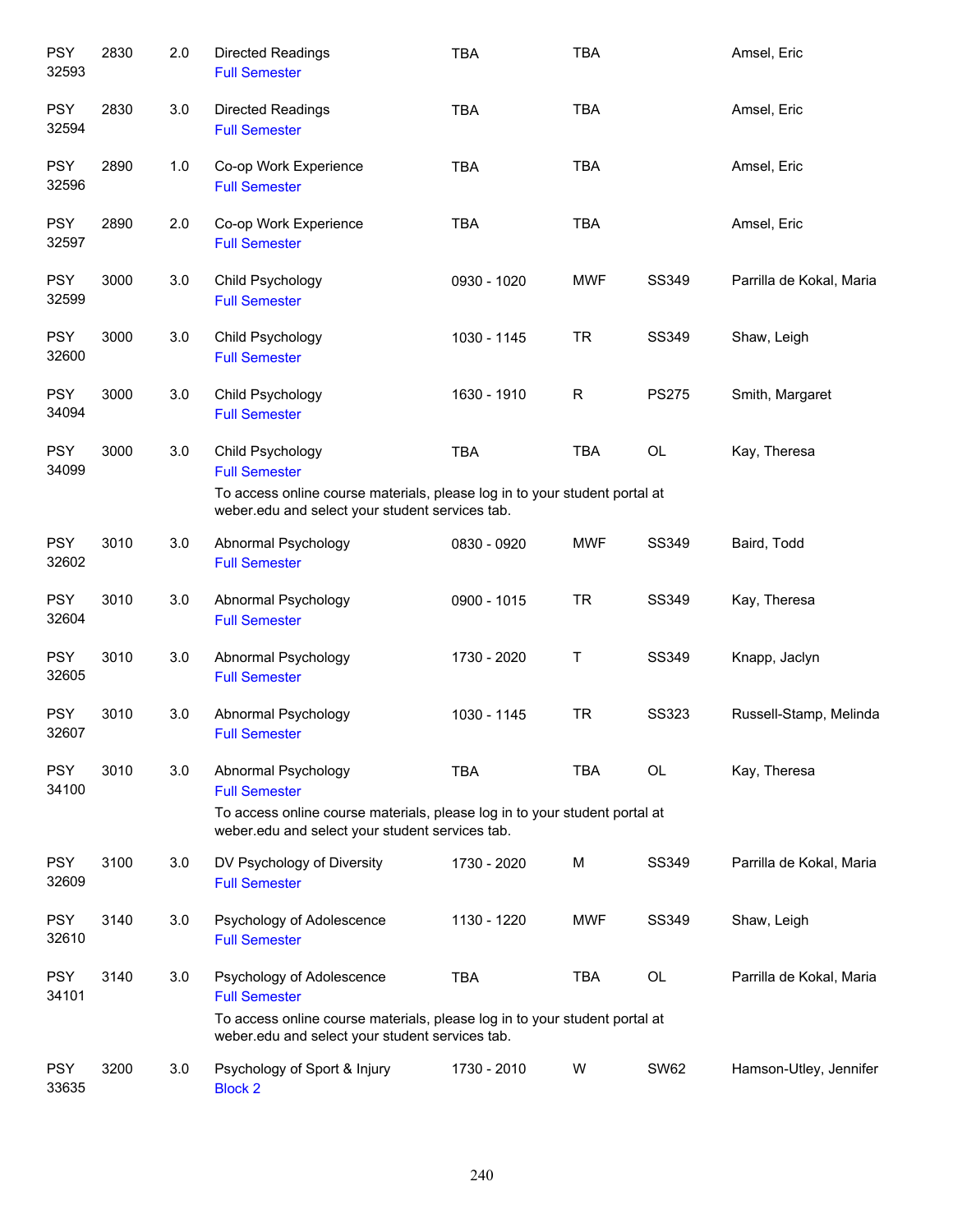| | | | | | | | |
|---|---|---|---|---|---|---|---|
| PSY 32593 | 2830 | 2.0 | Directed Readings<br>Full Semester | TBA | TBA | | Amsel, Eric |
| PSY 32594 | 2830 | 3.0 | Directed Readings<br>Full Semester | TBA | TBA | | Amsel, Eric |
| PSY 32596 | 2890 | 1.0 | Co-op Work Experience<br>Full Semester | TBA | TBA | | Amsel, Eric |
| PSY 32597 | 2890 | 2.0 | Co-op Work Experience<br>Full Semester | TBA | TBA | | Amsel, Eric |
| PSY 32599 | 3000 | 3.0 | Child Psychology<br>Full Semester | 0930 - 1020 | MWF | SS349 | Parrilla de Kokal, Maria |
| PSY 32600 | 3000 | 3.0 | Child Psychology<br>Full Semester | 1030 - 1145 | TR | SS349 | Shaw, Leigh |
| PSY 34094 | 3000 | 3.0 | Child Psychology<br>Full Semester | 1630 - 1910 | R | PS275 | Smith, Margaret |
| PSY 34099 | 3000 | 3.0 | Child Psychology<br>Full Semester<br>To access online course materials, please log in to your student portal at weber.edu and select your student services tab. | TBA | TBA | OL | Kay, Theresa |
| PSY 32602 | 3010 | 3.0 | Abnormal Psychology<br>Full Semester | 0830 - 0920 | MWF | SS349 | Baird, Todd |
| PSY 32604 | 3010 | 3.0 | Abnormal Psychology<br>Full Semester | 0900 - 1015 | TR | SS349 | Kay, Theresa |
| PSY 32605 | 3010 | 3.0 | Abnormal Psychology<br>Full Semester | 1730 - 2020 | T | SS349 | Knapp, Jaclyn |
| PSY 32607 | 3010 | 3.0 | Abnormal Psychology<br>Full Semester | 1030 - 1145 | TR | SS323 | Russell-Stamp, Melinda |
| PSY 34100 | 3010 | 3.0 | Abnormal Psychology<br>Full Semester<br>To access online course materials, please log in to your student portal at weber.edu and select your student services tab. | TBA | TBA | OL | Kay, Theresa |
| PSY 32609 | 3100 | 3.0 | DV Psychology of Diversity<br>Full Semester | 1730 - 2020 | M | SS349 | Parrilla de Kokal, Maria |
| PSY 32610 | 3140 | 3.0 | Psychology of Adolescence<br>Full Semester | 1130 - 1220 | MWF | SS349 | Shaw, Leigh |
| PSY 34101 | 3140 | 3.0 | Psychology of Adolescence<br>Full Semester<br>To access online course materials, please log in to your student portal at weber.edu and select your student services tab. | TBA | TBA | OL | Parrilla de Kokal, Maria |
| PSY 33635 | 3200 | 3.0 | Psychology of Sport & Injury<br>Block 2 | 1730 - 2010 | W | SW62 | Hamson-Utley, Jennifer |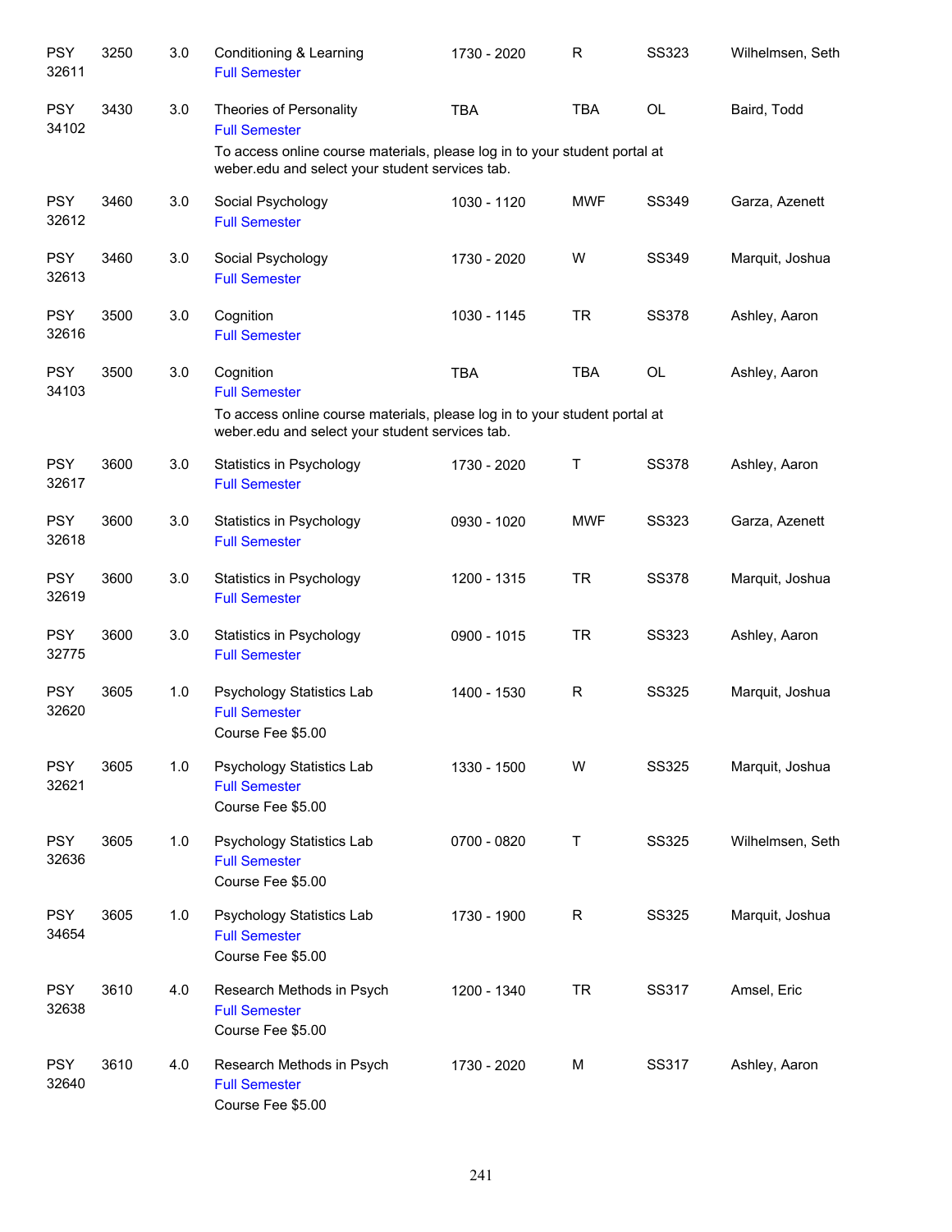| | | | | | | | |
|---|---|---|---|---|---|---|---|
| PSY 32611 | 3250 | 3.0 | Conditioning & Learning<br>Full Semester | 1730 - 2020 | R | SS323 | Wilhelmsen, Seth |
| PSY 34102 | 3430 | 3.0 | Theories of Personality<br>Full Semester<br>To access online course materials, please log in to your student portal at weber.edu and select your student services tab. | TBA | TBA | OL | Baird, Todd |
| PSY 32612 | 3460 | 3.0 | Social Psychology<br>Full Semester | 1030 - 1120 | MWF | SS349 | Garza, Azenett |
| PSY 32613 | 3460 | 3.0 | Social Psychology<br>Full Semester | 1730 - 2020 | W | SS349 | Marquit, Joshua |
| PSY 32616 | 3500 | 3.0 | Cognition<br>Full Semester | 1030 - 1145 | TR | SS378 | Ashley, Aaron |
| PSY 34103 | 3500 | 3.0 | Cognition<br>Full Semester<br>To access online course materials, please log in to your student portal at weber.edu and select your student services tab. | TBA | TBA | OL | Ashley, Aaron |
| PSY 32617 | 3600 | 3.0 | Statistics in Psychology<br>Full Semester | 1730 - 2020 | T | SS378 | Ashley, Aaron |
| PSY 32618 | 3600 | 3.0 | Statistics in Psychology<br>Full Semester | 0930 - 1020 | MWF | SS323 | Garza, Azenett |
| PSY 32619 | 3600 | 3.0 | Statistics in Psychology<br>Full Semester | 1200 - 1315 | TR | SS378 | Marquit, Joshua |
| PSY 32775 | 3600 | 3.0 | Statistics in Psychology<br>Full Semester | 0900 - 1015 | TR | SS323 | Ashley, Aaron |
| PSY 32620 | 3605 | 1.0 | Psychology Statistics Lab<br>Full Semester<br>Course Fee $5.00 | 1400 - 1530 | R | SS325 | Marquit, Joshua |
| PSY 32621 | 3605 | 1.0 | Psychology Statistics Lab<br>Full Semester<br>Course Fee $5.00 | 1330 - 1500 | W | SS325 | Marquit, Joshua |
| PSY 32636 | 3605 | 1.0 | Psychology Statistics Lab<br>Full Semester<br>Course Fee $5.00 | 0700 - 0820 | T | SS325 | Wilhelmsen, Seth |
| PSY 34654 | 3605 | 1.0 | Psychology Statistics Lab<br>Full Semester<br>Course Fee $5.00 | 1730 - 1900 | R | SS325 | Marquit, Joshua |
| PSY 32638 | 3610 | 4.0 | Research Methods in Psych<br>Full Semester<br>Course Fee $5.00 | 1200 - 1340 | TR | SS317 | Amsel, Eric |
| PSY 32640 | 3610 | 4.0 | Research Methods in Psych<br>Full Semester<br>Course Fee $5.00 | 1730 - 2020 | M | SS317 | Ashley, Aaron |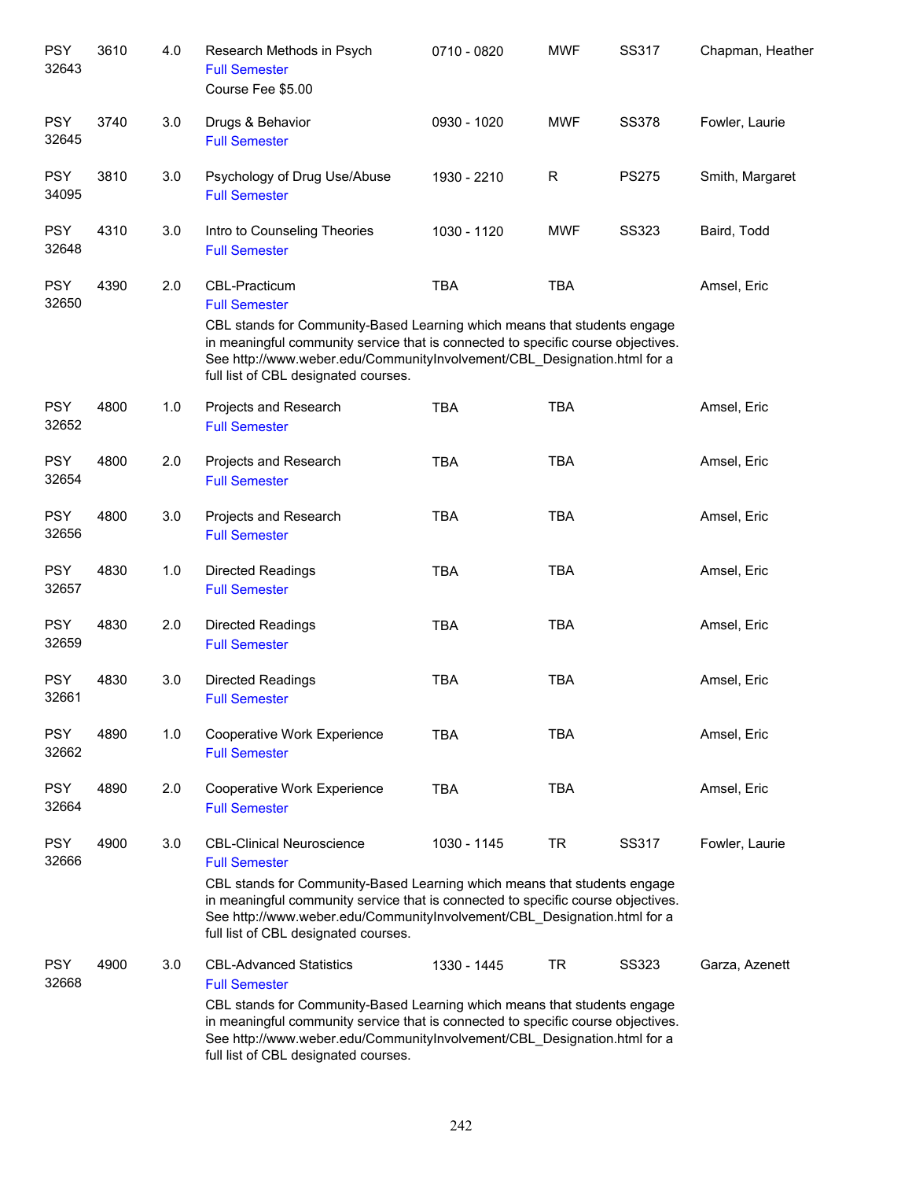| | | | | | | | |
|---|---|---|---|---|---|---|---|
| PSY 32643 | 3610 | 4.0 | Research Methods in Psych<br>Full Semester<br>Course Fee $5.00 | 0710 - 0820 | MWF | SS317 | Chapman, Heather |
| PSY 32645 | 3740 | 3.0 | Drugs & Behavior<br>Full Semester | 0930 - 1020 | MWF | SS378 | Fowler, Laurie |
| PSY 34095 | 3810 | 3.0 | Psychology of Drug Use/Abuse<br>Full Semester | 1930 - 2210 | R | PS275 | Smith, Margaret |
| PSY 32648 | 4310 | 3.0 | Intro to Counseling Theories<br>Full Semester | 1030 - 1120 | MWF | SS323 | Baird, Todd |
| PSY 32650 | 4390 | 2.0 | CBL-Practicum<br>Full Semester<br>CBL stands for Community-Based Learning which means that students engage in meaningful community service that is connected to specific course objectives. See http://www.weber.edu/CommunityInvolvement/CBL_Designation.html for a full list of CBL designated courses. | TBA | TBA | | Amsel, Eric |
| PSY 32652 | 4800 | 1.0 | Projects and Research<br>Full Semester | TBA | TBA | | Amsel, Eric |
| PSY 32654 | 4800 | 2.0 | Projects and Research<br>Full Semester | TBA | TBA | | Amsel, Eric |
| PSY 32656 | 4800 | 3.0 | Projects and Research<br>Full Semester | TBA | TBA | | Amsel, Eric |
| PSY 32657 | 4830 | 1.0 | Directed Readings<br>Full Semester | TBA | TBA | | Amsel, Eric |
| PSY 32659 | 4830 | 2.0 | Directed Readings<br>Full Semester | TBA | TBA | | Amsel, Eric |
| PSY 32661 | 4830 | 3.0 | Directed Readings<br>Full Semester | TBA | TBA | | Amsel, Eric |
| PSY 32662 | 4890 | 1.0 | Cooperative Work Experience<br>Full Semester | TBA | TBA | | Amsel, Eric |
| PSY 32664 | 4890 | 2.0 | Cooperative Work Experience<br>Full Semester | TBA | TBA | | Amsel, Eric |
| PSY 32666 | 4900 | 3.0 | CBL-Clinical Neuroscience<br>Full Semester<br>CBL stands for Community-Based Learning which means that students engage in meaningful community service that is connected to specific course objectives. See http://www.weber.edu/CommunityInvolvement/CBL_Designation.html for a full list of CBL designated courses. | 1030 - 1145 | TR | SS317 | Fowler, Laurie |
| PSY 32668 | 4900 | 3.0 | CBL-Advanced Statistics<br>Full Semester<br>CBL stands for Community-Based Learning which means that students engage in meaningful community service that is connected to specific course objectives. See http://www.weber.edu/CommunityInvolvement/CBL_Designation.html for a full list of CBL designated courses. | 1330 - 1445 | TR | SS323 | Garza, Azenett |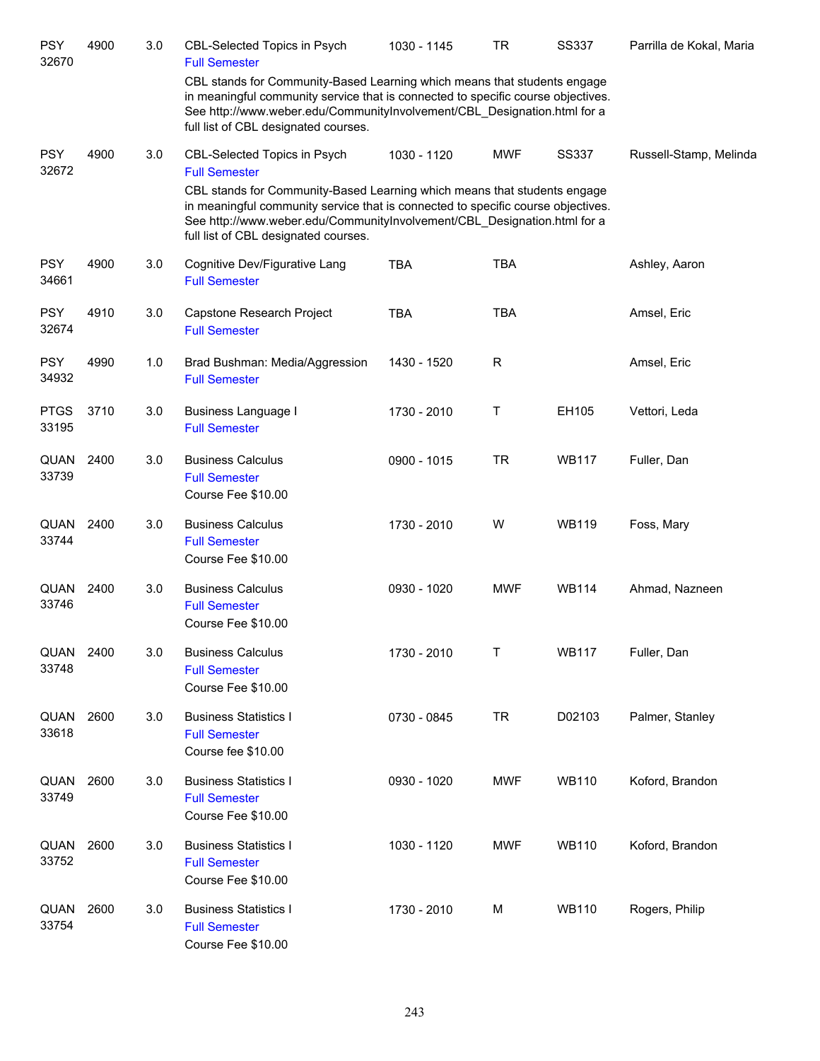| | | | | | | | |
|---|---|---|---|---|---|---|---|
| PSY 32670 | 4900 | 3.0 | CBL-Selected Topics in Psych<br>Full Semester<br>CBL stands for Community-Based Learning which means that students engage in meaningful community service that is connected to specific course objectives. See http://www.weber.edu/CommunityInvolvement/CBL_Designation.html for a full list of CBL designated courses. | 1030 - 1145 | TR | SS337 | Parrilla de Kokal, Maria |
| PSY 32672 | 4900 | 3.0 | CBL-Selected Topics in Psych<br>Full Semester<br>CBL stands for Community-Based Learning which means that students engage in meaningful community service that is connected to specific course objectives. See http://www.weber.edu/CommunityInvolvement/CBL_Designation.html for a full list of CBL designated courses. | 1030 - 1120 | MWF | SS337 | Russell-Stamp, Melinda |
| PSY 34661 | 4900 | 3.0 | Cognitive Dev/Figurative Lang<br>Full Semester | TBA | TBA | | Ashley, Aaron |
| PSY 32674 | 4910 | 3.0 | Capstone Research Project<br>Full Semester | TBA | TBA | | Amsel, Eric |
| PSY 34932 | 4990 | 1.0 | Brad Bushman: Media/Aggression<br>Full Semester | 1430 - 1520 | R | | Amsel, Eric |
| PTGS 33195 | 3710 | 3.0 | Business Language I<br>Full Semester | 1730 - 2010 | T | EH105 | Vettori, Leda |
| QUAN 33739 | 2400 | 3.0 | Business Calculus<br>Full Semester<br>Course Fee $10.00 | 0900 - 1015 | TR | WB117 | Fuller, Dan |
| QUAN 33744 | 2400 | 3.0 | Business Calculus<br>Full Semester<br>Course Fee $10.00 | 1730 - 2010 | W | WB119 | Foss, Mary |
| QUAN 33746 | 2400 | 3.0 | Business Calculus<br>Full Semester<br>Course Fee $10.00 | 0930 - 1020 | MWF | WB114 | Ahmad, Nazneen |
| QUAN 33748 | 2400 | 3.0 | Business Calculus<br>Full Semester<br>Course Fee $10.00 | 1730 - 2010 | T | WB117 | Fuller, Dan |
| QUAN 33618 | 2600 | 3.0 | Business Statistics I<br>Full Semester<br>Course fee $10.00 | 0730 - 0845 | TR | D02103 | Palmer, Stanley |
| QUAN 33749 | 2600 | 3.0 | Business Statistics I<br>Full Semester<br>Course Fee $10.00 | 0930 - 1020 | MWF | WB110 | Koford, Brandon |
| QUAN 33752 | 2600 | 3.0 | Business Statistics I<br>Full Semester<br>Course Fee $10.00 | 1030 - 1120 | MWF | WB110 | Koford, Brandon |
| QUAN 33754 | 2600 | 3.0 | Business Statistics I<br>Full Semester<br>Course Fee $10.00 | 1730 - 2010 | M | WB110 | Rogers, Philip |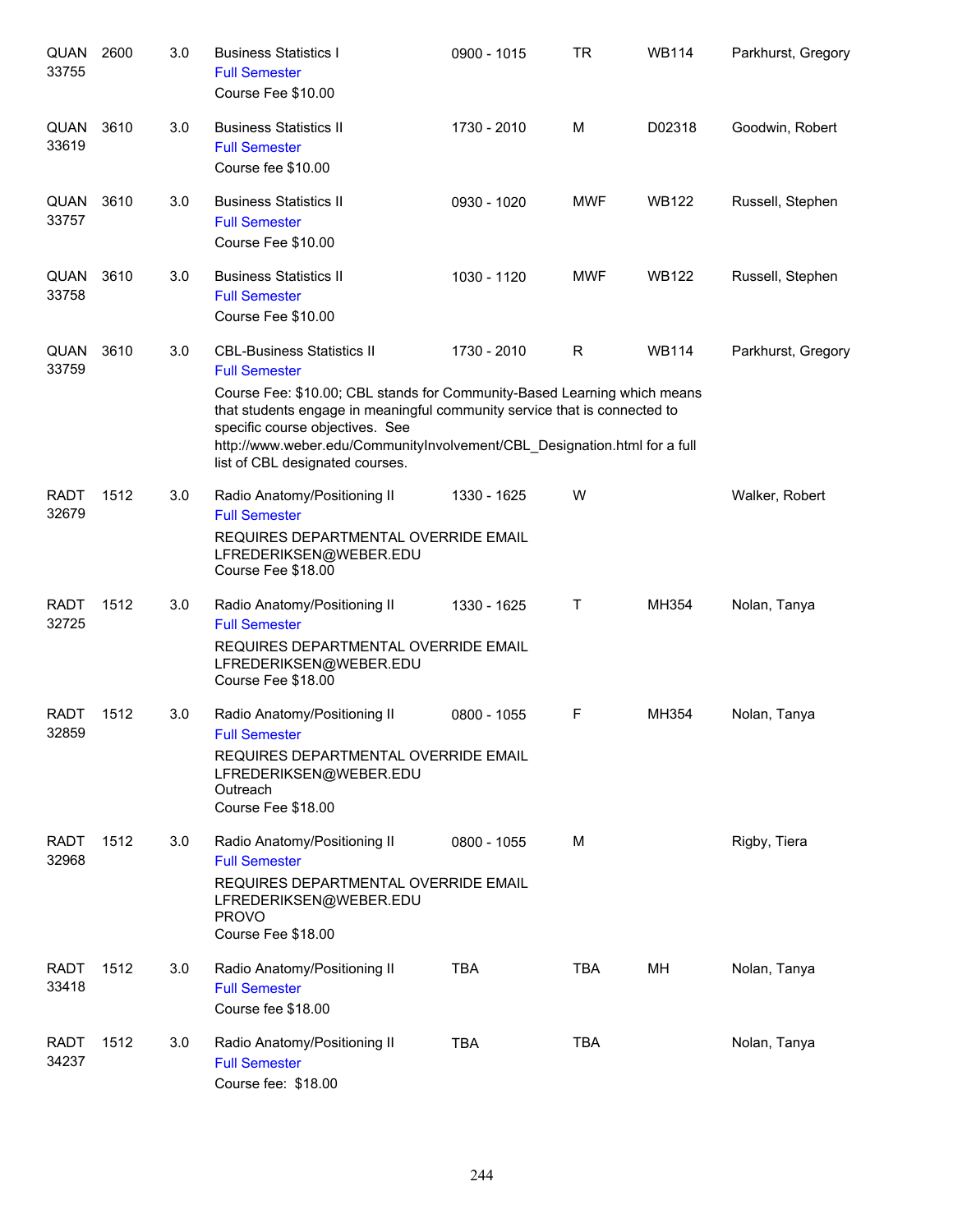| | | | | | | | |
|---|---|---|---|---|---|---|---|
| QUAN 33755 | 2600 | 3.0 | Business Statistics I<br>Full Semester<br>Course Fee $10.00 | 0900 - 1015 | TR | WB114 | Parkhurst, Gregory |
| QUAN 33619 | 3610 | 3.0 | Business Statistics II<br>Full Semester<br>Course fee $10.00 | 1730 - 2010 | M | D02318 | Goodwin, Robert |
| QUAN 33757 | 3610 | 3.0 | Business Statistics II<br>Full Semester<br>Course Fee $10.00 | 0930 - 1020 | MWF | WB122 | Russell, Stephen |
| QUAN 33758 | 3610 | 3.0 | Business Statistics II<br>Full Semester<br>Course Fee $10.00 | 1030 - 1120 | MWF | WB122 | Russell, Stephen |
| QUAN 33759 | 3610 | 3.0 | CBL-Business Statistics II<br>Full Semester<br>Course Fee: $10.00; CBL stands for Community-Based Learning which means that students engage in meaningful community service that is connected to specific course objectives. See http://www.weber.edu/CommunityInvolvement/CBL_Designation.html for a full list of CBL designated courses. | 1730 - 2010 | R | WB114 | Parkhurst, Gregory |
| RADT 32679 | 1512 | 3.0 | Radio Anatomy/Positioning II<br>Full Semester<br>REQUIRES DEPARTMENTAL OVERRIDE EMAIL LFREDERIKSEN@WEBER.EDU<br>Course Fee $18.00 | 1330 - 1625 | W | | Walker, Robert |
| RADT 32725 | 1512 | 3.0 | Radio Anatomy/Positioning II<br>Full Semester<br>REQUIRES DEPARTMENTAL OVERRIDE EMAIL LFREDERIKSEN@WEBER.EDU<br>Course Fee $18.00 | 1330 - 1625 | T | MH354 | Nolan, Tanya |
| RADT 32859 | 1512 | 3.0 | Radio Anatomy/Positioning II<br>Full Semester<br>REQUIRES DEPARTMENTAL OVERRIDE EMAIL LFREDERIKSEN@WEBER.EDU<br>Outreach<br>Course Fee $18.00 | 0800 - 1055 | F | MH354 | Nolan, Tanya |
| RADT 32968 | 1512 | 3.0 | Radio Anatomy/Positioning II<br>Full Semester<br>REQUIRES DEPARTMENTAL OVERRIDE EMAIL LFREDERIKSEN@WEBER.EDU<br>PROVO<br>Course Fee $18.00 | 0800 - 1055 | M | | Rigby, Tiera |
| RADT 33418 | 1512 | 3.0 | Radio Anatomy/Positioning II<br>Full Semester<br>Course fee $18.00 | TBA | TBA | MH | Nolan, Tanya |
| RADT 34237 | 1512 | 3.0 | Radio Anatomy/Positioning II<br>Full Semester<br>Course fee: $18.00 | TBA | TBA | | Nolan, Tanya |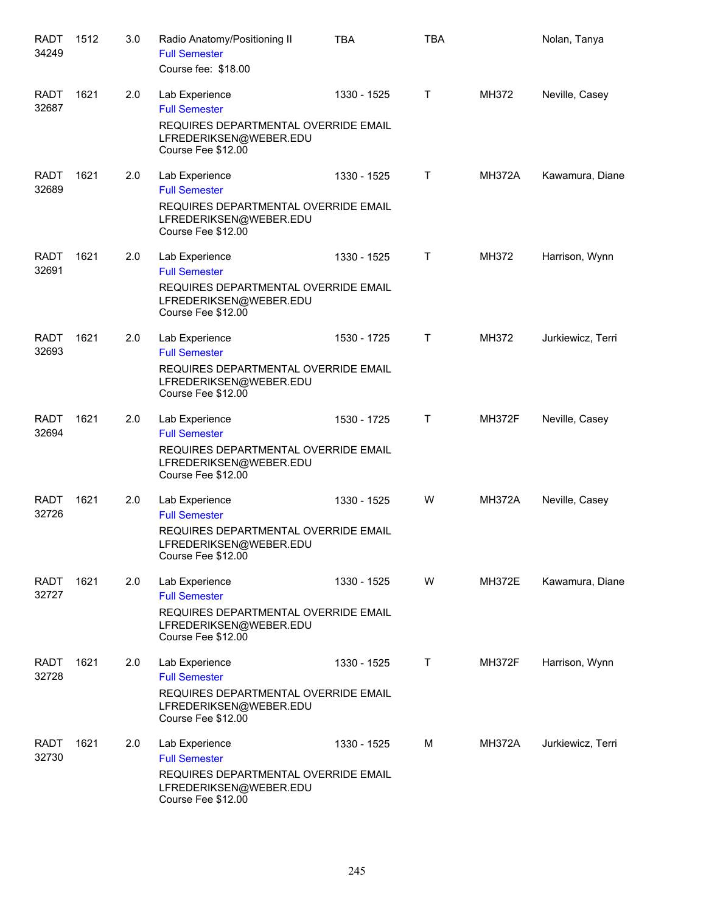| | | | | | | | |
|---|---|---|---|---|---|---|---|
| RADT 34249 | 1512 | 3.0 | Radio Anatomy/Positioning II<br>Full Semester<br>Course fee: $18.00 | TBA | TBA | | Nolan, Tanya |
| RADT 32687 | 1621 | 2.0 | Lab Experience<br>Full Semester<br>REQUIRES DEPARTMENTAL OVERRIDE EMAIL LFREDERIKSEN@WEBER.EDU<br>Course Fee $12.00 | 1330 - 1525 | T | MH372 | Neville, Casey |
| RADT 32689 | 1621 | 2.0 | Lab Experience<br>Full Semester<br>REQUIRES DEPARTMENTAL OVERRIDE EMAIL LFREDERIKSEN@WEBER.EDU<br>Course Fee $12.00 | 1330 - 1525 | T | MH372A | Kawamura, Diane |
| RADT 32691 | 1621 | 2.0 | Lab Experience<br>Full Semester<br>REQUIRES DEPARTMENTAL OVERRIDE EMAIL LFREDERIKSEN@WEBER.EDU<br>Course Fee $12.00 | 1330 - 1525 | T | MH372 | Harrison, Wynn |
| RADT 32693 | 1621 | 2.0 | Lab Experience<br>Full Semester<br>REQUIRES DEPARTMENTAL OVERRIDE EMAIL LFREDERIKSEN@WEBER.EDU<br>Course Fee $12.00 | 1530 - 1725 | T | MH372 | Jurkiewicz, Terri |
| RADT 32694 | 1621 | 2.0 | Lab Experience<br>Full Semester<br>REQUIRES DEPARTMENTAL OVERRIDE EMAIL LFREDERIKSEN@WEBER.EDU<br>Course Fee $12.00 | 1530 - 1725 | T | MH372F | Neville, Casey |
| RADT 32726 | 1621 | 2.0 | Lab Experience<br>Full Semester<br>REQUIRES DEPARTMENTAL OVERRIDE EMAIL LFREDERIKSEN@WEBER.EDU<br>Course Fee $12.00 | 1330 - 1525 | W | MH372A | Neville, Casey |
| RADT 32727 | 1621 | 2.0 | Lab Experience<br>Full Semester<br>REQUIRES DEPARTMENTAL OVERRIDE EMAIL LFREDERIKSEN@WEBER.EDU<br>Course Fee $12.00 | 1330 - 1525 | W | MH372E | Kawamura, Diane |
| RADT 32728 | 1621 | 2.0 | Lab Experience<br>Full Semester<br>REQUIRES DEPARTMENTAL OVERRIDE EMAIL LFREDERIKSEN@WEBER.EDU<br>Course Fee $12.00 | 1330 - 1525 | T | MH372F | Harrison, Wynn |
| RADT 32730 | 1621 | 2.0 | Lab Experience<br>Full Semester<br>REQUIRES DEPARTMENTAL OVERRIDE EMAIL LFREDERIKSEN@WEBER.EDU<br>Course Fee $12.00 | 1330 - 1525 | M | MH372A | Jurkiewicz, Terri |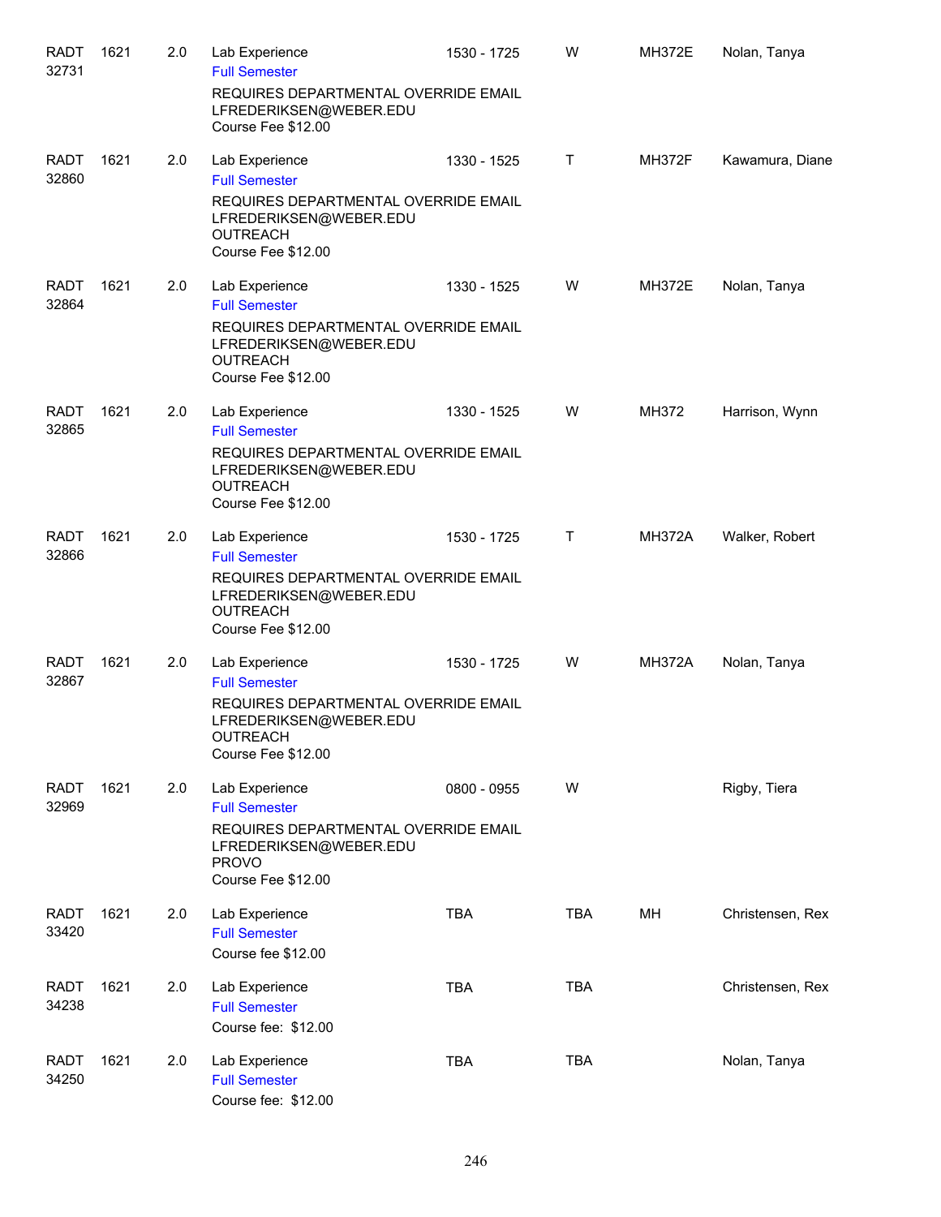| | | | | | | | |
|---|---|---|---|---|---|---|---|
| RADT 32731 | 1621 | 2.0 | Lab Experience<br>Full Semester<br>REQUIRES DEPARTMENTAL OVERRIDE EMAIL LFREDERIKSEN@WEBER.EDU<br>Course Fee $12.00 | 1530 - 1725 | W | MH372E | Nolan, Tanya |
| RADT 32860 | 1621 | 2.0 | Lab Experience<br>Full Semester<br>REQUIRES DEPARTMENTAL OVERRIDE EMAIL LFREDERIKSEN@WEBER.EDU<br>OUTREACH<br>Course Fee $12.00 | 1330 - 1525 | T | MH372F | Kawamura, Diane |
| RADT 32864 | 1621 | 2.0 | Lab Experience<br>Full Semester<br>REQUIRES DEPARTMENTAL OVERRIDE EMAIL LFREDERIKSEN@WEBER.EDU<br>OUTREACH<br>Course Fee $12.00 | 1330 - 1525 | W | MH372E | Nolan, Tanya |
| RADT 32865 | 1621 | 2.0 | Lab Experience<br>Full Semester<br>REQUIRES DEPARTMENTAL OVERRIDE EMAIL LFREDERIKSEN@WEBER.EDU<br>OUTREACH<br>Course Fee $12.00 | 1330 - 1525 | W | MH372 | Harrison, Wynn |
| RADT 32866 | 1621 | 2.0 | Lab Experience<br>Full Semester<br>REQUIRES DEPARTMENTAL OVERRIDE EMAIL LFREDERIKSEN@WEBER.EDU<br>OUTREACH<br>Course Fee $12.00 | 1530 - 1725 | T | MH372A | Walker, Robert |
| RADT 32867 | 1621 | 2.0 | Lab Experience<br>Full Semester<br>REQUIRES DEPARTMENTAL OVERRIDE EMAIL LFREDERIKSEN@WEBER.EDU<br>OUTREACH<br>Course Fee $12.00 | 1530 - 1725 | W | MH372A | Nolan, Tanya |
| RADT 32969 | 1621 | 2.0 | Lab Experience<br>Full Semester<br>REQUIRES DEPARTMENTAL OVERRIDE EMAIL LFREDERIKSEN@WEBER.EDU<br>PROVO<br>Course Fee $12.00 | 0800 - 0955 | W | | Rigby, Tiera |
| RADT 33420 | 1621 | 2.0 | Lab Experience<br>Full Semester<br>Course fee $12.00 | TBA | TBA | MH | Christensen, Rex |
| RADT 34238 | 1621 | 2.0 | Lab Experience<br>Full Semester<br>Course fee: $12.00 | TBA | TBA | | Christensen, Rex |
| RADT 34250 | 1621 | 2.0 | Lab Experience<br>Full Semester<br>Course fee: $12.00 | TBA | TBA | | Nolan, Tanya |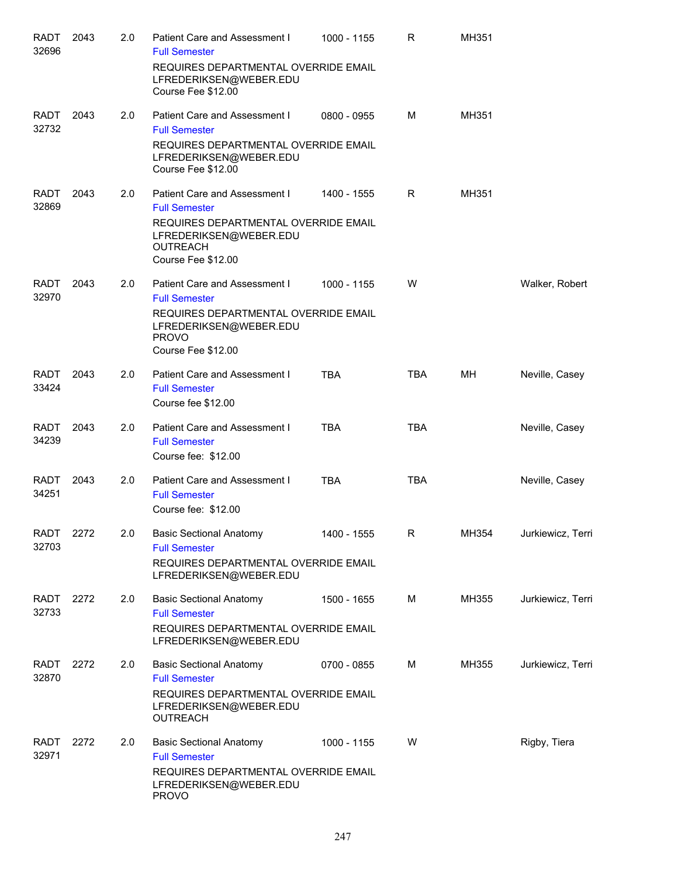| | | | | | | | |
|---|---|---|---|---|---|---|---|
| RADT 32696 | 2043 | 2.0 | Patient Care and Assessment I<br>Full Semester<br>REQUIRES DEPARTMENTAL OVERRIDE EMAIL LFREDERIKSEN@WEBER.EDU<br>Course Fee $12.00 | 1000 - 1155 | R | MH351 | |
| RADT 32732 | 2043 | 2.0 | Patient Care and Assessment I<br>Full Semester<br>REQUIRES DEPARTMENTAL OVERRIDE EMAIL LFREDERIKSEN@WEBER.EDU<br>Course Fee $12.00 | 0800 - 0955 | M | MH351 | |
| RADT 32869 | 2043 | 2.0 | Patient Care and Assessment I<br>Full Semester<br>REQUIRES DEPARTMENTAL OVERRIDE EMAIL LFREDERIKSEN@WEBER.EDU<br>OUTREACH<br>Course Fee $12.00 | 1400 - 1555 | R | MH351 | |
| RADT 32970 | 2043 | 2.0 | Patient Care and Assessment I<br>Full Semester<br>REQUIRES DEPARTMENTAL OVERRIDE EMAIL LFREDERIKSEN@WEBER.EDU<br>PROVO<br>Course Fee $12.00 | 1000 - 1155 | W | | Walker, Robert |
| RADT 33424 | 2043 | 2.0 | Patient Care and Assessment I<br>Full Semester<br>Course fee $12.00 | TBA | TBA | MH | Neville, Casey |
| RADT 34239 | 2043 | 2.0 | Patient Care and Assessment I<br>Full Semester<br>Course fee: $12.00 | TBA | TBA | | Neville, Casey |
| RADT 34251 | 2043 | 2.0 | Patient Care and Assessment I<br>Full Semester<br>Course fee: $12.00 | TBA | TBA | | Neville, Casey |
| RADT 32703 | 2272 | 2.0 | Basic Sectional Anatomy<br>Full Semester<br>REQUIRES DEPARTMENTAL OVERRIDE EMAIL LFREDERIKSEN@WEBER.EDU | 1400 - 1555 | R | MH354 | Jurkiewicz, Terri |
| RADT 32733 | 2272 | 2.0 | Basic Sectional Anatomy<br>Full Semester<br>REQUIRES DEPARTMENTAL OVERRIDE EMAIL LFREDERIKSEN@WEBER.EDU | 1500 - 1655 | M | MH355 | Jurkiewicz, Terri |
| RADT 32870 | 2272 | 2.0 | Basic Sectional Anatomy<br>Full Semester<br>REQUIRES DEPARTMENTAL OVERRIDE EMAIL LFREDERIKSEN@WEBER.EDU<br>OUTREACH | 0700 - 0855 | M | MH355 | Jurkiewicz, Terri |
| RADT 32971 | 2272 | 2.0 | Basic Sectional Anatomy<br>Full Semester<br>REQUIRES DEPARTMENTAL OVERRIDE EMAIL LFREDERIKSEN@WEBER.EDU<br>PROVO | 1000 - 1155 | W | | Rigby, Tiera |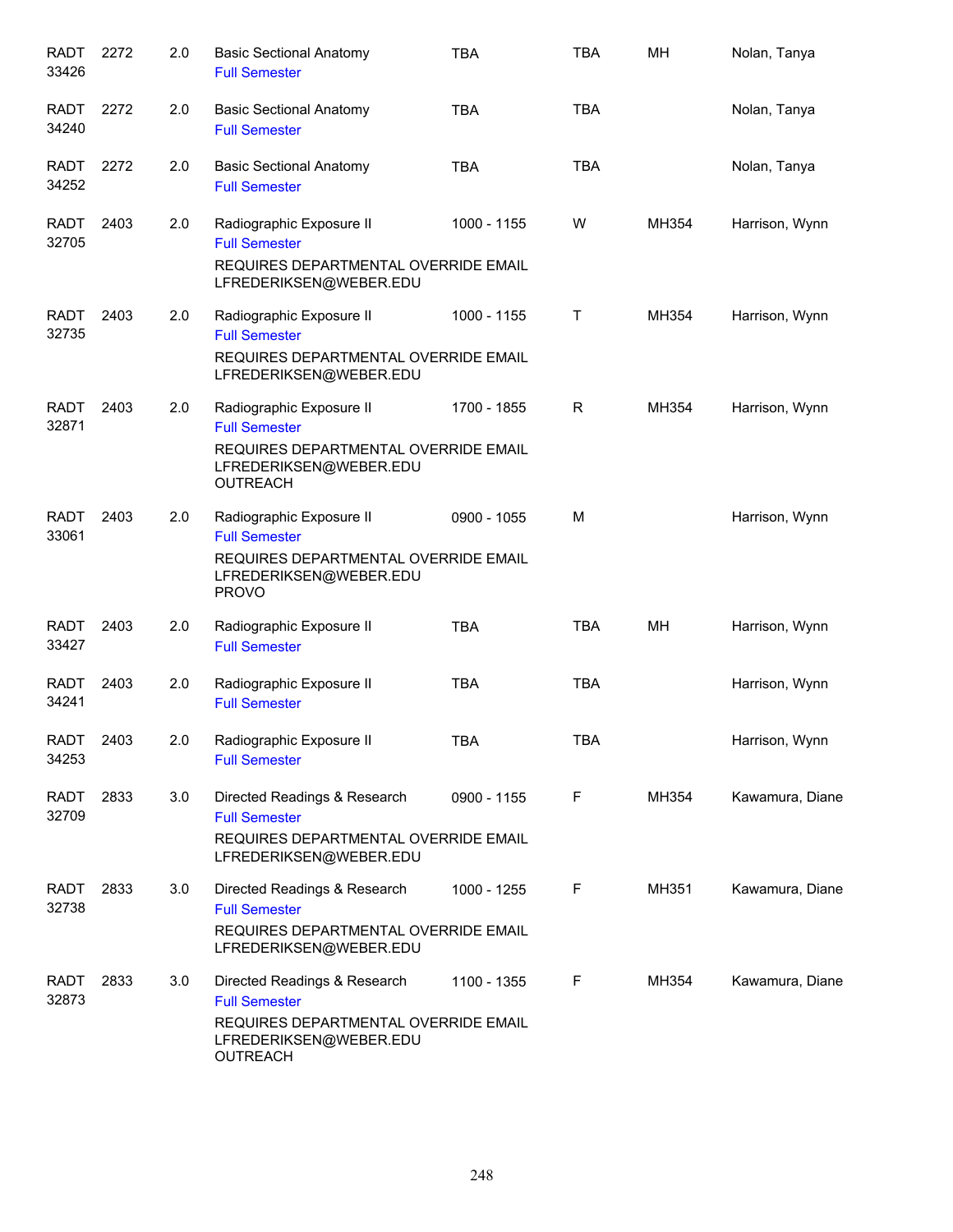| | | | | | | | |
|---|---|---|---|---|---|---|---|
| RADT 33426 | 2272 | 2.0 | Basic Sectional Anatomy<br>Full Semester | TBA | TBA | MH | Nolan, Tanya |
| RADT 34240 | 2272 | 2.0 | Basic Sectional Anatomy<br>Full Semester | TBA | TBA | | Nolan, Tanya |
| RADT 34252 | 2272 | 2.0 | Basic Sectional Anatomy<br>Full Semester | TBA | TBA | | Nolan, Tanya |
| RADT 32705 | 2403 | 2.0 | Radiographic Exposure II<br>Full Semester<br>REQUIRES DEPARTMENTAL OVERRIDE EMAIL LFREDERIKSEN@WEBER.EDU | 1000 - 1155 | W | MH354 | Harrison, Wynn |
| RADT 32735 | 2403 | 2.0 | Radiographic Exposure II<br>Full Semester<br>REQUIRES DEPARTMENTAL OVERRIDE EMAIL LFREDERIKSEN@WEBER.EDU | 1000 - 1155 | T | MH354 | Harrison, Wynn |
| RADT 32871 | 2403 | 2.0 | Radiographic Exposure II<br>Full Semester<br>REQUIRES DEPARTMENTAL OVERRIDE EMAIL LFREDERIKSEN@WEBER.EDU<br>OUTREACH | 1700 - 1855 | R | MH354 | Harrison, Wynn |
| RADT 33061 | 2403 | 2.0 | Radiographic Exposure II<br>Full Semester<br>REQUIRES DEPARTMENTAL OVERRIDE EMAIL LFREDERIKSEN@WEBER.EDU<br>PROVO | 0900 - 1055 | M | | Harrison, Wynn |
| RADT 33427 | 2403 | 2.0 | Radiographic Exposure II<br>Full Semester | TBA | TBA | MH | Harrison, Wynn |
| RADT 34241 | 2403 | 2.0 | Radiographic Exposure II<br>Full Semester | TBA | TBA | | Harrison, Wynn |
| RADT 34253 | 2403 | 2.0 | Radiographic Exposure II<br>Full Semester | TBA | TBA | | Harrison, Wynn |
| RADT 32709 | 2833 | 3.0 | Directed Readings & Research<br>Full Semester<br>REQUIRES DEPARTMENTAL OVERRIDE EMAIL LFREDERIKSEN@WEBER.EDU | 0900 - 1155 | F | MH354 | Kawamura, Diane |
| RADT 32738 | 2833 | 3.0 | Directed Readings & Research<br>Full Semester<br>REQUIRES DEPARTMENTAL OVERRIDE EMAIL LFREDERIKSEN@WEBER.EDU | 1000 - 1255 | F | MH351 | Kawamura, Diane |
| RADT 32873 | 2833 | 3.0 | Directed Readings & Research<br>Full Semester<br>REQUIRES DEPARTMENTAL OVERRIDE EMAIL LFREDERIKSEN@WEBER.EDU<br>OUTREACH | 1100 - 1355 | F | MH354 | Kawamura, Diane |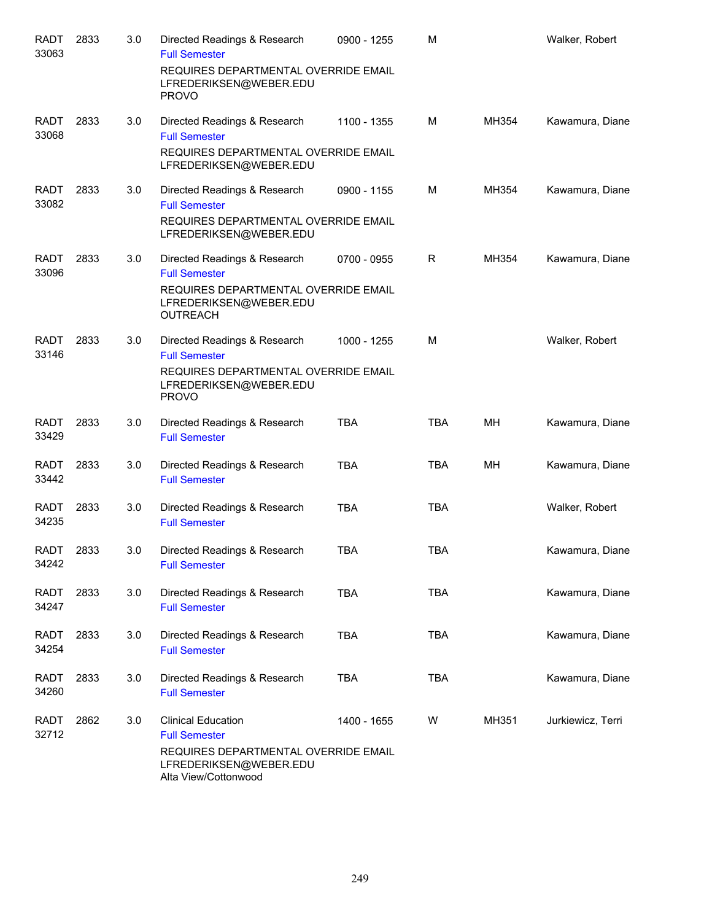| | | | | | | | |
|---|---|---|---|---|---|---|---|
| RADT 33063 | 2833 | 3.0 | Directed Readings & Research<br>Full Semester<br>REQUIRES DEPARTMENTAL OVERRIDE EMAIL LFREDERIKSEN@WEBER.EDU<br>PROVO | 0900 - 1255 | M | | Walker, Robert |
| RADT 33068 | 2833 | 3.0 | Directed Readings & Research<br>Full Semester<br>REQUIRES DEPARTMENTAL OVERRIDE EMAIL LFREDERIKSEN@WEBER.EDU | 1100 - 1355 | M | MH354 | Kawamura, Diane |
| RADT 33082 | 2833 | 3.0 | Directed Readings & Research<br>Full Semester<br>REQUIRES DEPARTMENTAL OVERRIDE EMAIL LFREDERIKSEN@WEBER.EDU | 0900 - 1155 | M | MH354 | Kawamura, Diane |
| RADT 33096 | 2833 | 3.0 | Directed Readings & Research<br>Full Semester<br>REQUIRES DEPARTMENTAL OVERRIDE EMAIL LFREDERIKSEN@WEBER.EDU<br>OUTREACH | 0700 - 0955 | R | MH354 | Kawamura, Diane |
| RADT 33146 | 2833 | 3.0 | Directed Readings & Research<br>Full Semester<br>REQUIRES DEPARTMENTAL OVERRIDE EMAIL LFREDERIKSEN@WEBER.EDU<br>PROVO | 1000 - 1255 | M | | Walker, Robert |
| RADT 33429 | 2833 | 3.0 | Directed Readings & Research<br>Full Semester | TBA | TBA | MH | Kawamura, Diane |
| RADT 33442 | 2833 | 3.0 | Directed Readings & Research<br>Full Semester | TBA | TBA | MH | Kawamura, Diane |
| RADT 34235 | 2833 | 3.0 | Directed Readings & Research<br>Full Semester | TBA | TBA | | Walker, Robert |
| RADT 34242 | 2833 | 3.0 | Directed Readings & Research<br>Full Semester | TBA | TBA | | Kawamura, Diane |
| RADT 34247 | 2833 | 3.0 | Directed Readings & Research<br>Full Semester | TBA | TBA | | Kawamura, Diane |
| RADT 34254 | 2833 | 3.0 | Directed Readings & Research<br>Full Semester | TBA | TBA | | Kawamura, Diane |
| RADT 34260 | 2833 | 3.0 | Directed Readings & Research<br>Full Semester | TBA | TBA | | Kawamura, Diane |
| RADT 32712 | 2862 | 3.0 | Clinical Education<br>Full Semester<br>REQUIRES DEPARTMENTAL OVERRIDE EMAIL LFREDERIKSEN@WEBER.EDU<br>Alta View/Cottonwood | 1400 - 1655 | W | MH351 | Jurkiewicz, Terri |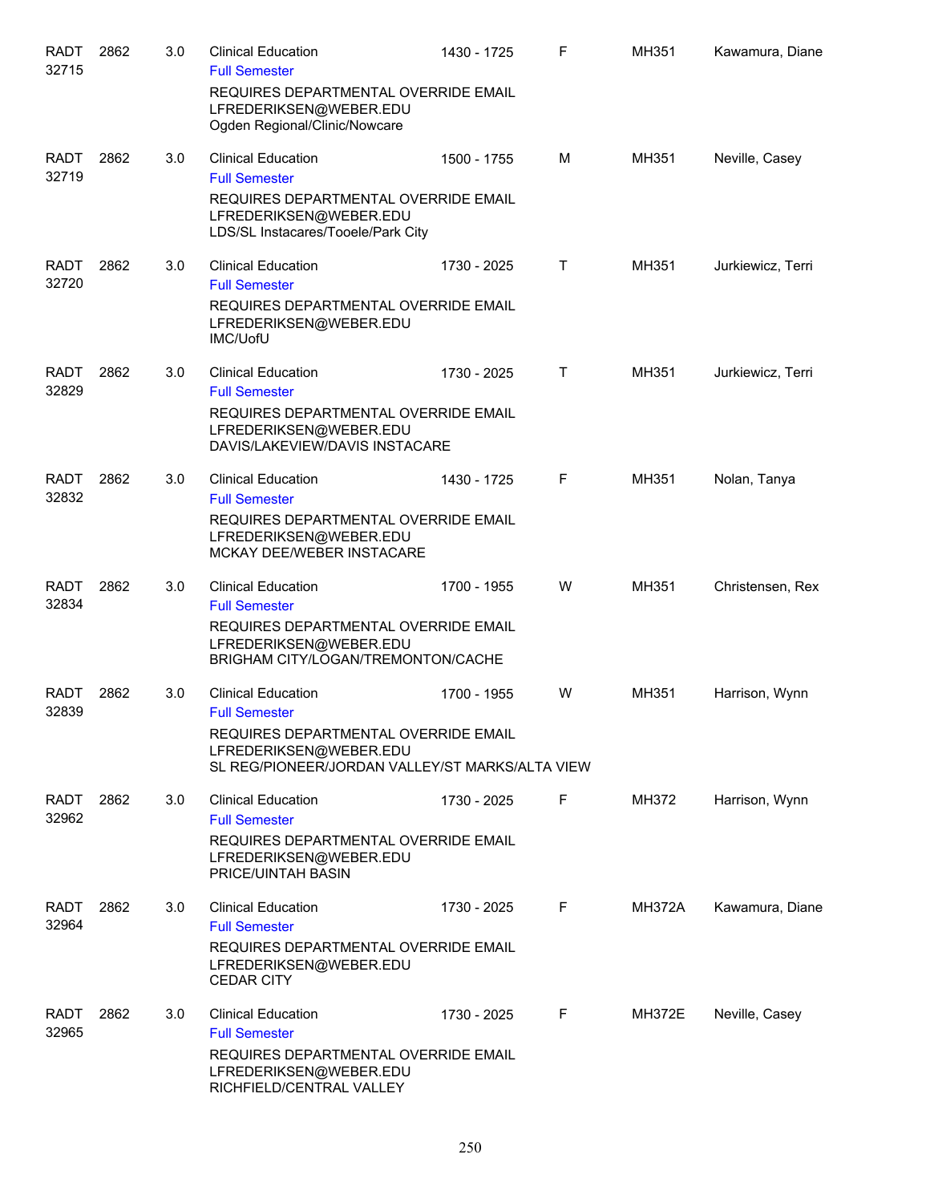| | | | | | | | |
|---|---|---|---|---|---|---|---|
| RADT 32715 | 2862 | 3.0 | Clinical Education<br>Full Semester<br>REQUIRES DEPARTMENTAL OVERRIDE EMAIL LFREDERIKSEN@WEBER.EDU<br>Ogden Regional/Clinic/Nowcare | 1430 - 1725 | F | MH351 | Kawamura, Diane |
| RADT 32719 | 2862 | 3.0 | Clinical Education<br>Full Semester<br>REQUIRES DEPARTMENTAL OVERRIDE EMAIL LFREDERIKSEN@WEBER.EDU<br>LDS/SL Instacares/Tooele/Park City | 1500 - 1755 | M | MH351 | Neville, Casey |
| RADT 32720 | 2862 | 3.0 | Clinical Education<br>Full Semester<br>REQUIRES DEPARTMENTAL OVERRIDE EMAIL LFREDERIKSEN@WEBER.EDU<br>IMC/UofU | 1730 - 2025 | T | MH351 | Jurkiewicz, Terri |
| RADT 32829 | 2862 | 3.0 | Clinical Education<br>Full Semester<br>REQUIRES DEPARTMENTAL OVERRIDE EMAIL LFREDERIKSEN@WEBER.EDU<br>DAVIS/LAKEVIEW/DAVIS INSTACARE | 1730 - 2025 | T | MH351 | Jurkiewicz, Terri |
| RADT 32832 | 2862 | 3.0 | Clinical Education<br>Full Semester<br>REQUIRES DEPARTMENTAL OVERRIDE EMAIL LFREDERIKSEN@WEBER.EDU<br>MCKAY DEE/WEBER INSTACARE | 1430 - 1725 | F | MH351 | Nolan, Tanya |
| RADT 32834 | 2862 | 3.0 | Clinical Education<br>Full Semester<br>REQUIRES DEPARTMENTAL OVERRIDE EMAIL LFREDERIKSEN@WEBER.EDU<br>BRIGHAM CITY/LOGAN/TREMONTON/CACHE | 1700 - 1955 | W | MH351 | Christensen, Rex |
| RADT 32839 | 2862 | 3.0 | Clinical Education<br>Full Semester<br>REQUIRES DEPARTMENTAL OVERRIDE EMAIL LFREDERIKSEN@WEBER.EDU<br>SL REG/PIONEER/JORDAN VALLEY/ST MARKS/ALTA VIEW | 1700 - 1955 | W | MH351 | Harrison, Wynn |
| RADT 32962 | 2862 | 3.0 | Clinical Education<br>Full Semester<br>REQUIRES DEPARTMENTAL OVERRIDE EMAIL LFREDERIKSEN@WEBER.EDU<br>PRICE/UINTAH BASIN | 1730 - 2025 | F | MH372 | Harrison, Wynn |
| RADT 32964 | 2862 | 3.0 | Clinical Education<br>Full Semester<br>REQUIRES DEPARTMENTAL OVERRIDE EMAIL LFREDERIKSEN@WEBER.EDU<br>CEDAR CITY | 1730 - 2025 | F | MH372A | Kawamura, Diane |
| RADT 32965 | 2862 | 3.0 | Clinical Education<br>Full Semester<br>REQUIRES DEPARTMENTAL OVERRIDE EMAIL LFREDERIKSEN@WEBER.EDU<br>RICHFIELD/CENTRAL VALLEY | 1730 - 2025 | F | MH372E | Neville, Casey |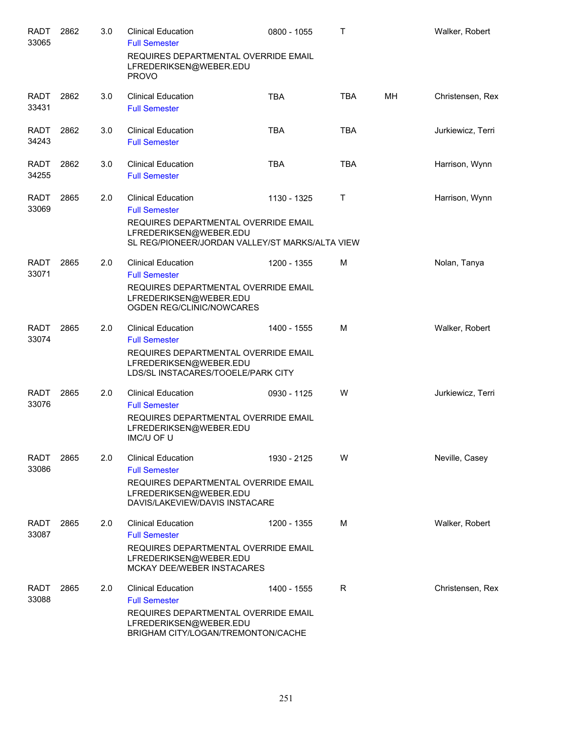| | | | | | | | |
|---|---|---|---|---|---|---|---|
| RADT 33065 | 2862 | 3.0 | Clinical Education<br>Full Semester<br>REQUIRES DEPARTMENTAL OVERRIDE EMAIL LFREDERIKSEN@WEBER.EDU<br>PROVO | 0800 - 1055 | T | | Walker, Robert |
| RADT 33431 | 2862 | 3.0 | Clinical Education<br>Full Semester | TBA | TBA | MH | Christensen, Rex |
| RADT 34243 | 2862 | 3.0 | Clinical Education<br>Full Semester | TBA | TBA | | Jurkiewicz, Terri |
| RADT 34255 | 2862 | 3.0 | Clinical Education<br>Full Semester | TBA | TBA | | Harrison, Wynn |
| RADT 33069 | 2865 | 2.0 | Clinical Education<br>Full Semester<br>REQUIRES DEPARTMENTAL OVERRIDE EMAIL LFREDERIKSEN@WEBER.EDU<br>SL REG/PIONEER/JORDAN VALLEY/ST MARKS/ALTA VIEW | 1130 - 1325 | T | | Harrison, Wynn |
| RADT 33071 | 2865 | 2.0 | Clinical Education<br>Full Semester<br>REQUIRES DEPARTMENTAL OVERRIDE EMAIL LFREDERIKSEN@WEBER.EDU<br>OGDEN REG/CLINIC/NOWCARES | 1200 - 1355 | M | | Nolan, Tanya |
| RADT 33074 | 2865 | 2.0 | Clinical Education<br>Full Semester<br>REQUIRES DEPARTMENTAL OVERRIDE EMAIL LFREDERIKSEN@WEBER.EDU<br>LDS/SL INSTACARES/TOOELE/PARK CITY | 1400 - 1555 | M | | Walker, Robert |
| RADT 33076 | 2865 | 2.0 | Clinical Education<br>Full Semester<br>REQUIRES DEPARTMENTAL OVERRIDE EMAIL LFREDERIKSEN@WEBER.EDU<br>IMC/U OF U | 0930 - 1125 | W | | Jurkiewicz, Terri |
| RADT 33086 | 2865 | 2.0 | Clinical Education<br>Full Semester<br>REQUIRES DEPARTMENTAL OVERRIDE EMAIL LFREDERIKSEN@WEBER.EDU<br>DAVIS/LAKEVIEW/DAVIS INSTACARE | 1930 - 2125 | W | | Neville, Casey |
| RADT 33087 | 2865 | 2.0 | Clinical Education<br>Full Semester<br>REQUIRES DEPARTMENTAL OVERRIDE EMAIL LFREDERIKSEN@WEBER.EDU<br>MCKAY DEE/WEBER INSTACARES | 1200 - 1355 | M | | Walker, Robert |
| RADT 33088 | 2865 | 2.0 | Clinical Education<br>Full Semester<br>REQUIRES DEPARTMENTAL OVERRIDE EMAIL LFREDERIKSEN@WEBER.EDU<br>BRIGHAM CITY/LOGAN/TREMONTON/CACHE | 1400 - 1555 | R | | Christensen, Rex |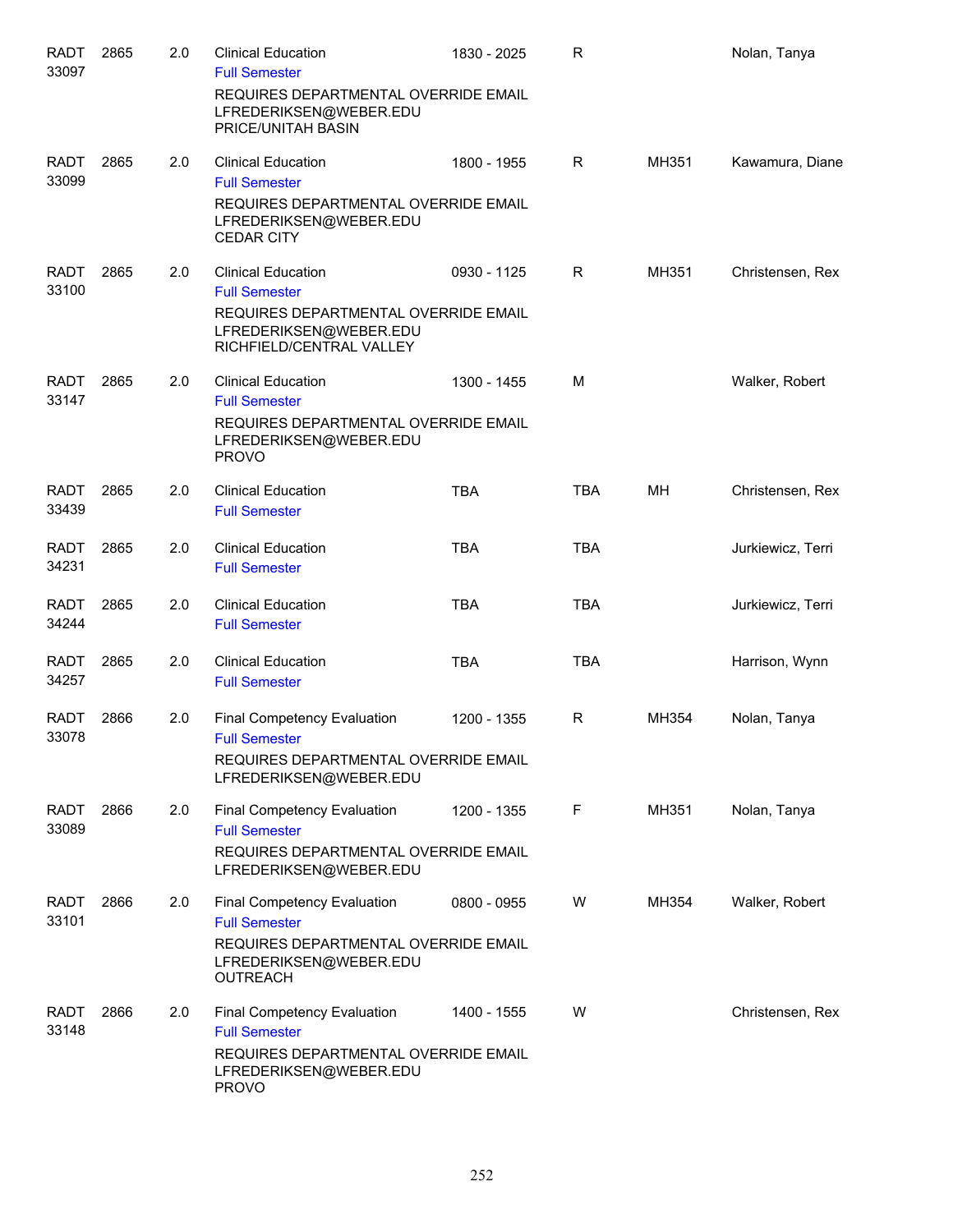| | | | | | | | |
|---|---|---|---|---|---|---|---|
| RADT 33097 | 2865 | 2.0 | Clinical Education<br>Full Semester<br>REQUIRES DEPARTMENTAL OVERRIDE EMAIL LFREDERIKSEN@WEBER.EDU<br>PRICE/UNITAH BASIN | 1830 - 2025 | R | | Nolan, Tanya |
| RADT 33099 | 2865 | 2.0 | Clinical Education<br>Full Semester<br>REQUIRES DEPARTMENTAL OVERRIDE EMAIL LFREDERIKSEN@WEBER.EDU<br>CEDAR CITY | 1800 - 1955 | R | MH351 | Kawamura, Diane |
| RADT 33100 | 2865 | 2.0 | Clinical Education<br>Full Semester<br>REQUIRES DEPARTMENTAL OVERRIDE EMAIL LFREDERIKSEN@WEBER.EDU<br>RICHFIELD/CENTRAL VALLEY | 0930 - 1125 | R | MH351 | Christensen, Rex |
| RADT 33147 | 2865 | 2.0 | Clinical Education<br>Full Semester<br>REQUIRES DEPARTMENTAL OVERRIDE EMAIL LFREDERIKSEN@WEBER.EDU<br>PROVO | 1300 - 1455 | M | | Walker, Robert |
| RADT 33439 | 2865 | 2.0 | Clinical Education<br>Full Semester | TBA | TBA | MH | Christensen, Rex |
| RADT 34231 | 2865 | 2.0 | Clinical Education<br>Full Semester | TBA | TBA | | Jurkiewicz, Terri |
| RADT 34244 | 2865 | 2.0 | Clinical Education<br>Full Semester | TBA | TBA | | Jurkiewicz, Terri |
| RADT 34257 | 2865 | 2.0 | Clinical Education<br>Full Semester | TBA | TBA | | Harrison, Wynn |
| RADT 33078 | 2866 | 2.0 | Final Competency Evaluation<br>Full Semester<br>REQUIRES DEPARTMENTAL OVERRIDE EMAIL LFREDERIKSEN@WEBER.EDU | 1200 - 1355 | R | MH354 | Nolan, Tanya |
| RADT 33089 | 2866 | 2.0 | Final Competency Evaluation<br>Full Semester<br>REQUIRES DEPARTMENTAL OVERRIDE EMAIL LFREDERIKSEN@WEBER.EDU | 1200 - 1355 | F | MH351 | Nolan, Tanya |
| RADT 33101 | 2866 | 2.0 | Final Competency Evaluation<br>Full Semester<br>REQUIRES DEPARTMENTAL OVERRIDE EMAIL LFREDERIKSEN@WEBER.EDU<br>OUTREACH | 0800 - 0955 | W | MH354 | Walker, Robert |
| RADT 33148 | 2866 | 2.0 | Final Competency Evaluation<br>Full Semester<br>REQUIRES DEPARTMENTAL OVERRIDE EMAIL LFREDERIKSEN@WEBER.EDU<br>PROVO | 1400 - 1555 | W | | Christensen, Rex |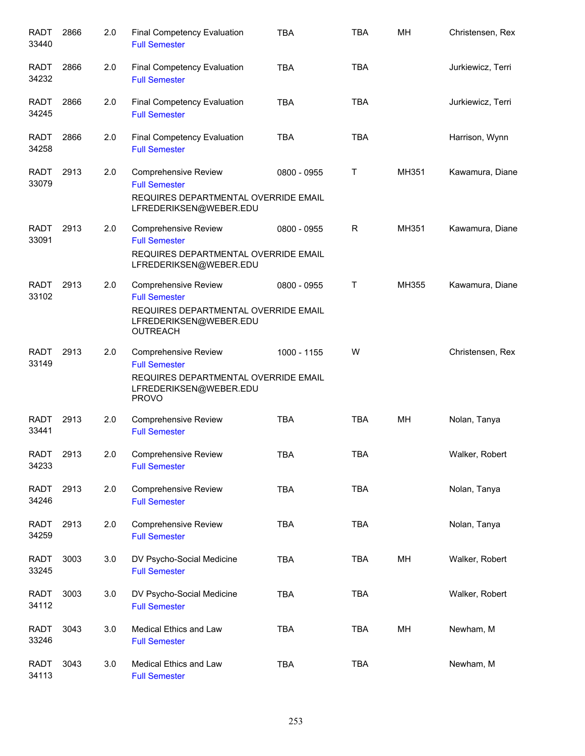| | | | | | | | |
|---|---|---|---|---|---|---|---|
| RADT 33440 | 2866 | 2.0 | Final Competency Evaluation<br>Full Semester | TBA | TBA | MH | Christensen, Rex |
| RADT 34232 | 2866 | 2.0 | Final Competency Evaluation<br>Full Semester | TBA | TBA | | Jurkiewicz, Terri |
| RADT 34245 | 2866 | 2.0 | Final Competency Evaluation<br>Full Semester | TBA | TBA | | Jurkiewicz, Terri |
| RADT 34258 | 2866 | 2.0 | Final Competency Evaluation<br>Full Semester | TBA | TBA | | Harrison, Wynn |
| RADT 33079 | 2913 | 2.0 | Comprehensive Review<br>Full Semester<br>REQUIRES DEPARTMENTAL OVERRIDE EMAIL LFREDERIKSEN@WEBER.EDU | 0800 - 0955 | T | MH351 | Kawamura, Diane |
| RADT 33091 | 2913 | 2.0 | Comprehensive Review<br>Full Semester<br>REQUIRES DEPARTMENTAL OVERRIDE EMAIL LFREDERIKSEN@WEBER.EDU | 0800 - 0955 | R | MH351 | Kawamura, Diane |
| RADT 33102 | 2913 | 2.0 | Comprehensive Review<br>Full Semester<br>REQUIRES DEPARTMENTAL OVERRIDE EMAIL LFREDERIKSEN@WEBER.EDU<br>OUTREACH | 0800 - 0955 | T | MH355 | Kawamura, Diane |
| RADT 33149 | 2913 | 2.0 | Comprehensive Review<br>Full Semester<br>REQUIRES DEPARTMENTAL OVERRIDE EMAIL LFREDERIKSEN@WEBER.EDU<br>PROVO | 1000 - 1155 | W | | Christensen, Rex |
| RADT 33441 | 2913 | 2.0 | Comprehensive Review<br>Full Semester | TBA | TBA | MH | Nolan, Tanya |
| RADT 34233 | 2913 | 2.0 | Comprehensive Review<br>Full Semester | TBA | TBA | | Walker, Robert |
| RADT 34246 | 2913 | 2.0 | Comprehensive Review<br>Full Semester | TBA | TBA | | Nolan, Tanya |
| RADT 34259 | 2913 | 2.0 | Comprehensive Review<br>Full Semester | TBA | TBA | | Nolan, Tanya |
| RADT 33245 | 3003 | 3.0 | DV Psycho-Social Medicine<br>Full Semester | TBA | TBA | MH | Walker, Robert |
| RADT 34112 | 3003 | 3.0 | DV Psycho-Social Medicine<br>Full Semester | TBA | TBA | | Walker, Robert |
| RADT 33246 | 3043 | 3.0 | Medical Ethics and Law<br>Full Semester | TBA | TBA | MH | Newham, M |
| RADT 34113 | 3043 | 3.0 | Medical Ethics and Law<br>Full Semester | TBA | TBA | | Newham, M |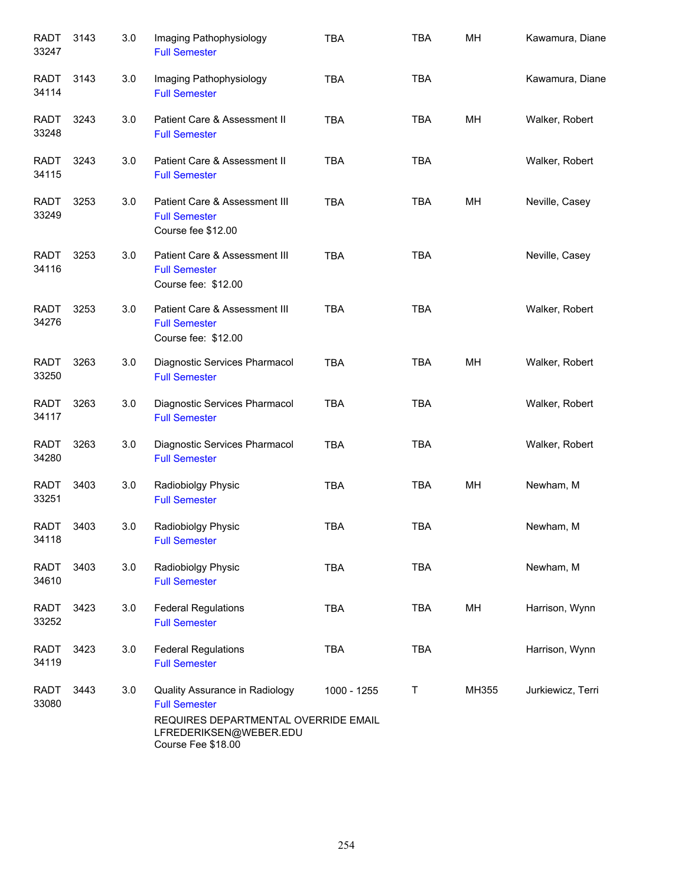| | | | | | | | |
|---|---|---|---|---|---|---|---|
| RADT 33247 | 3143 | 3.0 | Imaging Pathophysiology<br>Full Semester | TBA | TBA | MH | Kawamura, Diane |
| RADT 34114 | 3143 | 3.0 | Imaging Pathophysiology<br>Full Semester | TBA | TBA | | Kawamura, Diane |
| RADT 33248 | 3243 | 3.0 | Patient Care & Assessment II<br>Full Semester | TBA | TBA | MH | Walker, Robert |
| RADT 34115 | 3243 | 3.0 | Patient Care & Assessment II<br>Full Semester | TBA | TBA | | Walker, Robert |
| RADT 33249 | 3253 | 3.0 | Patient Care & Assessment III<br>Full Semester<br>Course fee $12.00 | TBA | TBA | MH | Neville, Casey |
| RADT 34116 | 3253 | 3.0 | Patient Care & Assessment III<br>Full Semester<br>Course fee: $12.00 | TBA | TBA | | Neville, Casey |
| RADT 34276 | 3253 | 3.0 | Patient Care & Assessment III<br>Full Semester<br>Course fee: $12.00 | TBA | TBA | | Walker, Robert |
| RADT 33250 | 3263 | 3.0 | Diagnostic Services Pharmacol<br>Full Semester | TBA | TBA | MH | Walker, Robert |
| RADT 34117 | 3263 | 3.0 | Diagnostic Services Pharmacol<br>Full Semester | TBA | TBA | | Walker, Robert |
| RADT 34280 | 3263 | 3.0 | Diagnostic Services Pharmacol<br>Full Semester | TBA | TBA | | Walker, Robert |
| RADT 33251 | 3403 | 3.0 | Radiobiolgy Physic<br>Full Semester | TBA | TBA | MH | Newham, M |
| RADT 34118 | 3403 | 3.0 | Radiobiolgy Physic<br>Full Semester | TBA | TBA | | Newham, M |
| RADT 34610 | 3403 | 3.0 | Radiobiolgy Physic<br>Full Semester | TBA | TBA | | Newham, M |
| RADT 33252 | 3423 | 3.0 | Federal Regulations<br>Full Semester | TBA | TBA | MH | Harrison, Wynn |
| RADT 34119 | 3423 | 3.0 | Federal Regulations<br>Full Semester | TBA | TBA | | Harrison, Wynn |
| RADT 33080 | 3443 | 3.0 | Quality Assurance in Radiology<br>Full Semester<br>REQUIRES DEPARTMENTAL OVERRIDE EMAIL LFREDERIKSEN@WEBER.EDU<br>Course Fee $18.00 | 1000 - 1255 | T | MH355 | Jurkiewicz, Terri |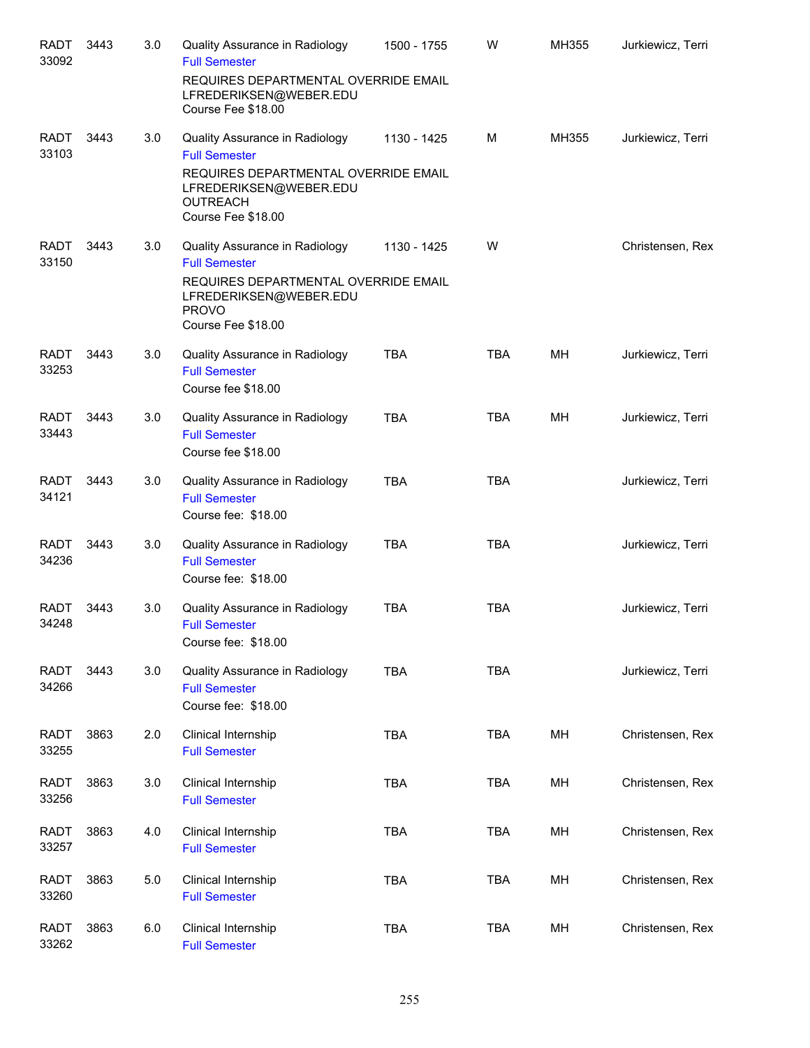| | | | | | | | |
|---|---|---|---|---|---|---|---|
| RADT 33092 | 3443 | 3.0 | Quality Assurance in Radiology<br>Full Semester<br>REQUIRES DEPARTMENTAL OVERRIDE EMAIL LFREDERIKSEN@WEBER.EDU<br>Course Fee $18.00 | 1500 - 1755 | W | MH355 | Jurkiewicz, Terri |
| RADT 33103 | 3443 | 3.0 | Quality Assurance in Radiology<br>Full Semester<br>REQUIRES DEPARTMENTAL OVERRIDE EMAIL LFREDERIKSEN@WEBER.EDU<br>OUTREACH<br>Course Fee $18.00 | 1130 - 1425 | M | MH355 | Jurkiewicz, Terri |
| RADT 33150 | 3443 | 3.0 | Quality Assurance in Radiology<br>Full Semester<br>REQUIRES DEPARTMENTAL OVERRIDE EMAIL LFREDERIKSEN@WEBER.EDU<br>PROVO<br>Course Fee $18.00 | 1130 - 1425 | W | | Christensen, Rex |
| RADT 33253 | 3443 | 3.0 | Quality Assurance in Radiology<br>Full Semester<br>Course fee $18.00 | TBA | TBA | MH | Jurkiewicz, Terri |
| RADT 33443 | 3443 | 3.0 | Quality Assurance in Radiology<br>Full Semester<br>Course fee $18.00 | TBA | TBA | MH | Jurkiewicz, Terri |
| RADT 34121 | 3443 | 3.0 | Quality Assurance in Radiology<br>Full Semester<br>Course fee: $18.00 | TBA | TBA | | Jurkiewicz, Terri |
| RADT 34236 | 3443 | 3.0 | Quality Assurance in Radiology<br>Full Semester<br>Course fee: $18.00 | TBA | TBA | | Jurkiewicz, Terri |
| RADT 34248 | 3443 | 3.0 | Quality Assurance in Radiology<br>Full Semester<br>Course fee: $18.00 | TBA | TBA | | Jurkiewicz, Terri |
| RADT 34266 | 3443 | 3.0 | Quality Assurance in Radiology<br>Full Semester<br>Course fee: $18.00 | TBA | TBA | | Jurkiewicz, Terri |
| RADT 33255 | 3863 | 2.0 | Clinical Internship<br>Full Semester | TBA | TBA | MH | Christensen, Rex |
| RADT 33256 | 3863 | 3.0 | Clinical Internship<br>Full Semester | TBA | TBA | MH | Christensen, Rex |
| RADT 33257 | 3863 | 4.0 | Clinical Internship<br>Full Semester | TBA | TBA | MH | Christensen, Rex |
| RADT 33260 | 3863 | 5.0 | Clinical Internship<br>Full Semester | TBA | TBA | MH | Christensen, Rex |
| RADT 33262 | 3863 | 6.0 | Clinical Internship<br>Full Semester | TBA | TBA | MH | Christensen, Rex |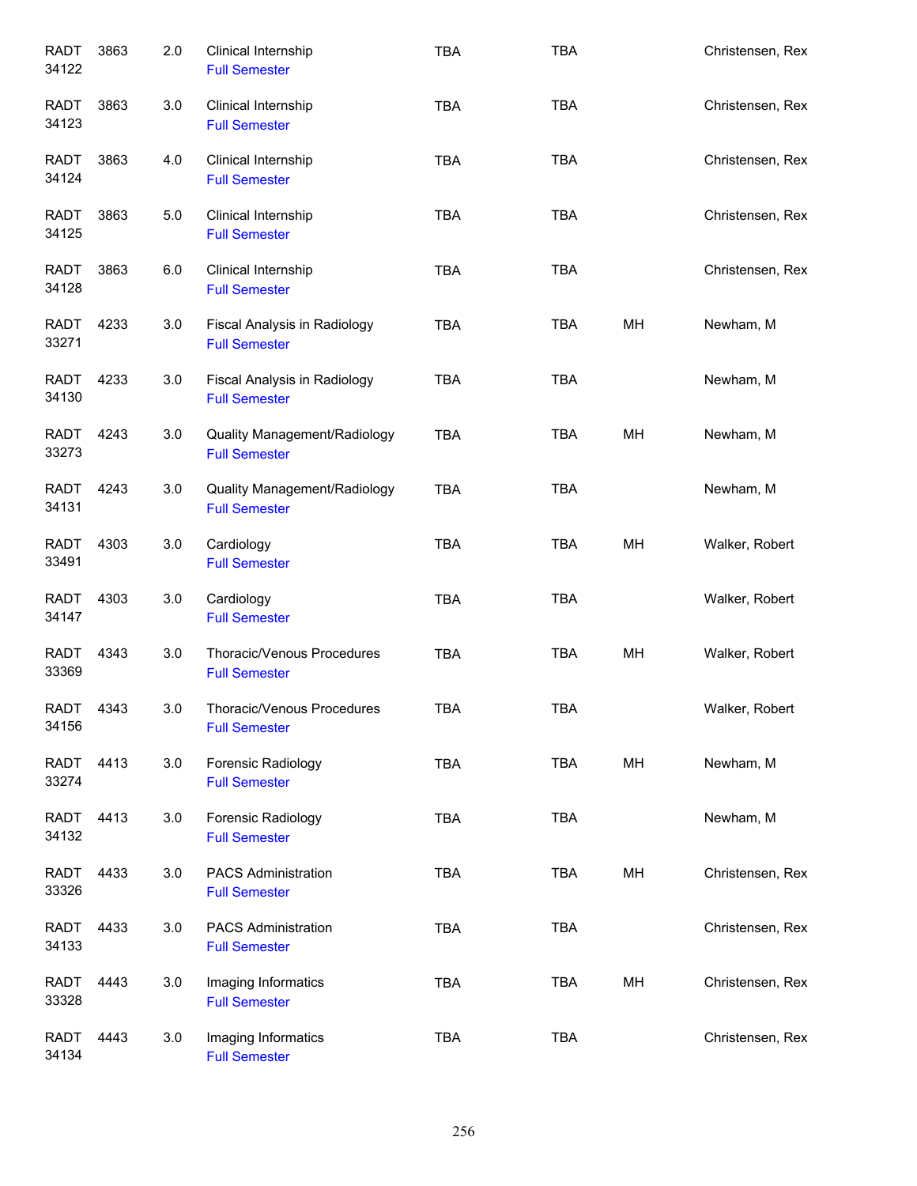| | | | | | | | |
|---|---|---|---|---|---|---|---|
| RADT 34122 | 3863 | 2.0 | Clinical Internship<br>Full Semester | TBA | TBA | | Christensen, Rex |
| RADT 34123 | 3863 | 3.0 | Clinical Internship<br>Full Semester | TBA | TBA | | Christensen, Rex |
| RADT 34124 | 3863 | 4.0 | Clinical Internship<br>Full Semester | TBA | TBA | | Christensen, Rex |
| RADT 34125 | 3863 | 5.0 | Clinical Internship<br>Full Semester | TBA | TBA | | Christensen, Rex |
| RADT 34128 | 3863 | 6.0 | Clinical Internship<br>Full Semester | TBA | TBA | | Christensen, Rex |
| RADT 33271 | 4233 | 3.0 | Fiscal Analysis in Radiology<br>Full Semester | TBA | TBA | MH | Newham, M |
| RADT 34130 | 4233 | 3.0 | Fiscal Analysis in Radiology<br>Full Semester | TBA | TBA | | Newham, M |
| RADT 33273 | 4243 | 3.0 | Quality Management/Radiology<br>Full Semester | TBA | TBA | MH | Newham, M |
| RADT 34131 | 4243 | 3.0 | Quality Management/Radiology<br>Full Semester | TBA | TBA | | Newham, M |
| RADT 33491 | 4303 | 3.0 | Cardiology<br>Full Semester | TBA | TBA | MH | Walker, Robert |
| RADT 34147 | 4303 | 3.0 | Cardiology<br>Full Semester | TBA | TBA | | Walker, Robert |
| RADT 33369 | 4343 | 3.0 | Thoracic/Venous Procedures<br>Full Semester | TBA | TBA | MH | Walker, Robert |
| RADT 34156 | 4343 | 3.0 | Thoracic/Venous Procedures<br>Full Semester | TBA | TBA | | Walker, Robert |
| RADT 33274 | 4413 | 3.0 | Forensic Radiology<br>Full Semester | TBA | TBA | MH | Newham, M |
| RADT 34132 | 4413 | 3.0 | Forensic Radiology<br>Full Semester | TBA | TBA | | Newham, M |
| RADT 33326 | 4433 | 3.0 | PACS Administration<br>Full Semester | TBA | TBA | MH | Christensen, Rex |
| RADT 34133 | 4433 | 3.0 | PACS Administration<br>Full Semester | TBA | TBA | | Christensen, Rex |
| RADT 33328 | 4443 | 3.0 | Imaging Informatics<br>Full Semester | TBA | TBA | MH | Christensen, Rex |
| RADT 34134 | 4443 | 3.0 | Imaging Informatics<br>Full Semester | TBA | TBA | | Christensen, Rex |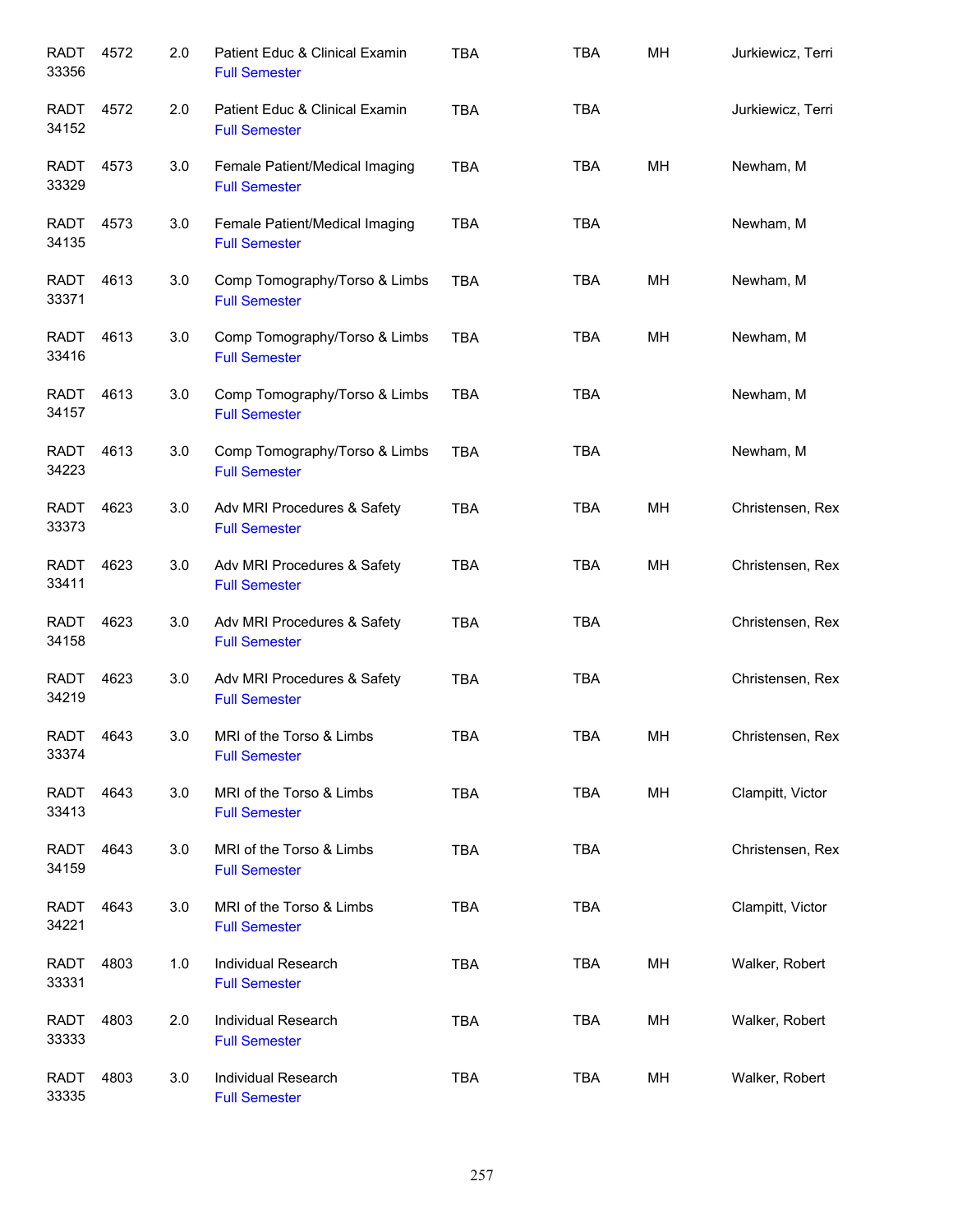| | | | | | | | |
|---|---|---|---|---|---|---|---|
| RADT 33356 | 4572 | 2.0 | Patient Educ & Clinical Examin<br>Full Semester | TBA | TBA | MH | Jurkiewicz, Terri |
| RADT 34152 | 4572 | 2.0 | Patient Educ & Clinical Examin<br>Full Semester | TBA | TBA | | Jurkiewicz, Terri |
| RADT 33329 | 4573 | 3.0 | Female Patient/Medical Imaging<br>Full Semester | TBA | TBA | MH | Newham, M |
| RADT 34135 | 4573 | 3.0 | Female Patient/Medical Imaging<br>Full Semester | TBA | TBA | | Newham, M |
| RADT 33371 | 4613 | 3.0 | Comp Tomography/Torso & Limbs<br>Full Semester | TBA | TBA | MH | Newham, M |
| RADT 33416 | 4613 | 3.0 | Comp Tomography/Torso & Limbs<br>Full Semester | TBA | TBA | MH | Newham, M |
| RADT 34157 | 4613 | 3.0 | Comp Tomography/Torso & Limbs<br>Full Semester | TBA | TBA | | Newham, M |
| RADT 34223 | 4613 | 3.0 | Comp Tomography/Torso & Limbs<br>Full Semester | TBA | TBA | | Newham, M |
| RADT 33373 | 4623 | 3.0 | Adv MRI Procedures & Safety<br>Full Semester | TBA | TBA | MH | Christensen, Rex |
| RADT 33411 | 4623 | 3.0 | Adv MRI Procedures & Safety<br>Full Semester | TBA | TBA | MH | Christensen, Rex |
| RADT 34158 | 4623 | 3.0 | Adv MRI Procedures & Safety<br>Full Semester | TBA | TBA | | Christensen, Rex |
| RADT 34219 | 4623 | 3.0 | Adv MRI Procedures & Safety<br>Full Semester | TBA | TBA | | Christensen, Rex |
| RADT 33374 | 4643 | 3.0 | MRI of the Torso & Limbs<br>Full Semester | TBA | TBA | MH | Christensen, Rex |
| RADT 33413 | 4643 | 3.0 | MRI of the Torso & Limbs<br>Full Semester | TBA | TBA | MH | Clampitt, Victor |
| RADT 34159 | 4643 | 3.0 | MRI of the Torso & Limbs<br>Full Semester | TBA | TBA | | Christensen, Rex |
| RADT 34221 | 4643 | 3.0 | MRI of the Torso & Limbs<br>Full Semester | TBA | TBA | | Clampitt, Victor |
| RADT 33331 | 4803 | 1.0 | Individual Research<br>Full Semester | TBA | TBA | MH | Walker, Robert |
| RADT 33333 | 4803 | 2.0 | Individual Research<br>Full Semester | TBA | TBA | MH | Walker, Robert |
| RADT 33335 | 4803 | 3.0 | Individual Research<br>Full Semester | TBA | TBA | MH | Walker, Robert |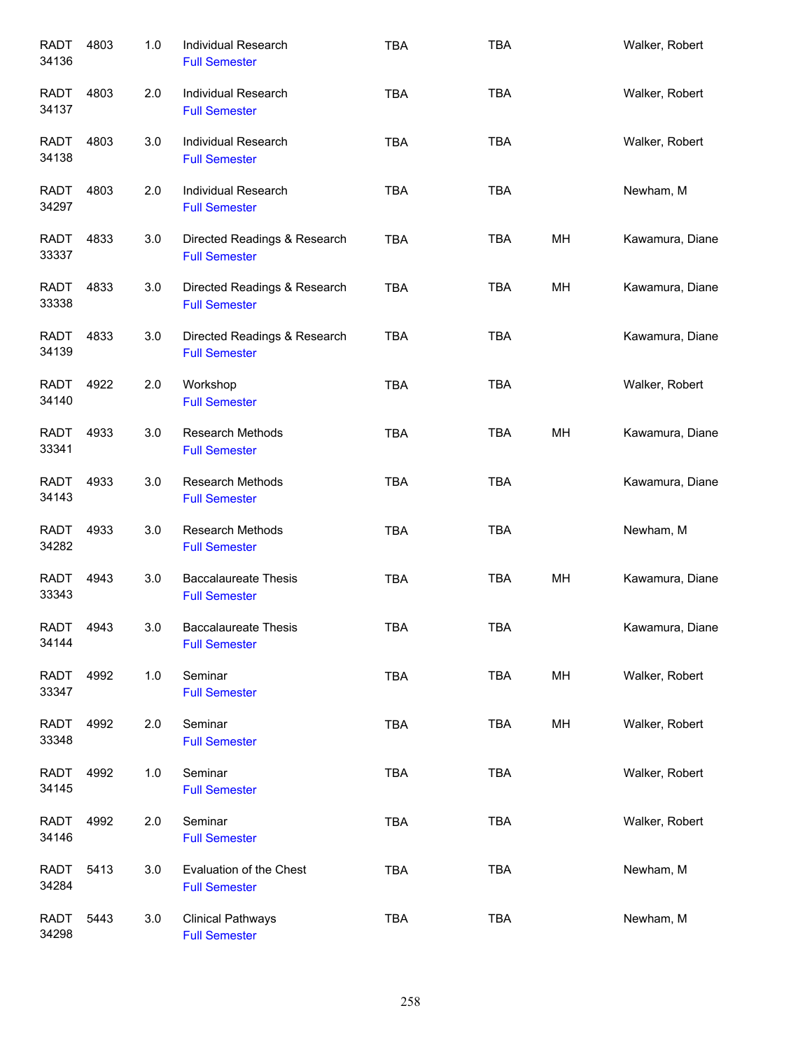| | | | | | | | |
|---|---|---|---|---|---|---|---|
| RADT 34136 | 4803 | 1.0 | Individual Research<br>Full Semester | TBA | TBA | | Walker, Robert |
| RADT 34137 | 4803 | 2.0 | Individual Research<br>Full Semester | TBA | TBA | | Walker, Robert |
| RADT 34138 | 4803 | 3.0 | Individual Research<br>Full Semester | TBA | TBA | | Walker, Robert |
| RADT 34297 | 4803 | 2.0 | Individual Research<br>Full Semester | TBA | TBA | | Newham, M |
| RADT 33337 | 4833 | 3.0 | Directed Readings & Research<br>Full Semester | TBA | TBA | MH | Kawamura, Diane |
| RADT 33338 | 4833 | 3.0 | Directed Readings & Research<br>Full Semester | TBA | TBA | MH | Kawamura, Diane |
| RADT 34139 | 4833 | 3.0 | Directed Readings & Research<br>Full Semester | TBA | TBA | | Kawamura, Diane |
| RADT 34140 | 4922 | 2.0 | Workshop<br>Full Semester | TBA | TBA | | Walker, Robert |
| RADT 33341 | 4933 | 3.0 | Research Methods<br>Full Semester | TBA | TBA | MH | Kawamura, Diane |
| RADT 34143 | 4933 | 3.0 | Research Methods<br>Full Semester | TBA | TBA | | Kawamura, Diane |
| RADT 34282 | 4933 | 3.0 | Research Methods<br>Full Semester | TBA | TBA | | Newham, M |
| RADT 33343 | 4943 | 3.0 | Baccalaureate Thesis<br>Full Semester | TBA | TBA | MH | Kawamura, Diane |
| RADT 34144 | 4943 | 3.0 | Baccalaureate Thesis<br>Full Semester | TBA | TBA | | Kawamura, Diane |
| RADT 33347 | 4992 | 1.0 | Seminar<br>Full Semester | TBA | TBA | MH | Walker, Robert |
| RADT 33348 | 4992 | 2.0 | Seminar<br>Full Semester | TBA | TBA | MH | Walker, Robert |
| RADT 34145 | 4992 | 1.0 | Seminar<br>Full Semester | TBA | TBA | | Walker, Robert |
| RADT 34146 | 4992 | 2.0 | Seminar<br>Full Semester | TBA | TBA | | Walker, Robert |
| RADT 34284 | 5413 | 3.0 | Evaluation of the Chest<br>Full Semester | TBA | TBA | | Newham, M |
| RADT 34298 | 5443 | 3.0 | Clinical Pathways<br>Full Semester | TBA | TBA | | Newham, M |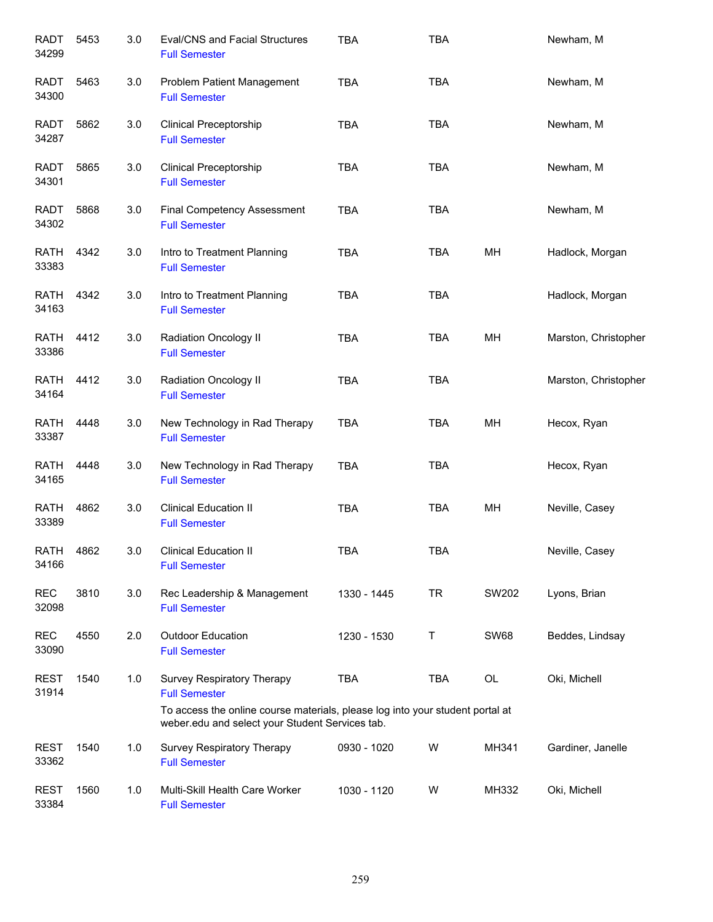| | | | | | | | |
|---|---|---|---|---|---|---|---|
| RADT 34299 | 5453 | 3.0 | Eval/CNS and Facial Structures<br>Full Semester | TBA | TBA | | Newham, M |
| RADT 34300 | 5463 | 3.0 | Problem Patient Management<br>Full Semester | TBA | TBA | | Newham, M |
| RADT 34287 | 5862 | 3.0 | Clinical Preceptorship<br>Full Semester | TBA | TBA | | Newham, M |
| RADT 34301 | 5865 | 3.0 | Clinical Preceptorship<br>Full Semester | TBA | TBA | | Newham, M |
| RADT 34302 | 5868 | 3.0 | Final Competency Assessment<br>Full Semester | TBA | TBA | | Newham, M |
| RATH 33383 | 4342 | 3.0 | Intro to Treatment Planning<br>Full Semester | TBA | TBA | MH | Hadlock, Morgan |
| RATH 34163 | 4342 | 3.0 | Intro to Treatment Planning<br>Full Semester | TBA | TBA | | Hadlock, Morgan |
| RATH 33386 | 4412 | 3.0 | Radiation Oncology II<br>Full Semester | TBA | TBA | MH | Marston, Christopher |
| RATH 34164 | 4412 | 3.0 | Radiation Oncology II<br>Full Semester | TBA | TBA | | Marston, Christopher |
| RATH 33387 | 4448 | 3.0 | New Technology in Rad Therapy<br>Full Semester | TBA | TBA | MH | Hecox, Ryan |
| RATH 34165 | 4448 | 3.0 | New Technology in Rad Therapy<br>Full Semester | TBA | TBA | | Hecox, Ryan |
| RATH 33389 | 4862 | 3.0 | Clinical Education II<br>Full Semester | TBA | TBA | MH | Neville, Casey |
| RATH 34166 | 4862 | 3.0 | Clinical Education II<br>Full Semester | TBA | TBA | | Neville, Casey |
| REC 32098 | 3810 | 3.0 | Rec Leadership & Management<br>Full Semester | 1330 - 1445 | TR | SW202 | Lyons, Brian |
| REC 33090 | 4550 | 2.0 | Outdoor Education<br>Full Semester | 1230 - 1530 | T | SW68 | Beddes, Lindsay |
| REST 31914 | 1540 | 1.0 | Survey Respiratory Therapy<br>Full Semester<br>To access the online course materials, please log into your student portal at weber.edu and select your Student Services tab. | TBA | TBA | OL | Oki, Michell |
| REST 33362 | 1540 | 1.0 | Survey Respiratory Therapy<br>Full Semester | 0930 - 1020 | W | MH341 | Gardiner, Janelle |
| REST 33384 | 1560 | 1.0 | Multi-Skill Health Care Worker<br>Full Semester | 1030 - 1120 | W | MH332 | Oki, Michell |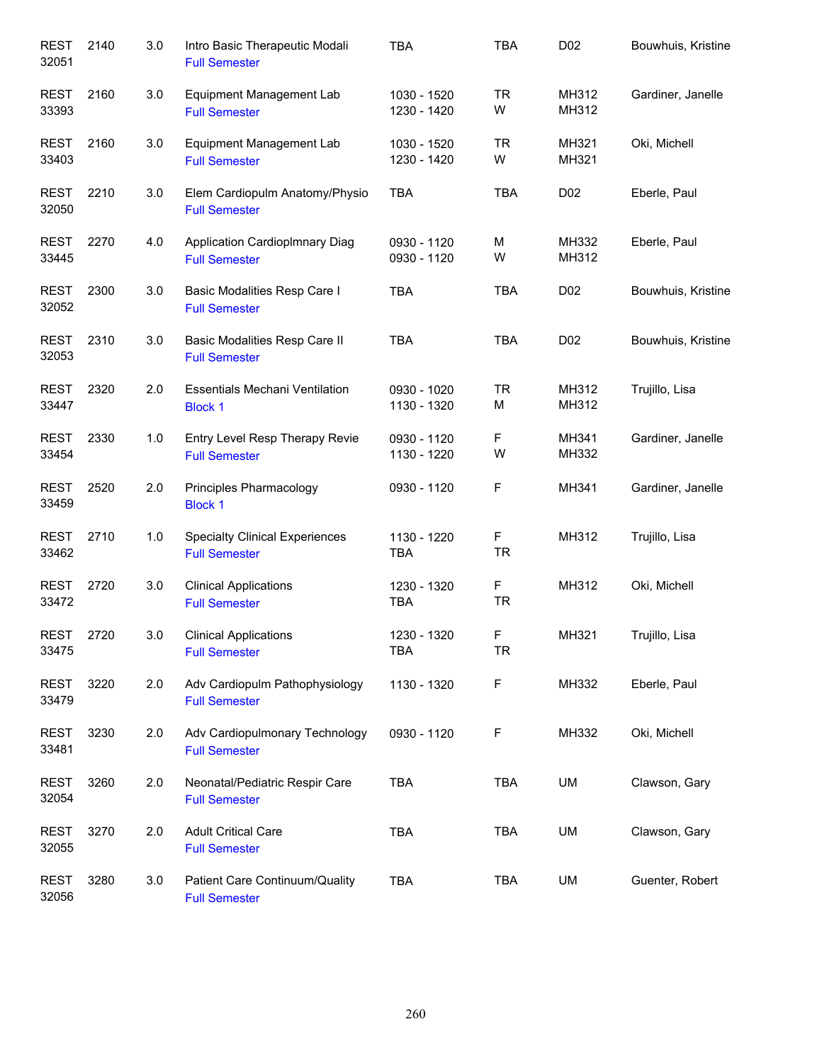| | | | | | | | |
|---|---|---|---|---|---|---|---|
| REST 32051 | 2140 | 3.0 | Intro Basic Therapeutic Modali<br>Full Semester | TBA | TBA | D02 | Bouwhuis, Kristine |
| REST 33393 | 2160 | 3.0 | Equipment Management Lab<br>Full Semester | 1030 - 1520<br>1230 - 1420 | TR<br>W | MH312<br>MH312 | Gardiner, Janelle |
| REST 33403 | 2160 | 3.0 | Equipment Management Lab<br>Full Semester | 1030 - 1520<br>1230 - 1420 | TR<br>W | MH321<br>MH321 | Oki, Michell |
| REST 32050 | 2210 | 3.0 | Elem Cardiopulm Anatomy/Physio<br>Full Semester | TBA | TBA | D02 | Eberle, Paul |
| REST 33445 | 2270 | 4.0 | Application Cardioplmnary Diag<br>Full Semester | 0930 - 1120<br>0930 - 1120 | M<br>W | MH332<br>MH312 | Eberle, Paul |
| REST 32052 | 2300 | 3.0 | Basic Modalities Resp Care I<br>Full Semester | TBA | TBA | D02 | Bouwhuis, Kristine |
| REST 32053 | 2310 | 3.0 | Basic Modalities Resp Care II<br>Full Semester | TBA | TBA | D02 | Bouwhuis, Kristine |
| REST 33447 | 2320 | 2.0 | Essentials Mechani Ventilation<br>Block 1 | 0930 - 1020<br>1130 - 1320 | TR<br>M | MH312<br>MH312 | Trujillo, Lisa |
| REST 33454 | 2330 | 1.0 | Entry Level Resp Therapy Revie<br>Full Semester | 0930 - 1120<br>1130 - 1220 | F<br>W | MH341<br>MH332 | Gardiner, Janelle |
| REST 33459 | 2520 | 2.0 | Principles Pharmacology<br>Block 1 | 0930 - 1120 | F | MH341 | Gardiner, Janelle |
| REST 33462 | 2710 | 1.0 | Specialty Clinical Experiences<br>Full Semester | 1130 - 1220<br>TBA | F<br>TR | MH312 | Trujillo, Lisa |
| REST 33472 | 2720 | 3.0 | Clinical Applications<br>Full Semester | 1230 - 1320<br>TBA | F<br>TR | MH312 | Oki, Michell |
| REST 33475 | 2720 | 3.0 | Clinical Applications<br>Full Semester | 1230 - 1320<br>TBA | F<br>TR | MH321 | Trujillo, Lisa |
| REST 33479 | 3220 | 2.0 | Adv Cardiopulm Pathophysiology<br>Full Semester | 1130 - 1320 | F | MH332 | Eberle, Paul |
| REST 33481 | 3230 | 2.0 | Adv Cardiopulmonary Technology<br>Full Semester | 0930 - 1120 | F | MH332 | Oki, Michell |
| REST 32054 | 3260 | 2.0 | Neonatal/Pediatric Respir Care<br>Full Semester | TBA | TBA | UM | Clawson, Gary |
| REST 32055 | 3270 | 2.0 | Adult Critical Care<br>Full Semester | TBA | TBA | UM | Clawson, Gary |
| REST 32056 | 3280 | 3.0 | Patient Care Continuum/Quality<br>Full Semester | TBA | TBA | UM | Guenter, Robert |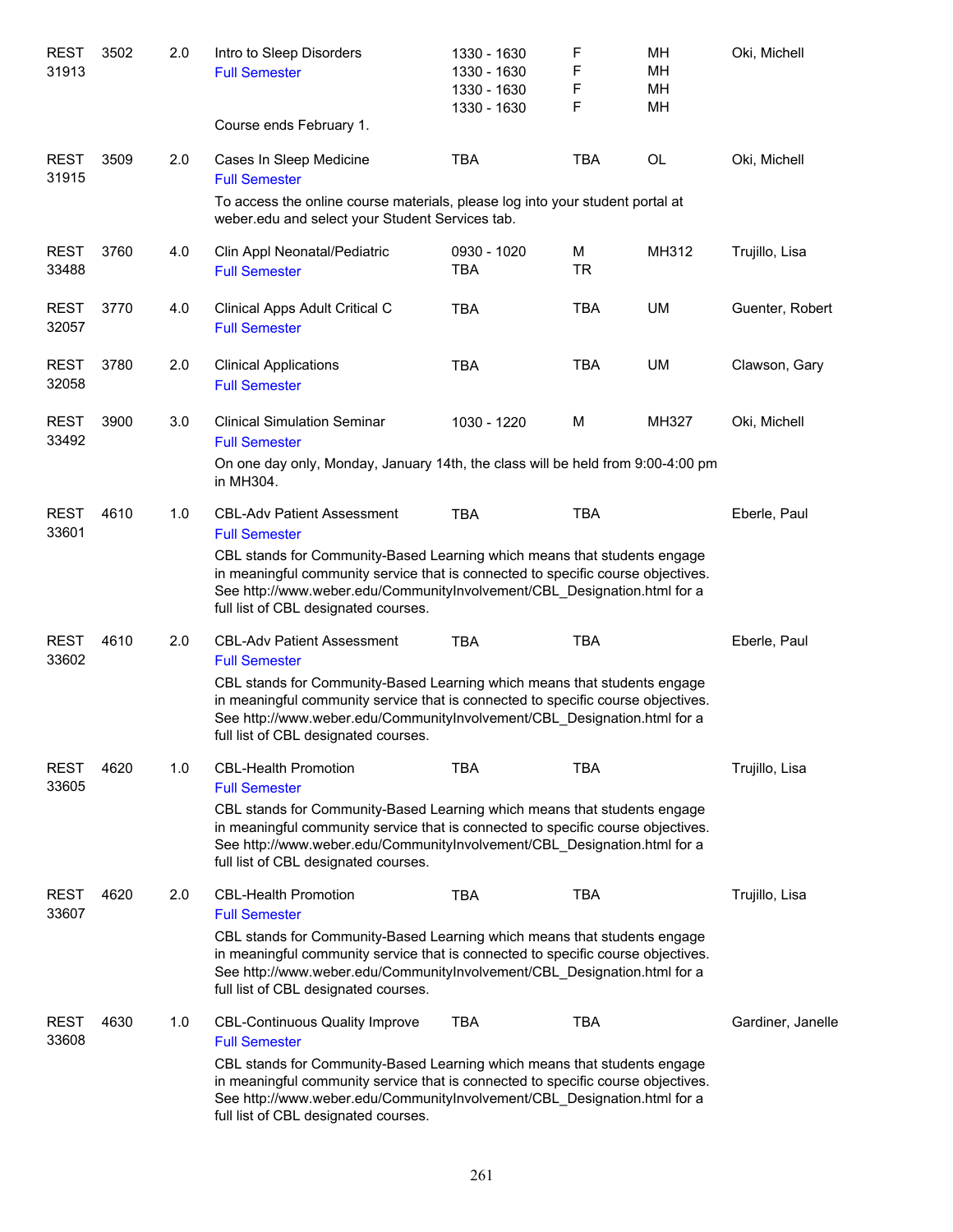| | | | | | | | |
|---|---|---|---|---|---|---|---|
| REST 31913 | 3502 | 2.0 | Intro to Sleep Disorders<br>Full Semester | 1330 - 1630<br>1330 - 1630<br>1330 - 1630<br>1330 - 1630 | F<br>F<br>F<br>F | MH<br>MH<br>MH<br>MH | Oki, Michell |
| | | | Course ends February 1. | | | | |
| REST 31915 | 3509 | 2.0 | Cases In Sleep Medicine<br>Full Semester | TBA | TBA | OL | Oki, Michell |
| | | | To access the online course materials, please log into your student portal at weber.edu and select your Student Services tab. | | | | |
| REST 33488 | 3760 | 4.0 | Clin Appl Neonatal/Pediatric<br>Full Semester | 0930 - 1020<br>TBA | M<br>TR | MH312 | Trujillo, Lisa |
| REST 32057 | 3770 | 4.0 | Clinical Apps Adult Critical C<br>Full Semester | TBA | TBA | UM | Guenter, Robert |
| REST 32058 | 3780 | 2.0 | Clinical Applications<br>Full Semester | TBA | TBA | UM | Clawson, Gary |
| REST 33492 | 3900 | 3.0 | Clinical Simulation Seminar<br>Full Semester | 1030 - 1220 | M | MH327 | Oki, Michell |
| | | | On one day only, Monday, January 14th, the class will be held from 9:00-4:00 pm in MH304. | | | | |
| REST 33601 | 4610 | 1.0 | CBL-Adv Patient Assessment<br>Full Semester | TBA | TBA | | Eberle, Paul |
| | | | CBL stands for Community-Based Learning which means that students engage in meaningful community service that is connected to specific course objectives. See http://www.weber.edu/CommunityInvolvement/CBL_Designation.html for a full list of CBL designated courses. | | | | |
| REST 33602 | 4610 | 2.0 | CBL-Adv Patient Assessment<br>Full Semester | TBA | TBA | | Eberle, Paul |
| | | | CBL stands for Community-Based Learning which means that students engage in meaningful community service that is connected to specific course objectives. See http://www.weber.edu/CommunityInvolvement/CBL_Designation.html for a full list of CBL designated courses. | | | | |
| REST 33605 | 4620 | 1.0 | CBL-Health Promotion<br>Full Semester | TBA | TBA | | Trujillo, Lisa |
| | | | CBL stands for Community-Based Learning which means that students engage in meaningful community service that is connected to specific course objectives. See http://www.weber.edu/CommunityInvolvement/CBL_Designation.html for a full list of CBL designated courses. | | | | |
| REST 33607 | 4620 | 2.0 | CBL-Health Promotion<br>Full Semester | TBA | TBA | | Trujillo, Lisa |
| | | | CBL stands for Community-Based Learning which means that students engage in meaningful community service that is connected to specific course objectives. See http://www.weber.edu/CommunityInvolvement/CBL_Designation.html for a full list of CBL designated courses. | | | | |
| REST 33608 | 4630 | 1.0 | CBL-Continuous Quality Improve<br>Full Semester | TBA | TBA | | Gardiner, Janelle |
| | | | CBL stands for Community-Based Learning which means that students engage in meaningful community service that is connected to specific course objectives. See http://www.weber.edu/CommunityInvolvement/CBL_Designation.html for a full list of CBL designated courses. | | | | |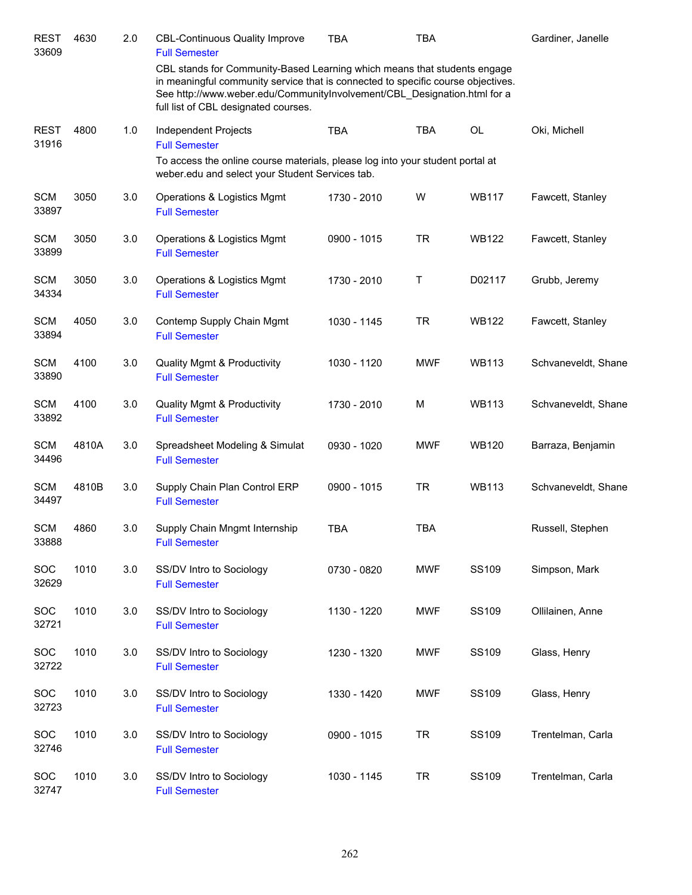| | | | | | | | |
|---|---|---|---|---|---|---|---|
| REST 33609 | 4630 | 2.0 | CBL-Continuous Quality Improve<br>Full Semester | TBA | TBA | | Gardiner, Janelle |
| | | | CBL stands for Community-Based Learning which means that students engage in meaningful community service that is connected to specific course objectives. See http://www.weber.edu/CommunityInvolvement/CBL_Designation.html for a full list of CBL designated courses. | | | | |
| REST 31916 | 4800 | 1.0 | Independent Projects<br>Full Semester | TBA | TBA | OL | Oki, Michell |
| | | | To access the online course materials, please log into your student portal at weber.edu and select your Student Services tab. | | | | |
| SCM 33897 | 3050 | 3.0 | Operations & Logistics Mgmt<br>Full Semester | 1730 - 2010 | W | WB117 | Fawcett, Stanley |
| SCM 33899 | 3050 | 3.0 | Operations & Logistics Mgmt<br>Full Semester | 0900 - 1015 | TR | WB122 | Fawcett, Stanley |
| SCM 34334 | 3050 | 3.0 | Operations & Logistics Mgmt<br>Full Semester | 1730 - 2010 | T | D02117 | Grubb, Jeremy |
| SCM 33894 | 4050 | 3.0 | Contemp Supply Chain Mgmt<br>Full Semester | 1030 - 1145 | TR | WB122 | Fawcett, Stanley |
| SCM 33890 | 4100 | 3.0 | Quality Mgmt & Productivity<br>Full Semester | 1030 - 1120 | MWF | WB113 | Schvaneveldt, Shane |
| SCM 33892 | 4100 | 3.0 | Quality Mgmt & Productivity<br>Full Semester | 1730 - 2010 | M | WB113 | Schvaneveldt, Shane |
| SCM 34496 | 4810A | 3.0 | Spreadsheet Modeling & Simulat<br>Full Semester | 0930 - 1020 | MWF | WB120 | Barraza, Benjamin |
| SCM 34497 | 4810B | 3.0 | Supply Chain Plan Control ERP<br>Full Semester | 0900 - 1015 | TR | WB113 | Schvaneveldt, Shane |
| SCM 33888 | 4860 | 3.0 | Supply Chain Mngmt Internship<br>Full Semester | TBA | TBA | | Russell, Stephen |
| SOC 32629 | 1010 | 3.0 | SS/DV Intro to Sociology<br>Full Semester | 0730 - 0820 | MWF | SS109 | Simpson, Mark |
| SOC 32721 | 1010 | 3.0 | SS/DV Intro to Sociology<br>Full Semester | 1130 - 1220 | MWF | SS109 | Ollilainen, Anne |
| SOC 32722 | 1010 | 3.0 | SS/DV Intro to Sociology<br>Full Semester | 1230 - 1320 | MWF | SS109 | Glass, Henry |
| SOC 32723 | 1010 | 3.0 | SS/DV Intro to Sociology<br>Full Semester | 1330 - 1420 | MWF | SS109 | Glass, Henry |
| SOC 32746 | 1010 | 3.0 | SS/DV Intro to Sociology<br>Full Semester | 0900 - 1015 | TR | SS109 | Trentelman, Carla |
| SOC 32747 | 1010 | 3.0 | SS/DV Intro to Sociology<br>Full Semester | 1030 - 1145 | TR | SS109 | Trentelman, Carla |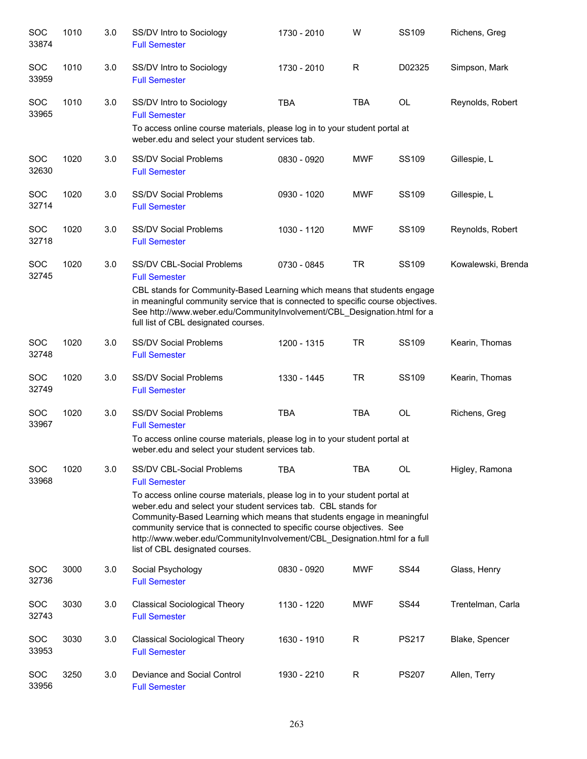| | | | | | | | |
|---|---|---|---|---|---|---|---|
| SOC 33874 | 1010 | 3.0 | SS/DV Intro to Sociology<br>Full Semester | 1730 - 2010 | W | SS109 | Richens, Greg |
| SOC 33959 | 1010 | 3.0 | SS/DV Intro to Sociology<br>Full Semester | 1730 - 2010 | R | D02325 | Simpson, Mark |
| SOC 33965 | 1010 | 3.0 | SS/DV Intro to Sociology<br>Full Semester<br>To access online course materials, please log in to your student portal at weber.edu and select your student services tab. | TBA | TBA | OL | Reynolds, Robert |
| SOC 32630 | 1020 | 3.0 | SS/DV Social Problems<br>Full Semester | 0830 - 0920 | MWF | SS109 | Gillespie, L |
| SOC 32714 | 1020 | 3.0 | SS/DV Social Problems<br>Full Semester | 0930 - 1020 | MWF | SS109 | Gillespie, L |
| SOC 32718 | 1020 | 3.0 | SS/DV Social Problems<br>Full Semester | 1030 - 1120 | MWF | SS109 | Reynolds, Robert |
| SOC 32745 | 1020 | 3.0 | SS/DV CBL-Social Problems<br>Full Semester<br>CBL stands for Community-Based Learning which means that students engage in meaningful community service that is connected to specific course objectives. See http://www.weber.edu/CommunityInvolvement/CBL_Designation.html for a full list of CBL designated courses. | 0730 - 0845 | TR | SS109 | Kowalewski, Brenda |
| SOC 32748 | 1020 | 3.0 | SS/DV Social Problems<br>Full Semester | 1200 - 1315 | TR | SS109 | Kearin, Thomas |
| SOC 32749 | 1020 | 3.0 | SS/DV Social Problems<br>Full Semester | 1330 - 1445 | TR | SS109 | Kearin, Thomas |
| SOC 33967 | 1020 | 3.0 | SS/DV Social Problems<br>Full Semester<br>To access online course materials, please log in to your student portal at weber.edu and select your student services tab. | TBA | TBA | OL | Richens, Greg |
| SOC 33968 | 1020 | 3.0 | SS/DV CBL-Social Problems<br>Full Semester<br>To access online course materials, please log in to your student portal at weber.edu and select your student services tab. CBL stands for Community-Based Learning which means that students engage in meaningful community service that is connected to specific course objectives. See http://www.weber.edu/CommunityInvolvement/CBL_Designation.html for a full list of CBL designated courses. | TBA | TBA | OL | Higley, Ramona |
| SOC 32736 | 3000 | 3.0 | Social Psychology<br>Full Semester | 0830 - 0920 | MWF | SS44 | Glass, Henry |
| SOC 32743 | 3030 | 3.0 | Classical Sociological Theory<br>Full Semester | 1130 - 1220 | MWF | SS44 | Trentelman, Carla |
| SOC 33953 | 3030 | 3.0 | Classical Sociological Theory<br>Full Semester | 1630 - 1910 | R | PS217 | Blake, Spencer |
| SOC 33956 | 3250 | 3.0 | Deviance and Social Control<br>Full Semester | 1930 - 2210 | R | PS207 | Allen, Terry |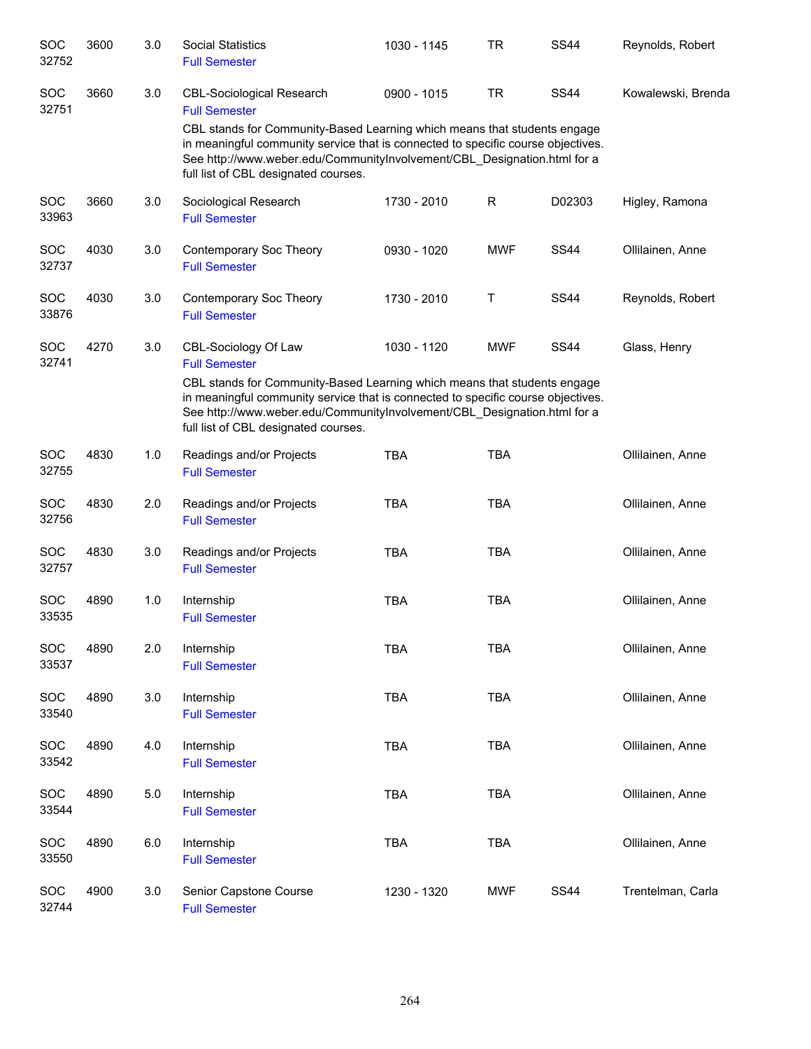| | | | | | | | |
|---|---|---|---|---|---|---|---|
| SOC 32752 | 3600 | 3.0 | Social Statistics<br>Full Semester | 1030 - 1145 | TR | SS44 | Reynolds, Robert |
| SOC 32751 | 3660 | 3.0 | CBL-Sociological Research<br>Full Semester<br>CBL stands for Community-Based Learning which means that students engage in meaningful community service that is connected to specific course objectives. See http://www.weber.edu/CommunityInvolvement/CBL_Designation.html for a full list of CBL designated courses. | 0900 - 1015 | TR | SS44 | Kowalewski, Brenda |
| SOC 33963 | 3660 | 3.0 | Sociological Research<br>Full Semester | 1730 - 2010 | R | D02303 | Higley, Ramona |
| SOC 32737 | 4030 | 3.0 | Contemporary Soc Theory<br>Full Semester | 0930 - 1020 | MWF | SS44 | Ollilainen, Anne |
| SOC 33876 | 4030 | 3.0 | Contemporary Soc Theory<br>Full Semester | 1730 - 2010 | T | SS44 | Reynolds, Robert |
| SOC 32741 | 4270 | 3.0 | CBL-Sociology Of Law<br>Full Semester<br>CBL stands for Community-Based Learning which means that students engage in meaningful community service that is connected to specific course objectives. See http://www.weber.edu/CommunityInvolvement/CBL_Designation.html for a full list of CBL designated courses. | 1030 - 1120 | MWF | SS44 | Glass, Henry |
| SOC 32755 | 4830 | 1.0 | Readings and/or Projects<br>Full Semester | TBA | TBA | | Ollilainen, Anne |
| SOC 32756 | 4830 | 2.0 | Readings and/or Projects<br>Full Semester | TBA | TBA | | Ollilainen, Anne |
| SOC 32757 | 4830 | 3.0 | Readings and/or Projects<br>Full Semester | TBA | TBA | | Ollilainen, Anne |
| SOC 33535 | 4890 | 1.0 | Internship<br>Full Semester | TBA | TBA | | Ollilainen, Anne |
| SOC 33537 | 4890 | 2.0 | Internship<br>Full Semester | TBA | TBA | | Ollilainen, Anne |
| SOC 33540 | 4890 | 3.0 | Internship<br>Full Semester | TBA | TBA | | Ollilainen, Anne |
| SOC 33542 | 4890 | 4.0 | Internship<br>Full Semester | TBA | TBA | | Ollilainen, Anne |
| SOC 33544 | 4890 | 5.0 | Internship<br>Full Semester | TBA | TBA | | Ollilainen, Anne |
| SOC 33550 | 4890 | 6.0 | Internship<br>Full Semester | TBA | TBA | | Ollilainen, Anne |
| SOC 32744 | 4900 | 3.0 | Senior Capstone Course<br>Full Semester | 1230 - 1320 | MWF | SS44 | Trentelman, Carla |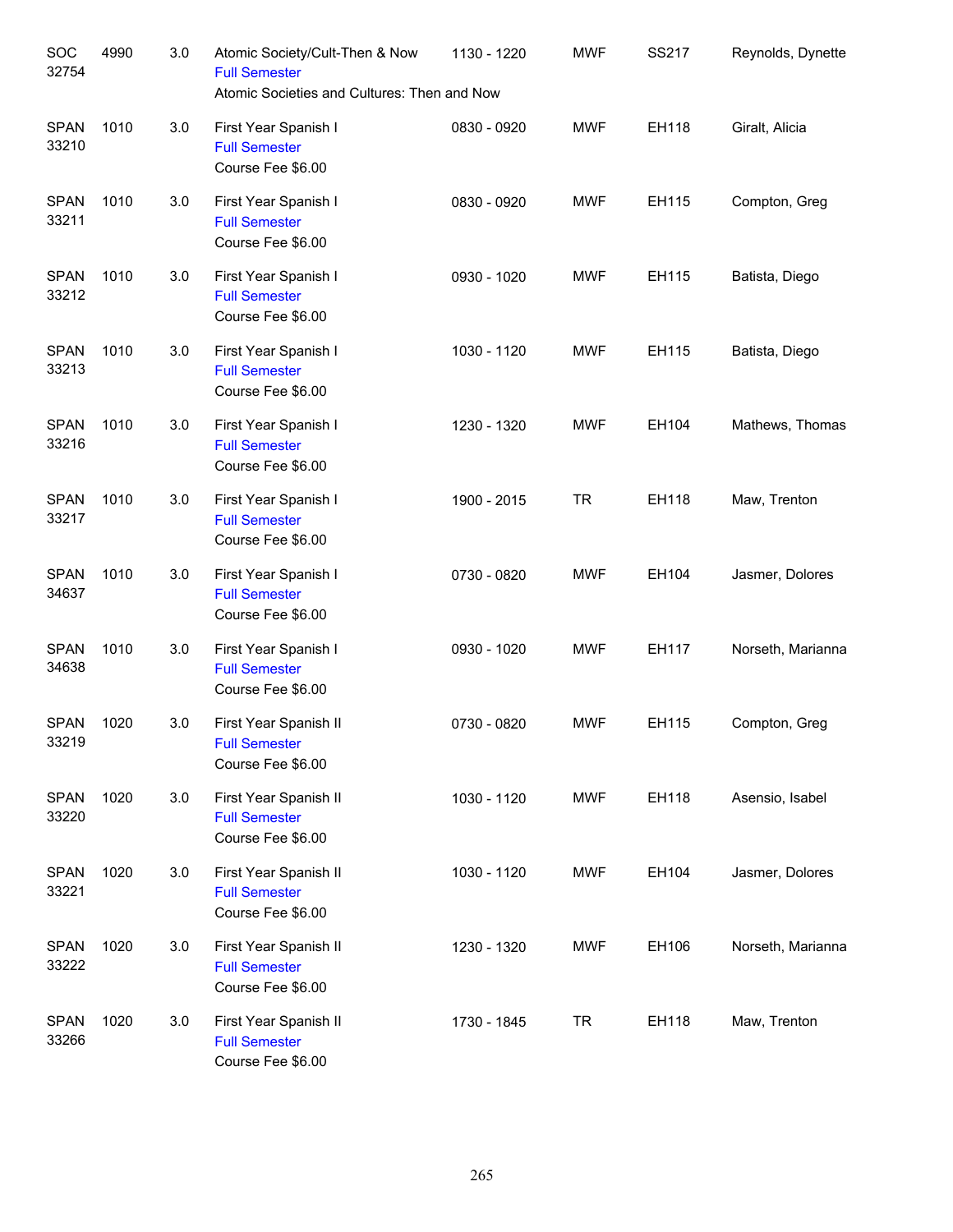| | | | | | | | |
|---|---|---|---|---|---|---|---|
| SOC 32754 | 4990 | 3.0 | Atomic Society/Cult-Then & Now<br>Full Semester<br>Atomic Societies and Cultures: Then and Now | 1130 - 1220 | MWF | SS217 | Reynolds, Dynette |
| SPAN 33210 | 1010 | 3.0 | First Year Spanish I<br>Full Semester<br>Course Fee $6.00 | 0830 - 0920 | MWF | EH118 | Giralt, Alicia |
| SPAN 33211 | 1010 | 3.0 | First Year Spanish I<br>Full Semester<br>Course Fee $6.00 | 0830 - 0920 | MWF | EH115 | Compton, Greg |
| SPAN 33212 | 1010 | 3.0 | First Year Spanish I<br>Full Semester<br>Course Fee $6.00 | 0930 - 1020 | MWF | EH115 | Batista, Diego |
| SPAN 33213 | 1010 | 3.0 | First Year Spanish I<br>Full Semester<br>Course Fee $6.00 | 1030 - 1120 | MWF | EH115 | Batista, Diego |
| SPAN 33216 | 1010 | 3.0 | First Year Spanish I<br>Full Semester<br>Course Fee $6.00 | 1230 - 1320 | MWF | EH104 | Mathews, Thomas |
| SPAN 33217 | 1010 | 3.0 | First Year Spanish I<br>Full Semester<br>Course Fee $6.00 | 1900 - 2015 | TR | EH118 | Maw, Trenton |
| SPAN 34637 | 1010 | 3.0 | First Year Spanish I<br>Full Semester<br>Course Fee $6.00 | 0730 - 0820 | MWF | EH104 | Jasmer, Dolores |
| SPAN 34638 | 1010 | 3.0 | First Year Spanish I<br>Full Semester<br>Course Fee $6.00 | 0930 - 1020 | MWF | EH117 | Norseth, Marianna |
| SPAN 33219 | 1020 | 3.0 | First Year Spanish II<br>Full Semester<br>Course Fee $6.00 | 0730 - 0820 | MWF | EH115 | Compton, Greg |
| SPAN 33220 | 1020 | 3.0 | First Year Spanish II<br>Full Semester<br>Course Fee $6.00 | 1030 - 1120 | MWF | EH118 | Asensio, Isabel |
| SPAN 33221 | 1020 | 3.0 | First Year Spanish II<br>Full Semester<br>Course Fee $6.00 | 1030 - 1120 | MWF | EH104 | Jasmer, Dolores |
| SPAN 33222 | 1020 | 3.0 | First Year Spanish II<br>Full Semester<br>Course Fee $6.00 | 1230 - 1320 | MWF | EH106 | Norseth, Marianna |
| SPAN 33266 | 1020 | 3.0 | First Year Spanish II<br>Full Semester<br>Course Fee $6.00 | 1730 - 1845 | TR | EH118 | Maw, Trenton |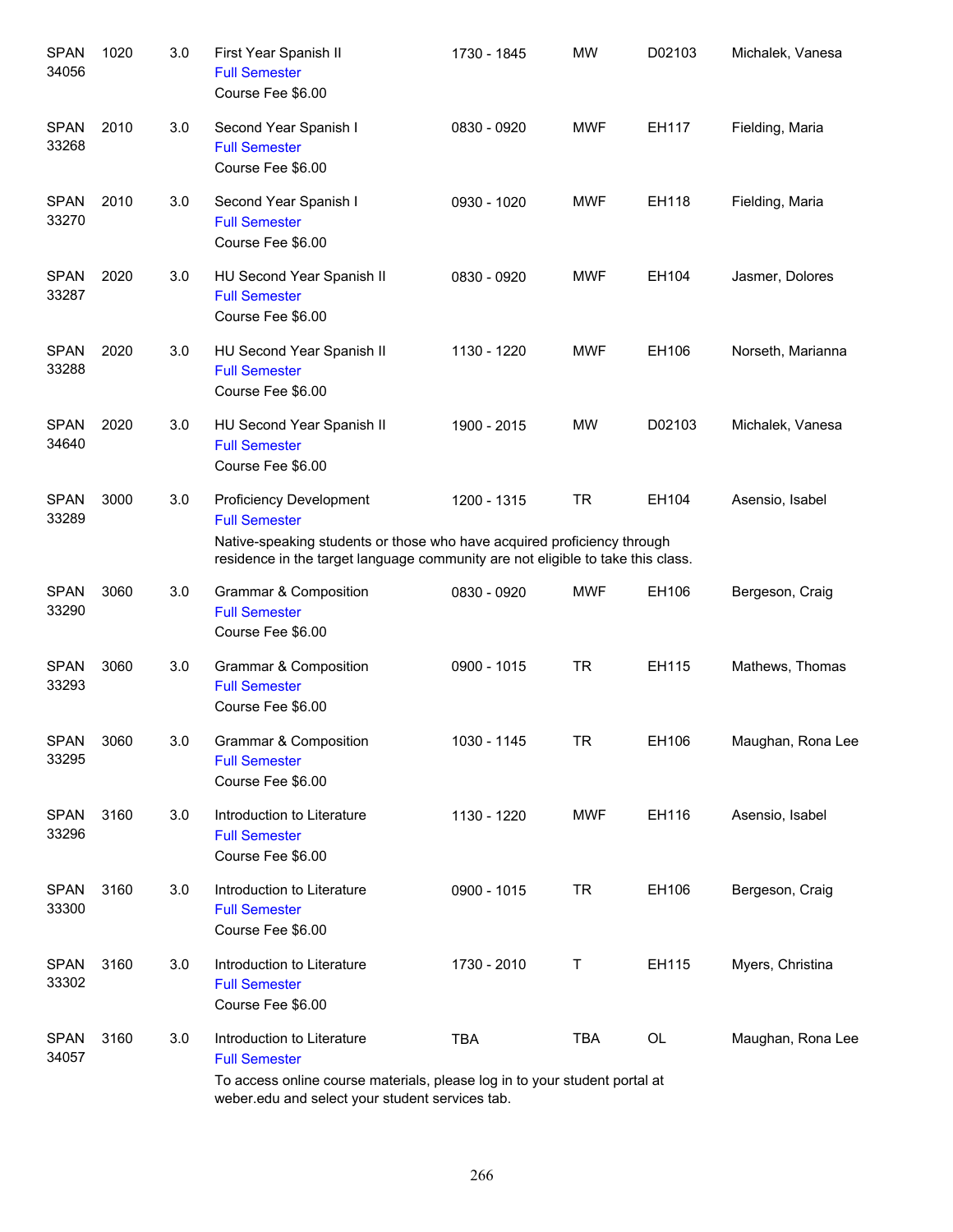| | | | | | | | |
|---|---|---|---|---|---|---|---|
| SPAN 34056 | 1020 | 3.0 | First Year Spanish II<br>Full Semester<br>Course Fee $6.00 | 1730 - 1845 | MW | D02103 | Michalek, Vanesa |
| SPAN 33268 | 2010 | 3.0 | Second Year Spanish I<br>Full Semester<br>Course Fee $6.00 | 0830 - 0920 | MWF | EH117 | Fielding, Maria |
| SPAN 33270 | 2010 | 3.0 | Second Year Spanish I<br>Full Semester<br>Course Fee $6.00 | 0930 - 1020 | MWF | EH118 | Fielding, Maria |
| SPAN 33287 | 2020 | 3.0 | HU Second Year Spanish II<br>Full Semester<br>Course Fee $6.00 | 0830 - 0920 | MWF | EH104 | Jasmer, Dolores |
| SPAN 33288 | 2020 | 3.0 | HU Second Year Spanish II<br>Full Semester<br>Course Fee $6.00 | 1130 - 1220 | MWF | EH106 | Norseth, Marianna |
| SPAN 34640 | 2020 | 3.0 | HU Second Year Spanish II<br>Full Semester<br>Course Fee $6.00 | 1900 - 2015 | MW | D02103 | Michalek, Vanesa |
| SPAN 33289 | 3000 | 3.0 | Proficiency Development<br>Full Semester<br>Native-speaking students or those who have acquired proficiency through residence in the target language community are not eligible to take this class. | 1200 - 1315 | TR | EH104 | Asensio, Isabel |
| SPAN 33290 | 3060 | 3.0 | Grammar & Composition<br>Full Semester<br>Course Fee $6.00 | 0830 - 0920 | MWF | EH106 | Bergeson, Craig |
| SPAN 33293 | 3060 | 3.0 | Grammar & Composition<br>Full Semester<br>Course Fee $6.00 | 0900 - 1015 | TR | EH115 | Mathews, Thomas |
| SPAN 33295 | 3060 | 3.0 | Grammar & Composition<br>Full Semester<br>Course Fee $6.00 | 1030 - 1145 | TR | EH106 | Maughan, Rona Lee |
| SPAN 33296 | 3160 | 3.0 | Introduction to Literature<br>Full Semester<br>Course Fee $6.00 | 1130 - 1220 | MWF | EH116 | Asensio, Isabel |
| SPAN 33300 | 3160 | 3.0 | Introduction to Literature<br>Full Semester<br>Course Fee $6.00 | 0900 - 1015 | TR | EH106 | Bergeson, Craig |
| SPAN 33302 | 3160 | 3.0 | Introduction to Literature<br>Full Semester<br>Course Fee $6.00 | 1730 - 2010 | T | EH115 | Myers, Christina |
| SPAN 34057 | 3160 | 3.0 | Introduction to Literature<br>Full Semester<br>To access online course materials, please log in to your student portal at weber.edu and select your student services tab. | TBA | TBA | OL | Maughan, Rona Lee |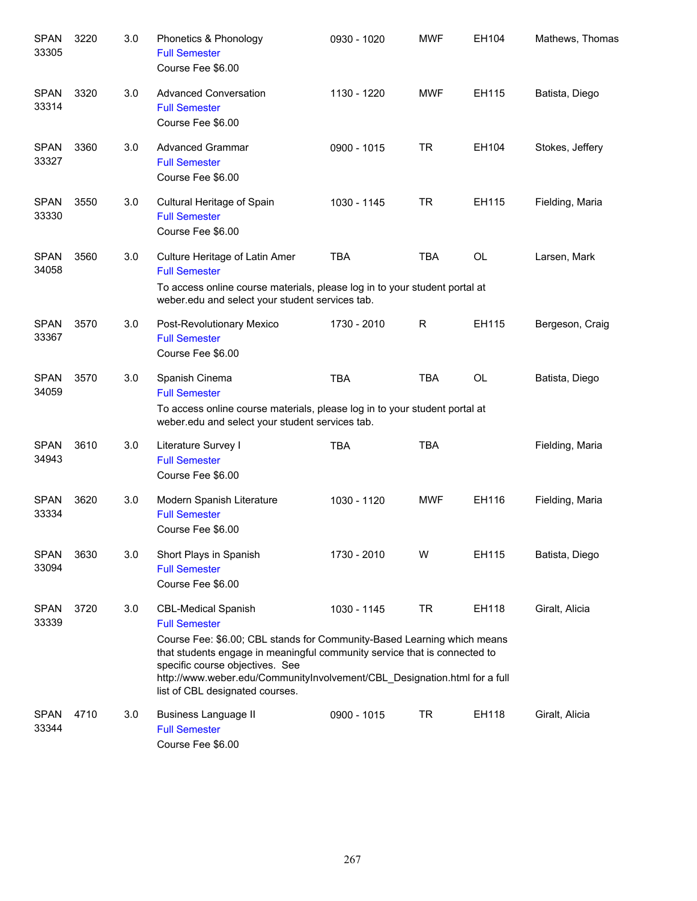| | | | | | | | |
|---|---|---|---|---|---|---|---|
| SPAN 33305 | 3220 | 3.0 | Phonetics & Phonology<br>Full Semester<br>Course Fee $6.00 | 0930 - 1020 | MWF | EH104 | Mathews, Thomas |
| SPAN 33314 | 3320 | 3.0 | Advanced Conversation<br>Full Semester<br>Course Fee $6.00 | 1130 - 1220 | MWF | EH115 | Batista, Diego |
| SPAN 33327 | 3360 | 3.0 | Advanced Grammar<br>Full Semester<br>Course Fee $6.00 | 0900 - 1015 | TR | EH104 | Stokes, Jeffery |
| SPAN 33330 | 3550 | 3.0 | Cultural Heritage of Spain<br>Full Semester<br>Course Fee $6.00 | 1030 - 1145 | TR | EH115 | Fielding, Maria |
| SPAN 34058 | 3560 | 3.0 | Culture Heritage of Latin Amer<br>Full Semester<br>To access online course materials, please log in to your student portal at weber.edu and select your student services tab. | TBA | TBA | OL | Larsen, Mark |
| SPAN 33367 | 3570 | 3.0 | Post-Revolutionary Mexico<br>Full Semester<br>Course Fee $6.00 | 1730 - 2010 | R | EH115 | Bergeson, Craig |
| SPAN 34059 | 3570 | 3.0 | Spanish Cinema<br>Full Semester<br>To access online course materials, please log in to your student portal at weber.edu and select your student services tab. | TBA | TBA | OL | Batista, Diego |
| SPAN 34943 | 3610 | 3.0 | Literature Survey I<br>Full Semester<br>Course Fee $6.00 | TBA | TBA | | Fielding, Maria |
| SPAN 33334 | 3620 | 3.0 | Modern Spanish Literature<br>Full Semester<br>Course Fee $6.00 | 1030 - 1120 | MWF | EH116 | Fielding, Maria |
| SPAN 33094 | 3630 | 3.0 | Short Plays in Spanish<br>Full Semester<br>Course Fee $6.00 | 1730 - 2010 | W | EH115 | Batista, Diego |
| SPAN 33339 | 3720 | 3.0 | CBL-Medical Spanish<br>Full Semester<br>Course Fee: $6.00; CBL stands for Community-Based Learning which means that students engage in meaningful community service that is connected to specific course objectives. See http://www.weber.edu/CommunityInvolvement/CBL_Designation.html for a full list of CBL designated courses. | 1030 - 1145 | TR | EH118 | Giralt, Alicia |
| SPAN 33344 | 4710 | 3.0 | Business Language II<br>Full Semester<br>Course Fee $6.00 | 0900 - 1015 | TR | EH118 | Giralt, Alicia |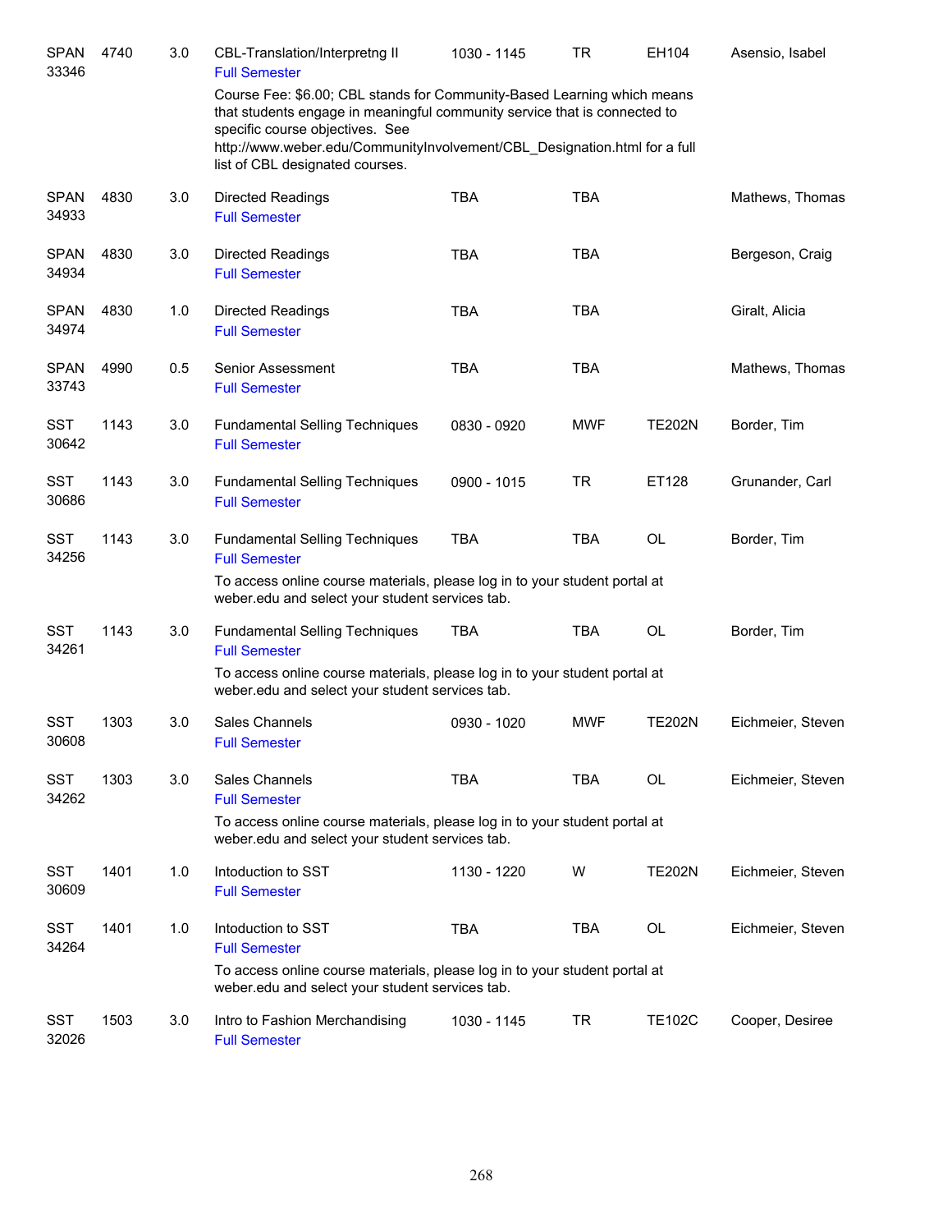| | | | | | | | |
|---|---|---|---|---|---|---|---|
| SPAN 33346 | 4740 | 3.0 | CBL-Translation/Interpretng II<br>Full Semester | 1030 - 1145 | TR | EH104 | Asensio, Isabel |
| | | | Course Fee: $6.00; CBL stands for Community-Based Learning which means that students engage in meaningful community service that is connected to specific course objectives. See http://www.weber.edu/CommunityInvolvement/CBL_Designation.html for a full list of CBL designated courses. | | | | |
| SPAN 34933 | 4830 | 3.0 | Directed Readings<br>Full Semester | TBA | TBA | | Mathews, Thomas |
| SPAN 34934 | 4830 | 3.0 | Directed Readings<br>Full Semester | TBA | TBA | | Bergeson, Craig |
| SPAN 34974 | 4830 | 1.0 | Directed Readings<br>Full Semester | TBA | TBA | | Giralt, Alicia |
| SPAN 33743 | 4990 | 0.5 | Senior Assessment<br>Full Semester | TBA | TBA | | Mathews, Thomas |
| SST 30642 | 1143 | 3.0 | Fundamental Selling Techniques<br>Full Semester | 0830 - 0920 | MWF | TE202N | Border, Tim |
| SST 30686 | 1143 | 3.0 | Fundamental Selling Techniques<br>Full Semester | 0900 - 1015 | TR | ET128 | Grunander, Carl |
| SST 34256 | 1143 | 3.0 | Fundamental Selling Techniques<br>Full Semester | TBA | TBA | OL | Border, Tim |
| | | | To access online course materials, please log in to your student portal at weber.edu and select your student services tab. | | | | |
| SST 34261 | 1143 | 3.0 | Fundamental Selling Techniques<br>Full Semester | TBA | TBA | OL | Border, Tim |
| | | | To access online course materials, please log in to your student portal at weber.edu and select your student services tab. | | | | |
| SST 30608 | 1303 | 3.0 | Sales Channels<br>Full Semester | 0930 - 1020 | MWF | TE202N | Eichmeier, Steven |
| SST 34262 | 1303 | 3.0 | Sales Channels<br>Full Semester | TBA | TBA | OL | Eichmeier, Steven |
| | | | To access online course materials, please log in to your student portal at weber.edu and select your student services tab. | | | | |
| SST 30609 | 1401 | 1.0 | Intoduction to SST<br>Full Semester | 1130 - 1220 | W | TE202N | Eichmeier, Steven |
| SST 34264 | 1401 | 1.0 | Intoduction to SST<br>Full Semester | TBA | TBA | OL | Eichmeier, Steven |
| | | | To access online course materials, please log in to your student portal at weber.edu and select your student services tab. | | | | |
| SST 32026 | 1503 | 3.0 | Intro to Fashion Merchandising<br>Full Semester | 1030 - 1145 | TR | TE102C | Cooper, Desiree |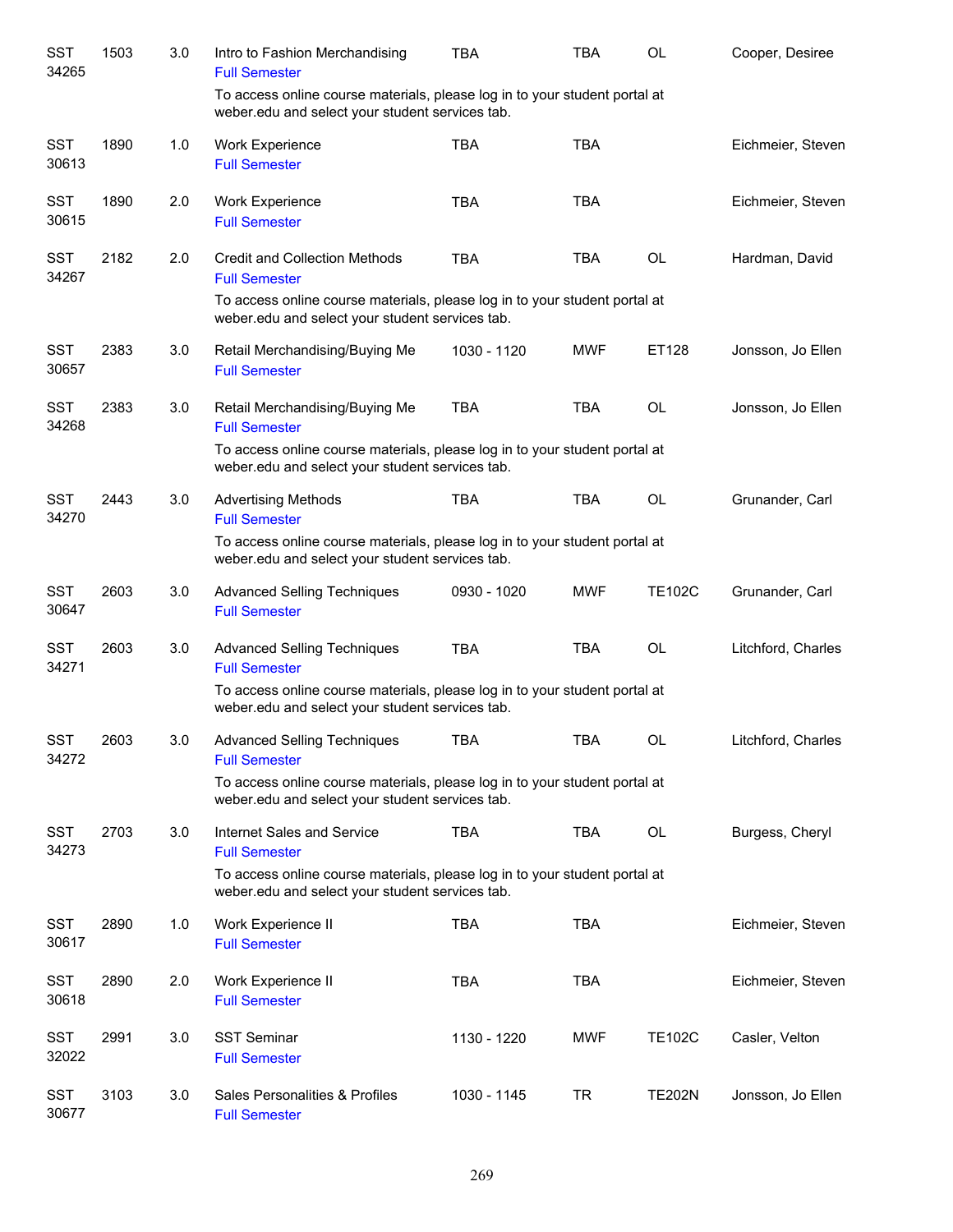| | | | | | | | |
|---|---|---|---|---|---|---|---|
| SST 34265 | 1503 | 3.0 | Intro to Fashion Merchandising<br>Full Semester<br>To access online course materials, please log in to your student portal at weber.edu and select your student services tab. | TBA | TBA | OL | Cooper, Desiree |
| SST 30613 | 1890 | 1.0 | Work Experience<br>Full Semester | TBA | TBA | | Eichmeier, Steven |
| SST 30615 | 1890 | 2.0 | Work Experience<br>Full Semester | TBA | TBA | | Eichmeier, Steven |
| SST 34267 | 2182 | 2.0 | Credit and Collection Methods<br>Full Semester<br>To access online course materials, please log in to your student portal at weber.edu and select your student services tab. | TBA | TBA | OL | Hardman, David |
| SST 30657 | 2383 | 3.0 | Retail Merchandising/Buying Me<br>Full Semester | 1030 - 1120 | MWF | ET128 | Jonsson, Jo Ellen |
| SST 34268 | 2383 | 3.0 | Retail Merchandising/Buying Me<br>Full Semester<br>To access online course materials, please log in to your student portal at weber.edu and select your student services tab. | TBA | TBA | OL | Jonsson, Jo Ellen |
| SST 34270 | 2443 | 3.0 | Advertising Methods<br>Full Semester<br>To access online course materials, please log in to your student portal at weber.edu and select your student services tab. | TBA | TBA | OL | Grunander, Carl |
| SST 30647 | 2603 | 3.0 | Advanced Selling Techniques<br>Full Semester | 0930 - 1020 | MWF | TE102C | Grunander, Carl |
| SST 34271 | 2603 | 3.0 | Advanced Selling Techniques<br>Full Semester<br>To access online course materials, please log in to your student portal at weber.edu and select your student services tab. | TBA | TBA | OL | Litchford, Charles |
| SST 34272 | 2603 | 3.0 | Advanced Selling Techniques<br>Full Semester<br>To access online course materials, please log in to your student portal at weber.edu and select your student services tab. | TBA | TBA | OL | Litchford, Charles |
| SST 34273 | 2703 | 3.0 | Internet Sales and Service<br>Full Semester<br>To access online course materials, please log in to your student portal at weber.edu and select your student services tab. | TBA | TBA | OL | Burgess, Cheryl |
| SST 30617 | 2890 | 1.0 | Work Experience II<br>Full Semester | TBA | TBA | | Eichmeier, Steven |
| SST 30618 | 2890 | 2.0 | Work Experience II<br>Full Semester | TBA | TBA | | Eichmeier, Steven |
| SST 32022 | 2991 | 3.0 | SST Seminar<br>Full Semester | 1130 - 1220 | MWF | TE102C | Casler, Velton |
| SST 30677 | 3103 | 3.0 | Sales Personalities & Profiles<br>Full Semester | 1030 - 1145 | TR | TE202N | Jonsson, Jo Ellen |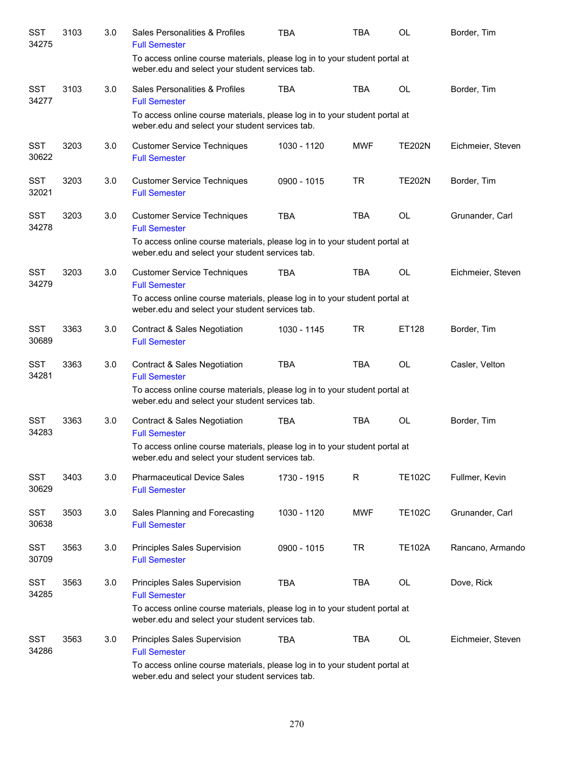| | | | | | | | |
|---|---|---|---|---|---|---|---|
| SST 34275 | 3103 | 3.0 | Sales Personalities & Profiles<br>Full Semester<br>To access online course materials, please log in to your student portal at weber.edu and select your student services tab. | TBA | TBA | OL | Border, Tim |
| SST 34277 | 3103 | 3.0 | Sales Personalities & Profiles<br>Full Semester<br>To access online course materials, please log in to your student portal at weber.edu and select your student services tab. | TBA | TBA | OL | Border, Tim |
| SST 30622 | 3203 | 3.0 | Customer Service Techniques<br>Full Semester | 1030 - 1120 | MWF | TE202N | Eichmeier, Steven |
| SST 32021 | 3203 | 3.0 | Customer Service Techniques<br>Full Semester | 0900 - 1015 | TR | TE202N | Border, Tim |
| SST 34278 | 3203 | 3.0 | Customer Service Techniques<br>Full Semester<br>To access online course materials, please log in to your student portal at weber.edu and select your student services tab. | TBA | TBA | OL | Grunander, Carl |
| SST 34279 | 3203 | 3.0 | Customer Service Techniques<br>Full Semester<br>To access online course materials, please log in to your student portal at weber.edu and select your student services tab. | TBA | TBA | OL | Eichmeier, Steven |
| SST 30689 | 3363 | 3.0 | Contract & Sales Negotiation<br>Full Semester | 1030 - 1145 | TR | ET128 | Border, Tim |
| SST 34281 | 3363 | 3.0 | Contract & Sales Negotiation<br>Full Semester<br>To access online course materials, please log in to your student portal at weber.edu and select your student services tab. | TBA | TBA | OL | Casler, Velton |
| SST 34283 | 3363 | 3.0 | Contract & Sales Negotiation<br>Full Semester<br>To access online course materials, please log in to your student portal at weber.edu and select your student services tab. | TBA | TBA | OL | Border, Tim |
| SST 30629 | 3403 | 3.0 | Pharmaceutical Device Sales<br>Full Semester | 1730 - 1915 | R | TE102C | Fullmer, Kevin |
| SST 30638 | 3503 | 3.0 | Sales Planning and Forecasting<br>Full Semester | 1030 - 1120 | MWF | TE102C | Grunander, Carl |
| SST 30709 | 3563 | 3.0 | Principles Sales Supervision<br>Full Semester | 0900 - 1015 | TR | TE102A | Rancano, Armando |
| SST 34285 | 3563 | 3.0 | Principles Sales Supervision<br>Full Semester<br>To access online course materials, please log in to your student portal at weber.edu and select your student services tab. | TBA | TBA | OL | Dove, Rick |
| SST 34286 | 3563 | 3.0 | Principles Sales Supervision<br>Full Semester<br>To access online course materials, please log in to your student portal at weber.edu and select your student services tab. | TBA | TBA | OL | Eichmeier, Steven |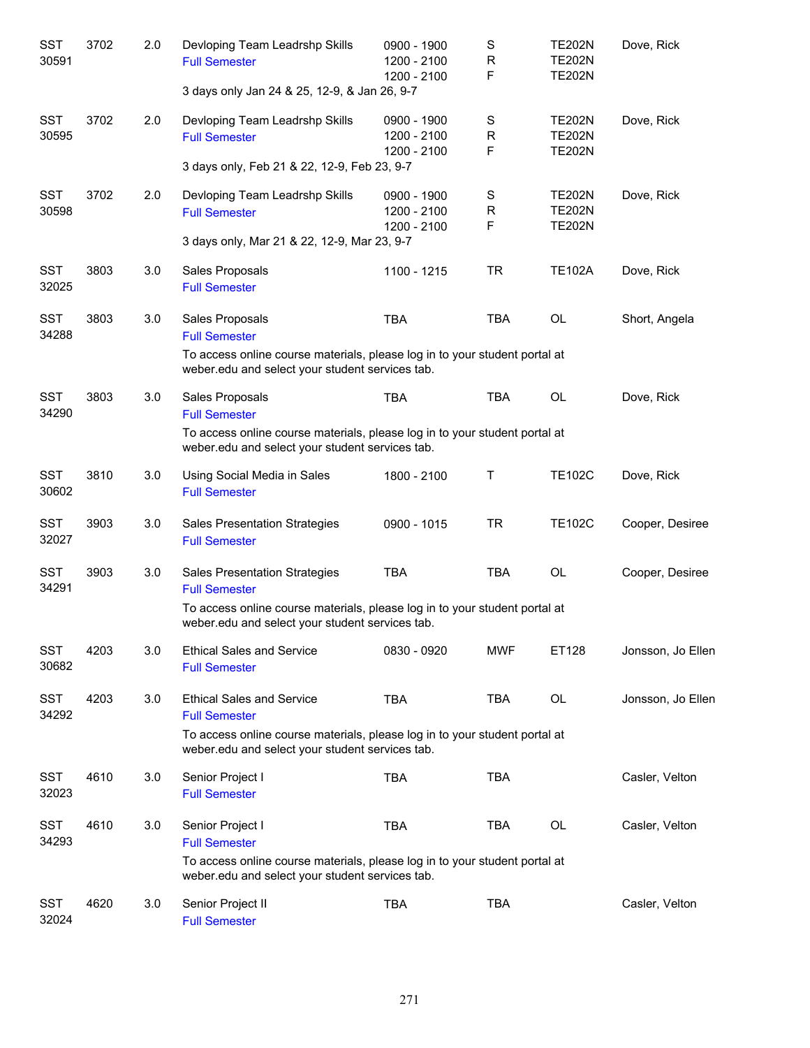| | | | | | | | |
|---|---|---|---|---|---|---|---|
| SST 30591 | 3702 | 2.0 | Devloping Team Leadrshp Skills<br>Full Semester<br>3 days only Jan 24 & 25, 12-9, & Jan 26, 9-7 | 0900 - 1900<br>1200 - 2100<br>1200 - 2100 | S<br>R<br>F | TE202N<br>TE202N<br>TE202N | Dove, Rick |
| SST 30595 | 3702 | 2.0 | Devloping Team Leadrshp Skills<br>Full Semester<br>3 days only, Feb 21 & 22, 12-9, Feb 23, 9-7 | 0900 - 1900<br>1200 - 2100<br>1200 - 2100 | S<br>R<br>F | TE202N<br>TE202N<br>TE202N | Dove, Rick |
| SST 30598 | 3702 | 2.0 | Devloping Team Leadrshp Skills<br>Full Semester<br>3 days only, Mar 21 & 22, 12-9, Mar 23, 9-7 | 0900 - 1900<br>1200 - 2100<br>1200 - 2100 | S<br>R<br>F | TE202N<br>TE202N<br>TE202N | Dove, Rick |
| SST 32025 | 3803 | 3.0 | Sales Proposals<br>Full Semester | 1100 - 1215 | TR | TE102A | Dove, Rick |
| SST 34288 | 3803 | 3.0 | Sales Proposals<br>Full Semester<br>To access online course materials, please log in to your student portal at weber.edu and select your student services tab. | TBA | TBA | OL | Short, Angela |
| SST 34290 | 3803 | 3.0 | Sales Proposals<br>Full Semester<br>To access online course materials, please log in to your student portal at weber.edu and select your student services tab. | TBA | TBA | OL | Dove, Rick |
| SST 30602 | 3810 | 3.0 | Using Social Media in Sales<br>Full Semester | 1800 - 2100 | T | TE102C | Dove, Rick |
| SST 32027 | 3903 | 3.0 | Sales Presentation Strategies<br>Full Semester | 0900 - 1015 | TR | TE102C | Cooper, Desiree |
| SST 34291 | 3903 | 3.0 | Sales Presentation Strategies<br>Full Semester<br>To access online course materials, please log in to your student portal at weber.edu and select your student services tab. | TBA | TBA | OL | Cooper, Desiree |
| SST 30682 | 4203 | 3.0 | Ethical Sales and Service<br>Full Semester | 0830 - 0920 | MWF | ET128 | Jonsson, Jo Ellen |
| SST 34292 | 4203 | 3.0 | Ethical Sales and Service<br>Full Semester<br>To access online course materials, please log in to your student portal at weber.edu and select your student services tab. | TBA | TBA | OL | Jonsson, Jo Ellen |
| SST 32023 | 4610 | 3.0 | Senior Project I<br>Full Semester | TBA | TBA | | Casler, Velton |
| SST 34293 | 4610 | 3.0 | Senior Project I<br>Full Semester<br>To access online course materials, please log in to your student portal at weber.edu and select your student services tab. | TBA | TBA | OL | Casler, Velton |
| SST 32024 | 4620 | 3.0 | Senior Project II<br>Full Semester | TBA | TBA | | Casler, Velton |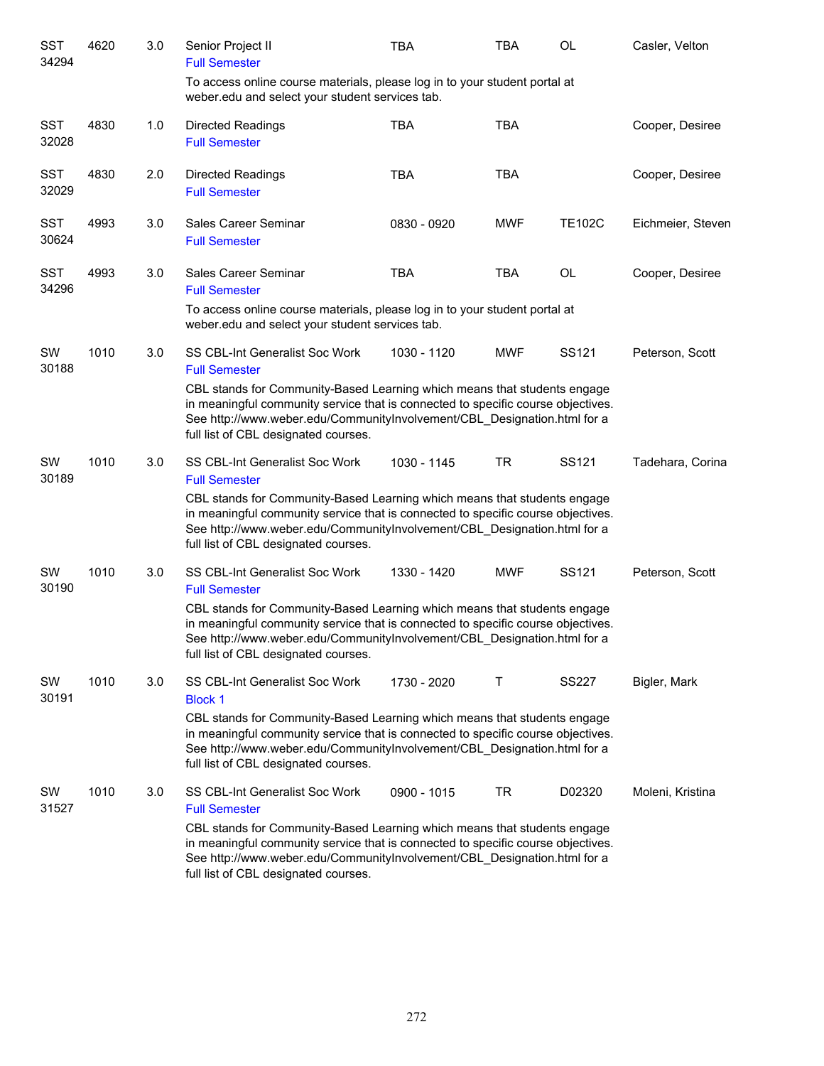| | | | | | | | |
|---|---|---|---|---|---|---|---|
| SST 34294 | 4620 | 3.0 | Senior Project II<br>Full Semester<br>To access online course materials, please log in to your student portal at weber.edu and select your student services tab. | TBA | TBA | OL | Casler, Velton |
| SST 32028 | 4830 | 1.0 | Directed Readings<br>Full Semester | TBA | TBA | | Cooper, Desiree |
| SST 32029 | 4830 | 2.0 | Directed Readings<br>Full Semester | TBA | TBA | | Cooper, Desiree |
| SST 30624 | 4993 | 3.0 | Sales Career Seminar<br>Full Semester | 0830 - 0920 | MWF | TE102C | Eichmeier, Steven |
| SST 34296 | 4993 | 3.0 | Sales Career Seminar<br>Full Semester<br>To access online course materials, please log in to your student portal at weber.edu and select your student services tab. | TBA | TBA | OL | Cooper, Desiree |
| SW 30188 | 1010 | 3.0 | SS CBL-Int Generalist Soc Work<br>Full Semester<br>CBL stands for Community-Based Learning which means that students engage in meaningful community service that is connected to specific course objectives. See http://www.weber.edu/CommunityInvolvement/CBL_Designation.html for a full list of CBL designated courses. | 1030 - 1120 | MWF | SS121 | Peterson, Scott |
| SW 30189 | 1010 | 3.0 | SS CBL-Int Generalist Soc Work<br>Full Semester<br>CBL stands for Community-Based Learning which means that students engage in meaningful community service that is connected to specific course objectives. See http://www.weber.edu/CommunityInvolvement/CBL_Designation.html for a full list of CBL designated courses. | 1030 - 1145 | TR | SS121 | Tadehara, Corina |
| SW 30190 | 1010 | 3.0 | SS CBL-Int Generalist Soc Work<br>Full Semester<br>CBL stands for Community-Based Learning which means that students engage in meaningful community service that is connected to specific course objectives. See http://www.weber.edu/CommunityInvolvement/CBL_Designation.html for a full list of CBL designated courses. | 1330 - 1420 | MWF | SS121 | Peterson, Scott |
| SW 30191 | 1010 | 3.0 | SS CBL-Int Generalist Soc Work<br>Block 1<br>CBL stands for Community-Based Learning which means that students engage in meaningful community service that is connected to specific course objectives. See http://www.weber.edu/CommunityInvolvement/CBL_Designation.html for a full list of CBL designated courses. | 1730 - 2020 | T | SS227 | Bigler, Mark |
| SW 31527 | 1010 | 3.0 | SS CBL-Int Generalist Soc Work<br>Full Semester<br>CBL stands for Community-Based Learning which means that students engage in meaningful community service that is connected to specific course objectives. See http://www.weber.edu/CommunityInvolvement/CBL_Designation.html for a full list of CBL designated courses. | 0900 - 1015 | TR | D02320 | Moleni, Kristina |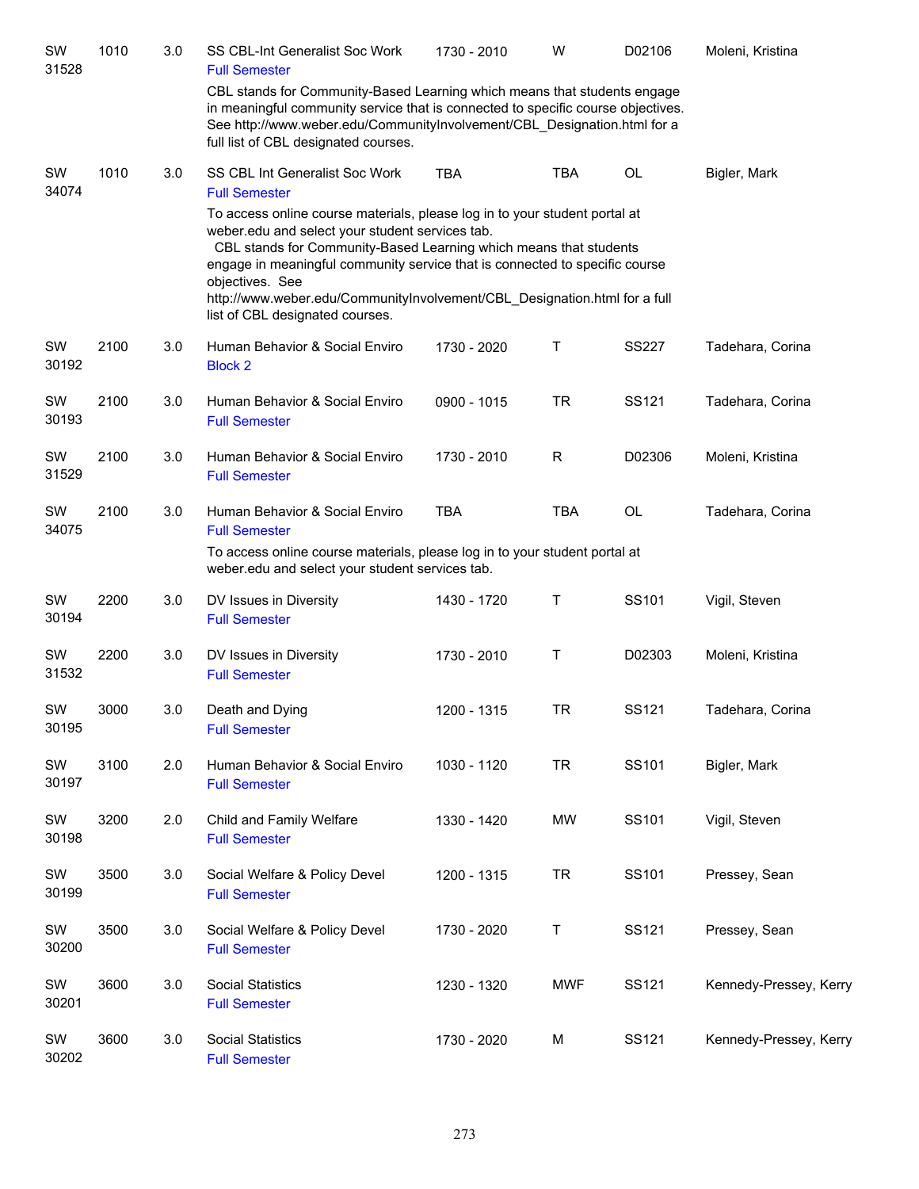| | | | | | | | |
|---|---|---|---|---|---|---|---|
| SW 31528 | 1010 | 3.0 | SS CBL-Int Generalist Soc Work<br>Full Semester<br>CBL stands for Community-Based Learning which means that students engage in meaningful community service that is connected to specific course objectives. See http://www.weber.edu/CommunityInvolvement/CBL_Designation.html for a full list of CBL designated courses. | 1730 - 2010 | W | D02106 | Moleni, Kristina |
| SW 34074 | 1010 | 3.0 | SS CBL Int Generalist Soc Work<br>Full Semester<br>To access online course materials, please log in to your student portal at weber.edu and select your student services tab.<br>CBL stands for Community-Based Learning which means that students engage in meaningful community service that is connected to specific course objectives. See http://www.weber.edu/CommunityInvolvement/CBL_Designation.html for a full list of CBL designated courses. | TBA | TBA | OL | Bigler, Mark |
| SW 30192 | 2100 | 3.0 | Human Behavior & Social Enviro<br>Block 2 | 1730 - 2020 | T | SS227 | Tadehara, Corina |
| SW 30193 | 2100 | 3.0 | Human Behavior & Social Enviro<br>Full Semester | 0900 - 1015 | TR | SS121 | Tadehara, Corina |
| SW 31529 | 2100 | 3.0 | Human Behavior & Social Enviro<br>Full Semester | 1730 - 2010 | R | D02306 | Moleni, Kristina |
| SW 34075 | 2100 | 3.0 | Human Behavior & Social Enviro<br>Full Semester<br>To access online course materials, please log in to your student portal at weber.edu and select your student services tab. | TBA | TBA | OL | Tadehara, Corina |
| SW 30194 | 2200 | 3.0 | DV Issues in Diversity<br>Full Semester | 1430 - 1720 | T | SS101 | Vigil, Steven |
| SW 31532 | 2200 | 3.0 | DV Issues in Diversity<br>Full Semester | 1730 - 2010 | T | D02303 | Moleni, Kristina |
| SW 30195 | 3000 | 3.0 | Death and Dying<br>Full Semester | 1200 - 1315 | TR | SS121 | Tadehara, Corina |
| SW 30197 | 3100 | 2.0 | Human Behavior & Social Enviro<br>Full Semester | 1030 - 1120 | TR | SS101 | Bigler, Mark |
| SW 30198 | 3200 | 2.0 | Child and Family Welfare<br>Full Semester | 1330 - 1420 | MW | SS101 | Vigil, Steven |
| SW 30199 | 3500 | 3.0 | Social Welfare & Policy Devel<br>Full Semester | 1200 - 1315 | TR | SS101 | Pressey, Sean |
| SW 30200 | 3500 | 3.0 | Social Welfare & Policy Devel<br>Full Semester | 1730 - 2020 | T | SS121 | Pressey, Sean |
| SW 30201 | 3600 | 3.0 | Social Statistics<br>Full Semester | 1230 - 1320 | MWF | SS121 | Kennedy-Pressey, Kerry |
| SW 30202 | 3600 | 3.0 | Social Statistics<br>Full Semester | 1730 - 2020 | M | SS121 | Kennedy-Pressey, Kerry |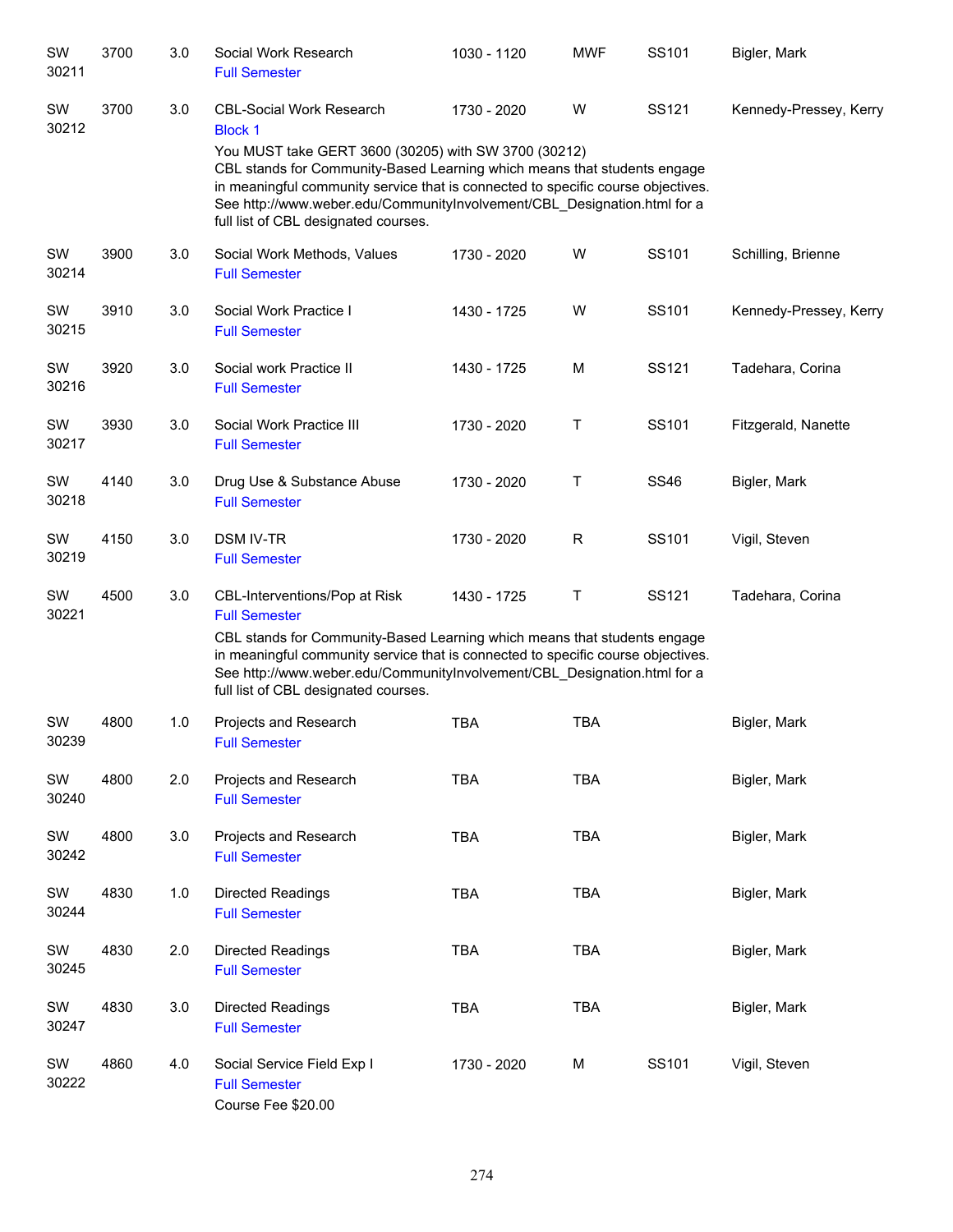| | | | | | | | |
|---|---|---|---|---|---|---|---|
| SW 30211 | 3700 | 3.0 | Social Work Research<br>Full Semester | 1030 - 1120 | MWF | SS101 | Bigler, Mark |
| SW 30212 | 3700 | 3.0 | CBL-Social Work Research<br>Block 1<br>You MUST take GERT 3600 (30205) with SW 3700 (30212)<br>CBL stands for Community-Based Learning which means that students engage in meaningful community service that is connected to specific course objectives. See http://www.weber.edu/CommunityInvolvement/CBL_Designation.html for a full list of CBL designated courses. | 1730 - 2020 | W | SS121 | Kennedy-Pressey, Kerry |
| SW 30214 | 3900 | 3.0 | Social Work Methods, Values<br>Full Semester | 1730 - 2020 | W | SS101 | Schilling, Brienne |
| SW 30215 | 3910 | 3.0 | Social Work Practice I<br>Full Semester | 1430 - 1725 | W | SS101 | Kennedy-Pressey, Kerry |
| SW 30216 | 3920 | 3.0 | Social work Practice II<br>Full Semester | 1430 - 1725 | M | SS121 | Tadehara, Corina |
| SW 30217 | 3930 | 3.0 | Social Work Practice III<br>Full Semester | 1730 - 2020 | T | SS101 | Fitzgerald, Nanette |
| SW 30218 | 4140 | 3.0 | Drug Use & Substance Abuse<br>Full Semester | 1730 - 2020 | T | SS46 | Bigler, Mark |
| SW 30219 | 4150 | 3.0 | DSM IV-TR<br>Full Semester | 1730 - 2020 | R | SS101 | Vigil, Steven |
| SW 30221 | 4500 | 3.0 | CBL-Interventions/Pop at Risk<br>Full Semester<br>CBL stands for Community-Based Learning which means that students engage in meaningful community service that is connected to specific course objectives. See http://www.weber.edu/CommunityInvolvement/CBL_Designation.html for a full list of CBL designated courses. | 1430 - 1725 | T | SS121 | Tadehara, Corina |
| SW 30239 | 4800 | 1.0 | Projects and Research<br>Full Semester | TBA | TBA | | Bigler, Mark |
| SW 30240 | 4800 | 2.0 | Projects and Research<br>Full Semester | TBA | TBA | | Bigler, Mark |
| SW 30242 | 4800 | 3.0 | Projects and Research<br>Full Semester | TBA | TBA | | Bigler, Mark |
| SW 30244 | 4830 | 1.0 | Directed Readings<br>Full Semester | TBA | TBA | | Bigler, Mark |
| SW 30245 | 4830 | 2.0 | Directed Readings<br>Full Semester | TBA | TBA | | Bigler, Mark |
| SW 30247 | 4830 | 3.0 | Directed Readings<br>Full Semester | TBA | TBA | | Bigler, Mark |
| SW 30222 | 4860 | 4.0 | Social Service Field Exp I<br>Full Semester<br>Course Fee $20.00 | 1730 - 2020 | M | SS101 | Vigil, Steven |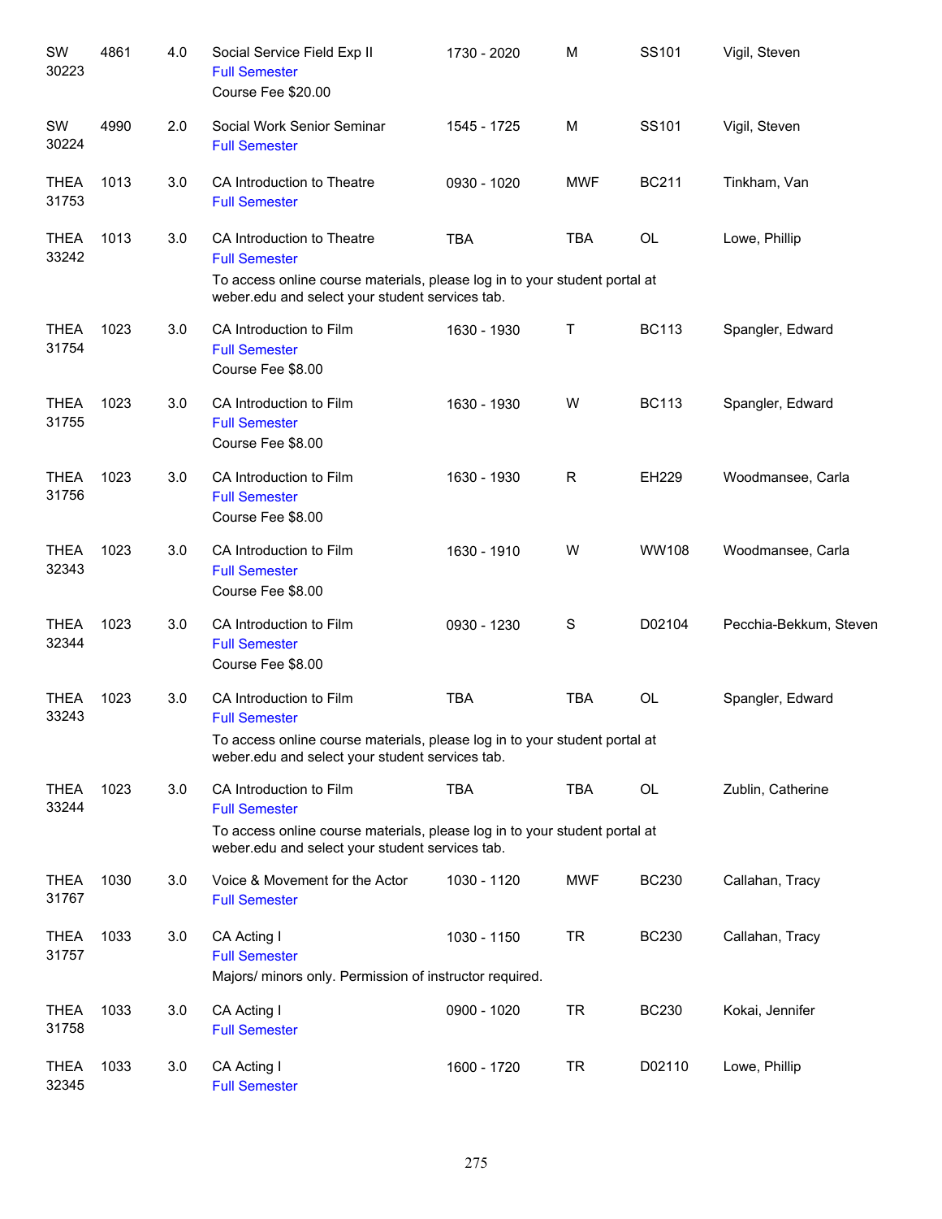| | | | | | | | |
|---|---|---|---|---|---|---|---|
| SW 30223 | 4861 | 4.0 | Social Service Field Exp II<br>Full Semester<br>Course Fee $20.00 | 1730 - 2020 | M | SS101 | Vigil, Steven |
| SW 30224 | 4990 | 2.0 | Social Work Senior Seminar<br>Full Semester | 1545 - 1725 | M | SS101 | Vigil, Steven |
| THEA 31753 | 1013 | 3.0 | CA Introduction to Theatre<br>Full Semester | 0930 - 1020 | MWF | BC211 | Tinkham, Van |
| THEA 33242 | 1013 | 3.0 | CA Introduction to Theatre<br>Full Semester<br>To access online course materials, please log in to your student portal at weber.edu and select your student services tab. | TBA | TBA | OL | Lowe, Phillip |
| THEA 31754 | 1023 | 3.0 | CA Introduction to Film<br>Full Semester<br>Course Fee $8.00 | 1630 - 1930 | T | BC113 | Spangler, Edward |
| THEA 31755 | 1023 | 3.0 | CA Introduction to Film<br>Full Semester<br>Course Fee $8.00 | 1630 - 1930 | W | BC113 | Spangler, Edward |
| THEA 31756 | 1023 | 3.0 | CA Introduction to Film<br>Full Semester<br>Course Fee $8.00 | 1630 - 1930 | R | EH229 | Woodmansee, Carla |
| THEA 32343 | 1023 | 3.0 | CA Introduction to Film<br>Full Semester<br>Course Fee $8.00 | 1630 - 1910 | W | WW108 | Woodmansee, Carla |
| THEA 32344 | 1023 | 3.0 | CA Introduction to Film<br>Full Semester<br>Course Fee $8.00 | 0930 - 1230 | S | D02104 | Pecchia-Bekkum, Steven |
| THEA 33243 | 1023 | 3.0 | CA Introduction to Film<br>Full Semester<br>To access online course materials, please log in to your student portal at weber.edu and select your student services tab. | TBA | TBA | OL | Spangler, Edward |
| THEA 33244 | 1023 | 3.0 | CA Introduction to Film<br>Full Semester<br>To access online course materials, please log in to your student portal at weber.edu and select your student services tab. | TBA | TBA | OL | Zublin, Catherine |
| THEA 31767 | 1030 | 3.0 | Voice & Movement for the Actor<br>Full Semester | 1030 - 1120 | MWF | BC230 | Callahan, Tracy |
| THEA 31757 | 1033 | 3.0 | CA Acting I<br>Full Semester<br>Majors/ minors only. Permission of instructor required. | 1030 - 1150 | TR | BC230 | Callahan, Tracy |
| THEA 31758 | 1033 | 3.0 | CA Acting I<br>Full Semester | 0900 - 1020 | TR | BC230 | Kokai, Jennifer |
| THEA 32345 | 1033 | 3.0 | CA Acting I<br>Full Semester | 1600 - 1720 | TR | D02110 | Lowe, Phillip |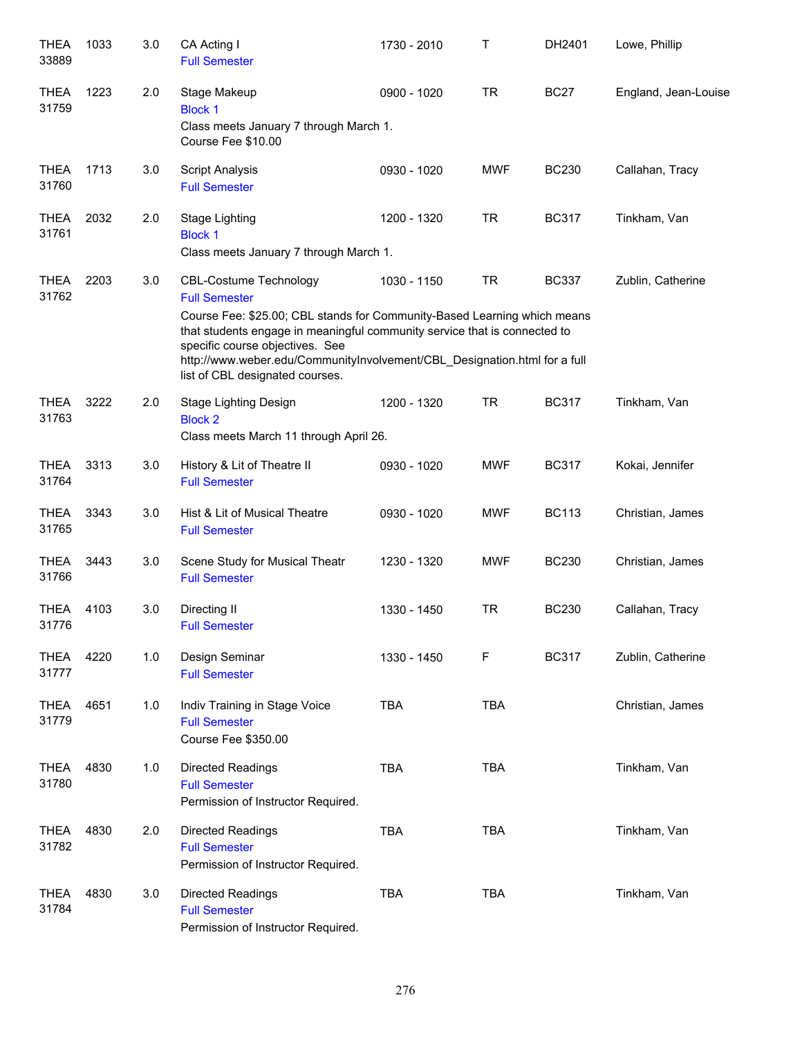| | | | | | | | |
|---|---|---|---|---|---|---|---|
| THEA 33889 | 1033 | 3.0 | CA Acting I<br>Full Semester | 1730 - 2010 | T | DH2401 | Lowe, Phillip |
| THEA 31759 | 1223 | 2.0 | Stage Makeup<br>Block 1<br>Class meets January 7 through March 1.<br>Course Fee $10.00 | 0900 - 1020 | TR | BC27 | England, Jean-Louise |
| THEA 31760 | 1713 | 3.0 | Script Analysis<br>Full Semester | 0930 - 1020 | MWF | BC230 | Callahan, Tracy |
| THEA 31761 | 2032 | 2.0 | Stage Lighting<br>Block 1<br>Class meets January 7 through March 1. | 1200 - 1320 | TR | BC317 | Tinkham, Van |
| THEA 31762 | 2203 | 3.0 | CBL-Costume Technology<br>Full Semester<br>Course Fee: $25.00; CBL stands for Community-Based Learning which means that students engage in meaningful community service that is connected to specific course objectives. See http://www.weber.edu/CommunityInvolvement/CBL_Designation.html for a full list of CBL designated courses. | 1030 - 1150 | TR | BC337 | Zublin, Catherine |
| THEA 31763 | 3222 | 2.0 | Stage Lighting Design<br>Block 2<br>Class meets March 11 through April 26. | 1200 - 1320 | TR | BC317 | Tinkham, Van |
| THEA 31764 | 3313 | 3.0 | History & Lit of Theatre II<br>Full Semester | 0930 - 1020 | MWF | BC317 | Kokai, Jennifer |
| THEA 31765 | 3343 | 3.0 | Hist & Lit of Musical Theatre<br>Full Semester | 0930 - 1020 | MWF | BC113 | Christian, James |
| THEA 31766 | 3443 | 3.0 | Scene Study for Musical Theatr<br>Full Semester | 1230 - 1320 | MWF | BC230 | Christian, James |
| THEA 31776 | 4103 | 3.0 | Directing II<br>Full Semester | 1330 - 1450 | TR | BC230 | Callahan, Tracy |
| THEA 31777 | 4220 | 1.0 | Design Seminar<br>Full Semester | 1330 - 1450 | F | BC317 | Zublin, Catherine |
| THEA 31779 | 4651 | 1.0 | Indiv Training in Stage Voice<br>Full Semester<br>Course Fee $350.00 | TBA | TBA | | Christian, James |
| THEA 31780 | 4830 | 1.0 | Directed Readings<br>Full Semester<br>Permission of Instructor Required. | TBA | TBA | | Tinkham, Van |
| THEA 31782 | 4830 | 2.0 | Directed Readings<br>Full Semester<br>Permission of Instructor Required. | TBA | TBA | | Tinkham, Van |
| THEA 31784 | 4830 | 3.0 | Directed Readings<br>Full Semester<br>Permission of Instructor Required. | TBA | TBA | | Tinkham, Van |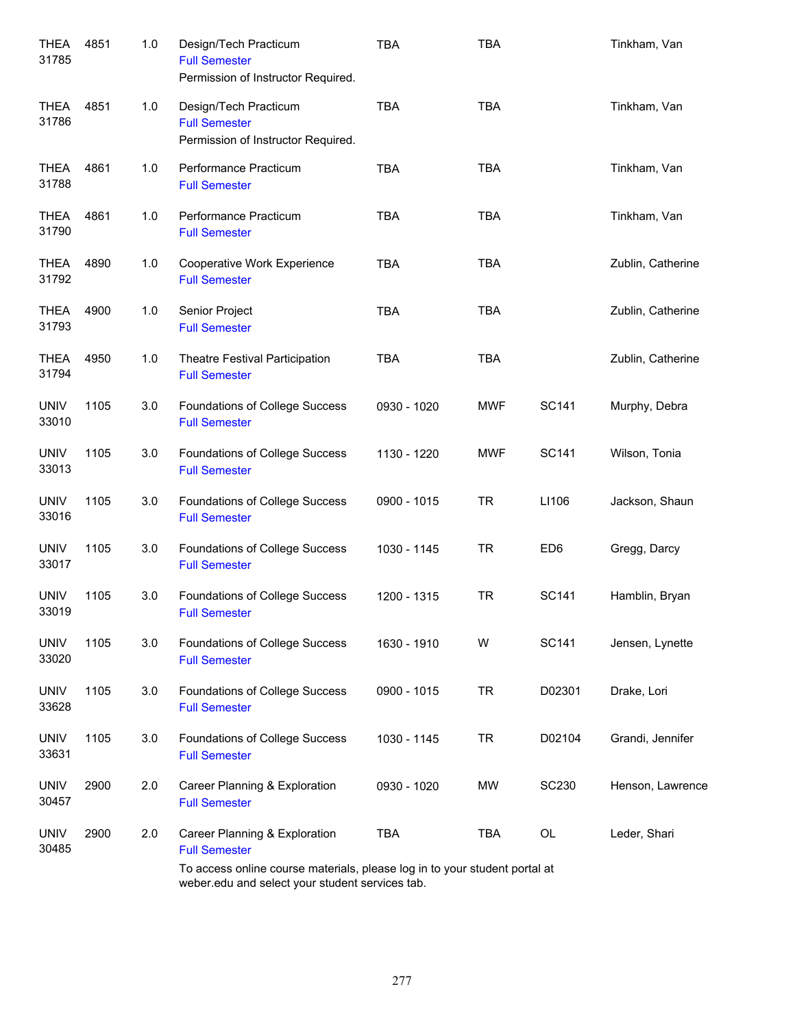| | | | | | | | |
|---|---|---|---|---|---|---|---|
| THEA 31785 | 4851 | 1.0 | Design/Tech Practicum<br>Full Semester<br>Permission of Instructor Required. | TBA | TBA | | Tinkham, Van |
| THEA 31786 | 4851 | 1.0 | Design/Tech Practicum<br>Full Semester<br>Permission of Instructor Required. | TBA | TBA | | Tinkham, Van |
| THEA 31788 | 4861 | 1.0 | Performance Practicum<br>Full Semester | TBA | TBA | | Tinkham, Van |
| THEA 31790 | 4861 | 1.0 | Performance Practicum<br>Full Semester | TBA | TBA | | Tinkham, Van |
| THEA 31792 | 4890 | 1.0 | Cooperative Work Experience<br>Full Semester | TBA | TBA | | Zublin, Catherine |
| THEA 31793 | 4900 | 1.0 | Senior Project<br>Full Semester | TBA | TBA | | Zublin, Catherine |
| THEA 31794 | 4950 | 1.0 | Theatre Festival Participation<br>Full Semester | TBA | TBA | | Zublin, Catherine |
| UNIV 33010 | 1105 | 3.0 | Foundations of College Success<br>Full Semester | 0930 - 1020 | MWF | SC141 | Murphy, Debra |
| UNIV 33013 | 1105 | 3.0 | Foundations of College Success<br>Full Semester | 1130 - 1220 | MWF | SC141 | Wilson, Tonia |
| UNIV 33016 | 1105 | 3.0 | Foundations of College Success<br>Full Semester | 0900 - 1015 | TR | LI106 | Jackson, Shaun |
| UNIV 33017 | 1105 | 3.0 | Foundations of College Success<br>Full Semester | 1030 - 1145 | TR | ED6 | Gregg, Darcy |
| UNIV 33019 | 1105 | 3.0 | Foundations of College Success<br>Full Semester | 1200 - 1315 | TR | SC141 | Hamblin, Bryan |
| UNIV 33020 | 1105 | 3.0 | Foundations of College Success<br>Full Semester | 1630 - 1910 | W | SC141 | Jensen, Lynette |
| UNIV 33628 | 1105 | 3.0 | Foundations of College Success<br>Full Semester | 0900 - 1015 | TR | D02301 | Drake, Lori |
| UNIV 33631 | 1105 | 3.0 | Foundations of College Success<br>Full Semester | 1030 - 1145 | TR | D02104 | Grandi, Jennifer |
| UNIV 30457 | 2900 | 2.0 | Career Planning & Exploration<br>Full Semester | 0930 - 1020 | MW | SC230 | Henson, Lawrence |
| UNIV 30485 | 2900 | 2.0 | Career Planning & Exploration<br>Full Semester<br>To access online course materials, please log in to your student portal at weber.edu and select your student services tab. | TBA | TBA | OL | Leder, Shari |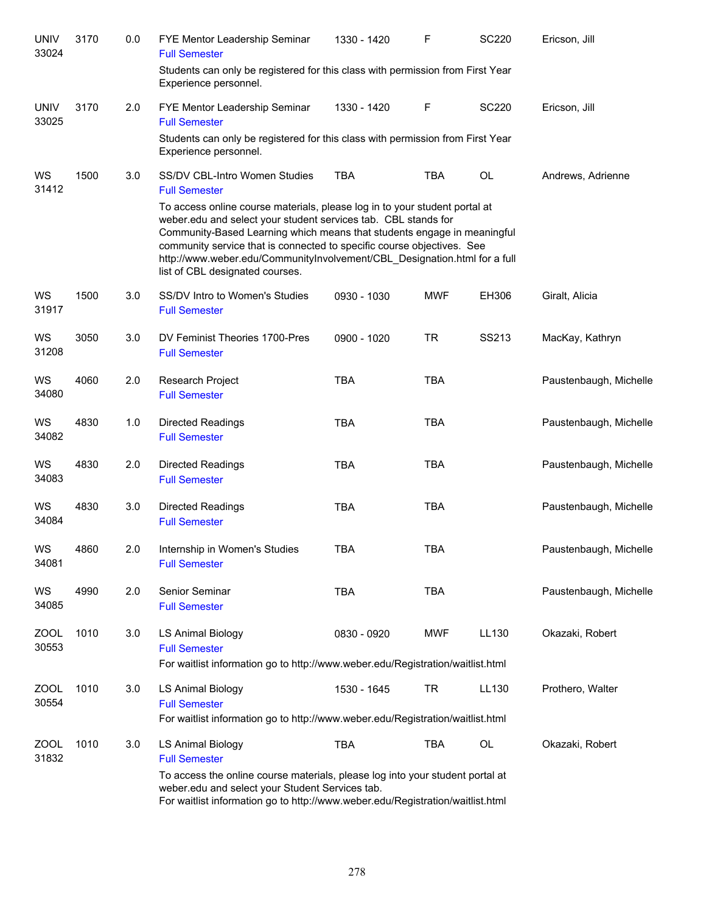| | | | | | | | |
|---|---|---|---|---|---|---|---|
| UNIV 33024 | 3170 | 0.0 | FYE Mentor Leadership Seminar<br>Full Semester<br>Students can only be registered for this class with permission from First Year Experience personnel. | 1330 - 1420 | F | SC220 | Ericson, Jill |
| UNIV 33025 | 3170 | 2.0 | FYE Mentor Leadership Seminar<br>Full Semester<br>Students can only be registered for this class with permission from First Year Experience personnel. | 1330 - 1420 | F | SC220 | Ericson, Jill |
| WS 31412 | 1500 | 3.0 | SS/DV CBL-Intro Women Studies<br>Full Semester<br>To access online course materials, please log in to your student portal at weber.edu and select your student services tab. CBL stands for Community-Based Learning which means that students engage in meaningful community service that is connected to specific course objectives. See http://www.weber.edu/CommunityInvolvement/CBL_Designation.html for a full list of CBL designated courses. | TBA | TBA | OL | Andrews, Adrienne |
| WS 31917 | 1500 | 3.0 | SS/DV Intro to Women's Studies<br>Full Semester | 0930 - 1030 | MWF | EH306 | Giralt, Alicia |
| WS 31208 | 3050 | 3.0 | DV Feminist Theories 1700-Pres<br>Full Semester | 0900 - 1020 | TR | SS213 | MacKay, Kathryn |
| WS 34080 | 4060 | 2.0 | Research Project<br>Full Semester | TBA | TBA | | Paustenbaugh, Michelle |
| WS 34082 | 4830 | 1.0 | Directed Readings<br>Full Semester | TBA | TBA | | Paustenbaugh, Michelle |
| WS 34083 | 4830 | 2.0 | Directed Readings<br>Full Semester | TBA | TBA | | Paustenbaugh, Michelle |
| WS 34084 | 4830 | 3.0 | Directed Readings<br>Full Semester | TBA | TBA | | Paustenbaugh, Michelle |
| WS 34081 | 4860 | 2.0 | Internship in Women's Studies<br>Full Semester | TBA | TBA | | Paustenbaugh, Michelle |
| WS 34085 | 4990 | 2.0 | Senior Seminar<br>Full Semester | TBA | TBA | | Paustenbaugh, Michelle |
| ZOOL 30553 | 1010 | 3.0 | LS Animal Biology<br>Full Semester<br>For waitlist information go to http://www.weber.edu/Registration/waitlist.html | 0830 - 0920 | MWF | LL130 | Okazaki, Robert |
| ZOOL 30554 | 1010 | 3.0 | LS Animal Biology<br>Full Semester<br>For waitlist information go to http://www.weber.edu/Registration/waitlist.html | 1530 - 1645 | TR | LL130 | Prothero, Walter |
| ZOOL 31832 | 1010 | 3.0 | LS Animal Biology<br>Full Semester<br>To access the online course materials, please log into your student portal at weber.edu and select your Student Services tab.<br>For waitlist information go to http://www.weber.edu/Registration/waitlist.html | TBA | TBA | OL | Okazaki, Robert |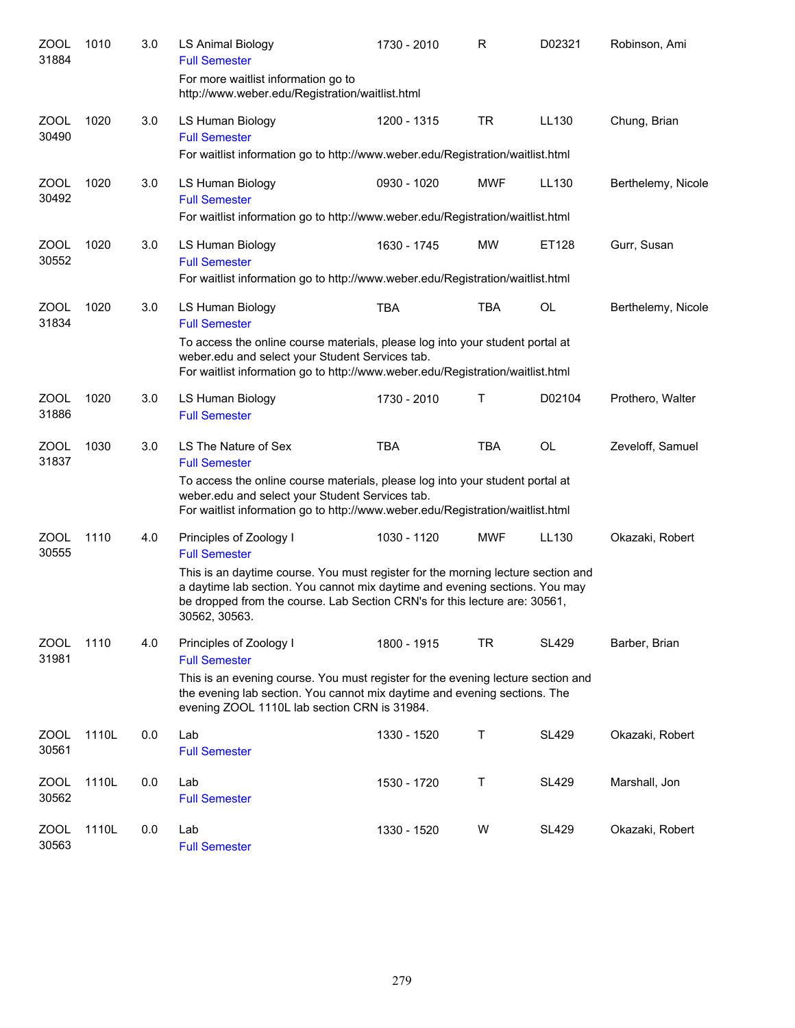| | | | | | | | |
|---|---|---|---|---|---|---|---|
| ZOOL 31884 | 1010 | 3.0 | LS Animal Biology<br>Full Semester<br>For more waitlist information go to http://www.weber.edu/Registration/waitlist.html | 1730 - 2010 | R | D02321 | Robinson, Ami |
| ZOOL 30490 | 1020 | 3.0 | LS Human Biology<br>Full Semester<br>For waitlist information go to http://www.weber.edu/Registration/waitlist.html | 1200 - 1315 | TR | LL130 | Chung, Brian |
| ZOOL 30492 | 1020 | 3.0 | LS Human Biology<br>Full Semester<br>For waitlist information go to http://www.weber.edu/Registration/waitlist.html | 0930 - 1020 | MWF | LL130 | Berthelemy, Nicole |
| ZOOL 30552 | 1020 | 3.0 | LS Human Biology<br>Full Semester<br>For waitlist information go to http://www.weber.edu/Registration/waitlist.html | 1630 - 1745 | MW | ET128 | Gurr, Susan |
| ZOOL 31834 | 1020 | 3.0 | LS Human Biology<br>Full Semester<br>To access the online course materials, please log into your student portal at weber.edu and select your Student Services tab.<br>For waitlist information go to http://www.weber.edu/Registration/waitlist.html | TBA | TBA | OL | Berthelemy, Nicole |
| ZOOL 31886 | 1020 | 3.0 | LS Human Biology<br>Full Semester | 1730 - 2010 | T | D02104 | Prothero, Walter |
| ZOOL 31837 | 1030 | 3.0 | LS The Nature of Sex<br>Full Semester<br>To access the online course materials, please log into your student portal at weber.edu and select your Student Services tab.<br>For waitlist information go to http://www.weber.edu/Registration/waitlist.html | TBA | TBA | OL | Zeveloff, Samuel |
| ZOOL 30555 | 1110 | 4.0 | Principles of Zoology I<br>Full Semester<br>This is an daytime course. You must register for the morning lecture section and a daytime lab section. You cannot mix daytime and evening sections. You may be dropped from the course. Lab Section CRN's for this lecture are: 30561, 30562, 30563. | 1030 - 1120 | MWF | LL130 | Okazaki, Robert |
| ZOOL 31981 | 1110 | 4.0 | Principles of Zoology I<br>Full Semester<br>This is an evening course. You must register for the evening lecture section and the evening lab section. You cannot mix daytime and evening sections. The evening ZOOL 1110L lab section CRN is 31984. | 1800 - 1915 | TR | SL429 | Barber, Brian |
| ZOOL 30561 | 1110L | 0.0 | Lab<br>Full Semester | 1330 - 1520 | T | SL429 | Okazaki, Robert |
| ZOOL 30562 | 1110L | 0.0 | Lab<br>Full Semester | 1530 - 1720 | T | SL429 | Marshall, Jon |
| ZOOL 30563 | 1110L | 0.0 | Lab<br>Full Semester | 1330 - 1520 | W | SL429 | Okazaki, Robert |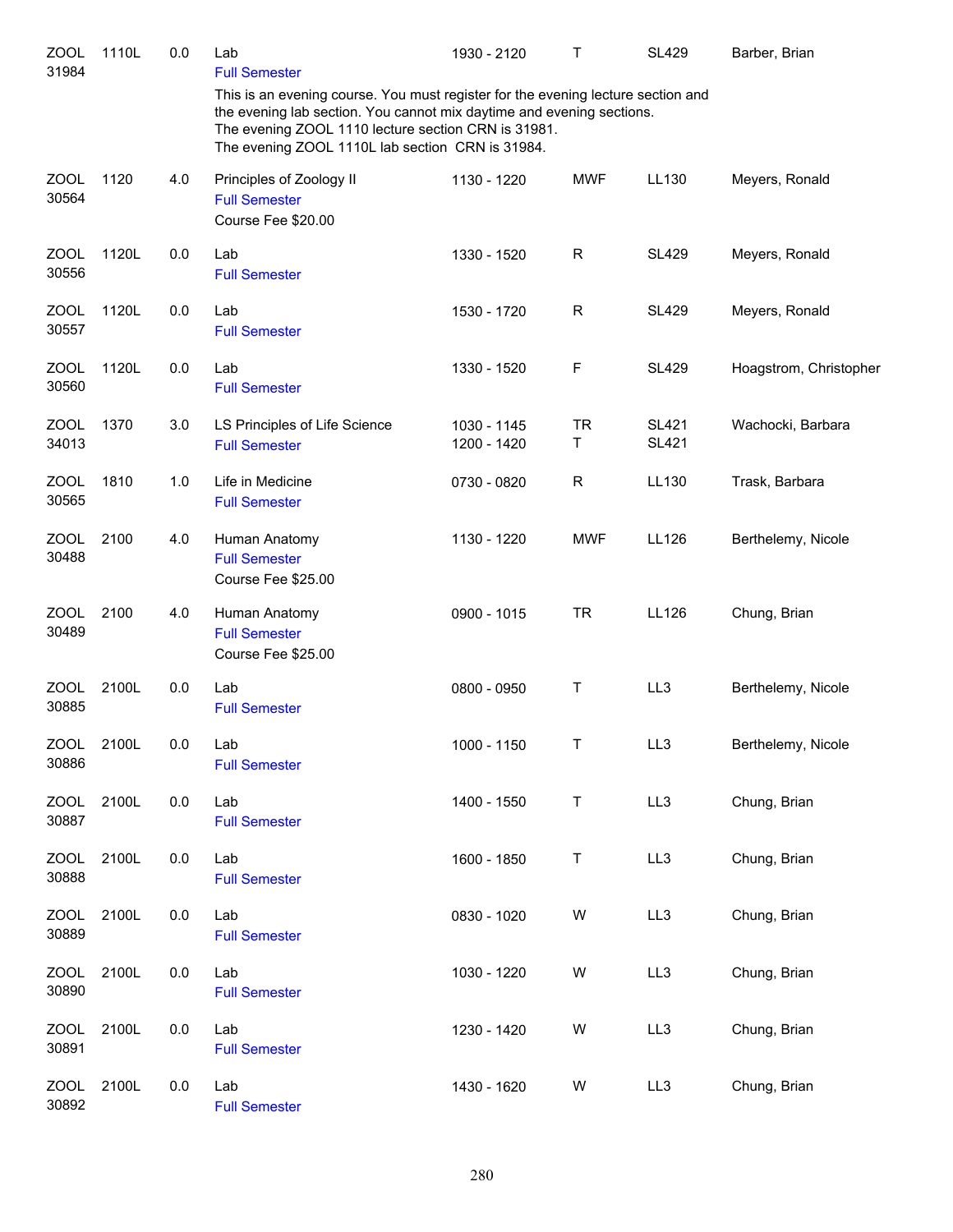| | | | | | | | |
|---|---|---|---|---|---|---|---|
| ZOOL 31984 | 1110L | 0.0 | Lab<br>Full Semester<br>This is an evening course. You must register for the evening lecture section and the evening lab section. You cannot mix daytime and evening sections.<br>The evening ZOOL 1110 lecture section CRN is 31981.<br>The evening ZOOL 1110L lab section CRN is 31984. | 1930 - 2120 | T | SL429 | Barber, Brian |
| ZOOL 30564 | 1120 | 4.0 | Principles of Zoology II<br>Full Semester<br>Course Fee $20.00 | 1130 - 1220 | MWF | LL130 | Meyers, Ronald |
| ZOOL 30556 | 1120L | 0.0 | Lab<br>Full Semester | 1330 - 1520 | R | SL429 | Meyers, Ronald |
| ZOOL 30557 | 1120L | 0.0 | Lab<br>Full Semester | 1530 - 1720 | R | SL429 | Meyers, Ronald |
| ZOOL 30560 | 1120L | 0.0 | Lab<br>Full Semester | 1330 - 1520 | F | SL429 | Hoagstrom, Christopher |
| ZOOL 34013 | 1370 | 3.0 | LS Principles of Life Science<br>Full Semester | 1030 - 1145<br>1200 - 1420 | TR<br>T | SL421<br>SL421 | Wachocki, Barbara |
| ZOOL 30565 | 1810 | 1.0 | Life in Medicine<br>Full Semester | 0730 - 0820 | R | LL130 | Trask, Barbara |
| ZOOL 30488 | 2100 | 4.0 | Human Anatomy<br>Full Semester<br>Course Fee $25.00 | 1130 - 1220 | MWF | LL126 | Berthelemy, Nicole |
| ZOOL 30489 | 2100 | 4.0 | Human Anatomy<br>Full Semester<br>Course Fee $25.00 | 0900 - 1015 | TR | LL126 | Chung, Brian |
| ZOOL 30885 | 2100L | 0.0 | Lab<br>Full Semester | 0800 - 0950 | T | LL3 | Berthelemy, Nicole |
| ZOOL 30886 | 2100L | 0.0 | Lab<br>Full Semester | 1000 - 1150 | T | LL3 | Berthelemy, Nicole |
| ZOOL 30887 | 2100L | 0.0 | Lab<br>Full Semester | 1400 - 1550 | T | LL3 | Chung, Brian |
| ZOOL 30888 | 2100L | 0.0 | Lab<br>Full Semester | 1600 - 1850 | T | LL3 | Chung, Brian |
| ZOOL 30889 | 2100L | 0.0 | Lab<br>Full Semester | 0830 - 1020 | W | LL3 | Chung, Brian |
| ZOOL 30890 | 2100L | 0.0 | Lab<br>Full Semester | 1030 - 1220 | W | LL3 | Chung, Brian |
| ZOOL 30891 | 2100L | 0.0 | Lab<br>Full Semester | 1230 - 1420 | W | LL3 | Chung, Brian |
| ZOOL 30892 | 2100L | 0.0 | Lab<br>Full Semester | 1430 - 1620 | W | LL3 | Chung, Brian |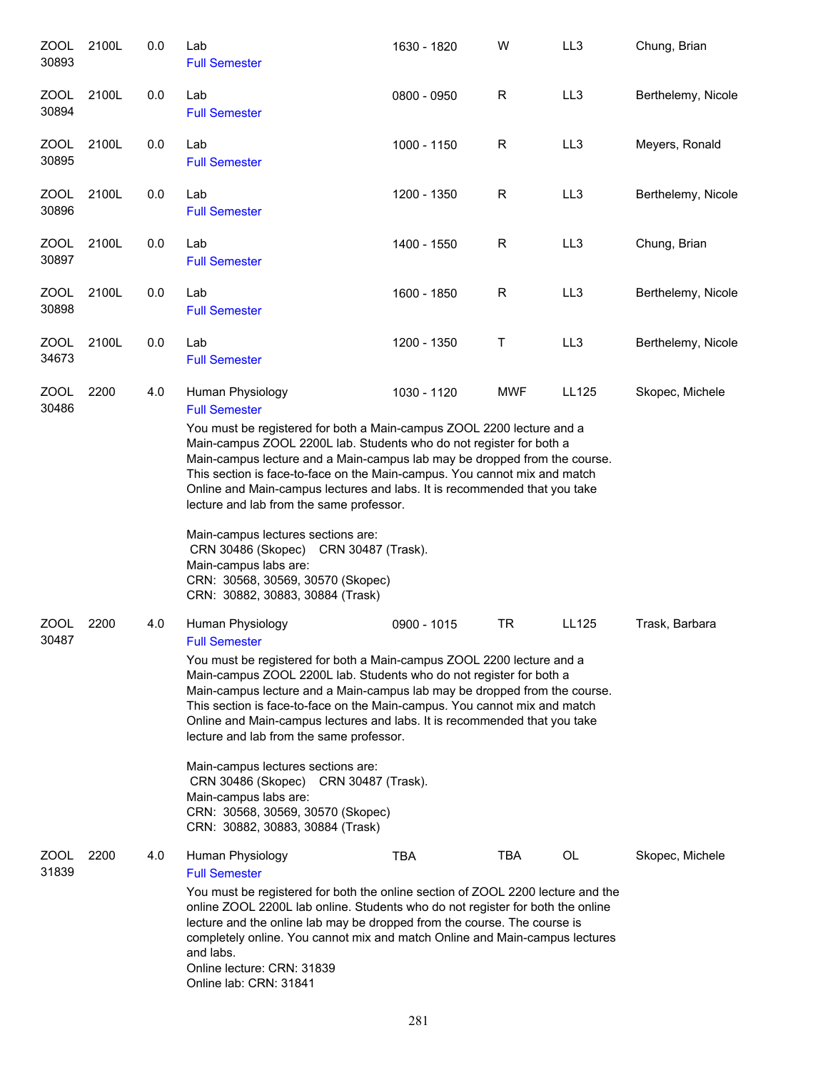| | | | | | | | |
|---|---|---|---|---|---|---|---|
| ZOOL 30893 | 2100L | 0.0 | Lab<br>Full Semester | 1630 - 1820 | W | LL3 | Chung, Brian |
| ZOOL 30894 | 2100L | 0.0 | Lab<br>Full Semester | 0800 - 0950 | R | LL3 | Berthelemy, Nicole |
| ZOOL 30895 | 2100L | 0.0 | Lab<br>Full Semester | 1000 - 1150 | R | LL3 | Meyers, Ronald |
| ZOOL 30896 | 2100L | 0.0 | Lab<br>Full Semester | 1200 - 1350 | R | LL3 | Berthelemy, Nicole |
| ZOOL 30897 | 2100L | 0.0 | Lab<br>Full Semester | 1400 - 1550 | R | LL3 | Chung, Brian |
| ZOOL 30898 | 2100L | 0.0 | Lab<br>Full Semester | 1600 - 1850 | R | LL3 | Berthelemy, Nicole |
| ZOOL 34673 | 2100L | 0.0 | Lab<br>Full Semester | 1200 - 1350 | T | LL3 | Berthelemy, Nicole |
| ZOOL 30486 | 2200 | 4.0 | Human Physiology<br>Full Semester<br>You must be registered for both a Main-campus ZOOL 2200 lecture and a Main-campus ZOOL 2200L lab. Students who do not register for both a Main-campus lecture and a Main-campus lab may be dropped from the course. This section is face-to-face on the Main-campus. You cannot mix and match Online and Main-campus lectures and labs. It is recommended that you take lecture and lab from the same professor.<br><br>Main-campus lectures sections are:<br>CRN 30486 (Skopec) CRN 30487 (Trask).<br>Main-campus labs are:<br>CRN: 30568, 30569, 30570 (Skopec)<br>CRN: 30882, 30883, 30884 (Trask) | 1030 - 1120 | MWF | LL125 | Skopec, Michele |
| ZOOL 30487 | 2200 | 4.0 | Human Physiology<br>Full Semester<br>You must be registered for both a Main-campus ZOOL 2200 lecture and a Main-campus ZOOL 2200L lab. Students who do not register for both a Main-campus lecture and a Main-campus lab may be dropped from the course. This section is face-to-face on the Main-campus. You cannot mix and match Online and Main-campus lectures and labs. It is recommended that you take lecture and lab from the same professor.<br><br>Main-campus lectures sections are:<br>CRN 30486 (Skopec) CRN 30487 (Trask).<br>Main-campus labs are:<br>CRN: 30568, 30569, 30570 (Skopec)<br>CRN: 30882, 30883, 30884 (Trask) | 0900 - 1015 | TR | LL125 | Trask, Barbara |
| ZOOL 31839 | 2200 | 4.0 | Human Physiology<br>Full Semester<br>You must be registered for both the online section of ZOOL 2200 lecture and the online ZOOL 2200L lab online. Students who do not register for both the online lecture and the online lab may be dropped from the course. The course is completely online. You cannot mix and match Online and Main-campus lectures and labs.<br>Online lecture: CRN: 31839<br>Online lab: CRN: 31841 | TBA | TBA | OL | Skopec, Michele |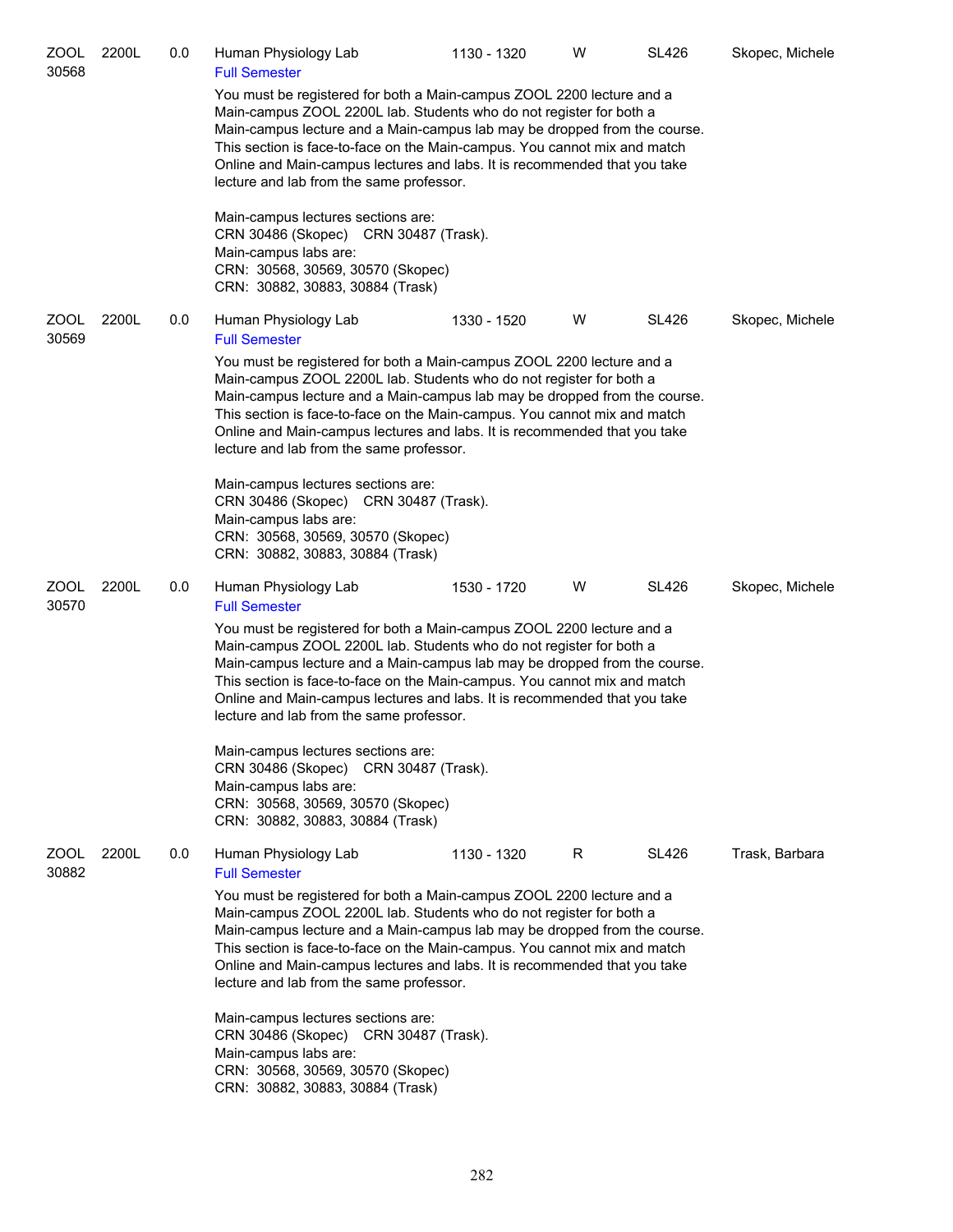| | | | | | | | |
|---|---|---|---|---|---|---|---|
| ZOOL 30568 | 2200L | 0.0 | Human Physiology Lab<br>Full Semester | 1130 - 1320 | W | SL426 | Skopec, Michele |

You must be registered for both a Main-campus ZOOL 2200 lecture and a Main-campus ZOOL 2200L lab. Students who do not register for both a Main-campus lecture and a Main-campus lab may be dropped from the course. This section is face-to-face on the Main-campus. You cannot mix and match Online and Main-campus lectures and labs. It is recommended that you take lecture and lab from the same professor.

Main-campus lectures sections are:
CRN 30486 (Skopec) CRN 30487 (Trask).
Main-campus labs are:
CRN: 30568, 30569, 30570 (Skopec)
CRN: 30882, 30883, 30884 (Trask)

| | | | | | | | |
|---|---|---|---|---|---|---|---|
| ZOOL 30569 | 2200L | 0.0 | Human Physiology Lab<br>Full Semester | 1330 - 1520 | W | SL426 | Skopec, Michele |

You must be registered for both a Main-campus ZOOL 2200 lecture and a Main-campus ZOOL 2200L lab. Students who do not register for both a Main-campus lecture and a Main-campus lab may be dropped from the course. This section is face-to-face on the Main-campus. You cannot mix and match Online and Main-campus lectures and labs. It is recommended that you take lecture and lab from the same professor.

Main-campus lectures sections are:
CRN 30486 (Skopec) CRN 30487 (Trask).
Main-campus labs are:
CRN: 30568, 30569, 30570 (Skopec)
CRN: 30882, 30883, 30884 (Trask)

| | | | | | | | |
|---|---|---|---|---|---|---|---|
| ZOOL 30570 | 2200L | 0.0 | Human Physiology Lab<br>Full Semester | 1530 - 1720 | W | SL426 | Skopec, Michele |

You must be registered for both a Main-campus ZOOL 2200 lecture and a Main-campus ZOOL 2200L lab. Students who do not register for both a Main-campus lecture and a Main-campus lab may be dropped from the course. This section is face-to-face on the Main-campus. You cannot mix and match Online and Main-campus lectures and labs. It is recommended that you take lecture and lab from the same professor.

Main-campus lectures sections are:
CRN 30486 (Skopec) CRN 30487 (Trask).
Main-campus labs are:
CRN: 30568, 30569, 30570 (Skopec)
CRN: 30882, 30883, 30884 (Trask)

| | | | | | | | |
|---|---|---|---|---|---|---|---|
| ZOOL 30882 | 2200L | 0.0 | Human Physiology Lab<br>Full Semester | 1130 - 1320 | R | SL426 | Trask, Barbara |

You must be registered for both a Main-campus ZOOL 2200 lecture and a Main-campus ZOOL 2200L lab. Students who do not register for both a Main-campus lecture and a Main-campus lab may be dropped from the course. This section is face-to-face on the Main-campus. You cannot mix and match Online and Main-campus lectures and labs. It is recommended that you take lecture and lab from the same professor.

Main-campus lectures sections are:
CRN 30486 (Skopec) CRN 30487 (Trask).
Main-campus labs are:
CRN: 30568, 30569, 30570 (Skopec)
CRN: 30882, 30883, 30884 (Trask)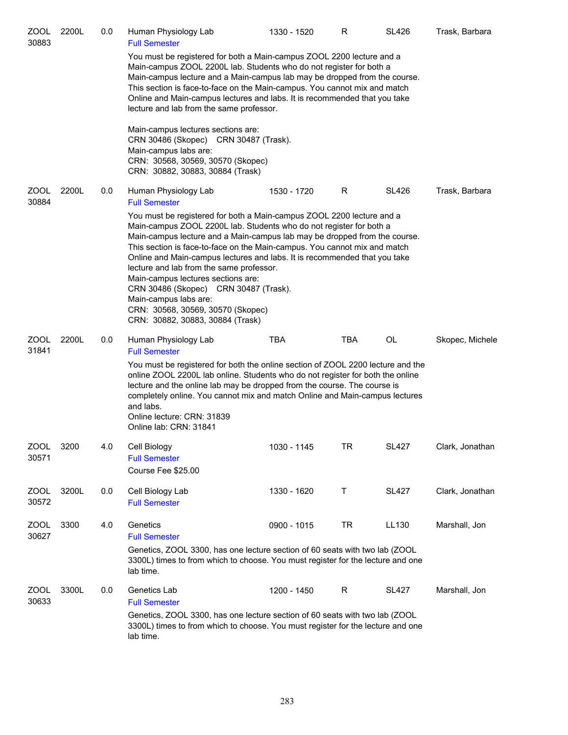| | | | | | | | |
|---|---|---|---|---|---|---|---|
| ZOOL 30883 | 2200L | 0.0 | Human Physiology Lab<br>Full Semester | 1330 - 1520 | R | SL426 | Trask, Barbara |

You must be registered for both a Main-campus ZOOL 2200 lecture and a Main-campus ZOOL 2200L lab. Students who do not register for both a Main-campus lecture and a Main-campus lab may be dropped from the course. This section is face-to-face on the Main-campus. You cannot mix and match Online and Main-campus lectures and labs. It is recommended that you take lecture and lab from the same professor.

Main-campus lectures sections are:
CRN 30486 (Skopec) CRN 30487 (Trask).
Main-campus labs are:
CRN: 30568, 30569, 30570 (Skopec)
CRN: 30882, 30883, 30884 (Trask)

| | | | | | | | |
|---|---|---|---|---|---|---|---|
| ZOOL 30884 | 2200L | 0.0 | Human Physiology Lab<br>Full Semester | 1530 - 1720 | R | SL426 | Trask, Barbara |

You must be registered for both a Main-campus ZOOL 2200 lecture and a Main-campus ZOOL 2200L lab. Students who do not register for both a Main-campus lecture and a Main-campus lab may be dropped from the course. This section is face-to-face on the Main-campus. You cannot mix and match Online and Main-campus lectures and labs. It is recommended that you take lecture and lab from the same professor.
Main-campus lectures sections are:
CRN 30486 (Skopec) CRN 30487 (Trask).
Main-campus labs are:
CRN: 30568, 30569, 30570 (Skopec)
CRN: 30882, 30883, 30884 (Trask)

| | | | | | | | |
|---|---|---|---|---|---|---|---|
| ZOOL 31841 | 2200L | 0.0 | Human Physiology Lab<br>Full Semester | TBA | TBA | OL | Skopec, Michele |

You must be registered for both the online section of ZOOL 2200 lecture and the online ZOOL 2200L lab online. Students who do not register for both the online lecture and the online lab may be dropped from the course. The course is completely online. You cannot mix and match Online and Main-campus lectures and labs.
Online lecture: CRN: 31839
Online lab: CRN: 31841

| | | | | | | | |
|---|---|---|---|---|---|---|---|
| ZOOL 30571 | 3200 | 4.0 | Cell Biology<br>Full Semester | 1030 - 1145 | TR | SL427 | Clark, Jonathan |

Course Fee $25.00

| | | | | | | | |
|---|---|---|---|---|---|---|---|
| ZOOL 30572 | 3200L | 0.0 | Cell Biology Lab<br>Full Semester | 1330 - 1620 | T | SL427 | Clark, Jonathan |
| ZOOL 30627 | 3300 | 4.0 | Genetics<br>Full Semester | 0900 - 1015 | TR | LL130 | Marshall, Jon |

Genetics, ZOOL 3300, has one lecture section of 60 seats with two lab (ZOOL 3300L) times to from which to choose. You must register for the lecture and one lab time.

| | | | | | | | |
|---|---|---|---|---|---|---|---|
| ZOOL 30633 | 3300L | 0.0 | Genetics Lab<br>Full Semester | 1200 - 1450 | R | SL427 | Marshall, Jon |

Genetics, ZOOL 3300, has one lecture section of 60 seats with two lab (ZOOL 3300L) times to from which to choose. You must register for the lecture and one lab time.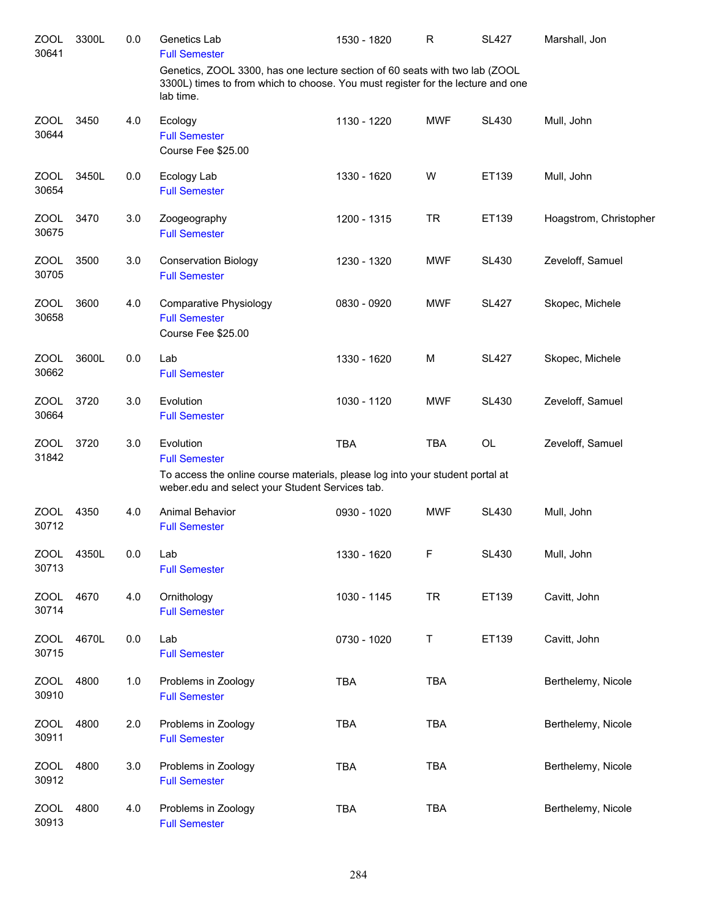| | | | | | | | |
|---|---|---|---|---|---|---|---|
| ZOOL 30641 | 3300L | 0.0 | Genetics Lab<br>Full Semester<br>Genetics, ZOOL 3300, has one lecture section of 60 seats with two lab (ZOOL 3300L) times to from which to choose. You must register for the lecture and one lab time. | 1530 - 1820 | R | SL427 | Marshall, Jon |
| ZOOL 30644 | 3450 | 4.0 | Ecology<br>Full Semester<br>Course Fee $25.00 | 1130 - 1220 | MWF | SL430 | Mull, John |
| ZOOL 30654 | 3450L | 0.0 | Ecology Lab<br>Full Semester | 1330 - 1620 | W | ET139 | Mull, John |
| ZOOL 30675 | 3470 | 3.0 | Zoogeography<br>Full Semester | 1200 - 1315 | TR | ET139 | Hoagstrom, Christopher |
| ZOOL 30705 | 3500 | 3.0 | Conservation Biology<br>Full Semester | 1230 - 1320 | MWF | SL430 | Zeveloff, Samuel |
| ZOOL 30658 | 3600 | 4.0 | Comparative Physiology<br>Full Semester<br>Course Fee $25.00 | 0830 - 0920 | MWF | SL427 | Skopec, Michele |
| ZOOL 30662 | 3600L | 0.0 | Lab<br>Full Semester | 1330 - 1620 | M | SL427 | Skopec, Michele |
| ZOOL 30664 | 3720 | 3.0 | Evolution<br>Full Semester | 1030 - 1120 | MWF | SL430 | Zeveloff, Samuel |
| ZOOL 31842 | 3720 | 3.0 | Evolution<br>Full Semester<br>To access the online course materials, please log into your student portal at weber.edu and select your Student Services tab. | TBA | TBA | OL | Zeveloff, Samuel |
| ZOOL 30712 | 4350 | 4.0 | Animal Behavior<br>Full Semester | 0930 - 1020 | MWF | SL430 | Mull, John |
| ZOOL 30713 | 4350L | 0.0 | Lab<br>Full Semester | 1330 - 1620 | F | SL430 | Mull, John |
| ZOOL 30714 | 4670 | 4.0 | Ornithology<br>Full Semester | 1030 - 1145 | TR | ET139 | Cavitt, John |
| ZOOL 30715 | 4670L | 0.0 | Lab<br>Full Semester | 0730 - 1020 | T | ET139 | Cavitt, John |
| ZOOL 30910 | 4800 | 1.0 | Problems in Zoology<br>Full Semester | TBA | TBA | | Berthelemy, Nicole |
| ZOOL 30911 | 4800 | 2.0 | Problems in Zoology<br>Full Semester | TBA | TBA | | Berthelemy, Nicole |
| ZOOL 30912 | 4800 | 3.0 | Problems in Zoology<br>Full Semester | TBA | TBA | | Berthelemy, Nicole |
| ZOOL 30913 | 4800 | 4.0 | Problems in Zoology<br>Full Semester | TBA | TBA | | Berthelemy, Nicole |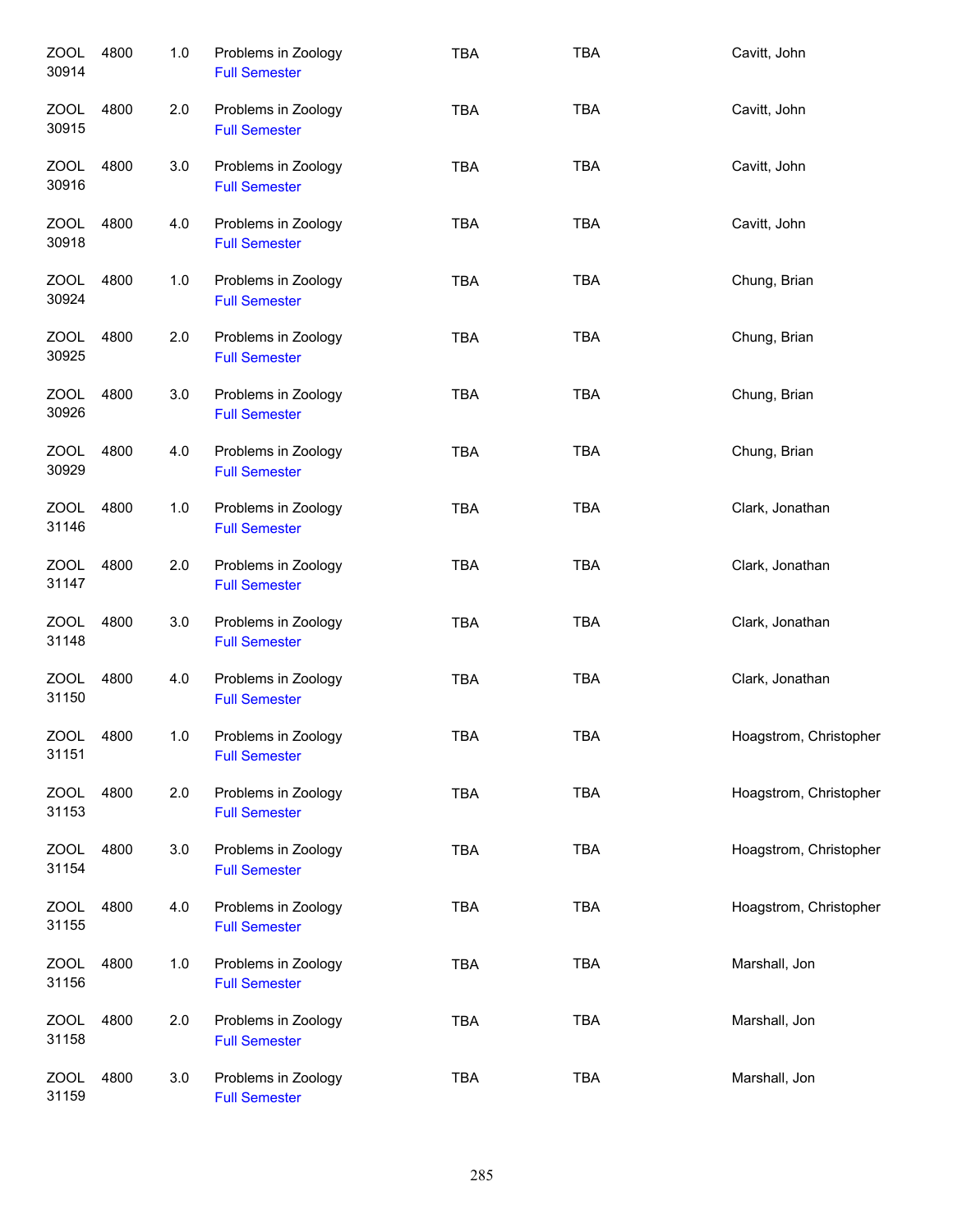| | | | | | | |
|---|---|---|---|---|---|---|
| ZOOL 30914 | 4800 | 1.0 | Problems in Zoology<br>Full Semester | TBA | TBA | Cavitt, John |
| ZOOL 30915 | 4800 | 2.0 | Problems in Zoology<br>Full Semester | TBA | TBA | Cavitt, John |
| ZOOL 30916 | 4800 | 3.0 | Problems in Zoology<br>Full Semester | TBA | TBA | Cavitt, John |
| ZOOL 30918 | 4800 | 4.0 | Problems in Zoology<br>Full Semester | TBA | TBA | Cavitt, John |
| ZOOL 30924 | 4800 | 1.0 | Problems in Zoology<br>Full Semester | TBA | TBA | Chung, Brian |
| ZOOL 30925 | 4800 | 2.0 | Problems in Zoology<br>Full Semester | TBA | TBA | Chung, Brian |
| ZOOL 30926 | 4800 | 3.0 | Problems in Zoology<br>Full Semester | TBA | TBA | Chung, Brian |
| ZOOL 30929 | 4800 | 4.0 | Problems in Zoology<br>Full Semester | TBA | TBA | Chung, Brian |
| ZOOL 31146 | 4800 | 1.0 | Problems in Zoology<br>Full Semester | TBA | TBA | Clark, Jonathan |
| ZOOL 31147 | 4800 | 2.0 | Problems in Zoology<br>Full Semester | TBA | TBA | Clark, Jonathan |
| ZOOL 31148 | 4800 | 3.0 | Problems in Zoology<br>Full Semester | TBA | TBA | Clark, Jonathan |
| ZOOL 31150 | 4800 | 4.0 | Problems in Zoology<br>Full Semester | TBA | TBA | Clark, Jonathan |
| ZOOL 31151 | 4800 | 1.0 | Problems in Zoology<br>Full Semester | TBA | TBA | Hoagstrom, Christopher |
| ZOOL 31153 | 4800 | 2.0 | Problems in Zoology<br>Full Semester | TBA | TBA | Hoagstrom, Christopher |
| ZOOL 31154 | 4800 | 3.0 | Problems in Zoology<br>Full Semester | TBA | TBA | Hoagstrom, Christopher |
| ZOOL 31155 | 4800 | 4.0 | Problems in Zoology<br>Full Semester | TBA | TBA | Hoagstrom, Christopher |
| ZOOL 31156 | 4800 | 1.0 | Problems in Zoology<br>Full Semester | TBA | TBA | Marshall, Jon |
| ZOOL 31158 | 4800 | 2.0 | Problems in Zoology<br>Full Semester | TBA | TBA | Marshall, Jon |
| ZOOL 31159 | 4800 | 3.0 | Problems in Zoology<br>Full Semester | TBA | TBA | Marshall, Jon |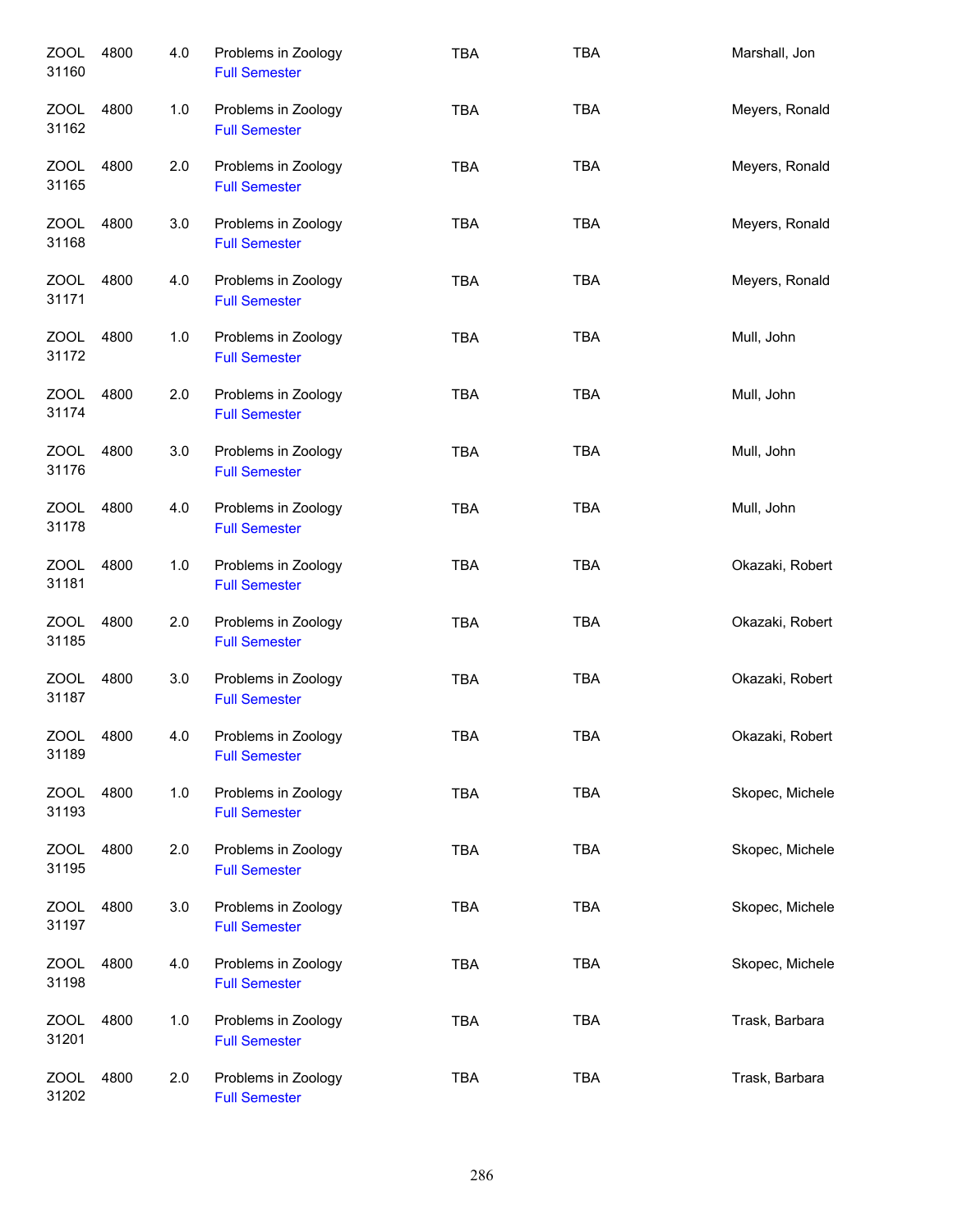| | | | | | | |
|---|---|---|---|---|---|---|
| ZOOL 31160 | 4800 | 4.0 | Problems in Zoology<br>Full Semester | TBA | TBA | Marshall, Jon |
| ZOOL 31162 | 4800 | 1.0 | Problems in Zoology<br>Full Semester | TBA | TBA | Meyers, Ronald |
| ZOOL 31165 | 4800 | 2.0 | Problems in Zoology<br>Full Semester | TBA | TBA | Meyers, Ronald |
| ZOOL 31168 | 4800 | 3.0 | Problems in Zoology<br>Full Semester | TBA | TBA | Meyers, Ronald |
| ZOOL 31171 | 4800 | 4.0 | Problems in Zoology<br>Full Semester | TBA | TBA | Meyers, Ronald |
| ZOOL 31172 | 4800 | 1.0 | Problems in Zoology<br>Full Semester | TBA | TBA | Mull, John |
| ZOOL 31174 | 4800 | 2.0 | Problems in Zoology<br>Full Semester | TBA | TBA | Mull, John |
| ZOOL 31176 | 4800 | 3.0 | Problems in Zoology<br>Full Semester | TBA | TBA | Mull, John |
| ZOOL 31178 | 4800 | 4.0 | Problems in Zoology<br>Full Semester | TBA | TBA | Mull, John |
| ZOOL 31181 | 4800 | 1.0 | Problems in Zoology<br>Full Semester | TBA | TBA | Okazaki, Robert |
| ZOOL 31185 | 4800 | 2.0 | Problems in Zoology<br>Full Semester | TBA | TBA | Okazaki, Robert |
| ZOOL 31187 | 4800 | 3.0 | Problems in Zoology<br>Full Semester | TBA | TBA | Okazaki, Robert |
| ZOOL 31189 | 4800 | 4.0 | Problems in Zoology<br>Full Semester | TBA | TBA | Okazaki, Robert |
| ZOOL 31193 | 4800 | 1.0 | Problems in Zoology<br>Full Semester | TBA | TBA | Skopec, Michele |
| ZOOL 31195 | 4800 | 2.0 | Problems in Zoology<br>Full Semester | TBA | TBA | Skopec, Michele |
| ZOOL 31197 | 4800 | 3.0 | Problems in Zoology<br>Full Semester | TBA | TBA | Skopec, Michele |
| ZOOL 31198 | 4800 | 4.0 | Problems in Zoology<br>Full Semester | TBA | TBA | Skopec, Michele |
| ZOOL 31201 | 4800 | 1.0 | Problems in Zoology<br>Full Semester | TBA | TBA | Trask, Barbara |
| ZOOL 31202 | 4800 | 2.0 | Problems in Zoology<br>Full Semester | TBA | TBA | Trask, Barbara |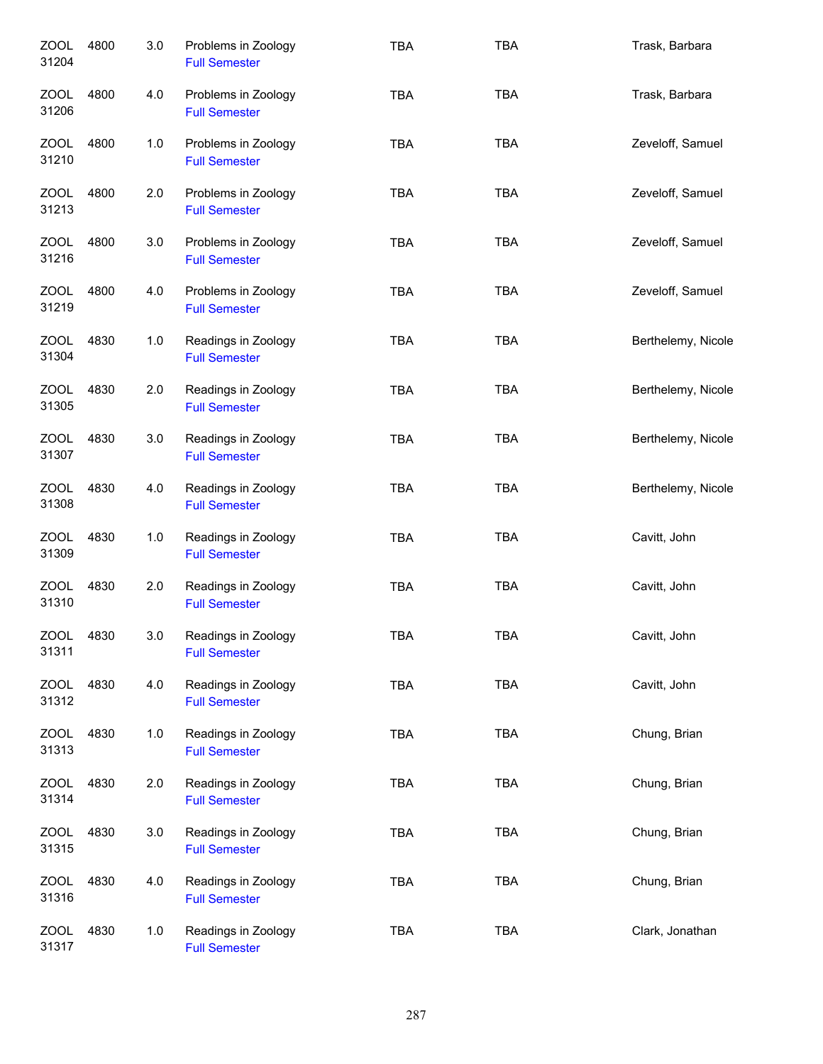| | | | | | | |
|---|---|---|---|---|---|---|
| ZOOL 31204 | 4800 | 3.0 | Problems in Zoology<br>Full Semester | TBA | TBA | Trask, Barbara |
| ZOOL 31206 | 4800 | 4.0 | Problems in Zoology<br>Full Semester | TBA | TBA | Trask, Barbara |
| ZOOL 31210 | 4800 | 1.0 | Problems in Zoology<br>Full Semester | TBA | TBA | Zeveloff, Samuel |
| ZOOL 31213 | 4800 | 2.0 | Problems in Zoology<br>Full Semester | TBA | TBA | Zeveloff, Samuel |
| ZOOL 31216 | 4800 | 3.0 | Problems in Zoology<br>Full Semester | TBA | TBA | Zeveloff, Samuel |
| ZOOL 31219 | 4800 | 4.0 | Problems in Zoology<br>Full Semester | TBA | TBA | Zeveloff, Samuel |
| ZOOL 31304 | 4830 | 1.0 | Readings in Zoology<br>Full Semester | TBA | TBA | Berthelemy, Nicole |
| ZOOL 31305 | 4830 | 2.0 | Readings in Zoology<br>Full Semester | TBA | TBA | Berthelemy, Nicole |
| ZOOL 31307 | 4830 | 3.0 | Readings in Zoology<br>Full Semester | TBA | TBA | Berthelemy, Nicole |
| ZOOL 31308 | 4830 | 4.0 | Readings in Zoology<br>Full Semester | TBA | TBA | Berthelemy, Nicole |
| ZOOL 31309 | 4830 | 1.0 | Readings in Zoology<br>Full Semester | TBA | TBA | Cavitt, John |
| ZOOL 31310 | 4830 | 2.0 | Readings in Zoology<br>Full Semester | TBA | TBA | Cavitt, John |
| ZOOL 31311 | 4830 | 3.0 | Readings in Zoology<br>Full Semester | TBA | TBA | Cavitt, John |
| ZOOL 31312 | 4830 | 4.0 | Readings in Zoology<br>Full Semester | TBA | TBA | Cavitt, John |
| ZOOL 31313 | 4830 | 1.0 | Readings in Zoology<br>Full Semester | TBA | TBA | Chung, Brian |
| ZOOL 31314 | 4830 | 2.0 | Readings in Zoology<br>Full Semester | TBA | TBA | Chung, Brian |
| ZOOL 31315 | 4830 | 3.0 | Readings in Zoology<br>Full Semester | TBA | TBA | Chung, Brian |
| ZOOL 31316 | 4830 | 4.0 | Readings in Zoology<br>Full Semester | TBA | TBA | Chung, Brian |
| ZOOL 31317 | 4830 | 1.0 | Readings in Zoology<br>Full Semester | TBA | TBA | Clark, Jonathan |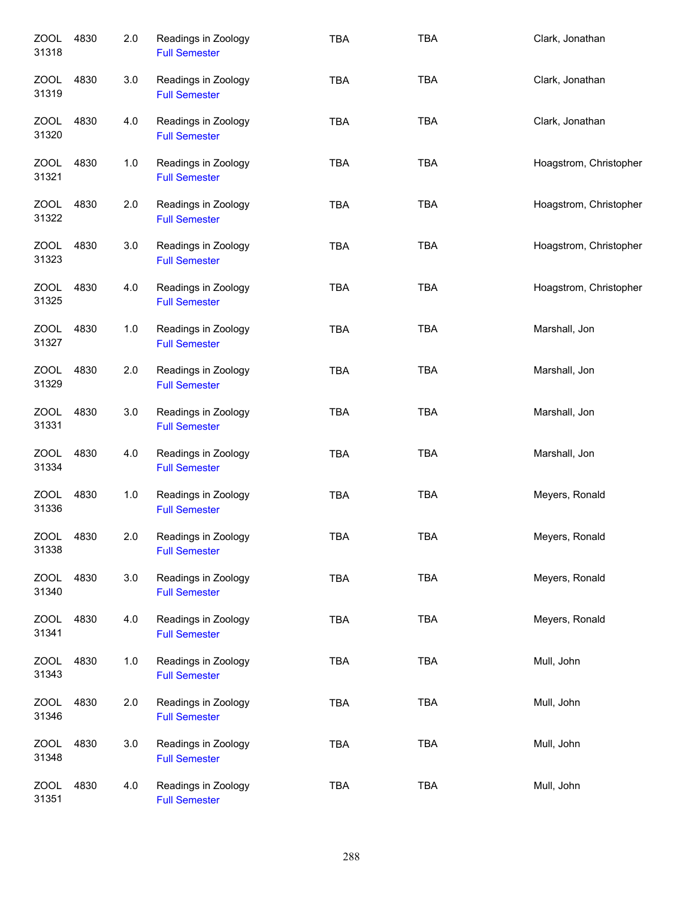| | | | | | | |
|---|---|---|---|---|---|---|
| ZOOL 31318 | 4830 | 2.0 | Readings in Zoology<br>Full Semester | TBA | TBA | Clark, Jonathan |
| ZOOL 31319 | 4830 | 3.0 | Readings in Zoology<br>Full Semester | TBA | TBA | Clark, Jonathan |
| ZOOL 31320 | 4830 | 4.0 | Readings in Zoology<br>Full Semester | TBA | TBA | Clark, Jonathan |
| ZOOL 31321 | 4830 | 1.0 | Readings in Zoology<br>Full Semester | TBA | TBA | Hoagstrom, Christopher |
| ZOOL 31322 | 4830 | 2.0 | Readings in Zoology<br>Full Semester | TBA | TBA | Hoagstrom, Christopher |
| ZOOL 31323 | 4830 | 3.0 | Readings in Zoology<br>Full Semester | TBA | TBA | Hoagstrom, Christopher |
| ZOOL 31325 | 4830 | 4.0 | Readings in Zoology<br>Full Semester | TBA | TBA | Hoagstrom, Christopher |
| ZOOL 31327 | 4830 | 1.0 | Readings in Zoology<br>Full Semester | TBA | TBA | Marshall, Jon |
| ZOOL 31329 | 4830 | 2.0 | Readings in Zoology<br>Full Semester | TBA | TBA | Marshall, Jon |
| ZOOL 31331 | 4830 | 3.0 | Readings in Zoology<br>Full Semester | TBA | TBA | Marshall, Jon |
| ZOOL 31334 | 4830 | 4.0 | Readings in Zoology<br>Full Semester | TBA | TBA | Marshall, Jon |
| ZOOL 31336 | 4830 | 1.0 | Readings in Zoology<br>Full Semester | TBA | TBA | Meyers, Ronald |
| ZOOL 31338 | 4830 | 2.0 | Readings in Zoology<br>Full Semester | TBA | TBA | Meyers, Ronald |
| ZOOL 31340 | 4830 | 3.0 | Readings in Zoology<br>Full Semester | TBA | TBA | Meyers, Ronald |
| ZOOL 31341 | 4830 | 4.0 | Readings in Zoology<br>Full Semester | TBA | TBA | Meyers, Ronald |
| ZOOL 31343 | 4830 | 1.0 | Readings in Zoology<br>Full Semester | TBA | TBA | Mull, John |
| ZOOL 31346 | 4830 | 2.0 | Readings in Zoology<br>Full Semester | TBA | TBA | Mull, John |
| ZOOL 31348 | 4830 | 3.0 | Readings in Zoology<br>Full Semester | TBA | TBA | Mull, John |
| ZOOL 31351 | 4830 | 4.0 | Readings in Zoology<br>Full Semester | TBA | TBA | Mull, John |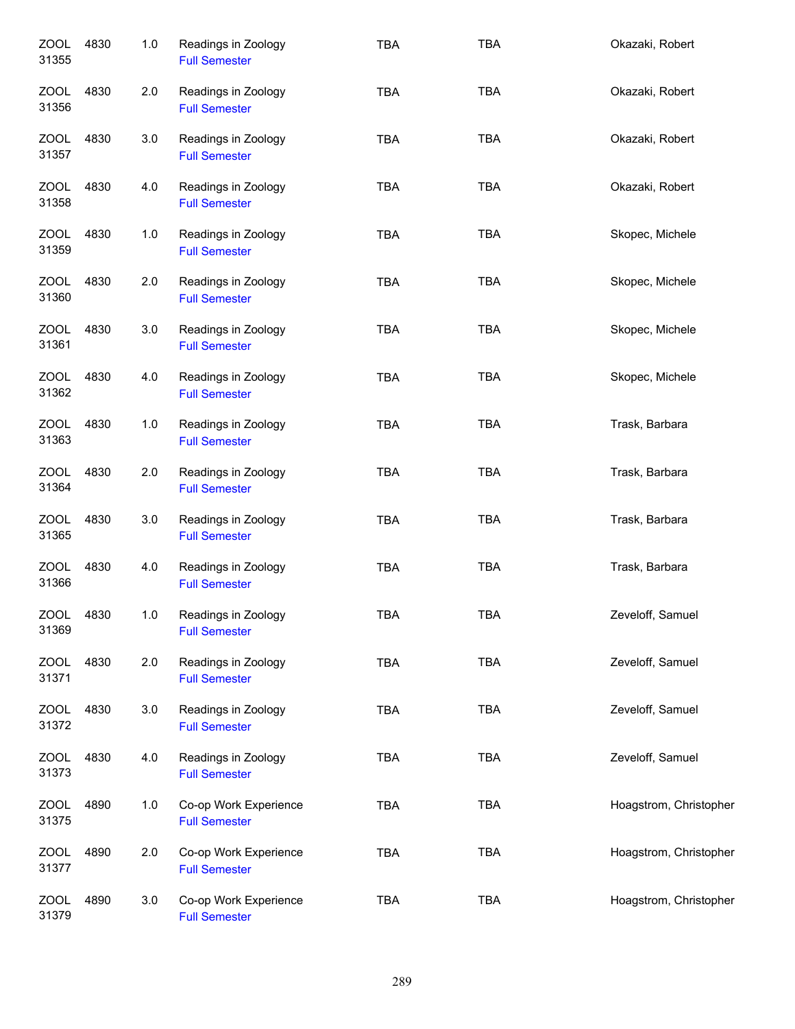| | | | | | | |
|---|---|---|---|---|---|---|
| ZOOL 31355 | 4830 | 1.0 | Readings in Zoology<br>Full Semester | TBA | TBA | Okazaki, Robert |
| ZOOL 31356 | 4830 | 2.0 | Readings in Zoology<br>Full Semester | TBA | TBA | Okazaki, Robert |
| ZOOL 31357 | 4830 | 3.0 | Readings in Zoology<br>Full Semester | TBA | TBA | Okazaki, Robert |
| ZOOL 31358 | 4830 | 4.0 | Readings in Zoology<br>Full Semester | TBA | TBA | Okazaki, Robert |
| ZOOL 31359 | 4830 | 1.0 | Readings in Zoology<br>Full Semester | TBA | TBA | Skopec, Michele |
| ZOOL 31360 | 4830 | 2.0 | Readings in Zoology<br>Full Semester | TBA | TBA | Skopec, Michele |
| ZOOL 31361 | 4830 | 3.0 | Readings in Zoology<br>Full Semester | TBA | TBA | Skopec, Michele |
| ZOOL 31362 | 4830 | 4.0 | Readings in Zoology<br>Full Semester | TBA | TBA | Skopec, Michele |
| ZOOL 31363 | 4830 | 1.0 | Readings in Zoology<br>Full Semester | TBA | TBA | Trask, Barbara |
| ZOOL 31364 | 4830 | 2.0 | Readings in Zoology<br>Full Semester | TBA | TBA | Trask, Barbara |
| ZOOL 31365 | 4830 | 3.0 | Readings in Zoology<br>Full Semester | TBA | TBA | Trask, Barbara |
| ZOOL 31366 | 4830 | 4.0 | Readings in Zoology<br>Full Semester | TBA | TBA | Trask, Barbara |
| ZOOL 31369 | 4830 | 1.0 | Readings in Zoology<br>Full Semester | TBA | TBA | Zeveloff, Samuel |
| ZOOL 31371 | 4830 | 2.0 | Readings in Zoology<br>Full Semester | TBA | TBA | Zeveloff, Samuel |
| ZOOL 31372 | 4830 | 3.0 | Readings in Zoology<br>Full Semester | TBA | TBA | Zeveloff, Samuel |
| ZOOL 31373 | 4830 | 4.0 | Readings in Zoology<br>Full Semester | TBA | TBA | Zeveloff, Samuel |
| ZOOL 31375 | 4890 | 1.0 | Co-op Work Experience<br>Full Semester | TBA | TBA | Hoagstrom, Christopher |
| ZOOL 31377 | 4890 | 2.0 | Co-op Work Experience<br>Full Semester | TBA | TBA | Hoagstrom, Christopher |
| ZOOL 31379 | 4890 | 3.0 | Co-op Work Experience<br>Full Semester | TBA | TBA | Hoagstrom, Christopher |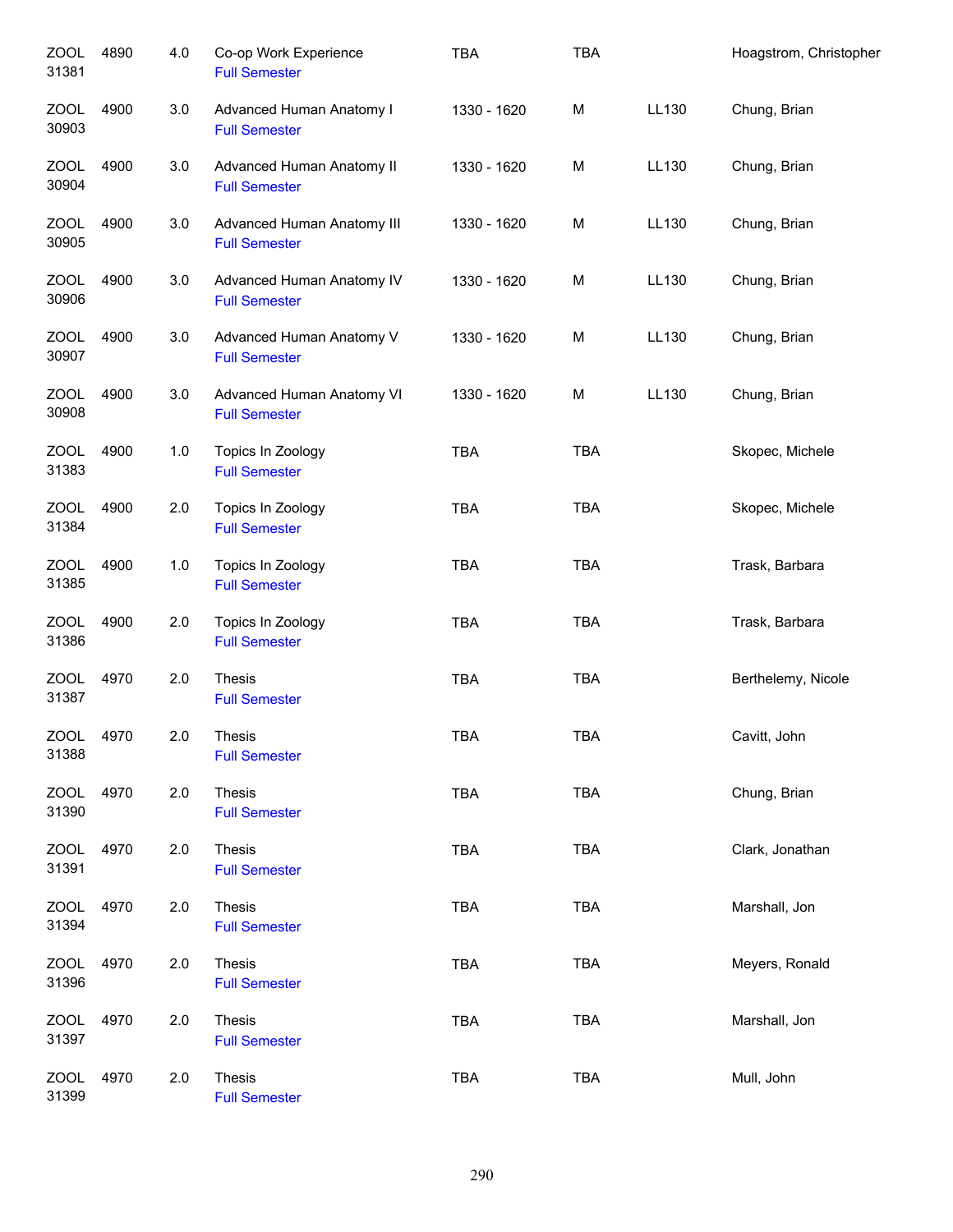| | | | | | | | |
|---|---|---|---|---|---|---|---|
| ZOOL 31381 | 4890 | 4.0 | Co-op Work Experience<br>Full Semester | TBA | TBA | | Hoagstrom, Christopher |
| ZOOL 30903 | 4900 | 3.0 | Advanced Human Anatomy I<br>Full Semester | 1330 - 1620 | M | LL130 | Chung, Brian |
| ZOOL 30904 | 4900 | 3.0 | Advanced Human Anatomy II<br>Full Semester | 1330 - 1620 | M | LL130 | Chung, Brian |
| ZOOL 30905 | 4900 | 3.0 | Advanced Human Anatomy III<br>Full Semester | 1330 - 1620 | M | LL130 | Chung, Brian |
| ZOOL 30906 | 4900 | 3.0 | Advanced Human Anatomy IV<br>Full Semester | 1330 - 1620 | M | LL130 | Chung, Brian |
| ZOOL 30907 | 4900 | 3.0 | Advanced Human Anatomy V<br>Full Semester | 1330 - 1620 | M | LL130 | Chung, Brian |
| ZOOL 30908 | 4900 | 3.0 | Advanced Human Anatomy VI<br>Full Semester | 1330 - 1620 | M | LL130 | Chung, Brian |
| ZOOL 31383 | 4900 | 1.0 | Topics In Zoology<br>Full Semester | TBA | TBA | | Skopec, Michele |
| ZOOL 31384 | 4900 | 2.0 | Topics In Zoology<br>Full Semester | TBA | TBA | | Skopec, Michele |
| ZOOL 31385 | 4900 | 1.0 | Topics In Zoology<br>Full Semester | TBA | TBA | | Trask, Barbara |
| ZOOL 31386 | 4900 | 2.0 | Topics In Zoology<br>Full Semester | TBA | TBA | | Trask, Barbara |
| ZOOL 31387 | 4970 | 2.0 | Thesis<br>Full Semester | TBA | TBA | | Berthelemy, Nicole |
| ZOOL 31388 | 4970 | 2.0 | Thesis<br>Full Semester | TBA | TBA | | Cavitt, John |
| ZOOL 31390 | 4970 | 2.0 | Thesis<br>Full Semester | TBA | TBA | | Chung, Brian |
| ZOOL 31391 | 4970 | 2.0 | Thesis<br>Full Semester | TBA | TBA | | Clark, Jonathan |
| ZOOL 31394 | 4970 | 2.0 | Thesis<br>Full Semester | TBA | TBA | | Marshall, Jon |
| ZOOL 31396 | 4970 | 2.0 | Thesis<br>Full Semester | TBA | TBA | | Meyers, Ronald |
| ZOOL 31397 | 4970 | 2.0 | Thesis<br>Full Semester | TBA | TBA | | Marshall, Jon |
| ZOOL 31399 | 4970 | 2.0 | Thesis<br>Full Semester | TBA | TBA | | Mull, John |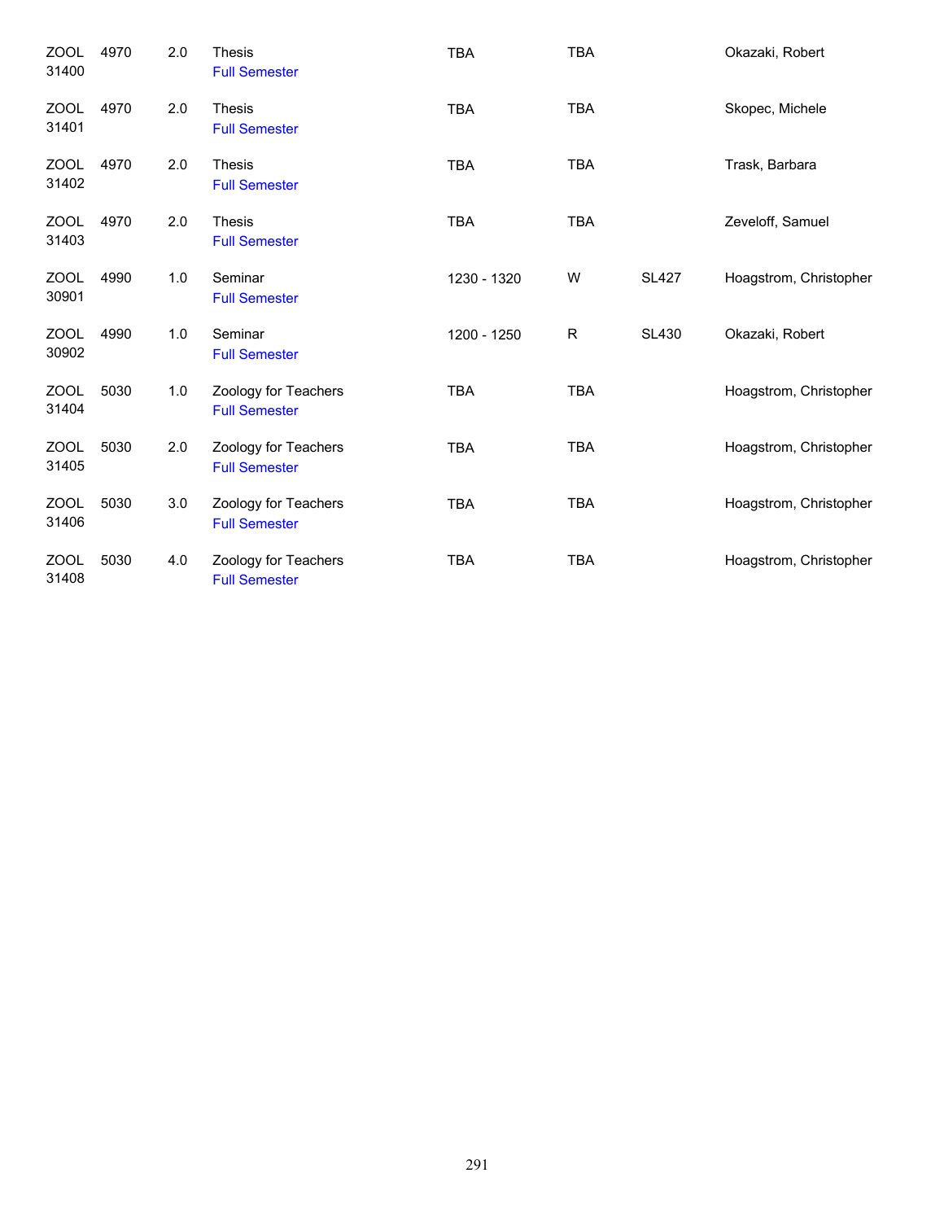| | | | | | | | |
|---|---|---|---|---|---|---|---|
| ZOOL 31400 | 4970 | 2.0 | Thesis<br>Full Semester | TBA | TBA | | Okazaki, Robert |
| ZOOL 31401 | 4970 | 2.0 | Thesis<br>Full Semester | TBA | TBA | | Skopec, Michele |
| ZOOL 31402 | 4970 | 2.0 | Thesis<br>Full Semester | TBA | TBA | | Trask, Barbara |
| ZOOL 31403 | 4970 | 2.0 | Thesis<br>Full Semester | TBA | TBA | | Zeveloff, Samuel |
| ZOOL 30901 | 4990 | 1.0 | Seminar<br>Full Semester | 1230 - 1320 | W | SL427 | Hoagstrom, Christopher |
| ZOOL 30902 | 4990 | 1.0 | Seminar<br>Full Semester | 1200 - 1250 | R | SL430 | Okazaki, Robert |
| ZOOL 31404 | 5030 | 1.0 | Zoology for Teachers<br>Full Semester | TBA | TBA | | Hoagstrom, Christopher |
| ZOOL 31405 | 5030 | 2.0 | Zoology for Teachers<br>Full Semester | TBA | TBA | | Hoagstrom, Christopher |
| ZOOL 31406 | 5030 | 3.0 | Zoology for Teachers<br>Full Semester | TBA | TBA | | Hoagstrom, Christopher |
| ZOOL 31408 | 5030 | 4.0 | Zoology for Teachers<br>Full Semester | TBA | TBA | | Hoagstrom, Christopher |